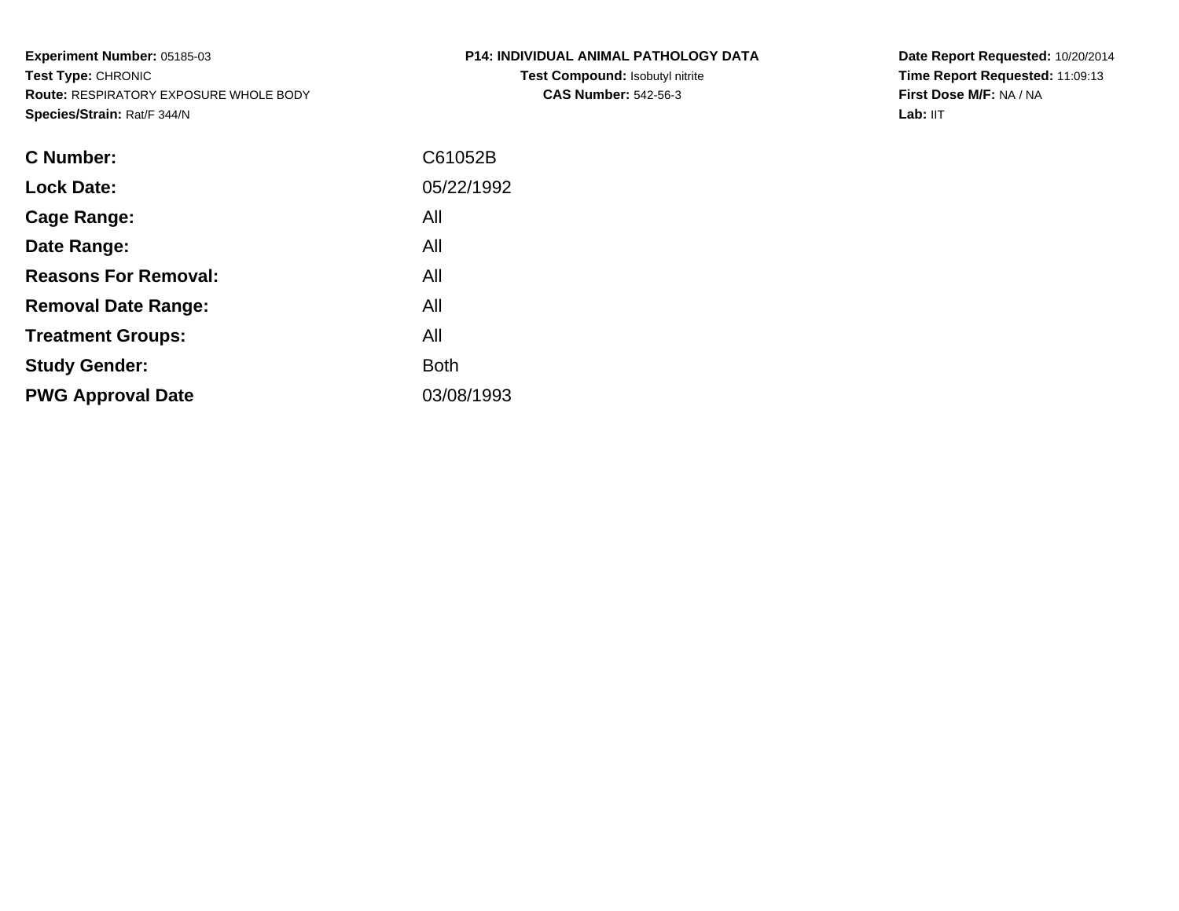**Experiment Number:** 05185-03
**Test Type:** CHRONIC
**Route:** RESPIRATORY EXPOSURE WHOLE BODY
**Species/Strain:** Rat/F 344/N

**P14: INDIVIDUAL ANIMAL PATHOLOGY DATA**
**Test Compound:** Isobutyl nitrite
**CAS Number:** 542-56-3

**Date Report Requested:** 10/20/2014
**Time Report Requested:** 11:09:13
**First Dose M/F:** NA / NA
**Lab:** IIT

| | |
|---|---|
| **C Number:** | C61052B |
| **Lock Date:** | 05/22/1992 |
| **Cage Range:** | All |
| **Date Range:** | All |
| **Reasons For Removal:** | All |
| **Removal Date Range:** | All |
| **Treatment Groups:** | All |
| **Study Gender:** | Both |
| **PWG Approval Date** | 03/08/1993 |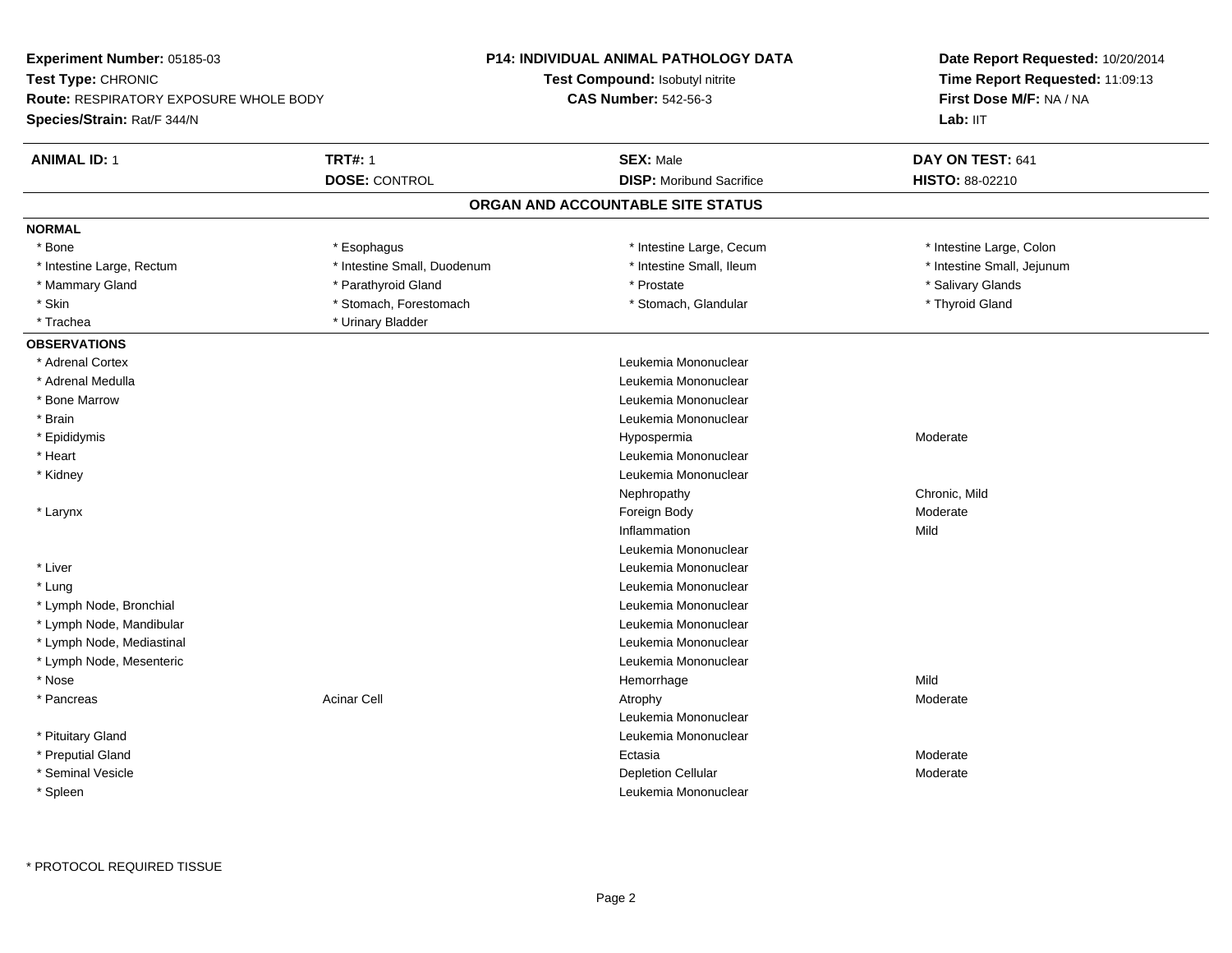**Experiment Number:** 05185-03
**Test Type:** CHRONIC
**Route:** RESPIRATORY EXPOSURE WHOLE BODY
**Species/Strain:** Rat/F 344/N

**P14: INDIVIDUAL ANIMAL PATHOLOGY DATA**
**Test Compound:** Isobutyl nitrite
**CAS Number:** 542-56-3

**Date Report Requested:** 10/20/2014
**Time Report Requested:** 11:09:13
**First Dose M/F:** NA / NA
**Lab:** IIT

| **ANIMAL ID:** 1 | **TRT#:** 1 | **SEX:** Male | **DAY ON TEST:** 641 |
|---|---|---|---|
| | **DOSE:** CONTROL | **DISP:** Moribund Sacrifice | **HISTO:** 88-02210 |

## ORGAN AND ACCOUNTABLE SITE STATUS

**NORMAL**

| | | | |
|---|---|---|---|
| * Bone | * Esophagus | * Intestine Large, Cecum | * Intestine Large, Colon |
| * Intestine Large, Rectum | * Intestine Small, Duodenum | * Intestine Small, Ileum | * Intestine Small, Jejunum |
| * Mammary Gland | * Parathyroid Gland | * Prostate | * Salivary Glands |
| * Skin | * Stomach, Forestomach | * Stomach, Glandular | * Thyroid Gland |
| * Trachea | * Urinary Bladder | | |

**OBSERVATIONS**

| Organ | Site | Observation | Severity |
|---|---|---|---|
| * Adrenal Cortex | | Leukemia Mononuclear | |
| * Adrenal Medulla | | Leukemia Mononuclear | |
| * Bone Marrow | | Leukemia Mononuclear | |
| * Brain | | Leukemia Mononuclear | |
| * Epididymis | | Hypospermia | Moderate |
| * Heart | | Leukemia Mononuclear | |
| * Kidney | | Leukemia Mononuclear | |
| | | Nephropathy | Chronic, Mild |
| * Larynx | | Foreign Body | Moderate |
| | | Inflammation | Mild |
| | | Leukemia Mononuclear | |
| * Liver | | Leukemia Mononuclear | |
| * Lung | | Leukemia Mononuclear | |
| * Lymph Node, Bronchial | | Leukemia Mononuclear | |
| * Lymph Node, Mandibular | | Leukemia Mononuclear | |
| * Lymph Node, Mediastinal | | Leukemia Mononuclear | |
| * Lymph Node, Mesenteric | | Leukemia Mononuclear | |
| * Nose | | Hemorrhage | Mild |
| * Pancreas | Acinar Cell | Atrophy | Moderate |
| | | Leukemia Mononuclear | |
| * Pituitary Gland | | Leukemia Mononuclear | |
| * Preputial Gland | | Ectasia | Moderate |
| * Seminal Vesicle | | Depletion Cellular | Moderate |
| * Spleen | | Leukemia Mononuclear | |

* PROTOCOL REQUIRED TISSUE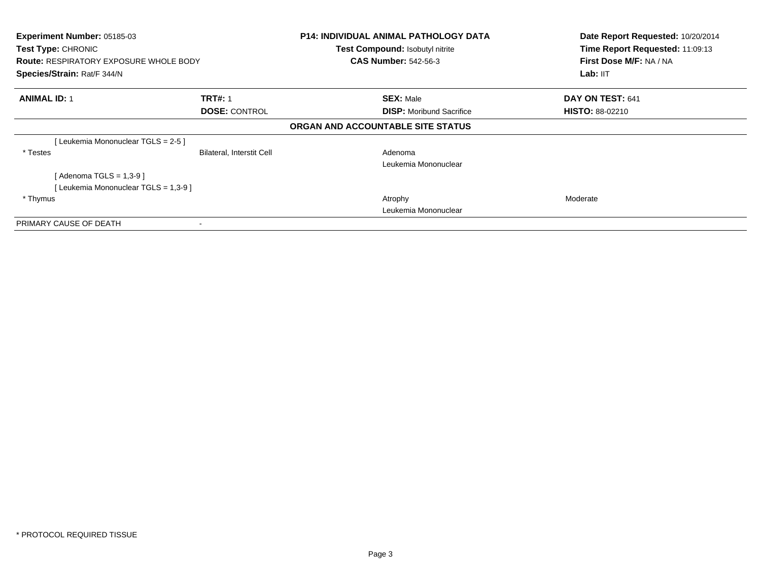**Experiment Number:** 05185-03
**Test Type:** CHRONIC
**Route:** RESPIRATORY EXPOSURE WHOLE BODY
**Species/Strain:** Rat/F 344/N

**P14: INDIVIDUAL ANIMAL PATHOLOGY DATA**
**Test Compound:** Isobutyl nitrite
**CAS Number:** 542-56-3

**Date Report Requested:** 10/20/2014
**Time Report Requested:** 11:09:13
**First Dose M/F:** NA / NA
**Lab:** IIT

| **ANIMAL ID:** 1 | **TRT#:** 1 | **SEX:** Male | **DAY ON TEST:** 641 |
|---|---|---|---|
| | **DOSE:** CONTROL | **DISP:** Moribund Sacrifice | **HISTO:** 88-02210 |

**ORGAN AND ACCOUNTABLE SITE STATUS**

| | | | |
|---|---|---|---|
| [ Leukemia Mononuclear TGLS = 2-5 ] | | | |
| * Testes | Bilateral, Interstit Cell | Adenoma | |
| | | Leukemia Mononuclear | |
| [ Adenoma TGLS = 1,3-9 ] | | | |
| [ Leukemia Mononuclear TGLS = 1,3-9 ] | | | |
| * Thymus | | Atrophy | Moderate |
| | | Leukemia Mononuclear | |
| PRIMARY CAUSE OF DEATH | - | | |

\* PROTOCOL REQUIRED TISSUE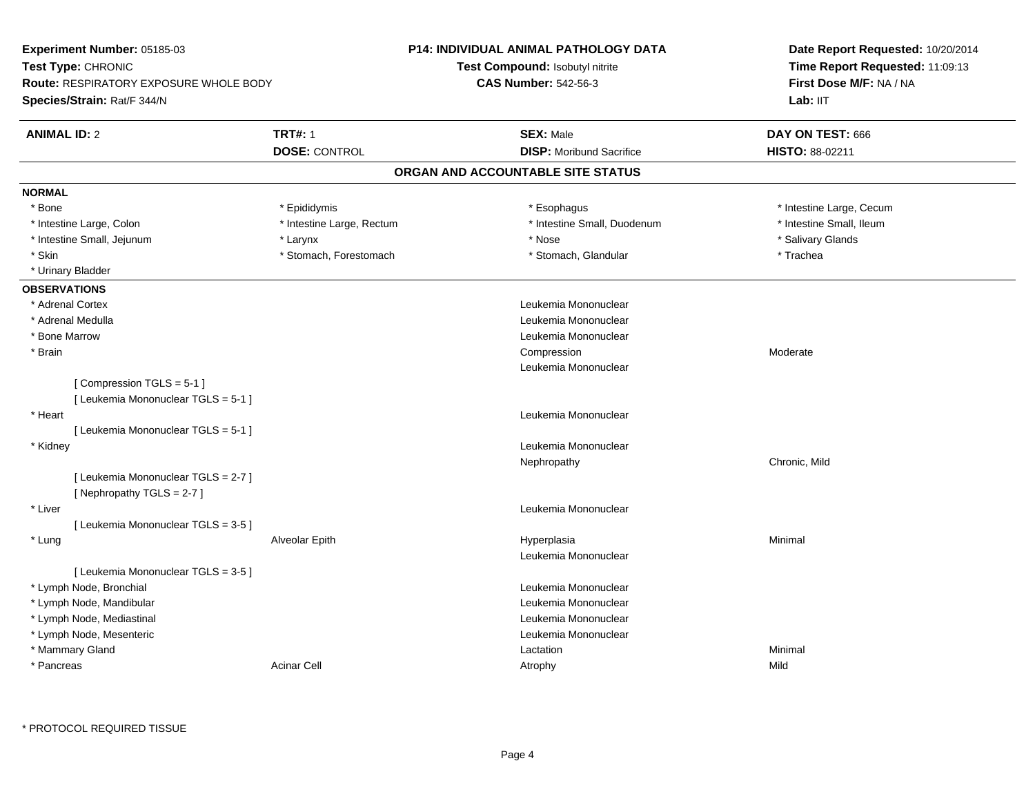**Experiment Number:** 05185-03
**Test Type:** CHRONIC
**Route:** RESPIRATORY EXPOSURE WHOLE BODY
**Species/Strain:** Rat/F 344/N

**P14: INDIVIDUAL ANIMAL PATHOLOGY DATA**
**Test Compound:** Isobutyl nitrite
**CAS Number:** 542-56-3

**Date Report Requested:** 10/20/2014
**Time Report Requested:** 11:09:13
**First Dose M/F:** NA / NA
**Lab:** IIT

| **ANIMAL ID:** 2 | **TRT#:** 1 | **SEX:** Male | **DAY ON TEST:** 666 |
|---|---|---|---|
| | **DOSE:** CONTROL | **DISP:** Moribund Sacrifice | **HISTO:** 88-02211 |

## ORGAN AND ACCOUNTABLE SITE STATUS

**NORMAL**

| | | | |
|---|---|---|---|
| * Bone | * Epididymis | * Esophagus | * Intestine Large, Cecum |
| * Intestine Large, Colon | * Intestine Large, Rectum | * Intestine Small, Duodenum | * Intestine Small, Ileum |
| * Intestine Small, Jejunum | * Larynx | * Nose | * Salivary Glands |
| * Skin | * Stomach, Forestomach | * Stomach, Glandular | * Trachea |
| * Urinary Bladder | | | |

**OBSERVATIONS**

| | | | |
|---|---|---|---|
| * Adrenal Cortex | | Leukemia Mononuclear | |
| * Adrenal Medulla | | Leukemia Mononuclear | |
| * Bone Marrow | | Leukemia Mononuclear | |
| * Brain | | Compression | Moderate |
| | | Leukemia Mononuclear | |
| [ Compression TGLS = 5-1 ] | | | |
| [ Leukemia Mononuclear TGLS = 5-1 ] | | | |
| * Heart | | Leukemia Mononuclear | |
| [ Leukemia Mononuclear TGLS = 5-1 ] | | | |
| * Kidney | | Leukemia Mononuclear | |
| | | Nephropathy | Chronic, Mild |
| [ Leukemia Mononuclear TGLS = 2-7 ] | | | |
| [ Nephropathy TGLS = 2-7 ] | | | |
| * Liver | | Leukemia Mononuclear | |
| [ Leukemia Mononuclear TGLS = 3-5 ] | | | |
| * Lung | Alveolar Epith | Hyperplasia | Minimal |
| | | Leukemia Mononuclear | |
| [ Leukemia Mononuclear TGLS = 3-5 ] | | | |
| * Lymph Node, Bronchial | | Leukemia Mononuclear | |
| * Lymph Node, Mandibular | | Leukemia Mononuclear | |
| * Lymph Node, Mediastinal | | Leukemia Mononuclear | |
| * Lymph Node, Mesenteric | | Leukemia Mononuclear | |
| * Mammary Gland | | Lactation | Minimal |
| * Pancreas | Acinar Cell | Atrophy | Mild |

* PROTOCOL REQUIRED TISSUE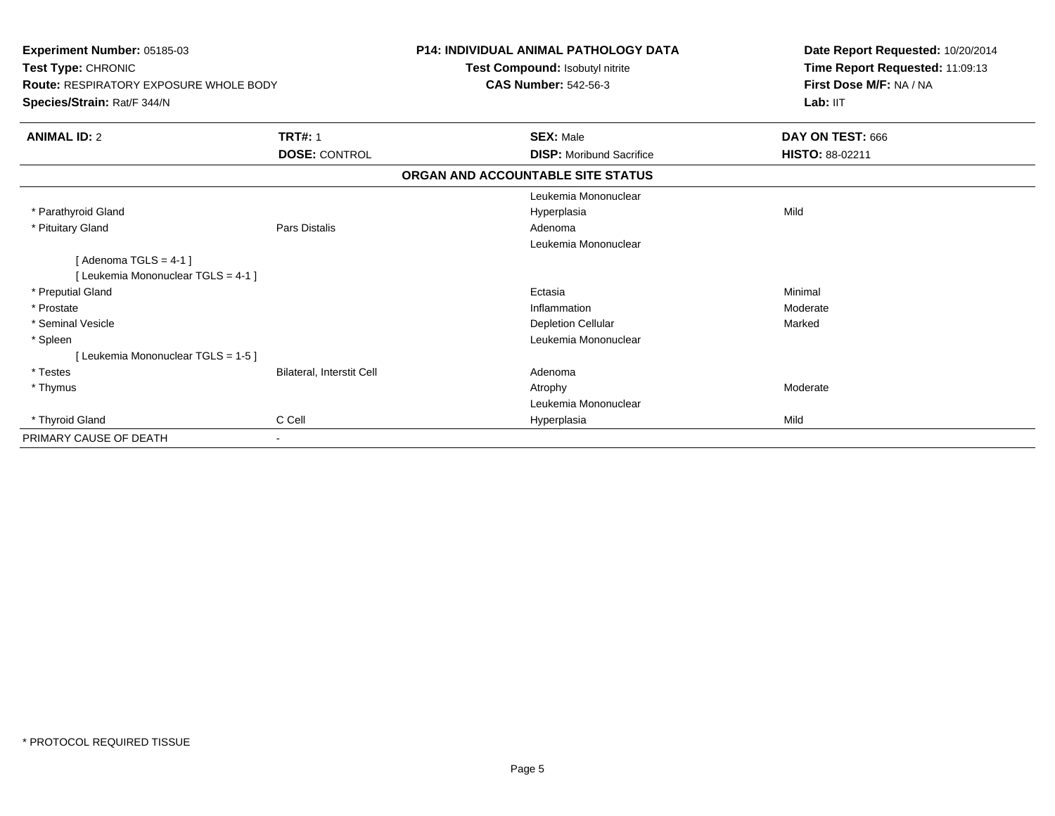**Experiment Number:** 05185-03
**Test Type:** CHRONIC
**Route:** RESPIRATORY EXPOSURE WHOLE BODY
**Species/Strain:** Rat/F 344/N

**P14: INDIVIDUAL ANIMAL PATHOLOGY DATA**
**Test Compound:** Isobutyl nitrite
**CAS Number:** 542-56-3

**Date Report Requested:** 10/20/2014
**Time Report Requested:** 11:09:13
**First Dose M/F:** NA / NA
**Lab:** IIT

| **ANIMAL ID:** 2 | **TRT#:** 1 | **SEX:** Male | **DAY ON TEST:** 666 |
|---|---|---|---|
| | **DOSE:** CONTROL | **DISP:** Moribund Sacrifice | **HISTO:** 88-02211 |

**ORGAN AND ACCOUNTABLE SITE STATUS**

| | | | |
|---|---|---|---|
| | | Leukemia Mononuclear | |
| * Parathyroid Gland | | Hyperplasia | Mild |
| * Pituitary Gland | Pars Distalis | Adenoma | |
| | | Leukemia Mononuclear | |
| [ Adenoma TGLS = 4-1 ] | | | |
| [ Leukemia Mononuclear TGLS = 4-1 ] | | | |
| * Preputial Gland | | Ectasia | Minimal |
| * Prostate | | Inflammation | Moderate |
| * Seminal Vesicle | | Depletion Cellular | Marked |
| * Spleen | | Leukemia Mononuclear | |
| [ Leukemia Mononuclear TGLS = 1-5 ] | | | |
| * Testes | Bilateral, Interstit Cell | Adenoma | |
| * Thymus | | Atrophy | Moderate |
| | | Leukemia Mononuclear | |
| * Thyroid Gland | C Cell | Hyperplasia | Mild |
| PRIMARY CAUSE OF DEATH | - | | |

* PROTOCOL REQUIRED TISSUE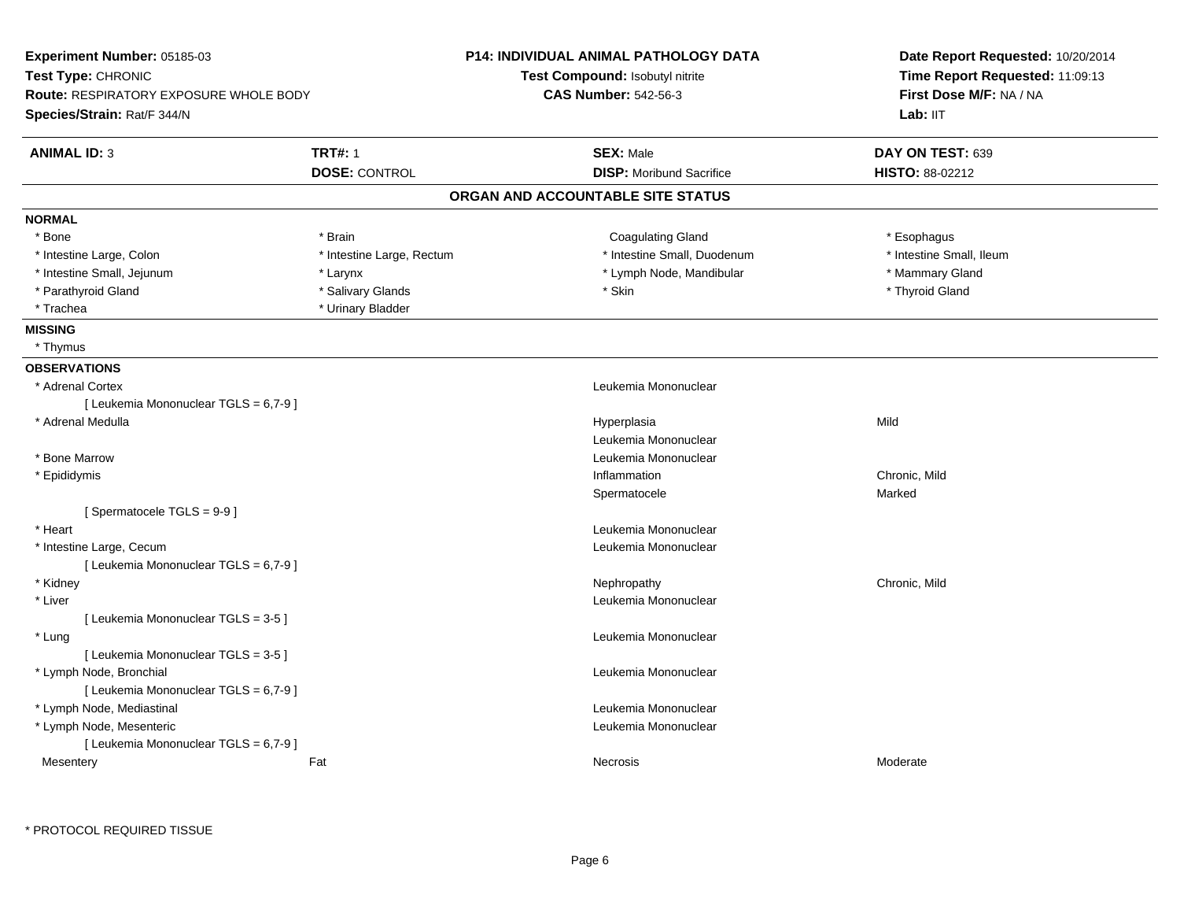**Experiment Number:** 05185-03
**Test Type:** CHRONIC
**Route:** RESPIRATORY EXPOSURE WHOLE BODY
**Species/Strain:** Rat/F 344/N

**P14: INDIVIDUAL ANIMAL PATHOLOGY DATA**
**Test Compound:** Isobutyl nitrite
**CAS Number:** 542-56-3

**Date Report Requested:** 10/20/2014
**Time Report Requested:** 11:09:13
**First Dose M/F:** NA / NA
**Lab:** IIT

| **ANIMAL ID:** 3 | **TRT#:** 1 | **SEX:** Male | **DAY ON TEST:** 639 |
|---|---|---|---|
| | **DOSE:** CONTROL | **DISP:** Moribund Sacrifice | **HISTO:** 88-02212 |

## ORGAN AND ACCOUNTABLE SITE STATUS

**NORMAL**

| | | | |
|---|---|---|---|
| * Bone | * Brain | Coagulating Gland | * Esophagus |
| * Intestine Large, Colon | * Intestine Large, Rectum | * Intestine Small, Duodenum | * Intestine Small, Ileum |
| * Intestine Small, Jejunum | * Larynx | * Lymph Node, Mandibular | * Mammary Gland |
| * Parathyroid Gland | * Salivary Glands | * Skin | * Thyroid Gland |
| * Trachea | * Urinary Bladder | | |

**MISSING**

* Thymus

**OBSERVATIONS**

| | | | |
|---|---|---|---|
| * Adrenal Cortex | | Leukemia Mononuclear | |
| [ Leukemia Mononuclear TGLS = 6,7-9 ] | | | |
| * Adrenal Medulla | | Hyperplasia | Mild |
| | | Leukemia Mononuclear | |
| * Bone Marrow | | Leukemia Mononuclear | |
| * Epididymis | | Inflammation | Chronic, Mild |
| | | Spermatocele | Marked |
| [ Spermatocele TGLS = 9-9 ] | | | |
| * Heart | | Leukemia Mononuclear | |
| * Intestine Large, Cecum | | Leukemia Mononuclear | |
| [ Leukemia Mononuclear TGLS = 6,7-9 ] | | | |
| * Kidney | | Nephropathy | Chronic, Mild |
| * Liver | | Leukemia Mononuclear | |
| [ Leukemia Mononuclear TGLS = 3-5 ] | | | |
| * Lung | | Leukemia Mononuclear | |
| [ Leukemia Mononuclear TGLS = 3-5 ] | | | |
| * Lymph Node, Bronchial | | Leukemia Mononuclear | |
| [ Leukemia Mononuclear TGLS = 6,7-9 ] | | | |
| * Lymph Node, Mediastinal | | Leukemia Mononuclear | |
| * Lymph Node, Mesenteric | | Leukemia Mononuclear | |
| [ Leukemia Mononuclear TGLS = 6,7-9 ] | | | |
| Mesentery | Fat | Necrosis | Moderate |

\* PROTOCOL REQUIRED TISSUE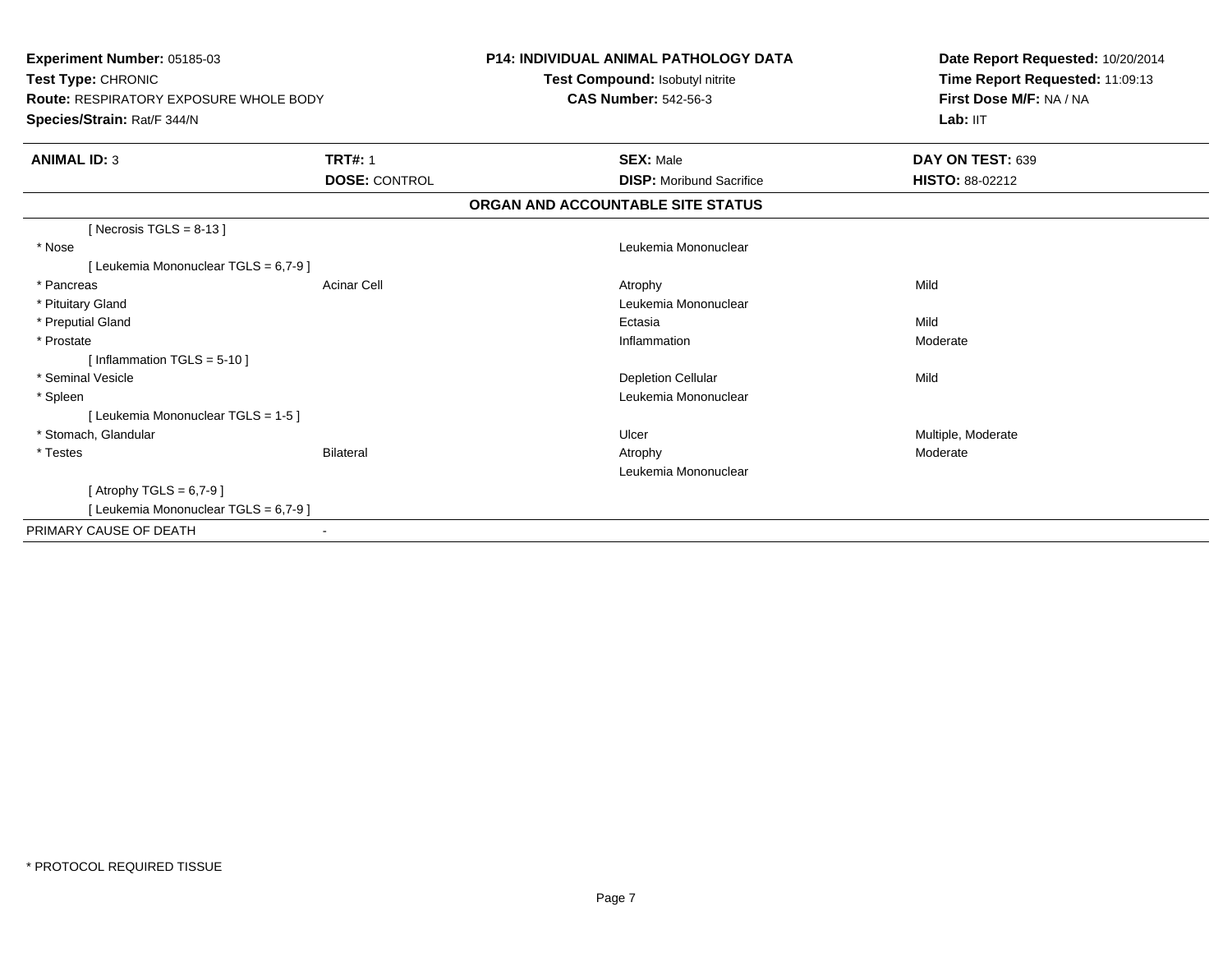**Experiment Number:** 05185-03
**Test Type:** CHRONIC
**Route:** RESPIRATORY EXPOSURE WHOLE BODY
**Species/Strain:** Rat/F 344/N

**P14: INDIVIDUAL ANIMAL PATHOLOGY DATA**
**Test Compound:** Isobutyl nitrite
**CAS Number:** 542-56-3

**Date Report Requested:** 10/20/2014
**Time Report Requested:** 11:09:13
**First Dose M/F:** NA / NA
**Lab:** IIT

| **ANIMAL ID:** 3 | **TRT#:** 1 | **SEX:** Male | **DAY ON TEST:** 639 |
|---|---|---|---|
| | **DOSE:** CONTROL | **DISP:** Moribund Sacrifice | **HISTO:** 88-02212 |

**ORGAN AND ACCOUNTABLE SITE STATUS**

| | | | |
|---|---|---|---|
| [ Necrosis TGLS = 8-13 ] | | | |
| * Nose | | Leukemia Mononuclear | |
| [ Leukemia Mononuclear TGLS = 6,7-9 ] | | | |
| * Pancreas | Acinar Cell | Atrophy | Mild |
| * Pituitary Gland | | Leukemia Mononuclear | |
| * Preputial Gland | | Ectasia | Mild |
| * Prostate | | Inflammation | Moderate |
| [ Inflammation TGLS = 5-10 ] | | | |
| * Seminal Vesicle | | Depletion Cellular | Mild |
| * Spleen | | Leukemia Mononuclear | |
| [ Leukemia Mononuclear TGLS = 1-5 ] | | | |
| * Stomach, Glandular | | Ulcer | Multiple, Moderate |
| * Testes | Bilateral | Atrophy | Moderate |
| | | Leukemia Mononuclear | |
| [ Atrophy TGLS = 6,7-9 ] | | | |
| [ Leukemia Mononuclear TGLS = 6,7-9 ] | | | |
| PRIMARY CAUSE OF DEATH | - | | |

* PROTOCOL REQUIRED TISSUE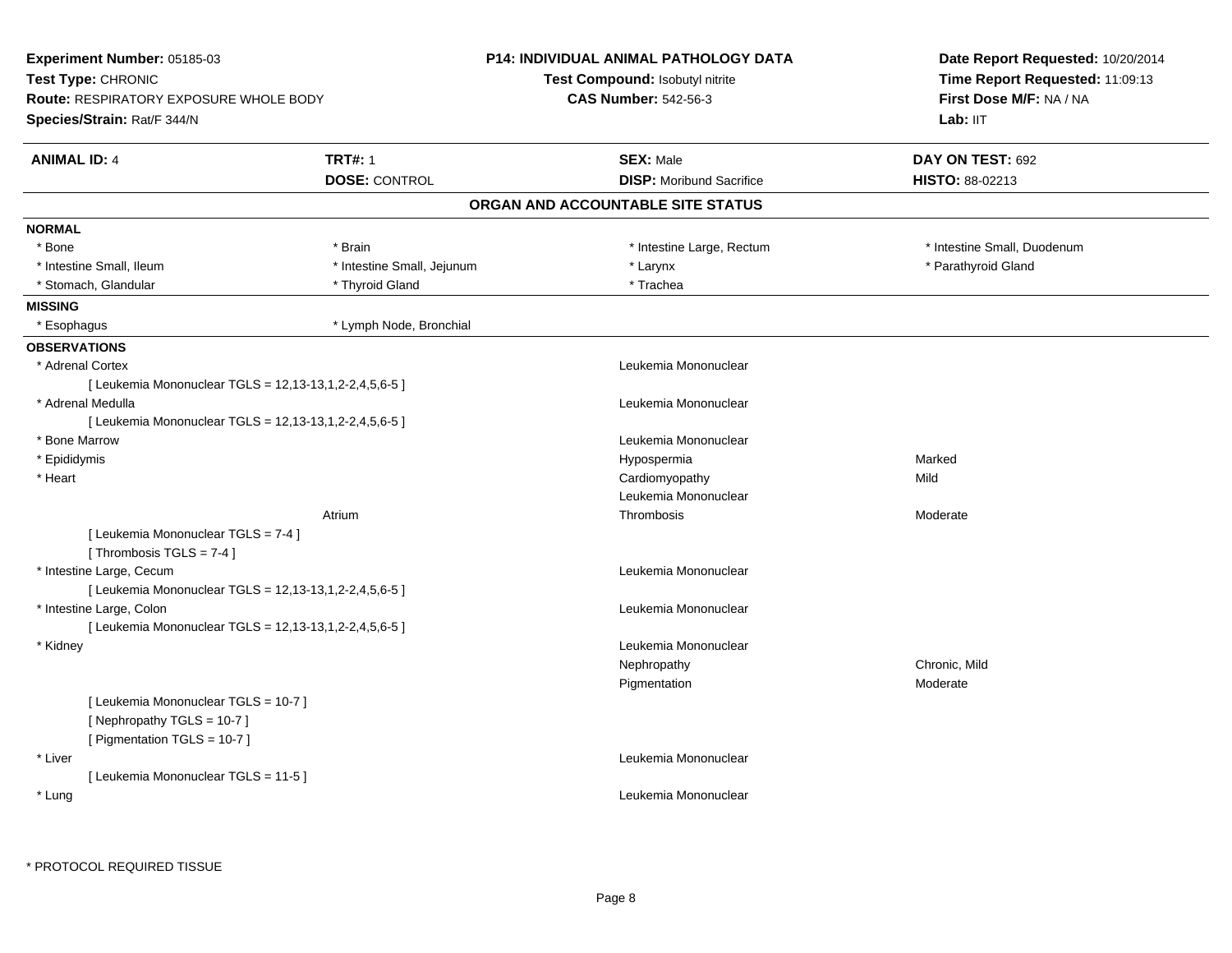**Experiment Number:** 05185-03
**Test Type:** CHRONIC
**Route:** RESPIRATORY EXPOSURE WHOLE BODY
**Species/Strain:** Rat/F 344/N

**P14: INDIVIDUAL ANIMAL PATHOLOGY DATA**
**Test Compound:** Isobutyl nitrite
**CAS Number:** 542-56-3

**Date Report Requested:** 10/20/2014
**Time Report Requested:** 11:09:13
**First Dose M/F:** NA / NA
**Lab:** IIT

| **ANIMAL ID:** 4 | **TRT#:** 1 | **SEX:** Male | **DAY ON TEST:** 692 |
|---|---|---|---|
| | **DOSE:** CONTROL | **DISP:** Moribund Sacrifice | **HISTO:** 88-02213 |

## ORGAN AND ACCOUNTABLE SITE STATUS

**NORMAL**

| | | | |
|---|---|---|---|
| * Bone | * Brain | * Intestine Large, Rectum | * Intestine Small, Duodenum |
| * Intestine Small, Ileum | * Intestine Small, Jejunum | * Larynx | * Parathyroid Gland |
| * Stomach, Glandular | * Thyroid Gland | * Trachea | |

**MISSING**

| | |
|---|---|
| * Esophagus | * Lymph Node, Bronchial |

**OBSERVATIONS**

| Organ | Site | Observation | Severity |
|---|---|---|---|
| * Adrenal Cortex | | Leukemia Mononuclear | |
| [ Leukemia Mononuclear TGLS = 12,13-13,1,2-2,4,5,6-5 ] | | | |
| * Adrenal Medulla | | Leukemia Mononuclear | |
| [ Leukemia Mononuclear TGLS = 12,13-13,1,2-2,4,5,6-5 ] | | | |
| * Bone Marrow | | Leukemia Mononuclear | |
| * Epididymis | | Hypospermia | Marked |
| * Heart | | Cardiomyopathy | Mild |
| | | Leukemia Mononuclear | |
| | Atrium | Thrombosis | Moderate |
| [ Leukemia Mononuclear TGLS = 7-4 ] | | | |
| [ Thrombosis TGLS = 7-4 ] | | | |
| * Intestine Large, Cecum | | Leukemia Mononuclear | |
| [ Leukemia Mononuclear TGLS = 12,13-13,1,2-2,4,5,6-5 ] | | | |
| * Intestine Large, Colon | | Leukemia Mononuclear | |
| [ Leukemia Mononuclear TGLS = 12,13-13,1,2-2,4,5,6-5 ] | | | |
| * Kidney | | Leukemia Mononuclear | |
| | | Nephropathy | Chronic, Mild |
| | | Pigmentation | Moderate |
| [ Leukemia Mononuclear TGLS = 10-7 ] | | | |
| [ Nephropathy TGLS = 10-7 ] | | | |
| [ Pigmentation TGLS = 10-7 ] | | | |
| * Liver | | Leukemia Mononuclear | |
| [ Leukemia Mononuclear TGLS = 11-5 ] | | | |
| * Lung | | Leukemia Mononuclear | |

* PROTOCOL REQUIRED TISSUE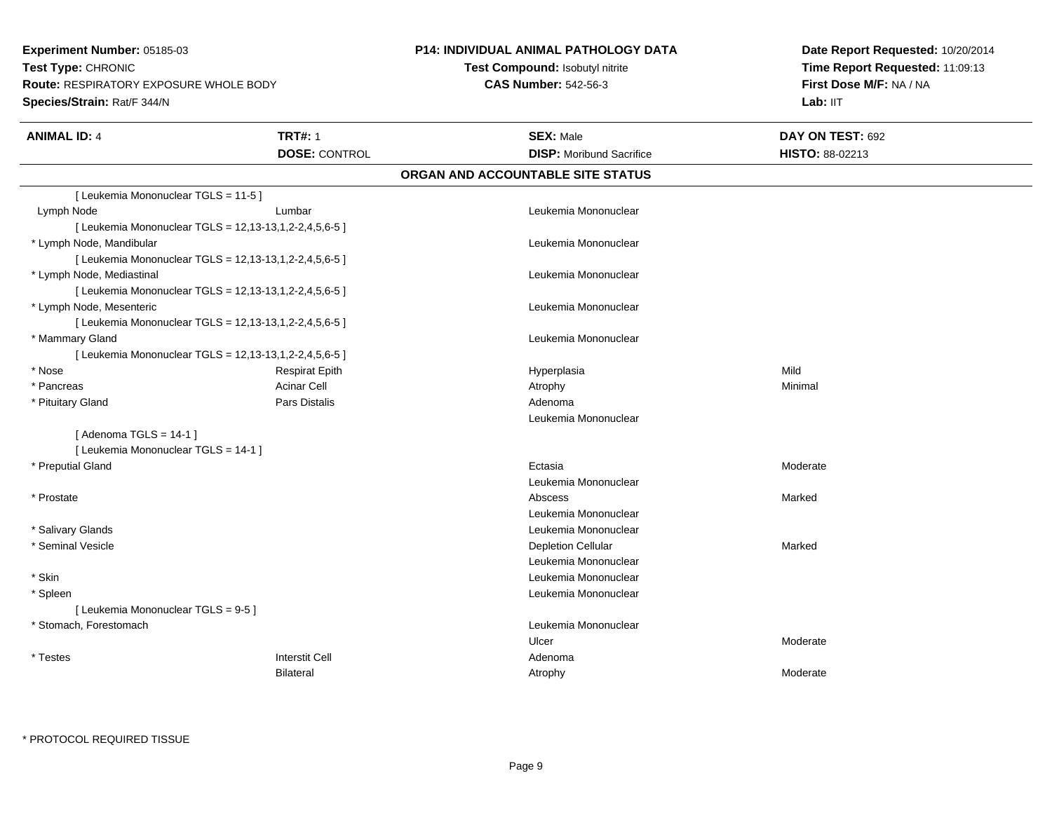**Experiment Number:** 05185-03
**Test Type:** CHRONIC
**Route:** RESPIRATORY EXPOSURE WHOLE BODY
**Species/Strain:** Rat/F 344/N

**P14: INDIVIDUAL ANIMAL PATHOLOGY DATA**
**Test Compound:** Isobutyl nitrite
**CAS Number:** 542-56-3

**Date Report Requested:** 10/20/2014
**Time Report Requested:** 11:09:13
**First Dose M/F:** NA / NA
**Lab:** IIT

| **ANIMAL ID:** 4 | **TRT#:** 1 | **SEX:** Male | **DAY ON TEST:** 692 |
|---|---|---|---|
| | **DOSE:** CONTROL | **DISP:** Moribund Sacrifice | **HISTO:** 88-02213 |

## ORGAN AND ACCOUNTABLE SITE STATUS

| | | | |
|---|---|---|---|
| [ Leukemia Mononuclear TGLS = 11-5 ] | | | |
| Lymph Node | Lumbar | Leukemia Mononuclear | |
| [ Leukemia Mononuclear TGLS = 12,13-13,1,2-2,4,5,6-5 ] | | | |
| * Lymph Node, Mandibular | | Leukemia Mononuclear | |
| [ Leukemia Mononuclear TGLS = 12,13-13,1,2-2,4,5,6-5 ] | | | |
| * Lymph Node, Mediastinal | | Leukemia Mononuclear | |
| [ Leukemia Mononuclear TGLS = 12,13-13,1,2-2,4,5,6-5 ] | | | |
| * Lymph Node, Mesenteric | | Leukemia Mononuclear | |
| [ Leukemia Mononuclear TGLS = 12,13-13,1,2-2,4,5,6-5 ] | | | |
| * Mammary Gland | | Leukemia Mononuclear | |
| [ Leukemia Mononuclear TGLS = 12,13-13,1,2-2,4,5,6-5 ] | | | |
| * Nose | Respirat Epith | Hyperplasia | Mild |
| * Pancreas | Acinar Cell | Atrophy | Minimal |
| * Pituitary Gland | Pars Distalis | Adenoma | |
| | | Leukemia Mononuclear | |
| [ Adenoma TGLS = 14-1 ] | | | |
| [ Leukemia Mononuclear TGLS = 14-1 ] | | | |
| * Preputial Gland | | Ectasia | Moderate |
| | | Leukemia Mononuclear | |
| * Prostate | | Abscess | Marked |
| | | Leukemia Mononuclear | |
| * Salivary Glands | | Leukemia Mononuclear | |
| * Seminal Vesicle | | Depletion Cellular | Marked |
| | | Leukemia Mononuclear | |
| * Skin | | Leukemia Mononuclear | |
| * Spleen | | Leukemia Mononuclear | |
| [ Leukemia Mononuclear TGLS = 9-5 ] | | | |
| * Stomach, Forestomach | | Leukemia Mononuclear | |
| | | Ulcer | Moderate |
| * Testes | Interstit Cell | Adenoma | |
| | Bilateral | Atrophy | Moderate |

\* PROTOCOL REQUIRED TISSUE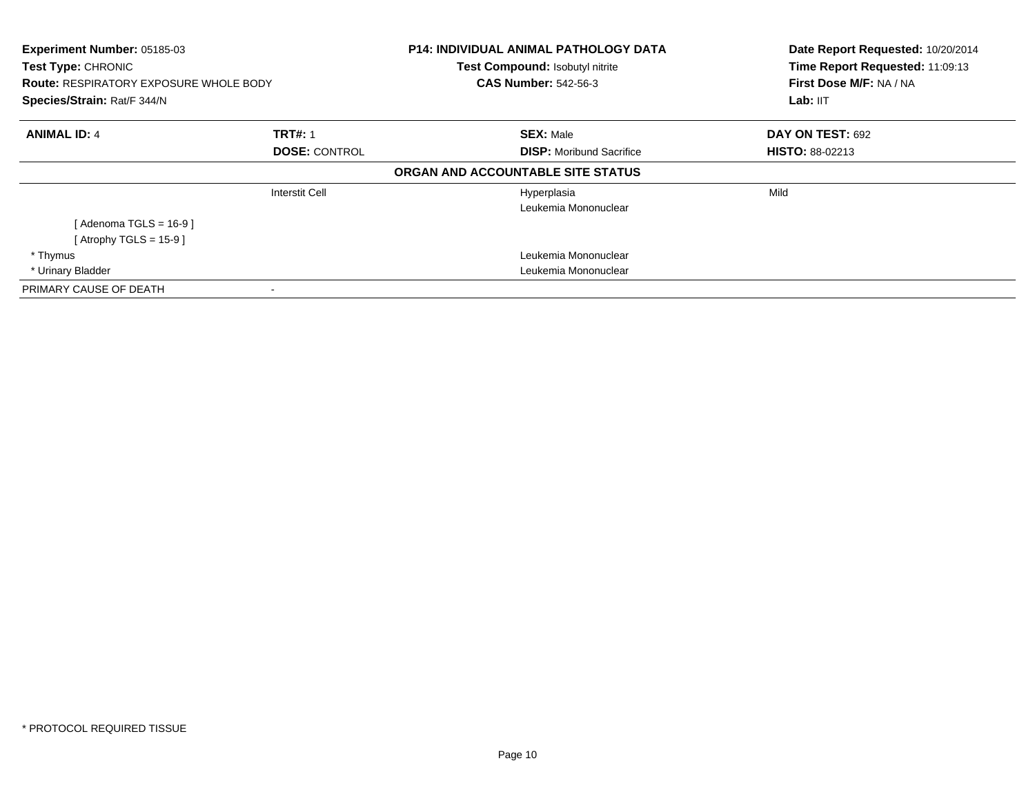| **Experiment Number:** 05185-03 | **P14: INDIVIDUAL ANIMAL PATHOLOGY DATA** | **Date Report Requested:** 10/20/2014 |
|---|---|---|
| **Test Type:** CHRONIC | **Test Compound:** Isobutyl nitrite | **Time Report Requested:** 11:09:13 |
| **Route:** RESPIRATORY EXPOSURE WHOLE BODY | **CAS Number:** 542-56-3 | **First Dose M/F:** NA / NA |
| **Species/Strain:** Rat/F 344/N | | **Lab:** IIT |

| **ANIMAL ID:** 4 | **TRT#:** 1 | **SEX:** Male | **DAY ON TEST:** 692 |
|---|---|---|---|
| | **DOSE:** CONTROL | **DISP:** Moribund Sacrifice | **HISTO:** 88-02213 |
| | | **ORGAN AND ACCOUNTABLE SITE STATUS** | |
| | Interstit Cell | Hyperplasia | Mild |
| | | Leukemia Mononuclear | |
| [ Adenoma TGLS = 16-9 ] | | | |
| [ Atrophy TGLS = 15-9 ] | | | |
| * Thymus | | Leukemia Mononuclear | |
| * Urinary Bladder | | Leukemia Mononuclear | |
| PRIMARY CAUSE OF DEATH | - | | |

* PROTOCOL REQUIRED TISSUE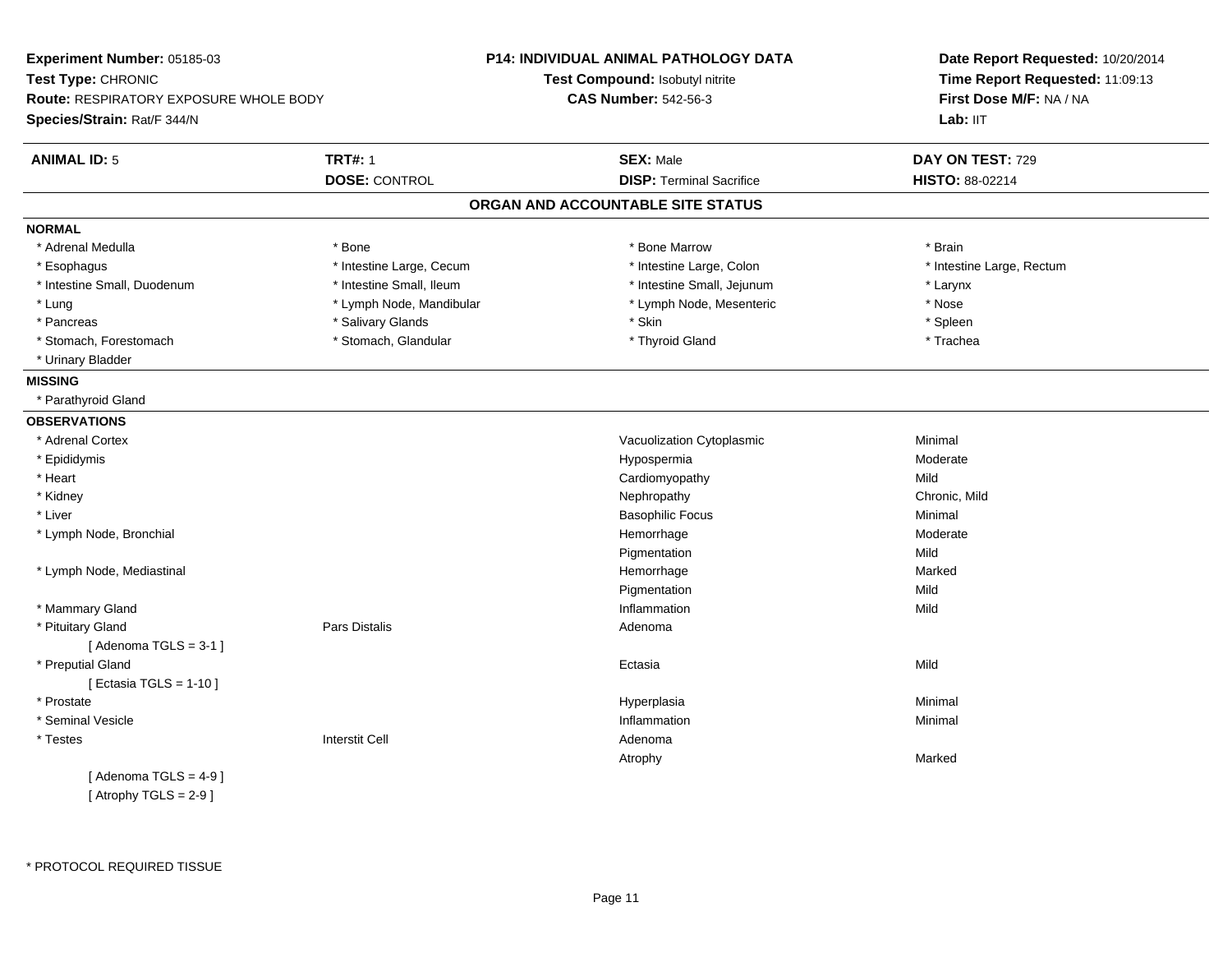**Experiment Number:** 05185-03
**Test Type:** CHRONIC
**Route:** RESPIRATORY EXPOSURE WHOLE BODY
**Species/Strain:** Rat/F 344/N

**P14: INDIVIDUAL ANIMAL PATHOLOGY DATA**
**Test Compound:** Isobutyl nitrite
**CAS Number:** 542-56-3

**Date Report Requested:** 10/20/2014
**Time Report Requested:** 11:09:13
**First Dose M/F:** NA / NA
**Lab:** IIT

| **ANIMAL ID:** 5 | **TRT#:** 1 | **SEX:** Male | **DAY ON TEST:** 729 |
|---|---|---|---|
| | **DOSE:** CONTROL | **DISP:** Terminal Sacrifice | **HISTO:** 88-02214 |

## ORGAN AND ACCOUNTABLE SITE STATUS

**NORMAL**

| | | | |
|---|---|---|---|
| * Adrenal Medulla | * Bone | * Bone Marrow | * Brain |
| * Esophagus | * Intestine Large, Cecum | * Intestine Large, Colon | * Intestine Large, Rectum |
| * Intestine Small, Duodenum | * Intestine Small, Ileum | * Intestine Small, Jejunum | * Larynx |
| * Lung | * Lymph Node, Mandibular | * Lymph Node, Mesenteric | * Nose |
| * Pancreas | * Salivary Glands | * Skin | * Spleen |
| * Stomach, Forestomach | * Stomach, Glandular | * Thyroid Gland | * Trachea |
| * Urinary Bladder | | | |

**MISSING**

* Parathyroid Gland

**OBSERVATIONS**

| | | | |
|---|---|---|---|
| * Adrenal Cortex | | Vacuolization Cytoplasmic | Minimal |
| * Epididymis | | Hypospermia | Moderate |
| * Heart | | Cardiomyopathy | Mild |
| * Kidney | | Nephropathy | Chronic, Mild |
| * Liver | | Basophilic Focus | Minimal |
| * Lymph Node, Bronchial | | Hemorrhage | Moderate |
| | | Pigmentation | Mild |
| * Lymph Node, Mediastinal | | Hemorrhage | Marked |
| | | Pigmentation | Mild |
| * Mammary Gland | | Inflammation | Mild |
| * Pituitary Gland | Pars Distalis | Adenoma | |
| [ Adenoma TGLS = 3-1 ] | | | |
| * Preputial Gland | | Ectasia | Mild |
| [ Ectasia TGLS = 1-10 ] | | | |
| * Prostate | | Hyperplasia | Minimal |
| * Seminal Vesicle | | Inflammation | Minimal |
| * Testes | Interstit Cell | Adenoma | |
| | | Atrophy | Marked |
| [ Adenoma TGLS = 4-9 ] | | | |
| [ Atrophy TGLS = 2-9 ] | | | |

* PROTOCOL REQUIRED TISSUE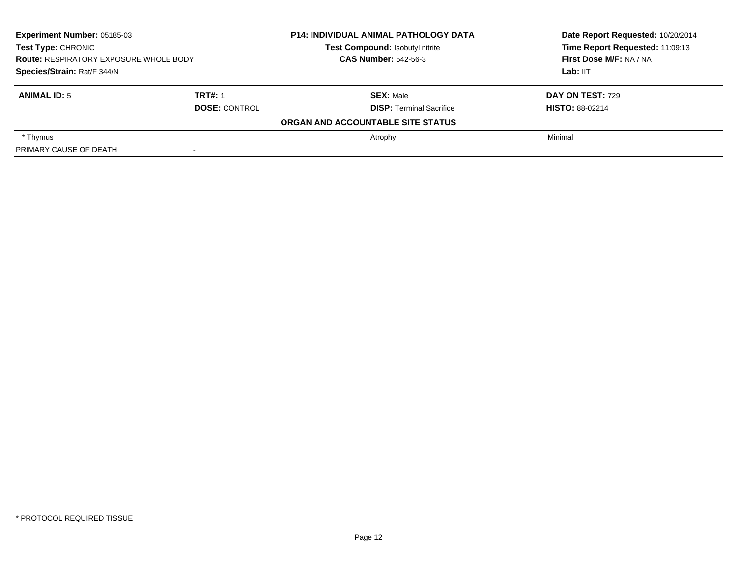**Experiment Number:** 05185-03
**Test Type:** CHRONIC
**Route:** RESPIRATORY EXPOSURE WHOLE BODY
**Species/Strain:** Rat/F 344/N

**P14: INDIVIDUAL ANIMAL PATHOLOGY DATA**
**Test Compound:** Isobutyl nitrite
**CAS Number:** 542-56-3

**Date Report Requested:** 10/20/2014
**Time Report Requested:** 11:09:13
**First Dose M/F:** NA / NA
**Lab:** IIT

| **ANIMAL ID:** 5 | **TRT#:** 1 | **SEX:** Male | **DAY ON TEST:** 729 |
|---|---|---|---|
| | **DOSE:** CONTROL | **DISP:** Terminal Sacrifice | **HISTO:** 88-02214 |
| | | **ORGAN AND ACCOUNTABLE SITE STATUS** | |
| * Thymus | | Atrophy | Minimal |
| PRIMARY CAUSE OF DEATH | - | | |

* PROTOCOL REQUIRED TISSUE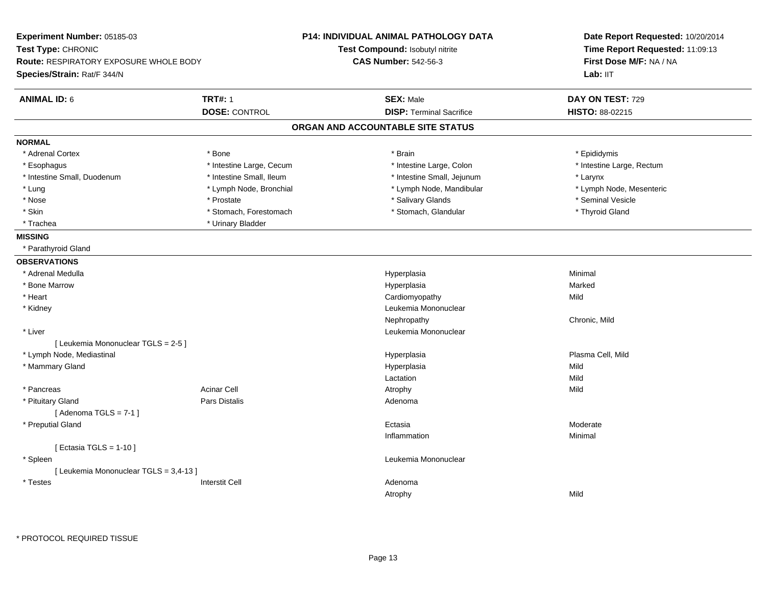**Experiment Number:** 05185-03
**Test Type:** CHRONIC
**Route:** RESPIRATORY EXPOSURE WHOLE BODY
**Species/Strain:** Rat/F 344/N

**P14: INDIVIDUAL ANIMAL PATHOLOGY DATA**
**Test Compound:** Isobutyl nitrite
**CAS Number:** 542-56-3

**Date Report Requested:** 10/20/2014
**Time Report Requested:** 11:09:13
**First Dose M/F:** NA / NA
**Lab:** IIT

| **ANIMAL ID:** 6 | **TRT#:** 1 | **SEX:** Male | **DAY ON TEST:** 729 |
|---|---|---|---|
| | **DOSE:** CONTROL | **DISP:** Terminal Sacrifice | **HISTO:** 88-02215 |

## ORGAN AND ACCOUNTABLE SITE STATUS

**NORMAL**

| | | | |
|---|---|---|---|
| * Adrenal Cortex | * Bone | * Brain | * Epididymis |
| * Esophagus | * Intestine Large, Cecum | * Intestine Large, Colon | * Intestine Large, Rectum |
| * Intestine Small, Duodenum | * Intestine Small, Ileum | * Intestine Small, Jejunum | * Larynx |
| * Lung | * Lymph Node, Bronchial | * Lymph Node, Mandibular | * Lymph Node, Mesenteric |
| * Nose | * Prostate | * Salivary Glands | * Seminal Vesicle |
| * Skin | * Stomach, Forestomach | * Stomach, Glandular | * Thyroid Gland |
| * Trachea | * Urinary Bladder | | |

**MISSING**

* Parathyroid Gland

**OBSERVATIONS**

| | | | |
|---|---|---|---|
| * Adrenal Medulla | | Hyperplasia | Minimal |
| * Bone Marrow | | Hyperplasia | Marked |
| * Heart | | Cardiomyopathy | Mild |
| * Kidney | | Leukemia Mononuclear | |
| | | Nephropathy | Chronic, Mild |
| * Liver | | Leukemia Mononuclear | |
| [ Leukemia Mononuclear TGLS = 2-5 ] | | | |
| * Lymph Node, Mediastinal | | Hyperplasia | Plasma Cell, Mild |
| * Mammary Gland | | Hyperplasia | Mild |
| | | Lactation | Mild |
| * Pancreas | Acinar Cell | Atrophy | Mild |
| * Pituitary Gland | Pars Distalis | Adenoma | |
| [ Adenoma TGLS = 7-1 ] | | | |
| * Preputial Gland | | Ectasia | Moderate |
| | | Inflammation | Minimal |
| [ Ectasia TGLS = 1-10 ] | | | |
| * Spleen | | Leukemia Mononuclear | |
| [ Leukemia Mononuclear TGLS = 3,4-13 ] | | | |
| * Testes | Interstit Cell | Adenoma | |
| | | Atrophy | Mild |

* PROTOCOL REQUIRED TISSUE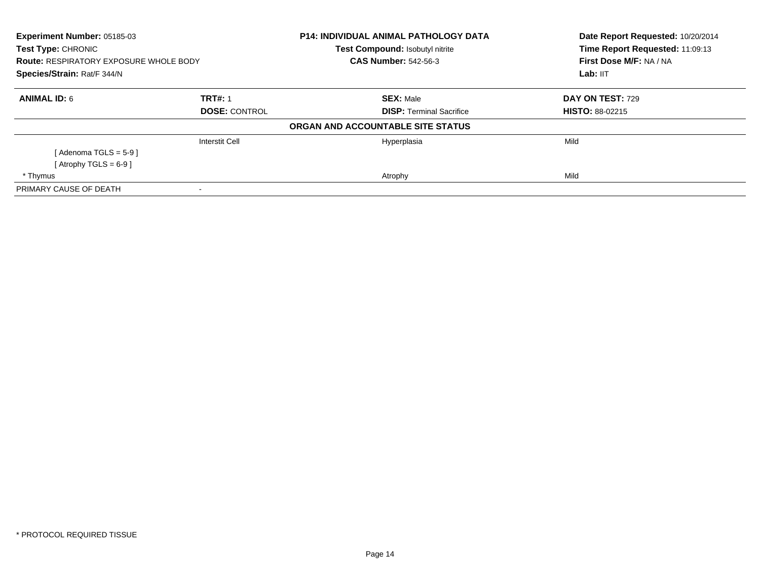**Experiment Number:** 05185-03
**Test Type:** CHRONIC
**Route:** RESPIRATORY EXPOSURE WHOLE BODY
**Species/Strain:** Rat/F 344/N

**P14: INDIVIDUAL ANIMAL PATHOLOGY DATA**
**Test Compound:** Isobutyl nitrite
**CAS Number:** 542-56-3

**Date Report Requested:** 10/20/2014
**Time Report Requested:** 11:09:13
**First Dose M/F:** NA / NA
**Lab:** IIT

| **ANIMAL ID:** 6 | **TRT#:** 1 | **SEX:** Male | **DAY ON TEST:** 729 |
|---|---|---|---|
| | **DOSE:** CONTROL | **DISP:** Terminal Sacrifice | **HISTO:** 88-02215 |

**ORGAN AND ACCOUNTABLE SITE STATUS**

| | | | |
|---|---|---|---|
| | Interstit Cell | Hyperplasia | Mild |
| [ Adenoma TGLS = 5-9 ] | | | |
| [ Atrophy TGLS = 6-9 ] | | | |
| * Thymus | | Atrophy | Mild |
| PRIMARY CAUSE OF DEATH | - | | |

* PROTOCOL REQUIRED TISSUE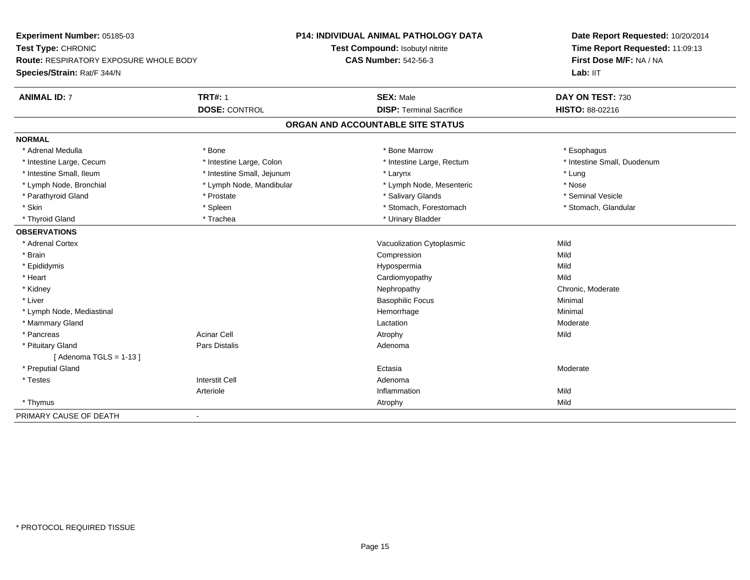**Experiment Number:** 05185-03
**Test Type:** CHRONIC
**Route:** RESPIRATORY EXPOSURE WHOLE BODY
**Species/Strain:** Rat/F 344/N

**P14: INDIVIDUAL ANIMAL PATHOLOGY DATA**
**Test Compound:** Isobutyl nitrite
**CAS Number:** 542-56-3

**Date Report Requested:** 10/20/2014
**Time Report Requested:** 11:09:13
**First Dose M/F:** NA / NA
**Lab:** IIT

| **ANIMAL ID:** 7 | **TRT#:** 1 | **SEX:** Male | **DAY ON TEST:** 730 |
|---|---|---|---|
| | **DOSE:** CONTROL | **DISP:** Terminal Sacrifice | **HISTO:** 88-02216 |

## ORGAN AND ACCOUNTABLE SITE STATUS

**NORMAL**

| | | | |
|---|---|---|---|
| * Adrenal Medulla | * Bone | * Bone Marrow | * Esophagus |
| * Intestine Large, Cecum | * Intestine Large, Colon | * Intestine Large, Rectum | * Intestine Small, Duodenum |
| * Intestine Small, Ileum | * Intestine Small, Jejunum | * Larynx | * Lung |
| * Lymph Node, Bronchial | * Lymph Node, Mandibular | * Lymph Node, Mesenteric | * Nose |
| * Parathyroid Gland | * Prostate | * Salivary Glands | * Seminal Vesicle |
| * Skin | * Spleen | * Stomach, Forestomach | * Stomach, Glandular |
| * Thyroid Gland | * Trachea | * Urinary Bladder | |

**OBSERVATIONS**

| | | | |
|---|---|---|---|
| * Adrenal Cortex | | Vacuolization Cytoplasmic | Mild |
| * Brain | | Compression | Mild |
| * Epididymis | | Hypospermia | Mild |
| * Heart | | Cardiomyopathy | Mild |
| * Kidney | | Nephropathy | Chronic, Moderate |
| * Liver | | Basophilic Focus | Minimal |
| * Lymph Node, Mediastinal | | Hemorrhage | Minimal |
| * Mammary Gland | | Lactation | Moderate |
| * Pancreas | Acinar Cell | Atrophy | Mild |
| * Pituitary Gland | Pars Distalis | Adenoma | |
| [ Adenoma TGLS = 1-13 ] | | | |
| * Preputial Gland | | Ectasia | Moderate |
| * Testes | Interstit Cell | Adenoma | |
| | Arteriole | Inflammation | Mild |
| * Thymus | | Atrophy | Mild |

| PRIMARY CAUSE OF DEATH | - |
|---|---|

* PROTOCOL REQUIRED TISSUE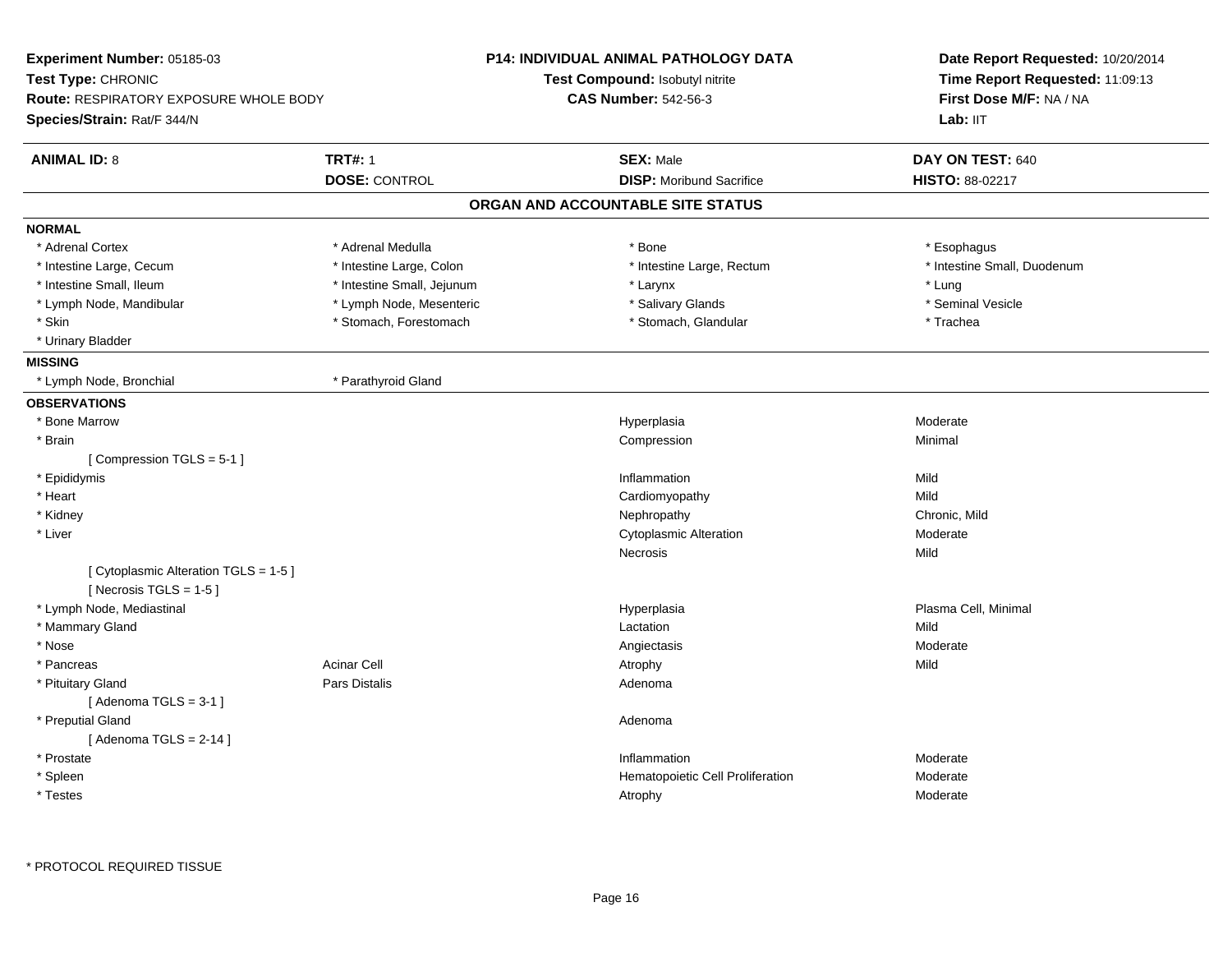**Experiment Number:** 05185-03
**Test Type:** CHRONIC
**Route:** RESPIRATORY EXPOSURE WHOLE BODY
**Species/Strain:** Rat/F 344/N

**P14: INDIVIDUAL ANIMAL PATHOLOGY DATA**
**Test Compound:** Isobutyl nitrite
**CAS Number:** 542-56-3

**Date Report Requested:** 10/20/2014
**Time Report Requested:** 11:09:13
**First Dose M/F:** NA / NA
**Lab:** IIT

| **ANIMAL ID:** 8 | **TRT#:** 1 | **SEX:** Male | **DAY ON TEST:** 640 |
|---|---|---|---|
| | **DOSE:** CONTROL | **DISP:** Moribund Sacrifice | **HISTO:** 88-02217 |

## ORGAN AND ACCOUNTABLE SITE STATUS

**NORMAL**

| | | | |
|---|---|---|---|
| * Adrenal Cortex | * Adrenal Medulla | * Bone | * Esophagus |
| * Intestine Large, Cecum | * Intestine Large, Colon | * Intestine Large, Rectum | * Intestine Small, Duodenum |
| * Intestine Small, Ileum | * Intestine Small, Jejunum | * Larynx | * Lung |
| * Lymph Node, Mandibular | * Lymph Node, Mesenteric | * Salivary Glands | * Seminal Vesicle |
| * Skin | * Stomach, Forestomach | * Stomach, Glandular | * Trachea |
| * Urinary Bladder | | | |

**MISSING**

| | |
|---|---|
| * Lymph Node, Bronchial | * Parathyroid Gland |

**OBSERVATIONS**

| | | | |
|---|---|---|---|
| * Bone Marrow | | Hyperplasia | Moderate |
| * Brain | | Compression | Minimal |
| [ Compression TGLS = 5-1 ] | | | |
| * Epididymis | | Inflammation | Mild |
| * Heart | | Cardiomyopathy | Mild |
| * Kidney | | Nephropathy | Chronic, Mild |
| * Liver | | Cytoplasmic Alteration | Moderate |
| | | Necrosis | Mild |
| [ Cytoplasmic Alteration TGLS = 1-5 ] | | | |
| [ Necrosis TGLS = 1-5 ] | | | |
| * Lymph Node, Mediastinal | | Hyperplasia | Plasma Cell, Minimal |
| * Mammary Gland | | Lactation | Mild |
| * Nose | | Angiectasis | Moderate |
| * Pancreas | Acinar Cell | Atrophy | Mild |
| * Pituitary Gland | Pars Distalis | Adenoma | |
| [ Adenoma TGLS = 3-1 ] | | | |
| * Preputial Gland | | Adenoma | |
| [ Adenoma TGLS = 2-14 ] | | | |
| * Prostate | | Inflammation | Moderate |
| * Spleen | | Hematopoietic Cell Proliferation | Moderate |
| * Testes | | Atrophy | Moderate |

* PROTOCOL REQUIRED TISSUE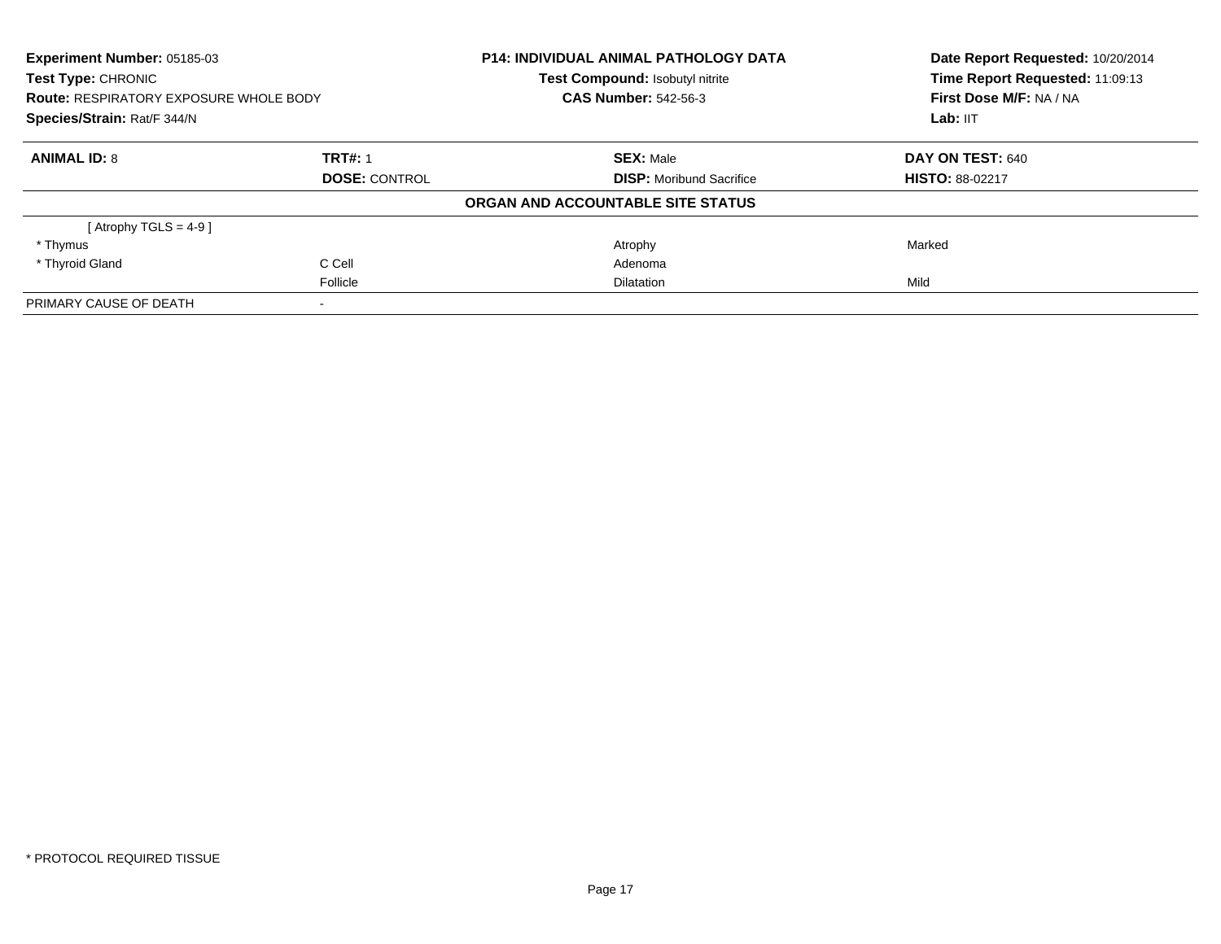**Experiment Number:** 05185-03
**Test Type:** CHRONIC
**Route:** RESPIRATORY EXPOSURE WHOLE BODY
**Species/Strain:** Rat/F 344/N

**P14: INDIVIDUAL ANIMAL PATHOLOGY DATA**
**Test Compound:** Isobutyl nitrite
**CAS Number:** 542-56-3

**Date Report Requested:** 10/20/2014
**Time Report Requested:** 11:09:13
**First Dose M/F:** NA / NA
**Lab:** IIT

| **ANIMAL ID:** 8 | **TRT#:** 1 | **SEX:** Male | **DAY ON TEST:** 640 |
|---|---|---|---|
| | **DOSE:** CONTROL | **DISP:** Moribund Sacrifice | **HISTO:** 88-02217 |

**ORGAN AND ACCOUNTABLE SITE STATUS**

| | | | |
|---|---|---|---|
| [ Atrophy TGLS = 4-9 ] | | | |
| * Thymus | | Atrophy | Marked |
| * Thyroid Gland | C Cell | Adenoma | |
| | Follicle | Dilatation | Mild |
| PRIMARY CAUSE OF DEATH | - | | |

* PROTOCOL REQUIRED TISSUE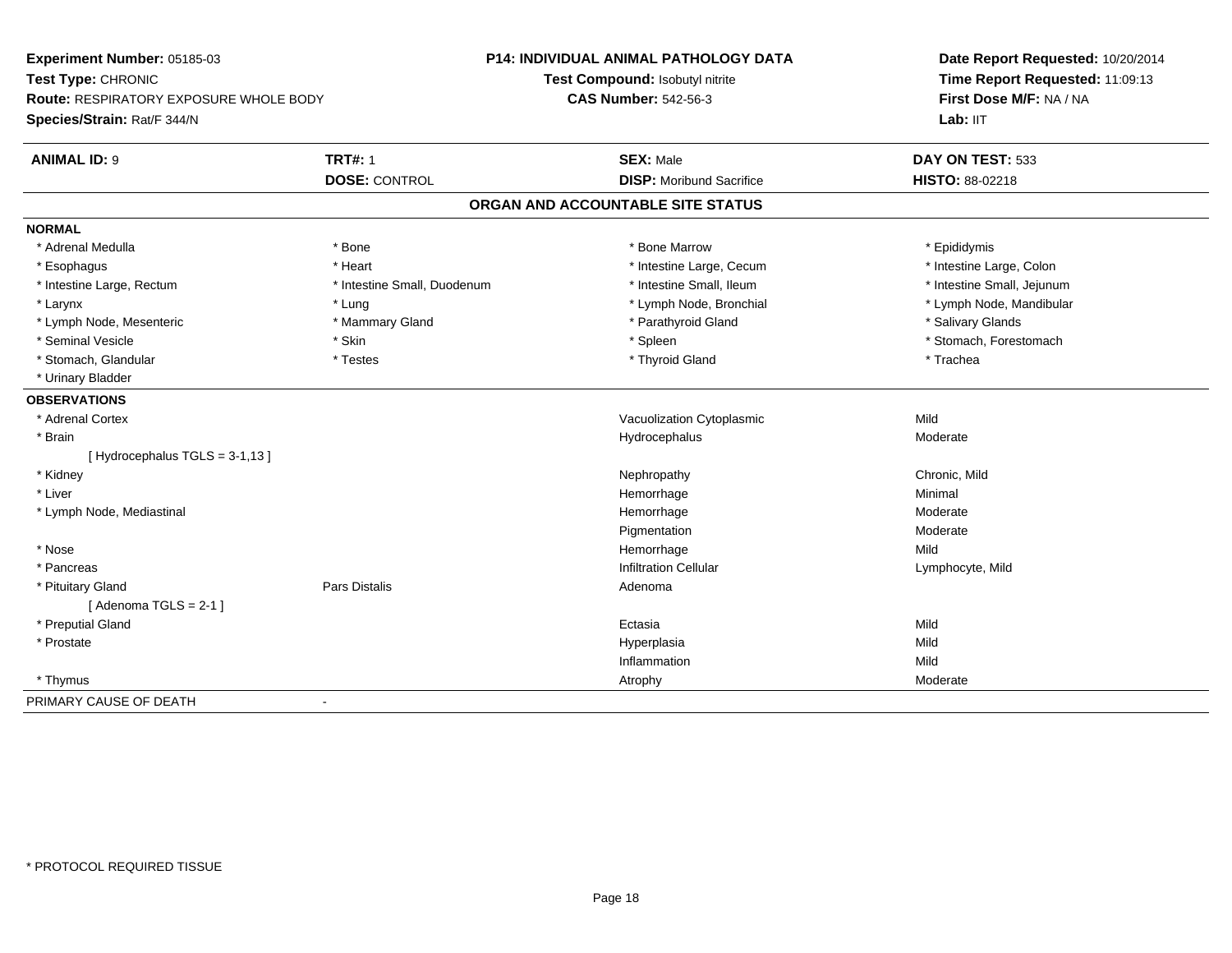**Experiment Number:** 05185-03
**Test Type:** CHRONIC
**Route:** RESPIRATORY EXPOSURE WHOLE BODY
**Species/Strain:** Rat/F 344/N

**P14: INDIVIDUAL ANIMAL PATHOLOGY DATA**
**Test Compound:** Isobutyl nitrite
**CAS Number:** 542-56-3

**Date Report Requested:** 10/20/2014
**Time Report Requested:** 11:09:13
**First Dose M/F:** NA / NA
**Lab:** IIT

| **ANIMAL ID:** 9 | **TRT#:** 1 | **SEX:** Male | **DAY ON TEST:** 533 |
|---|---|---|---|
| | **DOSE:** CONTROL | **DISP:** Moribund Sacrifice | **HISTO:** 88-02218 |

## ORGAN AND ACCOUNTABLE SITE STATUS

**NORMAL**

| | | | |
|---|---|---|---|
| * Adrenal Medulla | * Bone | * Bone Marrow | * Epididymis |
| * Esophagus | * Heart | * Intestine Large, Cecum | * Intestine Large, Colon |
| * Intestine Large, Rectum | * Intestine Small, Duodenum | * Intestine Small, Ileum | * Intestine Small, Jejunum |
| * Larynx | * Lung | * Lymph Node, Bronchial | * Lymph Node, Mandibular |
| * Lymph Node, Mesenteric | * Mammary Gland | * Parathyroid Gland | * Salivary Glands |
| * Seminal Vesicle | * Skin | * Spleen | * Stomach, Forestomach |
| * Stomach, Glandular | * Testes | * Thyroid Gland | * Trachea |
| * Urinary Bladder | | | |

**OBSERVATIONS**

| | | | |
|---|---|---|---|
| * Adrenal Cortex | | Vacuolization Cytoplasmic | Mild |
| * Brain | | Hydrocephalus | Moderate |
| [ Hydrocephalus TGLS = 3-1,13 ] | | | |
| * Kidney | | Nephropathy | Chronic, Mild |
| * Liver | | Hemorrhage | Minimal |
| * Lymph Node, Mediastinal | | Hemorrhage | Moderate |
| | | Pigmentation | Moderate |
| * Nose | | Hemorrhage | Mild |
| * Pancreas | | Infiltration Cellular | Lymphocyte, Mild |
| * Pituitary Gland | Pars Distalis | Adenoma | |
| [ Adenoma TGLS = 2-1 ] | | | |
| * Preputial Gland | | Ectasia | Mild |
| * Prostate | | Hyperplasia | Mild |
| | | Inflammation | Mild |
| * Thymus | | Atrophy | Moderate |

PRIMARY CAUSE OF DEATH -

* PROTOCOL REQUIRED TISSUE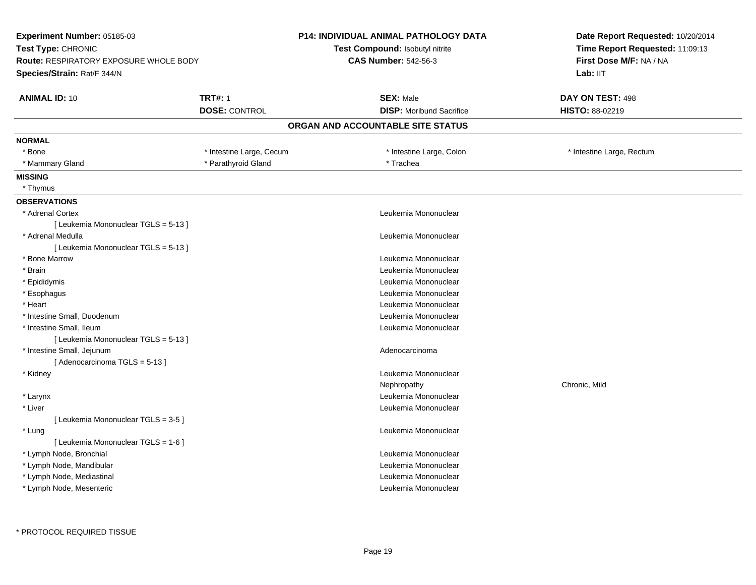**Experiment Number:** 05185-03
**Test Type:** CHRONIC
**Route:** RESPIRATORY EXPOSURE WHOLE BODY
**Species/Strain:** Rat/F 344/N

**P14: INDIVIDUAL ANIMAL PATHOLOGY DATA**
**Test Compound:** Isobutyl nitrite
**CAS Number:** 542-56-3

**Date Report Requested:** 10/20/2014
**Time Report Requested:** 11:09:13
**First Dose M/F:** NA / NA
**Lab:** IIT

| **ANIMAL ID:** 10 | **TRT#:** 1 | **SEX:** Male | **DAY ON TEST:** 498 |
|---|---|---|---|
| | **DOSE:** CONTROL | **DISP:** Moribund Sacrifice | **HISTO:** 88-02219 |

## ORGAN AND ACCOUNTABLE SITE STATUS

**NORMAL**

| | | | |
|---|---|---|---|
| * Bone | * Intestine Large, Cecum | * Intestine Large, Colon | * Intestine Large, Rectum |
| * Mammary Gland | * Parathyroid Gland | * Trachea | |

**MISSING**

* Thymus

**OBSERVATIONS**

| Organ | Observation | Severity |
|---|---|---|
| * Adrenal Cortex | Leukemia Mononuclear | |
| [ Leukemia Mononuclear TGLS = 5-13 ] | | |
| * Adrenal Medulla | Leukemia Mononuclear | |
| [ Leukemia Mononuclear TGLS = 5-13 ] | | |
| * Bone Marrow | Leukemia Mononuclear | |
| * Brain | Leukemia Mononuclear | |
| * Epididymis | Leukemia Mononuclear | |
| * Esophagus | Leukemia Mononuclear | |
| * Heart | Leukemia Mononuclear | |
| * Intestine Small, Duodenum | Leukemia Mononuclear | |
| * Intestine Small, Ileum | Leukemia Mononuclear | |
| [ Leukemia Mononuclear TGLS = 5-13 ] | | |
| * Intestine Small, Jejunum | Adenocarcinoma | |
| [ Adenocarcinoma TGLS = 5-13 ] | | |
| * Kidney | Leukemia Mononuclear | |
| | Nephropathy | Chronic, Mild |
| * Larynx | Leukemia Mononuclear | |
| * Liver | Leukemia Mononuclear | |
| [ Leukemia Mononuclear TGLS = 3-5 ] | | |
| * Lung | Leukemia Mononuclear | |
| [ Leukemia Mononuclear TGLS = 1-6 ] | | |
| * Lymph Node, Bronchial | Leukemia Mononuclear | |
| * Lymph Node, Mandibular | Leukemia Mononuclear | |
| * Lymph Node, Mediastinal | Leukemia Mononuclear | |
| * Lymph Node, Mesenteric | Leukemia Mononuclear | |

\* PROTOCOL REQUIRED TISSUE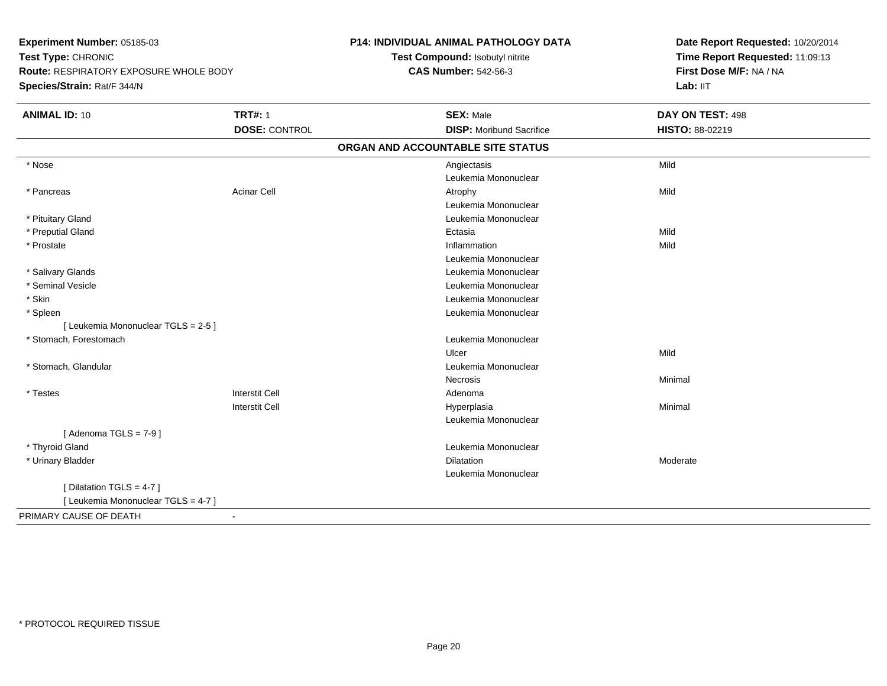**Experiment Number:** 05185-03
**Test Type:** CHRONIC
**Route:** RESPIRATORY EXPOSURE WHOLE BODY
**Species/Strain:** Rat/F 344/N

**P14: INDIVIDUAL ANIMAL PATHOLOGY DATA**
**Test Compound:** Isobutyl nitrite
**CAS Number:** 542-56-3

**Date Report Requested:** 10/20/2014
**Time Report Requested:** 11:09:13
**First Dose M/F:** NA / NA
**Lab:** IIT

| **ANIMAL ID:** 10 | **TRT#:** 1 | **SEX:** Male | **DAY ON TEST:** 498 |
|---|---|---|---|
| | **DOSE:** CONTROL | **DISP:** Moribund Sacrifice | **HISTO:** 88-02219 |

**ORGAN AND ACCOUNTABLE SITE STATUS**

| | | | |
|---|---|---|---|
| * Nose | | Angiectasis | Mild |
| | | Leukemia Mononuclear | |
| * Pancreas | Acinar Cell | Atrophy | Mild |
| | | Leukemia Mononuclear | |
| * Pituitary Gland | | Leukemia Mononuclear | |
| * Preputial Gland | | Ectasia | Mild |
| * Prostate | | Inflammation | Mild |
| | | Leukemia Mononuclear | |
| * Salivary Glands | | Leukemia Mononuclear | |
| * Seminal Vesicle | | Leukemia Mononuclear | |
| * Skin | | Leukemia Mononuclear | |
| * Spleen | | Leukemia Mononuclear | |
| [ Leukemia Mononuclear TGLS = 2-5 ] | | | |
| * Stomach, Forestomach | | Leukemia Mononuclear | |
| | | Ulcer | Mild |
| * Stomach, Glandular | | Leukemia Mononuclear | |
| | | Necrosis | Minimal |
| * Testes | Interstit Cell | Adenoma | |
| | Interstit Cell | Hyperplasia | Minimal |
| | | Leukemia Mononuclear | |
| [ Adenoma TGLS = 7-9 ] | | | |
| * Thyroid Gland | | Leukemia Mononuclear | |
| * Urinary Bladder | | Dilatation | Moderate |
| | | Leukemia Mononuclear | |
| [ Dilatation TGLS = 4-7 ] | | | |
| [ Leukemia Mononuclear TGLS = 4-7 ] | | | |
| PRIMARY CAUSE OF DEATH | - | | |

* PROTOCOL REQUIRED TISSUE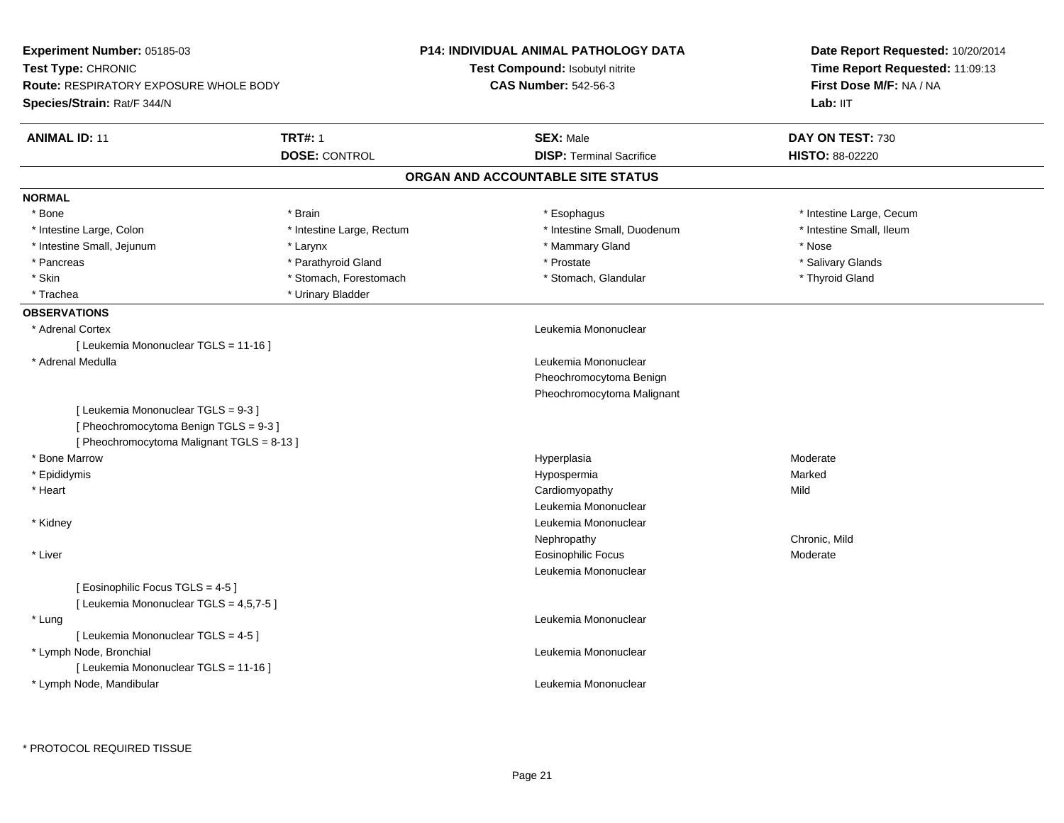**Experiment Number:** 05185-03
**Test Type:** CHRONIC
**Route:** RESPIRATORY EXPOSURE WHOLE BODY
**Species/Strain:** Rat/F 344/N

**P14: INDIVIDUAL ANIMAL PATHOLOGY DATA**
**Test Compound:** Isobutyl nitrite
**CAS Number:** 542-56-3

**Date Report Requested:** 10/20/2014
**Time Report Requested:** 11:09:13
**First Dose M/F:** NA / NA
**Lab:** IIT

| **ANIMAL ID:** 11 | **TRT#:** 1 | **SEX:** Male | **DAY ON TEST:** 730 |
|---|---|---|---|
| | **DOSE:** CONTROL | **DISP:** Terminal Sacrifice | **HISTO:** 88-02220 |

## ORGAN AND ACCOUNTABLE SITE STATUS

**NORMAL**

| | | | |
|---|---|---|---|
| * Bone | * Brain | * Esophagus | * Intestine Large, Cecum |
| * Intestine Large, Colon | * Intestine Large, Rectum | * Intestine Small, Duodenum | * Intestine Small, Ileum |
| * Intestine Small, Jejunum | * Larynx | * Mammary Gland | * Nose |
| * Pancreas | * Parathyroid Gland | * Prostate | * Salivary Glands |
| * Skin | * Stomach, Forestomach | * Stomach, Glandular | * Thyroid Gland |
| * Trachea | * Urinary Bladder | | |

**OBSERVATIONS**

| Organ | Observation | Severity |
|---|---|---|
| * Adrenal Cortex | Leukemia Mononuclear | |
| [ Leukemia Mononuclear TGLS = 11-16 ] | | |
| * Adrenal Medulla | Leukemia Mononuclear | |
| | Pheochromocytoma Benign | |
| | Pheochromocytoma Malignant | |
| [ Leukemia Mononuclear TGLS = 9-3 ] | | |
| [ Pheochromocytoma Benign TGLS = 9-3 ] | | |
| [ Pheochromocytoma Malignant TGLS = 8-13 ] | | |
| * Bone Marrow | Hyperplasia | Moderate |
| * Epididymis | Hypospermia | Marked |
| * Heart | Cardiomyopathy | Mild |
| | Leukemia Mononuclear | |
| * Kidney | Leukemia Mononuclear | |
| | Nephropathy | Chronic, Mild |
| * Liver | Eosinophilic Focus | Moderate |
| | Leukemia Mononuclear | |
| [ Eosinophilic Focus TGLS = 4-5 ] | | |
| [ Leukemia Mononuclear TGLS = 4,5,7-5 ] | | |
| * Lung | Leukemia Mononuclear | |
| [ Leukemia Mononuclear TGLS = 4-5 ] | | |
| * Lymph Node, Bronchial | Leukemia Mononuclear | |
| [ Leukemia Mononuclear TGLS = 11-16 ] | | |
| * Lymph Node, Mandibular | Leukemia Mononuclear | |

* PROTOCOL REQUIRED TISSUE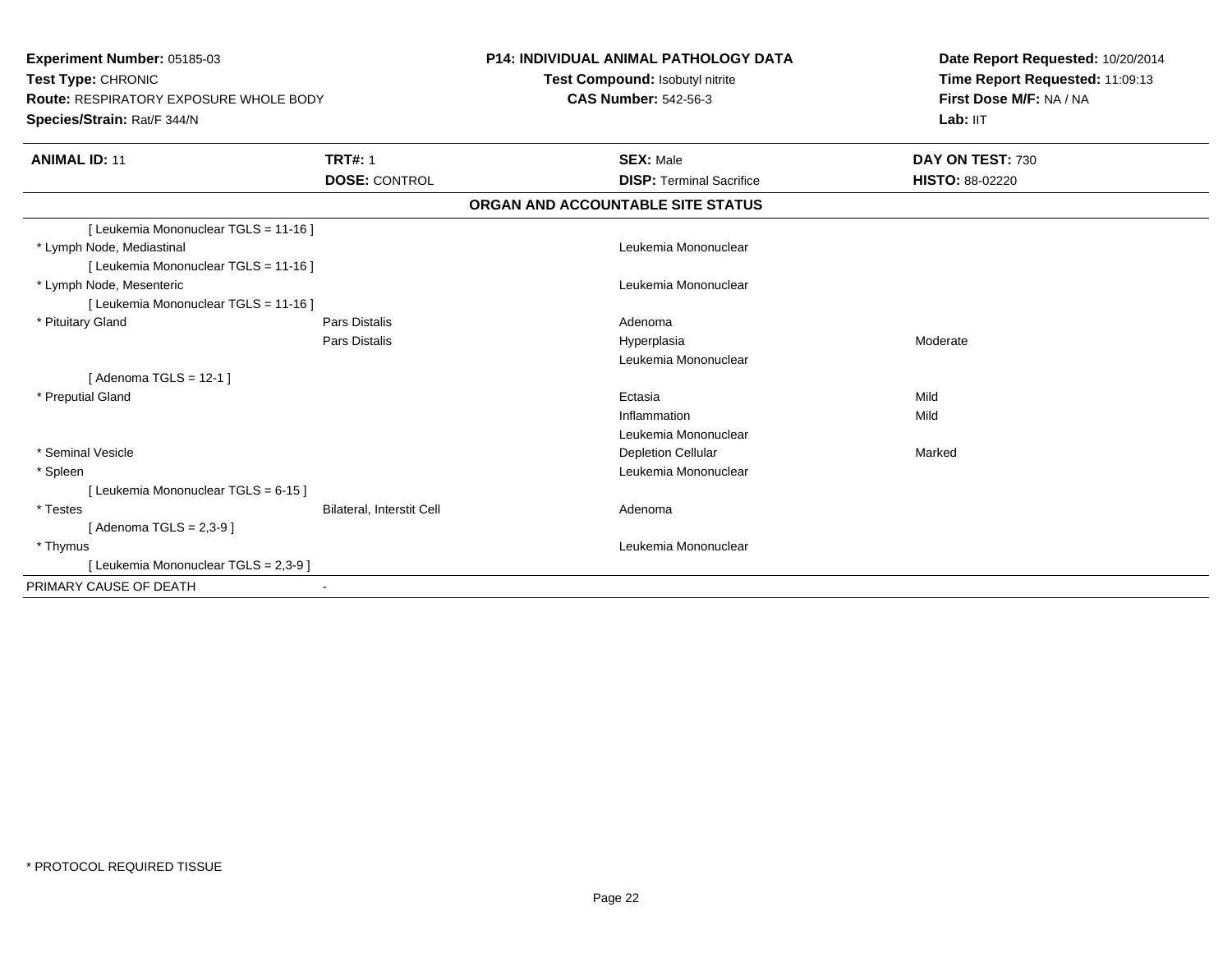**Experiment Number:** 05185-03
**Test Type:** CHRONIC
**Route:** RESPIRATORY EXPOSURE WHOLE BODY
**Species/Strain:** Rat/F 344/N

**P14: INDIVIDUAL ANIMAL PATHOLOGY DATA**
**Test Compound:** Isobutyl nitrite
**CAS Number:** 542-56-3

**Date Report Requested:** 10/20/2014
**Time Report Requested:** 11:09:13
**First Dose M/F:** NA / NA
**Lab:** IIT

| **ANIMAL ID:** 11 | **TRT#:** 1 | **SEX:** Male | **DAY ON TEST:** 730 |
|---|---|---|---|
| | **DOSE:** CONTROL | **DISP:** Terminal Sacrifice | **HISTO:** 88-02220 |

**ORGAN AND ACCOUNTABLE SITE STATUS**

| | | | |
|---|---|---|---|
| [ Leukemia Mononuclear TGLS = 11-16 ] | | | |
| * Lymph Node, Mediastinal | | Leukemia Mononuclear | |
| [ Leukemia Mononuclear TGLS = 11-16 ] | | | |
| * Lymph Node, Mesenteric | | Leukemia Mononuclear | |
| [ Leukemia Mononuclear TGLS = 11-16 ] | | | |
| * Pituitary Gland | Pars Distalis | Adenoma | |
| | Pars Distalis | Hyperplasia | Moderate |
| | | Leukemia Mononuclear | |
| [ Adenoma TGLS = 12-1 ] | | | |
| * Preputial Gland | | Ectasia | Mild |
| | | Inflammation | Mild |
| | | Leukemia Mononuclear | |
| * Seminal Vesicle | | Depletion Cellular | Marked |
| * Spleen | | Leukemia Mononuclear | |
| [ Leukemia Mononuclear TGLS = 6-15 ] | | | |
| * Testes | Bilateral, Interstit Cell | Adenoma | |
| [ Adenoma TGLS = 2,3-9 ] | | | |
| * Thymus | | Leukemia Mononuclear | |
| [ Leukemia Mononuclear TGLS = 2,3-9 ] | | | |
| PRIMARY CAUSE OF DEATH | - | | |

* PROTOCOL REQUIRED TISSUE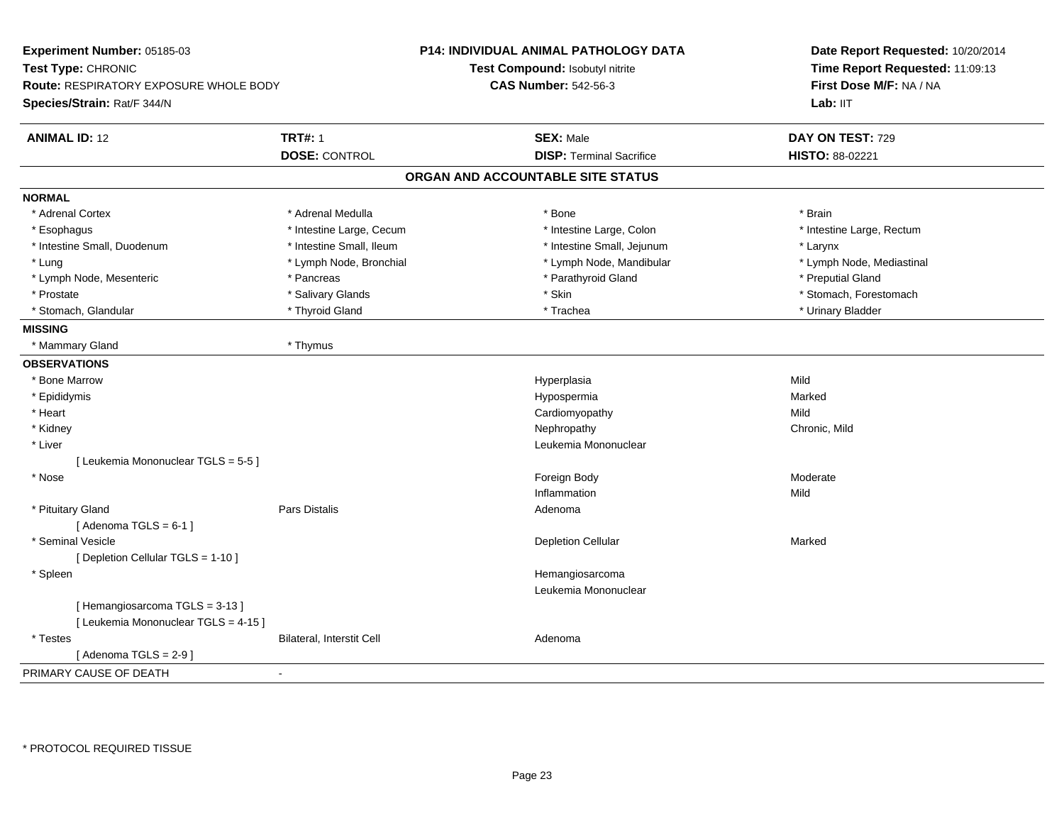**Experiment Number:** 05185-03
**Test Type:** CHRONIC
**Route:** RESPIRATORY EXPOSURE WHOLE BODY
**Species/Strain:** Rat/F 344/N

**P14: INDIVIDUAL ANIMAL PATHOLOGY DATA**
**Test Compound:** Isobutyl nitrite
**CAS Number:** 542-56-3

**Date Report Requested:** 10/20/2014
**Time Report Requested:** 11:09:13
**First Dose M/F:** NA / NA
**Lab:** IIT

| **ANIMAL ID:** 12 | **TRT#:** 1 | **SEX:** Male | **DAY ON TEST:** 729 |
|---|---|---|---|
| | **DOSE:** CONTROL | **DISP:** Terminal Sacrifice | **HISTO:** 88-02221 |

## ORGAN AND ACCOUNTABLE SITE STATUS

**NORMAL**

| | | | |
|---|---|---|---|
| * Adrenal Cortex | * Adrenal Medulla | * Bone | * Brain |
| * Esophagus | * Intestine Large, Cecum | * Intestine Large, Colon | * Intestine Large, Rectum |
| * Intestine Small, Duodenum | * Intestine Small, Ileum | * Intestine Small, Jejunum | * Larynx |
| * Lung | * Lymph Node, Bronchial | * Lymph Node, Mandibular | * Lymph Node, Mediastinal |
| * Lymph Node, Mesenteric | * Pancreas | * Parathyroid Gland | * Preputial Gland |
| * Prostate | * Salivary Glands | * Skin | * Stomach, Forestomach |
| * Stomach, Glandular | * Thyroid Gland | * Trachea | * Urinary Bladder |

**MISSING**

| | |
|---|---|
| * Mammary Gland | * Thymus |

**OBSERVATIONS**

| | | | |
|---|---|---|---|
| * Bone Marrow | | Hyperplasia | Mild |
| * Epididymis | | Hypospermia | Marked |
| * Heart | | Cardiomyopathy | Mild |
| * Kidney | | Nephropathy | Chronic, Mild |
| * Liver | | Leukemia Mononuclear | |
| [ Leukemia Mononuclear TGLS = 5-5 ] | | | |
| * Nose | | Foreign Body | Moderate |
| | | Inflammation | Mild |
| * Pituitary Gland | Pars Distalis | Adenoma | |
| [ Adenoma TGLS = 6-1 ] | | | |
| * Seminal Vesicle | | Depletion Cellular | Marked |
| [ Depletion Cellular TGLS = 1-10 ] | | | |
| * Spleen | | Hemangiosarcoma | |
| | | Leukemia Mononuclear | |
| [ Hemangiosarcoma TGLS = 3-13 ] | | | |
| [ Leukemia Mononuclear TGLS = 4-15 ] | | | |
| * Testes | Bilateral, Interstit Cell | Adenoma | |
| [ Adenoma TGLS = 2-9 ] | | | |

PRIMARY CAUSE OF DEATH -

* PROTOCOL REQUIRED TISSUE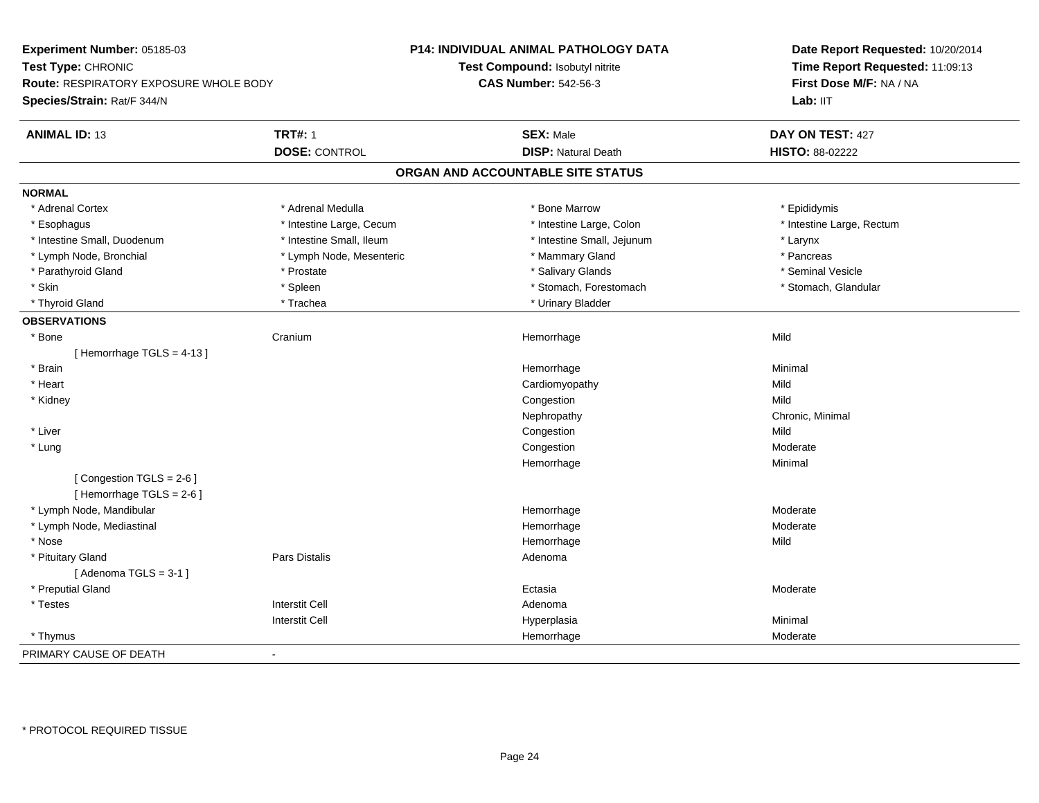**Experiment Number:** 05185-03
**Test Type:** CHRONIC
**Route:** RESPIRATORY EXPOSURE WHOLE BODY
**Species/Strain:** Rat/F 344/N

**P14: INDIVIDUAL ANIMAL PATHOLOGY DATA**
**Test Compound:** Isobutyl nitrite
**CAS Number:** 542-56-3

**Date Report Requested:** 10/20/2014
**Time Report Requested:** 11:09:13
**First Dose M/F:** NA / NA
**Lab:** IIT

| **ANIMAL ID:** 13 | **TRT#:** 1 | **SEX:** Male | **DAY ON TEST:** 427 |
|---|---|---|---|
| | **DOSE:** CONTROL | **DISP:** Natural Death | **HISTO:** 88-02222 |

## ORGAN AND ACCOUNTABLE SITE STATUS

**NORMAL**

| | | | |
|---|---|---|---|
| * Adrenal Cortex | * Adrenal Medulla | * Bone Marrow | * Epididymis |
| * Esophagus | * Intestine Large, Cecum | * Intestine Large, Colon | * Intestine Large, Rectum |
| * Intestine Small, Duodenum | * Intestine Small, Ileum | * Intestine Small, Jejunum | * Larynx |
| * Lymph Node, Bronchial | * Lymph Node, Mesenteric | * Mammary Gland | * Pancreas |
| * Parathyroid Gland | * Prostate | * Salivary Glands | * Seminal Vesicle |
| * Skin | * Spleen | * Stomach, Forestomach | * Stomach, Glandular |
| * Thyroid Gland | * Trachea | * Urinary Bladder | |

**OBSERVATIONS**

| | | | |
|---|---|---|---|
| * Bone | Cranium | Hemorrhage | Mild |
| [ Hemorrhage TGLS = 4-13 ] | | | |
| * Brain | | Hemorrhage | Minimal |
| * Heart | | Cardiomyopathy | Mild |
| * Kidney | | Congestion | Mild |
| | | Nephropathy | Chronic, Minimal |
| * Liver | | Congestion | Mild |
| * Lung | | Congestion | Moderate |
| | | Hemorrhage | Minimal |
| [ Congestion TGLS = 2-6 ] | | | |
| [ Hemorrhage TGLS = 2-6 ] | | | |
| * Lymph Node, Mandibular | | Hemorrhage | Moderate |
| * Lymph Node, Mediastinal | | Hemorrhage | Moderate |
| * Nose | | Hemorrhage | Mild |
| * Pituitary Gland | Pars Distalis | Adenoma | |
| [ Adenoma TGLS = 3-1 ] | | | |
| * Preputial Gland | | Ectasia | Moderate |
| * Testes | Interstit Cell | Adenoma | |
| | Interstit Cell | Hyperplasia | Minimal |
| * Thymus | | Hemorrhage | Moderate |

PRIMARY CAUSE OF DEATH -

\* PROTOCOL REQUIRED TISSUE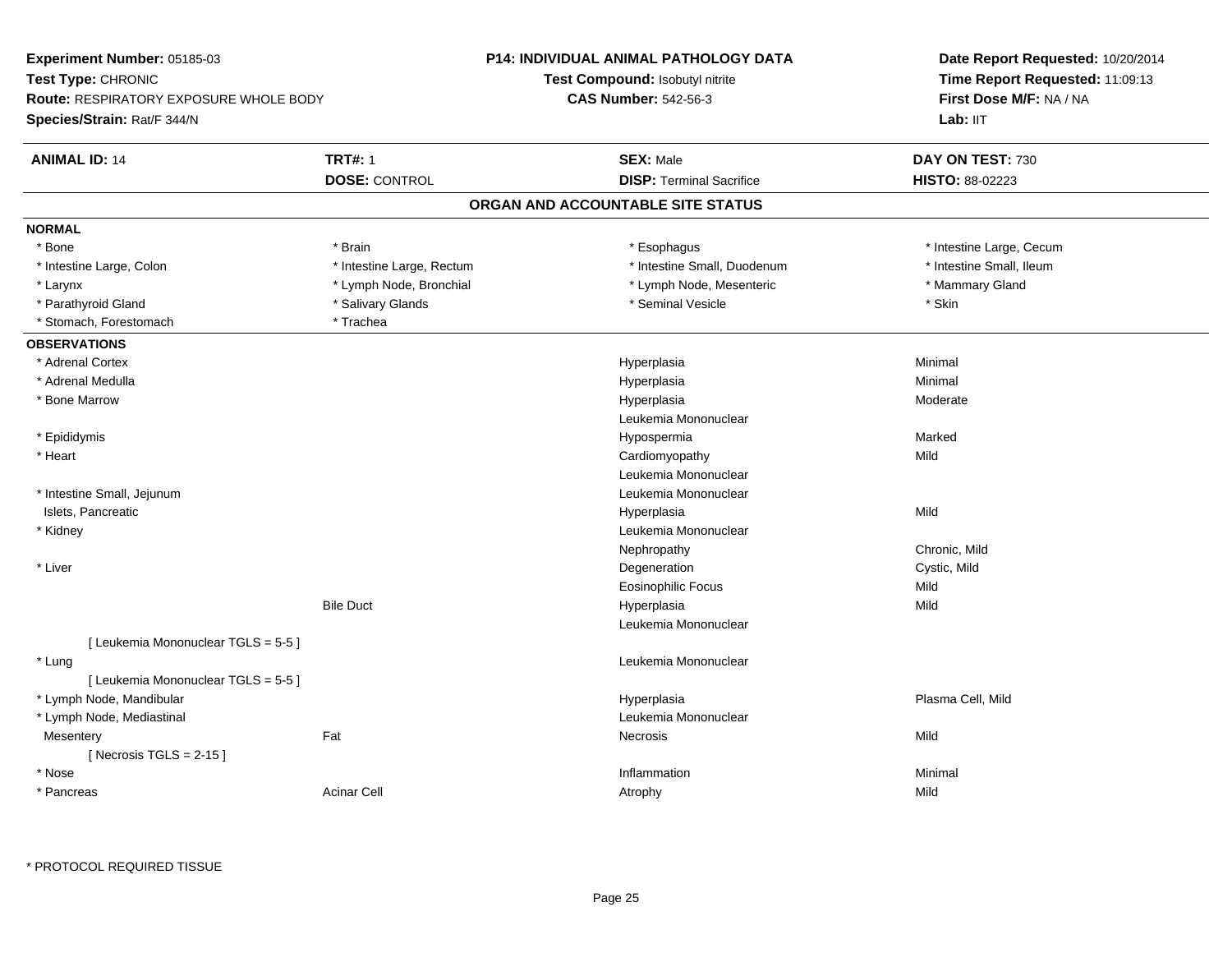**Experiment Number:** 05185-03
**Test Type:** CHRONIC
**Route:** RESPIRATORY EXPOSURE WHOLE BODY
**Species/Strain:** Rat/F 344/N

**P14: INDIVIDUAL ANIMAL PATHOLOGY DATA**
**Test Compound:** Isobutyl nitrite
**CAS Number:** 542-56-3

**Date Report Requested:** 10/20/2014
**Time Report Requested:** 11:09:13
**First Dose M/F:** NA / NA
**Lab:** IIT

| **ANIMAL ID:** 14 | **TRT#:** 1 | **SEX:** Male | **DAY ON TEST:** 730 |
|---|---|---|---|
| | **DOSE:** CONTROL | **DISP:** Terminal Sacrifice | **HISTO:** 88-02223 |

## ORGAN AND ACCOUNTABLE SITE STATUS

**NORMAL**

| | | | |
|---|---|---|---|
| * Bone | * Brain | * Esophagus | * Intestine Large, Cecum |
| * Intestine Large, Colon | * Intestine Large, Rectum | * Intestine Small, Duodenum | * Intestine Small, Ileum |
| * Larynx | * Lymph Node, Bronchial | * Lymph Node, Mesenteric | * Mammary Gland |
| * Parathyroid Gland | * Salivary Glands | * Seminal Vesicle | * Skin |
| * Stomach, Forestomach | * Trachea | | |

**OBSERVATIONS**

| | | | |
|---|---|---|---|
| * Adrenal Cortex | | Hyperplasia | Minimal |
| * Adrenal Medulla | | Hyperplasia | Minimal |
| * Bone Marrow | | Hyperplasia | Moderate |
| | | Leukemia Mononuclear | |
| * Epididymis | | Hypospermia | Marked |
| * Heart | | Cardiomyopathy | Mild |
| | | Leukemia Mononuclear | |
| * Intestine Small, Jejunum | | Leukemia Mononuclear | |
| Islets, Pancreatic | | Hyperplasia | Mild |
| * Kidney | | Leukemia Mononuclear | |
| | | Nephropathy | Chronic, Mild |
| * Liver | | Degeneration | Cystic, Mild |
| | | Eosinophilic Focus | Mild |
| | Bile Duct | Hyperplasia | Mild |
| | | Leukemia Mononuclear | |
| [ Leukemia Mononuclear TGLS = 5-5 ] | | | |
| * Lung | | Leukemia Mononuclear | |
| [ Leukemia Mononuclear TGLS = 5-5 ] | | | |
| * Lymph Node, Mandibular | | Hyperplasia | Plasma Cell, Mild |
| * Lymph Node, Mediastinal | | Leukemia Mononuclear | |
| Mesentery | Fat | Necrosis | Mild |
| [ Necrosis TGLS = 2-15 ] | | | |
| * Nose | | Inflammation | Minimal |
| * Pancreas | Acinar Cell | Atrophy | Mild |

\* PROTOCOL REQUIRED TISSUE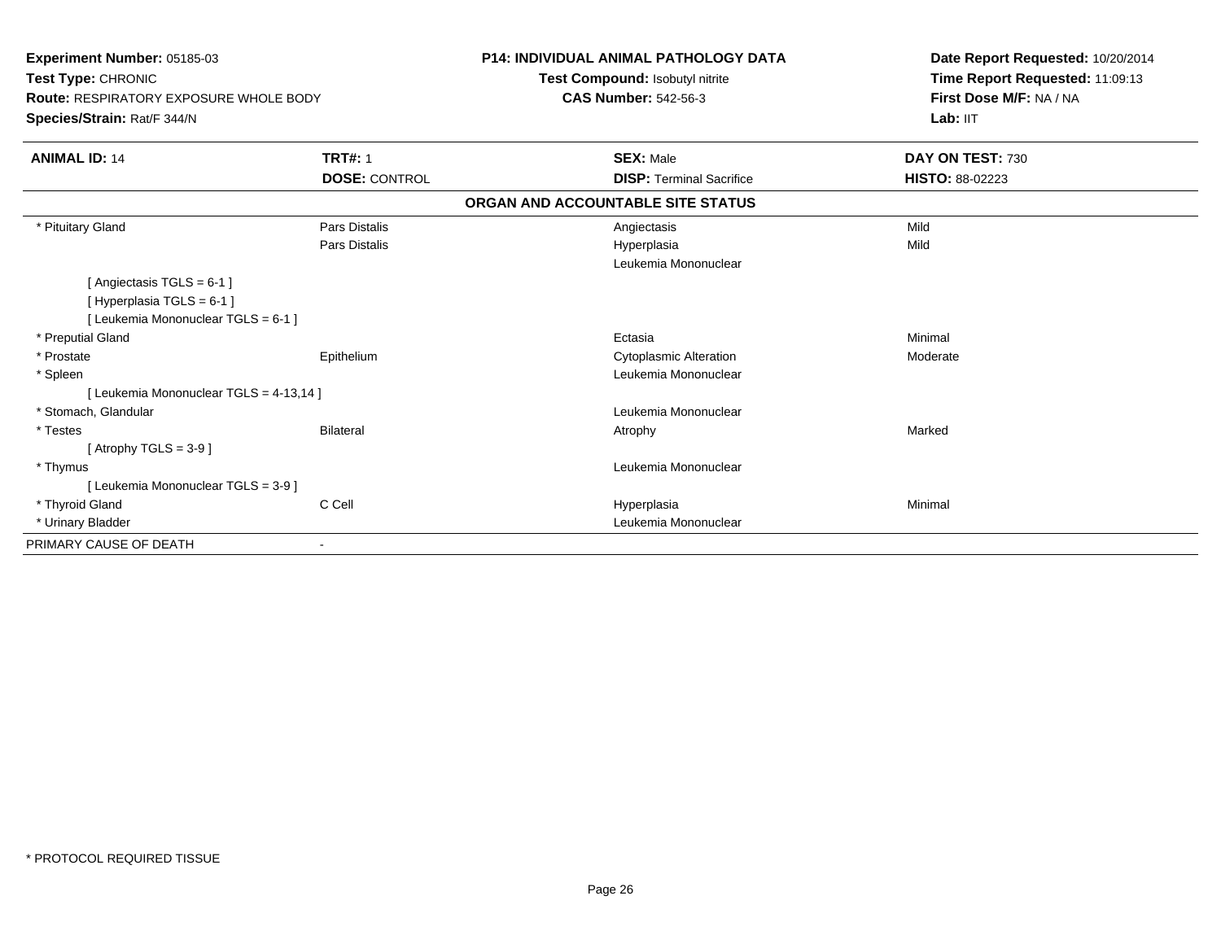**Experiment Number:** 05185-03
**Test Type:** CHRONIC
**Route:** RESPIRATORY EXPOSURE WHOLE BODY
**Species/Strain:** Rat/F 344/N

**P14: INDIVIDUAL ANIMAL PATHOLOGY DATA**
**Test Compound:** Isobutyl nitrite
**CAS Number:** 542-56-3

**Date Report Requested:** 10/20/2014
**Time Report Requested:** 11:09:13
**First Dose M/F:** NA / NA
**Lab:** IIT

| **ANIMAL ID:** 14 | **TRT#:** 1 | **SEX:** Male | **DAY ON TEST:** 730 |
|---|---|---|---|
| | **DOSE:** CONTROL | **DISP:** Terminal Sacrifice | **HISTO:** 88-02223 |

**ORGAN AND ACCOUNTABLE SITE STATUS**

| | | | |
|---|---|---|---|
| * Pituitary Gland | Pars Distalis | Angiectasis | Mild |
| | Pars Distalis | Hyperplasia | Mild |
| | | Leukemia Mononuclear | |
| [ Angiectasis TGLS = 6-1 ] | | | |
| [ Hyperplasia TGLS = 6-1 ] | | | |
| [ Leukemia Mononuclear TGLS = 6-1 ] | | | |
| * Preputial Gland | | Ectasia | Minimal |
| * Prostate | Epithelium | Cytoplasmic Alteration | Moderate |
| * Spleen | | Leukemia Mononuclear | |
| [ Leukemia Mononuclear TGLS = 4-13,14 ] | | | |
| * Stomach, Glandular | | Leukemia Mononuclear | |
| * Testes | Bilateral | Atrophy | Marked |
| [ Atrophy TGLS = 3-9 ] | | | |
| * Thymus | | Leukemia Mononuclear | |
| [ Leukemia Mononuclear TGLS = 3-9 ] | | | |
| * Thyroid Gland | C Cell | Hyperplasia | Minimal |
| * Urinary Bladder | | Leukemia Mononuclear | |
| PRIMARY CAUSE OF DEATH | - | | |

* PROTOCOL REQUIRED TISSUE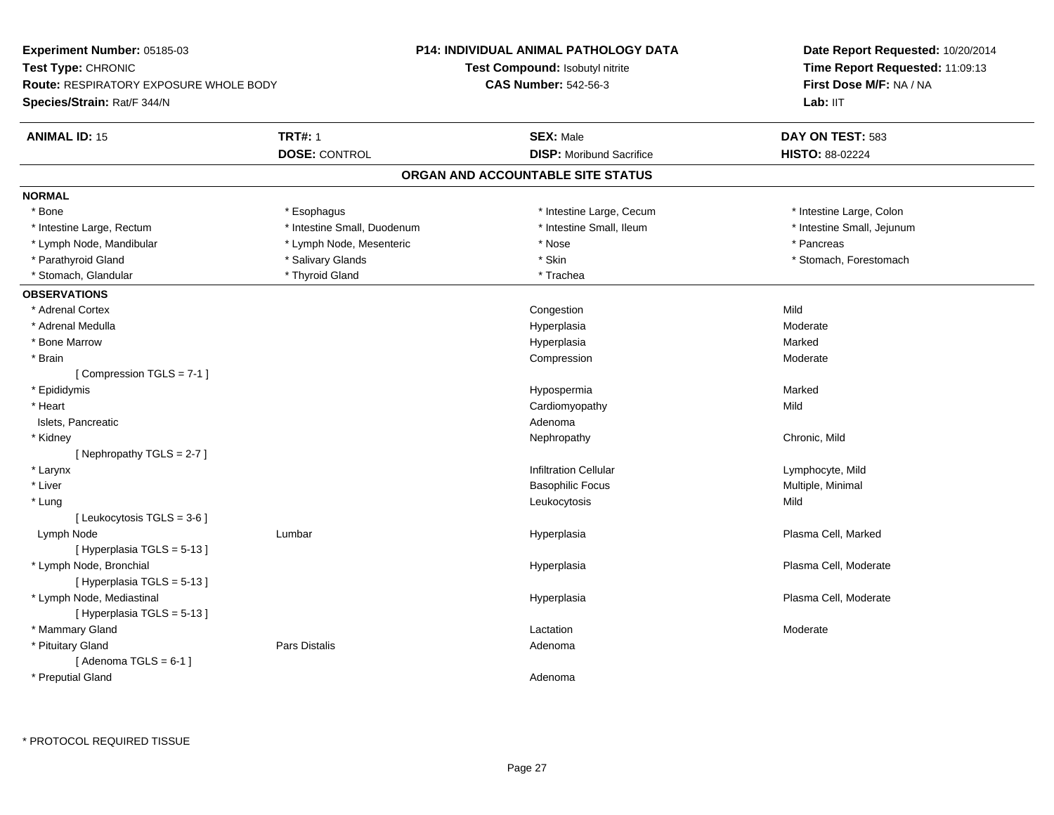**Experiment Number:** 05185-03
**Test Type:** CHRONIC
**Route:** RESPIRATORY EXPOSURE WHOLE BODY
**Species/Strain:** Rat/F 344/N

**P14: INDIVIDUAL ANIMAL PATHOLOGY DATA**
**Test Compound:** Isobutyl nitrite
**CAS Number:** 542-56-3

**Date Report Requested:** 10/20/2014
**Time Report Requested:** 11:09:13
**First Dose M/F:** NA / NA
**Lab:** IIT

| **ANIMAL ID:** 15 | **TRT#:** 1 | **SEX:** Male | **DAY ON TEST:** 583 |
|---|---|---|---|
| | **DOSE:** CONTROL | **DISP:** Moribund Sacrifice | **HISTO:** 88-02224 |

## ORGAN AND ACCOUNTABLE SITE STATUS

**NORMAL**

| | | | |
|---|---|---|---|
| * Bone | * Esophagus | * Intestine Large, Cecum | * Intestine Large, Colon |
| * Intestine Large, Rectum | * Intestine Small, Duodenum | * Intestine Small, Ileum | * Intestine Small, Jejunum |
| * Lymph Node, Mandibular | * Lymph Node, Mesenteric | * Nose | * Pancreas |
| * Parathyroid Gland | * Salivary Glands | * Skin | * Stomach, Forestomach |
| * Stomach, Glandular | * Thyroid Gland | * Trachea | |

**OBSERVATIONS**

| | | | |
|---|---|---|---|
| * Adrenal Cortex | | Congestion | Mild |
| * Adrenal Medulla | | Hyperplasia | Moderate |
| * Bone Marrow | | Hyperplasia | Marked |
| * Brain | | Compression | Moderate |
| [ Compression TGLS = 7-1 ] | | | |
| * Epididymis | | Hypospermia | Marked |
| * Heart | | Cardiomyopathy | Mild |
| Islets, Pancreatic | | Adenoma | |
| * Kidney | | Nephropathy | Chronic, Mild |
| [ Nephropathy TGLS = 2-7 ] | | | |
| * Larynx | | Infiltration Cellular | Lymphocyte, Mild |
| * Liver | | Basophilic Focus | Multiple, Minimal |
| * Lung | | Leukocytosis | Mild |
| [ Leukocytosis TGLS = 3-6 ] | | | |
| Lymph Node | Lumbar | Hyperplasia | Plasma Cell, Marked |
| [ Hyperplasia TGLS = 5-13 ] | | | |
| * Lymph Node, Bronchial | | Hyperplasia | Plasma Cell, Moderate |
| [ Hyperplasia TGLS = 5-13 ] | | | |
| * Lymph Node, Mediastinal | | Hyperplasia | Plasma Cell, Moderate |
| [ Hyperplasia TGLS = 5-13 ] | | | |
| * Mammary Gland | | Lactation | Moderate |
| * Pituitary Gland | Pars Distalis | Adenoma | |
| [ Adenoma TGLS = 6-1 ] | | | |
| * Preputial Gland | | Adenoma | |

* PROTOCOL REQUIRED TISSUE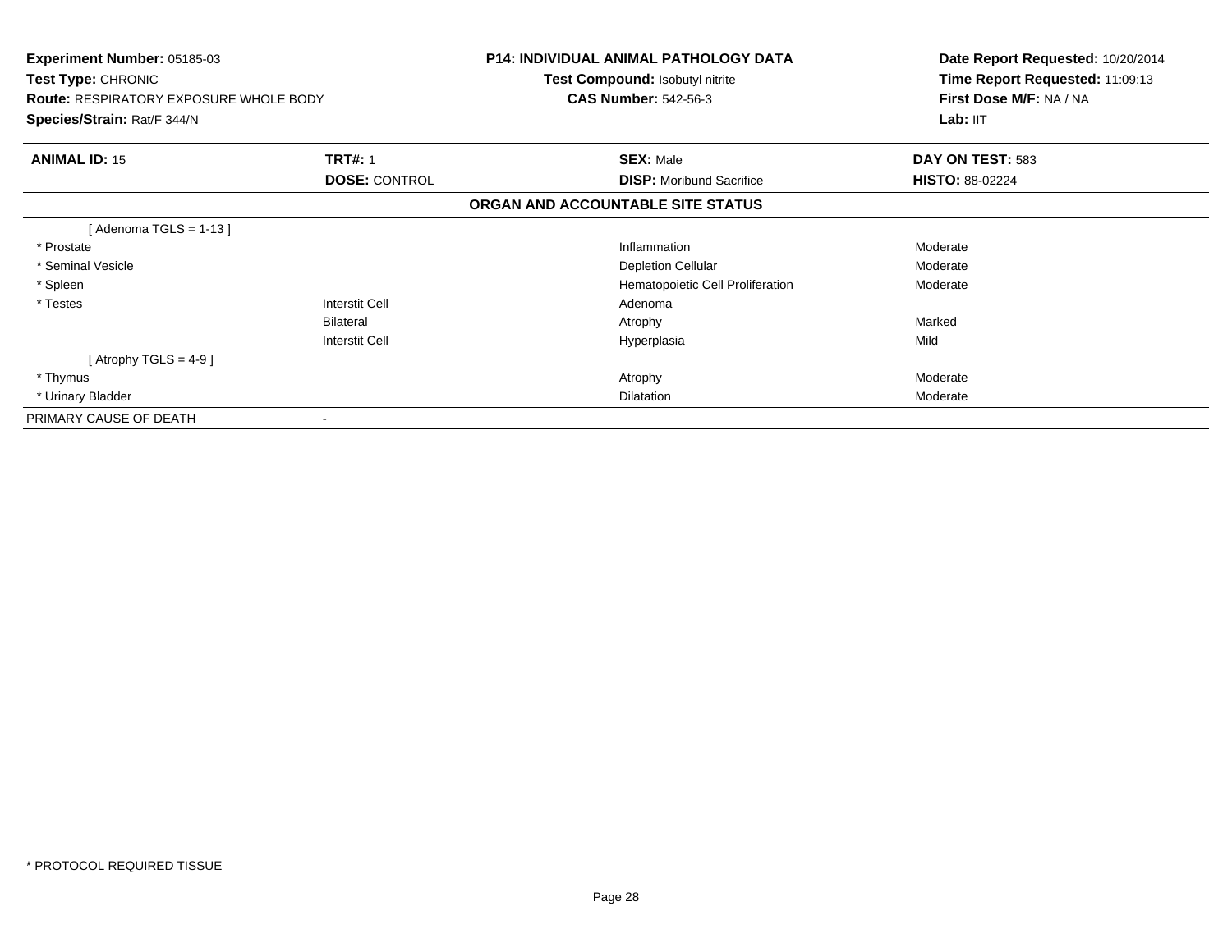**Experiment Number:** 05185-03
**Test Type:** CHRONIC
**Route:** RESPIRATORY EXPOSURE WHOLE BODY
**Species/Strain:** Rat/F 344/N

**P14: INDIVIDUAL ANIMAL PATHOLOGY DATA**
**Test Compound:** Isobutyl nitrite
**CAS Number:** 542-56-3

**Date Report Requested:** 10/20/2014
**Time Report Requested:** 11:09:13
**First Dose M/F:** NA / NA
**Lab:** IIT

| **ANIMAL ID:** 15 | **TRT#:** 1 | **SEX:** Male | **DAY ON TEST:** 583 |
|---|---|---|---|
| | **DOSE:** CONTROL | **DISP:** Moribund Sacrifice | **HISTO:** 88-02224 |

**ORGAN AND ACCOUNTABLE SITE STATUS**

| | | | |
|---|---|---|---|
| [ Adenoma TGLS = 1-13 ] | | | |
| * Prostate | | Inflammation | Moderate |
| * Seminal Vesicle | | Depletion Cellular | Moderate |
| * Spleen | | Hematopoietic Cell Proliferation | Moderate |
| * Testes | Interstit Cell | Adenoma | |
| | Bilateral | Atrophy | Marked |
| | Interstit Cell | Hyperplasia | Mild |
| [ Atrophy TGLS = 4-9 ] | | | |
| * Thymus | | Atrophy | Moderate |
| * Urinary Bladder | | Dilatation | Moderate |
| PRIMARY CAUSE OF DEATH | - | | |

* PROTOCOL REQUIRED TISSUE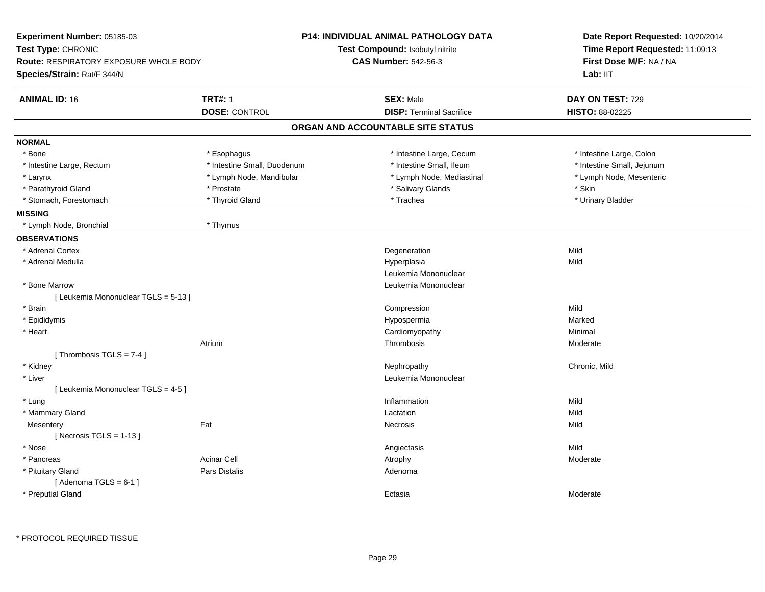**Experiment Number:** 05185-03
**Test Type:** CHRONIC
**Route:** RESPIRATORY EXPOSURE WHOLE BODY
**Species/Strain:** Rat/F 344/N

**P14: INDIVIDUAL ANIMAL PATHOLOGY DATA**
**Test Compound:** Isobutyl nitrite
**CAS Number:** 542-56-3

**Date Report Requested:** 10/20/2014
**Time Report Requested:** 11:09:13
**First Dose M/F:** NA / NA
**Lab:** IIT

| **ANIMAL ID:** 16 | **TRT#:** 1 | **SEX:** Male | **DAY ON TEST:** 729 |
|---|---|---|---|
| | **DOSE:** CONTROL | **DISP:** Terminal Sacrifice | **HISTO:** 88-02225 |

## ORGAN AND ACCOUNTABLE SITE STATUS

**NORMAL**

| | | | |
|---|---|---|---|
| * Bone | * Esophagus | * Intestine Large, Cecum | * Intestine Large, Colon |
| * Intestine Large, Rectum | * Intestine Small, Duodenum | * Intestine Small, Ileum | * Intestine Small, Jejunum |
| * Larynx | * Lymph Node, Mandibular | * Lymph Node, Mediastinal | * Lymph Node, Mesenteric |
| * Parathyroid Gland | * Prostate | * Salivary Glands | * Skin |
| * Stomach, Forestomach | * Thyroid Gland | * Trachea | * Urinary Bladder |

**MISSING**

| | |
|---|---|
| * Lymph Node, Bronchial | * Thymus |

**OBSERVATIONS**

| Organ | Site | Observation | Severity |
|---|---|---|---|
| * Adrenal Cortex | | Degeneration | Mild |
| * Adrenal Medulla | | Hyperplasia | Mild |
| | | Leukemia Mononuclear | |
| * Bone Marrow | | Leukemia Mononuclear | |
| [ Leukemia Mononuclear TGLS = 5-13 ] | | | |
| * Brain | | Compression | Mild |
| * Epididymis | | Hypospermia | Marked |
| * Heart | | Cardiomyopathy | Minimal |
| | Atrium | Thrombosis | Moderate |
| [ Thrombosis TGLS = 7-4 ] | | | |
| * Kidney | | Nephropathy | Chronic, Mild |
| * Liver | | Leukemia Mononuclear | |
| [ Leukemia Mononuclear TGLS = 4-5 ] | | | |
| * Lung | | Inflammation | Mild |
| * Mammary Gland | | Lactation | Mild |
| Mesentery | Fat | Necrosis | Mild |
| [ Necrosis TGLS = 1-13 ] | | | |
| * Nose | | Angiectasis | Mild |
| * Pancreas | Acinar Cell | Atrophy | Moderate |
| * Pituitary Gland | Pars Distalis | Adenoma | |
| [ Adenoma TGLS = 6-1 ] | | | |
| * Preputial Gland | | Ectasia | Moderate |

\* PROTOCOL REQUIRED TISSUE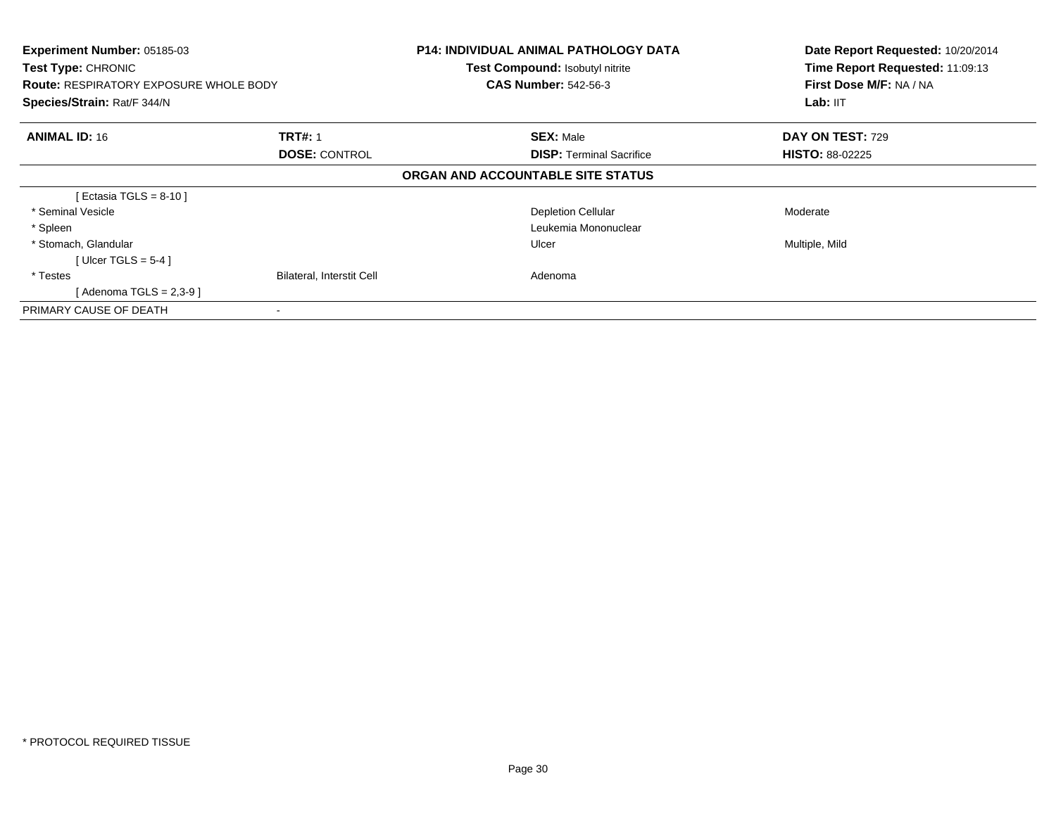**Experiment Number:** 05185-03
**Test Type:** CHRONIC
**Route:** RESPIRATORY EXPOSURE WHOLE BODY
**Species/Strain:** Rat/F 344/N

**P14: INDIVIDUAL ANIMAL PATHOLOGY DATA**
**Test Compound:** Isobutyl nitrite
**CAS Number:** 542-56-3

**Date Report Requested:** 10/20/2014
**Time Report Requested:** 11:09:13
**First Dose M/F:** NA / NA
**Lab:** IIT

| **ANIMAL ID:** 16 | **TRT#:** 1 | **SEX:** Male | **DAY ON TEST:** 729 |
|---|---|---|---|
| | **DOSE:** CONTROL | **DISP:** Terminal Sacrifice | **HISTO:** 88-02225 |

**ORGAN AND ACCOUNTABLE SITE STATUS**

| | | | |
|---|---|---|---|
| [ Ectasia TGLS = 8-10 ] | | | |
| * Seminal Vesicle | | Depletion Cellular | Moderate |
| * Spleen | | Leukemia Mononuclear | |
| * Stomach, Glandular | | Ulcer | Multiple, Mild |
| [ Ulcer TGLS = 5-4 ] | | | |
| * Testes | Bilateral, Interstit Cell | Adenoma | |
| [ Adenoma TGLS = 2,3-9 ] | | | |
| PRIMARY CAUSE OF DEATH | - | | |

* PROTOCOL REQUIRED TISSUE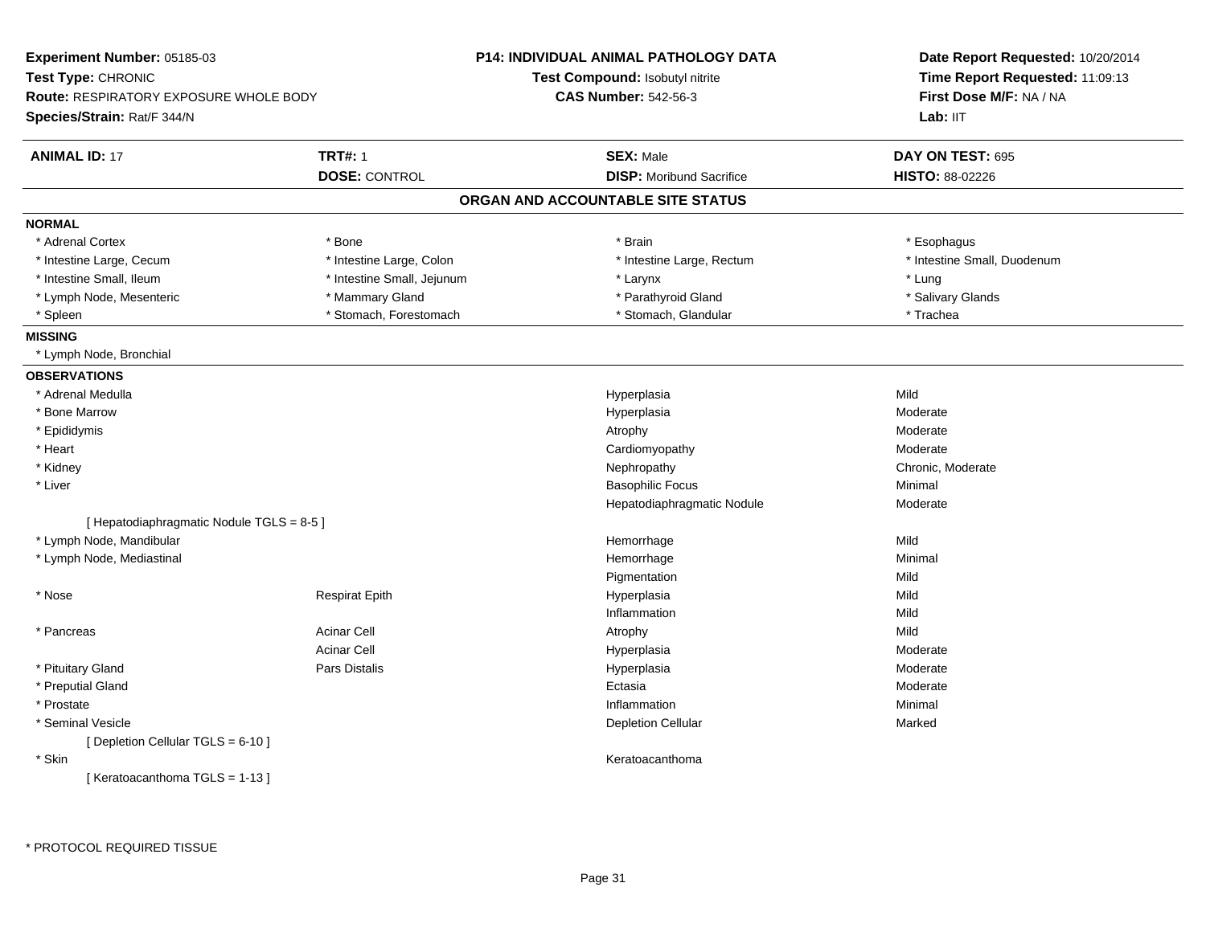**Experiment Number:** 05185-03
**Test Type:** CHRONIC
**Route:** RESPIRATORY EXPOSURE WHOLE BODY
**Species/Strain:** Rat/F 344/N

**P14: INDIVIDUAL ANIMAL PATHOLOGY DATA**
**Test Compound:** Isobutyl nitrite
**CAS Number:** 542-56-3

**Date Report Requested:** 10/20/2014
**Time Report Requested:** 11:09:13
**First Dose M/F:** NA / NA
**Lab:** IIT

| **ANIMAL ID:** 17 | **TRT#:** 1 | **SEX:** Male | **DAY ON TEST:** 695 |
|---|---|---|---|
| | **DOSE:** CONTROL | **DISP:** Moribund Sacrifice | **HISTO:** 88-02226 |

## ORGAN AND ACCOUNTABLE SITE STATUS

**NORMAL**

| | | | |
|---|---|---|---|
| * Adrenal Cortex | * Bone | * Brain | * Esophagus |
| * Intestine Large, Cecum | * Intestine Large, Colon | * Intestine Large, Rectum | * Intestine Small, Duodenum |
| * Intestine Small, Ileum | * Intestine Small, Jejunum | * Larynx | * Lung |
| * Lymph Node, Mesenteric | * Mammary Gland | * Parathyroid Gland | * Salivary Glands |
| * Spleen | * Stomach, Forestomach | * Stomach, Glandular | * Trachea |

**MISSING**

* Lymph Node, Bronchial

**OBSERVATIONS**

| Organ | Site | Observation | Severity |
|---|---|---|---|
| * Adrenal Medulla | | Hyperplasia | Mild |
| * Bone Marrow | | Hyperplasia | Moderate |
| * Epididymis | | Atrophy | Moderate |
| * Heart | | Cardiomyopathy | Moderate |
| * Kidney | | Nephropathy | Chronic, Moderate |
| * Liver | | Basophilic Focus | Minimal |
| | | Hepatodiaphragmatic Nodule | Moderate |
| [ Hepatodiaphragmatic Nodule TGLS = 8-5 ] | | | |
| * Lymph Node, Mandibular | | Hemorrhage | Mild |
| * Lymph Node, Mediastinal | | Hemorrhage | Minimal |
| | | Pigmentation | Mild |
| * Nose | Respirat Epith | Hyperplasia | Mild |
| | | Inflammation | Mild |
| * Pancreas | Acinar Cell | Atrophy | Mild |
| | Acinar Cell | Hyperplasia | Moderate |
| * Pituitary Gland | Pars Distalis | Hyperplasia | Moderate |
| * Preputial Gland | | Ectasia | Moderate |
| * Prostate | | Inflammation | Minimal |
| * Seminal Vesicle | | Depletion Cellular | Marked |
| [ Depletion Cellular TGLS = 6-10 ] | | | |
| * Skin | | Keratoacanthoma | |
| [ Keratoacanthoma TGLS = 1-13 ] | | | |

* PROTOCOL REQUIRED TISSUE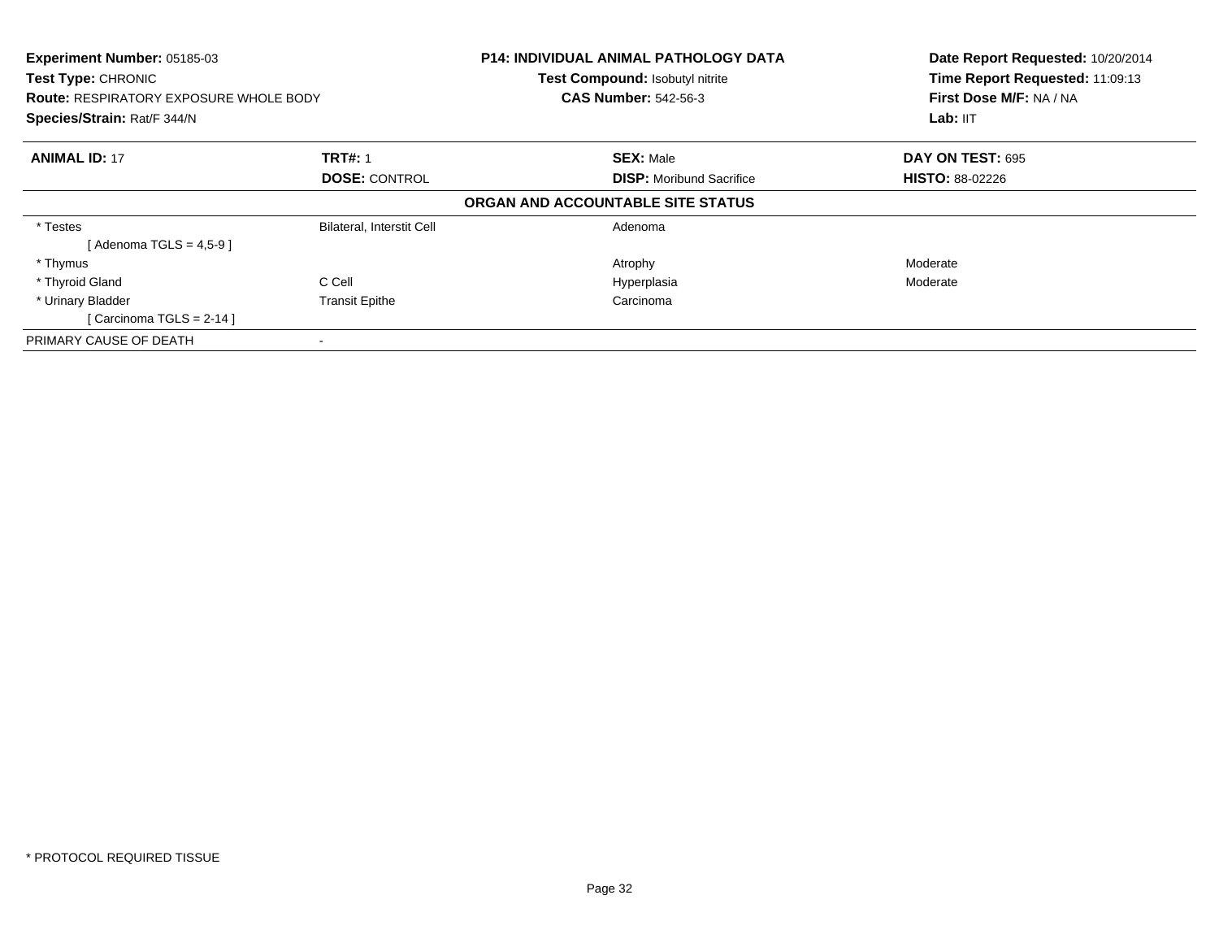**Experiment Number:** 05185-03
**Test Type:** CHRONIC
**Route:** RESPIRATORY EXPOSURE WHOLE BODY
**Species/Strain:** Rat/F 344/N

**P14: INDIVIDUAL ANIMAL PATHOLOGY DATA**
**Test Compound:** Isobutyl nitrite
**CAS Number:** 542-56-3

**Date Report Requested:** 10/20/2014
**Time Report Requested:** 11:09:13
**First Dose M/F:** NA / NA
**Lab:** IIT

| **ANIMAL ID:** 17 | **TRT#:** 1 | **SEX:** Male | **DAY ON TEST:** 695 |
|---|---|---|---|
| | **DOSE:** CONTROL | **DISP:** Moribund Sacrifice | **HISTO:** 88-02226 |

**ORGAN AND ACCOUNTABLE SITE STATUS**

| | | | |
|---|---|---|---|
| * Testes | Bilateral, Interstit Cell | Adenoma | |
| [ Adenoma TGLS = 4,5-9 ] | | | |
| * Thymus | | Atrophy | Moderate |
| * Thyroid Gland | C Cell | Hyperplasia | Moderate |
| * Urinary Bladder | Transit Epithe | Carcinoma | |
| [ Carcinoma TGLS = 2-14 ] | | | |
| PRIMARY CAUSE OF DEATH | - | | |

* PROTOCOL REQUIRED TISSUE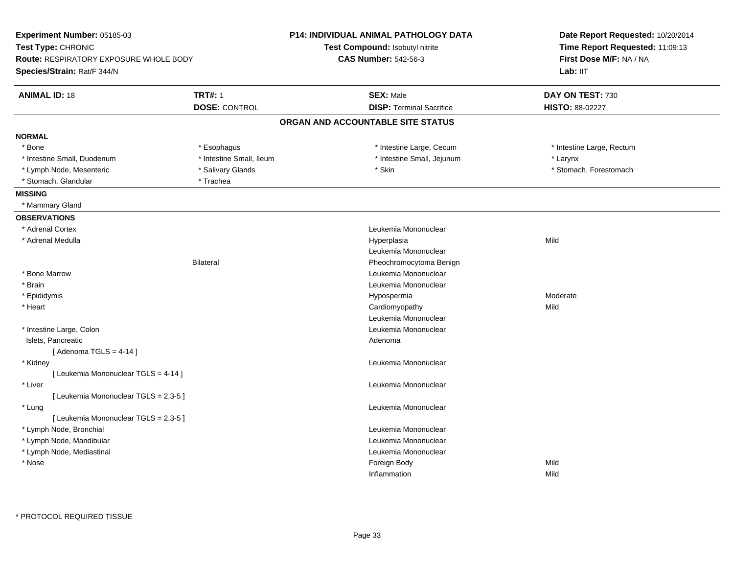**Experiment Number:** 05185-03
**Test Type:** CHRONIC
**Route:** RESPIRATORY EXPOSURE WHOLE BODY
**Species/Strain:** Rat/F 344/N

**P14: INDIVIDUAL ANIMAL PATHOLOGY DATA**
**Test Compound:** Isobutyl nitrite
**CAS Number:** 542-56-3

**Date Report Requested:** 10/20/2014
**Time Report Requested:** 11:09:13
**First Dose M/F:** NA / NA
**Lab:** IIT

| **ANIMAL ID:** 18 | **TRT#:** 1 | **SEX:** Male | **DAY ON TEST:** 730 |
|---|---|---|---|
| | **DOSE:** CONTROL | **DISP:** Terminal Sacrifice | **HISTO:** 88-02227 |

## ORGAN AND ACCOUNTABLE SITE STATUS

**NORMAL**

| | | | |
|---|---|---|---|
| * Bone | * Esophagus | * Intestine Large, Cecum | * Intestine Large, Rectum |
| * Intestine Small, Duodenum | * Intestine Small, Ileum | * Intestine Small, Jejunum | * Larynx |
| * Lymph Node, Mesenteric | * Salivary Glands | * Skin | * Stomach, Forestomach |
| * Stomach, Glandular | * Trachea | | |

**MISSING**

* Mammary Gland

**OBSERVATIONS**

| Organ | Location | Observation | Severity |
|---|---|---|---|
| * Adrenal Cortex | | Leukemia Mononuclear | |
| * Adrenal Medulla | | Hyperplasia | Mild |
| | | Leukemia Mononuclear | |
| | Bilateral | Pheochromocytoma Benign | |
| * Bone Marrow | | Leukemia Mononuclear | |
| * Brain | | Leukemia Mononuclear | |
| * Epididymis | | Hypospermia | Moderate |
| * Heart | | Cardiomyopathy | Mild |
| | | Leukemia Mononuclear | |
| * Intestine Large, Colon | | Leukemia Mononuclear | |
| Islets, Pancreatic | | Adenoma | |
| [ Adenoma TGLS = 4-14 ] | | | |
| * Kidney | | Leukemia Mononuclear | |
| [ Leukemia Mononuclear TGLS = 4-14 ] | | | |
| * Liver | | Leukemia Mononuclear | |
| [ Leukemia Mononuclear TGLS = 2,3-5 ] | | | |
| * Lung | | Leukemia Mononuclear | |
| [ Leukemia Mononuclear TGLS = 2,3-5 ] | | | |
| * Lymph Node, Bronchial | | Leukemia Mononuclear | |
| * Lymph Node, Mandibular | | Leukemia Mononuclear | |
| * Lymph Node, Mediastinal | | Leukemia Mononuclear | |
| * Nose | | Foreign Body | Mild |
| | | Inflammation | Mild |

* PROTOCOL REQUIRED TISSUE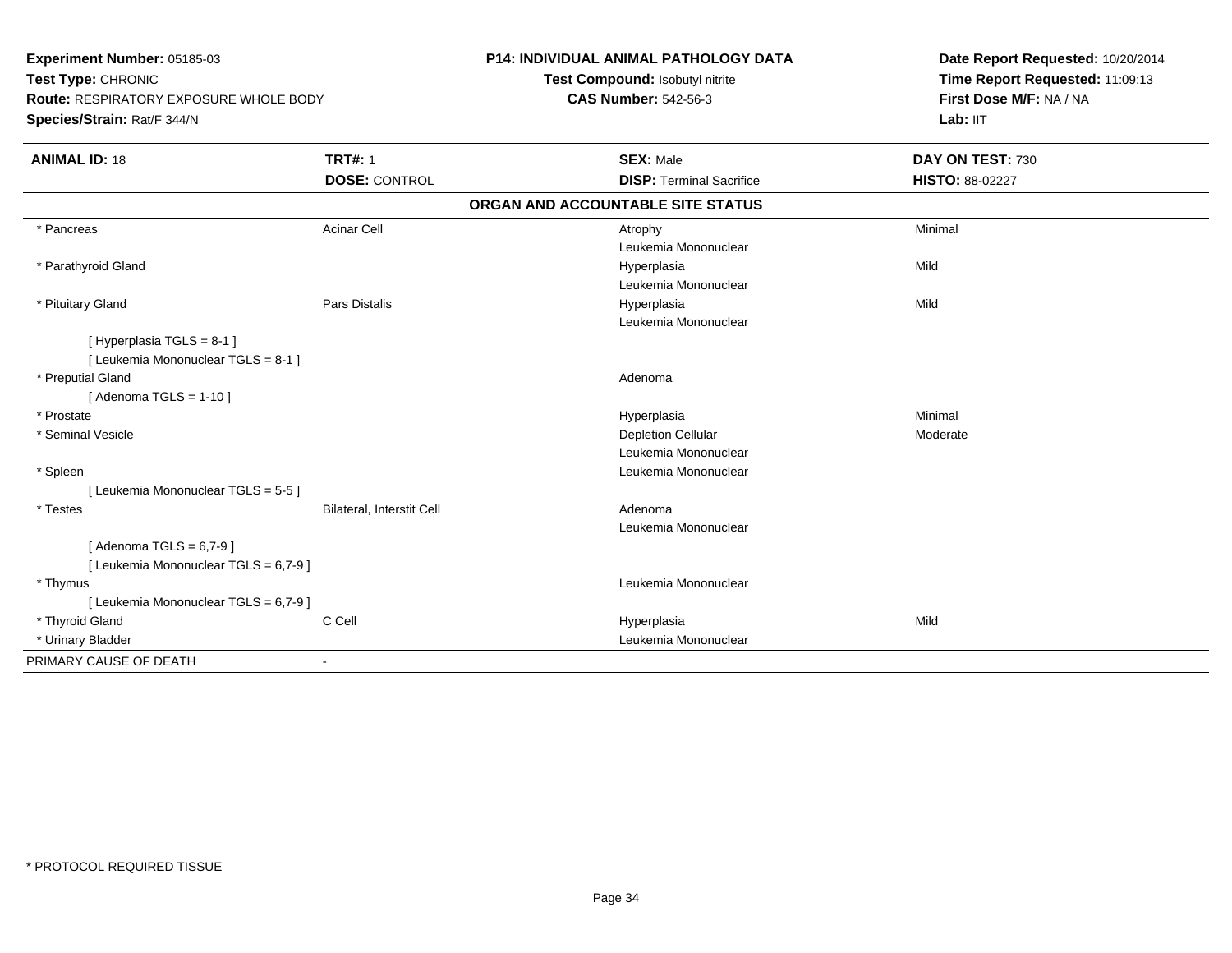**Experiment Number:** 05185-03
**Test Type:** CHRONIC
**Route:** RESPIRATORY EXPOSURE WHOLE BODY
**Species/Strain:** Rat/F 344/N

**P14: INDIVIDUAL ANIMAL PATHOLOGY DATA**
**Test Compound:** Isobutyl nitrite
**CAS Number:** 542-56-3

**Date Report Requested:** 10/20/2014
**Time Report Requested:** 11:09:13
**First Dose M/F:** NA / NA
**Lab:** IIT

| **ANIMAL ID:** 18 | **TRT#:** 1 | **SEX:** Male | **DAY ON TEST:** 730 |
|---|---|---|---|
| | **DOSE:** CONTROL | **DISP:** Terminal Sacrifice | **HISTO:** 88-02227 |

## ORGAN AND ACCOUNTABLE SITE STATUS

| | | | |
|---|---|---|---|
| * Pancreas | Acinar Cell | Atrophy | Minimal |
| | | Leukemia Mononuclear | |
| * Parathyroid Gland | | Hyperplasia | Mild |
| | | Leukemia Mononuclear | |
| * Pituitary Gland | Pars Distalis | Hyperplasia | Mild |
| | | Leukemia Mononuclear | |
| [ Hyperplasia TGLS = 8-1 ] | | | |
| [ Leukemia Mononuclear TGLS = 8-1 ] | | | |
| * Preputial Gland | | Adenoma | |
| [ Adenoma TGLS = 1-10 ] | | | |
| * Prostate | | Hyperplasia | Minimal |
| * Seminal Vesicle | | Depletion Cellular | Moderate |
| | | Leukemia Mononuclear | |
| * Spleen | | Leukemia Mononuclear | |
| [ Leukemia Mononuclear TGLS = 5-5 ] | | | |
| * Testes | Bilateral, Interstit Cell | Adenoma | |
| | | Leukemia Mononuclear | |
| [ Adenoma TGLS = 6,7-9 ] | | | |
| [ Leukemia Mononuclear TGLS = 6,7-9 ] | | | |
| * Thymus | | Leukemia Mononuclear | |
| [ Leukemia Mononuclear TGLS = 6,7-9 ] | | | |
| * Thyroid Gland | C Cell | Hyperplasia | Mild |
| * Urinary Bladder | | Leukemia Mononuclear | |
| PRIMARY CAUSE OF DEATH | - | | |

* PROTOCOL REQUIRED TISSUE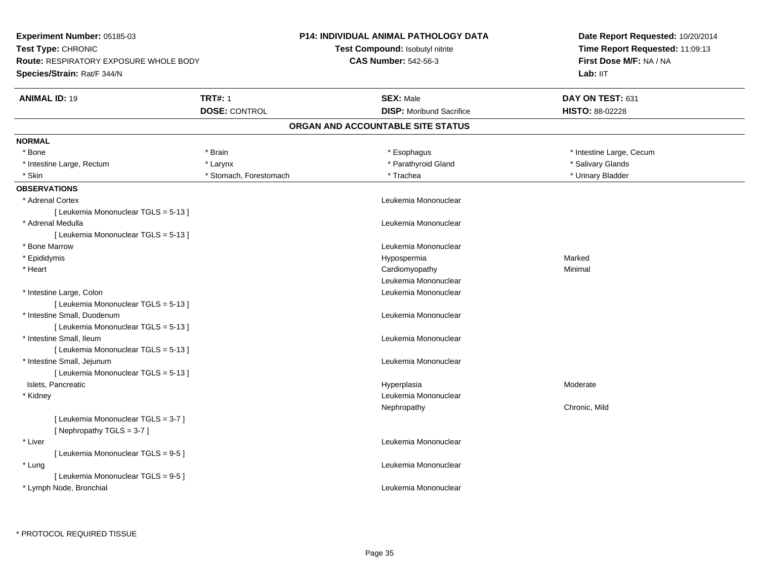**Experiment Number:** 05185-03
**Test Type:** CHRONIC
**Route:** RESPIRATORY EXPOSURE WHOLE BODY
**Species/Strain:** Rat/F 344/N

**P14: INDIVIDUAL ANIMAL PATHOLOGY DATA**
**Test Compound:** Isobutyl nitrite
**CAS Number:** 542-56-3

**Date Report Requested:** 10/20/2014
**Time Report Requested:** 11:09:13
**First Dose M/F:** NA / NA
**Lab:** IIT

| **ANIMAL ID:** 19 | **TRT#:** 1 | **SEX:** Male | **DAY ON TEST:** 631 |
|---|---|---|---|
| | **DOSE:** CONTROL | **DISP:** Moribund Sacrifice | **HISTO:** 88-02228 |

## ORGAN AND ACCOUNTABLE SITE STATUS

**NORMAL**

| | | | |
|---|---|---|---|
| * Bone | * Brain | * Esophagus | * Intestine Large, Cecum |
| * Intestine Large, Rectum | * Larynx | * Parathyroid Gland | * Salivary Glands |
| * Skin | * Stomach, Forestomach | * Trachea | * Urinary Bladder |

**OBSERVATIONS**

| Organ | Observation | Severity |
|---|---|---|
| * Adrenal Cortex | Leukemia Mononuclear | |
| [ Leukemia Mononuclear TGLS = 5-13 ] | | |
| * Adrenal Medulla | Leukemia Mononuclear | |
| [ Leukemia Mononuclear TGLS = 5-13 ] | | |
| * Bone Marrow | Leukemia Mononuclear | |
| * Epididymis | Hypospermia | Marked |
| * Heart | Cardiomyopathy | Minimal |
| | Leukemia Mononuclear | |
| * Intestine Large, Colon | Leukemia Mononuclear | |
| [ Leukemia Mononuclear TGLS = 5-13 ] | | |
| * Intestine Small, Duodenum | Leukemia Mononuclear | |
| [ Leukemia Mononuclear TGLS = 5-13 ] | | |
| * Intestine Small, Ileum | Leukemia Mononuclear | |
| [ Leukemia Mononuclear TGLS = 5-13 ] | | |
| * Intestine Small, Jejunum | Leukemia Mononuclear | |
| [ Leukemia Mononuclear TGLS = 5-13 ] | | |
| Islets, Pancreatic | Hyperplasia | Moderate |
| * Kidney | Leukemia Mononuclear | |
| | Nephropathy | Chronic, Mild |
| [ Leukemia Mononuclear TGLS = 3-7 ] | | |
| [ Nephropathy TGLS = 3-7 ] | | |
| * Liver | Leukemia Mononuclear | |
| [ Leukemia Mononuclear TGLS = 9-5 ] | | |
| * Lung | Leukemia Mononuclear | |
| [ Leukemia Mononuclear TGLS = 9-5 ] | | |
| * Lymph Node, Bronchial | Leukemia Mononuclear | |

* PROTOCOL REQUIRED TISSUE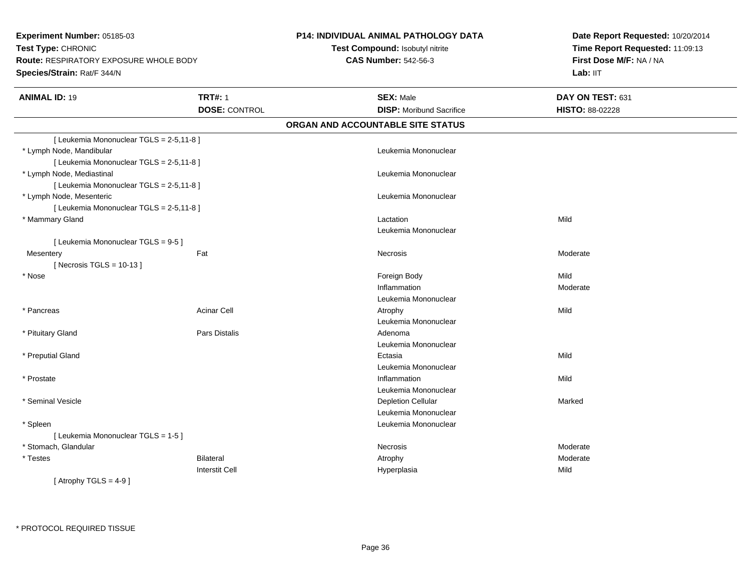**Experiment Number:** 05185-03
**Test Type:** CHRONIC
**Route:** RESPIRATORY EXPOSURE WHOLE BODY
**Species/Strain:** Rat/F 344/N

**P14: INDIVIDUAL ANIMAL PATHOLOGY DATA**
**Test Compound:** Isobutyl nitrite
**CAS Number:** 542-56-3

**Date Report Requested:** 10/20/2014
**Time Report Requested:** 11:09:13
**First Dose M/F:** NA / NA
**Lab:** IIT

| **ANIMAL ID:** 19 | **TRT#:** 1 | **SEX:** Male | **DAY ON TEST:** 631 |
|---|---|---|---|
| | **DOSE:** CONTROL | **DISP:** Moribund Sacrifice | **HISTO:** 88-02228 |

## ORGAN AND ACCOUNTABLE SITE STATUS

| | | | |
|---|---|---|---|
| [ Leukemia Mononuclear TGLS = 2-5,11-8 ] | | | |
| * Lymph Node, Mandibular | | Leukemia Mononuclear | |
| [ Leukemia Mononuclear TGLS = 2-5,11-8 ] | | | |
| * Lymph Node, Mediastinal | | Leukemia Mononuclear | |
| [ Leukemia Mononuclear TGLS = 2-5,11-8 ] | | | |
| * Lymph Node, Mesenteric | | Leukemia Mononuclear | |
| [ Leukemia Mononuclear TGLS = 2-5,11-8 ] | | | |
| * Mammary Gland | | Lactation | Mild |
| | | Leukemia Mononuclear | |
| [ Leukemia Mononuclear TGLS = 9-5 ] | | | |
| Mesentery | Fat | Necrosis | Moderate |
| [ Necrosis TGLS = 10-13 ] | | | |
| * Nose | | Foreign Body | Mild |
| | | Inflammation | Moderate |
| | | Leukemia Mononuclear | |
| * Pancreas | Acinar Cell | Atrophy | Mild |
| | | Leukemia Mononuclear | |
| * Pituitary Gland | Pars Distalis | Adenoma | |
| | | Leukemia Mononuclear | |
| * Preputial Gland | | Ectasia | Mild |
| | | Leukemia Mononuclear | |
| * Prostate | | Inflammation | Mild |
| | | Leukemia Mononuclear | |
| * Seminal Vesicle | | Depletion Cellular | Marked |
| | | Leukemia Mononuclear | |
| * Spleen | | Leukemia Mononuclear | |
| [ Leukemia Mononuclear TGLS = 1-5 ] | | | |
| * Stomach, Glandular | | Necrosis | Moderate |
| * Testes | Bilateral | Atrophy | Moderate |
| | Interstit Cell | Hyperplasia | Mild |
| [ Atrophy TGLS = 4-9 ] | | | |

* PROTOCOL REQUIRED TISSUE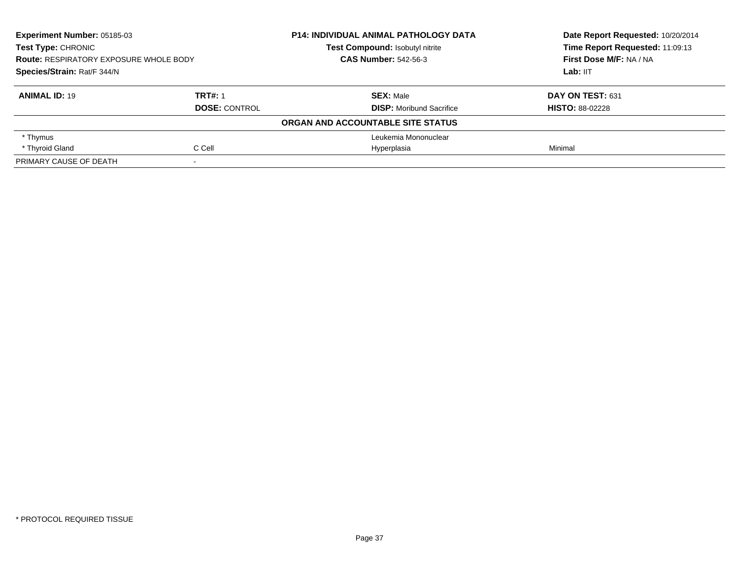**Experiment Number:** 05185-03
**Test Type:** CHRONIC
**Route:** RESPIRATORY EXPOSURE WHOLE BODY
**Species/Strain:** Rat/F 344/N

**P14: INDIVIDUAL ANIMAL PATHOLOGY DATA**
**Test Compound:** Isobutyl nitrite
**CAS Number:** 542-56-3

**Date Report Requested:** 10/20/2014
**Time Report Requested:** 11:09:13
**First Dose M/F:** NA / NA
**Lab:** IIT

| **ANIMAL ID:** 19 | **TRT#:** 1 | **SEX:** Male | **DAY ON TEST:** 631 |
|---|---|---|---|
| | **DOSE:** CONTROL | **DISP:** Moribund Sacrifice | **HISTO:** 88-02228 |
| | | **ORGAN AND ACCOUNTABLE SITE STATUS** | |
| * Thymus | | Leukemia Mononuclear | |
| * Thyroid Gland | C Cell | Hyperplasia | Minimal |
| PRIMARY CAUSE OF DEATH | - | | |

* PROTOCOL REQUIRED TISSUE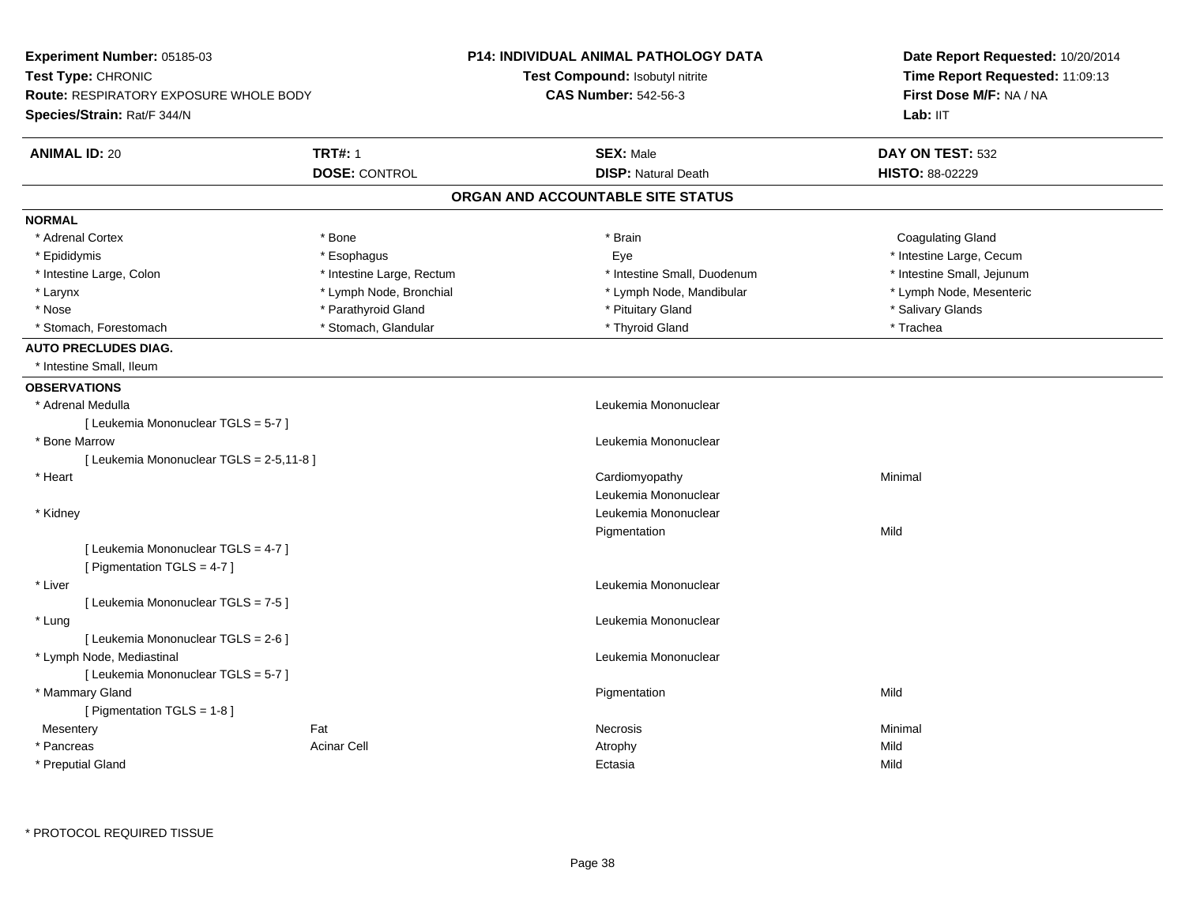**Experiment Number:** 05185-03
**Test Type:** CHRONIC
**Route:** RESPIRATORY EXPOSURE WHOLE BODY
**Species/Strain:** Rat/F 344/N

**P14: INDIVIDUAL ANIMAL PATHOLOGY DATA**
**Test Compound:** Isobutyl nitrite
**CAS Number:** 542-56-3

**Date Report Requested:** 10/20/2014
**Time Report Requested:** 11:09:13
**First Dose M/F:** NA / NA
**Lab:** IIT

| **ANIMAL ID:** 20 | **TRT#:** 1 | **SEX:** Male | **DAY ON TEST:** 532 |
|---|---|---|---|
| | **DOSE:** CONTROL | **DISP:** Natural Death | **HISTO:** 88-02229 |

## ORGAN AND ACCOUNTABLE SITE STATUS

**NORMAL**

| | | | |
|---|---|---|---|
| * Adrenal Cortex | * Bone | * Brain | Coagulating Gland |
| * Epididymis | * Esophagus | Eye | * Intestine Large, Cecum |
| * Intestine Large, Colon | * Intestine Large, Rectum | * Intestine Small, Duodenum | * Intestine Small, Jejunum |
| * Larynx | * Lymph Node, Bronchial | * Lymph Node, Mandibular | * Lymph Node, Mesenteric |
| * Nose | * Parathyroid Gland | * Pituitary Gland | * Salivary Glands |
| * Stomach, Forestomach | * Stomach, Glandular | * Thyroid Gland | * Trachea |

**AUTO PRECLUDES DIAG.**

* Intestine Small, Ileum

**OBSERVATIONS**

| Organ | Site | Observation | Severity |
|---|---|---|---|
| * Adrenal Medulla | | Leukemia Mononuclear | |
| [ Leukemia Mononuclear TGLS = 5-7 ] | | | |
| * Bone Marrow | | Leukemia Mononuclear | |
| [ Leukemia Mononuclear TGLS = 2-5,11-8 ] | | | |
| * Heart | | Cardiomyopathy | Minimal |
| | | Leukemia Mononuclear | |
| * Kidney | | Leukemia Mononuclear | |
| | | Pigmentation | Mild |
| [ Leukemia Mononuclear TGLS = 4-7 ] | | | |
| [ Pigmentation TGLS = 4-7 ] | | | |
| * Liver | | Leukemia Mononuclear | |
| [ Leukemia Mononuclear TGLS = 7-5 ] | | | |
| * Lung | | Leukemia Mononuclear | |
| [ Leukemia Mononuclear TGLS = 2-6 ] | | | |
| * Lymph Node, Mediastinal | | Leukemia Mononuclear | |
| [ Leukemia Mononuclear TGLS = 5-7 ] | | | |
| * Mammary Gland | | Pigmentation | Mild |
| [ Pigmentation TGLS = 1-8 ] | | | |
| Mesentery | Fat | Necrosis | Minimal |
| * Pancreas | Acinar Cell | Atrophy | Mild |
| * Preputial Gland | | Ectasia | Mild |

* PROTOCOL REQUIRED TISSUE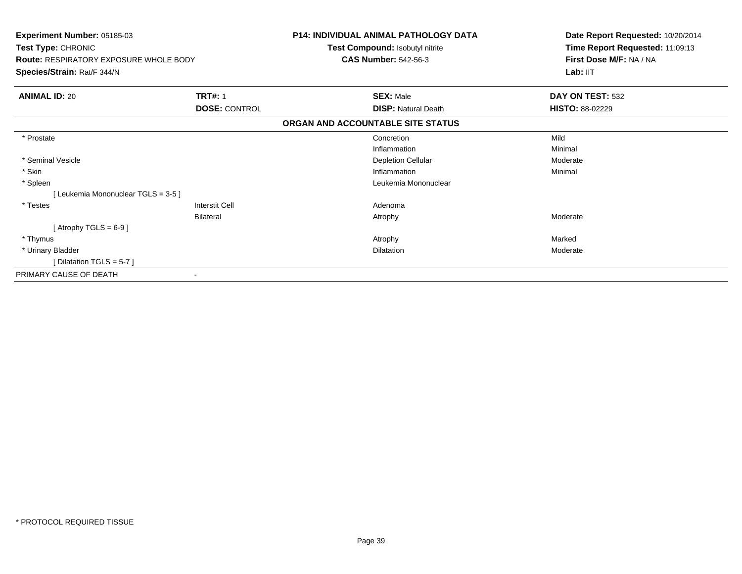**Experiment Number:** 05185-03
**Test Type:** CHRONIC
**Route:** RESPIRATORY EXPOSURE WHOLE BODY
**Species/Strain:** Rat/F 344/N

**P14: INDIVIDUAL ANIMAL PATHOLOGY DATA**
**Test Compound:** Isobutyl nitrite
**CAS Number:** 542-56-3

**Date Report Requested:** 10/20/2014
**Time Report Requested:** 11:09:13
**First Dose M/F:** NA / NA
**Lab:** IIT

| **ANIMAL ID:** 20 | **TRT#:** 1 | **SEX:** Male | **DAY ON TEST:** 532 |
|---|---|---|---|
| | **DOSE:** CONTROL | **DISP:** Natural Death | **HISTO:** 88-02229 |

**ORGAN AND ACCOUNTABLE SITE STATUS**

| | | | |
|---|---|---|---|
| * Prostate | | Concretion | Mild |
| | | Inflammation | Minimal |
| * Seminal Vesicle | | Depletion Cellular | Moderate |
| * Skin | | Inflammation | Minimal |
| * Spleen | | Leukemia Mononuclear | |
| [ Leukemia Mononuclear TGLS = 3-5 ] | | | |
| * Testes | Interstit Cell | Adenoma | |
| | Bilateral | Atrophy | Moderate |
| [ Atrophy TGLS = 6-9 ] | | | |
| * Thymus | | Atrophy | Marked |
| * Urinary Bladder | | Dilatation | Moderate |
| [ Dilatation TGLS = 5-7 ] | | | |
| PRIMARY CAUSE OF DEATH | - | | |

* PROTOCOL REQUIRED TISSUE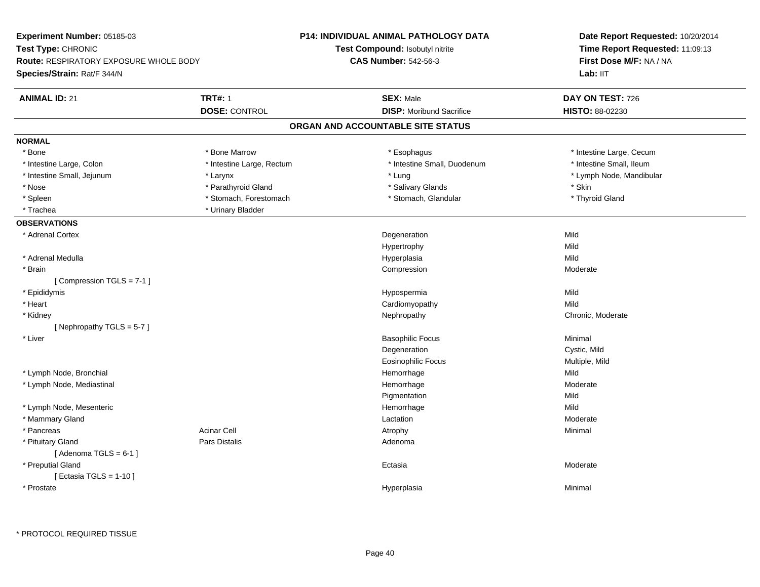**Experiment Number:** 05185-03
**Test Type:** CHRONIC
**Route:** RESPIRATORY EXPOSURE WHOLE BODY
**Species/Strain:** Rat/F 344/N

**P14: INDIVIDUAL ANIMAL PATHOLOGY DATA**
**Test Compound:** Isobutyl nitrite
**CAS Number:** 542-56-3

**Date Report Requested:** 10/20/2014
**Time Report Requested:** 11:09:13
**First Dose M/F:** NA / NA
**Lab:** IIT

| **ANIMAL ID:** 21 | **TRT#:** 1 | **SEX:** Male | **DAY ON TEST:** 726 |
|---|---|---|---|
| | **DOSE:** CONTROL | **DISP:** Moribund Sacrifice | **HISTO:** 88-02230 |

## ORGAN AND ACCOUNTABLE SITE STATUS

**NORMAL**

| | | | |
|---|---|---|---|
| * Bone | * Bone Marrow | * Esophagus | * Intestine Large, Cecum |
| * Intestine Large, Colon | * Intestine Large, Rectum | * Intestine Small, Duodenum | * Intestine Small, Ileum |
| * Intestine Small, Jejunum | * Larynx | * Lung | * Lymph Node, Mandibular |
| * Nose | * Parathyroid Gland | * Salivary Glands | * Skin |
| * Spleen | * Stomach, Forestomach | * Stomach, Glandular | * Thyroid Gland |
| * Trachea | * Urinary Bladder | | |

**OBSERVATIONS**

| Organ | Site | Observation | Severity |
|---|---|---|---|
| * Adrenal Cortex | | Degeneration | Mild |
| | | Hypertrophy | Mild |
| * Adrenal Medulla | | Hyperplasia | Mild |
| * Brain | | Compression | Moderate |
| [ Compression TGLS = 7-1 ] | | | |
| * Epididymis | | Hypospermia | Mild |
| * Heart | | Cardiomyopathy | Mild |
| * Kidney | | Nephropathy | Chronic, Moderate |
| [ Nephropathy TGLS = 5-7 ] | | | |
| * Liver | | Basophilic Focus | Minimal |
| | | Degeneration | Cystic, Mild |
| | | Eosinophilic Focus | Multiple, Mild |
| * Lymph Node, Bronchial | | Hemorrhage | Mild |
| * Lymph Node, Mediastinal | | Hemorrhage | Moderate |
| | | Pigmentation | Mild |
| * Lymph Node, Mesenteric | | Hemorrhage | Mild |
| * Mammary Gland | | Lactation | Moderate |
| * Pancreas | Acinar Cell | Atrophy | Minimal |
| * Pituitary Gland | Pars Distalis | Adenoma | |
| [ Adenoma TGLS = 6-1 ] | | | |
| * Preputial Gland | | Ectasia | Moderate |
| [ Ectasia TGLS = 1-10 ] | | | |
| * Prostate | | Hyperplasia | Minimal |

* PROTOCOL REQUIRED TISSUE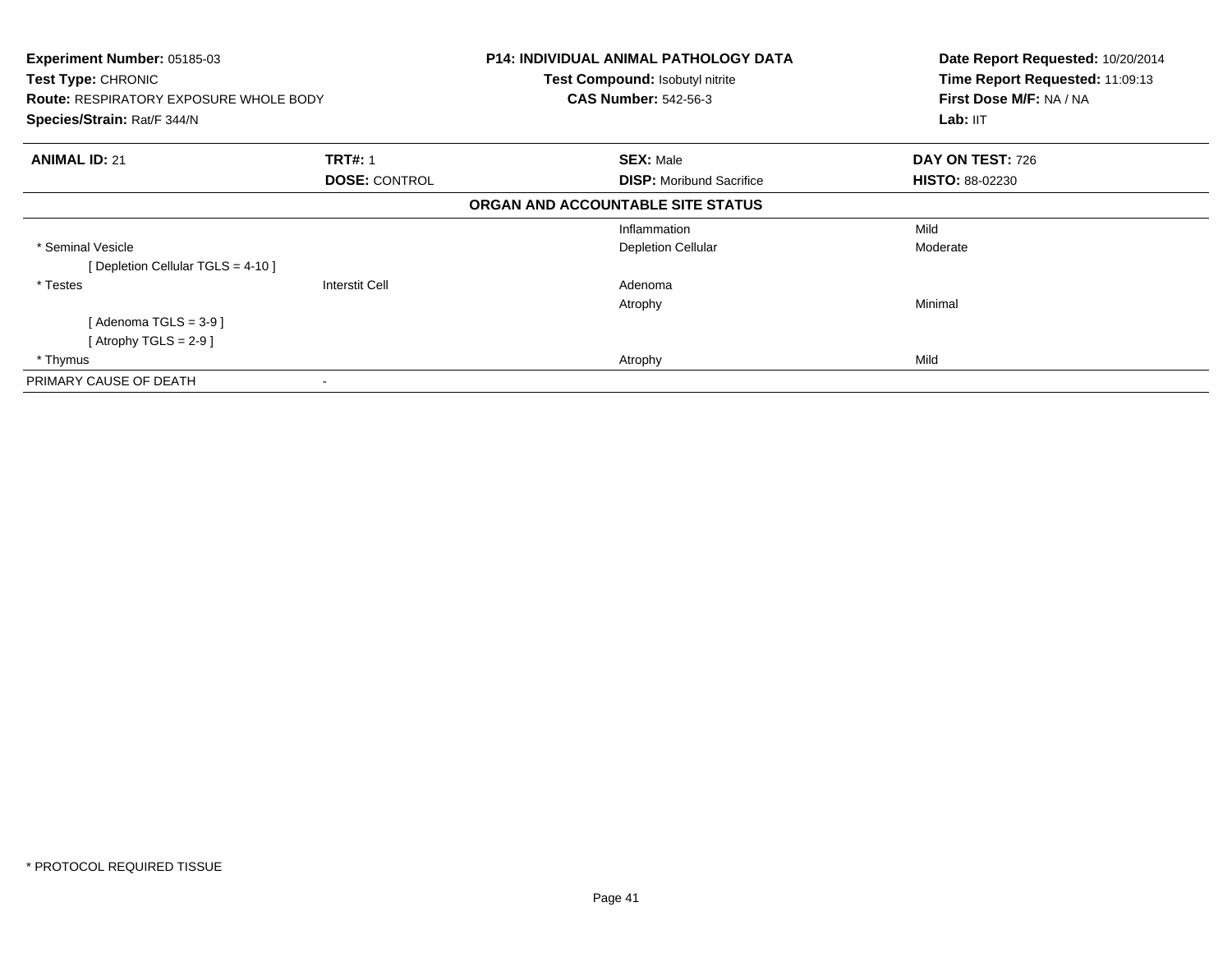**Experiment Number:** 05185-03
**Test Type:** CHRONIC
**Route:** RESPIRATORY EXPOSURE WHOLE BODY
**Species/Strain:** Rat/F 344/N

**P14: INDIVIDUAL ANIMAL PATHOLOGY DATA**
**Test Compound:** Isobutyl nitrite
**CAS Number:** 542-56-3

**Date Report Requested:** 10/20/2014
**Time Report Requested:** 11:09:13
**First Dose M/F:** NA / NA
**Lab:** IIT

| **ANIMAL ID:** 21 | **TRT#:** 1 | **SEX:** Male | **DAY ON TEST:** 726 |
|---|---|---|---|
| | **DOSE:** CONTROL | **DISP:** Moribund Sacrifice | **HISTO:** 88-02230 |

**ORGAN AND ACCOUNTABLE SITE STATUS**

| | | | |
|---|---|---|---|
| | | Inflammation | Mild |
| * Seminal Vesicle | | Depletion Cellular | Moderate |
| [ Depletion Cellular TGLS = 4-10 ] | | | |
| * Testes | Interstit Cell | Adenoma | |
| | | Atrophy | Minimal |
| [ Adenoma TGLS = 3-9 ] | | | |
| [ Atrophy TGLS = 2-9 ] | | | |
| * Thymus | | Atrophy | Mild |
| PRIMARY CAUSE OF DEATH | - | | |

* PROTOCOL REQUIRED TISSUE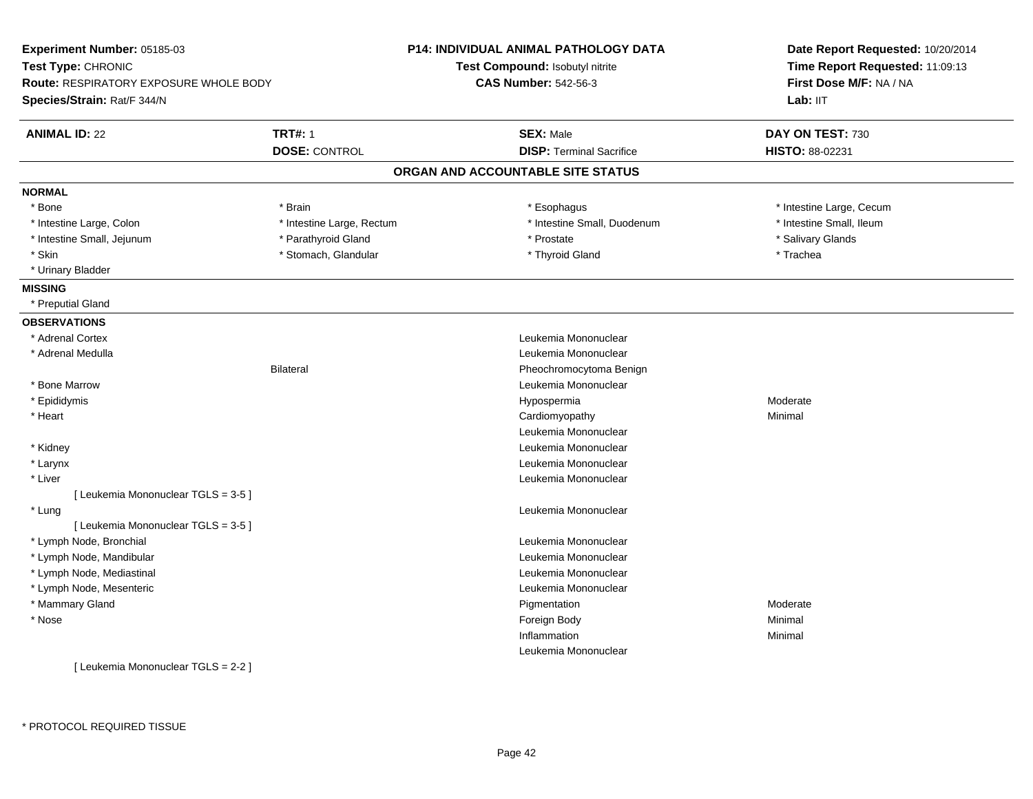**Experiment Number:** 05185-03
**Test Type:** CHRONIC
**Route:** RESPIRATORY EXPOSURE WHOLE BODY
**Species/Strain:** Rat/F 344/N

**P14: INDIVIDUAL ANIMAL PATHOLOGY DATA**
**Test Compound:** Isobutyl nitrite
**CAS Number:** 542-56-3

**Date Report Requested:** 10/20/2014
**Time Report Requested:** 11:09:13
**First Dose M/F:** NA / NA
**Lab:** IIT

| **ANIMAL ID:** 22 | **TRT#:** 1 | **SEX:** Male | **DAY ON TEST:** 730 |
|---|---|---|---|
| | **DOSE:** CONTROL | **DISP:** Terminal Sacrifice | **HISTO:** 88-02231 |

## ORGAN AND ACCOUNTABLE SITE STATUS

**NORMAL**

| | | | |
|---|---|---|---|
| * Bone | * Brain | * Esophagus | * Intestine Large, Cecum |
| * Intestine Large, Colon | * Intestine Large, Rectum | * Intestine Small, Duodenum | * Intestine Small, Ileum |
| * Intestine Small, Jejunum | * Parathyroid Gland | * Prostate | * Salivary Glands |
| * Skin | * Stomach, Glandular | * Thyroid Gland | * Trachea |
| * Urinary Bladder | | | |

**MISSING**

* Preputial Gland

**OBSERVATIONS**

| Organ | Location | Observation | Severity |
|---|---|---|---|
| * Adrenal Cortex | | Leukemia Mononuclear | |
| * Adrenal Medulla | | Leukemia Mononuclear | |
| | Bilateral | Pheochromocytoma Benign | |
| * Bone Marrow | | Leukemia Mononuclear | |
| * Epididymis | | Hypospermia | Moderate |
| * Heart | | Cardiomyopathy | Minimal |
| | | Leukemia Mononuclear | |
| * Kidney | | Leukemia Mononuclear | |
| * Larynx | | Leukemia Mononuclear | |
| * Liver | | Leukemia Mononuclear | |
| [ Leukemia Mononuclear TGLS = 3-5 ] | | | |
| * Lung | | Leukemia Mononuclear | |
| [ Leukemia Mononuclear TGLS = 3-5 ] | | | |
| * Lymph Node, Bronchial | | Leukemia Mononuclear | |
| * Lymph Node, Mandibular | | Leukemia Mononuclear | |
| * Lymph Node, Mediastinal | | Leukemia Mononuclear | |
| * Lymph Node, Mesenteric | | Leukemia Mononuclear | |
| * Mammary Gland | | Pigmentation | Moderate |
| * Nose | | Foreign Body | Minimal |
| | | Inflammation | Minimal |
| | | Leukemia Mononuclear | |
| [ Leukemia Mononuclear TGLS = 2-2 ] | | | |

* PROTOCOL REQUIRED TISSUE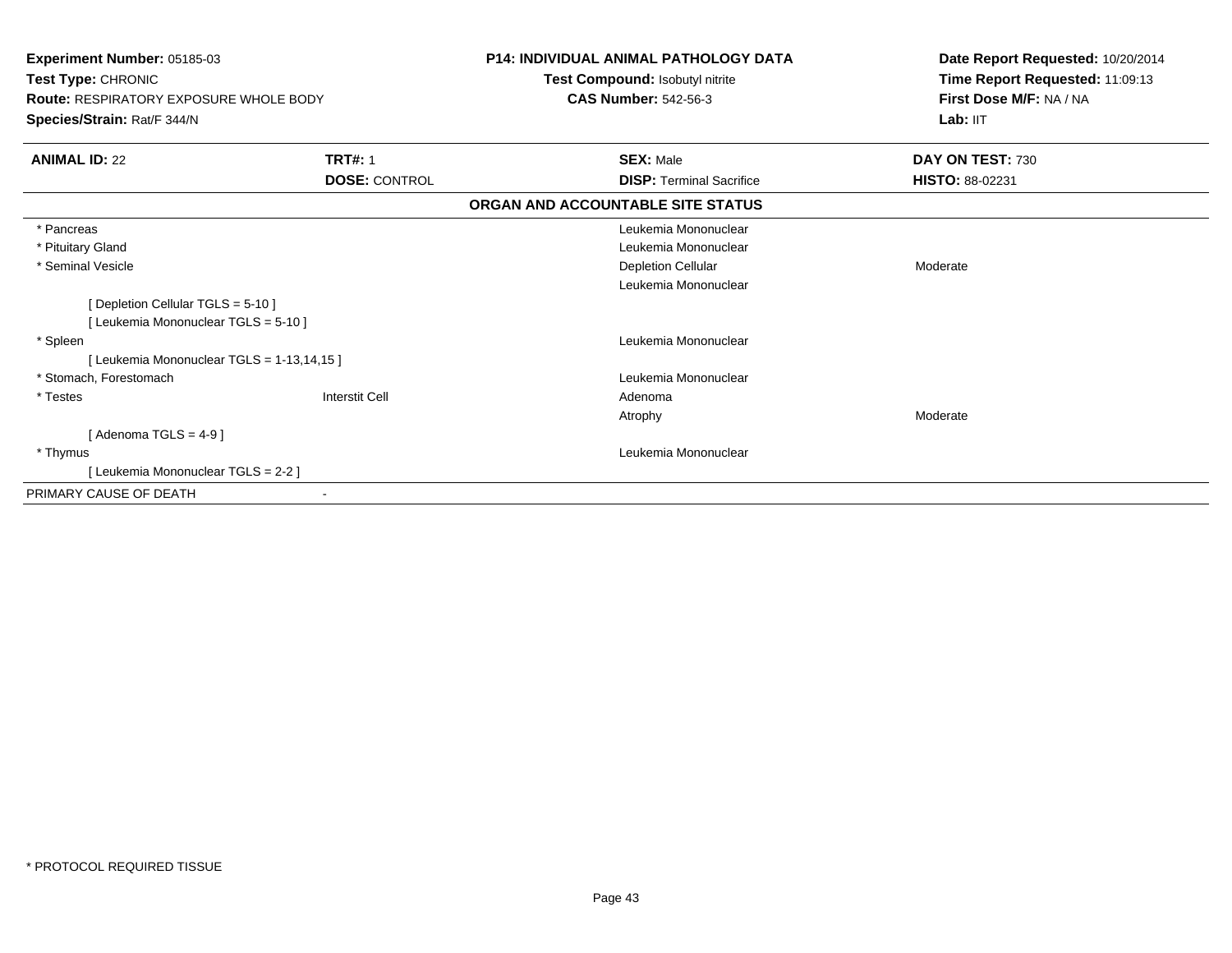**Experiment Number:** 05185-03
**Test Type:** CHRONIC
**Route:** RESPIRATORY EXPOSURE WHOLE BODY
**Species/Strain:** Rat/F 344/N

**P14: INDIVIDUAL ANIMAL PATHOLOGY DATA**
**Test Compound:** Isobutyl nitrite
**CAS Number:** 542-56-3

**Date Report Requested:** 10/20/2014
**Time Report Requested:** 11:09:13
**First Dose M/F:** NA / NA
**Lab:** IIT

| **ANIMAL ID:** 22 | **TRT#:** 1 | **SEX:** Male | **DAY ON TEST:** 730 |
|---|---|---|---|
| | **DOSE:** CONTROL | **DISP:** Terminal Sacrifice | **HISTO:** 88-02231 |

**ORGAN AND ACCOUNTABLE SITE STATUS**

| | | | |
|---|---|---|---|
| * Pancreas | | Leukemia Mononuclear | |
| * Pituitary Gland | | Leukemia Mononuclear | |
| * Seminal Vesicle | | Depletion Cellular | Moderate |
| | | Leukemia Mononuclear | |
| [ Depletion Cellular TGLS = 5-10 ] | | | |
| [ Leukemia Mononuclear TGLS = 5-10 ] | | | |
| * Spleen | | Leukemia Mononuclear | |
| [ Leukemia Mononuclear TGLS = 1-13,14,15 ] | | | |
| * Stomach, Forestomach | | Leukemia Mononuclear | |
| * Testes | Interstit Cell | Adenoma | |
| | | Atrophy | Moderate |
| [ Adenoma TGLS = 4-9 ] | | | |
| * Thymus | | Leukemia Mononuclear | |
| [ Leukemia Mononuclear TGLS = 2-2 ] | | | |
| PRIMARY CAUSE OF DEATH | - | | |

* PROTOCOL REQUIRED TISSUE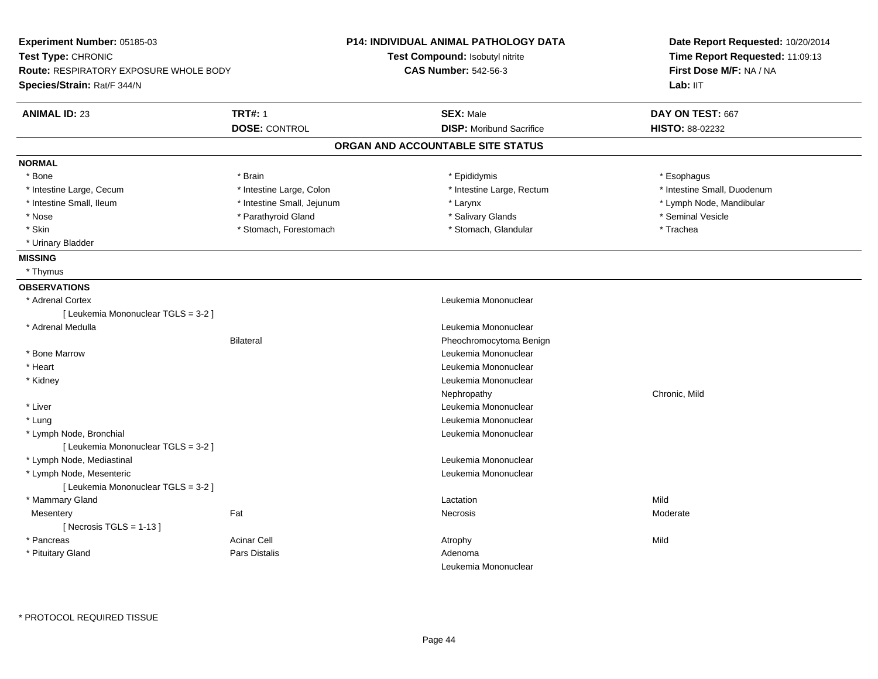**Experiment Number:** 05185-03
**Test Type:** CHRONIC
**Route:** RESPIRATORY EXPOSURE WHOLE BODY
**Species/Strain:** Rat/F 344/N

**P14: INDIVIDUAL ANIMAL PATHOLOGY DATA**
**Test Compound:** Isobutyl nitrite
**CAS Number:** 542-56-3

**Date Report Requested:** 10/20/2014
**Time Report Requested:** 11:09:13
**First Dose M/F:** NA / NA
**Lab:** IIT

| **ANIMAL ID:** 23 | **TRT#:** 1 | **SEX:** Male | **DAY ON TEST:** 667 |
|---|---|---|---|
| | **DOSE:** CONTROL | **DISP:** Moribund Sacrifice | **HISTO:** 88-02232 |

## ORGAN AND ACCOUNTABLE SITE STATUS

**NORMAL**

| | | | |
|---|---|---|---|
| * Bone | * Brain | * Epididymis | * Esophagus |
| * Intestine Large, Cecum | * Intestine Large, Colon | * Intestine Large, Rectum | * Intestine Small, Duodenum |
| * Intestine Small, Ileum | * Intestine Small, Jejunum | * Larynx | * Lymph Node, Mandibular |
| * Nose | * Parathyroid Gland | * Salivary Glands | * Seminal Vesicle |
| * Skin | * Stomach, Forestomach | * Stomach, Glandular | * Trachea |
| * Urinary Bladder | | | |

**MISSING**

* Thymus

**OBSERVATIONS**

| | | | |
|---|---|---|---|
| * Adrenal Cortex | | Leukemia Mononuclear | |
| [ Leukemia Mononuclear TGLS = 3-2 ] | | | |
| * Adrenal Medulla | | Leukemia Mononuclear | |
| | Bilateral | Pheochromocytoma Benign | |
| * Bone Marrow | | Leukemia Mononuclear | |
| * Heart | | Leukemia Mononuclear | |
| * Kidney | | Leukemia Mononuclear | |
| | | Nephropathy | Chronic, Mild |
| * Liver | | Leukemia Mononuclear | |
| * Lung | | Leukemia Mononuclear | |
| * Lymph Node, Bronchial | | Leukemia Mononuclear | |
| [ Leukemia Mononuclear TGLS = 3-2 ] | | | |
| * Lymph Node, Mediastinal | | Leukemia Mononuclear | |
| * Lymph Node, Mesenteric | | Leukemia Mononuclear | |
| [ Leukemia Mononuclear TGLS = 3-2 ] | | | |
| * Mammary Gland | | Lactation | Mild |
| Mesentery | Fat | Necrosis | Moderate |
| [ Necrosis TGLS = 1-13 ] | | | |
| * Pancreas | Acinar Cell | Atrophy | Mild |
| * Pituitary Gland | Pars Distalis | Adenoma | |
| | | Leukemia Mononuclear | |

* PROTOCOL REQUIRED TISSUE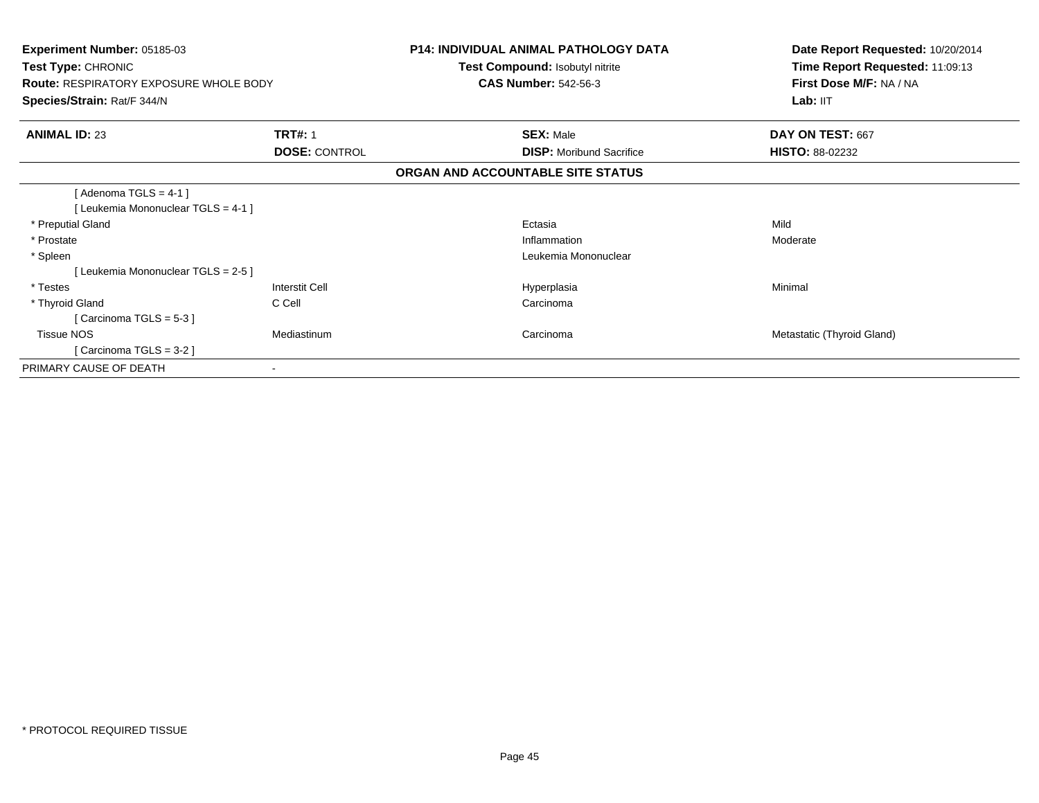**Experiment Number:** 05185-03
**Test Type:** CHRONIC
**Route:** RESPIRATORY EXPOSURE WHOLE BODY
**Species/Strain:** Rat/F 344/N

**P14: INDIVIDUAL ANIMAL PATHOLOGY DATA**
**Test Compound:** Isobutyl nitrite
**CAS Number:** 542-56-3

**Date Report Requested:** 10/20/2014
**Time Report Requested:** 11:09:13
**First Dose M/F:** NA / NA
**Lab:** IIT

| **ANIMAL ID:** 23 | **TRT#:** 1 | **SEX:** Male | **DAY ON TEST:** 667 |
|---|---|---|---|
| | **DOSE:** CONTROL | **DISP:** Moribund Sacrifice | **HISTO:** 88-02232 |

## ORGAN AND ACCOUNTABLE SITE STATUS

| | | | |
|---|---|---|---|
| [ Adenoma TGLS = 4-1 ] | | | |
| [ Leukemia Mononuclear TGLS = 4-1 ] | | | |
| * Preputial Gland | | Ectasia | Mild |
| * Prostate | | Inflammation | Moderate |
| * Spleen | | Leukemia Mononuclear | |
| [ Leukemia Mononuclear TGLS = 2-5 ] | | | |
| * Testes | Interstit Cell | Hyperplasia | Minimal |
| * Thyroid Gland | C Cell | Carcinoma | |
| [ Carcinoma TGLS = 5-3 ] | | | |
| Tissue NOS | Mediastinum | Carcinoma | Metastatic (Thyroid Gland) |
| [ Carcinoma TGLS = 3-2 ] | | | |
| PRIMARY CAUSE OF DEATH | - | | |

* PROTOCOL REQUIRED TISSUE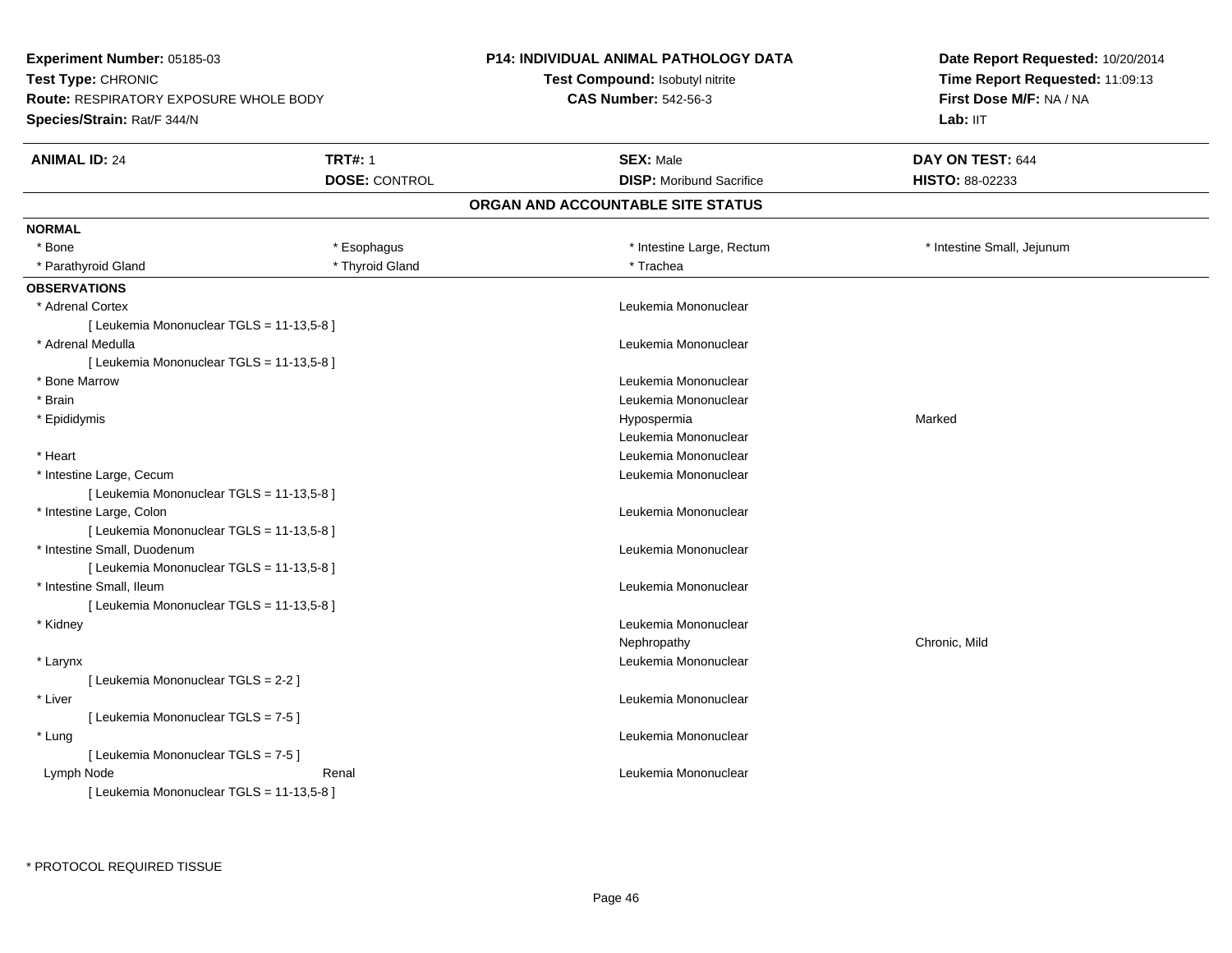**Experiment Number:** 05185-03
**Test Type:** CHRONIC
**Route:** RESPIRATORY EXPOSURE WHOLE BODY
**Species/Strain:** Rat/F 344/N

**P14: INDIVIDUAL ANIMAL PATHOLOGY DATA**
**Test Compound:** Isobutyl nitrite
**CAS Number:** 542-56-3

**Date Report Requested:** 10/20/2014
**Time Report Requested:** 11:09:13
**First Dose M/F:** NA / NA
**Lab:** IIT

| **ANIMAL ID:** 24 | **TRT#:** 1 | **SEX:** Male | **DAY ON TEST:** 644 |
|---|---|---|---|
| | **DOSE:** CONTROL | **DISP:** Moribund Sacrifice | **HISTO:** 88-02233 |

## ORGAN AND ACCOUNTABLE SITE STATUS

**NORMAL**

| | | | |
|---|---|---|---|
| * Bone | * Esophagus | * Intestine Large, Rectum | * Intestine Small, Jejunum |
| * Parathyroid Gland | * Thyroid Gland | * Trachea | |

**OBSERVATIONS**

| Organ | | Observation | Severity |
|---|---|---|---|
| * Adrenal Cortex | | Leukemia Mononuclear | |
| [ Leukemia Mononuclear TGLS = 11-13,5-8 ] | | | |
| * Adrenal Medulla | | Leukemia Mononuclear | |
| [ Leukemia Mononuclear TGLS = 11-13,5-8 ] | | | |
| * Bone Marrow | | Leukemia Mononuclear | |
| * Brain | | Leukemia Mononuclear | |
| * Epididymis | | Hypospermia | Marked |
| | | Leukemia Mononuclear | |
| * Heart | | Leukemia Mononuclear | |
| * Intestine Large, Cecum | | Leukemia Mononuclear | |
| [ Leukemia Mononuclear TGLS = 11-13,5-8 ] | | | |
| * Intestine Large, Colon | | Leukemia Mononuclear | |
| [ Leukemia Mononuclear TGLS = 11-13,5-8 ] | | | |
| * Intestine Small, Duodenum | | Leukemia Mononuclear | |
| [ Leukemia Mononuclear TGLS = 11-13,5-8 ] | | | |
| * Intestine Small, Ileum | | Leukemia Mononuclear | |
| [ Leukemia Mononuclear TGLS = 11-13,5-8 ] | | | |
| * Kidney | | Leukemia Mononuclear | |
| | | Nephropathy | Chronic, Mild |
| * Larynx | | Leukemia Mononuclear | |
| [ Leukemia Mononuclear TGLS = 2-2 ] | | | |
| * Liver | | Leukemia Mononuclear | |
| [ Leukemia Mononuclear TGLS = 7-5 ] | | | |
| * Lung | | Leukemia Mononuclear | |
| [ Leukemia Mononuclear TGLS = 7-5 ] | | | |
| Lymph Node | Renal | Leukemia Mononuclear | |
| [ Leukemia Mononuclear TGLS = 11-13,5-8 ] | | | |

* PROTOCOL REQUIRED TISSUE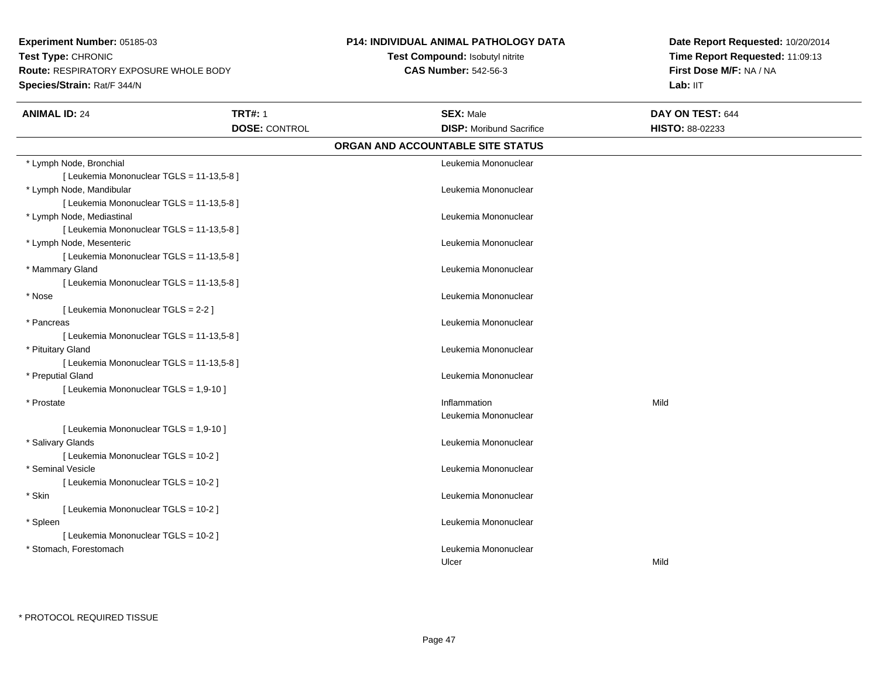**Experiment Number:** 05185-03
**Test Type:** CHRONIC
**Route:** RESPIRATORY EXPOSURE WHOLE BODY
**Species/Strain:** Rat/F 344/N

**P14: INDIVIDUAL ANIMAL PATHOLOGY DATA**
**Test Compound:** Isobutyl nitrite
**CAS Number:** 542-56-3

**Date Report Requested:** 10/20/2014
**Time Report Requested:** 11:09:13
**First Dose M/F:** NA / NA
**Lab:** IIT

| **ANIMAL ID:** 24 | **TRT#:** 1 | **SEX:** Male | **DAY ON TEST:** 644 |
|---|---|---|---|
| | **DOSE:** CONTROL | **DISP:** Moribund Sacrifice | **HISTO:** 88-02233 |

**ORGAN AND ACCOUNTABLE SITE STATUS**

| Organ | Finding | Severity |
|---|---|---|
| * Lymph Node, Bronchial | Leukemia Mononuclear | |
| [ Leukemia Mononuclear TGLS = 11-13,5-8 ] | | |
| * Lymph Node, Mandibular | Leukemia Mononuclear | |
| [ Leukemia Mononuclear TGLS = 11-13,5-8 ] | | |
| * Lymph Node, Mediastinal | Leukemia Mononuclear | |
| [ Leukemia Mononuclear TGLS = 11-13,5-8 ] | | |
| * Lymph Node, Mesenteric | Leukemia Mononuclear | |
| [ Leukemia Mononuclear TGLS = 11-13,5-8 ] | | |
| * Mammary Gland | Leukemia Mononuclear | |
| [ Leukemia Mononuclear TGLS = 11-13,5-8 ] | | |
| * Nose | Leukemia Mononuclear | |
| [ Leukemia Mononuclear TGLS = 2-2 ] | | |
| * Pancreas | Leukemia Mononuclear | |
| [ Leukemia Mononuclear TGLS = 11-13,5-8 ] | | |
| * Pituitary Gland | Leukemia Mononuclear | |
| [ Leukemia Mononuclear TGLS = 11-13,5-8 ] | | |
| * Preputial Gland | Leukemia Mononuclear | |
| [ Leukemia Mononuclear TGLS = 1,9-10 ] | | |
| * Prostate | Inflammation | Mild |
| | Leukemia Mononuclear | |
| [ Leukemia Mononuclear TGLS = 1,9-10 ] | | |
| * Salivary Glands | Leukemia Mononuclear | |
| [ Leukemia Mononuclear TGLS = 10-2 ] | | |
| * Seminal Vesicle | Leukemia Mononuclear | |
| [ Leukemia Mononuclear TGLS = 10-2 ] | | |
| * Skin | Leukemia Mononuclear | |
| [ Leukemia Mononuclear TGLS = 10-2 ] | | |
| * Spleen | Leukemia Mononuclear | |
| [ Leukemia Mononuclear TGLS = 10-2 ] | | |
| * Stomach, Forestomach | Leukemia Mononuclear | |
| | Ulcer | Mild |

* PROTOCOL REQUIRED TISSUE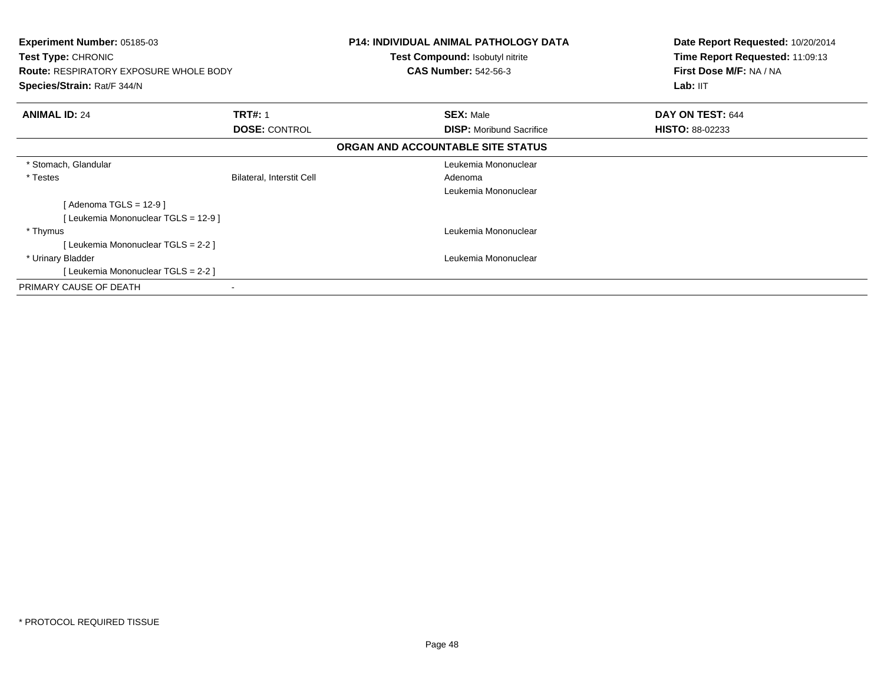**Experiment Number:** 05185-03
**Test Type:** CHRONIC
**Route:** RESPIRATORY EXPOSURE WHOLE BODY
**Species/Strain:** Rat/F 344/N

**P14: INDIVIDUAL ANIMAL PATHOLOGY DATA**
**Test Compound:** Isobutyl nitrite
**CAS Number:** 542-56-3

**Date Report Requested:** 10/20/2014
**Time Report Requested:** 11:09:13
**First Dose M/F:** NA / NA
**Lab:** IIT

| **ANIMAL ID:** 24 | **TRT#:** 1 | **SEX:** Male | **DAY ON TEST:** 644 |
|---|---|---|---|
| | **DOSE:** CONTROL | **DISP:** Moribund Sacrifice | **HISTO:** 88-02233 |

**ORGAN AND ACCOUNTABLE SITE STATUS**

| | | | |
|---|---|---|---|
| * Stomach, Glandular | | Leukemia Mononuclear | |
| * Testes | Bilateral, Interstit Cell | Adenoma | |
| | | Leukemia Mononuclear | |
| [ Adenoma TGLS = 12-9 ] | | | |
| [ Leukemia Mononuclear TGLS = 12-9 ] | | | |
| * Thymus | | Leukemia Mononuclear | |
| [ Leukemia Mononuclear TGLS = 2-2 ] | | | |
| * Urinary Bladder | | Leukemia Mononuclear | |
| [ Leukemia Mononuclear TGLS = 2-2 ] | | | |
| PRIMARY CAUSE OF DEATH | - | | |

* PROTOCOL REQUIRED TISSUE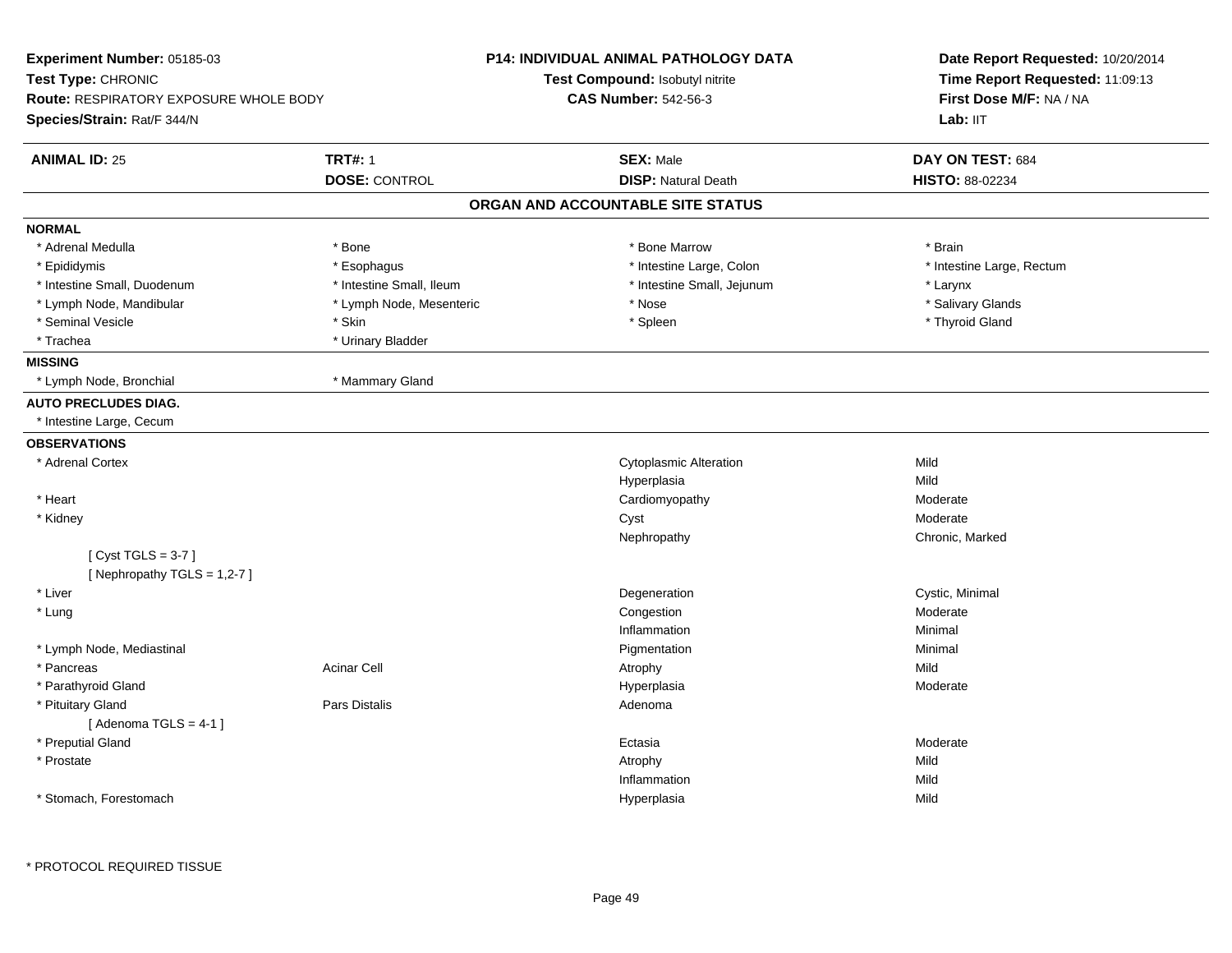**Experiment Number:** 05185-03
**Test Type:** CHRONIC
**Route:** RESPIRATORY EXPOSURE WHOLE BODY
**Species/Strain:** Rat/F 344/N

**P14: INDIVIDUAL ANIMAL PATHOLOGY DATA**
**Test Compound:** Isobutyl nitrite
**CAS Number:** 542-56-3

**Date Report Requested:** 10/20/2014
**Time Report Requested:** 11:09:13
**First Dose M/F:** NA / NA
**Lab:** IIT

| **ANIMAL ID:** 25 | **TRT#:** 1 | **SEX:** Male | **DAY ON TEST:** 684 |
|---|---|---|---|
| | **DOSE:** CONTROL | **DISP:** Natural Death | **HISTO:** 88-02234 |

## ORGAN AND ACCOUNTABLE SITE STATUS

**NORMAL**

| | | | |
|---|---|---|---|
| * Adrenal Medulla | * Bone | * Bone Marrow | * Brain |
| * Epididymis | * Esophagus | * Intestine Large, Colon | * Intestine Large, Rectum |
| * Intestine Small, Duodenum | * Intestine Small, Ileum | * Intestine Small, Jejunum | * Larynx |
| * Lymph Node, Mandibular | * Lymph Node, Mesenteric | * Nose | * Salivary Glands |
| * Seminal Vesicle | * Skin | * Spleen | * Thyroid Gland |
| * Trachea | * Urinary Bladder | | |

**MISSING**

| | |
|---|---|
| * Lymph Node, Bronchial | * Mammary Gland |

**AUTO PRECLUDES DIAG.**

* Intestine Large, Cecum

**OBSERVATIONS**

| Organ | Site | Observation | Severity |
|---|---|---|---|
| * Adrenal Cortex | | Cytoplasmic Alteration | Mild |
| | | Hyperplasia | Mild |
| * Heart | | Cardiomyopathy | Moderate |
| * Kidney | | Cyst | Moderate |
| | | Nephropathy | Chronic, Marked |
| [ Cyst TGLS = 3-7 ] | | | |
| [ Nephropathy TGLS = 1,2-7 ] | | | |
| * Liver | | Degeneration | Cystic, Minimal |
| * Lung | | Congestion | Moderate |
| | | Inflammation | Minimal |
| * Lymph Node, Mediastinal | | Pigmentation | Minimal |
| * Pancreas | Acinar Cell | Atrophy | Mild |
| * Parathyroid Gland | | Hyperplasia | Moderate |
| * Pituitary Gland | Pars Distalis | Adenoma | |
| [ Adenoma TGLS = 4-1 ] | | | |
| * Preputial Gland | | Ectasia | Moderate |
| * Prostate | | Atrophy | Mild |
| | | Inflammation | Mild |
| * Stomach, Forestomach | | Hyperplasia | Mild |

* PROTOCOL REQUIRED TISSUE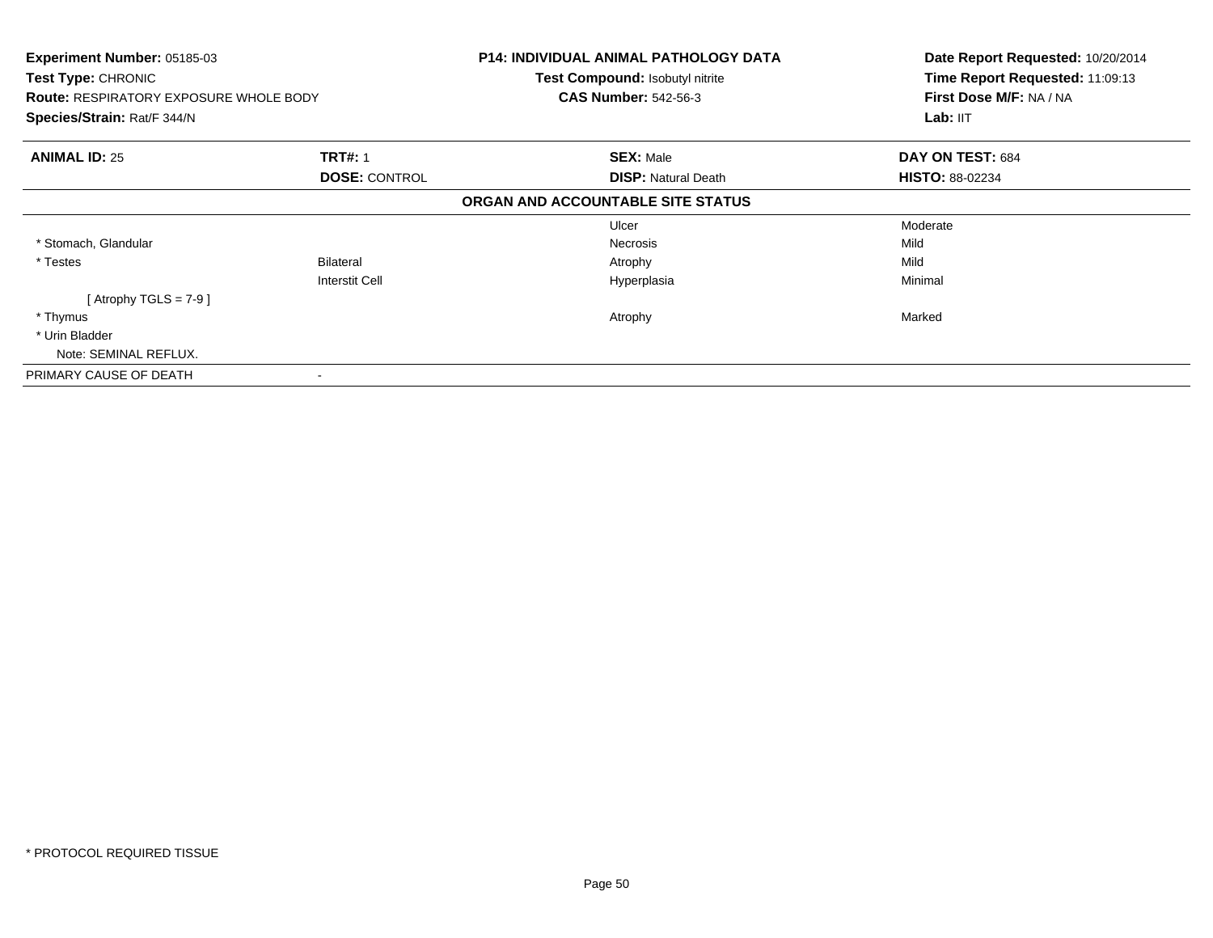**Experiment Number:** 05185-03
**Test Type:** CHRONIC
**Route:** RESPIRATORY EXPOSURE WHOLE BODY
**Species/Strain:** Rat/F 344/N

**P14: INDIVIDUAL ANIMAL PATHOLOGY DATA**
**Test Compound:** Isobutyl nitrite
**CAS Number:** 542-56-3

**Date Report Requested:** 10/20/2014
**Time Report Requested:** 11:09:13
**First Dose M/F:** NA / NA
**Lab:** IIT

| **ANIMAL ID:** 25 | **TRT#:** 1 | **SEX:** Male | **DAY ON TEST:** 684 |
|---|---|---|---|
| | **DOSE:** CONTROL | **DISP:** Natural Death | **HISTO:** 88-02234 |

**ORGAN AND ACCOUNTABLE SITE STATUS**

| | | | |
|---|---|---|---|
| | | Ulcer | Moderate |
| * Stomach, Glandular | | Necrosis | Mild |
| * Testes | Bilateral | Atrophy | Mild |
| | Interstit Cell | Hyperplasia | Minimal |
| [ Atrophy TGLS = 7-9 ] | | | |
| * Thymus | | Atrophy | Marked |
| * Urin Bladder | | | |
| Note: SEMINAL REFLUX. | | | |
| PRIMARY CAUSE OF DEATH | - | | |

* PROTOCOL REQUIRED TISSUE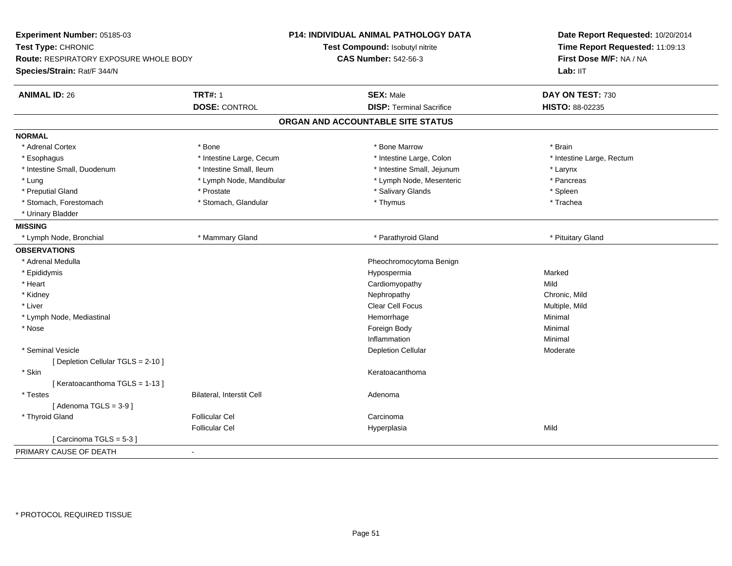**Experiment Number:** 05185-03
**Test Type:** CHRONIC
**Route:** RESPIRATORY EXPOSURE WHOLE BODY
**Species/Strain:** Rat/F 344/N

**P14: INDIVIDUAL ANIMAL PATHOLOGY DATA**
**Test Compound:** Isobutyl nitrite
**CAS Number:** 542-56-3

**Date Report Requested:** 10/20/2014
**Time Report Requested:** 11:09:13
**First Dose M/F:** NA / NA
**Lab:** IIT

| **ANIMAL ID:** 26 | **TRT#:** 1 | **SEX:** Male | **DAY ON TEST:** 730 |
|---|---|---|---|
| | **DOSE:** CONTROL | **DISP:** Terminal Sacrifice | **HISTO:** 88-02235 |

## ORGAN AND ACCOUNTABLE SITE STATUS

**NORMAL**

| | | | |
|---|---|---|---|
| * Adrenal Cortex | * Bone | * Bone Marrow | * Brain |
| * Esophagus | * Intestine Large, Cecum | * Intestine Large, Colon | * Intestine Large, Rectum |
| * Intestine Small, Duodenum | * Intestine Small, Ileum | * Intestine Small, Jejunum | * Larynx |
| * Lung | * Lymph Node, Mandibular | * Lymph Node, Mesenteric | * Pancreas |
| * Preputial Gland | * Prostate | * Salivary Glands | * Spleen |
| * Stomach, Forestomach | * Stomach, Glandular | * Thymus | * Trachea |
| * Urinary Bladder | | | |

**MISSING**

| | | | |
|---|---|---|---|
| * Lymph Node, Bronchial | * Mammary Gland | * Parathyroid Gland | * Pituitary Gland |

**OBSERVATIONS**

| | | | |
|---|---|---|---|
| * Adrenal Medulla | | Pheochromocytoma Benign | |
| * Epididymis | | Hypospermia | Marked |
| * Heart | | Cardiomyopathy | Mild |
| * Kidney | | Nephropathy | Chronic, Mild |
| * Liver | | Clear Cell Focus | Multiple, Mild |
| * Lymph Node, Mediastinal | | Hemorrhage | Minimal |
| * Nose | | Foreign Body | Minimal |
| | | Inflammation | Minimal |
| * Seminal Vesicle | | Depletion Cellular | Moderate |
| [ Depletion Cellular TGLS = 2-10 ] | | | |
| * Skin | | Keratoacanthoma | |
| [ Keratoacanthoma TGLS = 1-13 ] | | | |
| * Testes | Bilateral, Interstit Cell | Adenoma | |
| [ Adenoma TGLS = 3-9 ] | | | |
| * Thyroid Gland | Follicular Cel | Carcinoma | |
| | Follicular Cel | Hyperplasia | Mild |
| [ Carcinoma TGLS = 5-3 ] | | | |

PRIMARY CAUSE OF DEATH -

* PROTOCOL REQUIRED TISSUE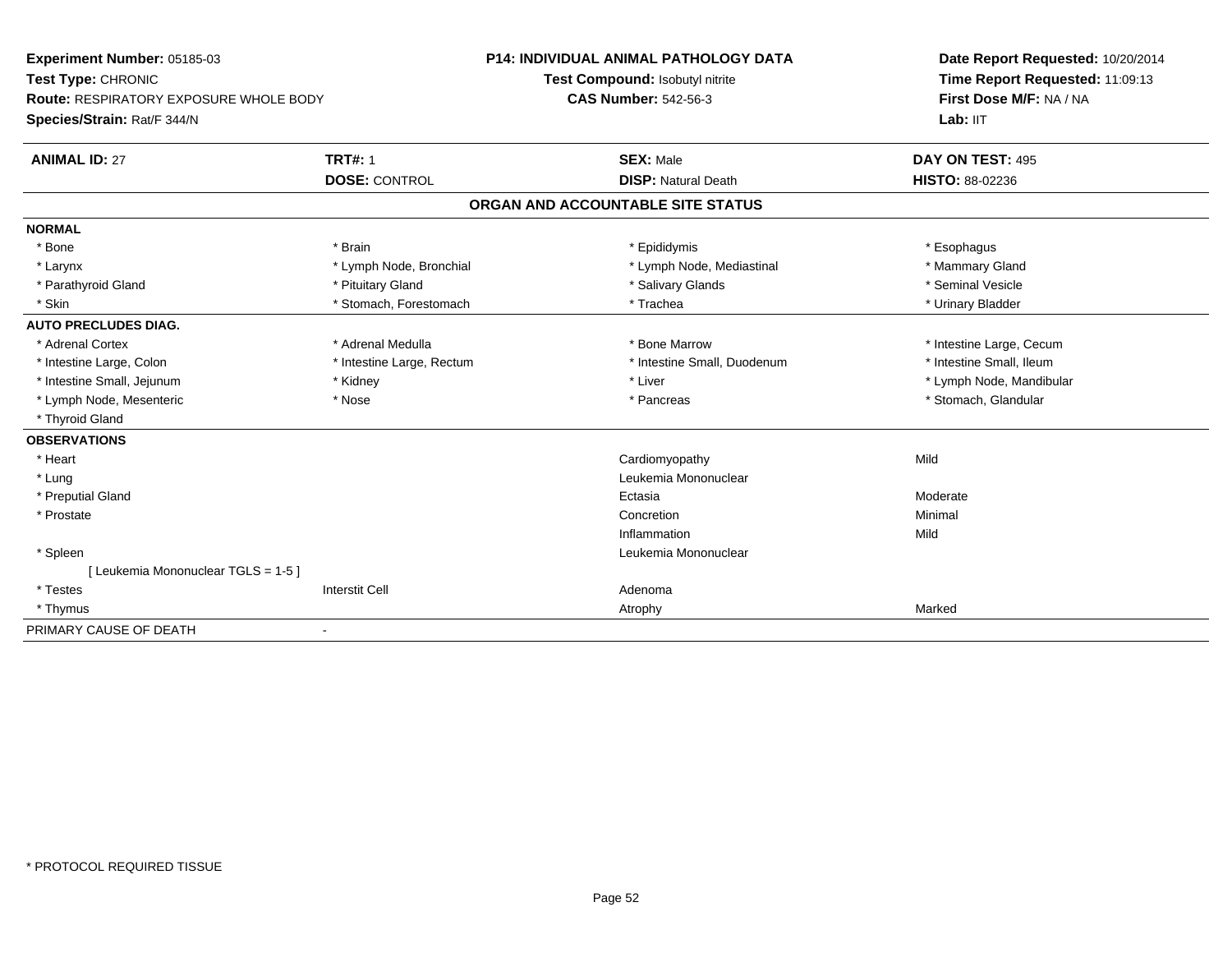**Experiment Number:** 05185-03
**Test Type:** CHRONIC
**Route:** RESPIRATORY EXPOSURE WHOLE BODY
**Species/Strain:** Rat/F 344/N

**P14: INDIVIDUAL ANIMAL PATHOLOGY DATA**
**Test Compound:** Isobutyl nitrite
**CAS Number:** 542-56-3

**Date Report Requested:** 10/20/2014
**Time Report Requested:** 11:09:13
**First Dose M/F:** NA / NA
**Lab:** IIT

| **ANIMAL ID:** 27 | **TRT#:** 1 | **SEX:** Male | **DAY ON TEST:** 495 |
|---|---|---|---|
| | **DOSE:** CONTROL | **DISP:** Natural Death | **HISTO:** 88-02236 |

## ORGAN AND ACCOUNTABLE SITE STATUS

| | | | |
|---|---|---|---|
| **NORMAL** | | | |
| * Bone | * Brain | * Epididymis | * Esophagus |
| * Larynx | * Lymph Node, Bronchial | * Lymph Node, Mediastinal | * Mammary Gland |
| * Parathyroid Gland | * Pituitary Gland | * Salivary Glands | * Seminal Vesicle |
| * Skin | * Stomach, Forestomach | * Trachea | * Urinary Bladder |
| **AUTO PRECLUDES DIAG.** | | | |
| * Adrenal Cortex | * Adrenal Medulla | * Bone Marrow | * Intestine Large, Cecum |
| * Intestine Large, Colon | * Intestine Large, Rectum | * Intestine Small, Duodenum | * Intestine Small, Ileum |
| * Intestine Small, Jejunum | * Kidney | * Liver | * Lymph Node, Mandibular |
| * Lymph Node, Mesenteric | * Nose | * Pancreas | * Stomach, Glandular |
| * Thyroid Gland | | | |
| **OBSERVATIONS** | | | |
| * Heart | | Cardiomyopathy | Mild |
| * Lung | | Leukemia Mononuclear | |
| * Preputial Gland | | Ectasia | Moderate |
| * Prostate | | Concretion | Minimal |
| | | Inflammation | Mild |
| * Spleen | | Leukemia Mononuclear | |
| [ Leukemia Mononuclear TGLS = 1-5 ] | | | |
| * Testes | Interstit Cell | Adenoma | |
| * Thymus | | Atrophy | Marked |
| PRIMARY CAUSE OF DEATH | - | | |

* PROTOCOL REQUIRED TISSUE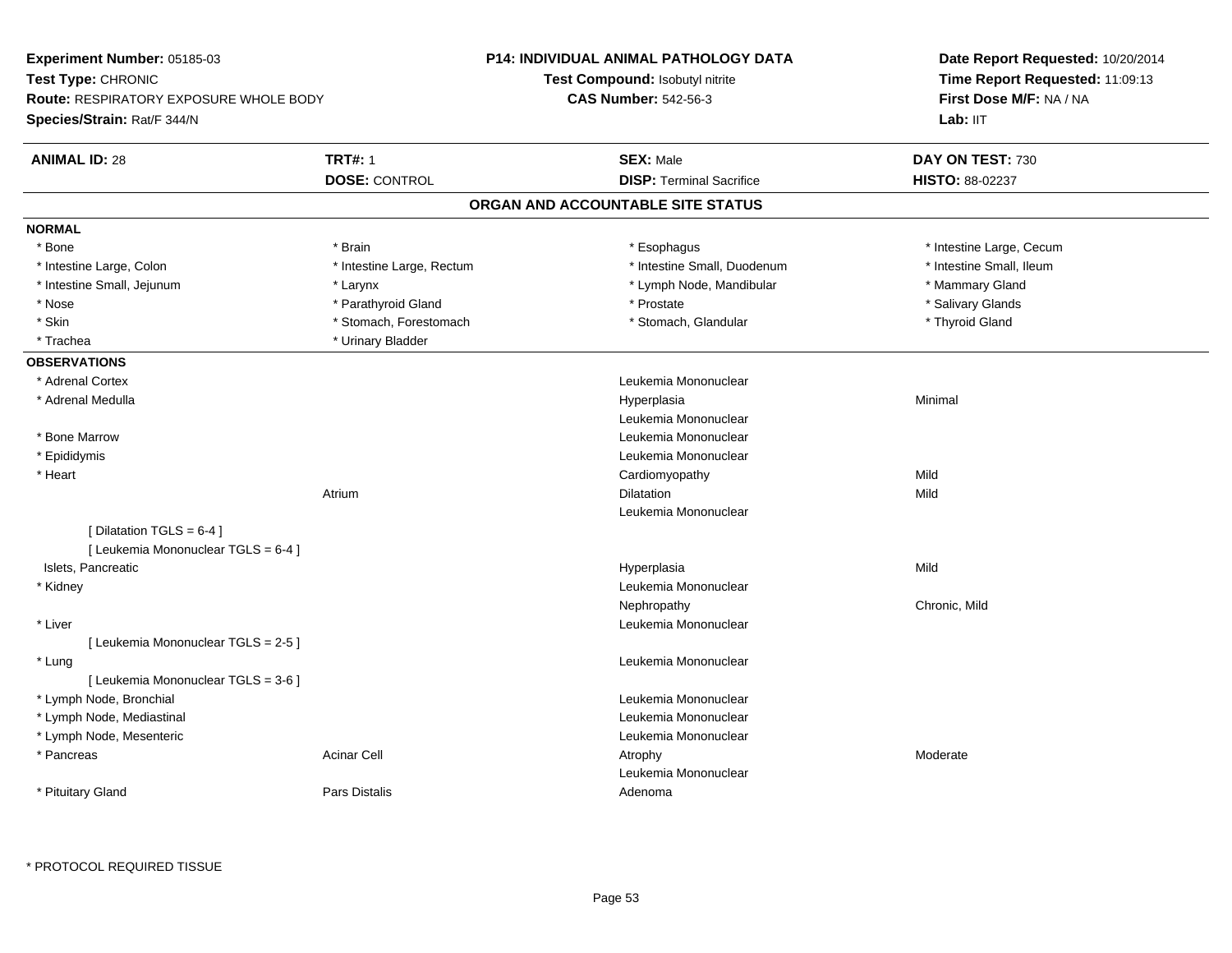**Experiment Number:** 05185-03
**Test Type:** CHRONIC
**Route:** RESPIRATORY EXPOSURE WHOLE BODY
**Species/Strain:** Rat/F 344/N

**P14: INDIVIDUAL ANIMAL PATHOLOGY DATA**
**Test Compound:** Isobutyl nitrite
**CAS Number:** 542-56-3

**Date Report Requested:** 10/20/2014
**Time Report Requested:** 11:09:13
**First Dose M/F:** NA / NA
**Lab:** IIT

| **ANIMAL ID:** 28 | **TRT#:** 1 | **SEX:** Male | **DAY ON TEST:** 730 |
|---|---|---|---|
| | **DOSE:** CONTROL | **DISP:** Terminal Sacrifice | **HISTO:** 88-02237 |

## ORGAN AND ACCOUNTABLE SITE STATUS

**NORMAL**

| | | | |
|---|---|---|---|
| * Bone | * Brain | * Esophagus | * Intestine Large, Cecum |
| * Intestine Large, Colon | * Intestine Large, Rectum | * Intestine Small, Duodenum | * Intestine Small, Ileum |
| * Intestine Small, Jejunum | * Larynx | * Lymph Node, Mandibular | * Mammary Gland |
| * Nose | * Parathyroid Gland | * Prostate | * Salivary Glands |
| * Skin | * Stomach, Forestomach | * Stomach, Glandular | * Thyroid Gland |
| * Trachea | * Urinary Bladder | | |

**OBSERVATIONS**

| | | | |
|---|---|---|---|
| * Adrenal Cortex | | Leukemia Mononuclear | |
| * Adrenal Medulla | | Hyperplasia | Minimal |
| | | Leukemia Mononuclear | |
| * Bone Marrow | | Leukemia Mononuclear | |
| * Epididymis | | Leukemia Mononuclear | |
| * Heart | | Cardiomyopathy | Mild |
| | Atrium | Dilatation | Mild |
| | | Leukemia Mononuclear | |
| [ Dilatation TGLS = 6-4 ] | | | |
| [ Leukemia Mononuclear TGLS = 6-4 ] | | | |
| Islets, Pancreatic | | Hyperplasia | Mild |
| * Kidney | | Leukemia Mononuclear | |
| | | Nephropathy | Chronic, Mild |
| * Liver | | Leukemia Mononuclear | |
| [ Leukemia Mononuclear TGLS = 2-5 ] | | | |
| * Lung | | Leukemia Mononuclear | |
| [ Leukemia Mononuclear TGLS = 3-6 ] | | | |
| * Lymph Node, Bronchial | | Leukemia Mononuclear | |
| * Lymph Node, Mediastinal | | Leukemia Mononuclear | |
| * Lymph Node, Mesenteric | | Leukemia Mononuclear | |
| * Pancreas | Acinar Cell | Atrophy | Moderate |
| | | Leukemia Mononuclear | |
| * Pituitary Gland | Pars Distalis | Adenoma | |

\* PROTOCOL REQUIRED TISSUE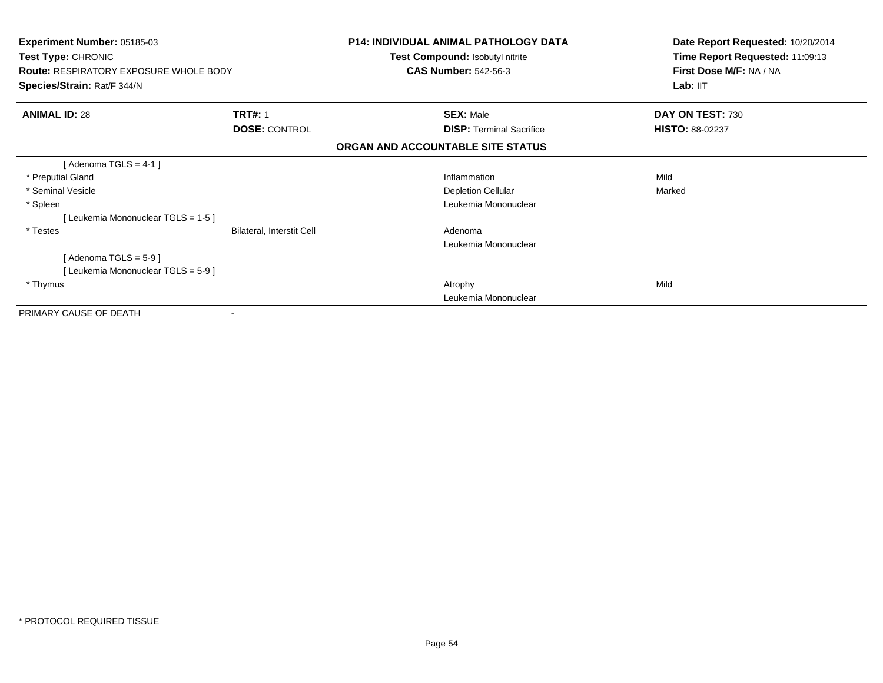**Experiment Number:** 05185-03
**Test Type:** CHRONIC
**Route:** RESPIRATORY EXPOSURE WHOLE BODY
**Species/Strain:** Rat/F 344/N

**P14: INDIVIDUAL ANIMAL PATHOLOGY DATA**
**Test Compound:** Isobutyl nitrite
**CAS Number:** 542-56-3

**Date Report Requested:** 10/20/2014
**Time Report Requested:** 11:09:13
**First Dose M/F:** NA / NA
**Lab:** IIT

| **ANIMAL ID:** 28 | **TRT#:** 1 | **SEX:** Male | **DAY ON TEST:** 730 |
|---|---|---|---|
| | **DOSE:** CONTROL | **DISP:** Terminal Sacrifice | **HISTO:** 88-02237 |

**ORGAN AND ACCOUNTABLE SITE STATUS**

| | | | |
|---|---|---|---|
| [ Adenoma TGLS = 4-1 ] | | | |
| * Preputial Gland | | Inflammation | Mild |
| * Seminal Vesicle | | Depletion Cellular | Marked |
| * Spleen | | Leukemia Mononuclear | |
| [ Leukemia Mononuclear TGLS = 1-5 ] | | | |
| * Testes | Bilateral, Interstit Cell | Adenoma | |
| | | Leukemia Mononuclear | |
| [ Adenoma TGLS = 5-9 ] | | | |
| [ Leukemia Mononuclear TGLS = 5-9 ] | | | |
| * Thymus | | Atrophy | Mild |
| | | Leukemia Mononuclear | |
| PRIMARY CAUSE OF DEATH | - | | |

\* PROTOCOL REQUIRED TISSUE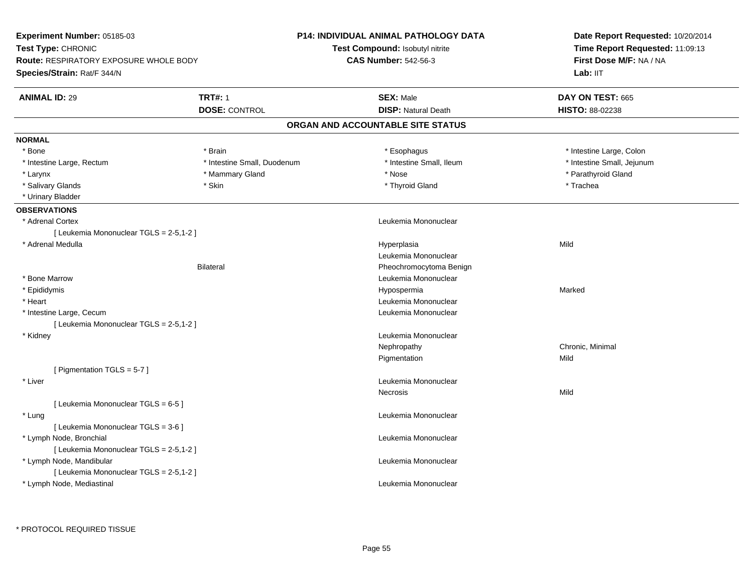**Experiment Number:** 05185-03
**Test Type:** CHRONIC
**Route:** RESPIRATORY EXPOSURE WHOLE BODY
**Species/Strain:** Rat/F 344/N

**P14: INDIVIDUAL ANIMAL PATHOLOGY DATA**
**Test Compound:** Isobutyl nitrite
**CAS Number:** 542-56-3

**Date Report Requested:** 10/20/2014
**Time Report Requested:** 11:09:13
**First Dose M/F:** NA / NA
**Lab:** IIT

| **ANIMAL ID:** 29 | **TRT#:** 1 | **SEX:** Male | **DAY ON TEST:** 665 |
|---|---|---|---|
| | **DOSE:** CONTROL | **DISP:** Natural Death | **HISTO:** 88-02238 |

## ORGAN AND ACCOUNTABLE SITE STATUS

**NORMAL**

| | | | |
|---|---|---|---|
| * Bone | * Brain | * Esophagus | * Intestine Large, Colon |
| * Intestine Large, Rectum | * Intestine Small, Duodenum | * Intestine Small, Ileum | * Intestine Small, Jejunum |
| * Larynx | * Mammary Gland | * Nose | * Parathyroid Gland |
| * Salivary Glands | * Skin | * Thyroid Gland | * Trachea |
| * Urinary Bladder | | | |

**OBSERVATIONS**

| | | | |
|---|---|---|---|
| * Adrenal Cortex | | Leukemia Mononuclear | |
| [ Leukemia Mononuclear TGLS = 2-5,1-2 ] | | | |
| * Adrenal Medulla | | Hyperplasia | Mild |
| | | Leukemia Mononuclear | |
| | Bilateral | Pheochromocytoma Benign | |
| * Bone Marrow | | Leukemia Mononuclear | |
| * Epididymis | | Hypospermia | Marked |
| * Heart | | Leukemia Mononuclear | |
| * Intestine Large, Cecum | | Leukemia Mononuclear | |
| [ Leukemia Mononuclear TGLS = 2-5,1-2 ] | | | |
| * Kidney | | Leukemia Mononuclear | |
| | | Nephropathy | Chronic, Minimal |
| | | Pigmentation | Mild |
| [ Pigmentation TGLS = 5-7 ] | | | |
| * Liver | | Leukemia Mononuclear | |
| | | Necrosis | Mild |
| [ Leukemia Mononuclear TGLS = 6-5 ] | | | |
| * Lung | | Leukemia Mononuclear | |
| [ Leukemia Mononuclear TGLS = 3-6 ] | | | |
| * Lymph Node, Bronchial | | Leukemia Mononuclear | |
| [ Leukemia Mononuclear TGLS = 2-5,1-2 ] | | | |
| * Lymph Node, Mandibular | | Leukemia Mononuclear | |
| [ Leukemia Mononuclear TGLS = 2-5,1-2 ] | | | |
| * Lymph Node, Mediastinal | | Leukemia Mononuclear | |

\* PROTOCOL REQUIRED TISSUE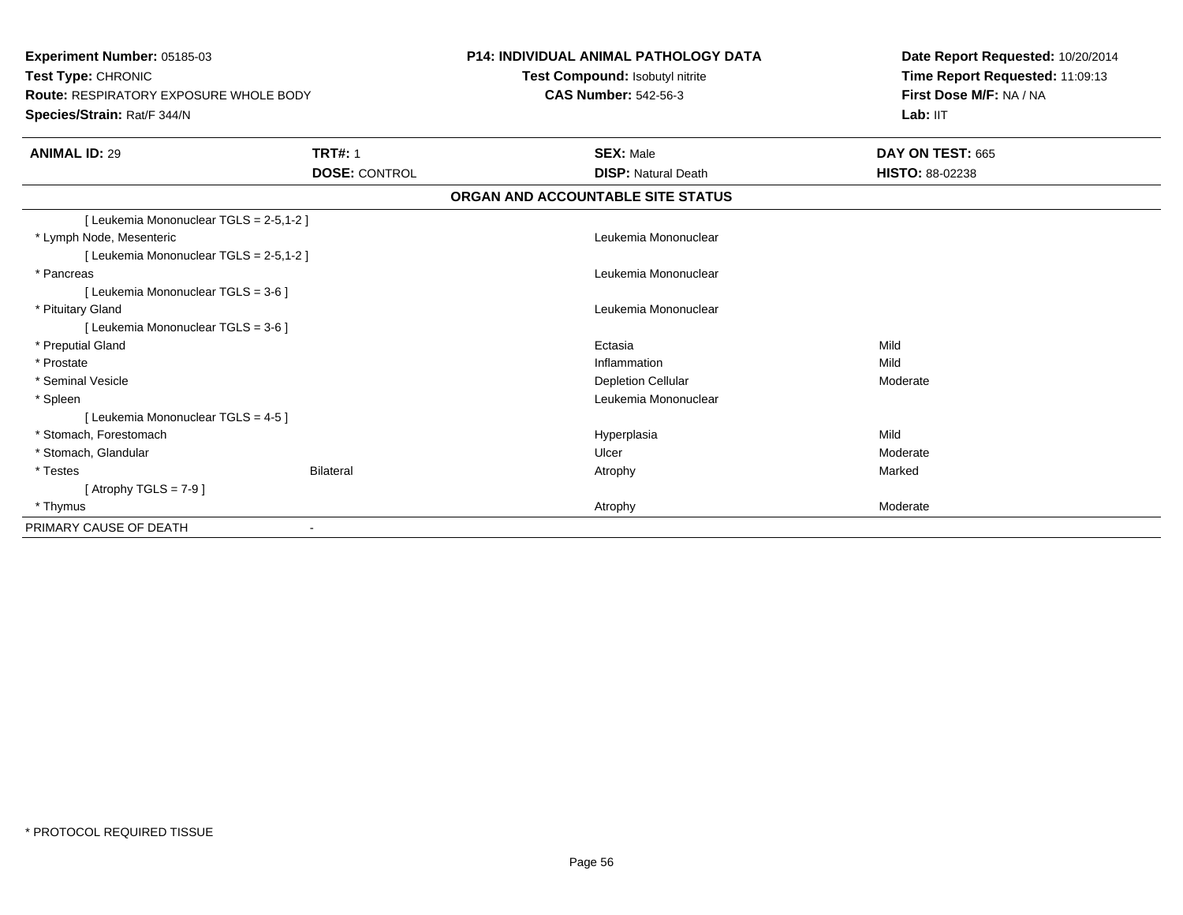**Experiment Number:** 05185-03
**Test Type:** CHRONIC
**Route:** RESPIRATORY EXPOSURE WHOLE BODY
**Species/Strain:** Rat/F 344/N

**P14: INDIVIDUAL ANIMAL PATHOLOGY DATA**
**Test Compound:** Isobutyl nitrite
**CAS Number:** 542-56-3

**Date Report Requested:** 10/20/2014
**Time Report Requested:** 11:09:13
**First Dose M/F:** NA / NA
**Lab:** IIT

| **ANIMAL ID:** 29 | **TRT#:** 1 | **SEX:** Male | **DAY ON TEST:** 665 |
|---|---|---|---|
| | **DOSE:** CONTROL | **DISP:** Natural Death | **HISTO:** 88-02238 |

**ORGAN AND ACCOUNTABLE SITE STATUS**

| | | | |
|---|---|---|---|
| [ Leukemia Mononuclear TGLS = 2-5,1-2 ] | | | |
| * Lymph Node, Mesenteric | | Leukemia Mononuclear | |
| [ Leukemia Mononuclear TGLS = 2-5,1-2 ] | | | |
| * Pancreas | | Leukemia Mononuclear | |
| [ Leukemia Mononuclear TGLS = 3-6 ] | | | |
| * Pituitary Gland | | Leukemia Mononuclear | |
| [ Leukemia Mononuclear TGLS = 3-6 ] | | | |
| * Preputial Gland | | Ectasia | Mild |
| * Prostate | | Inflammation | Mild |
| * Seminal Vesicle | | Depletion Cellular | Moderate |
| * Spleen | | Leukemia Mononuclear | |
| [ Leukemia Mononuclear TGLS = 4-5 ] | | | |
| * Stomach, Forestomach | | Hyperplasia | Mild |
| * Stomach, Glandular | | Ulcer | Moderate |
| * Testes | Bilateral | Atrophy | Marked |
| [ Atrophy TGLS = 7-9 ] | | | |
| * Thymus | | Atrophy | Moderate |
| PRIMARY CAUSE OF DEATH | - | | |

* PROTOCOL REQUIRED TISSUE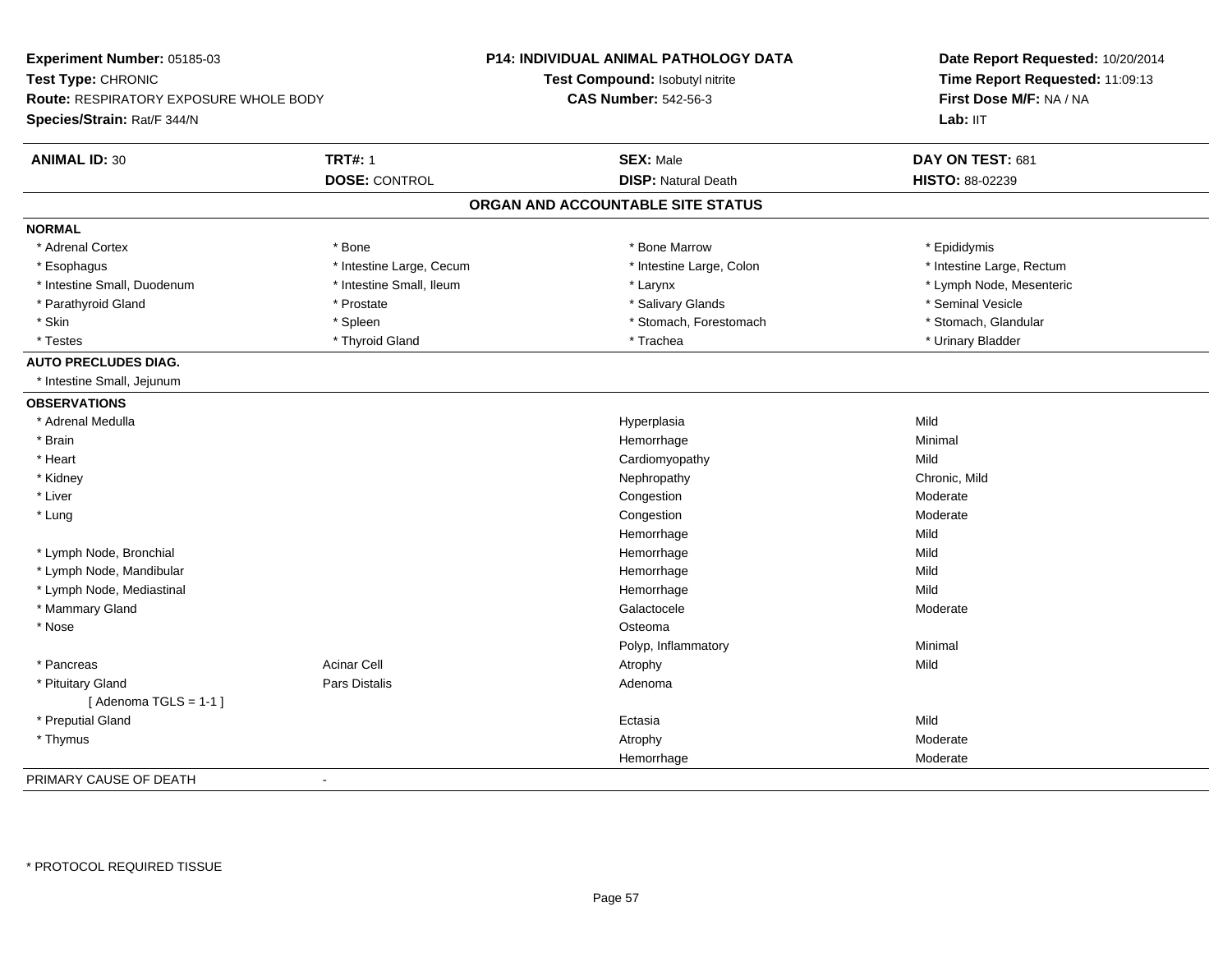**Experiment Number:** 05185-03
**Test Type:** CHRONIC
**Route:** RESPIRATORY EXPOSURE WHOLE BODY
**Species/Strain:** Rat/F 344/N

**P14: INDIVIDUAL ANIMAL PATHOLOGY DATA**
**Test Compound:** Isobutyl nitrite
**CAS Number:** 542-56-3

**Date Report Requested:** 10/20/2014
**Time Report Requested:** 11:09:13
**First Dose M/F:** NA / NA
**Lab:** IIT

| **ANIMAL ID:** 30 | **TRT#:** 1 | **SEX:** Male | **DAY ON TEST:** 681 |
|---|---|---|---|
| | **DOSE:** CONTROL | **DISP:** Natural Death | **HISTO:** 88-02239 |

## ORGAN AND ACCOUNTABLE SITE STATUS

**NORMAL**

| | | | |
|---|---|---|---|
| * Adrenal Cortex | * Bone | * Bone Marrow | * Epididymis |
| * Esophagus | * Intestine Large, Cecum | * Intestine Large, Colon | * Intestine Large, Rectum |
| * Intestine Small, Duodenum | * Intestine Small, Ileum | * Larynx | * Lymph Node, Mesenteric |
| * Parathyroid Gland | * Prostate | * Salivary Glands | * Seminal Vesicle |
| * Skin | * Spleen | * Stomach, Forestomach | * Stomach, Glandular |
| * Testes | * Thyroid Gland | * Trachea | * Urinary Bladder |

**AUTO PRECLUDES DIAG.**

* Intestine Small, Jejunum

**OBSERVATIONS**

| Organ | Site | Observation | Severity |
|---|---|---|---|
| * Adrenal Medulla | | Hyperplasia | Mild |
| * Brain | | Hemorrhage | Minimal |
| * Heart | | Cardiomyopathy | Mild |
| * Kidney | | Nephropathy | Chronic, Mild |
| * Liver | | Congestion | Moderate |
| * Lung | | Congestion | Moderate |
| | | Hemorrhage | Mild |
| * Lymph Node, Bronchial | | Hemorrhage | Mild |
| * Lymph Node, Mandibular | | Hemorrhage | Mild |
| * Lymph Node, Mediastinal | | Hemorrhage | Mild |
| * Mammary Gland | | Galactocele | Moderate |
| * Nose | | Osteoma | |
| | | Polyp, Inflammatory | Minimal |
| * Pancreas | Acinar Cell | Atrophy | Mild |
| * Pituitary Gland | Pars Distalis | Adenoma | |
| [ Adenoma TGLS = 1-1 ] | | | |
| * Preputial Gland | | Ectasia | Mild |
| * Thymus | | Atrophy | Moderate |
| | | Hemorrhage | Moderate |

PRIMARY CAUSE OF DEATH -

* PROTOCOL REQUIRED TISSUE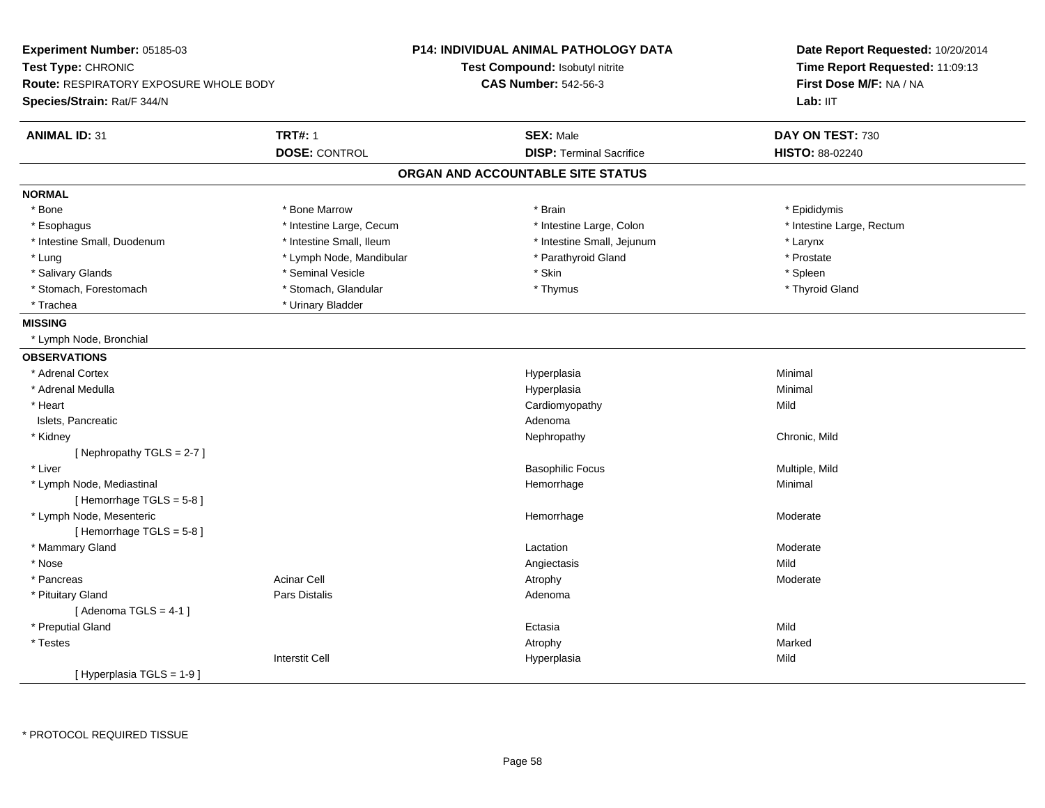**Experiment Number:** 05185-03
**Test Type:** CHRONIC
**Route:** RESPIRATORY EXPOSURE WHOLE BODY
**Species/Strain:** Rat/F 344/N

**P14: INDIVIDUAL ANIMAL PATHOLOGY DATA**
**Test Compound:** Isobutyl nitrite
**CAS Number:** 542-56-3

**Date Report Requested:** 10/20/2014
**Time Report Requested:** 11:09:13
**First Dose M/F:** NA / NA
**Lab:** IIT

| **ANIMAL ID:** 31 | **TRT#:** 1 | **SEX:** Male | **DAY ON TEST:** 730 |
|---|---|---|---|
| | **DOSE:** CONTROL | **DISP:** Terminal Sacrifice | **HISTO:** 88-02240 |

## ORGAN AND ACCOUNTABLE SITE STATUS

**NORMAL**

| | | | |
|---|---|---|---|
| * Bone | * Bone Marrow | * Brain | * Epididymis |
| * Esophagus | * Intestine Large, Cecum | * Intestine Large, Colon | * Intestine Large, Rectum |
| * Intestine Small, Duodenum | * Intestine Small, Ileum | * Intestine Small, Jejunum | * Larynx |
| * Lung | * Lymph Node, Mandibular | * Parathyroid Gland | * Prostate |
| * Salivary Glands | * Seminal Vesicle | * Skin | * Spleen |
| * Stomach, Forestomach | * Stomach, Glandular | * Thymus | * Thyroid Gland |
| * Trachea | * Urinary Bladder | | |

**MISSING**

* Lymph Node, Bronchial

**OBSERVATIONS**

| | | | |
|---|---|---|---|
| * Adrenal Cortex | | Hyperplasia | Minimal |
| * Adrenal Medulla | | Hyperplasia | Minimal |
| * Heart | | Cardiomyopathy | Mild |
| Islets, Pancreatic | | Adenoma | |
| * Kidney | | Nephropathy | Chronic, Mild |
| [ Nephropathy TGLS = 2-7 ] | | | |
| * Liver | | Basophilic Focus | Multiple, Mild |
| * Lymph Node, Mediastinal | | Hemorrhage | Minimal |
| [ Hemorrhage TGLS = 5-8 ] | | | |
| * Lymph Node, Mesenteric | | Hemorrhage | Moderate |
| [ Hemorrhage TGLS = 5-8 ] | | | |
| * Mammary Gland | | Lactation | Moderate |
| * Nose | | Angiectasis | Mild |
| * Pancreas | Acinar Cell | Atrophy | Moderate |
| * Pituitary Gland | Pars Distalis | Adenoma | |
| [ Adenoma TGLS = 4-1 ] | | | |
| * Preputial Gland | | Ectasia | Mild |
| * Testes | | Atrophy | Marked |
| | Interstit Cell | Hyperplasia | Mild |
| [ Hyperplasia TGLS = 1-9 ] | | | |

\* PROTOCOL REQUIRED TISSUE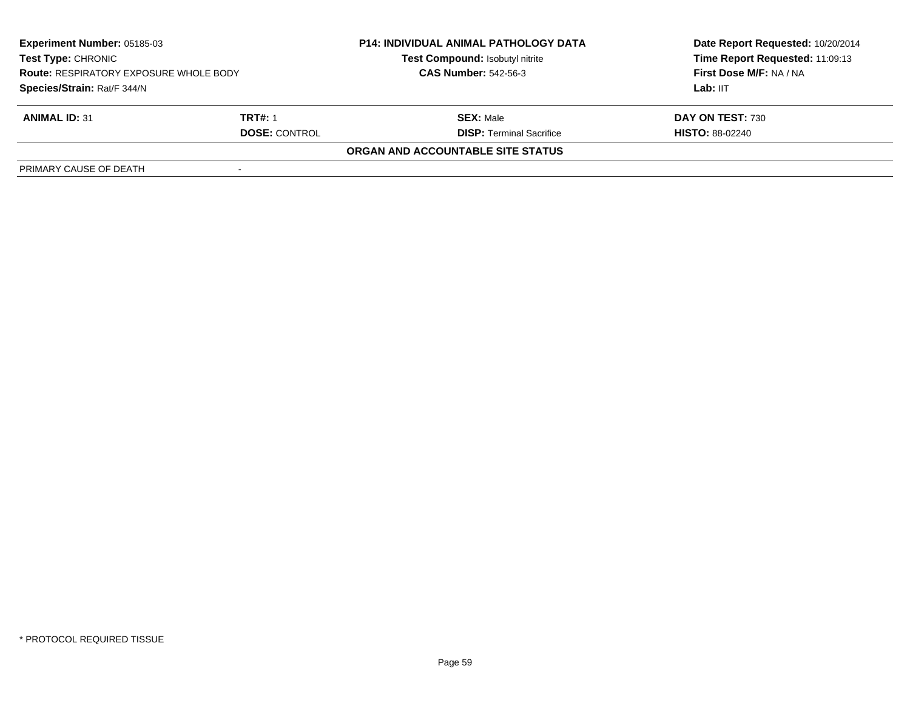| **Experiment Number:** 05185-03 | **P14: INDIVIDUAL ANIMAL PATHOLOGY DATA** | **Date Report Requested:** 10/20/2014 |
|---|---|---|
| **Test Type:** CHRONIC | **Test Compound:** Isobutyl nitrite | **Time Report Requested:** 11:09:13 |
| **Route:** RESPIRATORY EXPOSURE WHOLE BODY | **CAS Number:** 542-56-3 | **First Dose M/F:** NA / NA |
| **Species/Strain:** Rat/F 344/N | | **Lab:** IIT |

| **ANIMAL ID:** 31 | **TRT#:** 1 | **SEX:** Male | **DAY ON TEST:** 730 |
|---|---|---|---|
| | **DOSE:** CONTROL | **DISP:** Terminal Sacrifice | **HISTO:** 88-02240 |

**ORGAN AND ACCOUNTABLE SITE STATUS**

| PRIMARY CAUSE OF DEATH | - |
|---|---|

\* PROTOCOL REQUIRED TISSUE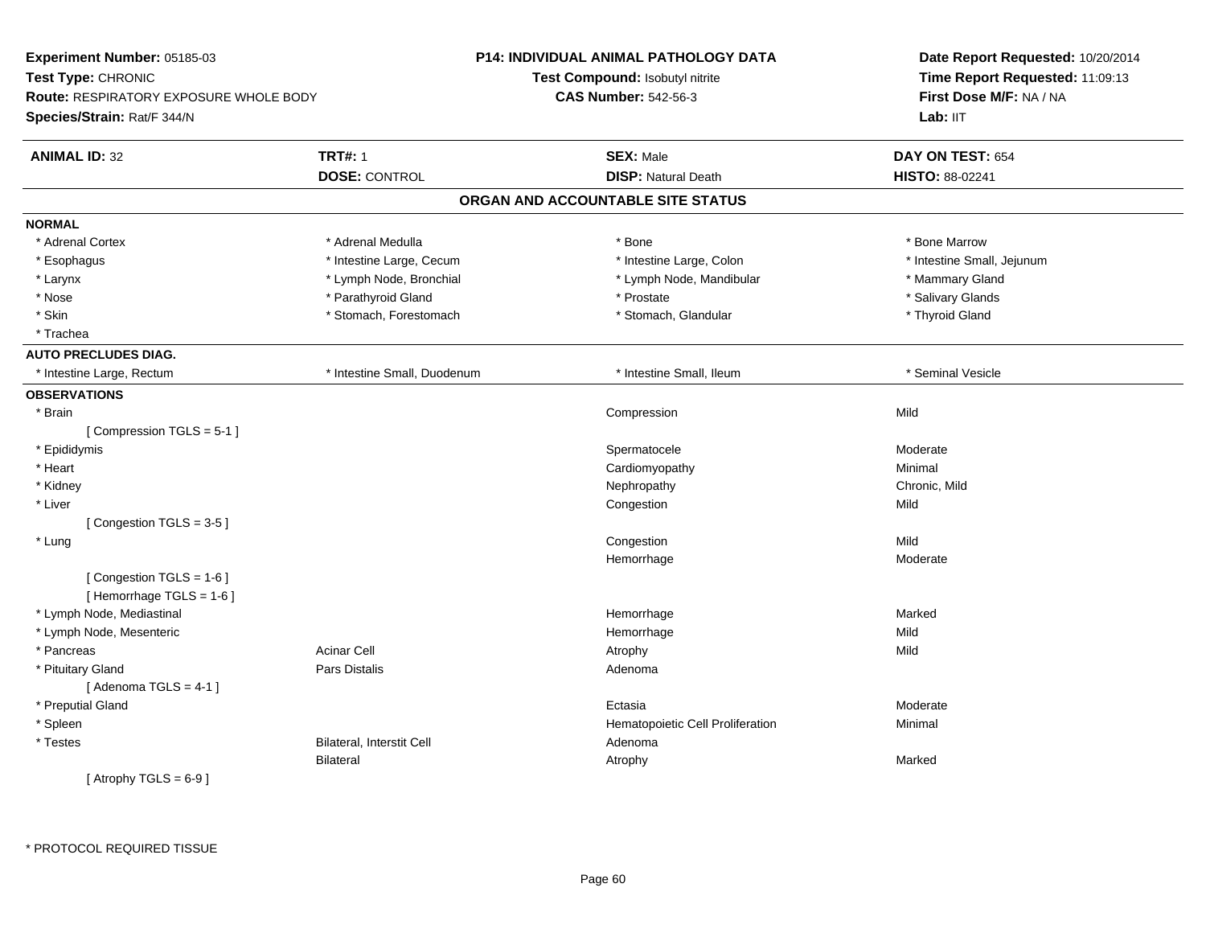**Experiment Number:** 05185-03
**Test Type:** CHRONIC
**Route:** RESPIRATORY EXPOSURE WHOLE BODY
**Species/Strain:** Rat/F 344/N

**P14: INDIVIDUAL ANIMAL PATHOLOGY DATA**
**Test Compound:** Isobutyl nitrite
**CAS Number:** 542-56-3

**Date Report Requested:** 10/20/2014
**Time Report Requested:** 11:09:13
**First Dose M/F:** NA / NA
**Lab:** IIT

| **ANIMAL ID:** 32 | **TRT#:** 1 | **SEX:** Male | **DAY ON TEST:** 654 |
|---|---|---|---|
| | **DOSE:** CONTROL | **DISP:** Natural Death | **HISTO:** 88-02241 |

## ORGAN AND ACCOUNTABLE SITE STATUS

**NORMAL**

| | | | |
|---|---|---|---|
| * Adrenal Cortex | * Adrenal Medulla | * Bone | * Bone Marrow |
| * Esophagus | * Intestine Large, Cecum | * Intestine Large, Colon | * Intestine Small, Jejunum |
| * Larynx | * Lymph Node, Bronchial | * Lymph Node, Mandibular | * Mammary Gland |
| * Nose | * Parathyroid Gland | * Prostate | * Salivary Glands |
| * Skin | * Stomach, Forestomach | * Stomach, Glandular | * Thyroid Gland |
| * Trachea | | | |

**AUTO PRECLUDES DIAG.**

| | | | |
|---|---|---|---|
| * Intestine Large, Rectum | * Intestine Small, Duodenum | * Intestine Small, Ileum | * Seminal Vesicle |

**OBSERVATIONS**

| | | | |
|---|---|---|---|
| * Brain | | Compression | Mild |
| [ Compression TGLS = 5-1 ] | | | |
| * Epididymis | | Spermatocele | Moderate |
| * Heart | | Cardiomyopathy | Minimal |
| * Kidney | | Nephropathy | Chronic, Mild |
| * Liver | | Congestion | Mild |
| [ Congestion TGLS = 3-5 ] | | | |
| * Lung | | Congestion | Mild |
| | | Hemorrhage | Moderate |
| [ Congestion TGLS = 1-6 ] | | | |
| [ Hemorrhage TGLS = 1-6 ] | | | |
| * Lymph Node, Mediastinal | | Hemorrhage | Marked |
| * Lymph Node, Mesenteric | | Hemorrhage | Mild |
| * Pancreas | Acinar Cell | Atrophy | Mild |
| * Pituitary Gland | Pars Distalis | Adenoma | |
| [ Adenoma TGLS = 4-1 ] | | | |
| * Preputial Gland | | Ectasia | Moderate |
| * Spleen | | Hematopoietic Cell Proliferation | Minimal |
| * Testes | Bilateral, Interstit Cell | Adenoma | |
| | Bilateral | Atrophy | Marked |
| [ Atrophy TGLS = 6-9 ] | | | |

* PROTOCOL REQUIRED TISSUE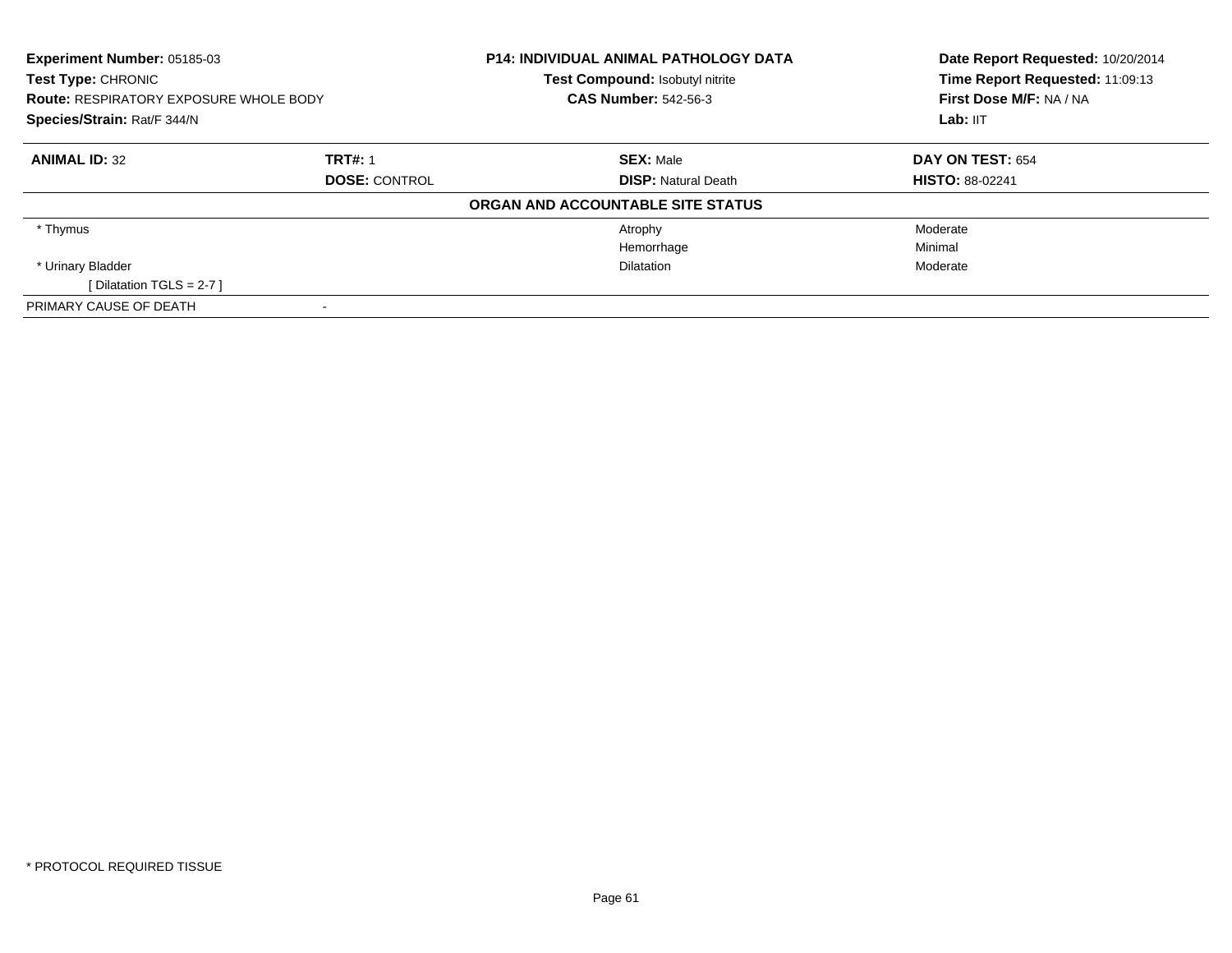**Experiment Number:** 05185-03
**Test Type:** CHRONIC
**Route:** RESPIRATORY EXPOSURE WHOLE BODY
**Species/Strain:** Rat/F 344/N

**P14: INDIVIDUAL ANIMAL PATHOLOGY DATA**
**Test Compound:** Isobutyl nitrite
**CAS Number:** 542-56-3

**Date Report Requested:** 10/20/2014
**Time Report Requested:** 11:09:13
**First Dose M/F:** NA / NA
**Lab:** IIT

| **ANIMAL ID:** 32 | **TRT#:** 1 | **SEX:** Male | **DAY ON TEST:** 654 |
|---|---|---|---|
| | **DOSE:** CONTROL | **DISP:** Natural Death | **HISTO:** 88-02241 |

**ORGAN AND ACCOUNTABLE SITE STATUS**

| | | | |
|---|---|---|---|
| * Thymus | | Atrophy | Moderate |
| | | Hemorrhage | Minimal |
| * Urinary Bladder | | Dilatation | Moderate |
| [ Dilatation TGLS = 2-7 ] | | | |
| PRIMARY CAUSE OF DEATH | - | | |

* PROTOCOL REQUIRED TISSUE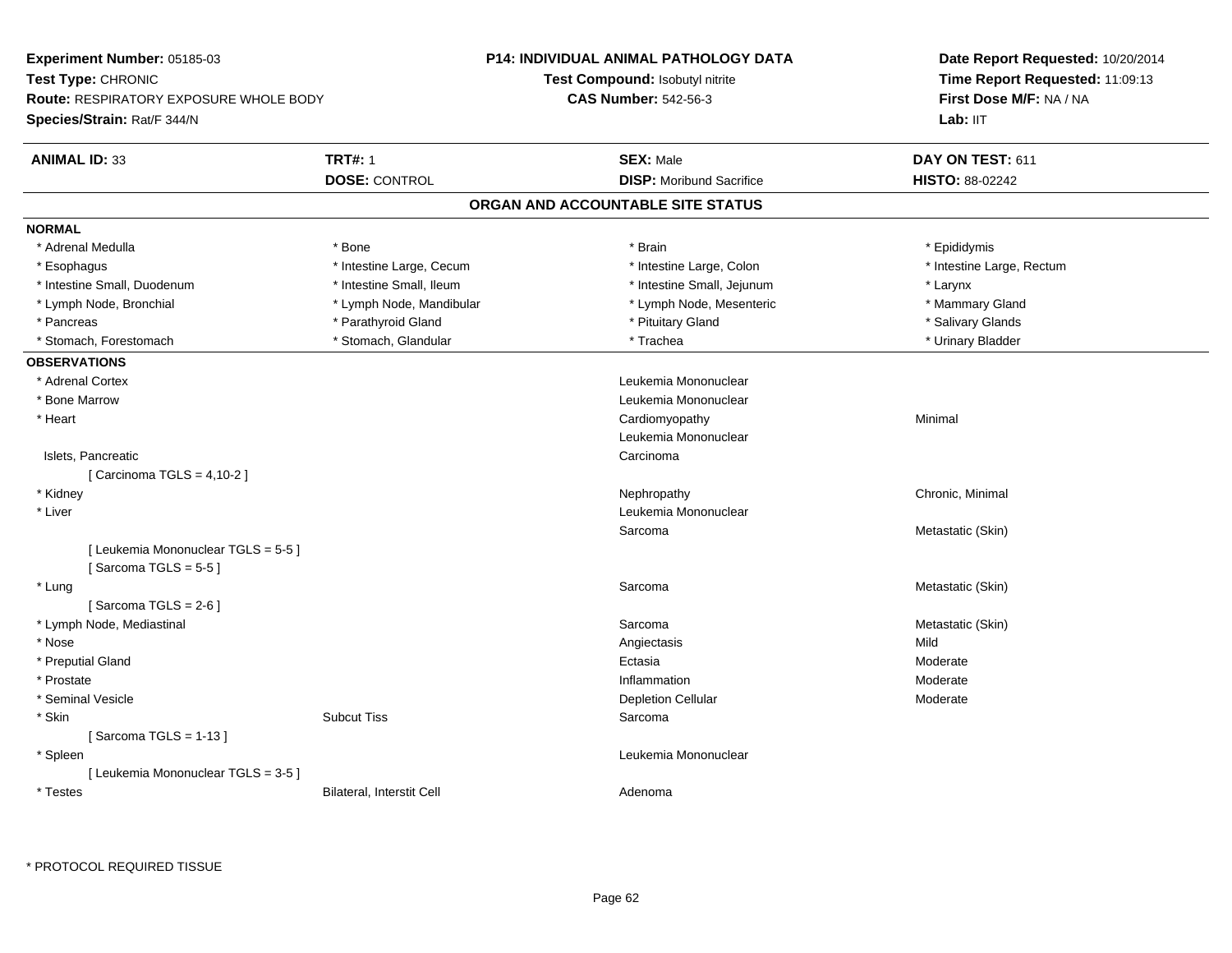**Experiment Number:** 05185-03
**Test Type:** CHRONIC
**Route:** RESPIRATORY EXPOSURE WHOLE BODY
**Species/Strain:** Rat/F 344/N

**P14: INDIVIDUAL ANIMAL PATHOLOGY DATA**
**Test Compound:** Isobutyl nitrite
**CAS Number:** 542-56-3

**Date Report Requested:** 10/20/2014
**Time Report Requested:** 11:09:13
**First Dose M/F:** NA / NA
**Lab:** IIT

| **ANIMAL ID:** 33 | **TRT#:** 1 | **SEX:** Male | **DAY ON TEST:** 611 |
|---|---|---|---|
| | **DOSE:** CONTROL | **DISP:** Moribund Sacrifice | **HISTO:** 88-02242 |

## ORGAN AND ACCOUNTABLE SITE STATUS

**NORMAL**

| | | | |
|---|---|---|---|
| * Adrenal Medulla | * Bone | * Brain | * Epididymis |
| * Esophagus | * Intestine Large, Cecum | * Intestine Large, Colon | * Intestine Large, Rectum |
| * Intestine Small, Duodenum | * Intestine Small, Ileum | * Intestine Small, Jejunum | * Larynx |
| * Lymph Node, Bronchial | * Lymph Node, Mandibular | * Lymph Node, Mesenteric | * Mammary Gland |
| * Pancreas | * Parathyroid Gland | * Pituitary Gland | * Salivary Glands |
| * Stomach, Forestomach | * Stomach, Glandular | * Trachea | * Urinary Bladder |

**OBSERVATIONS**

| | | | |
|---|---|---|---|
| * Adrenal Cortex | | Leukemia Mononuclear | |
| * Bone Marrow | | Leukemia Mononuclear | |
| * Heart | | Cardiomyopathy | Minimal |
| | | Leukemia Mononuclear | |
| Islets, Pancreatic | | Carcinoma | |
| [ Carcinoma TGLS = 4,10-2 ] | | | |
| * Kidney | | Nephropathy | Chronic, Minimal |
| * Liver | | Leukemia Mononuclear | |
| | | Sarcoma | Metastatic (Skin) |
| [ Leukemia Mononuclear TGLS = 5-5 ] | | | |
| [ Sarcoma TGLS = 5-5 ] | | | |
| * Lung | | Sarcoma | Metastatic (Skin) |
| [ Sarcoma TGLS = 2-6 ] | | | |
| * Lymph Node, Mediastinal | | Sarcoma | Metastatic (Skin) |
| * Nose | | Angiectasis | Mild |
| * Preputial Gland | | Ectasia | Moderate |
| * Prostate | | Inflammation | Moderate |
| * Seminal Vesicle | | Depletion Cellular | Moderate |
| * Skin | Subcut Tiss | Sarcoma | |
| [ Sarcoma TGLS = 1-13 ] | | | |
| * Spleen | | Leukemia Mononuclear | |
| [ Leukemia Mononuclear TGLS = 3-5 ] | | | |
| * Testes | Bilateral, Interstit Cell | Adenoma | |

\* PROTOCOL REQUIRED TISSUE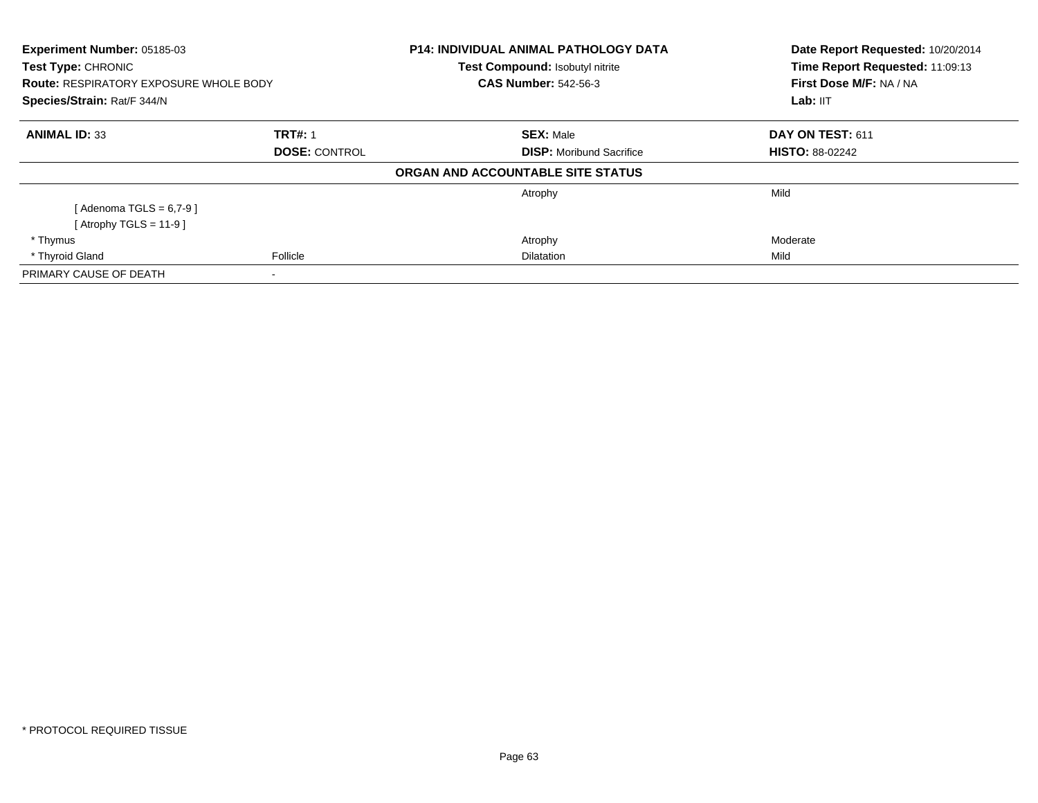**Experiment Number:** 05185-03
**Test Type:** CHRONIC
**Route:** RESPIRATORY EXPOSURE WHOLE BODY
**Species/Strain:** Rat/F 344/N

**P14: INDIVIDUAL ANIMAL PATHOLOGY DATA**
**Test Compound:** Isobutyl nitrite
**CAS Number:** 542-56-3

**Date Report Requested:** 10/20/2014
**Time Report Requested:** 11:09:13
**First Dose M/F:** NA / NA
**Lab:** IIT

| **ANIMAL ID:** 33 | **TRT#:** 1 | **SEX:** Male | **DAY ON TEST:** 611 |
|---|---|---|---|
| | **DOSE:** CONTROL | **DISP:** Moribund Sacrifice | **HISTO:** 88-02242 |

**ORGAN AND ACCOUNTABLE SITE STATUS**

| | | | |
|---|---|---|---|
| | | Atrophy | Mild |
| [ Adenoma TGLS = 6,7-9 ] | | | |
| [ Atrophy TGLS = 11-9 ] | | | |
| * Thymus | | Atrophy | Moderate |
| * Thyroid Gland | Follicle | Dilatation | Mild |
| PRIMARY CAUSE OF DEATH | - | | |

* PROTOCOL REQUIRED TISSUE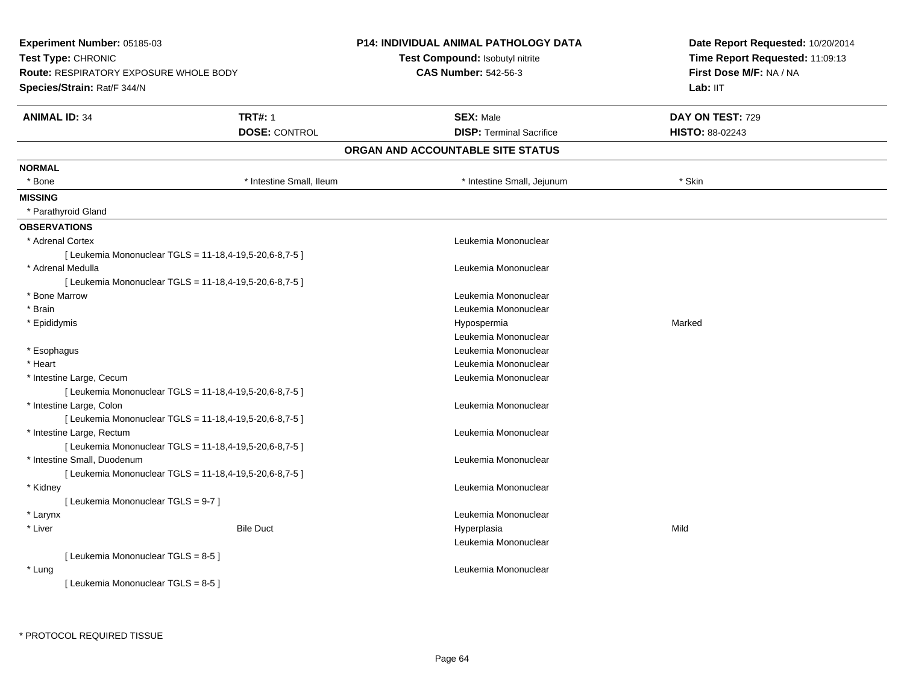**Experiment Number:** 05185-03
**Test Type:** CHRONIC
**Route:** RESPIRATORY EXPOSURE WHOLE BODY
**Species/Strain:** Rat/F 344/N

**P14: INDIVIDUAL ANIMAL PATHOLOGY DATA**
**Test Compound:** Isobutyl nitrite
**CAS Number:** 542-56-3

**Date Report Requested:** 10/20/2014
**Time Report Requested:** 11:09:13
**First Dose M/F:** NA / NA
**Lab:** IIT

| **ANIMAL ID:** 34 | **TRT#:** 1 | **SEX:** Male | **DAY ON TEST:** 729 |
|---|---|---|---|
| | **DOSE:** CONTROL | **DISP:** Terminal Sacrifice | **HISTO:** 88-02243 |

## ORGAN AND ACCOUNTABLE SITE STATUS

**NORMAL**

| * Bone | * Intestine Small, Ileum | * Intestine Small, Jejunum | * Skin |
|---|---|---|---|

**MISSING**

* Parathyroid Gland

**OBSERVATIONS**

| Organ | Site | Observation | Severity |
|---|---|---|---|
| * Adrenal Cortex | | Leukemia Mononuclear | |
| [ Leukemia Mononuclear TGLS = 11-18,4-19,5-20,6-8,7-5 ] | | | |
| * Adrenal Medulla | | Leukemia Mononuclear | |
| [ Leukemia Mononuclear TGLS = 11-18,4-19,5-20,6-8,7-5 ] | | | |
| * Bone Marrow | | Leukemia Mononuclear | |
| * Brain | | Leukemia Mononuclear | |
| * Epididymis | | Hypospermia | Marked |
| | | Leukemia Mononuclear | |
| * Esophagus | | Leukemia Mononuclear | |
| * Heart | | Leukemia Mononuclear | |
| * Intestine Large, Cecum | | Leukemia Mononuclear | |
| [ Leukemia Mononuclear TGLS = 11-18,4-19,5-20,6-8,7-5 ] | | | |
| * Intestine Large, Colon | | Leukemia Mononuclear | |
| [ Leukemia Mononuclear TGLS = 11-18,4-19,5-20,6-8,7-5 ] | | | |
| * Intestine Large, Rectum | | Leukemia Mononuclear | |
| [ Leukemia Mononuclear TGLS = 11-18,4-19,5-20,6-8,7-5 ] | | | |
| * Intestine Small, Duodenum | | Leukemia Mononuclear | |
| [ Leukemia Mononuclear TGLS = 11-18,4-19,5-20,6-8,7-5 ] | | | |
| * Kidney | | Leukemia Mononuclear | |
| [ Leukemia Mononuclear TGLS = 9-7 ] | | | |
| * Larynx | | Leukemia Mononuclear | |
| * Liver | Bile Duct | Hyperplasia | Mild |
| | | Leukemia Mononuclear | |
| [ Leukemia Mononuclear TGLS = 8-5 ] | | | |
| * Lung | | Leukemia Mononuclear | |
| [ Leukemia Mononuclear TGLS = 8-5 ] | | | |

* PROTOCOL REQUIRED TISSUE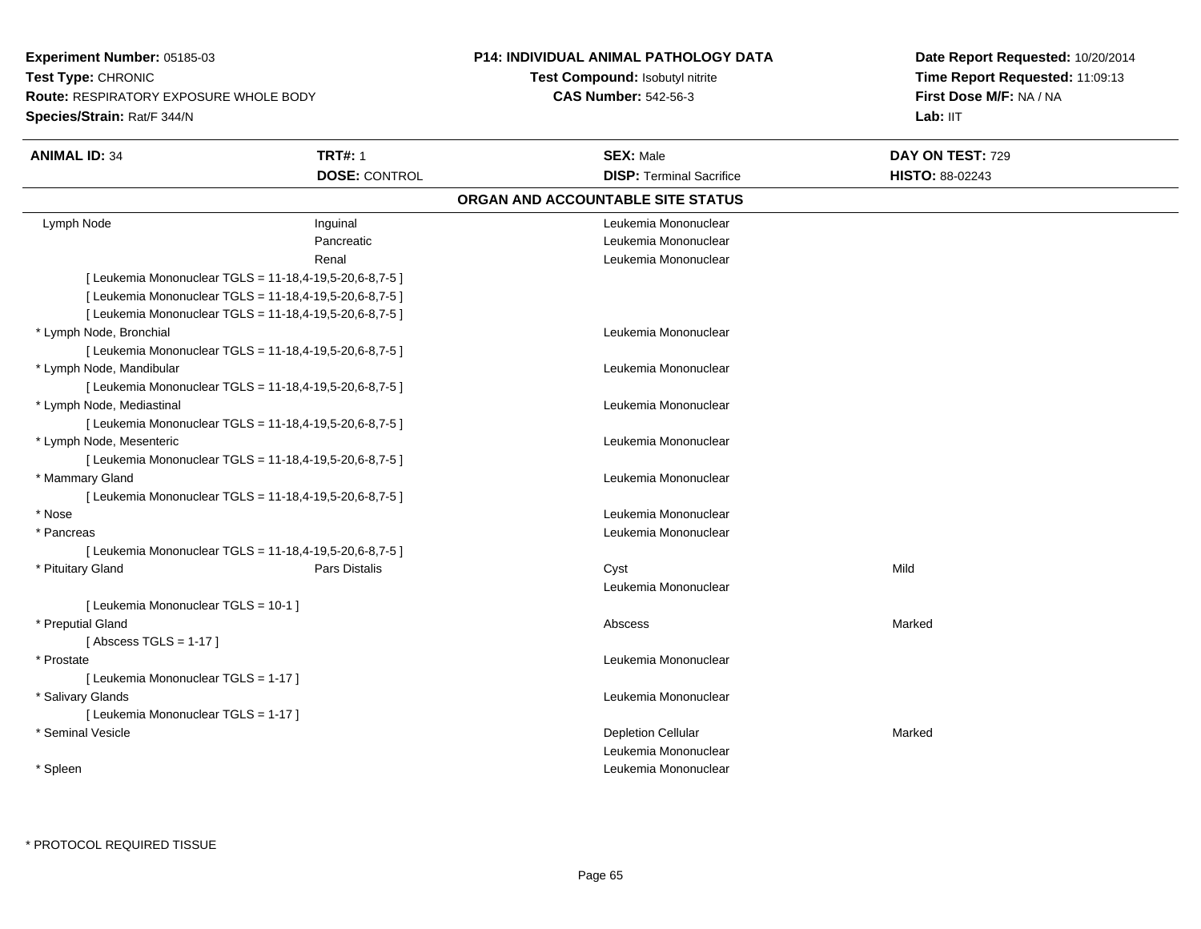**Experiment Number:** 05185-03
**Test Type:** CHRONIC
**Route:** RESPIRATORY EXPOSURE WHOLE BODY
**Species/Strain:** Rat/F 344/N

**P14: INDIVIDUAL ANIMAL PATHOLOGY DATA**
**Test Compound:** Isobutyl nitrite
**CAS Number:** 542-56-3

**Date Report Requested:** 10/20/2014
**Time Report Requested:** 11:09:13
**First Dose M/F:** NA / NA
**Lab:** IIT

| **ANIMAL ID:** 34 | **TRT#:** 1 | **SEX:** Male | **DAY ON TEST:** 729 |
|---|---|---|---|
| | **DOSE:** CONTROL | **DISP:** Terminal Sacrifice | **HISTO:** 88-02243 |

## ORGAN AND ACCOUNTABLE SITE STATUS

| | | | |
|---|---|---|---|
| Lymph Node | Inguinal | Leukemia Mononuclear | |
| | Pancreatic | Leukemia Mononuclear | |
| | Renal | Leukemia Mononuclear | |
| [ Leukemia Mononuclear TGLS = 11-18,4-19,5-20,6-8,7-5 ] | | | |
| [ Leukemia Mononuclear TGLS = 11-18,4-19,5-20,6-8,7-5 ] | | | |
| [ Leukemia Mononuclear TGLS = 11-18,4-19,5-20,6-8,7-5 ] | | | |
| * Lymph Node, Bronchial | | Leukemia Mononuclear | |
| [ Leukemia Mononuclear TGLS = 11-18,4-19,5-20,6-8,7-5 ] | | | |
| * Lymph Node, Mandibular | | Leukemia Mononuclear | |
| [ Leukemia Mononuclear TGLS = 11-18,4-19,5-20,6-8,7-5 ] | | | |
| * Lymph Node, Mediastinal | | Leukemia Mononuclear | |
| [ Leukemia Mononuclear TGLS = 11-18,4-19,5-20,6-8,7-5 ] | | | |
| * Lymph Node, Mesenteric | | Leukemia Mononuclear | |
| [ Leukemia Mononuclear TGLS = 11-18,4-19,5-20,6-8,7-5 ] | | | |
| * Mammary Gland | | Leukemia Mononuclear | |
| [ Leukemia Mononuclear TGLS = 11-18,4-19,5-20,6-8,7-5 ] | | | |
| * Nose | | Leukemia Mononuclear | |
| * Pancreas | | Leukemia Mononuclear | |
| [ Leukemia Mononuclear TGLS = 11-18,4-19,5-20,6-8,7-5 ] | | | |
| * Pituitary Gland | Pars Distalis | Cyst | Mild |
| | | Leukemia Mononuclear | |
| [ Leukemia Mononuclear TGLS = 10-1 ] | | | |
| * Preputial Gland | | Abscess | Marked |
| [ Abscess TGLS = 1-17 ] | | | |
| * Prostate | | Leukemia Mononuclear | |
| [ Leukemia Mononuclear TGLS = 1-17 ] | | | |
| * Salivary Glands | | Leukemia Mononuclear | |
| [ Leukemia Mononuclear TGLS = 1-17 ] | | | |
| * Seminal Vesicle | | Depletion Cellular | Marked |
| | | Leukemia Mononuclear | |
| * Spleen | | Leukemia Mononuclear | |

* PROTOCOL REQUIRED TISSUE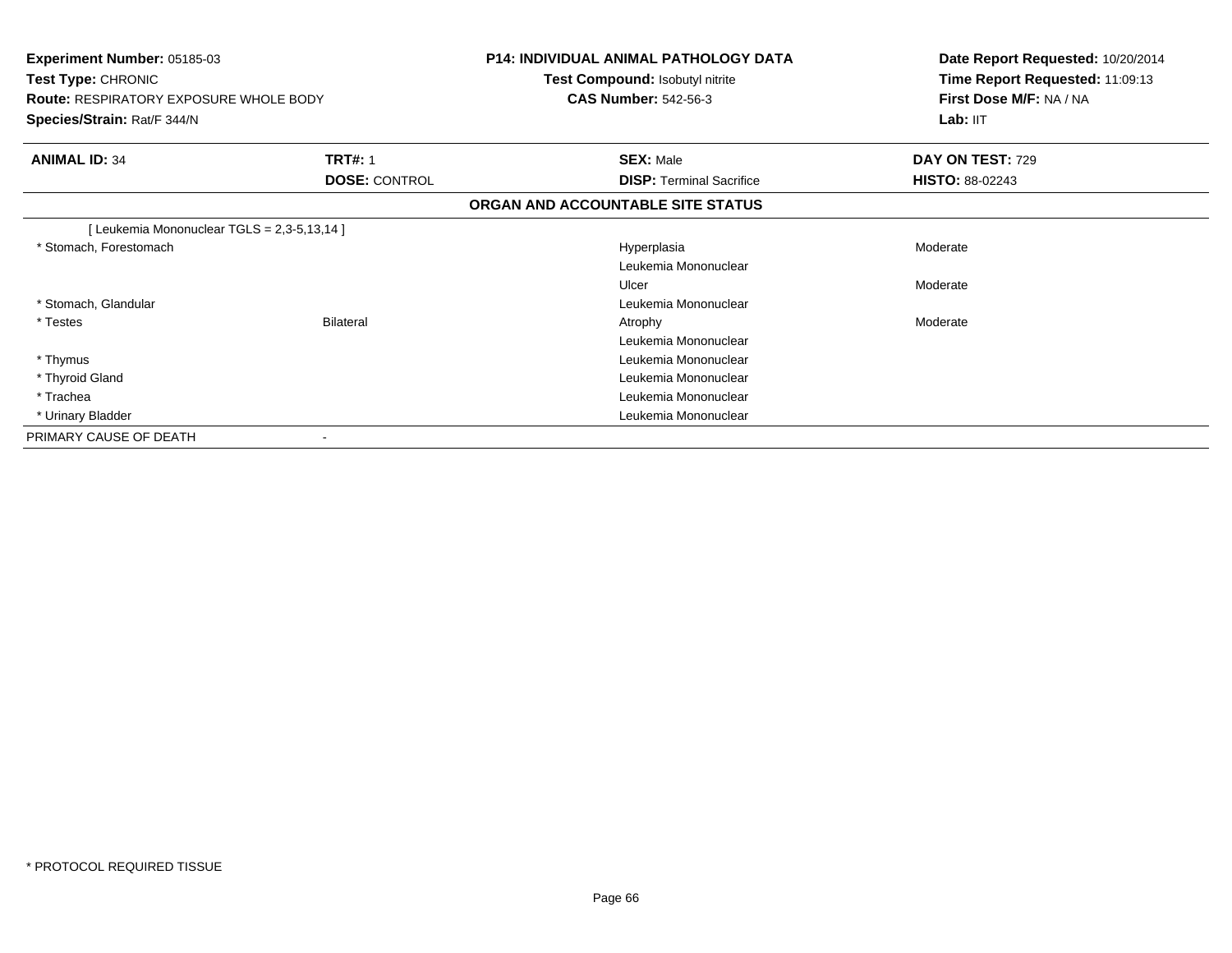**Experiment Number:** 05185-03
**Test Type:** CHRONIC
**Route:** RESPIRATORY EXPOSURE WHOLE BODY
**Species/Strain:** Rat/F 344/N

**P14: INDIVIDUAL ANIMAL PATHOLOGY DATA**
**Test Compound:** Isobutyl nitrite
**CAS Number:** 542-56-3

**Date Report Requested:** 10/20/2014
**Time Report Requested:** 11:09:13
**First Dose M/F:** NA / NA
**Lab:** IIT

| **ANIMAL ID:** 34 | **TRT#:** 1 | **SEX:** Male | **DAY ON TEST:** 729 |
|---|---|---|---|
| | **DOSE:** CONTROL | **DISP:** Terminal Sacrifice | **HISTO:** 88-02243 |

## ORGAN AND ACCOUNTABLE SITE STATUS

| | | | |
|---|---|---|---|
| [ Leukemia Mononuclear TGLS = 2,3-5,13,14 ] | | | |
| * Stomach, Forestomach | | Hyperplasia | Moderate |
| | | Leukemia Mononuclear | |
| | | Ulcer | Moderate |
| * Stomach, Glandular | | Leukemia Mononuclear | |
| * Testes | Bilateral | Atrophy | Moderate |
| | | Leukemia Mononuclear | |
| * Thymus | | Leukemia Mononuclear | |
| * Thyroid Gland | | Leukemia Mononuclear | |
| * Trachea | | Leukemia Mononuclear | |
| * Urinary Bladder | | Leukemia Mononuclear | |
| PRIMARY CAUSE OF DEATH | - | | |

* PROTOCOL REQUIRED TISSUE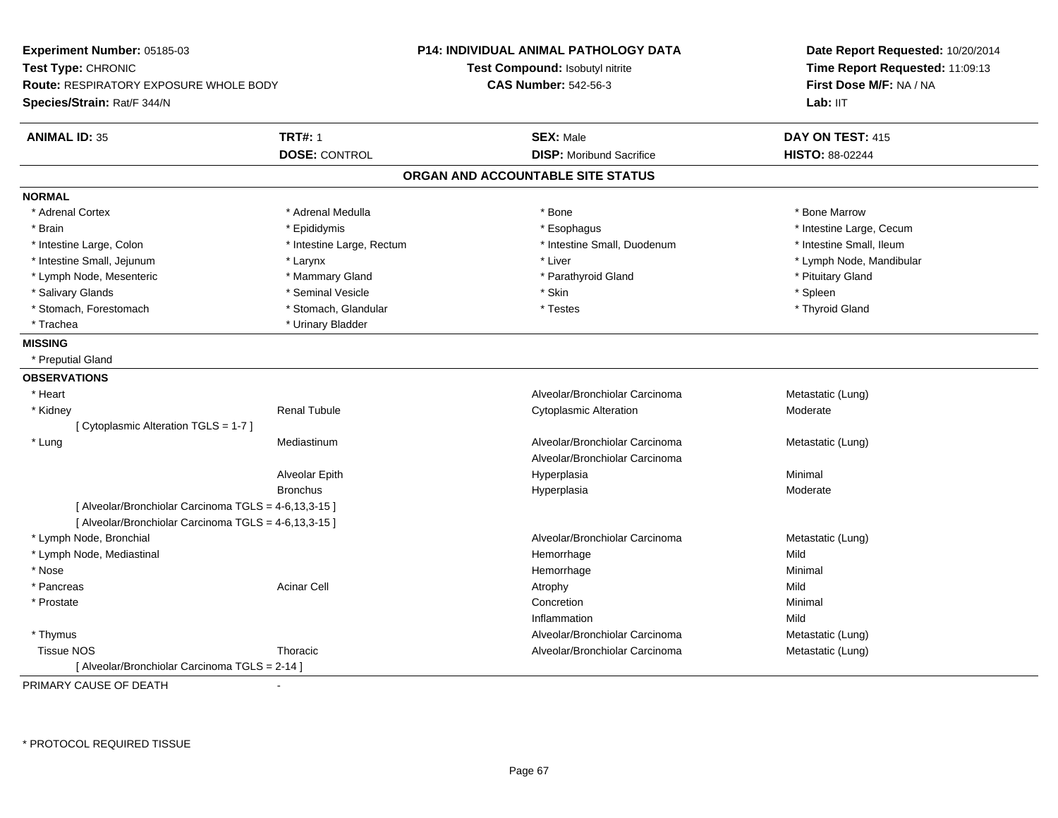**Experiment Number:** 05185-03
**Test Type:** CHRONIC
**Route:** RESPIRATORY EXPOSURE WHOLE BODY
**Species/Strain:** Rat/F 344/N

**P14: INDIVIDUAL ANIMAL PATHOLOGY DATA**
**Test Compound:** Isobutyl nitrite
**CAS Number:** 542-56-3

**Date Report Requested:** 10/20/2014
**Time Report Requested:** 11:09:13
**First Dose M/F:** NA / NA
**Lab:** IIT

| **ANIMAL ID:** 35 | **TRT#:** 1 | **SEX:** Male | **DAY ON TEST:** 415 |
|---|---|---|---|
| | **DOSE:** CONTROL | **DISP:** Moribund Sacrifice | **HISTO:** 88-02244 |

## ORGAN AND ACCOUNTABLE SITE STATUS

**NORMAL**

| | | | |
|---|---|---|---|
| * Adrenal Cortex | * Adrenal Medulla | * Bone | * Bone Marrow |
| * Brain | * Epididymis | * Esophagus | * Intestine Large, Cecum |
| * Intestine Large, Colon | * Intestine Large, Rectum | * Intestine Small, Duodenum | * Intestine Small, Ileum |
| * Intestine Small, Jejunum | * Larynx | * Liver | * Lymph Node, Mandibular |
| * Lymph Node, Mesenteric | * Mammary Gland | * Parathyroid Gland | * Pituitary Gland |
| * Salivary Glands | * Seminal Vesicle | * Skin | * Spleen |
| * Stomach, Forestomach | * Stomach, Glandular | * Testes | * Thyroid Gland |
| * Trachea | * Urinary Bladder | | |

**MISSING**

* Preputial Gland

**OBSERVATIONS**

| | | | |
|---|---|---|---|
| * Heart | | Alveolar/Bronchiolar Carcinoma | Metastatic (Lung) |
| * Kidney | Renal Tubule | Cytoplasmic Alteration | Moderate |
| [ Cytoplasmic Alteration TGLS = 1-7 ] | | | |
| * Lung | Mediastinum | Alveolar/Bronchiolar Carcinoma | Metastatic (Lung) |
| | | Alveolar/Bronchiolar Carcinoma | |
| | Alveolar Epith | Hyperplasia | Minimal |
| | Bronchus | Hyperplasia | Moderate |
| [ Alveolar/Bronchiolar Carcinoma TGLS = 4-6,13,3-15 ] | | | |
| [ Alveolar/Bronchiolar Carcinoma TGLS = 4-6,13,3-15 ] | | | |
| * Lymph Node, Bronchial | | Alveolar/Bronchiolar Carcinoma | Metastatic (Lung) |
| * Lymph Node, Mediastinal | | Hemorrhage | Mild |
| * Nose | | Hemorrhage | Minimal |
| * Pancreas | Acinar Cell | Atrophy | Mild |
| * Prostate | | Concretion | Minimal |
| | | Inflammation | Mild |
| * Thymus | | Alveolar/Bronchiolar Carcinoma | Metastatic (Lung) |
| Tissue NOS | Thoracic | Alveolar/Bronchiolar Carcinoma | Metastatic (Lung) |
| [ Alveolar/Bronchiolar Carcinoma TGLS = 2-14 ] | | | |

PRIMARY CAUSE OF DEATH -

* PROTOCOL REQUIRED TISSUE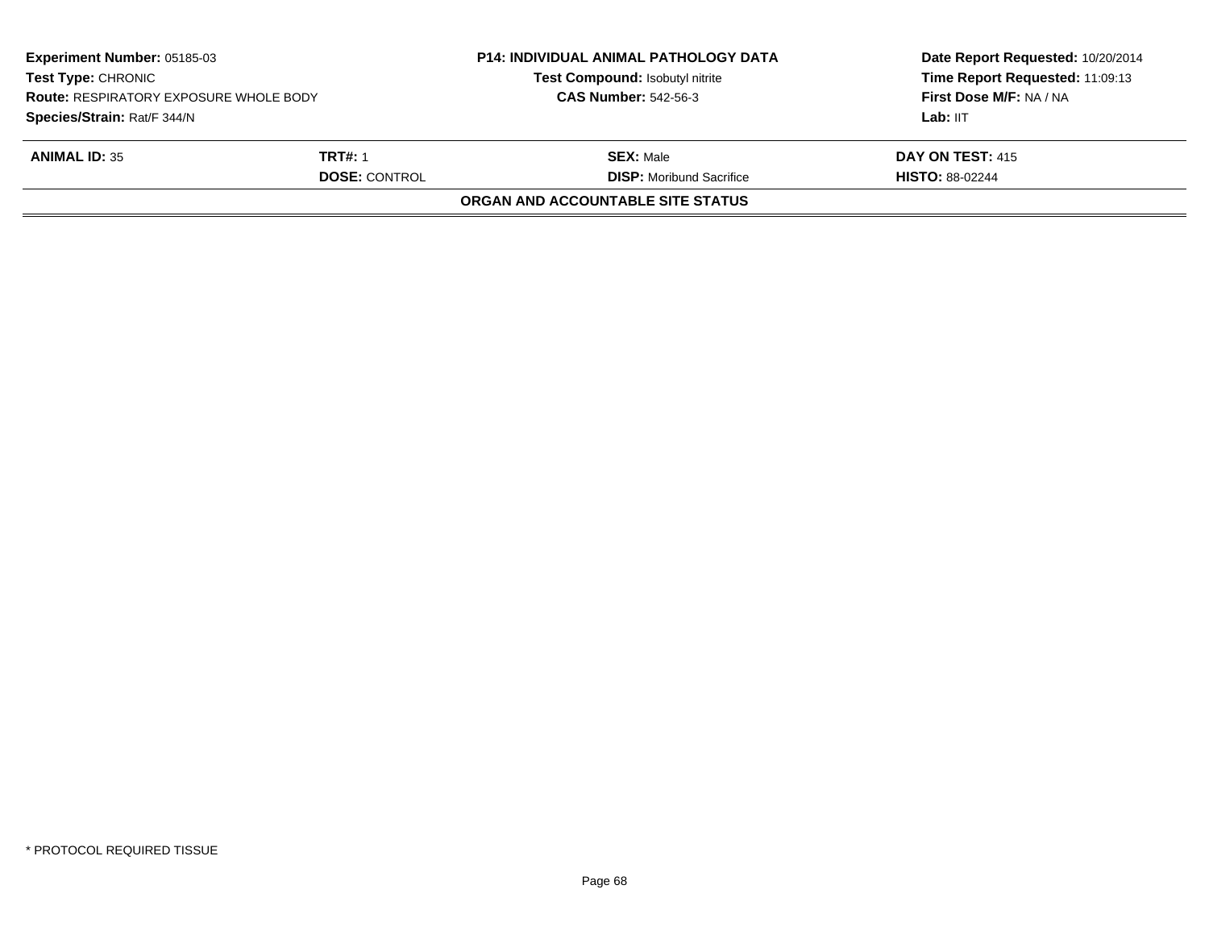| **Experiment Number:** 05185-03 | **P14: INDIVIDUAL ANIMAL PATHOLOGY DATA** | **Date Report Requested:** 10/20/2014 |
|---|---|---|
| **Test Type:** CHRONIC | **Test Compound:** Isobutyl nitrite | **Time Report Requested:** 11:09:13 |
| **Route:** RESPIRATORY EXPOSURE WHOLE BODY | **CAS Number:** 542-56-3 | **First Dose M/F:** NA / NA |
| **Species/Strain:** Rat/F 344/N | | **Lab:** IIT |

| **ANIMAL ID:** 35 | **TRT#:** 1 | **SEX:** Male | **DAY ON TEST:** 415 |
|---|---|---|---|
| | **DOSE:** CONTROL | **DISP:** Moribund Sacrifice | **HISTO:** 88-02244 |

**ORGAN AND ACCOUNTABLE SITE STATUS**

\* PROTOCOL REQUIRED TISSUE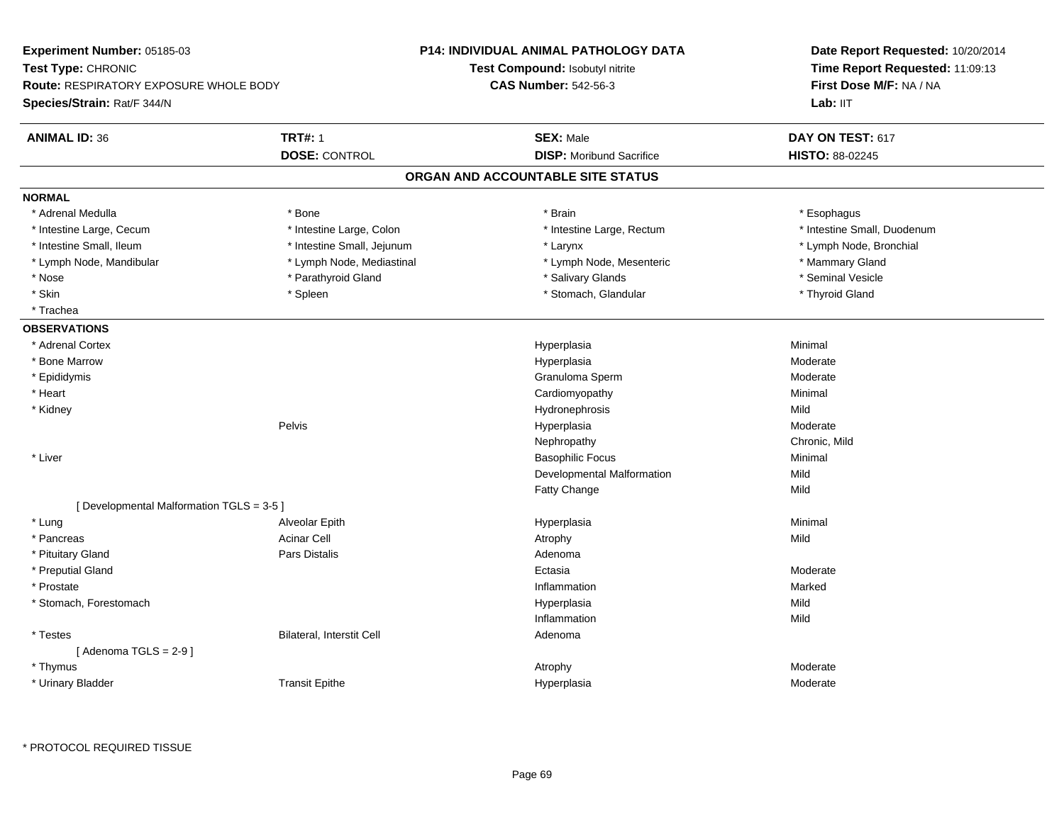**Experiment Number:** 05185-03
**Test Type:** CHRONIC
**Route:** RESPIRATORY EXPOSURE WHOLE BODY
**Species/Strain:** Rat/F 344/N

**P14: INDIVIDUAL ANIMAL PATHOLOGY DATA**
**Test Compound:** Isobutyl nitrite
**CAS Number:** 542-56-3

**Date Report Requested:** 10/20/2014
**Time Report Requested:** 11:09:13
**First Dose M/F:** NA / NA
**Lab:** IIT

| **ANIMAL ID:** 36 | **TRT#:** 1 | **SEX:** Male | **DAY ON TEST:** 617 |
|---|---|---|---|
| | **DOSE:** CONTROL | **DISP:** Moribund Sacrifice | **HISTO:** 88-02245 |

## ORGAN AND ACCOUNTABLE SITE STATUS

**NORMAL**

| | | | |
|---|---|---|---|
| * Adrenal Medulla | * Bone | * Brain | * Esophagus |
| * Intestine Large, Cecum | * Intestine Large, Colon | * Intestine Large, Rectum | * Intestine Small, Duodenum |
| * Intestine Small, Ileum | * Intestine Small, Jejunum | * Larynx | * Lymph Node, Bronchial |
| * Lymph Node, Mandibular | * Lymph Node, Mediastinal | * Lymph Node, Mesenteric | * Mammary Gland |
| * Nose | * Parathyroid Gland | * Salivary Glands | * Seminal Vesicle |
| * Skin | * Spleen | * Stomach, Glandular | * Thyroid Gland |
| * Trachea | | | |

**OBSERVATIONS**

| | | | |
|---|---|---|---|
| * Adrenal Cortex | | Hyperplasia | Minimal |
| * Bone Marrow | | Hyperplasia | Moderate |
| * Epididymis | | Granuloma Sperm | Moderate |
| * Heart | | Cardiomyopathy | Minimal |
| * Kidney | | Hydronephrosis | Mild |
| | Pelvis | Hyperplasia | Moderate |
| | | Nephropathy | Chronic, Mild |
| * Liver | | Basophilic Focus | Minimal |
| | | Developmental Malformation | Mild |
| | | Fatty Change | Mild |
| [ Developmental Malformation TGLS = 3-5 ] | | | |
| * Lung | Alveolar Epith | Hyperplasia | Minimal |
| * Pancreas | Acinar Cell | Atrophy | Mild |
| * Pituitary Gland | Pars Distalis | Adenoma | |
| * Preputial Gland | | Ectasia | Moderate |
| * Prostate | | Inflammation | Marked |
| * Stomach, Forestomach | | Hyperplasia | Mild |
| | | Inflammation | Mild |
| * Testes | Bilateral, Interstit Cell | Adenoma | |
| [ Adenoma TGLS = 2-9 ] | | | |
| * Thymus | | Atrophy | Moderate |
| * Urinary Bladder | Transit Epithe | Hyperplasia | Moderate |

\* PROTOCOL REQUIRED TISSUE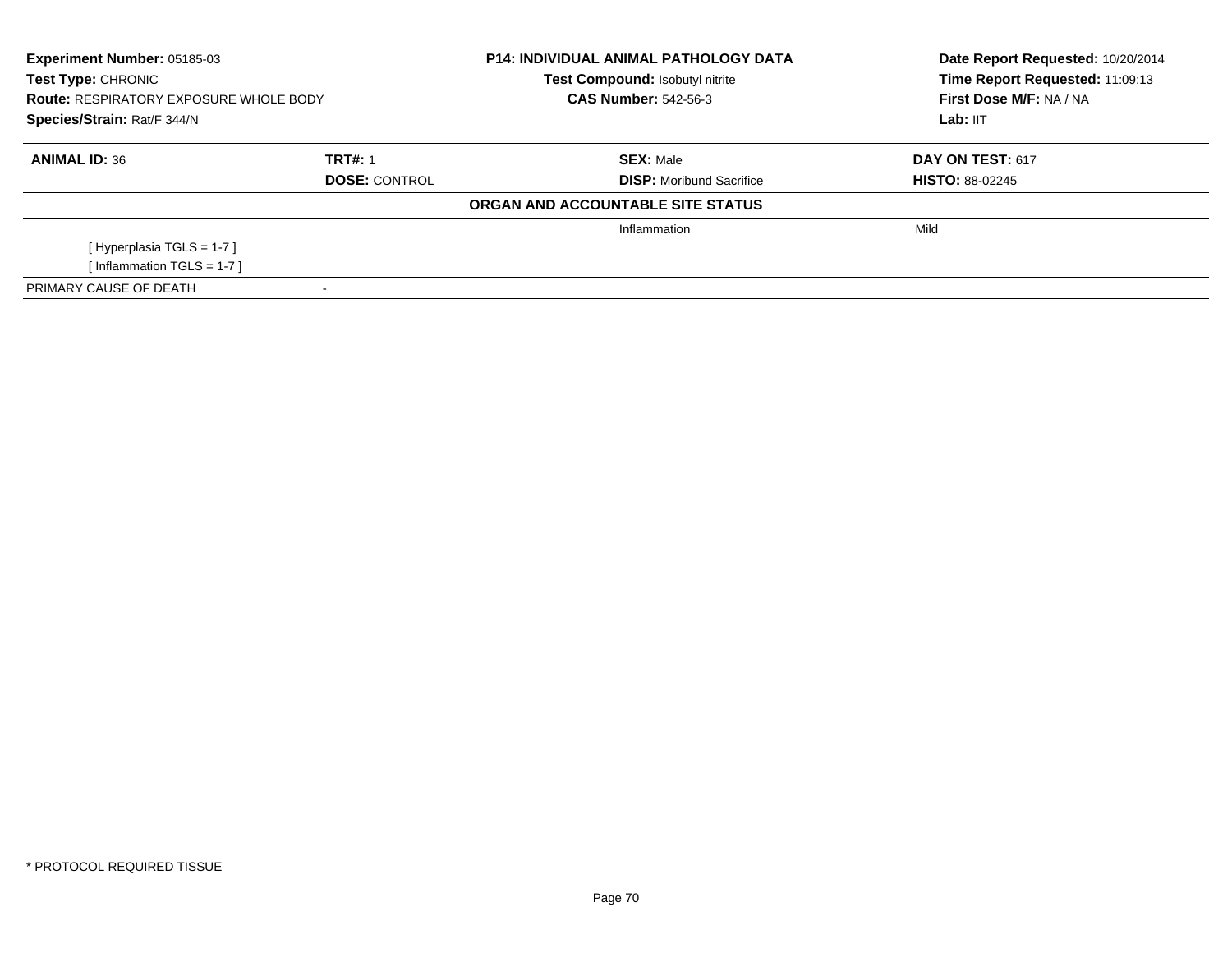| **Experiment Number:** 05185-03 | **P14: INDIVIDUAL ANIMAL PATHOLOGY DATA** | **Date Report Requested:** 10/20/2014 |
|---|---|---|
| **Test Type:** CHRONIC | **Test Compound:** Isobutyl nitrite | **Time Report Requested:** 11:09:13 |
| **Route:** RESPIRATORY EXPOSURE WHOLE BODY | **CAS Number:** 542-56-3 | **First Dose M/F:** NA / NA |
| **Species/Strain:** Rat/F 344/N | | **Lab:** IIT |

| **ANIMAL ID:** 36 | **TRT#:** 1 | **SEX:** Male | **DAY ON TEST:** 617 |
|---|---|---|---|
| | **DOSE:** CONTROL | **DISP:** Moribund Sacrifice | **HISTO:** 88-02245 |

**ORGAN AND ACCOUNTABLE SITE STATUS**

| | | | |
|---|---|---|---|
| | | Inflammation | Mild |
| [ Hyperplasia TGLS = 1-7 ] | | | |
| [ Inflammation TGLS = 1-7 ] | | | |
| PRIMARY CAUSE OF DEATH | - | | |

* PROTOCOL REQUIRED TISSUE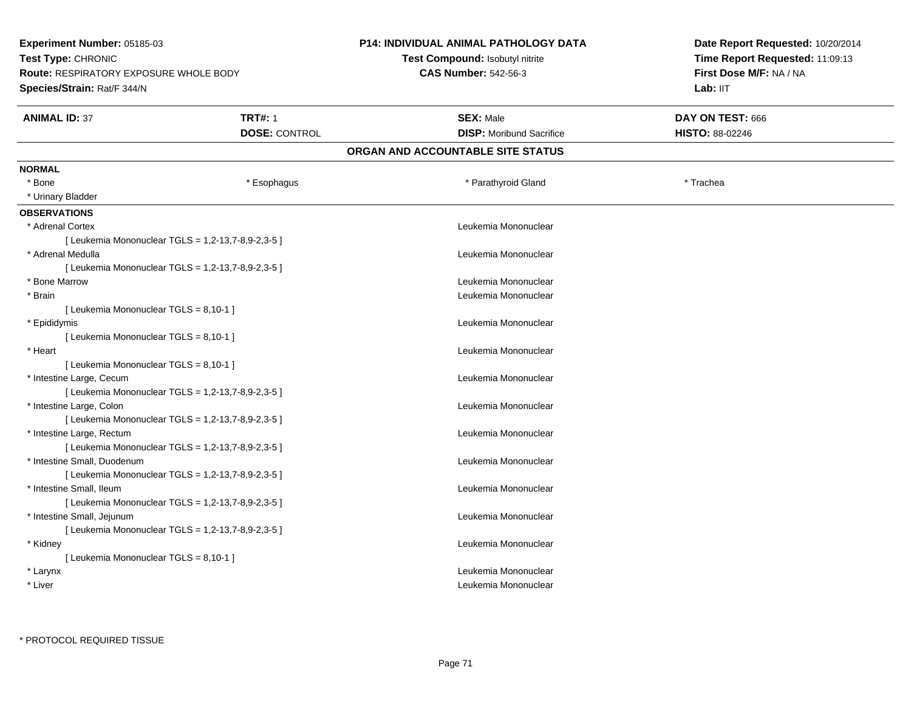**Experiment Number:** 05185-03
**Test Type:** CHRONIC
**Route:** RESPIRATORY EXPOSURE WHOLE BODY
**Species/Strain:** Rat/F 344/N

**P14: INDIVIDUAL ANIMAL PATHOLOGY DATA**
**Test Compound:** Isobutyl nitrite
**CAS Number:** 542-56-3

**Date Report Requested:** 10/20/2014
**Time Report Requested:** 11:09:13
**First Dose M/F:** NA / NA
**Lab:** IIT

| **ANIMAL ID:** 37 | **TRT#:** 1 | **SEX:** Male | **DAY ON TEST:** 666 |
|---|---|---|---|
| | **DOSE:** CONTROL | **DISP:** Moribund Sacrifice | **HISTO:** 88-02246 |

## ORGAN AND ACCOUNTABLE SITE STATUS

**NORMAL**

| * Bone | * Esophagus | * Parathyroid Gland | * Trachea |
|---|---|---|---|
| * Urinary Bladder | | | |

**OBSERVATIONS**

| Organ | Observation |
|---|---|
| * Adrenal Cortex | Leukemia Mononuclear |
| [ Leukemia Mononuclear TGLS = 1,2-13,7-8,9-2,3-5 ] | |
| * Adrenal Medulla | Leukemia Mononuclear |
| [ Leukemia Mononuclear TGLS = 1,2-13,7-8,9-2,3-5 ] | |
| * Bone Marrow | Leukemia Mononuclear |
| * Brain | Leukemia Mononuclear |
| [ Leukemia Mononuclear TGLS = 8,10-1 ] | |
| * Epididymis | Leukemia Mononuclear |
| [ Leukemia Mononuclear TGLS = 8,10-1 ] | |
| * Heart | Leukemia Mononuclear |
| [ Leukemia Mononuclear TGLS = 8,10-1 ] | |
| * Intestine Large, Cecum | Leukemia Mononuclear |
| [ Leukemia Mononuclear TGLS = 1,2-13,7-8,9-2,3-5 ] | |
| * Intestine Large, Colon | Leukemia Mononuclear |
| [ Leukemia Mononuclear TGLS = 1,2-13,7-8,9-2,3-5 ] | |
| * Intestine Large, Rectum | Leukemia Mononuclear |
| [ Leukemia Mononuclear TGLS = 1,2-13,7-8,9-2,3-5 ] | |
| * Intestine Small, Duodenum | Leukemia Mononuclear |
| [ Leukemia Mononuclear TGLS = 1,2-13,7-8,9-2,3-5 ] | |
| * Intestine Small, Ileum | Leukemia Mononuclear |
| [ Leukemia Mononuclear TGLS = 1,2-13,7-8,9-2,3-5 ] | |
| * Intestine Small, Jejunum | Leukemia Mononuclear |
| [ Leukemia Mononuclear TGLS = 1,2-13,7-8,9-2,3-5 ] | |
| * Kidney | Leukemia Mononuclear |
| [ Leukemia Mononuclear TGLS = 8,10-1 ] | |
| * Larynx | Leukemia Mononuclear |
| * Liver | Leukemia Mononuclear |

* PROTOCOL REQUIRED TISSUE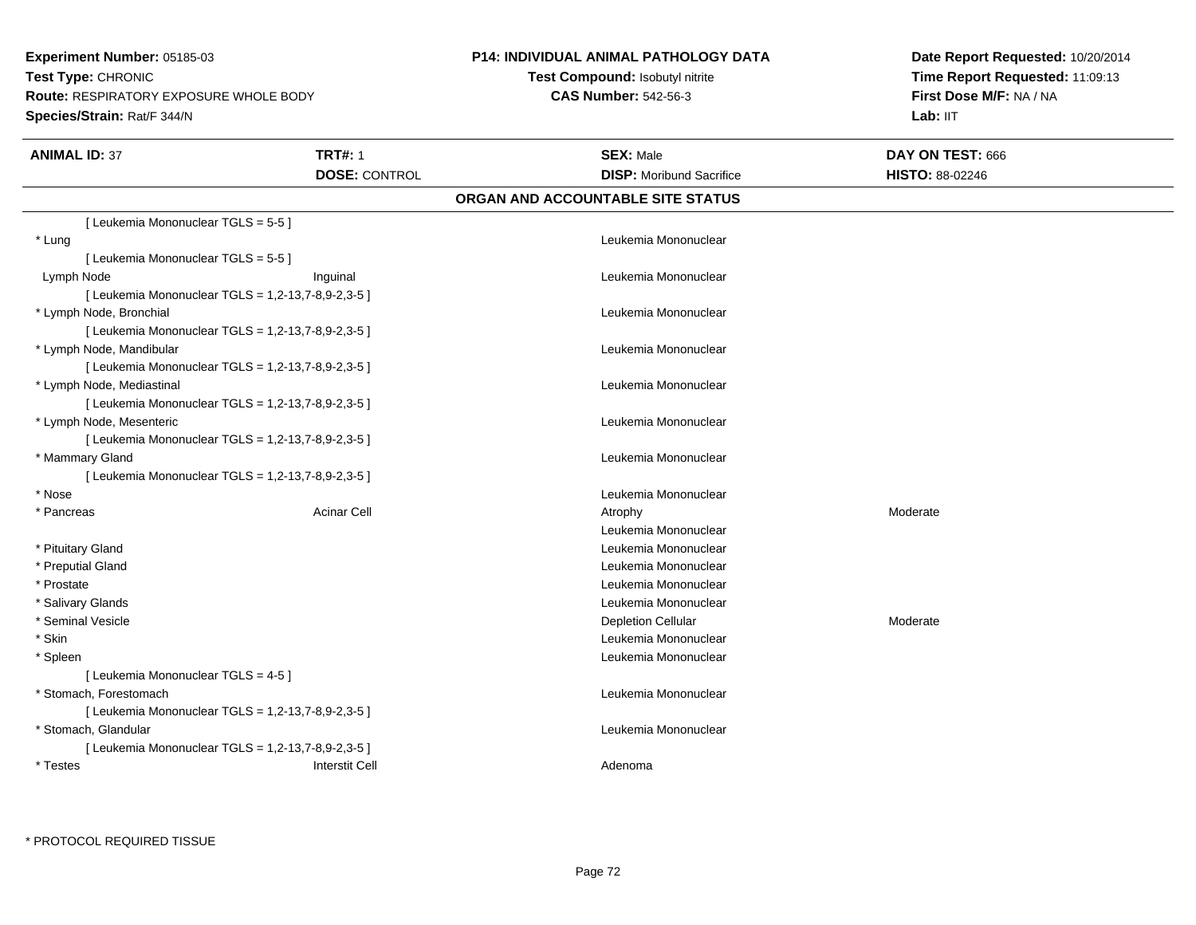**Experiment Number:** 05185-03
**Test Type:** CHRONIC
**Route:** RESPIRATORY EXPOSURE WHOLE BODY
**Species/Strain:** Rat/F 344/N

**P14: INDIVIDUAL ANIMAL PATHOLOGY DATA**
**Test Compound:** Isobutyl nitrite
**CAS Number:** 542-56-3

**Date Report Requested:** 10/20/2014
**Time Report Requested:** 11:09:13
**First Dose M/F:** NA / NA
**Lab:** IIT

| **ANIMAL ID:** 37 | **TRT#:** 1 | **SEX:** Male | **DAY ON TEST:** 666 |
|---|---|---|---|
| | **DOSE:** CONTROL | **DISP:** Moribund Sacrifice | **HISTO:** 88-02246 |

## ORGAN AND ACCOUNTABLE SITE STATUS

| | | | |
|---|---|---|---|
| [ Leukemia Mononuclear TGLS = 5-5 ] | | | |
| * Lung | | Leukemia Mononuclear | |
| [ Leukemia Mononuclear TGLS = 5-5 ] | | | |
| Lymph Node | Inguinal | Leukemia Mononuclear | |
| [ Leukemia Mononuclear TGLS = 1,2-13,7-8,9-2,3-5 ] | | | |
| * Lymph Node, Bronchial | | Leukemia Mononuclear | |
| [ Leukemia Mononuclear TGLS = 1,2-13,7-8,9-2,3-5 ] | | | |
| * Lymph Node, Mandibular | | Leukemia Mononuclear | |
| [ Leukemia Mononuclear TGLS = 1,2-13,7-8,9-2,3-5 ] | | | |
| * Lymph Node, Mediastinal | | Leukemia Mononuclear | |
| [ Leukemia Mononuclear TGLS = 1,2-13,7-8,9-2,3-5 ] | | | |
| * Lymph Node, Mesenteric | | Leukemia Mononuclear | |
| [ Leukemia Mononuclear TGLS = 1,2-13,7-8,9-2,3-5 ] | | | |
| * Mammary Gland | | Leukemia Mononuclear | |
| [ Leukemia Mononuclear TGLS = 1,2-13,7-8,9-2,3-5 ] | | | |
| * Nose | | Leukemia Mononuclear | |
| * Pancreas | Acinar Cell | Atrophy | Moderate |
| | | Leukemia Mononuclear | |
| * Pituitary Gland | | Leukemia Mononuclear | |
| * Preputial Gland | | Leukemia Mononuclear | |
| * Prostate | | Leukemia Mononuclear | |
| * Salivary Glands | | Leukemia Mononuclear | |
| * Seminal Vesicle | | Depletion Cellular | Moderate |
| * Skin | | Leukemia Mononuclear | |
| * Spleen | | Leukemia Mononuclear | |
| [ Leukemia Mononuclear TGLS = 4-5 ] | | | |
| * Stomach, Forestomach | | Leukemia Mononuclear | |
| [ Leukemia Mononuclear TGLS = 1,2-13,7-8,9-2,3-5 ] | | | |
| * Stomach, Glandular | | Leukemia Mononuclear | |
| [ Leukemia Mononuclear TGLS = 1,2-13,7-8,9-2,3-5 ] | | | |
| * Testes | Interstit Cell | Adenoma | |

* PROTOCOL REQUIRED TISSUE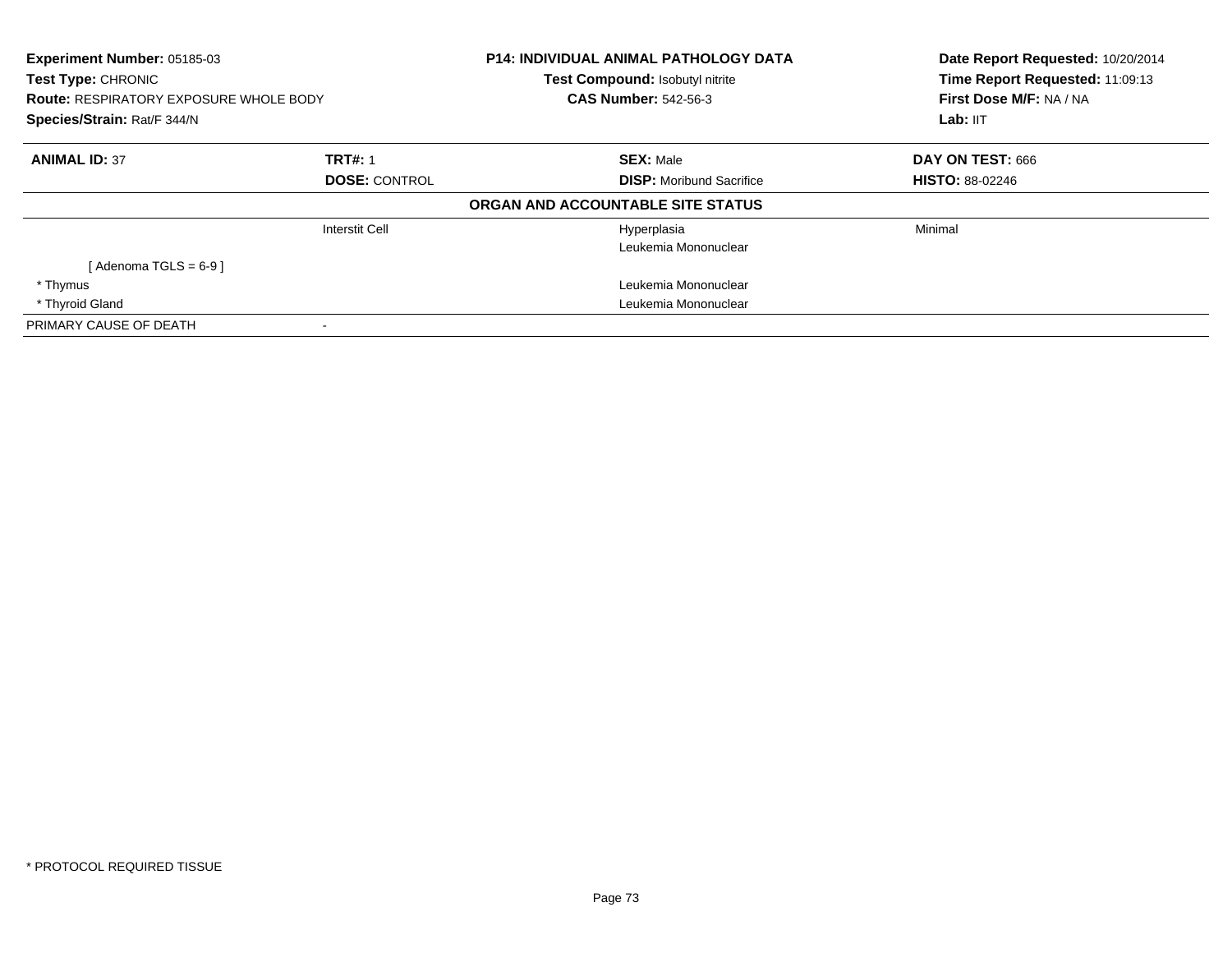**Experiment Number:** 05185-03
**Test Type:** CHRONIC
**Route:** RESPIRATORY EXPOSURE WHOLE BODY
**Species/Strain:** Rat/F 344/N

**P14: INDIVIDUAL ANIMAL PATHOLOGY DATA**
**Test Compound:** Isobutyl nitrite
**CAS Number:** 542-56-3

**Date Report Requested:** 10/20/2014
**Time Report Requested:** 11:09:13
**First Dose M/F:** NA / NA
**Lab:** IIT

| **ANIMAL ID:** 37 | **TRT#:** 1 | **SEX:** Male | **DAY ON TEST:** 666 |
|---|---|---|---|
| | **DOSE:** CONTROL | **DISP:** Moribund Sacrifice | **HISTO:** 88-02246 |

**ORGAN AND ACCOUNTABLE SITE STATUS**

| | | | |
|---|---|---|---|
| | Interstit Cell | Hyperplasia | Minimal |
| | | Leukemia Mononuclear | |
| [ Adenoma TGLS = 6-9 ] | | | |
| * Thymus | | Leukemia Mononuclear | |
| * Thyroid Gland | | Leukemia Mononuclear | |
| PRIMARY CAUSE OF DEATH | - | | |

* PROTOCOL REQUIRED TISSUE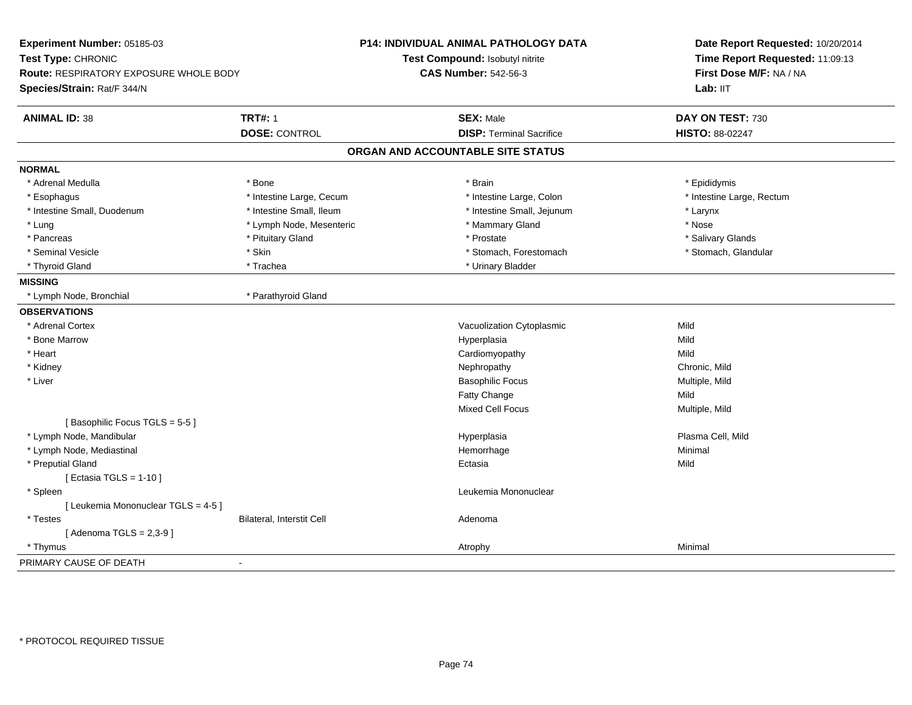**Experiment Number:** 05185-03
**Test Type:** CHRONIC
**Route:** RESPIRATORY EXPOSURE WHOLE BODY
**Species/Strain:** Rat/F 344/N

**P14: INDIVIDUAL ANIMAL PATHOLOGY DATA**
**Test Compound:** Isobutyl nitrite
**CAS Number:** 542-56-3

**Date Report Requested:** 10/20/2014
**Time Report Requested:** 11:09:13
**First Dose M/F:** NA / NA
**Lab:** IIT

| **ANIMAL ID:** 38 | **TRT#:** 1 | **SEX:** Male | **DAY ON TEST:** 730 |
|---|---|---|---|
| | **DOSE:** CONTROL | **DISP:** Terminal Sacrifice | **HISTO:** 88-02247 |

## ORGAN AND ACCOUNTABLE SITE STATUS

**NORMAL**

| | | | |
|---|---|---|---|
| * Adrenal Medulla | * Bone | * Brain | * Epididymis |
| * Esophagus | * Intestine Large, Cecum | * Intestine Large, Colon | * Intestine Large, Rectum |
| * Intestine Small, Duodenum | * Intestine Small, Ileum | * Intestine Small, Jejunum | * Larynx |
| * Lung | * Lymph Node, Mesenteric | * Mammary Gland | * Nose |
| * Pancreas | * Pituitary Gland | * Prostate | * Salivary Glands |
| * Seminal Vesicle | * Skin | * Stomach, Forestomach | * Stomach, Glandular |
| * Thyroid Gland | * Trachea | * Urinary Bladder | |

**MISSING**

| | |
|---|---|
| * Lymph Node, Bronchial | * Parathyroid Gland |

**OBSERVATIONS**

| | | | |
|---|---|---|---|
| * Adrenal Cortex | | Vacuolization Cytoplasmic | Mild |
| * Bone Marrow | | Hyperplasia | Mild |
| * Heart | | Cardiomyopathy | Mild |
| * Kidney | | Nephropathy | Chronic, Mild |
| * Liver | | Basophilic Focus | Multiple, Mild |
| | | Fatty Change | Mild |
| | | Mixed Cell Focus | Multiple, Mild |
| [ Basophilic Focus TGLS = 5-5 ] | | | |
| * Lymph Node, Mandibular | | Hyperplasia | Plasma Cell, Mild |
| * Lymph Node, Mediastinal | | Hemorrhage | Minimal |
| * Preputial Gland | | Ectasia | Mild |
| [ Ectasia TGLS = 1-10 ] | | | |
| * Spleen | | Leukemia Mononuclear | |
| [ Leukemia Mononuclear TGLS = 4-5 ] | | | |
| * Testes | Bilateral, Interstit Cell | Adenoma | |
| [ Adenoma TGLS = 2,3-9 ] | | | |
| * Thymus | | Atrophy | Minimal |

PRIMARY CAUSE OF DEATH -

\* PROTOCOL REQUIRED TISSUE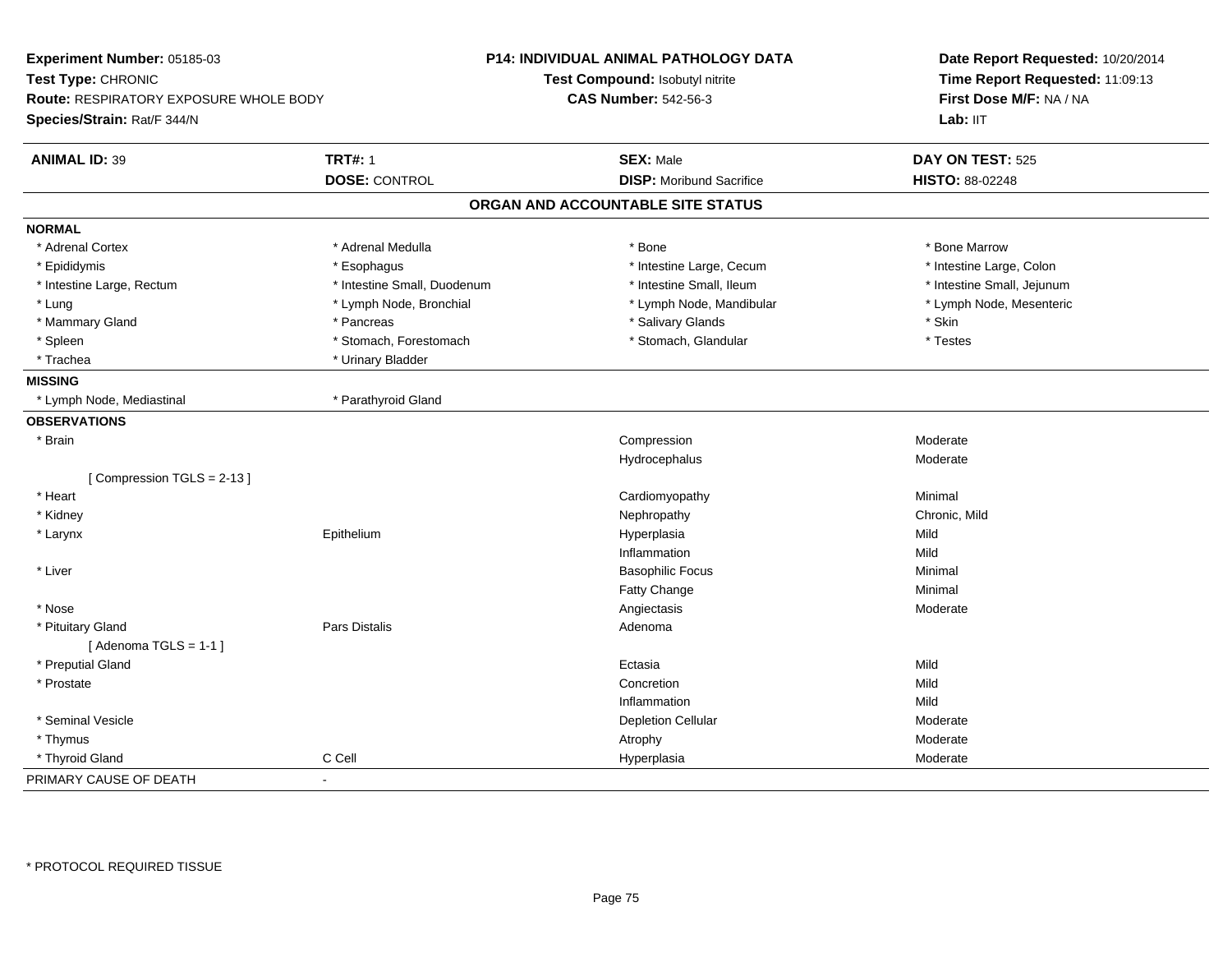**Experiment Number:** 05185-03
**Test Type:** CHRONIC
**Route:** RESPIRATORY EXPOSURE WHOLE BODY
**Species/Strain:** Rat/F 344/N

**P14: INDIVIDUAL ANIMAL PATHOLOGY DATA**
**Test Compound:** Isobutyl nitrite
**CAS Number:** 542-56-3

**Date Report Requested:** 10/20/2014
**Time Report Requested:** 11:09:13
**First Dose M/F:** NA / NA
**Lab:** IIT

| **ANIMAL ID:** 39 | **TRT#:** 1 | **SEX:** Male | **DAY ON TEST:** 525 |
|---|---|---|---|
| | **DOSE:** CONTROL | **DISP:** Moribund Sacrifice | **HISTO:** 88-02248 |

## ORGAN AND ACCOUNTABLE SITE STATUS

| | | | |
|---|---|---|---|
| **NORMAL** | | | |
| * Adrenal Cortex | * Adrenal Medulla | * Bone | * Bone Marrow |
| * Epididymis | * Esophagus | * Intestine Large, Cecum | * Intestine Large, Colon |
| * Intestine Large, Rectum | * Intestine Small, Duodenum | * Intestine Small, Ileum | * Intestine Small, Jejunum |
| * Lung | * Lymph Node, Bronchial | * Lymph Node, Mandibular | * Lymph Node, Mesenteric |
| * Mammary Gland | * Pancreas | * Salivary Glands | * Skin |
| * Spleen | * Stomach, Forestomach | * Stomach, Glandular | * Testes |
| * Trachea | * Urinary Bladder | | |
| **MISSING** | | | |
| * Lymph Node, Mediastinal | * Parathyroid Gland | | |
| **OBSERVATIONS** | | | |
| * Brain | | Compression | Moderate |
| | | Hydrocephalus | Moderate |
| [ Compression TGLS = 2-13 ] | | | |
| * Heart | | Cardiomyopathy | Minimal |
| * Kidney | | Nephropathy | Chronic, Mild |
| * Larynx | Epithelium | Hyperplasia | Mild |
| | | Inflammation | Mild |
| * Liver | | Basophilic Focus | Minimal |
| | | Fatty Change | Minimal |
| * Nose | | Angiectasis | Moderate |
| * Pituitary Gland | Pars Distalis | Adenoma | |
| [ Adenoma TGLS = 1-1 ] | | | |
| * Preputial Gland | | Ectasia | Mild |
| * Prostate | | Concretion | Mild |
| | | Inflammation | Mild |
| * Seminal Vesicle | | Depletion Cellular | Moderate |
| * Thymus | | Atrophy | Moderate |
| * Thyroid Gland | C Cell | Hyperplasia | Moderate |
| PRIMARY CAUSE OF DEATH | - | | |

* PROTOCOL REQUIRED TISSUE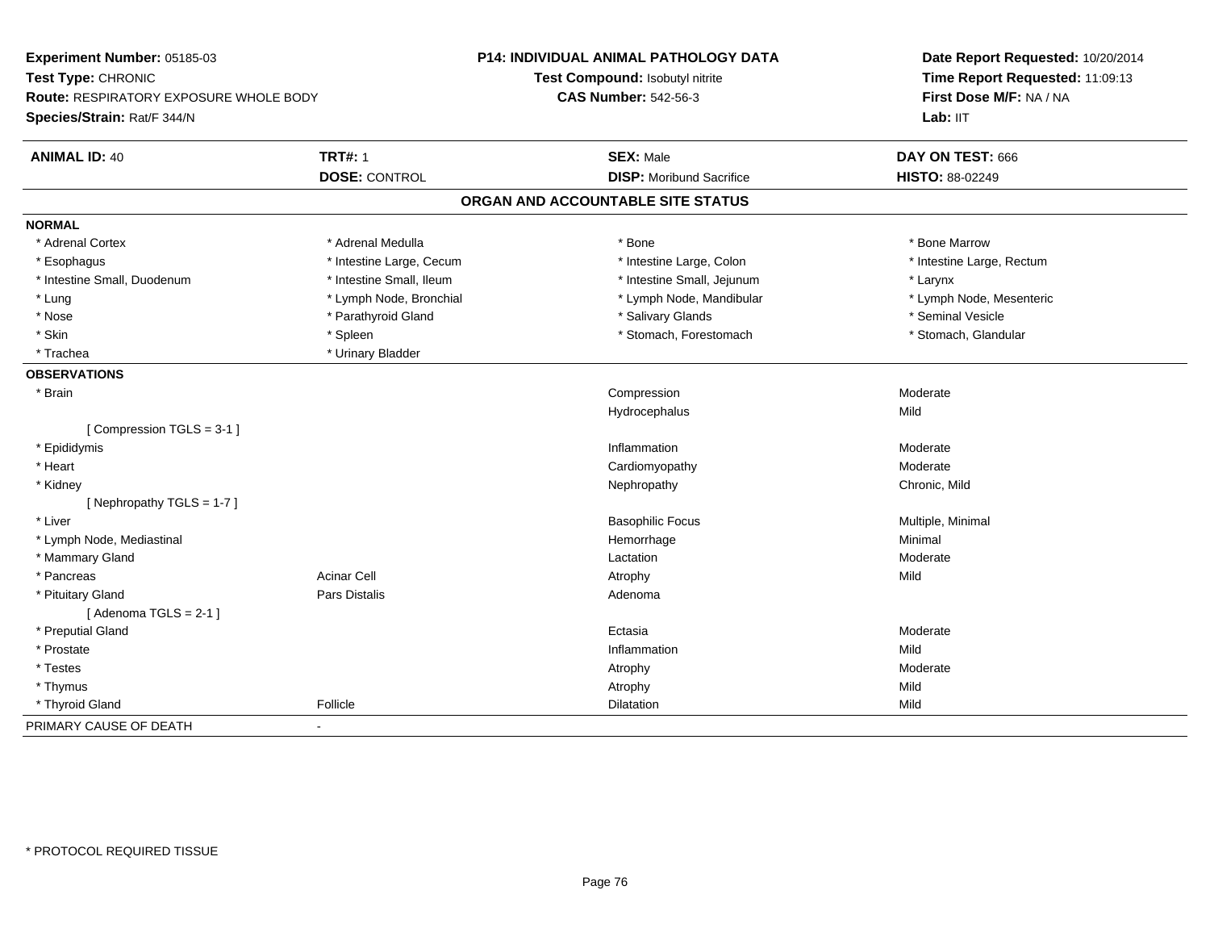**Experiment Number:** 05185-03
**Test Type:** CHRONIC
**Route:** RESPIRATORY EXPOSURE WHOLE BODY
**Species/Strain:** Rat/F 344/N

**P14: INDIVIDUAL ANIMAL PATHOLOGY DATA**
**Test Compound:** Isobutyl nitrite
**CAS Number:** 542-56-3

**Date Report Requested:** 10/20/2014
**Time Report Requested:** 11:09:13
**First Dose M/F:** NA / NA
**Lab:** IIT

| **ANIMAL ID:** 40 | **TRT#:** 1 | **SEX:** Male | **DAY ON TEST:** 666 |
|---|---|---|---|
| | **DOSE:** CONTROL | **DISP:** Moribund Sacrifice | **HISTO:** 88-02249 |

## ORGAN AND ACCOUNTABLE SITE STATUS

**NORMAL**

| | | | |
|---|---|---|---|
| * Adrenal Cortex | * Adrenal Medulla | * Bone | * Bone Marrow |
| * Esophagus | * Intestine Large, Cecum | * Intestine Large, Colon | * Intestine Large, Rectum |
| * Intestine Small, Duodenum | * Intestine Small, Ileum | * Intestine Small, Jejunum | * Larynx |
| * Lung | * Lymph Node, Bronchial | * Lymph Node, Mandibular | * Lymph Node, Mesenteric |
| * Nose | * Parathyroid Gland | * Salivary Glands | * Seminal Vesicle |
| * Skin | * Spleen | * Stomach, Forestomach | * Stomach, Glandular |
| * Trachea | * Urinary Bladder | | |

**OBSERVATIONS**

| Organ | Site | Observation | Severity |
|---|---|---|---|
| * Brain | | Compression | Moderate |
| | | Hydrocephalus | Mild |
| [ Compression TGLS = 3-1 ] | | | |
| * Epididymis | | Inflammation | Moderate |
| * Heart | | Cardiomyopathy | Moderate |
| * Kidney | | Nephropathy | Chronic, Mild |
| [ Nephropathy TGLS = 1-7 ] | | | |
| * Liver | | Basophilic Focus | Multiple, Minimal |
| * Lymph Node, Mediastinal | | Hemorrhage | Minimal |
| * Mammary Gland | | Lactation | Moderate |
| * Pancreas | Acinar Cell | Atrophy | Mild |
| * Pituitary Gland | Pars Distalis | Adenoma | |
| [ Adenoma TGLS = 2-1 ] | | | |
| * Preputial Gland | | Ectasia | Moderate |
| * Prostate | | Inflammation | Mild |
| * Testes | | Atrophy | Moderate |
| * Thymus | | Atrophy | Mild |
| * Thyroid Gland | Follicle | Dilatation | Mild |

PRIMARY CAUSE OF DEATH -

\* PROTOCOL REQUIRED TISSUE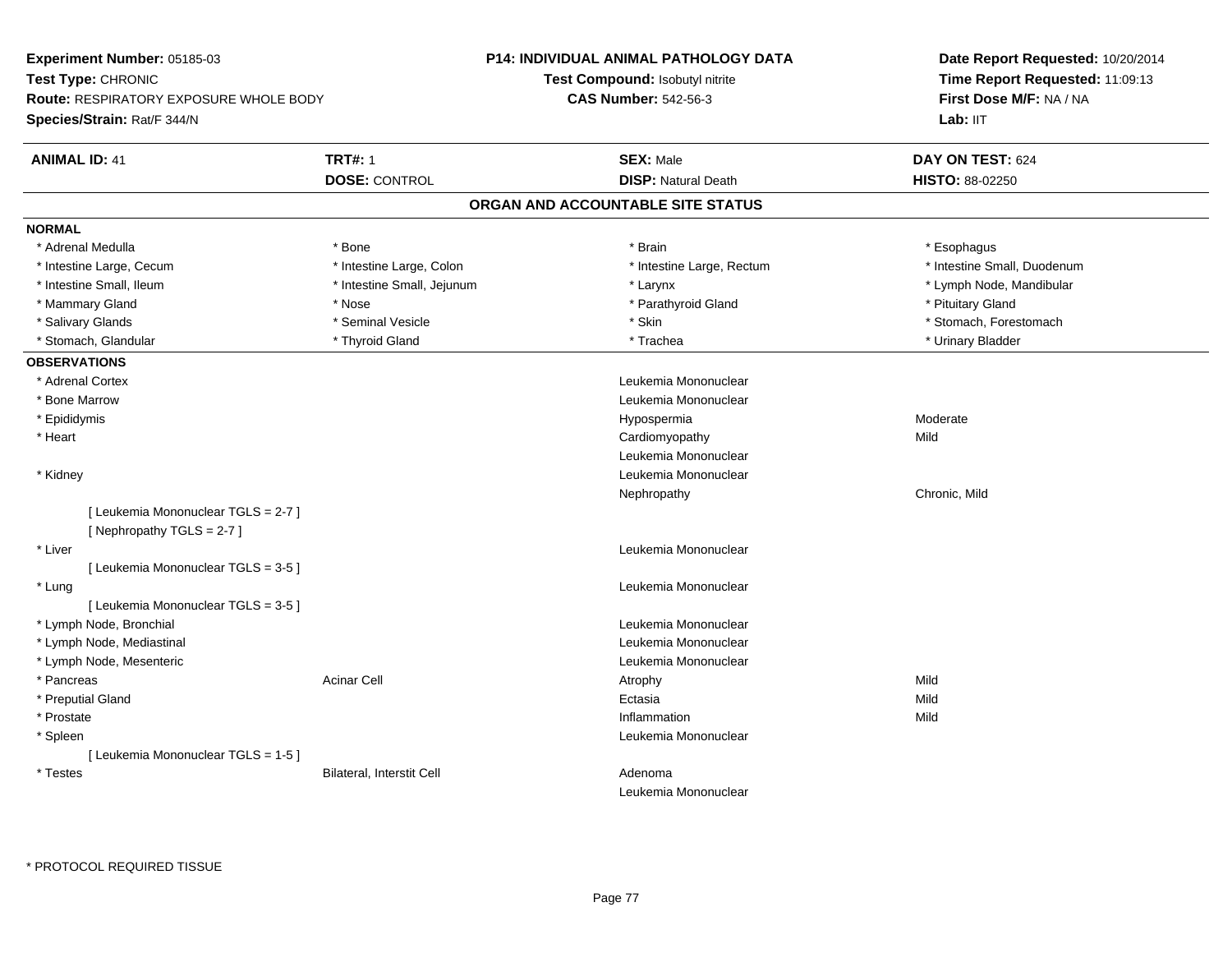**Experiment Number:** 05185-03
**Test Type:** CHRONIC
**Route:** RESPIRATORY EXPOSURE WHOLE BODY
**Species/Strain:** Rat/F 344/N

**P14: INDIVIDUAL ANIMAL PATHOLOGY DATA**
**Test Compound:** Isobutyl nitrite
**CAS Number:** 542-56-3

**Date Report Requested:** 10/20/2014
**Time Report Requested:** 11:09:13
**First Dose M/F:** NA / NA
**Lab:** IIT

| **ANIMAL ID:** 41 | **TRT#:** 1 | **SEX:** Male | **DAY ON TEST:** 624 |
|---|---|---|---|
| | **DOSE:** CONTROL | **DISP:** Natural Death | **HISTO:** 88-02250 |

## ORGAN AND ACCOUNTABLE SITE STATUS

**NORMAL**

| | | | |
|---|---|---|---|
| * Adrenal Medulla | * Bone | * Brain | * Esophagus |
| * Intestine Large, Cecum | * Intestine Large, Colon | * Intestine Large, Rectum | * Intestine Small, Duodenum |
| * Intestine Small, Ileum | * Intestine Small, Jejunum | * Larynx | * Lymph Node, Mandibular |
| * Mammary Gland | * Nose | * Parathyroid Gland | * Pituitary Gland |
| * Salivary Glands | * Seminal Vesicle | * Skin | * Stomach, Forestomach |
| * Stomach, Glandular | * Thyroid Gland | * Trachea | * Urinary Bladder |

**OBSERVATIONS**

| | | | |
|---|---|---|---|
| * Adrenal Cortex | | Leukemia Mononuclear | |
| * Bone Marrow | | Leukemia Mononuclear | |
| * Epididymis | | Hypospermia | Moderate |
| * Heart | | Cardiomyopathy | Mild |
| | | Leukemia Mononuclear | |
| * Kidney | | Leukemia Mononuclear | |
| | | Nephropathy | Chronic, Mild |
| [ Leukemia Mononuclear TGLS = 2-7 ] | | | |
| [ Nephropathy TGLS = 2-7 ] | | | |
| * Liver | | Leukemia Mononuclear | |
| [ Leukemia Mononuclear TGLS = 3-5 ] | | | |
| * Lung | | Leukemia Mononuclear | |
| [ Leukemia Mononuclear TGLS = 3-5 ] | | | |
| * Lymph Node, Bronchial | | Leukemia Mononuclear | |
| * Lymph Node, Mediastinal | | Leukemia Mononuclear | |
| * Lymph Node, Mesenteric | | Leukemia Mononuclear | |
| * Pancreas | Acinar Cell | Atrophy | Mild |
| * Preputial Gland | | Ectasia | Mild |
| * Prostate | | Inflammation | Mild |
| * Spleen | | Leukemia Mononuclear | |
| [ Leukemia Mononuclear TGLS = 1-5 ] | | | |
| * Testes | Bilateral, Interstit Cell | Adenoma | |
| | | Leukemia Mononuclear | |

\* PROTOCOL REQUIRED TISSUE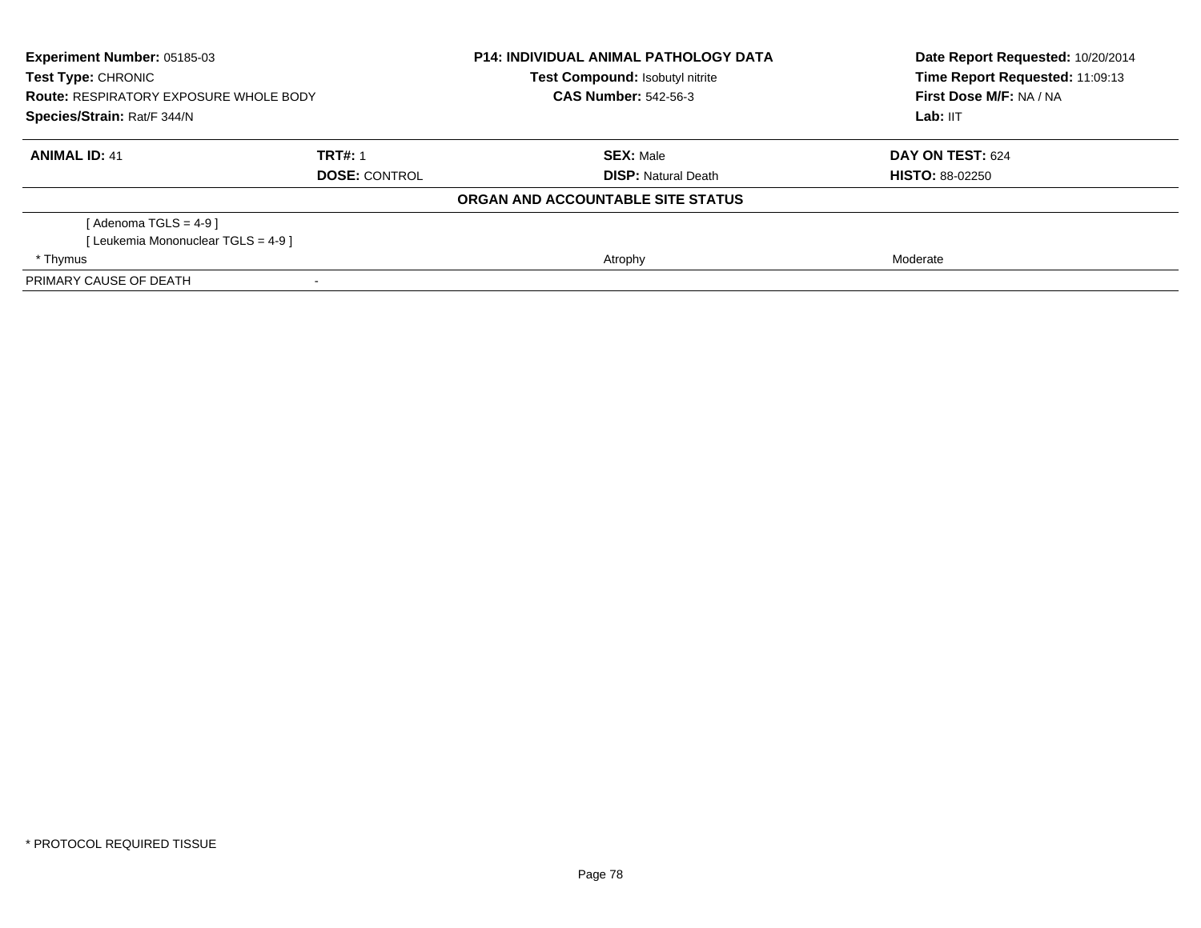**Experiment Number:** 05185-03
**Test Type:** CHRONIC
**Route:** RESPIRATORY EXPOSURE WHOLE BODY
**Species/Strain:** Rat/F 344/N

**P14: INDIVIDUAL ANIMAL PATHOLOGY DATA**
**Test Compound:** Isobutyl nitrite
**CAS Number:** 542-56-3

**Date Report Requested:** 10/20/2014
**Time Report Requested:** 11:09:13
**First Dose M/F:** NA / NA
**Lab:** IIT

| **ANIMAL ID:** 41 | **TRT#:** 1 | **SEX:** Male | **DAY ON TEST:** 624 |
|---|---|---|---|
| | **DOSE:** CONTROL | **DISP:** Natural Death | **HISTO:** 88-02250 |

**ORGAN AND ACCOUNTABLE SITE STATUS**

| | | | |
|---|---|---|---|
| [ Adenoma TGLS = 4-9 ] | | | |
| [ Leukemia Mononuclear TGLS = 4-9 ] | | | |
| * Thymus | | Atrophy | Moderate |
| PRIMARY CAUSE OF DEATH | - | | |

* PROTOCOL REQUIRED TISSUE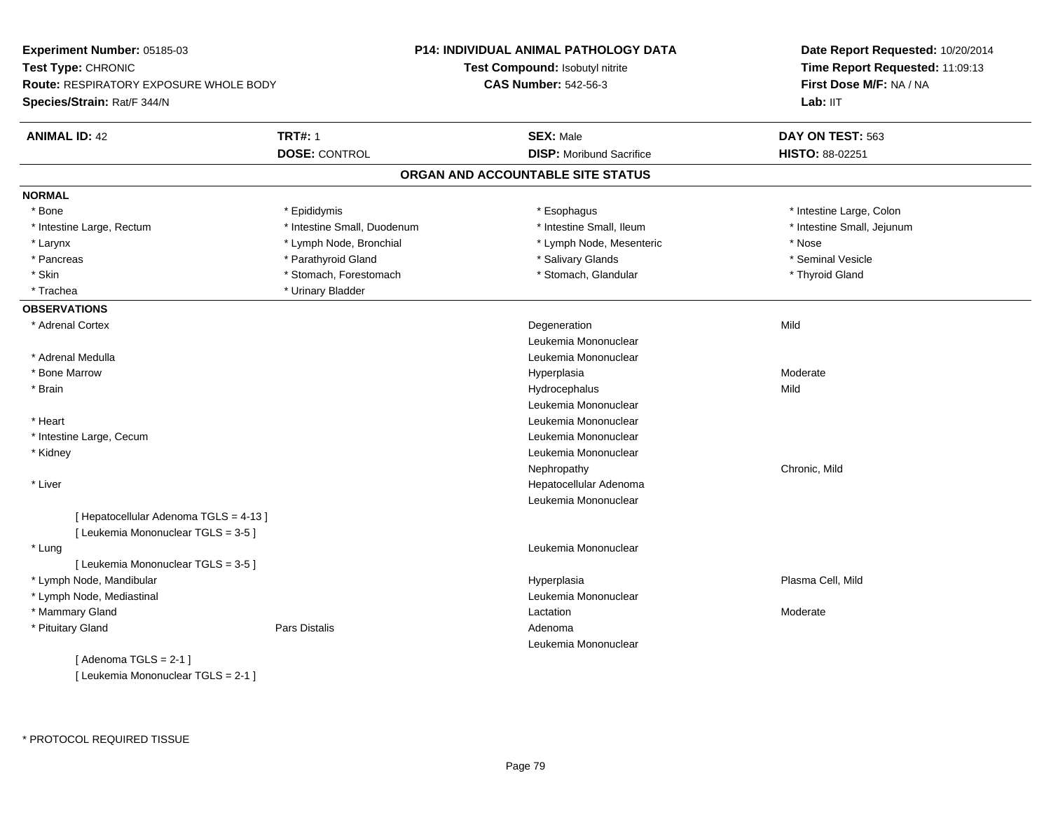**Experiment Number:** 05185-03
**Test Type:** CHRONIC
**Route:** RESPIRATORY EXPOSURE WHOLE BODY
**Species/Strain:** Rat/F 344/N

**P14: INDIVIDUAL ANIMAL PATHOLOGY DATA**
**Test Compound:** Isobutyl nitrite
**CAS Number:** 542-56-3

**Date Report Requested:** 10/20/2014
**Time Report Requested:** 11:09:13
**First Dose M/F:** NA / NA
**Lab:** IIT

| **ANIMAL ID:** 42 | **TRT#:** 1 | **SEX:** Male | **DAY ON TEST:** 563 |
|---|---|---|---|
| | **DOSE:** CONTROL | **DISP:** Moribund Sacrifice | **HISTO:** 88-02251 |

## ORGAN AND ACCOUNTABLE SITE STATUS

**NORMAL**

| | | | |
|---|---|---|---|
| * Bone | * Epididymis | * Esophagus | * Intestine Large, Colon |
| * Intestine Large, Rectum | * Intestine Small, Duodenum | * Intestine Small, Ileum | * Intestine Small, Jejunum |
| * Larynx | * Lymph Node, Bronchial | * Lymph Node, Mesenteric | * Nose |
| * Pancreas | * Parathyroid Gland | * Salivary Glands | * Seminal Vesicle |
| * Skin | * Stomach, Forestomach | * Stomach, Glandular | * Thyroid Gland |
| * Trachea | * Urinary Bladder | | |

**OBSERVATIONS**

| | | | |
|---|---|---|---|
| * Adrenal Cortex | | Degeneration | Mild |
| | | Leukemia Mononuclear | |
| * Adrenal Medulla | | Leukemia Mononuclear | |
| * Bone Marrow | | Hyperplasia | Moderate |
| * Brain | | Hydrocephalus | Mild |
| | | Leukemia Mononuclear | |
| * Heart | | Leukemia Mononuclear | |
| * Intestine Large, Cecum | | Leukemia Mononuclear | |
| * Kidney | | Leukemia Mononuclear | |
| | | Nephropathy | Chronic, Mild |
| * Liver | | Hepatocellular Adenoma | |
| | | Leukemia Mononuclear | |
| [ Hepatocellular Adenoma TGLS = 4-13 ] | | | |
| [ Leukemia Mononuclear TGLS = 3-5 ] | | | |
| * Lung | | Leukemia Mononuclear | |
| [ Leukemia Mononuclear TGLS = 3-5 ] | | | |
| * Lymph Node, Mandibular | | Hyperplasia | Plasma Cell, Mild |
| * Lymph Node, Mediastinal | | Leukemia Mononuclear | |
| * Mammary Gland | | Lactation | Moderate |
| * Pituitary Gland | Pars Distalis | Adenoma | |
| | | Leukemia Mononuclear | |
| [ Adenoma TGLS = 2-1 ] | | | |
| [ Leukemia Mononuclear TGLS = 2-1 ] | | | |

* PROTOCOL REQUIRED TISSUE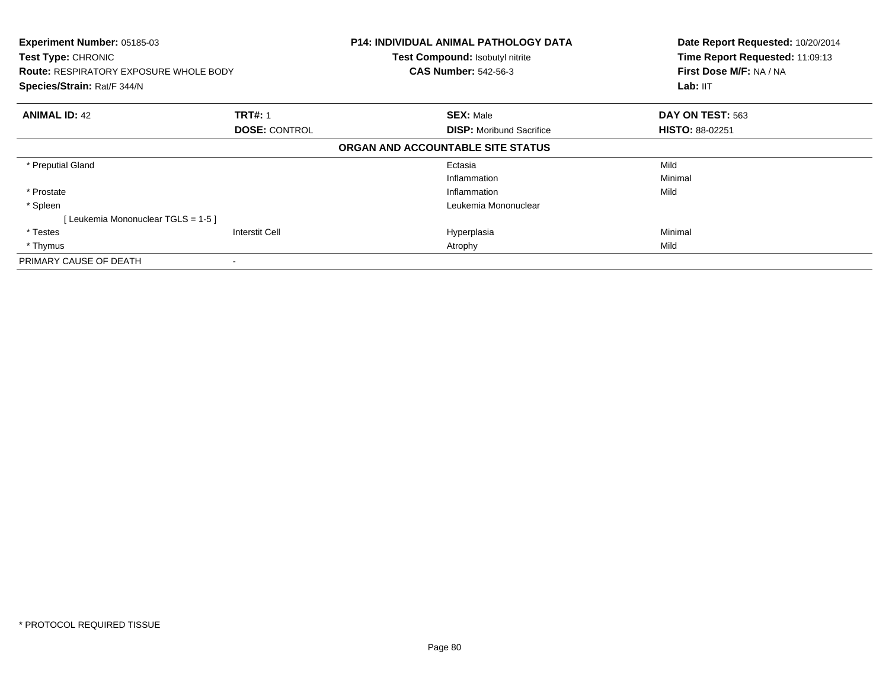**Experiment Number:** 05185-03
**Test Type:** CHRONIC
**Route:** RESPIRATORY EXPOSURE WHOLE BODY
**Species/Strain:** Rat/F 344/N

**P14: INDIVIDUAL ANIMAL PATHOLOGY DATA**
**Test Compound:** Isobutyl nitrite
**CAS Number:** 542-56-3

**Date Report Requested:** 10/20/2014
**Time Report Requested:** 11:09:13
**First Dose M/F:** NA / NA
**Lab:** IIT

| **ANIMAL ID:** 42 | **TRT#:** 1 | **SEX:** Male | **DAY ON TEST:** 563 |
|---|---|---|---|
| | **DOSE:** CONTROL | **DISP:** Moribund Sacrifice | **HISTO:** 88-02251 |

**ORGAN AND ACCOUNTABLE SITE STATUS**

| | | | |
|---|---|---|---|
| * Preputial Gland | | Ectasia | Mild |
| | | Inflammation | Minimal |
| * Prostate | | Inflammation | Mild |
| * Spleen | | Leukemia Mononuclear | |
| [ Leukemia Mononuclear TGLS = 1-5 ] | | | |
| * Testes | Interstit Cell | Hyperplasia | Minimal |
| * Thymus | | Atrophy | Mild |
| PRIMARY CAUSE OF DEATH | - | | |

* PROTOCOL REQUIRED TISSUE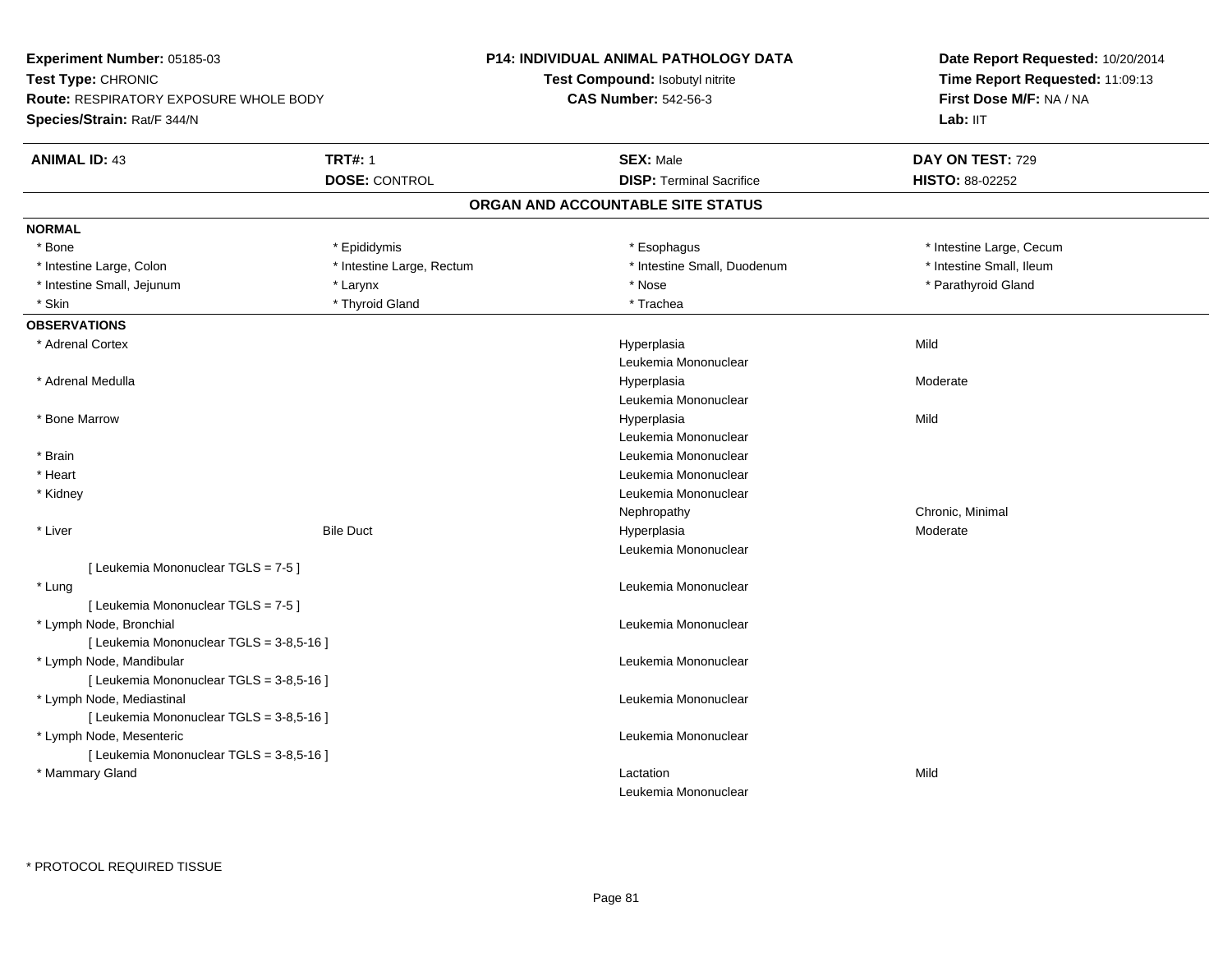**Experiment Number:** 05185-03
**Test Type:** CHRONIC
**Route:** RESPIRATORY EXPOSURE WHOLE BODY
**Species/Strain:** Rat/F 344/N

**P14: INDIVIDUAL ANIMAL PATHOLOGY DATA**
**Test Compound:** Isobutyl nitrite
**CAS Number:** 542-56-3

**Date Report Requested:** 10/20/2014
**Time Report Requested:** 11:09:13
**First Dose M/F:** NA / NA
**Lab:** IIT

| **ANIMAL ID:** 43 | **TRT#:** 1 | **SEX:** Male | **DAY ON TEST:** 729 |
|---|---|---|---|
| | **DOSE:** CONTROL | **DISP:** Terminal Sacrifice | **HISTO:** 88-02252 |

## ORGAN AND ACCOUNTABLE SITE STATUS

**NORMAL**

| | | | |
|---|---|---|---|
| * Bone | * Epididymis | * Esophagus | * Intestine Large, Cecum |
| * Intestine Large, Colon | * Intestine Large, Rectum | * Intestine Small, Duodenum | * Intestine Small, Ileum |
| * Intestine Small, Jejunum | * Larynx | * Nose | * Parathyroid Gland |
| * Skin | * Thyroid Gland | * Trachea | |

**OBSERVATIONS**

| Organ | Site | Observation | Severity |
|---|---|---|---|
| * Adrenal Cortex | | Hyperplasia | Mild |
| | | Leukemia Mononuclear | |
| * Adrenal Medulla | | Hyperplasia | Moderate |
| | | Leukemia Mononuclear | |
| * Bone Marrow | | Hyperplasia | Mild |
| | | Leukemia Mononuclear | |
| * Brain | | Leukemia Mononuclear | |
| * Heart | | Leukemia Mononuclear | |
| * Kidney | | Leukemia Mononuclear | |
| | | Nephropathy | Chronic, Minimal |
| * Liver | Bile Duct | Hyperplasia | Moderate |
| | | Leukemia Mononuclear | |
| [ Leukemia Mononuclear TGLS = 7-5 ] | | | |
| * Lung | | Leukemia Mononuclear | |
| [ Leukemia Mononuclear TGLS = 7-5 ] | | | |
| * Lymph Node, Bronchial | | Leukemia Mononuclear | |
| [ Leukemia Mononuclear TGLS = 3-8,5-16 ] | | | |
| * Lymph Node, Mandibular | | Leukemia Mononuclear | |
| [ Leukemia Mononuclear TGLS = 3-8,5-16 ] | | | |
| * Lymph Node, Mediastinal | | Leukemia Mononuclear | |
| [ Leukemia Mononuclear TGLS = 3-8,5-16 ] | | | |
| * Lymph Node, Mesenteric | | Leukemia Mononuclear | |
| [ Leukemia Mononuclear TGLS = 3-8,5-16 ] | | | |
| * Mammary Gland | | Lactation | Mild |
| | | Leukemia Mononuclear | |

* PROTOCOL REQUIRED TISSUE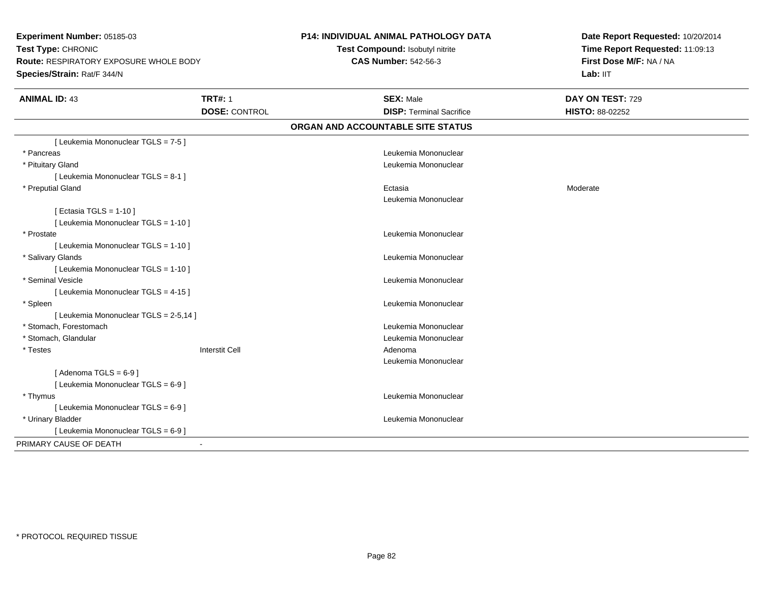**Experiment Number:** 05185-03
**Test Type:** CHRONIC
**Route:** RESPIRATORY EXPOSURE WHOLE BODY
**Species/Strain:** Rat/F 344/N

**P14: INDIVIDUAL ANIMAL PATHOLOGY DATA**
**Test Compound:** Isobutyl nitrite
**CAS Number:** 542-56-3

**Date Report Requested:** 10/20/2014
**Time Report Requested:** 11:09:13
**First Dose M/F:** NA / NA
**Lab:** IIT

| **ANIMAL ID:** 43 | **TRT#:** 1 | **SEX:** Male | **DAY ON TEST:** 729 |
|---|---|---|---|
| | **DOSE:** CONTROL | **DISP:** Terminal Sacrifice | **HISTO:** 88-02252 |

## ORGAN AND ACCOUNTABLE SITE STATUS

| | | | |
|---|---|---|---|
| [ Leukemia Mononuclear TGLS = 7-5 ] | | | |
| * Pancreas | | Leukemia Mononuclear | |
| * Pituitary Gland | | Leukemia Mononuclear | |
| [ Leukemia Mononuclear TGLS = 8-1 ] | | | |
| * Preputial Gland | | Ectasia | Moderate |
| | | Leukemia Mononuclear | |
| [ Ectasia TGLS = 1-10 ] | | | |
| [ Leukemia Mononuclear TGLS = 1-10 ] | | | |
| * Prostate | | Leukemia Mononuclear | |
| [ Leukemia Mononuclear TGLS = 1-10 ] | | | |
| * Salivary Glands | | Leukemia Mononuclear | |
| [ Leukemia Mononuclear TGLS = 1-10 ] | | | |
| * Seminal Vesicle | | Leukemia Mononuclear | |
| [ Leukemia Mononuclear TGLS = 4-15 ] | | | |
| * Spleen | | Leukemia Mononuclear | |
| [ Leukemia Mononuclear TGLS = 2-5,14 ] | | | |
| * Stomach, Forestomach | | Leukemia Mononuclear | |
| * Stomach, Glandular | | Leukemia Mononuclear | |
| * Testes | Interstit Cell | Adenoma | |
| | | Leukemia Mononuclear | |
| [ Adenoma TGLS = 6-9 ] | | | |
| [ Leukemia Mononuclear TGLS = 6-9 ] | | | |
| * Thymus | | Leukemia Mononuclear | |
| [ Leukemia Mononuclear TGLS = 6-9 ] | | | |
| * Urinary Bladder | | Leukemia Mononuclear | |
| [ Leukemia Mononuclear TGLS = 6-9 ] | | | |
| PRIMARY CAUSE OF DEATH | - | | |

* PROTOCOL REQUIRED TISSUE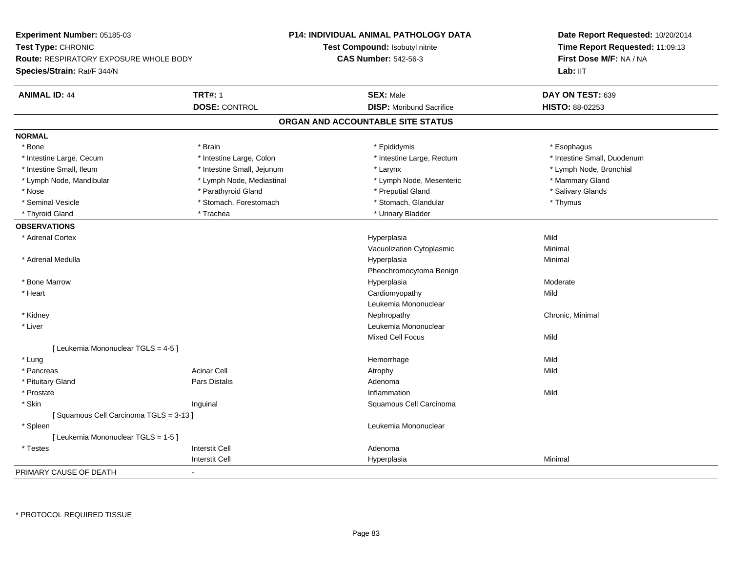**Experiment Number:** 05185-03
**Test Type:** CHRONIC
**Route:** RESPIRATORY EXPOSURE WHOLE BODY
**Species/Strain:** Rat/F 344/N

**P14: INDIVIDUAL ANIMAL PATHOLOGY DATA**
**Test Compound:** Isobutyl nitrite
**CAS Number:** 542-56-3

**Date Report Requested:** 10/20/2014
**Time Report Requested:** 11:09:13
**First Dose M/F:** NA / NA
**Lab:** IIT

| **ANIMAL ID:** 44 | **TRT#:** 1 | **SEX:** Male | **DAY ON TEST:** 639 |
|---|---|---|---|
| | **DOSE:** CONTROL | **DISP:** Moribund Sacrifice | **HISTO:** 88-02253 |

## ORGAN AND ACCOUNTABLE SITE STATUS

**NORMAL**

| | | | |
|---|---|---|---|
| * Bone | * Brain | * Epididymis | * Esophagus |
| * Intestine Large, Cecum | * Intestine Large, Colon | * Intestine Large, Rectum | * Intestine Small, Duodenum |
| * Intestine Small, Ileum | * Intestine Small, Jejunum | * Larynx | * Lymph Node, Bronchial |
| * Lymph Node, Mandibular | * Lymph Node, Mediastinal | * Lymph Node, Mesenteric | * Mammary Gland |
| * Nose | * Parathyroid Gland | * Preputial Gland | * Salivary Glands |
| * Seminal Vesicle | * Stomach, Forestomach | * Stomach, Glandular | * Thymus |
| * Thyroid Gland | * Trachea | * Urinary Bladder | |

**OBSERVATIONS**

| | | | |
|---|---|---|---|
| * Adrenal Cortex | | Hyperplasia | Mild |
| | | Vacuolization Cytoplasmic | Minimal |
| * Adrenal Medulla | | Hyperplasia | Minimal |
| | | Pheochromocytoma Benign | |
| * Bone Marrow | | Hyperplasia | Moderate |
| * Heart | | Cardiomyopathy | Mild |
| | | Leukemia Mononuclear | |
| * Kidney | | Nephropathy | Chronic, Minimal |
| * Liver | | Leukemia Mononuclear | |
| | | Mixed Cell Focus | Mild |
| [ Leukemia Mononuclear TGLS = 4-5 ] | | | |
| * Lung | | Hemorrhage | Mild |
| * Pancreas | Acinar Cell | Atrophy | Mild |
| * Pituitary Gland | Pars Distalis | Adenoma | |
| * Prostate | | Inflammation | Mild |
| * Skin | Inguinal | Squamous Cell Carcinoma | |
| [ Squamous Cell Carcinoma TGLS = 3-13 ] | | | |
| * Spleen | | Leukemia Mononuclear | |
| [ Leukemia Mononuclear TGLS = 1-5 ] | | | |
| * Testes | Interstit Cell | Adenoma | |
| | Interstit Cell | Hyperplasia | Minimal |

PRIMARY CAUSE OF DEATH -

* PROTOCOL REQUIRED TISSUE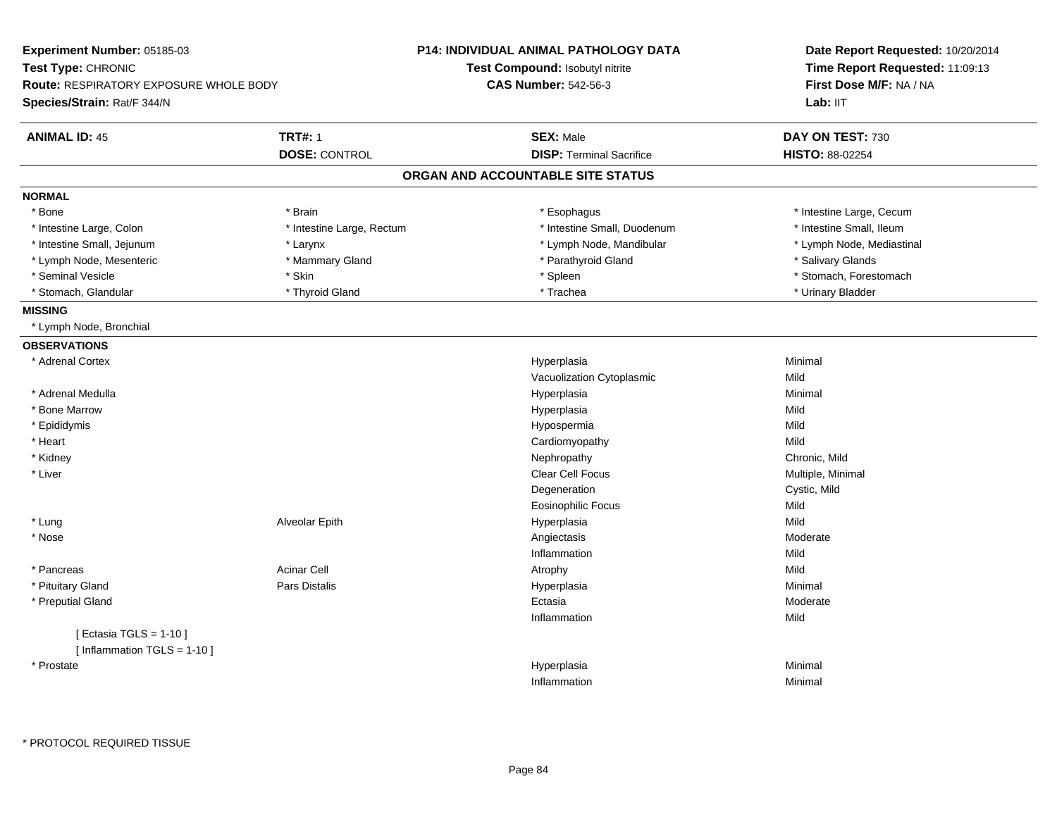**Experiment Number:** 05185-03
**Test Type:** CHRONIC
**Route:** RESPIRATORY EXPOSURE WHOLE BODY
**Species/Strain:** Rat/F 344/N

**P14: INDIVIDUAL ANIMAL PATHOLOGY DATA**
**Test Compound:** Isobutyl nitrite
**CAS Number:** 542-56-3

**Date Report Requested:** 10/20/2014
**Time Report Requested:** 11:09:13
**First Dose M/F:** NA / NA
**Lab:** IIT

| **ANIMAL ID:** 45 | **TRT#:** 1 | **SEX:** Male | **DAY ON TEST:** 730 |
|---|---|---|---|
| | **DOSE:** CONTROL | **DISP:** Terminal Sacrifice | **HISTO:** 88-02254 |

## ORGAN AND ACCOUNTABLE SITE STATUS

**NORMAL**

| | | | |
|---|---|---|---|
| * Bone | * Brain | * Esophagus | * Intestine Large, Cecum |
| * Intestine Large, Colon | * Intestine Large, Rectum | * Intestine Small, Duodenum | * Intestine Small, Ileum |
| * Intestine Small, Jejunum | * Larynx | * Lymph Node, Mandibular | * Lymph Node, Mediastinal |
| * Lymph Node, Mesenteric | * Mammary Gland | * Parathyroid Gland | * Salivary Glands |
| * Seminal Vesicle | * Skin | * Spleen | * Stomach, Forestomach |
| * Stomach, Glandular | * Thyroid Gland | * Trachea | * Urinary Bladder |

**MISSING**

* Lymph Node, Bronchial

**OBSERVATIONS**

| Organ | Site | Observation | Severity |
|---|---|---|---|
| * Adrenal Cortex | | Hyperplasia | Minimal |
| | | Vacuolization Cytoplasmic | Mild |
| * Adrenal Medulla | | Hyperplasia | Minimal |
| * Bone Marrow | | Hyperplasia | Mild |
| * Epididymis | | Hypospermia | Mild |
| * Heart | | Cardiomyopathy | Mild |
| * Kidney | | Nephropathy | Chronic, Mild |
| * Liver | | Clear Cell Focus | Multiple, Minimal |
| | | Degeneration | Cystic, Mild |
| | | Eosinophilic Focus | Mild |
| * Lung | Alveolar Epith | Hyperplasia | Mild |
| * Nose | | Angiectasis | Moderate |
| | | Inflammation | Mild |
| * Pancreas | Acinar Cell | Atrophy | Mild |
| * Pituitary Gland | Pars Distalis | Hyperplasia | Minimal |
| * Preputial Gland | | Ectasia | Moderate |
| | | Inflammation | Mild |
| [ Ectasia TGLS = 1-10 ] | | | |
| [ Inflammation TGLS = 1-10 ] | | | |
| * Prostate | | Hyperplasia | Minimal |
| | | Inflammation | Minimal |

* PROTOCOL REQUIRED TISSUE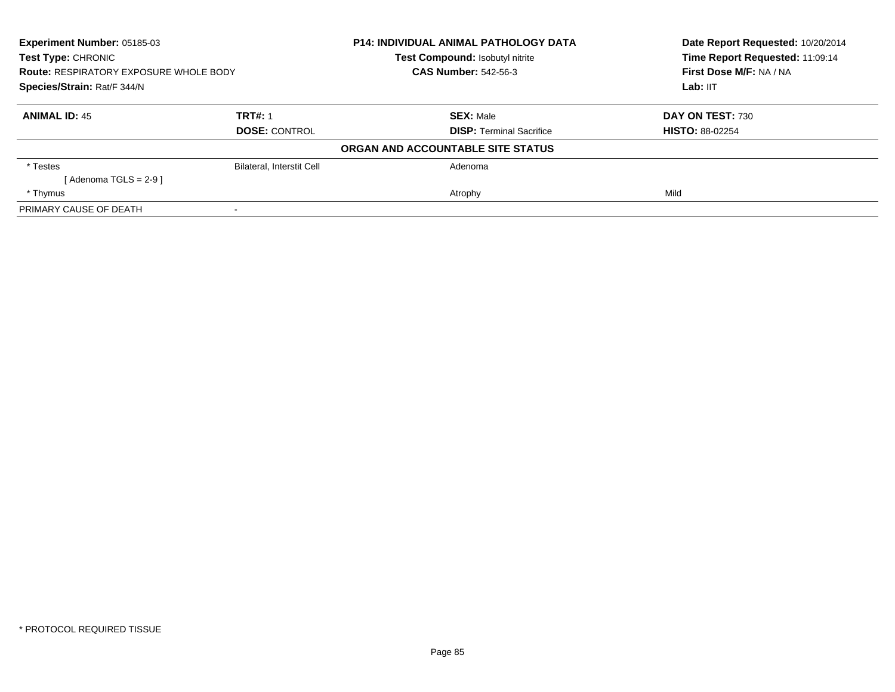**Experiment Number:** 05185-03
**Test Type:** CHRONIC
**Route:** RESPIRATORY EXPOSURE WHOLE BODY
**Species/Strain:** Rat/F 344/N

**P14: INDIVIDUAL ANIMAL PATHOLOGY DATA**
**Test Compound:** Isobutyl nitrite
**CAS Number:** 542-56-3

**Date Report Requested:** 10/20/2014
**Time Report Requested:** 11:09:14
**First Dose M/F:** NA / NA
**Lab:** IIT

| **ANIMAL ID:** 45 | **TRT#:** 1 | **SEX:** Male | **DAY ON TEST:** 730 |
|---|---|---|---|
| | **DOSE:** CONTROL | **DISP:** Terminal Sacrifice | **HISTO:** 88-02254 |

**ORGAN AND ACCOUNTABLE SITE STATUS**

| | | | |
|---|---|---|---|
| * Testes | Bilateral, Interstit Cell | Adenoma | |
| [ Adenoma TGLS = 2-9 ] | | | |
| * Thymus | | Atrophy | Mild |
| PRIMARY CAUSE OF DEATH | - | | |

* PROTOCOL REQUIRED TISSUE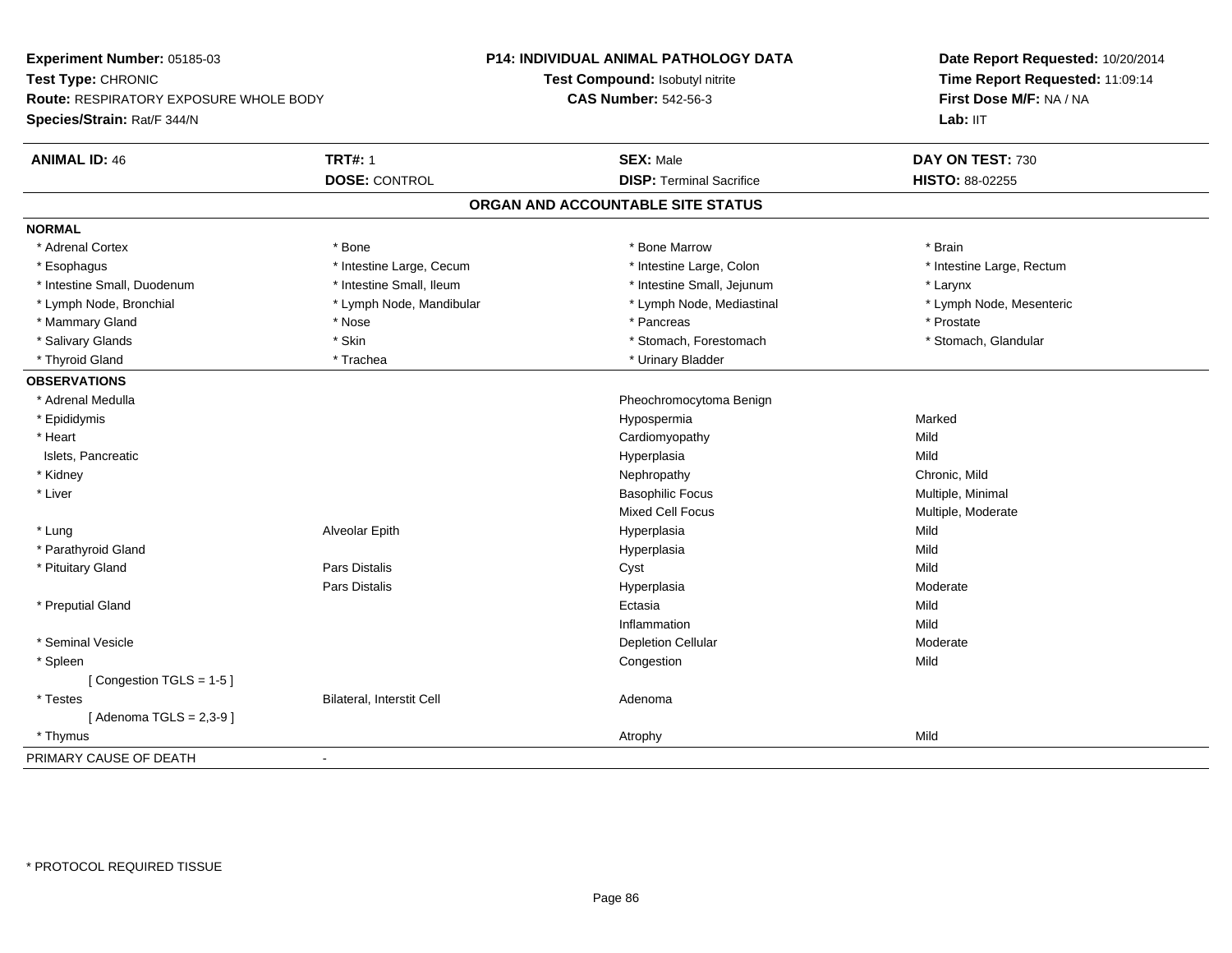**Experiment Number:** 05185-03
**Test Type:** CHRONIC
**Route:** RESPIRATORY EXPOSURE WHOLE BODY
**Species/Strain:** Rat/F 344/N

**P14: INDIVIDUAL ANIMAL PATHOLOGY DATA**
**Test Compound:** Isobutyl nitrite
**CAS Number:** 542-56-3

**Date Report Requested:** 10/20/2014
**Time Report Requested:** 11:09:14
**First Dose M/F:** NA / NA
**Lab:** IIT

| **ANIMAL ID:** 46 | **TRT#:** 1 | **SEX:** Male | **DAY ON TEST:** 730 |
|---|---|---|---|
| | **DOSE:** CONTROL | **DISP:** Terminal Sacrifice | **HISTO:** 88-02255 |

## ORGAN AND ACCOUNTABLE SITE STATUS

**NORMAL**

| | | | |
|---|---|---|---|
| * Adrenal Cortex | * Bone | * Bone Marrow | * Brain |
| * Esophagus | * Intestine Large, Cecum | * Intestine Large, Colon | * Intestine Large, Rectum |
| * Intestine Small, Duodenum | * Intestine Small, Ileum | * Intestine Small, Jejunum | * Larynx |
| * Lymph Node, Bronchial | * Lymph Node, Mandibular | * Lymph Node, Mediastinal | * Lymph Node, Mesenteric |
| * Mammary Gland | * Nose | * Pancreas | * Prostate |
| * Salivary Glands | * Skin | * Stomach, Forestomach | * Stomach, Glandular |
| * Thyroid Gland | * Trachea | * Urinary Bladder | |

**OBSERVATIONS**

| | | | |
|---|---|---|---|
| * Adrenal Medulla | | Pheochromocytoma Benign | |
| * Epididymis | | Hypospermia | Marked |
| * Heart | | Cardiomyopathy | Mild |
| Islets, Pancreatic | | Hyperplasia | Mild |
| * Kidney | | Nephropathy | Chronic, Mild |
| * Liver | | Basophilic Focus | Multiple, Minimal |
| | | Mixed Cell Focus | Multiple, Moderate |
| * Lung | Alveolar Epith | Hyperplasia | Mild |
| * Parathyroid Gland | | Hyperplasia | Mild |
| * Pituitary Gland | Pars Distalis | Cyst | Mild |
| | Pars Distalis | Hyperplasia | Moderate |
| * Preputial Gland | | Ectasia | Mild |
| | | Inflammation | Mild |
| * Seminal Vesicle | | Depletion Cellular | Moderate |
| * Spleen | | Congestion | Mild |
| [ Congestion TGLS = 1-5 ] | | | |
| * Testes | Bilateral, Interstit Cell | Adenoma | |
| [ Adenoma TGLS = 2,3-9 ] | | | |
| * Thymus | | Atrophy | Mild |

PRIMARY CAUSE OF DEATH -

* PROTOCOL REQUIRED TISSUE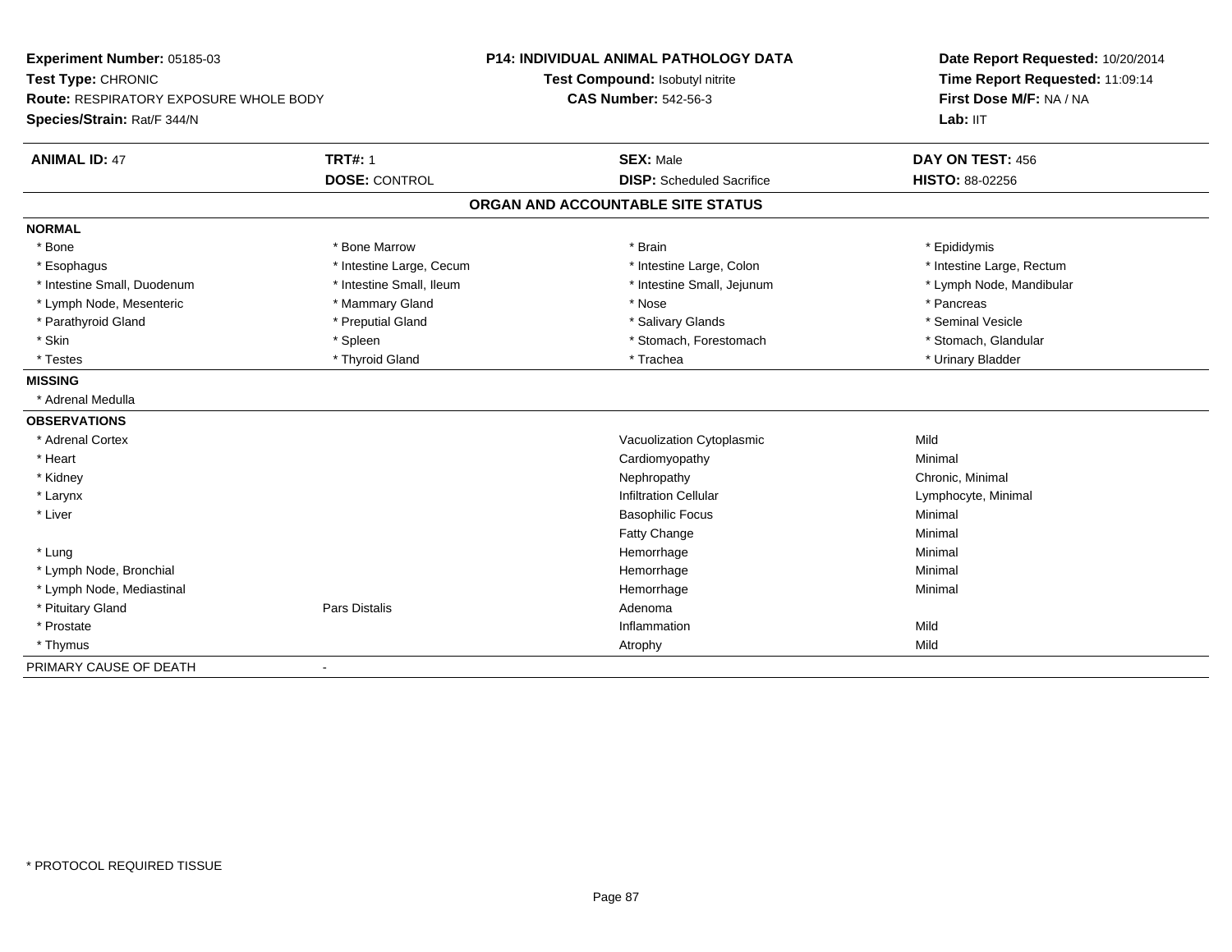**Experiment Number:** 05185-03
**Test Type:** CHRONIC
**Route:** RESPIRATORY EXPOSURE WHOLE BODY
**Species/Strain:** Rat/F 344/N

**P14: INDIVIDUAL ANIMAL PATHOLOGY DATA**
**Test Compound:** Isobutyl nitrite
**CAS Number:** 542-56-3

**Date Report Requested:** 10/20/2014
**Time Report Requested:** 11:09:14
**First Dose M/F:** NA / NA
**Lab:** IIT

| **ANIMAL ID:** 47 | **TRT#:** 1 | **SEX:** Male | **DAY ON TEST:** 456 |
|---|---|---|---|
| | **DOSE:** CONTROL | **DISP:** Scheduled Sacrifice | **HISTO:** 88-02256 |

## ORGAN AND ACCOUNTABLE SITE STATUS

| | | | |
|---|---|---|---|
| **NORMAL** | | | |
| * Bone | * Bone Marrow | * Brain | * Epididymis |
| * Esophagus | * Intestine Large, Cecum | * Intestine Large, Colon | * Intestine Large, Rectum |
| * Intestine Small, Duodenum | * Intestine Small, Ileum | * Intestine Small, Jejunum | * Lymph Node, Mandibular |
| * Lymph Node, Mesenteric | * Mammary Gland | * Nose | * Pancreas |
| * Parathyroid Gland | * Preputial Gland | * Salivary Glands | * Seminal Vesicle |
| * Skin | * Spleen | * Stomach, Forestomach | * Stomach, Glandular |
| * Testes | * Thyroid Gland | * Trachea | * Urinary Bladder |
| **MISSING** | | | |
| * Adrenal Medulla | | | |
| **OBSERVATIONS** | | | |
| * Adrenal Cortex | | Vacuolization Cytoplasmic | Mild |
| * Heart | | Cardiomyopathy | Minimal |
| * Kidney | | Nephropathy | Chronic, Minimal |
| * Larynx | | Infiltration Cellular | Lymphocyte, Minimal |
| * Liver | | Basophilic Focus | Minimal |
| | | Fatty Change | Minimal |
| * Lung | | Hemorrhage | Minimal |
| * Lymph Node, Bronchial | | Hemorrhage | Minimal |
| * Lymph Node, Mediastinal | | Hemorrhage | Minimal |
| * Pituitary Gland | Pars Distalis | Adenoma | |
| * Prostate | | Inflammation | Mild |
| * Thymus | | Atrophy | Mild |
| PRIMARY CAUSE OF DEATH | - | | |

* PROTOCOL REQUIRED TISSUE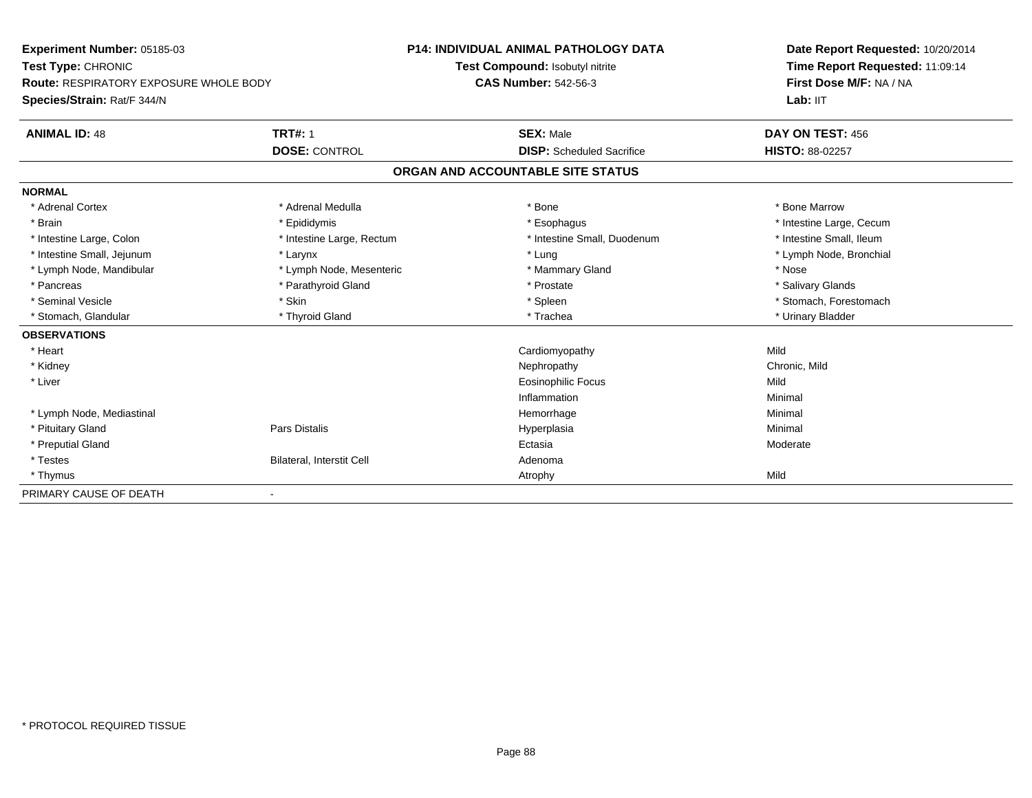**Experiment Number:** 05185-03
**Test Type:** CHRONIC
**Route:** RESPIRATORY EXPOSURE WHOLE BODY
**Species/Strain:** Rat/F 344/N

**P14: INDIVIDUAL ANIMAL PATHOLOGY DATA**
**Test Compound:** Isobutyl nitrite
**CAS Number:** 542-56-3

**Date Report Requested:** 10/20/2014
**Time Report Requested:** 11:09:14
**First Dose M/F:** NA / NA
**Lab:** IIT

| **ANIMAL ID:** 48 | **TRT#:** 1 | **SEX:** Male | **DAY ON TEST:** 456 |
|---|---|---|---|
| | **DOSE:** CONTROL | **DISP:** Scheduled Sacrifice | **HISTO:** 88-02257 |

## ORGAN AND ACCOUNTABLE SITE STATUS

**NORMAL**

| | | | |
|---|---|---|---|
| * Adrenal Cortex | * Adrenal Medulla | * Bone | * Bone Marrow |
| * Brain | * Epididymis | * Esophagus | * Intestine Large, Cecum |
| * Intestine Large, Colon | * Intestine Large, Rectum | * Intestine Small, Duodenum | * Intestine Small, Ileum |
| * Intestine Small, Jejunum | * Larynx | * Lung | * Lymph Node, Bronchial |
| * Lymph Node, Mandibular | * Lymph Node, Mesenteric | * Mammary Gland | * Nose |
| * Pancreas | * Parathyroid Gland | * Prostate | * Salivary Glands |
| * Seminal Vesicle | * Skin | * Spleen | * Stomach, Forestomach |
| * Stomach, Glandular | * Thyroid Gland | * Trachea | * Urinary Bladder |

**OBSERVATIONS**

| | | | |
|---|---|---|---|
| * Heart | | Cardiomyopathy | Mild |
| * Kidney | | Nephropathy | Chronic, Mild |
| * Liver | | Eosinophilic Focus | Mild |
| | | Inflammation | Minimal |
| * Lymph Node, Mediastinal | | Hemorrhage | Minimal |
| * Pituitary Gland | Pars Distalis | Hyperplasia | Minimal |
| * Preputial Gland | | Ectasia | Moderate |
| * Testes | Bilateral, Interstit Cell | Adenoma | |
| * Thymus | | Atrophy | Mild |

PRIMARY CAUSE OF DEATH -

\* PROTOCOL REQUIRED TISSUE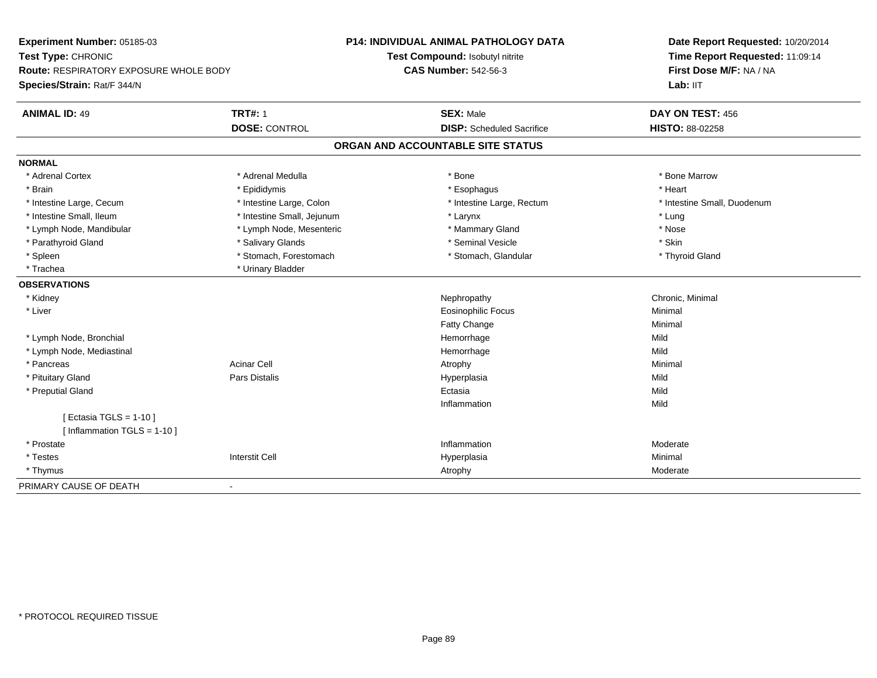**Experiment Number:** 05185-03
**Test Type:** CHRONIC
**Route:** RESPIRATORY EXPOSURE WHOLE BODY
**Species/Strain:** Rat/F 344/N

**P14: INDIVIDUAL ANIMAL PATHOLOGY DATA**
**Test Compound:** Isobutyl nitrite
**CAS Number:** 542-56-3

**Date Report Requested:** 10/20/2014
**Time Report Requested:** 11:09:14
**First Dose M/F:** NA / NA
**Lab:** IIT

| **ANIMAL ID:** 49 | **TRT#:** 1 | **SEX:** Male | **DAY ON TEST:** 456 |
|---|---|---|---|
| | **DOSE:** CONTROL | **DISP:** Scheduled Sacrifice | **HISTO:** 88-02258 |

## ORGAN AND ACCOUNTABLE SITE STATUS

**NORMAL**

| | | | |
|---|---|---|---|
| * Adrenal Cortex | * Adrenal Medulla | * Bone | * Bone Marrow |
| * Brain | * Epididymis | * Esophagus | * Heart |
| * Intestine Large, Cecum | * Intestine Large, Colon | * Intestine Large, Rectum | * Intestine Small, Duodenum |
| * Intestine Small, Ileum | * Intestine Small, Jejunum | * Larynx | * Lung |
| * Lymph Node, Mandibular | * Lymph Node, Mesenteric | * Mammary Gland | * Nose |
| * Parathyroid Gland | * Salivary Glands | * Seminal Vesicle | * Skin |
| * Spleen | * Stomach, Forestomach | * Stomach, Glandular | * Thyroid Gland |
| * Trachea | * Urinary Bladder | | |

**OBSERVATIONS**

| | | | |
|---|---|---|---|
| * Kidney | | Nephropathy | Chronic, Minimal |
| * Liver | | Eosinophilic Focus | Minimal |
| | | Fatty Change | Minimal |
| * Lymph Node, Bronchial | | Hemorrhage | Mild |
| * Lymph Node, Mediastinal | | Hemorrhage | Mild |
| * Pancreas | Acinar Cell | Atrophy | Minimal |
| * Pituitary Gland | Pars Distalis | Hyperplasia | Mild |
| * Preputial Gland | | Ectasia | Mild |
| | | Inflammation | Mild |
| [ Ectasia TGLS = 1-10 ] | | | |
| [ Inflammation TGLS = 1-10 ] | | | |
| * Prostate | | Inflammation | Moderate |
| * Testes | Interstit Cell | Hyperplasia | Minimal |
| * Thymus | | Atrophy | Moderate |

PRIMARY CAUSE OF DEATH -

\* PROTOCOL REQUIRED TISSUE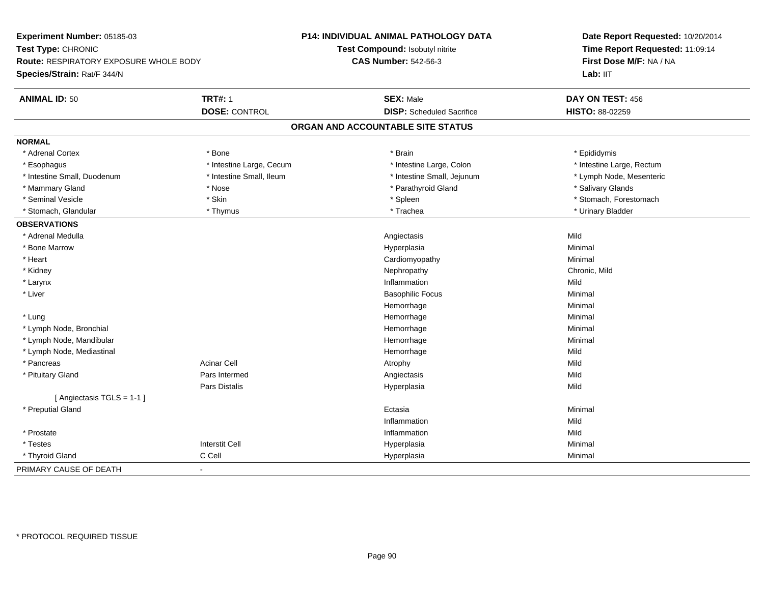**Experiment Number:** 05185-03
**Test Type:** CHRONIC
**Route:** RESPIRATORY EXPOSURE WHOLE BODY
**Species/Strain:** Rat/F 344/N

**P14: INDIVIDUAL ANIMAL PATHOLOGY DATA**
**Test Compound:** Isobutyl nitrite
**CAS Number:** 542-56-3

**Date Report Requested:** 10/20/2014
**Time Report Requested:** 11:09:14
**First Dose M/F:** NA / NA
**Lab:** IIT

| **ANIMAL ID:** 50 | **TRT#:** 1 | **SEX:** Male | **DAY ON TEST:** 456 |
|---|---|---|---|
| | **DOSE:** CONTROL | **DISP:** Scheduled Sacrifice | **HISTO:** 88-02259 |

## ORGAN AND ACCOUNTABLE SITE STATUS

**NORMAL**

| | | | |
|---|---|---|---|
| * Adrenal Cortex | * Bone | * Brain | * Epididymis |
| * Esophagus | * Intestine Large, Cecum | * Intestine Large, Colon | * Intestine Large, Rectum |
| * Intestine Small, Duodenum | * Intestine Small, Ileum | * Intestine Small, Jejunum | * Lymph Node, Mesenteric |
| * Mammary Gland | * Nose | * Parathyroid Gland | * Salivary Glands |
| * Seminal Vesicle | * Skin | * Spleen | * Stomach, Forestomach |
| * Stomach, Glandular | * Thymus | * Trachea | * Urinary Bladder |

**OBSERVATIONS**

| | | | |
|---|---|---|---|
| * Adrenal Medulla | | Angiectasis | Mild |
| * Bone Marrow | | Hyperplasia | Minimal |
| * Heart | | Cardiomyopathy | Minimal |
| * Kidney | | Nephropathy | Chronic, Mild |
| * Larynx | | Inflammation | Mild |
| * Liver | | Basophilic Focus | Minimal |
| | | Hemorrhage | Minimal |
| * Lung | | Hemorrhage | Minimal |
| * Lymph Node, Bronchial | | Hemorrhage | Minimal |
| * Lymph Node, Mandibular | | Hemorrhage | Minimal |
| * Lymph Node, Mediastinal | | Hemorrhage | Mild |
| * Pancreas | Acinar Cell | Atrophy | Mild |
| * Pituitary Gland | Pars Intermed | Angiectasis | Mild |
| | Pars Distalis | Hyperplasia | Mild |
| [ Angiectasis TGLS = 1-1 ] | | | |
| * Preputial Gland | | Ectasia | Minimal |
| | | Inflammation | Mild |
| * Prostate | | Inflammation | Mild |
| * Testes | Interstit Cell | Hyperplasia | Minimal |
| * Thyroid Gland | C Cell | Hyperplasia | Minimal |

PRIMARY CAUSE OF DEATH -

\* PROTOCOL REQUIRED TISSUE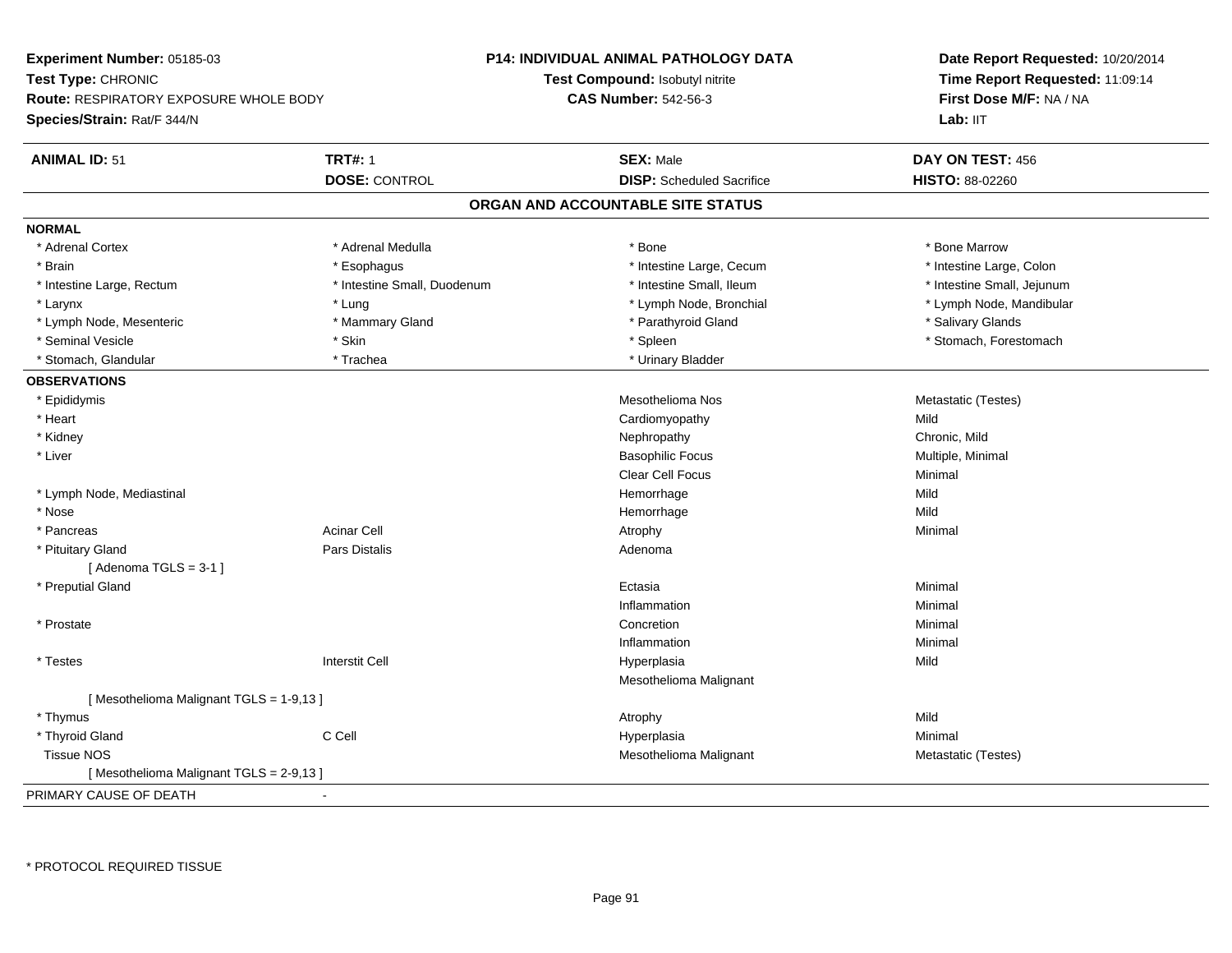**Experiment Number:** 05185-03
**Test Type:** CHRONIC
**Route:** RESPIRATORY EXPOSURE WHOLE BODY
**Species/Strain:** Rat/F 344/N

**P14: INDIVIDUAL ANIMAL PATHOLOGY DATA**
**Test Compound:** Isobutyl nitrite
**CAS Number:** 542-56-3

**Date Report Requested:** 10/20/2014
**Time Report Requested:** 11:09:14
**First Dose M/F:** NA / NA
**Lab:** IIT

| **ANIMAL ID:** 51 | **TRT#:** 1 | **SEX:** Male | **DAY ON TEST:** 456 |
|---|---|---|---|
| | **DOSE:** CONTROL | **DISP:** Scheduled Sacrifice | **HISTO:** 88-02260 |

## ORGAN AND ACCOUNTABLE SITE STATUS

**NORMAL**

| | | | |
|---|---|---|---|
| * Adrenal Cortex | * Adrenal Medulla | * Bone | * Bone Marrow |
| * Brain | * Esophagus | * Intestine Large, Cecum | * Intestine Large, Colon |
| * Intestine Large, Rectum | * Intestine Small, Duodenum | * Intestine Small, Ileum | * Intestine Small, Jejunum |
| * Larynx | * Lung | * Lymph Node, Bronchial | * Lymph Node, Mandibular |
| * Lymph Node, Mesenteric | * Mammary Gland | * Parathyroid Gland | * Salivary Glands |
| * Seminal Vesicle | * Skin | * Spleen | * Stomach, Forestomach |
| * Stomach, Glandular | * Trachea | * Urinary Bladder | |

**OBSERVATIONS**

| | | | |
|---|---|---|---|
| * Epididymis | | Mesothelioma Nos | Metastatic (Testes) |
| * Heart | | Cardiomyopathy | Mild |
| * Kidney | | Nephropathy | Chronic, Mild |
| * Liver | | Basophilic Focus | Multiple, Minimal |
| | | Clear Cell Focus | Minimal |
| * Lymph Node, Mediastinal | | Hemorrhage | Mild |
| * Nose | | Hemorrhage | Mild |
| * Pancreas | Acinar Cell | Atrophy | Minimal |
| * Pituitary Gland | Pars Distalis | Adenoma | |
| [ Adenoma TGLS = 3-1 ] | | | |
| * Preputial Gland | | Ectasia | Minimal |
| | | Inflammation | Minimal |
| * Prostate | | Concretion | Minimal |
| | | Inflammation | Minimal |
| * Testes | Interstit Cell | Hyperplasia | Mild |
| | | Mesothelioma Malignant | |
| [ Mesothelioma Malignant TGLS = 1-9,13 ] | | | |
| * Thymus | | Atrophy | Mild |
| * Thyroid Gland | C Cell | Hyperplasia | Minimal |
| Tissue NOS | | Mesothelioma Malignant | Metastatic (Testes) |
| [ Mesothelioma Malignant TGLS = 2-9,13 ] | | | |

| PRIMARY CAUSE OF DEATH | - |
|---|---|

* PROTOCOL REQUIRED TISSUE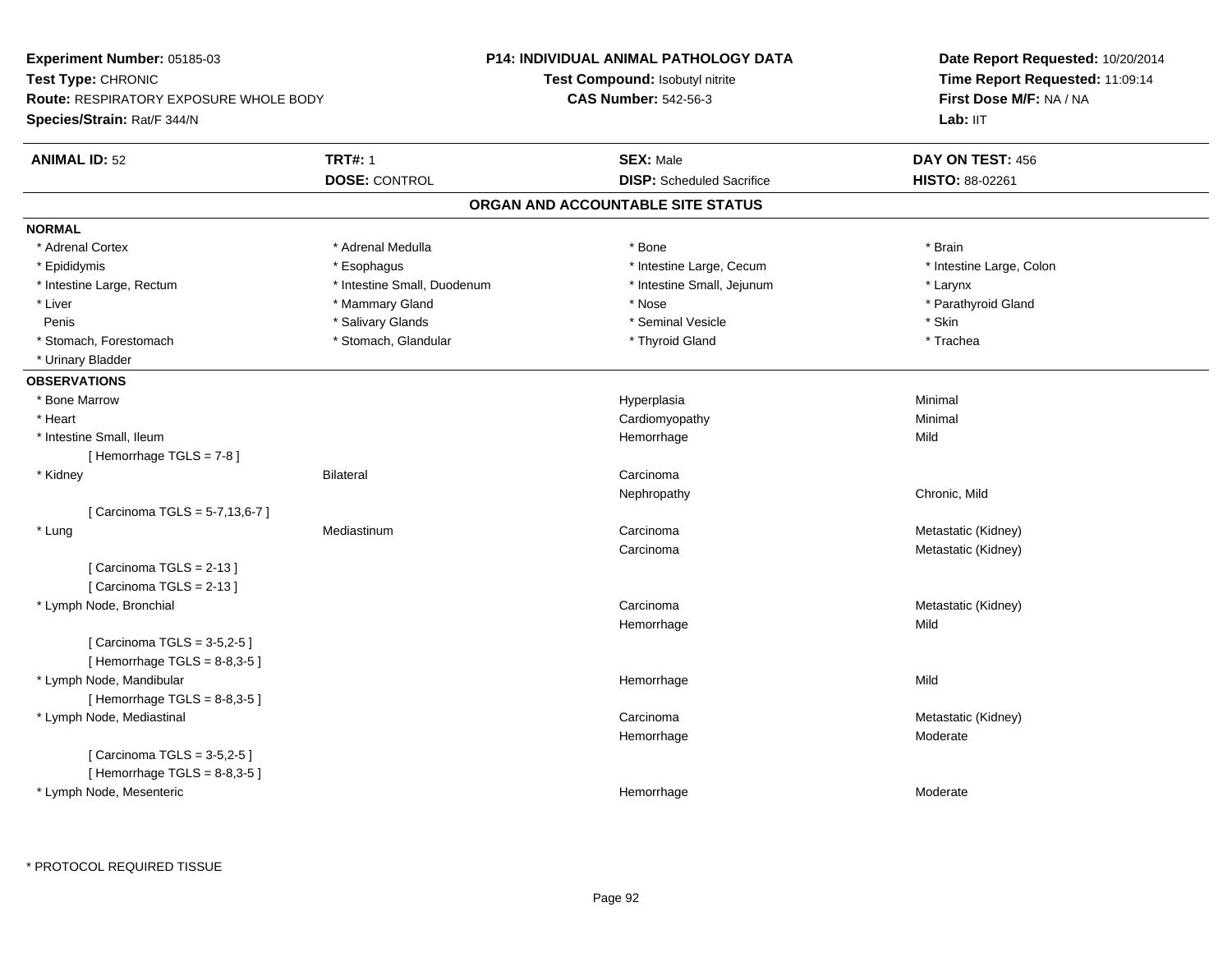**Experiment Number:** 05185-03
**Test Type:** CHRONIC
**Route:** RESPIRATORY EXPOSURE WHOLE BODY
**Species/Strain:** Rat/F 344/N

**P14: INDIVIDUAL ANIMAL PATHOLOGY DATA**
**Test Compound:** Isobutyl nitrite
**CAS Number:** 542-56-3

**Date Report Requested:** 10/20/2014
**Time Report Requested:** 11:09:14
**First Dose M/F:** NA / NA
**Lab:** IIT

| **ANIMAL ID:** 52 | **TRT#:** 1 | **SEX:** Male | **DAY ON TEST:** 456 |
|---|---|---|---|
| | **DOSE:** CONTROL | **DISP:** Scheduled Sacrifice | **HISTO:** 88-02261 |

## ORGAN AND ACCOUNTABLE SITE STATUS

**NORMAL**

| | | | |
|---|---|---|---|
| * Adrenal Cortex | * Adrenal Medulla | * Bone | * Brain |
| * Epididymis | * Esophagus | * Intestine Large, Cecum | * Intestine Large, Colon |
| * Intestine Large, Rectum | * Intestine Small, Duodenum | * Intestine Small, Jejunum | * Larynx |
| * Liver | * Mammary Gland | * Nose | * Parathyroid Gland |
| Penis | * Salivary Glands | * Seminal Vesicle | * Skin |
| * Stomach, Forestomach | * Stomach, Glandular | * Thyroid Gland | * Trachea |
| * Urinary Bladder | | | |

**OBSERVATIONS**

| | | | |
|---|---|---|---|
| * Bone Marrow | | Hyperplasia | Minimal |
| * Heart | | Cardiomyopathy | Minimal |
| * Intestine Small, Ileum | | Hemorrhage | Mild |
| [ Hemorrhage TGLS = 7-8 ] | | | |
| * Kidney | Bilateral | Carcinoma | |
| | | Nephropathy | Chronic, Mild |
| [ Carcinoma TGLS = 5-7,13,6-7 ] | | | |
| * Lung | Mediastinum | Carcinoma | Metastatic (Kidney) |
| | | Carcinoma | Metastatic (Kidney) |
| [ Carcinoma TGLS = 2-13 ] | | | |
| [ Carcinoma TGLS = 2-13 ] | | | |
| * Lymph Node, Bronchial | | Carcinoma | Metastatic (Kidney) |
| | | Hemorrhage | Mild |
| [ Carcinoma TGLS = 3-5,2-5 ] | | | |
| [ Hemorrhage TGLS = 8-8,3-5 ] | | | |
| * Lymph Node, Mandibular | | Hemorrhage | Mild |
| [ Hemorrhage TGLS = 8-8,3-5 ] | | | |
| * Lymph Node, Mediastinal | | Carcinoma | Metastatic (Kidney) |
| | | Hemorrhage | Moderate |
| [ Carcinoma TGLS = 3-5,2-5 ] | | | |
| [ Hemorrhage TGLS = 8-8,3-5 ] | | | |
| * Lymph Node, Mesenteric | | Hemorrhage | Moderate |

* PROTOCOL REQUIRED TISSUE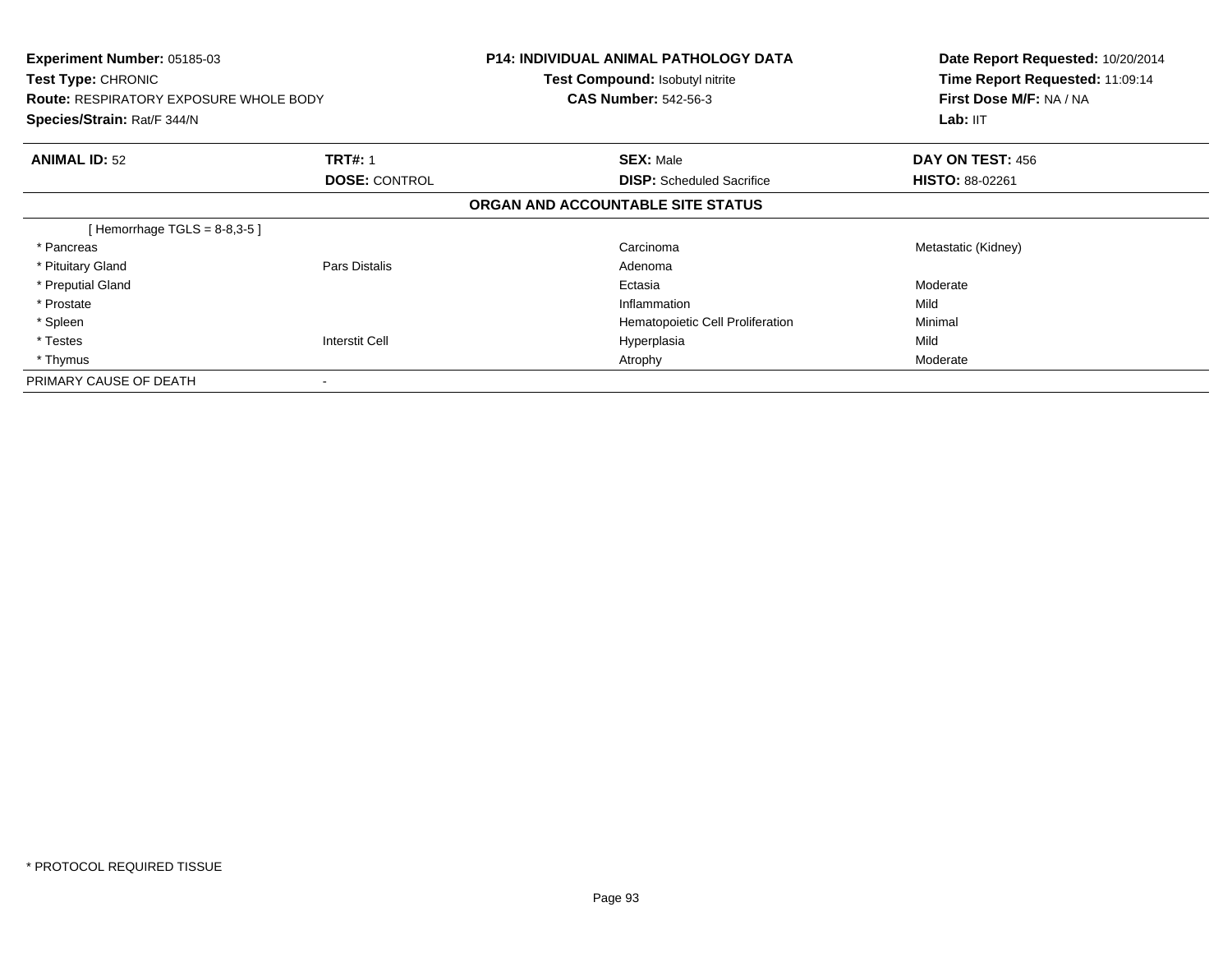**Experiment Number:** 05185-03
**Test Type:** CHRONIC
**Route:** RESPIRATORY EXPOSURE WHOLE BODY
**Species/Strain:** Rat/F 344/N

**P14: INDIVIDUAL ANIMAL PATHOLOGY DATA**
**Test Compound:** Isobutyl nitrite
**CAS Number:** 542-56-3

**Date Report Requested:** 10/20/2014
**Time Report Requested:** 11:09:14
**First Dose M/F:** NA / NA
**Lab:** IIT

| **ANIMAL ID:** 52 | **TRT#:** 1 | **SEX:** Male | **DAY ON TEST:** 456 |
|---|---|---|---|
| | **DOSE:** CONTROL | **DISP:** Scheduled Sacrifice | **HISTO:** 88-02261 |

**ORGAN AND ACCOUNTABLE SITE STATUS**

| | | | |
|---|---|---|---|
| [ Hemorrhage TGLS = 8-8,3-5 ] | | | |
| * Pancreas | | Carcinoma | Metastatic (Kidney) |
| * Pituitary Gland | Pars Distalis | Adenoma | |
| * Preputial Gland | | Ectasia | Moderate |
| * Prostate | | Inflammation | Mild |
| * Spleen | | Hematopoietic Cell Proliferation | Minimal |
| * Testes | Interstit Cell | Hyperplasia | Mild |
| * Thymus | | Atrophy | Moderate |
| PRIMARY CAUSE OF DEATH | - | | |

\* PROTOCOL REQUIRED TISSUE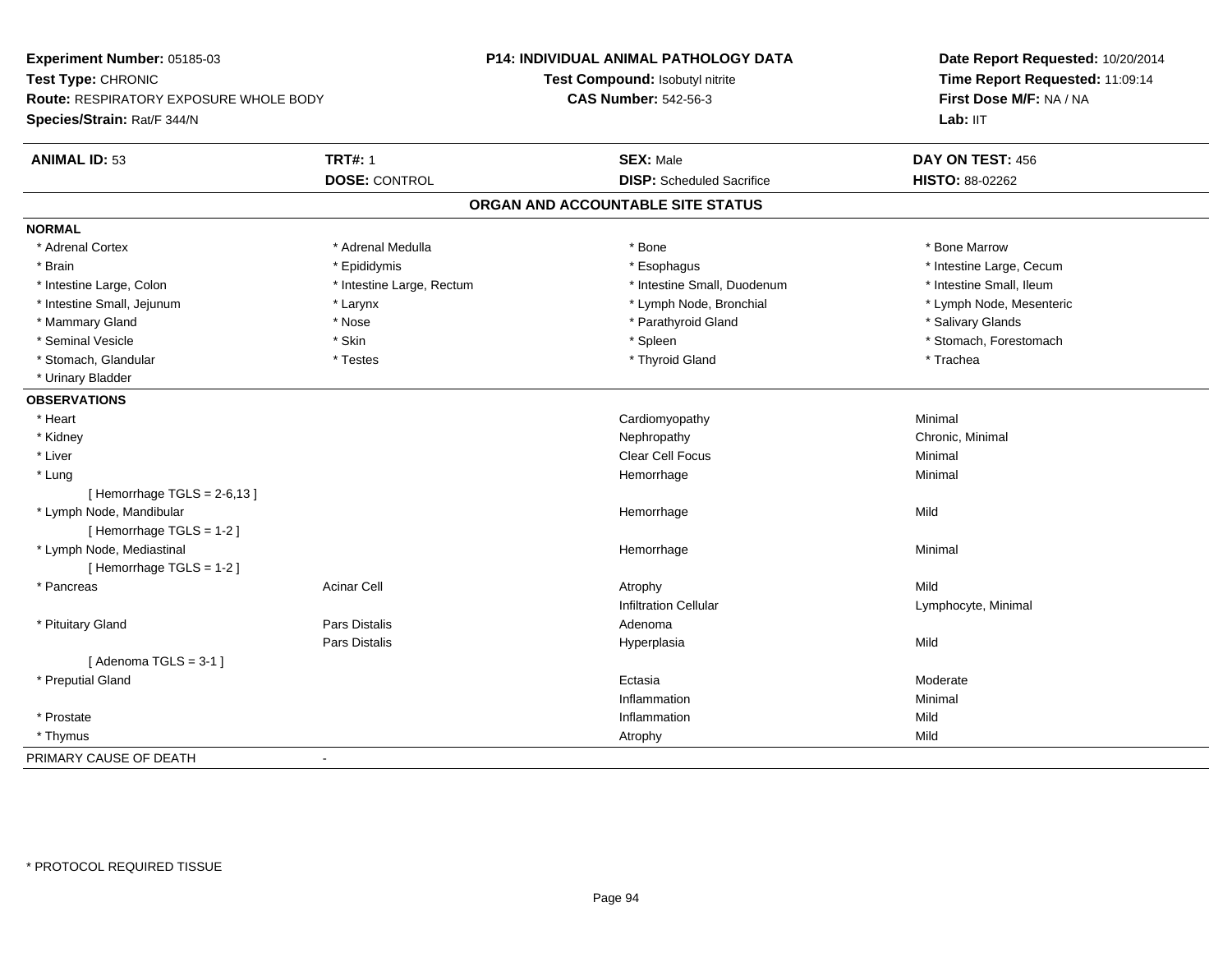**Experiment Number:** 05185-03
**Test Type:** CHRONIC
**Route:** RESPIRATORY EXPOSURE WHOLE BODY
**Species/Strain:** Rat/F 344/N

**P14: INDIVIDUAL ANIMAL PATHOLOGY DATA**
**Test Compound:** Isobutyl nitrite
**CAS Number:** 542-56-3

**Date Report Requested:** 10/20/2014
**Time Report Requested:** 11:09:14
**First Dose M/F:** NA / NA
**Lab:** IIT

| **ANIMAL ID:** 53 | **TRT#:** 1 | **SEX:** Male | **DAY ON TEST:** 456 |
|---|---|---|---|
| | **DOSE:** CONTROL | **DISP:** Scheduled Sacrifice | **HISTO:** 88-02262 |

## ORGAN AND ACCOUNTABLE SITE STATUS

**NORMAL**

| | | | |
|---|---|---|---|
| * Adrenal Cortex | * Adrenal Medulla | * Bone | * Bone Marrow |
| * Brain | * Epididymis | * Esophagus | * Intestine Large, Cecum |
| * Intestine Large, Colon | * Intestine Large, Rectum | * Intestine Small, Duodenum | * Intestine Small, Ileum |
| * Intestine Small, Jejunum | * Larynx | * Lymph Node, Bronchial | * Lymph Node, Mesenteric |
| * Mammary Gland | * Nose | * Parathyroid Gland | * Salivary Glands |
| * Seminal Vesicle | * Skin | * Spleen | * Stomach, Forestomach |
| * Stomach, Glandular | * Testes | * Thyroid Gland | * Trachea |
| * Urinary Bladder | | | |

**OBSERVATIONS**

| | | | |
|---|---|---|---|
| * Heart | | Cardiomyopathy | Minimal |
| * Kidney | | Nephropathy | Chronic, Minimal |
| * Liver | | Clear Cell Focus | Minimal |
| * Lung | | Hemorrhage | Minimal |
| [ Hemorrhage TGLS = 2-6,13 ] | | | |
| * Lymph Node, Mandibular | | Hemorrhage | Mild |
| [ Hemorrhage TGLS = 1-2 ] | | | |
| * Lymph Node, Mediastinal | | Hemorrhage | Minimal |
| [ Hemorrhage TGLS = 1-2 ] | | | |
| * Pancreas | Acinar Cell | Atrophy | Mild |
| | | Infiltration Cellular | Lymphocyte, Minimal |
| * Pituitary Gland | Pars Distalis | Adenoma | |
| | Pars Distalis | Hyperplasia | Mild |
| [ Adenoma TGLS = 3-1 ] | | | |
| * Preputial Gland | | Ectasia | Moderate |
| | | Inflammation | Minimal |
| * Prostate | | Inflammation | Mild |
| * Thymus | | Atrophy | Mild |

PRIMARY CAUSE OF DEATH -

* PROTOCOL REQUIRED TISSUE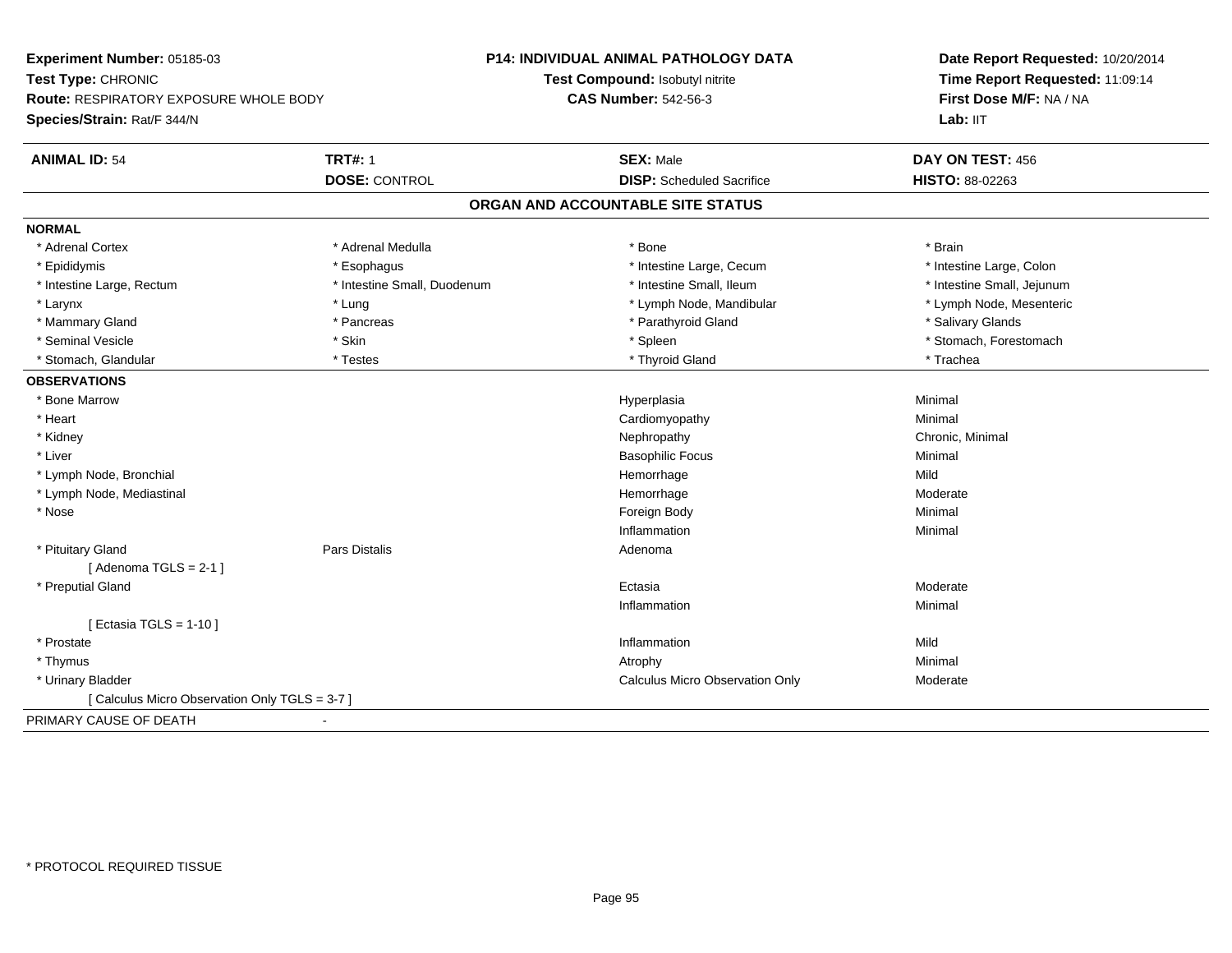**Experiment Number:** 05185-03
**Test Type:** CHRONIC
**Route:** RESPIRATORY EXPOSURE WHOLE BODY
**Species/Strain:** Rat/F 344/N

**P14: INDIVIDUAL ANIMAL PATHOLOGY DATA**
**Test Compound:** Isobutyl nitrite
**CAS Number:** 542-56-3

**Date Report Requested:** 10/20/2014
**Time Report Requested:** 11:09:14
**First Dose M/F:** NA / NA
**Lab:** IIT

| **ANIMAL ID:** 54 | **TRT#:** 1 | **SEX:** Male | **DAY ON TEST:** 456 |
|---|---|---|---|
| | **DOSE:** CONTROL | **DISP:** Scheduled Sacrifice | **HISTO:** 88-02263 |

## ORGAN AND ACCOUNTABLE SITE STATUS

**NORMAL**

| | | | |
|---|---|---|---|
| * Adrenal Cortex | * Adrenal Medulla | * Bone | * Brain |
| * Epididymis | * Esophagus | * Intestine Large, Cecum | * Intestine Large, Colon |
| * Intestine Large, Rectum | * Intestine Small, Duodenum | * Intestine Small, Ileum | * Intestine Small, Jejunum |
| * Larynx | * Lung | * Lymph Node, Mandibular | * Lymph Node, Mesenteric |
| * Mammary Gland | * Pancreas | * Parathyroid Gland | * Salivary Glands |
| * Seminal Vesicle | * Skin | * Spleen | * Stomach, Forestomach |
| * Stomach, Glandular | * Testes | * Thyroid Gland | * Trachea |

**OBSERVATIONS**

| | | | |
|---|---|---|---|
| * Bone Marrow | | Hyperplasia | Minimal |
| * Heart | | Cardiomyopathy | Minimal |
| * Kidney | | Nephropathy | Chronic, Minimal |
| * Liver | | Basophilic Focus | Minimal |
| * Lymph Node, Bronchial | | Hemorrhage | Mild |
| * Lymph Node, Mediastinal | | Hemorrhage | Moderate |
| * Nose | | Foreign Body | Minimal |
| | | Inflammation | Minimal |
| * Pituitary Gland | Pars Distalis | Adenoma | |
| [ Adenoma TGLS = 2-1 ] | | | |
| * Preputial Gland | | Ectasia | Moderate |
| | | Inflammation | Minimal |
| [ Ectasia TGLS = 1-10 ] | | | |
| * Prostate | | Inflammation | Mild |
| * Thymus | | Atrophy | Minimal |
| * Urinary Bladder | | Calculus Micro Observation Only | Moderate |
| [ Calculus Micro Observation Only TGLS = 3-7 ] | | | |

PRIMARY CAUSE OF DEATH -

* PROTOCOL REQUIRED TISSUE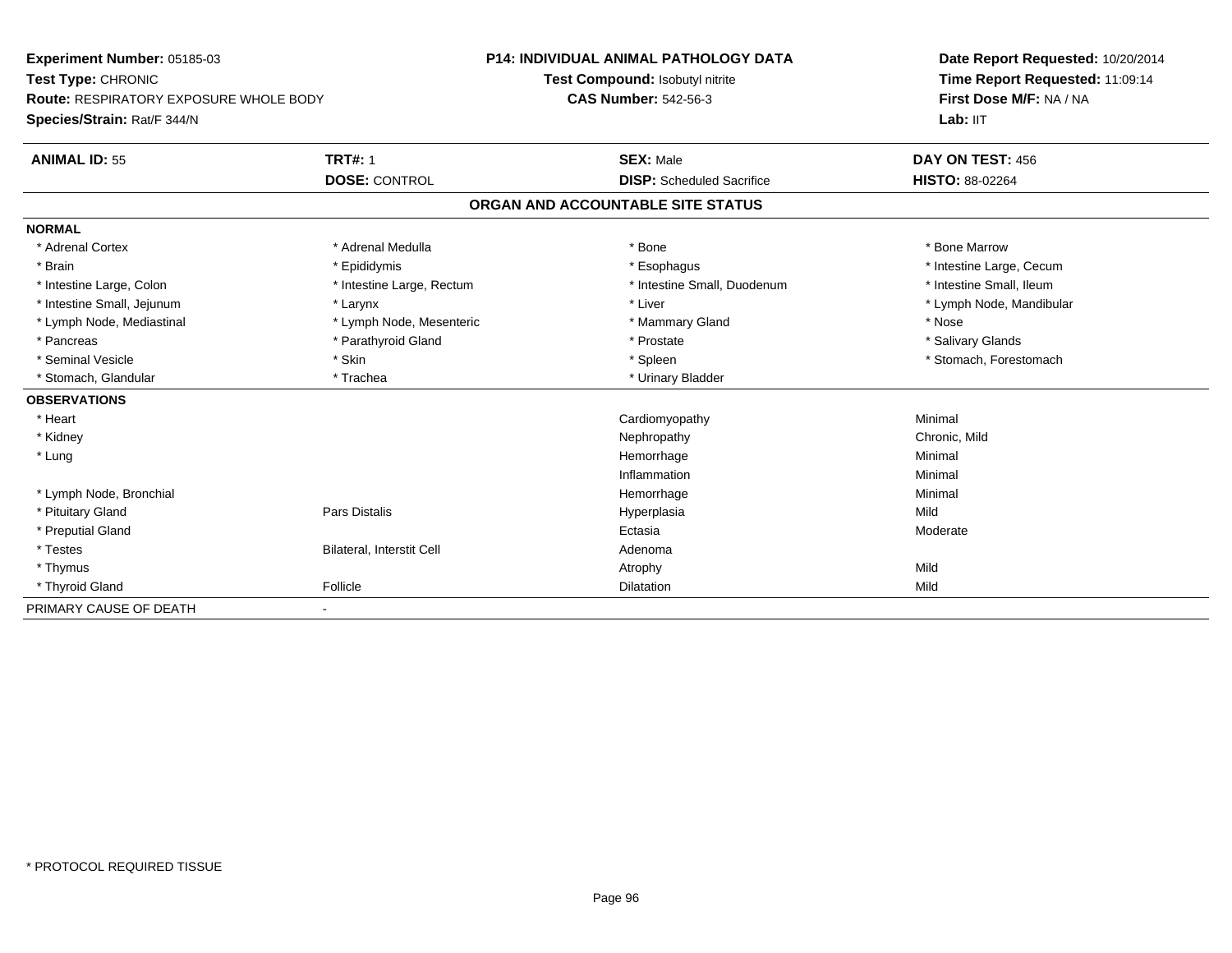**Experiment Number:** 05185-03
**Test Type:** CHRONIC
**Route:** RESPIRATORY EXPOSURE WHOLE BODY
**Species/Strain:** Rat/F 344/N

**P14: INDIVIDUAL ANIMAL PATHOLOGY DATA**
**Test Compound:** Isobutyl nitrite
**CAS Number:** 542-56-3

**Date Report Requested:** 10/20/2014
**Time Report Requested:** 11:09:14
**First Dose M/F:** NA / NA
**Lab:** IIT

| **ANIMAL ID:** 55 | **TRT#:** 1 | **SEX:** Male | **DAY ON TEST:** 456 |
|---|---|---|---|
| | **DOSE:** CONTROL | **DISP:** Scheduled Sacrifice | **HISTO:** 88-02264 |

## ORGAN AND ACCOUNTABLE SITE STATUS

**NORMAL**

| | | | |
|---|---|---|---|
| * Adrenal Cortex | * Adrenal Medulla | * Bone | * Bone Marrow |
| * Brain | * Epididymis | * Esophagus | * Intestine Large, Cecum |
| * Intestine Large, Colon | * Intestine Large, Rectum | * Intestine Small, Duodenum | * Intestine Small, Ileum |
| * Intestine Small, Jejunum | * Larynx | * Liver | * Lymph Node, Mandibular |
| * Lymph Node, Mediastinal | * Lymph Node, Mesenteric | * Mammary Gland | * Nose |
| * Pancreas | * Parathyroid Gland | * Prostate | * Salivary Glands |
| * Seminal Vesicle | * Skin | * Spleen | * Stomach, Forestomach |
| * Stomach, Glandular | * Trachea | * Urinary Bladder | |

**OBSERVATIONS**

| | | | |
|---|---|---|---|
| * Heart | | Cardiomyopathy | Minimal |
| * Kidney | | Nephropathy | Chronic, Mild |
| * Lung | | Hemorrhage | Minimal |
| | | Inflammation | Minimal |
| * Lymph Node, Bronchial | | Hemorrhage | Minimal |
| * Pituitary Gland | Pars Distalis | Hyperplasia | Mild |
| * Preputial Gland | | Ectasia | Moderate |
| * Testes | Bilateral, Interstit Cell | Adenoma | |
| * Thymus | | Atrophy | Mild |
| * Thyroid Gland | Follicle | Dilatation | Mild |

PRIMARY CAUSE OF DEATH -

* PROTOCOL REQUIRED TISSUE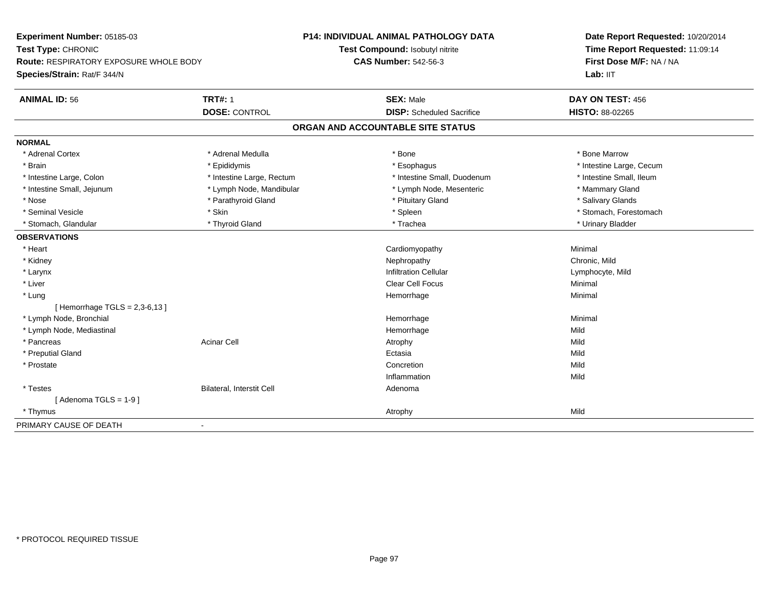**Experiment Number:** 05185-03
**Test Type:** CHRONIC
**Route:** RESPIRATORY EXPOSURE WHOLE BODY
**Species/Strain:** Rat/F 344/N

**P14: INDIVIDUAL ANIMAL PATHOLOGY DATA**
**Test Compound:** Isobutyl nitrite
**CAS Number:** 542-56-3

**Date Report Requested:** 10/20/2014
**Time Report Requested:** 11:09:14
**First Dose M/F:** NA / NA
**Lab:** IIT

| **ANIMAL ID:** 56 | **TRT#:** 1 | **SEX:** Male | **DAY ON TEST:** 456 |
|---|---|---|---|
| | **DOSE:** CONTROL | **DISP:** Scheduled Sacrifice | **HISTO:** 88-02265 |

## ORGAN AND ACCOUNTABLE SITE STATUS

| | | | |
|---|---|---|---|
| **NORMAL** | | | |
| * Adrenal Cortex | * Adrenal Medulla | * Bone | * Bone Marrow |
| * Brain | * Epididymis | * Esophagus | * Intestine Large, Cecum |
| * Intestine Large, Colon | * Intestine Large, Rectum | * Intestine Small, Duodenum | * Intestine Small, Ileum |
| * Intestine Small, Jejunum | * Lymph Node, Mandibular | * Lymph Node, Mesenteric | * Mammary Gland |
| * Nose | * Parathyroid Gland | * Pituitary Gland | * Salivary Glands |
| * Seminal Vesicle | * Skin | * Spleen | * Stomach, Forestomach |
| * Stomach, Glandular | * Thyroid Gland | * Trachea | * Urinary Bladder |
| **OBSERVATIONS** | | | |
| * Heart | | Cardiomyopathy | Minimal |
| * Kidney | | Nephropathy | Chronic, Mild |
| * Larynx | | Infiltration Cellular | Lymphocyte, Mild |
| * Liver | | Clear Cell Focus | Minimal |
| * Lung | | Hemorrhage | Minimal |
| [ Hemorrhage TGLS = 2,3-6,13 ] | | | |
| * Lymph Node, Bronchial | | Hemorrhage | Minimal |
| * Lymph Node, Mediastinal | | Hemorrhage | Mild |
| * Pancreas | Acinar Cell | Atrophy | Mild |
| * Preputial Gland | | Ectasia | Mild |
| * Prostate | | Concretion | Mild |
| | | Inflammation | Mild |
| * Testes | Bilateral, Interstit Cell | Adenoma | |
| [ Adenoma TGLS = 1-9 ] | | | |
| * Thymus | | Atrophy | Mild |
| PRIMARY CAUSE OF DEATH | - | | |

* PROTOCOL REQUIRED TISSUE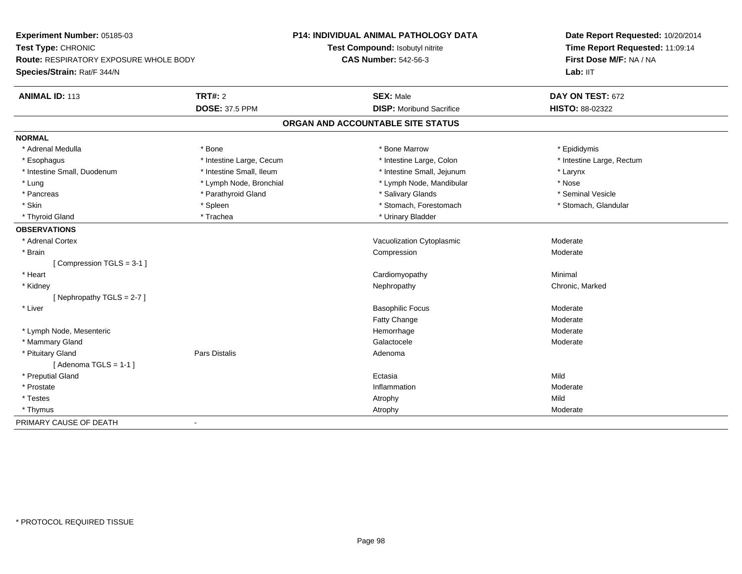**Experiment Number:** 05185-03
**Test Type:** CHRONIC
**Route:** RESPIRATORY EXPOSURE WHOLE BODY
**Species/Strain:** Rat/F 344/N

**P14: INDIVIDUAL ANIMAL PATHOLOGY DATA**
**Test Compound:** Isobutyl nitrite
**CAS Number:** 542-56-3

**Date Report Requested:** 10/20/2014
**Time Report Requested:** 11:09:14
**First Dose M/F:** NA / NA
**Lab:** IIT

| **ANIMAL ID:** 113 | **TRT#:** 2 | **SEX:** Male | **DAY ON TEST:** 672 |
|---|---|---|---|
| | **DOSE:** 37.5 PPM | **DISP:** Moribund Sacrifice | **HISTO:** 88-02322 |

## ORGAN AND ACCOUNTABLE SITE STATUS

**NORMAL**

| | | | |
|---|---|---|---|
| * Adrenal Medulla | * Bone | * Bone Marrow | * Epididymis |
| * Esophagus | * Intestine Large, Cecum | * Intestine Large, Colon | * Intestine Large, Rectum |
| * Intestine Small, Duodenum | * Intestine Small, Ileum | * Intestine Small, Jejunum | * Larynx |
| * Lung | * Lymph Node, Bronchial | * Lymph Node, Mandibular | * Nose |
| * Pancreas | * Parathyroid Gland | * Salivary Glands | * Seminal Vesicle |
| * Skin | * Spleen | * Stomach, Forestomach | * Stomach, Glandular |
| * Thyroid Gland | * Trachea | * Urinary Bladder | |

**OBSERVATIONS**

| | | | |
|---|---|---|---|
| * Adrenal Cortex | | Vacuolization Cytoplasmic | Moderate |
| * Brain | | Compression | Moderate |
| [ Compression TGLS = 3-1 ] | | | |
| * Heart | | Cardiomyopathy | Minimal |
| * Kidney | | Nephropathy | Chronic, Marked |
| [ Nephropathy TGLS = 2-7 ] | | | |
| * Liver | | Basophilic Focus | Moderate |
| | | Fatty Change | Moderate |
| * Lymph Node, Mesenteric | | Hemorrhage | Moderate |
| * Mammary Gland | | Galactocele | Moderate |
| * Pituitary Gland | Pars Distalis | Adenoma | |
| [ Adenoma TGLS = 1-1 ] | | | |
| * Preputial Gland | | Ectasia | Mild |
| * Prostate | | Inflammation | Moderate |
| * Testes | | Atrophy | Mild |
| * Thymus | | Atrophy | Moderate |

PRIMARY CAUSE OF DEATH -

\* PROTOCOL REQUIRED TISSUE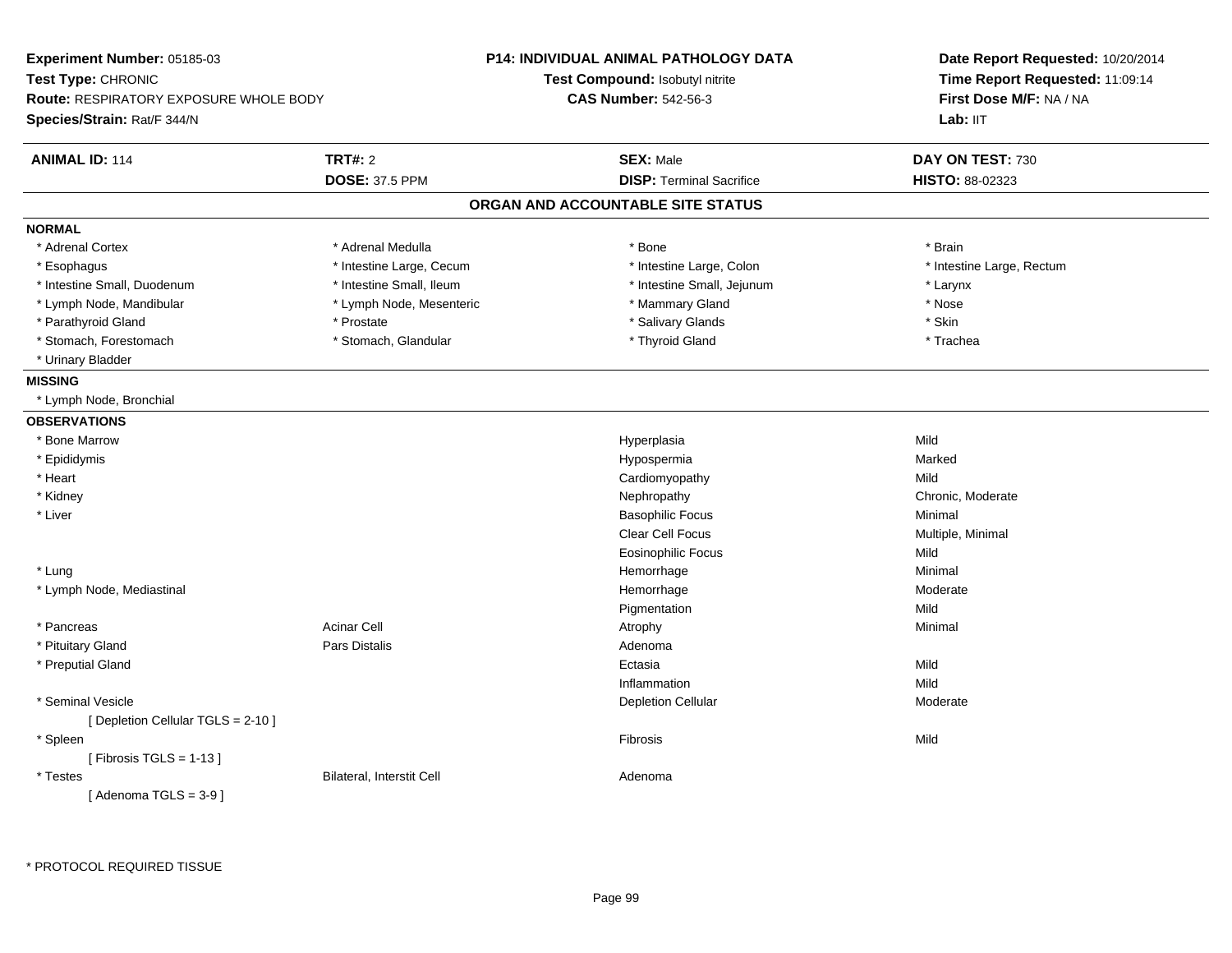**Experiment Number:** 05185-03
**Test Type:** CHRONIC
**Route:** RESPIRATORY EXPOSURE WHOLE BODY
**Species/Strain:** Rat/F 344/N

**P14: INDIVIDUAL ANIMAL PATHOLOGY DATA**
**Test Compound:** Isobutyl nitrite
**CAS Number:** 542-56-3

**Date Report Requested:** 10/20/2014
**Time Report Requested:** 11:09:14
**First Dose M/F:** NA / NA
**Lab:** IIT

| **ANIMAL ID:** 114 | **TRT#:** 2 | **SEX:** Male | **DAY ON TEST:** 730 |
|---|---|---|---|
| | **DOSE:** 37.5 PPM | **DISP:** Terminal Sacrifice | **HISTO:** 88-02323 |

## ORGAN AND ACCOUNTABLE SITE STATUS

**NORMAL**

| | | | |
|---|---|---|---|
| * Adrenal Cortex | * Adrenal Medulla | * Bone | * Brain |
| * Esophagus | * Intestine Large, Cecum | * Intestine Large, Colon | * Intestine Large, Rectum |
| * Intestine Small, Duodenum | * Intestine Small, Ileum | * Intestine Small, Jejunum | * Larynx |
| * Lymph Node, Mandibular | * Lymph Node, Mesenteric | * Mammary Gland | * Nose |
| * Parathyroid Gland | * Prostate | * Salivary Glands | * Skin |
| * Stomach, Forestomach | * Stomach, Glandular | * Thyroid Gland | * Trachea |
| * Urinary Bladder | | | |

**MISSING**

* Lymph Node, Bronchial

**OBSERVATIONS**

| Organ | Site | Observation | Severity |
|---|---|---|---|
| * Bone Marrow | | Hyperplasia | Mild |
| * Epididymis | | Hypospermia | Marked |
| * Heart | | Cardiomyopathy | Mild |
| * Kidney | | Nephropathy | Chronic, Moderate |
| * Liver | | Basophilic Focus | Minimal |
| | | Clear Cell Focus | Multiple, Minimal |
| | | Eosinophilic Focus | Mild |
| * Lung | | Hemorrhage | Minimal |
| * Lymph Node, Mediastinal | | Hemorrhage | Moderate |
| | | Pigmentation | Mild |
| * Pancreas | Acinar Cell | Atrophy | Minimal |
| * Pituitary Gland | Pars Distalis | Adenoma | |
| * Preputial Gland | | Ectasia | Mild |
| | | Inflammation | Mild |
| * Seminal Vesicle | | Depletion Cellular | Moderate |
| [ Depletion Cellular TGLS = 2-10 ] | | | |
| * Spleen | | Fibrosis | Mild |
| [ Fibrosis TGLS = 1-13 ] | | | |
| * Testes | Bilateral, Interstit Cell | Adenoma | |
| [ Adenoma TGLS = 3-9 ] | | | |

\* PROTOCOL REQUIRED TISSUE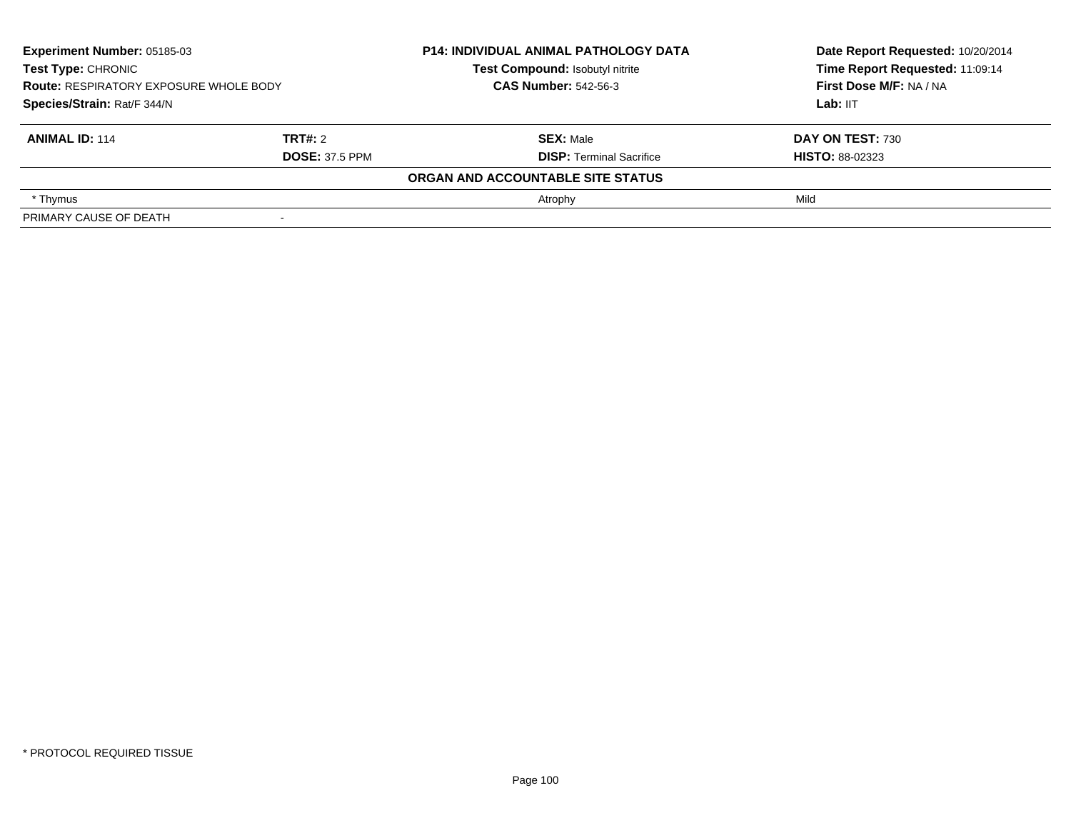**Experiment Number:** 05185-03
**Test Type:** CHRONIC
**Route:** RESPIRATORY EXPOSURE WHOLE BODY
**Species/Strain:** Rat/F 344/N

**P14: INDIVIDUAL ANIMAL PATHOLOGY DATA**
**Test Compound:** Isobutyl nitrite
**CAS Number:** 542-56-3

**Date Report Requested:** 10/20/2014
**Time Report Requested:** 11:09:14
**First Dose M/F:** NA / NA
**Lab:** IIT

| **ANIMAL ID:** 114 | **TRT#:** 2 | **SEX:** Male | **DAY ON TEST:** 730 |
|---|---|---|---|
| | **DOSE:** 37.5 PPM | **DISP:** Terminal Sacrifice | **HISTO:** 88-02323 |
| | | **ORGAN AND ACCOUNTABLE SITE STATUS** | |
| * Thymus | | Atrophy | Mild |
| PRIMARY CAUSE OF DEATH | - | | |

* PROTOCOL REQUIRED TISSUE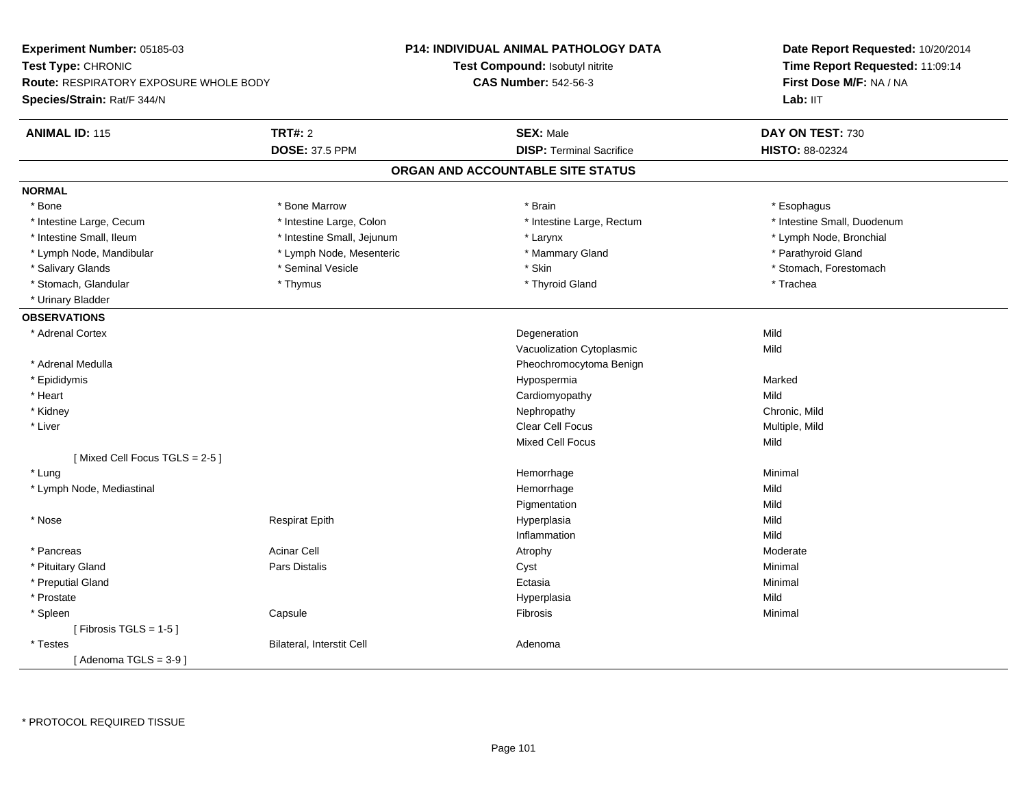**Experiment Number:** 05185-03
**Test Type:** CHRONIC
**Route:** RESPIRATORY EXPOSURE WHOLE BODY
**Species/Strain:** Rat/F 344/N

**P14: INDIVIDUAL ANIMAL PATHOLOGY DATA**
**Test Compound:** Isobutyl nitrite
**CAS Number:** 542-56-3

**Date Report Requested:** 10/20/2014
**Time Report Requested:** 11:09:14
**First Dose M/F:** NA / NA
**Lab:** IIT

| **ANIMAL ID:** 115 | **TRT#:** 2 | **SEX:** Male | **DAY ON TEST:** 730 |
|---|---|---|---|
| | **DOSE:** 37.5 PPM | **DISP:** Terminal Sacrifice | **HISTO:** 88-02324 |

## ORGAN AND ACCOUNTABLE SITE STATUS

**NORMAL**

| | | | |
|---|---|---|---|
| * Bone | * Bone Marrow | * Brain | * Esophagus |
| * Intestine Large, Cecum | * Intestine Large, Colon | * Intestine Large, Rectum | * Intestine Small, Duodenum |
| * Intestine Small, Ileum | * Intestine Small, Jejunum | * Larynx | * Lymph Node, Bronchial |
| * Lymph Node, Mandibular | * Lymph Node, Mesenteric | * Mammary Gland | * Parathyroid Gland |
| * Salivary Glands | * Seminal Vesicle | * Skin | * Stomach, Forestomach |
| * Stomach, Glandular | * Thymus | * Thyroid Gland | * Trachea |
| * Urinary Bladder | | | |

**OBSERVATIONS**

| | | | |
|---|---|---|---|
| * Adrenal Cortex | | Degeneration | Mild |
| | | Vacuolization Cytoplasmic | Mild |
| * Adrenal Medulla | | Pheochromocytoma Benign | |
| * Epididymis | | Hypospermia | Marked |
| * Heart | | Cardiomyopathy | Mild |
| * Kidney | | Nephropathy | Chronic, Mild |
| * Liver | | Clear Cell Focus | Multiple, Mild |
| | | Mixed Cell Focus | Mild |
| [ Mixed Cell Focus TGLS = 2-5 ] | | | |
| * Lung | | Hemorrhage | Minimal |
| * Lymph Node, Mediastinal | | Hemorrhage | Mild |
| | | Pigmentation | Mild |
| * Nose | Respirat Epith | Hyperplasia | Mild |
| | | Inflammation | Mild |
| * Pancreas | Acinar Cell | Atrophy | Moderate |
| * Pituitary Gland | Pars Distalis | Cyst | Minimal |
| * Preputial Gland | | Ectasia | Minimal |
| * Prostate | | Hyperplasia | Mild |
| * Spleen | Capsule | Fibrosis | Minimal |
| [ Fibrosis TGLS = 1-5 ] | | | |
| * Testes | Bilateral, Interstit Cell | Adenoma | |
| [ Adenoma TGLS = 3-9 ] | | | |

* PROTOCOL REQUIRED TISSUE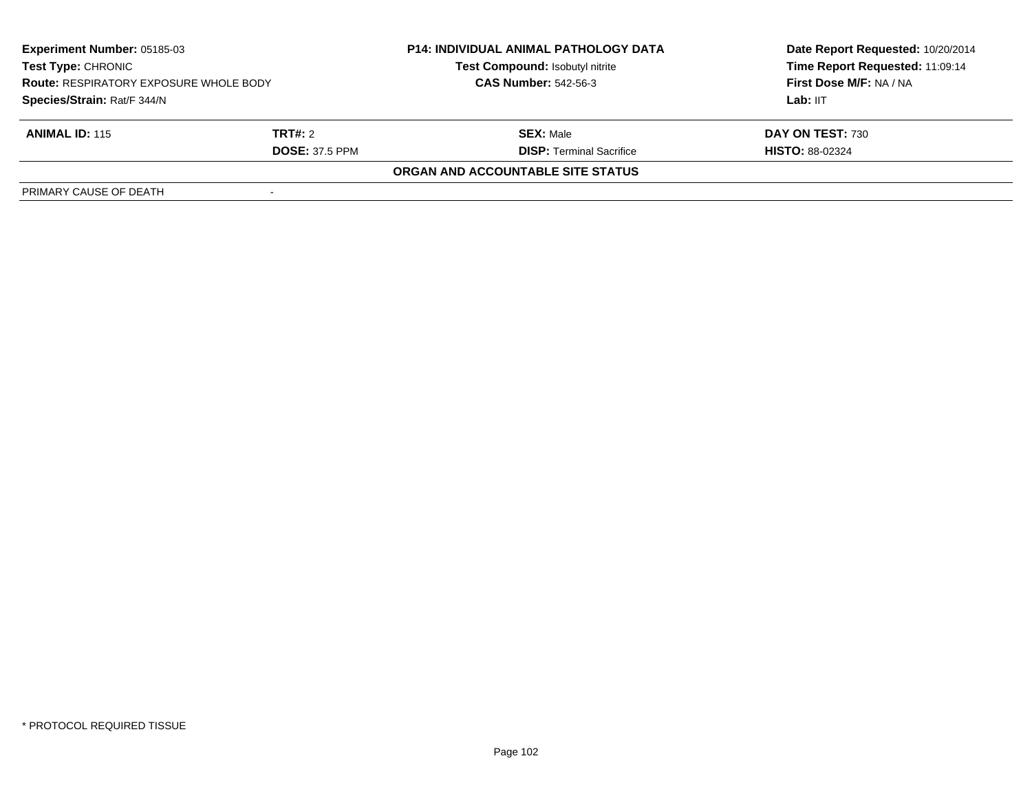**Experiment Number:** 05185-03
**Test Type:** CHRONIC
**Route:** RESPIRATORY EXPOSURE WHOLE BODY
**Species/Strain:** Rat/F 344/N

**P14: INDIVIDUAL ANIMAL PATHOLOGY DATA**
**Test Compound:** Isobutyl nitrite
**CAS Number:** 542-56-3

**Date Report Requested:** 10/20/2014
**Time Report Requested:** 11:09:14
**First Dose M/F:** NA / NA
**Lab:** IIT

| **ANIMAL ID:** 115 | **TRT#:** 2 | **SEX:** Male | **DAY ON TEST:** 730 |
|---|---|---|---|
| | **DOSE:** 37.5 PPM | **DISP:** Terminal Sacrifice | **HISTO:** 88-02324 |

**ORGAN AND ACCOUNTABLE SITE STATUS**

| PRIMARY CAUSE OF DEATH | - |
|---|---|

\* PROTOCOL REQUIRED TISSUE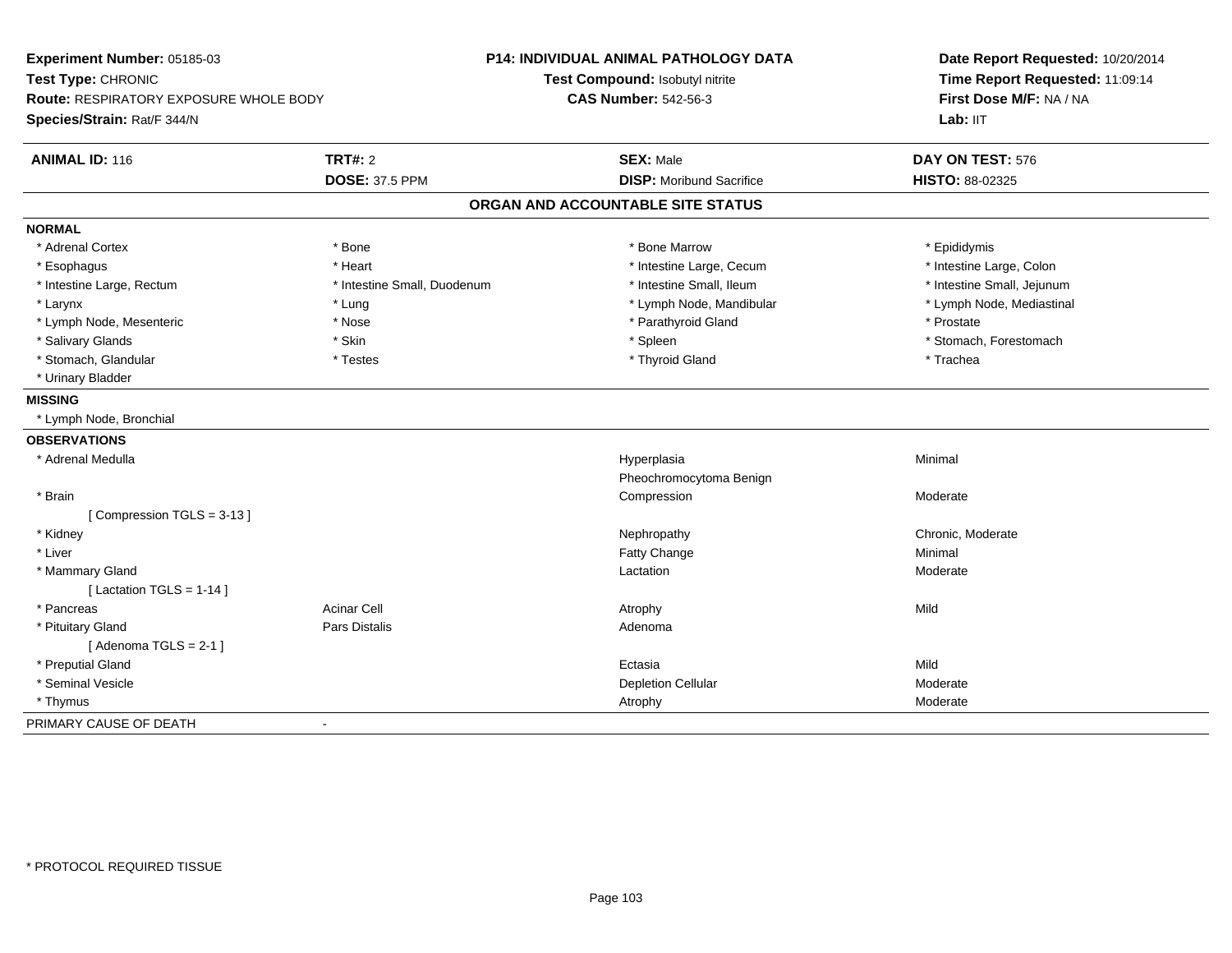**Experiment Number:** 05185-03
**Test Type:** CHRONIC
**Route:** RESPIRATORY EXPOSURE WHOLE BODY
**Species/Strain:** Rat/F 344/N

**P14: INDIVIDUAL ANIMAL PATHOLOGY DATA**
**Test Compound:** Isobutyl nitrite
**CAS Number:** 542-56-3

**Date Report Requested:** 10/20/2014
**Time Report Requested:** 11:09:14
**First Dose M/F:** NA / NA
**Lab:** IIT

| **ANIMAL ID:** 116 | **TRT#:** 2 | **SEX:** Male | **DAY ON TEST:** 576 |
|---|---|---|---|
| | **DOSE:** 37.5 PPM | **DISP:** Moribund Sacrifice | **HISTO:** 88-02325 |

## ORGAN AND ACCOUNTABLE SITE STATUS

**NORMAL**

| | | | |
|---|---|---|---|
| * Adrenal Cortex | * Bone | * Bone Marrow | * Epididymis |
| * Esophagus | * Heart | * Intestine Large, Cecum | * Intestine Large, Colon |
| * Intestine Large, Rectum | * Intestine Small, Duodenum | * Intestine Small, Ileum | * Intestine Small, Jejunum |
| * Larynx | * Lung | * Lymph Node, Mandibular | * Lymph Node, Mediastinal |
| * Lymph Node, Mesenteric | * Nose | * Parathyroid Gland | * Prostate |
| * Salivary Glands | * Skin | * Spleen | * Stomach, Forestomach |
| * Stomach, Glandular | * Testes | * Thyroid Gland | * Trachea |
| * Urinary Bladder | | | |

**MISSING**

* Lymph Node, Bronchial

**OBSERVATIONS**

| | | | |
|---|---|---|---|
| * Adrenal Medulla | | Hyperplasia | Minimal |
| | | Pheochromocytoma Benign | |
| * Brain | | Compression | Moderate |
| [ Compression TGLS = 3-13 ] | | | |
| * Kidney | | Nephropathy | Chronic, Moderate |
| * Liver | | Fatty Change | Minimal |
| * Mammary Gland | | Lactation | Moderate |
| [ Lactation TGLS = 1-14 ] | | | |
| * Pancreas | Acinar Cell | Atrophy | Mild |
| * Pituitary Gland | Pars Distalis | Adenoma | |
| [ Adenoma TGLS = 2-1 ] | | | |
| * Preputial Gland | | Ectasia | Mild |
| * Seminal Vesicle | | Depletion Cellular | Moderate |
| * Thymus | | Atrophy | Moderate |

PRIMARY CAUSE OF DEATH -

* PROTOCOL REQUIRED TISSUE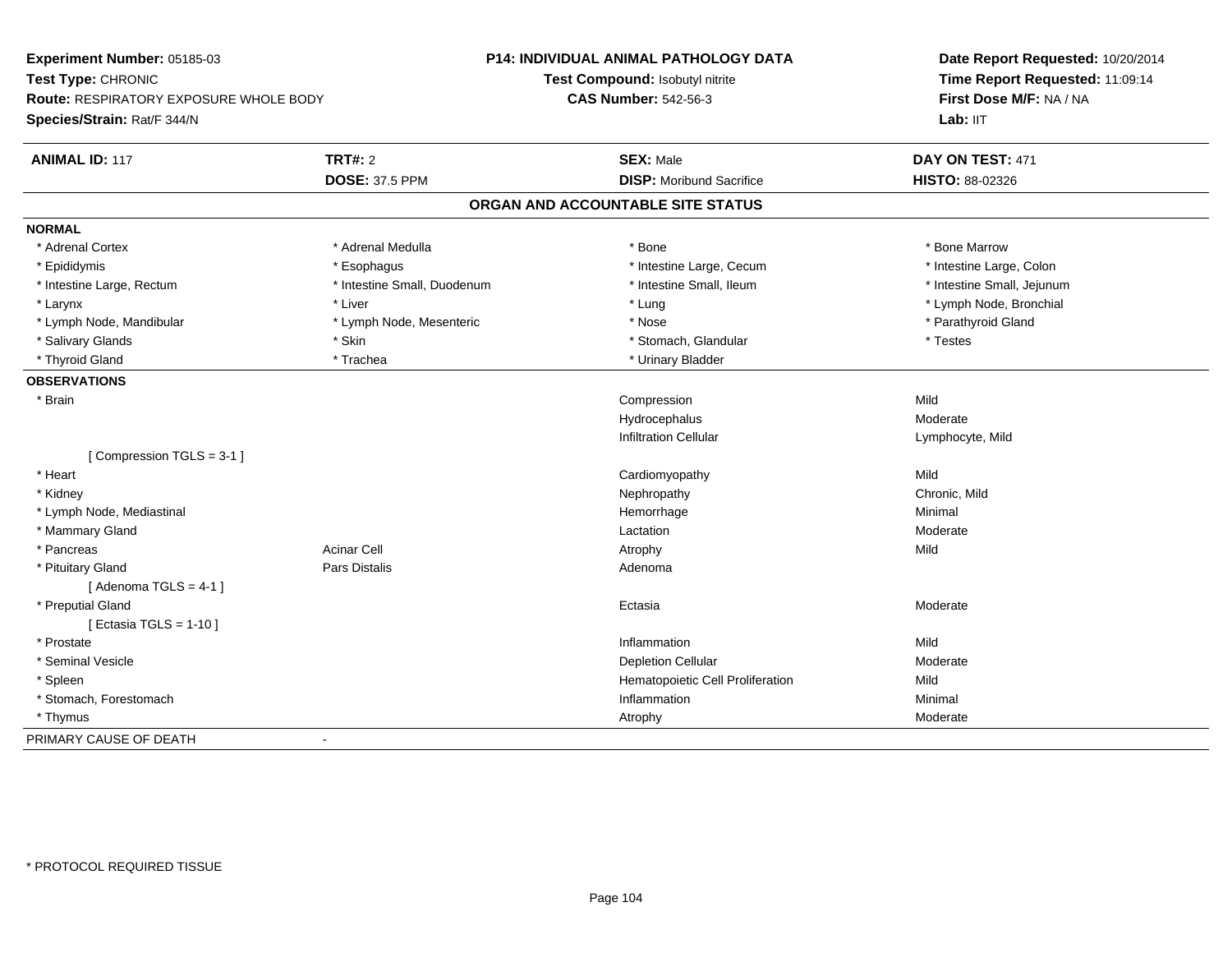**Experiment Number:** 05185-03
**Test Type:** CHRONIC
**Route:** RESPIRATORY EXPOSURE WHOLE BODY
**Species/Strain:** Rat/F 344/N

**P14: INDIVIDUAL ANIMAL PATHOLOGY DATA**
**Test Compound:** Isobutyl nitrite
**CAS Number:** 542-56-3

**Date Report Requested:** 10/20/2014
**Time Report Requested:** 11:09:14
**First Dose M/F:** NA / NA
**Lab:** IIT

| **ANIMAL ID:** 117 | **TRT#:** 2 | **SEX:** Male | **DAY ON TEST:** 471 |
|---|---|---|---|
| | **DOSE:** 37.5 PPM | **DISP:** Moribund Sacrifice | **HISTO:** 88-02326 |

## ORGAN AND ACCOUNTABLE SITE STATUS

**NORMAL**

| | | | |
|---|---|---|---|
| * Adrenal Cortex | * Adrenal Medulla | * Bone | * Bone Marrow |
| * Epididymis | * Esophagus | * Intestine Large, Cecum | * Intestine Large, Colon |
| * Intestine Large, Rectum | * Intestine Small, Duodenum | * Intestine Small, Ileum | * Intestine Small, Jejunum |
| * Larynx | * Liver | * Lung | * Lymph Node, Bronchial |
| * Lymph Node, Mandibular | * Lymph Node, Mesenteric | * Nose | * Parathyroid Gland |
| * Salivary Glands | * Skin | * Stomach, Glandular | * Testes |
| * Thyroid Gland | * Trachea | * Urinary Bladder | |

**OBSERVATIONS**

| | | | |
|---|---|---|---|
| * Brain | | Compression | Mild |
| | | Hydrocephalus | Moderate |
| | | Infiltration Cellular | Lymphocyte, Mild |
| [ Compression TGLS = 3-1 ] | | | |
| * Heart | | Cardiomyopathy | Mild |
| * Kidney | | Nephropathy | Chronic, Mild |
| * Lymph Node, Mediastinal | | Hemorrhage | Minimal |
| * Mammary Gland | | Lactation | Moderate |
| * Pancreas | Acinar Cell | Atrophy | Mild |
| * Pituitary Gland | Pars Distalis | Adenoma | |
| [ Adenoma TGLS = 4-1 ] | | | |
| * Preputial Gland | | Ectasia | Moderate |
| [ Ectasia TGLS = 1-10 ] | | | |
| * Prostate | | Inflammation | Mild |
| * Seminal Vesicle | | Depletion Cellular | Moderate |
| * Spleen | | Hematopoietic Cell Proliferation | Mild |
| * Stomach, Forestomach | | Inflammation | Minimal |
| * Thymus | | Atrophy | Moderate |

PRIMARY CAUSE OF DEATH -

* PROTOCOL REQUIRED TISSUE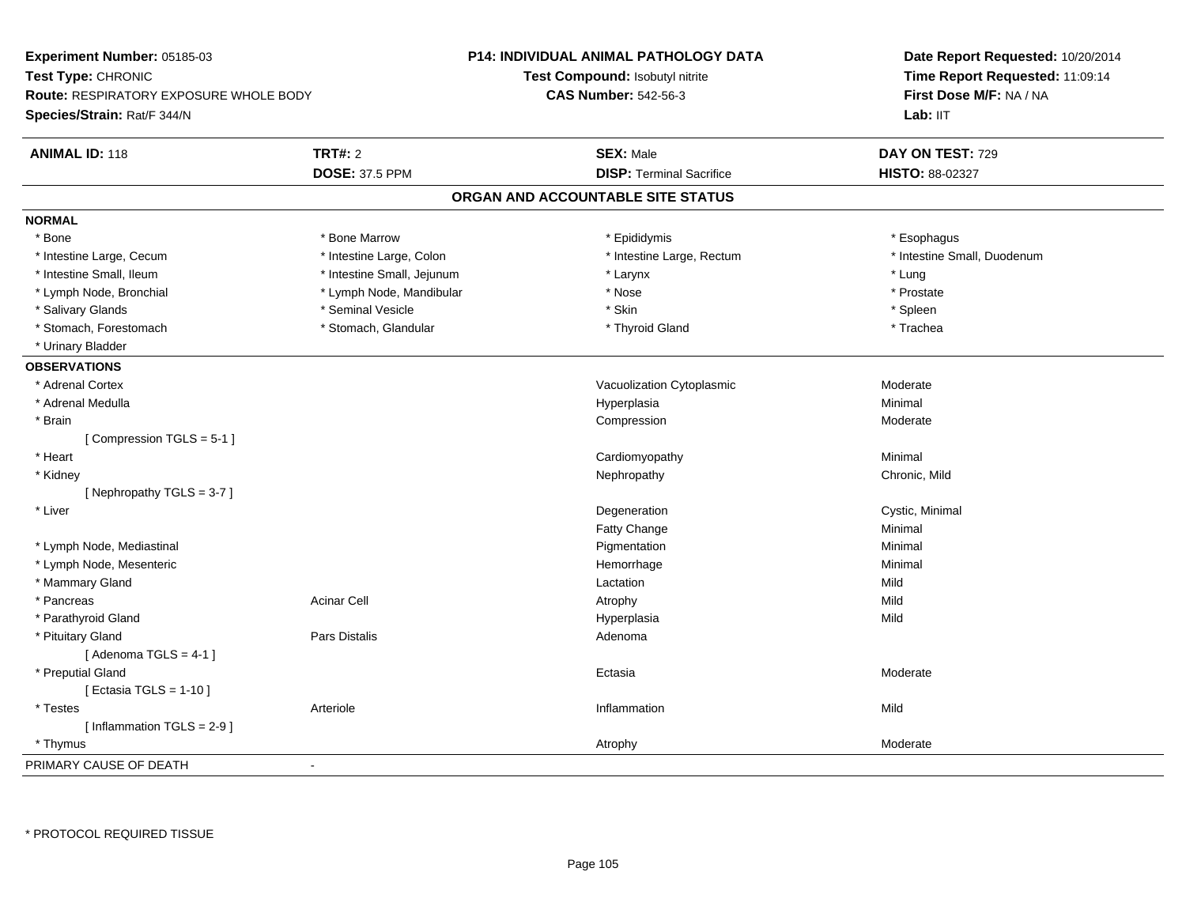**Experiment Number:** 05185-03
**Test Type:** CHRONIC
**Route:** RESPIRATORY EXPOSURE WHOLE BODY
**Species/Strain:** Rat/F 344/N

**P14: INDIVIDUAL ANIMAL PATHOLOGY DATA**
**Test Compound:** Isobutyl nitrite
**CAS Number:** 542-56-3

**Date Report Requested:** 10/20/2014
**Time Report Requested:** 11:09:14
**First Dose M/F:** NA / NA
**Lab:** IIT

| **ANIMAL ID:** 118 | **TRT#:** 2 | **SEX:** Male | **DAY ON TEST:** 729 |
|---|---|---|---|
| | **DOSE:** 37.5 PPM | **DISP:** Terminal Sacrifice | **HISTO:** 88-02327 |

## ORGAN AND ACCOUNTABLE SITE STATUS

**NORMAL**

| | | | |
|---|---|---|---|
| * Bone | * Bone Marrow | * Epididymis | * Esophagus |
| * Intestine Large, Cecum | * Intestine Large, Colon | * Intestine Large, Rectum | * Intestine Small, Duodenum |
| * Intestine Small, Ileum | * Intestine Small, Jejunum | * Larynx | * Lung |
| * Lymph Node, Bronchial | * Lymph Node, Mandibular | * Nose | * Prostate |
| * Salivary Glands | * Seminal Vesicle | * Skin | * Spleen |
| * Stomach, Forestomach | * Stomach, Glandular | * Thyroid Gland | * Trachea |
| * Urinary Bladder | | | |

**OBSERVATIONS**

| Organ | Site | Observation | Severity |
|---|---|---|---|
| * Adrenal Cortex | | Vacuolization Cytoplasmic | Moderate |
| * Adrenal Medulla | | Hyperplasia | Minimal |
| * Brain | | Compression | Moderate |
| [ Compression TGLS = 5-1 ] | | | |
| * Heart | | Cardiomyopathy | Minimal |
| * Kidney | | Nephropathy | Chronic, Mild |
| [ Nephropathy TGLS = 3-7 ] | | | |
| * Liver | | Degeneration | Cystic, Minimal |
| | | Fatty Change | Minimal |
| * Lymph Node, Mediastinal | | Pigmentation | Minimal |
| * Lymph Node, Mesenteric | | Hemorrhage | Minimal |
| * Mammary Gland | | Lactation | Mild |
| * Pancreas | Acinar Cell | Atrophy | Mild |
| * Parathyroid Gland | | Hyperplasia | Mild |
| * Pituitary Gland | Pars Distalis | Adenoma | |
| [ Adenoma TGLS = 4-1 ] | | | |
| * Preputial Gland | | Ectasia | Moderate |
| [ Ectasia TGLS = 1-10 ] | | | |
| * Testes | Arteriole | Inflammation | Mild |
| [ Inflammation TGLS = 2-9 ] | | | |
| * Thymus | | Atrophy | Moderate |

PRIMARY CAUSE OF DEATH -

* PROTOCOL REQUIRED TISSUE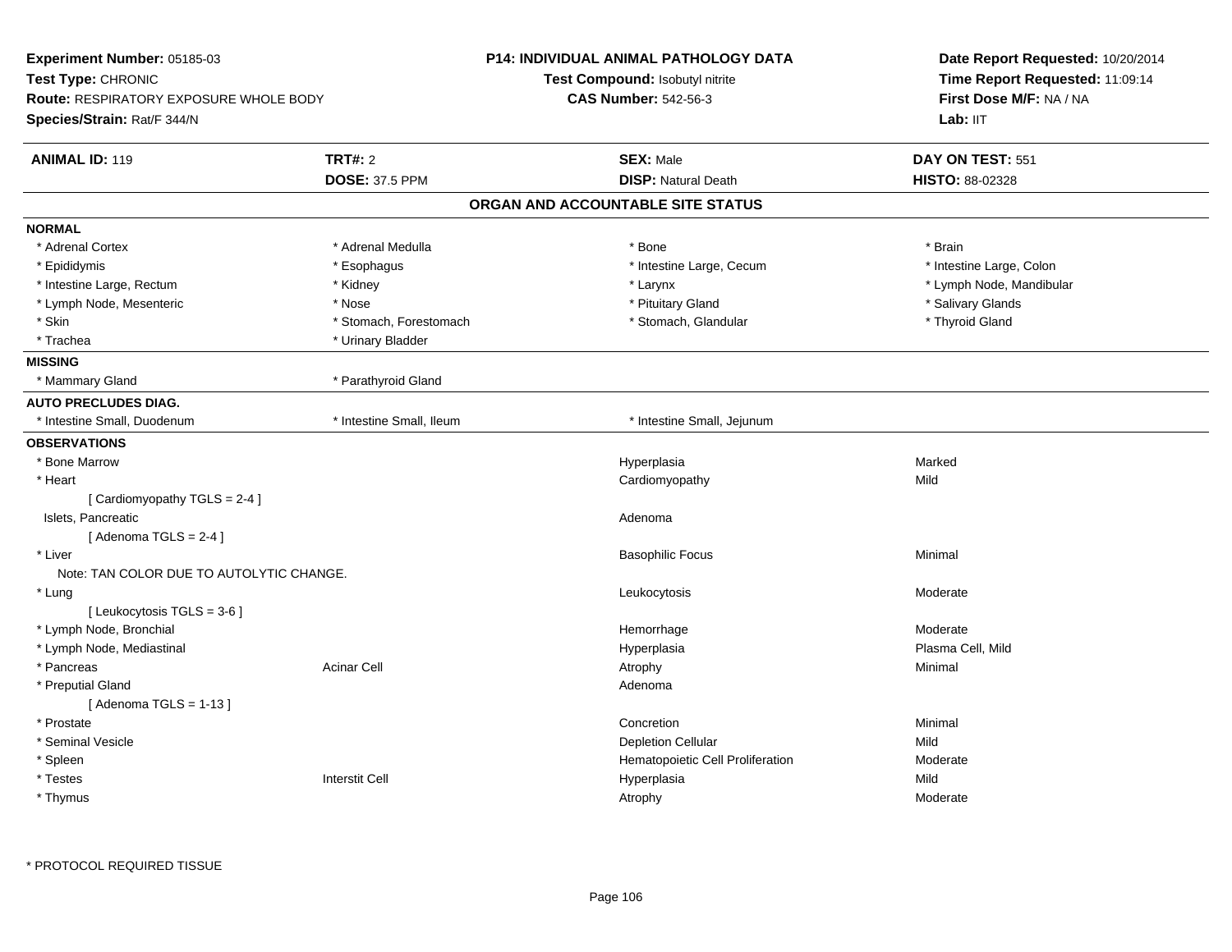**Experiment Number:** 05185-03
**Test Type:** CHRONIC
**Route:** RESPIRATORY EXPOSURE WHOLE BODY
**Species/Strain:** Rat/F 344/N

**P14: INDIVIDUAL ANIMAL PATHOLOGY DATA**
**Test Compound:** Isobutyl nitrite
**CAS Number:** 542-56-3

**Date Report Requested:** 10/20/2014
**Time Report Requested:** 11:09:14
**First Dose M/F:** NA / NA
**Lab:** IIT

| **ANIMAL ID:** 119 | **TRT#:** 2 | **SEX:** Male | **DAY ON TEST:** 551 |
|---|---|---|---|
| | **DOSE:** 37.5 PPM | **DISP:** Natural Death | **HISTO:** 88-02328 |

## ORGAN AND ACCOUNTABLE SITE STATUS

**NORMAL**

| | | | |
|---|---|---|---|
| * Adrenal Cortex | * Adrenal Medulla | * Bone | * Brain |
| * Epididymis | * Esophagus | * Intestine Large, Cecum | * Intestine Large, Colon |
| * Intestine Large, Rectum | * Kidney | * Larynx | * Lymph Node, Mandibular |
| * Lymph Node, Mesenteric | * Nose | * Pituitary Gland | * Salivary Glands |
| * Skin | * Stomach, Forestomach | * Stomach, Glandular | * Thyroid Gland |
| * Trachea | * Urinary Bladder | | |

**MISSING**

| | |
|---|---|
| * Mammary Gland | * Parathyroid Gland |

**AUTO PRECLUDES DIAG.**

| | | |
|---|---|---|
| * Intestine Small, Duodenum | * Intestine Small, Ileum | * Intestine Small, Jejunum |

**OBSERVATIONS**

| Organ | Site | Observation | Severity |
|---|---|---|---|
| * Bone Marrow | | Hyperplasia | Marked |
| * Heart | | Cardiomyopathy | Mild |
| [ Cardiomyopathy TGLS = 2-4 ] | | | |
| Islets, Pancreatic | | Adenoma | |
| [ Adenoma TGLS = 2-4 ] | | | |
| * Liver | | Basophilic Focus | Minimal |
| Note: TAN COLOR DUE TO AUTOLYTIC CHANGE. | | | |
| * Lung | | Leukocytosis | Moderate |
| [ Leukocytosis TGLS = 3-6 ] | | | |
| * Lymph Node, Bronchial | | Hemorrhage | Moderate |
| * Lymph Node, Mediastinal | | Hyperplasia | Plasma Cell, Mild |
| * Pancreas | Acinar Cell | Atrophy | Minimal |
| * Preputial Gland | | Adenoma | |
| [ Adenoma TGLS = 1-13 ] | | | |
| * Prostate | | Concretion | Minimal |
| * Seminal Vesicle | | Depletion Cellular | Mild |
| * Spleen | | Hematopoietic Cell Proliferation | Moderate |
| * Testes | Interstit Cell | Hyperplasia | Mild |
| * Thymus | | Atrophy | Moderate |

* PROTOCOL REQUIRED TISSUE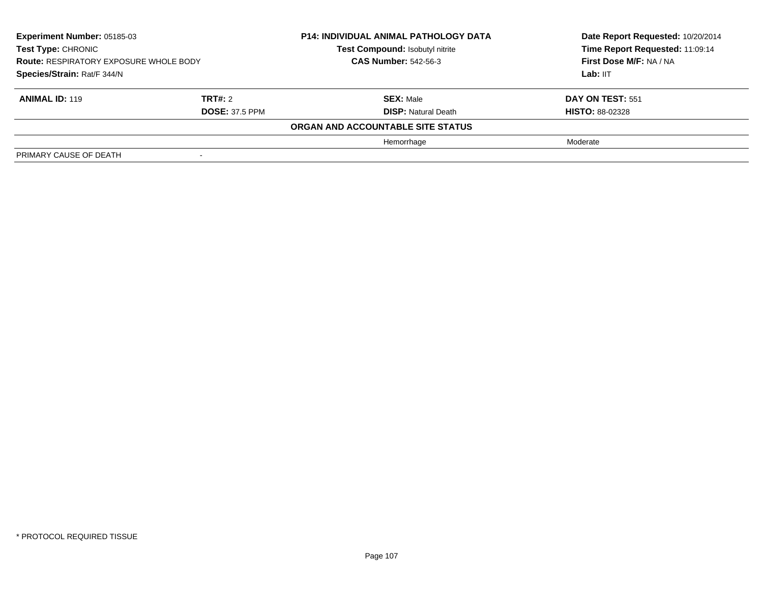| **Experiment Number:** 05185-03 | **P14: INDIVIDUAL ANIMAL PATHOLOGY DATA** | **Date Report Requested:** 10/20/2014 |
|---|---|---|
| **Test Type:** CHRONIC | **Test Compound:** Isobutyl nitrite | **Time Report Requested:** 11:09:14 |
| **Route:** RESPIRATORY EXPOSURE WHOLE BODY | **CAS Number:** 542-56-3 | **First Dose M/F:** NA / NA |
| **Species/Strain:** Rat/F 344/N | | **Lab:** IIT |

| **ANIMAL ID:** 119 | **TRT#:** 2 | **SEX:** Male | **DAY ON TEST:** 551 |
|---|---|---|---|
| | **DOSE:** 37.5 PPM | **DISP:** Natural Death | **HISTO:** 88-02328 |
| | | **ORGAN AND ACCOUNTABLE SITE STATUS** | |
| | | Hemorrhage | Moderate |
| PRIMARY CAUSE OF DEATH | - | | |

\* PROTOCOL REQUIRED TISSUE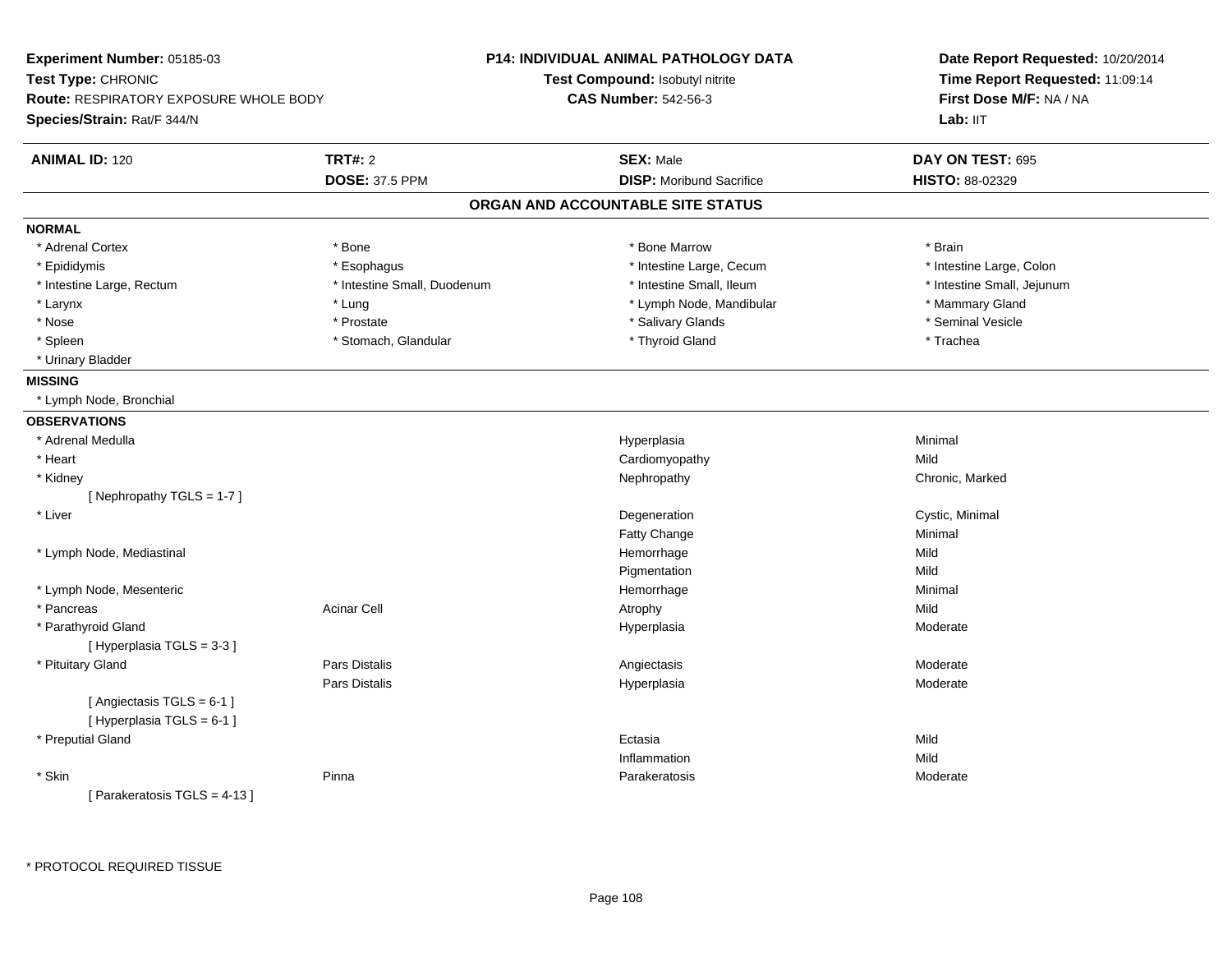**Experiment Number:** 05185-03
**Test Type:** CHRONIC
**Route:** RESPIRATORY EXPOSURE WHOLE BODY
**Species/Strain:** Rat/F 344/N

**P14: INDIVIDUAL ANIMAL PATHOLOGY DATA**
**Test Compound:** Isobutyl nitrite
**CAS Number:** 542-56-3

**Date Report Requested:** 10/20/2014
**Time Report Requested:** 11:09:14
**First Dose M/F:** NA / NA
**Lab:** IIT

| **ANIMAL ID:** 120 | **TRT#:** 2 | **SEX:** Male | **DAY ON TEST:** 695 |
|---|---|---|---|
| | **DOSE:** 37.5 PPM | **DISP:** Moribund Sacrifice | **HISTO:** 88-02329 |

## ORGAN AND ACCOUNTABLE SITE STATUS

**NORMAL**

| | | | |
|---|---|---|---|
| * Adrenal Cortex | * Bone | * Bone Marrow | * Brain |
| * Epididymis | * Esophagus | * Intestine Large, Cecum | * Intestine Large, Colon |
| * Intestine Large, Rectum | * Intestine Small, Duodenum | * Intestine Small, Ileum | * Intestine Small, Jejunum |
| * Larynx | * Lung | * Lymph Node, Mandibular | * Mammary Gland |
| * Nose | * Prostate | * Salivary Glands | * Seminal Vesicle |
| * Spleen | * Stomach, Glandular | * Thyroid Gland | * Trachea |
| * Urinary Bladder | | | |

**MISSING**

* Lymph Node, Bronchial

**OBSERVATIONS**

| | | | |
|---|---|---|---|
| * Adrenal Medulla | | Hyperplasia | Minimal |
| * Heart | | Cardiomyopathy | Mild |
| * Kidney | | Nephropathy | Chronic, Marked |
| [ Nephropathy TGLS = 1-7 ] | | | |
| * Liver | | Degeneration | Cystic, Minimal |
| | | Fatty Change | Minimal |
| * Lymph Node, Mediastinal | | Hemorrhage | Mild |
| | | Pigmentation | Mild |
| * Lymph Node, Mesenteric | | Hemorrhage | Minimal |
| * Pancreas | Acinar Cell | Atrophy | Mild |
| * Parathyroid Gland | | Hyperplasia | Moderate |
| [ Hyperplasia TGLS = 3-3 ] | | | |
| * Pituitary Gland | Pars Distalis | Angiectasis | Moderate |
| | Pars Distalis | Hyperplasia | Moderate |
| [ Angiectasis TGLS = 6-1 ] | | | |
| [ Hyperplasia TGLS = 6-1 ] | | | |
| * Preputial Gland | | Ectasia | Mild |
| | | Inflammation | Mild |
| * Skin | Pinna | Parakeratosis | Moderate |
| [ Parakeratosis TGLS = 4-13 ] | | | |

* PROTOCOL REQUIRED TISSUE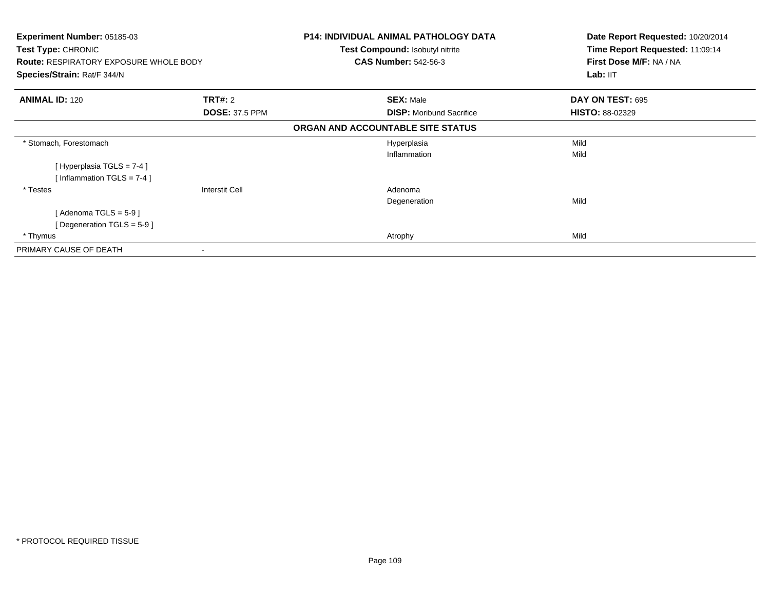**Experiment Number:** 05185-03
**Test Type:** CHRONIC
**Route:** RESPIRATORY EXPOSURE WHOLE BODY
**Species/Strain:** Rat/F 344/N

**P14: INDIVIDUAL ANIMAL PATHOLOGY DATA**
**Test Compound:** Isobutyl nitrite
**CAS Number:** 542-56-3

**Date Report Requested:** 10/20/2014
**Time Report Requested:** 11:09:14
**First Dose M/F:** NA / NA
**Lab:** IIT

| **ANIMAL ID:** 120 | **TRT#:** 2 | **SEX:** Male | **DAY ON TEST:** 695 |
|---|---|---|---|
| | **DOSE:** 37.5 PPM | **DISP:** Moribund Sacrifice | **HISTO:** 88-02329 |

**ORGAN AND ACCOUNTABLE SITE STATUS**

| | | | |
|---|---|---|---|
| * Stomach, Forestomach | | Hyperplasia | Mild |
| | | Inflammation | Mild |
| [ Hyperplasia TGLS = 7-4 ] | | | |
| [ Inflammation TGLS = 7-4 ] | | | |
| * Testes | Interstit Cell | Adenoma | |
| | | Degeneration | Mild |
| [ Adenoma TGLS = 5-9 ] | | | |
| [ Degeneration TGLS = 5-9 ] | | | |
| * Thymus | | Atrophy | Mild |
| PRIMARY CAUSE OF DEATH | - | | |

* PROTOCOL REQUIRED TISSUE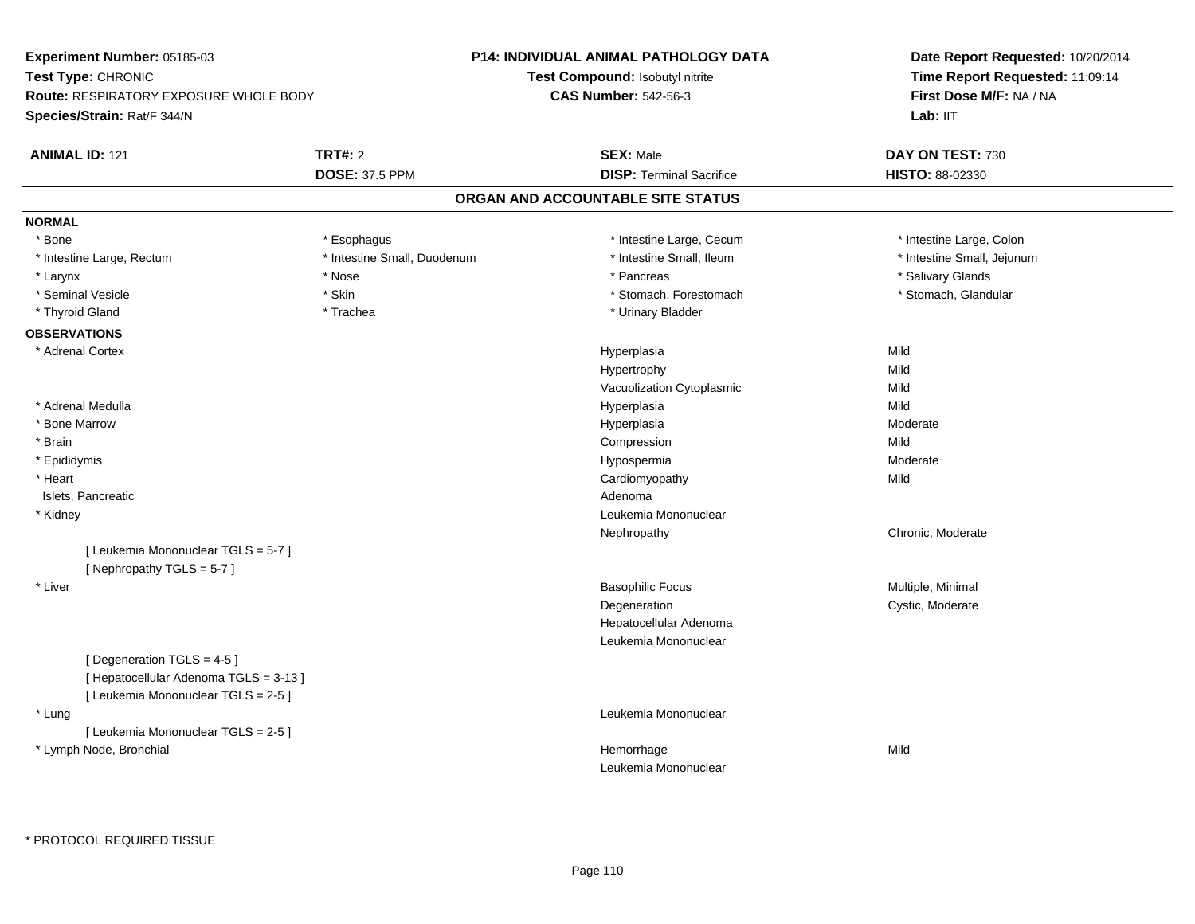**Experiment Number:** 05185-03
**Test Type:** CHRONIC
**Route:** RESPIRATORY EXPOSURE WHOLE BODY
**Species/Strain:** Rat/F 344/N

**P14: INDIVIDUAL ANIMAL PATHOLOGY DATA**
**Test Compound:** Isobutyl nitrite
**CAS Number:** 542-56-3

**Date Report Requested:** 10/20/2014
**Time Report Requested:** 11:09:14
**First Dose M/F:** NA / NA
**Lab:** IIT

| **ANIMAL ID:** 121 | **TRT#:** 2 | **SEX:** Male | **DAY ON TEST:** 730 |
|---|---|---|---|
| | **DOSE:** 37.5 PPM | **DISP:** Terminal Sacrifice | **HISTO:** 88-02330 |

## ORGAN AND ACCOUNTABLE SITE STATUS

**NORMAL**

| | | | |
|---|---|---|---|
| * Bone | * Esophagus | * Intestine Large, Cecum | * Intestine Large, Colon |
| * Intestine Large, Rectum | * Intestine Small, Duodenum | * Intestine Small, Ileum | * Intestine Small, Jejunum |
| * Larynx | * Nose | * Pancreas | * Salivary Glands |
| * Seminal Vesicle | * Skin | * Stomach, Forestomach | * Stomach, Glandular |
| * Thyroid Gland | * Trachea | * Urinary Bladder | |

**OBSERVATIONS**

| Organ | Observation | Severity |
|---|---|---|
| * Adrenal Cortex | Hyperplasia | Mild |
| | Hypertrophy | Mild |
| | Vacuolization Cytoplasmic | Mild |
| * Adrenal Medulla | Hyperplasia | Mild |
| * Bone Marrow | Hyperplasia | Moderate |
| * Brain | Compression | Mild |
| * Epididymis | Hypospermia | Moderate |
| * Heart | Cardiomyopathy | Mild |
| Islets, Pancreatic | Adenoma | |
| * Kidney | Leukemia Mononuclear | |
| | Nephropathy | Chronic, Moderate |
| [ Leukemia Mononuclear TGLS = 5-7 ] | | |
| [ Nephropathy TGLS = 5-7 ] | | |
| * Liver | Basophilic Focus | Multiple, Minimal |
| | Degeneration | Cystic, Moderate |
| | Hepatocellular Adenoma | |
| | Leukemia Mononuclear | |
| [ Degeneration TGLS = 4-5 ] | | |
| [ Hepatocellular Adenoma TGLS = 3-13 ] | | |
| [ Leukemia Mononuclear TGLS = 2-5 ] | | |
| * Lung | Leukemia Mononuclear | |
| [ Leukemia Mononuclear TGLS = 2-5 ] | | |
| * Lymph Node, Bronchial | Hemorrhage | Mild |
| | Leukemia Mononuclear | |

\* PROTOCOL REQUIRED TISSUE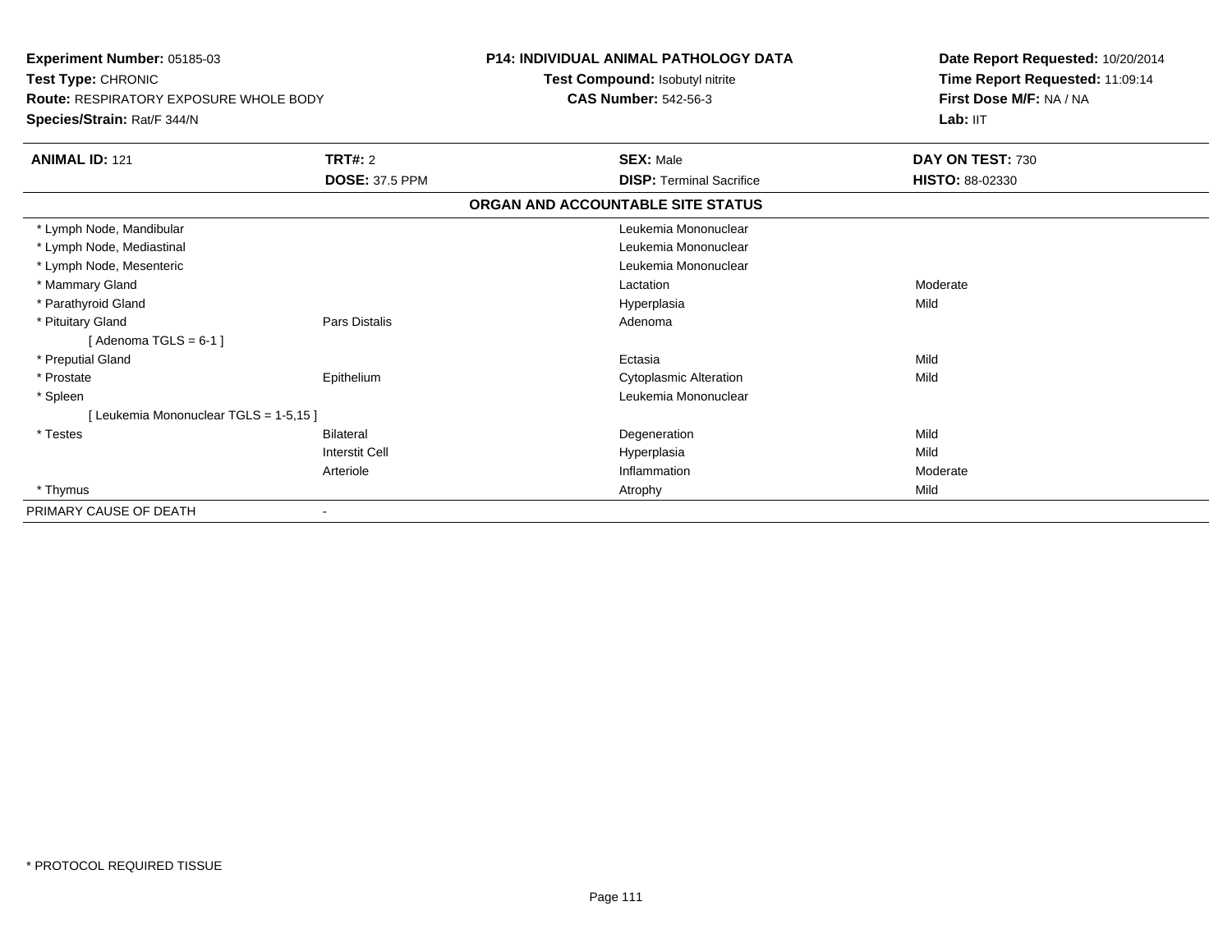**Experiment Number:** 05185-03
**Test Type:** CHRONIC
**Route:** RESPIRATORY EXPOSURE WHOLE BODY
**Species/Strain:** Rat/F 344/N

**P14: INDIVIDUAL ANIMAL PATHOLOGY DATA**
**Test Compound:** Isobutyl nitrite
**CAS Number:** 542-56-3

**Date Report Requested:** 10/20/2014
**Time Report Requested:** 11:09:14
**First Dose M/F:** NA / NA
**Lab:** IIT

| **ANIMAL ID:** 121 | **TRT#:** 2 | **SEX:** Male | **DAY ON TEST:** 730 |
|---|---|---|---|
| | **DOSE:** 37.5 PPM | **DISP:** Terminal Sacrifice | **HISTO:** 88-02330 |

**ORGAN AND ACCOUNTABLE SITE STATUS**

| | | | |
|---|---|---|---|
| * Lymph Node, Mandibular | | Leukemia Mononuclear | |
| * Lymph Node, Mediastinal | | Leukemia Mononuclear | |
| * Lymph Node, Mesenteric | | Leukemia Mononuclear | |
| * Mammary Gland | | Lactation | Moderate |
| * Parathyroid Gland | | Hyperplasia | Mild |
| * Pituitary Gland | Pars Distalis | Adenoma | |
| [ Adenoma TGLS = 6-1 ] | | | |
| * Preputial Gland | | Ectasia | Mild |
| * Prostate | Epithelium | Cytoplasmic Alteration | Mild |
| * Spleen | | Leukemia Mononuclear | |
| [ Leukemia Mononuclear TGLS = 1-5,15 ] | | | |
| * Testes | Bilateral | Degeneration | Mild |
| | Interstit Cell | Hyperplasia | Mild |
| | Arteriole | Inflammation | Moderate |
| * Thymus | | Atrophy | Mild |
| PRIMARY CAUSE OF DEATH | - | | |

* PROTOCOL REQUIRED TISSUE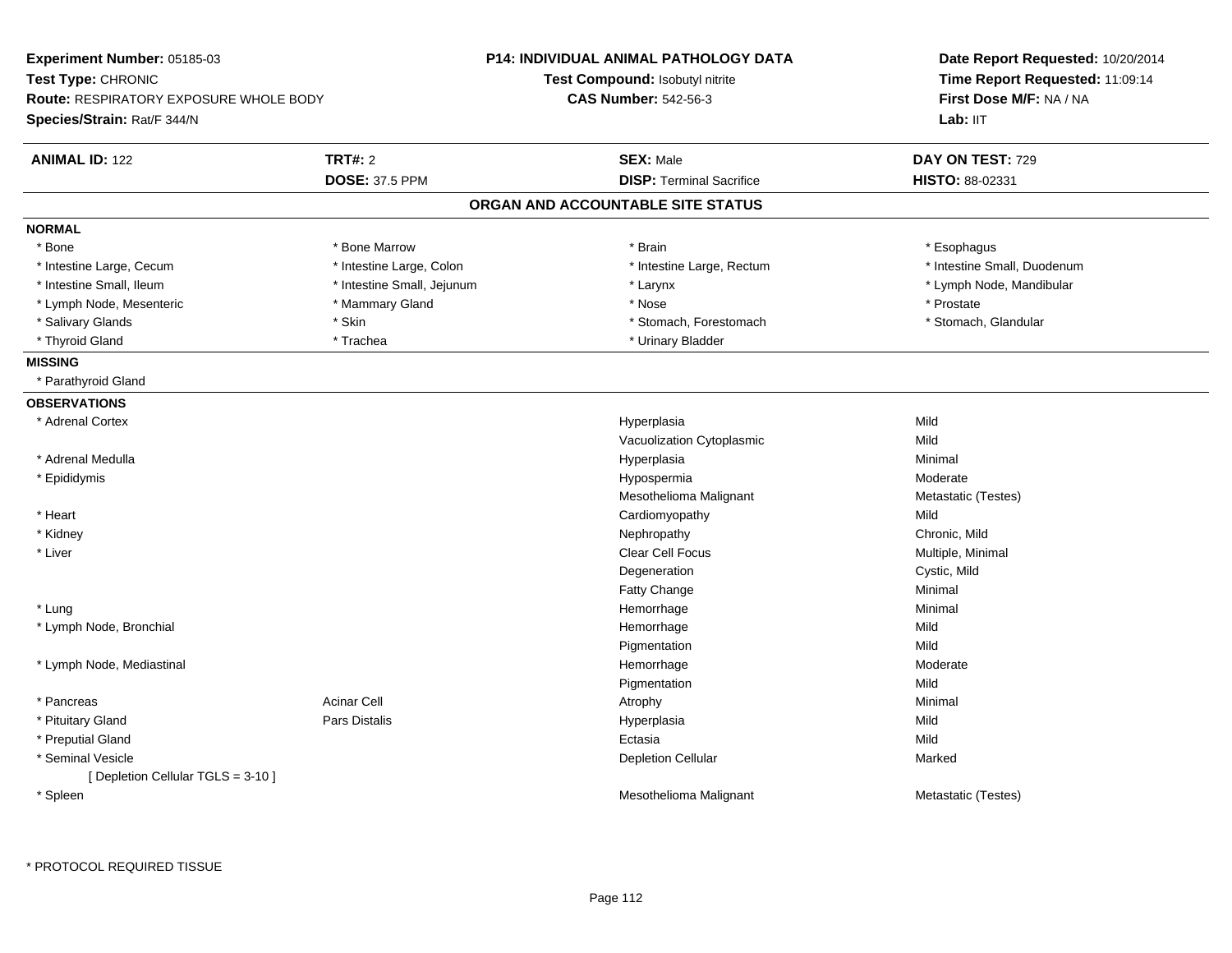**Experiment Number:** 05185-03
**Test Type:** CHRONIC
**Route:** RESPIRATORY EXPOSURE WHOLE BODY
**Species/Strain:** Rat/F 344/N

**P14: INDIVIDUAL ANIMAL PATHOLOGY DATA**
**Test Compound:** Isobutyl nitrite
**CAS Number:** 542-56-3

**Date Report Requested:** 10/20/2014
**Time Report Requested:** 11:09:14
**First Dose M/F:** NA / NA
**Lab:** IIT

| **ANIMAL ID:** 122 | **TRT#:** 2 | **SEX:** Male | **DAY ON TEST:** 729 |
|---|---|---|---|
| | **DOSE:** 37.5 PPM | **DISP:** Terminal Sacrifice | **HISTO:** 88-02331 |

## ORGAN AND ACCOUNTABLE SITE STATUS

**NORMAL**

| | | | |
|---|---|---|---|
| * Bone | * Bone Marrow | * Brain | * Esophagus |
| * Intestine Large, Cecum | * Intestine Large, Colon | * Intestine Large, Rectum | * Intestine Small, Duodenum |
| * Intestine Small, Ileum | * Intestine Small, Jejunum | * Larynx | * Lymph Node, Mandibular |
| * Lymph Node, Mesenteric | * Mammary Gland | * Nose | * Prostate |
| * Salivary Glands | * Skin | * Stomach, Forestomach | * Stomach, Glandular |
| * Thyroid Gland | * Trachea | * Urinary Bladder | |

**MISSING**

* Parathyroid Gland

**OBSERVATIONS**

| Organ | Site | Observation | Severity |
|---|---|---|---|
| * Adrenal Cortex | | Hyperplasia | Mild |
| | | Vacuolization Cytoplasmic | Mild |
| * Adrenal Medulla | | Hyperplasia | Minimal |
| * Epididymis | | Hypospermia | Moderate |
| | | Mesothelioma Malignant | Metastatic (Testes) |
| * Heart | | Cardiomyopathy | Mild |
| * Kidney | | Nephropathy | Chronic, Mild |
| * Liver | | Clear Cell Focus | Multiple, Minimal |
| | | Degeneration | Cystic, Mild |
| | | Fatty Change | Minimal |
| * Lung | | Hemorrhage | Minimal |
| * Lymph Node, Bronchial | | Hemorrhage | Mild |
| | | Pigmentation | Mild |
| * Lymph Node, Mediastinal | | Hemorrhage | Moderate |
| | | Pigmentation | Mild |
| * Pancreas | Acinar Cell | Atrophy | Minimal |
| * Pituitary Gland | Pars Distalis | Hyperplasia | Mild |
| * Preputial Gland | | Ectasia | Mild |
| * Seminal Vesicle | | Depletion Cellular | Marked |
| [ Depletion Cellular TGLS = 3-10 ] | | | |
| * Spleen | | Mesothelioma Malignant | Metastatic (Testes) |

* PROTOCOL REQUIRED TISSUE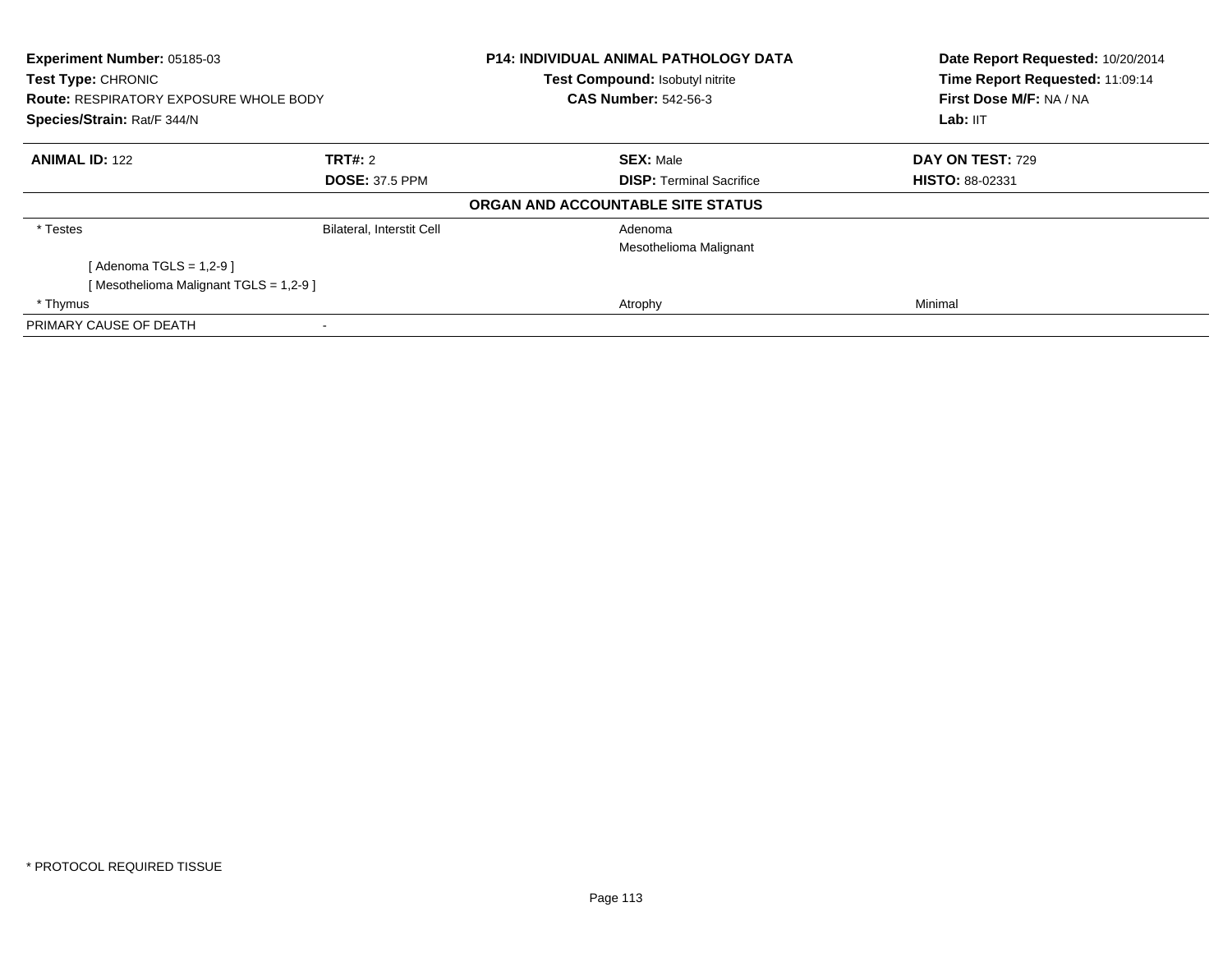**Experiment Number:** 05185-03
**Test Type:** CHRONIC
**Route:** RESPIRATORY EXPOSURE WHOLE BODY
**Species/Strain:** Rat/F 344/N

**P14: INDIVIDUAL ANIMAL PATHOLOGY DATA**
**Test Compound:** Isobutyl nitrite
**CAS Number:** 542-56-3

**Date Report Requested:** 10/20/2014
**Time Report Requested:** 11:09:14
**First Dose M/F:** NA / NA
**Lab:** IIT

| **ANIMAL ID:** 122 | **TRT#:** 2 | **SEX:** Male | **DAY ON TEST:** 729 |
|---|---|---|---|
| | **DOSE:** 37.5 PPM | **DISP:** Terminal Sacrifice | **HISTO:** 88-02331 |

**ORGAN AND ACCOUNTABLE SITE STATUS**

| | | | |
|---|---|---|---|
| * Testes | Bilateral, Interstit Cell | Adenoma | |
| | | Mesothelioma Malignant | |
| [ Adenoma TGLS = 1,2-9 ] | | | |
| [ Mesothelioma Malignant TGLS = 1,2-9 ] | | | |
| * Thymus | | Atrophy | Minimal |
| PRIMARY CAUSE OF DEATH | - | | |

* PROTOCOL REQUIRED TISSUE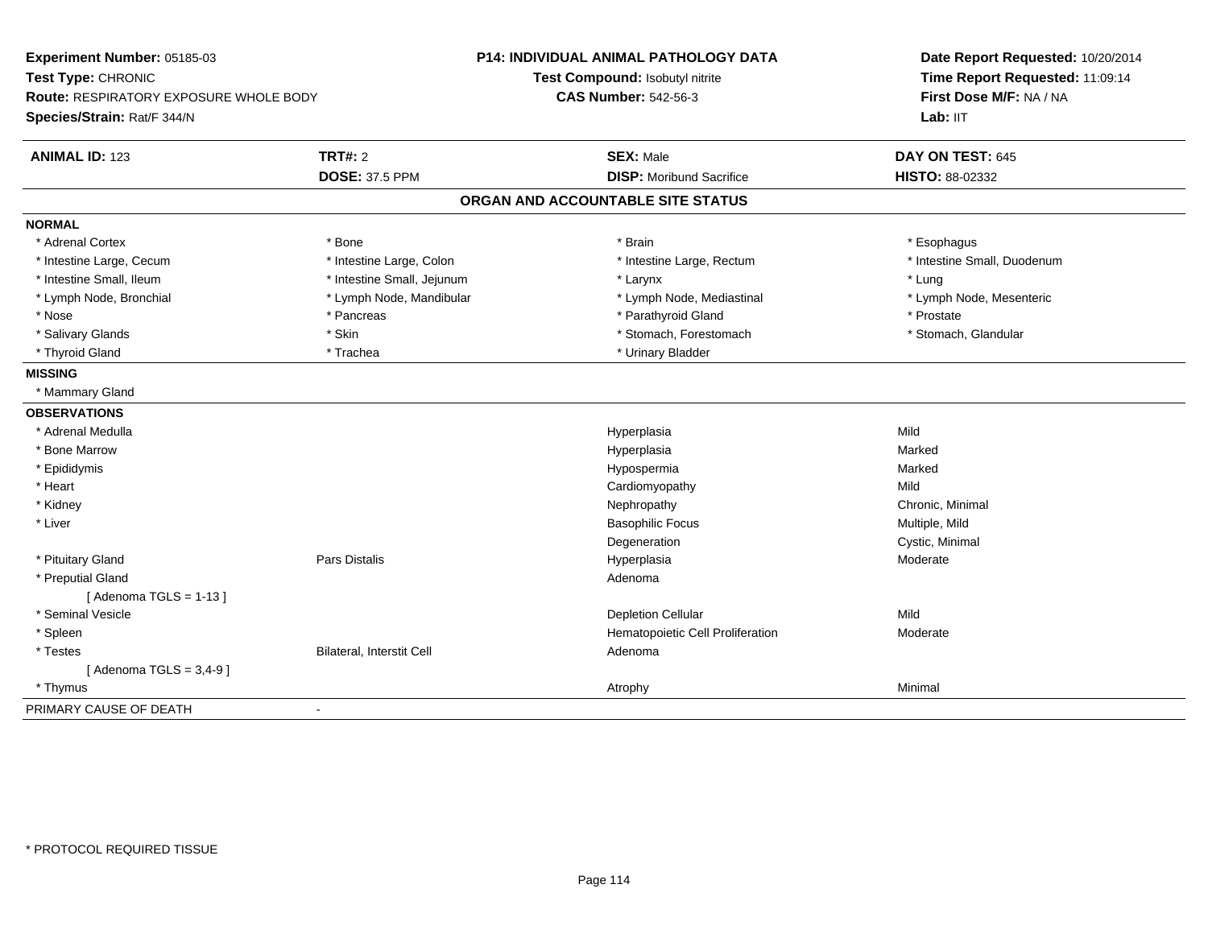**Experiment Number:** 05185-03
**Test Type:** CHRONIC
**Route:** RESPIRATORY EXPOSURE WHOLE BODY
**Species/Strain:** Rat/F 344/N

**P14: INDIVIDUAL ANIMAL PATHOLOGY DATA**
**Test Compound:** Isobutyl nitrite
**CAS Number:** 542-56-3

**Date Report Requested:** 10/20/2014
**Time Report Requested:** 11:09:14
**First Dose M/F:** NA / NA
**Lab:** IIT

| **ANIMAL ID:** 123 | **TRT#:** 2 | **SEX:** Male | **DAY ON TEST:** 645 |
|---|---|---|---|
| | **DOSE:** 37.5 PPM | **DISP:** Moribund Sacrifice | **HISTO:** 88-02332 |

## ORGAN AND ACCOUNTABLE SITE STATUS

**NORMAL**

| | | | |
|---|---|---|---|
| * Adrenal Cortex | * Bone | * Brain | * Esophagus |
| * Intestine Large, Cecum | * Intestine Large, Colon | * Intestine Large, Rectum | * Intestine Small, Duodenum |
| * Intestine Small, Ileum | * Intestine Small, Jejunum | * Larynx | * Lung |
| * Lymph Node, Bronchial | * Lymph Node, Mandibular | * Lymph Node, Mediastinal | * Lymph Node, Mesenteric |
| * Nose | * Pancreas | * Parathyroid Gland | * Prostate |
| * Salivary Glands | * Skin | * Stomach, Forestomach | * Stomach, Glandular |
| * Thyroid Gland | * Trachea | * Urinary Bladder | |

**MISSING**

* Mammary Gland

**OBSERVATIONS**

| | | | |
|---|---|---|---|
| * Adrenal Medulla | | Hyperplasia | Mild |
| * Bone Marrow | | Hyperplasia | Marked |
| * Epididymis | | Hypospermia | Marked |
| * Heart | | Cardiomyopathy | Mild |
| * Kidney | | Nephropathy | Chronic, Minimal |
| * Liver | | Basophilic Focus | Multiple, Mild |
| | | Degeneration | Cystic, Minimal |
| * Pituitary Gland | Pars Distalis | Hyperplasia | Moderate |
| * Preputial Gland | | Adenoma | |
| [ Adenoma TGLS = 1-13 ] | | | |
| * Seminal Vesicle | | Depletion Cellular | Mild |
| * Spleen | | Hematopoietic Cell Proliferation | Moderate |
| * Testes | Bilateral, Interstit Cell | Adenoma | |
| [ Adenoma TGLS = 3,4-9 ] | | | |
| * Thymus | | Atrophy | Minimal |

PRIMARY CAUSE OF DEATH -

\* PROTOCOL REQUIRED TISSUE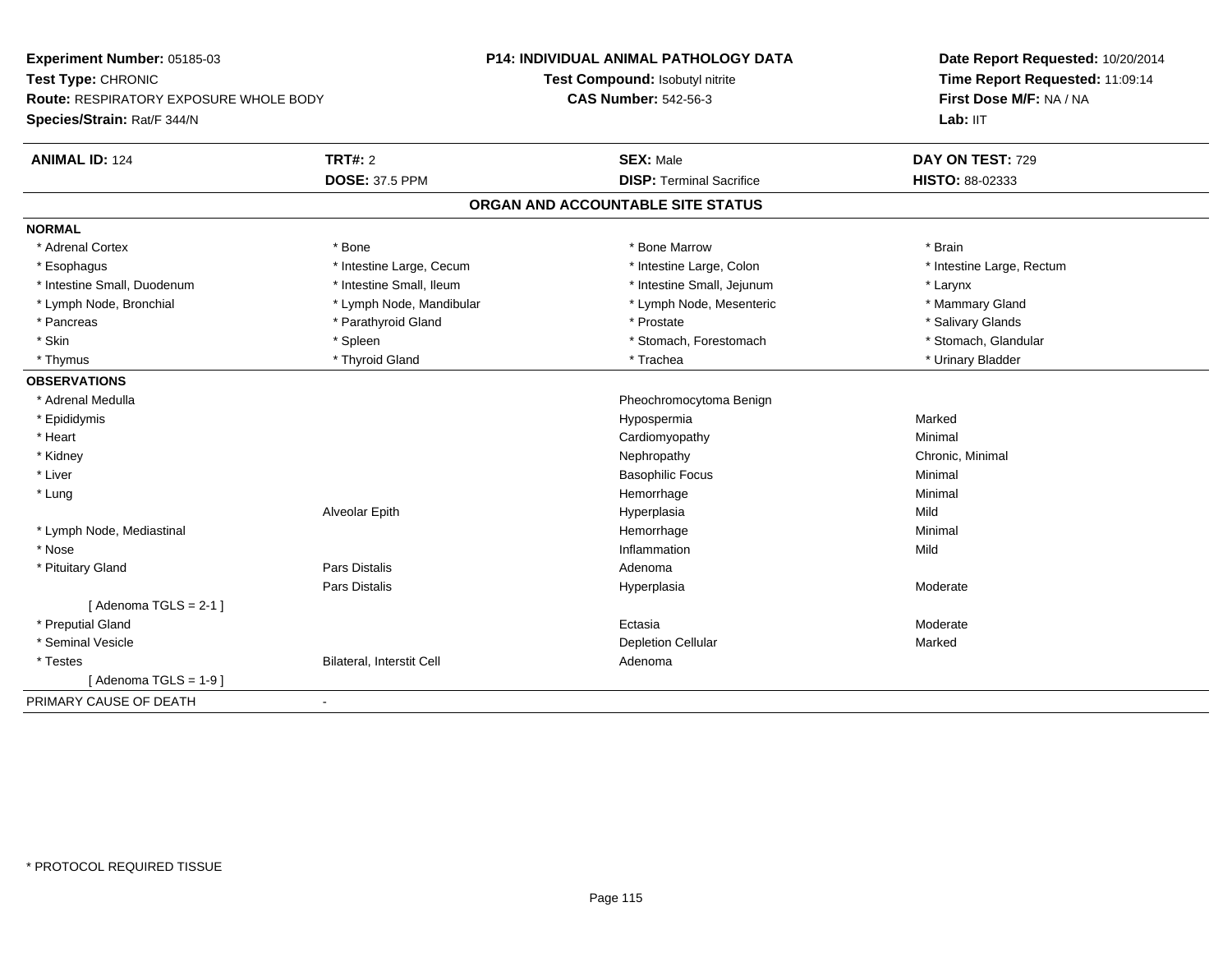**Experiment Number:** 05185-03
**Test Type:** CHRONIC
**Route:** RESPIRATORY EXPOSURE WHOLE BODY
**Species/Strain:** Rat/F 344/N

**P14: INDIVIDUAL ANIMAL PATHOLOGY DATA**
**Test Compound:** Isobutyl nitrite
**CAS Number:** 542-56-3

**Date Report Requested:** 10/20/2014
**Time Report Requested:** 11:09:14
**First Dose M/F:** NA / NA
**Lab:** IIT

| **ANIMAL ID:** 124 | **TRT#:** 2 | **SEX:** Male | **DAY ON TEST:** 729 |
|---|---|---|---|
| | **DOSE:** 37.5 PPM | **DISP:** Terminal Sacrifice | **HISTO:** 88-02333 |

## ORGAN AND ACCOUNTABLE SITE STATUS

| | | | |
|---|---|---|---|
| **NORMAL** | | | |
| * Adrenal Cortex | * Bone | * Bone Marrow | * Brain |
| * Esophagus | * Intestine Large, Cecum | * Intestine Large, Colon | * Intestine Large, Rectum |
| * Intestine Small, Duodenum | * Intestine Small, Ileum | * Intestine Small, Jejunum | * Larynx |
| * Lymph Node, Bronchial | * Lymph Node, Mandibular | * Lymph Node, Mesenteric | * Mammary Gland |
| * Pancreas | * Parathyroid Gland | * Prostate | * Salivary Glands |
| * Skin | * Spleen | * Stomach, Forestomach | * Stomach, Glandular |
| * Thymus | * Thyroid Gland | * Trachea | * Urinary Bladder |
| **OBSERVATIONS** | | | |
| * Adrenal Medulla | | Pheochromocytoma Benign | |
| * Epididymis | | Hypospermia | Marked |
| * Heart | | Cardiomyopathy | Minimal |
| * Kidney | | Nephropathy | Chronic, Minimal |
| * Liver | | Basophilic Focus | Minimal |
| * Lung | | Hemorrhage | Minimal |
| | Alveolar Epith | Hyperplasia | Mild |
| * Lymph Node, Mediastinal | | Hemorrhage | Minimal |
| * Nose | | Inflammation | Mild |
| * Pituitary Gland | Pars Distalis | Adenoma | |
| | Pars Distalis | Hyperplasia | Moderate |
| [ Adenoma TGLS = 2-1 ] | | | |
| * Preputial Gland | | Ectasia | Moderate |
| * Seminal Vesicle | | Depletion Cellular | Marked |
| * Testes | Bilateral, Interstit Cell | Adenoma | |
| [ Adenoma TGLS = 1-9 ] | | | |
| PRIMARY CAUSE OF DEATH | - | | |

* PROTOCOL REQUIRED TISSUE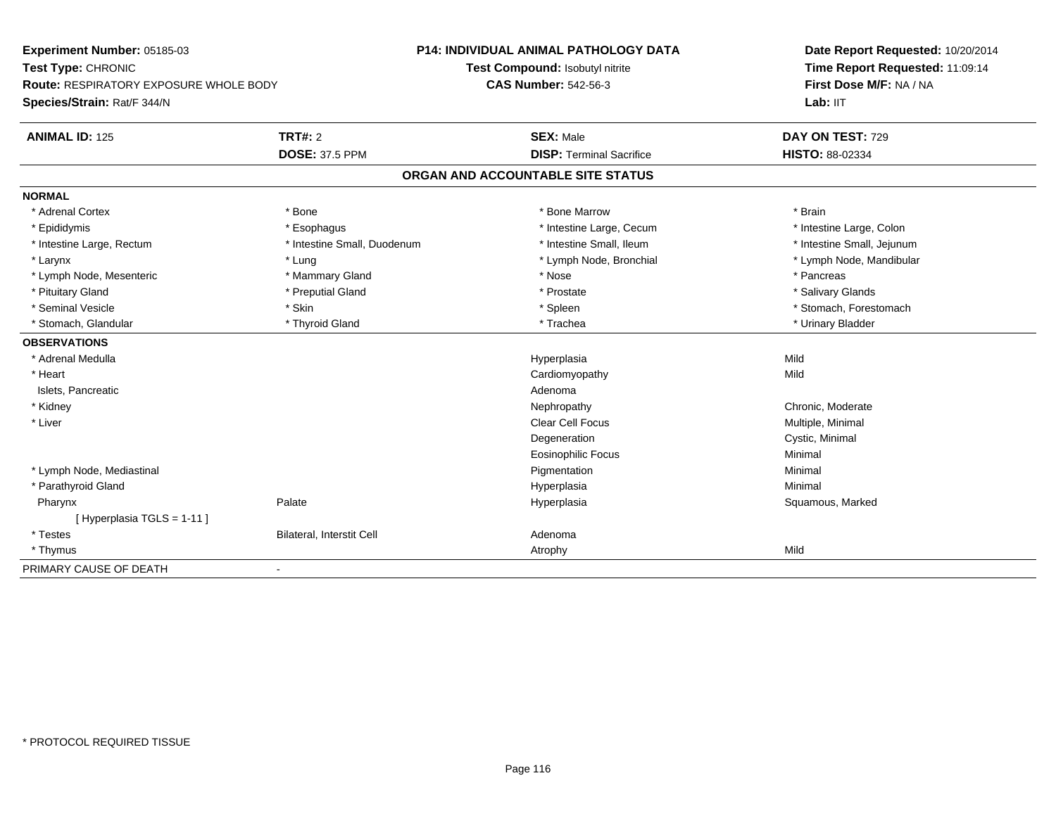**Experiment Number:** 05185-03
**Test Type:** CHRONIC
**Route:** RESPIRATORY EXPOSURE WHOLE BODY
**Species/Strain:** Rat/F 344/N

**P14: INDIVIDUAL ANIMAL PATHOLOGY DATA**
**Test Compound:** Isobutyl nitrite
**CAS Number:** 542-56-3

**Date Report Requested:** 10/20/2014
**Time Report Requested:** 11:09:14
**First Dose M/F:** NA / NA
**Lab:** IIT

| **ANIMAL ID:** 125 | **TRT#:** 2 | **SEX:** Male | **DAY ON TEST:** 729 |
|---|---|---|---|
| | **DOSE:** 37.5 PPM | **DISP:** Terminal Sacrifice | **HISTO:** 88-02334 |

## ORGAN AND ACCOUNTABLE SITE STATUS

**NORMAL**

| | | | |
|---|---|---|---|
| * Adrenal Cortex | * Bone | * Bone Marrow | * Brain |
| * Epididymis | * Esophagus | * Intestine Large, Cecum | * Intestine Large, Colon |
| * Intestine Large, Rectum | * Intestine Small, Duodenum | * Intestine Small, Ileum | * Intestine Small, Jejunum |
| * Larynx | * Lung | * Lymph Node, Bronchial | * Lymph Node, Mandibular |
| * Lymph Node, Mesenteric | * Mammary Gland | * Nose | * Pancreas |
| * Pituitary Gland | * Preputial Gland | * Prostate | * Salivary Glands |
| * Seminal Vesicle | * Skin | * Spleen | * Stomach, Forestomach |
| * Stomach, Glandular | * Thyroid Gland | * Trachea | * Urinary Bladder |

**OBSERVATIONS**

| | | | |
|---|---|---|---|
| * Adrenal Medulla | | Hyperplasia | Mild |
| * Heart | | Cardiomyopathy | Mild |
| Islets, Pancreatic | | Adenoma | |
| * Kidney | | Nephropathy | Chronic, Moderate |
| * Liver | | Clear Cell Focus | Multiple, Minimal |
| | | Degeneration | Cystic, Minimal |
| | | Eosinophilic Focus | Minimal |
| * Lymph Node, Mediastinal | | Pigmentation | Minimal |
| * Parathyroid Gland | | Hyperplasia | Minimal |
| Pharynx | Palate | Hyperplasia | Squamous, Marked |
| [ Hyperplasia TGLS = 1-11 ] | | | |
| * Testes | Bilateral, Interstit Cell | Adenoma | |
| * Thymus | | Atrophy | Mild |

PRIMARY CAUSE OF DEATH -

* PROTOCOL REQUIRED TISSUE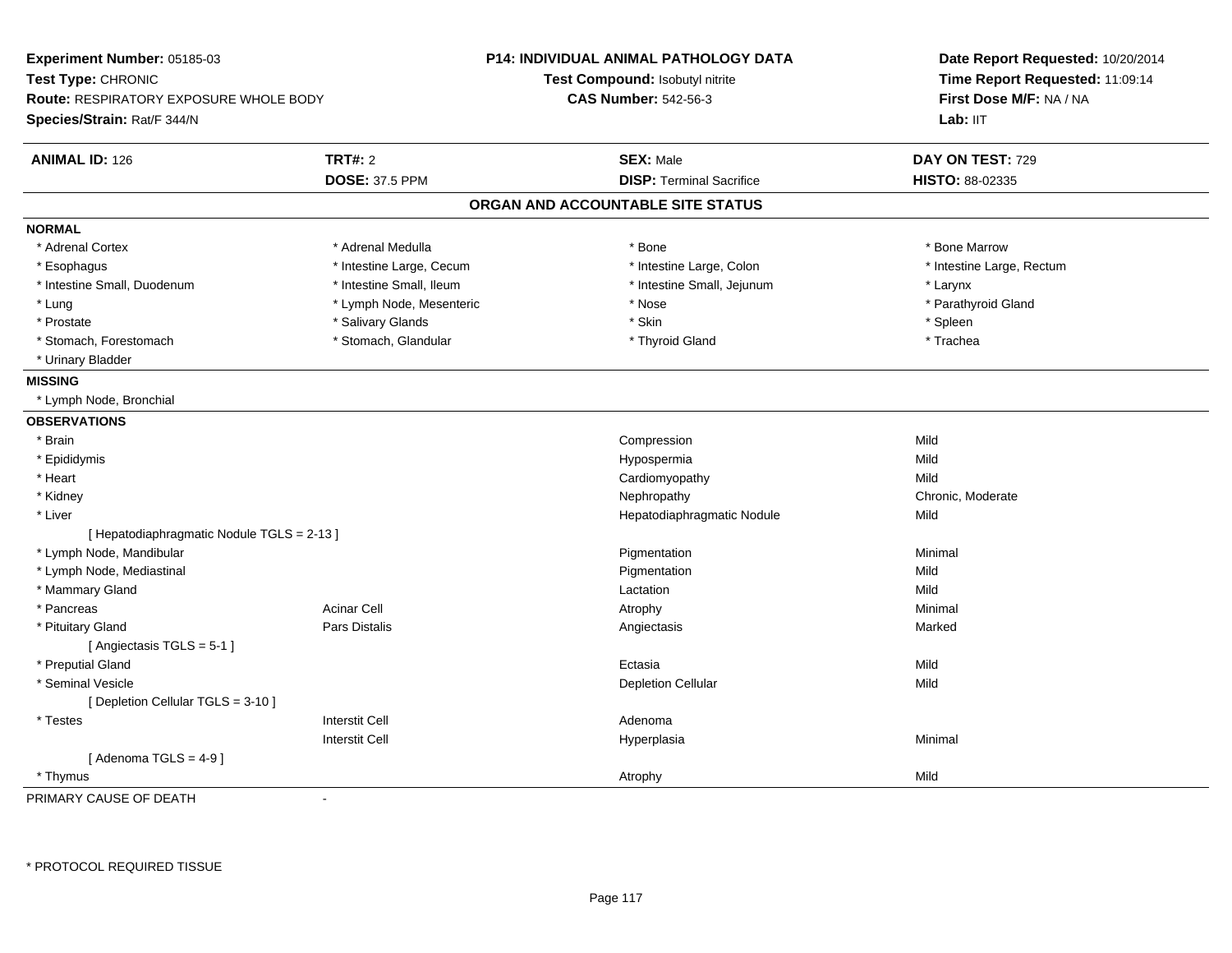**Experiment Number:** 05185-03
**Test Type:** CHRONIC
**Route:** RESPIRATORY EXPOSURE WHOLE BODY
**Species/Strain:** Rat/F 344/N

**P14: INDIVIDUAL ANIMAL PATHOLOGY DATA**
**Test Compound:** Isobutyl nitrite
**CAS Number:** 542-56-3

**Date Report Requested:** 10/20/2014
**Time Report Requested:** 11:09:14
**First Dose M/F:** NA / NA
**Lab:** IIT

| **ANIMAL ID:** 126 | **TRT#:** 2 | **SEX:** Male | **DAY ON TEST:** 729 |
|---|---|---|---|
| | **DOSE:** 37.5 PPM | **DISP:** Terminal Sacrifice | **HISTO:** 88-02335 |

## ORGAN AND ACCOUNTABLE SITE STATUS

**NORMAL**

| | | | |
|---|---|---|---|
| * Adrenal Cortex | * Adrenal Medulla | * Bone | * Bone Marrow |
| * Esophagus | * Intestine Large, Cecum | * Intestine Large, Colon | * Intestine Large, Rectum |
| * Intestine Small, Duodenum | * Intestine Small, Ileum | * Intestine Small, Jejunum | * Larynx |
| * Lung | * Lymph Node, Mesenteric | * Nose | * Parathyroid Gland |
| * Prostate | * Salivary Glands | * Skin | * Spleen |
| * Stomach, Forestomach | * Stomach, Glandular | * Thyroid Gland | * Trachea |
| * Urinary Bladder | | | |

**MISSING**

* Lymph Node, Bronchial

**OBSERVATIONS**

| Organ | Site | Observation | Severity |
|---|---|---|---|
| * Brain | | Compression | Mild |
| * Epididymis | | Hypospermia | Mild |
| * Heart | | Cardiomyopathy | Mild |
| * Kidney | | Nephropathy | Chronic, Moderate |
| * Liver | | Hepatodiaphragmatic Nodule | Mild |
| [ Hepatodiaphragmatic Nodule TGLS = 2-13 ] | | | |
| * Lymph Node, Mandibular | | Pigmentation | Minimal |
| * Lymph Node, Mediastinal | | Pigmentation | Mild |
| * Mammary Gland | | Lactation | Mild |
| * Pancreas | Acinar Cell | Atrophy | Minimal |
| * Pituitary Gland | Pars Distalis | Angiectasis | Marked |
| [ Angiectasis TGLS = 5-1 ] | | | |
| * Preputial Gland | | Ectasia | Mild |
| * Seminal Vesicle | | Depletion Cellular | Mild |
| [ Depletion Cellular TGLS = 3-10 ] | | | |
| * Testes | Interstit Cell | Adenoma | |
| | Interstit Cell | Hyperplasia | Minimal |
| [ Adenoma TGLS = 4-9 ] | | | |
| * Thymus | | Atrophy | Mild |

PRIMARY CAUSE OF DEATH -

* PROTOCOL REQUIRED TISSUE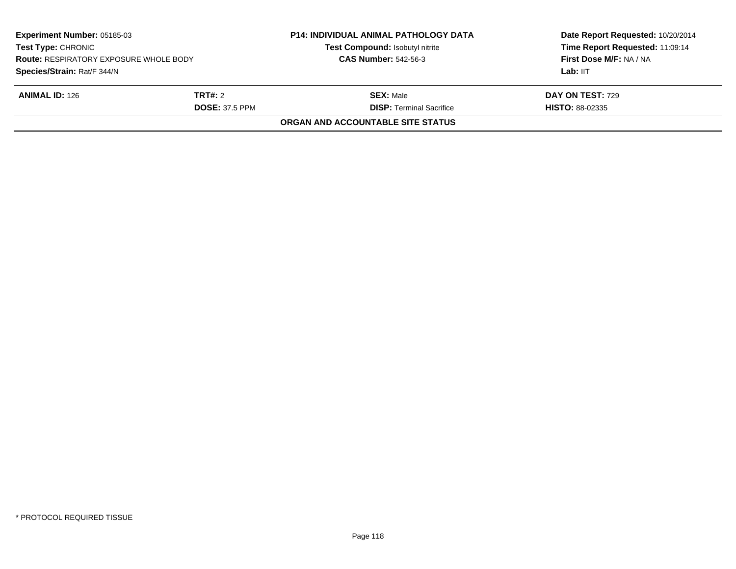| Experiment Number: 05185-03 | P14: INDIVIDUAL ANIMAL PATHOLOGY DATA | Date Report Requested: 10/20/2014 |
|---|---|---|
| Test Type: CHRONIC | Test Compound: Isobutyl nitrite | Time Report Requested: 11:09:14 |
| Route: RESPIRATORY EXPOSURE WHOLE BODY | CAS Number: 542-56-3 | First Dose M/F: NA / NA |
| Species/Strain: Rat/F 344/N | | Lab: IIT |

| ANIMAL ID: 126 | TRT#: 2 | SEX: Male | DAY ON TEST: 729 |
|---|---|---|---|
| | DOSE: 37.5 PPM | DISP: Terminal Sacrifice | HISTO: 88-02335 |

**ORGAN AND ACCOUNTABLE SITE STATUS**

\* PROTOCOL REQUIRED TISSUE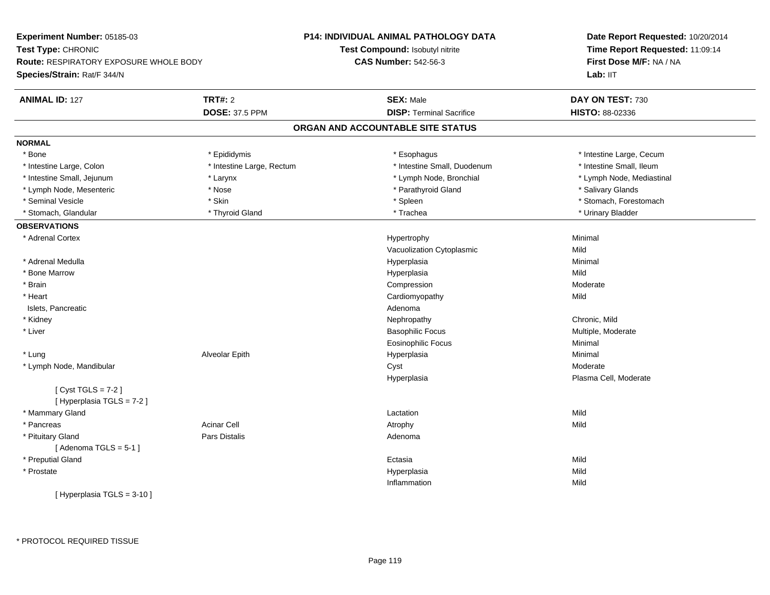**Experiment Number:** 05185-03
**Test Type:** CHRONIC
**Route:** RESPIRATORY EXPOSURE WHOLE BODY
**Species/Strain:** Rat/F 344/N

**P14: INDIVIDUAL ANIMAL PATHOLOGY DATA**
**Test Compound:** Isobutyl nitrite
**CAS Number:** 542-56-3

**Date Report Requested:** 10/20/2014
**Time Report Requested:** 11:09:14
**First Dose M/F:** NA / NA
**Lab:** IIT

| **ANIMAL ID:** 127 | **TRT#:** 2 | **SEX:** Male | **DAY ON TEST:** 730 |
|---|---|---|---|
| | **DOSE:** 37.5 PPM | **DISP:** Terminal Sacrifice | **HISTO:** 88-02336 |

## ORGAN AND ACCOUNTABLE SITE STATUS

**NORMAL**

| | | | |
|---|---|---|---|
| * Bone | * Epididymis | * Esophagus | * Intestine Large, Cecum |
| * Intestine Large, Colon | * Intestine Large, Rectum | * Intestine Small, Duodenum | * Intestine Small, Ileum |
| * Intestine Small, Jejunum | * Larynx | * Lymph Node, Bronchial | * Lymph Node, Mediastinal |
| * Lymph Node, Mesenteric | * Nose | * Parathyroid Gland | * Salivary Glands |
| * Seminal Vesicle | * Skin | * Spleen | * Stomach, Forestomach |
| * Stomach, Glandular | * Thyroid Gland | * Trachea | * Urinary Bladder |

**OBSERVATIONS**

| Organ | Site | Observation | Severity |
|---|---|---|---|
| * Adrenal Cortex | | Hypertrophy | Minimal |
| | | Vacuolization Cytoplasmic | Mild |
| * Adrenal Medulla | | Hyperplasia | Minimal |
| * Bone Marrow | | Hyperplasia | Mild |
| * Brain | | Compression | Moderate |
| * Heart | | Cardiomyopathy | Mild |
| Islets, Pancreatic | | Adenoma | |
| * Kidney | | Nephropathy | Chronic, Mild |
| * Liver | | Basophilic Focus | Multiple, Moderate |
| | | Eosinophilic Focus | Minimal |
| * Lung | Alveolar Epith | Hyperplasia | Minimal |
| * Lymph Node, Mandibular | | Cyst | Moderate |
| | | Hyperplasia | Plasma Cell, Moderate |
| [ Cyst TGLS = 7-2 ] | | | |
| [ Hyperplasia TGLS = 7-2 ] | | | |
| * Mammary Gland | | Lactation | Mild |
| * Pancreas | Acinar Cell | Atrophy | Mild |
| * Pituitary Gland | Pars Distalis | Adenoma | |
| [ Adenoma TGLS = 5-1 ] | | | |
| * Preputial Gland | | Ectasia | Mild |
| * Prostate | | Hyperplasia | Mild |
| | | Inflammation | Mild |
| [ Hyperplasia TGLS = 3-10 ] | | | |

* PROTOCOL REQUIRED TISSUE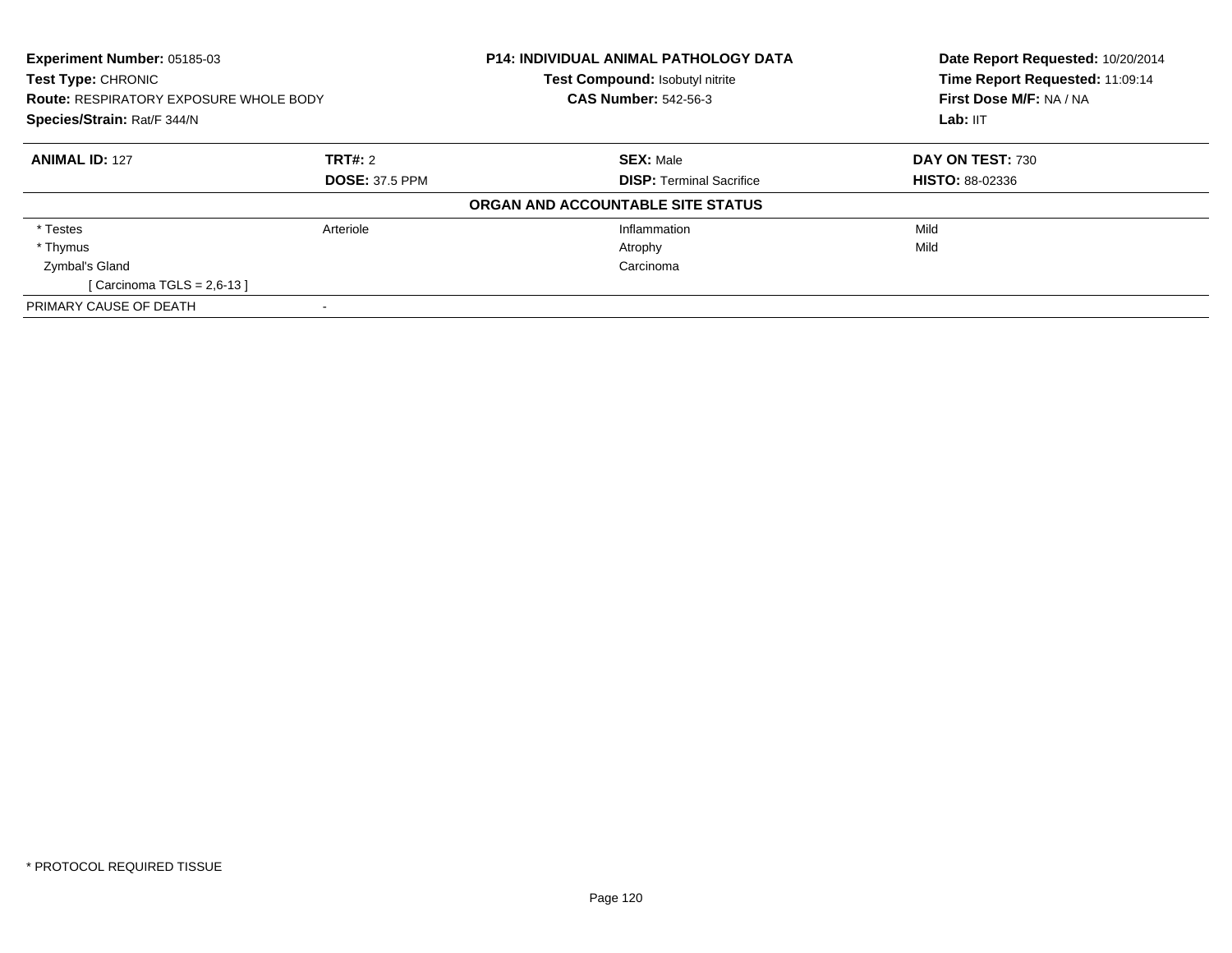**Experiment Number:** 05185-03
**Test Type:** CHRONIC
**Route:** RESPIRATORY EXPOSURE WHOLE BODY
**Species/Strain:** Rat/F 344/N

**P14: INDIVIDUAL ANIMAL PATHOLOGY DATA**
**Test Compound:** Isobutyl nitrite
**CAS Number:** 542-56-3

**Date Report Requested:** 10/20/2014
**Time Report Requested:** 11:09:14
**First Dose M/F:** NA / NA
**Lab:** IIT

| **ANIMAL ID:** 127 | **TRT#:** 2 | **SEX:** Male | **DAY ON TEST:** 730 |
|---|---|---|---|
| | **DOSE:** 37.5 PPM | **DISP:** Terminal Sacrifice | **HISTO:** 88-02336 |

**ORGAN AND ACCOUNTABLE SITE STATUS**

| | | | |
|---|---|---|---|
| * Testes | Arteriole | Inflammation | Mild |
| * Thymus | | Atrophy | Mild |
| Zymbal's Gland | | Carcinoma | |
| [ Carcinoma TGLS = 2,6-13 ] | | | |
| PRIMARY CAUSE OF DEATH | - | | |

* PROTOCOL REQUIRED TISSUE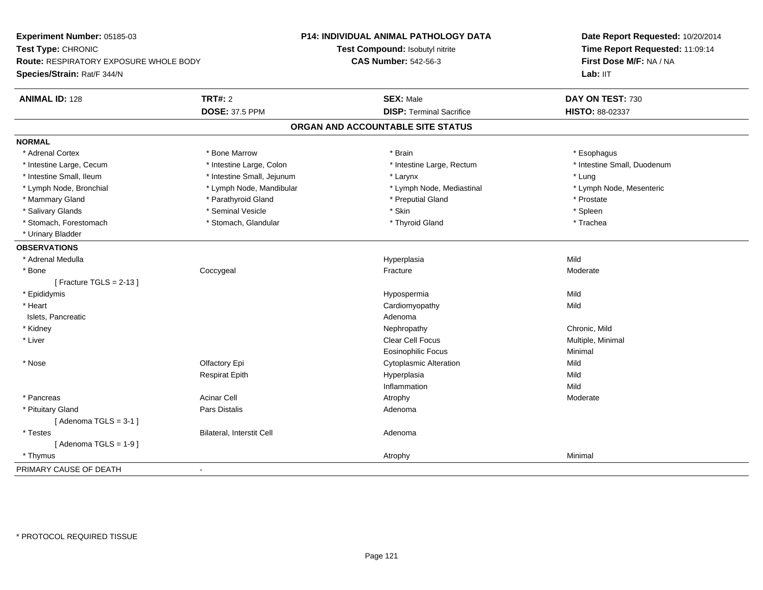**Experiment Number:** 05185-03
**Test Type:** CHRONIC
**Route:** RESPIRATORY EXPOSURE WHOLE BODY
**Species/Strain:** Rat/F 344/N

**P14: INDIVIDUAL ANIMAL PATHOLOGY DATA**
**Test Compound:** Isobutyl nitrite
**CAS Number:** 542-56-3

**Date Report Requested:** 10/20/2014
**Time Report Requested:** 11:09:14
**First Dose M/F:** NA / NA
**Lab:** IIT

| **ANIMAL ID:** 128 | **TRT#:** 2 | **SEX:** Male | **DAY ON TEST:** 730 |
|---|---|---|---|
| | **DOSE:** 37.5 PPM | **DISP:** Terminal Sacrifice | **HISTO:** 88-02337 |

## ORGAN AND ACCOUNTABLE SITE STATUS

**NORMAL**

| | | | |
|---|---|---|---|
| * Adrenal Cortex | * Bone Marrow | * Brain | * Esophagus |
| * Intestine Large, Cecum | * Intestine Large, Colon | * Intestine Large, Rectum | * Intestine Small, Duodenum |
| * Intestine Small, Ileum | * Intestine Small, Jejunum | * Larynx | * Lung |
| * Lymph Node, Bronchial | * Lymph Node, Mandibular | * Lymph Node, Mediastinal | * Lymph Node, Mesenteric |
| * Mammary Gland | * Parathyroid Gland | * Preputial Gland | * Prostate |
| * Salivary Glands | * Seminal Vesicle | * Skin | * Spleen |
| * Stomach, Forestomach | * Stomach, Glandular | * Thyroid Gland | * Trachea |
| * Urinary Bladder | | | |

**OBSERVATIONS**

| | | | |
|---|---|---|---|
| * Adrenal Medulla | | Hyperplasia | Mild |
| * Bone | Coccygeal | Fracture | Moderate |
| [ Fracture TGLS = 2-13 ] | | | |
| * Epididymis | | Hypospermia | Mild |
| * Heart | | Cardiomyopathy | Mild |
| Islets, Pancreatic | | Adenoma | |
| * Kidney | | Nephropathy | Chronic, Mild |
| * Liver | | Clear Cell Focus | Multiple, Minimal |
| | | Eosinophilic Focus | Minimal |
| * Nose | Olfactory Epi | Cytoplasmic Alteration | Mild |
| | Respirat Epith | Hyperplasia | Mild |
| | | Inflammation | Mild |
| * Pancreas | Acinar Cell | Atrophy | Moderate |
| * Pituitary Gland | Pars Distalis | Adenoma | |
| [ Adenoma TGLS = 3-1 ] | | | |
| * Testes | Bilateral, Interstit Cell | Adenoma | |
| [ Adenoma TGLS = 1-9 ] | | | |
| * Thymus | | Atrophy | Minimal |

PRIMARY CAUSE OF DEATH -

\* PROTOCOL REQUIRED TISSUE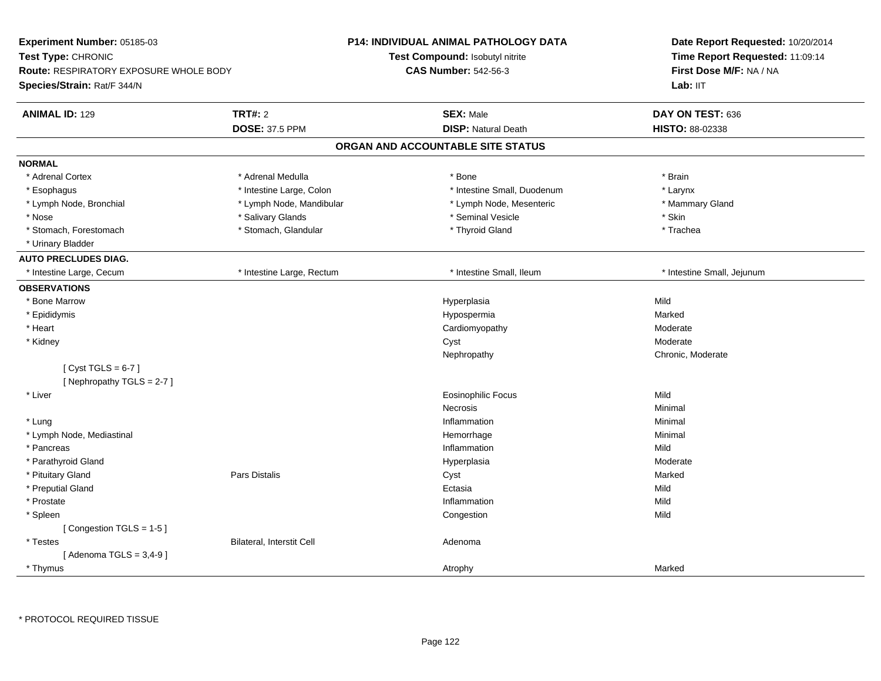**Experiment Number:** 05185-03
**Test Type:** CHRONIC
**Route:** RESPIRATORY EXPOSURE WHOLE BODY
**Species/Strain:** Rat/F 344/N

**P14: INDIVIDUAL ANIMAL PATHOLOGY DATA**
**Test Compound:** Isobutyl nitrite
**CAS Number:** 542-56-3

**Date Report Requested:** 10/20/2014
**Time Report Requested:** 11:09:14
**First Dose M/F:** NA / NA
**Lab:** IIT

| **ANIMAL ID:** 129 | **TRT#:** 2 | **SEX:** Male | **DAY ON TEST:** 636 |
|---|---|---|---|
| | **DOSE:** 37.5 PPM | **DISP:** Natural Death | **HISTO:** 88-02338 |

## ORGAN AND ACCOUNTABLE SITE STATUS

**NORMAL**

| | | | |
|---|---|---|---|
| * Adrenal Cortex | * Adrenal Medulla | * Bone | * Brain |
| * Esophagus | * Intestine Large, Colon | * Intestine Small, Duodenum | * Larynx |
| * Lymph Node, Bronchial | * Lymph Node, Mandibular | * Lymph Node, Mesenteric | * Mammary Gland |
| * Nose | * Salivary Glands | * Seminal Vesicle | * Skin |
| * Stomach, Forestomach | * Stomach, Glandular | * Thyroid Gland | * Trachea |
| * Urinary Bladder | | | |

**AUTO PRECLUDES DIAG.**

| | | | |
|---|---|---|---|
| * Intestine Large, Cecum | * Intestine Large, Rectum | * Intestine Small, Ileum | * Intestine Small, Jejunum |

**OBSERVATIONS**

| | | | |
|---|---|---|---|
| * Bone Marrow | | Hyperplasia | Mild |
| * Epididymis | | Hypospermia | Marked |
| * Heart | | Cardiomyopathy | Moderate |
| * Kidney | | Cyst | Moderate |
| | | Nephropathy | Chronic, Moderate |
| [ Cyst TGLS = 6-7 ] | | | |
| [ Nephropathy TGLS = 2-7 ] | | | |
| * Liver | | Eosinophilic Focus | Mild |
| | | Necrosis | Minimal |
| * Lung | | Inflammation | Minimal |
| * Lymph Node, Mediastinal | | Hemorrhage | Minimal |
| * Pancreas | | Inflammation | Mild |
| * Parathyroid Gland | | Hyperplasia | Moderate |
| * Pituitary Gland | Pars Distalis | Cyst | Marked |
| * Preputial Gland | | Ectasia | Mild |
| * Prostate | | Inflammation | Mild |
| * Spleen | | Congestion | Mild |
| [ Congestion TGLS = 1-5 ] | | | |
| * Testes | Bilateral, Interstit Cell | Adenoma | |
| [ Adenoma TGLS = 3,4-9 ] | | | |
| * Thymus | | Atrophy | Marked |

* PROTOCOL REQUIRED TISSUE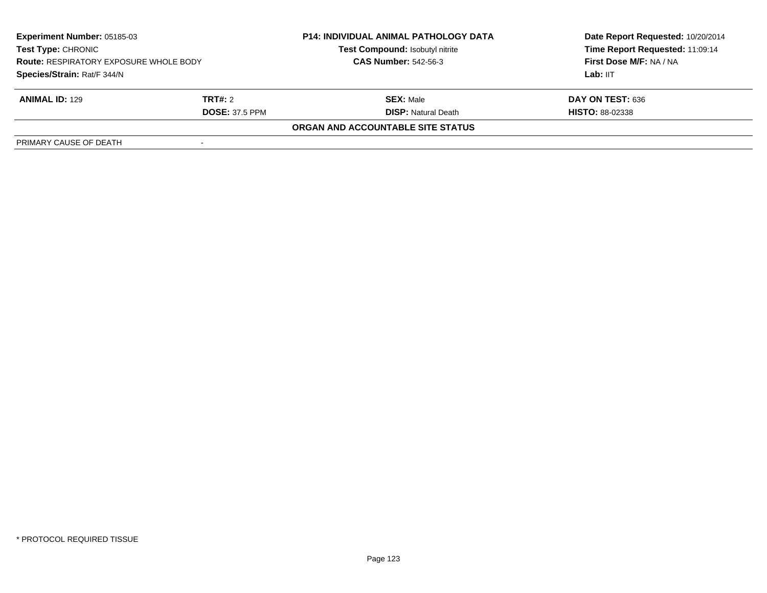| **Experiment Number:** 05185-03 | **P14: INDIVIDUAL ANIMAL PATHOLOGY DATA** | **Date Report Requested:** 10/20/2014 |
|---|---|---|
| **Test Type:** CHRONIC | **Test Compound:** Isobutyl nitrite | **Time Report Requested:** 11:09:14 |
| **Route:** RESPIRATORY EXPOSURE WHOLE BODY | **CAS Number:** 542-56-3 | **First Dose M/F:** NA / NA |
| **Species/Strain:** Rat/F 344/N | | **Lab:** IIT |

| **ANIMAL ID:** 129 | **TRT#:** 2 | **SEX:** Male | **DAY ON TEST:** 636 |
|---|---|---|---|
| | **DOSE:** 37.5 PPM | **DISP:** Natural Death | **HISTO:** 88-02338 |

**ORGAN AND ACCOUNTABLE SITE STATUS**

| | |
|---|---|
| PRIMARY CAUSE OF DEATH | - |

* PROTOCOL REQUIRED TISSUE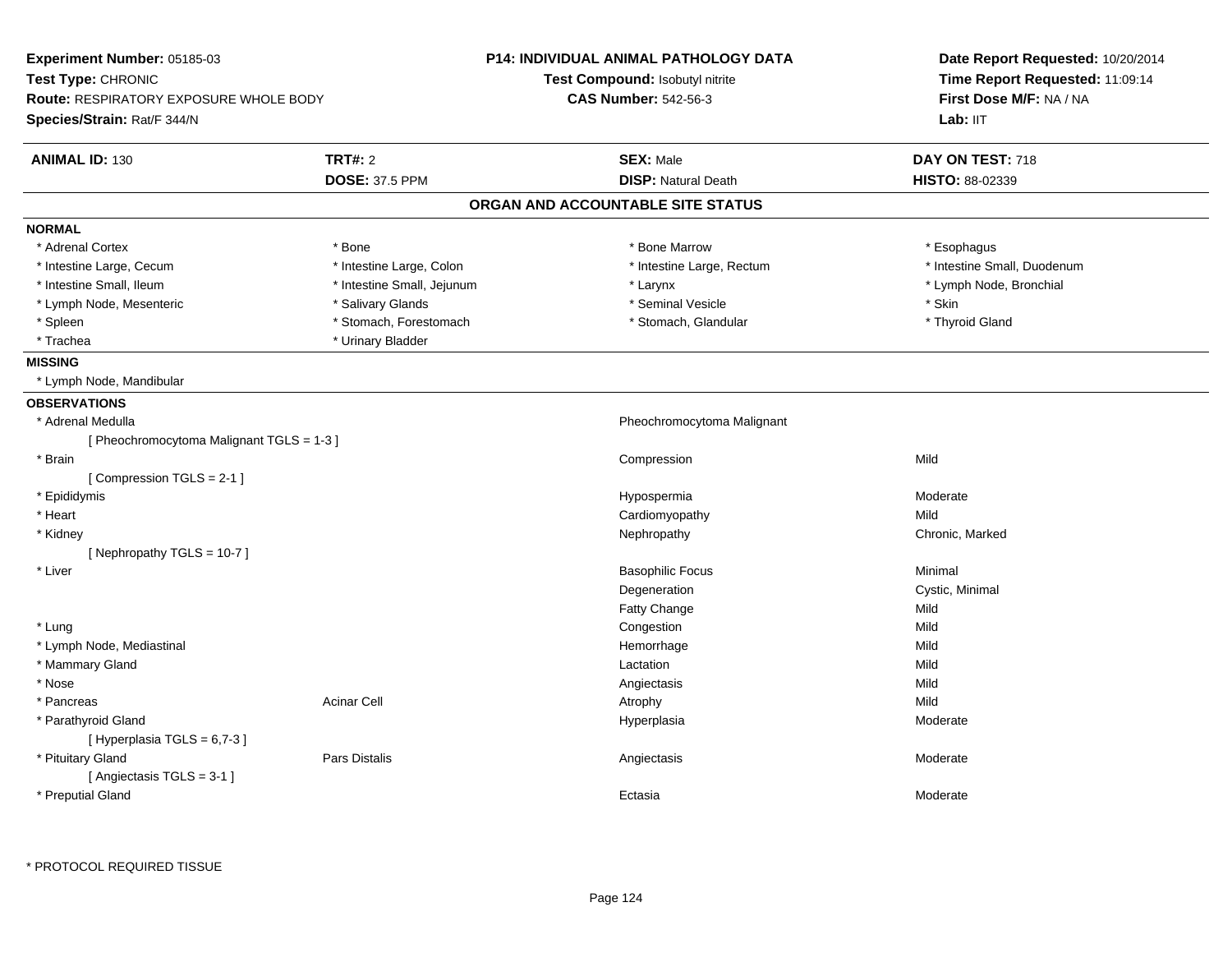**Experiment Number:** 05185-03
**Test Type:** CHRONIC
**Route:** RESPIRATORY EXPOSURE WHOLE BODY
**Species/Strain:** Rat/F 344/N

**P14: INDIVIDUAL ANIMAL PATHOLOGY DATA**
**Test Compound:** Isobutyl nitrite
**CAS Number:** 542-56-3

**Date Report Requested:** 10/20/2014
**Time Report Requested:** 11:09:14
**First Dose M/F:** NA / NA
**Lab:** IIT

| **ANIMAL ID:** 130 | **TRT#:** 2 | **SEX:** Male | **DAY ON TEST:** 718 |
|---|---|---|---|
| | **DOSE:** 37.5 PPM | **DISP:** Natural Death | **HISTO:** 88-02339 |

## ORGAN AND ACCOUNTABLE SITE STATUS

**NORMAL**

| | | | |
|---|---|---|---|
| * Adrenal Cortex | * Bone | * Bone Marrow | * Esophagus |
| * Intestine Large, Cecum | * Intestine Large, Colon | * Intestine Large, Rectum | * Intestine Small, Duodenum |
| * Intestine Small, Ileum | * Intestine Small, Jejunum | * Larynx | * Lymph Node, Bronchial |
| * Lymph Node, Mesenteric | * Salivary Glands | * Seminal Vesicle | * Skin |
| * Spleen | * Stomach, Forestomach | * Stomach, Glandular | * Thyroid Gland |
| * Trachea | * Urinary Bladder | | |

**MISSING**

* Lymph Node, Mandibular

**OBSERVATIONS**

| Organ | Site | Observation | Severity |
|---|---|---|---|
| * Adrenal Medulla | | Pheochromocytoma Malignant | |
| [ Pheochromocytoma Malignant TGLS = 1-3 ] | | | |
| * Brain | | Compression | Mild |
| [ Compression TGLS = 2-1 ] | | | |
| * Epididymis | | Hypospermia | Moderate |
| * Heart | | Cardiomyopathy | Mild |
| * Kidney | | Nephropathy | Chronic, Marked |
| [ Nephropathy TGLS = 10-7 ] | | | |
| * Liver | | Basophilic Focus | Minimal |
| | | Degeneration | Cystic, Minimal |
| | | Fatty Change | Mild |
| * Lung | | Congestion | Mild |
| * Lymph Node, Mediastinal | | Hemorrhage | Mild |
| * Mammary Gland | | Lactation | Mild |
| * Nose | | Angiectasis | Mild |
| * Pancreas | Acinar Cell | Atrophy | Mild |
| * Parathyroid Gland | | Hyperplasia | Moderate |
| [ Hyperplasia TGLS = 6,7-3 ] | | | |
| * Pituitary Gland | Pars Distalis | Angiectasis | Moderate |
| [ Angiectasis TGLS = 3-1 ] | | | |
| * Preputial Gland | | Ectasia | Moderate |

* PROTOCOL REQUIRED TISSUE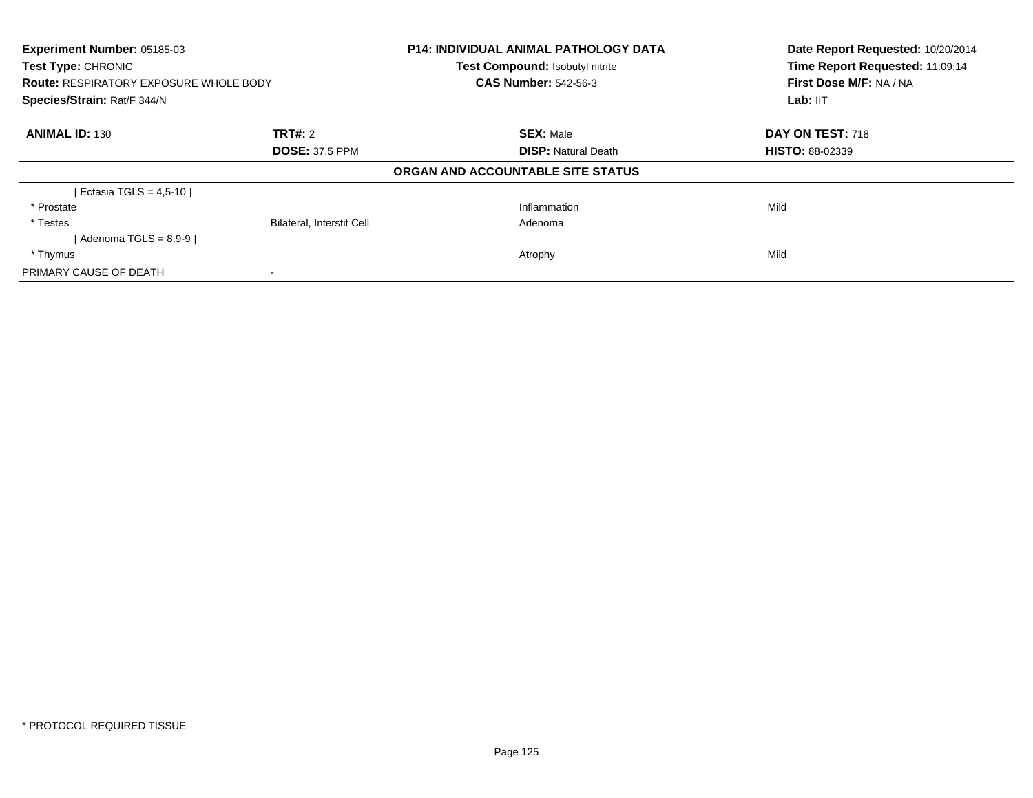| **Experiment Number:** 05185-03 | **P14: INDIVIDUAL ANIMAL PATHOLOGY DATA** | **Date Report Requested:** 10/20/2014 |
|---|---|---|
| **Test Type:** CHRONIC | **Test Compound:** Isobutyl nitrite | **Time Report Requested:** 11:09:14 |
| **Route:** RESPIRATORY EXPOSURE WHOLE BODY | **CAS Number:** 542-56-3 | **First Dose M/F:** NA / NA |
| **Species/Strain:** Rat/F 344/N | | **Lab:** IIT |

| **ANIMAL ID:** 130 | **TRT#:** 2 | **SEX:** Male | **DAY ON TEST:** 718 |
|---|---|---|---|
| | **DOSE:** 37.5 PPM | **DISP:** Natural Death | **HISTO:** 88-02339 |

**ORGAN AND ACCOUNTABLE SITE STATUS**

| | | | |
|---|---|---|---|
| [ Ectasia TGLS = 4,5-10 ] | | | |
| * Prostate | | Inflammation | Mild |
| * Testes | Bilateral, Interstit Cell | Adenoma | |
| [ Adenoma TGLS = 8,9-9 ] | | | |
| * Thymus | | Atrophy | Mild |
| PRIMARY CAUSE OF DEATH | - | | |

* PROTOCOL REQUIRED TISSUE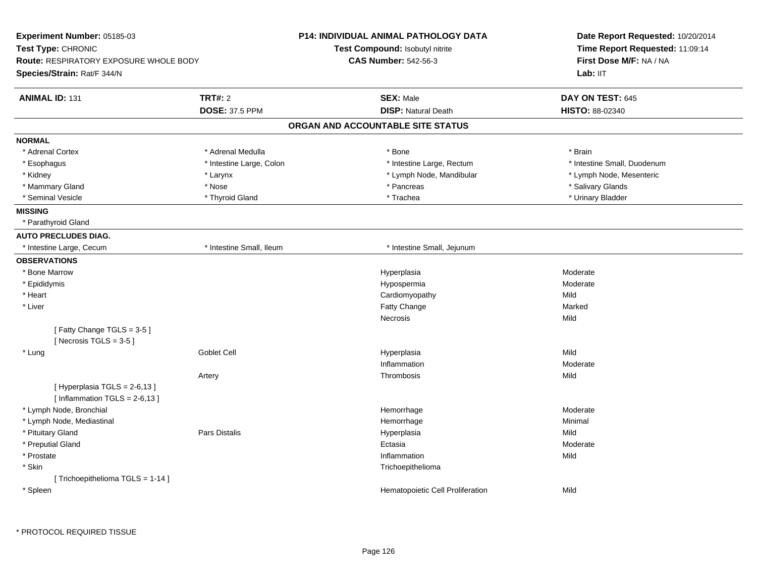**Experiment Number:** 05185-03
**Test Type:** CHRONIC
**Route:** RESPIRATORY EXPOSURE WHOLE BODY
**Species/Strain:** Rat/F 344/N

**P14: INDIVIDUAL ANIMAL PATHOLOGY DATA**
**Test Compound:** Isobutyl nitrite
**CAS Number:** 542-56-3

**Date Report Requested:** 10/20/2014
**Time Report Requested:** 11:09:14
**First Dose M/F:** NA / NA
**Lab:** IIT

| **ANIMAL ID:** 131 | **TRT#:** 2 | **SEX:** Male | **DAY ON TEST:** 645 |
|---|---|---|---|
| | **DOSE:** 37.5 PPM | **DISP:** Natural Death | **HISTO:** 88-02340 |

## ORGAN AND ACCOUNTABLE SITE STATUS

**NORMAL**

| | | | |
|---|---|---|---|
| * Adrenal Cortex | * Adrenal Medulla | * Bone | * Brain |
| * Esophagus | * Intestine Large, Colon | * Intestine Large, Rectum | * Intestine Small, Duodenum |
| * Kidney | * Larynx | * Lymph Node, Mandibular | * Lymph Node, Mesenteric |
| * Mammary Gland | * Nose | * Pancreas | * Salivary Glands |
| * Seminal Vesicle | * Thyroid Gland | * Trachea | * Urinary Bladder |

**MISSING**

* Parathyroid Gland

**AUTO PRECLUDES DIAG.**

| | | |
|---|---|---|
| * Intestine Large, Cecum | * Intestine Small, Ileum | * Intestine Small, Jejunum |

**OBSERVATIONS**

| Organ | Site | Observation | Severity |
|---|---|---|---|
| * Bone Marrow | | Hyperplasia | Moderate |
| * Epididymis | | Hypospermia | Moderate |
| * Heart | | Cardiomyopathy | Mild |
| * Liver | | Fatty Change | Marked |
| | | Necrosis | Mild |
| [ Fatty Change TGLS = 3-5 ] | | | |
| [ Necrosis TGLS = 3-5 ] | | | |
| * Lung | Goblet Cell | Hyperplasia | Mild |
| | | Inflammation | Moderate |
| | Artery | Thrombosis | Mild |
| [ Hyperplasia TGLS = 2-6,13 ] | | | |
| [ Inflammation TGLS = 2-6,13 ] | | | |
| * Lymph Node, Bronchial | | Hemorrhage | Moderate |
| * Lymph Node, Mediastinal | | Hemorrhage | Minimal |
| * Pituitary Gland | Pars Distalis | Hyperplasia | Mild |
| * Preputial Gland | | Ectasia | Moderate |
| * Prostate | | Inflammation | Mild |
| * Skin | | Trichoepithelioma | |
| [ Trichoepithelioma TGLS = 1-14 ] | | | |
| * Spleen | | Hematopoietic Cell Proliferation | Mild |

* PROTOCOL REQUIRED TISSUE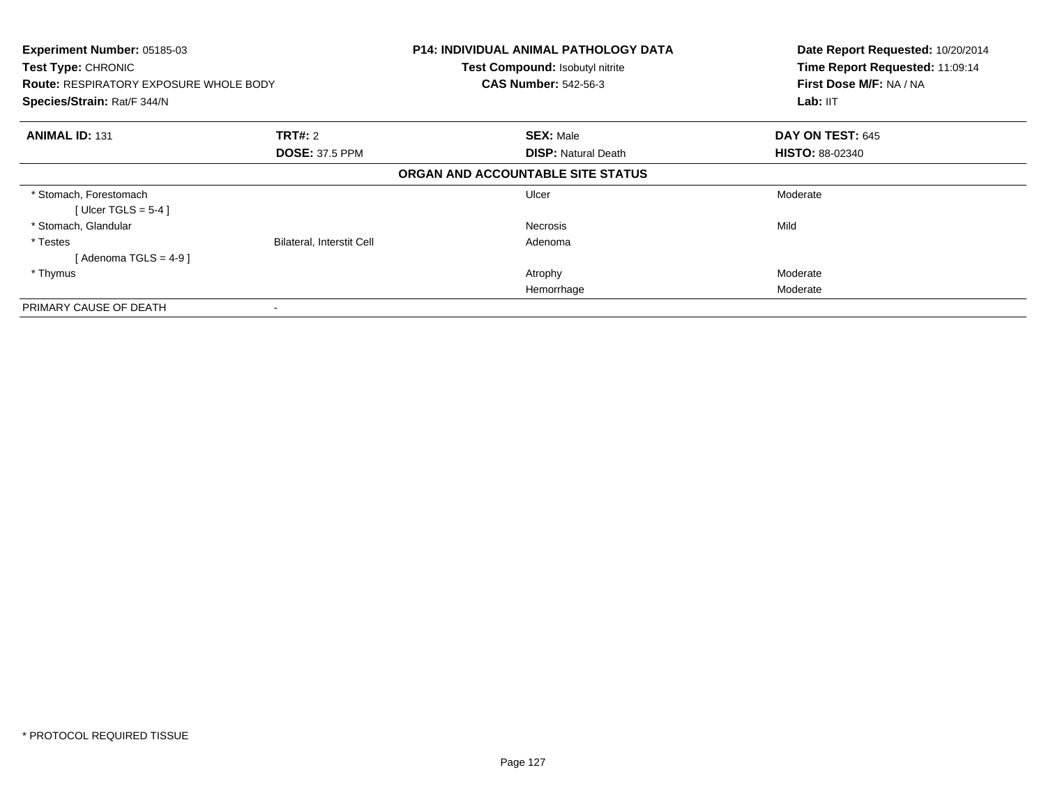**Experiment Number:** 05185-03
**Test Type:** CHRONIC
**Route:** RESPIRATORY EXPOSURE WHOLE BODY
**Species/Strain:** Rat/F 344/N

**P14: INDIVIDUAL ANIMAL PATHOLOGY DATA**
**Test Compound:** Isobutyl nitrite
**CAS Number:** 542-56-3

**Date Report Requested:** 10/20/2014
**Time Report Requested:** 11:09:14
**First Dose M/F:** NA / NA
**Lab:** IIT

| **ANIMAL ID:** 131 | **TRT#:** 2 | **SEX:** Male | **DAY ON TEST:** 645 |
|---|---|---|---|
| | **DOSE:** 37.5 PPM | **DISP:** Natural Death | **HISTO:** 88-02340 |

**ORGAN AND ACCOUNTABLE SITE STATUS**

| | | | |
|---|---|---|---|
| * Stomach, Forestomach | | Ulcer | Moderate |
| [ Ulcer TGLS = 5-4 ] | | | |
| * Stomach, Glandular | | Necrosis | Mild |
| * Testes | Bilateral, Interstit Cell | Adenoma | |
| [ Adenoma TGLS = 4-9 ] | | | |
| * Thymus | | Atrophy | Moderate |
| | | Hemorrhage | Moderate |
| PRIMARY CAUSE OF DEATH | - | | |

* PROTOCOL REQUIRED TISSUE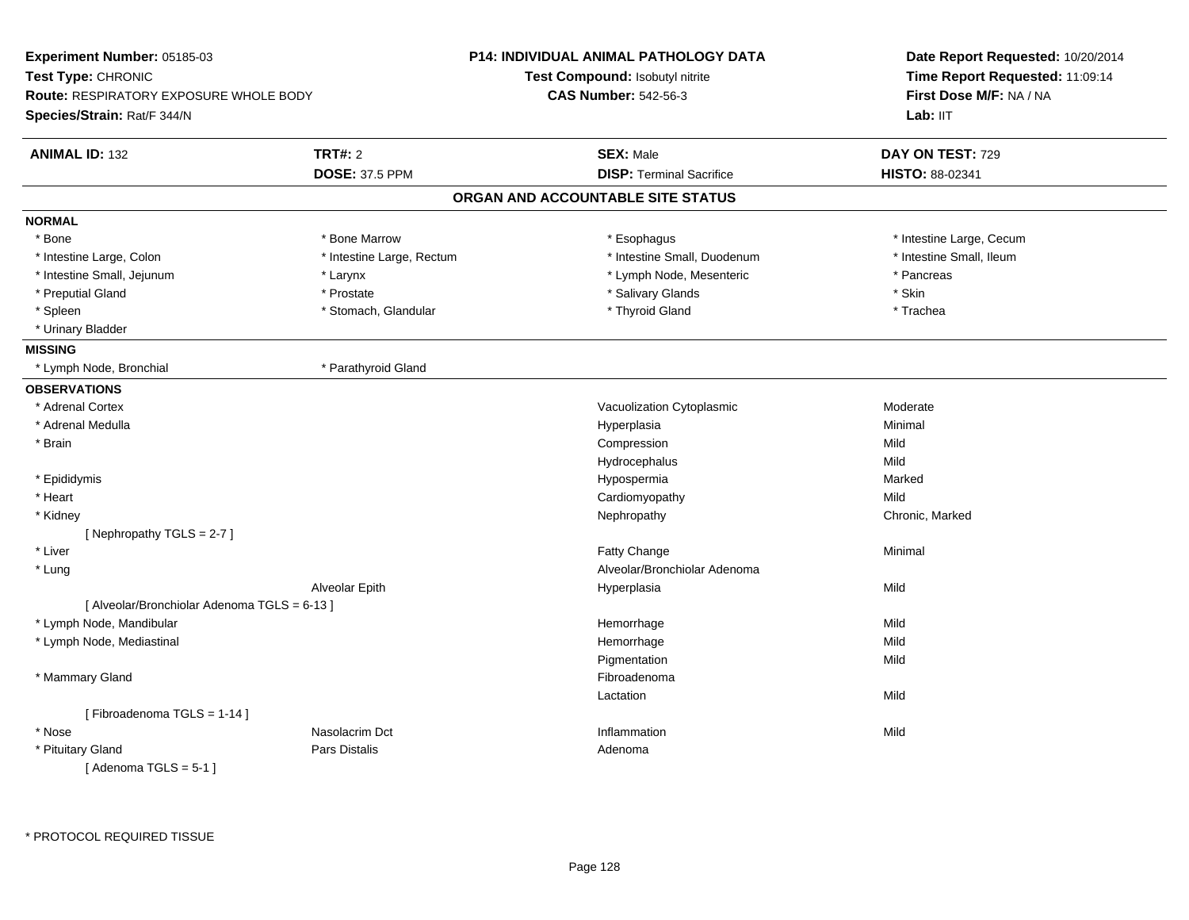**Experiment Number:** 05185-03
**Test Type:** CHRONIC
**Route:** RESPIRATORY EXPOSURE WHOLE BODY
**Species/Strain:** Rat/F 344/N

**P14: INDIVIDUAL ANIMAL PATHOLOGY DATA**
**Test Compound:** Isobutyl nitrite
**CAS Number:** 542-56-3

**Date Report Requested:** 10/20/2014
**Time Report Requested:** 11:09:14
**First Dose M/F:** NA / NA
**Lab:** IIT

| **ANIMAL ID:** 132 | **TRT#:** 2 | **SEX:** Male | **DAY ON TEST:** 729 |
|---|---|---|---|
| | **DOSE:** 37.5 PPM | **DISP:** Terminal Sacrifice | **HISTO:** 88-02341 |

## ORGAN AND ACCOUNTABLE SITE STATUS

**NORMAL**

| | | | |
|---|---|---|---|
| * Bone | * Bone Marrow | * Esophagus | * Intestine Large, Cecum |
| * Intestine Large, Colon | * Intestine Large, Rectum | * Intestine Small, Duodenum | * Intestine Small, Ileum |
| * Intestine Small, Jejunum | * Larynx | * Lymph Node, Mesenteric | * Pancreas |
| * Preputial Gland | * Prostate | * Salivary Glands | * Skin |
| * Spleen | * Stomach, Glandular | * Thyroid Gland | * Trachea |
| * Urinary Bladder | | | |

**MISSING**

| | |
|---|---|
| * Lymph Node, Bronchial | * Parathyroid Gland |

**OBSERVATIONS**

| Organ | Site | Observation | Severity |
|---|---|---|---|
| * Adrenal Cortex | | Vacuolization Cytoplasmic | Moderate |
| * Adrenal Medulla | | Hyperplasia | Minimal |
| * Brain | | Compression | Mild |
| | | Hydrocephalus | Mild |
| * Epididymis | | Hypospermia | Marked |
| * Heart | | Cardiomyopathy | Mild |
| * Kidney | | Nephropathy | Chronic, Marked |
| [ Nephropathy TGLS = 2-7 ] | | | |
| * Liver | | Fatty Change | Minimal |
| * Lung | | Alveolar/Bronchiolar Adenoma | |
| | Alveolar Epith | Hyperplasia | Mild |
| [ Alveolar/Bronchiolar Adenoma TGLS = 6-13 ] | | | |
| * Lymph Node, Mandibular | | Hemorrhage | Mild |
| * Lymph Node, Mediastinal | | Hemorrhage | Mild |
| | | Pigmentation | Mild |
| * Mammary Gland | | Fibroadenoma | |
| | | Lactation | Mild |
| [ Fibroadenoma TGLS = 1-14 ] | | | |
| * Nose | Nasolacrim Dct | Inflammation | Mild |
| * Pituitary Gland | Pars Distalis | Adenoma | |
| [ Adenoma TGLS = 5-1 ] | | | |

\* PROTOCOL REQUIRED TISSUE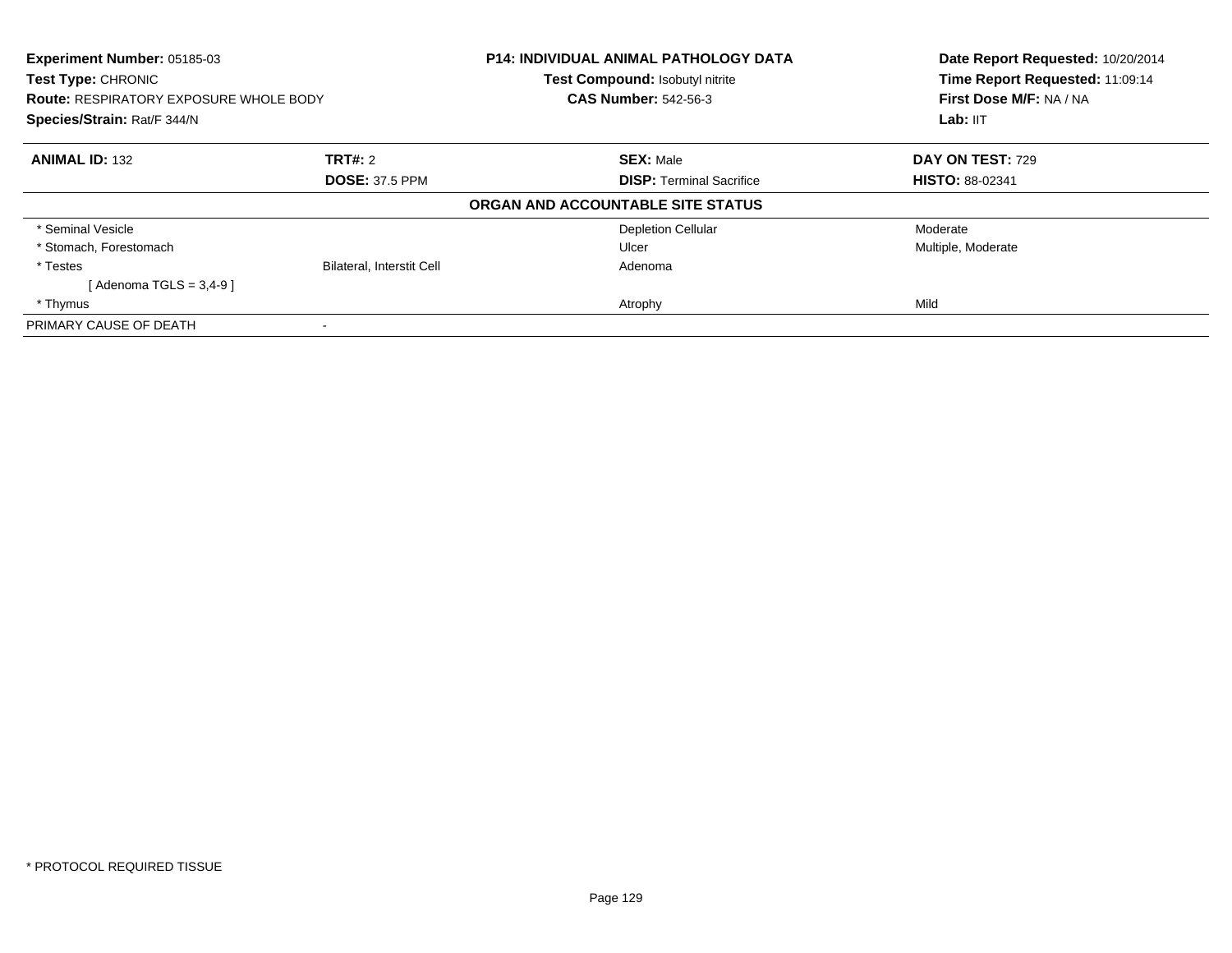**Experiment Number:** 05185-03
**Test Type:** CHRONIC
**Route:** RESPIRATORY EXPOSURE WHOLE BODY
**Species/Strain:** Rat/F 344/N

**P14: INDIVIDUAL ANIMAL PATHOLOGY DATA**
**Test Compound:** Isobutyl nitrite
**CAS Number:** 542-56-3

**Date Report Requested:** 10/20/2014
**Time Report Requested:** 11:09:14
**First Dose M/F:** NA / NA
**Lab:** IIT

| **ANIMAL ID:** 132 | **TRT#:** 2 | **SEX:** Male | **DAY ON TEST:** 729 |
|---|---|---|---|
| | **DOSE:** 37.5 PPM | **DISP:** Terminal Sacrifice | **HISTO:** 88-02341 |

**ORGAN AND ACCOUNTABLE SITE STATUS**

| | | | |
|---|---|---|---|
| * Seminal Vesicle | | Depletion Cellular | Moderate |
| * Stomach, Forestomach | | Ulcer | Multiple, Moderate |
| * Testes | Bilateral, Interstit Cell | Adenoma | |
| [ Adenoma TGLS = 3,4-9 ] | | | |
| * Thymus | | Atrophy | Mild |
| PRIMARY CAUSE OF DEATH | - | | |

* PROTOCOL REQUIRED TISSUE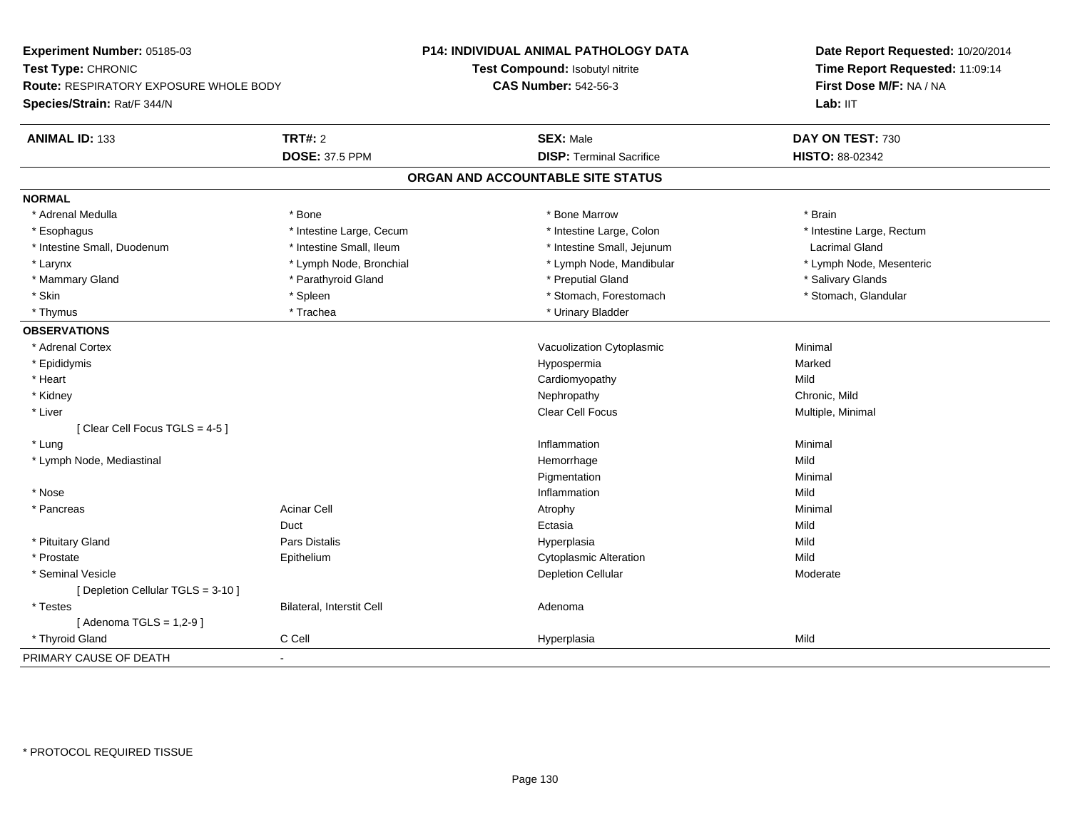**Experiment Number:** 05185-03
**Test Type:** CHRONIC
**Route:** RESPIRATORY EXPOSURE WHOLE BODY
**Species/Strain:** Rat/F 344/N

**P14: INDIVIDUAL ANIMAL PATHOLOGY DATA**
**Test Compound:** Isobutyl nitrite
**CAS Number:** 542-56-3

**Date Report Requested:** 10/20/2014
**Time Report Requested:** 11:09:14
**First Dose M/F:** NA / NA
**Lab:** IIT

| **ANIMAL ID:** 133 | **TRT#:** 2 | **SEX:** Male | **DAY ON TEST:** 730 |
|---|---|---|---|
| | **DOSE:** 37.5 PPM | **DISP:** Terminal Sacrifice | **HISTO:** 88-02342 |

## ORGAN AND ACCOUNTABLE SITE STATUS

**NORMAL**

| | | | |
|---|---|---|---|
| * Adrenal Medulla | * Bone | * Bone Marrow | * Brain |
| * Esophagus | * Intestine Large, Cecum | * Intestine Large, Colon | * Intestine Large, Rectum |
| * Intestine Small, Duodenum | * Intestine Small, Ileum | * Intestine Small, Jejunum | Lacrimal Gland |
| * Larynx | * Lymph Node, Bronchial | * Lymph Node, Mandibular | * Lymph Node, Mesenteric |
| * Mammary Gland | * Parathyroid Gland | * Preputial Gland | * Salivary Glands |
| * Skin | * Spleen | * Stomach, Forestomach | * Stomach, Glandular |
| * Thymus | * Trachea | * Urinary Bladder | |

**OBSERVATIONS**

| | | | |
|---|---|---|---|
| * Adrenal Cortex | | Vacuolization Cytoplasmic | Minimal |
| * Epididymis | | Hypospermia | Marked |
| * Heart | | Cardiomyopathy | Mild |
| * Kidney | | Nephropathy | Chronic, Mild |
| * Liver | | Clear Cell Focus | Multiple, Minimal |
| [ Clear Cell Focus TGLS = 4-5 ] | | | |
| * Lung | | Inflammation | Minimal |
| * Lymph Node, Mediastinal | | Hemorrhage | Mild |
| | | Pigmentation | Minimal |
| * Nose | | Inflammation | Mild |
| * Pancreas | Acinar Cell | Atrophy | Minimal |
| | Duct | Ectasia | Mild |
| * Pituitary Gland | Pars Distalis | Hyperplasia | Mild |
| * Prostate | Epithelium | Cytoplasmic Alteration | Mild |
| * Seminal Vesicle | | Depletion Cellular | Moderate |
| [ Depletion Cellular TGLS = 3-10 ] | | | |
| * Testes | Bilateral, Interstit Cell | Adenoma | |
| [ Adenoma TGLS = 1,2-9 ] | | | |
| * Thyroid Gland | C Cell | Hyperplasia | Mild |

PRIMARY CAUSE OF DEATH -

* PROTOCOL REQUIRED TISSUE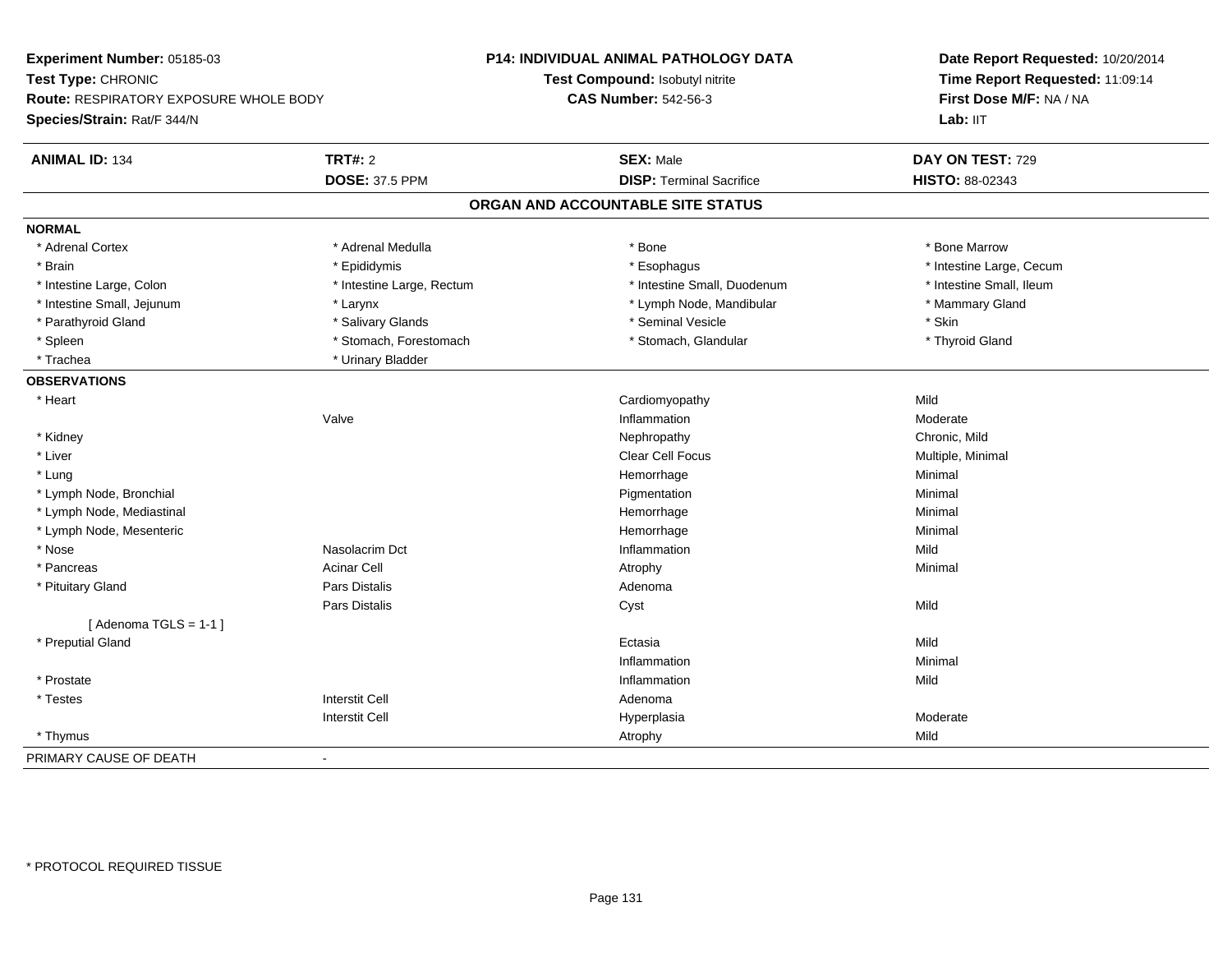**Experiment Number:** 05185-03
**Test Type:** CHRONIC
**Route:** RESPIRATORY EXPOSURE WHOLE BODY
**Species/Strain:** Rat/F 344/N

**P14: INDIVIDUAL ANIMAL PATHOLOGY DATA**
**Test Compound:** Isobutyl nitrite
**CAS Number:** 542-56-3

**Date Report Requested:** 10/20/2014
**Time Report Requested:** 11:09:14
**First Dose M/F:** NA / NA
**Lab:** IIT

| **ANIMAL ID:** 134 | **TRT#:** 2 | **SEX:** Male | **DAY ON TEST:** 729 |
|---|---|---|---|
| | **DOSE:** 37.5 PPM | **DISP:** Terminal Sacrifice | **HISTO:** 88-02343 |

## ORGAN AND ACCOUNTABLE SITE STATUS

**NORMAL**

| | | | |
|---|---|---|---|
| * Adrenal Cortex | * Adrenal Medulla | * Bone | * Bone Marrow |
| * Brain | * Epididymis | * Esophagus | * Intestine Large, Cecum |
| * Intestine Large, Colon | * Intestine Large, Rectum | * Intestine Small, Duodenum | * Intestine Small, Ileum |
| * Intestine Small, Jejunum | * Larynx | * Lymph Node, Mandibular | * Mammary Gland |
| * Parathyroid Gland | * Salivary Glands | * Seminal Vesicle | * Skin |
| * Spleen | * Stomach, Forestomach | * Stomach, Glandular | * Thyroid Gland |
| * Trachea | * Urinary Bladder | | |

**OBSERVATIONS**

| Organ | Site | Observation | Severity |
|---|---|---|---|
| * Heart | | Cardiomyopathy | Mild |
| | Valve | Inflammation | Moderate |
| * Kidney | | Nephropathy | Chronic, Mild |
| * Liver | | Clear Cell Focus | Multiple, Minimal |
| * Lung | | Hemorrhage | Minimal |
| * Lymph Node, Bronchial | | Pigmentation | Minimal |
| * Lymph Node, Mediastinal | | Hemorrhage | Minimal |
| * Lymph Node, Mesenteric | | Hemorrhage | Minimal |
| * Nose | Nasolacrim Dct | Inflammation | Mild |
| * Pancreas | Acinar Cell | Atrophy | Minimal |
| * Pituitary Gland | Pars Distalis | Adenoma | |
| | Pars Distalis | Cyst | Mild |
| [ Adenoma TGLS = 1-1 ] | | | |
| * Preputial Gland | | Ectasia | Mild |
| | | Inflammation | Minimal |
| * Prostate | | Inflammation | Mild |
| * Testes | Interstit Cell | Adenoma | |
| | Interstit Cell | Hyperplasia | Moderate |
| * Thymus | | Atrophy | Mild |

PRIMARY CAUSE OF DEATH -

* PROTOCOL REQUIRED TISSUE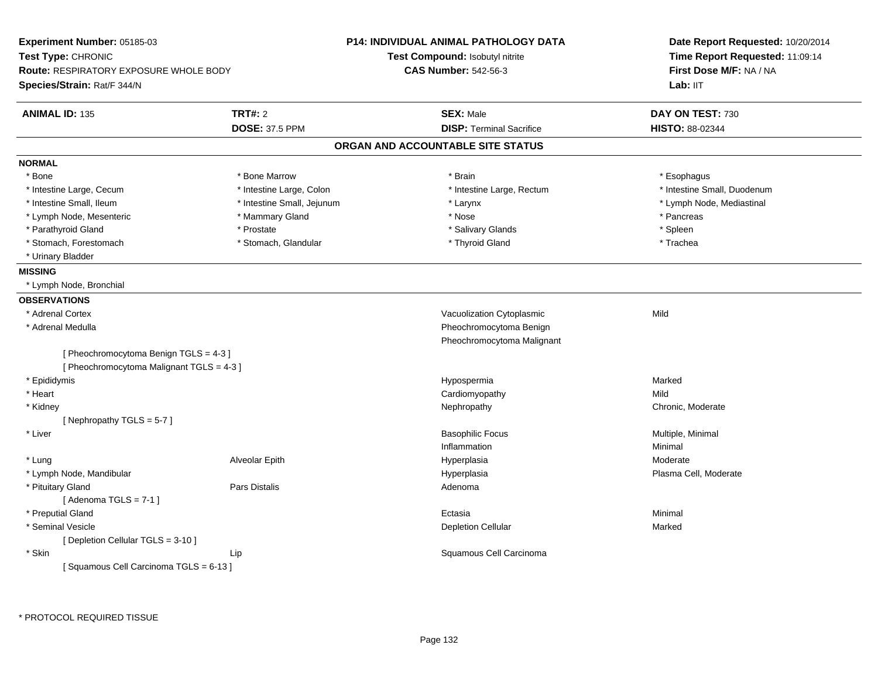**Experiment Number:** 05185-03
**Test Type:** CHRONIC
**Route:** RESPIRATORY EXPOSURE WHOLE BODY
**Species/Strain:** Rat/F 344/N

**P14: INDIVIDUAL ANIMAL PATHOLOGY DATA**
**Test Compound:** Isobutyl nitrite
**CAS Number:** 542-56-3

**Date Report Requested:** 10/20/2014
**Time Report Requested:** 11:09:14
**First Dose M/F:** NA / NA
**Lab:** IIT

| **ANIMAL ID:** 135 | **TRT#:** 2 | **SEX:** Male | **DAY ON TEST:** 730 |
|---|---|---|---|
| | **DOSE:** 37.5 PPM | **DISP:** Terminal Sacrifice | **HISTO:** 88-02344 |

## ORGAN AND ACCOUNTABLE SITE STATUS

**NORMAL**

| | | | |
|---|---|---|---|
| * Bone | * Bone Marrow | * Brain | * Esophagus |
| * Intestine Large, Cecum | * Intestine Large, Colon | * Intestine Large, Rectum | * Intestine Small, Duodenum |
| * Intestine Small, Ileum | * Intestine Small, Jejunum | * Larynx | * Lymph Node, Mediastinal |
| * Lymph Node, Mesenteric | * Mammary Gland | * Nose | * Pancreas |
| * Parathyroid Gland | * Prostate | * Salivary Glands | * Spleen |
| * Stomach, Forestomach | * Stomach, Glandular | * Thyroid Gland | * Trachea |
| * Urinary Bladder | | | |

**MISSING**

* Lymph Node, Bronchial

**OBSERVATIONS**

| Organ | Site | Observation | Severity |
|---|---|---|---|
| * Adrenal Cortex | | Vacuolization Cytoplasmic | Mild |
| * Adrenal Medulla | | Pheochromocytoma Benign | |
| | | Pheochromocytoma Malignant | |
| [ Pheochromocytoma Benign TGLS = 4-3 ] | | | |
| [ Pheochromocytoma Malignant TGLS = 4-3 ] | | | |
| * Epididymis | | Hypospermia | Marked |
| * Heart | | Cardiomyopathy | Mild |
| * Kidney | | Nephropathy | Chronic, Moderate |
| [ Nephropathy TGLS = 5-7 ] | | | |
| * Liver | | Basophilic Focus | Multiple, Minimal |
| | | Inflammation | Minimal |
| * Lung | Alveolar Epith | Hyperplasia | Moderate |
| * Lymph Node, Mandibular | | Hyperplasia | Plasma Cell, Moderate |
| * Pituitary Gland | Pars Distalis | Adenoma | |
| [ Adenoma TGLS = 7-1 ] | | | |
| * Preputial Gland | | Ectasia | Minimal |
| * Seminal Vesicle | | Depletion Cellular | Marked |
| [ Depletion Cellular TGLS = 3-10 ] | | | |
| * Skin | Lip | Squamous Cell Carcinoma | |
| [ Squamous Cell Carcinoma TGLS = 6-13 ] | | | |

* PROTOCOL REQUIRED TISSUE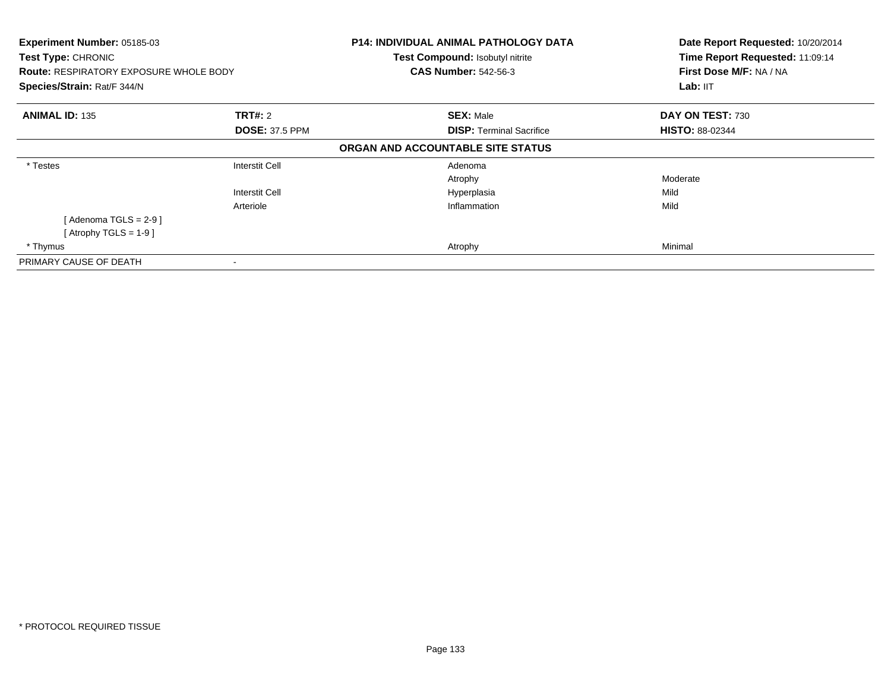**Experiment Number:** 05185-03
**Test Type:** CHRONIC
**Route:** RESPIRATORY EXPOSURE WHOLE BODY
**Species/Strain:** Rat/F 344/N

**P14: INDIVIDUAL ANIMAL PATHOLOGY DATA**
**Test Compound:** Isobutyl nitrite
**CAS Number:** 542-56-3

**Date Report Requested:** 10/20/2014
**Time Report Requested:** 11:09:14
**First Dose M/F:** NA / NA
**Lab:** IIT

| **ANIMAL ID:** 135 | **TRT#:** 2 | **SEX:** Male | **DAY ON TEST:** 730 |
|---|---|---|---|
| | **DOSE:** 37.5 PPM | **DISP:** Terminal Sacrifice | **HISTO:** 88-02344 |

**ORGAN AND ACCOUNTABLE SITE STATUS**

| | | | |
|---|---|---|---|
| * Testes | Interstit Cell | Adenoma | |
| | | Atrophy | Moderate |
| | Interstit Cell | Hyperplasia | Mild |
| | Arteriole | Inflammation | Mild |
| [ Adenoma TGLS = 2-9 ] | | | |
| [ Atrophy TGLS = 1-9 ] | | | |
| * Thymus | | Atrophy | Minimal |
| PRIMARY CAUSE OF DEATH | - | | |

* PROTOCOL REQUIRED TISSUE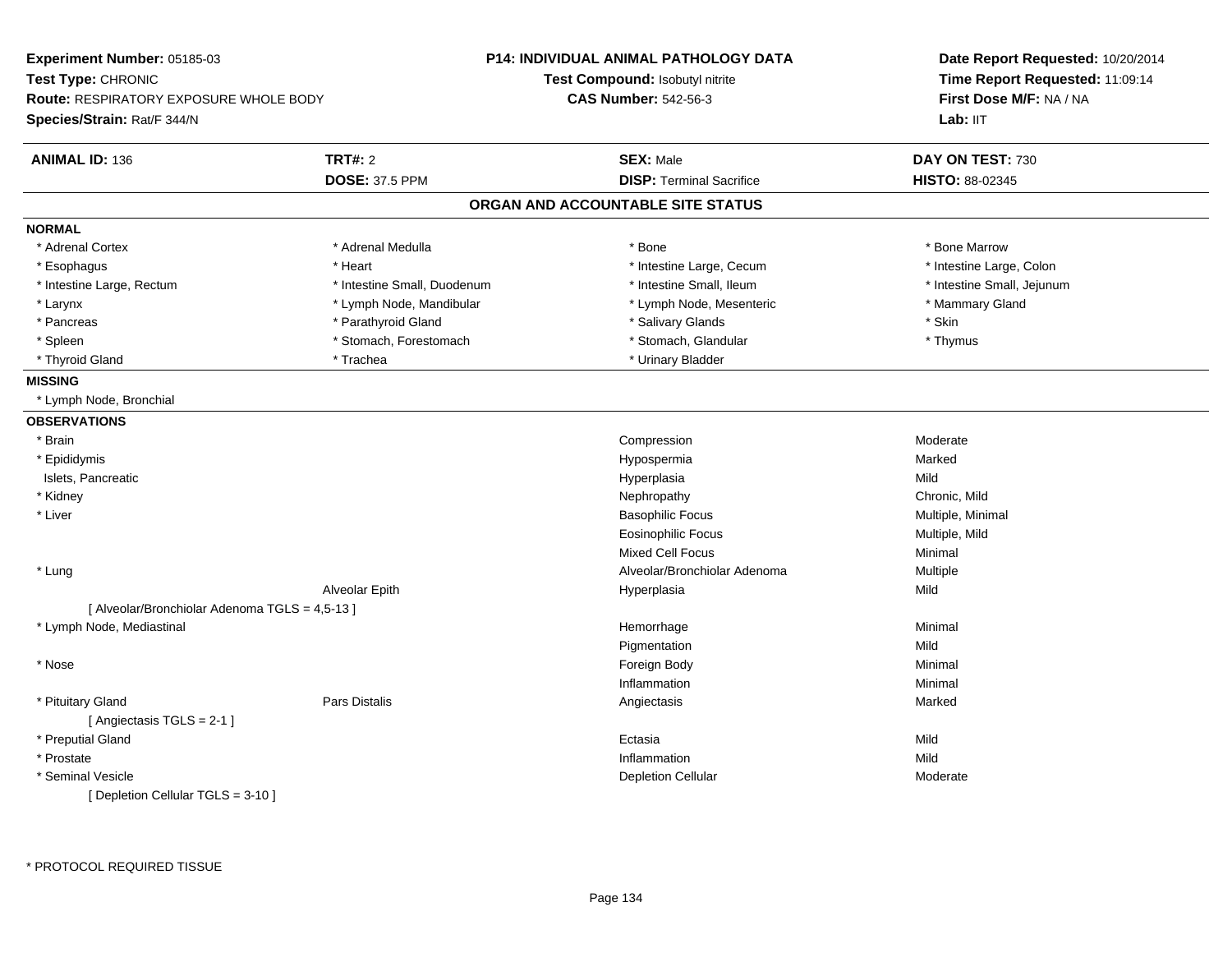**Experiment Number:** 05185-03
**Test Type:** CHRONIC
**Route:** RESPIRATORY EXPOSURE WHOLE BODY
**Species/Strain:** Rat/F 344/N

**P14: INDIVIDUAL ANIMAL PATHOLOGY DATA**
**Test Compound:** Isobutyl nitrite
**CAS Number:** 542-56-3

**Date Report Requested:** 10/20/2014
**Time Report Requested:** 11:09:14
**First Dose M/F:** NA / NA
**Lab:** IIT

| **ANIMAL ID:** 136 | **TRT#:** 2 | **SEX:** Male | **DAY ON TEST:** 730 |
|---|---|---|---|
| | **DOSE:** 37.5 PPM | **DISP:** Terminal Sacrifice | **HISTO:** 88-02345 |

## ORGAN AND ACCOUNTABLE SITE STATUS

**NORMAL**

| | | | |
|---|---|---|---|
| * Adrenal Cortex | * Adrenal Medulla | * Bone | * Bone Marrow |
| * Esophagus | * Heart | * Intestine Large, Cecum | * Intestine Large, Colon |
| * Intestine Large, Rectum | * Intestine Small, Duodenum | * Intestine Small, Ileum | * Intestine Small, Jejunum |
| * Larynx | * Lymph Node, Mandibular | * Lymph Node, Mesenteric | * Mammary Gland |
| * Pancreas | * Parathyroid Gland | * Salivary Glands | * Skin |
| * Spleen | * Stomach, Forestomach | * Stomach, Glandular | * Thymus |
| * Thyroid Gland | * Trachea | * Urinary Bladder | |

**MISSING**

* Lymph Node, Bronchial

**OBSERVATIONS**

| Organ | Site | Observation | Severity |
|---|---|---|---|
| * Brain | | Compression | Moderate |
| * Epididymis | | Hypospermia | Marked |
| Islets, Pancreatic | | Hyperplasia | Mild |
| * Kidney | | Nephropathy | Chronic, Mild |
| * Liver | | Basophilic Focus | Multiple, Minimal |
| | | Eosinophilic Focus | Multiple, Mild |
| | | Mixed Cell Focus | Minimal |
| * Lung | | Alveolar/Bronchiolar Adenoma | Multiple |
| | Alveolar Epith | Hyperplasia | Mild |
| [ Alveolar/Bronchiolar Adenoma TGLS = 4,5-13 ] | | | |
| * Lymph Node, Mediastinal | | Hemorrhage | Minimal |
| | | Pigmentation | Mild |
| * Nose | | Foreign Body | Minimal |
| | | Inflammation | Minimal |
| * Pituitary Gland | Pars Distalis | Angiectasis | Marked |
| [ Angiectasis TGLS = 2-1 ] | | | |
| * Preputial Gland | | Ectasia | Mild |
| * Prostate | | Inflammation | Mild |
| * Seminal Vesicle | | Depletion Cellular | Moderate |
| [ Depletion Cellular TGLS = 3-10 ] | | | |

\* PROTOCOL REQUIRED TISSUE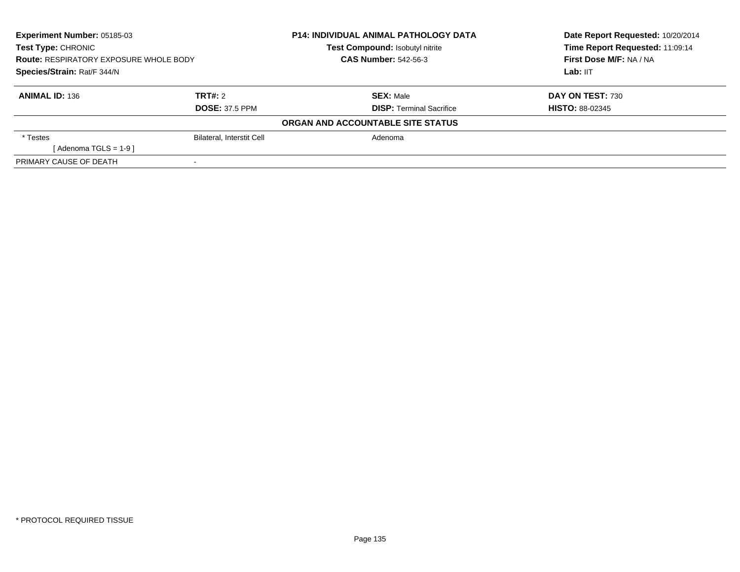**Experiment Number:** 05185-03
**Test Type:** CHRONIC
**Route:** RESPIRATORY EXPOSURE WHOLE BODY
**Species/Strain:** Rat/F 344/N

**P14: INDIVIDUAL ANIMAL PATHOLOGY DATA**
**Test Compound:** Isobutyl nitrite
**CAS Number:** 542-56-3

**Date Report Requested:** 10/20/2014
**Time Report Requested:** 11:09:14
**First Dose M/F:** NA / NA
**Lab:** IIT

| **ANIMAL ID:** 136 | **TRT#:** 2 | **SEX:** Male | **DAY ON TEST:** 730 |
|---|---|---|---|
| | **DOSE:** 37.5 PPM | **DISP:** Terminal Sacrifice | **HISTO:** 88-02345 |

**ORGAN AND ACCOUNTABLE SITE STATUS**

| | | |
|---|---|---|
| * Testes | Bilateral, Interstit Cell | Adenoma |
| [ Adenoma TGLS = 1-9 ] | | |
| PRIMARY CAUSE OF DEATH | - | |

* PROTOCOL REQUIRED TISSUE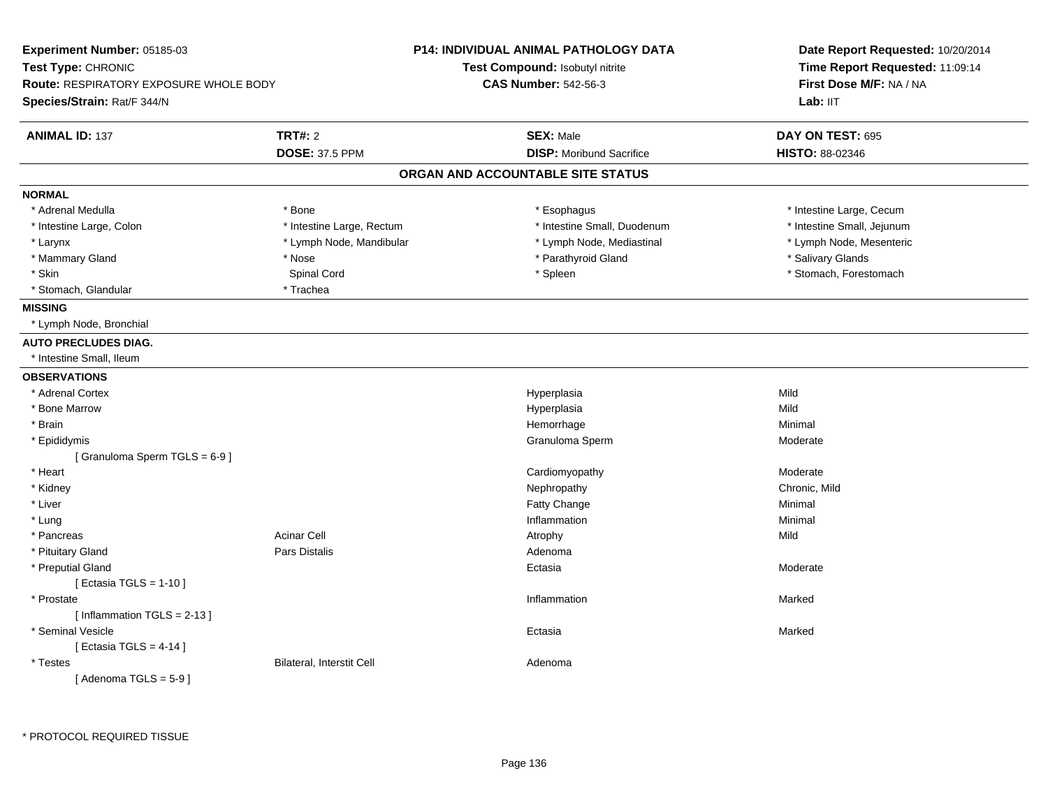**Experiment Number:** 05185-03
**Test Type:** CHRONIC
**Route:** RESPIRATORY EXPOSURE WHOLE BODY
**Species/Strain:** Rat/F 344/N

**P14: INDIVIDUAL ANIMAL PATHOLOGY DATA**
**Test Compound:** Isobutyl nitrite
**CAS Number:** 542-56-3

**Date Report Requested:** 10/20/2014
**Time Report Requested:** 11:09:14
**First Dose M/F:** NA / NA
**Lab:** IIT

| **ANIMAL ID:** 137 | **TRT#:** 2 | **SEX:** Male | **DAY ON TEST:** 695 |
|---|---|---|---|
| | **DOSE:** 37.5 PPM | **DISP:** Moribund Sacrifice | **HISTO:** 88-02346 |

## ORGAN AND ACCOUNTABLE SITE STATUS

**NORMAL**

| | | | |
|---|---|---|---|
| * Adrenal Medulla | * Bone | * Esophagus | * Intestine Large, Cecum |
| * Intestine Large, Colon | * Intestine Large, Rectum | * Intestine Small, Duodenum | * Intestine Small, Jejunum |
| * Larynx | * Lymph Node, Mandibular | * Lymph Node, Mediastinal | * Lymph Node, Mesenteric |
| * Mammary Gland | * Nose | * Parathyroid Gland | * Salivary Glands |
| * Skin | Spinal Cord | * Spleen | * Stomach, Forestomach |
| * Stomach, Glandular | * Trachea | | |

**MISSING**

* Lymph Node, Bronchial

**AUTO PRECLUDES DIAG.**

* Intestine Small, Ileum

**OBSERVATIONS**

| | | | |
|---|---|---|---|
| * Adrenal Cortex | | Hyperplasia | Mild |
| * Bone Marrow | | Hyperplasia | Mild |
| * Brain | | Hemorrhage | Minimal |
| * Epididymis | | Granuloma Sperm | Moderate |
| [ Granuloma Sperm TGLS = 6-9 ] | | | |
| * Heart | | Cardiomyopathy | Moderate |
| * Kidney | | Nephropathy | Chronic, Mild |
| * Liver | | Fatty Change | Minimal |
| * Lung | | Inflammation | Minimal |
| * Pancreas | Acinar Cell | Atrophy | Mild |
| * Pituitary Gland | Pars Distalis | Adenoma | |
| * Preputial Gland | | Ectasia | Moderate |
| [ Ectasia TGLS = 1-10 ] | | | |
| * Prostate | | Inflammation | Marked |
| [ Inflammation TGLS = 2-13 ] | | | |
| * Seminal Vesicle | | Ectasia | Marked |
| [ Ectasia TGLS = 4-14 ] | | | |
| * Testes | Bilateral, Interstit Cell | Adenoma | |
| [ Adenoma TGLS = 5-9 ] | | | |

* PROTOCOL REQUIRED TISSUE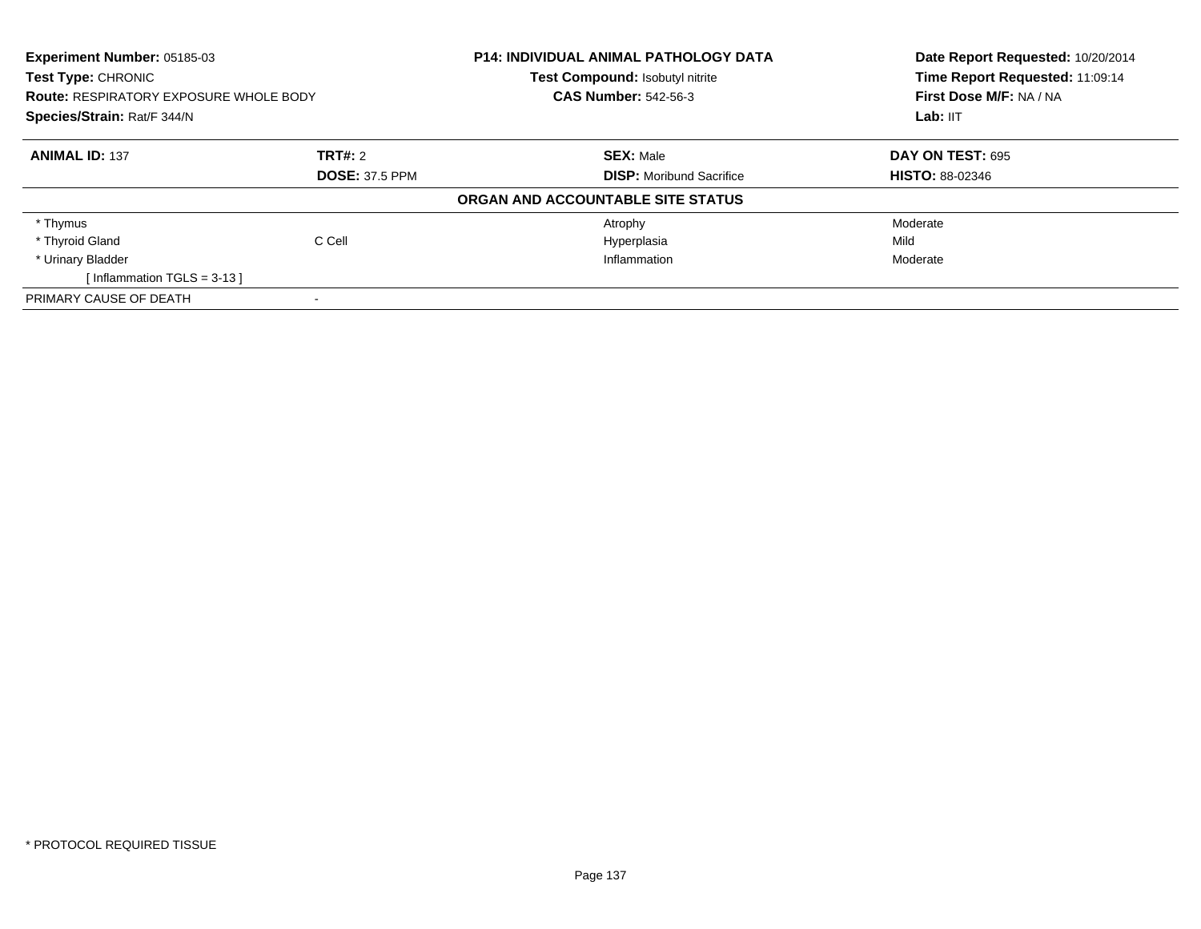**Experiment Number:** 05185-03
**Test Type:** CHRONIC
**Route:** RESPIRATORY EXPOSURE WHOLE BODY
**Species/Strain:** Rat/F 344/N

**P14: INDIVIDUAL ANIMAL PATHOLOGY DATA**
**Test Compound:** Isobutyl nitrite
**CAS Number:** 542-56-3

**Date Report Requested:** 10/20/2014
**Time Report Requested:** 11:09:14
**First Dose M/F:** NA / NA
**Lab:** IIT

| **ANIMAL ID:** 137 | **TRT#:** 2 | **SEX:** Male | **DAY ON TEST:** 695 |
|---|---|---|---|
| | **DOSE:** 37.5 PPM | **DISP:** Moribund Sacrifice | **HISTO:** 88-02346 |

**ORGAN AND ACCOUNTABLE SITE STATUS**

| | | | |
|---|---|---|---|
| * Thymus | | Atrophy | Moderate |
| * Thyroid Gland | C Cell | Hyperplasia | Mild |
| * Urinary Bladder | | Inflammation | Moderate |
| [ Inflammation TGLS = 3-13 ] | | | |
| PRIMARY CAUSE OF DEATH | - | | |

* PROTOCOL REQUIRED TISSUE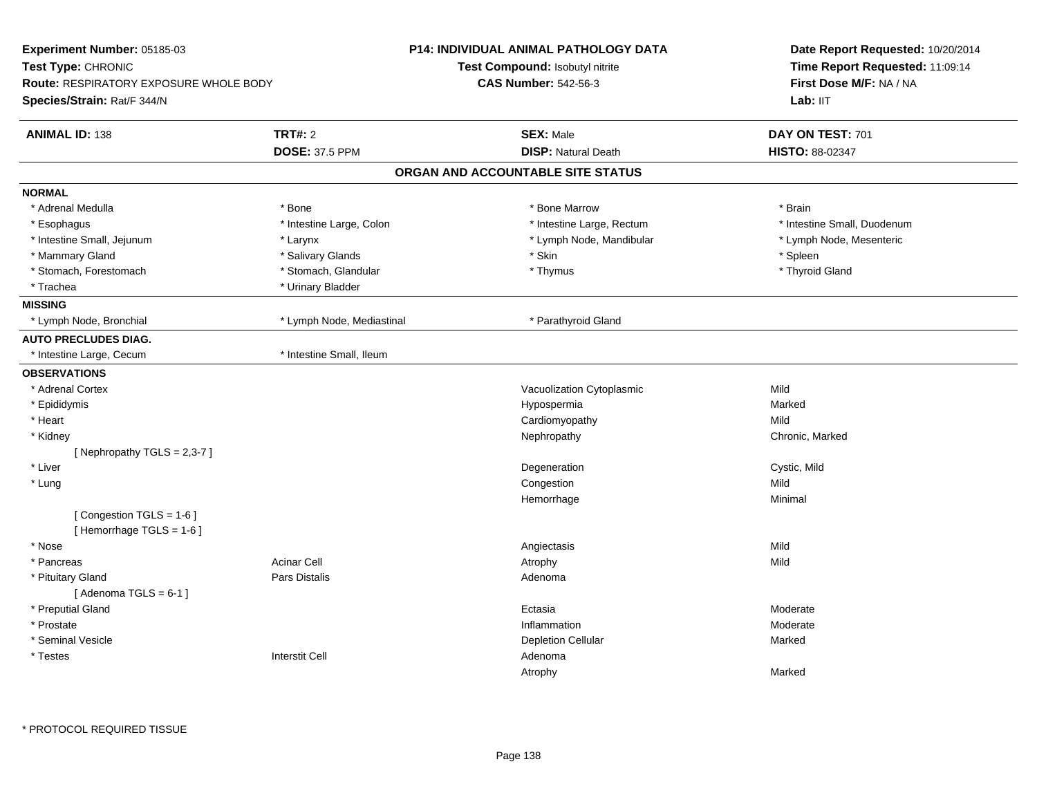**Experiment Number:** 05185-03
**Test Type:** CHRONIC
**Route:** RESPIRATORY EXPOSURE WHOLE BODY
**Species/Strain:** Rat/F 344/N

**P14: INDIVIDUAL ANIMAL PATHOLOGY DATA**
**Test Compound:** Isobutyl nitrite
**CAS Number:** 542-56-3

**Date Report Requested:** 10/20/2014
**Time Report Requested:** 11:09:14
**First Dose M/F:** NA / NA
**Lab:** IIT

| **ANIMAL ID:** 138 | **TRT#:** 2 | **SEX:** Male | **DAY ON TEST:** 701 |
|---|---|---|---|
| | **DOSE:** 37.5 PPM | **DISP:** Natural Death | **HISTO:** 88-02347 |

## ORGAN AND ACCOUNTABLE SITE STATUS

**NORMAL**

| | | | |
|---|---|---|---|
| * Adrenal Medulla | * Bone | * Bone Marrow | * Brain |
| * Esophagus | * Intestine Large, Colon | * Intestine Large, Rectum | * Intestine Small, Duodenum |
| * Intestine Small, Jejunum | * Larynx | * Lymph Node, Mandibular | * Lymph Node, Mesenteric |
| * Mammary Gland | * Salivary Glands | * Skin | * Spleen |
| * Stomach, Forestomach | * Stomach, Glandular | * Thymus | * Thyroid Gland |
| * Trachea | * Urinary Bladder | | |

**MISSING**

| | | |
|---|---|---|
| * Lymph Node, Bronchial | * Lymph Node, Mediastinal | * Parathyroid Gland |

**AUTO PRECLUDES DIAG.**

| | |
|---|---|
| * Intestine Large, Cecum | * Intestine Small, Ileum |

**OBSERVATIONS**

| Organ | Site | Observation | Severity |
|---|---|---|---|
| * Adrenal Cortex | | Vacuolization Cytoplasmic | Mild |
| * Epididymis | | Hypospermia | Marked |
| * Heart | | Cardiomyopathy | Mild |
| * Kidney | | Nephropathy | Chronic, Marked |
| [ Nephropathy TGLS = 2,3-7 ] | | | |
| * Liver | | Degeneration | Cystic, Mild |
| * Lung | | Congestion | Mild |
| | | Hemorrhage | Minimal |
| [ Congestion TGLS = 1-6 ] | | | |
| [ Hemorrhage TGLS = 1-6 ] | | | |
| * Nose | | Angiectasis | Mild |
| * Pancreas | Acinar Cell | Atrophy | Mild |
| * Pituitary Gland | Pars Distalis | Adenoma | |
| [ Adenoma TGLS = 6-1 ] | | | |
| * Preputial Gland | | Ectasia | Moderate |
| * Prostate | | Inflammation | Moderate |
| * Seminal Vesicle | | Depletion Cellular | Marked |
| * Testes | Interstit Cell | Adenoma | |
| | | Atrophy | Marked |

* PROTOCOL REQUIRED TISSUE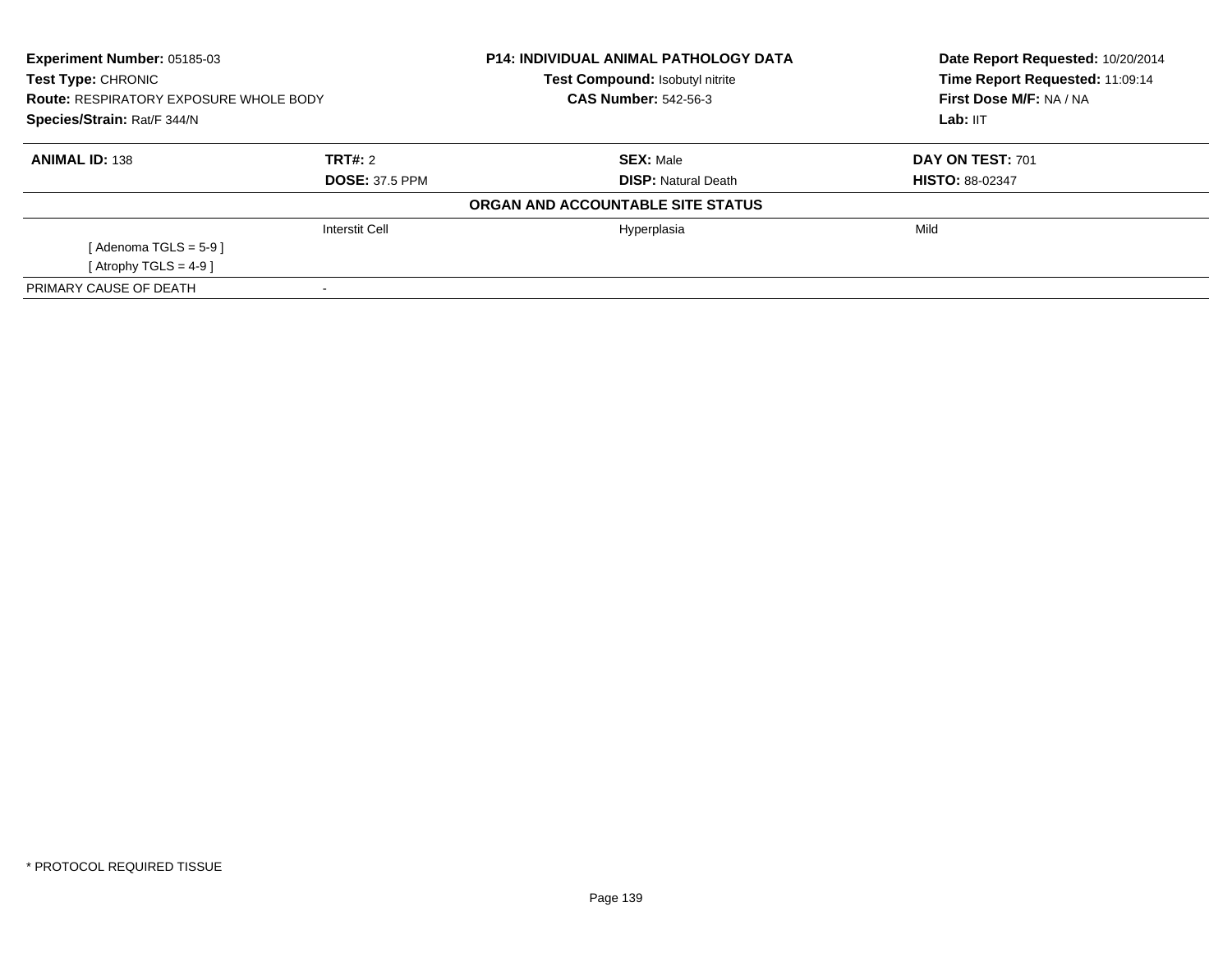| Experiment Number: 05185-03 | P14: INDIVIDUAL ANIMAL PATHOLOGY DATA | Date Report Requested: 10/20/2014 |
|---|---|---|
| Test Type: CHRONIC | Test Compound: Isobutyl nitrite | Time Report Requested: 11:09:14 |
| Route: RESPIRATORY EXPOSURE WHOLE BODY | CAS Number: 542-56-3 | First Dose M/F: NA / NA |
| Species/Strain: Rat/F 344/N | | Lab: IIT |

| ANIMAL ID: 138 | TRT#: 2 | SEX: Male | DAY ON TEST: 701 |
|---|---|---|---|
| | DOSE: 37.5 PPM | DISP: Natural Death | HISTO: 88-02347 |

**ORGAN AND ACCOUNTABLE SITE STATUS**

| | | | |
|---|---|---|---|
| | Interstit Cell | Hyperplasia | Mild |
| [ Adenoma TGLS = 5-9 ] | | | |
| [ Atrophy TGLS = 4-9 ] | | | |
| PRIMARY CAUSE OF DEATH | - | | |

* PROTOCOL REQUIRED TISSUE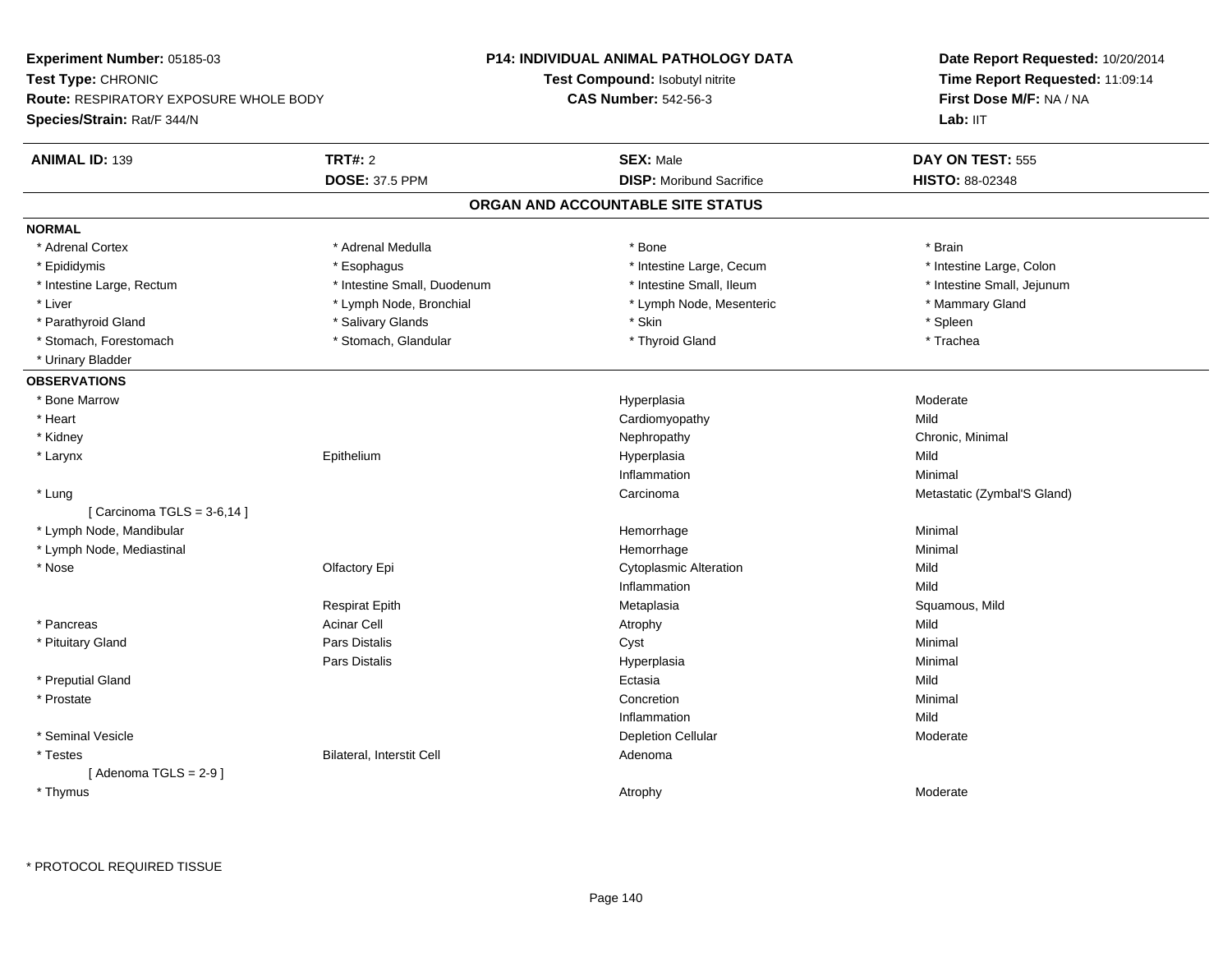**Experiment Number:** 05185-03
**Test Type:** CHRONIC
**Route:** RESPIRATORY EXPOSURE WHOLE BODY
**Species/Strain:** Rat/F 344/N

**P14: INDIVIDUAL ANIMAL PATHOLOGY DATA**
**Test Compound:** Isobutyl nitrite
**CAS Number:** 542-56-3

**Date Report Requested:** 10/20/2014
**Time Report Requested:** 11:09:14
**First Dose M/F:** NA / NA
**Lab:** IIT

| **ANIMAL ID:** 139 | **TRT#:** 2 | **SEX:** Male | **DAY ON TEST:** 555 |
|---|---|---|---|
| | **DOSE:** 37.5 PPM | **DISP:** Moribund Sacrifice | **HISTO:** 88-02348 |

## ORGAN AND ACCOUNTABLE SITE STATUS

**NORMAL**

| | | | |
|---|---|---|---|
| * Adrenal Cortex | * Adrenal Medulla | * Bone | * Brain |
| * Epididymis | * Esophagus | * Intestine Large, Cecum | * Intestine Large, Colon |
| * Intestine Large, Rectum | * Intestine Small, Duodenum | * Intestine Small, Ileum | * Intestine Small, Jejunum |
| * Liver | * Lymph Node, Bronchial | * Lymph Node, Mesenteric | * Mammary Gland |
| * Parathyroid Gland | * Salivary Glands | * Skin | * Spleen |
| * Stomach, Forestomach | * Stomach, Glandular | * Thyroid Gland | * Trachea |
| * Urinary Bladder | | | |

**OBSERVATIONS**

| | | | |
|---|---|---|---|
| * Bone Marrow | | Hyperplasia | Moderate |
| * Heart | | Cardiomyopathy | Mild |
| * Kidney | | Nephropathy | Chronic, Minimal |
| * Larynx | Epithelium | Hyperplasia | Mild |
| | | Inflammation | Minimal |
| * Lung | | Carcinoma | Metastatic (Zymbal'S Gland) |
| [ Carcinoma TGLS = 3-6,14 ] | | | |
| * Lymph Node, Mandibular | | Hemorrhage | Minimal |
| * Lymph Node, Mediastinal | | Hemorrhage | Minimal |
| * Nose | Olfactory Epi | Cytoplasmic Alteration | Mild |
| | | Inflammation | Mild |
| | Respirat Epith | Metaplasia | Squamous, Mild |
| * Pancreas | Acinar Cell | Atrophy | Mild |
| * Pituitary Gland | Pars Distalis | Cyst | Minimal |
| | Pars Distalis | Hyperplasia | Minimal |
| * Preputial Gland | | Ectasia | Mild |
| * Prostate | | Concretion | Minimal |
| | | Inflammation | Mild |
| * Seminal Vesicle | | Depletion Cellular | Moderate |
| * Testes | Bilateral, Interstit Cell | Adenoma | |
| [ Adenoma TGLS = 2-9 ] | | | |
| * Thymus | | Atrophy | Moderate |

* PROTOCOL REQUIRED TISSUE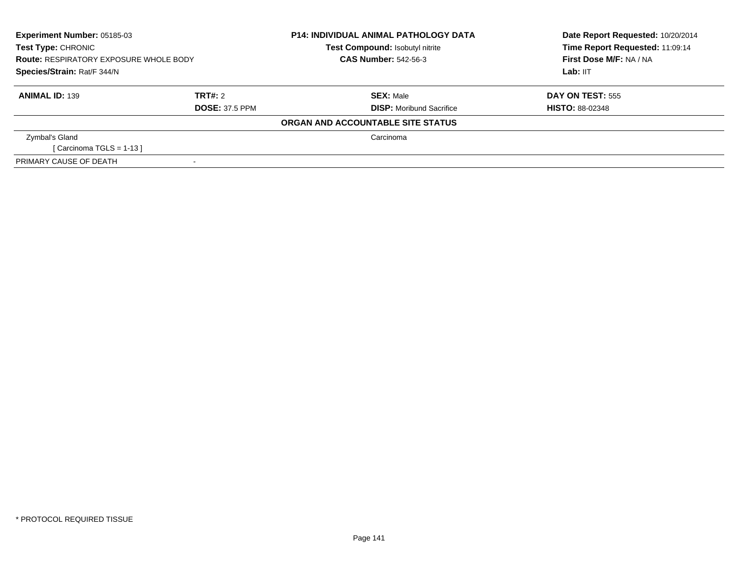**Experiment Number:** 05185-03
**Test Type:** CHRONIC
**Route:** RESPIRATORY EXPOSURE WHOLE BODY
**Species/Strain:** Rat/F 344/N

**P14: INDIVIDUAL ANIMAL PATHOLOGY DATA**
**Test Compound:** Isobutyl nitrite
**CAS Number:** 542-56-3

**Date Report Requested:** 10/20/2014
**Time Report Requested:** 11:09:14
**First Dose M/F:** NA / NA
**Lab:** IIT

| **ANIMAL ID:** 139 | **TRT#:** 2 | **SEX:** Male | **DAY ON TEST:** 555 |
|---|---|---|---|
| | **DOSE:** 37.5 PPM | **DISP:** Moribund Sacrifice | **HISTO:** 88-02348 |

**ORGAN AND ACCOUNTABLE SITE STATUS**

| | | |
|---|---|---|
| Zymbal's Gland<br>[ Carcinoma TGLS = 1-13 ] | | Carcinoma |
| PRIMARY CAUSE OF DEATH | - | |

* PROTOCOL REQUIRED TISSUE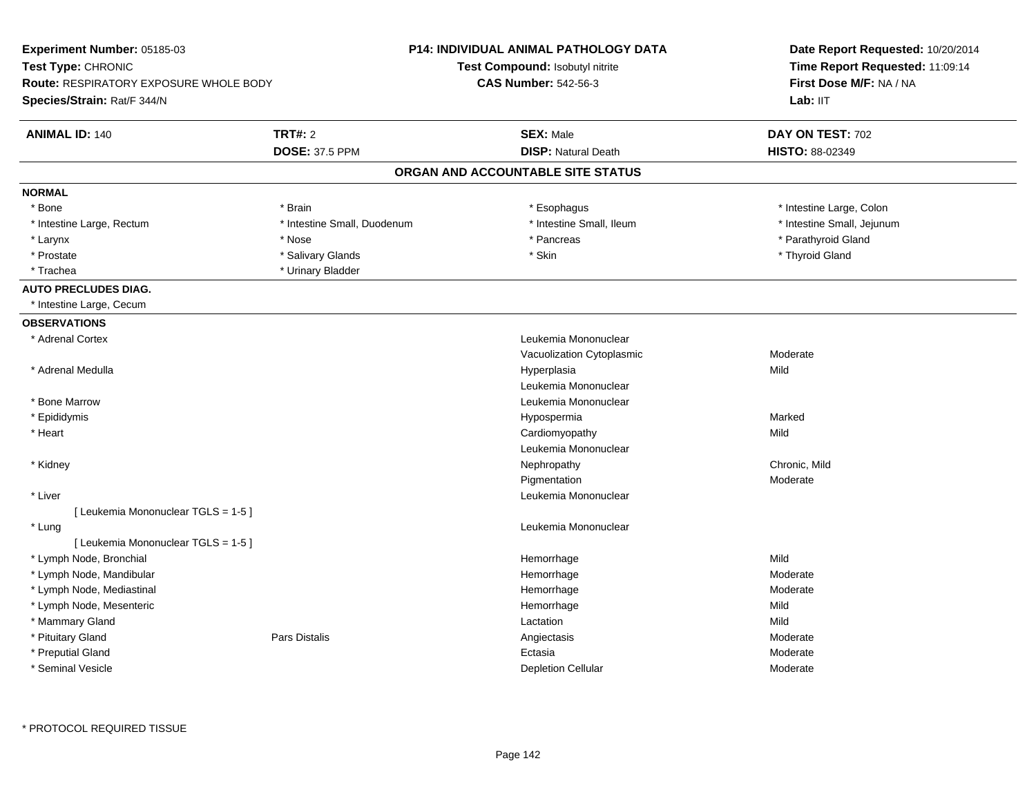**Experiment Number:** 05185-03
**Test Type:** CHRONIC
**Route:** RESPIRATORY EXPOSURE WHOLE BODY
**Species/Strain:** Rat/F 344/N

**P14: INDIVIDUAL ANIMAL PATHOLOGY DATA**
**Test Compound:** Isobutyl nitrite
**CAS Number:** 542-56-3

**Date Report Requested:** 10/20/2014
**Time Report Requested:** 11:09:14
**First Dose M/F:** NA / NA
**Lab:** IIT

| **ANIMAL ID:** 140 | **TRT#:** 2 | **SEX:** Male | **DAY ON TEST:** 702 |
|---|---|---|---|
| | **DOSE:** 37.5 PPM | **DISP:** Natural Death | **HISTO:** 88-02349 |

## ORGAN AND ACCOUNTABLE SITE STATUS

**NORMAL**

| | | | |
|---|---|---|---|
| * Bone | * Brain | * Esophagus | * Intestine Large, Colon |
| * Intestine Large, Rectum | * Intestine Small, Duodenum | * Intestine Small, Ileum | * Intestine Small, Jejunum |
| * Larynx | * Nose | * Pancreas | * Parathyroid Gland |
| * Prostate | * Salivary Glands | * Skin | * Thyroid Gland |
| * Trachea | * Urinary Bladder | | |

**AUTO PRECLUDES DIAG.**

* Intestine Large, Cecum

**OBSERVATIONS**

| Organ | Site | Observation | Severity |
|---|---|---|---|
| * Adrenal Cortex | | Leukemia Mononuclear | |
| | | Vacuolization Cytoplasmic | Moderate |
| * Adrenal Medulla | | Hyperplasia | Mild |
| | | Leukemia Mononuclear | |
| * Bone Marrow | | Leukemia Mononuclear | |
| * Epididymis | | Hypospermia | Marked |
| * Heart | | Cardiomyopathy | Mild |
| | | Leukemia Mononuclear | |
| * Kidney | | Nephropathy | Chronic, Mild |
| | | Pigmentation | Moderate |
| * Liver | | Leukemia Mononuclear | |
| [ Leukemia Mononuclear TGLS = 1-5 ] | | | |
| * Lung | | Leukemia Mononuclear | |
| [ Leukemia Mononuclear TGLS = 1-5 ] | | | |
| * Lymph Node, Bronchial | | Hemorrhage | Mild |
| * Lymph Node, Mandibular | | Hemorrhage | Moderate |
| * Lymph Node, Mediastinal | | Hemorrhage | Moderate |
| * Lymph Node, Mesenteric | | Hemorrhage | Mild |
| * Mammary Gland | | Lactation | Mild |
| * Pituitary Gland | Pars Distalis | Angiectasis | Moderate |
| * Preputial Gland | | Ectasia | Moderate |
| * Seminal Vesicle | | Depletion Cellular | Moderate |

* PROTOCOL REQUIRED TISSUE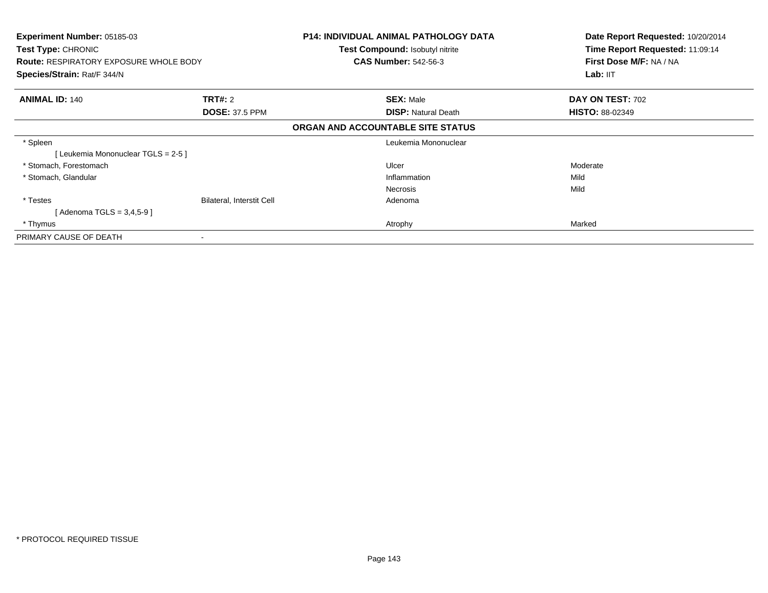**Experiment Number:** 05185-03
**Test Type:** CHRONIC
**Route:** RESPIRATORY EXPOSURE WHOLE BODY
**Species/Strain:** Rat/F 344/N

**P14: INDIVIDUAL ANIMAL PATHOLOGY DATA**
**Test Compound:** Isobutyl nitrite
**CAS Number:** 542-56-3

**Date Report Requested:** 10/20/2014
**Time Report Requested:** 11:09:14
**First Dose M/F:** NA / NA
**Lab:** IIT

| **ANIMAL ID:** 140 | **TRT#:** 2 | **SEX:** Male | **DAY ON TEST:** 702 |
|---|---|---|---|
| | **DOSE:** 37.5 PPM | **DISP:** Natural Death | **HISTO:** 88-02349 |

**ORGAN AND ACCOUNTABLE SITE STATUS**

| | | | |
|---|---|---|---|
| * Spleen | | Leukemia Mononuclear | |
| [ Leukemia Mononuclear TGLS = 2-5 ] | | | |
| * Stomach, Forestomach | | Ulcer | Moderate |
| * Stomach, Glandular | | Inflammation | Mild |
| | | Necrosis | Mild |
| * Testes | Bilateral, Interstit Cell | Adenoma | |
| [ Adenoma TGLS = 3,4,5-9 ] | | | |
| * Thymus | | Atrophy | Marked |
| PRIMARY CAUSE OF DEATH | - | | |

* PROTOCOL REQUIRED TISSUE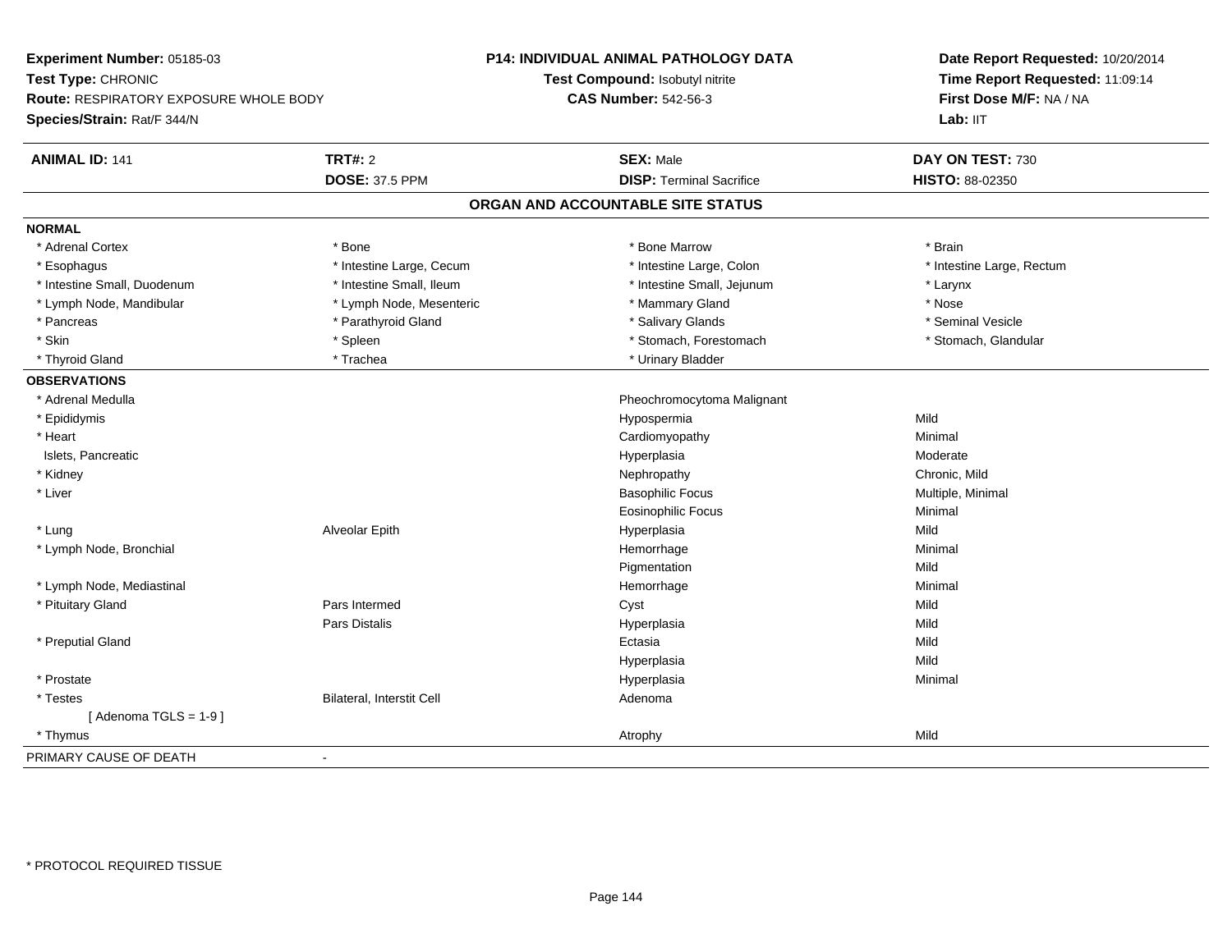**Experiment Number:** 05185-03
**Test Type:** CHRONIC
**Route:** RESPIRATORY EXPOSURE WHOLE BODY
**Species/Strain:** Rat/F 344/N

**P14: INDIVIDUAL ANIMAL PATHOLOGY DATA**
**Test Compound:** Isobutyl nitrite
**CAS Number:** 542-56-3

**Date Report Requested:** 10/20/2014
**Time Report Requested:** 11:09:14
**First Dose M/F:** NA / NA
**Lab:** IIT

| **ANIMAL ID:** 141 | **TRT#:** 2 | **SEX:** Male | **DAY ON TEST:** 730 |
|---|---|---|---|
| | **DOSE:** 37.5 PPM | **DISP:** Terminal Sacrifice | **HISTO:** 88-02350 |

## ORGAN AND ACCOUNTABLE SITE STATUS

| | | | |
|---|---|---|---|
| **NORMAL** | | | |
| * Adrenal Cortex | * Bone | * Bone Marrow | * Brain |
| * Esophagus | * Intestine Large, Cecum | * Intestine Large, Colon | * Intestine Large, Rectum |
| * Intestine Small, Duodenum | * Intestine Small, Ileum | * Intestine Small, Jejunum | * Larynx |
| * Lymph Node, Mandibular | * Lymph Node, Mesenteric | * Mammary Gland | * Nose |
| * Pancreas | * Parathyroid Gland | * Salivary Glands | * Seminal Vesicle |
| * Skin | * Spleen | * Stomach, Forestomach | * Stomach, Glandular |
| * Thyroid Gland | * Trachea | * Urinary Bladder | |
| **OBSERVATIONS** | | | |
| * Adrenal Medulla | | Pheochromocytoma Malignant | |
| * Epididymis | | Hypospermia | Mild |
| * Heart | | Cardiomyopathy | Minimal |
| Islets, Pancreatic | | Hyperplasia | Moderate |
| * Kidney | | Nephropathy | Chronic, Mild |
| * Liver | | Basophilic Focus | Multiple, Minimal |
| | | Eosinophilic Focus | Minimal |
| * Lung | Alveolar Epith | Hyperplasia | Mild |
| * Lymph Node, Bronchial | | Hemorrhage | Minimal |
| | | Pigmentation | Mild |
| * Lymph Node, Mediastinal | | Hemorrhage | Minimal |
| * Pituitary Gland | Pars Intermed | Cyst | Mild |
| | Pars Distalis | Hyperplasia | Mild |
| * Preputial Gland | | Ectasia | Mild |
| | | Hyperplasia | Mild |
| * Prostate | | Hyperplasia | Minimal |
| * Testes | Bilateral, Interstit Cell | Adenoma | |
| [ Adenoma TGLS = 1-9 ] | | | |
| * Thymus | | Atrophy | Mild |
| PRIMARY CAUSE OF DEATH | - | | |

* PROTOCOL REQUIRED TISSUE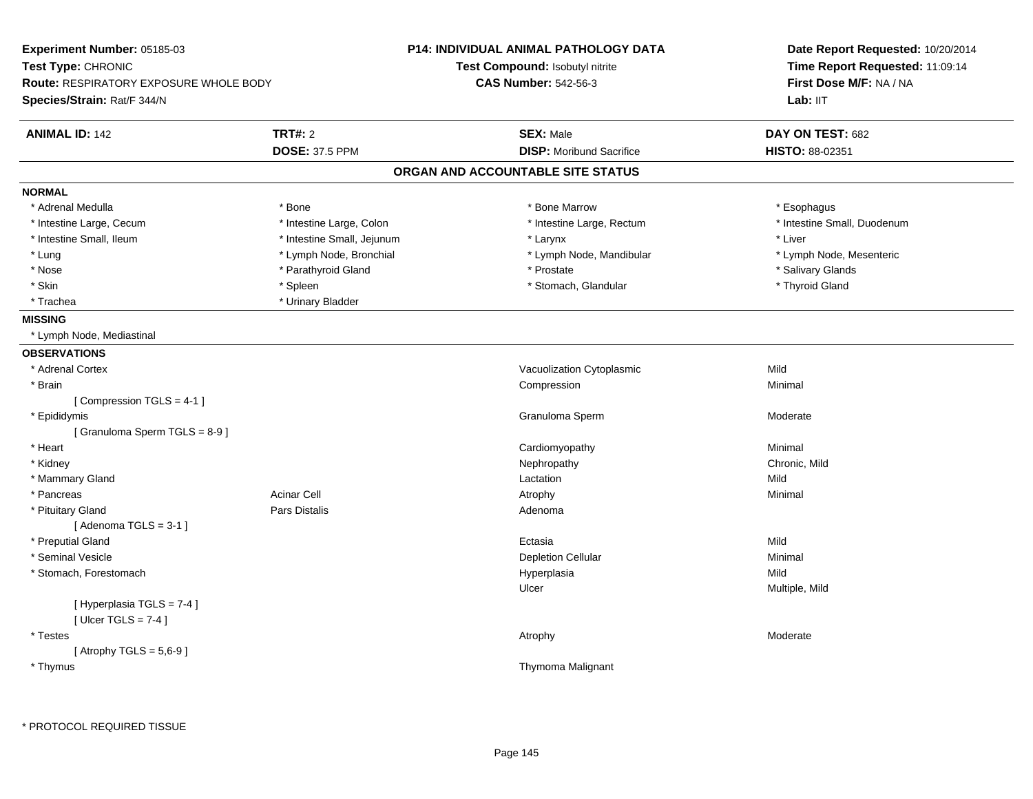**Experiment Number:** 05185-03
**Test Type:** CHRONIC
**Route:** RESPIRATORY EXPOSURE WHOLE BODY
**Species/Strain:** Rat/F 344/N

**P14: INDIVIDUAL ANIMAL PATHOLOGY DATA**
**Test Compound:** Isobutyl nitrite
**CAS Number:** 542-56-3

**Date Report Requested:** 10/20/2014
**Time Report Requested:** 11:09:14
**First Dose M/F:** NA / NA
**Lab:** IIT

| **ANIMAL ID:** 142 | **TRT#:** 2 | **SEX:** Male | **DAY ON TEST:** 682 |
|---|---|---|---|
| | **DOSE:** 37.5 PPM | **DISP:** Moribund Sacrifice | **HISTO:** 88-02351 |

## ORGAN AND ACCOUNTABLE SITE STATUS

**NORMAL**

| | | | |
|---|---|---|---|
| * Adrenal Medulla | * Bone | * Bone Marrow | * Esophagus |
| * Intestine Large, Cecum | * Intestine Large, Colon | * Intestine Large, Rectum | * Intestine Small, Duodenum |
| * Intestine Small, Ileum | * Intestine Small, Jejunum | * Larynx | * Liver |
| * Lung | * Lymph Node, Bronchial | * Lymph Node, Mandibular | * Lymph Node, Mesenteric |
| * Nose | * Parathyroid Gland | * Prostate | * Salivary Glands |
| * Skin | * Spleen | * Stomach, Glandular | * Thyroid Gland |
| * Trachea | * Urinary Bladder | | |

**MISSING**

* Lymph Node, Mediastinal

**OBSERVATIONS**

| | | | |
|---|---|---|---|
| * Adrenal Cortex | | Vacuolization Cytoplasmic | Mild |
| * Brain | | Compression | Minimal |
| [ Compression TGLS = 4-1 ] | | | |
| * Epididymis | | Granuloma Sperm | Moderate |
| [ Granuloma Sperm TGLS = 8-9 ] | | | |
| * Heart | | Cardiomyopathy | Minimal |
| * Kidney | | Nephropathy | Chronic, Mild |
| * Mammary Gland | | Lactation | Mild |
| * Pancreas | Acinar Cell | Atrophy | Minimal |
| * Pituitary Gland | Pars Distalis | Adenoma | |
| [ Adenoma TGLS = 3-1 ] | | | |
| * Preputial Gland | | Ectasia | Mild |
| * Seminal Vesicle | | Depletion Cellular | Minimal |
| * Stomach, Forestomach | | Hyperplasia | Mild |
| | | Ulcer | Multiple, Mild |
| [ Hyperplasia TGLS = 7-4 ] | | | |
| [ Ulcer TGLS = 7-4 ] | | | |
| * Testes | | Atrophy | Moderate |
| [ Atrophy TGLS = 5,6-9 ] | | | |
| * Thymus | | Thymoma Malignant | |

* PROTOCOL REQUIRED TISSUE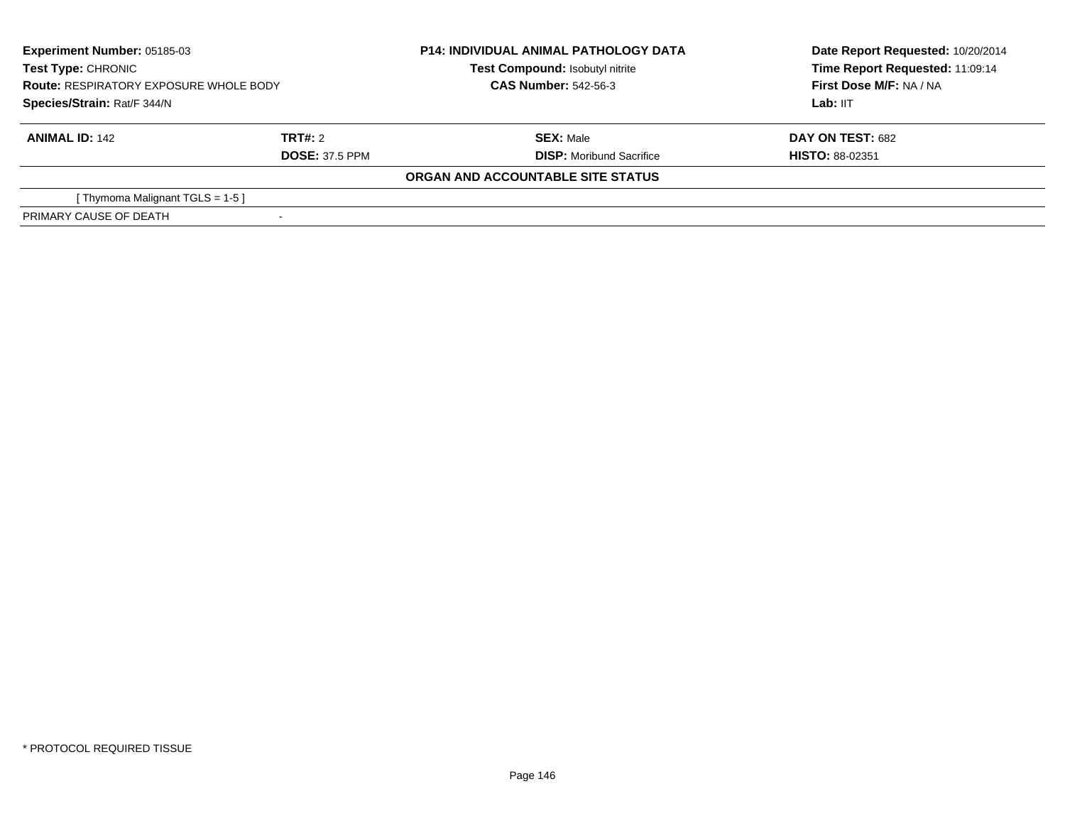**Experiment Number:** 05185-03
**Test Type:** CHRONIC
**Route:** RESPIRATORY EXPOSURE WHOLE BODY
**Species/Strain:** Rat/F 344/N

**P14: INDIVIDUAL ANIMAL PATHOLOGY DATA**
**Test Compound:** Isobutyl nitrite
**CAS Number:** 542-56-3

**Date Report Requested:** 10/20/2014
**Time Report Requested:** 11:09:14
**First Dose M/F:** NA / NA
**Lab:** IIT

| **ANIMAL ID:** 142 | **TRT#:** 2 | **SEX:** Male | **DAY ON TEST:** 682 |
|---|---|---|---|
| | **DOSE:** 37.5 PPM | **DISP:** Moribund Sacrifice | **HISTO:** 88-02351 |

**ORGAN AND ACCOUNTABLE SITE STATUS**

| | |
|---|---|
| [ Thymoma Malignant TGLS = 1-5 ] | |
| PRIMARY CAUSE OF DEATH | - |

* PROTOCOL REQUIRED TISSUE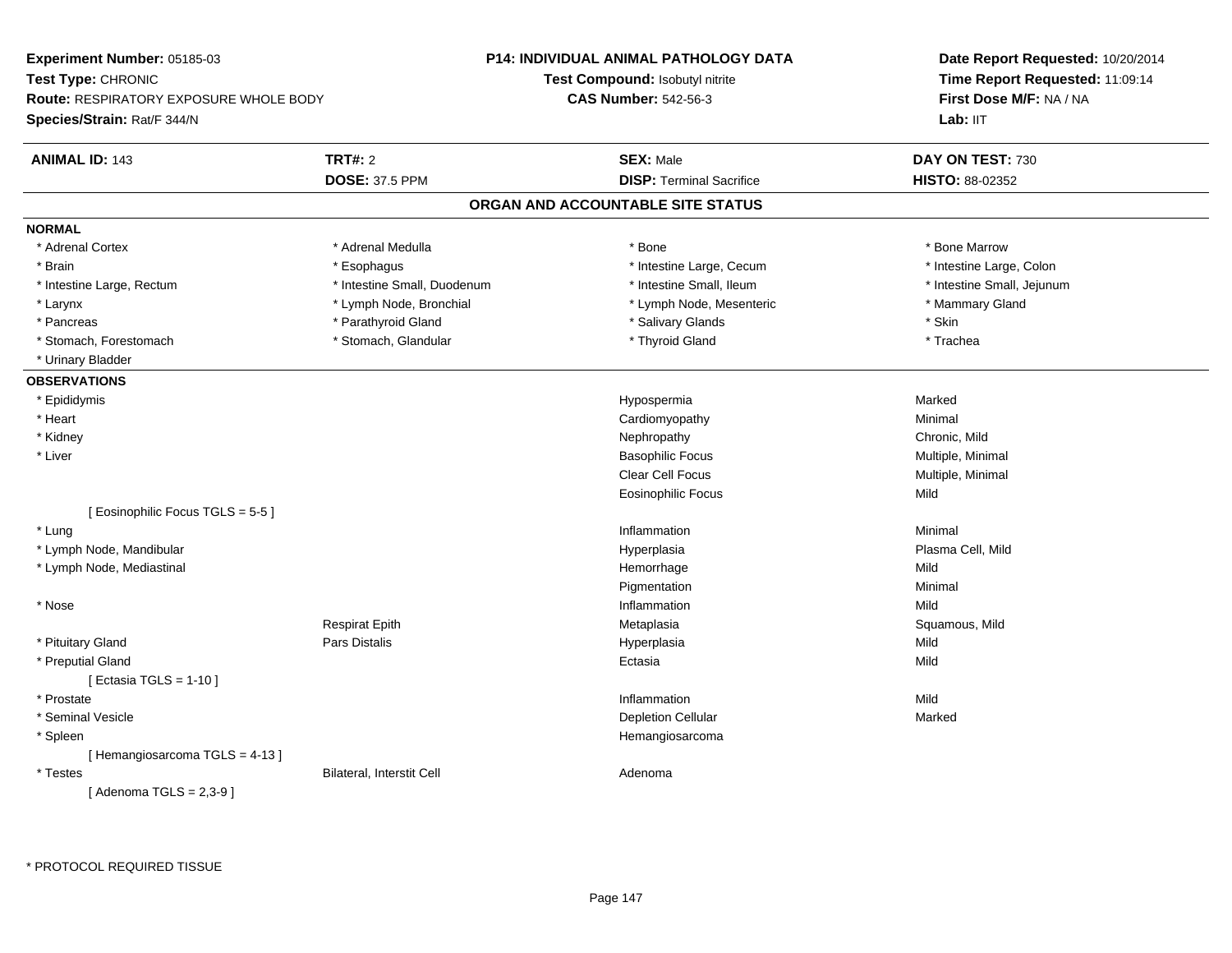**Experiment Number:** 05185-03
**Test Type:** CHRONIC
**Route:** RESPIRATORY EXPOSURE WHOLE BODY
**Species/Strain:** Rat/F 344/N

**P14: INDIVIDUAL ANIMAL PATHOLOGY DATA**
**Test Compound:** Isobutyl nitrite
**CAS Number:** 542-56-3

**Date Report Requested:** 10/20/2014
**Time Report Requested:** 11:09:14
**First Dose M/F:** NA / NA
**Lab:** IIT

| **ANIMAL ID:** 143 | **TRT#:** 2 | **SEX:** Male | **DAY ON TEST:** 730 |
|---|---|---|---|
| | **DOSE:** 37.5 PPM | **DISP:** Terminal Sacrifice | **HISTO:** 88-02352 |

## ORGAN AND ACCOUNTABLE SITE STATUS

**NORMAL**

| | | | |
|---|---|---|---|
| * Adrenal Cortex | * Adrenal Medulla | * Bone | * Bone Marrow |
| * Brain | * Esophagus | * Intestine Large, Cecum | * Intestine Large, Colon |
| * Intestine Large, Rectum | * Intestine Small, Duodenum | * Intestine Small, Ileum | * Intestine Small, Jejunum |
| * Larynx | * Lymph Node, Bronchial | * Lymph Node, Mesenteric | * Mammary Gland |
| * Pancreas | * Parathyroid Gland | * Salivary Glands | * Skin |
| * Stomach, Forestomach | * Stomach, Glandular | * Thyroid Gland | * Trachea |
| * Urinary Bladder | | | |

**OBSERVATIONS**

| Organ | Site | Observation | Severity |
|---|---|---|---|
| * Epididymis | | Hypospermia | Marked |
| * Heart | | Cardiomyopathy | Minimal |
| * Kidney | | Nephropathy | Chronic, Mild |
| * Liver | | Basophilic Focus | Multiple, Minimal |
| | | Clear Cell Focus | Multiple, Minimal |
| | | Eosinophilic Focus | Mild |
| [ Eosinophilic Focus TGLS = 5-5 ] | | | |
| * Lung | | Inflammation | Minimal |
| * Lymph Node, Mandibular | | Hyperplasia | Plasma Cell, Mild |
| * Lymph Node, Mediastinal | | Hemorrhage | Mild |
| | | Pigmentation | Minimal |
| * Nose | | Inflammation | Mild |
| | Respirat Epith | Metaplasia | Squamous, Mild |
| * Pituitary Gland | Pars Distalis | Hyperplasia | Mild |
| * Preputial Gland | | Ectasia | Mild |
| [ Ectasia TGLS = 1-10 ] | | | |
| * Prostate | | Inflammation | Mild |
| * Seminal Vesicle | | Depletion Cellular | Marked |
| * Spleen | | Hemangiosarcoma | |
| [ Hemangiosarcoma TGLS = 4-13 ] | | | |
| * Testes | Bilateral, Interstit Cell | Adenoma | |
| [ Adenoma TGLS = 2,3-9 ] | | | |

* PROTOCOL REQUIRED TISSUE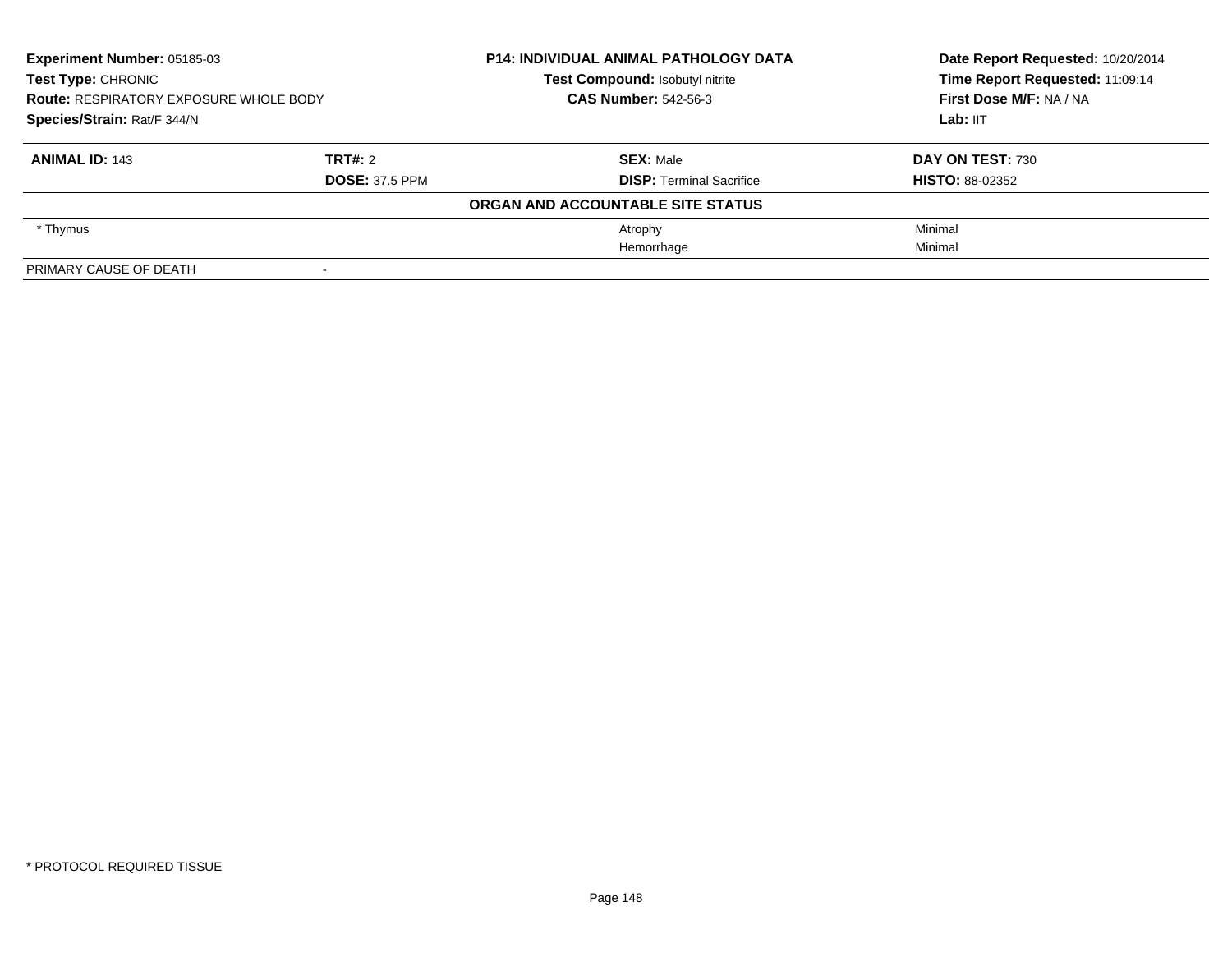| **Experiment Number:** 05185-03 | **P14: INDIVIDUAL ANIMAL PATHOLOGY DATA** | **Date Report Requested:** 10/20/2014 |
|---|---|---|
| **Test Type:** CHRONIC | **Test Compound:** Isobutyl nitrite | **Time Report Requested:** 11:09:14 |
| **Route:** RESPIRATORY EXPOSURE WHOLE BODY | **CAS Number:** 542-56-3 | **First Dose M/F:** NA / NA |
| **Species/Strain:** Rat/F 344/N | | **Lab:** IIT |

| **ANIMAL ID:** 143 | **TRT#:** 2 | **SEX:** Male | **DAY ON TEST:** 730 |
|---|---|---|---|
| | **DOSE:** 37.5 PPM | **DISP:** Terminal Sacrifice | **HISTO:** 88-02352 |
| | | **ORGAN AND ACCOUNTABLE SITE STATUS** | |
| * Thymus | | Atrophy | Minimal |
| | | Hemorrhage | Minimal |
| PRIMARY CAUSE OF DEATH | - | | |

* PROTOCOL REQUIRED TISSUE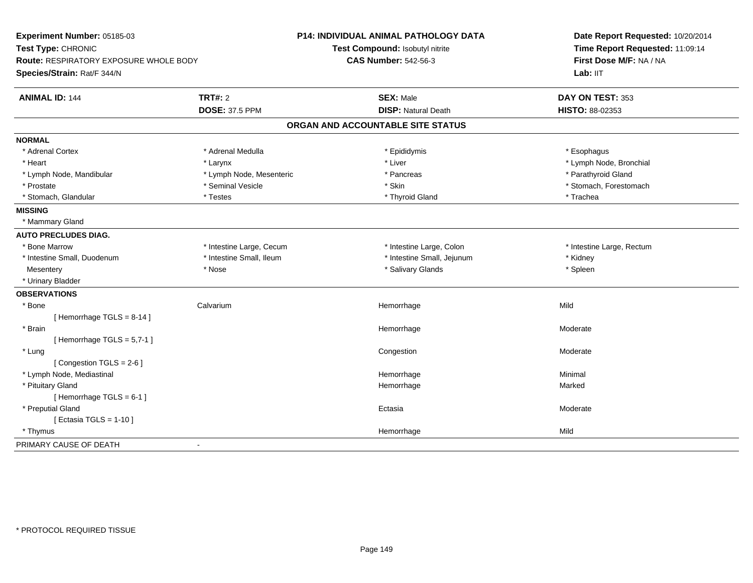**Experiment Number:** 05185-03
**Test Type:** CHRONIC
**Route:** RESPIRATORY EXPOSURE WHOLE BODY
**Species/Strain:** Rat/F 344/N

**P14: INDIVIDUAL ANIMAL PATHOLOGY DATA**
**Test Compound:** Isobutyl nitrite
**CAS Number:** 542-56-3

**Date Report Requested:** 10/20/2014
**Time Report Requested:** 11:09:14
**First Dose M/F:** NA / NA
**Lab:** IIT

| **ANIMAL ID:** 144 | **TRT#:** 2 | **SEX:** Male | **DAY ON TEST:** 353 |
|---|---|---|---|
| | **DOSE:** 37.5 PPM | **DISP:** Natural Death | **HISTO:** 88-02353 |

## ORGAN AND ACCOUNTABLE SITE STATUS

**NORMAL**

| | | | |
|---|---|---|---|
| * Adrenal Cortex | * Adrenal Medulla | * Epididymis | * Esophagus |
| * Heart | * Larynx | * Liver | * Lymph Node, Bronchial |
| * Lymph Node, Mandibular | * Lymph Node, Mesenteric | * Pancreas | * Parathyroid Gland |
| * Prostate | * Seminal Vesicle | * Skin | * Stomach, Forestomach |
| * Stomach, Glandular | * Testes | * Thyroid Gland | * Trachea |

**MISSING**

* Mammary Gland

**AUTO PRECLUDES DIAG.**

| | | | |
|---|---|---|---|
| * Bone Marrow | * Intestine Large, Cecum | * Intestine Large, Colon | * Intestine Large, Rectum |
| * Intestine Small, Duodenum | * Intestine Small, Ileum | * Intestine Small, Jejunum | * Kidney |
| Mesentery | * Nose | * Salivary Glands | * Spleen |
| * Urinary Bladder | | | |

**OBSERVATIONS**

| | | | |
|---|---|---|---|
| * Bone | Calvarium | Hemorrhage | Mild |
| [ Hemorrhage TGLS = 8-14 ] | | | |
| * Brain | | Hemorrhage | Moderate |
| [ Hemorrhage TGLS = 5,7-1 ] | | | |
| * Lung | | Congestion | Moderate |
| [ Congestion TGLS = 2-6 ] | | | |
| * Lymph Node, Mediastinal | | Hemorrhage | Minimal |
| * Pituitary Gland | | Hemorrhage | Marked |
| [ Hemorrhage TGLS = 6-1 ] | | | |
| * Preputial Gland | | Ectasia | Moderate |
| [ Ectasia TGLS = 1-10 ] | | | |
| * Thymus | | Hemorrhage | Mild |

PRIMARY CAUSE OF DEATH -

\* PROTOCOL REQUIRED TISSUE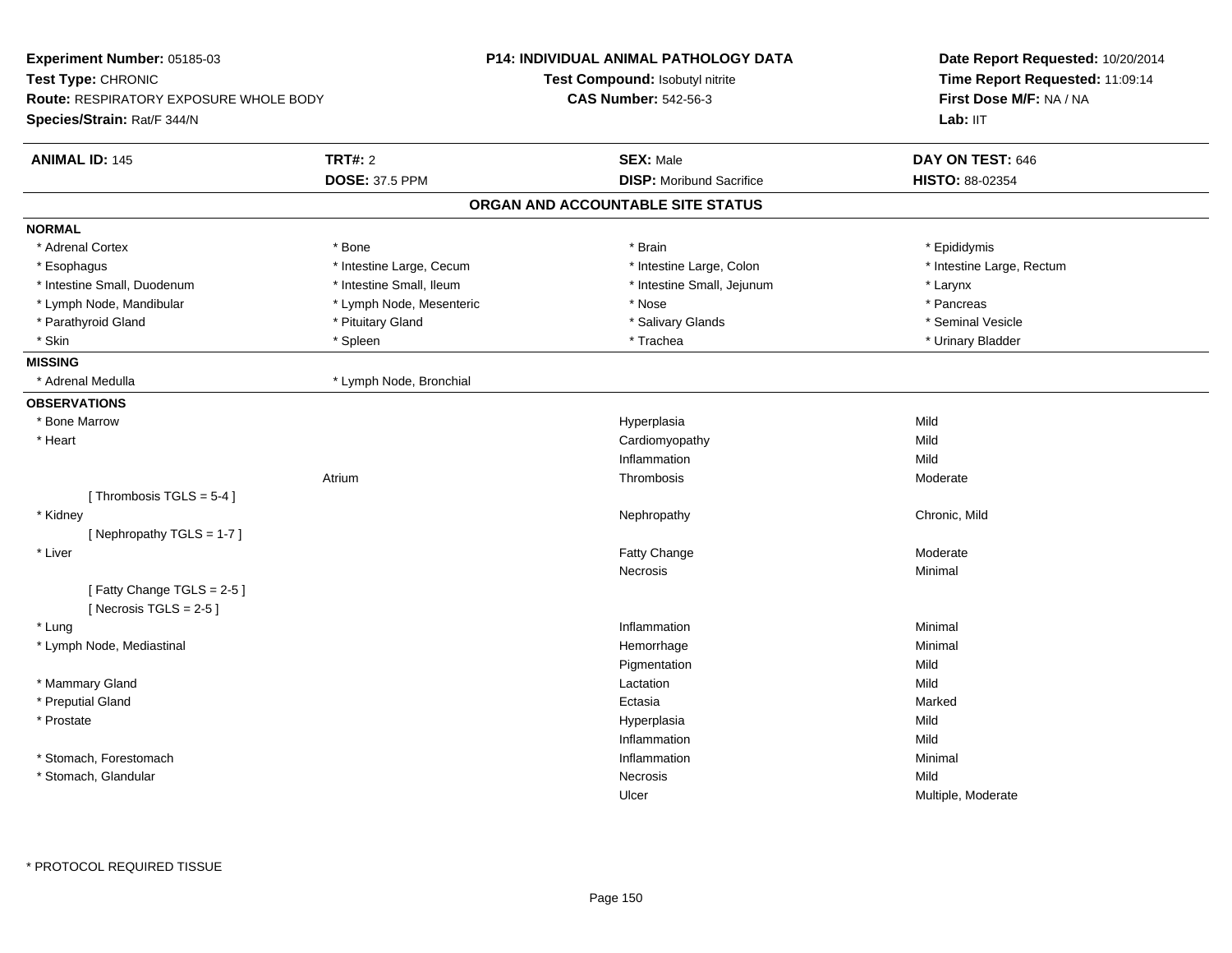**Experiment Number:** 05185-03
**Test Type:** CHRONIC
**Route:** RESPIRATORY EXPOSURE WHOLE BODY
**Species/Strain:** Rat/F 344/N

**P14: INDIVIDUAL ANIMAL PATHOLOGY DATA**
**Test Compound:** Isobutyl nitrite
**CAS Number:** 542-56-3

**Date Report Requested:** 10/20/2014
**Time Report Requested:** 11:09:14
**First Dose M/F:** NA / NA
**Lab:** IIT

| **ANIMAL ID:** 145 | **TRT#:** 2 | **SEX:** Male | **DAY ON TEST:** 646 |
|---|---|---|---|
| | **DOSE:** 37.5 PPM | **DISP:** Moribund Sacrifice | **HISTO:** 88-02354 |

## ORGAN AND ACCOUNTABLE SITE STATUS

**NORMAL**

| | | | |
|---|---|---|---|
| * Adrenal Cortex | * Bone | * Brain | * Epididymis |
| * Esophagus | * Intestine Large, Cecum | * Intestine Large, Colon | * Intestine Large, Rectum |
| * Intestine Small, Duodenum | * Intestine Small, Ileum | * Intestine Small, Jejunum | * Larynx |
| * Lymph Node, Mandibular | * Lymph Node, Mesenteric | * Nose | * Pancreas |
| * Parathyroid Gland | * Pituitary Gland | * Salivary Glands | * Seminal Vesicle |
| * Skin | * Spleen | * Trachea | * Urinary Bladder |

**MISSING**

| | |
|---|---|
| * Adrenal Medulla | * Lymph Node, Bronchial |

**OBSERVATIONS**

| Organ | Site | Observation | Severity |
|---|---|---|---|
| * Bone Marrow | | Hyperplasia | Mild |
| * Heart | | Cardiomyopathy | Mild |
| | | Inflammation | Mild |
| | Atrium | Thrombosis | Moderate |
| [ Thrombosis TGLS = 5-4 ] | | | |
| * Kidney | | Nephropathy | Chronic, Mild |
| [ Nephropathy TGLS = 1-7 ] | | | |
| * Liver | | Fatty Change | Moderate |
| | | Necrosis | Minimal |
| [ Fatty Change TGLS = 2-5 ] | | | |
| [ Necrosis TGLS = 2-5 ] | | | |
| * Lung | | Inflammation | Minimal |
| * Lymph Node, Mediastinal | | Hemorrhage | Minimal |
| | | Pigmentation | Mild |
| * Mammary Gland | | Lactation | Mild |
| * Preputial Gland | | Ectasia | Marked |
| * Prostate | | Hyperplasia | Mild |
| | | Inflammation | Mild |
| * Stomach, Forestomach | | Inflammation | Minimal |
| * Stomach, Glandular | | Necrosis | Mild |
| | | Ulcer | Multiple, Moderate |

* PROTOCOL REQUIRED TISSUE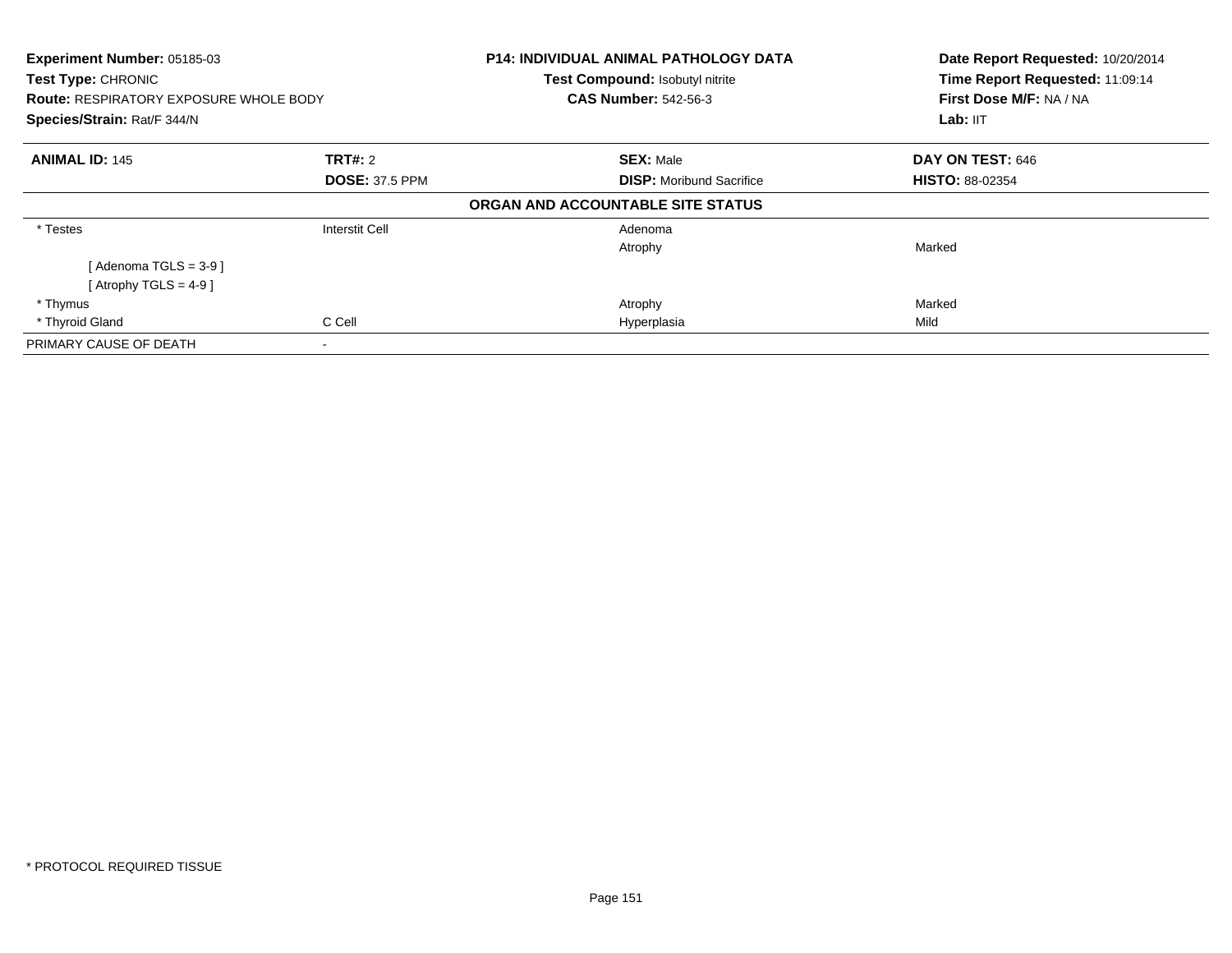**Experiment Number:** 05185-03
**Test Type:** CHRONIC
**Route:** RESPIRATORY EXPOSURE WHOLE BODY
**Species/Strain:** Rat/F 344/N

**P14: INDIVIDUAL ANIMAL PATHOLOGY DATA**
**Test Compound:** Isobutyl nitrite
**CAS Number:** 542-56-3

**Date Report Requested:** 10/20/2014
**Time Report Requested:** 11:09:14
**First Dose M/F:** NA / NA
**Lab:** IIT

| **ANIMAL ID:** 145 | **TRT#:** 2 | **SEX:** Male | **DAY ON TEST:** 646 |
|---|---|---|---|
| | **DOSE:** 37.5 PPM | **DISP:** Moribund Sacrifice | **HISTO:** 88-02354 |

**ORGAN AND ACCOUNTABLE SITE STATUS**

| | | | |
|---|---|---|---|
| * Testes | Interstit Cell | Adenoma | |
| | | Atrophy | Marked |
| [ Adenoma TGLS = 3-9 ] | | | |
| [ Atrophy TGLS = 4-9 ] | | | |
| * Thymus | | Atrophy | Marked |
| * Thyroid Gland | C Cell | Hyperplasia | Mild |
| PRIMARY CAUSE OF DEATH | - | | |

* PROTOCOL REQUIRED TISSUE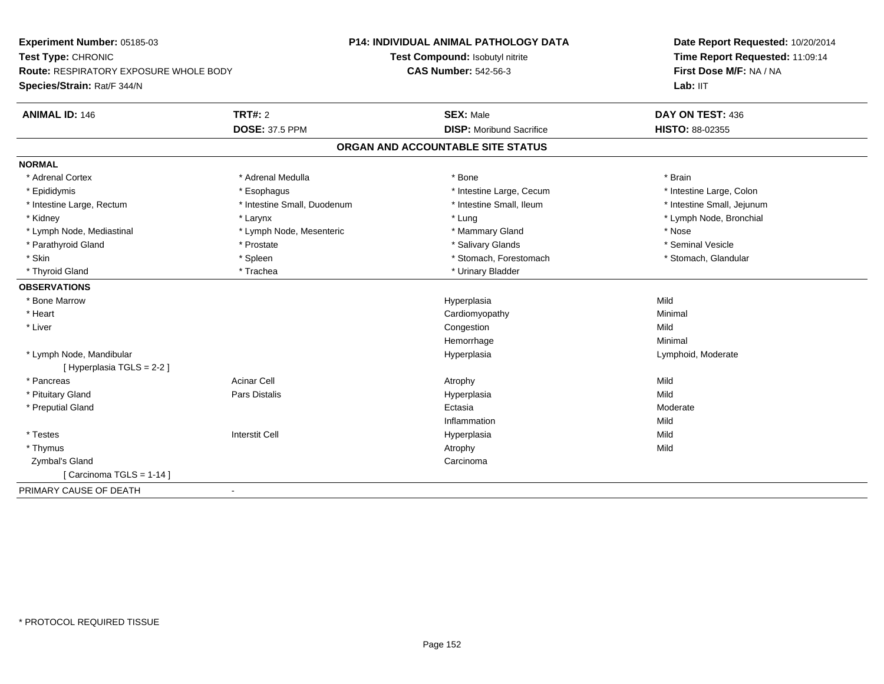**Experiment Number:** 05185-03
**Test Type:** CHRONIC
**Route:** RESPIRATORY EXPOSURE WHOLE BODY
**Species/Strain:** Rat/F 344/N

**P14: INDIVIDUAL ANIMAL PATHOLOGY DATA**
**Test Compound:** Isobutyl nitrite
**CAS Number:** 542-56-3

**Date Report Requested:** 10/20/2014
**Time Report Requested:** 11:09:14
**First Dose M/F:** NA / NA
**Lab:** IIT

| **ANIMAL ID:** 146 | **TRT#:** 2 | **SEX:** Male | **DAY ON TEST:** 436 |
|---|---|---|---|
| | **DOSE:** 37.5 PPM | **DISP:** Moribund Sacrifice | **HISTO:** 88-02355 |

## ORGAN AND ACCOUNTABLE SITE STATUS

**NORMAL**

| | | | |
|---|---|---|---|
| * Adrenal Cortex | * Adrenal Medulla | * Bone | * Brain |
| * Epididymis | * Esophagus | * Intestine Large, Cecum | * Intestine Large, Colon |
| * Intestine Large, Rectum | * Intestine Small, Duodenum | * Intestine Small, Ileum | * Intestine Small, Jejunum |
| * Kidney | * Larynx | * Lung | * Lymph Node, Bronchial |
| * Lymph Node, Mediastinal | * Lymph Node, Mesenteric | * Mammary Gland | * Nose |
| * Parathyroid Gland | * Prostate | * Salivary Glands | * Seminal Vesicle |
| * Skin | * Spleen | * Stomach, Forestomach | * Stomach, Glandular |
| * Thyroid Gland | * Trachea | * Urinary Bladder | |

**OBSERVATIONS**

| | | | |
|---|---|---|---|
| * Bone Marrow | | Hyperplasia | Mild |
| * Heart | | Cardiomyopathy | Minimal |
| * Liver | | Congestion | Mild |
| | | Hemorrhage | Minimal |
| * Lymph Node, Mandibular | | Hyperplasia | Lymphoid, Moderate |
| [ Hyperplasia TGLS = 2-2 ] | | | |
| * Pancreas | Acinar Cell | Atrophy | Mild |
| * Pituitary Gland | Pars Distalis | Hyperplasia | Mild |
| * Preputial Gland | | Ectasia | Moderate |
| | | Inflammation | Mild |
| * Testes | Interstit Cell | Hyperplasia | Mild |
| * Thymus | | Atrophy | Mild |
| Zymbal's Gland | | Carcinoma | |
| [ Carcinoma TGLS = 1-14 ] | | | |

PRIMARY CAUSE OF DEATH -

* PROTOCOL REQUIRED TISSUE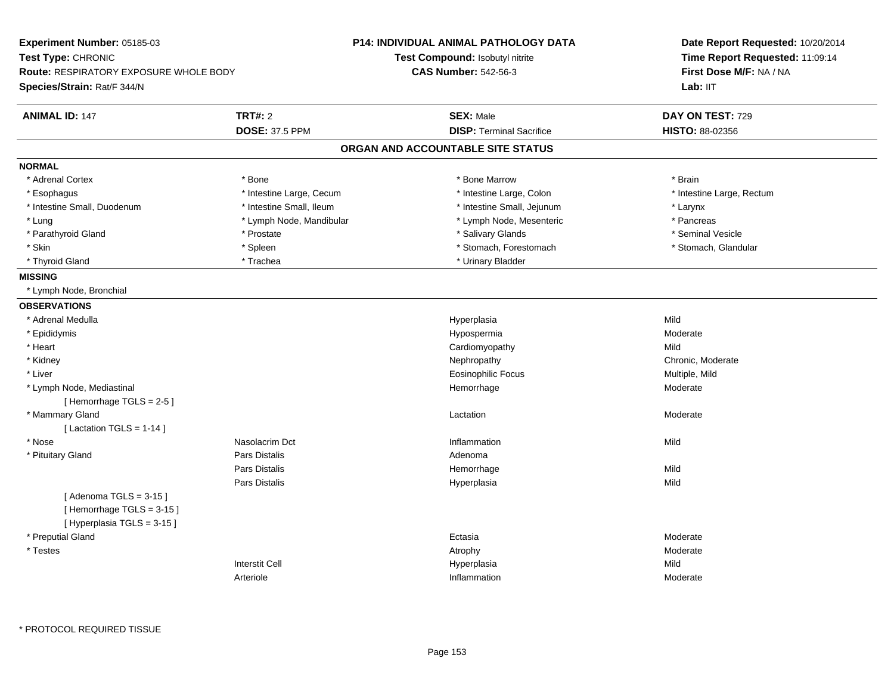**Experiment Number:** 05185-03
**Test Type:** CHRONIC
**Route:** RESPIRATORY EXPOSURE WHOLE BODY
**Species/Strain:** Rat/F 344/N

**P14: INDIVIDUAL ANIMAL PATHOLOGY DATA**
**Test Compound:** Isobutyl nitrite
**CAS Number:** 542-56-3

**Date Report Requested:** 10/20/2014
**Time Report Requested:** 11:09:14
**First Dose M/F:** NA / NA
**Lab:** IIT

| **ANIMAL ID:** 147 | **TRT#:** 2 | **SEX:** Male | **DAY ON TEST:** 729 |
|---|---|---|---|
| | **DOSE:** 37.5 PPM | **DISP:** Terminal Sacrifice | **HISTO:** 88-02356 |

## ORGAN AND ACCOUNTABLE SITE STATUS

**NORMAL**

| | | | |
|---|---|---|---|
| * Adrenal Cortex | * Bone | * Bone Marrow | * Brain |
| * Esophagus | * Intestine Large, Cecum | * Intestine Large, Colon | * Intestine Large, Rectum |
| * Intestine Small, Duodenum | * Intestine Small, Ileum | * Intestine Small, Jejunum | * Larynx |
| * Lung | * Lymph Node, Mandibular | * Lymph Node, Mesenteric | * Pancreas |
| * Parathyroid Gland | * Prostate | * Salivary Glands | * Seminal Vesicle |
| * Skin | * Spleen | * Stomach, Forestomach | * Stomach, Glandular |
| * Thyroid Gland | * Trachea | * Urinary Bladder | |

**MISSING**

* Lymph Node, Bronchial

**OBSERVATIONS**

| | | | |
|---|---|---|---|
| * Adrenal Medulla | | Hyperplasia | Mild |
| * Epididymis | | Hypospermia | Moderate |
| * Heart | | Cardiomyopathy | Mild |
| * Kidney | | Nephropathy | Chronic, Moderate |
| * Liver | | Eosinophilic Focus | Multiple, Mild |
| * Lymph Node, Mediastinal | | Hemorrhage | Moderate |
| [ Hemorrhage TGLS = 2-5 ] | | | |
| * Mammary Gland | | Lactation | Moderate |
| [ Lactation TGLS = 1-14 ] | | | |
| * Nose | Nasolacrim Dct | Inflammation | Mild |
| * Pituitary Gland | Pars Distalis | Adenoma | |
| | Pars Distalis | Hemorrhage | Mild |
| | Pars Distalis | Hyperplasia | Mild |
| [ Adenoma TGLS = 3-15 ] | | | |
| [ Hemorrhage TGLS = 3-15 ] | | | |
| [ Hyperplasia TGLS = 3-15 ] | | | |
| * Preputial Gland | | Ectasia | Moderate |
| * Testes | | Atrophy | Moderate |
| | Interstit Cell | Hyperplasia | Mild |
| | Arteriole | Inflammation | Moderate |

* PROTOCOL REQUIRED TISSUE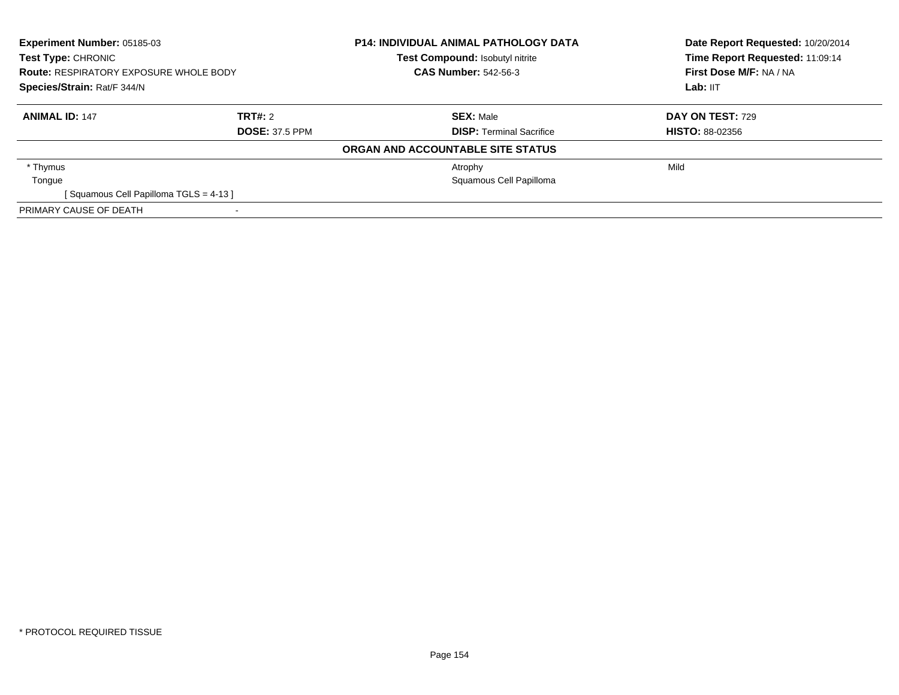**Experiment Number:** 05185-03
**Test Type:** CHRONIC
**Route:** RESPIRATORY EXPOSURE WHOLE BODY
**Species/Strain:** Rat/F 344/N

**P14: INDIVIDUAL ANIMAL PATHOLOGY DATA**
**Test Compound:** Isobutyl nitrite
**CAS Number:** 542-56-3

**Date Report Requested:** 10/20/2014
**Time Report Requested:** 11:09:14
**First Dose M/F:** NA / NA
**Lab:** IIT

| **ANIMAL ID:** 147 | **TRT#:** 2 | **SEX:** Male | **DAY ON TEST:** 729 |
|---|---|---|---|
| | **DOSE:** 37.5 PPM | **DISP:** Terminal Sacrifice | **HISTO:** 88-02356 |

**ORGAN AND ACCOUNTABLE SITE STATUS**

| | | |
|---|---|---|
| * Thymus | Atrophy | Mild |
| Tongue | Squamous Cell Papilloma | |
| [ Squamous Cell Papilloma TGLS = 4-13 ] | | |
| PRIMARY CAUSE OF DEATH | - | |

* PROTOCOL REQUIRED TISSUE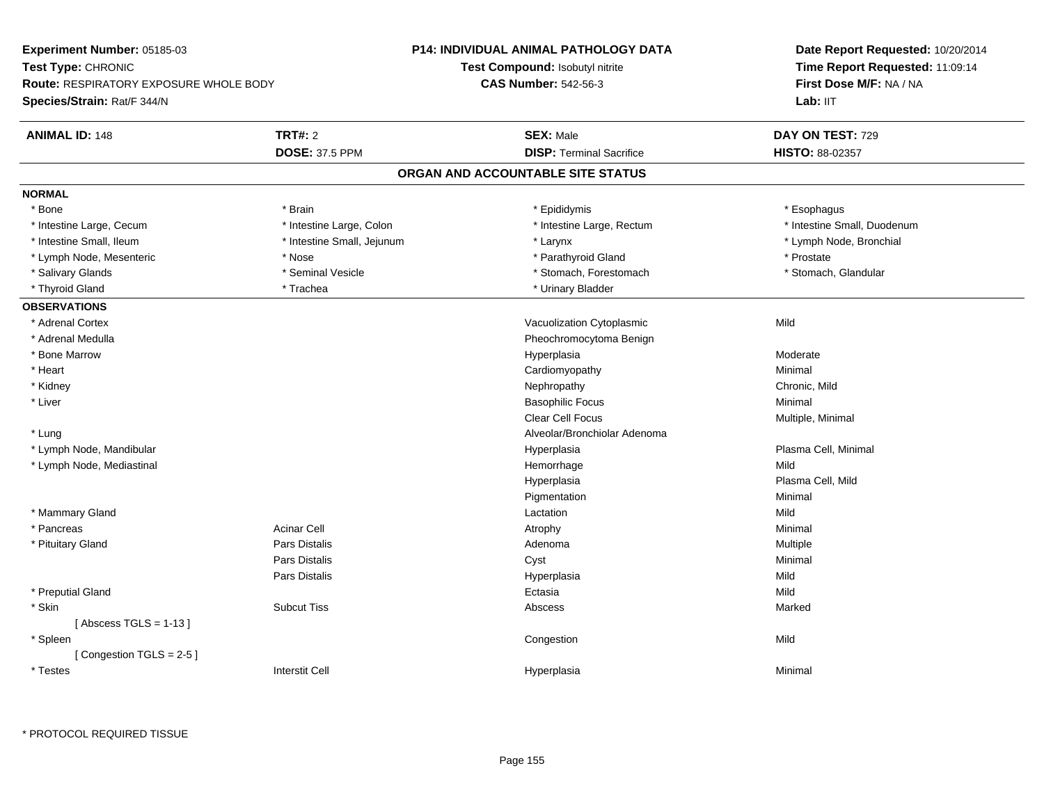**Experiment Number:** 05185-03
**Test Type:** CHRONIC
**Route:** RESPIRATORY EXPOSURE WHOLE BODY
**Species/Strain:** Rat/F 344/N

**P14: INDIVIDUAL ANIMAL PATHOLOGY DATA**
**Test Compound:** Isobutyl nitrite
**CAS Number:** 542-56-3

**Date Report Requested:** 10/20/2014
**Time Report Requested:** 11:09:14
**First Dose M/F:** NA / NA
**Lab:** IIT

| **ANIMAL ID:** 148 | **TRT#:** 2 | **SEX:** Male | **DAY ON TEST:** 729 |
|---|---|---|---|
| | **DOSE:** 37.5 PPM | **DISP:** Terminal Sacrifice | **HISTO:** 88-02357 |

## ORGAN AND ACCOUNTABLE SITE STATUS

**NORMAL**

| | | | |
|---|---|---|---|
| * Bone | * Brain | * Epididymis | * Esophagus |
| * Intestine Large, Cecum | * Intestine Large, Colon | * Intestine Large, Rectum | * Intestine Small, Duodenum |
| * Intestine Small, Ileum | * Intestine Small, Jejunum | * Larynx | * Lymph Node, Bronchial |
| * Lymph Node, Mesenteric | * Nose | * Parathyroid Gland | * Prostate |
| * Salivary Glands | * Seminal Vesicle | * Stomach, Forestomach | * Stomach, Glandular |
| * Thyroid Gland | * Trachea | * Urinary Bladder | |

**OBSERVATIONS**

| | | | |
|---|---|---|---|
| * Adrenal Cortex | | Vacuolization Cytoplasmic | Mild |
| * Adrenal Medulla | | Pheochromocytoma Benign | |
| * Bone Marrow | | Hyperplasia | Moderate |
| * Heart | | Cardiomyopathy | Minimal |
| * Kidney | | Nephropathy | Chronic, Mild |
| * Liver | | Basophilic Focus | Minimal |
| | | Clear Cell Focus | Multiple, Minimal |
| * Lung | | Alveolar/Bronchiolar Adenoma | |
| * Lymph Node, Mandibular | | Hyperplasia | Plasma Cell, Minimal |
| * Lymph Node, Mediastinal | | Hemorrhage | Mild |
| | | Hyperplasia | Plasma Cell, Mild |
| | | Pigmentation | Minimal |
| * Mammary Gland | | Lactation | Mild |
| * Pancreas | Acinar Cell | Atrophy | Minimal |
| * Pituitary Gland | Pars Distalis | Adenoma | Multiple |
| | Pars Distalis | Cyst | Minimal |
| | Pars Distalis | Hyperplasia | Mild |
| * Preputial Gland | | Ectasia | Mild |
| * Skin | Subcut Tiss | Abscess | Marked |
| [ Abscess TGLS = 1-13 ] | | | |
| * Spleen | | Congestion | Mild |
| [ Congestion TGLS = 2-5 ] | | | |
| * Testes | Interstit Cell | Hyperplasia | Minimal |

* PROTOCOL REQUIRED TISSUE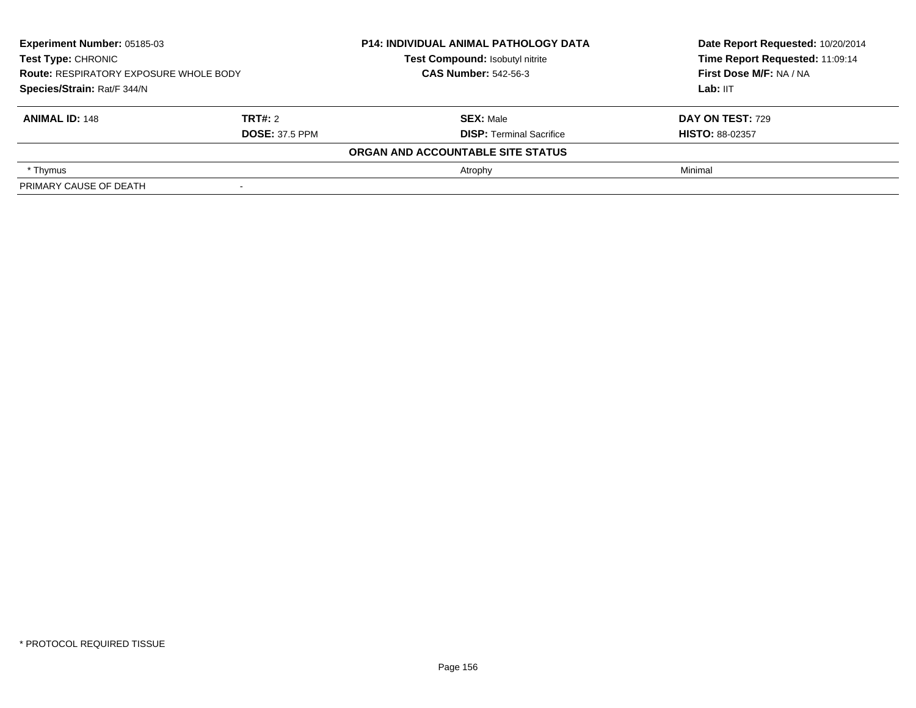| Experiment Number: 05185-03 | P14: INDIVIDUAL ANIMAL PATHOLOGY DATA | Date Report Requested: 10/20/2014 |
|---|---|---|
| Test Type: CHRONIC | Test Compound: Isobutyl nitrite | Time Report Requested: 11:09:14 |
| Route: RESPIRATORY EXPOSURE WHOLE BODY | CAS Number: 542-56-3 | First Dose M/F: NA / NA |
| Species/Strain: Rat/F 344/N | | Lab: IIT |

| ANIMAL ID: 148 | TRT#: 2 | SEX: Male | DAY ON TEST: 729 |
|---|---|---|---|
| | DOSE: 37.5 PPM | DISP: Terminal Sacrifice | HISTO: 88-02357 |

**ORGAN AND ACCOUNTABLE SITE STATUS**

| | | | |
|---|---|---|---|
| * Thymus | | Atrophy | Minimal |
| PRIMARY CAUSE OF DEATH | - | | |

* PROTOCOL REQUIRED TISSUE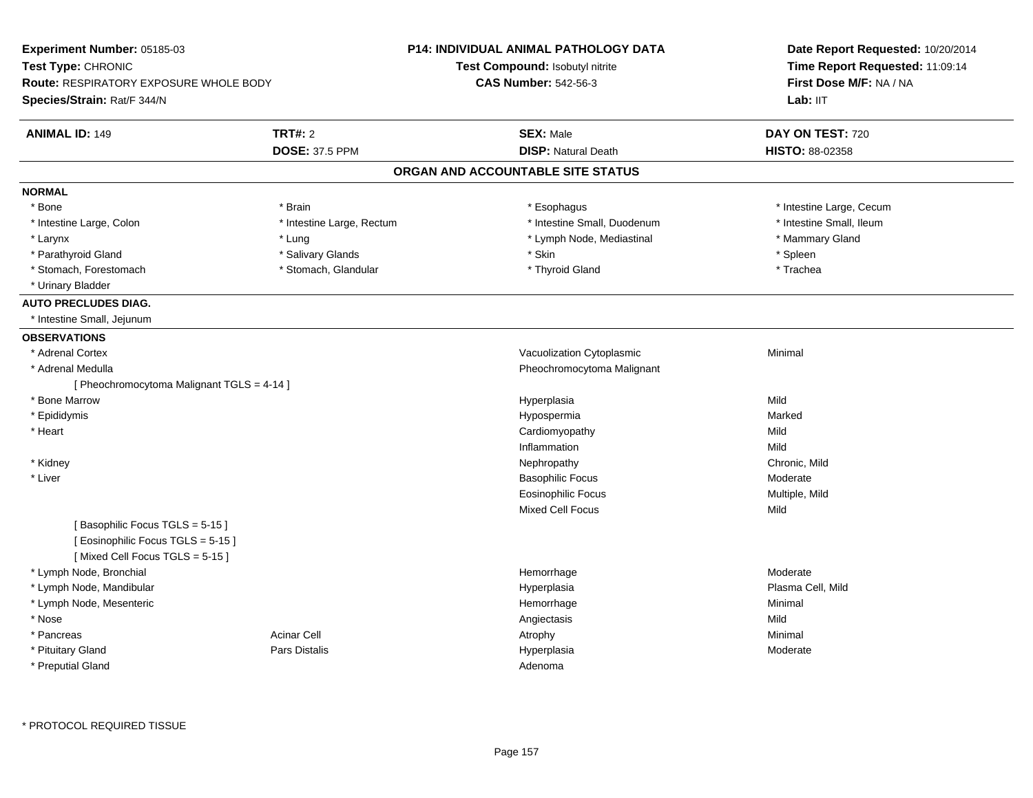**Experiment Number:** 05185-03
**Test Type:** CHRONIC
**Route:** RESPIRATORY EXPOSURE WHOLE BODY
**Species/Strain:** Rat/F 344/N

**P14: INDIVIDUAL ANIMAL PATHOLOGY DATA**
**Test Compound:** Isobutyl nitrite
**CAS Number:** 542-56-3

**Date Report Requested:** 10/20/2014
**Time Report Requested:** 11:09:14
**First Dose M/F:** NA / NA
**Lab:** IIT

| **ANIMAL ID:** 149 | **TRT#:** 2 | **SEX:** Male | **DAY ON TEST:** 720 |
|---|---|---|---|
| | **DOSE:** 37.5 PPM | **DISP:** Natural Death | **HISTO:** 88-02358 |

## ORGAN AND ACCOUNTABLE SITE STATUS

**NORMAL**

| | | | |
|---|---|---|---|
| * Bone | * Brain | * Esophagus | * Intestine Large, Cecum |
| * Intestine Large, Colon | * Intestine Large, Rectum | * Intestine Small, Duodenum | * Intestine Small, Ileum |
| * Larynx | * Lung | * Lymph Node, Mediastinal | * Mammary Gland |
| * Parathyroid Gland | * Salivary Glands | * Skin | * Spleen |
| * Stomach, Forestomach | * Stomach, Glandular | * Thyroid Gland | * Trachea |
| * Urinary Bladder | | | |

**AUTO PRECLUDES DIAG.**

* Intestine Small, Jejunum

**OBSERVATIONS**

| | | | |
|---|---|---|---|
| * Adrenal Cortex | | Vacuolization Cytoplasmic | Minimal |
| * Adrenal Medulla | | Pheochromocytoma Malignant | |
| [ Pheochromocytoma Malignant TGLS = 4-14 ] | | | |
| * Bone Marrow | | Hyperplasia | Mild |
| * Epididymis | | Hypospermia | Marked |
| * Heart | | Cardiomyopathy | Mild |
| | | Inflammation | Mild |
| * Kidney | | Nephropathy | Chronic, Mild |
| * Liver | | Basophilic Focus | Moderate |
| | | Eosinophilic Focus | Multiple, Mild |
| | | Mixed Cell Focus | Mild |
| [ Basophilic Focus TGLS = 5-15 ] | | | |
| [ Eosinophilic Focus TGLS = 5-15 ] | | | |
| [ Mixed Cell Focus TGLS = 5-15 ] | | | |
| * Lymph Node, Bronchial | | Hemorrhage | Moderate |
| * Lymph Node, Mandibular | | Hyperplasia | Plasma Cell, Mild |
| * Lymph Node, Mesenteric | | Hemorrhage | Minimal |
| * Nose | | Angiectasis | Mild |
| * Pancreas | Acinar Cell | Atrophy | Minimal |
| * Pituitary Gland | Pars Distalis | Hyperplasia | Moderate |
| * Preputial Gland | | Adenoma | |

* PROTOCOL REQUIRED TISSUE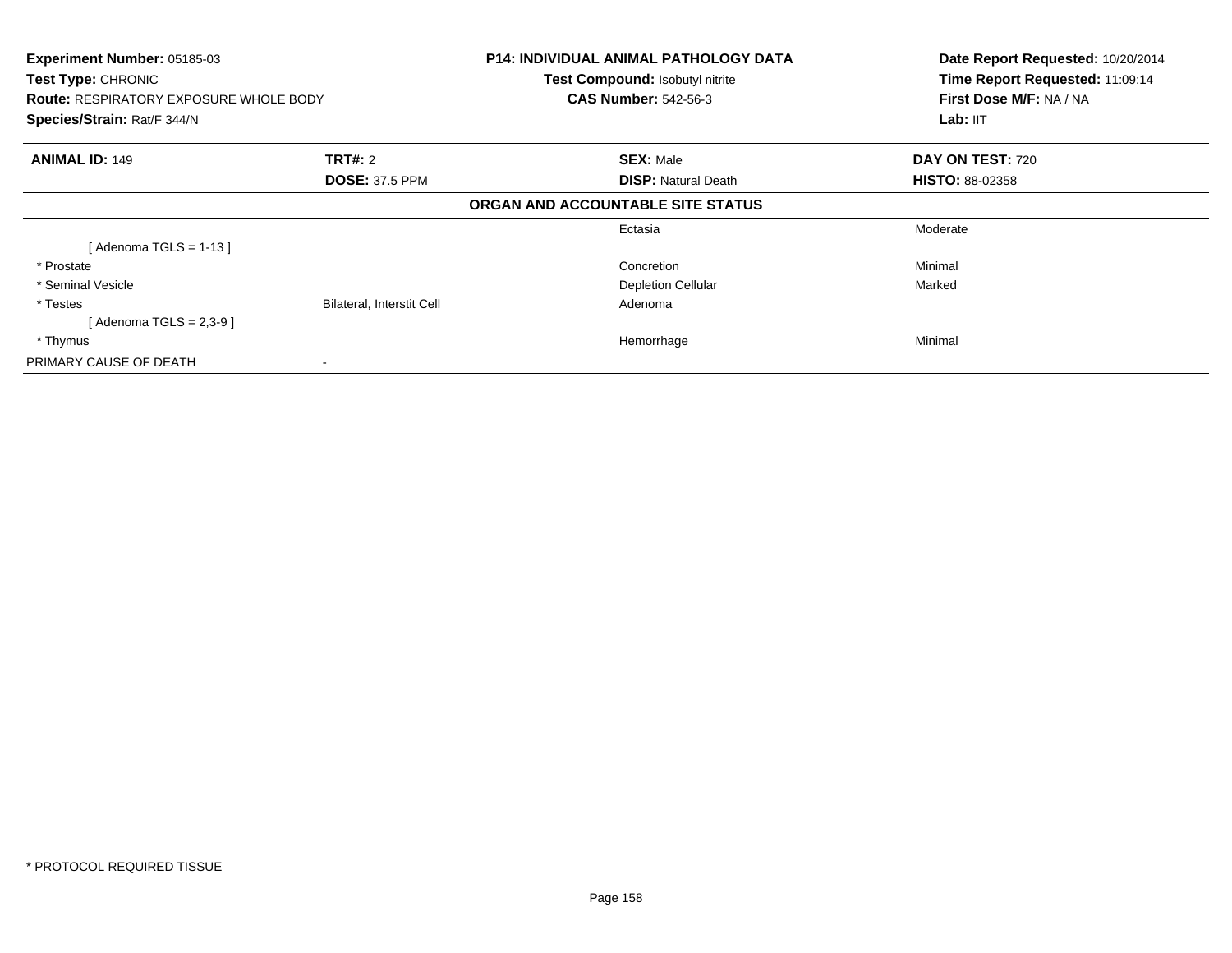**Experiment Number:** 05185-03
**Test Type:** CHRONIC
**Route:** RESPIRATORY EXPOSURE WHOLE BODY
**Species/Strain:** Rat/F 344/N

**P14: INDIVIDUAL ANIMAL PATHOLOGY DATA**
**Test Compound:** Isobutyl nitrite
**CAS Number:** 542-56-3

**Date Report Requested:** 10/20/2014
**Time Report Requested:** 11:09:14
**First Dose M/F:** NA / NA
**Lab:** IIT

| **ANIMAL ID:** 149 | **TRT#:** 2 | **SEX:** Male | **DAY ON TEST:** 720 |
|---|---|---|---|
| | **DOSE:** 37.5 PPM | **DISP:** Natural Death | **HISTO:** 88-02358 |
| | | **ORGAN AND ACCOUNTABLE SITE STATUS** | |
| | | Ectasia | Moderate |
| [ Adenoma TGLS = 1-13 ] | | | |
| * Prostate | | Concretion | Minimal |
| * Seminal Vesicle | | Depletion Cellular | Marked |
| * Testes | Bilateral, Interstit Cell | Adenoma | |
| [ Adenoma TGLS = 2,3-9 ] | | | |
| * Thymus | | Hemorrhage | Minimal |
| PRIMARY CAUSE OF DEATH | - | | |

* PROTOCOL REQUIRED TISSUE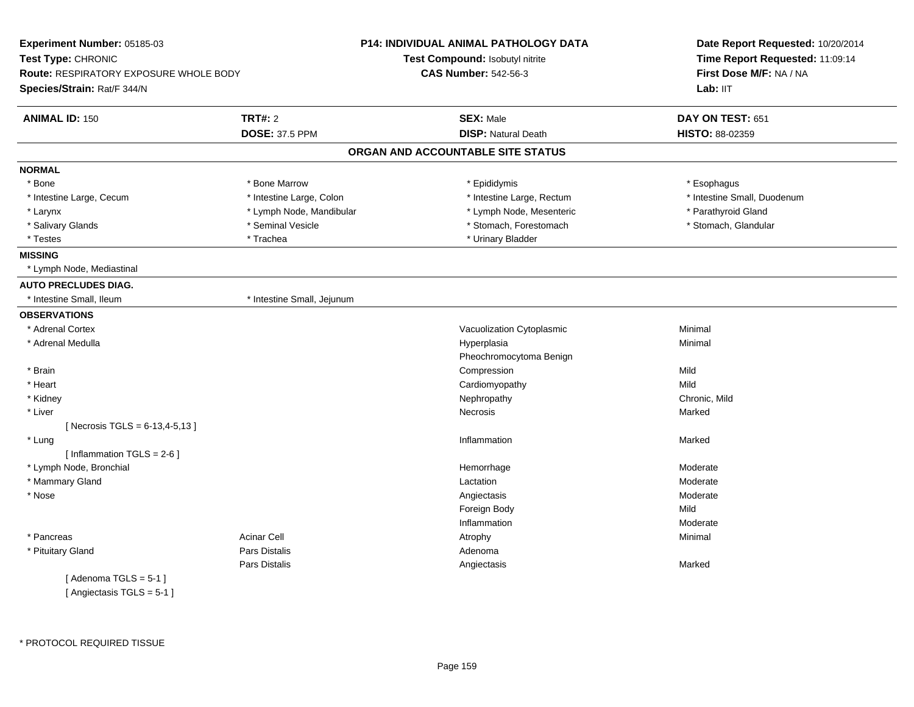**Experiment Number:** 05185-03
**Test Type:** CHRONIC
**Route:** RESPIRATORY EXPOSURE WHOLE BODY
**Species/Strain:** Rat/F 344/N

**P14: INDIVIDUAL ANIMAL PATHOLOGY DATA**
**Test Compound:** Isobutyl nitrite
**CAS Number:** 542-56-3

**Date Report Requested:** 10/20/2014
**Time Report Requested:** 11:09:14
**First Dose M/F:** NA / NA
**Lab:** IIT

| **ANIMAL ID:** 150 | **TRT#:** 2 | **SEX:** Male | **DAY ON TEST:** 651 |
|---|---|---|---|
| | **DOSE:** 37.5 PPM | **DISP:** Natural Death | **HISTO:** 88-02359 |

## ORGAN AND ACCOUNTABLE SITE STATUS

**NORMAL**

| | | | |
|---|---|---|---|
| * Bone | * Bone Marrow | * Epididymis | * Esophagus |
| * Intestine Large, Cecum | * Intestine Large, Colon | * Intestine Large, Rectum | * Intestine Small, Duodenum |
| * Larynx | * Lymph Node, Mandibular | * Lymph Node, Mesenteric | * Parathyroid Gland |
| * Salivary Glands | * Seminal Vesicle | * Stomach, Forestomach | * Stomach, Glandular |
| * Testes | * Trachea | * Urinary Bladder | |

**MISSING**

* Lymph Node, Mediastinal

**AUTO PRECLUDES DIAG.**

| | |
|---|---|
| * Intestine Small, Ileum | * Intestine Small, Jejunum |

**OBSERVATIONS**

| Organ | Site | Observation | Severity |
|---|---|---|---|
| * Adrenal Cortex | | Vacuolization Cytoplasmic | Minimal |
| * Adrenal Medulla | | Hyperplasia | Minimal |
| | | Pheochromocytoma Benign | |
| * Brain | | Compression | Mild |
| * Heart | | Cardiomyopathy | Mild |
| * Kidney | | Nephropathy | Chronic, Mild |
| * Liver | | Necrosis | Marked |
| [ Necrosis TGLS = 6-13,4-5,13 ] | | | |
| * Lung | | Inflammation | Marked |
| [ Inflammation TGLS = 2-6 ] | | | |
| * Lymph Node, Bronchial | | Hemorrhage | Moderate |
| * Mammary Gland | | Lactation | Moderate |
| * Nose | | Angiectasis | Moderate |
| | | Foreign Body | Mild |
| | | Inflammation | Moderate |
| * Pancreas | Acinar Cell | Atrophy | Minimal |
| * Pituitary Gland | Pars Distalis | Adenoma | |
| | Pars Distalis | Angiectasis | Marked |
| [ Adenoma TGLS = 5-1 ] | | | |
| [ Angiectasis TGLS = 5-1 ] | | | |

* PROTOCOL REQUIRED TISSUE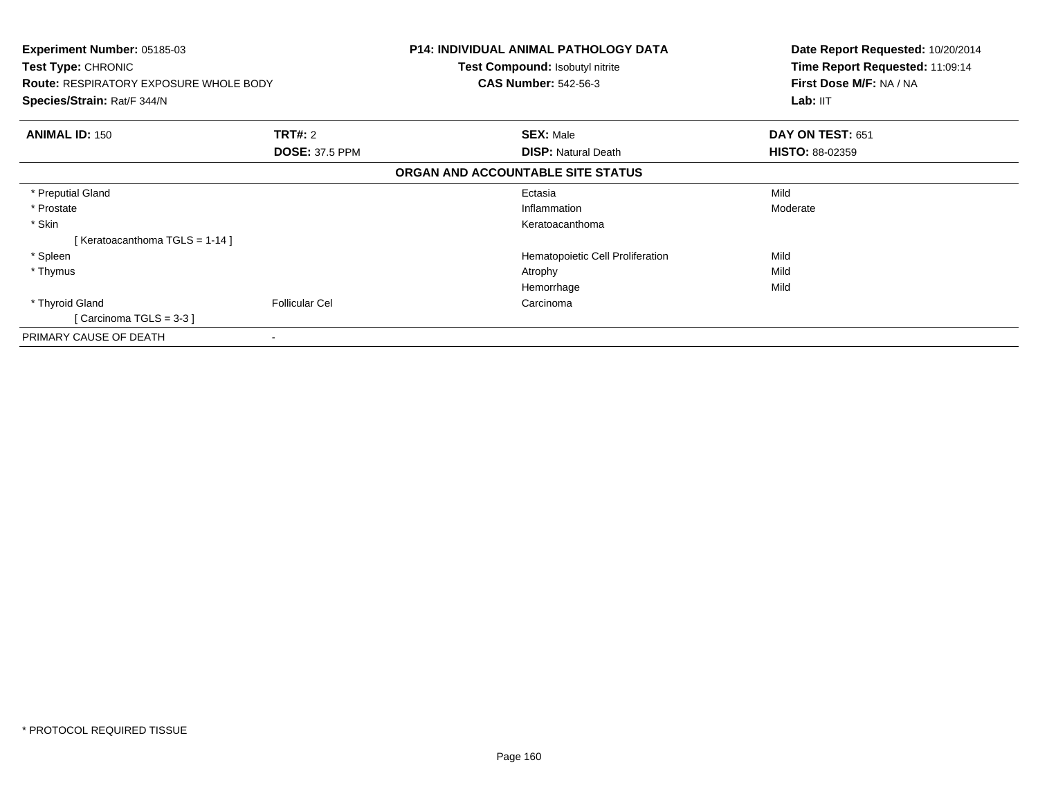**Experiment Number:** 05185-03
**Test Type:** CHRONIC
**Route:** RESPIRATORY EXPOSURE WHOLE BODY
**Species/Strain:** Rat/F 344/N

**P14: INDIVIDUAL ANIMAL PATHOLOGY DATA**
**Test Compound:** Isobutyl nitrite
**CAS Number:** 542-56-3

**Date Report Requested:** 10/20/2014
**Time Report Requested:** 11:09:14
**First Dose M/F:** NA / NA
**Lab:** IIT

| **ANIMAL ID:** 150 | **TRT#:** 2 | **SEX:** Male | **DAY ON TEST:** 651 |
|---|---|---|---|
| | **DOSE:** 37.5 PPM | **DISP:** Natural Death | **HISTO:** 88-02359 |

**ORGAN AND ACCOUNTABLE SITE STATUS**

| Organ | Site | Finding | Severity |
|---|---|---|---|
| * Preputial Gland | | Ectasia | Mild |
| * Prostate | | Inflammation | Moderate |
| * Skin | | Keratoacanthoma | |
| [ Keratoacanthoma TGLS = 1-14 ] | | | |
| * Spleen | | Hematopoietic Cell Proliferation | Mild |
| * Thymus | | Atrophy | Mild |
| | | Hemorrhage | Mild |
| * Thyroid Gland | Follicular Cel | Carcinoma | |
| [ Carcinoma TGLS = 3-3 ] | | | |
| PRIMARY CAUSE OF DEATH | - | | |

* PROTOCOL REQUIRED TISSUE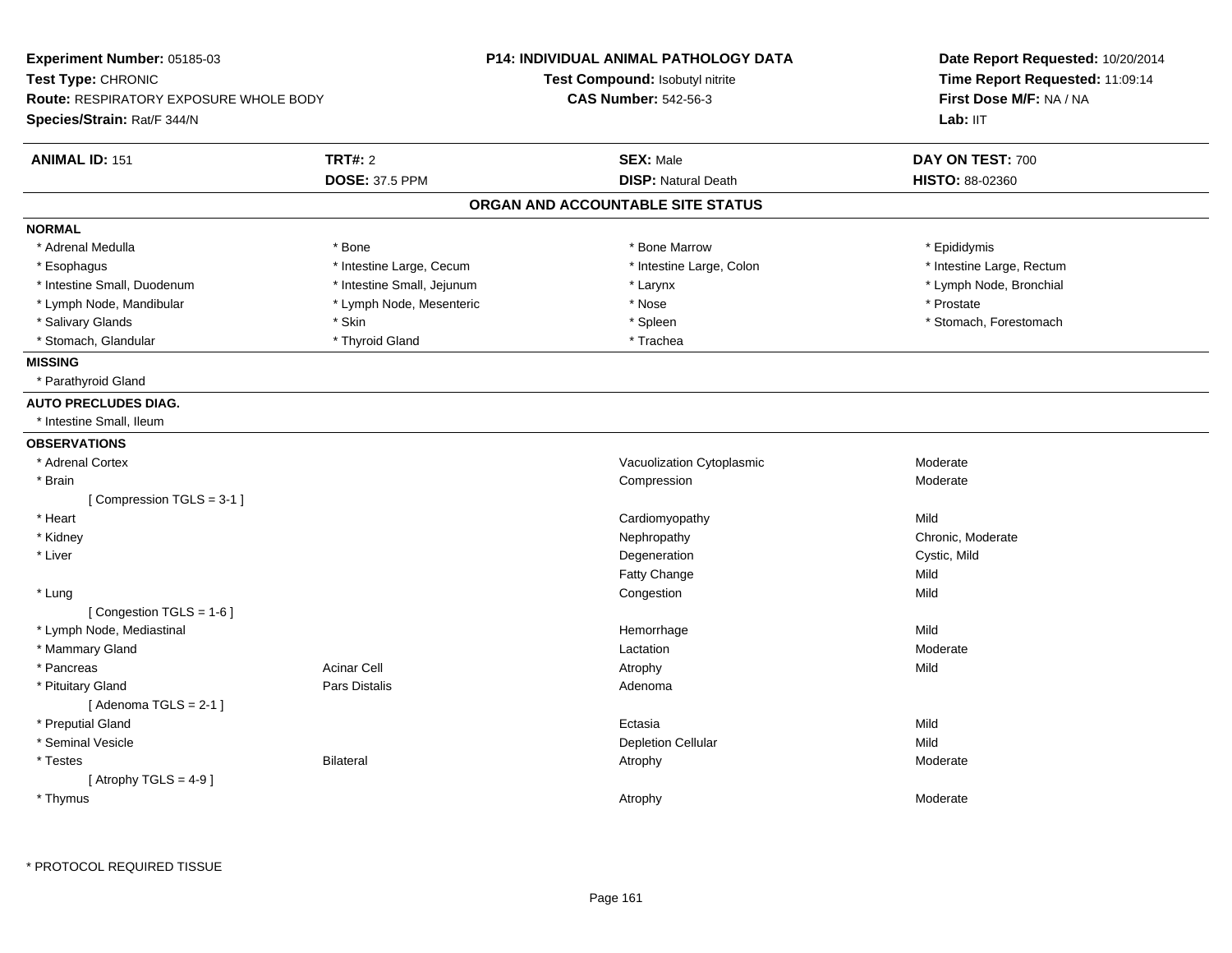**Experiment Number:** 05185-03
**Test Type:** CHRONIC
**Route:** RESPIRATORY EXPOSURE WHOLE BODY
**Species/Strain:** Rat/F 344/N

**P14: INDIVIDUAL ANIMAL PATHOLOGY DATA**
**Test Compound:** Isobutyl nitrite
**CAS Number:** 542-56-3

**Date Report Requested:** 10/20/2014
**Time Report Requested:** 11:09:14
**First Dose M/F:** NA / NA
**Lab:** IIT

| **ANIMAL ID:** 151 | **TRT#:** 2 | **SEX:** Male | **DAY ON TEST:** 700 |
|---|---|---|---|
| | **DOSE:** 37.5 PPM | **DISP:** Natural Death | **HISTO:** 88-02360 |

## ORGAN AND ACCOUNTABLE SITE STATUS

**NORMAL**

| | | | |
|---|---|---|---|
| * Adrenal Medulla | * Bone | * Bone Marrow | * Epididymis |
| * Esophagus | * Intestine Large, Cecum | * Intestine Large, Colon | * Intestine Large, Rectum |
| * Intestine Small, Duodenum | * Intestine Small, Jejunum | * Larynx | * Lymph Node, Bronchial |
| * Lymph Node, Mandibular | * Lymph Node, Mesenteric | * Nose | * Prostate |
| * Salivary Glands | * Skin | * Spleen | * Stomach, Forestomach |
| * Stomach, Glandular | * Thyroid Gland | * Trachea | |

**MISSING**

* Parathyroid Gland

**AUTO PRECLUDES DIAG.**

* Intestine Small, Ileum

**OBSERVATIONS**

| Organ | Site | Observation | Severity |
|---|---|---|---|
| * Adrenal Cortex | | Vacuolization Cytoplasmic | Moderate |
| * Brain | | Compression | Moderate |
| [ Compression TGLS = 3-1 ] | | | |
| * Heart | | Cardiomyopathy | Mild |
| * Kidney | | Nephropathy | Chronic, Moderate |
| * Liver | | Degeneration | Cystic, Mild |
| | | Fatty Change | Mild |
| * Lung | | Congestion | Mild |
| [ Congestion TGLS = 1-6 ] | | | |
| * Lymph Node, Mediastinal | | Hemorrhage | Mild |
| * Mammary Gland | | Lactation | Moderate |
| * Pancreas | Acinar Cell | Atrophy | Mild |
| * Pituitary Gland | Pars Distalis | Adenoma | |
| [ Adenoma TGLS = 2-1 ] | | | |
| * Preputial Gland | | Ectasia | Mild |
| * Seminal Vesicle | | Depletion Cellular | Mild |
| * Testes | Bilateral | Atrophy | Moderate |
| [ Atrophy TGLS = 4-9 ] | | | |
| * Thymus | | Atrophy | Moderate |

* PROTOCOL REQUIRED TISSUE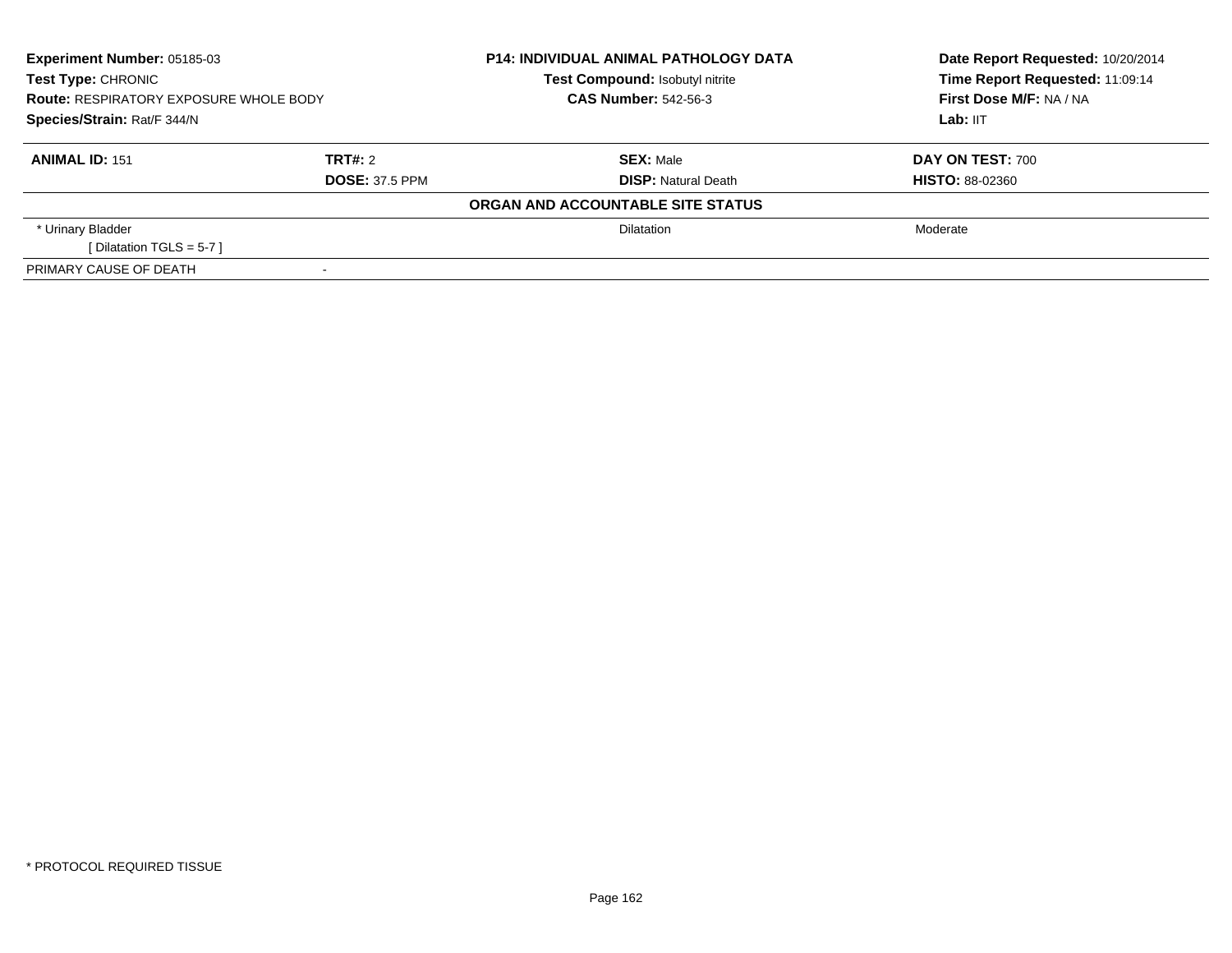| Experiment Number: 05185-03 | P14: INDIVIDUAL ANIMAL PATHOLOGY DATA | Date Report Requested: 10/20/2014 |
|---|---|---|
| Test Type: CHRONIC | Test Compound: Isobutyl nitrite | Time Report Requested: 11:09:14 |
| Route: RESPIRATORY EXPOSURE WHOLE BODY | CAS Number: 542-56-3 | First Dose M/F: NA / NA |
| Species/Strain: Rat/F 344/N | | Lab: IIT |

| ANIMAL ID: 151 | TRT#: 2 | SEX: Male | DAY ON TEST: 700 |
|---|---|---|---|
| | DOSE: 37.5 PPM | DISP: Natural Death | HISTO: 88-02360 |

**ORGAN AND ACCOUNTABLE SITE STATUS**

| | | | |
|---|---|---|---|
| * Urinary Bladder | | Dilatation | Moderate |
| [ Dilatation TGLS = 5-7 ] | | | |
| PRIMARY CAUSE OF DEATH | - | | |

\* PROTOCOL REQUIRED TISSUE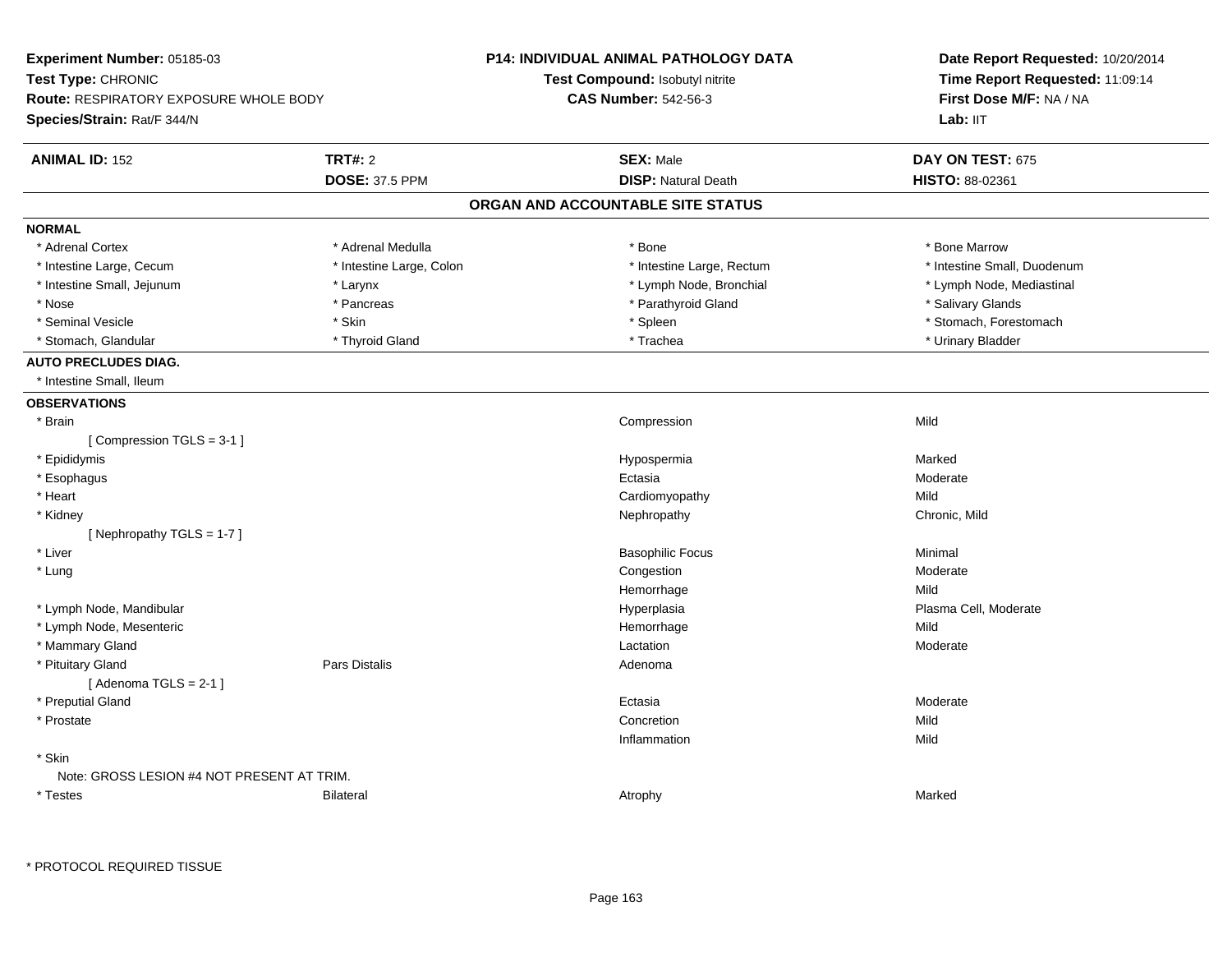**Experiment Number:** 05185-03
**Test Type:** CHRONIC
**Route:** RESPIRATORY EXPOSURE WHOLE BODY
**Species/Strain:** Rat/F 344/N

**P14: INDIVIDUAL ANIMAL PATHOLOGY DATA**
**Test Compound:** Isobutyl nitrite
**CAS Number:** 542-56-3

**Date Report Requested:** 10/20/2014
**Time Report Requested:** 11:09:14
**First Dose M/F:** NA / NA
**Lab:** IIT

| **ANIMAL ID:** 152 | **TRT#:** 2 | **SEX:** Male | **DAY ON TEST:** 675 |
|---|---|---|---|
| | **DOSE:** 37.5 PPM | **DISP:** Natural Death | **HISTO:** 88-02361 |

## ORGAN AND ACCOUNTABLE SITE STATUS

**NORMAL**

| | | | |
|---|---|---|---|
| * Adrenal Cortex | * Adrenal Medulla | * Bone | * Bone Marrow |
| * Intestine Large, Cecum | * Intestine Large, Colon | * Intestine Large, Rectum | * Intestine Small, Duodenum |
| * Intestine Small, Jejunum | * Larynx | * Lymph Node, Bronchial | * Lymph Node, Mediastinal |
| * Nose | * Pancreas | * Parathyroid Gland | * Salivary Glands |
| * Seminal Vesicle | * Skin | * Spleen | * Stomach, Forestomach |
| * Stomach, Glandular | * Thyroid Gland | * Trachea | * Urinary Bladder |

**AUTO PRECLUDES DIAG.**

* Intestine Small, Ileum

**OBSERVATIONS**

| Organ | Site | Observation | Severity |
|---|---|---|---|
| * Brain | | Compression | Mild |
| [ Compression TGLS = 3-1 ] | | | |
| * Epididymis | | Hypospermia | Marked |
| * Esophagus | | Ectasia | Moderate |
| * Heart | | Cardiomyopathy | Mild |
| * Kidney | | Nephropathy | Chronic, Mild |
| [ Nephropathy TGLS = 1-7 ] | | | |
| * Liver | | Basophilic Focus | Minimal |
| * Lung | | Congestion | Moderate |
| | | Hemorrhage | Mild |
| * Lymph Node, Mandibular | | Hyperplasia | Plasma Cell, Moderate |
| * Lymph Node, Mesenteric | | Hemorrhage | Mild |
| * Mammary Gland | | Lactation | Moderate |
| * Pituitary Gland | Pars Distalis | Adenoma | |
| [ Adenoma TGLS = 2-1 ] | | | |
| * Preputial Gland | | Ectasia | Moderate |
| * Prostate | | Concretion | Mild |
| | | Inflammation | Mild |
| * Skin | | | |
| Note: GROSS LESION #4 NOT PRESENT AT TRIM. | | | |
| * Testes | Bilateral | Atrophy | Marked |

* PROTOCOL REQUIRED TISSUE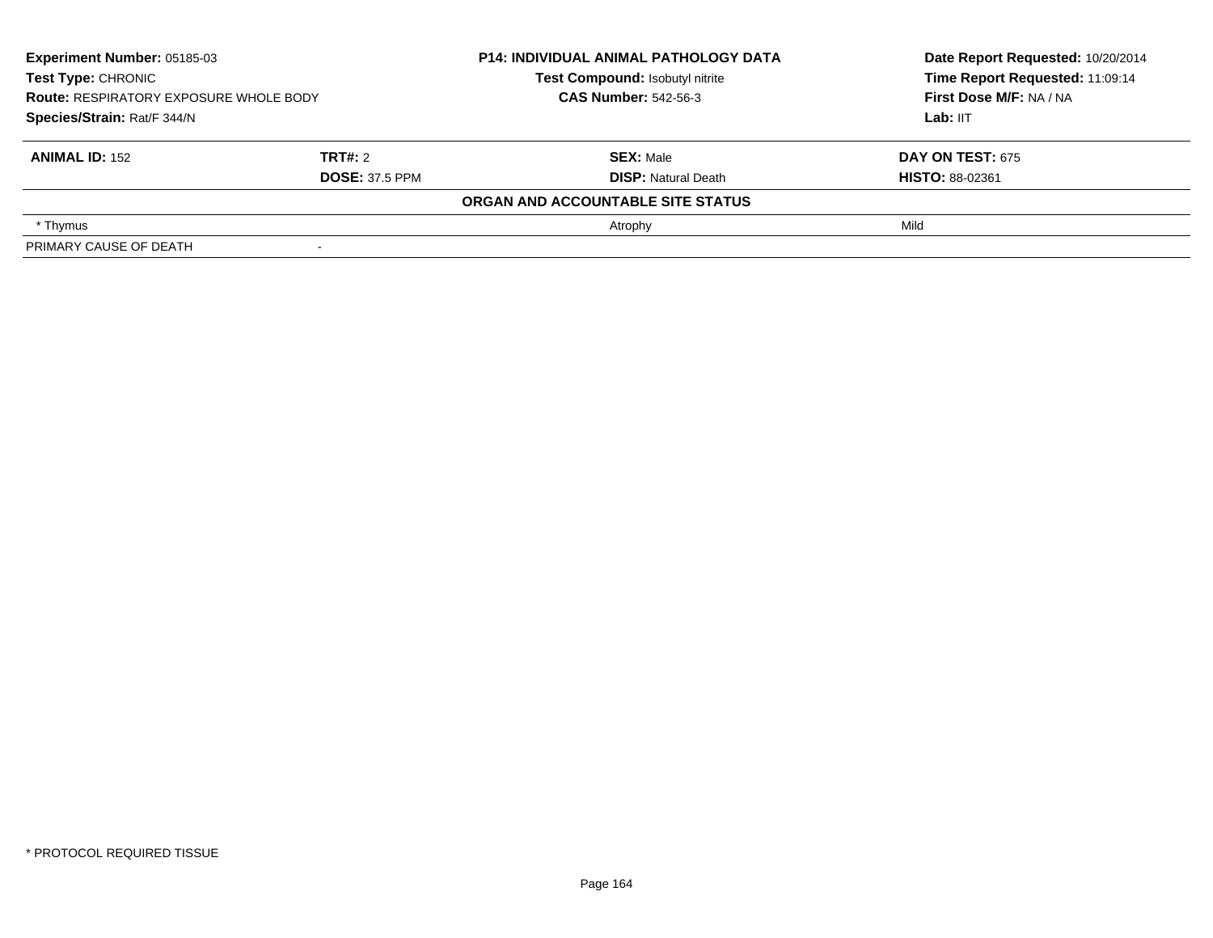| **Experiment Number:** 05185-03 | **P14: INDIVIDUAL ANIMAL PATHOLOGY DATA** | **Date Report Requested:** 10/20/2014 |
|---|---|---|
| **Test Type:** CHRONIC | **Test Compound:** Isobutyl nitrite | **Time Report Requested:** 11:09:14 |
| **Route:** RESPIRATORY EXPOSURE WHOLE BODY | **CAS Number:** 542-56-3 | **First Dose M/F:** NA / NA |
| **Species/Strain:** Rat/F 344/N | | **Lab:** IIT |

| **ANIMAL ID:** 152 | **TRT#:** 2 | **SEX:** Male | **DAY ON TEST:** 675 |
|---|---|---|---|
| | **DOSE:** 37.5 PPM | **DISP:** Natural Death | **HISTO:** 88-02361 |
| | | **ORGAN AND ACCOUNTABLE SITE STATUS** | |
| * Thymus | | Atrophy | Mild |
| PRIMARY CAUSE OF DEATH | - | | |

* PROTOCOL REQUIRED TISSUE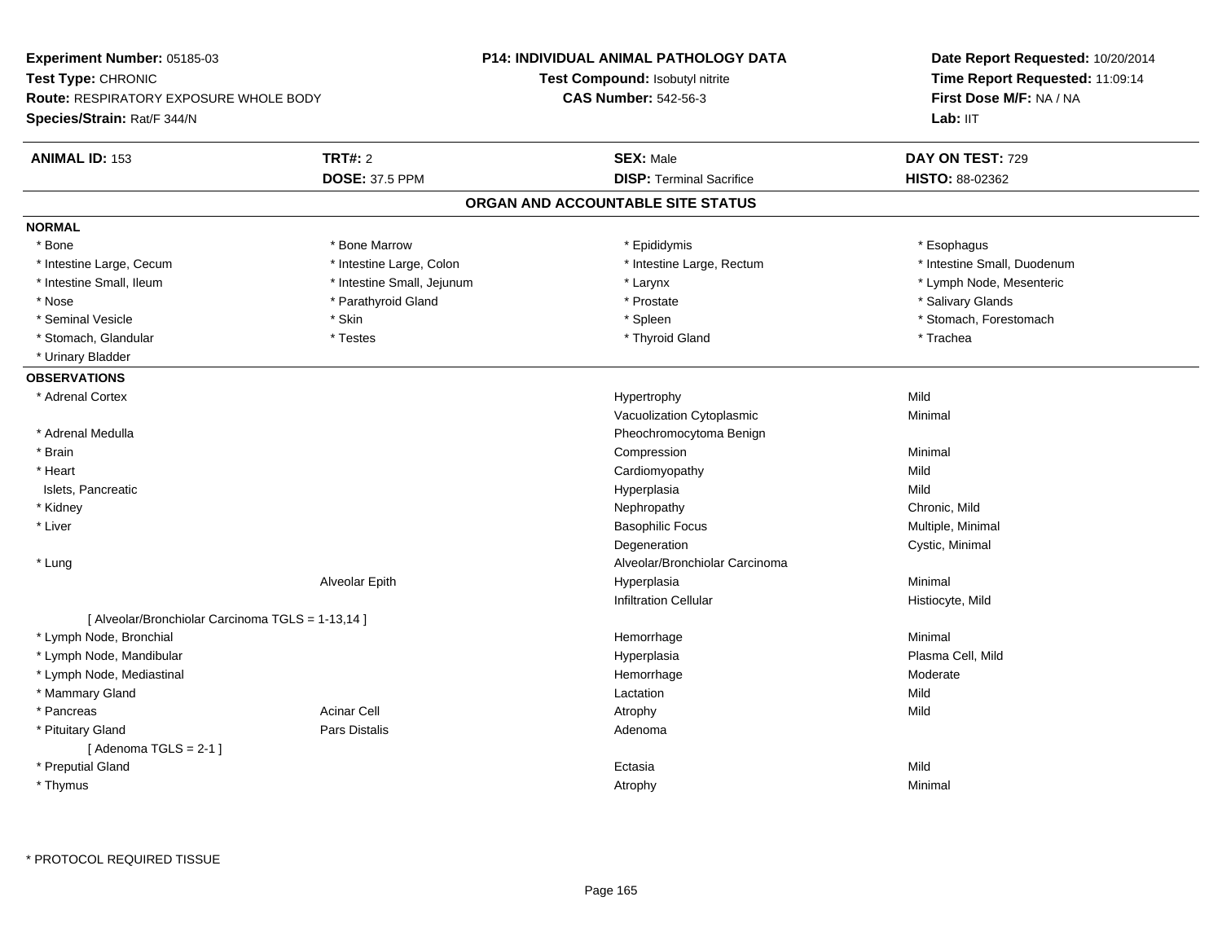**Experiment Number:** 05185-03
**Test Type:** CHRONIC
**Route:** RESPIRATORY EXPOSURE WHOLE BODY
**Species/Strain:** Rat/F 344/N

**P14: INDIVIDUAL ANIMAL PATHOLOGY DATA**
**Test Compound:** Isobutyl nitrite
**CAS Number:** 542-56-3

**Date Report Requested:** 10/20/2014
**Time Report Requested:** 11:09:14
**First Dose M/F:** NA / NA
**Lab:** IIT

| **ANIMAL ID:** 153 | **TRT#:** 2 | **SEX:** Male | **DAY ON TEST:** 729 |
|---|---|---|---|
| | **DOSE:** 37.5 PPM | **DISP:** Terminal Sacrifice | **HISTO:** 88-02362 |

## ORGAN AND ACCOUNTABLE SITE STATUS

**NORMAL**

| | | | |
|---|---|---|---|
| * Bone | * Bone Marrow | * Epididymis | * Esophagus |
| * Intestine Large, Cecum | * Intestine Large, Colon | * Intestine Large, Rectum | * Intestine Small, Duodenum |
| * Intestine Small, Ileum | * Intestine Small, Jejunum | * Larynx | * Lymph Node, Mesenteric |
| * Nose | * Parathyroid Gland | * Prostate | * Salivary Glands |
| * Seminal Vesicle | * Skin | * Spleen | * Stomach, Forestomach |
| * Stomach, Glandular | * Testes | * Thyroid Gland | * Trachea |
| * Urinary Bladder | | | |

**OBSERVATIONS**

| Organ | Site | Observation | Severity |
|---|---|---|---|
| * Adrenal Cortex | | Hypertrophy | Mild |
| | | Vacuolization Cytoplasmic | Minimal |
| * Adrenal Medulla | | Pheochromocytoma Benign | |
| * Brain | | Compression | Minimal |
| * Heart | | Cardiomyopathy | Mild |
| Islets, Pancreatic | | Hyperplasia | Mild |
| * Kidney | | Nephropathy | Chronic, Mild |
| * Liver | | Basophilic Focus | Multiple, Minimal |
| | | Degeneration | Cystic, Minimal |
| * Lung | | Alveolar/Bronchiolar Carcinoma | |
| | Alveolar Epith | Hyperplasia | Minimal |
| | | Infiltration Cellular | Histiocyte, Mild |
| [ Alveolar/Bronchiolar Carcinoma TGLS = 1-13,14 ] | | | |
| * Lymph Node, Bronchial | | Hemorrhage | Minimal |
| * Lymph Node, Mandibular | | Hyperplasia | Plasma Cell, Mild |
| * Lymph Node, Mediastinal | | Hemorrhage | Moderate |
| * Mammary Gland | | Lactation | Mild |
| * Pancreas | Acinar Cell | Atrophy | Mild |
| * Pituitary Gland | Pars Distalis | Adenoma | |
| [ Adenoma TGLS = 2-1 ] | | | |
| * Preputial Gland | | Ectasia | Mild |
| * Thymus | | Atrophy | Minimal |

* PROTOCOL REQUIRED TISSUE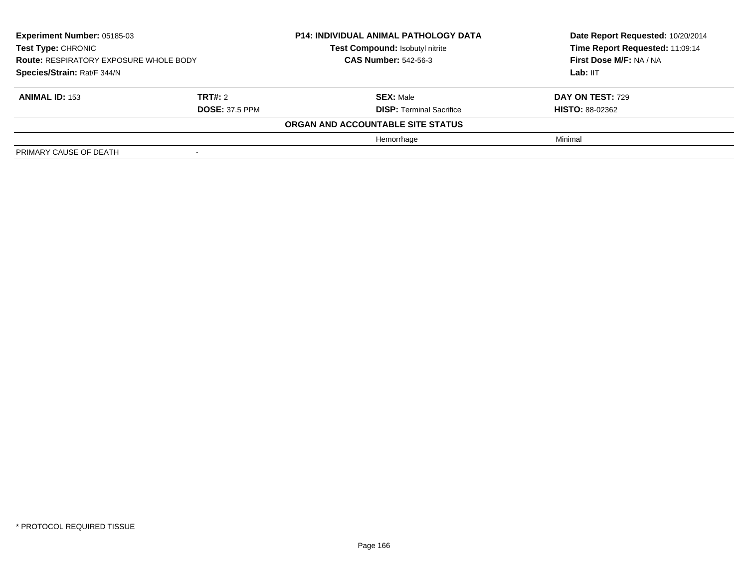**Experiment Number:** 05185-03
**Test Type:** CHRONIC
**Route:** RESPIRATORY EXPOSURE WHOLE BODY
**Species/Strain:** Rat/F 344/N

**P14: INDIVIDUAL ANIMAL PATHOLOGY DATA**
**Test Compound:** Isobutyl nitrite
**CAS Number:** 542-56-3

**Date Report Requested:** 10/20/2014
**Time Report Requested:** 11:09:14
**First Dose M/F:** NA / NA
**Lab:** IIT

| **ANIMAL ID:** 153 | **TRT#:** 2 | **SEX:** Male | **DAY ON TEST:** 729 |
|---|---|---|---|
| | **DOSE:** 37.5 PPM | **DISP:** Terminal Sacrifice | **HISTO:** 88-02362 |
| | | **ORGAN AND ACCOUNTABLE SITE STATUS** | |
| | | Hemorrhage | Minimal |
| PRIMARY CAUSE OF DEATH | - | | |

\* PROTOCOL REQUIRED TISSUE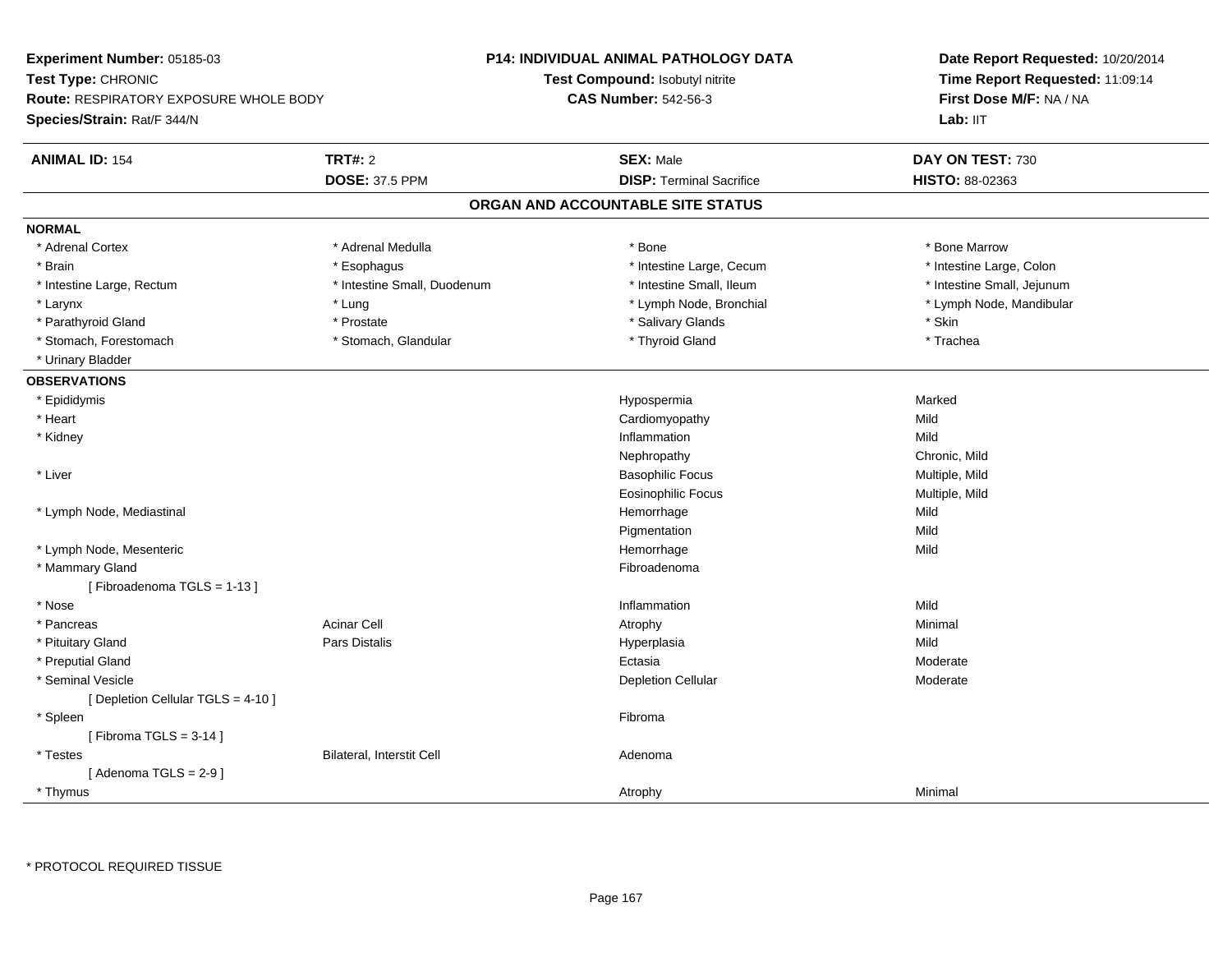**Experiment Number:** 05185-03
**Test Type:** CHRONIC
**Route:** RESPIRATORY EXPOSURE WHOLE BODY
**Species/Strain:** Rat/F 344/N

**P14: INDIVIDUAL ANIMAL PATHOLOGY DATA**
**Test Compound:** Isobutyl nitrite
**CAS Number:** 542-56-3

**Date Report Requested:** 10/20/2014
**Time Report Requested:** 11:09:14
**First Dose M/F:** NA / NA
**Lab:** IIT

| **ANIMAL ID:** 154 | **TRT#:** 2 | **SEX:** Male | **DAY ON TEST:** 730 |
|---|---|---|---|
| | **DOSE:** 37.5 PPM | **DISP:** Terminal Sacrifice | **HISTO:** 88-02363 |

## ORGAN AND ACCOUNTABLE SITE STATUS

**NORMAL**

| | | | |
|---|---|---|---|
| * Adrenal Cortex | * Adrenal Medulla | * Bone | * Bone Marrow |
| * Brain | * Esophagus | * Intestine Large, Cecum | * Intestine Large, Colon |
| * Intestine Large, Rectum | * Intestine Small, Duodenum | * Intestine Small, Ileum | * Intestine Small, Jejunum |
| * Larynx | * Lung | * Lymph Node, Bronchial | * Lymph Node, Mandibular |
| * Parathyroid Gland | * Prostate | * Salivary Glands | * Skin |
| * Stomach, Forestomach | * Stomach, Glandular | * Thyroid Gland | * Trachea |
| * Urinary Bladder | | | |

**OBSERVATIONS**

| Organ | Site | Observation | Severity |
|---|---|---|---|
| * Epididymis | | Hypospermia | Marked |
| * Heart | | Cardiomyopathy | Mild |
| * Kidney | | Inflammation | Mild |
| | | Nephropathy | Chronic, Mild |
| * Liver | | Basophilic Focus | Multiple, Mild |
| | | Eosinophilic Focus | Multiple, Mild |
| * Lymph Node, Mediastinal | | Hemorrhage | Mild |
| | | Pigmentation | Mild |
| * Lymph Node, Mesenteric | | Hemorrhage | Mild |
| * Mammary Gland | | Fibroadenoma | |
| [ Fibroadenoma TGLS = 1-13 ] | | | |
| * Nose | | Inflammation | Mild |
| * Pancreas | Acinar Cell | Atrophy | Minimal |
| * Pituitary Gland | Pars Distalis | Hyperplasia | Mild |
| * Preputial Gland | | Ectasia | Moderate |
| * Seminal Vesicle | | Depletion Cellular | Moderate |
| [ Depletion Cellular TGLS = 4-10 ] | | | |
| * Spleen | | Fibroma | |
| [ Fibroma TGLS = 3-14 ] | | | |
| * Testes | Bilateral, Interstit Cell | Adenoma | |
| [ Adenoma TGLS = 2-9 ] | | | |
| * Thymus | | Atrophy | Minimal |

\* PROTOCOL REQUIRED TISSUE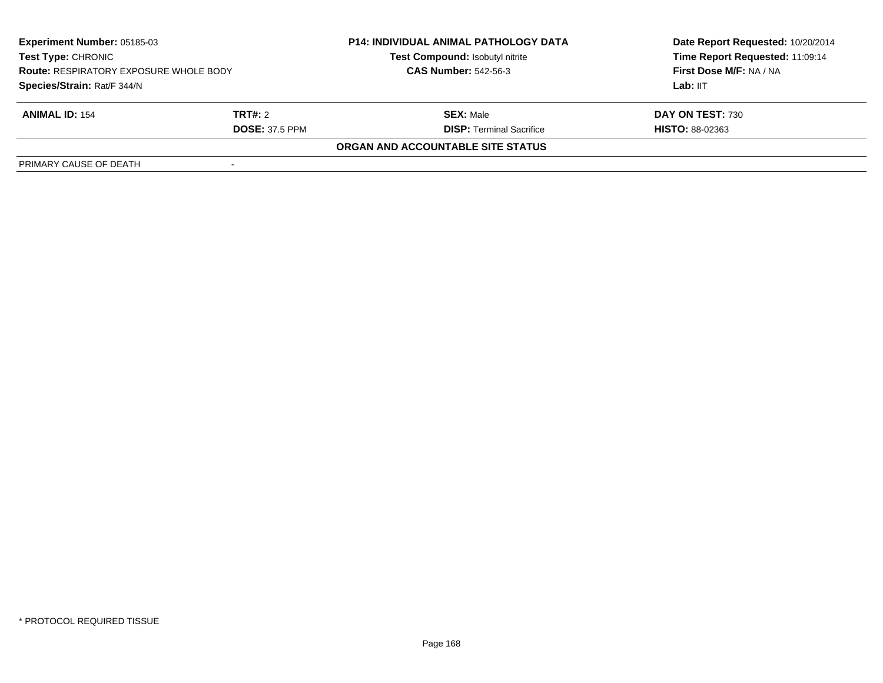**Experiment Number:** 05185-03
**Test Type:** CHRONIC
**Route:** RESPIRATORY EXPOSURE WHOLE BODY
**Species/Strain:** Rat/F 344/N

**P14: INDIVIDUAL ANIMAL PATHOLOGY DATA**
**Test Compound:** Isobutyl nitrite
**CAS Number:** 542-56-3

**Date Report Requested:** 10/20/2014
**Time Report Requested:** 11:09:14
**First Dose M/F:** NA / NA
**Lab:** IIT

| **ANIMAL ID:** 154 | **TRT#:** 2 | **SEX:** Male | **DAY ON TEST:** 730 |
|---|---|---|---|
| | **DOSE:** 37.5 PPM | **DISP:** Terminal Sacrifice | **HISTO:** 88-02363 |

**ORGAN AND ACCOUNTABLE SITE STATUS**

| PRIMARY CAUSE OF DEATH | - |
|---|---|

\* PROTOCOL REQUIRED TISSUE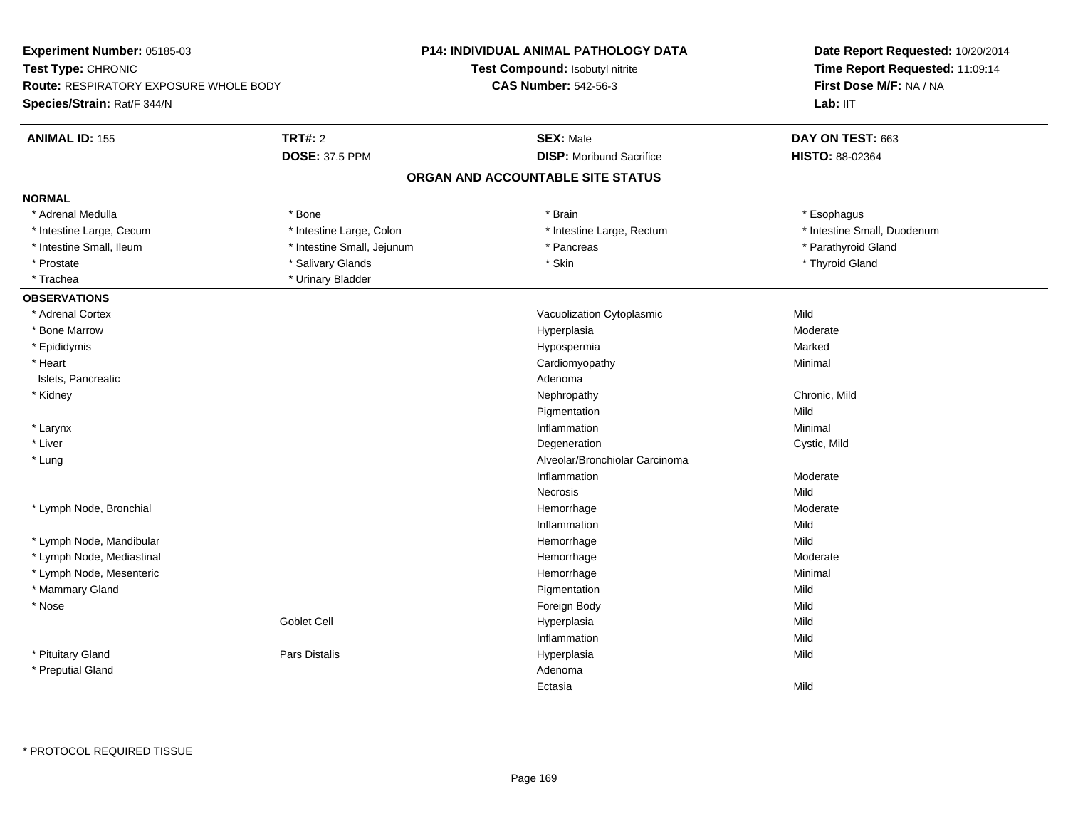**Experiment Number:** 05185-03
**Test Type:** CHRONIC
**Route:** RESPIRATORY EXPOSURE WHOLE BODY
**Species/Strain:** Rat/F 344/N

**P14: INDIVIDUAL ANIMAL PATHOLOGY DATA**
**Test Compound:** Isobutyl nitrite
**CAS Number:** 542-56-3

**Date Report Requested:** 10/20/2014
**Time Report Requested:** 11:09:14
**First Dose M/F:** NA / NA
**Lab:** IIT

| **ANIMAL ID:** 155 | **TRT#:** 2 | **SEX:** Male | **DAY ON TEST:** 663 |
|---|---|---|---|
| | **DOSE:** 37.5 PPM | **DISP:** Moribund Sacrifice | **HISTO:** 88-02364 |

## ORGAN AND ACCOUNTABLE SITE STATUS

**NORMAL**

| | | | |
|---|---|---|---|
| * Adrenal Medulla | * Bone | * Brain | * Esophagus |
| * Intestine Large, Cecum | * Intestine Large, Colon | * Intestine Large, Rectum | * Intestine Small, Duodenum |
| * Intestine Small, Ileum | * Intestine Small, Jejunum | * Pancreas | * Parathyroid Gland |
| * Prostate | * Salivary Glands | * Skin | * Thyroid Gland |
| * Trachea | * Urinary Bladder | | |

**OBSERVATIONS**

| Organ | Site | Observation | Severity |
|---|---|---|---|
| * Adrenal Cortex | | Vacuolization Cytoplasmic | Mild |
| * Bone Marrow | | Hyperplasia | Moderate |
| * Epididymis | | Hypospermia | Marked |
| * Heart | | Cardiomyopathy | Minimal |
| Islets, Pancreatic | | Adenoma | |
| * Kidney | | Nephropathy | Chronic, Mild |
| | | Pigmentation | Mild |
| * Larynx | | Inflammation | Minimal |
| * Liver | | Degeneration | Cystic, Mild |
| * Lung | | Alveolar/Bronchiolar Carcinoma | |
| | | Inflammation | Moderate |
| | | Necrosis | Mild |
| * Lymph Node, Bronchial | | Hemorrhage | Moderate |
| | | Inflammation | Mild |
| * Lymph Node, Mandibular | | Hemorrhage | Mild |
| * Lymph Node, Mediastinal | | Hemorrhage | Moderate |
| * Lymph Node, Mesenteric | | Hemorrhage | Minimal |
| * Mammary Gland | | Pigmentation | Mild |
| * Nose | | Foreign Body | Mild |
| | Goblet Cell | Hyperplasia | Mild |
| | | Inflammation | Mild |
| * Pituitary Gland | Pars Distalis | Hyperplasia | Mild |
| * Preputial Gland | | Adenoma | |
| | | Ectasia | Mild |

\* PROTOCOL REQUIRED TISSUE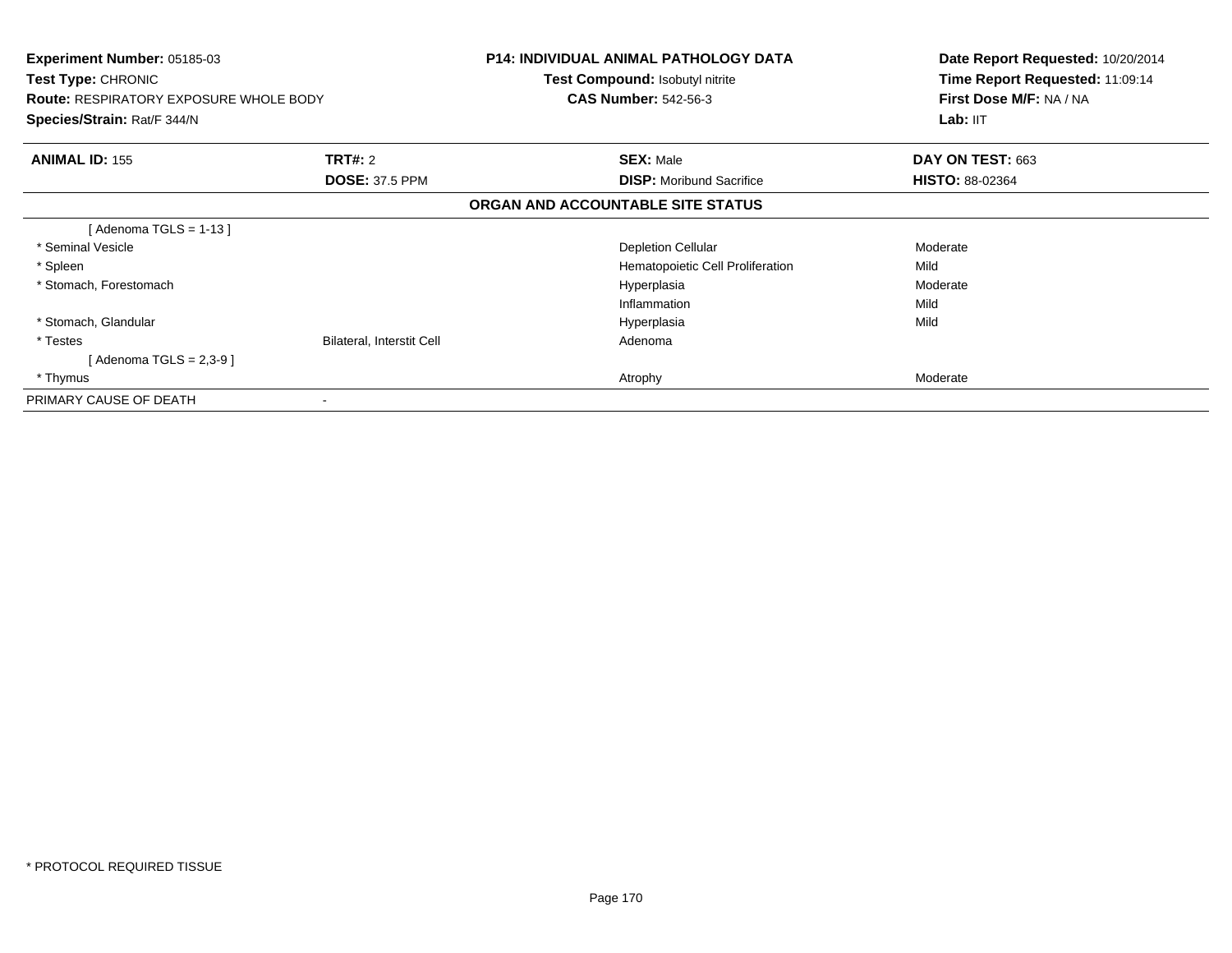**Experiment Number:** 05185-03
**Test Type:** CHRONIC
**Route:** RESPIRATORY EXPOSURE WHOLE BODY
**Species/Strain:** Rat/F 344/N

**P14: INDIVIDUAL ANIMAL PATHOLOGY DATA**
**Test Compound:** Isobutyl nitrite
**CAS Number:** 542-56-3

**Date Report Requested:** 10/20/2014
**Time Report Requested:** 11:09:14
**First Dose M/F:** NA / NA
**Lab:** IIT

| **ANIMAL ID:** 155 | **TRT#:** 2 | **SEX:** Male | **DAY ON TEST:** 663 |
|---|---|---|---|
| | **DOSE:** 37.5 PPM | **DISP:** Moribund Sacrifice | **HISTO:** 88-02364 |

**ORGAN AND ACCOUNTABLE SITE STATUS**

| | | | |
|---|---|---|---|
| [ Adenoma TGLS = 1-13 ] | | | |
| * Seminal Vesicle | | Depletion Cellular | Moderate |
| * Spleen | | Hematopoietic Cell Proliferation | Mild |
| * Stomach, Forestomach | | Hyperplasia | Moderate |
| | | Inflammation | Mild |
| * Stomach, Glandular | | Hyperplasia | Mild |
| * Testes | Bilateral, Interstit Cell | Adenoma | |
| [ Adenoma TGLS = 2,3-9 ] | | | |
| * Thymus | | Atrophy | Moderate |
| PRIMARY CAUSE OF DEATH | - | | |

* PROTOCOL REQUIRED TISSUE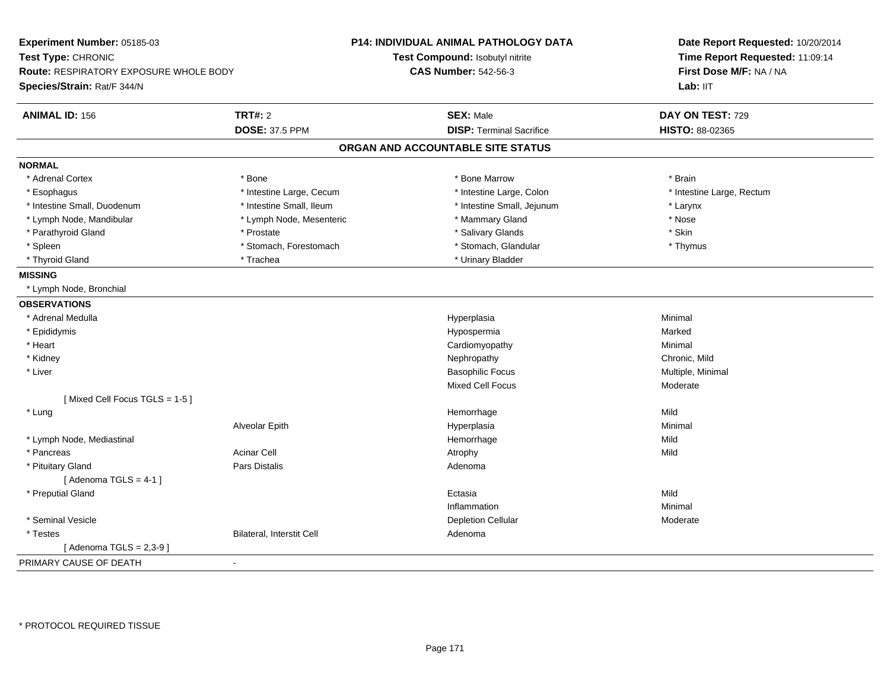**Experiment Number:** 05185-03
**Test Type:** CHRONIC
**Route:** RESPIRATORY EXPOSURE WHOLE BODY
**Species/Strain:** Rat/F 344/N

**P14: INDIVIDUAL ANIMAL PATHOLOGY DATA**
**Test Compound:** Isobutyl nitrite
**CAS Number:** 542-56-3

**Date Report Requested:** 10/20/2014
**Time Report Requested:** 11:09:14
**First Dose M/F:** NA / NA
**Lab:** IIT

| **ANIMAL ID:** 156 | **TRT#:** 2 | **SEX:** Male | **DAY ON TEST:** 729 |
|---|---|---|---|
| | **DOSE:** 37.5 PPM | **DISP:** Terminal Sacrifice | **HISTO:** 88-02365 |

## ORGAN AND ACCOUNTABLE SITE STATUS

**NORMAL**

| | | | |
|---|---|---|---|
| * Adrenal Cortex | * Bone | * Bone Marrow | * Brain |
| * Esophagus | * Intestine Large, Cecum | * Intestine Large, Colon | * Intestine Large, Rectum |
| * Intestine Small, Duodenum | * Intestine Small, Ileum | * Intestine Small, Jejunum | * Larynx |
| * Lymph Node, Mandibular | * Lymph Node, Mesenteric | * Mammary Gland | * Nose |
| * Parathyroid Gland | * Prostate | * Salivary Glands | * Skin |
| * Spleen | * Stomach, Forestomach | * Stomach, Glandular | * Thymus |
| * Thyroid Gland | * Trachea | * Urinary Bladder | |

**MISSING**

* Lymph Node, Bronchial

**OBSERVATIONS**

| | | | |
|---|---|---|---|
| * Adrenal Medulla | | Hyperplasia | Minimal |
| * Epididymis | | Hypospermia | Marked |
| * Heart | | Cardiomyopathy | Minimal |
| * Kidney | | Nephropathy | Chronic, Mild |
| * Liver | | Basophilic Focus | Multiple, Minimal |
| | | Mixed Cell Focus | Moderate |
| [ Mixed Cell Focus TGLS = 1-5 ] | | | |
| * Lung | | Hemorrhage | Mild |
| | Alveolar Epith | Hyperplasia | Minimal |
| * Lymph Node, Mediastinal | | Hemorrhage | Mild |
| * Pancreas | Acinar Cell | Atrophy | Mild |
| * Pituitary Gland | Pars Distalis | Adenoma | |
| [ Adenoma TGLS = 4-1 ] | | | |
| * Preputial Gland | | Ectasia | Mild |
| | | Inflammation | Minimal |
| * Seminal Vesicle | | Depletion Cellular | Moderate |
| * Testes | Bilateral, Interstit Cell | Adenoma | |
| [ Adenoma TGLS = 2,3-9 ] | | | |

PRIMARY CAUSE OF DEATH -

\* PROTOCOL REQUIRED TISSUE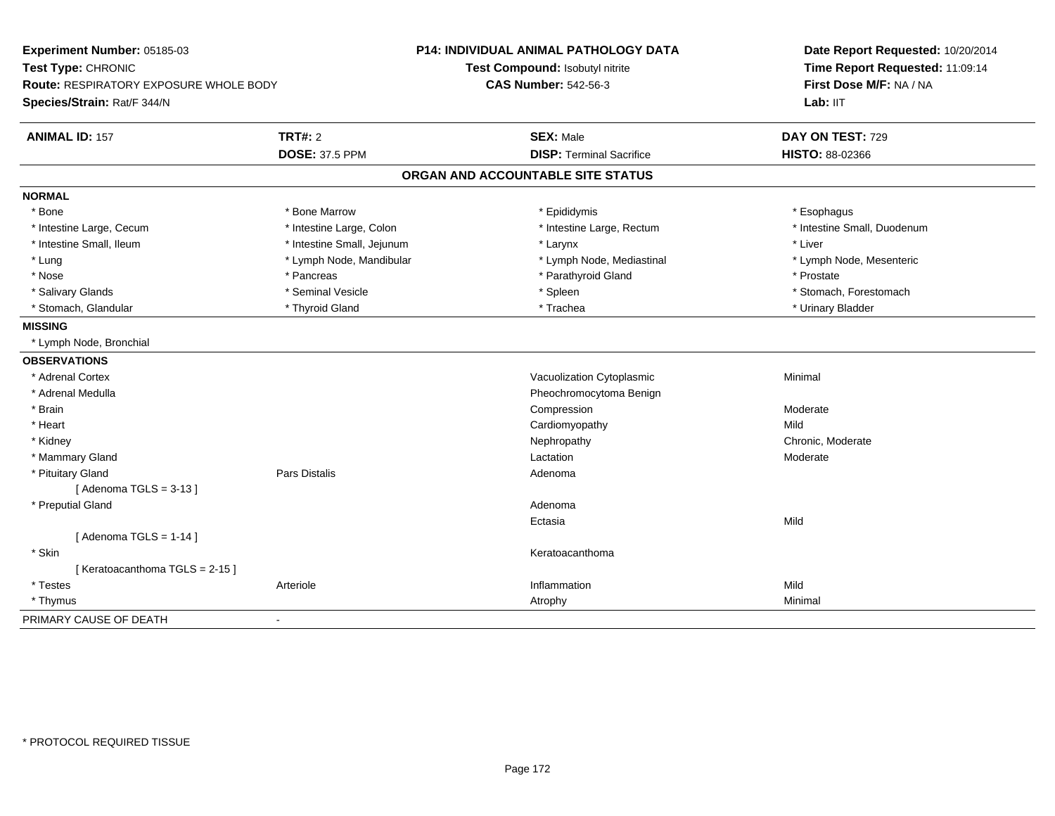**Experiment Number:** 05185-03
**Test Type:** CHRONIC
**Route:** RESPIRATORY EXPOSURE WHOLE BODY
**Species/Strain:** Rat/F 344/N

**P14: INDIVIDUAL ANIMAL PATHOLOGY DATA**
**Test Compound:** Isobutyl nitrite
**CAS Number:** 542-56-3

**Date Report Requested:** 10/20/2014
**Time Report Requested:** 11:09:14
**First Dose M/F:** NA / NA
**Lab:** IIT

| **ANIMAL ID:** 157 | **TRT#:** 2 | **SEX:** Male | **DAY ON TEST:** 729 |
|---|---|---|---|
| | **DOSE:** 37.5 PPM | **DISP:** Terminal Sacrifice | **HISTO:** 88-02366 |

## ORGAN AND ACCOUNTABLE SITE STATUS

**NORMAL**

| | | | |
|---|---|---|---|
| * Bone | * Bone Marrow | * Epididymis | * Esophagus |
| * Intestine Large, Cecum | * Intestine Large, Colon | * Intestine Large, Rectum | * Intestine Small, Duodenum |
| * Intestine Small, Ileum | * Intestine Small, Jejunum | * Larynx | * Liver |
| * Lung | * Lymph Node, Mandibular | * Lymph Node, Mediastinal | * Lymph Node, Mesenteric |
| * Nose | * Pancreas | * Parathyroid Gland | * Prostate |
| * Salivary Glands | * Seminal Vesicle | * Spleen | * Stomach, Forestomach |
| * Stomach, Glandular | * Thyroid Gland | * Trachea | * Urinary Bladder |

**MISSING**

* Lymph Node, Bronchial

**OBSERVATIONS**

| | | | |
|---|---|---|---|
| * Adrenal Cortex | | Vacuolization Cytoplasmic | Minimal |
| * Adrenal Medulla | | Pheochromocytoma Benign | |
| * Brain | | Compression | Moderate |
| * Heart | | Cardiomyopathy | Mild |
| * Kidney | | Nephropathy | Chronic, Moderate |
| * Mammary Gland | | Lactation | Moderate |
| * Pituitary Gland | Pars Distalis | Adenoma | |
| [ Adenoma TGLS = 3-13 ] | | | |
| * Preputial Gland | | Adenoma | |
| | | Ectasia | Mild |
| [ Adenoma TGLS = 1-14 ] | | | |
| * Skin | | Keratoacanthoma | |
| [ Keratoacanthoma TGLS = 2-15 ] | | | |
| * Testes | Arteriole | Inflammation | Mild |
| * Thymus | | Atrophy | Minimal |

PRIMARY CAUSE OF DEATH -

* PROTOCOL REQUIRED TISSUE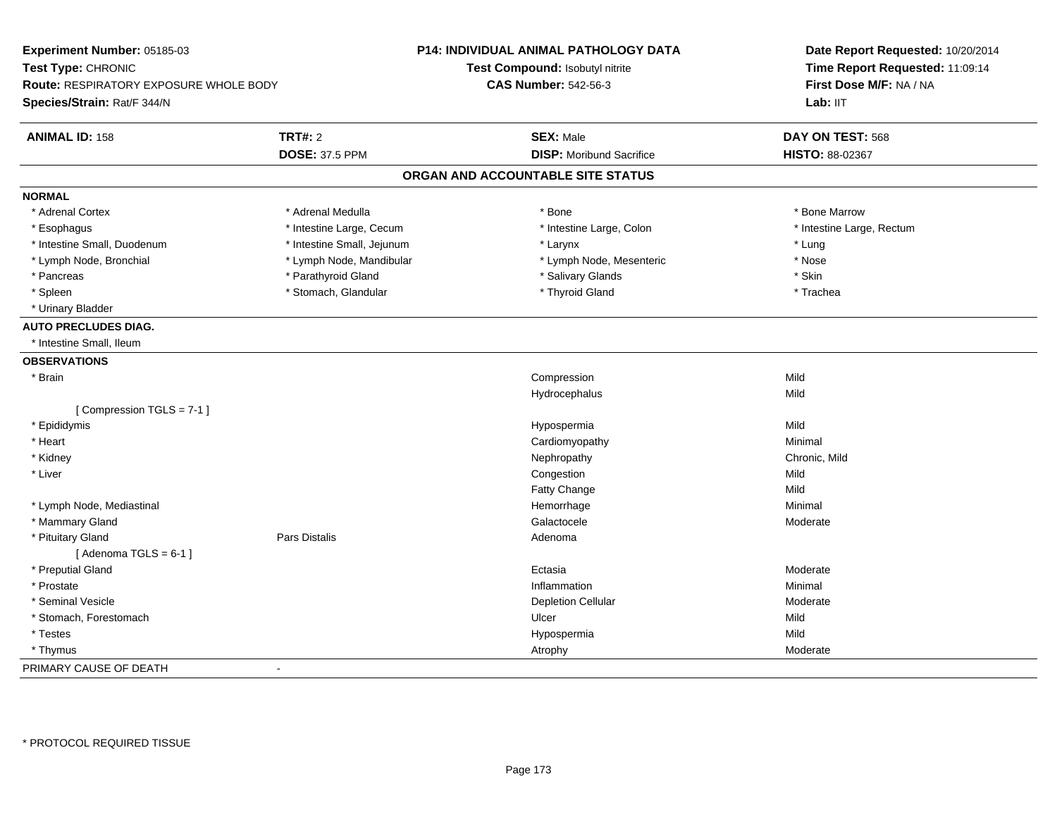**Experiment Number:** 05185-03
**Test Type:** CHRONIC
**Route:** RESPIRATORY EXPOSURE WHOLE BODY
**Species/Strain:** Rat/F 344/N

**P14: INDIVIDUAL ANIMAL PATHOLOGY DATA**
**Test Compound:** Isobutyl nitrite
**CAS Number:** 542-56-3

**Date Report Requested:** 10/20/2014
**Time Report Requested:** 11:09:14
**First Dose M/F:** NA / NA
**Lab:** IIT

| **ANIMAL ID:** 158 | **TRT#:** 2 | **SEX:** Male | **DAY ON TEST:** 568 |
|---|---|---|---|
| | **DOSE:** 37.5 PPM | **DISP:** Moribund Sacrifice | **HISTO:** 88-02367 |

## ORGAN AND ACCOUNTABLE SITE STATUS

| | | | |
|---|---|---|---|
| **NORMAL** | | | |
| * Adrenal Cortex | * Adrenal Medulla | * Bone | * Bone Marrow |
| * Esophagus | * Intestine Large, Cecum | * Intestine Large, Colon | * Intestine Large, Rectum |
| * Intestine Small, Duodenum | * Intestine Small, Jejunum | * Larynx | * Lung |
| * Lymph Node, Bronchial | * Lymph Node, Mandibular | * Lymph Node, Mesenteric | * Nose |
| * Pancreas | * Parathyroid Gland | * Salivary Glands | * Skin |
| * Spleen | * Stomach, Glandular | * Thyroid Gland | * Trachea |
| * Urinary Bladder | | | |
| **AUTO PRECLUDES DIAG.** | | | |
| * Intestine Small, Ileum | | | |
| **OBSERVATIONS** | | | |
| * Brain | | Compression | Mild |
| | | Hydrocephalus | Mild |
| [ Compression TGLS = 7-1 ] | | | |
| * Epididymis | | Hypospermia | Mild |
| * Heart | | Cardiomyopathy | Minimal |
| * Kidney | | Nephropathy | Chronic, Mild |
| * Liver | | Congestion | Mild |
| | | Fatty Change | Mild |
| * Lymph Node, Mediastinal | | Hemorrhage | Minimal |
| * Mammary Gland | | Galactocele | Moderate |
| * Pituitary Gland | Pars Distalis | Adenoma | |
| [ Adenoma TGLS = 6-1 ] | | | |
| * Preputial Gland | | Ectasia | Moderate |
| * Prostate | | Inflammation | Minimal |
| * Seminal Vesicle | | Depletion Cellular | Moderate |
| * Stomach, Forestomach | | Ulcer | Mild |
| * Testes | | Hypospermia | Mild |
| * Thymus | | Atrophy | Moderate |
| PRIMARY CAUSE OF DEATH | - | | |

* PROTOCOL REQUIRED TISSUE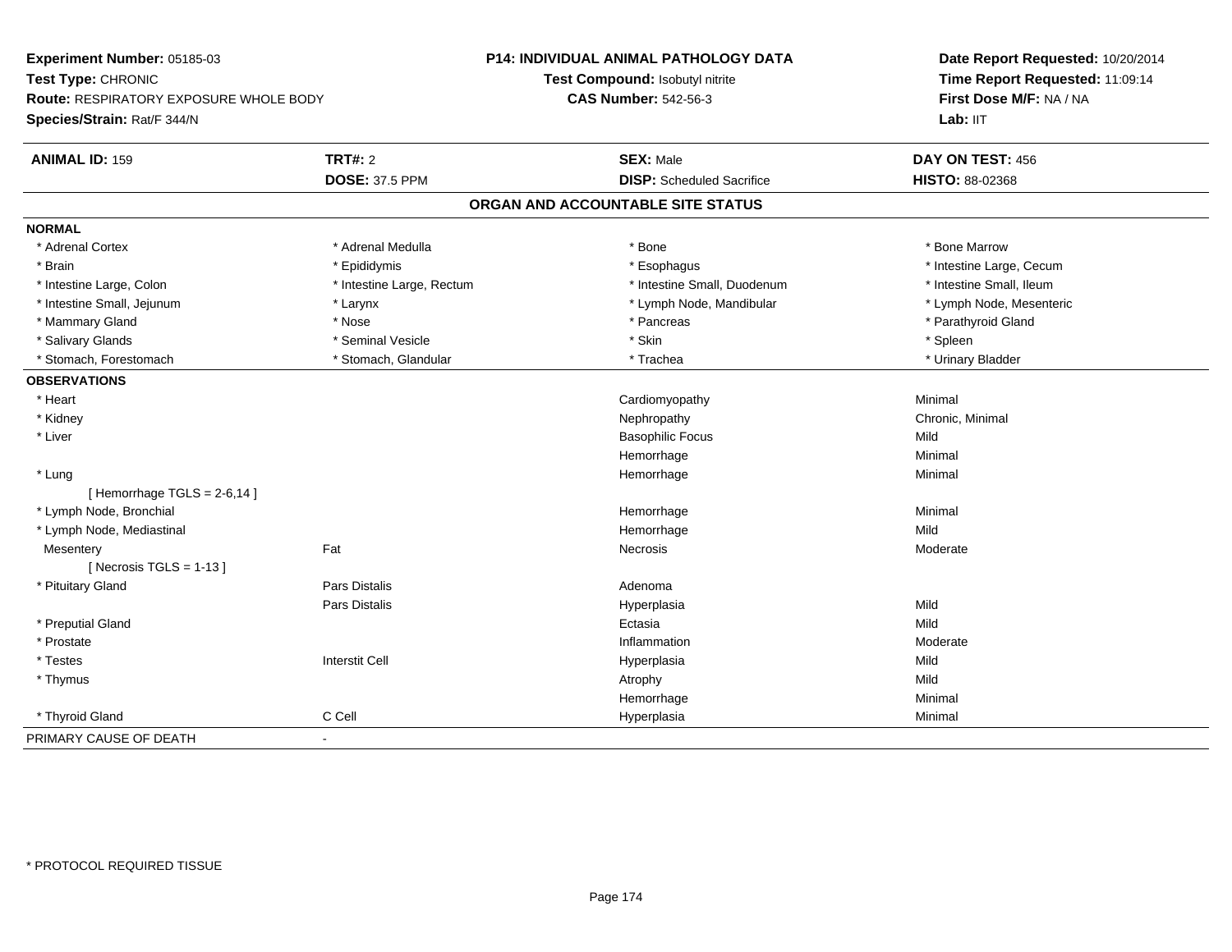**Experiment Number:** 05185-03
**Test Type:** CHRONIC
**Route:** RESPIRATORY EXPOSURE WHOLE BODY
**Species/Strain:** Rat/F 344/N

**P14: INDIVIDUAL ANIMAL PATHOLOGY DATA**
**Test Compound:** Isobutyl nitrite
**CAS Number:** 542-56-3

**Date Report Requested:** 10/20/2014
**Time Report Requested:** 11:09:14
**First Dose M/F:** NA / NA
**Lab:** IIT

| **ANIMAL ID:** 159 | **TRT#:** 2 | **SEX:** Male | **DAY ON TEST:** 456 |
|---|---|---|---|
| | **DOSE:** 37.5 PPM | **DISP:** Scheduled Sacrifice | **HISTO:** 88-02368 |

## ORGAN AND ACCOUNTABLE SITE STATUS

**NORMAL**

| | | | |
|---|---|---|---|
| * Adrenal Cortex | * Adrenal Medulla | * Bone | * Bone Marrow |
| * Brain | * Epididymis | * Esophagus | * Intestine Large, Cecum |
| * Intestine Large, Colon | * Intestine Large, Rectum | * Intestine Small, Duodenum | * Intestine Small, Ileum |
| * Intestine Small, Jejunum | * Larynx | * Lymph Node, Mandibular | * Lymph Node, Mesenteric |
| * Mammary Gland | * Nose | * Pancreas | * Parathyroid Gland |
| * Salivary Glands | * Seminal Vesicle | * Skin | * Spleen |
| * Stomach, Forestomach | * Stomach, Glandular | * Trachea | * Urinary Bladder |

**OBSERVATIONS**

| Organ | Site | Observation | Severity |
|---|---|---|---|
| * Heart | | Cardiomyopathy | Minimal |
| * Kidney | | Nephropathy | Chronic, Minimal |
| * Liver | | Basophilic Focus | Mild |
| | | Hemorrhage | Minimal |
| * Lung | | Hemorrhage | Minimal |
| [ Hemorrhage TGLS = 2-6,14 ] | | | |
| * Lymph Node, Bronchial | | Hemorrhage | Minimal |
| * Lymph Node, Mediastinal | | Hemorrhage | Mild |
| Mesentery | Fat | Necrosis | Moderate |
| [ Necrosis TGLS = 1-13 ] | | | |
| * Pituitary Gland | Pars Distalis | Adenoma | |
| | Pars Distalis | Hyperplasia | Mild |
| * Preputial Gland | | Ectasia | Mild |
| * Prostate | | Inflammation | Moderate |
| * Testes | Interstit Cell | Hyperplasia | Mild |
| * Thymus | | Atrophy | Mild |
| | | Hemorrhage | Minimal |
| * Thyroid Gland | C Cell | Hyperplasia | Minimal |

PRIMARY CAUSE OF DEATH -

* PROTOCOL REQUIRED TISSUE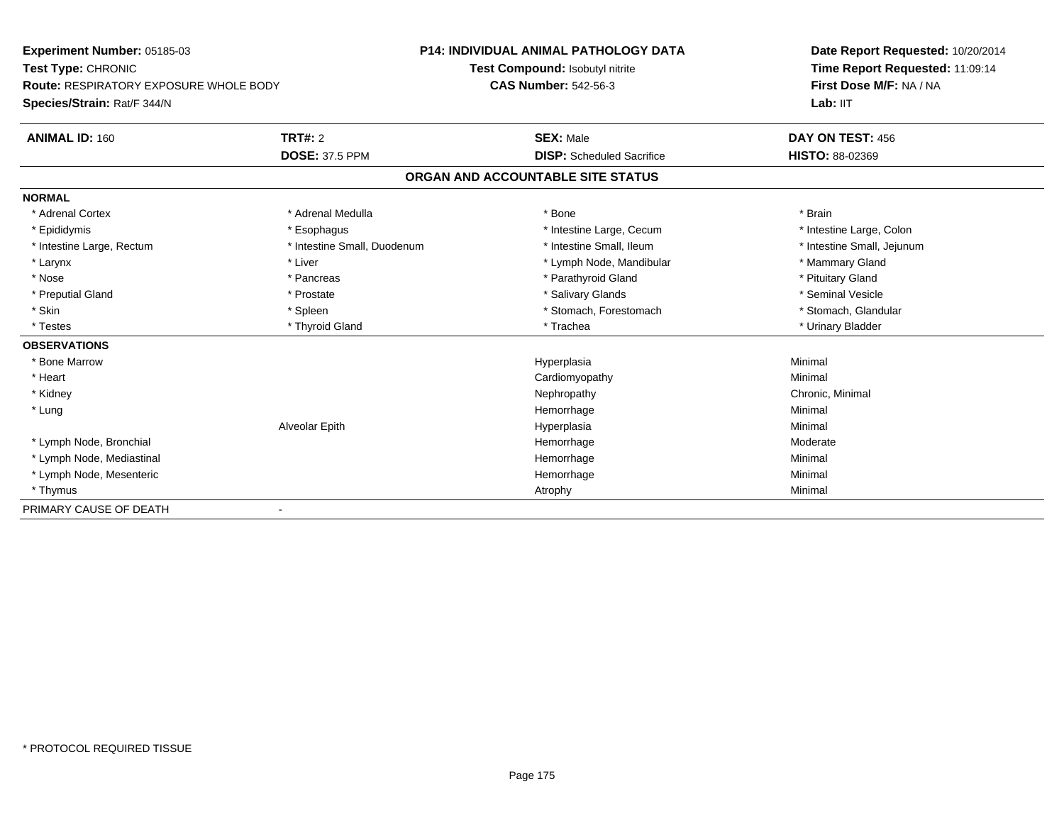**Experiment Number:** 05185-03
**Test Type:** CHRONIC
**Route:** RESPIRATORY EXPOSURE WHOLE BODY
**Species/Strain:** Rat/F 344/N

**P14: INDIVIDUAL ANIMAL PATHOLOGY DATA**
**Test Compound:** Isobutyl nitrite
**CAS Number:** 542-56-3

**Date Report Requested:** 10/20/2014
**Time Report Requested:** 11:09:14
**First Dose M/F:** NA / NA
**Lab:** IIT

| **ANIMAL ID:** 160 | **TRT#:** 2 | **SEX:** Male | **DAY ON TEST:** 456 |
|---|---|---|---|
| | **DOSE:** 37.5 PPM | **DISP:** Scheduled Sacrifice | **HISTO:** 88-02369 |

## ORGAN AND ACCOUNTABLE SITE STATUS

**NORMAL**

| | | | |
|---|---|---|---|
| * Adrenal Cortex | * Adrenal Medulla | * Bone | * Brain |
| * Epididymis | * Esophagus | * Intestine Large, Cecum | * Intestine Large, Colon |
| * Intestine Large, Rectum | * Intestine Small, Duodenum | * Intestine Small, Ileum | * Intestine Small, Jejunum |
| * Larynx | * Liver | * Lymph Node, Mandibular | * Mammary Gland |
| * Nose | * Pancreas | * Parathyroid Gland | * Pituitary Gland |
| * Preputial Gland | * Prostate | * Salivary Glands | * Seminal Vesicle |
| * Skin | * Spleen | * Stomach, Forestomach | * Stomach, Glandular |
| * Testes | * Thyroid Gland | * Trachea | * Urinary Bladder |

**OBSERVATIONS**

| | | | |
|---|---|---|---|
| * Bone Marrow | | Hyperplasia | Minimal |
| * Heart | | Cardiomyopathy | Minimal |
| * Kidney | | Nephropathy | Chronic, Minimal |
| * Lung | | Hemorrhage | Minimal |
| | Alveolar Epith | Hyperplasia | Minimal |
| * Lymph Node, Bronchial | | Hemorrhage | Moderate |
| * Lymph Node, Mediastinal | | Hemorrhage | Minimal |
| * Lymph Node, Mesenteric | | Hemorrhage | Minimal |
| * Thymus | | Atrophy | Minimal |

PRIMARY CAUSE OF DEATH -

* PROTOCOL REQUIRED TISSUE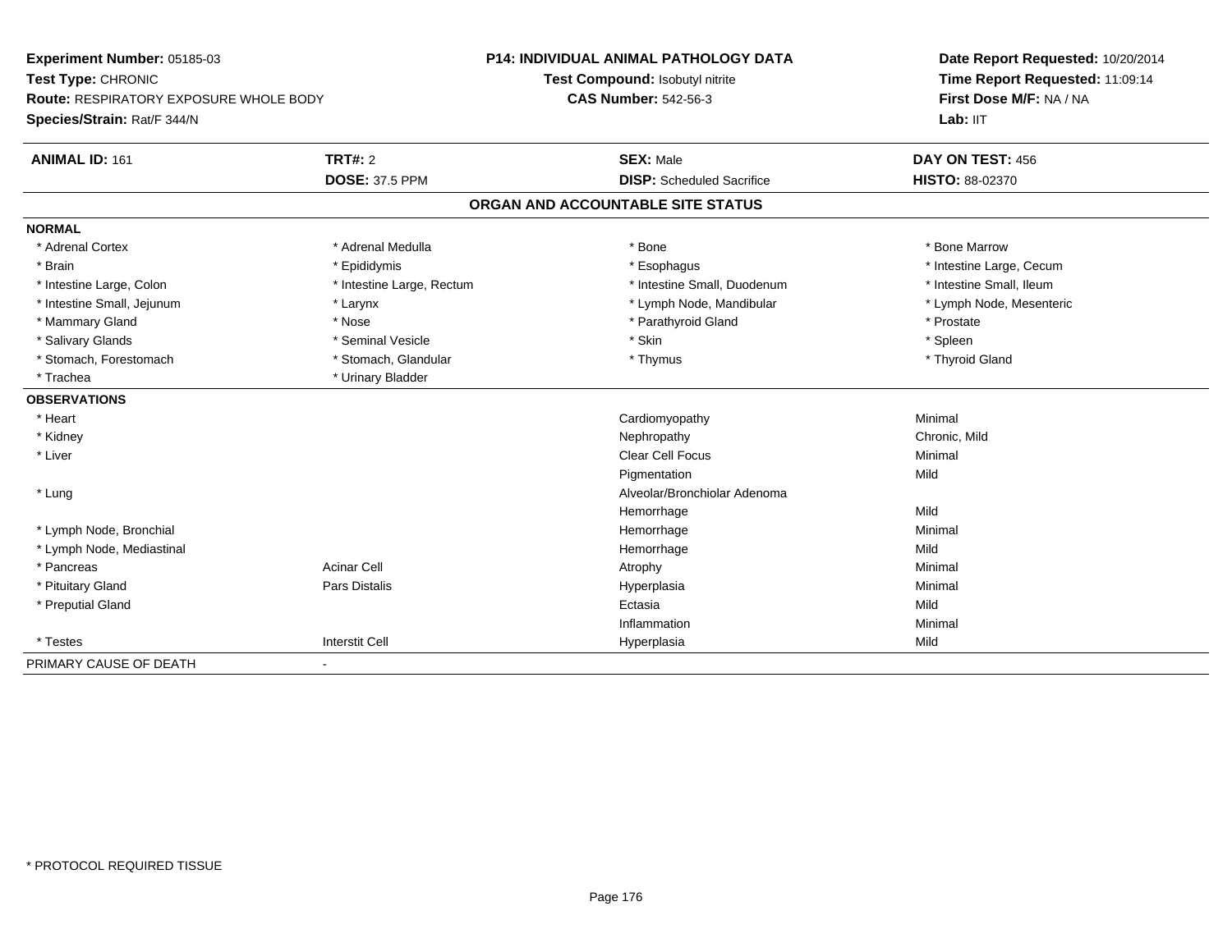**Experiment Number:** 05185-03
**Test Type:** CHRONIC
**Route:** RESPIRATORY EXPOSURE WHOLE BODY
**Species/Strain:** Rat/F 344/N

**P14: INDIVIDUAL ANIMAL PATHOLOGY DATA**
**Test Compound:** Isobutyl nitrite
**CAS Number:** 542-56-3

**Date Report Requested:** 10/20/2014
**Time Report Requested:** 11:09:14
**First Dose M/F:** NA / NA
**Lab:** IIT

| **ANIMAL ID:** 161 | **TRT#:** 2 | **SEX:** Male | **DAY ON TEST:** 456 |
|---|---|---|---|
| | **DOSE:** 37.5 PPM | **DISP:** Scheduled Sacrifice | **HISTO:** 88-02370 |

## ORGAN AND ACCOUNTABLE SITE STATUS

**NORMAL**

| | | | |
|---|---|---|---|
| * Adrenal Cortex | * Adrenal Medulla | * Bone | * Bone Marrow |
| * Brain | * Epididymis | * Esophagus | * Intestine Large, Cecum |
| * Intestine Large, Colon | * Intestine Large, Rectum | * Intestine Small, Duodenum | * Intestine Small, Ileum |
| * Intestine Small, Jejunum | * Larynx | * Lymph Node, Mandibular | * Lymph Node, Mesenteric |
| * Mammary Gland | * Nose | * Parathyroid Gland | * Prostate |
| * Salivary Glands | * Seminal Vesicle | * Skin | * Spleen |
| * Stomach, Forestomach | * Stomach, Glandular | * Thymus | * Thyroid Gland |
| * Trachea | * Urinary Bladder | | |

**OBSERVATIONS**

| | | | |
|---|---|---|---|
| * Heart | | Cardiomyopathy | Minimal |
| * Kidney | | Nephropathy | Chronic, Mild |
| * Liver | | Clear Cell Focus | Minimal |
| | | Pigmentation | Mild |
| * Lung | | Alveolar/Bronchiolar Adenoma | |
| | | Hemorrhage | Mild |
| * Lymph Node, Bronchial | | Hemorrhage | Minimal |
| * Lymph Node, Mediastinal | | Hemorrhage | Mild |
| * Pancreas | Acinar Cell | Atrophy | Minimal |
| * Pituitary Gland | Pars Distalis | Hyperplasia | Minimal |
| * Preputial Gland | | Ectasia | Mild |
| | | Inflammation | Minimal |
| * Testes | Interstit Cell | Hyperplasia | Mild |

PRIMARY CAUSE OF DEATH -

* PROTOCOL REQUIRED TISSUE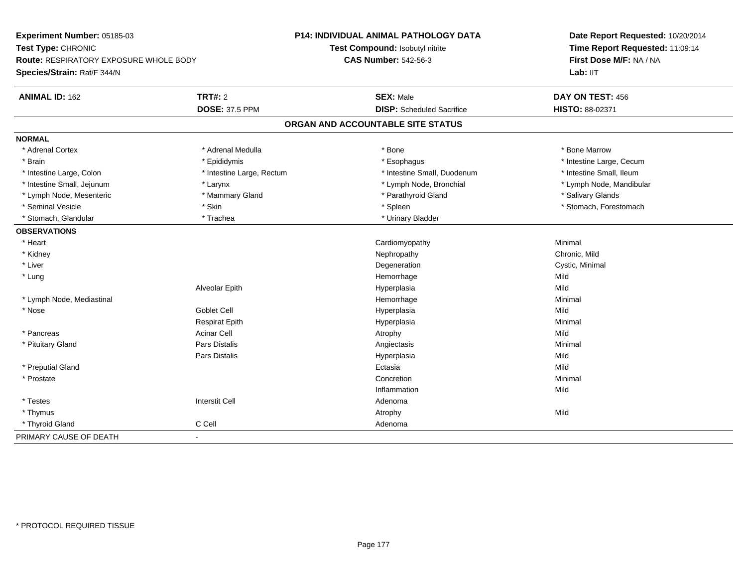**Experiment Number:** 05185-03
**Test Type:** CHRONIC
**Route:** RESPIRATORY EXPOSURE WHOLE BODY
**Species/Strain:** Rat/F 344/N

**P14: INDIVIDUAL ANIMAL PATHOLOGY DATA**
**Test Compound:** Isobutyl nitrite
**CAS Number:** 542-56-3

**Date Report Requested:** 10/20/2014
**Time Report Requested:** 11:09:14
**First Dose M/F:** NA / NA
**Lab:** IIT

| **ANIMAL ID:** 162 | **TRT#:** 2 | **SEX:** Male | **DAY ON TEST:** 456 |
|---|---|---|---|
| | **DOSE:** 37.5 PPM | **DISP:** Scheduled Sacrifice | **HISTO:** 88-02371 |

## ORGAN AND ACCOUNTABLE SITE STATUS

**NORMAL**

| | | | |
|---|---|---|---|
| * Adrenal Cortex | * Adrenal Medulla | * Bone | * Bone Marrow |
| * Brain | * Epididymis | * Esophagus | * Intestine Large, Cecum |
| * Intestine Large, Colon | * Intestine Large, Rectum | * Intestine Small, Duodenum | * Intestine Small, Ileum |
| * Intestine Small, Jejunum | * Larynx | * Lymph Node, Bronchial | * Lymph Node, Mandibular |
| * Lymph Node, Mesenteric | * Mammary Gland | * Parathyroid Gland | * Salivary Glands |
| * Seminal Vesicle | * Skin | * Spleen | * Stomach, Forestomach |
| * Stomach, Glandular | * Trachea | * Urinary Bladder | |

**OBSERVATIONS**

| | | | |
|---|---|---|---|
| * Heart | | Cardiomyopathy | Minimal |
| * Kidney | | Nephropathy | Chronic, Mild |
| * Liver | | Degeneration | Cystic, Minimal |
| * Lung | | Hemorrhage | Mild |
| | Alveolar Epith | Hyperplasia | Mild |
| * Lymph Node, Mediastinal | | Hemorrhage | Minimal |
| * Nose | Goblet Cell | Hyperplasia | Mild |
| | Respirat Epith | Hyperplasia | Minimal |
| * Pancreas | Acinar Cell | Atrophy | Mild |
| * Pituitary Gland | Pars Distalis | Angiectasis | Minimal |
| | Pars Distalis | Hyperplasia | Mild |
| * Preputial Gland | | Ectasia | Mild |
| * Prostate | | Concretion | Minimal |
| | | Inflammation | Mild |
| * Testes | Interstit Cell | Adenoma | |
| * Thymus | | Atrophy | Mild |
| * Thyroid Gland | C Cell | Adenoma | |

PRIMARY CAUSE OF DEATH -

* PROTOCOL REQUIRED TISSUE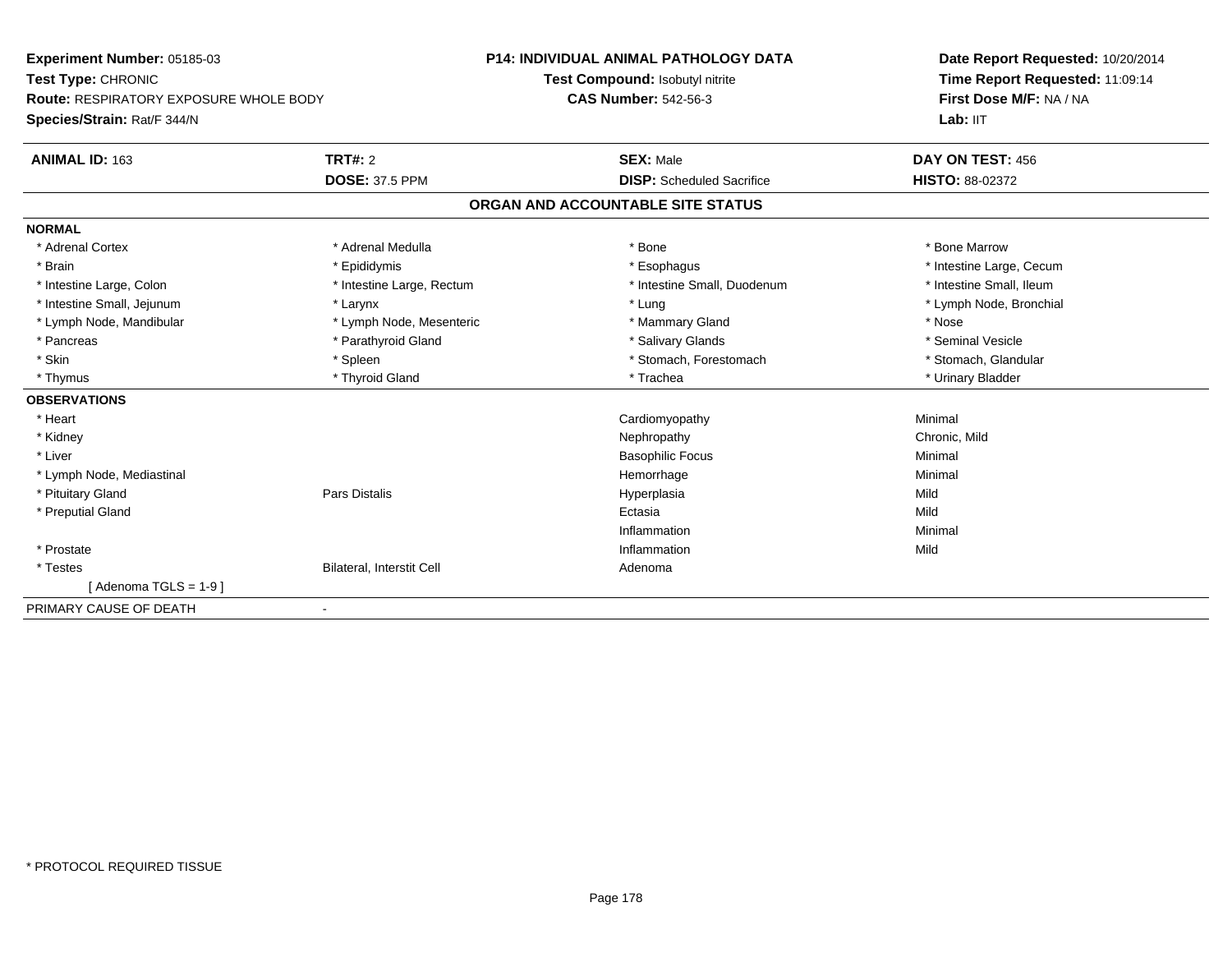**Experiment Number:** 05185-03
**Test Type:** CHRONIC
**Route:** RESPIRATORY EXPOSURE WHOLE BODY
**Species/Strain:** Rat/F 344/N

**P14: INDIVIDUAL ANIMAL PATHOLOGY DATA**
**Test Compound:** Isobutyl nitrite
**CAS Number:** 542-56-3

**Date Report Requested:** 10/20/2014
**Time Report Requested:** 11:09:14
**First Dose M/F:** NA / NA
**Lab:** IIT

| **ANIMAL ID:** 163 | **TRT#:** 2 | **SEX:** Male | **DAY ON TEST:** 456 |
|---|---|---|---|
| | **DOSE:** 37.5 PPM | **DISP:** Scheduled Sacrifice | **HISTO:** 88-02372 |

## ORGAN AND ACCOUNTABLE SITE STATUS

**NORMAL**

| | | | |
|---|---|---|---|
| * Adrenal Cortex | * Adrenal Medulla | * Bone | * Bone Marrow |
| * Brain | * Epididymis | * Esophagus | * Intestine Large, Cecum |
| * Intestine Large, Colon | * Intestine Large, Rectum | * Intestine Small, Duodenum | * Intestine Small, Ileum |
| * Intestine Small, Jejunum | * Larynx | * Lung | * Lymph Node, Bronchial |
| * Lymph Node, Mandibular | * Lymph Node, Mesenteric | * Mammary Gland | * Nose |
| * Pancreas | * Parathyroid Gland | * Salivary Glands | * Seminal Vesicle |
| * Skin | * Spleen | * Stomach, Forestomach | * Stomach, Glandular |
| * Thymus | * Thyroid Gland | * Trachea | * Urinary Bladder |

**OBSERVATIONS**

| | | | |
|---|---|---|---|
| * Heart | | Cardiomyopathy | Minimal |
| * Kidney | | Nephropathy | Chronic, Mild |
| * Liver | | Basophilic Focus | Minimal |
| * Lymph Node, Mediastinal | | Hemorrhage | Minimal |
| * Pituitary Gland | Pars Distalis | Hyperplasia | Mild |
| * Preputial Gland | | Ectasia | Mild |
| | | Inflammation | Minimal |
| * Prostate | | Inflammation | Mild |
| * Testes | Bilateral, Interstit Cell | Adenoma | |
| [ Adenoma TGLS = 1-9 ] | | | |

PRIMARY CAUSE OF DEATH -

* PROTOCOL REQUIRED TISSUE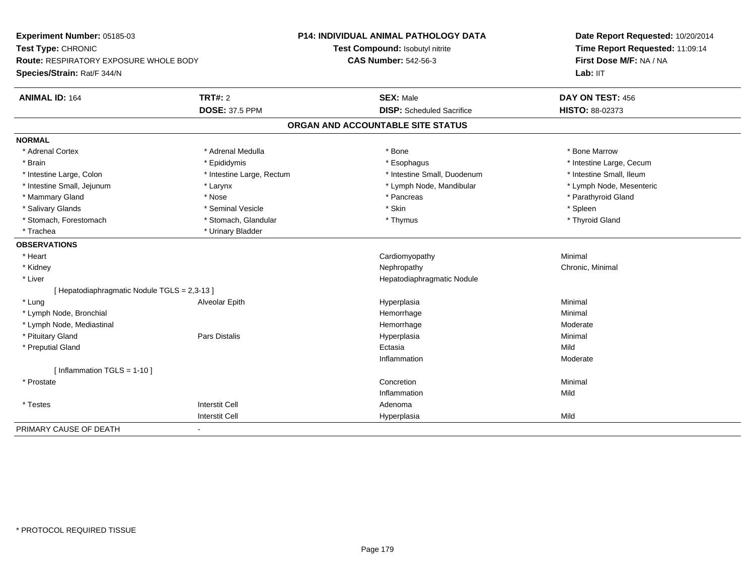**Experiment Number:** 05185-03
**Test Type:** CHRONIC
**Route:** RESPIRATORY EXPOSURE WHOLE BODY
**Species/Strain:** Rat/F 344/N

**P14: INDIVIDUAL ANIMAL PATHOLOGY DATA**
**Test Compound:** Isobutyl nitrite
**CAS Number:** 542-56-3

**Date Report Requested:** 10/20/2014
**Time Report Requested:** 11:09:14
**First Dose M/F:** NA / NA
**Lab:** IIT

| **ANIMAL ID:** 164 | **TRT#:** 2 | **SEX:** Male | **DAY ON TEST:** 456 |
|---|---|---|---|
| | **DOSE:** 37.5 PPM | **DISP:** Scheduled Sacrifice | **HISTO:** 88-02373 |

## ORGAN AND ACCOUNTABLE SITE STATUS

| | | | |
|---|---|---|---|
| **NORMAL** | | | |
| * Adrenal Cortex | * Adrenal Medulla | * Bone | * Bone Marrow |
| * Brain | * Epididymis | * Esophagus | * Intestine Large, Cecum |
| * Intestine Large, Colon | * Intestine Large, Rectum | * Intestine Small, Duodenum | * Intestine Small, Ileum |
| * Intestine Small, Jejunum | * Larynx | * Lymph Node, Mandibular | * Lymph Node, Mesenteric |
| * Mammary Gland | * Nose | * Pancreas | * Parathyroid Gland |
| * Salivary Glands | * Seminal Vesicle | * Skin | * Spleen |
| * Stomach, Forestomach | * Stomach, Glandular | * Thymus | * Thyroid Gland |
| * Trachea | * Urinary Bladder | | |
| **OBSERVATIONS** | | | |
| * Heart | | Cardiomyopathy | Minimal |
| * Kidney | | Nephropathy | Chronic, Minimal |
| * Liver | | Hepatodiaphragmatic Nodule | |
| [ Hepatodiaphragmatic Nodule TGLS = 2,3-13 ] | | | |
| * Lung | Alveolar Epith | Hyperplasia | Minimal |
| * Lymph Node, Bronchial | | Hemorrhage | Minimal |
| * Lymph Node, Mediastinal | | Hemorrhage | Moderate |
| * Pituitary Gland | Pars Distalis | Hyperplasia | Minimal |
| * Preputial Gland | | Ectasia | Mild |
| | | Inflammation | Moderate |
| [ Inflammation TGLS = 1-10 ] | | | |
| * Prostate | | Concretion | Minimal |
| | | Inflammation | Mild |
| * Testes | Interstit Cell | Adenoma | |
| | Interstit Cell | Hyperplasia | Mild |
| PRIMARY CAUSE OF DEATH | - | | |

* PROTOCOL REQUIRED TISSUE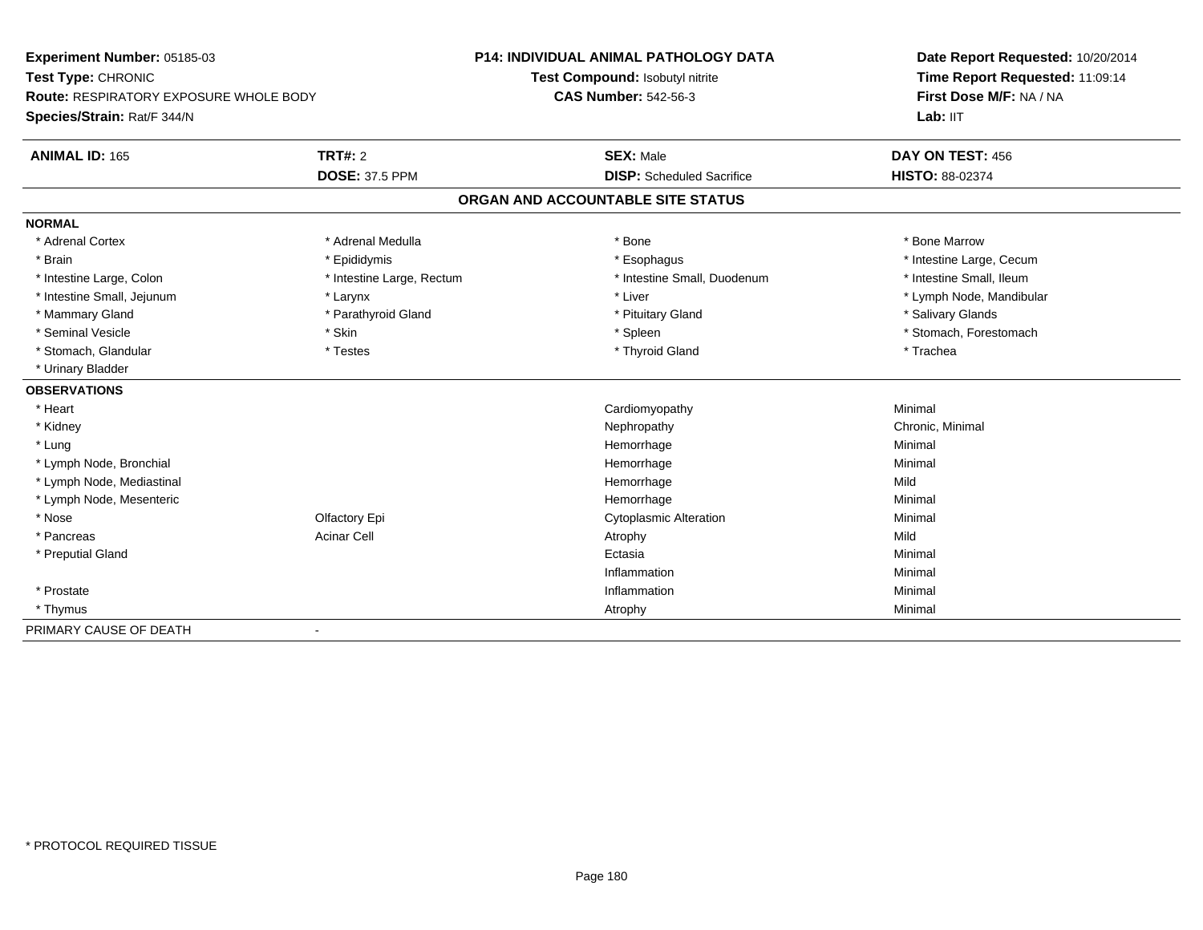**Experiment Number:** 05185-03
**Test Type:** CHRONIC
**Route:** RESPIRATORY EXPOSURE WHOLE BODY
**Species/Strain:** Rat/F 344/N

**P14: INDIVIDUAL ANIMAL PATHOLOGY DATA**
**Test Compound:** Isobutyl nitrite
**CAS Number:** 542-56-3

**Date Report Requested:** 10/20/2014
**Time Report Requested:** 11:09:14
**First Dose M/F:** NA / NA
**Lab:** IIT

| **ANIMAL ID:** 165 | **TRT#:** 2 | **SEX:** Male | **DAY ON TEST:** 456 |
|---|---|---|---|
| | **DOSE:** 37.5 PPM | **DISP:** Scheduled Sacrifice | **HISTO:** 88-02374 |

## ORGAN AND ACCOUNTABLE SITE STATUS

**NORMAL**

| | | | |
|---|---|---|---|
| * Adrenal Cortex | * Adrenal Medulla | * Bone | * Bone Marrow |
| * Brain | * Epididymis | * Esophagus | * Intestine Large, Cecum |
| * Intestine Large, Colon | * Intestine Large, Rectum | * Intestine Small, Duodenum | * Intestine Small, Ileum |
| * Intestine Small, Jejunum | * Larynx | * Liver | * Lymph Node, Mandibular |
| * Mammary Gland | * Parathyroid Gland | * Pituitary Gland | * Salivary Glands |
| * Seminal Vesicle | * Skin | * Spleen | * Stomach, Forestomach |
| * Stomach, Glandular | * Testes | * Thyroid Gland | * Trachea |
| * Urinary Bladder | | | |

**OBSERVATIONS**

| | | | |
|---|---|---|---|
| * Heart | | Cardiomyopathy | Minimal |
| * Kidney | | Nephropathy | Chronic, Minimal |
| * Lung | | Hemorrhage | Minimal |
| * Lymph Node, Bronchial | | Hemorrhage | Minimal |
| * Lymph Node, Mediastinal | | Hemorrhage | Mild |
| * Lymph Node, Mesenteric | | Hemorrhage | Minimal |
| * Nose | Olfactory Epi | Cytoplasmic Alteration | Minimal |
| * Pancreas | Acinar Cell | Atrophy | Mild |
| * Preputial Gland | | Ectasia | Minimal |
| | | Inflammation | Minimal |
| * Prostate | | Inflammation | Minimal |
| * Thymus | | Atrophy | Minimal |

PRIMARY CAUSE OF DEATH -

\* PROTOCOL REQUIRED TISSUE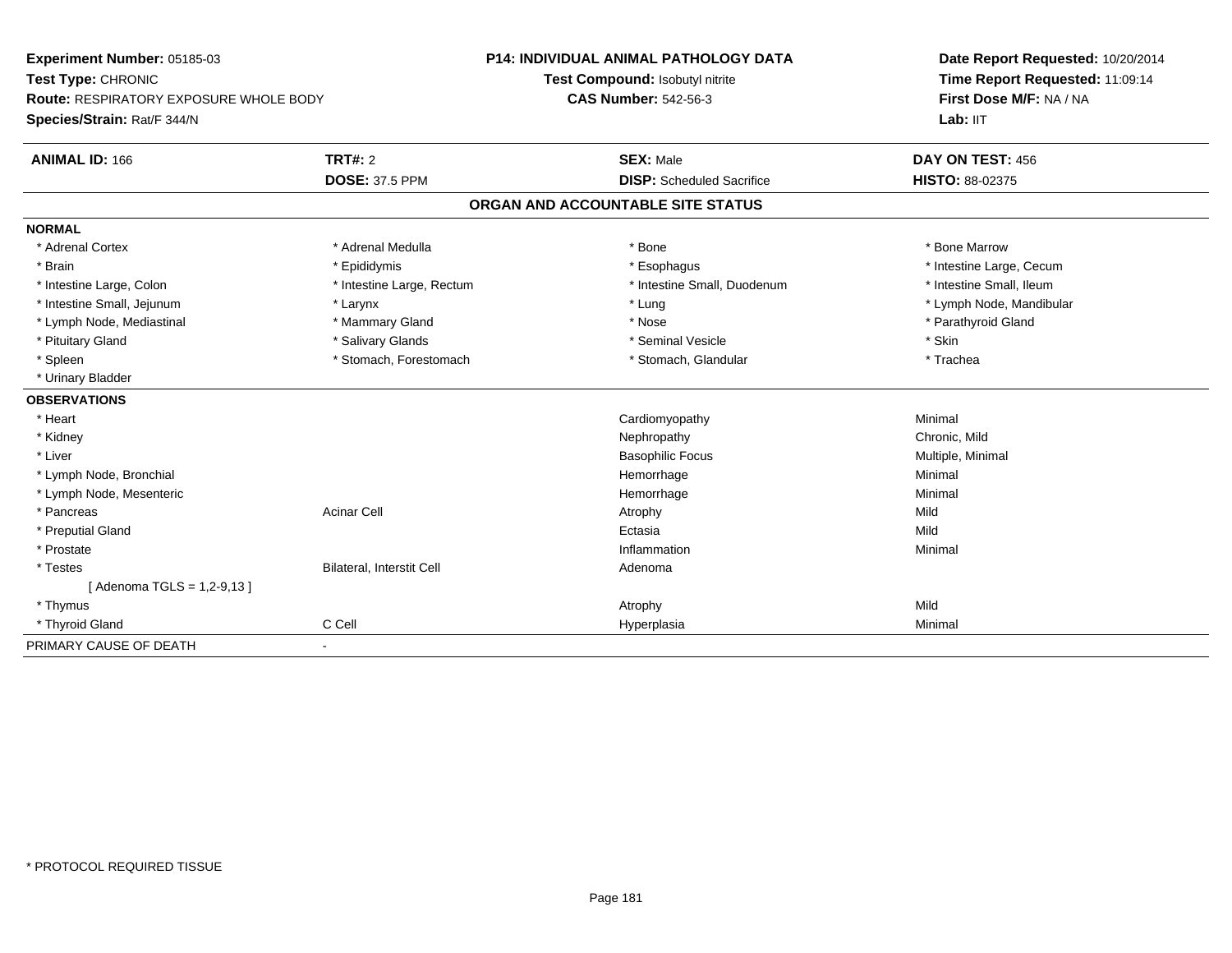**Experiment Number:** 05185-03
**Test Type:** CHRONIC
**Route:** RESPIRATORY EXPOSURE WHOLE BODY
**Species/Strain:** Rat/F 344/N

**P14: INDIVIDUAL ANIMAL PATHOLOGY DATA**
**Test Compound:** Isobutyl nitrite
**CAS Number:** 542-56-3

**Date Report Requested:** 10/20/2014
**Time Report Requested:** 11:09:14
**First Dose M/F:** NA / NA
**Lab:** IIT

| **ANIMAL ID:** 166 | **TRT#:** 2 | **SEX:** Male | **DAY ON TEST:** 456 |
|---|---|---|---|
| | **DOSE:** 37.5 PPM | **DISP:** Scheduled Sacrifice | **HISTO:** 88-02375 |

## ORGAN AND ACCOUNTABLE SITE STATUS

| | | | |
|---|---|---|---|
| **NORMAL** | | | |
| * Adrenal Cortex | * Adrenal Medulla | * Bone | * Bone Marrow |
| * Brain | * Epididymis | * Esophagus | * Intestine Large, Cecum |
| * Intestine Large, Colon | * Intestine Large, Rectum | * Intestine Small, Duodenum | * Intestine Small, Ileum |
| * Intestine Small, Jejunum | * Larynx | * Lung | * Lymph Node, Mandibular |
| * Lymph Node, Mediastinal | * Mammary Gland | * Nose | * Parathyroid Gland |
| * Pituitary Gland | * Salivary Glands | * Seminal Vesicle | * Skin |
| * Spleen | * Stomach, Forestomach | * Stomach, Glandular | * Trachea |
| * Urinary Bladder | | | |
| **OBSERVATIONS** | | | |
| * Heart | | Cardiomyopathy | Minimal |
| * Kidney | | Nephropathy | Chronic, Mild |
| * Liver | | Basophilic Focus | Multiple, Minimal |
| * Lymph Node, Bronchial | | Hemorrhage | Minimal |
| * Lymph Node, Mesenteric | | Hemorrhage | Minimal |
| * Pancreas | Acinar Cell | Atrophy | Mild |
| * Preputial Gland | | Ectasia | Mild |
| * Prostate | | Inflammation | Minimal |
| * Testes | Bilateral, Interstit Cell | Adenoma | |
| [ Adenoma TGLS = 1,2-9,13 ] | | | |
| * Thymus | | Atrophy | Mild |
| * Thyroid Gland | C Cell | Hyperplasia | Minimal |
| PRIMARY CAUSE OF DEATH | - | | |

* PROTOCOL REQUIRED TISSUE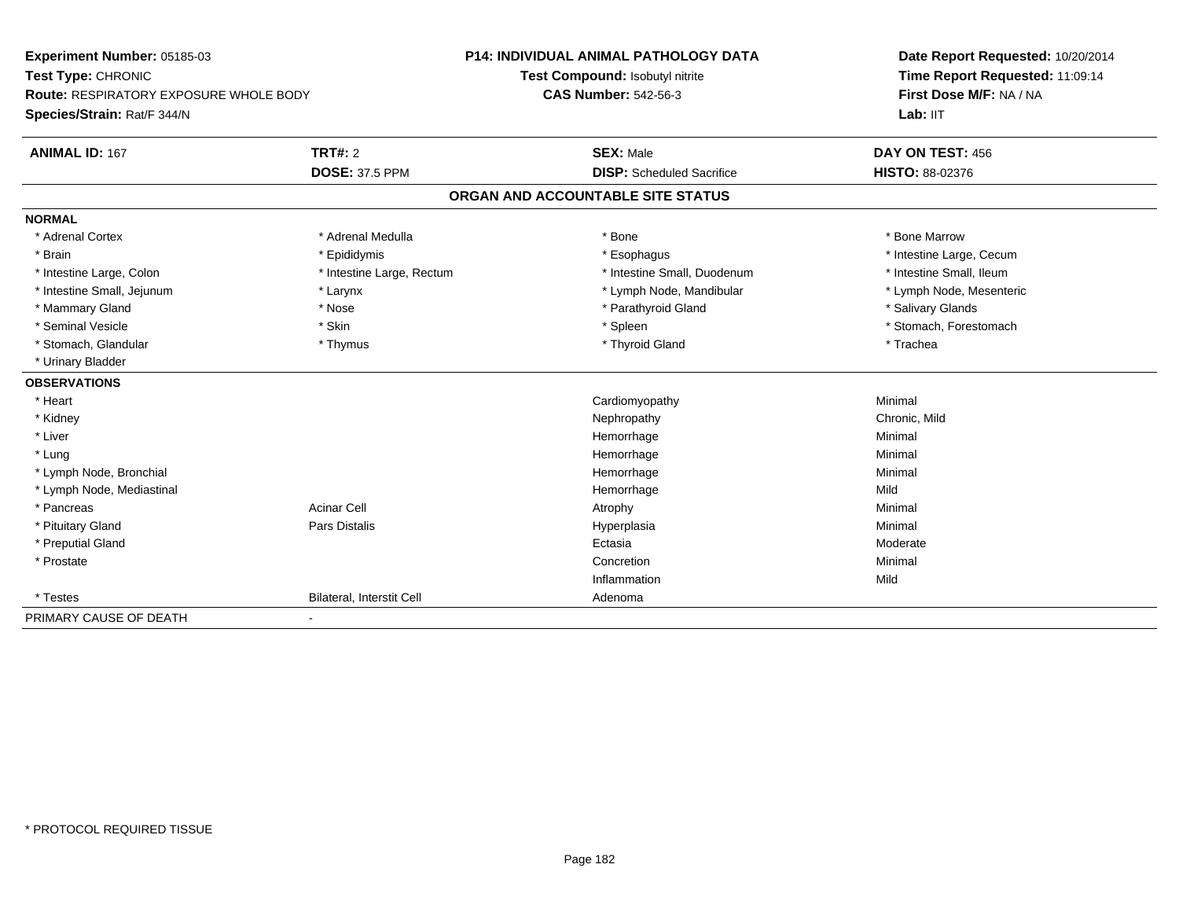**Experiment Number:** 05185-03
**Test Type:** CHRONIC
**Route:** RESPIRATORY EXPOSURE WHOLE BODY
**Species/Strain:** Rat/F 344/N

**P14: INDIVIDUAL ANIMAL PATHOLOGY DATA**
**Test Compound:** Isobutyl nitrite
**CAS Number:** 542-56-3

**Date Report Requested:** 10/20/2014
**Time Report Requested:** 11:09:14
**First Dose M/F:** NA / NA
**Lab:** IIT

| **ANIMAL ID:** 167 | **TRT#:** 2 | **SEX:** Male | **DAY ON TEST:** 456 |
|---|---|---|---|
| | **DOSE:** 37.5 PPM | **DISP:** Scheduled Sacrifice | **HISTO:** 88-02376 |

## ORGAN AND ACCOUNTABLE SITE STATUS

| | | | |
|---|---|---|---|
| **NORMAL** | | | |
| * Adrenal Cortex | * Adrenal Medulla | * Bone | * Bone Marrow |
| * Brain | * Epididymis | * Esophagus | * Intestine Large, Cecum |
| * Intestine Large, Colon | * Intestine Large, Rectum | * Intestine Small, Duodenum | * Intestine Small, Ileum |
| * Intestine Small, Jejunum | * Larynx | * Lymph Node, Mandibular | * Lymph Node, Mesenteric |
| * Mammary Gland | * Nose | * Parathyroid Gland | * Salivary Glands |
| * Seminal Vesicle | * Skin | * Spleen | * Stomach, Forestomach |
| * Stomach, Glandular | * Thymus | * Thyroid Gland | * Trachea |
| * Urinary Bladder | | | |
| **OBSERVATIONS** | | | |
| * Heart | | Cardiomyopathy | Minimal |
| * Kidney | | Nephropathy | Chronic, Mild |
| * Liver | | Hemorrhage | Minimal |
| * Lung | | Hemorrhage | Minimal |
| * Lymph Node, Bronchial | | Hemorrhage | Minimal |
| * Lymph Node, Mediastinal | | Hemorrhage | Mild |
| * Pancreas | Acinar Cell | Atrophy | Minimal |
| * Pituitary Gland | Pars Distalis | Hyperplasia | Minimal |
| * Preputial Gland | | Ectasia | Moderate |
| * Prostate | | Concretion | Minimal |
| | | Inflammation | Mild |
| * Testes | Bilateral, Interstit Cell | Adenoma | |
| PRIMARY CAUSE OF DEATH | - | | |

* PROTOCOL REQUIRED TISSUE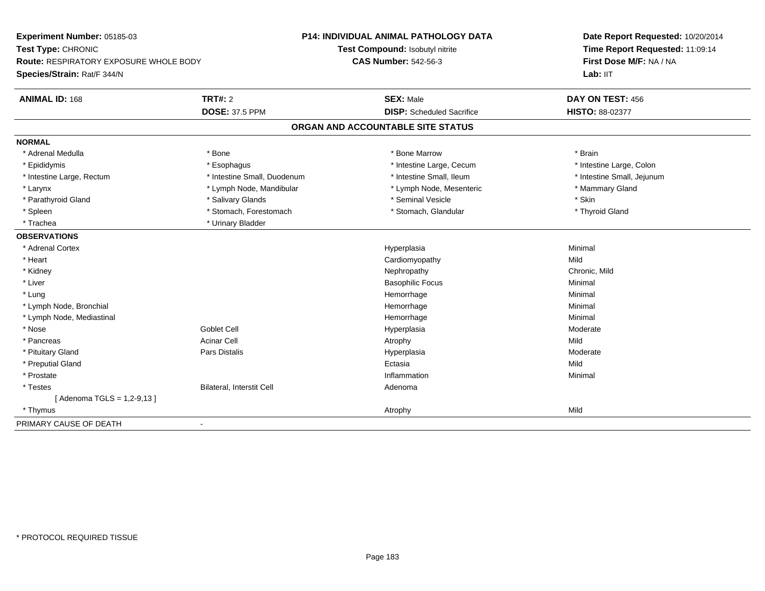**Experiment Number:** 05185-03
**Test Type:** CHRONIC
**Route:** RESPIRATORY EXPOSURE WHOLE BODY
**Species/Strain:** Rat/F 344/N

**P14: INDIVIDUAL ANIMAL PATHOLOGY DATA**
**Test Compound:** Isobutyl nitrite
**CAS Number:** 542-56-3

**Date Report Requested:** 10/20/2014
**Time Report Requested:** 11:09:14
**First Dose M/F:** NA / NA
**Lab:** IIT

| **ANIMAL ID:** 168 | **TRT#:** 2 | **SEX:** Male | **DAY ON TEST:** 456 |
|---|---|---|---|
| | **DOSE:** 37.5 PPM | **DISP:** Scheduled Sacrifice | **HISTO:** 88-02377 |

## ORGAN AND ACCOUNTABLE SITE STATUS

| | | | |
|---|---|---|---|
| **NORMAL** | | | |
| * Adrenal Medulla | * Bone | * Bone Marrow | * Brain |
| * Epididymis | * Esophagus | * Intestine Large, Cecum | * Intestine Large, Colon |
| * Intestine Large, Rectum | * Intestine Small, Duodenum | * Intestine Small, Ileum | * Intestine Small, Jejunum |
| * Larynx | * Lymph Node, Mandibular | * Lymph Node, Mesenteric | * Mammary Gland |
| * Parathyroid Gland | * Salivary Glands | * Seminal Vesicle | * Skin |
| * Spleen | * Stomach, Forestomach | * Stomach, Glandular | * Thyroid Gland |
| * Trachea | * Urinary Bladder | | |
| **OBSERVATIONS** | | | |
| * Adrenal Cortex | | Hyperplasia | Minimal |
| * Heart | | Cardiomyopathy | Mild |
| * Kidney | | Nephropathy | Chronic, Mild |
| * Liver | | Basophilic Focus | Minimal |
| * Lung | | Hemorrhage | Minimal |
| * Lymph Node, Bronchial | | Hemorrhage | Minimal |
| * Lymph Node, Mediastinal | | Hemorrhage | Minimal |
| * Nose | Goblet Cell | Hyperplasia | Moderate |
| * Pancreas | Acinar Cell | Atrophy | Mild |
| * Pituitary Gland | Pars Distalis | Hyperplasia | Moderate |
| * Preputial Gland | | Ectasia | Mild |
| * Prostate | | Inflammation | Minimal |
| * Testes | Bilateral, Interstit Cell | Adenoma | |
| [ Adenoma TGLS = 1,2-9,13 ] | | | |
| * Thymus | | Atrophy | Mild |
| PRIMARY CAUSE OF DEATH | - | | |

* PROTOCOL REQUIRED TISSUE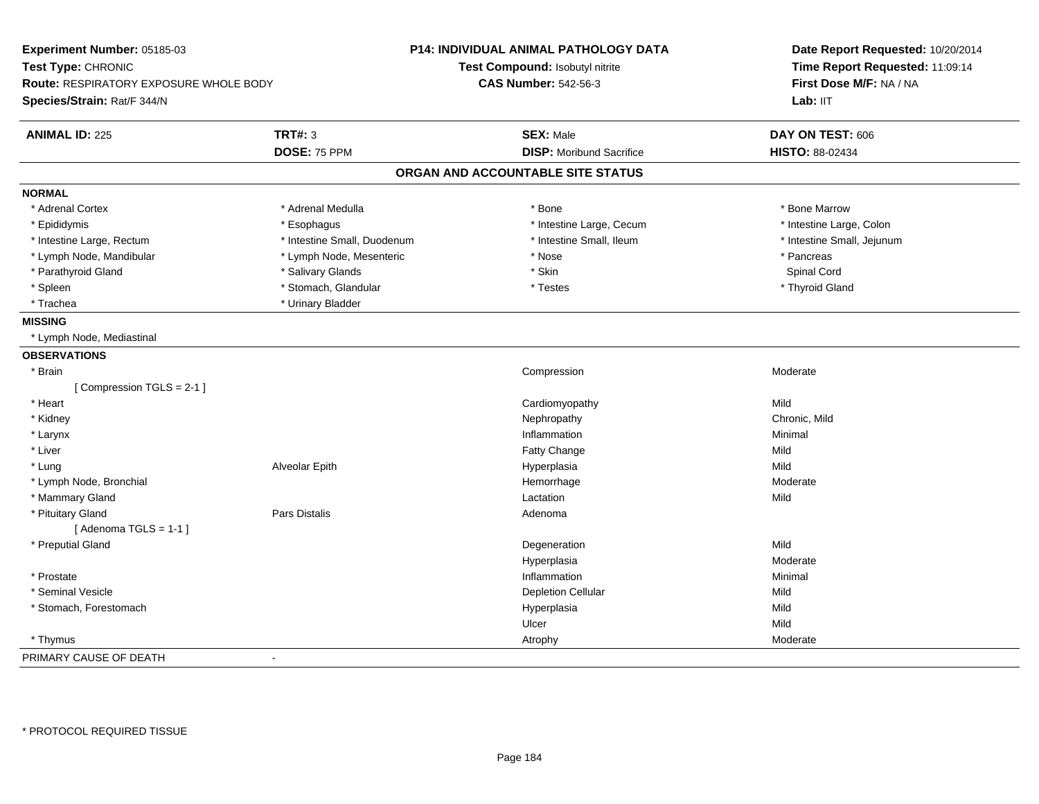**Experiment Number:** 05185-03
**Test Type:** CHRONIC
**Route:** RESPIRATORY EXPOSURE WHOLE BODY
**Species/Strain:** Rat/F 344/N

**P14: INDIVIDUAL ANIMAL PATHOLOGY DATA**
**Test Compound:** Isobutyl nitrite
**CAS Number:** 542-56-3

**Date Report Requested:** 10/20/2014
**Time Report Requested:** 11:09:14
**First Dose M/F:** NA / NA
**Lab:** IIT

| **ANIMAL ID:** 225 | **TRT#:** 3 | **SEX:** Male | **DAY ON TEST:** 606 |
|---|---|---|---|
| | **DOSE:** 75 PPM | **DISP:** Moribund Sacrifice | **HISTO:** 88-02434 |

## ORGAN AND ACCOUNTABLE SITE STATUS

**NORMAL**

| | | | |
|---|---|---|---|
| * Adrenal Cortex | * Adrenal Medulla | * Bone | * Bone Marrow |
| * Epididymis | * Esophagus | * Intestine Large, Cecum | * Intestine Large, Colon |
| * Intestine Large, Rectum | * Intestine Small, Duodenum | * Intestine Small, Ileum | * Intestine Small, Jejunum |
| * Lymph Node, Mandibular | * Lymph Node, Mesenteric | * Nose | * Pancreas |
| * Parathyroid Gland | * Salivary Glands | * Skin | Spinal Cord |
| * Spleen | * Stomach, Glandular | * Testes | * Thyroid Gland |
| * Trachea | * Urinary Bladder | | |

**MISSING**

* Lymph Node, Mediastinal

**OBSERVATIONS**

| Organ | Site | Observation | Severity |
|---|---|---|---|
| * Brain | | Compression | Moderate |
| [ Compression TGLS = 2-1 ] | | | |
| * Heart | | Cardiomyopathy | Mild |
| * Kidney | | Nephropathy | Chronic, Mild |
| * Larynx | | Inflammation | Minimal |
| * Liver | | Fatty Change | Mild |
| * Lung | Alveolar Epith | Hyperplasia | Mild |
| * Lymph Node, Bronchial | | Hemorrhage | Moderate |
| * Mammary Gland | | Lactation | Mild |
| * Pituitary Gland | Pars Distalis | Adenoma | |
| [ Adenoma TGLS = 1-1 ] | | | |
| * Preputial Gland | | Degeneration | Mild |
| | | Hyperplasia | Moderate |
| * Prostate | | Inflammation | Minimal |
| * Seminal Vesicle | | Depletion Cellular | Mild |
| * Stomach, Forestomach | | Hyperplasia | Mild |
| | | Ulcer | Mild |
| * Thymus | | Atrophy | Moderate |

PRIMARY CAUSE OF DEATH -

* PROTOCOL REQUIRED TISSUE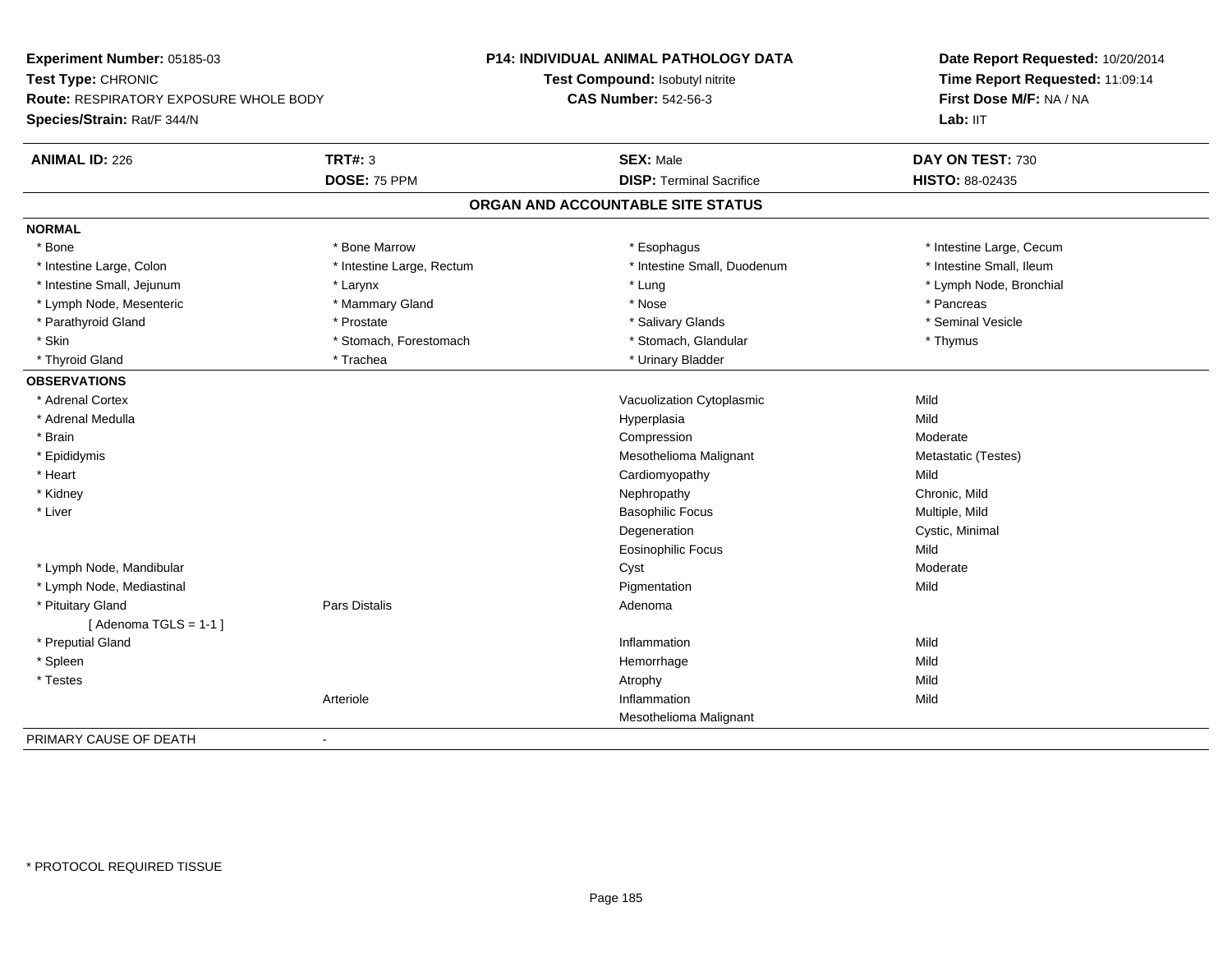**Experiment Number:** 05185-03
**Test Type:** CHRONIC
**Route:** RESPIRATORY EXPOSURE WHOLE BODY
**Species/Strain:** Rat/F 344/N

**P14: INDIVIDUAL ANIMAL PATHOLOGY DATA**
**Test Compound:** Isobutyl nitrite
**CAS Number:** 542-56-3

**Date Report Requested:** 10/20/2014
**Time Report Requested:** 11:09:14
**First Dose M/F:** NA / NA
**Lab:** IIT

| **ANIMAL ID:** 226 | **TRT#:** 3 | **SEX:** Male | **DAY ON TEST:** 730 |
|---|---|---|---|
| | **DOSE:** 75 PPM | **DISP:** Terminal Sacrifice | **HISTO:** 88-02435 |

## ORGAN AND ACCOUNTABLE SITE STATUS

**NORMAL**

| | | | |
|---|---|---|---|
| * Bone | * Bone Marrow | * Esophagus | * Intestine Large, Cecum |
| * Intestine Large, Colon | * Intestine Large, Rectum | * Intestine Small, Duodenum | * Intestine Small, Ileum |
| * Intestine Small, Jejunum | * Larynx | * Lung | * Lymph Node, Bronchial |
| * Lymph Node, Mesenteric | * Mammary Gland | * Nose | * Pancreas |
| * Parathyroid Gland | * Prostate | * Salivary Glands | * Seminal Vesicle |
| * Skin | * Stomach, Forestomach | * Stomach, Glandular | * Thymus |
| * Thyroid Gland | * Trachea | * Urinary Bladder | |

**OBSERVATIONS**

| | | | |
|---|---|---|---|
| * Adrenal Cortex | | Vacuolization Cytoplasmic | Mild |
| * Adrenal Medulla | | Hyperplasia | Mild |
| * Brain | | Compression | Moderate |
| * Epididymis | | Mesothelioma Malignant | Metastatic (Testes) |
| * Heart | | Cardiomyopathy | Mild |
| * Kidney | | Nephropathy | Chronic, Mild |
| * Liver | | Basophilic Focus | Multiple, Mild |
| | | Degeneration | Cystic, Minimal |
| | | Eosinophilic Focus | Mild |
| * Lymph Node, Mandibular | | Cyst | Moderate |
| * Lymph Node, Mediastinal | | Pigmentation | Mild |
| * Pituitary Gland | Pars Distalis | Adenoma | |
| [ Adenoma TGLS = 1-1 ] | | | |
| * Preputial Gland | | Inflammation | Mild |
| * Spleen | | Hemorrhage | Mild |
| * Testes | | Atrophy | Mild |
| | Arteriole | Inflammation | Mild |
| | | Mesothelioma Malignant | |

PRIMARY CAUSE OF DEATH -

\* PROTOCOL REQUIRED TISSUE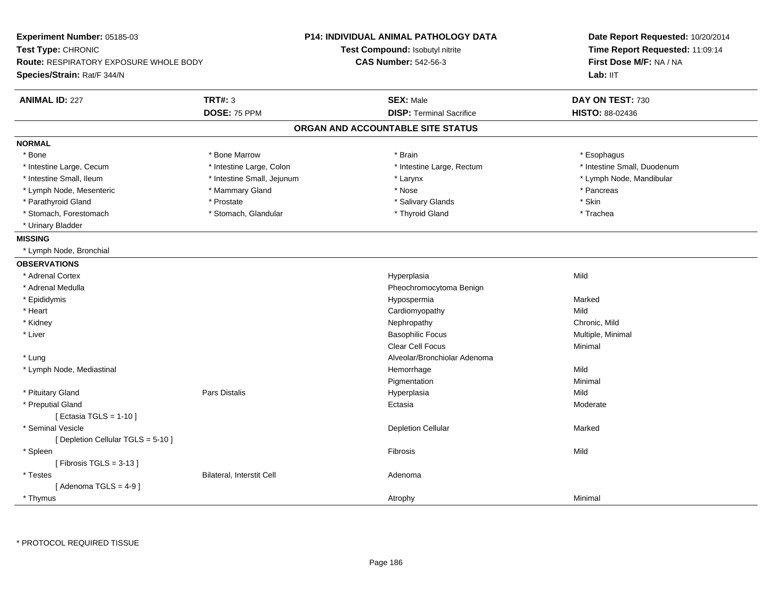**Experiment Number:** 05185-03
**Test Type:** CHRONIC
**Route:** RESPIRATORY EXPOSURE WHOLE BODY
**Species/Strain:** Rat/F 344/N

**P14: INDIVIDUAL ANIMAL PATHOLOGY DATA**
**Test Compound:** Isobutyl nitrite
**CAS Number:** 542-56-3

**Date Report Requested:** 10/20/2014
**Time Report Requested:** 11:09:14
**First Dose M/F:** NA / NA
**Lab:** IIT

| **ANIMAL ID:** 227 | **TRT#:** 3 | **SEX:** Male | **DAY ON TEST:** 730 |
|---|---|---|---|
| | **DOSE:** 75 PPM | **DISP:** Terminal Sacrifice | **HISTO:** 88-02436 |

## ORGAN AND ACCOUNTABLE SITE STATUS

### NORMAL

| | | | |
|---|---|---|---|
| * Bone | * Bone Marrow | * Brain | * Esophagus |
| * Intestine Large, Cecum | * Intestine Large, Colon | * Intestine Large, Rectum | * Intestine Small, Duodenum |
| * Intestine Small, Ileum | * Intestine Small, Jejunum | * Larynx | * Lymph Node, Mandibular |
| * Lymph Node, Mesenteric | * Mammary Gland | * Nose | * Pancreas |
| * Parathyroid Gland | * Prostate | * Salivary Glands | * Skin |
| * Stomach, Forestomach | * Stomach, Glandular | * Thyroid Gland | * Trachea |
| * Urinary Bladder | | | |

### MISSING

* Lymph Node, Bronchial

### OBSERVATIONS

| Organ | Site | Observation | Severity |
|---|---|---|---|
| * Adrenal Cortex | | Hyperplasia | Mild |
| * Adrenal Medulla | | Pheochromocytoma Benign | |
| * Epididymis | | Hypospermia | Marked |
| * Heart | | Cardiomyopathy | Mild |
| * Kidney | | Nephropathy | Chronic, Mild |
| * Liver | | Basophilic Focus | Multiple, Minimal |
| | | Clear Cell Focus | Minimal |
| * Lung | | Alveolar/Bronchiolar Adenoma | |
| * Lymph Node, Mediastinal | | Hemorrhage | Mild |
| | | Pigmentation | Minimal |
| * Pituitary Gland | Pars Distalis | Hyperplasia | Mild |
| * Preputial Gland | | Ectasia | Moderate |
| [ Ectasia TGLS = 1-10 ] | | | |
| * Seminal Vesicle | | Depletion Cellular | Marked |
| [ Depletion Cellular TGLS = 5-10 ] | | | |
| * Spleen | | Fibrosis | Mild |
| [ Fibrosis TGLS = 3-13 ] | | | |
| * Testes | Bilateral, Interstit Cell | Adenoma | |
| [ Adenoma TGLS = 4-9 ] | | | |
| * Thymus | | Atrophy | Minimal |

* PROTOCOL REQUIRED TISSUE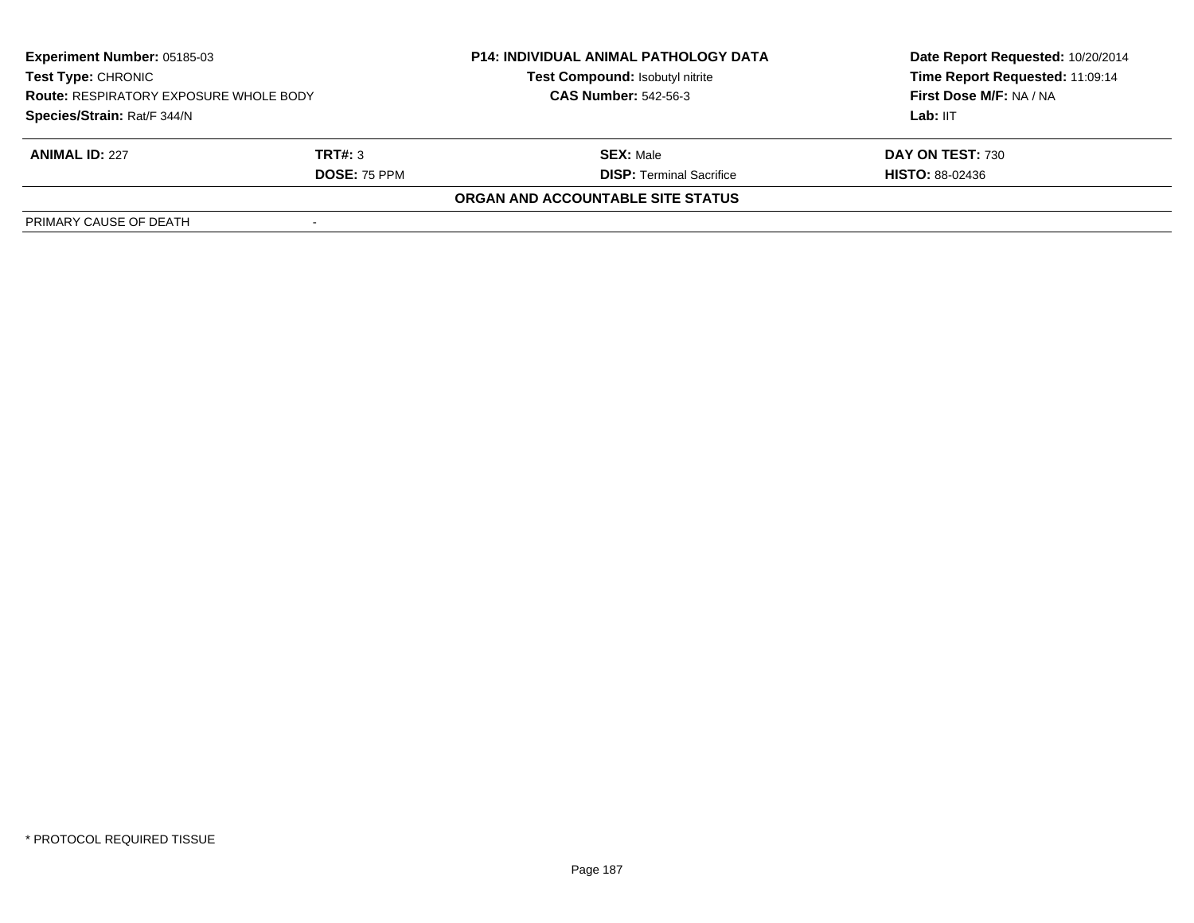| **Experiment Number:** 05185-03 | **P14: INDIVIDUAL ANIMAL PATHOLOGY DATA** | **Date Report Requested:** 10/20/2014 |
|---|---|---|
| **Test Type:** CHRONIC | **Test Compound:** Isobutyl nitrite | **Time Report Requested:** 11:09:14 |
| **Route:** RESPIRATORY EXPOSURE WHOLE BODY | **CAS Number:** 542-56-3 | **First Dose M/F:** NA / NA |
| **Species/Strain:** Rat/F 344/N | | **Lab:** IIT |

| **ANIMAL ID:** 227 | **TRT#:** 3 | **SEX:** Male | **DAY ON TEST:** 730 |
|---|---|---|---|
| | **DOSE:** 75 PPM | **DISP:** Terminal Sacrifice | **HISTO:** 88-02436 |

**ORGAN AND ACCOUNTABLE SITE STATUS**

| PRIMARY CAUSE OF DEATH | - |
|---|---|

* PROTOCOL REQUIRED TISSUE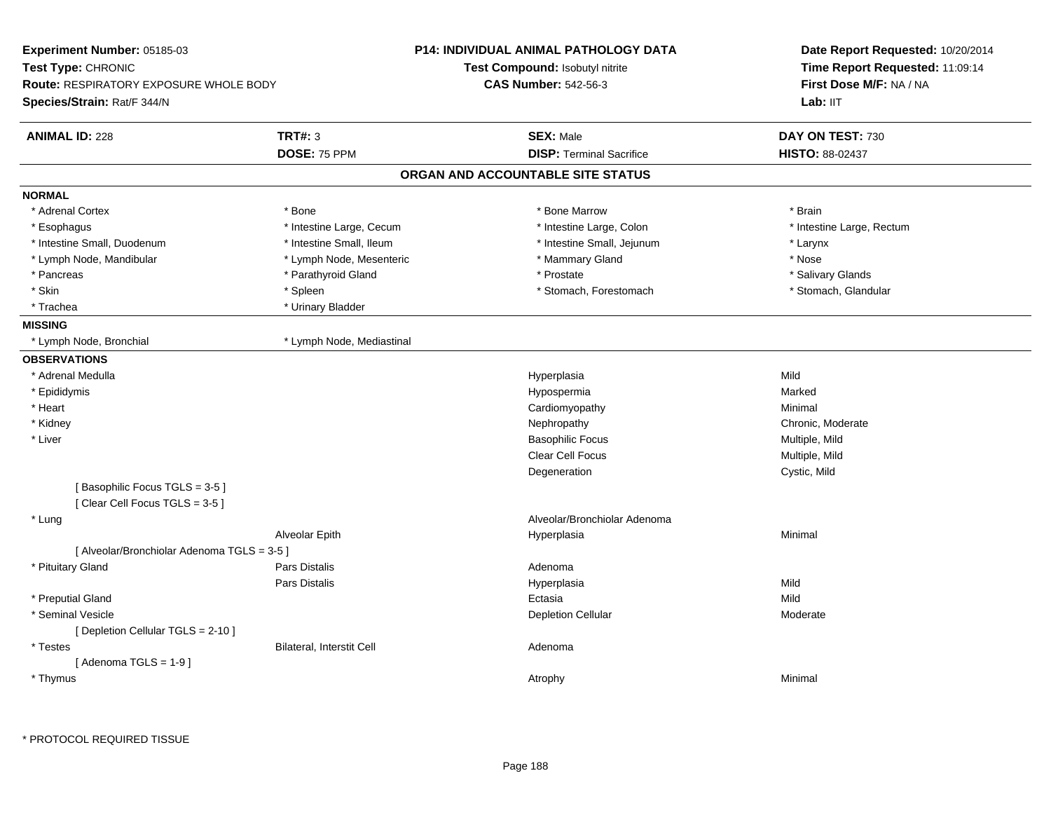**Experiment Number:** 05185-03
**Test Type:** CHRONIC
**Route:** RESPIRATORY EXPOSURE WHOLE BODY
**Species/Strain:** Rat/F 344/N

**P14: INDIVIDUAL ANIMAL PATHOLOGY DATA**
**Test Compound:** Isobutyl nitrite
**CAS Number:** 542-56-3

**Date Report Requested:** 10/20/2014
**Time Report Requested:** 11:09:14
**First Dose M/F:** NA / NA
**Lab:** IIT

| **ANIMAL ID:** 228 | **TRT#:** 3 | **SEX:** Male | **DAY ON TEST:** 730 |
|---|---|---|---|
| | **DOSE:** 75 PPM | **DISP:** Terminal Sacrifice | **HISTO:** 88-02437 |

## ORGAN AND ACCOUNTABLE SITE STATUS

**NORMAL**

| | | | |
|---|---|---|---|
| * Adrenal Cortex | * Bone | * Bone Marrow | * Brain |
| * Esophagus | * Intestine Large, Cecum | * Intestine Large, Colon | * Intestine Large, Rectum |
| * Intestine Small, Duodenum | * Intestine Small, Ileum | * Intestine Small, Jejunum | * Larynx |
| * Lymph Node, Mandibular | * Lymph Node, Mesenteric | * Mammary Gland | * Nose |
| * Pancreas | * Parathyroid Gland | * Prostate | * Salivary Glands |
| * Skin | * Spleen | * Stomach, Forestomach | * Stomach, Glandular |
| * Trachea | * Urinary Bladder | | |

**MISSING**

| | |
|---|---|
| * Lymph Node, Bronchial | * Lymph Node, Mediastinal |

**OBSERVATIONS**

| | | | |
|---|---|---|---|
| * Adrenal Medulla | | Hyperplasia | Mild |
| * Epididymis | | Hypospermia | Marked |
| * Heart | | Cardiomyopathy | Minimal |
| * Kidney | | Nephropathy | Chronic, Moderate |
| * Liver | | Basophilic Focus | Multiple, Mild |
| | | Clear Cell Focus | Multiple, Mild |
| | | Degeneration | Cystic, Mild |
| [ Basophilic Focus TGLS = 3-5 ] | | | |
| [ Clear Cell Focus TGLS = 3-5 ] | | | |
| * Lung | | Alveolar/Bronchiolar Adenoma | |
| | Alveolar Epith | Hyperplasia | Minimal |
| [ Alveolar/Bronchiolar Adenoma TGLS = 3-5 ] | | | |
| * Pituitary Gland | Pars Distalis | Adenoma | |
| | Pars Distalis | Hyperplasia | Mild |
| * Preputial Gland | | Ectasia | Mild |
| * Seminal Vesicle | | Depletion Cellular | Moderate |
| [ Depletion Cellular TGLS = 2-10 ] | | | |
| * Testes | Bilateral, Interstit Cell | Adenoma | |
| [ Adenoma TGLS = 1-9 ] | | | |
| * Thymus | | Atrophy | Minimal |

* PROTOCOL REQUIRED TISSUE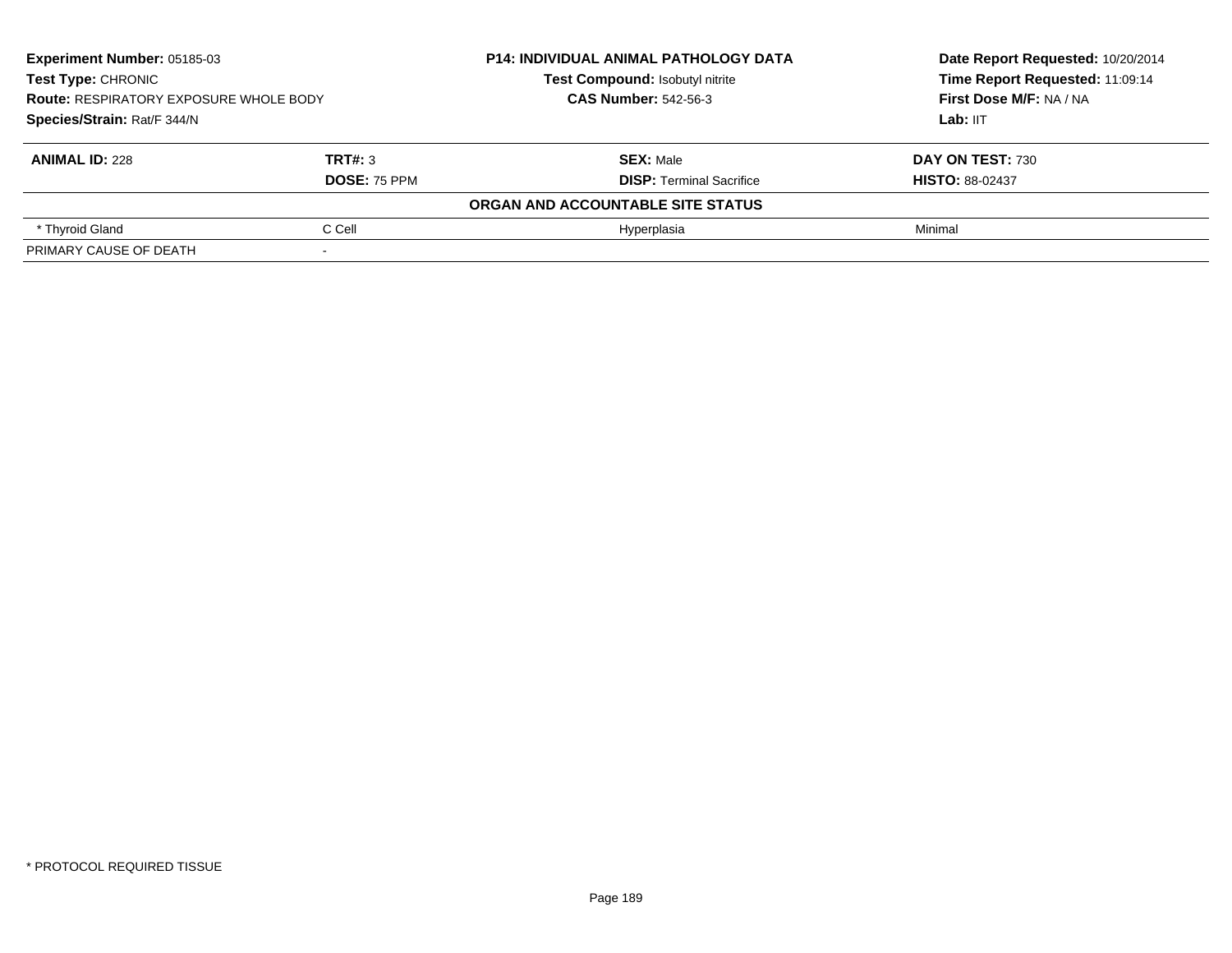| Experiment Number: 05185-03 | P14: INDIVIDUAL ANIMAL PATHOLOGY DATA | Date Report Requested: 10/20/2014 |
|---|---|---|
| Test Type: CHRONIC | Test Compound: Isobutyl nitrite | Time Report Requested: 11:09:14 |
| Route: RESPIRATORY EXPOSURE WHOLE BODY | CAS Number: 542-56-3 | First Dose M/F: NA / NA |
| Species/Strain: Rat/F 344/N | | Lab: IIT |

| ANIMAL ID: 228 | TRT#: 3 | SEX: Male | DAY ON TEST: 730 |
|---|---|---|---|
| | DOSE: 75 PPM | DISP: Terminal Sacrifice | HISTO: 88-02437 |
| **ORGAN AND ACCOUNTABLE SITE STATUS** | | | |
| * Thyroid Gland | C Cell | Hyperplasia | Minimal |
| PRIMARY CAUSE OF DEATH | - | | |

* PROTOCOL REQUIRED TISSUE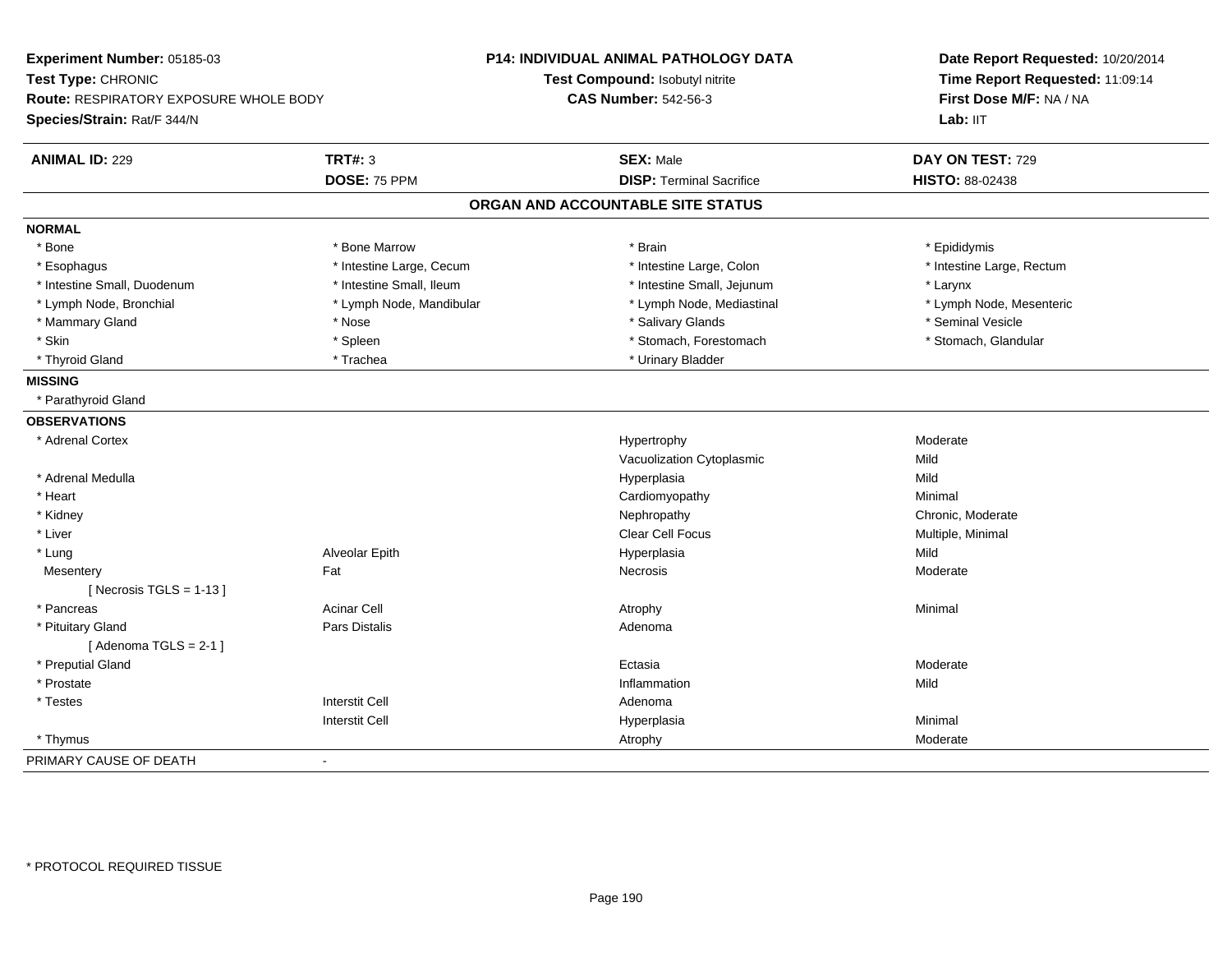**Experiment Number:** 05185-03
**Test Type:** CHRONIC
**Route:** RESPIRATORY EXPOSURE WHOLE BODY
**Species/Strain:** Rat/F 344/N

**P14: INDIVIDUAL ANIMAL PATHOLOGY DATA**
**Test Compound:** Isobutyl nitrite
**CAS Number:** 542-56-3

**Date Report Requested:** 10/20/2014
**Time Report Requested:** 11:09:14
**First Dose M/F:** NA / NA
**Lab:** IIT

| **ANIMAL ID:** 229 | **TRT#:** 3 | **SEX:** Male | **DAY ON TEST:** 729 |
|---|---|---|---|
| | **DOSE:** 75 PPM | **DISP:** Terminal Sacrifice | **HISTO:** 88-02438 |

## ORGAN AND ACCOUNTABLE SITE STATUS

**NORMAL**

| | | | |
|---|---|---|---|
| * Bone | * Bone Marrow | * Brain | * Epididymis |
| * Esophagus | * Intestine Large, Cecum | * Intestine Large, Colon | * Intestine Large, Rectum |
| * Intestine Small, Duodenum | * Intestine Small, Ileum | * Intestine Small, Jejunum | * Larynx |
| * Lymph Node, Bronchial | * Lymph Node, Mandibular | * Lymph Node, Mediastinal | * Lymph Node, Mesenteric |
| * Mammary Gland | * Nose | * Salivary Glands | * Seminal Vesicle |
| * Skin | * Spleen | * Stomach, Forestomach | * Stomach, Glandular |
| * Thyroid Gland | * Trachea | * Urinary Bladder | |

**MISSING**

* Parathyroid Gland

**OBSERVATIONS**

| | | | |
|---|---|---|---|
| * Adrenal Cortex | | Hypertrophy | Moderate |
| | | Vacuolization Cytoplasmic | Mild |
| * Adrenal Medulla | | Hyperplasia | Mild |
| * Heart | | Cardiomyopathy | Minimal |
| * Kidney | | Nephropathy | Chronic, Moderate |
| * Liver | | Clear Cell Focus | Multiple, Minimal |
| * Lung | Alveolar Epith | Hyperplasia | Mild |
| Mesentery | Fat | Necrosis | Moderate |
| [ Necrosis TGLS = 1-13 ] | | | |
| * Pancreas | Acinar Cell | Atrophy | Minimal |
| * Pituitary Gland | Pars Distalis | Adenoma | |
| [ Adenoma TGLS = 2-1 ] | | | |
| * Preputial Gland | | Ectasia | Moderate |
| * Prostate | | Inflammation | Mild |
| * Testes | Interstit Cell | Adenoma | |
| | Interstit Cell | Hyperplasia | Minimal |
| * Thymus | | Atrophy | Moderate |

PRIMARY CAUSE OF DEATH -

\* PROTOCOL REQUIRED TISSUE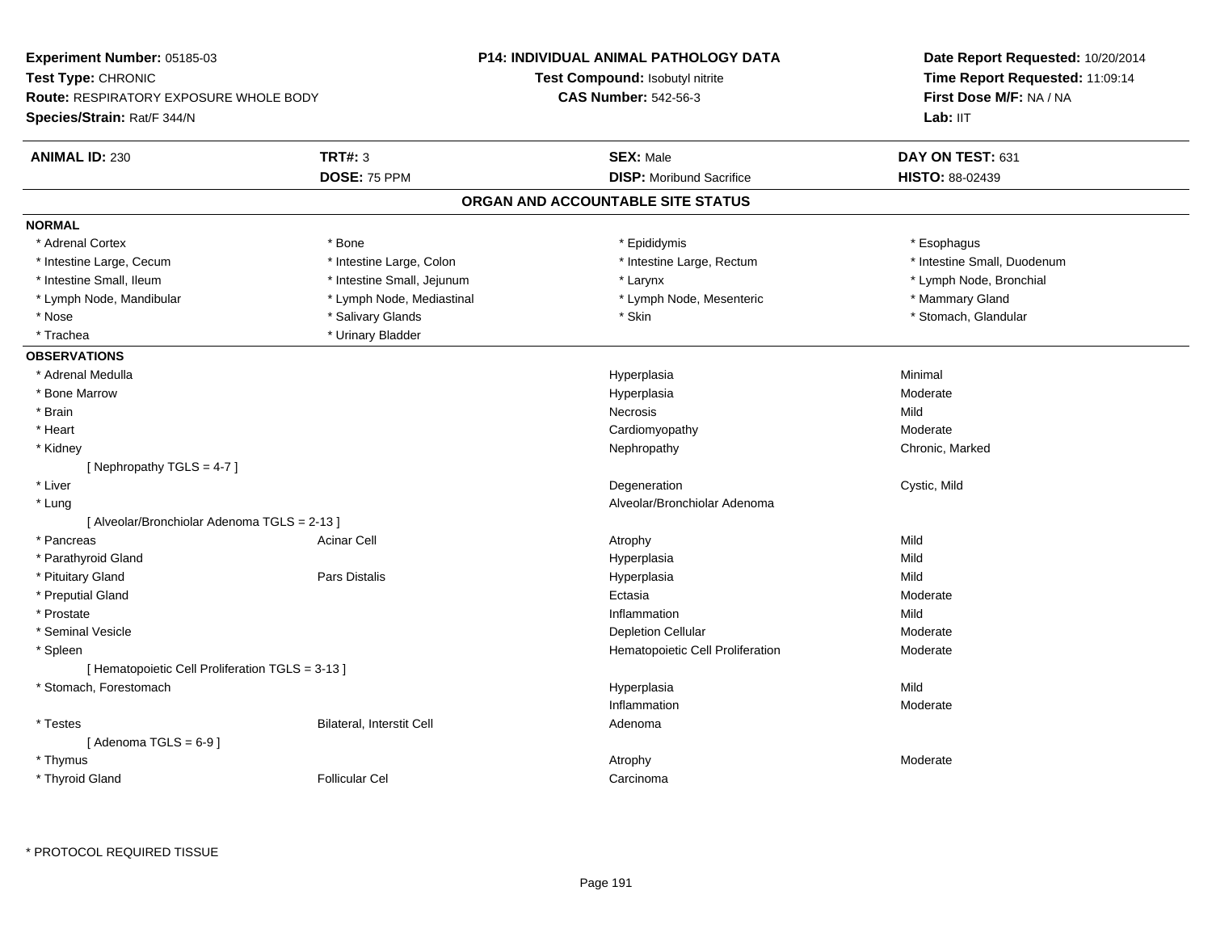**Experiment Number:** 05185-03
**Test Type:** CHRONIC
**Route:** RESPIRATORY EXPOSURE WHOLE BODY
**Species/Strain:** Rat/F 344/N

**P14: INDIVIDUAL ANIMAL PATHOLOGY DATA**
**Test Compound:** Isobutyl nitrite
**CAS Number:** 542-56-3

**Date Report Requested:** 10/20/2014
**Time Report Requested:** 11:09:14
**First Dose M/F:** NA / NA
**Lab:** IIT

| **ANIMAL ID:** 230 | **TRT#:** 3 | **SEX:** Male | **DAY ON TEST:** 631 |
|---|---|---|---|
| | **DOSE:** 75 PPM | **DISP:** Moribund Sacrifice | **HISTO:** 88-02439 |

## ORGAN AND ACCOUNTABLE SITE STATUS

**NORMAL**

| | | | |
|---|---|---|---|
| * Adrenal Cortex | * Bone | * Epididymis | * Esophagus |
| * Intestine Large, Cecum | * Intestine Large, Colon | * Intestine Large, Rectum | * Intestine Small, Duodenum |
| * Intestine Small, Ileum | * Intestine Small, Jejunum | * Larynx | * Lymph Node, Bronchial |
| * Lymph Node, Mandibular | * Lymph Node, Mediastinal | * Lymph Node, Mesenteric | * Mammary Gland |
| * Nose | * Salivary Glands | * Skin | * Stomach, Glandular |
| * Trachea | * Urinary Bladder | | |

**OBSERVATIONS**

| | | | |
|---|---|---|---|
| * Adrenal Medulla | | Hyperplasia | Minimal |
| * Bone Marrow | | Hyperplasia | Moderate |
| * Brain | | Necrosis | Mild |
| * Heart | | Cardiomyopathy | Moderate |
| * Kidney | | Nephropathy | Chronic, Marked |
| [ Nephropathy TGLS = 4-7 ] | | | |
| * Liver | | Degeneration | Cystic, Mild |
| * Lung | | Alveolar/Bronchiolar Adenoma | |
| [ Alveolar/Bronchiolar Adenoma TGLS = 2-13 ] | | | |
| * Pancreas | Acinar Cell | Atrophy | Mild |
| * Parathyroid Gland | | Hyperplasia | Mild |
| * Pituitary Gland | Pars Distalis | Hyperplasia | Mild |
| * Preputial Gland | | Ectasia | Moderate |
| * Prostate | | Inflammation | Mild |
| * Seminal Vesicle | | Depletion Cellular | Moderate |
| * Spleen | | Hematopoietic Cell Proliferation | Moderate |
| [ Hematopoietic Cell Proliferation TGLS = 3-13 ] | | | |
| * Stomach, Forestomach | | Hyperplasia | Mild |
| | | Inflammation | Moderate |
| * Testes | Bilateral, Interstit Cell | Adenoma | |
| [ Adenoma TGLS = 6-9 ] | | | |
| * Thymus | | Atrophy | Moderate |
| * Thyroid Gland | Follicular Cel | Carcinoma | |

\* PROTOCOL REQUIRED TISSUE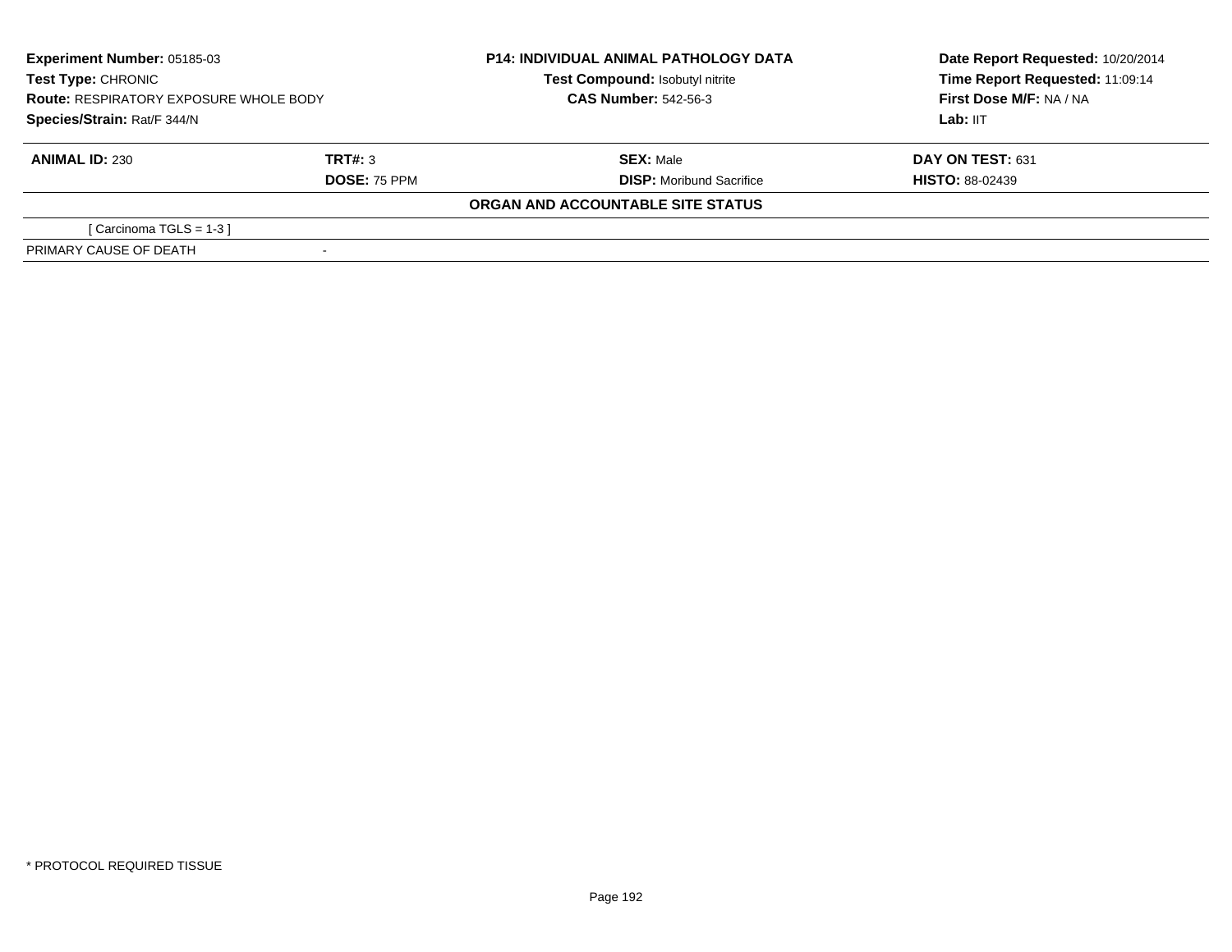**Experiment Number:** 05185-03
**Test Type:** CHRONIC
**Route:** RESPIRATORY EXPOSURE WHOLE BODY
**Species/Strain:** Rat/F 344/N

**P14: INDIVIDUAL ANIMAL PATHOLOGY DATA**
**Test Compound:** Isobutyl nitrite
**CAS Number:** 542-56-3

**Date Report Requested:** 10/20/2014
**Time Report Requested:** 11:09:14
**First Dose M/F:** NA / NA
**Lab:** IIT

| **ANIMAL ID:** 230 | **TRT#:** 3 | **SEX:** Male | **DAY ON TEST:** 631 |
|---|---|---|---|
| | **DOSE:** 75 PPM | **DISP:** Moribund Sacrifice | **HISTO:** 88-02439 |

**ORGAN AND ACCOUNTABLE SITE STATUS**

| | |
|---|---|
| [ Carcinoma TGLS = 1-3 ] | |
| PRIMARY CAUSE OF DEATH | - |

* PROTOCOL REQUIRED TISSUE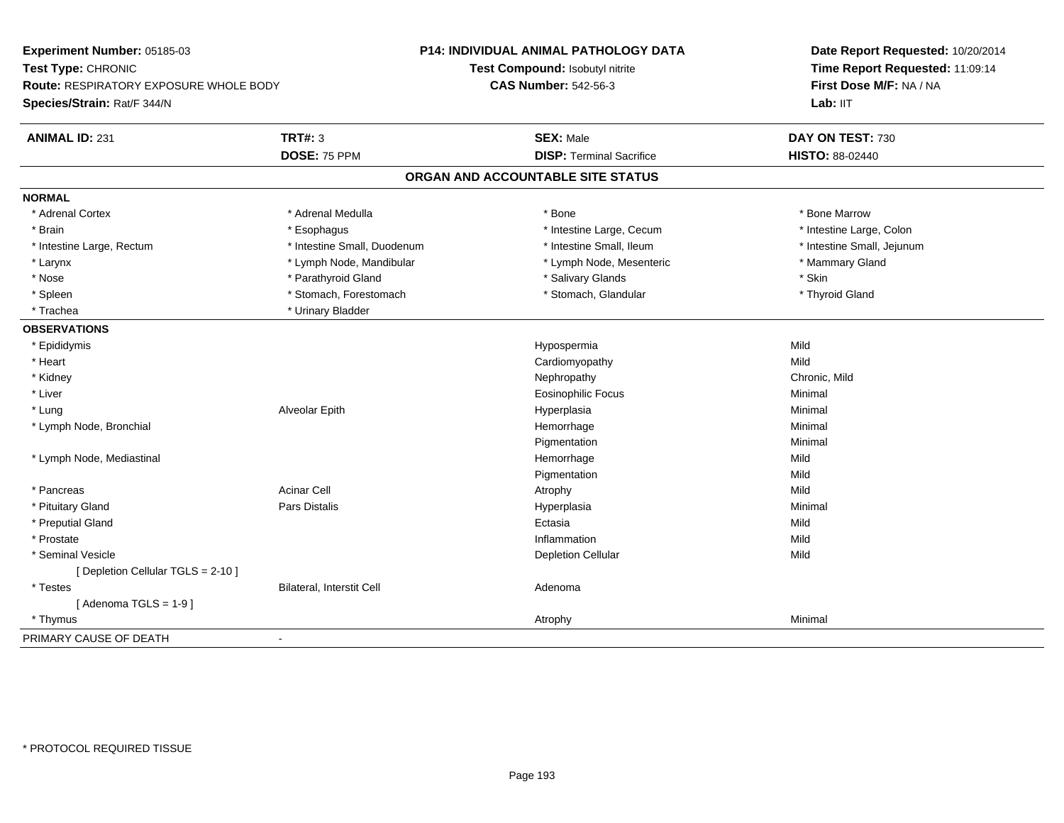**Experiment Number:** 05185-03
**Test Type:** CHRONIC
**Route:** RESPIRATORY EXPOSURE WHOLE BODY
**Species/Strain:** Rat/F 344/N

**P14: INDIVIDUAL ANIMAL PATHOLOGY DATA**
**Test Compound:** Isobutyl nitrite
**CAS Number:** 542-56-3

**Date Report Requested:** 10/20/2014
**Time Report Requested:** 11:09:14
**First Dose M/F:** NA / NA
**Lab:** IIT

| **ANIMAL ID:** 231 | **TRT#:** 3 | **SEX:** Male | **DAY ON TEST:** 730 |
|---|---|---|---|
| | **DOSE:** 75 PPM | **DISP:** Terminal Sacrifice | **HISTO:** 88-02440 |

## ORGAN AND ACCOUNTABLE SITE STATUS

**NORMAL**

| | | | |
|---|---|---|---|
| * Adrenal Cortex | * Adrenal Medulla | * Bone | * Bone Marrow |
| * Brain | * Esophagus | * Intestine Large, Cecum | * Intestine Large, Colon |
| * Intestine Large, Rectum | * Intestine Small, Duodenum | * Intestine Small, Ileum | * Intestine Small, Jejunum |
| * Larynx | * Lymph Node, Mandibular | * Lymph Node, Mesenteric | * Mammary Gland |
| * Nose | * Parathyroid Gland | * Salivary Glands | * Skin |
| * Spleen | * Stomach, Forestomach | * Stomach, Glandular | * Thyroid Gland |
| * Trachea | * Urinary Bladder | | |

**OBSERVATIONS**

| | | | |
|---|---|---|---|
| * Epididymis | | Hypospermia | Mild |
| * Heart | | Cardiomyopathy | Mild |
| * Kidney | | Nephropathy | Chronic, Mild |
| * Liver | | Eosinophilic Focus | Minimal |
| * Lung | Alveolar Epith | Hyperplasia | Minimal |
| * Lymph Node, Bronchial | | Hemorrhage | Minimal |
| | | Pigmentation | Minimal |
| * Lymph Node, Mediastinal | | Hemorrhage | Mild |
| | | Pigmentation | Mild |
| * Pancreas | Acinar Cell | Atrophy | Mild |
| * Pituitary Gland | Pars Distalis | Hyperplasia | Minimal |
| * Preputial Gland | | Ectasia | Mild |
| * Prostate | | Inflammation | Mild |
| * Seminal Vesicle | | Depletion Cellular | Mild |
| [ Depletion Cellular TGLS = 2-10 ] | | | |
| * Testes | Bilateral, Interstit Cell | Adenoma | |
| [ Adenoma TGLS = 1-9 ] | | | |
| * Thymus | | Atrophy | Minimal |

PRIMARY CAUSE OF DEATH -

* PROTOCOL REQUIRED TISSUE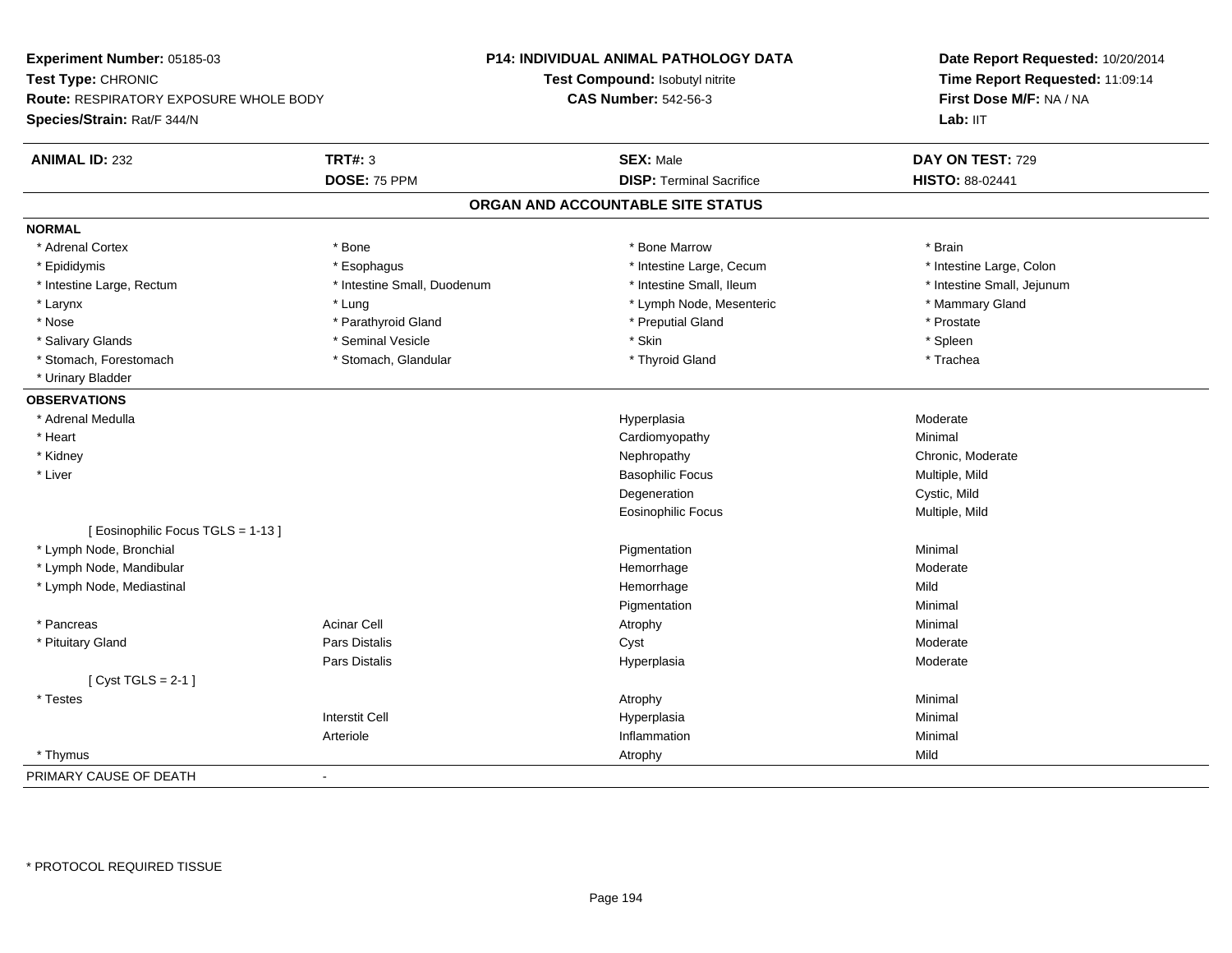**Experiment Number:** 05185-03
**Test Type:** CHRONIC
**Route:** RESPIRATORY EXPOSURE WHOLE BODY
**Species/Strain:** Rat/F 344/N

**P14: INDIVIDUAL ANIMAL PATHOLOGY DATA**
**Test Compound:** Isobutyl nitrite
**CAS Number:** 542-56-3

**Date Report Requested:** 10/20/2014
**Time Report Requested:** 11:09:14
**First Dose M/F:** NA / NA
**Lab:** IIT

| **ANIMAL ID:** 232 | **TRT#:** 3 | **SEX:** Male | **DAY ON TEST:** 729 |
|---|---|---|---|
| | **DOSE:** 75 PPM | **DISP:** Terminal Sacrifice | **HISTO:** 88-02441 |

## ORGAN AND ACCOUNTABLE SITE STATUS

**NORMAL**

| | | | |
|---|---|---|---|
| * Adrenal Cortex | * Bone | * Bone Marrow | * Brain |
| * Epididymis | * Esophagus | * Intestine Large, Cecum | * Intestine Large, Colon |
| * Intestine Large, Rectum | * Intestine Small, Duodenum | * Intestine Small, Ileum | * Intestine Small, Jejunum |
| * Larynx | * Lung | * Lymph Node, Mesenteric | * Mammary Gland |
| * Nose | * Parathyroid Gland | * Preputial Gland | * Prostate |
| * Salivary Glands | * Seminal Vesicle | * Skin | * Spleen |
| * Stomach, Forestomach | * Stomach, Glandular | * Thyroid Gland | * Trachea |
| * Urinary Bladder | | | |

**OBSERVATIONS**

| | | | |
|---|---|---|---|
| * Adrenal Medulla | | Hyperplasia | Moderate |
| * Heart | | Cardiomyopathy | Minimal |
| * Kidney | | Nephropathy | Chronic, Moderate |
| * Liver | | Basophilic Focus | Multiple, Mild |
| | | Degeneration | Cystic, Mild |
| | | Eosinophilic Focus | Multiple, Mild |
| [ Eosinophilic Focus TGLS = 1-13 ] | | | |
| * Lymph Node, Bronchial | | Pigmentation | Minimal |
| * Lymph Node, Mandibular | | Hemorrhage | Moderate |
| * Lymph Node, Mediastinal | | Hemorrhage | Mild |
| | | Pigmentation | Minimal |
| * Pancreas | Acinar Cell | Atrophy | Minimal |
| * Pituitary Gland | Pars Distalis | Cyst | Moderate |
| | Pars Distalis | Hyperplasia | Moderate |
| [ Cyst TGLS = 2-1 ] | | | |
| * Testes | | Atrophy | Minimal |
| | Interstit Cell | Hyperplasia | Minimal |
| | Arteriole | Inflammation | Minimal |
| * Thymus | | Atrophy | Mild |

PRIMARY CAUSE OF DEATH -

\* PROTOCOL REQUIRED TISSUE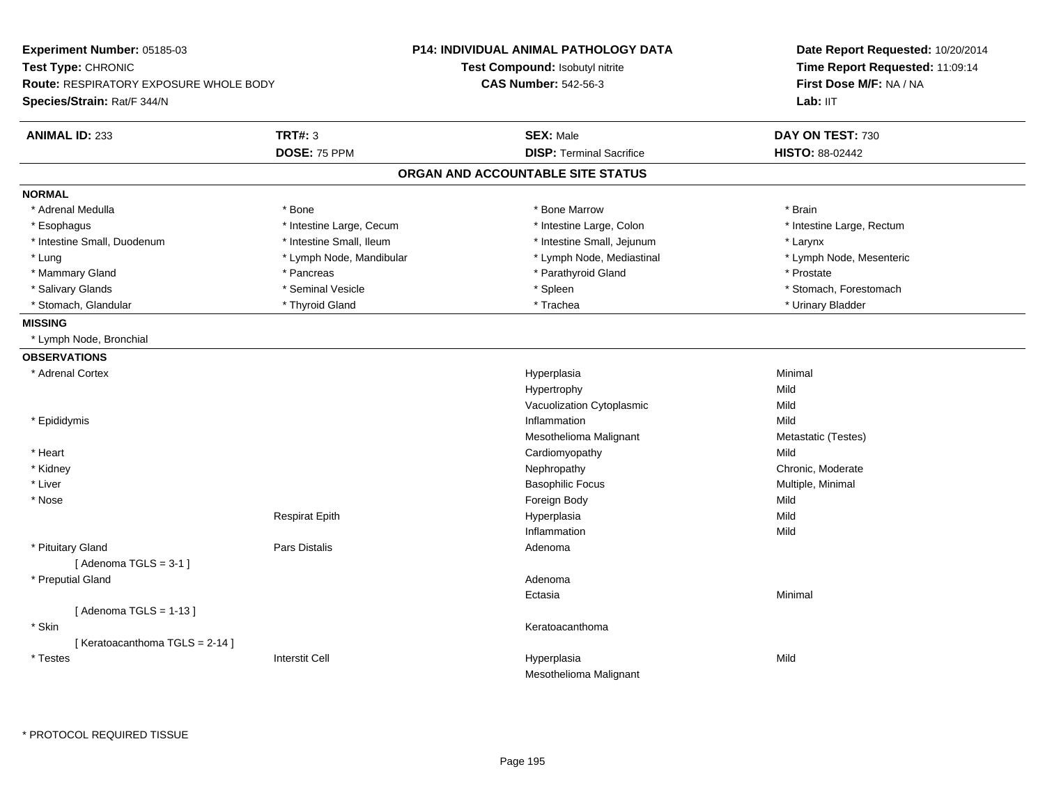**Experiment Number:** 05185-03
**Test Type:** CHRONIC
**Route:** RESPIRATORY EXPOSURE WHOLE BODY
**Species/Strain:** Rat/F 344/N

**P14: INDIVIDUAL ANIMAL PATHOLOGY DATA**
**Test Compound:** Isobutyl nitrite
**CAS Number:** 542-56-3

**Date Report Requested:** 10/20/2014
**Time Report Requested:** 11:09:14
**First Dose M/F:** NA / NA
**Lab:** IIT

| **ANIMAL ID:** 233 | **TRT#:** 3 | **SEX:** Male | **DAY ON TEST:** 730 |
|---|---|---|---|
| | **DOSE:** 75 PPM | **DISP:** Terminal Sacrifice | **HISTO:** 88-02442 |

## ORGAN AND ACCOUNTABLE SITE STATUS

**NORMAL**

| | | | |
|---|---|---|---|
| * Adrenal Medulla | * Bone | * Bone Marrow | * Brain |
| * Esophagus | * Intestine Large, Cecum | * Intestine Large, Colon | * Intestine Large, Rectum |
| * Intestine Small, Duodenum | * Intestine Small, Ileum | * Intestine Small, Jejunum | * Larynx |
| * Lung | * Lymph Node, Mandibular | * Lymph Node, Mediastinal | * Lymph Node, Mesenteric |
| * Mammary Gland | * Pancreas | * Parathyroid Gland | * Prostate |
| * Salivary Glands | * Seminal Vesicle | * Spleen | * Stomach, Forestomach |
| * Stomach, Glandular | * Thyroid Gland | * Trachea | * Urinary Bladder |

**MISSING**

* Lymph Node, Bronchial

**OBSERVATIONS**

| | | | |
|---|---|---|---|
| * Adrenal Cortex | | Hyperplasia | Minimal |
| | | Hypertrophy | Mild |
| | | Vacuolization Cytoplasmic | Mild |
| * Epididymis | | Inflammation | Mild |
| | | Mesothelioma Malignant | Metastatic (Testes) |
| * Heart | | Cardiomyopathy | Mild |
| * Kidney | | Nephropathy | Chronic, Moderate |
| * Liver | | Basophilic Focus | Multiple, Minimal |
| * Nose | | Foreign Body | Mild |
| | Respirat Epith | Hyperplasia | Mild |
| | | Inflammation | Mild |
| * Pituitary Gland | Pars Distalis | Adenoma | |
| [ Adenoma TGLS = 3-1 ] | | | |
| * Preputial Gland | | Adenoma | |
| | | Ectasia | Minimal |
| [ Adenoma TGLS = 1-13 ] | | | |
| * Skin | | Keratoacanthoma | |
| [ Keratoacanthoma TGLS = 2-14 ] | | | |
| * Testes | Interstit Cell | Hyperplasia | Mild |
| | | Mesothelioma Malignant | |

* PROTOCOL REQUIRED TISSUE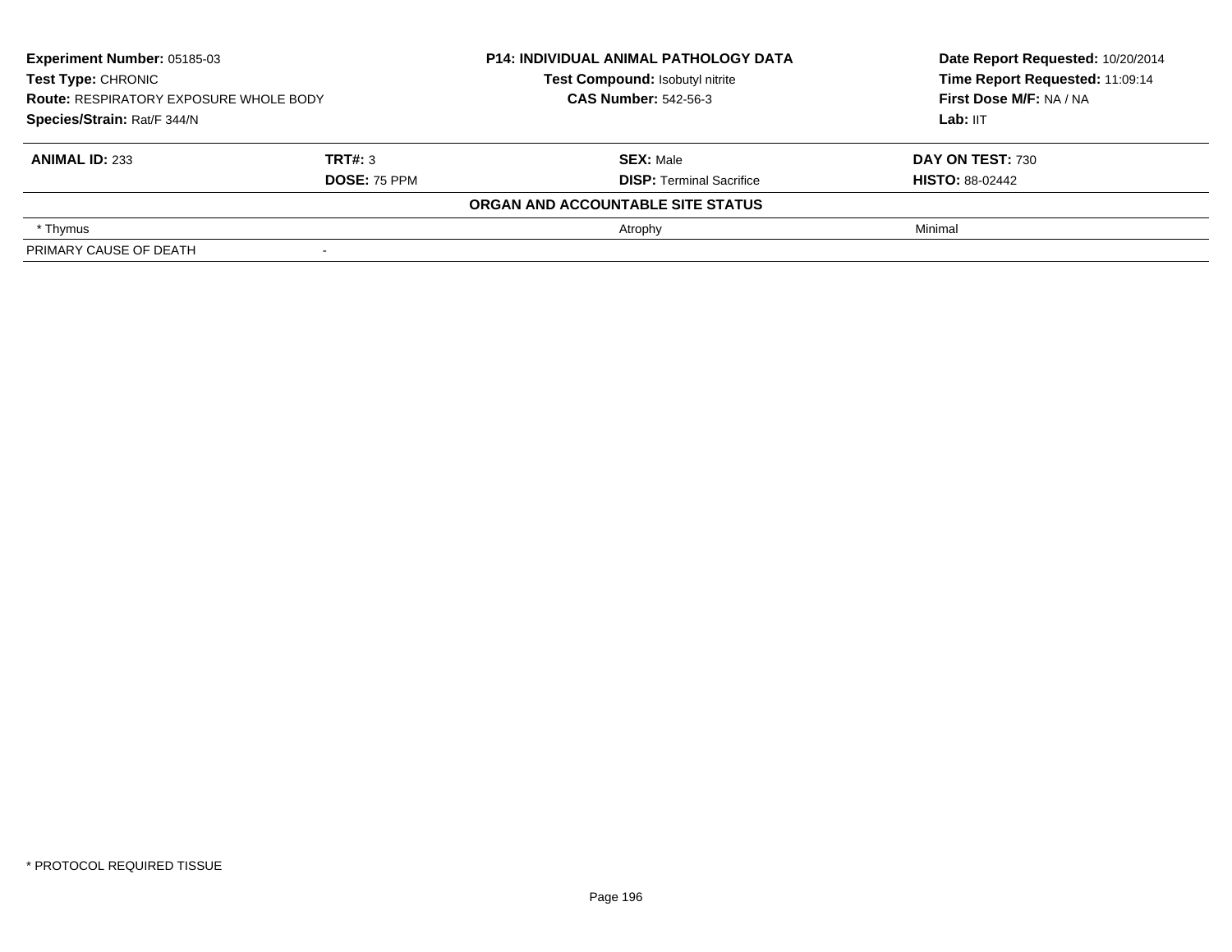**Experiment Number:** 05185-03
**Test Type:** CHRONIC
**Route:** RESPIRATORY EXPOSURE WHOLE BODY
**Species/Strain:** Rat/F 344/N

**P14: INDIVIDUAL ANIMAL PATHOLOGY DATA**
**Test Compound:** Isobutyl nitrite
**CAS Number:** 542-56-3

**Date Report Requested:** 10/20/2014
**Time Report Requested:** 11:09:14
**First Dose M/F:** NA / NA
**Lab:** IIT

| **ANIMAL ID:** 233 | **TRT#:** 3 | **SEX:** Male | **DAY ON TEST:** 730 |
|---|---|---|---|
| | **DOSE:** 75 PPM | **DISP:** Terminal Sacrifice | **HISTO:** 88-02442 |

**ORGAN AND ACCOUNTABLE SITE STATUS**

| | | | |
|---|---|---|---|
| * Thymus | | Atrophy | Minimal |
| PRIMARY CAUSE OF DEATH | - | | |

* PROTOCOL REQUIRED TISSUE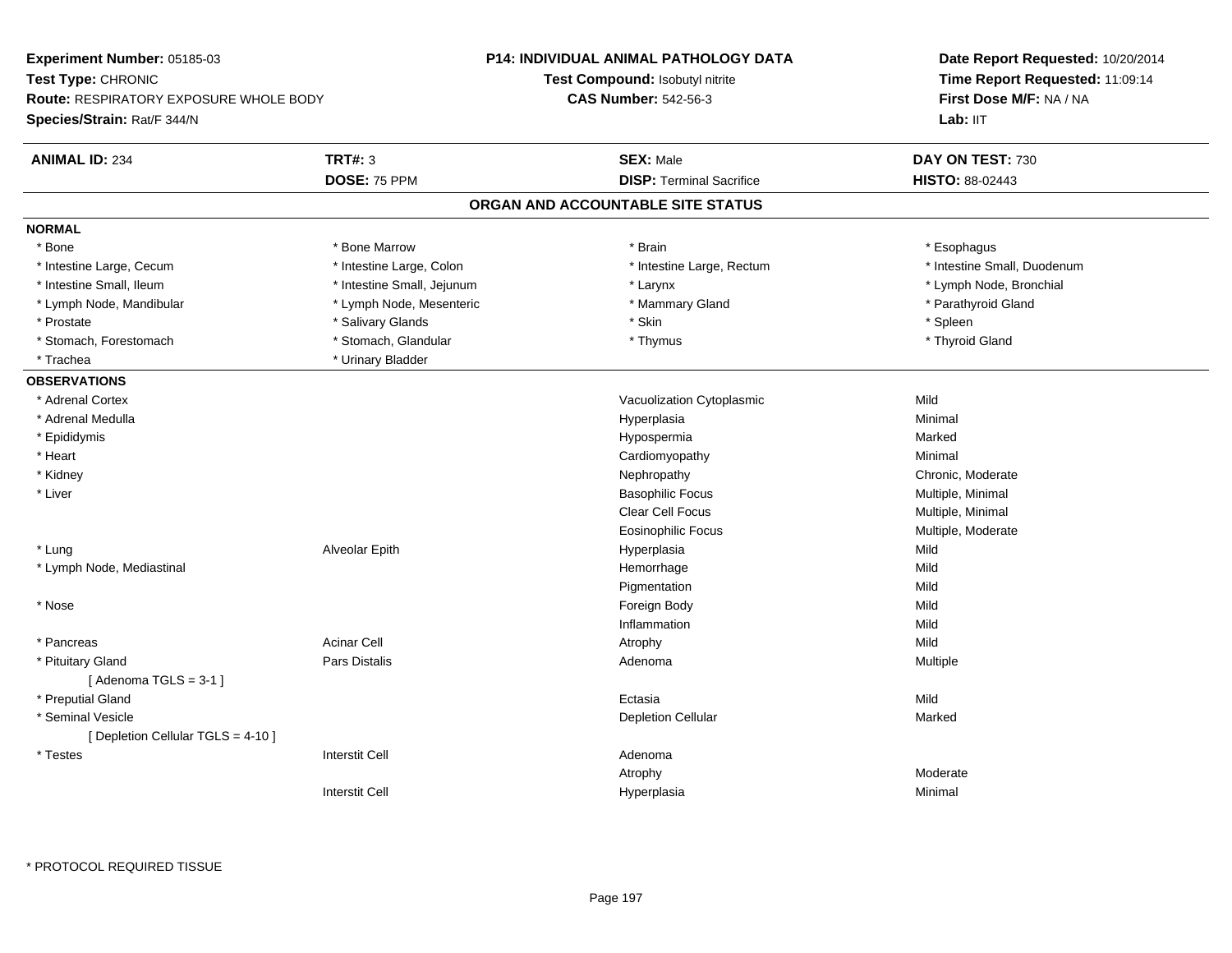**Experiment Number:** 05185-03
**Test Type:** CHRONIC
**Route:** RESPIRATORY EXPOSURE WHOLE BODY
**Species/Strain:** Rat/F 344/N

**P14: INDIVIDUAL ANIMAL PATHOLOGY DATA**
**Test Compound:** Isobutyl nitrite
**CAS Number:** 542-56-3

**Date Report Requested:** 10/20/2014
**Time Report Requested:** 11:09:14
**First Dose M/F:** NA / NA
**Lab:** IIT

| **ANIMAL ID:** 234 | **TRT#:** 3 | **SEX:** Male | **DAY ON TEST:** 730 |
|---|---|---|---|
| | **DOSE:** 75 PPM | **DISP:** Terminal Sacrifice | **HISTO:** 88-02443 |

## ORGAN AND ACCOUNTABLE SITE STATUS

**NORMAL**

| | | | |
|---|---|---|---|
| * Bone | * Bone Marrow | * Brain | * Esophagus |
| * Intestine Large, Cecum | * Intestine Large, Colon | * Intestine Large, Rectum | * Intestine Small, Duodenum |
| * Intestine Small, Ileum | * Intestine Small, Jejunum | * Larynx | * Lymph Node, Bronchial |
| * Lymph Node, Mandibular | * Lymph Node, Mesenteric | * Mammary Gland | * Parathyroid Gland |
| * Prostate | * Salivary Glands | * Skin | * Spleen |
| * Stomach, Forestomach | * Stomach, Glandular | * Thymus | * Thyroid Gland |
| * Trachea | * Urinary Bladder | | |

**OBSERVATIONS**

| Organ | Site | Observation | Severity |
|---|---|---|---|
| * Adrenal Cortex | | Vacuolization Cytoplasmic | Mild |
| * Adrenal Medulla | | Hyperplasia | Minimal |
| * Epididymis | | Hypospermia | Marked |
| * Heart | | Cardiomyopathy | Minimal |
| * Kidney | | Nephropathy | Chronic, Moderate |
| * Liver | | Basophilic Focus | Multiple, Minimal |
| | | Clear Cell Focus | Multiple, Minimal |
| | | Eosinophilic Focus | Multiple, Moderate |
| * Lung | Alveolar Epith | Hyperplasia | Mild |
| * Lymph Node, Mediastinal | | Hemorrhage | Mild |
| | | Pigmentation | Mild |
| * Nose | | Foreign Body | Mild |
| | | Inflammation | Mild |
| * Pancreas | Acinar Cell | Atrophy | Mild |
| * Pituitary Gland | Pars Distalis | Adenoma | Multiple |
| [ Adenoma TGLS = 3-1 ] | | | |
| * Preputial Gland | | Ectasia | Mild |
| * Seminal Vesicle | | Depletion Cellular | Marked |
| [ Depletion Cellular TGLS = 4-10 ] | | | |
| * Testes | Interstit Cell | Adenoma | |
| | | Atrophy | Moderate |
| | Interstit Cell | Hyperplasia | Minimal |

\* PROTOCOL REQUIRED TISSUE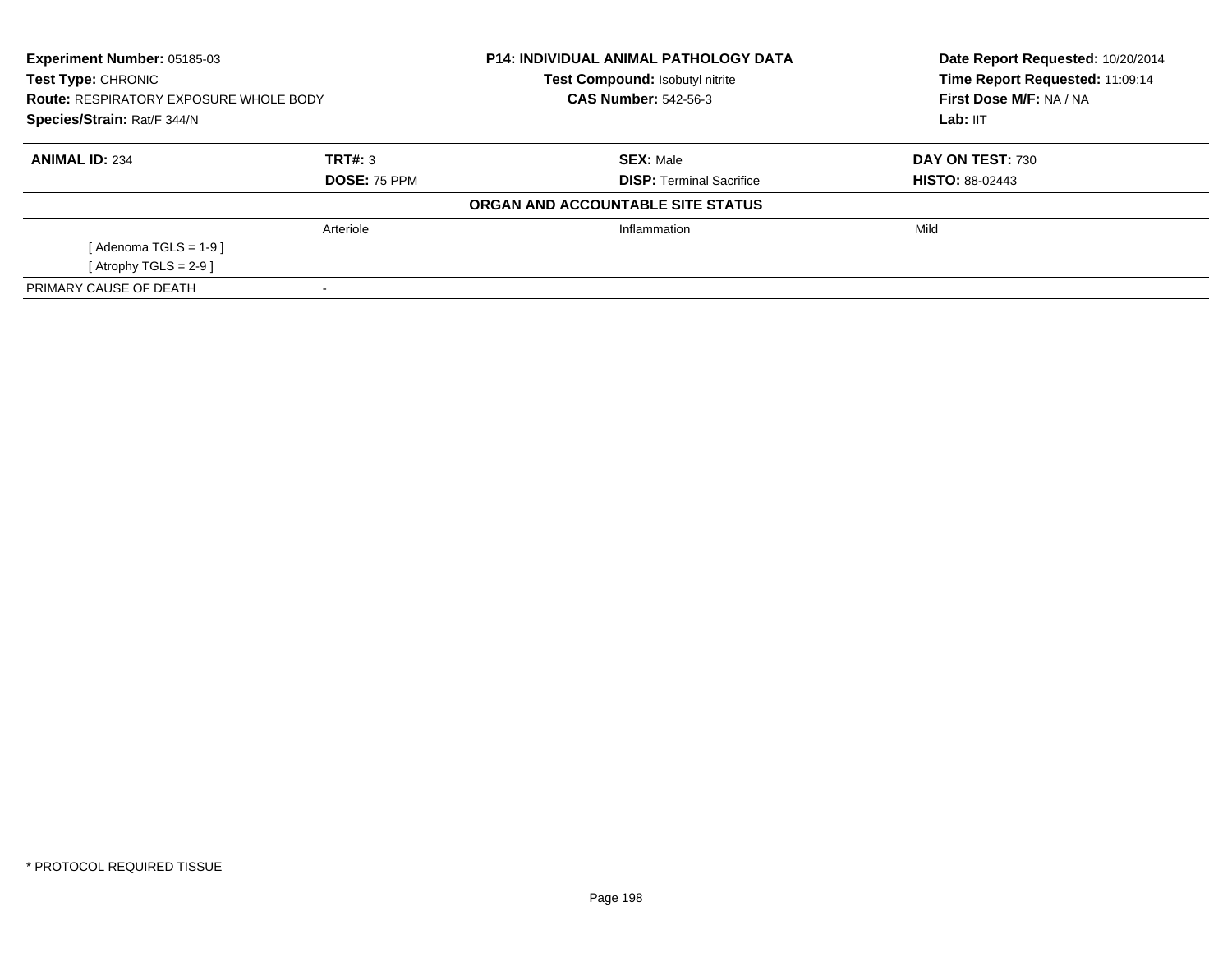**Experiment Number:** 05185-03
**Test Type:** CHRONIC
**Route:** RESPIRATORY EXPOSURE WHOLE BODY
**Species/Strain:** Rat/F 344/N

**P14: INDIVIDUAL ANIMAL PATHOLOGY DATA**
**Test Compound:** Isobutyl nitrite
**CAS Number:** 542-56-3

**Date Report Requested:** 10/20/2014
**Time Report Requested:** 11:09:14
**First Dose M/F:** NA / NA
**Lab:** IIT

| **ANIMAL ID:** 234 | **TRT#:** 3 | **SEX:** Male | **DAY ON TEST:** 730 |
|---|---|---|---|
| | **DOSE:** 75 PPM | **DISP:** Terminal Sacrifice | **HISTO:** 88-02443 |

**ORGAN AND ACCOUNTABLE SITE STATUS**

| | | | |
|---|---|---|---|
| | Arteriole | Inflammation | Mild |
| [ Adenoma TGLS = 1-9 ] | | | |
| [ Atrophy TGLS = 2-9 ] | | | |
| PRIMARY CAUSE OF DEATH | - | | |

\* PROTOCOL REQUIRED TISSUE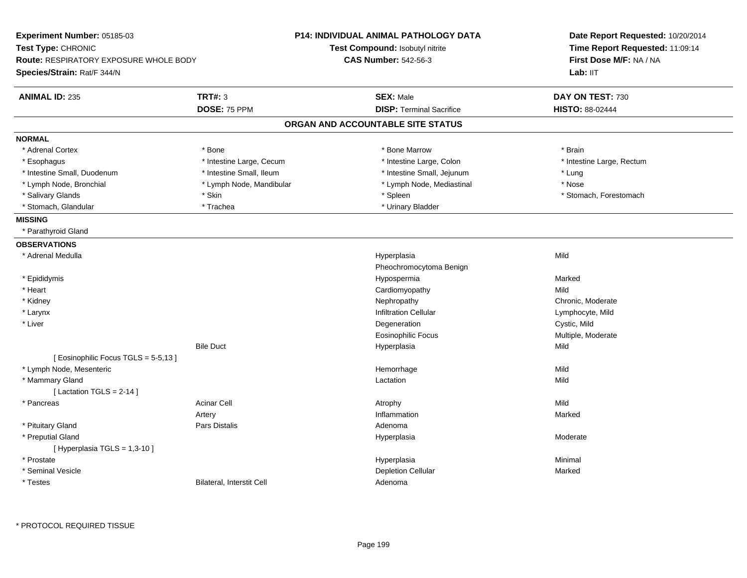**Experiment Number:** 05185-03
**Test Type:** CHRONIC
**Route:** RESPIRATORY EXPOSURE WHOLE BODY
**Species/Strain:** Rat/F 344/N

**P14: INDIVIDUAL ANIMAL PATHOLOGY DATA**
**Test Compound:** Isobutyl nitrite
**CAS Number:** 542-56-3

**Date Report Requested:** 10/20/2014
**Time Report Requested:** 11:09:14
**First Dose M/F:** NA / NA
**Lab:** IIT

| **ANIMAL ID:** 235 | **TRT#:** 3 | **SEX:** Male | **DAY ON TEST:** 730 |
|---|---|---|---|
| | **DOSE:** 75 PPM | **DISP:** Terminal Sacrifice | **HISTO:** 88-02444 |

## ORGAN AND ACCOUNTABLE SITE STATUS

**NORMAL**

| | | | |
|---|---|---|---|
| * Adrenal Cortex | * Bone | * Bone Marrow | * Brain |
| * Esophagus | * Intestine Large, Cecum | * Intestine Large, Colon | * Intestine Large, Rectum |
| * Intestine Small, Duodenum | * Intestine Small, Ileum | * Intestine Small, Jejunum | * Lung |
| * Lymph Node, Bronchial | * Lymph Node, Mandibular | * Lymph Node, Mediastinal | * Nose |
| * Salivary Glands | * Skin | * Spleen | * Stomach, Forestomach |
| * Stomach, Glandular | * Trachea | * Urinary Bladder | |

**MISSING**

* Parathyroid Gland

**OBSERVATIONS**

| | | | |
|---|---|---|---|
| * Adrenal Medulla | | Hyperplasia | Mild |
| | | Pheochromocytoma Benign | |
| * Epididymis | | Hypospermia | Marked |
| * Heart | | Cardiomyopathy | Mild |
| * Kidney | | Nephropathy | Chronic, Moderate |
| * Larynx | | Infiltration Cellular | Lymphocyte, Mild |
| * Liver | | Degeneration | Cystic, Mild |
| | | Eosinophilic Focus | Multiple, Moderate |
| | Bile Duct | Hyperplasia | Mild |
| [ Eosinophilic Focus TGLS = 5-5,13 ] | | | |
| * Lymph Node, Mesenteric | | Hemorrhage | Mild |
| * Mammary Gland | | Lactation | Mild |
| [ Lactation TGLS = 2-14 ] | | | |
| * Pancreas | Acinar Cell | Atrophy | Mild |
| | Artery | Inflammation | Marked |
| * Pituitary Gland | Pars Distalis | Adenoma | |
| * Preputial Gland | | Hyperplasia | Moderate |
| [ Hyperplasia TGLS = 1,3-10 ] | | | |
| * Prostate | | Hyperplasia | Minimal |
| * Seminal Vesicle | | Depletion Cellular | Marked |
| * Testes | Bilateral, Interstit Cell | Adenoma | |

* PROTOCOL REQUIRED TISSUE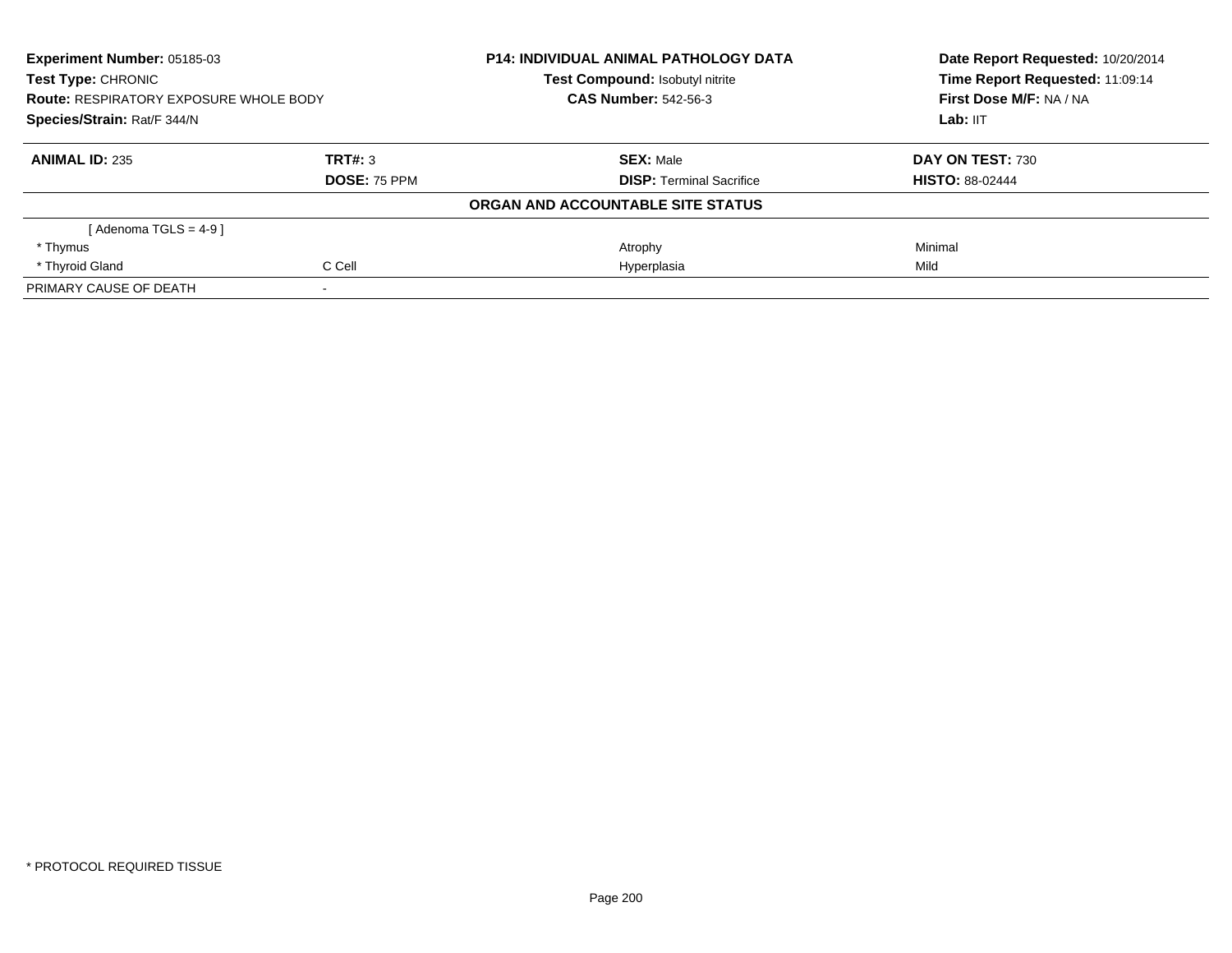| **Experiment Number:** 05185-03 | **P14: INDIVIDUAL ANIMAL PATHOLOGY DATA** | **Date Report Requested:** 10/20/2014 |
|---|---|---|
| **Test Type:** CHRONIC | **Test Compound:** Isobutyl nitrite | **Time Report Requested:** 11:09:14 |
| **Route:** RESPIRATORY EXPOSURE WHOLE BODY | **CAS Number:** 542-56-3 | **First Dose M/F:** NA / NA |
| **Species/Strain:** Rat/F 344/N | | **Lab:** IIT |

| **ANIMAL ID:** 235 | **TRT#:** 3 | **SEX:** Male | **DAY ON TEST:** 730 |
|---|---|---|---|
| | **DOSE:** 75 PPM | **DISP:** Terminal Sacrifice | **HISTO:** 88-02444 |
| | | **ORGAN AND ACCOUNTABLE SITE STATUS** | |
| [ Adenoma TGLS = 4-9 ] | | | |
| * Thymus | | Atrophy | Minimal |
| * Thyroid Gland | C Cell | Hyperplasia | Mild |
| PRIMARY CAUSE OF DEATH | - | | |

* PROTOCOL REQUIRED TISSUE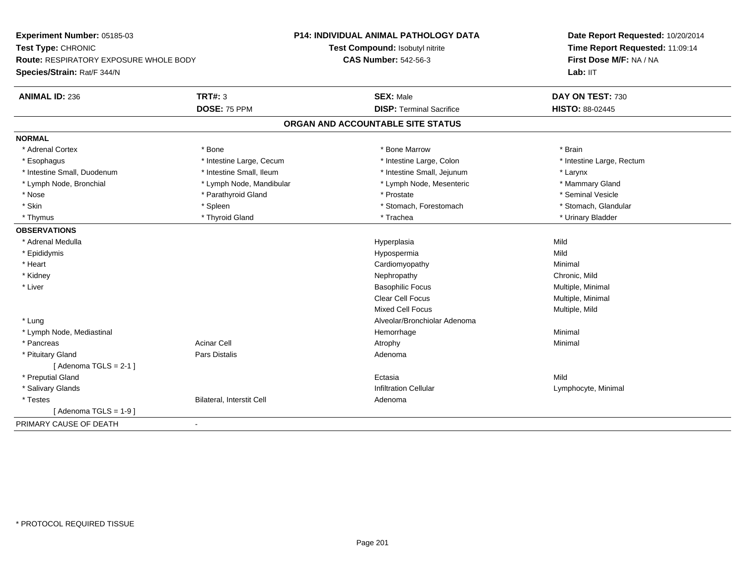**Experiment Number:** 05185-03
**Test Type:** CHRONIC
**Route:** RESPIRATORY EXPOSURE WHOLE BODY
**Species/Strain:** Rat/F 344/N

**P14: INDIVIDUAL ANIMAL PATHOLOGY DATA**
**Test Compound:** Isobutyl nitrite
**CAS Number:** 542-56-3

**Date Report Requested:** 10/20/2014
**Time Report Requested:** 11:09:14
**First Dose M/F:** NA / NA
**Lab:** IIT

| **ANIMAL ID:** 236 | **TRT#:** 3 | **SEX:** Male | **DAY ON TEST:** 730 |
|---|---|---|---|
| | **DOSE:** 75 PPM | **DISP:** Terminal Sacrifice | **HISTO:** 88-02445 |

## ORGAN AND ACCOUNTABLE SITE STATUS

**NORMAL**

| | | | |
|---|---|---|---|
| * Adrenal Cortex | * Bone | * Bone Marrow | * Brain |
| * Esophagus | * Intestine Large, Cecum | * Intestine Large, Colon | * Intestine Large, Rectum |
| * Intestine Small, Duodenum | * Intestine Small, Ileum | * Intestine Small, Jejunum | * Larynx |
| * Lymph Node, Bronchial | * Lymph Node, Mandibular | * Lymph Node, Mesenteric | * Mammary Gland |
| * Nose | * Parathyroid Gland | * Prostate | * Seminal Vesicle |
| * Skin | * Spleen | * Stomach, Forestomach | * Stomach, Glandular |
| * Thymus | * Thyroid Gland | * Trachea | * Urinary Bladder |

**OBSERVATIONS**

| | | | |
|---|---|---|---|
| * Adrenal Medulla | | Hyperplasia | Mild |
| * Epididymis | | Hypospermia | Mild |
| * Heart | | Cardiomyopathy | Minimal |
| * Kidney | | Nephropathy | Chronic, Mild |
| * Liver | | Basophilic Focus | Multiple, Minimal |
| | | Clear Cell Focus | Multiple, Minimal |
| | | Mixed Cell Focus | Multiple, Mild |
| * Lung | | Alveolar/Bronchiolar Adenoma | |
| * Lymph Node, Mediastinal | | Hemorrhage | Minimal |
| * Pancreas | Acinar Cell | Atrophy | Minimal |
| * Pituitary Gland | Pars Distalis | Adenoma | |
| [ Adenoma TGLS = 2-1 ] | | | |
| * Preputial Gland | | Ectasia | Mild |
| * Salivary Glands | | Infiltration Cellular | Lymphocyte, Minimal |
| * Testes | Bilateral, Interstit Cell | Adenoma | |
| [ Adenoma TGLS = 1-9 ] | | | |

PRIMARY CAUSE OF DEATH -

* PROTOCOL REQUIRED TISSUE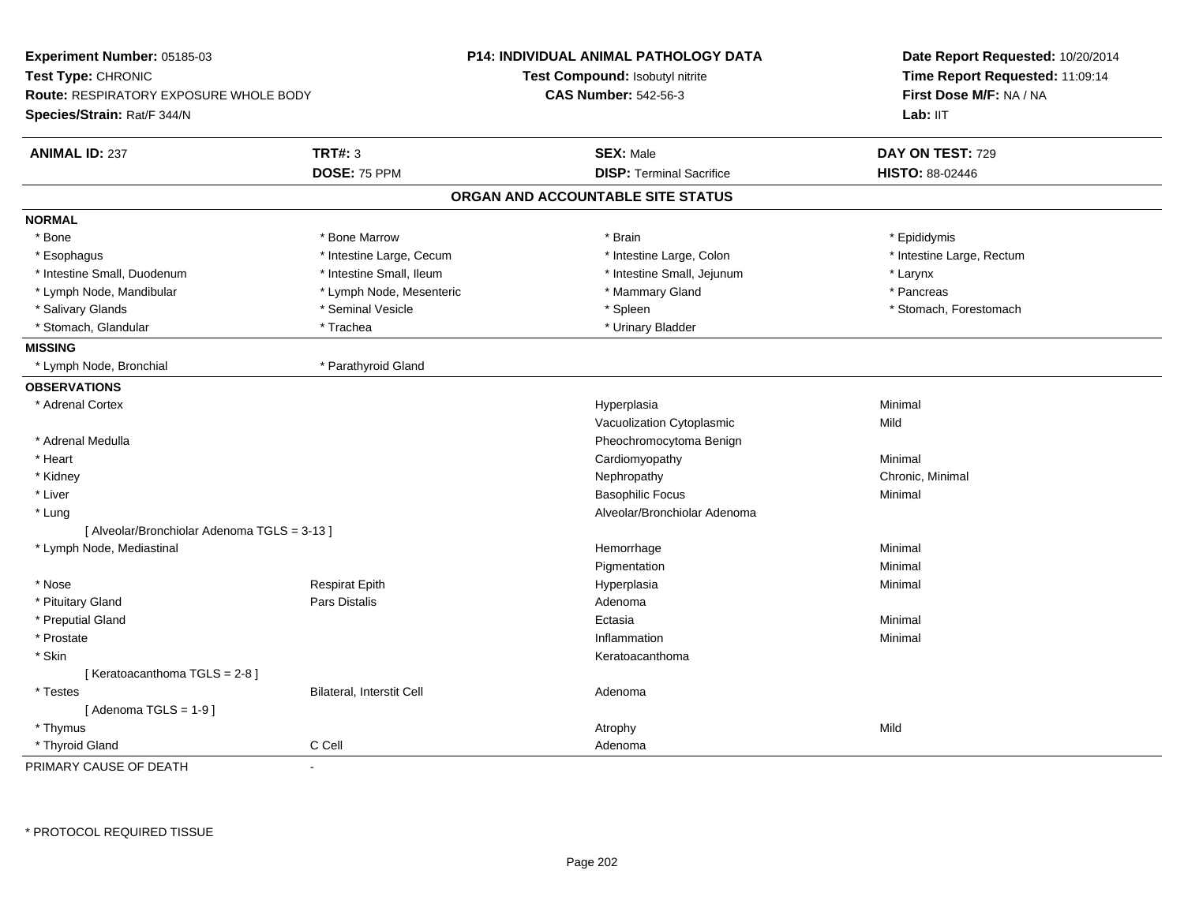**Experiment Number:** 05185-03
**Test Type:** CHRONIC
**Route:** RESPIRATORY EXPOSURE WHOLE BODY
**Species/Strain:** Rat/F 344/N

**P14: INDIVIDUAL ANIMAL PATHOLOGY DATA**
**Test Compound:** Isobutyl nitrite
**CAS Number:** 542-56-3

**Date Report Requested:** 10/20/2014
**Time Report Requested:** 11:09:14
**First Dose M/F:** NA / NA
**Lab:** IIT

| **ANIMAL ID:** 237 | **TRT#:** 3 | **SEX:** Male | **DAY ON TEST:** 729 |
|---|---|---|---|
| | **DOSE:** 75 PPM | **DISP:** Terminal Sacrifice | **HISTO:** 88-02446 |

## ORGAN AND ACCOUNTABLE SITE STATUS

**NORMAL**

| | | | |
|---|---|---|---|
| * Bone | * Bone Marrow | * Brain | * Epididymis |
| * Esophagus | * Intestine Large, Cecum | * Intestine Large, Colon | * Intestine Large, Rectum |
| * Intestine Small, Duodenum | * Intestine Small, Ileum | * Intestine Small, Jejunum | * Larynx |
| * Lymph Node, Mandibular | * Lymph Node, Mesenteric | * Mammary Gland | * Pancreas |
| * Salivary Glands | * Seminal Vesicle | * Spleen | * Stomach, Forestomach |
| * Stomach, Glandular | * Trachea | * Urinary Bladder | |

**MISSING**

| | |
|---|---|
| * Lymph Node, Bronchial | * Parathyroid Gland |

**OBSERVATIONS**

| Organ | Site | Observation | Severity |
|---|---|---|---|
| * Adrenal Cortex | | Hyperplasia | Minimal |
| | | Vacuolization Cytoplasmic | Mild |
| * Adrenal Medulla | | Pheochromocytoma Benign | |
| * Heart | | Cardiomyopathy | Minimal |
| * Kidney | | Nephropathy | Chronic, Minimal |
| * Liver | | Basophilic Focus | Minimal |
| * Lung | | Alveolar/Bronchiolar Adenoma | |
| [ Alveolar/Bronchiolar Adenoma TGLS = 3-13 ] | | | |
| * Lymph Node, Mediastinal | | Hemorrhage | Minimal |
| | | Pigmentation | Minimal |
| * Nose | Respirat Epith | Hyperplasia | Minimal |
| * Pituitary Gland | Pars Distalis | Adenoma | |
| * Preputial Gland | | Ectasia | Minimal |
| * Prostate | | Inflammation | Minimal |
| * Skin | | Keratoacanthoma | |
| [ Keratoacanthoma TGLS = 2-8 ] | | | |
| * Testes | Bilateral, Interstit Cell | Adenoma | |
| [ Adenoma TGLS = 1-9 ] | | | |
| * Thymus | | Atrophy | Mild |
| * Thyroid Gland | C Cell | Adenoma | |

PRIMARY CAUSE OF DEATH -

* PROTOCOL REQUIRED TISSUE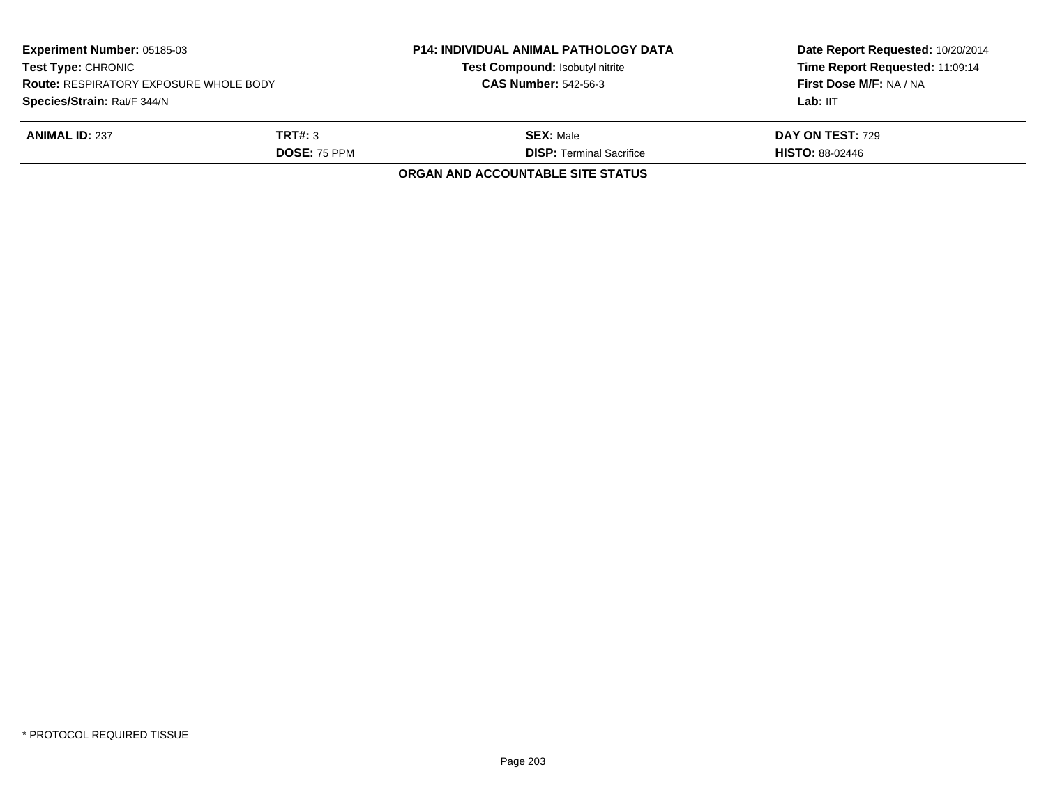**Experiment Number:** 05185-03
**Test Type:** CHRONIC
**Route:** RESPIRATORY EXPOSURE WHOLE BODY
**Species/Strain:** Rat/F 344/N

**P14: INDIVIDUAL ANIMAL PATHOLOGY DATA**
**Test Compound:** Isobutyl nitrite
**CAS Number:** 542-56-3

**Date Report Requested:** 10/20/2014
**Time Report Requested:** 11:09:14
**First Dose M/F:** NA / NA
**Lab:** IIT

| **ANIMAL ID:** 237 | **TRT#:** 3 | **SEX:** Male | **DAY ON TEST:** 729 |
|---|---|---|---|
| | **DOSE:** 75 PPM | **DISP:** Terminal Sacrifice | **HISTO:** 88-02446 |

**ORGAN AND ACCOUNTABLE SITE STATUS**

* PROTOCOL REQUIRED TISSUE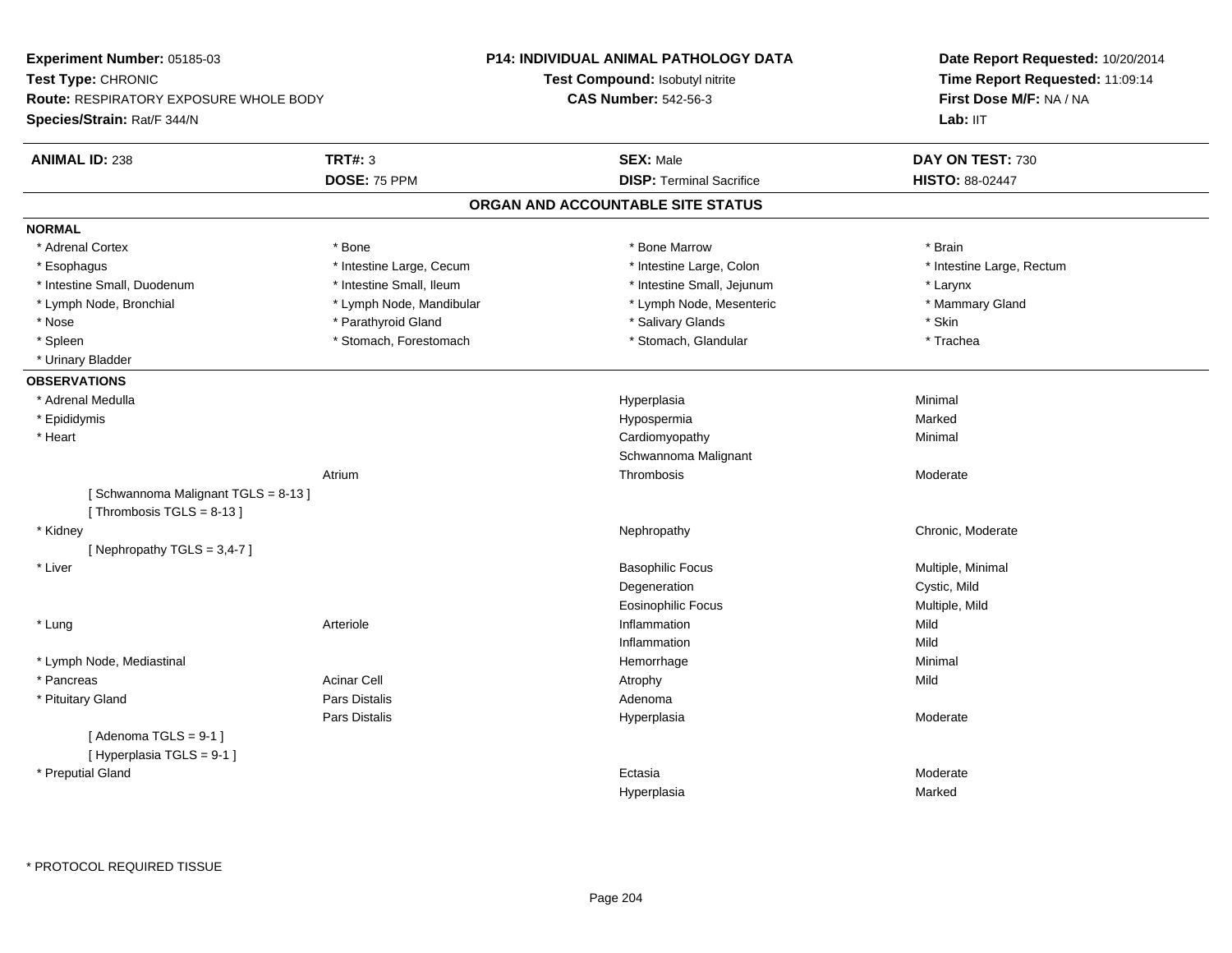**Experiment Number:** 05185-03
**Test Type:** CHRONIC
**Route:** RESPIRATORY EXPOSURE WHOLE BODY
**Species/Strain:** Rat/F 344/N

**P14: INDIVIDUAL ANIMAL PATHOLOGY DATA**
**Test Compound:** Isobutyl nitrite
**CAS Number:** 542-56-3

**Date Report Requested:** 10/20/2014
**Time Report Requested:** 11:09:14
**First Dose M/F:** NA / NA
**Lab:** IIT

| **ANIMAL ID:** 238 | **TRT#:** 3 | **SEX:** Male | **DAY ON TEST:** 730 |
|---|---|---|---|
| | **DOSE:** 75 PPM | **DISP:** Terminal Sacrifice | **HISTO:** 88-02447 |

## ORGAN AND ACCOUNTABLE SITE STATUS

**NORMAL**

| | | | |
|---|---|---|---|
| * Adrenal Cortex | * Bone | * Bone Marrow | * Brain |
| * Esophagus | * Intestine Large, Cecum | * Intestine Large, Colon | * Intestine Large, Rectum |
| * Intestine Small, Duodenum | * Intestine Small, Ileum | * Intestine Small, Jejunum | * Larynx |
| * Lymph Node, Bronchial | * Lymph Node, Mandibular | * Lymph Node, Mesenteric | * Mammary Gland |
| * Nose | * Parathyroid Gland | * Salivary Glands | * Skin |
| * Spleen | * Stomach, Forestomach | * Stomach, Glandular | * Trachea |
| * Urinary Bladder | | | |

**OBSERVATIONS**

| | | | |
|---|---|---|---|
| * Adrenal Medulla | | Hyperplasia | Minimal |
| * Epididymis | | Hypospermia | Marked |
| * Heart | | Cardiomyopathy | Minimal |
| | | Schwannoma Malignant | |
| | Atrium | Thrombosis | Moderate |
| [ Schwannoma Malignant TGLS = 8-13 ] | | | |
| [ Thrombosis TGLS = 8-13 ] | | | |
| * Kidney | | Nephropathy | Chronic, Moderate |
| [ Nephropathy TGLS = 3,4-7 ] | | | |
| * Liver | | Basophilic Focus | Multiple, Minimal |
| | | Degeneration | Cystic, Mild |
| | | Eosinophilic Focus | Multiple, Mild |
| * Lung | Arteriole | Inflammation | Mild |
| | | Inflammation | Mild |
| * Lymph Node, Mediastinal | | Hemorrhage | Minimal |
| * Pancreas | Acinar Cell | Atrophy | Mild |
| * Pituitary Gland | Pars Distalis | Adenoma | |
| | Pars Distalis | Hyperplasia | Moderate |
| [ Adenoma TGLS = 9-1 ] | | | |
| [ Hyperplasia TGLS = 9-1 ] | | | |
| * Preputial Gland | | Ectasia | Moderate |
| | | Hyperplasia | Marked |

* PROTOCOL REQUIRED TISSUE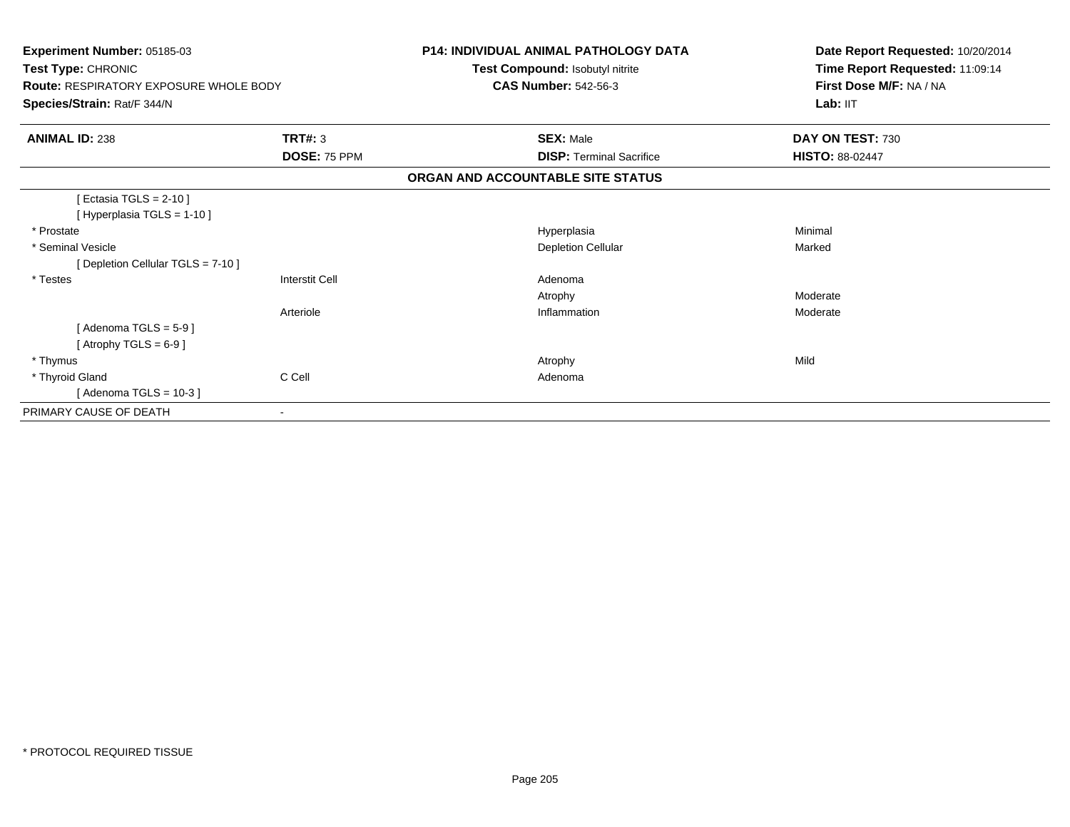**Experiment Number:** 05185-03
**Test Type:** CHRONIC
**Route:** RESPIRATORY EXPOSURE WHOLE BODY
**Species/Strain:** Rat/F 344/N

**P14: INDIVIDUAL ANIMAL PATHOLOGY DATA**
**Test Compound:** Isobutyl nitrite
**CAS Number:** 542-56-3

**Date Report Requested:** 10/20/2014
**Time Report Requested:** 11:09:14
**First Dose M/F:** NA / NA
**Lab:** IIT

| **ANIMAL ID:** 238 | **TRT#:** 3 | **SEX:** Male | **DAY ON TEST:** 730 |
|---|---|---|---|
| | **DOSE:** 75 PPM | **DISP:** Terminal Sacrifice | **HISTO:** 88-02447 |

**ORGAN AND ACCOUNTABLE SITE STATUS**

| | | | |
|---|---|---|---|
| [ Ectasia TGLS = 2-10 ] | | | |
| [ Hyperplasia TGLS = 1-10 ] | | | |
| * Prostate | | Hyperplasia | Minimal |
| * Seminal Vesicle | | Depletion Cellular | Marked |
| [ Depletion Cellular TGLS = 7-10 ] | | | |
| * Testes | Interstit Cell | Adenoma | |
| | | Atrophy | Moderate |
| | Arteriole | Inflammation | Moderate |
| [ Adenoma TGLS = 5-9 ] | | | |
| [ Atrophy TGLS = 6-9 ] | | | |
| * Thymus | | Atrophy | Mild |
| * Thyroid Gland | C Cell | Adenoma | |
| [ Adenoma TGLS = 10-3 ] | | | |
| PRIMARY CAUSE OF DEATH | - | | |

* PROTOCOL REQUIRED TISSUE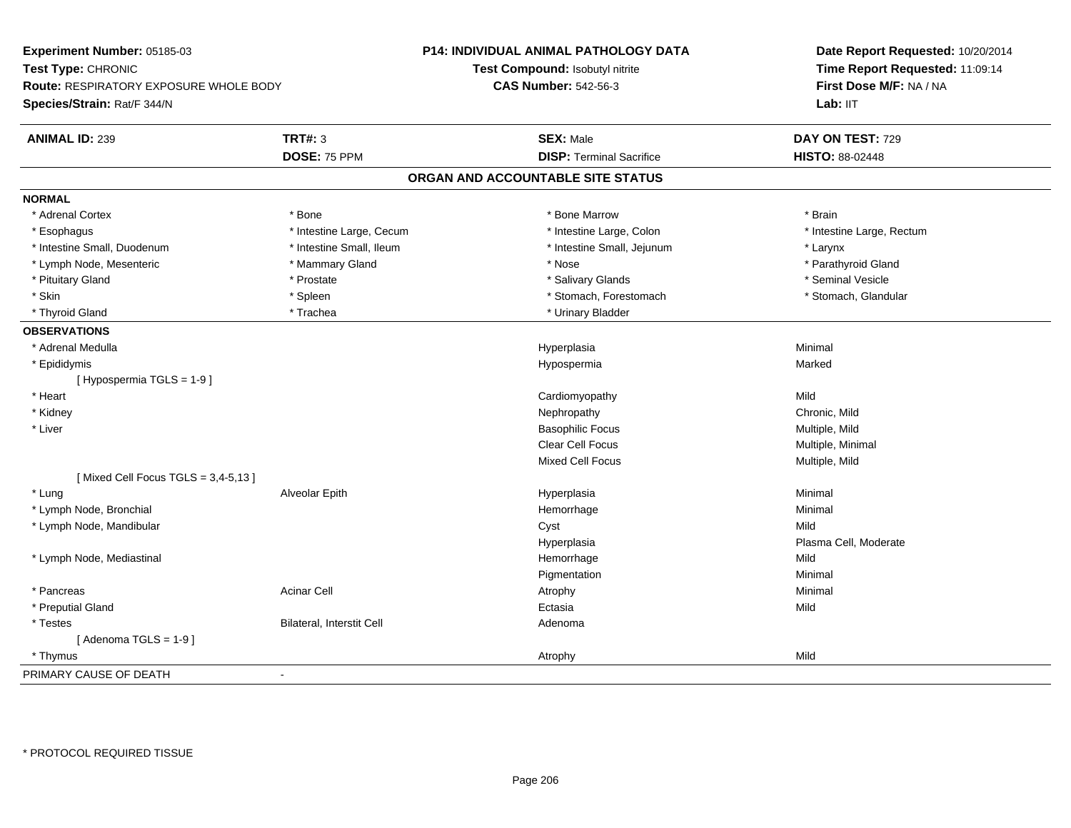**Experiment Number:** 05185-03
**Test Type:** CHRONIC
**Route:** RESPIRATORY EXPOSURE WHOLE BODY
**Species/Strain:** Rat/F 344/N

**P14: INDIVIDUAL ANIMAL PATHOLOGY DATA**
**Test Compound:** Isobutyl nitrite
**CAS Number:** 542-56-3

**Date Report Requested:** 10/20/2014
**Time Report Requested:** 11:09:14
**First Dose M/F:** NA / NA
**Lab:** IIT

| **ANIMAL ID:** 239 | **TRT#:** 3 | **SEX:** Male | **DAY ON TEST:** 729 |
|---|---|---|---|
| | **DOSE:** 75 PPM | **DISP:** Terminal Sacrifice | **HISTO:** 88-02448 |

## ORGAN AND ACCOUNTABLE SITE STATUS

**NORMAL**

| | | | |
|---|---|---|---|
| * Adrenal Cortex | * Bone | * Bone Marrow | * Brain |
| * Esophagus | * Intestine Large, Cecum | * Intestine Large, Colon | * Intestine Large, Rectum |
| * Intestine Small, Duodenum | * Intestine Small, Ileum | * Intestine Small, Jejunum | * Larynx |
| * Lymph Node, Mesenteric | * Mammary Gland | * Nose | * Parathyroid Gland |
| * Pituitary Gland | * Prostate | * Salivary Glands | * Seminal Vesicle |
| * Skin | * Spleen | * Stomach, Forestomach | * Stomach, Glandular |
| * Thyroid Gland | * Trachea | * Urinary Bladder | |

**OBSERVATIONS**

| | | | |
|---|---|---|---|
| * Adrenal Medulla | | Hyperplasia | Minimal |
| * Epididymis | | Hypospermia | Marked |
| [ Hypospermia TGLS = 1-9 ] | | | |
| * Heart | | Cardiomyopathy | Mild |
| * Kidney | | Nephropathy | Chronic, Mild |
| * Liver | | Basophilic Focus | Multiple, Mild |
| | | Clear Cell Focus | Multiple, Minimal |
| | | Mixed Cell Focus | Multiple, Mild |
| [ Mixed Cell Focus TGLS = 3,4-5,13 ] | | | |
| * Lung | Alveolar Epith | Hyperplasia | Minimal |
| * Lymph Node, Bronchial | | Hemorrhage | Minimal |
| * Lymph Node, Mandibular | | Cyst | Mild |
| | | Hyperplasia | Plasma Cell, Moderate |
| * Lymph Node, Mediastinal | | Hemorrhage | Mild |
| | | Pigmentation | Minimal |
| * Pancreas | Acinar Cell | Atrophy | Minimal |
| * Preputial Gland | | Ectasia | Mild |
| * Testes | Bilateral, Interstit Cell | Adenoma | |
| [ Adenoma TGLS = 1-9 ] | | | |
| * Thymus | | Atrophy | Mild |

PRIMARY CAUSE OF DEATH -

* PROTOCOL REQUIRED TISSUE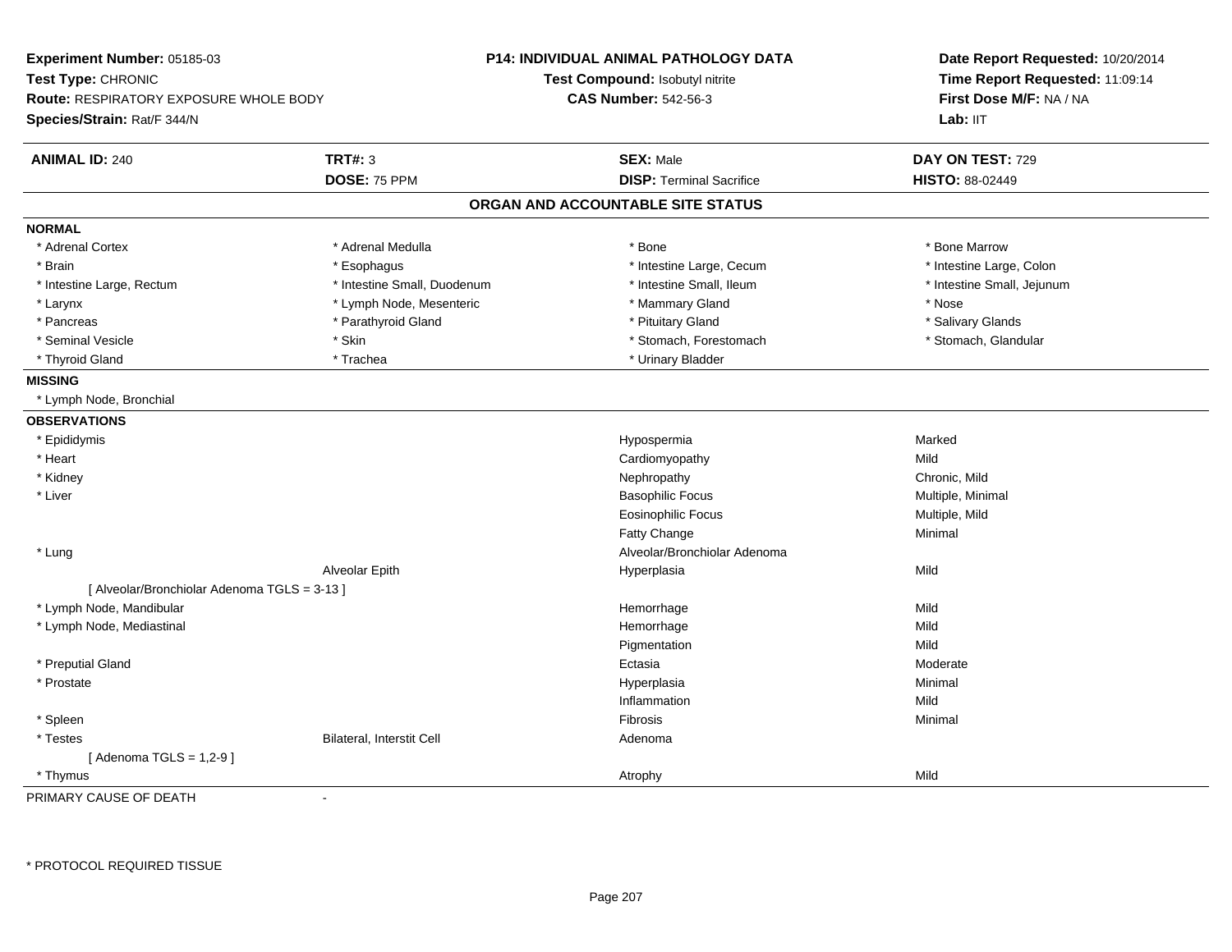**Experiment Number:** 05185-03
**Test Type:** CHRONIC
**Route:** RESPIRATORY EXPOSURE WHOLE BODY
**Species/Strain:** Rat/F 344/N

**P14: INDIVIDUAL ANIMAL PATHOLOGY DATA**
**Test Compound:** Isobutyl nitrite
**CAS Number:** 542-56-3

**Date Report Requested:** 10/20/2014
**Time Report Requested:** 11:09:14
**First Dose M/F:** NA / NA
**Lab:** IIT

| **ANIMAL ID:** 240 | **TRT#:** 3 | **SEX:** Male | **DAY ON TEST:** 729 |
|---|---|---|---|
| | **DOSE:** 75 PPM | **DISP:** Terminal Sacrifice | **HISTO:** 88-02449 |

## ORGAN AND ACCOUNTABLE SITE STATUS

**NORMAL**

| | | | |
|---|---|---|---|
| * Adrenal Cortex | * Adrenal Medulla | * Bone | * Bone Marrow |
| * Brain | * Esophagus | * Intestine Large, Cecum | * Intestine Large, Colon |
| * Intestine Large, Rectum | * Intestine Small, Duodenum | * Intestine Small, Ileum | * Intestine Small, Jejunum |
| * Larynx | * Lymph Node, Mesenteric | * Mammary Gland | * Nose |
| * Pancreas | * Parathyroid Gland | * Pituitary Gland | * Salivary Glands |
| * Seminal Vesicle | * Skin | * Stomach, Forestomach | * Stomach, Glandular |
| * Thyroid Gland | * Trachea | * Urinary Bladder | |

**MISSING**

* Lymph Node, Bronchial

**OBSERVATIONS**

| Organ | Site | Observation | Severity |
|---|---|---|---|
| * Epididymis | | Hypospermia | Marked |
| * Heart | | Cardiomyopathy | Mild |
| * Kidney | | Nephropathy | Chronic, Mild |
| * Liver | | Basophilic Focus | Multiple, Minimal |
| | | Eosinophilic Focus | Multiple, Mild |
| | | Fatty Change | Minimal |
| * Lung | | Alveolar/Bronchiolar Adenoma | |
| | Alveolar Epith | Hyperplasia | Mild |
| [ Alveolar/Bronchiolar Adenoma TGLS = 3-13 ] | | | |
| * Lymph Node, Mandibular | | Hemorrhage | Mild |
| * Lymph Node, Mediastinal | | Hemorrhage | Mild |
| | | Pigmentation | Mild |
| * Preputial Gland | | Ectasia | Moderate |
| * Prostate | | Hyperplasia | Minimal |
| | | Inflammation | Mild |
| * Spleen | | Fibrosis | Minimal |
| * Testes | Bilateral, Interstit Cell | Adenoma | |
| [ Adenoma TGLS = 1,2-9 ] | | | |
| * Thymus | | Atrophy | Mild |

PRIMARY CAUSE OF DEATH -

* PROTOCOL REQUIRED TISSUE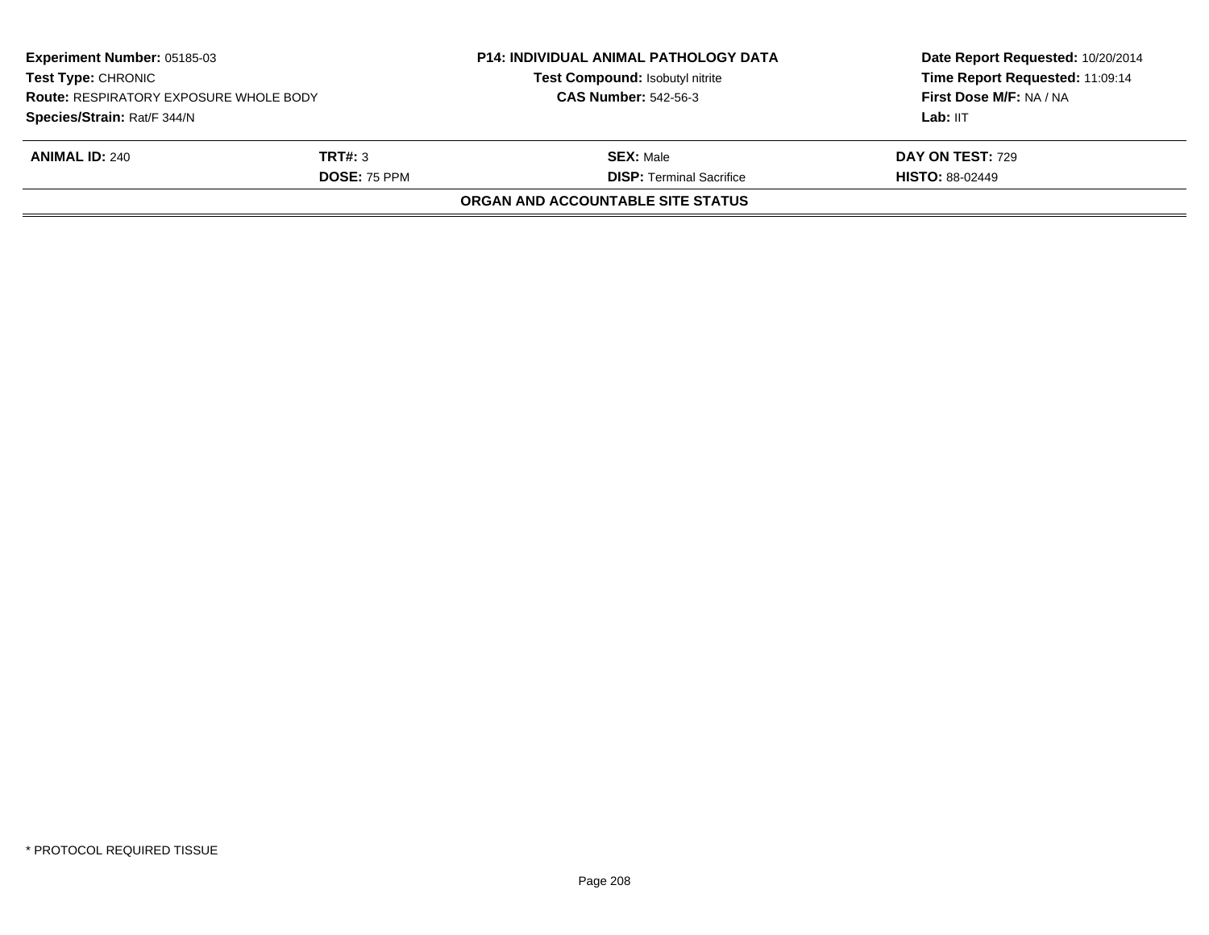**Experiment Number:** 05185-03
**Test Type:** CHRONIC
**Route:** RESPIRATORY EXPOSURE WHOLE BODY
**Species/Strain:** Rat/F 344/N

**P14: INDIVIDUAL ANIMAL PATHOLOGY DATA**
**Test Compound:** Isobutyl nitrite
**CAS Number:** 542-56-3

**Date Report Requested:** 10/20/2014
**Time Report Requested:** 11:09:14
**First Dose M/F:** NA / NA
**Lab:** IIT

| **ANIMAL ID:** 240 | **TRT#:** 3 | **SEX:** Male | **DAY ON TEST:** 729 |
|---|---|---|---|
| | **DOSE:** 75 PPM | **DISP:** Terminal Sacrifice | **HISTO:** 88-02449 |

**ORGAN AND ACCOUNTABLE SITE STATUS**

* PROTOCOL REQUIRED TISSUE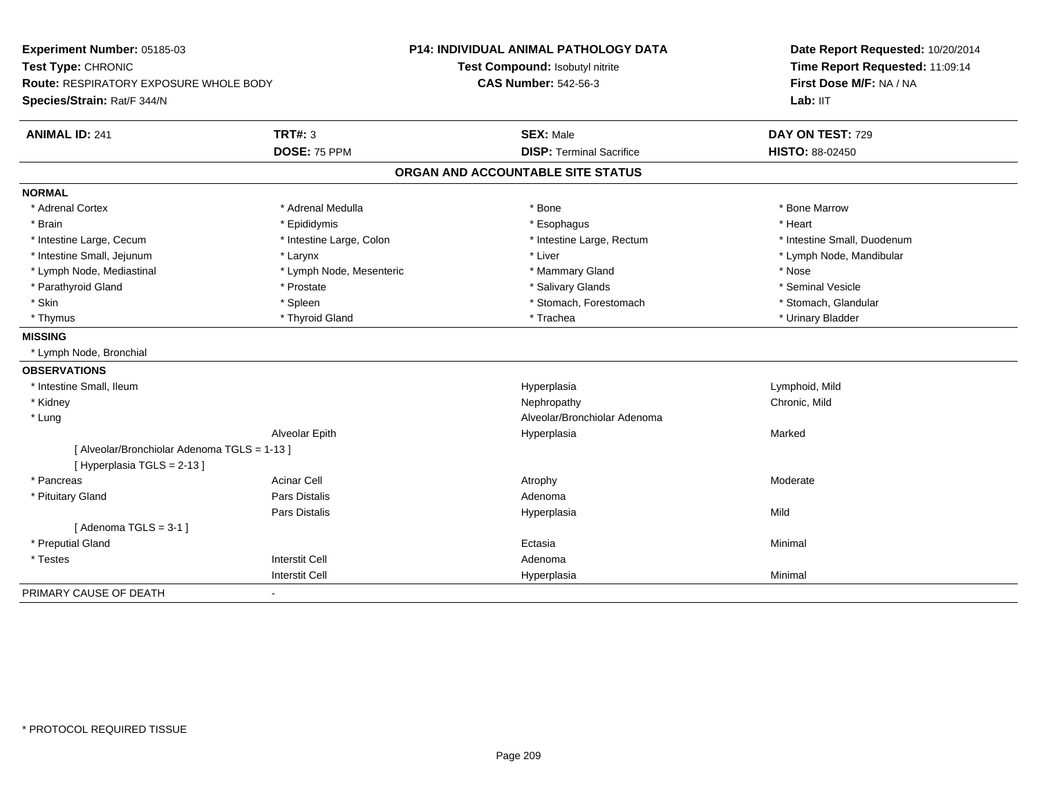**Experiment Number:** 05185-03
**Test Type:** CHRONIC
**Route:** RESPIRATORY EXPOSURE WHOLE BODY
**Species/Strain:** Rat/F 344/N

**P14: INDIVIDUAL ANIMAL PATHOLOGY DATA**
**Test Compound:** Isobutyl nitrite
**CAS Number:** 542-56-3

**Date Report Requested:** 10/20/2014
**Time Report Requested:** 11:09:14
**First Dose M/F:** NA / NA
**Lab:** IIT

| **ANIMAL ID:** 241 | **TRT#:** 3 | **SEX:** Male | **DAY ON TEST:** 729 |
|---|---|---|---|
| | **DOSE:** 75 PPM | **DISP:** Terminal Sacrifice | **HISTO:** 88-02450 |

## ORGAN AND ACCOUNTABLE SITE STATUS

**NORMAL**

| | | | |
|---|---|---|---|
| * Adrenal Cortex | * Adrenal Medulla | * Bone | * Bone Marrow |
| * Brain | * Epididymis | * Esophagus | * Heart |
| * Intestine Large, Cecum | * Intestine Large, Colon | * Intestine Large, Rectum | * Intestine Small, Duodenum |
| * Intestine Small, Jejunum | * Larynx | * Liver | * Lymph Node, Mandibular |
| * Lymph Node, Mediastinal | * Lymph Node, Mesenteric | * Mammary Gland | * Nose |
| * Parathyroid Gland | * Prostate | * Salivary Glands | * Seminal Vesicle |
| * Skin | * Spleen | * Stomach, Forestomach | * Stomach, Glandular |
| * Thymus | * Thyroid Gland | * Trachea | * Urinary Bladder |

**MISSING**

* Lymph Node, Bronchial

**OBSERVATIONS**

| | | | |
|---|---|---|---|
| * Intestine Small, Ileum | | Hyperplasia | Lymphoid, Mild |
| * Kidney | | Nephropathy | Chronic, Mild |
| * Lung | | Alveolar/Bronchiolar Adenoma | |
| | Alveolar Epith | Hyperplasia | Marked |
| [ Alveolar/Bronchiolar Adenoma TGLS = 1-13 ] | | | |
| [ Hyperplasia TGLS = 2-13 ] | | | |
| * Pancreas | Acinar Cell | Atrophy | Moderate |
| * Pituitary Gland | Pars Distalis | Adenoma | |
| | Pars Distalis | Hyperplasia | Mild |
| [ Adenoma TGLS = 3-1 ] | | | |
| * Preputial Gland | | Ectasia | Minimal |
| * Testes | Interstit Cell | Adenoma | |
| | Interstit Cell | Hyperplasia | Minimal |

PRIMARY CAUSE OF DEATH -

* PROTOCOL REQUIRED TISSUE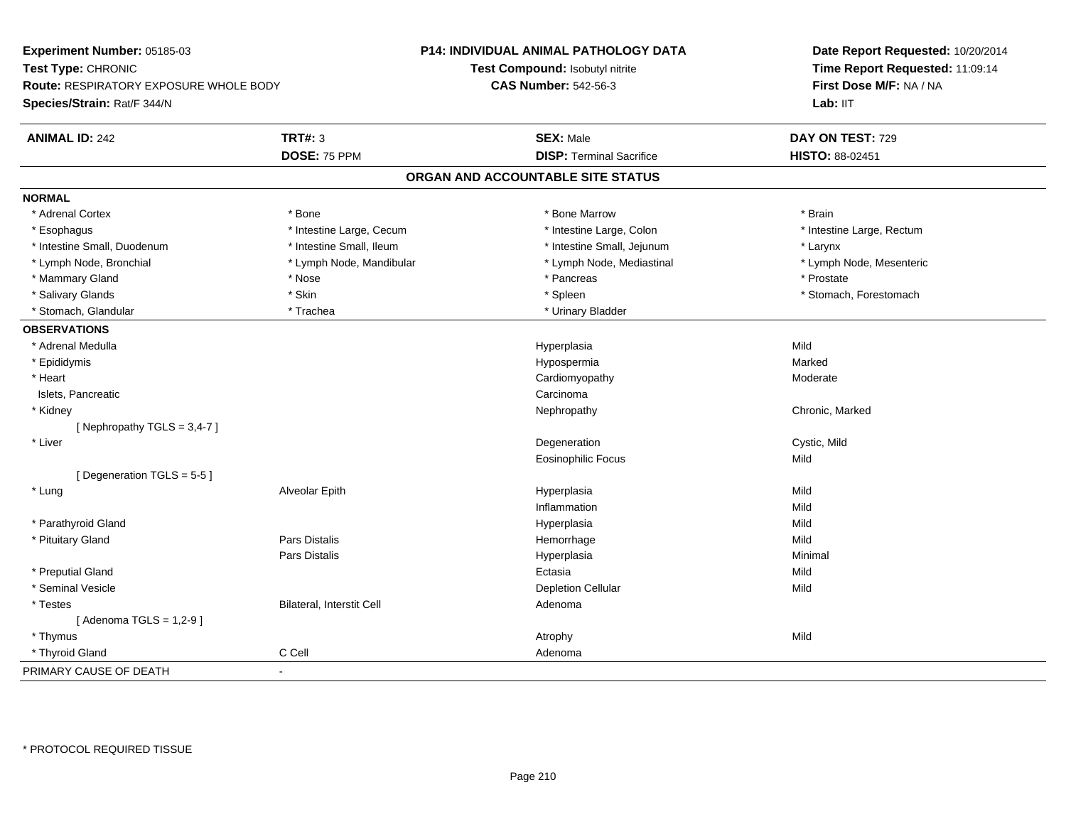**Experiment Number:** 05185-03
**Test Type:** CHRONIC
**Route:** RESPIRATORY EXPOSURE WHOLE BODY
**Species/Strain:** Rat/F 344/N

**P14: INDIVIDUAL ANIMAL PATHOLOGY DATA**
**Test Compound:** Isobutyl nitrite
**CAS Number:** 542-56-3

**Date Report Requested:** 10/20/2014
**Time Report Requested:** 11:09:14
**First Dose M/F:** NA / NA
**Lab:** IIT

| **ANIMAL ID:** 242 | **TRT#:** 3 | **SEX:** Male | **DAY ON TEST:** 729 |
|---|---|---|---|
| | **DOSE:** 75 PPM | **DISP:** Terminal Sacrifice | **HISTO:** 88-02451 |

## ORGAN AND ACCOUNTABLE SITE STATUS

**NORMAL**

| | | | |
|---|---|---|---|
| * Adrenal Cortex | * Bone | * Bone Marrow | * Brain |
| * Esophagus | * Intestine Large, Cecum | * Intestine Large, Colon | * Intestine Large, Rectum |
| * Intestine Small, Duodenum | * Intestine Small, Ileum | * Intestine Small, Jejunum | * Larynx |
| * Lymph Node, Bronchial | * Lymph Node, Mandibular | * Lymph Node, Mediastinal | * Lymph Node, Mesenteric |
| * Mammary Gland | * Nose | * Pancreas | * Prostate |
| * Salivary Glands | * Skin | * Spleen | * Stomach, Forestomach |
| * Stomach, Glandular | * Trachea | * Urinary Bladder | |

**OBSERVATIONS**

| | | | |
|---|---|---|---|
| * Adrenal Medulla | | Hyperplasia | Mild |
| * Epididymis | | Hypospermia | Marked |
| * Heart | | Cardiomyopathy | Moderate |
| Islets, Pancreatic | | Carcinoma | |
| * Kidney | | Nephropathy | Chronic, Marked |
| [ Nephropathy TGLS = 3,4-7 ] | | | |
| * Liver | | Degeneration | Cystic, Mild |
| | | Eosinophilic Focus | Mild |
| [ Degeneration TGLS = 5-5 ] | | | |
| * Lung | Alveolar Epith | Hyperplasia | Mild |
| | | Inflammation | Mild |
| * Parathyroid Gland | | Hyperplasia | Mild |
| * Pituitary Gland | Pars Distalis | Hemorrhage | Mild |
| | Pars Distalis | Hyperplasia | Minimal |
| * Preputial Gland | | Ectasia | Mild |
| * Seminal Vesicle | | Depletion Cellular | Mild |
| * Testes | Bilateral, Interstit Cell | Adenoma | |
| [ Adenoma TGLS = 1,2-9 ] | | | |
| * Thymus | | Atrophy | Mild |
| * Thyroid Gland | C Cell | Adenoma | |
| PRIMARY CAUSE OF DEATH | - | | |

* PROTOCOL REQUIRED TISSUE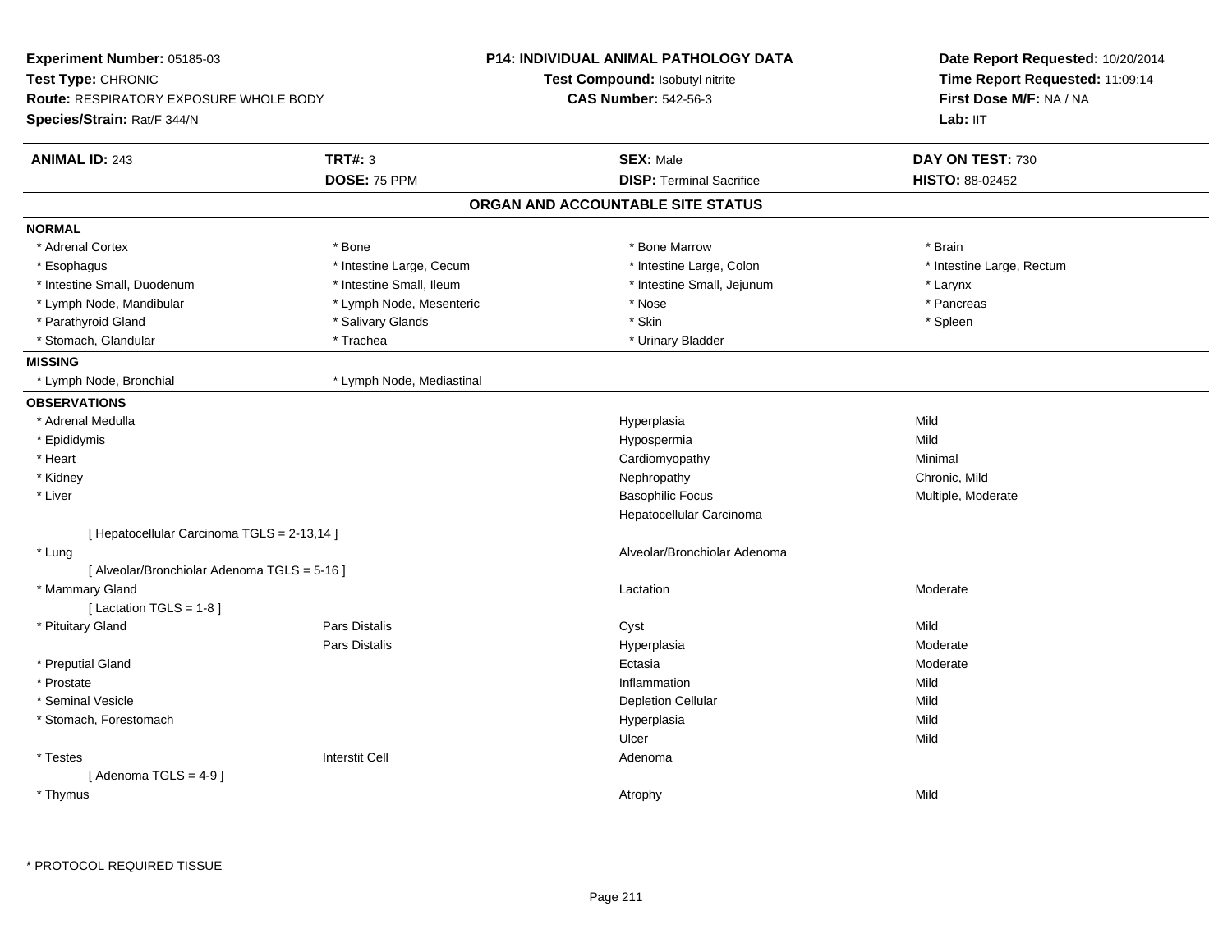**Experiment Number:** 05185-03
**Test Type:** CHRONIC
**Route:** RESPIRATORY EXPOSURE WHOLE BODY
**Species/Strain:** Rat/F 344/N

**P14: INDIVIDUAL ANIMAL PATHOLOGY DATA**
**Test Compound:** Isobutyl nitrite
**CAS Number:** 542-56-3

**Date Report Requested:** 10/20/2014
**Time Report Requested:** 11:09:14
**First Dose M/F:** NA / NA
**Lab:** IIT

| **ANIMAL ID:** 243 | **TRT#:** 3 | **SEX:** Male | **DAY ON TEST:** 730 |
|---|---|---|---|
| | **DOSE:** 75 PPM | **DISP:** Terminal Sacrifice | **HISTO:** 88-02452 |

## ORGAN AND ACCOUNTABLE SITE STATUS

**NORMAL**

| | | | |
|---|---|---|---|
| * Adrenal Cortex | * Bone | * Bone Marrow | * Brain |
| * Esophagus | * Intestine Large, Cecum | * Intestine Large, Colon | * Intestine Large, Rectum |
| * Intestine Small, Duodenum | * Intestine Small, Ileum | * Intestine Small, Jejunum | * Larynx |
| * Lymph Node, Mandibular | * Lymph Node, Mesenteric | * Nose | * Pancreas |
| * Parathyroid Gland | * Salivary Glands | * Skin | * Spleen |
| * Stomach, Glandular | * Trachea | * Urinary Bladder | |

**MISSING**

| | |
|---|---|
| * Lymph Node, Bronchial | * Lymph Node, Mediastinal |

**OBSERVATIONS**

| Organ | Site | Observation | Severity |
|---|---|---|---|
| * Adrenal Medulla | | Hyperplasia | Mild |
| * Epididymis | | Hypospermia | Mild |
| * Heart | | Cardiomyopathy | Minimal |
| * Kidney | | Nephropathy | Chronic, Mild |
| * Liver | | Basophilic Focus | Multiple, Moderate |
| | | Hepatocellular Carcinoma | |
| [ Hepatocellular Carcinoma TGLS = 2-13,14 ] | | | |
| * Lung | | Alveolar/Bronchiolar Adenoma | |
| [ Alveolar/Bronchiolar Adenoma TGLS = 5-16 ] | | | |
| * Mammary Gland | | Lactation | Moderate |
| [ Lactation TGLS = 1-8 ] | | | |
| * Pituitary Gland | Pars Distalis | Cyst | Mild |
| | Pars Distalis | Hyperplasia | Moderate |
| * Preputial Gland | | Ectasia | Moderate |
| * Prostate | | Inflammation | Mild |
| * Seminal Vesicle | | Depletion Cellular | Mild |
| * Stomach, Forestomach | | Hyperplasia | Mild |
| | | Ulcer | Mild |
| * Testes | Interstit Cell | Adenoma | |
| [ Adenoma TGLS = 4-9 ] | | | |
| * Thymus | | Atrophy | Mild |

* PROTOCOL REQUIRED TISSUE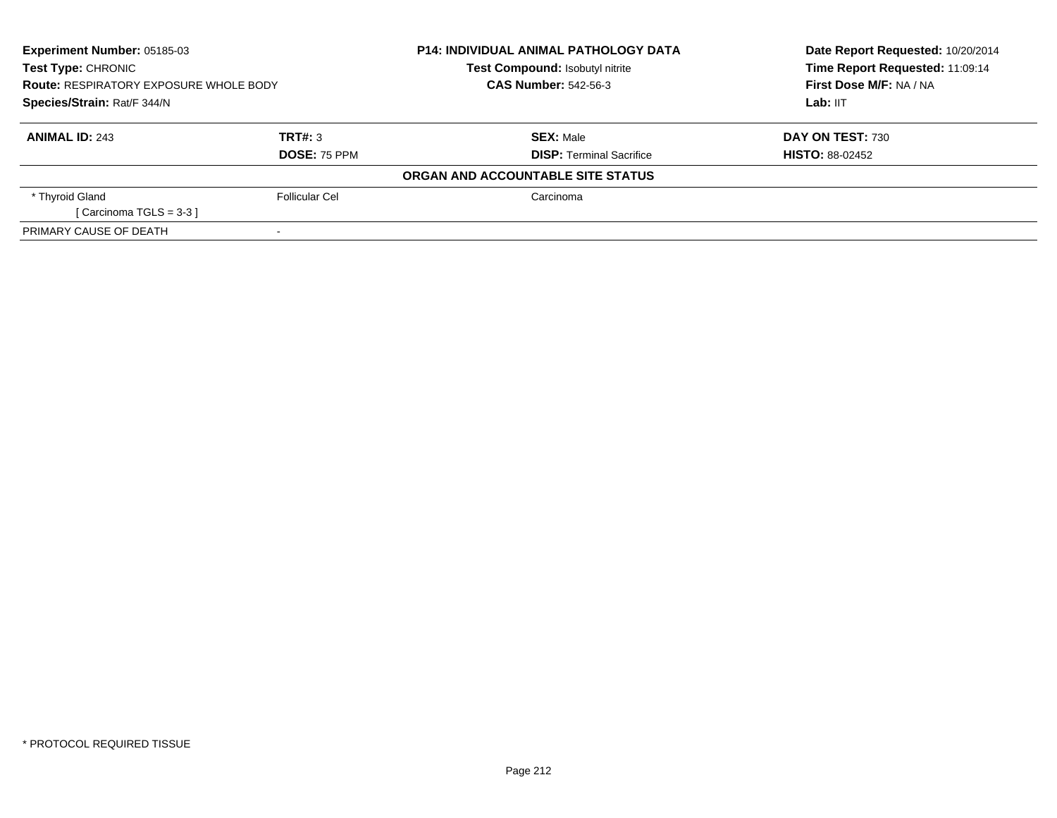**Experiment Number:** 05185-03
**Test Type:** CHRONIC
**Route:** RESPIRATORY EXPOSURE WHOLE BODY
**Species/Strain:** Rat/F 344/N

**P14: INDIVIDUAL ANIMAL PATHOLOGY DATA**
**Test Compound:** Isobutyl nitrite
**CAS Number:** 542-56-3

**Date Report Requested:** 10/20/2014
**Time Report Requested:** 11:09:14
**First Dose M/F:** NA / NA
**Lab:** IIT

| **ANIMAL ID:** 243 | **TRT#:** 3 | **SEX:** Male | **DAY ON TEST:** 730 |
|---|---|---|---|
| | **DOSE:** 75 PPM | **DISP:** Terminal Sacrifice | **HISTO:** 88-02452 |

**ORGAN AND ACCOUNTABLE SITE STATUS**

| | | |
|---|---|---|
| * Thyroid Gland<br>[ Carcinoma TGLS = 3-3 ] | Follicular Cel | Carcinoma |
| PRIMARY CAUSE OF DEATH | - | |

* PROTOCOL REQUIRED TISSUE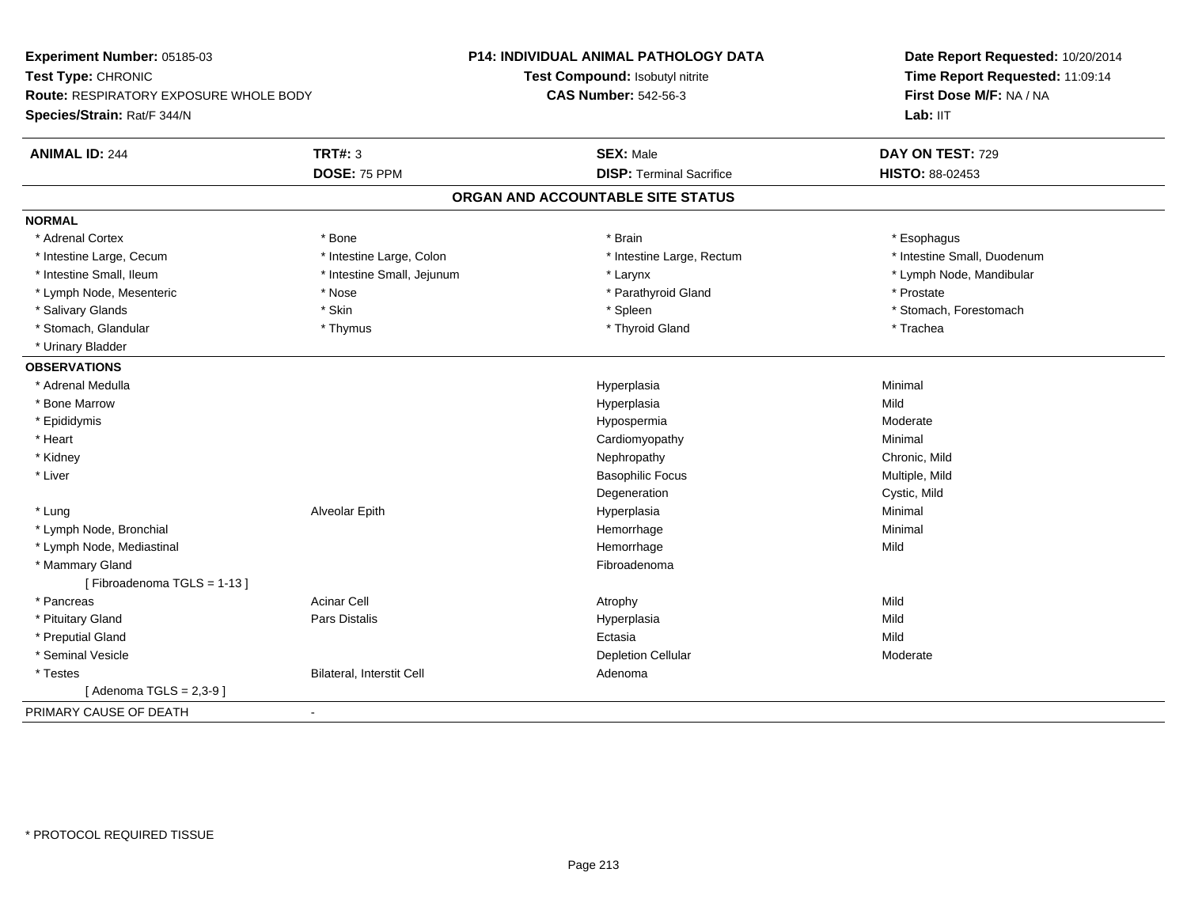**Experiment Number:** 05185-03
**Test Type:** CHRONIC
**Route:** RESPIRATORY EXPOSURE WHOLE BODY
**Species/Strain:** Rat/F 344/N

**P14: INDIVIDUAL ANIMAL PATHOLOGY DATA**
**Test Compound:** Isobutyl nitrite
**CAS Number:** 542-56-3

**Date Report Requested:** 10/20/2014
**Time Report Requested:** 11:09:14
**First Dose M/F:** NA / NA
**Lab:** IIT

| **ANIMAL ID:** 244 | **TRT#:** 3 | **SEX:** Male | **DAY ON TEST:** 729 |
|---|---|---|---|
| | **DOSE:** 75 PPM | **DISP:** Terminal Sacrifice | **HISTO:** 88-02453 |

## ORGAN AND ACCOUNTABLE SITE STATUS

**NORMAL**

| | | | |
|---|---|---|---|
| * Adrenal Cortex | * Bone | * Brain | * Esophagus |
| * Intestine Large, Cecum | * Intestine Large, Colon | * Intestine Large, Rectum | * Intestine Small, Duodenum |
| * Intestine Small, Ileum | * Intestine Small, Jejunum | * Larynx | * Lymph Node, Mandibular |
| * Lymph Node, Mesenteric | * Nose | * Parathyroid Gland | * Prostate |
| * Salivary Glands | * Skin | * Spleen | * Stomach, Forestomach |
| * Stomach, Glandular | * Thymus | * Thyroid Gland | * Trachea |
| * Urinary Bladder | | | |

**OBSERVATIONS**

| | | | |
|---|---|---|---|
| * Adrenal Medulla | | Hyperplasia | Minimal |
| * Bone Marrow | | Hyperplasia | Mild |
| * Epididymis | | Hypospermia | Moderate |
| * Heart | | Cardiomyopathy | Minimal |
| * Kidney | | Nephropathy | Chronic, Mild |
| * Liver | | Basophilic Focus | Multiple, Mild |
| | | Degeneration | Cystic, Mild |
| * Lung | Alveolar Epith | Hyperplasia | Minimal |
| * Lymph Node, Bronchial | | Hemorrhage | Minimal |
| * Lymph Node, Mediastinal | | Hemorrhage | Mild |
| * Mammary Gland | | Fibroadenoma | |
| [ Fibroadenoma TGLS = 1-13 ] | | | |
| * Pancreas | Acinar Cell | Atrophy | Mild |
| * Pituitary Gland | Pars Distalis | Hyperplasia | Mild |
| * Preputial Gland | | Ectasia | Mild |
| * Seminal Vesicle | | Depletion Cellular | Moderate |
| * Testes | Bilateral, Interstit Cell | Adenoma | |
| [ Adenoma TGLS = 2,3-9 ] | | | |

PRIMARY CAUSE OF DEATH -

* PROTOCOL REQUIRED TISSUE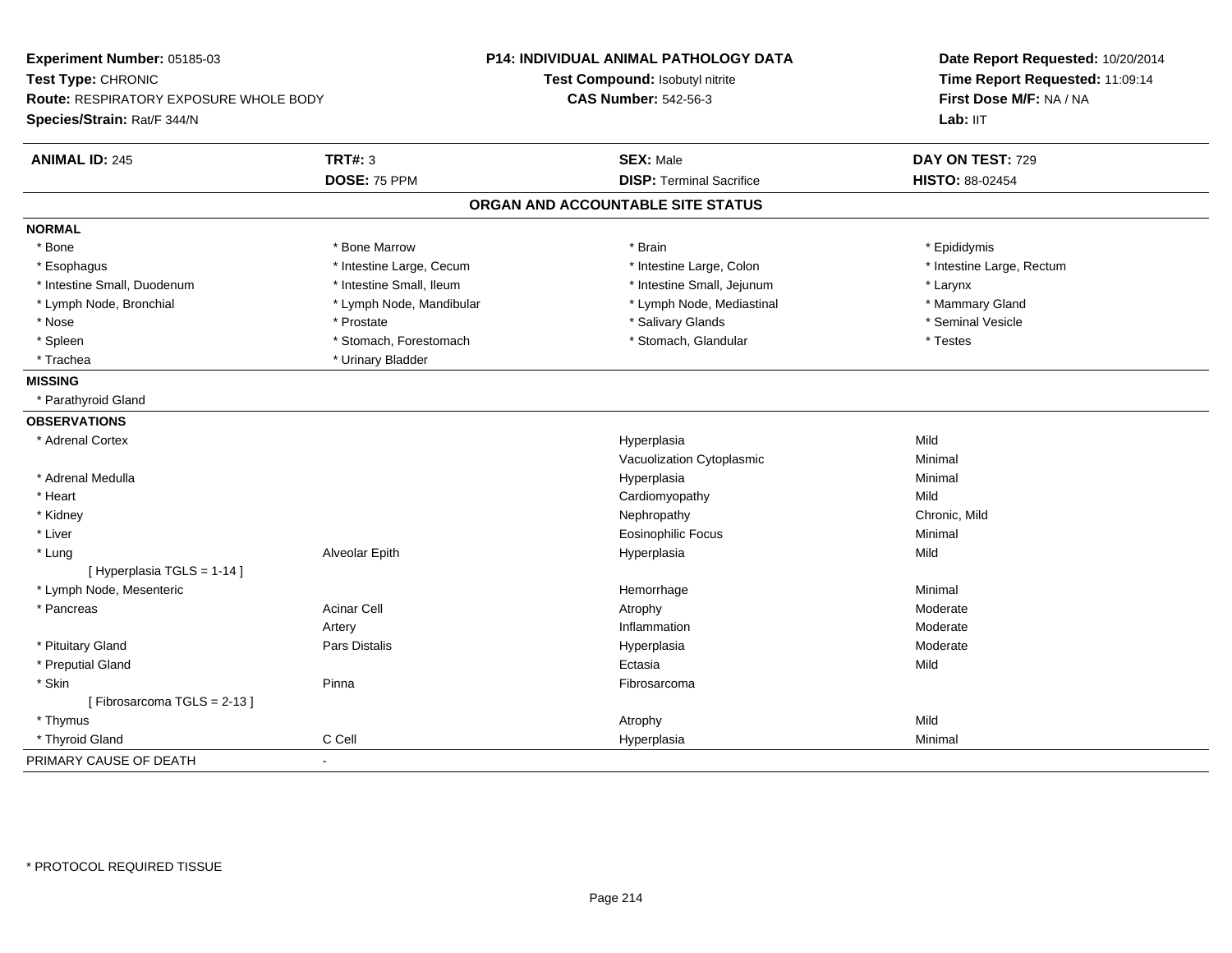**Experiment Number:** 05185-03
**Test Type:** CHRONIC
**Route:** RESPIRATORY EXPOSURE WHOLE BODY
**Species/Strain:** Rat/F 344/N

**P14: INDIVIDUAL ANIMAL PATHOLOGY DATA**
**Test Compound:** Isobutyl nitrite
**CAS Number:** 542-56-3

**Date Report Requested:** 10/20/2014
**Time Report Requested:** 11:09:14
**First Dose M/F:** NA / NA
**Lab:** IIT

| **ANIMAL ID:** 245 | **TRT#:** 3 | **SEX:** Male | **DAY ON TEST:** 729 |
|---|---|---|---|
| | **DOSE:** 75 PPM | **DISP:** Terminal Sacrifice | **HISTO:** 88-02454 |

## ORGAN AND ACCOUNTABLE SITE STATUS

**NORMAL**

| | | | |
|---|---|---|---|
| * Bone | * Bone Marrow | * Brain | * Epididymis |
| * Esophagus | * Intestine Large, Cecum | * Intestine Large, Colon | * Intestine Large, Rectum |
| * Intestine Small, Duodenum | * Intestine Small, Ileum | * Intestine Small, Jejunum | * Larynx |
| * Lymph Node, Bronchial | * Lymph Node, Mandibular | * Lymph Node, Mediastinal | * Mammary Gland |
| * Nose | * Prostate | * Salivary Glands | * Seminal Vesicle |
| * Spleen | * Stomach, Forestomach | * Stomach, Glandular | * Testes |
| * Trachea | * Urinary Bladder | | |

**MISSING**

* Parathyroid Gland

**OBSERVATIONS**

| | | | |
|---|---|---|---|
| * Adrenal Cortex | | Hyperplasia | Mild |
| | | Vacuolization Cytoplasmic | Minimal |
| * Adrenal Medulla | | Hyperplasia | Minimal |
| * Heart | | Cardiomyopathy | Mild |
| * Kidney | | Nephropathy | Chronic, Mild |
| * Liver | | Eosinophilic Focus | Minimal |
| * Lung | Alveolar Epith | Hyperplasia | Mild |
| [ Hyperplasia TGLS = 1-14 ] | | | |
| * Lymph Node, Mesenteric | | Hemorrhage | Minimal |
| * Pancreas | Acinar Cell | Atrophy | Moderate |
| | Artery | Inflammation | Moderate |
| * Pituitary Gland | Pars Distalis | Hyperplasia | Moderate |
| * Preputial Gland | | Ectasia | Mild |
| * Skin | Pinna | Fibrosarcoma | |
| [ Fibrosarcoma TGLS = 2-13 ] | | | |
| * Thymus | | Atrophy | Mild |
| * Thyroid Gland | C Cell | Hyperplasia | Minimal |

PRIMARY CAUSE OF DEATH -

* PROTOCOL REQUIRED TISSUE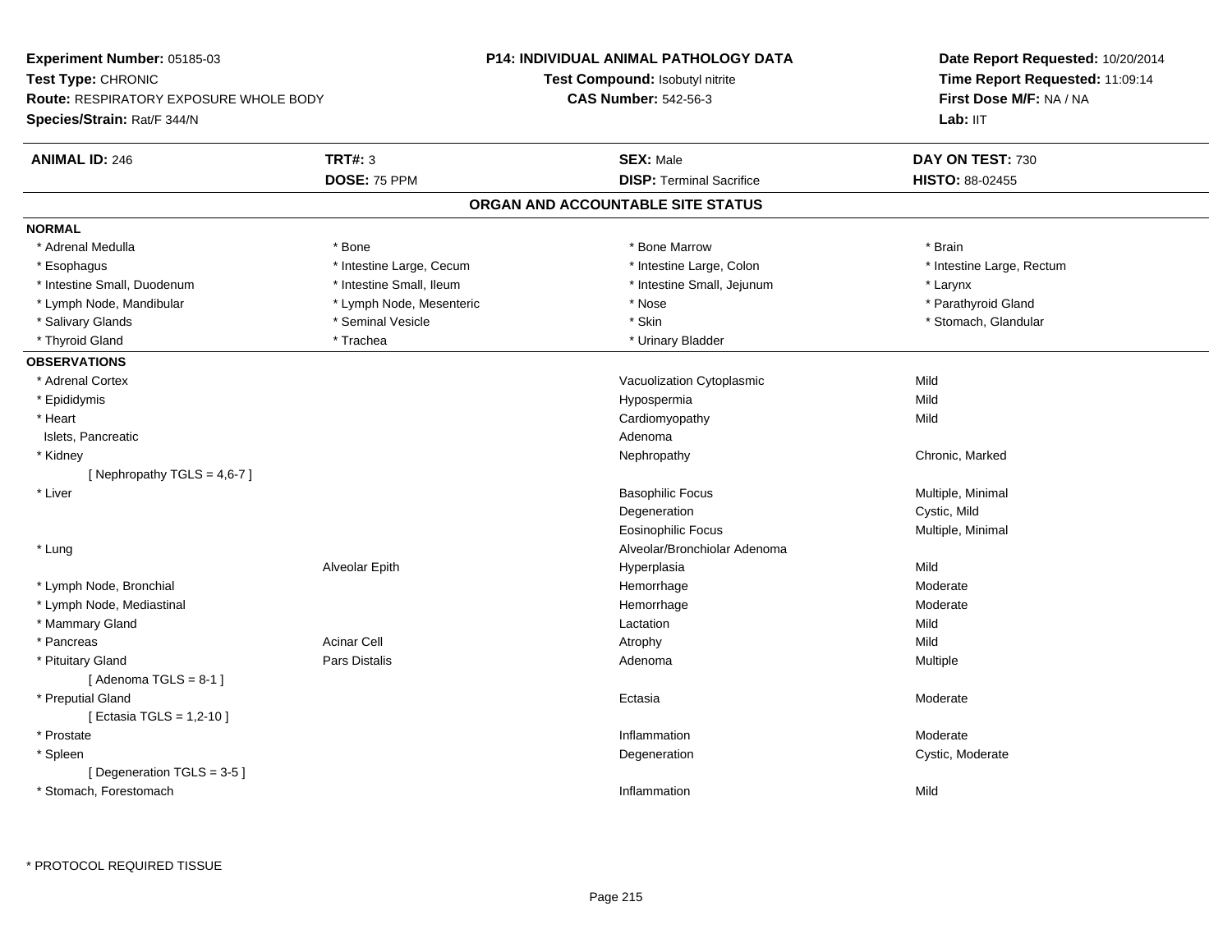**Experiment Number:** 05185-03
**Test Type:** CHRONIC
**Route:** RESPIRATORY EXPOSURE WHOLE BODY
**Species/Strain:** Rat/F 344/N

**P14: INDIVIDUAL ANIMAL PATHOLOGY DATA**
**Test Compound:** Isobutyl nitrite
**CAS Number:** 542-56-3

**Date Report Requested:** 10/20/2014
**Time Report Requested:** 11:09:14
**First Dose M/F:** NA / NA
**Lab:** IIT

| **ANIMAL ID:** 246 | **TRT#:** 3 | **SEX:** Male | **DAY ON TEST:** 730 |
|---|---|---|---|
| | **DOSE:** 75 PPM | **DISP:** Terminal Sacrifice | **HISTO:** 88-02455 |

## ORGAN AND ACCOUNTABLE SITE STATUS

**NORMAL**

| | | | |
|---|---|---|---|
| * Adrenal Medulla | * Bone | * Bone Marrow | * Brain |
| * Esophagus | * Intestine Large, Cecum | * Intestine Large, Colon | * Intestine Large, Rectum |
| * Intestine Small, Duodenum | * Intestine Small, Ileum | * Intestine Small, Jejunum | * Larynx |
| * Lymph Node, Mandibular | * Lymph Node, Mesenteric | * Nose | * Parathyroid Gland |
| * Salivary Glands | * Seminal Vesicle | * Skin | * Stomach, Glandular |
| * Thyroid Gland | * Trachea | * Urinary Bladder | |

**OBSERVATIONS**

| | | | |
|---|---|---|---|
| * Adrenal Cortex | | Vacuolization Cytoplasmic | Mild |
| * Epididymis | | Hypospermia | Mild |
| * Heart | | Cardiomyopathy | Mild |
| Islets, Pancreatic | | Adenoma | |
| * Kidney | | Nephropathy | Chronic, Marked |
| [ Nephropathy TGLS = 4,6-7 ] | | | |
| * Liver | | Basophilic Focus | Multiple, Minimal |
| | | Degeneration | Cystic, Mild |
| | | Eosinophilic Focus | Multiple, Minimal |
| * Lung | | Alveolar/Bronchiolar Adenoma | |
| | Alveolar Epith | Hyperplasia | Mild |
| * Lymph Node, Bronchial | | Hemorrhage | Moderate |
| * Lymph Node, Mediastinal | | Hemorrhage | Moderate |
| * Mammary Gland | | Lactation | Mild |
| * Pancreas | Acinar Cell | Atrophy | Mild |
| * Pituitary Gland | Pars Distalis | Adenoma | Multiple |
| [ Adenoma TGLS = 8-1 ] | | | |
| * Preputial Gland | | Ectasia | Moderate |
| [ Ectasia TGLS = 1,2-10 ] | | | |
| * Prostate | | Inflammation | Moderate |
| * Spleen | | Degeneration | Cystic, Moderate |
| [ Degeneration TGLS = 3-5 ] | | | |
| * Stomach, Forestomach | | Inflammation | Mild |

\* PROTOCOL REQUIRED TISSUE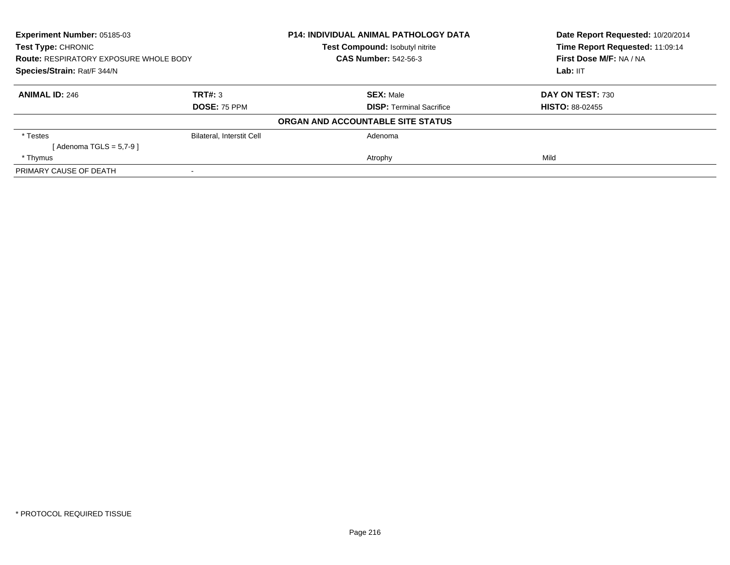**Experiment Number:** 05185-03
**Test Type:** CHRONIC
**Route:** RESPIRATORY EXPOSURE WHOLE BODY
**Species/Strain:** Rat/F 344/N

**P14: INDIVIDUAL ANIMAL PATHOLOGY DATA**
**Test Compound:** Isobutyl nitrite
**CAS Number:** 542-56-3

**Date Report Requested:** 10/20/2014
**Time Report Requested:** 11:09:14
**First Dose M/F:** NA / NA
**Lab:** IIT

| **ANIMAL ID:** 246 | **TRT#:** 3 | **SEX:** Male | **DAY ON TEST:** 730 |
|---|---|---|---|
| | **DOSE:** 75 PPM | **DISP:** Terminal Sacrifice | **HISTO:** 88-02455 |

**ORGAN AND ACCOUNTABLE SITE STATUS**

| | | | |
|---|---|---|---|
| * Testes | Bilateral, Interstit Cell | Adenoma | |
| [ Adenoma TGLS = 5,7-9 ] | | | |
| * Thymus | | Atrophy | Mild |
| PRIMARY CAUSE OF DEATH | - | | |

* PROTOCOL REQUIRED TISSUE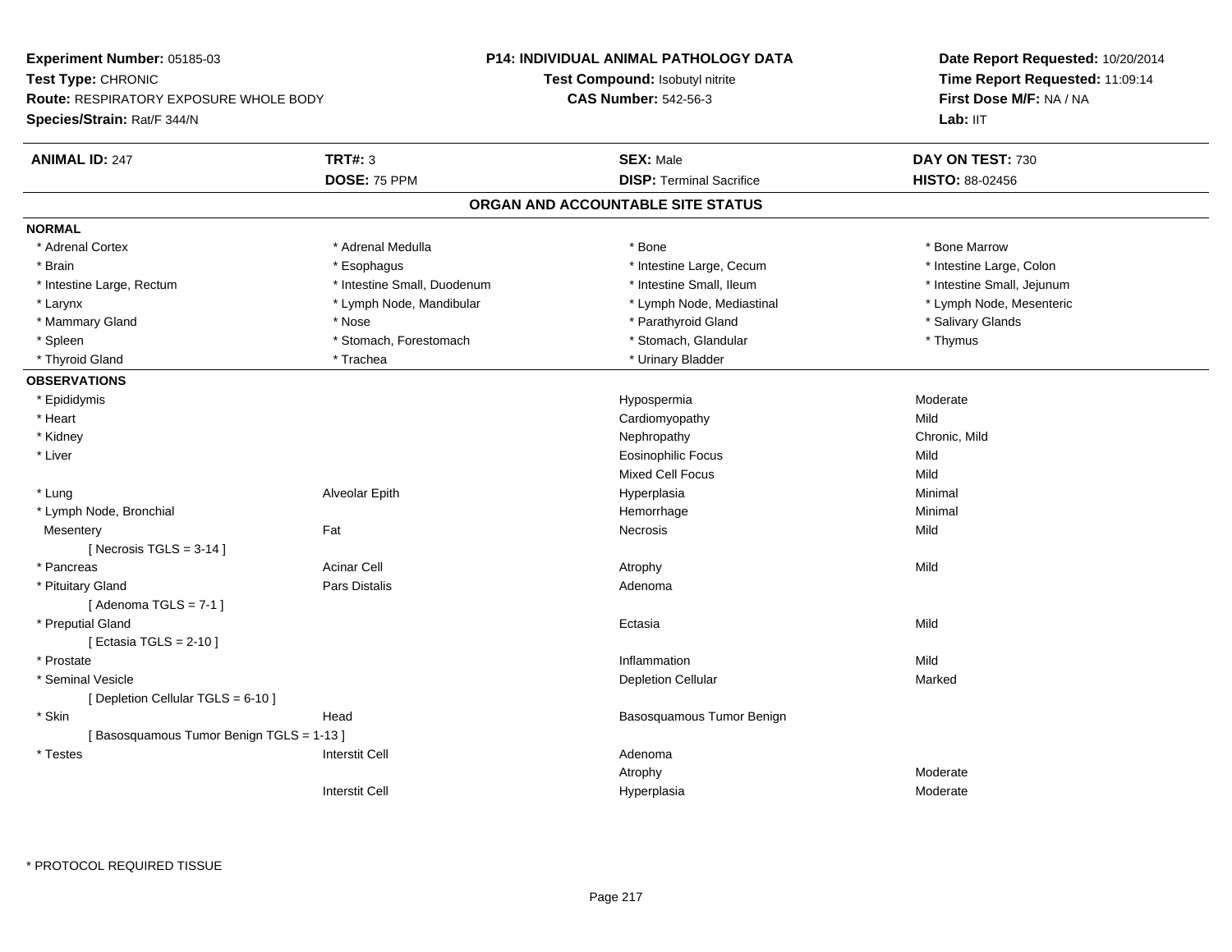**Experiment Number:** 05185-03
**Test Type:** CHRONIC
**Route:** RESPIRATORY EXPOSURE WHOLE BODY
**Species/Strain:** Rat/F 344/N

**P14: INDIVIDUAL ANIMAL PATHOLOGY DATA**
**Test Compound:** Isobutyl nitrite
**CAS Number:** 542-56-3

**Date Report Requested:** 10/20/2014
**Time Report Requested:** 11:09:14
**First Dose M/F:** NA / NA
**Lab:** IIT

| **ANIMAL ID:** 247 | **TRT#:** 3 | **SEX:** Male | **DAY ON TEST:** 730 |
|---|---|---|---|
| | **DOSE:** 75 PPM | **DISP:** Terminal Sacrifice | **HISTO:** 88-02456 |

## ORGAN AND ACCOUNTABLE SITE STATUS

**NORMAL**

| | | | |
|---|---|---|---|
| * Adrenal Cortex | * Adrenal Medulla | * Bone | * Bone Marrow |
| * Brain | * Esophagus | * Intestine Large, Cecum | * Intestine Large, Colon |
| * Intestine Large, Rectum | * Intestine Small, Duodenum | * Intestine Small, Ileum | * Intestine Small, Jejunum |
| * Larynx | * Lymph Node, Mandibular | * Lymph Node, Mediastinal | * Lymph Node, Mesenteric |
| * Mammary Gland | * Nose | * Parathyroid Gland | * Salivary Glands |
| * Spleen | * Stomach, Forestomach | * Stomach, Glandular | * Thymus |
| * Thyroid Gland | * Trachea | * Urinary Bladder | |

**OBSERVATIONS**

| Organ | Site | Observation | Severity |
|---|---|---|---|
| * Epididymis | | Hypospermia | Moderate |
| * Heart | | Cardiomyopathy | Mild |
| * Kidney | | Nephropathy | Chronic, Mild |
| * Liver | | Eosinophilic Focus | Mild |
| | | Mixed Cell Focus | Mild |
| * Lung | Alveolar Epith | Hyperplasia | Minimal |
| * Lymph Node, Bronchial | | Hemorrhage | Minimal |
| Mesentery | Fat | Necrosis | Mild |
| [ Necrosis TGLS = 3-14 ] | | | |
| * Pancreas | Acinar Cell | Atrophy | Mild |
| * Pituitary Gland | Pars Distalis | Adenoma | |
| [ Adenoma TGLS = 7-1 ] | | | |
| * Preputial Gland | | Ectasia | Mild |
| [ Ectasia TGLS = 2-10 ] | | | |
| * Prostate | | Inflammation | Mild |
| * Seminal Vesicle | | Depletion Cellular | Marked |
| [ Depletion Cellular TGLS = 6-10 ] | | | |
| * Skin | Head | Basosquamous Tumor Benign | |
| [ Basosquamous Tumor Benign TGLS = 1-13 ] | | | |
| * Testes | Interstit Cell | Adenoma | |
| | | Atrophy | Moderate |
| | Interstit Cell | Hyperplasia | Moderate |

* PROTOCOL REQUIRED TISSUE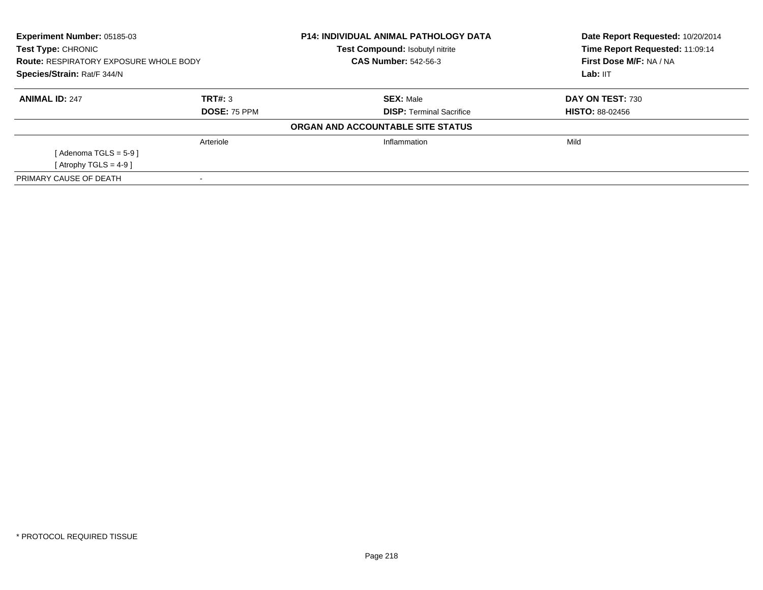**Experiment Number:** 05185-03
**Test Type:** CHRONIC
**Route:** RESPIRATORY EXPOSURE WHOLE BODY
**Species/Strain:** Rat/F 344/N

**P14: INDIVIDUAL ANIMAL PATHOLOGY DATA**
**Test Compound:** Isobutyl nitrite
**CAS Number:** 542-56-3

**Date Report Requested:** 10/20/2014
**Time Report Requested:** 11:09:14
**First Dose M/F:** NA / NA
**Lab:** IIT

| **ANIMAL ID:** 247 | **TRT#:** 3 | **SEX:** Male | **DAY ON TEST:** 730 |
|---|---|---|---|
| | **DOSE:** 75 PPM | **DISP:** Terminal Sacrifice | **HISTO:** 88-02456 |

**ORGAN AND ACCOUNTABLE SITE STATUS**

| | | | |
|---|---|---|---|
| | Arteriole | Inflammation | Mild |
| [ Adenoma TGLS = 5-9 ] | | | |
| [ Atrophy TGLS = 4-9 ] | | | |
| PRIMARY CAUSE OF DEATH | - | | |

* PROTOCOL REQUIRED TISSUE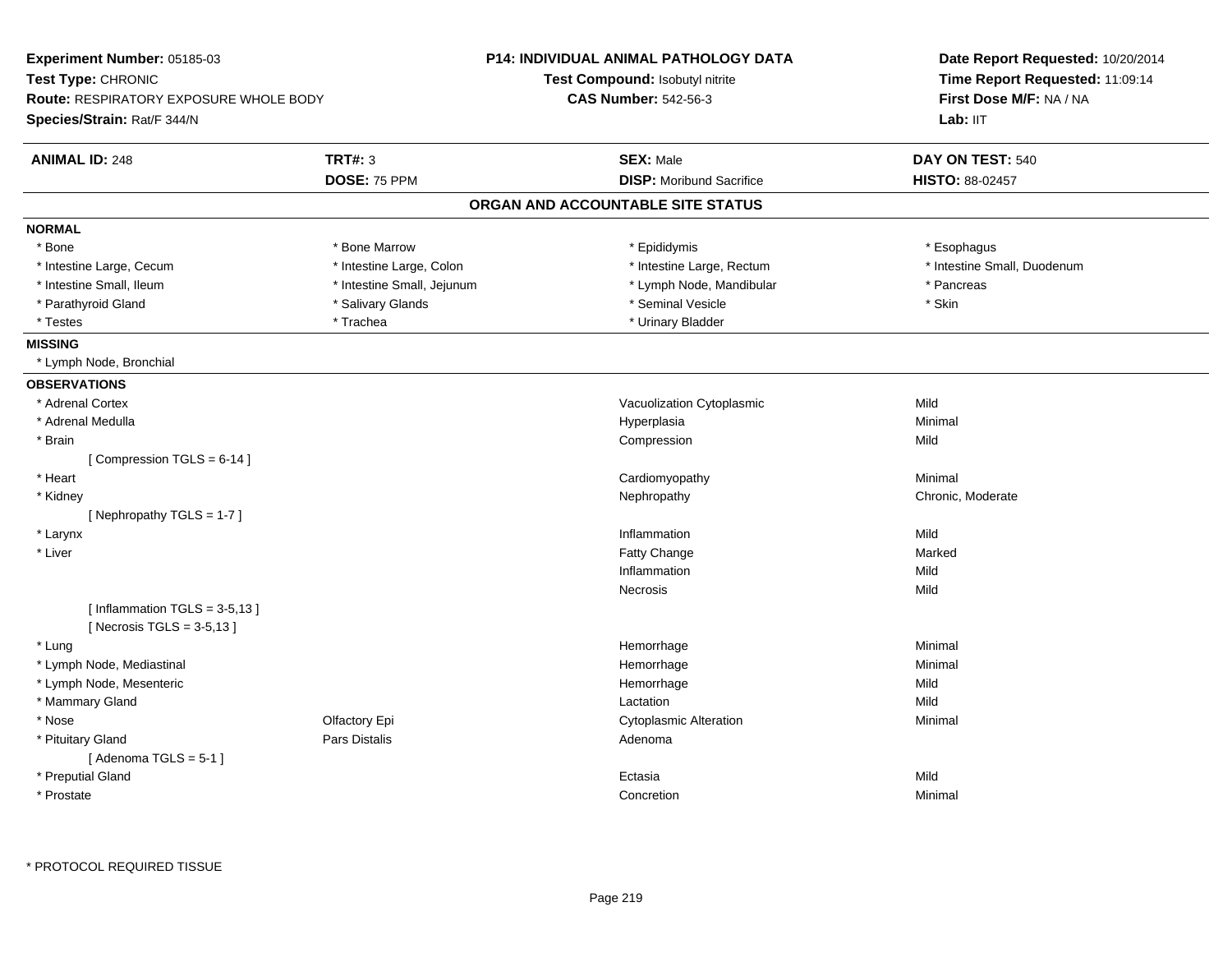**Experiment Number:** 05185-03
**Test Type:** CHRONIC
**Route:** RESPIRATORY EXPOSURE WHOLE BODY
**Species/Strain:** Rat/F 344/N

**P14: INDIVIDUAL ANIMAL PATHOLOGY DATA**
**Test Compound:** Isobutyl nitrite
**CAS Number:** 542-56-3

**Date Report Requested:** 10/20/2014
**Time Report Requested:** 11:09:14
**First Dose M/F:** NA / NA
**Lab:** IIT

| **ANIMAL ID:** 248 | **TRT#:** 3 | **SEX:** Male | **DAY ON TEST:** 540 |
|---|---|---|---|
| | **DOSE:** 75 PPM | **DISP:** Moribund Sacrifice | **HISTO:** 88-02457 |

## ORGAN AND ACCOUNTABLE SITE STATUS

**NORMAL**

| | | | |
|---|---|---|---|
| * Bone | * Bone Marrow | * Epididymis | * Esophagus |
| * Intestine Large, Cecum | * Intestine Large, Colon | * Intestine Large, Rectum | * Intestine Small, Duodenum |
| * Intestine Small, Ileum | * Intestine Small, Jejunum | * Lymph Node, Mandibular | * Pancreas |
| * Parathyroid Gland | * Salivary Glands | * Seminal Vesicle | * Skin |
| * Testes | * Trachea | * Urinary Bladder | |

**MISSING**

* Lymph Node, Bronchial

**OBSERVATIONS**

| Organ | Site | Observation | Severity |
|---|---|---|---|
| * Adrenal Cortex | | Vacuolization Cytoplasmic | Mild |
| * Adrenal Medulla | | Hyperplasia | Minimal |
| * Brain | | Compression | Mild |
| [ Compression TGLS = 6-14 ] | | | |
| * Heart | | Cardiomyopathy | Minimal |
| * Kidney | | Nephropathy | Chronic, Moderate |
| [ Nephropathy TGLS = 1-7 ] | | | |
| * Larynx | | Inflammation | Mild |
| * Liver | | Fatty Change | Marked |
| | | Inflammation | Mild |
| | | Necrosis | Mild |
| [ Inflammation TGLS = 3-5,13 ] | | | |
| [ Necrosis TGLS = 3-5,13 ] | | | |
| * Lung | | Hemorrhage | Minimal |
| * Lymph Node, Mediastinal | | Hemorrhage | Minimal |
| * Lymph Node, Mesenteric | | Hemorrhage | Mild |
| * Mammary Gland | | Lactation | Mild |
| * Nose | Olfactory Epi | Cytoplasmic Alteration | Minimal |
| * Pituitary Gland | Pars Distalis | Adenoma | |
| [ Adenoma TGLS = 5-1 ] | | | |
| * Preputial Gland | | Ectasia | Mild |
| * Prostate | | Concretion | Minimal |

\* PROTOCOL REQUIRED TISSUE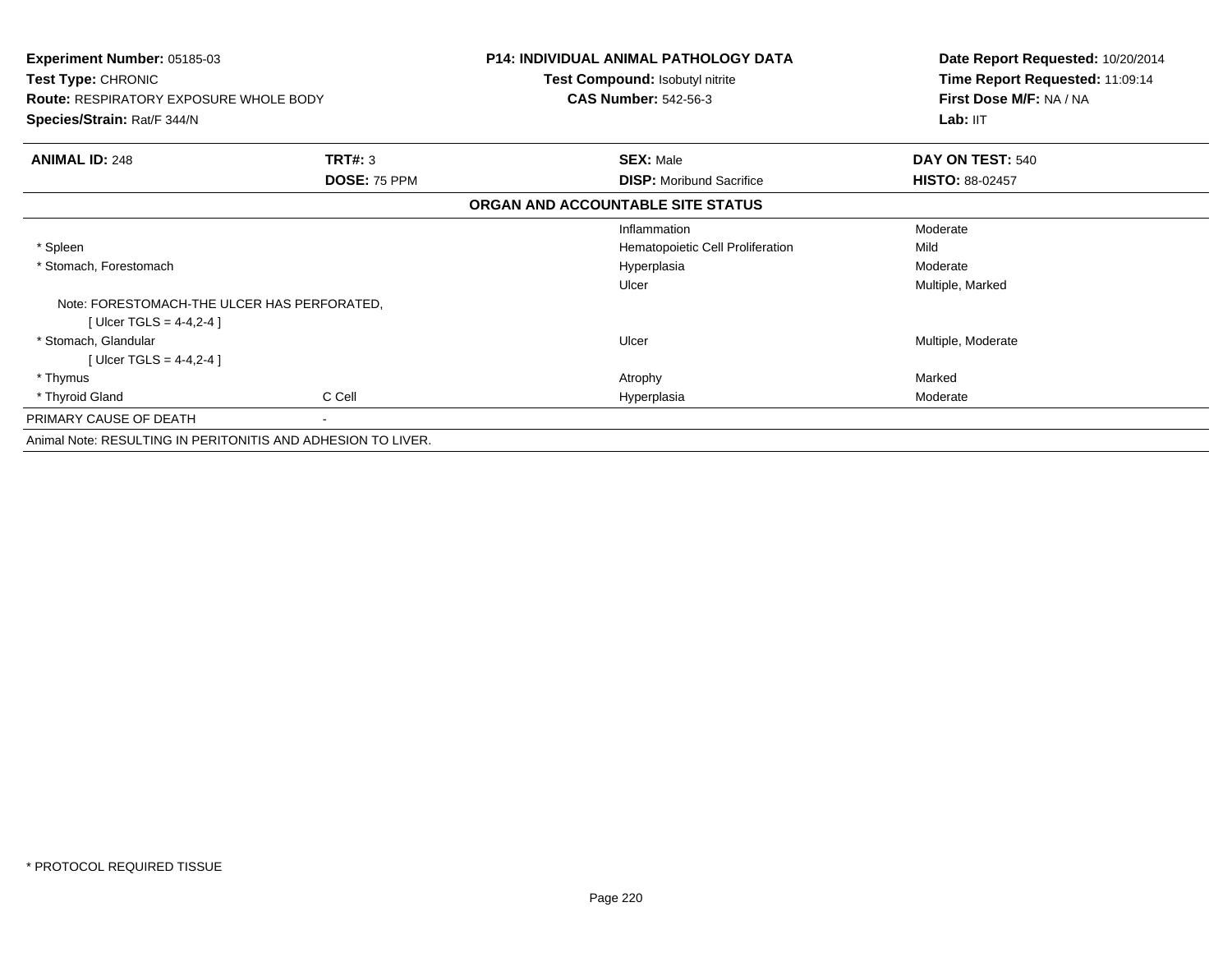**Experiment Number:** 05185-03
**Test Type:** CHRONIC
**Route:** RESPIRATORY EXPOSURE WHOLE BODY
**Species/Strain:** Rat/F 344/N

**P14: INDIVIDUAL ANIMAL PATHOLOGY DATA**
**Test Compound:** Isobutyl nitrite
**CAS Number:** 542-56-3

**Date Report Requested:** 10/20/2014
**Time Report Requested:** 11:09:14
**First Dose M/F:** NA / NA
**Lab:** IIT

| **ANIMAL ID:** 248 | **TRT#:** 3 | **SEX:** Male | **DAY ON TEST:** 540 |
|---|---|---|---|
| | **DOSE:** 75 PPM | **DISP:** Moribund Sacrifice | **HISTO:** 88-02457 |

**ORGAN AND ACCOUNTABLE SITE STATUS**

| | | | |
|---|---|---|---|
| | | Inflammation | Moderate |
| * Spleen | | Hematopoietic Cell Proliferation | Mild |
| * Stomach, Forestomach | | Hyperplasia | Moderate |
| | | Ulcer | Multiple, Marked |
| Note: FORESTOMACH-THE ULCER HAS PERFORATED, | | | |
| [ Ulcer TGLS = 4-4,2-4 ] | | | |
| * Stomach, Glandular | | Ulcer | Multiple, Moderate |
| [ Ulcer TGLS = 4-4,2-4 ] | | | |
| * Thymus | | Atrophy | Marked |
| * Thyroid Gland | C Cell | Hyperplasia | Moderate |
| PRIMARY CAUSE OF DEATH | - | | |

Animal Note: RESULTING IN PERITONITIS AND ADHESION TO LIVER.

\* PROTOCOL REQUIRED TISSUE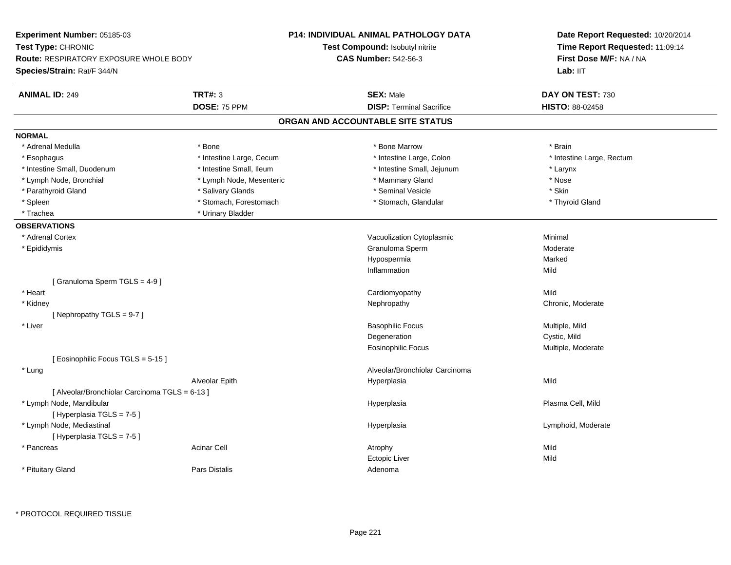**Experiment Number:** 05185-03
**Test Type:** CHRONIC
**Route:** RESPIRATORY EXPOSURE WHOLE BODY
**Species/Strain:** Rat/F 344/N

**P14: INDIVIDUAL ANIMAL PATHOLOGY DATA**
**Test Compound:** Isobutyl nitrite
**CAS Number:** 542-56-3

**Date Report Requested:** 10/20/2014
**Time Report Requested:** 11:09:14
**First Dose M/F:** NA / NA
**Lab:** IIT

| **ANIMAL ID:** 249 | **TRT#:** 3 | **SEX:** Male | **DAY ON TEST:** 730 |
|---|---|---|---|
| | **DOSE:** 75 PPM | **DISP:** Terminal Sacrifice | **HISTO:** 88-02458 |

## ORGAN AND ACCOUNTABLE SITE STATUS

**NORMAL**

| | | | |
|---|---|---|---|
| * Adrenal Medulla | * Bone | * Bone Marrow | * Brain |
| * Esophagus | * Intestine Large, Cecum | * Intestine Large, Colon | * Intestine Large, Rectum |
| * Intestine Small, Duodenum | * Intestine Small, Ileum | * Intestine Small, Jejunum | * Larynx |
| * Lymph Node, Bronchial | * Lymph Node, Mesenteric | * Mammary Gland | * Nose |
| * Parathyroid Gland | * Salivary Glands | * Seminal Vesicle | * Skin |
| * Spleen | * Stomach, Forestomach | * Stomach, Glandular | * Thyroid Gland |
| * Trachea | * Urinary Bladder | | |

**OBSERVATIONS**

| | | | |
|---|---|---|---|
| * Adrenal Cortex | | Vacuolization Cytoplasmic | Minimal |
| * Epididymis | | Granuloma Sperm | Moderate |
| | | Hypospermia | Marked |
| | | Inflammation | Mild |
| [ Granuloma Sperm TGLS = 4-9 ] | | | |
| * Heart | | Cardiomyopathy | Mild |
| * Kidney | | Nephropathy | Chronic, Moderate |
| [ Nephropathy TGLS = 9-7 ] | | | |
| * Liver | | Basophilic Focus | Multiple, Mild |
| | | Degeneration | Cystic, Mild |
| | | Eosinophilic Focus | Multiple, Moderate |
| [ Eosinophilic Focus TGLS = 5-15 ] | | | |
| * Lung | | Alveolar/Bronchiolar Carcinoma | |
| | Alveolar Epith | Hyperplasia | Mild |
| [ Alveolar/Bronchiolar Carcinoma TGLS = 6-13 ] | | | |
| * Lymph Node, Mandibular | | Hyperplasia | Plasma Cell, Mild |
| [ Hyperplasia TGLS = 7-5 ] | | | |
| * Lymph Node, Mediastinal | | Hyperplasia | Lymphoid, Moderate |
| [ Hyperplasia TGLS = 7-5 ] | | | |
| * Pancreas | Acinar Cell | Atrophy | Mild |
| | | Ectopic Liver | Mild |
| * Pituitary Gland | Pars Distalis | Adenoma | |

\* PROTOCOL REQUIRED TISSUE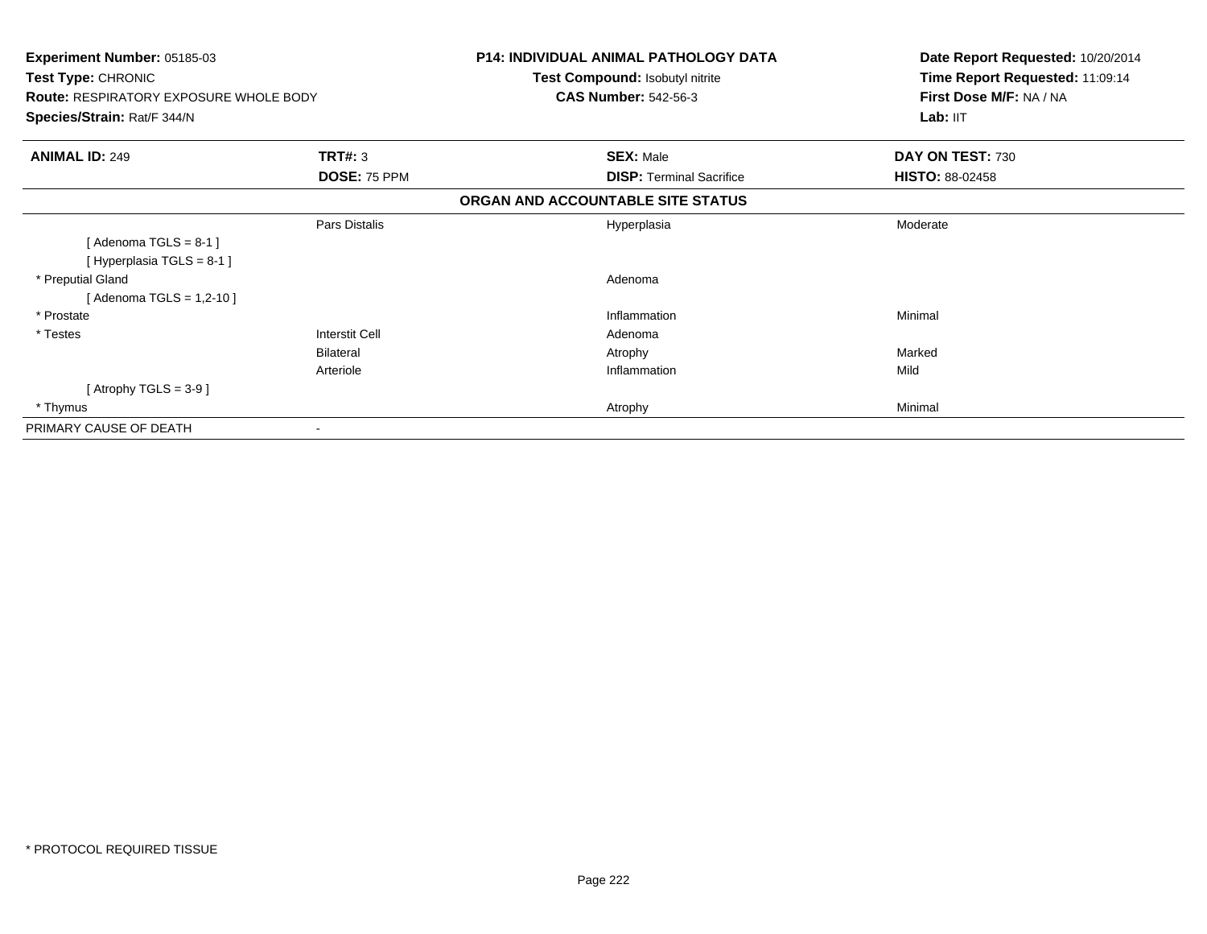**Experiment Number:** 05185-03
**Test Type:** CHRONIC
**Route:** RESPIRATORY EXPOSURE WHOLE BODY
**Species/Strain:** Rat/F 344/N

**P14: INDIVIDUAL ANIMAL PATHOLOGY DATA**
**Test Compound:** Isobutyl nitrite
**CAS Number:** 542-56-3

**Date Report Requested:** 10/20/2014
**Time Report Requested:** 11:09:14
**First Dose M/F:** NA / NA
**Lab:** IIT

| **ANIMAL ID:** 249 | **TRT#:** 3 | **SEX:** Male | **DAY ON TEST:** 730 |
|---|---|---|---|
| | **DOSE:** 75 PPM | **DISP:** Terminal Sacrifice | **HISTO:** 88-02458 |

**ORGAN AND ACCOUNTABLE SITE STATUS**

| | | | |
|---|---|---|---|
| | Pars Distalis | Hyperplasia | Moderate |
| [ Adenoma TGLS = 8-1 ] | | | |
| [ Hyperplasia TGLS = 8-1 ] | | | |
| * Preputial Gland | | Adenoma | |
| [ Adenoma TGLS = 1,2-10 ] | | | |
| * Prostate | | Inflammation | Minimal |
| * Testes | Interstit Cell | Adenoma | |
| | Bilateral | Atrophy | Marked |
| | Arteriole | Inflammation | Mild |
| [ Atrophy TGLS = 3-9 ] | | | |
| * Thymus | | Atrophy | Minimal |
| PRIMARY CAUSE OF DEATH | - | | |

* PROTOCOL REQUIRED TISSUE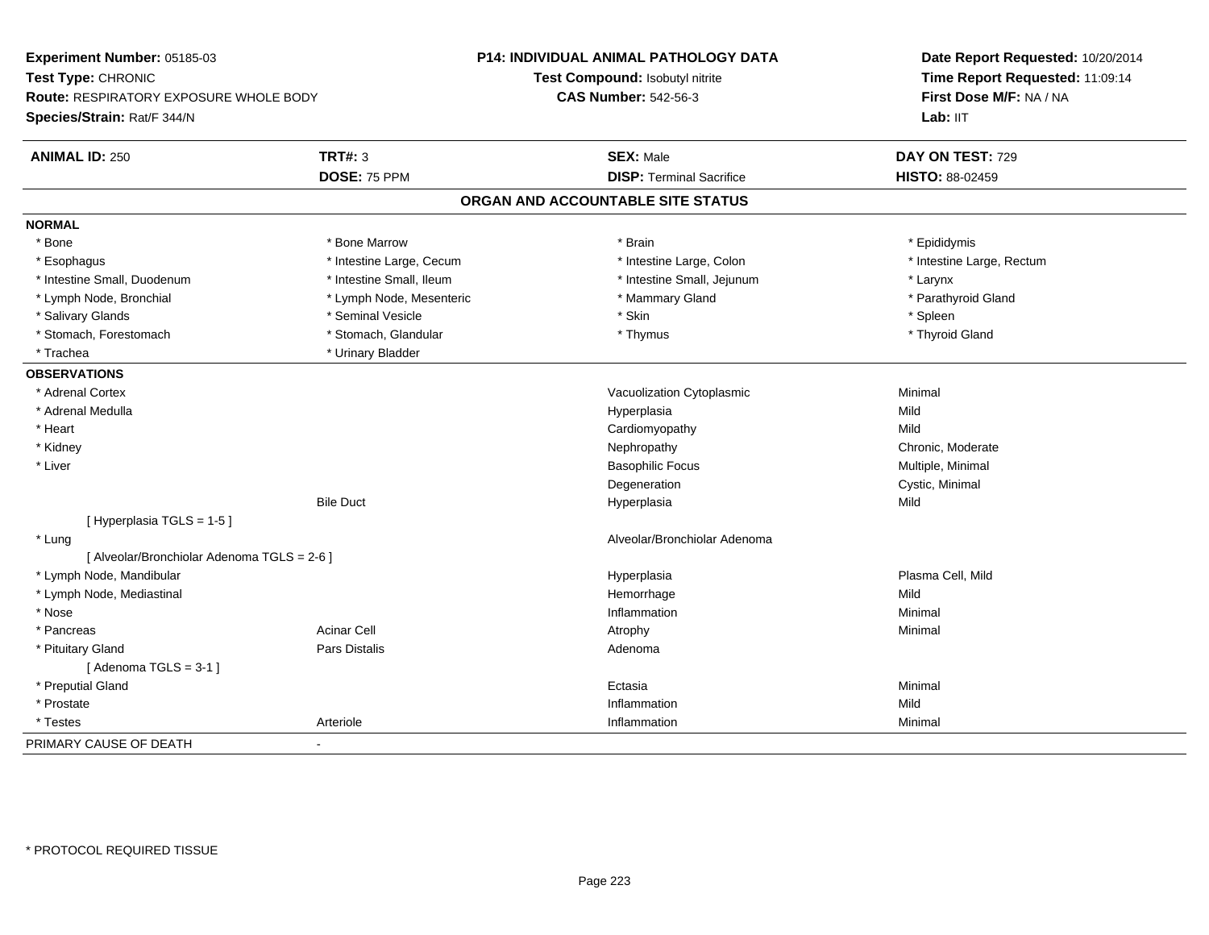**Experiment Number:** 05185-03
**Test Type:** CHRONIC
**Route:** RESPIRATORY EXPOSURE WHOLE BODY
**Species/Strain:** Rat/F 344/N

**P14: INDIVIDUAL ANIMAL PATHOLOGY DATA**
**Test Compound:** Isobutyl nitrite
**CAS Number:** 542-56-3

**Date Report Requested:** 10/20/2014
**Time Report Requested:** 11:09:14
**First Dose M/F:** NA / NA
**Lab:** IIT

| **ANIMAL ID:** 250 | **TRT#:** 3 | **SEX:** Male | **DAY ON TEST:** 729 |
|---|---|---|---|
| | **DOSE:** 75 PPM | **DISP:** Terminal Sacrifice | **HISTO:** 88-02459 |

## ORGAN AND ACCOUNTABLE SITE STATUS

**NORMAL**

| | | | |
|---|---|---|---|
| * Bone | * Bone Marrow | * Brain | * Epididymis |
| * Esophagus | * Intestine Large, Cecum | * Intestine Large, Colon | * Intestine Large, Rectum |
| * Intestine Small, Duodenum | * Intestine Small, Ileum | * Intestine Small, Jejunum | * Larynx |
| * Lymph Node, Bronchial | * Lymph Node, Mesenteric | * Mammary Gland | * Parathyroid Gland |
| * Salivary Glands | * Seminal Vesicle | * Skin | * Spleen |
| * Stomach, Forestomach | * Stomach, Glandular | * Thymus | * Thyroid Gland |
| * Trachea | * Urinary Bladder | | |

**OBSERVATIONS**

| | | | |
|---|---|---|---|
| * Adrenal Cortex | | Vacuolization Cytoplasmic | Minimal |
| * Adrenal Medulla | | Hyperplasia | Mild |
| * Heart | | Cardiomyopathy | Mild |
| * Kidney | | Nephropathy | Chronic, Moderate |
| * Liver | | Basophilic Focus | Multiple, Minimal |
| | | Degeneration | Cystic, Minimal |
| | Bile Duct | Hyperplasia | Mild |
| [ Hyperplasia TGLS = 1-5 ] | | | |
| * Lung | | Alveolar/Bronchiolar Adenoma | |
| [ Alveolar/Bronchiolar Adenoma TGLS = 2-6 ] | | | |
| * Lymph Node, Mandibular | | Hyperplasia | Plasma Cell, Mild |
| * Lymph Node, Mediastinal | | Hemorrhage | Mild |
| * Nose | | Inflammation | Minimal |
| * Pancreas | Acinar Cell | Atrophy | Minimal |
| * Pituitary Gland | Pars Distalis | Adenoma | |
| [ Adenoma TGLS = 3-1 ] | | | |
| * Preputial Gland | | Ectasia | Minimal |
| * Prostate | | Inflammation | Mild |
| * Testes | Arteriole | Inflammation | Minimal |

PRIMARY CAUSE OF DEATH -

* PROTOCOL REQUIRED TISSUE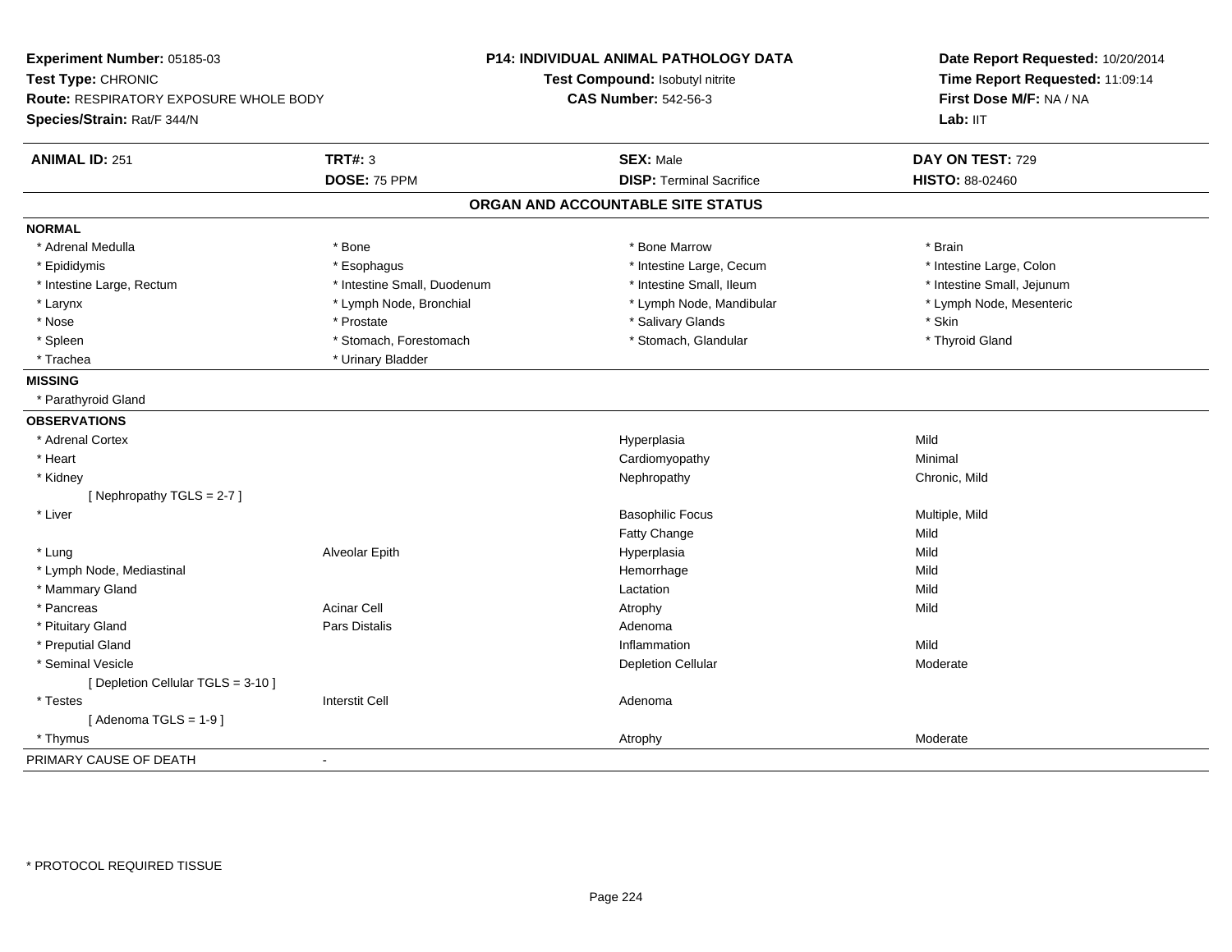**Experiment Number:** 05185-03
**Test Type:** CHRONIC
**Route:** RESPIRATORY EXPOSURE WHOLE BODY
**Species/Strain:** Rat/F 344/N

**P14: INDIVIDUAL ANIMAL PATHOLOGY DATA**
**Test Compound:** Isobutyl nitrite
**CAS Number:** 542-56-3

**Date Report Requested:** 10/20/2014
**Time Report Requested:** 11:09:14
**First Dose M/F:** NA / NA
**Lab:** IIT

| **ANIMAL ID:** 251 | **TRT#:** 3 | **SEX:** Male | **DAY ON TEST:** 729 |
|---|---|---|---|
| | **DOSE:** 75 PPM | **DISP:** Terminal Sacrifice | **HISTO:** 88-02460 |

## ORGAN AND ACCOUNTABLE SITE STATUS

**NORMAL**

| | | | |
|---|---|---|---|
| * Adrenal Medulla | * Bone | * Bone Marrow | * Brain |
| * Epididymis | * Esophagus | * Intestine Large, Cecum | * Intestine Large, Colon |
| * Intestine Large, Rectum | * Intestine Small, Duodenum | * Intestine Small, Ileum | * Intestine Small, Jejunum |
| * Larynx | * Lymph Node, Bronchial | * Lymph Node, Mandibular | * Lymph Node, Mesenteric |
| * Nose | * Prostate | * Salivary Glands | * Skin |
| * Spleen | * Stomach, Forestomach | * Stomach, Glandular | * Thyroid Gland |
| * Trachea | * Urinary Bladder | | |

**MISSING**

* Parathyroid Gland

**OBSERVATIONS**

| Organ | Site | Observation | Severity |
|---|---|---|---|
| * Adrenal Cortex | | Hyperplasia | Mild |
| * Heart | | Cardiomyopathy | Minimal |
| * Kidney | | Nephropathy | Chronic, Mild |
| [ Nephropathy TGLS = 2-7 ] | | | |
| * Liver | | Basophilic Focus | Multiple, Mild |
| | | Fatty Change | Mild |
| * Lung | Alveolar Epith | Hyperplasia | Mild |
| * Lymph Node, Mediastinal | | Hemorrhage | Mild |
| * Mammary Gland | | Lactation | Mild |
| * Pancreas | Acinar Cell | Atrophy | Mild |
| * Pituitary Gland | Pars Distalis | Adenoma | |
| * Preputial Gland | | Inflammation | Mild |
| * Seminal Vesicle | | Depletion Cellular | Moderate |
| [ Depletion Cellular TGLS = 3-10 ] | | | |
| * Testes | Interstit Cell | Adenoma | |
| [ Adenoma TGLS = 1-9 ] | | | |
| * Thymus | | Atrophy | Moderate |

PRIMARY CAUSE OF DEATH -

\* PROTOCOL REQUIRED TISSUE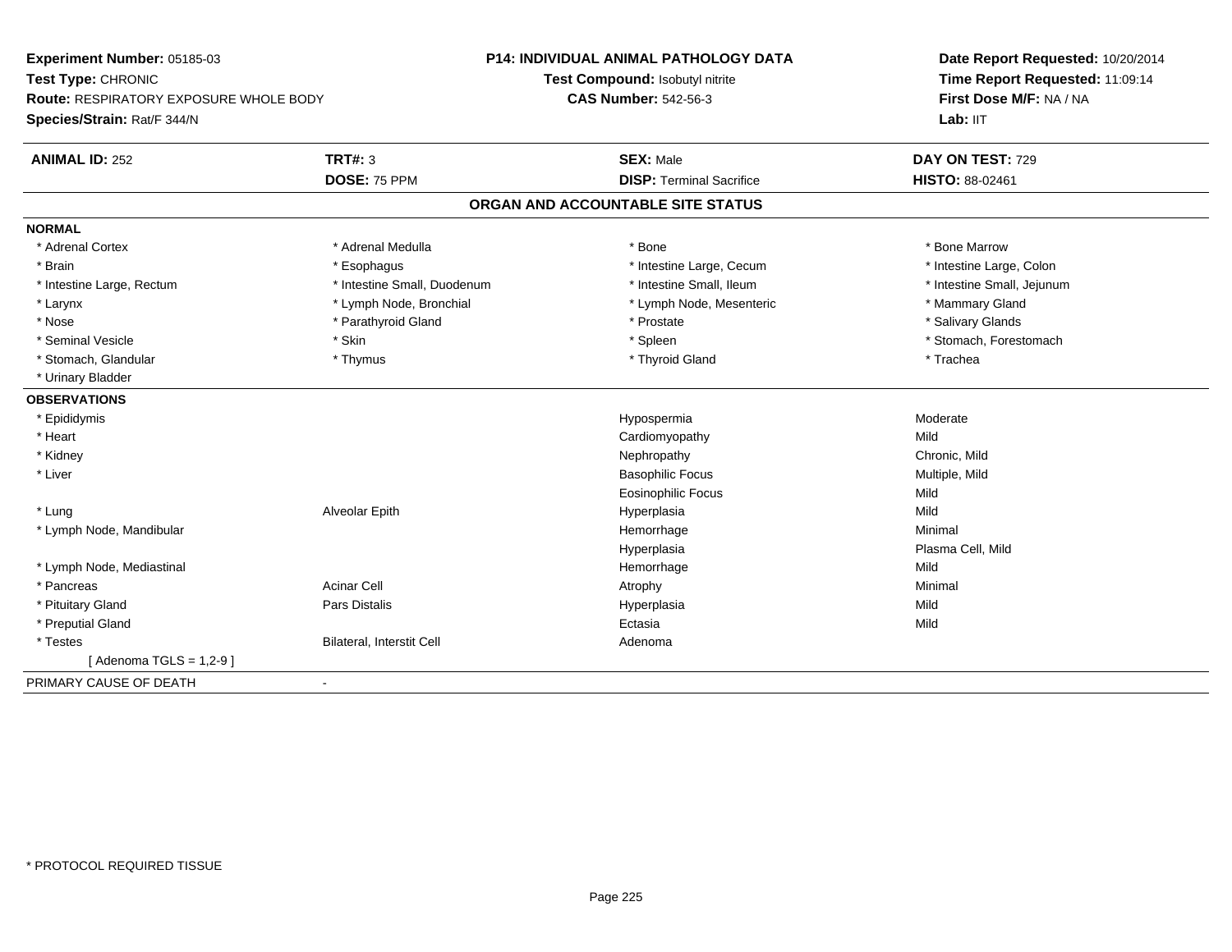**Experiment Number:** 05185-03
**Test Type:** CHRONIC
**Route:** RESPIRATORY EXPOSURE WHOLE BODY
**Species/Strain:** Rat/F 344/N

**P14: INDIVIDUAL ANIMAL PATHOLOGY DATA**
**Test Compound:** Isobutyl nitrite
**CAS Number:** 542-56-3

**Date Report Requested:** 10/20/2014
**Time Report Requested:** 11:09:14
**First Dose M/F:** NA / NA
**Lab:** IIT

| **ANIMAL ID:** 252 | **TRT#:** 3 | **SEX:** Male | **DAY ON TEST:** 729 |
|---|---|---|---|
| | **DOSE:** 75 PPM | **DISP:** Terminal Sacrifice | **HISTO:** 88-02461 |

## ORGAN AND ACCOUNTABLE SITE STATUS

**NORMAL**

| | | | |
|---|---|---|---|
| * Adrenal Cortex | * Adrenal Medulla | * Bone | * Bone Marrow |
| * Brain | * Esophagus | * Intestine Large, Cecum | * Intestine Large, Colon |
| * Intestine Large, Rectum | * Intestine Small, Duodenum | * Intestine Small, Ileum | * Intestine Small, Jejunum |
| * Larynx | * Lymph Node, Bronchial | * Lymph Node, Mesenteric | * Mammary Gland |
| * Nose | * Parathyroid Gland | * Prostate | * Salivary Glands |
| * Seminal Vesicle | * Skin | * Spleen | * Stomach, Forestomach |
| * Stomach, Glandular | * Thymus | * Thyroid Gland | * Trachea |
| * Urinary Bladder | | | |

**OBSERVATIONS**

| | | | |
|---|---|---|---|
| * Epididymis | | Hypospermia | Moderate |
| * Heart | | Cardiomyopathy | Mild |
| * Kidney | | Nephropathy | Chronic, Mild |
| * Liver | | Basophilic Focus | Multiple, Mild |
| | | Eosinophilic Focus | Mild |
| * Lung | Alveolar Epith | Hyperplasia | Mild |
| * Lymph Node, Mandibular | | Hemorrhage | Minimal |
| | | Hyperplasia | Plasma Cell, Mild |
| * Lymph Node, Mediastinal | | Hemorrhage | Mild |
| * Pancreas | Acinar Cell | Atrophy | Minimal |
| * Pituitary Gland | Pars Distalis | Hyperplasia | Mild |
| * Preputial Gland | | Ectasia | Mild |
| * Testes | Bilateral, Interstit Cell | Adenoma | |
| [ Adenoma TGLS = 1,2-9 ] | | | |

PRIMARY CAUSE OF DEATH -

* PROTOCOL REQUIRED TISSUE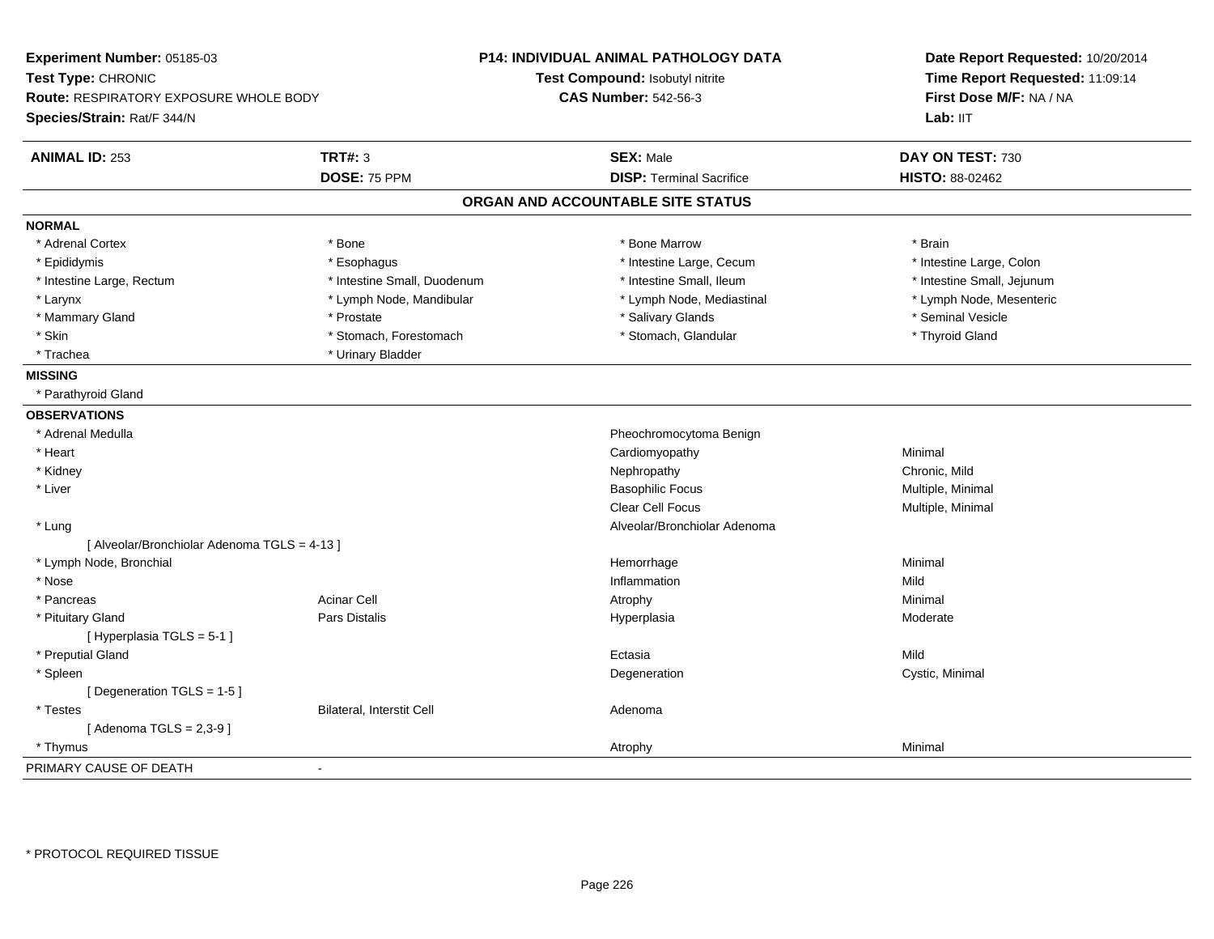**Experiment Number:** 05185-03
**Test Type:** CHRONIC
**Route:** RESPIRATORY EXPOSURE WHOLE BODY
**Species/Strain:** Rat/F 344/N

**P14: INDIVIDUAL ANIMAL PATHOLOGY DATA**
**Test Compound:** Isobutyl nitrite
**CAS Number:** 542-56-3

**Date Report Requested:** 10/20/2014
**Time Report Requested:** 11:09:14
**First Dose M/F:** NA / NA
**Lab:** IIT

| **ANIMAL ID:** 253 | **TRT#:** 3 | **SEX:** Male | **DAY ON TEST:** 730 |
|---|---|---|---|
| | **DOSE:** 75 PPM | **DISP:** Terminal Sacrifice | **HISTO:** 88-02462 |

## ORGAN AND ACCOUNTABLE SITE STATUS

**NORMAL**

| | | | |
|---|---|---|---|
| * Adrenal Cortex | * Bone | * Bone Marrow | * Brain |
| * Epididymis | * Esophagus | * Intestine Large, Cecum | * Intestine Large, Colon |
| * Intestine Large, Rectum | * Intestine Small, Duodenum | * Intestine Small, Ileum | * Intestine Small, Jejunum |
| * Larynx | * Lymph Node, Mandibular | * Lymph Node, Mediastinal | * Lymph Node, Mesenteric |
| * Mammary Gland | * Prostate | * Salivary Glands | * Seminal Vesicle |
| * Skin | * Stomach, Forestomach | * Stomach, Glandular | * Thyroid Gland |
| * Trachea | * Urinary Bladder | | |

**MISSING**

* Parathyroid Gland

**OBSERVATIONS**

| | | | |
|---|---|---|---|
| * Adrenal Medulla | | Pheochromocytoma Benign | |
| * Heart | | Cardiomyopathy | Minimal |
| * Kidney | | Nephropathy | Chronic, Mild |
| * Liver | | Basophilic Focus | Multiple, Minimal |
| | | Clear Cell Focus | Multiple, Minimal |
| * Lung | | Alveolar/Bronchiolar Adenoma | |
| [ Alveolar/Bronchiolar Adenoma TGLS = 4-13 ] | | | |
| * Lymph Node, Bronchial | | Hemorrhage | Minimal |
| * Nose | | Inflammation | Mild |
| * Pancreas | Acinar Cell | Atrophy | Minimal |
| * Pituitary Gland | Pars Distalis | Hyperplasia | Moderate |
| [ Hyperplasia TGLS = 5-1 ] | | | |
| * Preputial Gland | | Ectasia | Mild |
| * Spleen | | Degeneration | Cystic, Minimal |
| [ Degeneration TGLS = 1-5 ] | | | |
| * Testes | Bilateral, Interstit Cell | Adenoma | |
| [ Adenoma TGLS = 2,3-9 ] | | | |
| * Thymus | | Atrophy | Minimal |

PRIMARY CAUSE OF DEATH -

* PROTOCOL REQUIRED TISSUE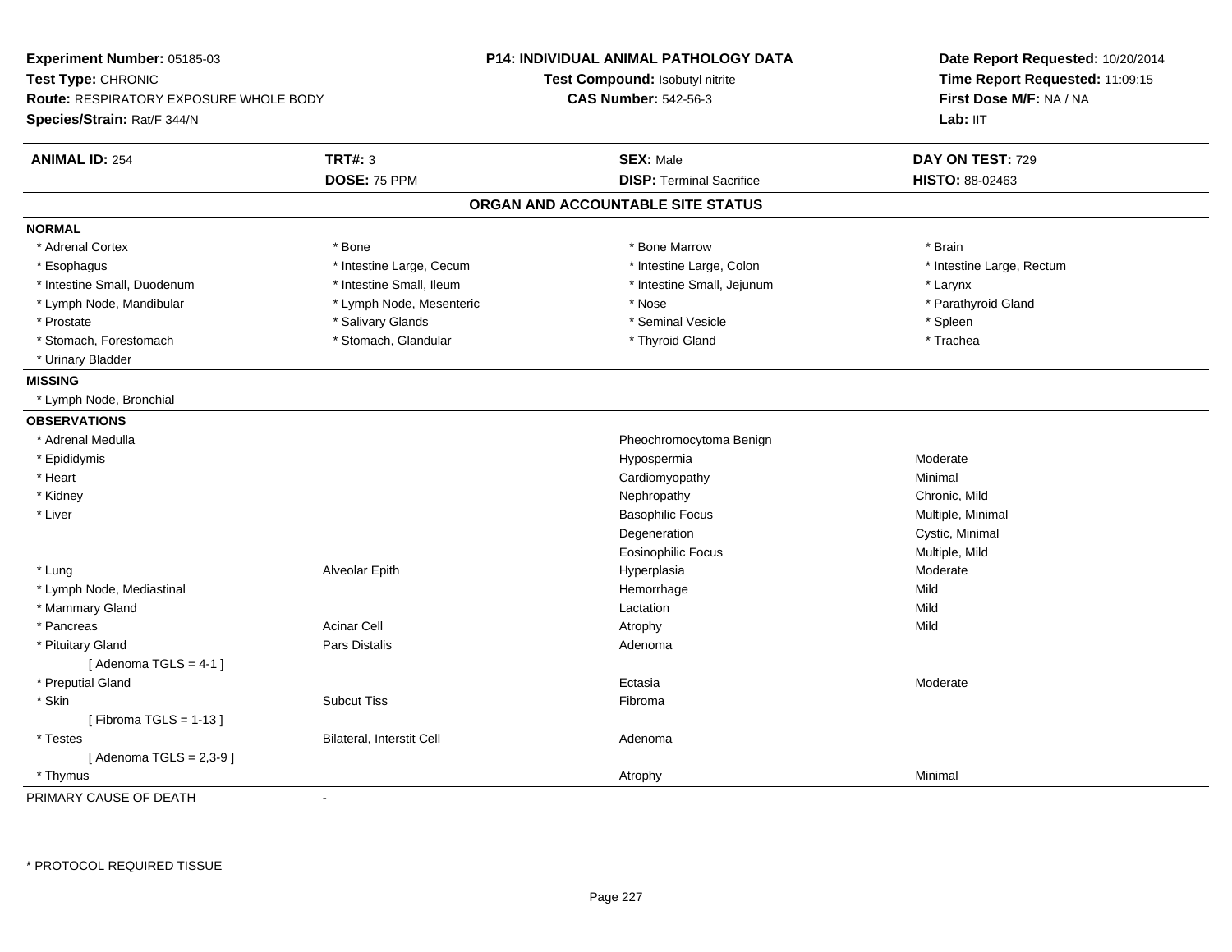**Experiment Number:** 05185-03
**Test Type:** CHRONIC
**Route:** RESPIRATORY EXPOSURE WHOLE BODY
**Species/Strain:** Rat/F 344/N

**P14: INDIVIDUAL ANIMAL PATHOLOGY DATA**
**Test Compound:** Isobutyl nitrite
**CAS Number:** 542-56-3

**Date Report Requested:** 10/20/2014
**Time Report Requested:** 11:09:15
**First Dose M/F:** NA / NA
**Lab:** IIT

| **ANIMAL ID:** 254 | **TRT#:** 3 | **SEX:** Male | **DAY ON TEST:** 729 |
|---|---|---|---|
| | **DOSE:** 75 PPM | **DISP:** Terminal Sacrifice | **HISTO:** 88-02463 |

## ORGAN AND ACCOUNTABLE SITE STATUS

**NORMAL**

| | | | |
|---|---|---|---|
| * Adrenal Cortex | * Bone | * Bone Marrow | * Brain |
| * Esophagus | * Intestine Large, Cecum | * Intestine Large, Colon | * Intestine Large, Rectum |
| * Intestine Small, Duodenum | * Intestine Small, Ileum | * Intestine Small, Jejunum | * Larynx |
| * Lymph Node, Mandibular | * Lymph Node, Mesenteric | * Nose | * Parathyroid Gland |
| * Prostate | * Salivary Glands | * Seminal Vesicle | * Spleen |
| * Stomach, Forestomach | * Stomach, Glandular | * Thyroid Gland | * Trachea |
| * Urinary Bladder | | | |

**MISSING**

* Lymph Node, Bronchial

**OBSERVATIONS**

| | | | |
|---|---|---|---|
| * Adrenal Medulla | | Pheochromocytoma Benign | |
| * Epididymis | | Hypospermia | Moderate |
| * Heart | | Cardiomyopathy | Minimal |
| * Kidney | | Nephropathy | Chronic, Mild |
| * Liver | | Basophilic Focus | Multiple, Minimal |
| | | Degeneration | Cystic, Minimal |
| | | Eosinophilic Focus | Multiple, Mild |
| * Lung | Alveolar Epith | Hyperplasia | Moderate |
| * Lymph Node, Mediastinal | | Hemorrhage | Mild |
| * Mammary Gland | | Lactation | Mild |
| * Pancreas | Acinar Cell | Atrophy | Mild |
| * Pituitary Gland | Pars Distalis | Adenoma | |
| [ Adenoma TGLS = 4-1 ] | | | |
| * Preputial Gland | | Ectasia | Moderate |
| * Skin | Subcut Tiss | Fibroma | |
| [ Fibroma TGLS = 1-13 ] | | | |
| * Testes | Bilateral, Interstit Cell | Adenoma | |
| [ Adenoma TGLS = 2,3-9 ] | | | |
| * Thymus | | Atrophy | Minimal |

PRIMARY CAUSE OF DEATH -

* PROTOCOL REQUIRED TISSUE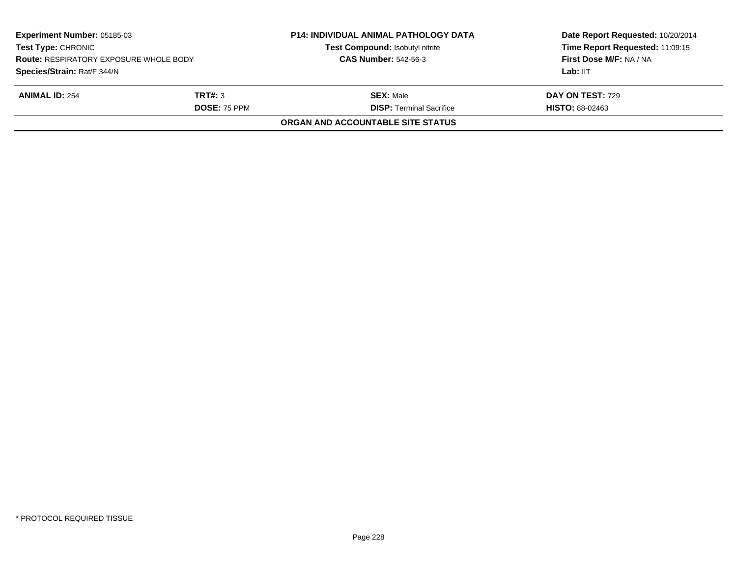| **Experiment Number:** 05185-03 | **P14: INDIVIDUAL ANIMAL PATHOLOGY DATA** | **Date Report Requested:** 10/20/2014 |
|---|---|---|
| **Test Type:** CHRONIC | **Test Compound:** Isobutyl nitrite | **Time Report Requested:** 11:09:15 |
| **Route:** RESPIRATORY EXPOSURE WHOLE BODY | **CAS Number:** 542-56-3 | **First Dose M/F:** NA / NA |
| **Species/Strain:** Rat/F 344/N | | **Lab:** IIT |

| **ANIMAL ID:** 254 | **TRT#:** 3 | **SEX:** Male | **DAY ON TEST:** 729 |
|---|---|---|---|
| | **DOSE:** 75 PPM | **DISP:** Terminal Sacrifice | **HISTO:** 88-02463 |

**ORGAN AND ACCOUNTABLE SITE STATUS**

* PROTOCOL REQUIRED TISSUE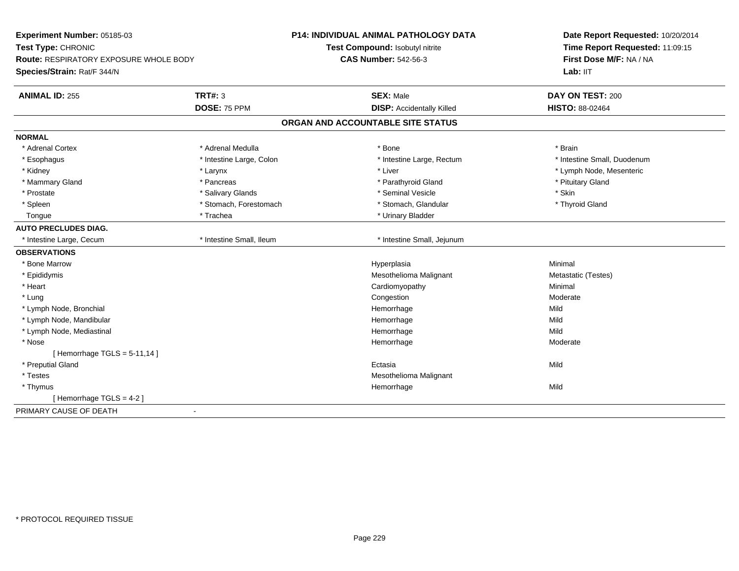**Experiment Number:** 05185-03
**Test Type:** CHRONIC
**Route:** RESPIRATORY EXPOSURE WHOLE BODY
**Species/Strain:** Rat/F 344/N

**P14: INDIVIDUAL ANIMAL PATHOLOGY DATA**
**Test Compound:** Isobutyl nitrite
**CAS Number:** 542-56-3

**Date Report Requested:** 10/20/2014
**Time Report Requested:** 11:09:15
**First Dose M/F:** NA / NA
**Lab:** IIT

| **ANIMAL ID:** 255 | **TRT#:** 3 | **SEX:** Male | **DAY ON TEST:** 200 |
|---|---|---|---|
| | **DOSE:** 75 PPM | **DISP:** Accidentally Killed | **HISTO:** 88-02464 |

## ORGAN AND ACCOUNTABLE SITE STATUS

**NORMAL**

| | | | |
|---|---|---|---|
| * Adrenal Cortex | * Adrenal Medulla | * Bone | * Brain |
| * Esophagus | * Intestine Large, Colon | * Intestine Large, Rectum | * Intestine Small, Duodenum |
| * Kidney | * Larynx | * Liver | * Lymph Node, Mesenteric |
| * Mammary Gland | * Pancreas | * Parathyroid Gland | * Pituitary Gland |
| * Prostate | * Salivary Glands | * Seminal Vesicle | * Skin |
| * Spleen | * Stomach, Forestomach | * Stomach, Glandular | * Thyroid Gland |
| Tongue | * Trachea | * Urinary Bladder | |

**AUTO PRECLUDES DIAG.**

| | | |
|---|---|---|
| * Intestine Large, Cecum | * Intestine Small, Ileum | * Intestine Small, Jejunum |

**OBSERVATIONS**

| | | |
|---|---|---|
| * Bone Marrow | Hyperplasia | Minimal |
| * Epididymis | Mesothelioma Malignant | Metastatic (Testes) |
| * Heart | Cardiomyopathy | Minimal |
| * Lung | Congestion | Moderate |
| * Lymph Node, Bronchial | Hemorrhage | Mild |
| * Lymph Node, Mandibular | Hemorrhage | Mild |
| * Lymph Node, Mediastinal | Hemorrhage | Mild |
| * Nose | Hemorrhage | Moderate |
| [ Hemorrhage TGLS = 5-11,14 ] | | |
| * Preputial Gland | Ectasia | Mild |
| * Testes | Mesothelioma Malignant | |
| * Thymus | Hemorrhage | Mild |
| [ Hemorrhage TGLS = 4-2 ] | | |

PRIMARY CAUSE OF DEATH -

\* PROTOCOL REQUIRED TISSUE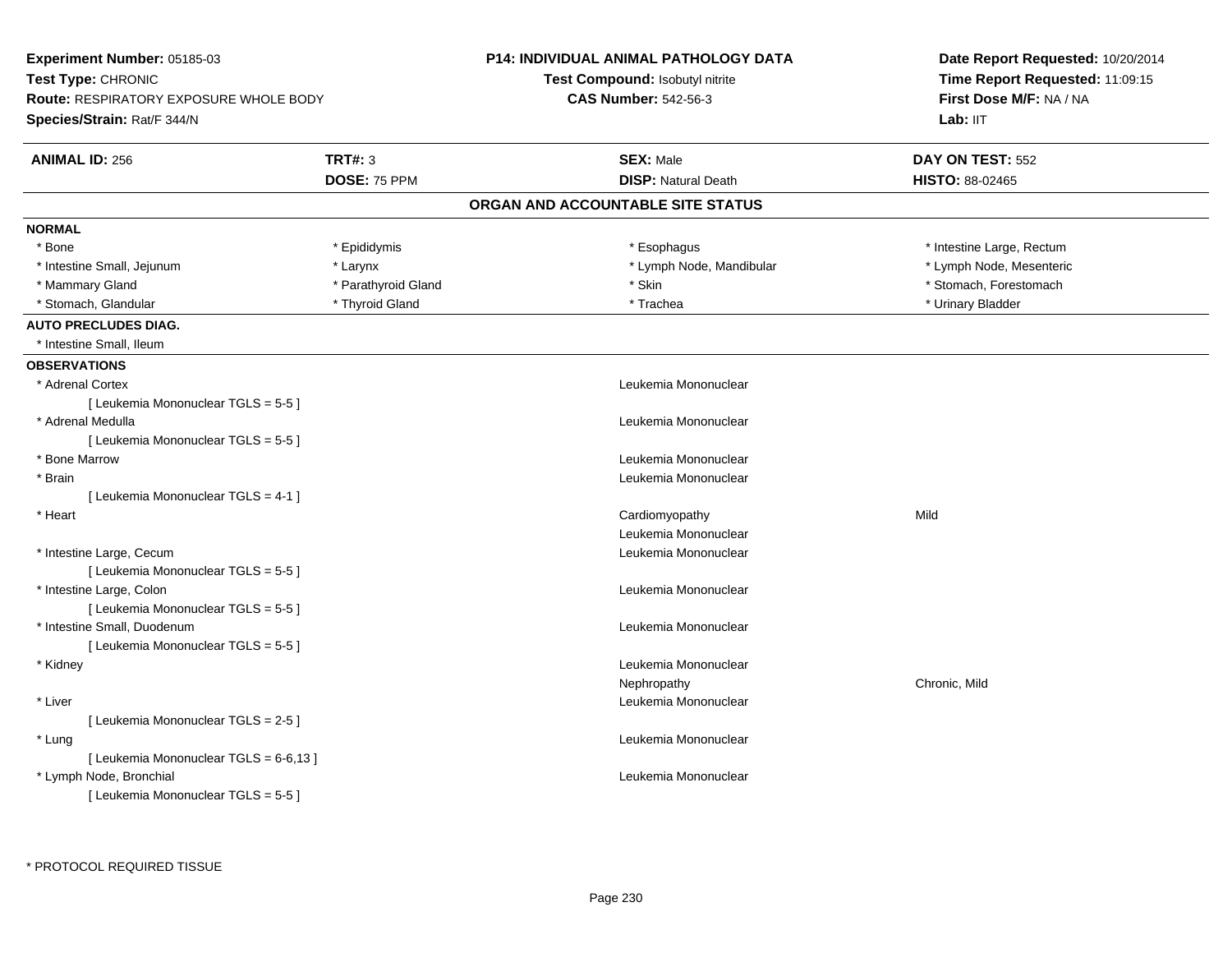**Experiment Number:** 05185-03
**Test Type:** CHRONIC
**Route:** RESPIRATORY EXPOSURE WHOLE BODY
**Species/Strain:** Rat/F 344/N

**P14: INDIVIDUAL ANIMAL PATHOLOGY DATA**
**Test Compound:** Isobutyl nitrite
**CAS Number:** 542-56-3

**Date Report Requested:** 10/20/2014
**Time Report Requested:** 11:09:15
**First Dose M/F:** NA / NA
**Lab:** IIT

| **ANIMAL ID:** 256 | **TRT#:** 3 | **SEX:** Male | **DAY ON TEST:** 552 |
|---|---|---|---|
| | **DOSE:** 75 PPM | **DISP:** Natural Death | **HISTO:** 88-02465 |

## ORGAN AND ACCOUNTABLE SITE STATUS

**NORMAL**

| | | | |
|---|---|---|---|
| * Bone | * Epididymis | * Esophagus | * Intestine Large, Rectum |
| * Intestine Small, Jejunum | * Larynx | * Lymph Node, Mandibular | * Lymph Node, Mesenteric |
| * Mammary Gland | * Parathyroid Gland | * Skin | * Stomach, Forestomach |
| * Stomach, Glandular | * Thyroid Gland | * Trachea | * Urinary Bladder |

**AUTO PRECLUDES DIAG.**

* Intestine Small, Ileum

**OBSERVATIONS**

| Site | Observation | Severity |
|---|---|---|
| * Adrenal Cortex | Leukemia Mononuclear | |
| [ Leukemia Mononuclear TGLS = 5-5 ] | | |
| * Adrenal Medulla | Leukemia Mononuclear | |
| [ Leukemia Mononuclear TGLS = 5-5 ] | | |
| * Bone Marrow | Leukemia Mononuclear | |
| * Brain | Leukemia Mononuclear | |
| [ Leukemia Mononuclear TGLS = 4-1 ] | | |
| * Heart | Cardiomyopathy | Mild |
| | Leukemia Mononuclear | |
| * Intestine Large, Cecum | Leukemia Mononuclear | |
| [ Leukemia Mononuclear TGLS = 5-5 ] | | |
| * Intestine Large, Colon | Leukemia Mononuclear | |
| [ Leukemia Mononuclear TGLS = 5-5 ] | | |
| * Intestine Small, Duodenum | Leukemia Mononuclear | |
| [ Leukemia Mononuclear TGLS = 5-5 ] | | |
| * Kidney | Leukemia Mononuclear | |
| | Nephropathy | Chronic, Mild |
| * Liver | Leukemia Mononuclear | |
| [ Leukemia Mononuclear TGLS = 2-5 ] | | |
| * Lung | Leukemia Mononuclear | |
| [ Leukemia Mononuclear TGLS = 6-6,13 ] | | |
| * Lymph Node, Bronchial | Leukemia Mononuclear | |
| [ Leukemia Mononuclear TGLS = 5-5 ] | | |

* PROTOCOL REQUIRED TISSUE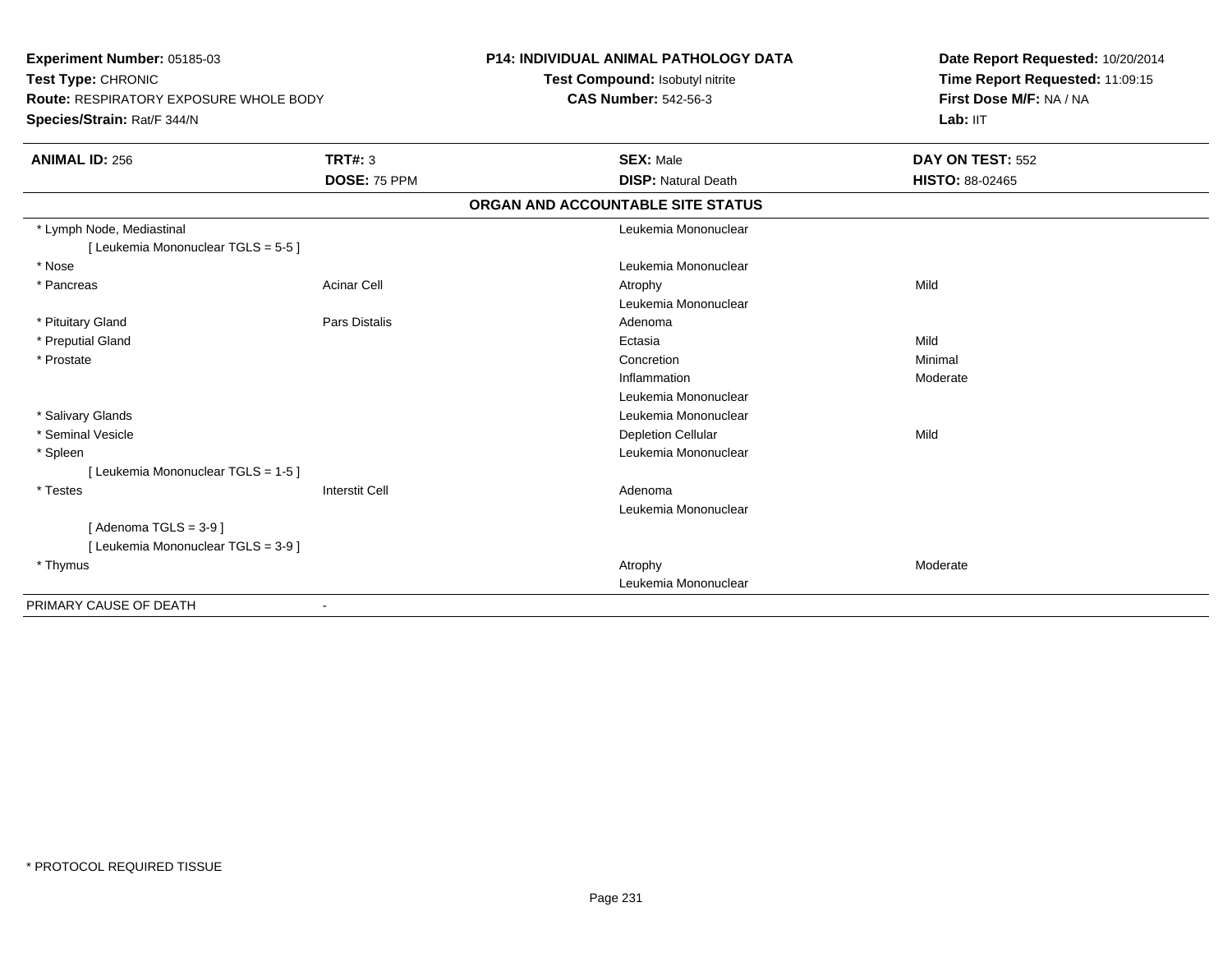**Experiment Number:** 05185-03
**Test Type:** CHRONIC
**Route:** RESPIRATORY EXPOSURE WHOLE BODY
**Species/Strain:** Rat/F 344/N

**P14: INDIVIDUAL ANIMAL PATHOLOGY DATA**
**Test Compound:** Isobutyl nitrite
**CAS Number:** 542-56-3

**Date Report Requested:** 10/20/2014
**Time Report Requested:** 11:09:15
**First Dose M/F:** NA / NA
**Lab:** IIT

| **ANIMAL ID:** 256 | **TRT#:** 3 | **SEX:** Male | **DAY ON TEST:** 552 |
|---|---|---|---|
| | **DOSE:** 75 PPM | **DISP:** Natural Death | **HISTO:** 88-02465 |

**ORGAN AND ACCOUNTABLE SITE STATUS**

| | | | |
|---|---|---|---|
| * Lymph Node, Mediastinal | | Leukemia Mononuclear | |
| [ Leukemia Mononuclear TGLS = 5-5 ] | | | |
| * Nose | | Leukemia Mononuclear | |
| * Pancreas | Acinar Cell | Atrophy | Mild |
| | | Leukemia Mononuclear | |
| * Pituitary Gland | Pars Distalis | Adenoma | |
| * Preputial Gland | | Ectasia | Mild |
| * Prostate | | Concretion | Minimal |
| | | Inflammation | Moderate |
| | | Leukemia Mononuclear | |
| * Salivary Glands | | Leukemia Mononuclear | |
| * Seminal Vesicle | | Depletion Cellular | Mild |
| * Spleen | | Leukemia Mononuclear | |
| [ Leukemia Mononuclear TGLS = 1-5 ] | | | |
| * Testes | Interstit Cell | Adenoma | |
| | | Leukemia Mononuclear | |
| [ Adenoma TGLS = 3-9 ] | | | |
| [ Leukemia Mononuclear TGLS = 3-9 ] | | | |
| * Thymus | | Atrophy | Moderate |
| | | Leukemia Mononuclear | |
| PRIMARY CAUSE OF DEATH | - | | |

* PROTOCOL REQUIRED TISSUE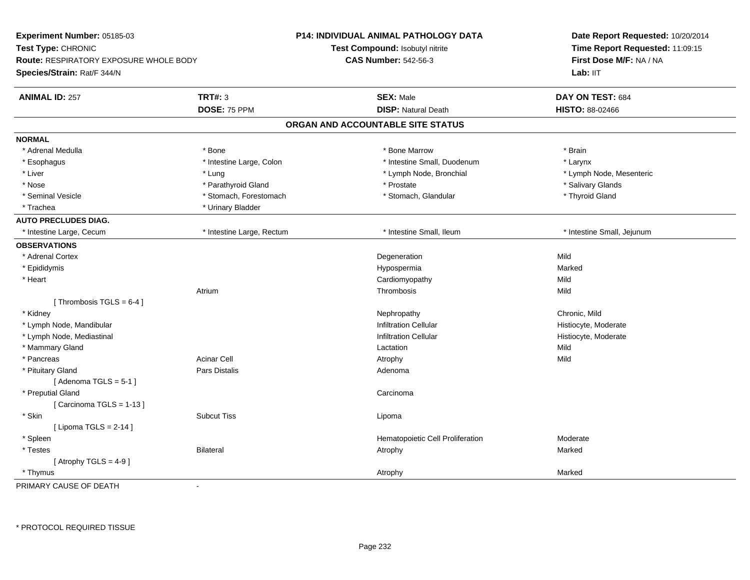**Experiment Number:** 05185-03
**Test Type:** CHRONIC
**Route:** RESPIRATORY EXPOSURE WHOLE BODY
**Species/Strain:** Rat/F 344/N

**P14: INDIVIDUAL ANIMAL PATHOLOGY DATA**
**Test Compound:** Isobutyl nitrite
**CAS Number:** 542-56-3

**Date Report Requested:** 10/20/2014
**Time Report Requested:** 11:09:15
**First Dose M/F:** NA / NA
**Lab:** IIT

| **ANIMAL ID:** 257 | **TRT#:** 3 | **SEX:** Male | **DAY ON TEST:** 684 |
|---|---|---|---|
| | **DOSE:** 75 PPM | **DISP:** Natural Death | **HISTO:** 88-02466 |

## ORGAN AND ACCOUNTABLE SITE STATUS

**NORMAL**

| | | | |
|---|---|---|---|
| * Adrenal Medulla | * Bone | * Bone Marrow | * Brain |
| * Esophagus | * Intestine Large, Colon | * Intestine Small, Duodenum | * Larynx |
| * Liver | * Lung | * Lymph Node, Bronchial | * Lymph Node, Mesenteric |
| * Nose | * Parathyroid Gland | * Prostate | * Salivary Glands |
| * Seminal Vesicle | * Stomach, Forestomach | * Stomach, Glandular | * Thyroid Gland |
| * Trachea | * Urinary Bladder | | |

**AUTO PRECLUDES DIAG.**

| | | | |
|---|---|---|---|
| * Intestine Large, Cecum | * Intestine Large, Rectum | * Intestine Small, Ileum | * Intestine Small, Jejunum |

**OBSERVATIONS**

| | | | |
|---|---|---|---|
| * Adrenal Cortex | | Degeneration | Mild |
| * Epididymis | | Hypospermia | Marked |
| * Heart | | Cardiomyopathy | Mild |
| | Atrium | Thrombosis | Mild |
| [ Thrombosis TGLS = 6-4 ] | | | |
| * Kidney | | Nephropathy | Chronic, Mild |
| * Lymph Node, Mandibular | | Infiltration Cellular | Histiocyte, Moderate |
| * Lymph Node, Mediastinal | | Infiltration Cellular | Histiocyte, Moderate |
| * Mammary Gland | | Lactation | Mild |
| * Pancreas | Acinar Cell | Atrophy | Mild |
| * Pituitary Gland | Pars Distalis | Adenoma | |
| [ Adenoma TGLS = 5-1 ] | | | |
| * Preputial Gland | | Carcinoma | |
| [ Carcinoma TGLS = 1-13 ] | | | |
| * Skin | Subcut Tiss | Lipoma | |
| [ Lipoma TGLS = 2-14 ] | | | |
| * Spleen | | Hematopoietic Cell Proliferation | Moderate |
| * Testes | Bilateral | Atrophy | Marked |
| [ Atrophy TGLS = 4-9 ] | | | |
| * Thymus | | Atrophy | Marked |

PRIMARY CAUSE OF DEATH -

\* PROTOCOL REQUIRED TISSUE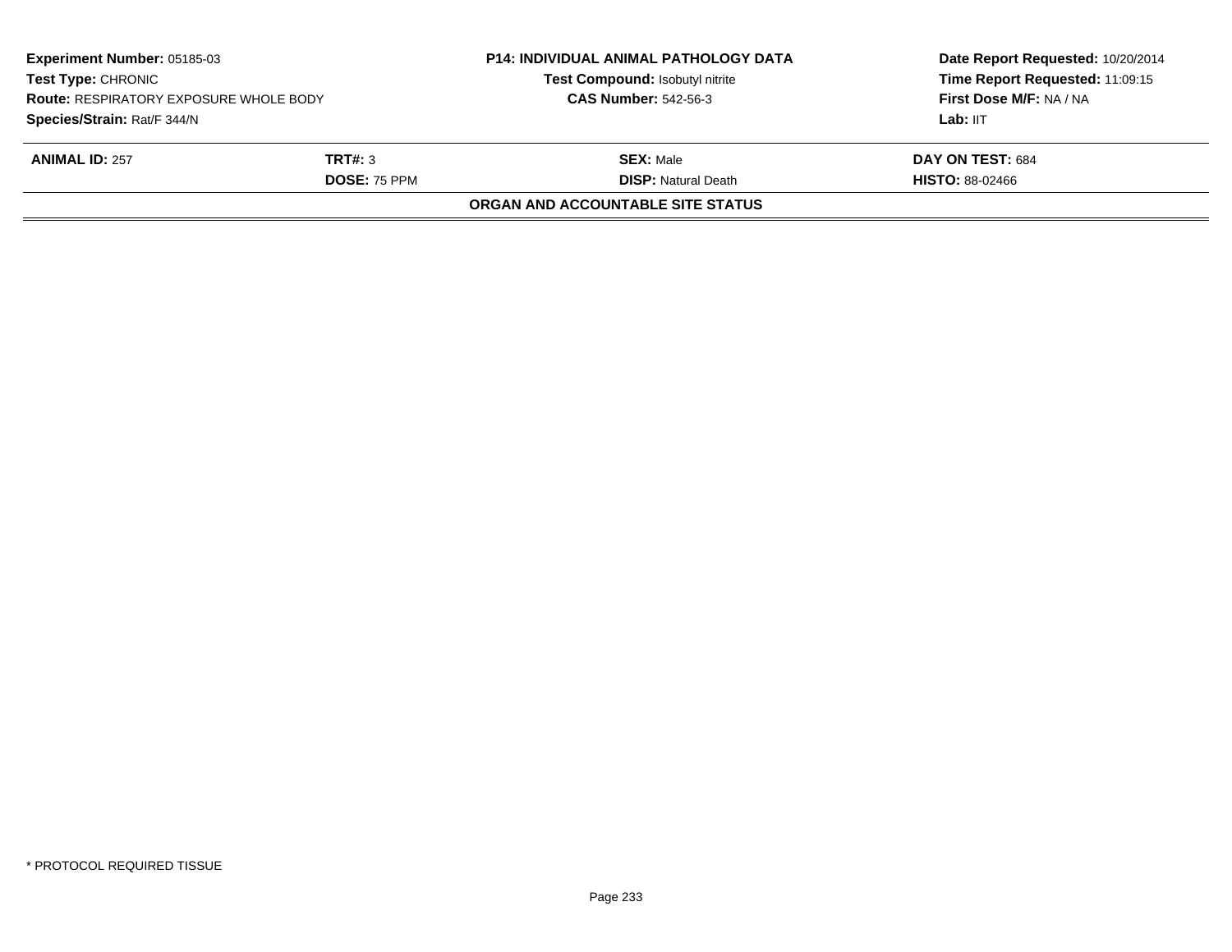| **Experiment Number:** 05185-03 | | **P14: INDIVIDUAL ANIMAL PATHOLOGY DATA** | **Date Report Requested:** 10/20/2014 |
|---|---|---|---|
| **Test Type:** CHRONIC | | **Test Compound:** Isobutyl nitrite | **Time Report Requested:** 11:09:15 |
| **Route:** RESPIRATORY EXPOSURE WHOLE BODY | | **CAS Number:** 542-56-3 | **First Dose M/F:** NA / NA |
| **Species/Strain:** Rat/F 344/N | | | **Lab:** IIT |

| **ANIMAL ID:** 257 | **TRT#:** 3 | **SEX:** Male | **DAY ON TEST:** 684 |
|---|---|---|---|
| | **DOSE:** 75 PPM | **DISP:** Natural Death | **HISTO:** 88-02466 |

**ORGAN AND ACCOUNTABLE SITE STATUS**

* PROTOCOL REQUIRED TISSUE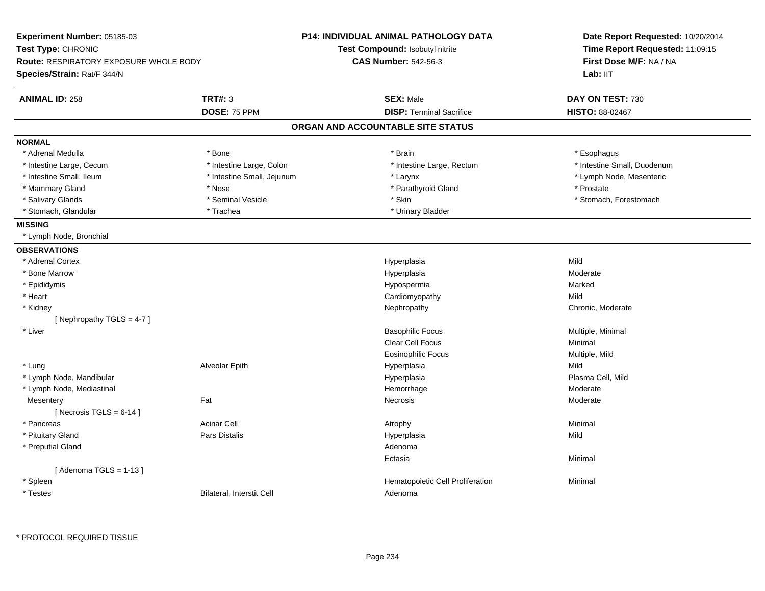**Experiment Number:** 05185-03
**Test Type:** CHRONIC
**Route:** RESPIRATORY EXPOSURE WHOLE BODY
**Species/Strain:** Rat/F 344/N

**P14: INDIVIDUAL ANIMAL PATHOLOGY DATA**
**Test Compound:** Isobutyl nitrite
**CAS Number:** 542-56-3

**Date Report Requested:** 10/20/2014
**Time Report Requested:** 11:09:15
**First Dose M/F:** NA / NA
**Lab:** IIT

| **ANIMAL ID:** 258 | **TRT#:** 3 | **SEX:** Male | **DAY ON TEST:** 730 |
|---|---|---|---|
| | **DOSE:** 75 PPM | **DISP:** Terminal Sacrifice | **HISTO:** 88-02467 |

## ORGAN AND ACCOUNTABLE SITE STATUS

**NORMAL**

| | | | |
|---|---|---|---|
| * Adrenal Medulla | * Bone | * Brain | * Esophagus |
| * Intestine Large, Cecum | * Intestine Large, Colon | * Intestine Large, Rectum | * Intestine Small, Duodenum |
| * Intestine Small, Ileum | * Intestine Small, Jejunum | * Larynx | * Lymph Node, Mesenteric |
| * Mammary Gland | * Nose | * Parathyroid Gland | * Prostate |
| * Salivary Glands | * Seminal Vesicle | * Skin | * Stomach, Forestomach |
| * Stomach, Glandular | * Trachea | * Urinary Bladder | |

**MISSING**

* Lymph Node, Bronchial

**OBSERVATIONS**

| Organ | Site | Observation | Severity |
|---|---|---|---|
| * Adrenal Cortex | | Hyperplasia | Mild |
| * Bone Marrow | | Hyperplasia | Moderate |
| * Epididymis | | Hypospermia | Marked |
| * Heart | | Cardiomyopathy | Mild |
| * Kidney | | Nephropathy | Chronic, Moderate |
| [ Nephropathy TGLS = 4-7 ] | | | |
| * Liver | | Basophilic Focus | Multiple, Minimal |
| | | Clear Cell Focus | Minimal |
| | | Eosinophilic Focus | Multiple, Mild |
| * Lung | Alveolar Epith | Hyperplasia | Mild |
| * Lymph Node, Mandibular | | Hyperplasia | Plasma Cell, Mild |
| * Lymph Node, Mediastinal | | Hemorrhage | Moderate |
| Mesentery | Fat | Necrosis | Moderate |
| [ Necrosis TGLS = 6-14 ] | | | |
| * Pancreas | Acinar Cell | Atrophy | Minimal |
| * Pituitary Gland | Pars Distalis | Hyperplasia | Mild |
| * Preputial Gland | | Adenoma | |
| | | Ectasia | Minimal |
| [ Adenoma TGLS = 1-13 ] | | | |
| * Spleen | | Hematopoietic Cell Proliferation | Minimal |
| * Testes | Bilateral, Interstit Cell | Adenoma | |

* PROTOCOL REQUIRED TISSUE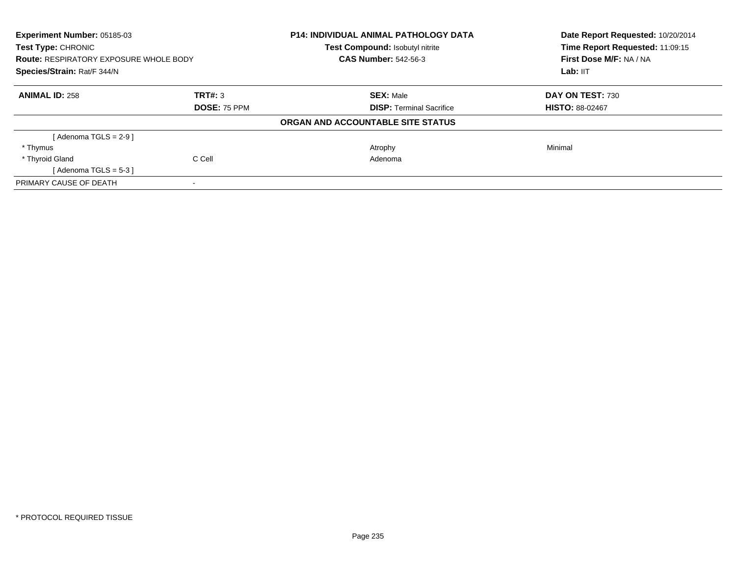| **Experiment Number:** 05185-03 | **P14: INDIVIDUAL ANIMAL PATHOLOGY DATA** | **Date Report Requested:** 10/20/2014 |
|---|---|---|
| **Test Type:** CHRONIC | **Test Compound:** Isobutyl nitrite | **Time Report Requested:** 11:09:15 |
| **Route:** RESPIRATORY EXPOSURE WHOLE BODY | **CAS Number:** 542-56-3 | **First Dose M/F:** NA / NA |
| **Species/Strain:** Rat/F 344/N | | **Lab:** IIT |

| **ANIMAL ID:** 258 | **TRT#:** 3 | **SEX:** Male | **DAY ON TEST:** 730 |
|---|---|---|---|
| | **DOSE:** 75 PPM | **DISP:** Terminal Sacrifice | **HISTO:** 88-02467 |

**ORGAN AND ACCOUNTABLE SITE STATUS**

| | | | |
|---|---|---|---|
| [ Adenoma TGLS = 2-9 ] | | | |
| * Thymus | | Atrophy | Minimal |
| * Thyroid Gland | C Cell | Adenoma | |
| [ Adenoma TGLS = 5-3 ] | | | |
| PRIMARY CAUSE OF DEATH | - | | |

\* PROTOCOL REQUIRED TISSUE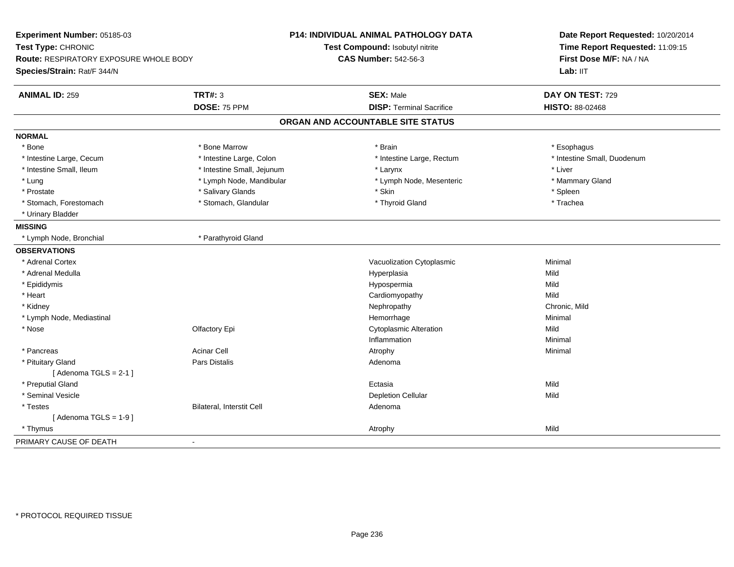**Experiment Number:** 05185-03
**Test Type:** CHRONIC
**Route:** RESPIRATORY EXPOSURE WHOLE BODY
**Species/Strain:** Rat/F 344/N

**P14: INDIVIDUAL ANIMAL PATHOLOGY DATA**
**Test Compound:** Isobutyl nitrite
**CAS Number:** 542-56-3

**Date Report Requested:** 10/20/2014
**Time Report Requested:** 11:09:15
**First Dose M/F:** NA / NA
**Lab:** IIT

| **ANIMAL ID:** 259 | **TRT#:** 3 | **SEX:** Male | **DAY ON TEST:** 729 |
|---|---|---|---|
| | **DOSE:** 75 PPM | **DISP:** Terminal Sacrifice | **HISTO:** 88-02468 |

## ORGAN AND ACCOUNTABLE SITE STATUS

**NORMAL**

| | | | |
|---|---|---|---|
| * Bone | * Bone Marrow | * Brain | * Esophagus |
| * Intestine Large, Cecum | * Intestine Large, Colon | * Intestine Large, Rectum | * Intestine Small, Duodenum |
| * Intestine Small, Ileum | * Intestine Small, Jejunum | * Larynx | * Liver |
| * Lung | * Lymph Node, Mandibular | * Lymph Node, Mesenteric | * Mammary Gland |
| * Prostate | * Salivary Glands | * Skin | * Spleen |
| * Stomach, Forestomach | * Stomach, Glandular | * Thyroid Gland | * Trachea |
| * Urinary Bladder | | | |

**MISSING**

| | |
|---|---|
| * Lymph Node, Bronchial | * Parathyroid Gland |

**OBSERVATIONS**

| | | | |
|---|---|---|---|
| * Adrenal Cortex | | Vacuolization Cytoplasmic | Minimal |
| * Adrenal Medulla | | Hyperplasia | Mild |
| * Epididymis | | Hypospermia | Mild |
| * Heart | | Cardiomyopathy | Mild |
| * Kidney | | Nephropathy | Chronic, Mild |
| * Lymph Node, Mediastinal | | Hemorrhage | Minimal |
| * Nose | Olfactory Epi | Cytoplasmic Alteration | Mild |
| | | Inflammation | Minimal |
| * Pancreas | Acinar Cell | Atrophy | Minimal |
| * Pituitary Gland | Pars Distalis | Adenoma | |
| [ Adenoma TGLS = 2-1 ] | | | |
| * Preputial Gland | | Ectasia | Mild |
| * Seminal Vesicle | | Depletion Cellular | Mild |
| * Testes | Bilateral, Interstit Cell | Adenoma | |
| [ Adenoma TGLS = 1-9 ] | | | |
| * Thymus | | Atrophy | Mild |

PRIMARY CAUSE OF DEATH -

* PROTOCOL REQUIRED TISSUE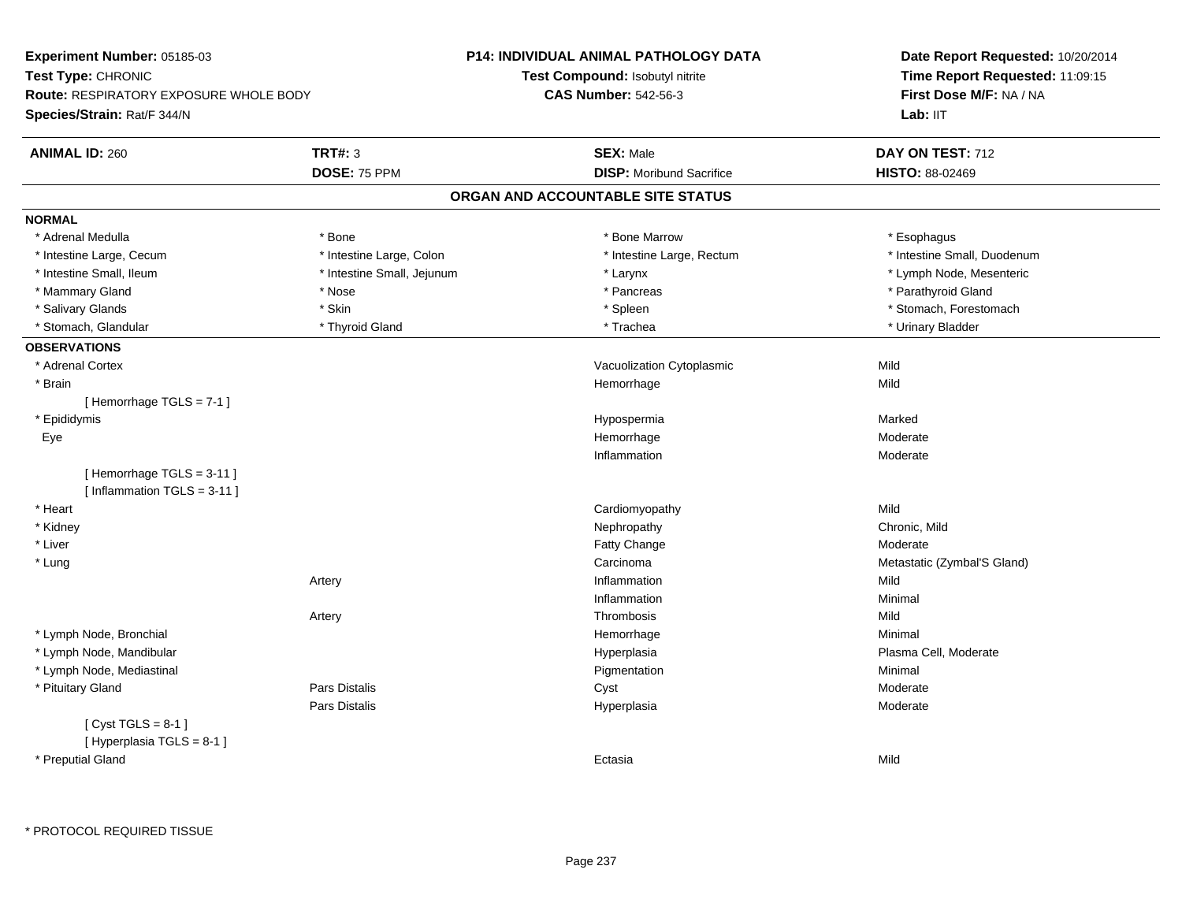**Experiment Number:** 05185-03
**Test Type:** CHRONIC
**Route:** RESPIRATORY EXPOSURE WHOLE BODY
**Species/Strain:** Rat/F 344/N

**P14: INDIVIDUAL ANIMAL PATHOLOGY DATA**
**Test Compound:** Isobutyl nitrite
**CAS Number:** 542-56-3

**Date Report Requested:** 10/20/2014
**Time Report Requested:** 11:09:15
**First Dose M/F:** NA / NA
**Lab:** IIT

| **ANIMAL ID:** 260 | **TRT#:** 3 | **SEX:** Male | **DAY ON TEST:** 712 |
|---|---|---|---|
| | **DOSE:** 75 PPM | **DISP:** Moribund Sacrifice | **HISTO:** 88-02469 |

## ORGAN AND ACCOUNTABLE SITE STATUS

**NORMAL**

| | | | |
|---|---|---|---|
| * Adrenal Medulla | * Bone | * Bone Marrow | * Esophagus |
| * Intestine Large, Cecum | * Intestine Large, Colon | * Intestine Large, Rectum | * Intestine Small, Duodenum |
| * Intestine Small, Ileum | * Intestine Small, Jejunum | * Larynx | * Lymph Node, Mesenteric |
| * Mammary Gland | * Nose | * Pancreas | * Parathyroid Gland |
| * Salivary Glands | * Skin | * Spleen | * Stomach, Forestomach |
| * Stomach, Glandular | * Thyroid Gland | * Trachea | * Urinary Bladder |

**OBSERVATIONS**

| Organ | Site | Observation | Severity |
|---|---|---|---|
| * Adrenal Cortex | | Vacuolization Cytoplasmic | Mild |
| * Brain | | Hemorrhage | Mild |
| [ Hemorrhage TGLS = 7-1 ] | | | |
| * Epididymis | | Hypospermia | Marked |
| Eye | | Hemorrhage | Moderate |
| | | Inflammation | Moderate |
| [ Hemorrhage TGLS = 3-11 ] | | | |
| [ Inflammation TGLS = 3-11 ] | | | |
| * Heart | | Cardiomyopathy | Mild |
| * Kidney | | Nephropathy | Chronic, Mild |
| * Liver | | Fatty Change | Moderate |
| * Lung | | Carcinoma | Metastatic (Zymbal'S Gland) |
| | Artery | Inflammation | Mild |
| | | Inflammation | Minimal |
| | Artery | Thrombosis | Mild |
| * Lymph Node, Bronchial | | Hemorrhage | Minimal |
| * Lymph Node, Mandibular | | Hyperplasia | Plasma Cell, Moderate |
| * Lymph Node, Mediastinal | | Pigmentation | Minimal |
| * Pituitary Gland | Pars Distalis | Cyst | Moderate |
| | Pars Distalis | Hyperplasia | Moderate |
| [ Cyst TGLS = 8-1 ] | | | |
| [ Hyperplasia TGLS = 8-1 ] | | | |
| * Preputial Gland | | Ectasia | Mild |

* PROTOCOL REQUIRED TISSUE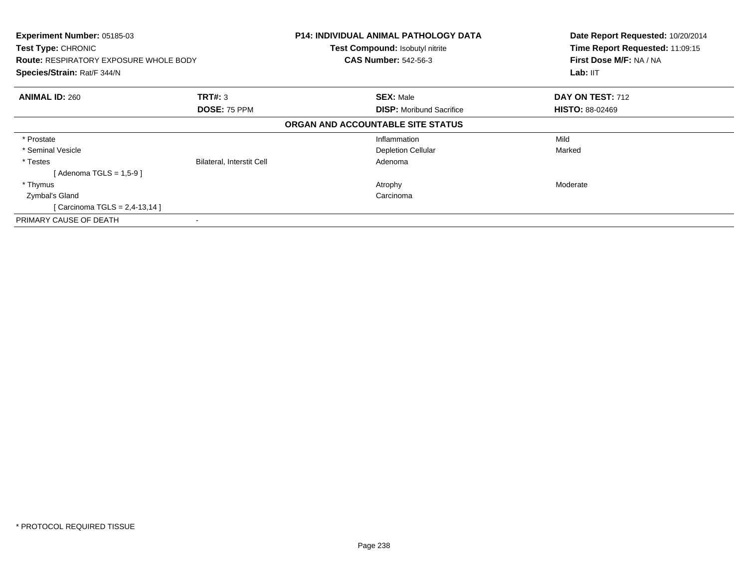**Experiment Number:** 05185-03
**Test Type:** CHRONIC
**Route:** RESPIRATORY EXPOSURE WHOLE BODY
**Species/Strain:** Rat/F 344/N

**P14: INDIVIDUAL ANIMAL PATHOLOGY DATA**
**Test Compound:** Isobutyl nitrite
**CAS Number:** 542-56-3

**Date Report Requested:** 10/20/2014
**Time Report Requested:** 11:09:15
**First Dose M/F:** NA / NA
**Lab:** IIT

| **ANIMAL ID:** 260 | **TRT#:** 3 | **SEX:** Male | **DAY ON TEST:** 712 |
|---|---|---|---|
| | **DOSE:** 75 PPM | **DISP:** Moribund Sacrifice | **HISTO:** 88-02469 |

**ORGAN AND ACCOUNTABLE SITE STATUS**

| | | | |
|---|---|---|---|
| * Prostate | | Inflammation | Mild |
| * Seminal Vesicle | | Depletion Cellular | Marked |
| * Testes | Bilateral, Interstit Cell | Adenoma | |
| [ Adenoma TGLS = 1,5-9 ] | | | |
| * Thymus | | Atrophy | Moderate |
| Zymbal's Gland | | Carcinoma | |
| [ Carcinoma TGLS = 2,4-13,14 ] | | | |
| PRIMARY CAUSE OF DEATH | - | | |

* PROTOCOL REQUIRED TISSUE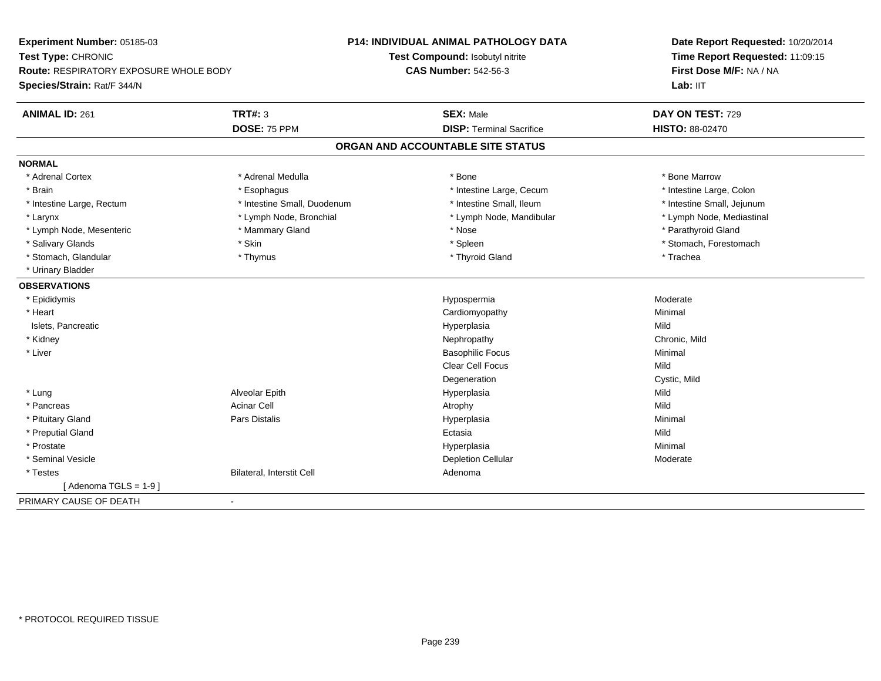**Experiment Number:** 05185-03
**Test Type:** CHRONIC
**Route:** RESPIRATORY EXPOSURE WHOLE BODY
**Species/Strain:** Rat/F 344/N

**P14: INDIVIDUAL ANIMAL PATHOLOGY DATA**
**Test Compound:** Isobutyl nitrite
**CAS Number:** 542-56-3

**Date Report Requested:** 10/20/2014
**Time Report Requested:** 11:09:15
**First Dose M/F:** NA / NA
**Lab:** IIT

| **ANIMAL ID:** 261 | **TRT#:** 3 | **SEX:** Male | **DAY ON TEST:** 729 |
|---|---|---|---|
| | **DOSE:** 75 PPM | **DISP:** Terminal Sacrifice | **HISTO:** 88-02470 |

## ORGAN AND ACCOUNTABLE SITE STATUS

**NORMAL**

| | | | |
|---|---|---|---|
| * Adrenal Cortex | * Adrenal Medulla | * Bone | * Bone Marrow |
| * Brain | * Esophagus | * Intestine Large, Cecum | * Intestine Large, Colon |
| * Intestine Large, Rectum | * Intestine Small, Duodenum | * Intestine Small, Ileum | * Intestine Small, Jejunum |
| * Larynx | * Lymph Node, Bronchial | * Lymph Node, Mandibular | * Lymph Node, Mediastinal |
| * Lymph Node, Mesenteric | * Mammary Gland | * Nose | * Parathyroid Gland |
| * Salivary Glands | * Skin | * Spleen | * Stomach, Forestomach |
| * Stomach, Glandular | * Thymus | * Thyroid Gland | * Trachea |
| * Urinary Bladder | | | |

**OBSERVATIONS**

| | | | |
|---|---|---|---|
| * Epididymis | | Hypospermia | Moderate |
| * Heart | | Cardiomyopathy | Minimal |
| Islets, Pancreatic | | Hyperplasia | Mild |
| * Kidney | | Nephropathy | Chronic, Mild |
| * Liver | | Basophilic Focus | Minimal |
| | | Clear Cell Focus | Mild |
| | | Degeneration | Cystic, Mild |
| * Lung | Alveolar Epith | Hyperplasia | Mild |
| * Pancreas | Acinar Cell | Atrophy | Mild |
| * Pituitary Gland | Pars Distalis | Hyperplasia | Minimal |
| * Preputial Gland | | Ectasia | Mild |
| * Prostate | | Hyperplasia | Minimal |
| * Seminal Vesicle | | Depletion Cellular | Moderate |
| * Testes | Bilateral, Interstit Cell | Adenoma | |
| [ Adenoma TGLS = 1-9 ] | | | |

PRIMARY CAUSE OF DEATH -

* PROTOCOL REQUIRED TISSUE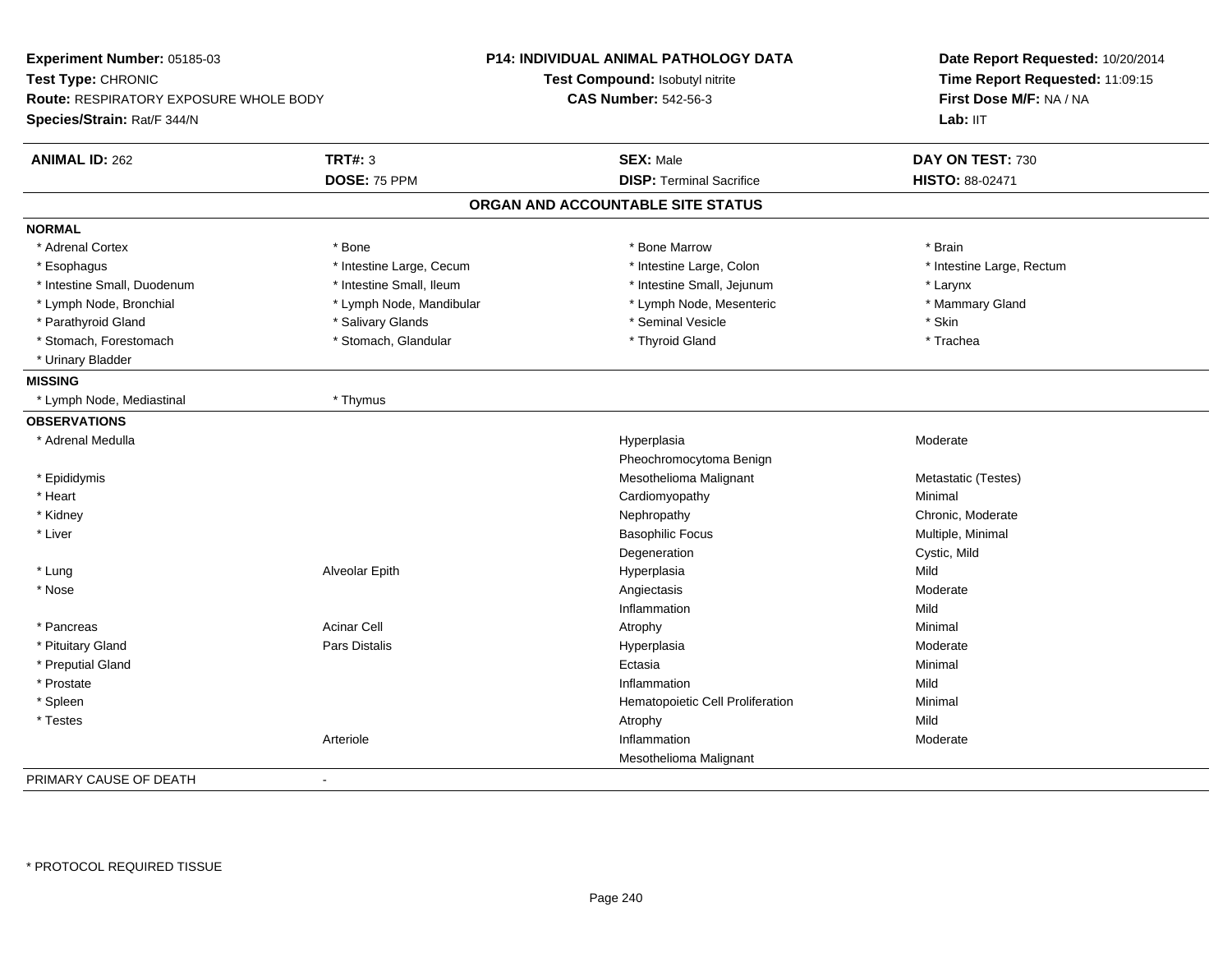**Experiment Number:** 05185-03
**Test Type:** CHRONIC
**Route:** RESPIRATORY EXPOSURE WHOLE BODY
**Species/Strain:** Rat/F 344/N

**P14: INDIVIDUAL ANIMAL PATHOLOGY DATA**
**Test Compound:** Isobutyl nitrite
**CAS Number:** 542-56-3

**Date Report Requested:** 10/20/2014
**Time Report Requested:** 11:09:15
**First Dose M/F:** NA / NA
**Lab:** IIT

| **ANIMAL ID:** 262 | **TRT#:** 3 | **SEX:** Male | **DAY ON TEST:** 730 |
|---|---|---|---|
| | **DOSE:** 75 PPM | **DISP:** Terminal Sacrifice | **HISTO:** 88-02471 |

## ORGAN AND ACCOUNTABLE SITE STATUS

| | | | |
|---|---|---|---|
| **NORMAL** | | | |
| * Adrenal Cortex | * Bone | * Bone Marrow | * Brain |
| * Esophagus | * Intestine Large, Cecum | * Intestine Large, Colon | * Intestine Large, Rectum |
| * Intestine Small, Duodenum | * Intestine Small, Ileum | * Intestine Small, Jejunum | * Larynx |
| * Lymph Node, Bronchial | * Lymph Node, Mandibular | * Lymph Node, Mesenteric | * Mammary Gland |
| * Parathyroid Gland | * Salivary Glands | * Seminal Vesicle | * Skin |
| * Stomach, Forestomach | * Stomach, Glandular | * Thyroid Gland | * Trachea |
| * Urinary Bladder | | | |
| **MISSING** | | | |
| * Lymph Node, Mediastinal | * Thymus | | |
| **OBSERVATIONS** | | | |
| * Adrenal Medulla | | Hyperplasia | Moderate |
| | | Pheochromocytoma Benign | |
| * Epididymis | | Mesothelioma Malignant | Metastatic (Testes) |
| * Heart | | Cardiomyopathy | Minimal |
| * Kidney | | Nephropathy | Chronic, Moderate |
| * Liver | | Basophilic Focus | Multiple, Minimal |
| | | Degeneration | Cystic, Mild |
| * Lung | Alveolar Epith | Hyperplasia | Mild |
| * Nose | | Angiectasis | Moderate |
| | | Inflammation | Mild |
| * Pancreas | Acinar Cell | Atrophy | Minimal |
| * Pituitary Gland | Pars Distalis | Hyperplasia | Moderate |
| * Preputial Gland | | Ectasia | Minimal |
| * Prostate | | Inflammation | Mild |
| * Spleen | | Hematopoietic Cell Proliferation | Minimal |
| * Testes | | Atrophy | Mild |
| | Arteriole | Inflammation | Moderate |
| | | Mesothelioma Malignant | |
| PRIMARY CAUSE OF DEATH | - | | |

* PROTOCOL REQUIRED TISSUE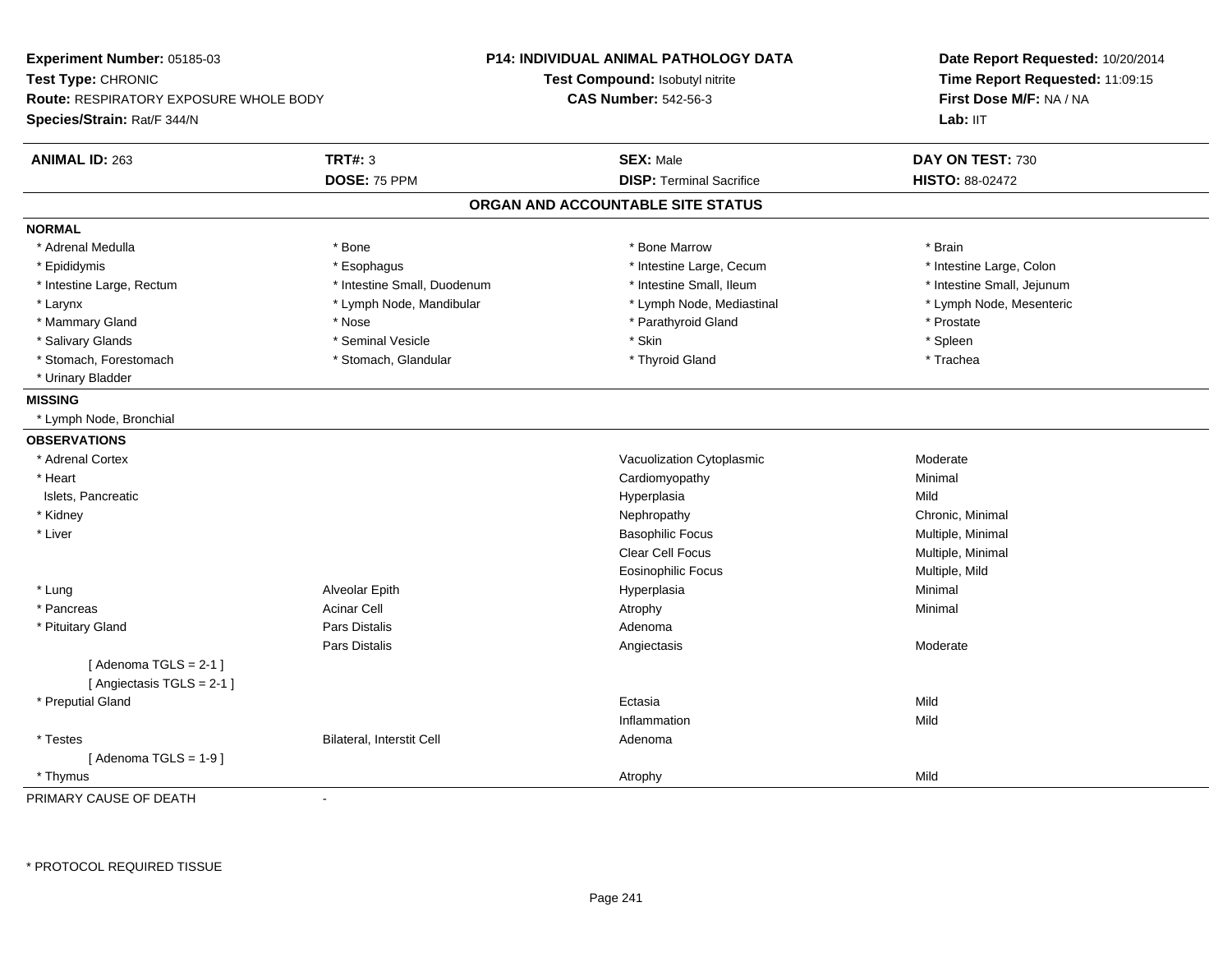**Experiment Number:** 05185-03
**Test Type:** CHRONIC
**Route:** RESPIRATORY EXPOSURE WHOLE BODY
**Species/Strain:** Rat/F 344/N

**P14: INDIVIDUAL ANIMAL PATHOLOGY DATA**
**Test Compound:** Isobutyl nitrite
**CAS Number:** 542-56-3

**Date Report Requested:** 10/20/2014
**Time Report Requested:** 11:09:15
**First Dose M/F:** NA / NA
**Lab:** IIT

| **ANIMAL ID:** 263 | **TRT#:** 3 | **SEX:** Male | **DAY ON TEST:** 730 |
|---|---|---|---|
| | **DOSE:** 75 PPM | **DISP:** Terminal Sacrifice | **HISTO:** 88-02472 |

## ORGAN AND ACCOUNTABLE SITE STATUS

**NORMAL**

| | | | |
|---|---|---|---|
| * Adrenal Medulla | * Bone | * Bone Marrow | * Brain |
| * Epididymis | * Esophagus | * Intestine Large, Cecum | * Intestine Large, Colon |
| * Intestine Large, Rectum | * Intestine Small, Duodenum | * Intestine Small, Ileum | * Intestine Small, Jejunum |
| * Larynx | * Lymph Node, Mandibular | * Lymph Node, Mediastinal | * Lymph Node, Mesenteric |
| * Mammary Gland | * Nose | * Parathyroid Gland | * Prostate |
| * Salivary Glands | * Seminal Vesicle | * Skin | * Spleen |
| * Stomach, Forestomach | * Stomach, Glandular | * Thyroid Gland | * Trachea |
| * Urinary Bladder | | | |

**MISSING**

* Lymph Node, Bronchial

**OBSERVATIONS**

| | | | |
|---|---|---|---|
| * Adrenal Cortex | | Vacuolization Cytoplasmic | Moderate |
| * Heart | | Cardiomyopathy | Minimal |
| Islets, Pancreatic | | Hyperplasia | Mild |
| * Kidney | | Nephropathy | Chronic, Minimal |
| * Liver | | Basophilic Focus | Multiple, Minimal |
| | | Clear Cell Focus | Multiple, Minimal |
| | | Eosinophilic Focus | Multiple, Mild |
| * Lung | Alveolar Epith | Hyperplasia | Minimal |
| * Pancreas | Acinar Cell | Atrophy | Minimal |
| * Pituitary Gland | Pars Distalis | Adenoma | |
| | Pars Distalis | Angiectasis | Moderate |
| [ Adenoma TGLS = 2-1 ] | | | |
| [ Angiectasis TGLS = 2-1 ] | | | |
| * Preputial Gland | | Ectasia | Mild |
| | | Inflammation | Mild |
| * Testes | Bilateral, Interstit Cell | Adenoma | |
| [ Adenoma TGLS = 1-9 ] | | | |
| * Thymus | | Atrophy | Mild |

PRIMARY CAUSE OF DEATH -

* PROTOCOL REQUIRED TISSUE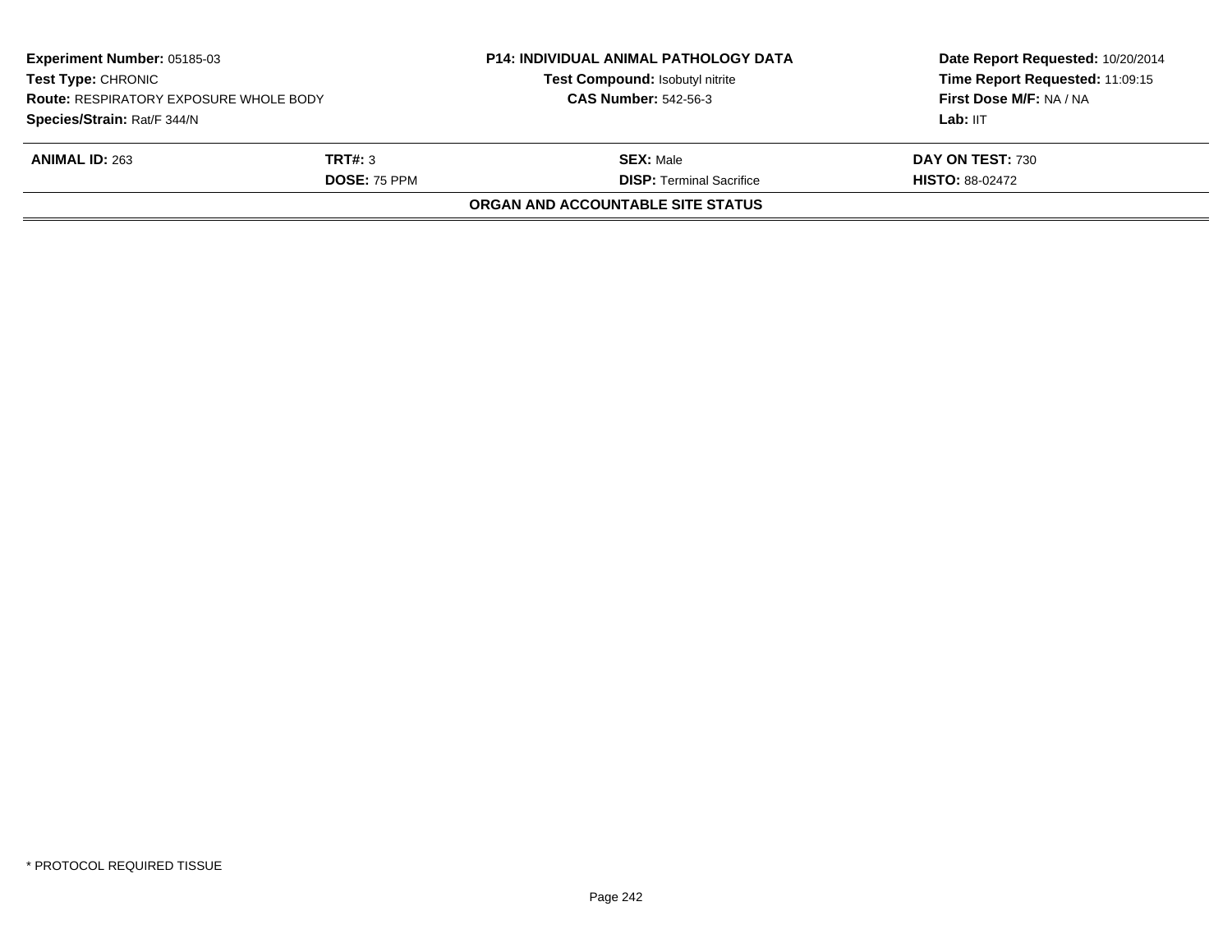| **Experiment Number:** 05185-03 | **P14: INDIVIDUAL ANIMAL PATHOLOGY DATA** | **Date Report Requested:** 10/20/2014 |
|---|---|---|
| **Test Type:** CHRONIC | **Test Compound:** Isobutyl nitrite | **Time Report Requested:** 11:09:15 |
| **Route:** RESPIRATORY EXPOSURE WHOLE BODY | **CAS Number:** 542-56-3 | **First Dose M/F:** NA / NA |
| **Species/Strain:** Rat/F 344/N | | **Lab:** IIT |

| **ANIMAL ID:** 263 | **TRT#:** 3 | **SEX:** Male | **DAY ON TEST:** 730 |
|---|---|---|---|
| | **DOSE:** 75 PPM | **DISP:** Terminal Sacrifice | **HISTO:** 88-02472 |

**ORGAN AND ACCOUNTABLE SITE STATUS**

\* PROTOCOL REQUIRED TISSUE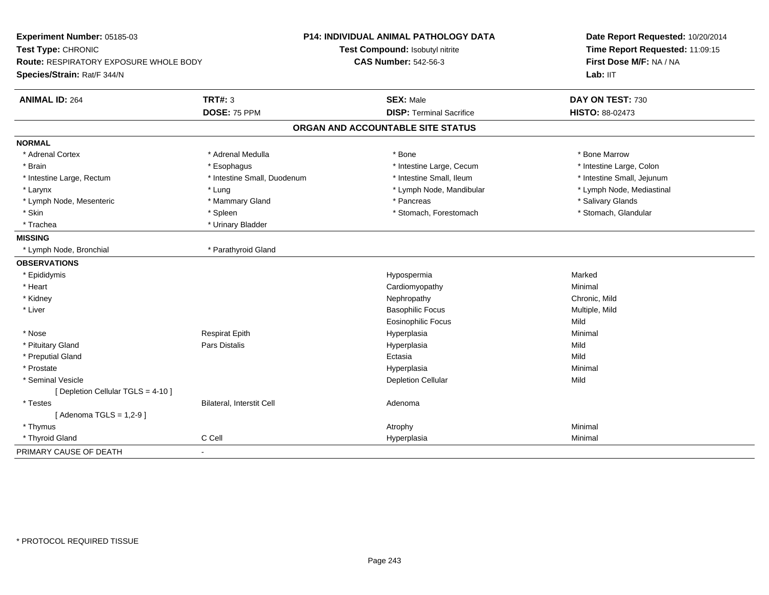**Experiment Number:** 05185-03
**Test Type:** CHRONIC
**Route:** RESPIRATORY EXPOSURE WHOLE BODY
**Species/Strain:** Rat/F 344/N

**P14: INDIVIDUAL ANIMAL PATHOLOGY DATA**
**Test Compound:** Isobutyl nitrite
**CAS Number:** 542-56-3

**Date Report Requested:** 10/20/2014
**Time Report Requested:** 11:09:15
**First Dose M/F:** NA / NA
**Lab:** IIT

| **ANIMAL ID:** 264 | **TRT#:** 3 | **SEX:** Male | **DAY ON TEST:** 730 |
|---|---|---|---|
| | **DOSE:** 75 PPM | **DISP:** Terminal Sacrifice | **HISTO:** 88-02473 |

## ORGAN AND ACCOUNTABLE SITE STATUS

**NORMAL**

| | | | |
|---|---|---|---|
| * Adrenal Cortex | * Adrenal Medulla | * Bone | * Bone Marrow |
| * Brain | * Esophagus | * Intestine Large, Cecum | * Intestine Large, Colon |
| * Intestine Large, Rectum | * Intestine Small, Duodenum | * Intestine Small, Ileum | * Intestine Small, Jejunum |
| * Larynx | * Lung | * Lymph Node, Mandibular | * Lymph Node, Mediastinal |
| * Lymph Node, Mesenteric | * Mammary Gland | * Pancreas | * Salivary Glands |
| * Skin | * Spleen | * Stomach, Forestomach | * Stomach, Glandular |
| * Trachea | * Urinary Bladder | | |

**MISSING**

| | |
|---|---|
| * Lymph Node, Bronchial | * Parathyroid Gland |

**OBSERVATIONS**

| | | | |
|---|---|---|---|
| * Epididymis | | Hypospermia | Marked |
| * Heart | | Cardiomyopathy | Minimal |
| * Kidney | | Nephropathy | Chronic, Mild |
| * Liver | | Basophilic Focus | Multiple, Mild |
| | | Eosinophilic Focus | Mild |
| * Nose | Respirat Epith | Hyperplasia | Minimal |
| * Pituitary Gland | Pars Distalis | Hyperplasia | Mild |
| * Preputial Gland | | Ectasia | Mild |
| * Prostate | | Hyperplasia | Minimal |
| * Seminal Vesicle | | Depletion Cellular | Mild |
| [ Depletion Cellular TGLS = 4-10 ] | | | |
| * Testes | Bilateral, Interstit Cell | Adenoma | |
| [ Adenoma TGLS = 1,2-9 ] | | | |
| * Thymus | | Atrophy | Minimal |
| * Thyroid Gland | C Cell | Hyperplasia | Minimal |

PRIMARY CAUSE OF DEATH -

* PROTOCOL REQUIRED TISSUE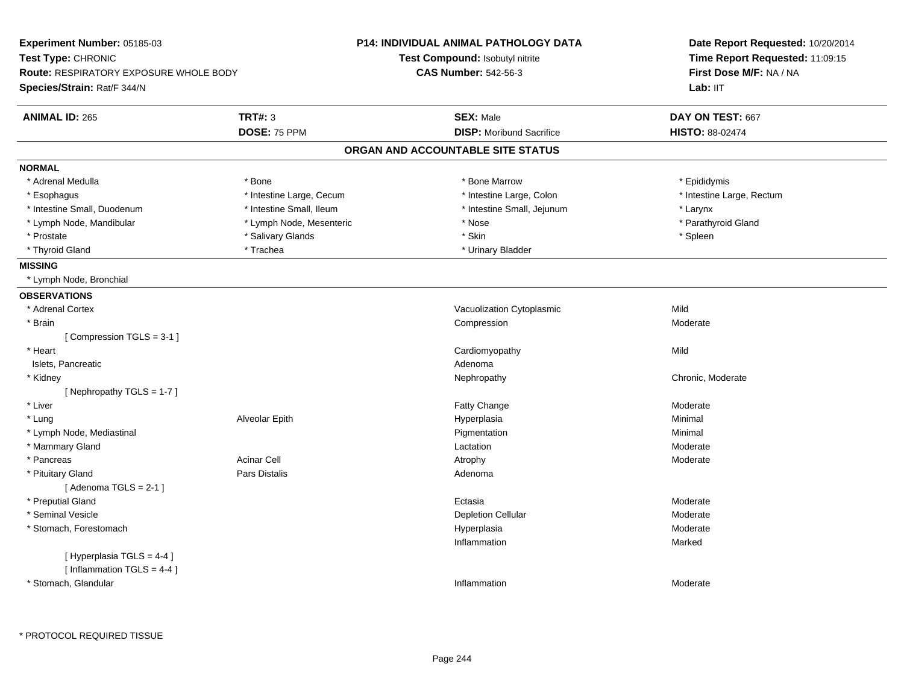**Experiment Number:** 05185-03
**Test Type:** CHRONIC
**Route:** RESPIRATORY EXPOSURE WHOLE BODY
**Species/Strain:** Rat/F 344/N

**P14: INDIVIDUAL ANIMAL PATHOLOGY DATA**
**Test Compound:** Isobutyl nitrite
**CAS Number:** 542-56-3

**Date Report Requested:** 10/20/2014
**Time Report Requested:** 11:09:15
**First Dose M/F:** NA / NA
**Lab:** IIT

| **ANIMAL ID:** 265 | **TRT#:** 3 | **SEX:** Male | **DAY ON TEST:** 667 |
|---|---|---|---|
| | **DOSE:** 75 PPM | **DISP:** Moribund Sacrifice | **HISTO:** 88-02474 |

## ORGAN AND ACCOUNTABLE SITE STATUS

**NORMAL**

| | | | |
|---|---|---|---|
| * Adrenal Medulla | * Bone | * Bone Marrow | * Epididymis |
| * Esophagus | * Intestine Large, Cecum | * Intestine Large, Colon | * Intestine Large, Rectum |
| * Intestine Small, Duodenum | * Intestine Small, Ileum | * Intestine Small, Jejunum | * Larynx |
| * Lymph Node, Mandibular | * Lymph Node, Mesenteric | * Nose | * Parathyroid Gland |
| * Prostate | * Salivary Glands | * Skin | * Spleen |
| * Thyroid Gland | * Trachea | * Urinary Bladder | |

**MISSING**

* Lymph Node, Bronchial

**OBSERVATIONS**

| Organ | Site | Observation | Severity |
|---|---|---|---|
| * Adrenal Cortex | | Vacuolization Cytoplasmic | Mild |
| * Brain | | Compression | Moderate |
| [ Compression TGLS = 3-1 ] | | | |
| * Heart | | Cardiomyopathy | Mild |
| Islets, Pancreatic | | Adenoma | |
| * Kidney | | Nephropathy | Chronic, Moderate |
| [ Nephropathy TGLS = 1-7 ] | | | |
| * Liver | | Fatty Change | Moderate |
| * Lung | Alveolar Epith | Hyperplasia | Minimal |
| * Lymph Node, Mediastinal | | Pigmentation | Minimal |
| * Mammary Gland | | Lactation | Moderate |
| * Pancreas | Acinar Cell | Atrophy | Moderate |
| * Pituitary Gland | Pars Distalis | Adenoma | |
| [ Adenoma TGLS = 2-1 ] | | | |
| * Preputial Gland | | Ectasia | Moderate |
| * Seminal Vesicle | | Depletion Cellular | Moderate |
| * Stomach, Forestomach | | Hyperplasia | Moderate |
| | | Inflammation | Marked |
| [ Hyperplasia TGLS = 4-4 ] | | | |
| [ Inflammation TGLS = 4-4 ] | | | |
| * Stomach, Glandular | | Inflammation | Moderate |

\* PROTOCOL REQUIRED TISSUE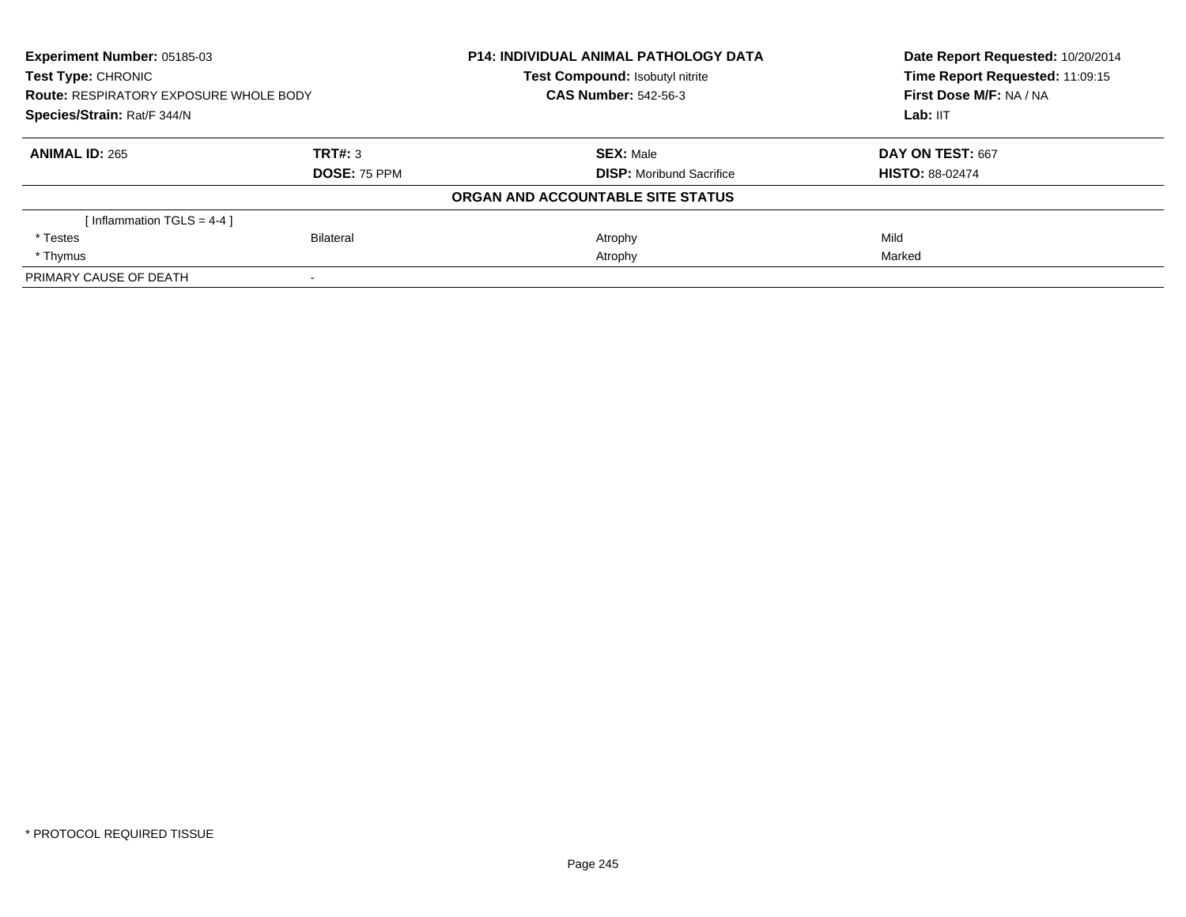| **Experiment Number:** 05185-03 | **P14: INDIVIDUAL ANIMAL PATHOLOGY DATA** | **Date Report Requested:** 10/20/2014 |
|---|---|---|
| **Test Type:** CHRONIC | **Test Compound:** Isobutyl nitrite | **Time Report Requested:** 11:09:15 |
| **Route:** RESPIRATORY EXPOSURE WHOLE BODY | **CAS Number:** 542-56-3 | **First Dose M/F:** NA / NA |
| **Species/Strain:** Rat/F 344/N | | **Lab:** IIT |

| **ANIMAL ID:** 265 | **TRT#:** 3 | **SEX:** Male | **DAY ON TEST:** 667 |
|---|---|---|---|
| | **DOSE:** 75 PPM | **DISP:** Moribund Sacrifice | **HISTO:** 88-02474 |

**ORGAN AND ACCOUNTABLE SITE STATUS**

| | | | |
|---|---|---|---|
| [ Inflammation TGLS = 4-4 ] | | | |
| * Testes | Bilateral | Atrophy | Mild |
| * Thymus | | Atrophy | Marked |
| PRIMARY CAUSE OF DEATH | - | | |

* PROTOCOL REQUIRED TISSUE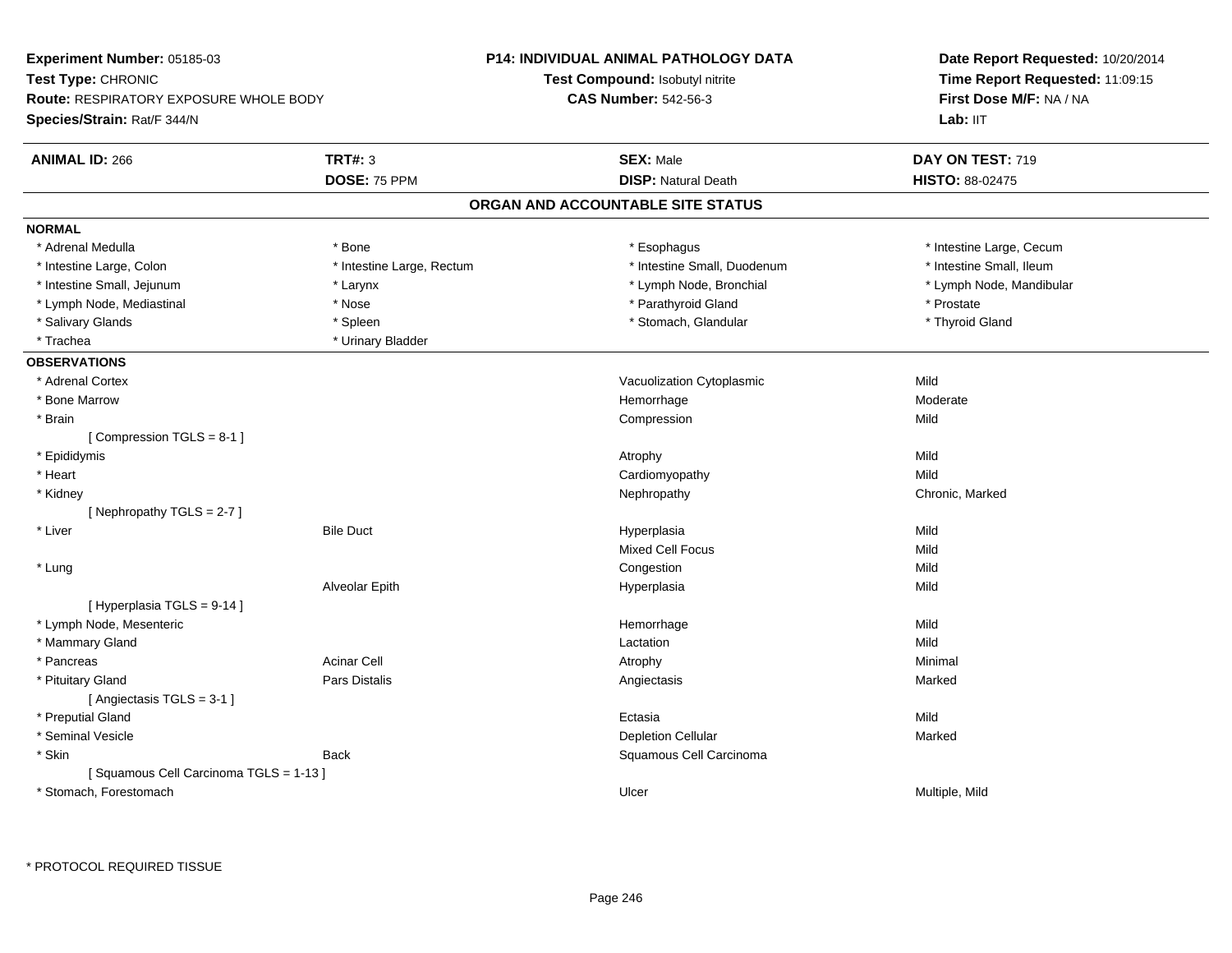**Experiment Number:** 05185-03
**Test Type:** CHRONIC
**Route:** RESPIRATORY EXPOSURE WHOLE BODY
**Species/Strain:** Rat/F 344/N

**P14: INDIVIDUAL ANIMAL PATHOLOGY DATA**
**Test Compound:** Isobutyl nitrite
**CAS Number:** 542-56-3

**Date Report Requested:** 10/20/2014
**Time Report Requested:** 11:09:15
**First Dose M/F:** NA / NA
**Lab:** IIT

| **ANIMAL ID:** 266 | **TRT#:** 3 | **SEX:** Male | **DAY ON TEST:** 719 |
|---|---|---|---|
| | **DOSE:** 75 PPM | **DISP:** Natural Death | **HISTO:** 88-02475 |

## ORGAN AND ACCOUNTABLE SITE STATUS

**NORMAL**

| | | | |
|---|---|---|---|
| * Adrenal Medulla | * Bone | * Esophagus | * Intestine Large, Cecum |
| * Intestine Large, Colon | * Intestine Large, Rectum | * Intestine Small, Duodenum | * Intestine Small, Ileum |
| * Intestine Small, Jejunum | * Larynx | * Lymph Node, Bronchial | * Lymph Node, Mandibular |
| * Lymph Node, Mediastinal | * Nose | * Parathyroid Gland | * Prostate |
| * Salivary Glands | * Spleen | * Stomach, Glandular | * Thyroid Gland |
| * Trachea | * Urinary Bladder | | |

**OBSERVATIONS**

| | | | |
|---|---|---|---|
| * Adrenal Cortex | | Vacuolization Cytoplasmic | Mild |
| * Bone Marrow | | Hemorrhage | Moderate |
| * Brain | | Compression | Mild |
| [ Compression TGLS = 8-1 ] | | | |
| * Epididymis | | Atrophy | Mild |
| * Heart | | Cardiomyopathy | Mild |
| * Kidney | | Nephropathy | Chronic, Marked |
| [ Nephropathy TGLS = 2-7 ] | | | |
| * Liver | Bile Duct | Hyperplasia | Mild |
| | | Mixed Cell Focus | Mild |
| * Lung | | Congestion | Mild |
| | Alveolar Epith | Hyperplasia | Mild |
| [ Hyperplasia TGLS = 9-14 ] | | | |
| * Lymph Node, Mesenteric | | Hemorrhage | Mild |
| * Mammary Gland | | Lactation | Mild |
| * Pancreas | Acinar Cell | Atrophy | Minimal |
| * Pituitary Gland | Pars Distalis | Angiectasis | Marked |
| [ Angiectasis TGLS = 3-1 ] | | | |
| * Preputial Gland | | Ectasia | Mild |
| * Seminal Vesicle | | Depletion Cellular | Marked |
| * Skin | Back | Squamous Cell Carcinoma | |
| [ Squamous Cell Carcinoma TGLS = 1-13 ] | | | |
| * Stomach, Forestomach | | Ulcer | Multiple, Mild |

* PROTOCOL REQUIRED TISSUE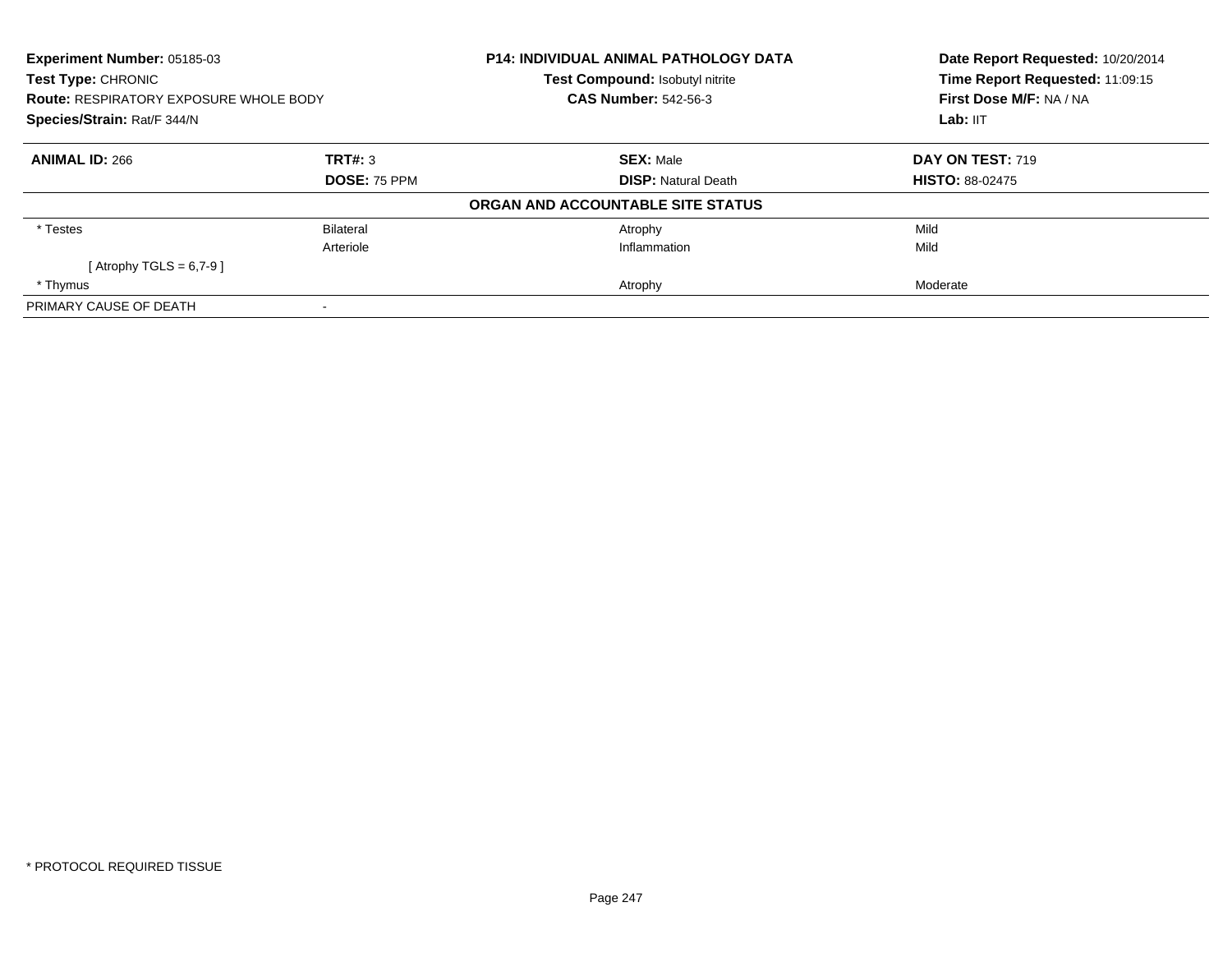| **Experiment Number:** 05185-03 | **P14: INDIVIDUAL ANIMAL PATHOLOGY DATA** | **Date Report Requested:** 10/20/2014 |
|---|---|---|
| **Test Type:** CHRONIC | **Test Compound:** Isobutyl nitrite | **Time Report Requested:** 11:09:15 |
| **Route:** RESPIRATORY EXPOSURE WHOLE BODY | **CAS Number:** 542-56-3 | **First Dose M/F:** NA / NA |
| **Species/Strain:** Rat/F 344/N | | **Lab:** IIT |

| **ANIMAL ID:** 266 | **TRT#:** 3 | **SEX:** Male | **DAY ON TEST:** 719 |
|---|---|---|---|
| | **DOSE:** 75 PPM | **DISP:** Natural Death | **HISTO:** 88-02475 |
| **ORGAN AND ACCOUNTABLE SITE STATUS** | | | |
| * Testes | Bilateral | Atrophy | Mild |
| | Arteriole | Inflammation | Mild |
| [ Atrophy TGLS = 6,7-9 ] | | | |
| * Thymus | | Atrophy | Moderate |
| PRIMARY CAUSE OF DEATH | - | | |

* PROTOCOL REQUIRED TISSUE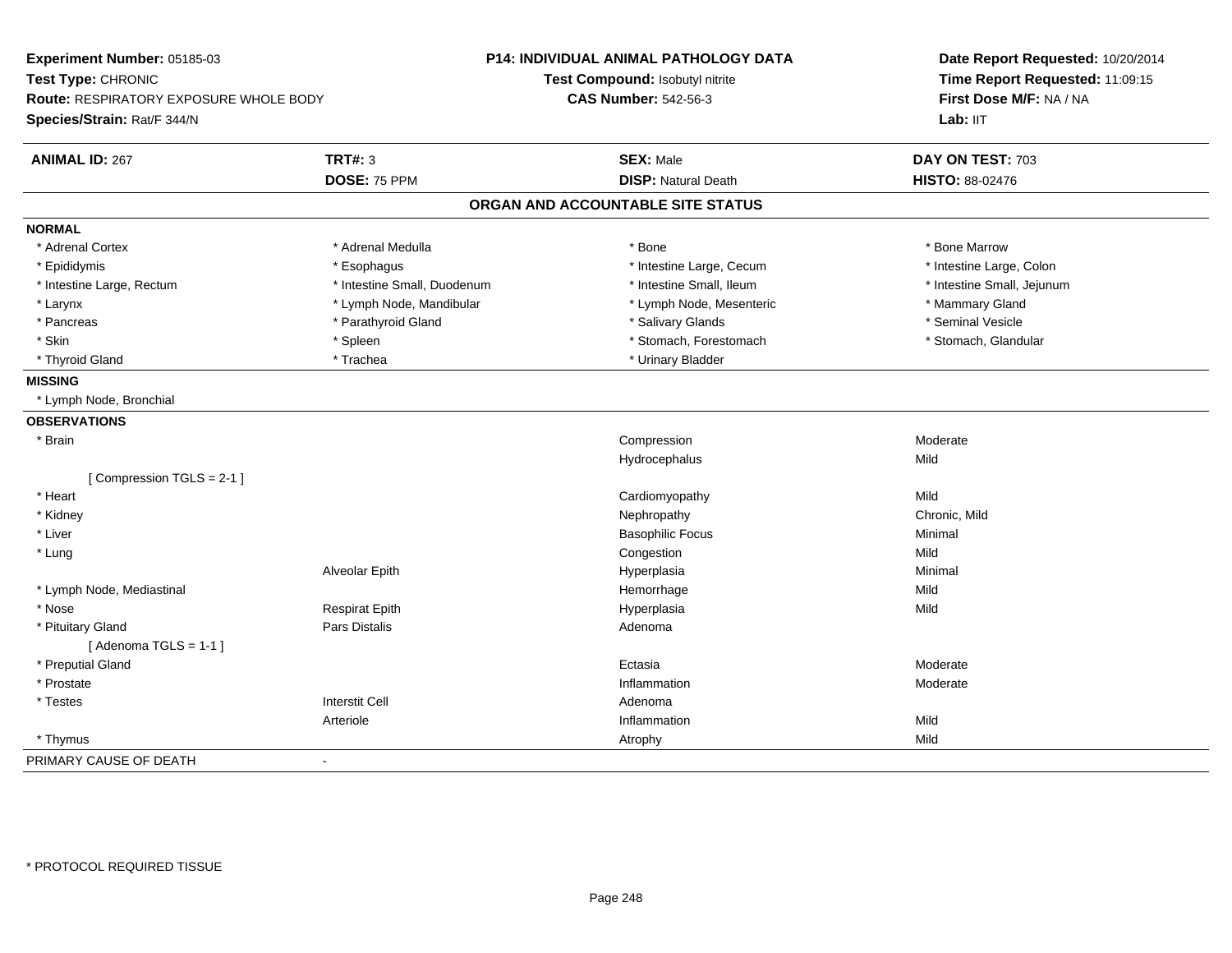**Experiment Number:** 05185-03
**Test Type:** CHRONIC
**Route:** RESPIRATORY EXPOSURE WHOLE BODY
**Species/Strain:** Rat/F 344/N

**P14: INDIVIDUAL ANIMAL PATHOLOGY DATA**
**Test Compound:** Isobutyl nitrite
**CAS Number:** 542-56-3

**Date Report Requested:** 10/20/2014
**Time Report Requested:** 11:09:15
**First Dose M/F:** NA / NA
**Lab:** IIT

| **ANIMAL ID:** 267 | **TRT#:** 3 | **SEX:** Male | **DAY ON TEST:** 703 |
|---|---|---|---|
| | **DOSE:** 75 PPM | **DISP:** Natural Death | **HISTO:** 88-02476 |

## ORGAN AND ACCOUNTABLE SITE STATUS

| | | | |
|---|---|---|---|
| **NORMAL** | | | |
| * Adrenal Cortex | * Adrenal Medulla | * Bone | * Bone Marrow |
| * Epididymis | * Esophagus | * Intestine Large, Cecum | * Intestine Large, Colon |
| * Intestine Large, Rectum | * Intestine Small, Duodenum | * Intestine Small, Ileum | * Intestine Small, Jejunum |
| * Larynx | * Lymph Node, Mandibular | * Lymph Node, Mesenteric | * Mammary Gland |
| * Pancreas | * Parathyroid Gland | * Salivary Glands | * Seminal Vesicle |
| * Skin | * Spleen | * Stomach, Forestomach | * Stomach, Glandular |
| * Thyroid Gland | * Trachea | * Urinary Bladder | |
| **MISSING** | | | |
| * Lymph Node, Bronchial | | | |
| **OBSERVATIONS** | | | |
| * Brain | | Compression | Moderate |
| | | Hydrocephalus | Mild |
| [ Compression TGLS = 2-1 ] | | | |
| * Heart | | Cardiomyopathy | Mild |
| * Kidney | | Nephropathy | Chronic, Mild |
| * Liver | | Basophilic Focus | Minimal |
| * Lung | | Congestion | Mild |
| | Alveolar Epith | Hyperplasia | Minimal |
| * Lymph Node, Mediastinal | | Hemorrhage | Mild |
| * Nose | Respirat Epith | Hyperplasia | Mild |
| * Pituitary Gland | Pars Distalis | Adenoma | |
| [ Adenoma TGLS = 1-1 ] | | | |
| * Preputial Gland | | Ectasia | Moderate |
| * Prostate | | Inflammation | Moderate |
| * Testes | Interstit Cell | Adenoma | |
| | Arteriole | Inflammation | Mild |
| * Thymus | | Atrophy | Mild |
| PRIMARY CAUSE OF DEATH | - | | |

* PROTOCOL REQUIRED TISSUE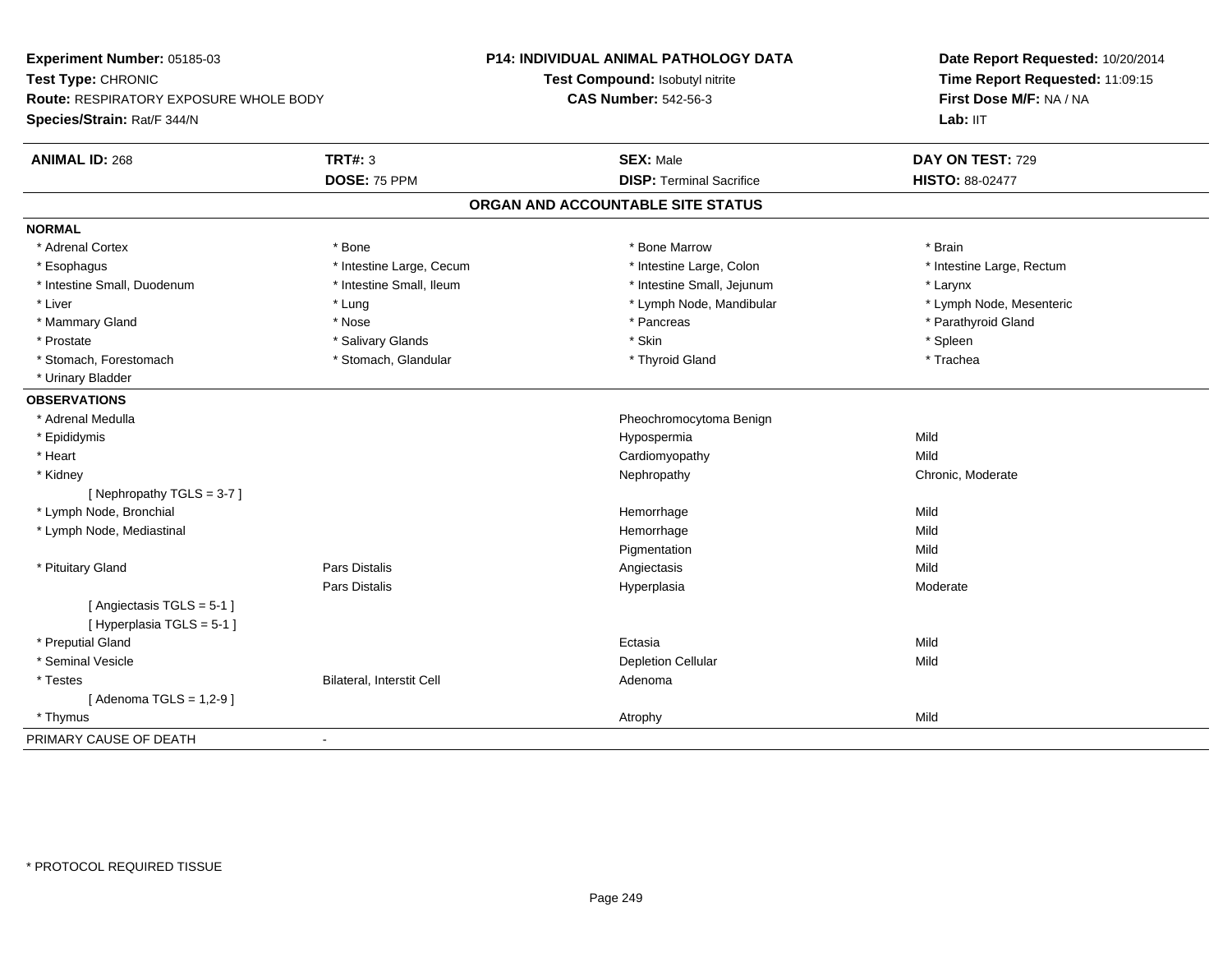**Experiment Number:** 05185-03
**Test Type:** CHRONIC
**Route:** RESPIRATORY EXPOSURE WHOLE BODY
**Species/Strain:** Rat/F 344/N

**P14: INDIVIDUAL ANIMAL PATHOLOGY DATA**
**Test Compound:** Isobutyl nitrite
**CAS Number:** 542-56-3

**Date Report Requested:** 10/20/2014
**Time Report Requested:** 11:09:15
**First Dose M/F:** NA / NA
**Lab:** IIT

| **ANIMAL ID:** 268 | **TRT#:** 3 | **SEX:** Male | **DAY ON TEST:** 729 |
|---|---|---|---|
| | **DOSE:** 75 PPM | **DISP:** Terminal Sacrifice | **HISTO:** 88-02477 |

## ORGAN AND ACCOUNTABLE SITE STATUS

**NORMAL**

| | | | |
|---|---|---|---|
| * Adrenal Cortex | * Bone | * Bone Marrow | * Brain |
| * Esophagus | * Intestine Large, Cecum | * Intestine Large, Colon | * Intestine Large, Rectum |
| * Intestine Small, Duodenum | * Intestine Small, Ileum | * Intestine Small, Jejunum | * Larynx |
| * Liver | * Lung | * Lymph Node, Mandibular | * Lymph Node, Mesenteric |
| * Mammary Gland | * Nose | * Pancreas | * Parathyroid Gland |
| * Prostate | * Salivary Glands | * Skin | * Spleen |
| * Stomach, Forestomach | * Stomach, Glandular | * Thyroid Gland | * Trachea |
| * Urinary Bladder | | | |

**OBSERVATIONS**

| | | | |
|---|---|---|---|
| * Adrenal Medulla | | Pheochromocytoma Benign | |
| * Epididymis | | Hypospermia | Mild |
| * Heart | | Cardiomyopathy | Mild |
| * Kidney | | Nephropathy | Chronic, Moderate |
| [ Nephropathy TGLS = 3-7 ] | | | |
| * Lymph Node, Bronchial | | Hemorrhage | Mild |
| * Lymph Node, Mediastinal | | Hemorrhage | Mild |
| | | Pigmentation | Mild |
| * Pituitary Gland | Pars Distalis | Angiectasis | Mild |
| | Pars Distalis | Hyperplasia | Moderate |
| [ Angiectasis TGLS = 5-1 ] | | | |
| [ Hyperplasia TGLS = 5-1 ] | | | |
| * Preputial Gland | | Ectasia | Mild |
| * Seminal Vesicle | | Depletion Cellular | Mild |
| * Testes | Bilateral, Interstit Cell | Adenoma | |
| [ Adenoma TGLS = 1,2-9 ] | | | |
| * Thymus | | Atrophy | Mild |

PRIMARY CAUSE OF DEATH -

* PROTOCOL REQUIRED TISSUE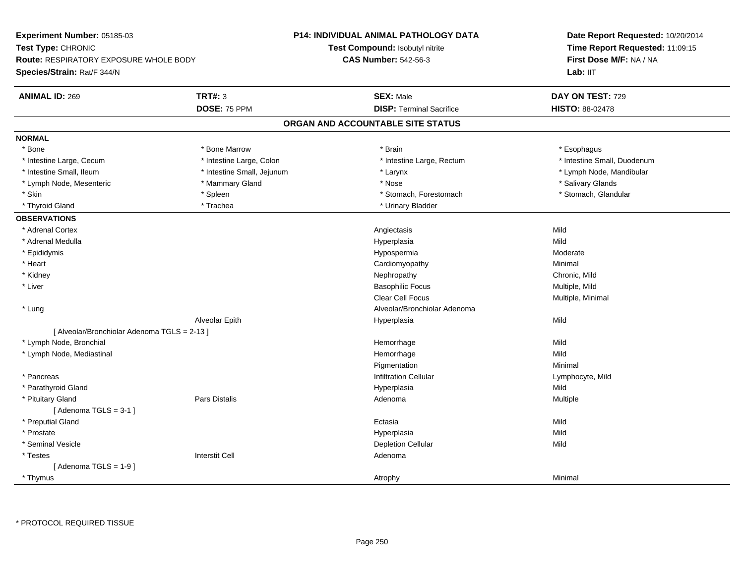**Experiment Number:** 05185-03
**Test Type:** CHRONIC
**Route:** RESPIRATORY EXPOSURE WHOLE BODY
**Species/Strain:** Rat/F 344/N

**P14: INDIVIDUAL ANIMAL PATHOLOGY DATA**
**Test Compound:** Isobutyl nitrite
**CAS Number:** 542-56-3

**Date Report Requested:** 10/20/2014
**Time Report Requested:** 11:09:15
**First Dose M/F:** NA / NA
**Lab:** IIT

| **ANIMAL ID:** 269 | **TRT#:** 3 | **SEX:** Male | **DAY ON TEST:** 729 |
|---|---|---|---|
| | **DOSE:** 75 PPM | **DISP:** Terminal Sacrifice | **HISTO:** 88-02478 |

## ORGAN AND ACCOUNTABLE SITE STATUS

**NORMAL**

| | | | |
|---|---|---|---|
| * Bone | * Bone Marrow | * Brain | * Esophagus |
| * Intestine Large, Cecum | * Intestine Large, Colon | * Intestine Large, Rectum | * Intestine Small, Duodenum |
| * Intestine Small, Ileum | * Intestine Small, Jejunum | * Larynx | * Lymph Node, Mandibular |
| * Lymph Node, Mesenteric | * Mammary Gland | * Nose | * Salivary Glands |
| * Skin | * Spleen | * Stomach, Forestomach | * Stomach, Glandular |
| * Thyroid Gland | * Trachea | * Urinary Bladder | |

**OBSERVATIONS**

| | | | |
|---|---|---|---|
| * Adrenal Cortex | | Angiectasis | Mild |
| * Adrenal Medulla | | Hyperplasia | Mild |
| * Epididymis | | Hypospermia | Moderate |
| * Heart | | Cardiomyopathy | Minimal |
| * Kidney | | Nephropathy | Chronic, Mild |
| * Liver | | Basophilic Focus | Multiple, Mild |
| | | Clear Cell Focus | Multiple, Minimal |
| * Lung | | Alveolar/Bronchiolar Adenoma | |
| | Alveolar Epith | Hyperplasia | Mild |
| [ Alveolar/Bronchiolar Adenoma TGLS = 2-13 ] | | | |
| * Lymph Node, Bronchial | | Hemorrhage | Mild |
| * Lymph Node, Mediastinal | | Hemorrhage | Mild |
| | | Pigmentation | Minimal |
| * Pancreas | | Infiltration Cellular | Lymphocyte, Mild |
| * Parathyroid Gland | | Hyperplasia | Mild |
| * Pituitary Gland | Pars Distalis | Adenoma | Multiple |
| [ Adenoma TGLS = 3-1 ] | | | |
| * Preputial Gland | | Ectasia | Mild |
| * Prostate | | Hyperplasia | Mild |
| * Seminal Vesicle | | Depletion Cellular | Mild |
| * Testes | Interstit Cell | Adenoma | |
| [ Adenoma TGLS = 1-9 ] | | | |
| * Thymus | | Atrophy | Minimal |

* PROTOCOL REQUIRED TISSUE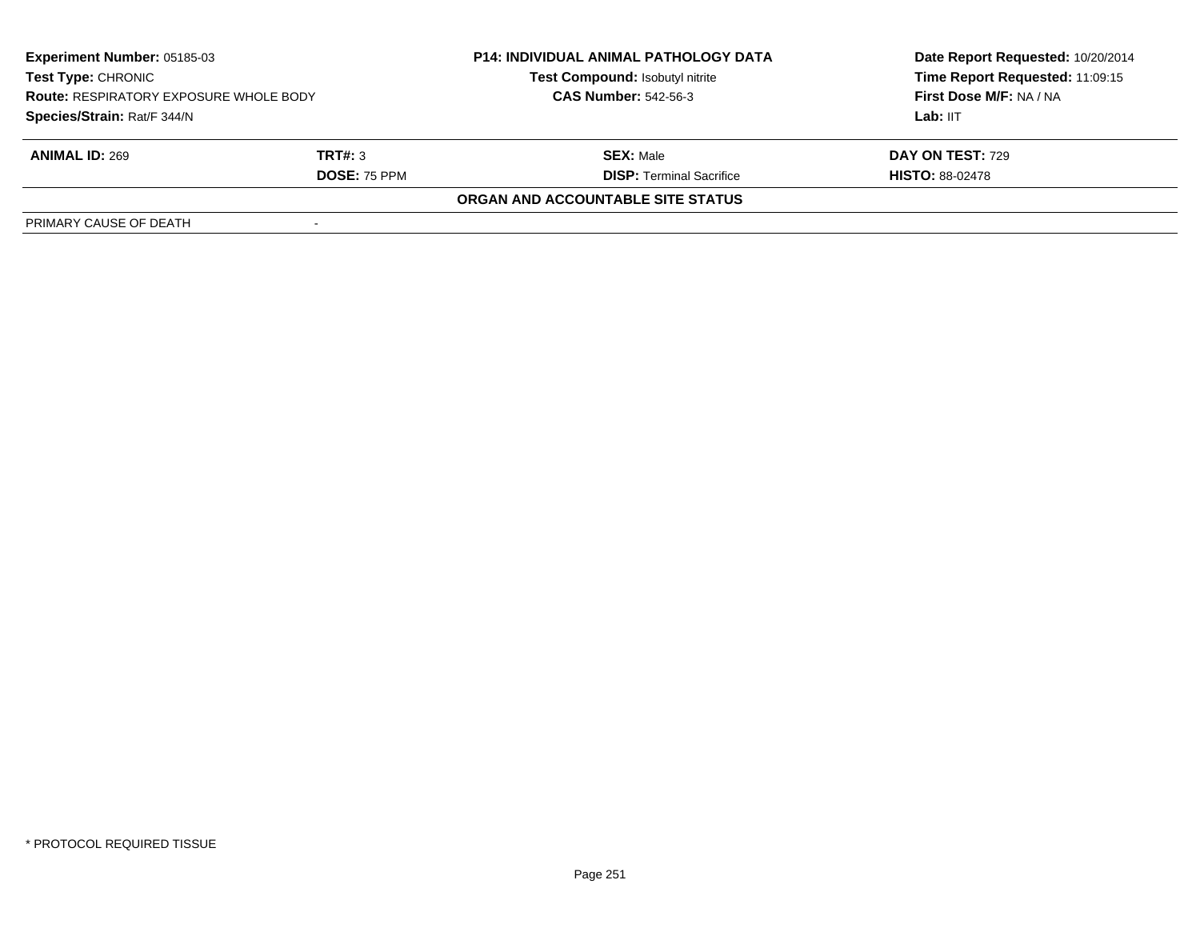**Experiment Number:** 05185-03
**Test Type:** CHRONIC
**Route:** RESPIRATORY EXPOSURE WHOLE BODY
**Species/Strain:** Rat/F 344/N

**P14: INDIVIDUAL ANIMAL PATHOLOGY DATA**
**Test Compound:** Isobutyl nitrite
**CAS Number:** 542-56-3

**Date Report Requested:** 10/20/2014
**Time Report Requested:** 11:09:15
**First Dose M/F:** NA / NA
**Lab:** IIT

| **ANIMAL ID:** 269 | **TRT#:** 3 | **SEX:** Male | **DAY ON TEST:** 729 |
|---|---|---|---|
| | **DOSE:** 75 PPM | **DISP:** Terminal Sacrifice | **HISTO:** 88-02478 |

**ORGAN AND ACCOUNTABLE SITE STATUS**

| PRIMARY CAUSE OF DEATH | - |
|---|---|

\* PROTOCOL REQUIRED TISSUE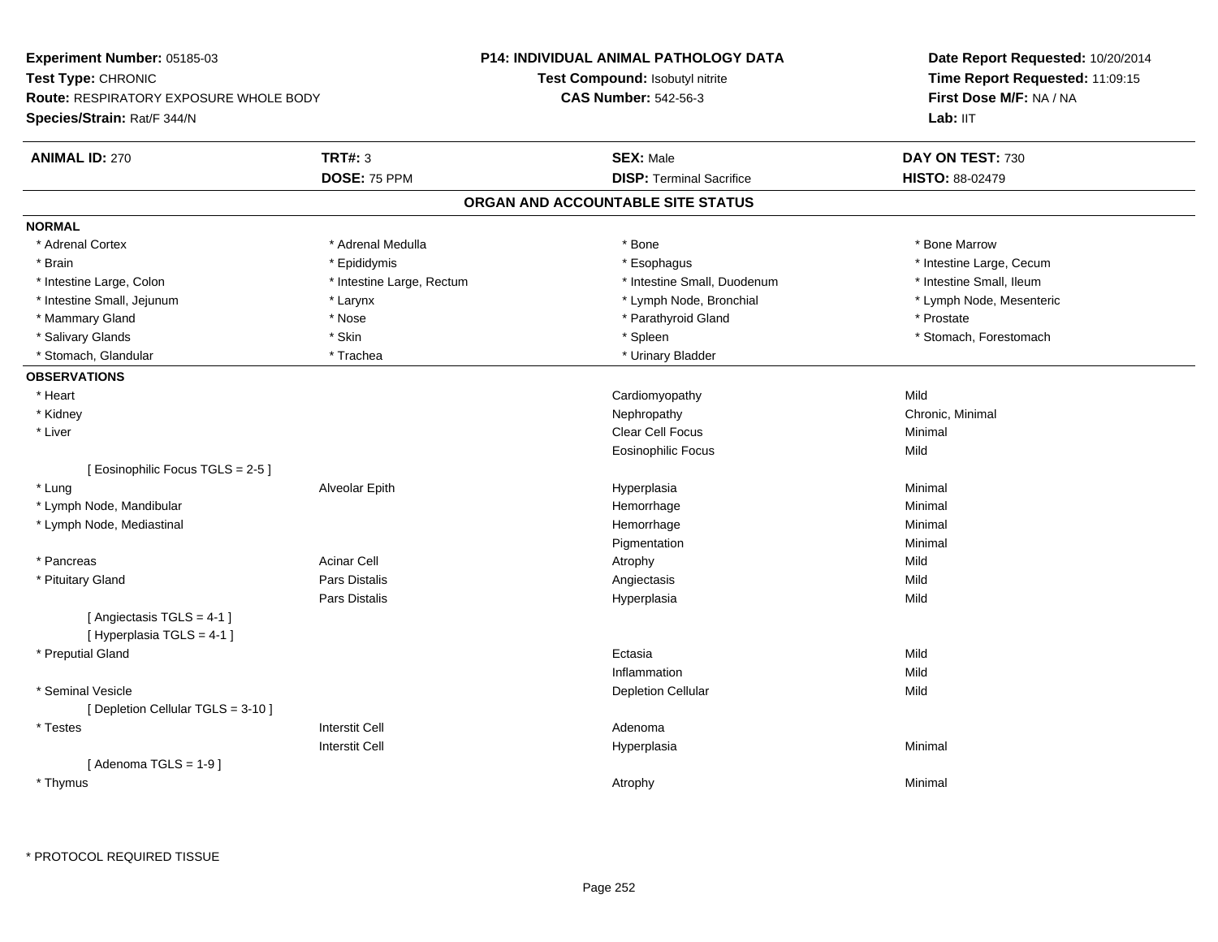**Experiment Number:** 05185-03
**Test Type:** CHRONIC
**Route:** RESPIRATORY EXPOSURE WHOLE BODY
**Species/Strain:** Rat/F 344/N

**P14: INDIVIDUAL ANIMAL PATHOLOGY DATA**
**Test Compound:** Isobutyl nitrite
**CAS Number:** 542-56-3

**Date Report Requested:** 10/20/2014
**Time Report Requested:** 11:09:15
**First Dose M/F:** NA / NA
**Lab:** IIT

| **ANIMAL ID:** 270 | **TRT#:** 3 | **SEX:** Male | **DAY ON TEST:** 730 |
|---|---|---|---|
| | **DOSE:** 75 PPM | **DISP:** Terminal Sacrifice | **HISTO:** 88-02479 |

## ORGAN AND ACCOUNTABLE SITE STATUS

**NORMAL**

| | | | |
|---|---|---|---|
| * Adrenal Cortex | * Adrenal Medulla | * Bone | * Bone Marrow |
| * Brain | * Epididymis | * Esophagus | * Intestine Large, Cecum |
| * Intestine Large, Colon | * Intestine Large, Rectum | * Intestine Small, Duodenum | * Intestine Small, Ileum |
| * Intestine Small, Jejunum | * Larynx | * Lymph Node, Bronchial | * Lymph Node, Mesenteric |
| * Mammary Gland | * Nose | * Parathyroid Gland | * Prostate |
| * Salivary Glands | * Skin | * Spleen | * Stomach, Forestomach |
| * Stomach, Glandular | * Trachea | * Urinary Bladder | |

**OBSERVATIONS**

| | | | |
|---|---|---|---|
| * Heart | | Cardiomyopathy | Mild |
| * Kidney | | Nephropathy | Chronic, Minimal |
| * Liver | | Clear Cell Focus | Minimal |
| | | Eosinophilic Focus | Mild |
| [ Eosinophilic Focus TGLS = 2-5 ] | | | |
| * Lung | Alveolar Epith | Hyperplasia | Minimal |
| * Lymph Node, Mandibular | | Hemorrhage | Minimal |
| * Lymph Node, Mediastinal | | Hemorrhage | Minimal |
| | | Pigmentation | Minimal |
| * Pancreas | Acinar Cell | Atrophy | Mild |
| * Pituitary Gland | Pars Distalis | Angiectasis | Mild |
| | Pars Distalis | Hyperplasia | Mild |
| [ Angiectasis TGLS = 4-1 ]<br>[ Hyperplasia TGLS = 4-1 ] | | | |
| * Preputial Gland | | Ectasia | Mild |
| | | Inflammation | Mild |
| * Seminal Vesicle | | Depletion Cellular | Mild |
| [ Depletion Cellular TGLS = 3-10 ] | | | |
| * Testes | Interstit Cell | Adenoma | |
| | Interstit Cell | Hyperplasia | Minimal |
| [ Adenoma TGLS = 1-9 ] | | | |
| * Thymus | | Atrophy | Minimal |

* PROTOCOL REQUIRED TISSUE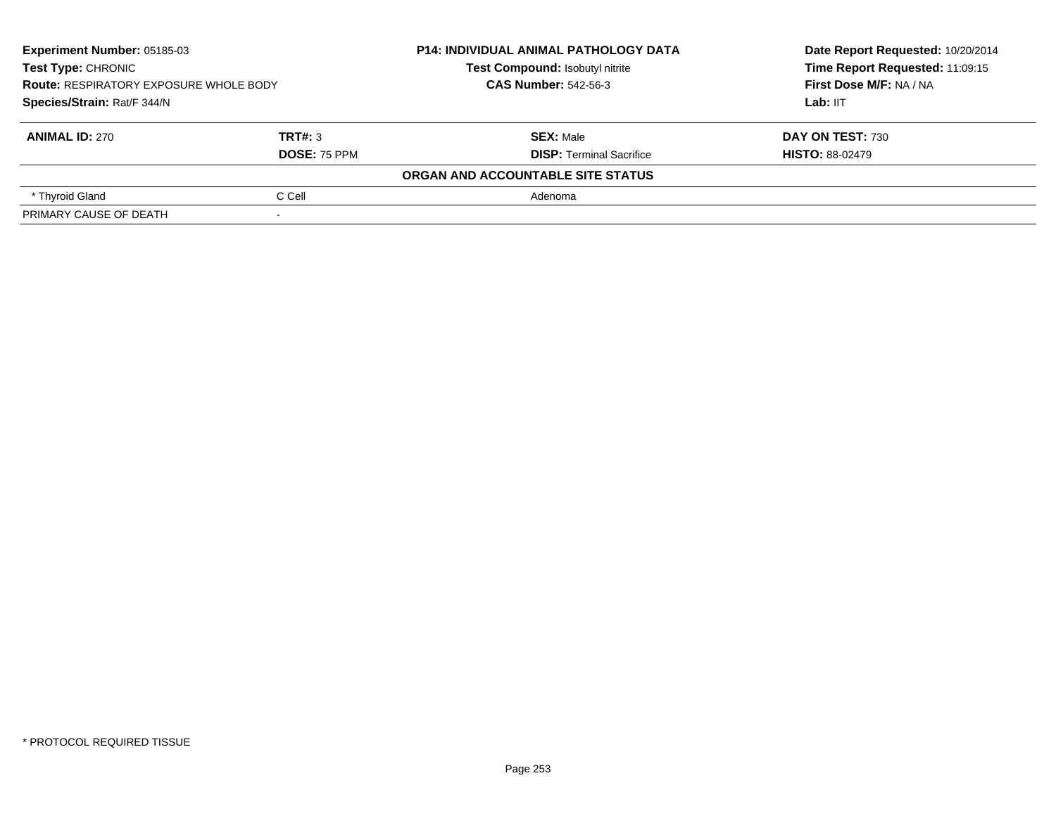**Experiment Number:** 05185-03
**Test Type:** CHRONIC
**Route:** RESPIRATORY EXPOSURE WHOLE BODY
**Species/Strain:** Rat/F 344/N

**P14: INDIVIDUAL ANIMAL PATHOLOGY DATA**
**Test Compound:** Isobutyl nitrite
**CAS Number:** 542-56-3

**Date Report Requested:** 10/20/2014
**Time Report Requested:** 11:09:15
**First Dose M/F:** NA / NA
**Lab:** IIT

| **ANIMAL ID:** 270 | **TRT#:** 3 | **SEX:** Male | **DAY ON TEST:** 730 |
|---|---|---|---|
| | **DOSE:** 75 PPM | **DISP:** Terminal Sacrifice | **HISTO:** 88-02479 |

**ORGAN AND ACCOUNTABLE SITE STATUS**

| | | |
|---|---|---|
| * Thyroid Gland | C Cell | Adenoma |
| PRIMARY CAUSE OF DEATH | - | |

* PROTOCOL REQUIRED TISSUE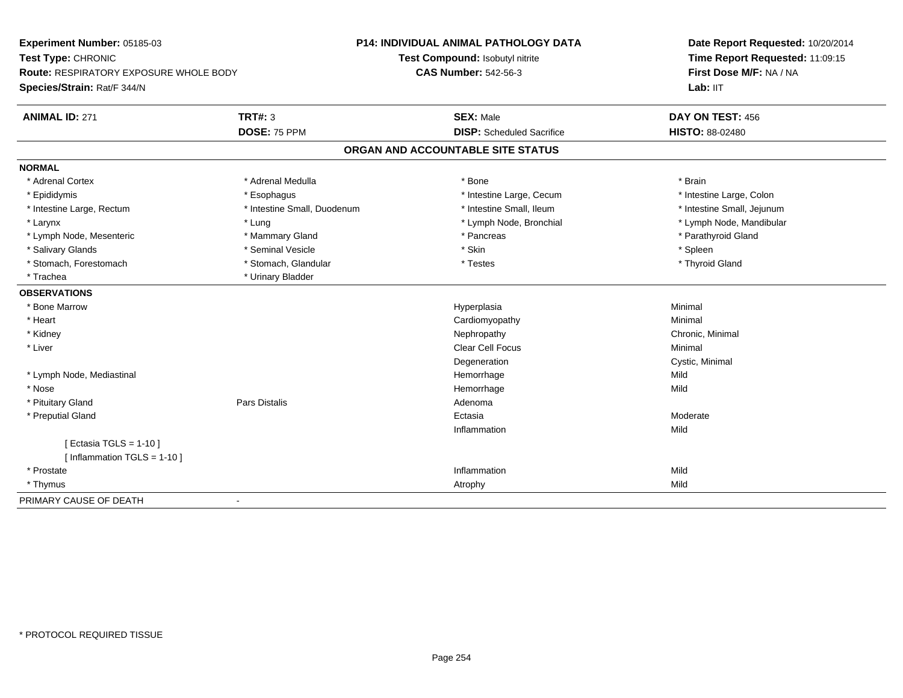**Experiment Number:** 05185-03
**Test Type:** CHRONIC
**Route:** RESPIRATORY EXPOSURE WHOLE BODY
**Species/Strain:** Rat/F 344/N

**P14: INDIVIDUAL ANIMAL PATHOLOGY DATA**
**Test Compound:** Isobutyl nitrite
**CAS Number:** 542-56-3

**Date Report Requested:** 10/20/2014
**Time Report Requested:** 11:09:15
**First Dose M/F:** NA / NA
**Lab:** IIT

| **ANIMAL ID:** 271 | **TRT#:** 3 | **SEX:** Male | **DAY ON TEST:** 456 |
|---|---|---|---|
| | **DOSE:** 75 PPM | **DISP:** Scheduled Sacrifice | **HISTO:** 88-02480 |

## ORGAN AND ACCOUNTABLE SITE STATUS

| | | | |
|---|---|---|---|
| **NORMAL** | | | |
| * Adrenal Cortex | * Adrenal Medulla | * Bone | * Brain |
| * Epididymis | * Esophagus | * Intestine Large, Cecum | * Intestine Large, Colon |
| * Intestine Large, Rectum | * Intestine Small, Duodenum | * Intestine Small, Ileum | * Intestine Small, Jejunum |
| * Larynx | * Lung | * Lymph Node, Bronchial | * Lymph Node, Mandibular |
| * Lymph Node, Mesenteric | * Mammary Gland | * Pancreas | * Parathyroid Gland |
| * Salivary Glands | * Seminal Vesicle | * Skin | * Spleen |
| * Stomach, Forestomach | * Stomach, Glandular | * Testes | * Thyroid Gland |
| * Trachea | * Urinary Bladder | | |
| **OBSERVATIONS** | | | |
| * Bone Marrow | | Hyperplasia | Minimal |
| * Heart | | Cardiomyopathy | Minimal |
| * Kidney | | Nephropathy | Chronic, Minimal |
| * Liver | | Clear Cell Focus | Minimal |
| | | Degeneration | Cystic, Minimal |
| * Lymph Node, Mediastinal | | Hemorrhage | Mild |
| * Nose | | Hemorrhage | Mild |
| * Pituitary Gland | Pars Distalis | Adenoma | |
| * Preputial Gland | | Ectasia | Moderate |
| | | Inflammation | Mild |
| [ Ectasia TGLS = 1-10 ] | | | |
| [ Inflammation TGLS = 1-10 ] | | | |
| * Prostate | | Inflammation | Mild |
| * Thymus | | Atrophy | Mild |
| PRIMARY CAUSE OF DEATH | - | | |

* PROTOCOL REQUIRED TISSUE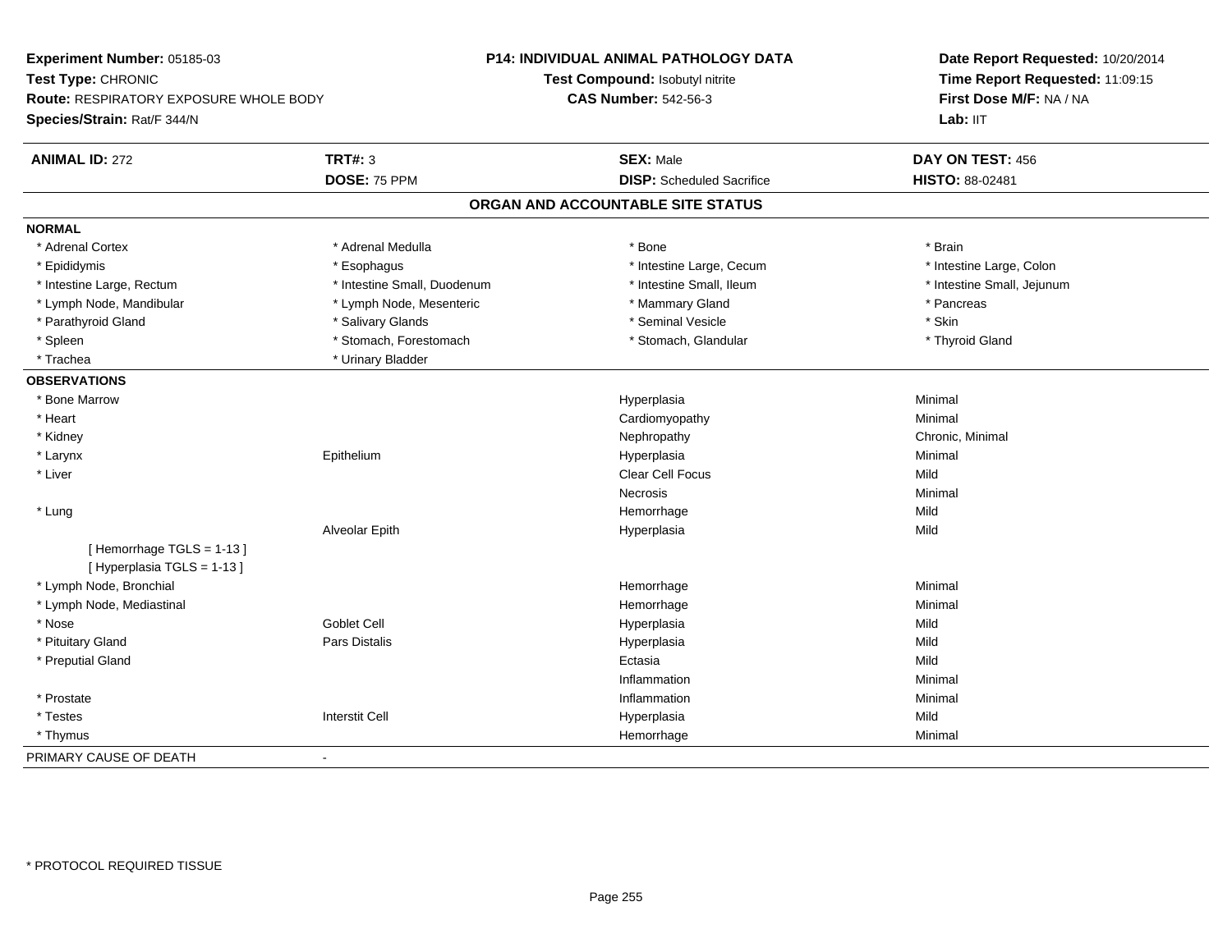**Experiment Number:** 05185-03
**Test Type:** CHRONIC
**Route:** RESPIRATORY EXPOSURE WHOLE BODY
**Species/Strain:** Rat/F 344/N

**P14: INDIVIDUAL ANIMAL PATHOLOGY DATA**
**Test Compound:** Isobutyl nitrite
**CAS Number:** 542-56-3

**Date Report Requested:** 10/20/2014
**Time Report Requested:** 11:09:15
**First Dose M/F:** NA / NA
**Lab:** IIT

| **ANIMAL ID:** 272 | **TRT#:** 3 | **SEX:** Male | **DAY ON TEST:** 456 |
|---|---|---|---|
| | **DOSE:** 75 PPM | **DISP:** Scheduled Sacrifice | **HISTO:** 88-02481 |

## ORGAN AND ACCOUNTABLE SITE STATUS

**NORMAL**

| | | | |
|---|---|---|---|
| * Adrenal Cortex | * Adrenal Medulla | * Bone | * Brain |
| * Epididymis | * Esophagus | * Intestine Large, Cecum | * Intestine Large, Colon |
| * Intestine Large, Rectum | * Intestine Small, Duodenum | * Intestine Small, Ileum | * Intestine Small, Jejunum |
| * Lymph Node, Mandibular | * Lymph Node, Mesenteric | * Mammary Gland | * Pancreas |
| * Parathyroid Gland | * Salivary Glands | * Seminal Vesicle | * Skin |
| * Spleen | * Stomach, Forestomach | * Stomach, Glandular | * Thyroid Gland |
| * Trachea | * Urinary Bladder | | |

**OBSERVATIONS**

| | | | |
|---|---|---|---|
| * Bone Marrow | | Hyperplasia | Minimal |
| * Heart | | Cardiomyopathy | Minimal |
| * Kidney | | Nephropathy | Chronic, Minimal |
| * Larynx | Epithelium | Hyperplasia | Minimal |
| * Liver | | Clear Cell Focus | Mild |
| | | Necrosis | Minimal |
| * Lung | | Hemorrhage | Mild |
| | Alveolar Epith | Hyperplasia | Mild |
| [ Hemorrhage TGLS = 1-13 ] | | | |
| [ Hyperplasia TGLS = 1-13 ] | | | |
| * Lymph Node, Bronchial | | Hemorrhage | Minimal |
| * Lymph Node, Mediastinal | | Hemorrhage | Minimal |
| * Nose | Goblet Cell | Hyperplasia | Mild |
| * Pituitary Gland | Pars Distalis | Hyperplasia | Mild |
| * Preputial Gland | | Ectasia | Mild |
| | | Inflammation | Minimal |
| * Prostate | | Inflammation | Minimal |
| * Testes | Interstit Cell | Hyperplasia | Mild |
| * Thymus | | Hemorrhage | Minimal |

PRIMARY CAUSE OF DEATH -

* PROTOCOL REQUIRED TISSUE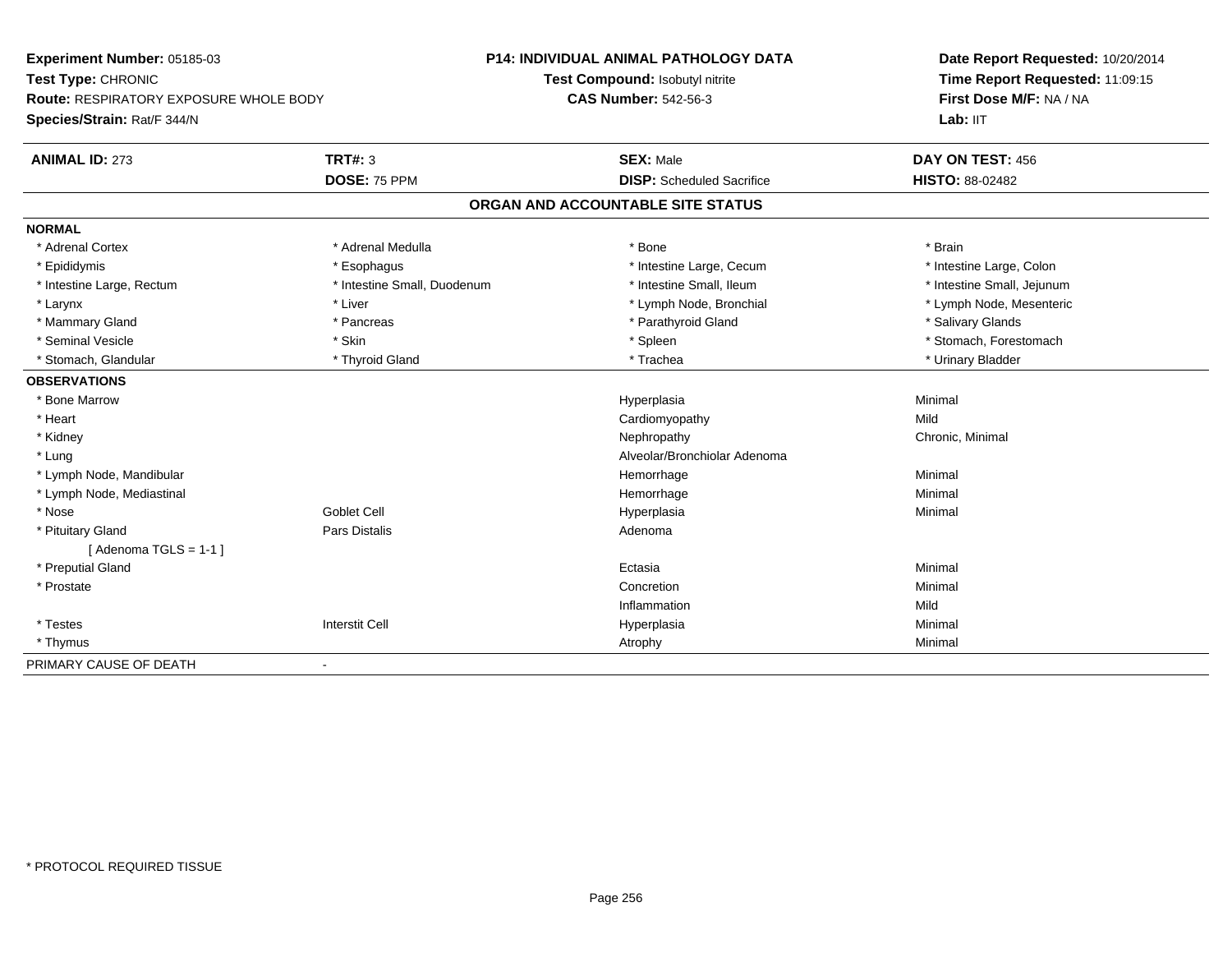**Experiment Number:** 05185-03
**Test Type:** CHRONIC
**Route:** RESPIRATORY EXPOSURE WHOLE BODY
**Species/Strain:** Rat/F 344/N

**P14: INDIVIDUAL ANIMAL PATHOLOGY DATA**
**Test Compound:** Isobutyl nitrite
**CAS Number:** 542-56-3

**Date Report Requested:** 10/20/2014
**Time Report Requested:** 11:09:15
**First Dose M/F:** NA / NA
**Lab:** IIT

| **ANIMAL ID:** 273 | **TRT#:** 3 | **SEX:** Male | **DAY ON TEST:** 456 |
|---|---|---|---|
| | **DOSE:** 75 PPM | **DISP:** Scheduled Sacrifice | **HISTO:** 88-02482 |

## ORGAN AND ACCOUNTABLE SITE STATUS

**NORMAL**

| | | | |
|---|---|---|---|
| * Adrenal Cortex | * Adrenal Medulla | * Bone | * Brain |
| * Epididymis | * Esophagus | * Intestine Large, Cecum | * Intestine Large, Colon |
| * Intestine Large, Rectum | * Intestine Small, Duodenum | * Intestine Small, Ileum | * Intestine Small, Jejunum |
| * Larynx | * Liver | * Lymph Node, Bronchial | * Lymph Node, Mesenteric |
| * Mammary Gland | * Pancreas | * Parathyroid Gland | * Salivary Glands |
| * Seminal Vesicle | * Skin | * Spleen | * Stomach, Forestomach |
| * Stomach, Glandular | * Thyroid Gland | * Trachea | * Urinary Bladder |

**OBSERVATIONS**

| | | | |
|---|---|---|---|
| * Bone Marrow | | Hyperplasia | Minimal |
| * Heart | | Cardiomyopathy | Mild |
| * Kidney | | Nephropathy | Chronic, Minimal |
| * Lung | | Alveolar/Bronchiolar Adenoma | |
| * Lymph Node, Mandibular | | Hemorrhage | Minimal |
| * Lymph Node, Mediastinal | | Hemorrhage | Minimal |
| * Nose | Goblet Cell | Hyperplasia | Minimal |
| * Pituitary Gland | Pars Distalis | Adenoma | |
| [ Adenoma TGLS = 1-1 ] | | | |
| * Preputial Gland | | Ectasia | Minimal |
| * Prostate | | Concretion | Minimal |
| | | Inflammation | Mild |
| * Testes | Interstit Cell | Hyperplasia | Minimal |
| * Thymus | | Atrophy | Minimal |

PRIMARY CAUSE OF DEATH -

* PROTOCOL REQUIRED TISSUE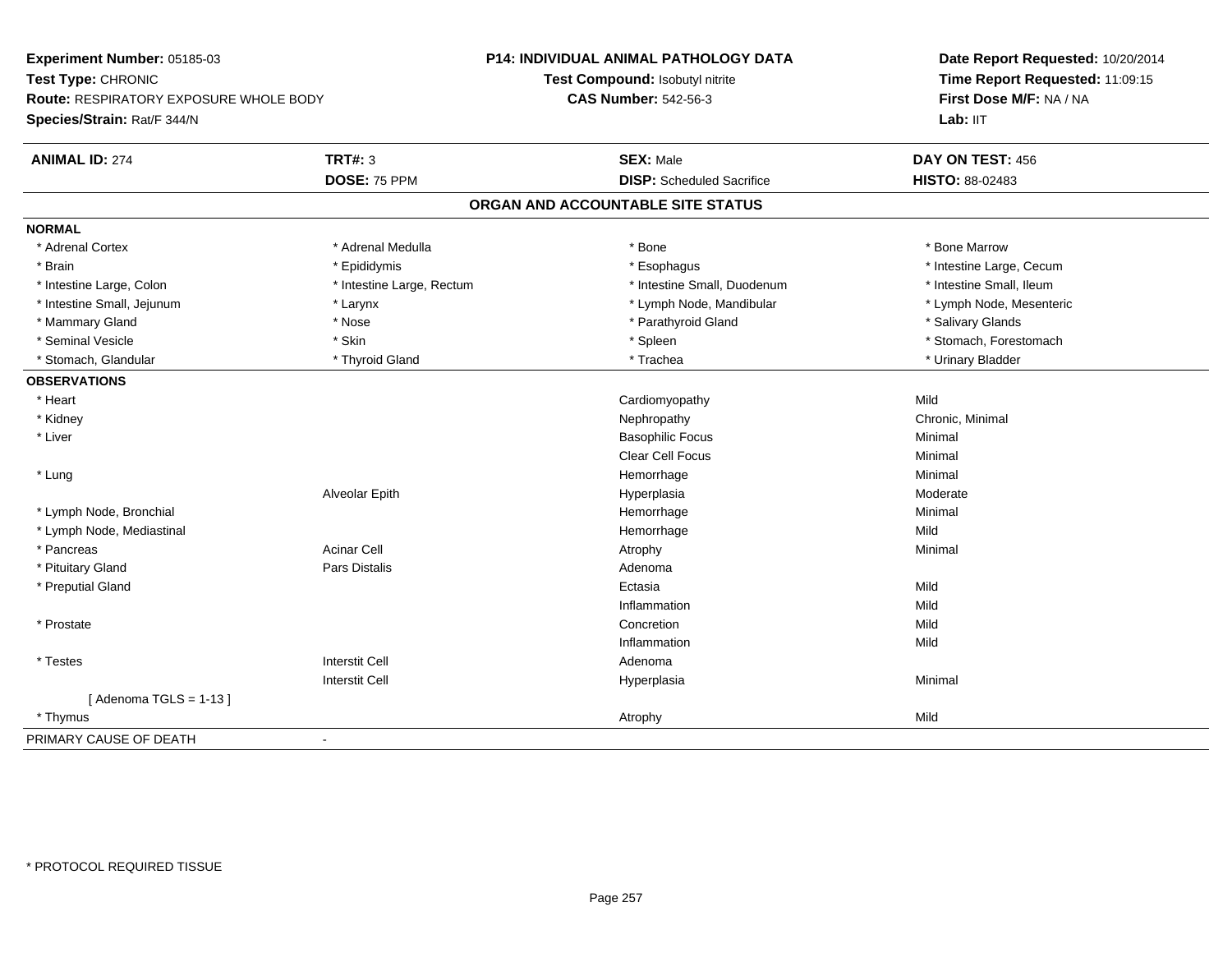**Experiment Number:** 05185-03
**Test Type:** CHRONIC
**Route:** RESPIRATORY EXPOSURE WHOLE BODY
**Species/Strain:** Rat/F 344/N

**P14: INDIVIDUAL ANIMAL PATHOLOGY DATA**
**Test Compound:** Isobutyl nitrite
**CAS Number:** 542-56-3

**Date Report Requested:** 10/20/2014
**Time Report Requested:** 11:09:15
**First Dose M/F:** NA / NA
**Lab:** IIT

| **ANIMAL ID:** 274 | **TRT#:** 3 | **SEX:** Male | **DAY ON TEST:** 456 |
|---|---|---|---|
| | **DOSE:** 75 PPM | **DISP:** Scheduled Sacrifice | **HISTO:** 88-02483 |

## ORGAN AND ACCOUNTABLE SITE STATUS

| | | | |
|---|---|---|---|
| **NORMAL** | | | |
| * Adrenal Cortex | * Adrenal Medulla | * Bone | * Bone Marrow |
| * Brain | * Epididymis | * Esophagus | * Intestine Large, Cecum |
| * Intestine Large, Colon | * Intestine Large, Rectum | * Intestine Small, Duodenum | * Intestine Small, Ileum |
| * Intestine Small, Jejunum | * Larynx | * Lymph Node, Mandibular | * Lymph Node, Mesenteric |
| * Mammary Gland | * Nose | * Parathyroid Gland | * Salivary Glands |
| * Seminal Vesicle | * Skin | * Spleen | * Stomach, Forestomach |
| * Stomach, Glandular | * Thyroid Gland | * Trachea | * Urinary Bladder |
| **OBSERVATIONS** | | | |
| * Heart | | Cardiomyopathy | Mild |
| * Kidney | | Nephropathy | Chronic, Minimal |
| * Liver | | Basophilic Focus | Minimal |
| | | Clear Cell Focus | Minimal |
| * Lung | | Hemorrhage | Minimal |
| | Alveolar Epith | Hyperplasia | Moderate |
| * Lymph Node, Bronchial | | Hemorrhage | Minimal |
| * Lymph Node, Mediastinal | | Hemorrhage | Mild |
| * Pancreas | Acinar Cell | Atrophy | Minimal |
| * Pituitary Gland | Pars Distalis | Adenoma | |
| * Preputial Gland | | Ectasia | Mild |
| | | Inflammation | Mild |
| * Prostate | | Concretion | Mild |
| | | Inflammation | Mild |
| * Testes | Interstit Cell | Adenoma | |
| | Interstit Cell | Hyperplasia | Minimal |
| [ Adenoma TGLS = 1-13 ] | | | |
| * Thymus | | Atrophy | Mild |
| PRIMARY CAUSE OF DEATH | - | | |

* PROTOCOL REQUIRED TISSUE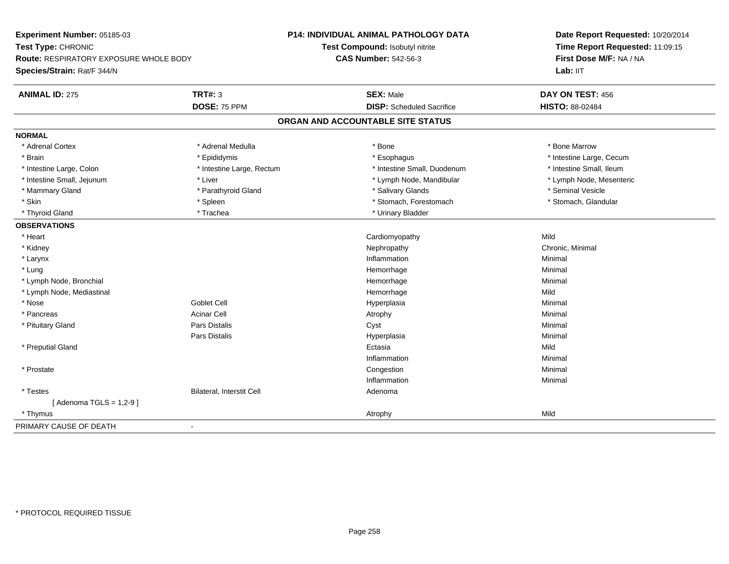**Experiment Number:** 05185-03
**Test Type:** CHRONIC
**Route:** RESPIRATORY EXPOSURE WHOLE BODY
**Species/Strain:** Rat/F 344/N

**P14: INDIVIDUAL ANIMAL PATHOLOGY DATA**
**Test Compound:** Isobutyl nitrite
**CAS Number:** 542-56-3

**Date Report Requested:** 10/20/2014
**Time Report Requested:** 11:09:15
**First Dose M/F:** NA / NA
**Lab:** IIT

| **ANIMAL ID:** 275 | **TRT#:** 3 | **SEX:** Male | **DAY ON TEST:** 456 |
|---|---|---|---|
| | **DOSE:** 75 PPM | **DISP:** Scheduled Sacrifice | **HISTO:** 88-02484 |

## ORGAN AND ACCOUNTABLE SITE STATUS

| | | | |
|---|---|---|---|
| **NORMAL** | | | |
| * Adrenal Cortex | * Adrenal Medulla | * Bone | * Bone Marrow |
| * Brain | * Epididymis | * Esophagus | * Intestine Large, Cecum |
| * Intestine Large, Colon | * Intestine Large, Rectum | * Intestine Small, Duodenum | * Intestine Small, Ileum |
| * Intestine Small, Jejunum | * Liver | * Lymph Node, Mandibular | * Lymph Node, Mesenteric |
| * Mammary Gland | * Parathyroid Gland | * Salivary Glands | * Seminal Vesicle |
| * Skin | * Spleen | * Stomach, Forestomach | * Stomach, Glandular |
| * Thyroid Gland | * Trachea | * Urinary Bladder | |
| **OBSERVATIONS** | | | |
| * Heart | | Cardiomyopathy | Mild |
| * Kidney | | Nephropathy | Chronic, Minimal |
| * Larynx | | Inflammation | Minimal |
| * Lung | | Hemorrhage | Minimal |
| * Lymph Node, Bronchial | | Hemorrhage | Minimal |
| * Lymph Node, Mediastinal | | Hemorrhage | Mild |
| * Nose | Goblet Cell | Hyperplasia | Minimal |
| * Pancreas | Acinar Cell | Atrophy | Minimal |
| * Pituitary Gland | Pars Distalis | Cyst | Minimal |
| | Pars Distalis | Hyperplasia | Minimal |
| * Preputial Gland | | Ectasia | Mild |
| | | Inflammation | Minimal |
| * Prostate | | Congestion | Minimal |
| | | Inflammation | Minimal |
| * Testes | Bilateral, Interstit Cell | Adenoma | |
| [ Adenoma TGLS = 1,2-9 ] | | | |
| * Thymus | | Atrophy | Mild |
| PRIMARY CAUSE OF DEATH | - | | |

\* PROTOCOL REQUIRED TISSUE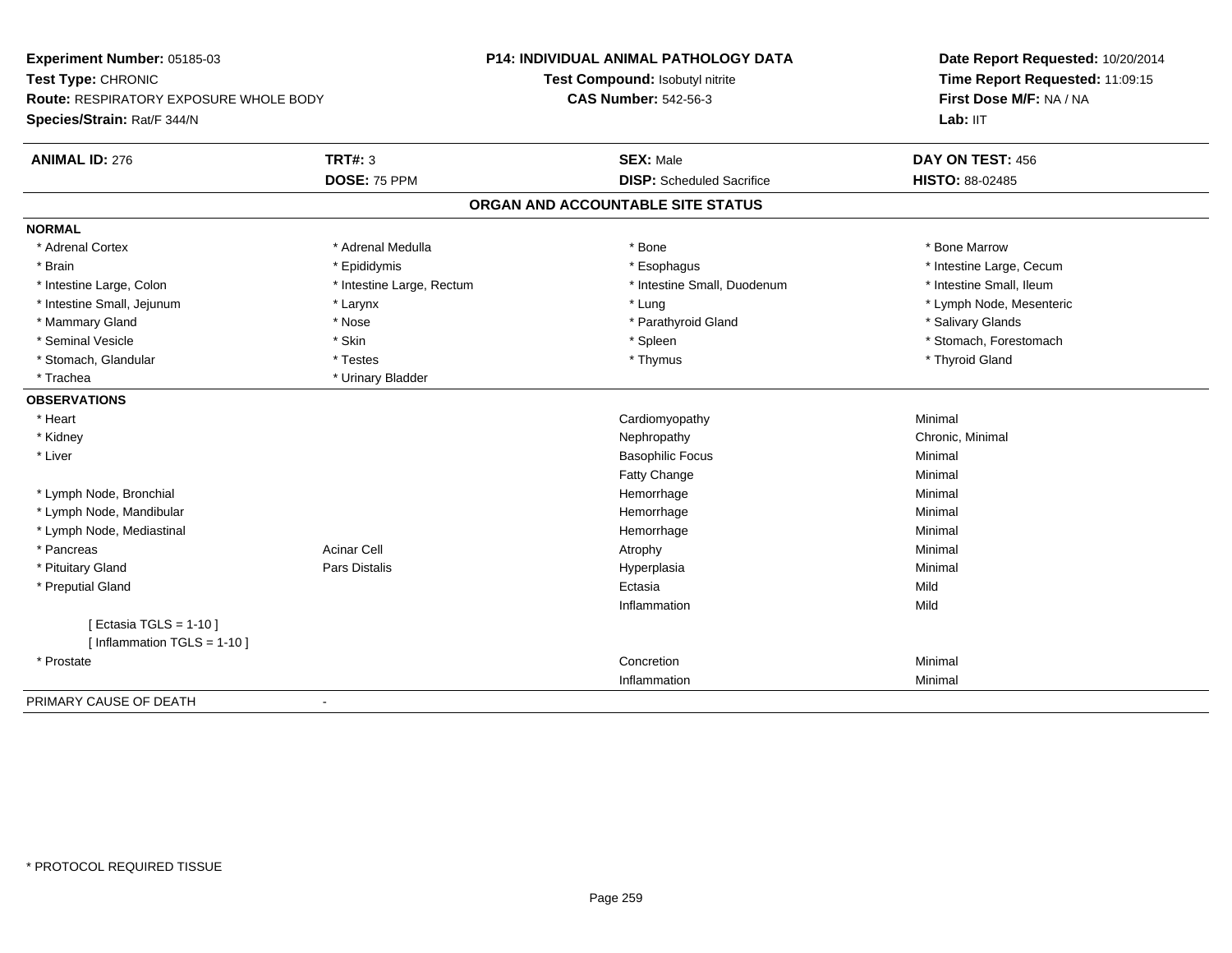**Experiment Number:** 05185-03
**Test Type:** CHRONIC
**Route:** RESPIRATORY EXPOSURE WHOLE BODY
**Species/Strain:** Rat/F 344/N

**P14: INDIVIDUAL ANIMAL PATHOLOGY DATA**
**Test Compound:** Isobutyl nitrite
**CAS Number:** 542-56-3

**Date Report Requested:** 10/20/2014
**Time Report Requested:** 11:09:15
**First Dose M/F:** NA / NA
**Lab:** IIT

| **ANIMAL ID:** 276 | **TRT#:** 3 | **SEX:** Male | **DAY ON TEST:** 456 |
|---|---|---|---|
| | **DOSE:** 75 PPM | **DISP:** Scheduled Sacrifice | **HISTO:** 88-02485 |

## ORGAN AND ACCOUNTABLE SITE STATUS

**NORMAL**

| | | | |
|---|---|---|---|
| * Adrenal Cortex | * Adrenal Medulla | * Bone | * Bone Marrow |
| * Brain | * Epididymis | * Esophagus | * Intestine Large, Cecum |
| * Intestine Large, Colon | * Intestine Large, Rectum | * Intestine Small, Duodenum | * Intestine Small, Ileum |
| * Intestine Small, Jejunum | * Larynx | * Lung | * Lymph Node, Mesenteric |
| * Mammary Gland | * Nose | * Parathyroid Gland | * Salivary Glands |
| * Seminal Vesicle | * Skin | * Spleen | * Stomach, Forestomach |
| * Stomach, Glandular | * Testes | * Thymus | * Thyroid Gland |
| * Trachea | * Urinary Bladder | | |

**OBSERVATIONS**

| | | | |
|---|---|---|---|
| * Heart | | Cardiomyopathy | Minimal |
| * Kidney | | Nephropathy | Chronic, Minimal |
| * Liver | | Basophilic Focus | Minimal |
| | | Fatty Change | Minimal |
| * Lymph Node, Bronchial | | Hemorrhage | Minimal |
| * Lymph Node, Mandibular | | Hemorrhage | Minimal |
| * Lymph Node, Mediastinal | | Hemorrhage | Minimal |
| * Pancreas | Acinar Cell | Atrophy | Minimal |
| * Pituitary Gland | Pars Distalis | Hyperplasia | Minimal |
| * Preputial Gland | | Ectasia | Mild |
| | | Inflammation | Mild |
| [ Ectasia TGLS = 1-10 ] | | | |
| [ Inflammation TGLS = 1-10 ] | | | |
| * Prostate | | Concretion | Minimal |
| | | Inflammation | Minimal |

PRIMARY CAUSE OF DEATH -

\* PROTOCOL REQUIRED TISSUE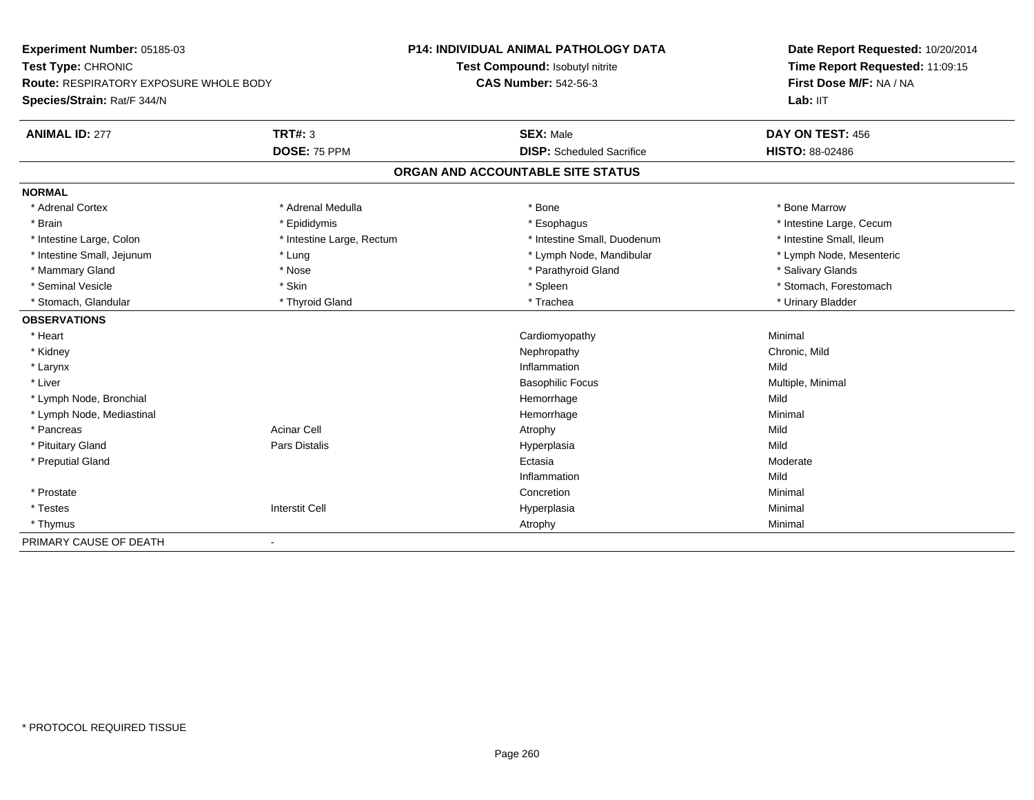**Experiment Number:** 05185-03
**Test Type:** CHRONIC
**Route:** RESPIRATORY EXPOSURE WHOLE BODY
**Species/Strain:** Rat/F 344/N

**P14: INDIVIDUAL ANIMAL PATHOLOGY DATA**
**Test Compound:** Isobutyl nitrite
**CAS Number:** 542-56-3

**Date Report Requested:** 10/20/2014
**Time Report Requested:** 11:09:15
**First Dose M/F:** NA / NA
**Lab:** IIT

| **ANIMAL ID:** 277 | **TRT#:** 3 | **SEX:** Male | **DAY ON TEST:** 456 |
|---|---|---|---|
| | **DOSE:** 75 PPM | **DISP:** Scheduled Sacrifice | **HISTO:** 88-02486 |

## ORGAN AND ACCOUNTABLE SITE STATUS

| | | | |
|---|---|---|---|
| **NORMAL** | | | |
| * Adrenal Cortex | * Adrenal Medulla | * Bone | * Bone Marrow |
| * Brain | * Epididymis | * Esophagus | * Intestine Large, Cecum |
| * Intestine Large, Colon | * Intestine Large, Rectum | * Intestine Small, Duodenum | * Intestine Small, Ileum |
| * Intestine Small, Jejunum | * Lung | * Lymph Node, Mandibular | * Lymph Node, Mesenteric |
| * Mammary Gland | * Nose | * Parathyroid Gland | * Salivary Glands |
| * Seminal Vesicle | * Skin | * Spleen | * Stomach, Forestomach |
| * Stomach, Glandular | * Thyroid Gland | * Trachea | * Urinary Bladder |
| **OBSERVATIONS** | | | |
| * Heart | | Cardiomyopathy | Minimal |
| * Kidney | | Nephropathy | Chronic, Mild |
| * Larynx | | Inflammation | Mild |
| * Liver | | Basophilic Focus | Multiple, Minimal |
| * Lymph Node, Bronchial | | Hemorrhage | Mild |
| * Lymph Node, Mediastinal | | Hemorrhage | Minimal |
| * Pancreas | Acinar Cell | Atrophy | Mild |
| * Pituitary Gland | Pars Distalis | Hyperplasia | Mild |
| * Preputial Gland | | Ectasia | Moderate |
| | | Inflammation | Mild |
| * Prostate | | Concretion | Minimal |
| * Testes | Interstit Cell | Hyperplasia | Minimal |
| * Thymus | | Atrophy | Minimal |
| PRIMARY CAUSE OF DEATH | - | | |

* PROTOCOL REQUIRED TISSUE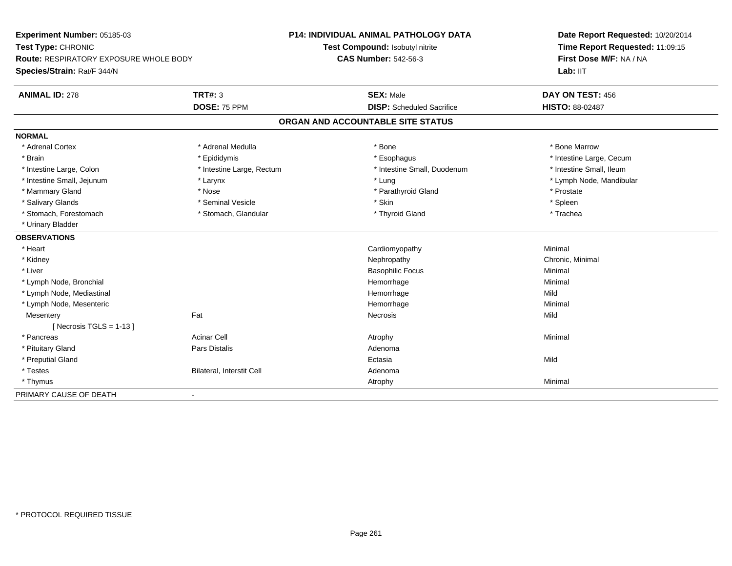**Experiment Number:** 05185-03
**Test Type:** CHRONIC
**Route:** RESPIRATORY EXPOSURE WHOLE BODY
**Species/Strain:** Rat/F 344/N

**P14: INDIVIDUAL ANIMAL PATHOLOGY DATA**
**Test Compound:** Isobutyl nitrite
**CAS Number:** 542-56-3

**Date Report Requested:** 10/20/2014
**Time Report Requested:** 11:09:15
**First Dose M/F:** NA / NA
**Lab:** IIT

| **ANIMAL ID:** 278 | **TRT#:** 3 | **SEX:** Male | **DAY ON TEST:** 456 |
|---|---|---|---|
| | **DOSE:** 75 PPM | **DISP:** Scheduled Sacrifice | **HISTO:** 88-02487 |

## ORGAN AND ACCOUNTABLE SITE STATUS

| | | | |
|---|---|---|---|
| **NORMAL** | | | |
| * Adrenal Cortex | * Adrenal Medulla | * Bone | * Bone Marrow |
| * Brain | * Epididymis | * Esophagus | * Intestine Large, Cecum |
| * Intestine Large, Colon | * Intestine Large, Rectum | * Intestine Small, Duodenum | * Intestine Small, Ileum |
| * Intestine Small, Jejunum | * Larynx | * Lung | * Lymph Node, Mandibular |
| * Mammary Gland | * Nose | * Parathyroid Gland | * Prostate |
| * Salivary Glands | * Seminal Vesicle | * Skin | * Spleen |
| * Stomach, Forestomach | * Stomach, Glandular | * Thyroid Gland | * Trachea |
| * Urinary Bladder | | | |
| **OBSERVATIONS** | | | |
| * Heart | | Cardiomyopathy | Minimal |
| * Kidney | | Nephropathy | Chronic, Minimal |
| * Liver | | Basophilic Focus | Minimal |
| * Lymph Node, Bronchial | | Hemorrhage | Minimal |
| * Lymph Node, Mediastinal | | Hemorrhage | Mild |
| * Lymph Node, Mesenteric | | Hemorrhage | Minimal |
| Mesentery | Fat | Necrosis | Mild |
| [ Necrosis TGLS = 1-13 ] | | | |
| * Pancreas | Acinar Cell | Atrophy | Minimal |
| * Pituitary Gland | Pars Distalis | Adenoma | |
| * Preputial Gland | | Ectasia | Mild |
| * Testes | Bilateral, Interstit Cell | Adenoma | |
| * Thymus | | Atrophy | Minimal |
| PRIMARY CAUSE OF DEATH | - | | |

* PROTOCOL REQUIRED TISSUE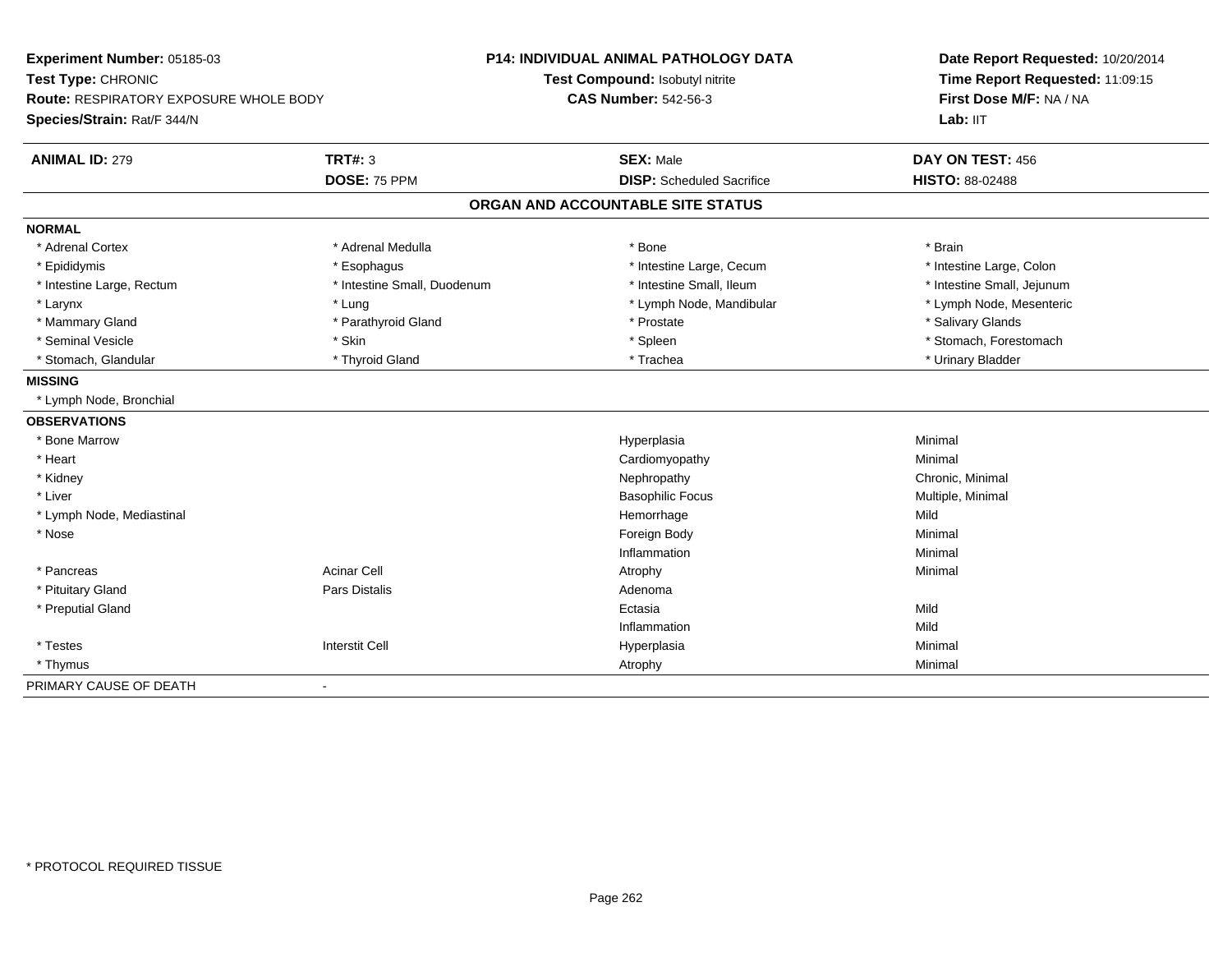**Experiment Number:** 05185-03
**Test Type:** CHRONIC
**Route:** RESPIRATORY EXPOSURE WHOLE BODY
**Species/Strain:** Rat/F 344/N

**P14: INDIVIDUAL ANIMAL PATHOLOGY DATA**
**Test Compound:** Isobutyl nitrite
**CAS Number:** 542-56-3

**Date Report Requested:** 10/20/2014
**Time Report Requested:** 11:09:15
**First Dose M/F:** NA / NA
**Lab:** IIT

| **ANIMAL ID:** 279 | **TRT#:** 3 | **SEX:** Male | **DAY ON TEST:** 456 |
|---|---|---|---|
| | **DOSE:** 75 PPM | **DISP:** Scheduled Sacrifice | **HISTO:** 88-02488 |

## ORGAN AND ACCOUNTABLE SITE STATUS

**NORMAL**

| | | | |
|---|---|---|---|
| * Adrenal Cortex | * Adrenal Medulla | * Bone | * Brain |
| * Epididymis | * Esophagus | * Intestine Large, Cecum | * Intestine Large, Colon |
| * Intestine Large, Rectum | * Intestine Small, Duodenum | * Intestine Small, Ileum | * Intestine Small, Jejunum |
| * Larynx | * Lung | * Lymph Node, Mandibular | * Lymph Node, Mesenteric |
| * Mammary Gland | * Parathyroid Gland | * Prostate | * Salivary Glands |
| * Seminal Vesicle | * Skin | * Spleen | * Stomach, Forestomach |
| * Stomach, Glandular | * Thyroid Gland | * Trachea | * Urinary Bladder |

**MISSING**

* Lymph Node, Bronchial

**OBSERVATIONS**

| | | | |
|---|---|---|---|
| * Bone Marrow | | Hyperplasia | Minimal |
| * Heart | | Cardiomyopathy | Minimal |
| * Kidney | | Nephropathy | Chronic, Minimal |
| * Liver | | Basophilic Focus | Multiple, Minimal |
| * Lymph Node, Mediastinal | | Hemorrhage | Mild |
| * Nose | | Foreign Body | Minimal |
| | | Inflammation | Minimal |
| * Pancreas | Acinar Cell | Atrophy | Minimal |
| * Pituitary Gland | Pars Distalis | Adenoma | |
| * Preputial Gland | | Ectasia | Mild |
| | | Inflammation | Mild |
| * Testes | Interstit Cell | Hyperplasia | Minimal |
| * Thymus | | Atrophy | Minimal |

PRIMARY CAUSE OF DEATH -

* PROTOCOL REQUIRED TISSUE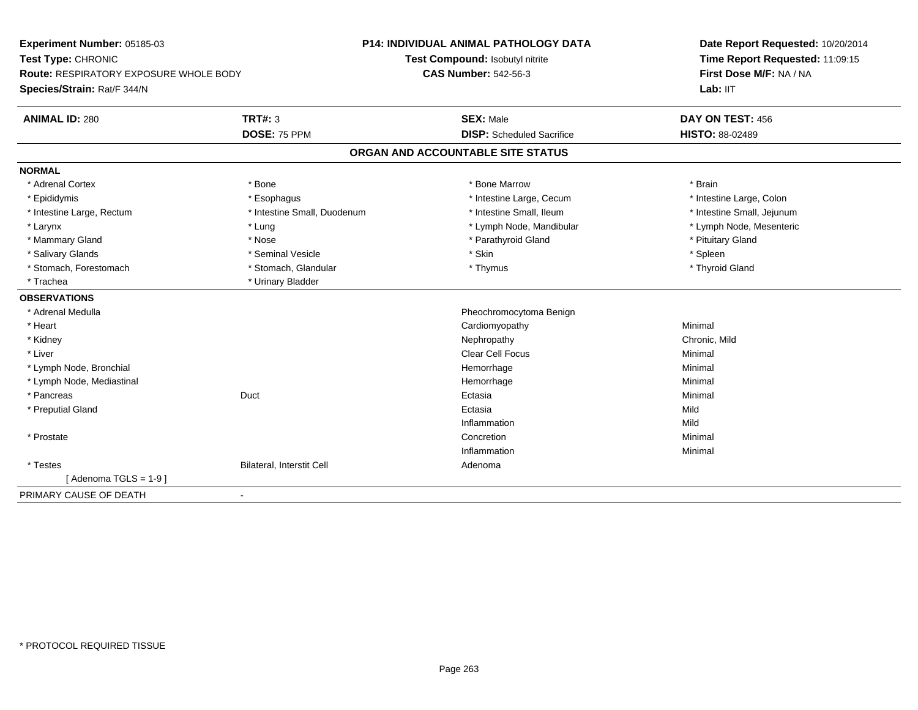**Experiment Number:** 05185-03
**Test Type:** CHRONIC
**Route:** RESPIRATORY EXPOSURE WHOLE BODY
**Species/Strain:** Rat/F 344/N

**P14: INDIVIDUAL ANIMAL PATHOLOGY DATA**
**Test Compound:** Isobutyl nitrite
**CAS Number:** 542-56-3

**Date Report Requested:** 10/20/2014
**Time Report Requested:** 11:09:15
**First Dose M/F:** NA / NA
**Lab:** IIT

| **ANIMAL ID:** 280 | **TRT#:** 3 | **SEX:** Male | **DAY ON TEST:** 456 |
|---|---|---|---|
| | **DOSE:** 75 PPM | **DISP:** Scheduled Sacrifice | **HISTO:** 88-02489 |

## ORGAN AND ACCOUNTABLE SITE STATUS

| | | | |
|---|---|---|---|
| **NORMAL** | | | |
| * Adrenal Cortex | * Bone | * Bone Marrow | * Brain |
| * Epididymis | * Esophagus | * Intestine Large, Cecum | * Intestine Large, Colon |
| * Intestine Large, Rectum | * Intestine Small, Duodenum | * Intestine Small, Ileum | * Intestine Small, Jejunum |
| * Larynx | * Lung | * Lymph Node, Mandibular | * Lymph Node, Mesenteric |
| * Mammary Gland | * Nose | * Parathyroid Gland | * Pituitary Gland |
| * Salivary Glands | * Seminal Vesicle | * Skin | * Spleen |
| * Stomach, Forestomach | * Stomach, Glandular | * Thymus | * Thyroid Gland |
| * Trachea | * Urinary Bladder | | |
| **OBSERVATIONS** | | | |
| * Adrenal Medulla | | Pheochromocytoma Benign | |
| * Heart | | Cardiomyopathy | Minimal |
| * Kidney | | Nephropathy | Chronic, Mild |
| * Liver | | Clear Cell Focus | Minimal |
| * Lymph Node, Bronchial | | Hemorrhage | Minimal |
| * Lymph Node, Mediastinal | | Hemorrhage | Minimal |
| * Pancreas | Duct | Ectasia | Minimal |
| * Preputial Gland | | Ectasia | Mild |
| | | Inflammation | Mild |
| * Prostate | | Concretion | Minimal |
| | | Inflammation | Minimal |
| * Testes | Bilateral, Interstit Cell | Adenoma | |
| [ Adenoma TGLS = 1-9 ] | | | |
| PRIMARY CAUSE OF DEATH | - | | |

* PROTOCOL REQUIRED TISSUE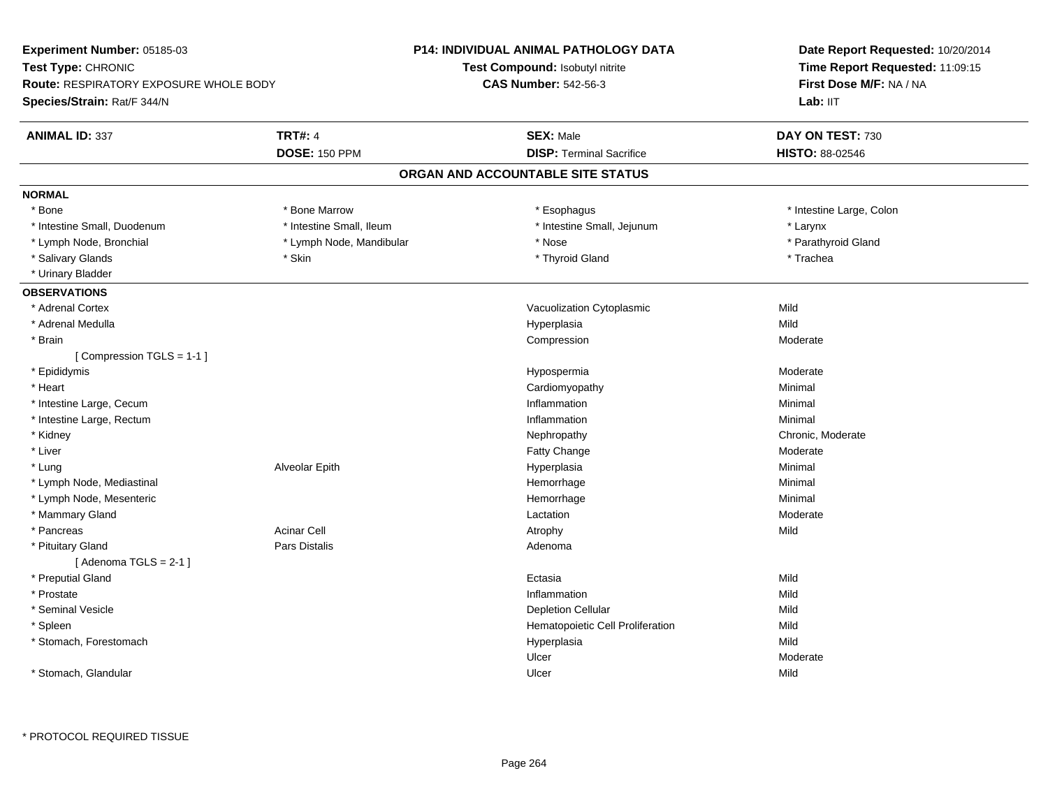**Experiment Number:** 05185-03
**Test Type:** CHRONIC
**Route:** RESPIRATORY EXPOSURE WHOLE BODY
**Species/Strain:** Rat/F 344/N

**P14: INDIVIDUAL ANIMAL PATHOLOGY DATA**
**Test Compound:** Isobutyl nitrite
**CAS Number:** 542-56-3

**Date Report Requested:** 10/20/2014
**Time Report Requested:** 11:09:15
**First Dose M/F:** NA / NA
**Lab:** IIT

| **ANIMAL ID:** 337 | **TRT#:** 4 | **SEX:** Male | **DAY ON TEST:** 730 |
|---|---|---|---|
| | **DOSE:** 150 PPM | **DISP:** Terminal Sacrifice | **HISTO:** 88-02546 |

## ORGAN AND ACCOUNTABLE SITE STATUS

**NORMAL**

| | | | |
|---|---|---|---|
| * Bone | * Bone Marrow | * Esophagus | * Intestine Large, Colon |
| * Intestine Small, Duodenum | * Intestine Small, Ileum | * Intestine Small, Jejunum | * Larynx |
| * Lymph Node, Bronchial | * Lymph Node, Mandibular | * Nose | * Parathyroid Gland |
| * Salivary Glands | * Skin | * Thyroid Gland | * Trachea |
| * Urinary Bladder | | | |

**OBSERVATIONS**

| | | | |
|---|---|---|---|
| * Adrenal Cortex | | Vacuolization Cytoplasmic | Mild |
| * Adrenal Medulla | | Hyperplasia | Mild |
| * Brain | | Compression | Moderate |
| [ Compression TGLS = 1-1 ] | | | |
| * Epididymis | | Hypospermia | Moderate |
| * Heart | | Cardiomyopathy | Minimal |
| * Intestine Large, Cecum | | Inflammation | Minimal |
| * Intestine Large, Rectum | | Inflammation | Minimal |
| * Kidney | | Nephropathy | Chronic, Moderate |
| * Liver | | Fatty Change | Moderate |
| * Lung | Alveolar Epith | Hyperplasia | Minimal |
| * Lymph Node, Mediastinal | | Hemorrhage | Minimal |
| * Lymph Node, Mesenteric | | Hemorrhage | Minimal |
| * Mammary Gland | | Lactation | Moderate |
| * Pancreas | Acinar Cell | Atrophy | Mild |
| * Pituitary Gland | Pars Distalis | Adenoma | |
| [ Adenoma TGLS = 2-1 ] | | | |
| * Preputial Gland | | Ectasia | Mild |
| * Prostate | | Inflammation | Mild |
| * Seminal Vesicle | | Depletion Cellular | Mild |
| * Spleen | | Hematopoietic Cell Proliferation | Mild |
| * Stomach, Forestomach | | Hyperplasia | Mild |
| | | Ulcer | Moderate |
| * Stomach, Glandular | | Ulcer | Mild |

* PROTOCOL REQUIRED TISSUE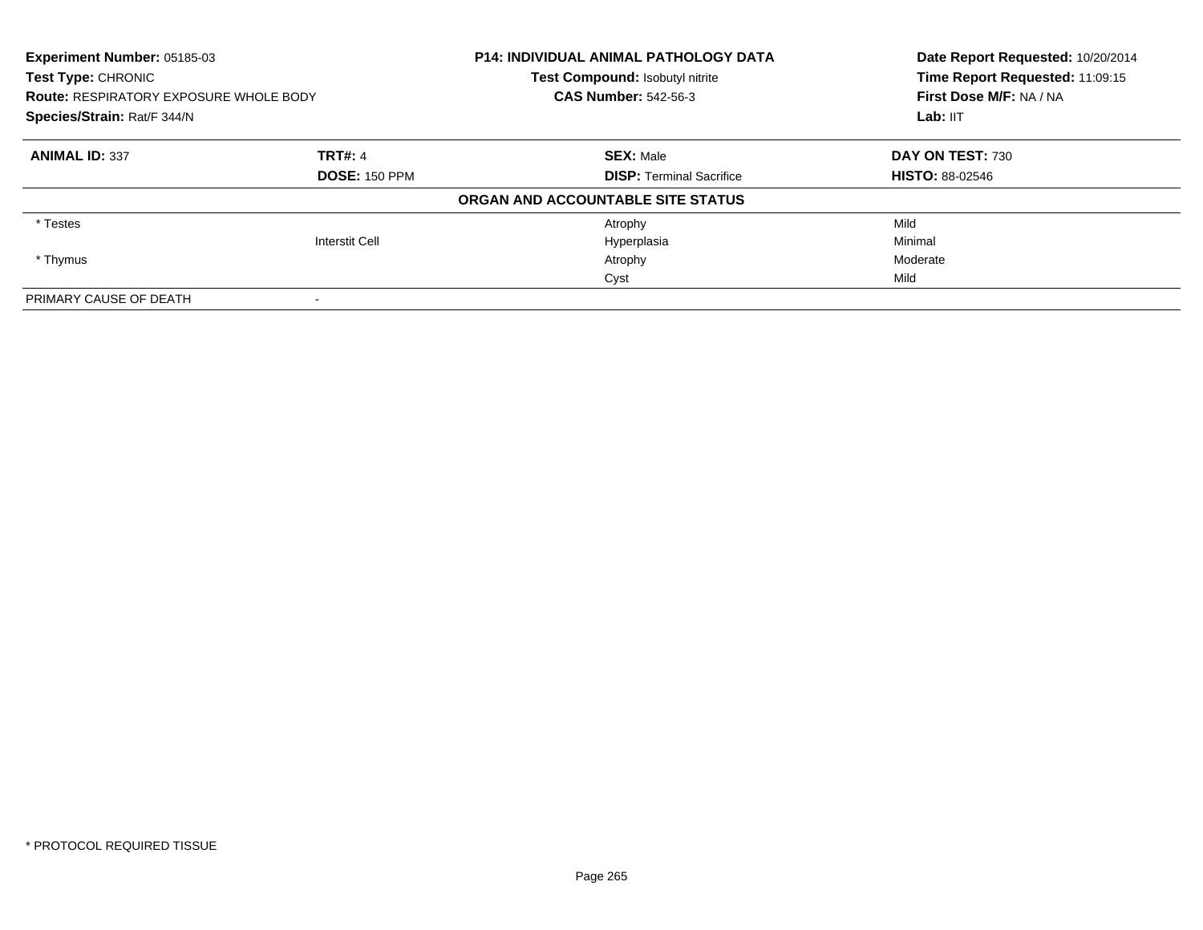**Experiment Number:** 05185-03
**Test Type:** CHRONIC
**Route:** RESPIRATORY EXPOSURE WHOLE BODY
**Species/Strain:** Rat/F 344/N

**P14: INDIVIDUAL ANIMAL PATHOLOGY DATA**
**Test Compound:** Isobutyl nitrite
**CAS Number:** 542-56-3

**Date Report Requested:** 10/20/2014
**Time Report Requested:** 11:09:15
**First Dose M/F:** NA / NA
**Lab:** IIT

| **ANIMAL ID:** 337 | **TRT#:** 4 | **SEX:** Male | **DAY ON TEST:** 730 |
|---|---|---|---|
| | **DOSE:** 150 PPM | **DISP:** Terminal Sacrifice | **HISTO:** 88-02546 |

**ORGAN AND ACCOUNTABLE SITE STATUS**

| | | | |
|---|---|---|---|
| * Testes | | Atrophy | Mild |
| | Interstit Cell | Hyperplasia | Minimal |
| * Thymus | | Atrophy | Moderate |
| | | Cyst | Mild |
| PRIMARY CAUSE OF DEATH | - | | |

\* PROTOCOL REQUIRED TISSUE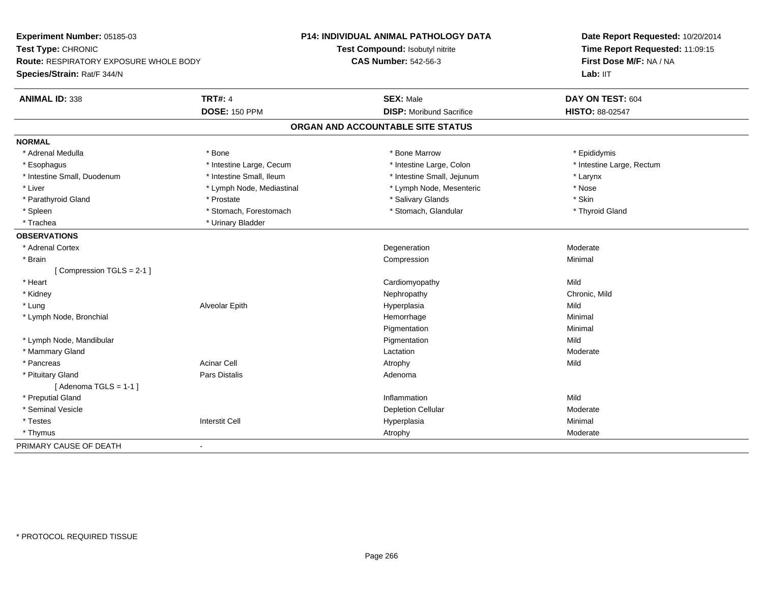**Experiment Number:** 05185-03
**Test Type:** CHRONIC
**Route:** RESPIRATORY EXPOSURE WHOLE BODY
**Species/Strain:** Rat/F 344/N

**P14: INDIVIDUAL ANIMAL PATHOLOGY DATA**
**Test Compound:** Isobutyl nitrite
**CAS Number:** 542-56-3

**Date Report Requested:** 10/20/2014
**Time Report Requested:** 11:09:15
**First Dose M/F:** NA / NA
**Lab:** IIT

| **ANIMAL ID:** 338 | **TRT#:** 4 | **SEX:** Male | **DAY ON TEST:** 604 |
|---|---|---|---|
| | **DOSE:** 150 PPM | **DISP:** Moribund Sacrifice | **HISTO:** 88-02547 |

## ORGAN AND ACCOUNTABLE SITE STATUS

**NORMAL**

| | | | |
|---|---|---|---|
| * Adrenal Medulla | * Bone | * Bone Marrow | * Epididymis |
| * Esophagus | * Intestine Large, Cecum | * Intestine Large, Colon | * Intestine Large, Rectum |
| * Intestine Small, Duodenum | * Intestine Small, Ileum | * Intestine Small, Jejunum | * Larynx |
| * Liver | * Lymph Node, Mediastinal | * Lymph Node, Mesenteric | * Nose |
| * Parathyroid Gland | * Prostate | * Salivary Glands | * Skin |
| * Spleen | * Stomach, Forestomach | * Stomach, Glandular | * Thyroid Gland |
| * Trachea | * Urinary Bladder | | |

**OBSERVATIONS**

| | | | |
|---|---|---|---|
| * Adrenal Cortex | | Degeneration | Moderate |
| * Brain | | Compression | Minimal |
| [ Compression TGLS = 2-1 ] | | | |
| * Heart | | Cardiomyopathy | Mild |
| * Kidney | | Nephropathy | Chronic, Mild |
| * Lung | Alveolar Epith | Hyperplasia | Mild |
| * Lymph Node, Bronchial | | Hemorrhage | Minimal |
| | | Pigmentation | Minimal |
| * Lymph Node, Mandibular | | Pigmentation | Mild |
| * Mammary Gland | | Lactation | Moderate |
| * Pancreas | Acinar Cell | Atrophy | Mild |
| * Pituitary Gland | Pars Distalis | Adenoma | |
| [ Adenoma TGLS = 1-1 ] | | | |
| * Preputial Gland | | Inflammation | Mild |
| * Seminal Vesicle | | Depletion Cellular | Moderate |
| * Testes | Interstit Cell | Hyperplasia | Minimal |
| * Thymus | | Atrophy | Moderate |

PRIMARY CAUSE OF DEATH -

\* PROTOCOL REQUIRED TISSUE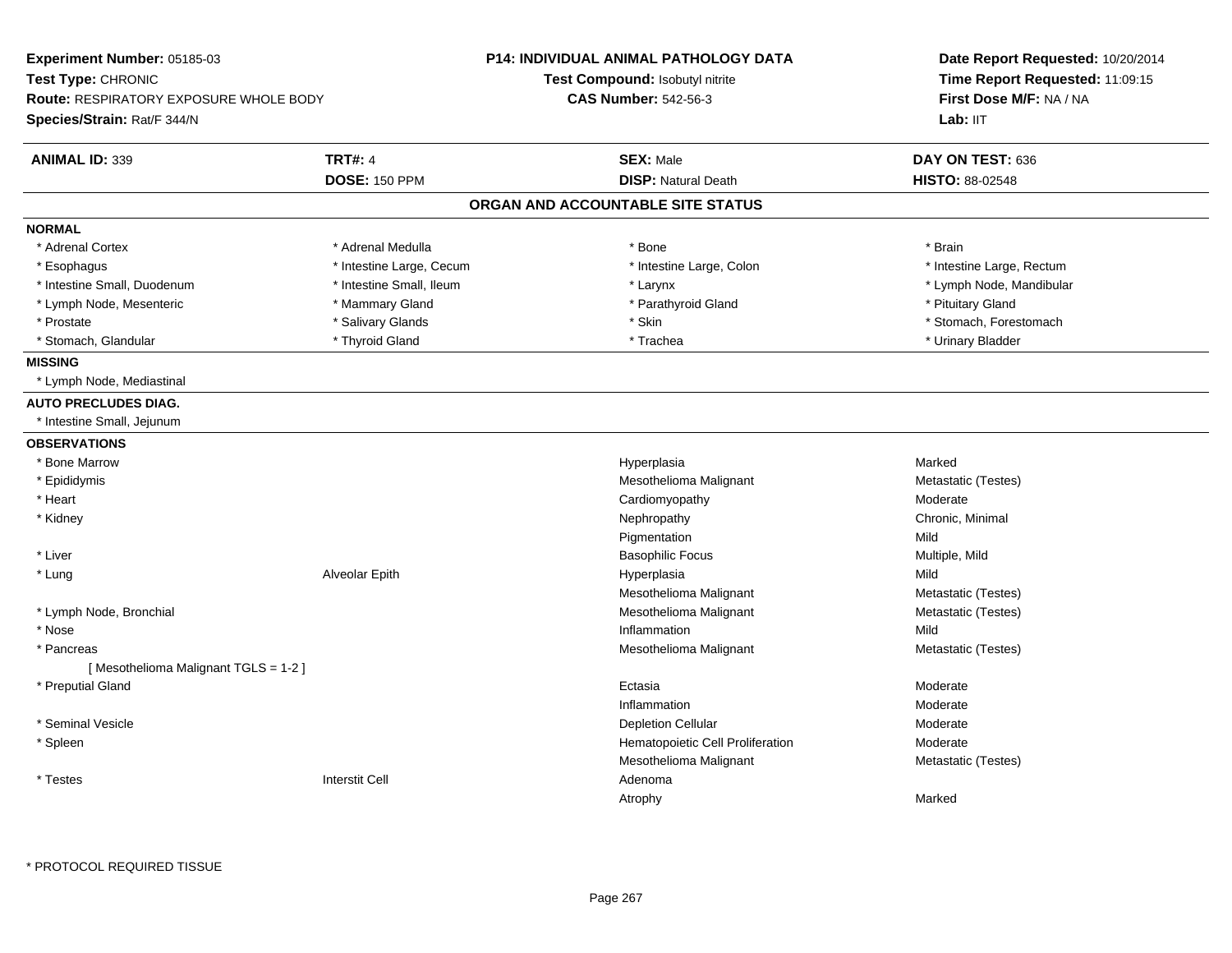**Experiment Number:** 05185-03
**Test Type:** CHRONIC
**Route:** RESPIRATORY EXPOSURE WHOLE BODY
**Species/Strain:** Rat/F 344/N

**P14: INDIVIDUAL ANIMAL PATHOLOGY DATA**
**Test Compound:** Isobutyl nitrite
**CAS Number:** 542-56-3

**Date Report Requested:** 10/20/2014
**Time Report Requested:** 11:09:15
**First Dose M/F:** NA / NA
**Lab:** IIT

| **ANIMAL ID:** 339 | **TRT#:** 4 | **SEX:** Male | **DAY ON TEST:** 636 |
|---|---|---|---|
| | **DOSE:** 150 PPM | **DISP:** Natural Death | **HISTO:** 88-02548 |

## ORGAN AND ACCOUNTABLE SITE STATUS

**NORMAL**

| | | | |
|---|---|---|---|
| * Adrenal Cortex | * Adrenal Medulla | * Bone | * Brain |
| * Esophagus | * Intestine Large, Cecum | * Intestine Large, Colon | * Intestine Large, Rectum |
| * Intestine Small, Duodenum | * Intestine Small, Ileum | * Larynx | * Lymph Node, Mandibular |
| * Lymph Node, Mesenteric | * Mammary Gland | * Parathyroid Gland | * Pituitary Gland |
| * Prostate | * Salivary Glands | * Skin | * Stomach, Forestomach |
| * Stomach, Glandular | * Thyroid Gland | * Trachea | * Urinary Bladder |

**MISSING**

* Lymph Node, Mediastinal

**AUTO PRECLUDES DIAG.**

* Intestine Small, Jejunum

**OBSERVATIONS**

| | | | |
|---|---|---|---|
| * Bone Marrow | | Hyperplasia | Marked |
| * Epididymis | | Mesothelioma Malignant | Metastatic (Testes) |
| * Heart | | Cardiomyopathy | Moderate |
| * Kidney | | Nephropathy | Chronic, Minimal |
| | | Pigmentation | Mild |
| * Liver | | Basophilic Focus | Multiple, Mild |
| * Lung | Alveolar Epith | Hyperplasia | Mild |
| | | Mesothelioma Malignant | Metastatic (Testes) |
| * Lymph Node, Bronchial | | Mesothelioma Malignant | Metastatic (Testes) |
| * Nose | | Inflammation | Mild |
| * Pancreas | | Mesothelioma Malignant | Metastatic (Testes) |
| [ Mesothelioma Malignant TGLS = 1-2 ] | | | |
| * Preputial Gland | | Ectasia | Moderate |
| | | Inflammation | Moderate |
| * Seminal Vesicle | | Depletion Cellular | Moderate |
| * Spleen | | Hematopoietic Cell Proliferation | Moderate |
| | | Mesothelioma Malignant | Metastatic (Testes) |
| * Testes | Interstit Cell | Adenoma | |
| | | Atrophy | Marked |

* PROTOCOL REQUIRED TISSUE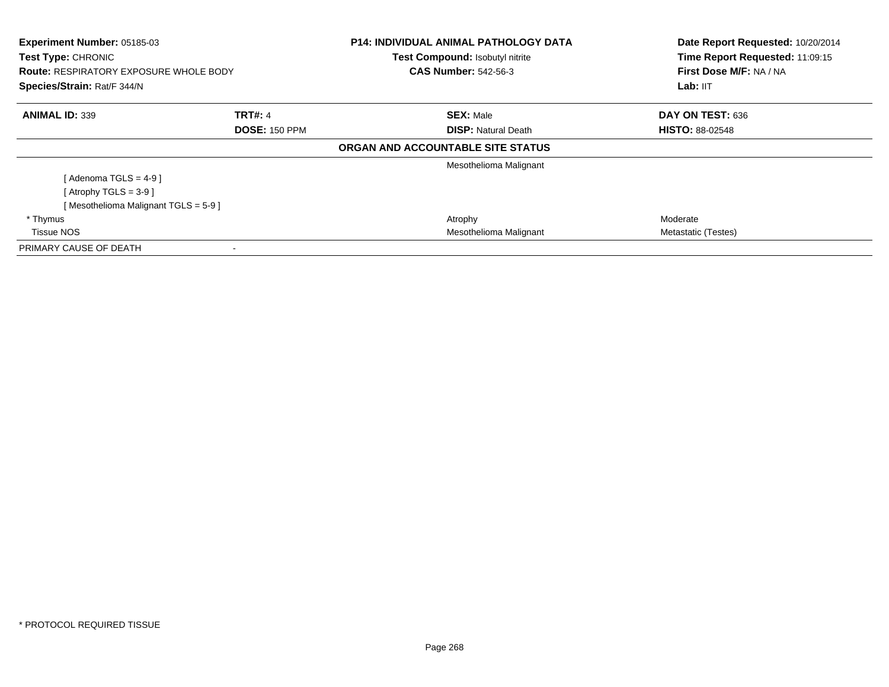**Experiment Number:** 05185-03
**Test Type:** CHRONIC
**Route:** RESPIRATORY EXPOSURE WHOLE BODY
**Species/Strain:** Rat/F 344/N

**P14: INDIVIDUAL ANIMAL PATHOLOGY DATA**
**Test Compound:** Isobutyl nitrite
**CAS Number:** 542-56-3

**Date Report Requested:** 10/20/2014
**Time Report Requested:** 11:09:15
**First Dose M/F:** NA / NA
**Lab:** IIT

| **ANIMAL ID:** 339 | **TRT#:** 4 | **SEX:** Male | **DAY ON TEST:** 636 |
|---|---|---|---|
| | **DOSE:** 150 PPM | **DISP:** Natural Death | **HISTO:** 88-02548 |

**ORGAN AND ACCOUNTABLE SITE STATUS**

| | | | |
|---|---|---|---|
| | | Mesothelioma Malignant | |
| [ Adenoma TGLS = 4-9 ] | | | |
| [ Atrophy TGLS = 3-9 ] | | | |
| [ Mesothelioma Malignant TGLS = 5-9 ] | | | |
| * Thymus | | Atrophy | Moderate |
| Tissue NOS | | Mesothelioma Malignant | Metastatic (Testes) |
| PRIMARY CAUSE OF DEATH | - | | |

* PROTOCOL REQUIRED TISSUE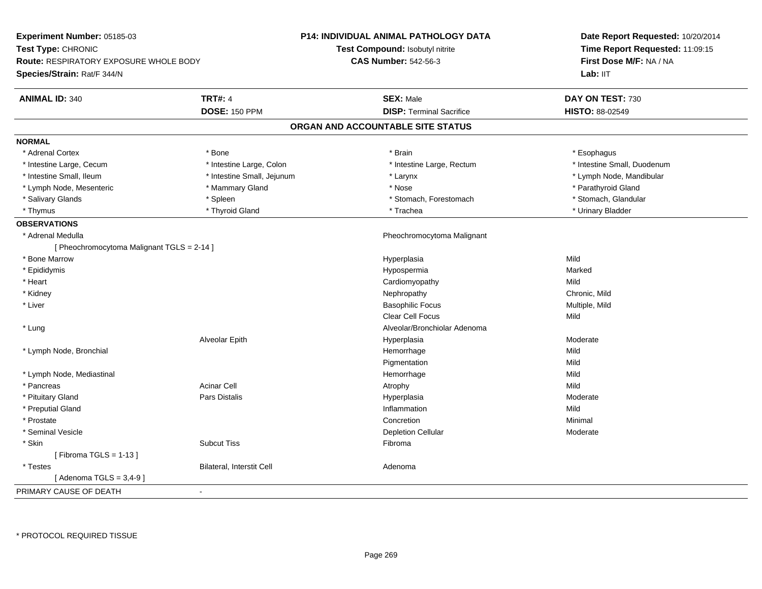**Experiment Number:** 05185-03
**Test Type:** CHRONIC
**Route:** RESPIRATORY EXPOSURE WHOLE BODY
**Species/Strain:** Rat/F 344/N

**P14: INDIVIDUAL ANIMAL PATHOLOGY DATA**
**Test Compound:** Isobutyl nitrite
**CAS Number:** 542-56-3

**Date Report Requested:** 10/20/2014
**Time Report Requested:** 11:09:15
**First Dose M/F:** NA / NA
**Lab:** IIT

| **ANIMAL ID:** 340 | **TRT#:** 4 | **SEX:** Male | **DAY ON TEST:** 730 |
|---|---|---|---|
| | **DOSE:** 150 PPM | **DISP:** Terminal Sacrifice | **HISTO:** 88-02549 |

## ORGAN AND ACCOUNTABLE SITE STATUS

**NORMAL**

| | | | |
|---|---|---|---|
| * Adrenal Cortex | * Bone | * Brain | * Esophagus |
| * Intestine Large, Cecum | * Intestine Large, Colon | * Intestine Large, Rectum | * Intestine Small, Duodenum |
| * Intestine Small, Ileum | * Intestine Small, Jejunum | * Larynx | * Lymph Node, Mandibular |
| * Lymph Node, Mesenteric | * Mammary Gland | * Nose | * Parathyroid Gland |
| * Salivary Glands | * Spleen | * Stomach, Forestomach | * Stomach, Glandular |
| * Thymus | * Thyroid Gland | * Trachea | * Urinary Bladder |

**OBSERVATIONS**

| | | | |
|---|---|---|---|
| * Adrenal Medulla | | Pheochromocytoma Malignant | |
| [ Pheochromocytoma Malignant TGLS = 2-14 ] | | | |
| * Bone Marrow | | Hyperplasia | Mild |
| * Epididymis | | Hypospermia | Marked |
| * Heart | | Cardiomyopathy | Mild |
| * Kidney | | Nephropathy | Chronic, Mild |
| * Liver | | Basophilic Focus | Multiple, Mild |
| | | Clear Cell Focus | Mild |
| * Lung | | Alveolar/Bronchiolar Adenoma | |
| | Alveolar Epith | Hyperplasia | Moderate |
| * Lymph Node, Bronchial | | Hemorrhage | Mild |
| | | Pigmentation | Mild |
| * Lymph Node, Mediastinal | | Hemorrhage | Mild |
| * Pancreas | Acinar Cell | Atrophy | Mild |
| * Pituitary Gland | Pars Distalis | Hyperplasia | Moderate |
| * Preputial Gland | | Inflammation | Mild |
| * Prostate | | Concretion | Minimal |
| * Seminal Vesicle | | Depletion Cellular | Moderate |
| * Skin | Subcut Tiss | Fibroma | |
| [ Fibroma TGLS = 1-13 ] | | | |
| * Testes | Bilateral, Interstit Cell | Adenoma | |
| [ Adenoma TGLS = 3,4-9 ] | | | |

PRIMARY CAUSE OF DEATH -

* PROTOCOL REQUIRED TISSUE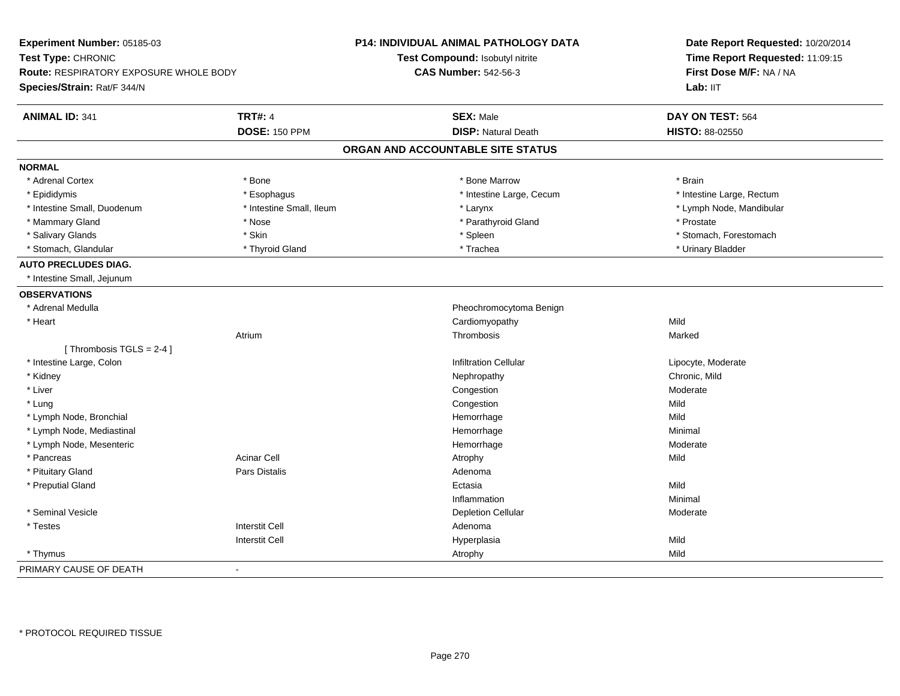**Experiment Number:** 05185-03
**Test Type:** CHRONIC
**Route:** RESPIRATORY EXPOSURE WHOLE BODY
**Species/Strain:** Rat/F 344/N

**P14: INDIVIDUAL ANIMAL PATHOLOGY DATA**
**Test Compound:** Isobutyl nitrite
**CAS Number:** 542-56-3

**Date Report Requested:** 10/20/2014
**Time Report Requested:** 11:09:15
**First Dose M/F:** NA / NA
**Lab:** IIT

| **ANIMAL ID:** 341 | **TRT#:** 4 | **SEX:** Male | **DAY ON TEST:** 564 |
|---|---|---|---|
| | **DOSE:** 150 PPM | **DISP:** Natural Death | **HISTO:** 88-02550 |

## ORGAN AND ACCOUNTABLE SITE STATUS

| | | | |
|---|---|---|---|
| **NORMAL** | | | |
| * Adrenal Cortex | * Bone | * Bone Marrow | * Brain |
| * Epididymis | * Esophagus | * Intestine Large, Cecum | * Intestine Large, Rectum |
| * Intestine Small, Duodenum | * Intestine Small, Ileum | * Larynx | * Lymph Node, Mandibular |
| * Mammary Gland | * Nose | * Parathyroid Gland | * Prostate |
| * Salivary Glands | * Skin | * Spleen | * Stomach, Forestomach |
| * Stomach, Glandular | * Thyroid Gland | * Trachea | * Urinary Bladder |
| **AUTO PRECLUDES DIAG.** | | | |
| * Intestine Small, Jejunum | | | |
| **OBSERVATIONS** | | | |
| * Adrenal Medulla | | Pheochromocytoma Benign | |
| * Heart | | Cardiomyopathy | Mild |
| | Atrium | Thrombosis | Marked |
| [ Thrombosis TGLS = 2-4 ] | | | |
| * Intestine Large, Colon | | Infiltration Cellular | Lipocyte, Moderate |
| * Kidney | | Nephropathy | Chronic, Mild |
| * Liver | | Congestion | Moderate |
| * Lung | | Congestion | Mild |
| * Lymph Node, Bronchial | | Hemorrhage | Mild |
| * Lymph Node, Mediastinal | | Hemorrhage | Minimal |
| * Lymph Node, Mesenteric | | Hemorrhage | Moderate |
| * Pancreas | Acinar Cell | Atrophy | Mild |
| * Pituitary Gland | Pars Distalis | Adenoma | |
| * Preputial Gland | | Ectasia | Mild |
| | | Inflammation | Minimal |
| * Seminal Vesicle | | Depletion Cellular | Moderate |
| * Testes | Interstit Cell | Adenoma | |
| | Interstit Cell | Hyperplasia | Mild |
| * Thymus | | Atrophy | Mild |
| PRIMARY CAUSE OF DEATH | - | | |

* PROTOCOL REQUIRED TISSUE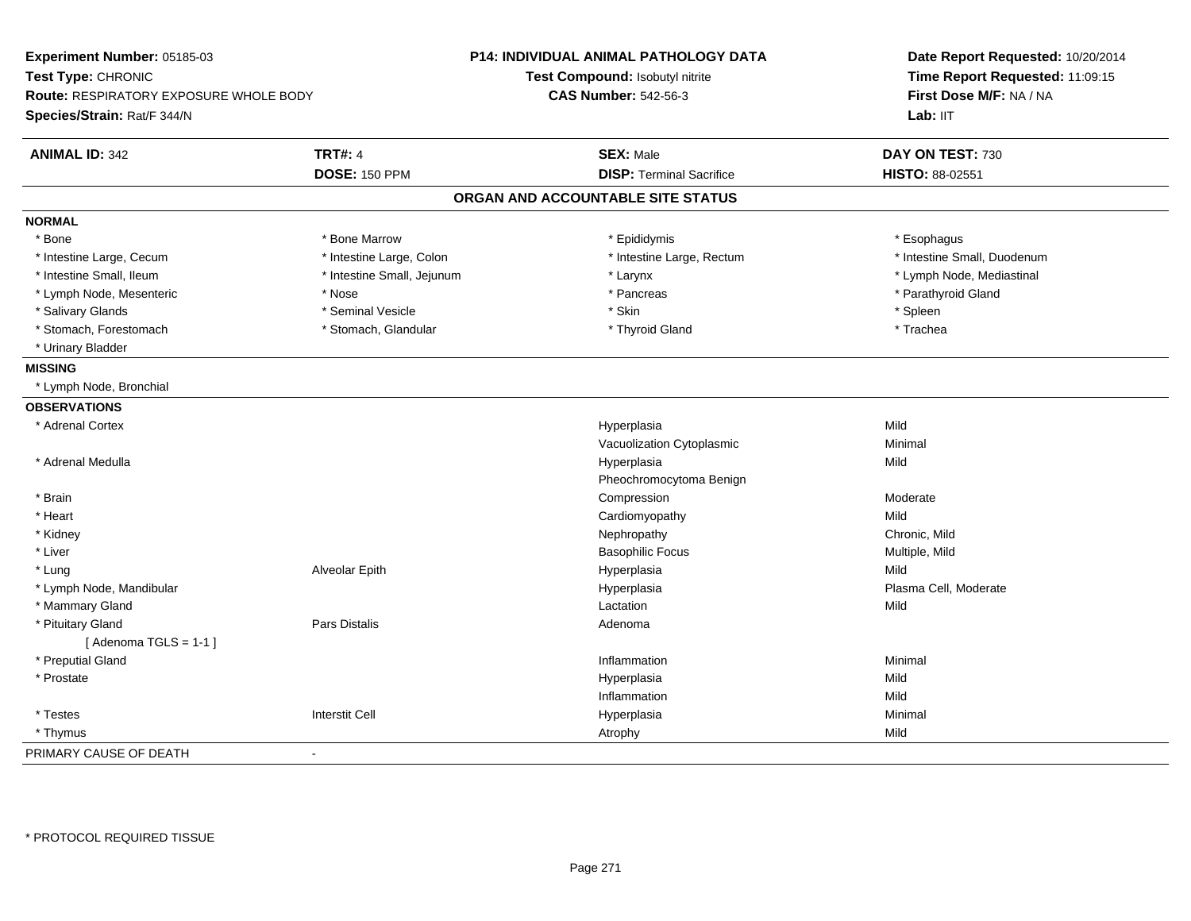**Experiment Number:** 05185-03
**Test Type:** CHRONIC
**Route:** RESPIRATORY EXPOSURE WHOLE BODY
**Species/Strain:** Rat/F 344/N

**P14: INDIVIDUAL ANIMAL PATHOLOGY DATA**
**Test Compound:** Isobutyl nitrite
**CAS Number:** 542-56-3

**Date Report Requested:** 10/20/2014
**Time Report Requested:** 11:09:15
**First Dose M/F:** NA / NA
**Lab:** IIT

| **ANIMAL ID:** 342 | **TRT#:** 4 | **SEX:** Male | **DAY ON TEST:** 730 |
|---|---|---|---|
| | **DOSE:** 150 PPM | **DISP:** Terminal Sacrifice | **HISTO:** 88-02551 |

## ORGAN AND ACCOUNTABLE SITE STATUS

**NORMAL**

| | | | |
|---|---|---|---|
| * Bone | * Bone Marrow | * Epididymis | * Esophagus |
| * Intestine Large, Cecum | * Intestine Large, Colon | * Intestine Large, Rectum | * Intestine Small, Duodenum |
| * Intestine Small, Ileum | * Intestine Small, Jejunum | * Larynx | * Lymph Node, Mediastinal |
| * Lymph Node, Mesenteric | * Nose | * Pancreas | * Parathyroid Gland |
| * Salivary Glands | * Seminal Vesicle | * Skin | * Spleen |
| * Stomach, Forestomach | * Stomach, Glandular | * Thyroid Gland | * Trachea |
| * Urinary Bladder | | | |

**MISSING**

* Lymph Node, Bronchial

**OBSERVATIONS**

| Organ | Site | Observation | Severity |
|---|---|---|---|
| * Adrenal Cortex | | Hyperplasia | Mild |
| | | Vacuolization Cytoplasmic | Minimal |
| * Adrenal Medulla | | Hyperplasia | Mild |
| | | Pheochromocytoma Benign | |
| * Brain | | Compression | Moderate |
| * Heart | | Cardiomyopathy | Mild |
| * Kidney | | Nephropathy | Chronic, Mild |
| * Liver | | Basophilic Focus | Multiple, Mild |
| * Lung | Alveolar Epith | Hyperplasia | Mild |
| * Lymph Node, Mandibular | | Hyperplasia | Plasma Cell, Moderate |
| * Mammary Gland | | Lactation | Mild |
| * Pituitary Gland | Pars Distalis | Adenoma | |
| [ Adenoma TGLS = 1-1 ] | | | |
| * Preputial Gland | | Inflammation | Minimal |
| * Prostate | | Hyperplasia | Mild |
| | | Inflammation | Mild |
| * Testes | Interstit Cell | Hyperplasia | Minimal |
| * Thymus | | Atrophy | Mild |

PRIMARY CAUSE OF DEATH -

* PROTOCOL REQUIRED TISSUE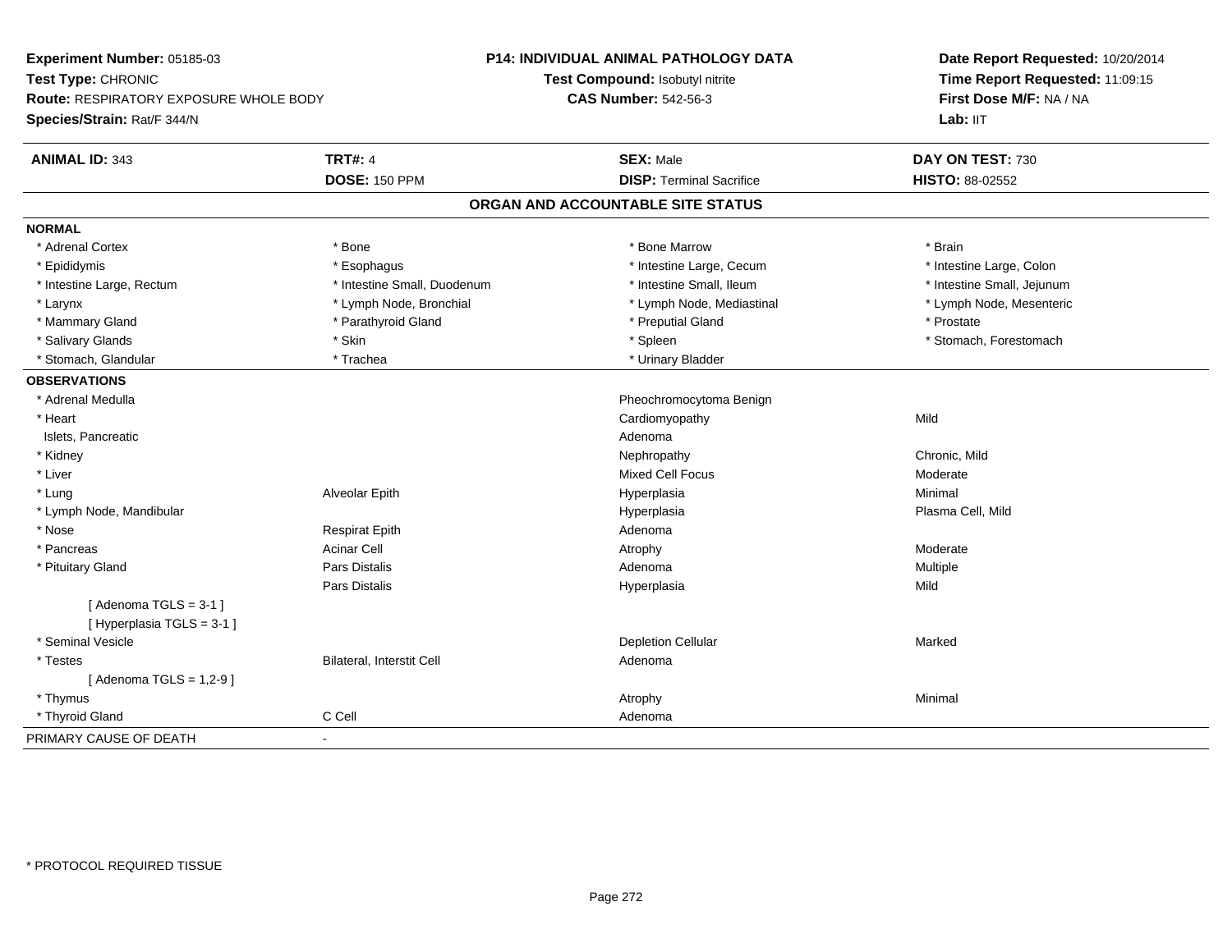**Experiment Number:** 05185-03
**Test Type:** CHRONIC
**Route:** RESPIRATORY EXPOSURE WHOLE BODY
**Species/Strain:** Rat/F 344/N

**P14: INDIVIDUAL ANIMAL PATHOLOGY DATA**
**Test Compound:** Isobutyl nitrite
**CAS Number:** 542-56-3

**Date Report Requested:** 10/20/2014
**Time Report Requested:** 11:09:15
**First Dose M/F:** NA / NA
**Lab:** IIT

| **ANIMAL ID:** 343 | **TRT#:** 4 | **SEX:** Male | **DAY ON TEST:** 730 |
|---|---|---|---|
| | **DOSE:** 150 PPM | **DISP:** Terminal Sacrifice | **HISTO:** 88-02552 |

## ORGAN AND ACCOUNTABLE SITE STATUS

**NORMAL**

| | | | |
|---|---|---|---|
| * Adrenal Cortex | * Bone | * Bone Marrow | * Brain |
| * Epididymis | * Esophagus | * Intestine Large, Cecum | * Intestine Large, Colon |
| * Intestine Large, Rectum | * Intestine Small, Duodenum | * Intestine Small, Ileum | * Intestine Small, Jejunum |
| * Larynx | * Lymph Node, Bronchial | * Lymph Node, Mediastinal | * Lymph Node, Mesenteric |
| * Mammary Gland | * Parathyroid Gland | * Preputial Gland | * Prostate |
| * Salivary Glands | * Skin | * Spleen | * Stomach, Forestomach |
| * Stomach, Glandular | * Trachea | * Urinary Bladder | |

**OBSERVATIONS**

| | | | |
|---|---|---|---|
| * Adrenal Medulla | | Pheochromocytoma Benign | |
| * Heart | | Cardiomyopathy | Mild |
| Islets, Pancreatic | | Adenoma | |
| * Kidney | | Nephropathy | Chronic, Mild |
| * Liver | | Mixed Cell Focus | Moderate |
| * Lung | Alveolar Epith | Hyperplasia | Minimal |
| * Lymph Node, Mandibular | | Hyperplasia | Plasma Cell, Mild |
| * Nose | Respirat Epith | Adenoma | |
| * Pancreas | Acinar Cell | Atrophy | Moderate |
| * Pituitary Gland | Pars Distalis | Adenoma | Multiple |
| | Pars Distalis | Hyperplasia | Mild |
| [ Adenoma TGLS = 3-1 ] | | | |
| [ Hyperplasia TGLS = 3-1 ] | | | |
| * Seminal Vesicle | | Depletion Cellular | Marked |
| * Testes | Bilateral, Interstit Cell | Adenoma | |
| [ Adenoma TGLS = 1,2-9 ] | | | |
| * Thymus | | Atrophy | Minimal |
| * Thyroid Gland | C Cell | Adenoma | |

PRIMARY CAUSE OF DEATH -

* PROTOCOL REQUIRED TISSUE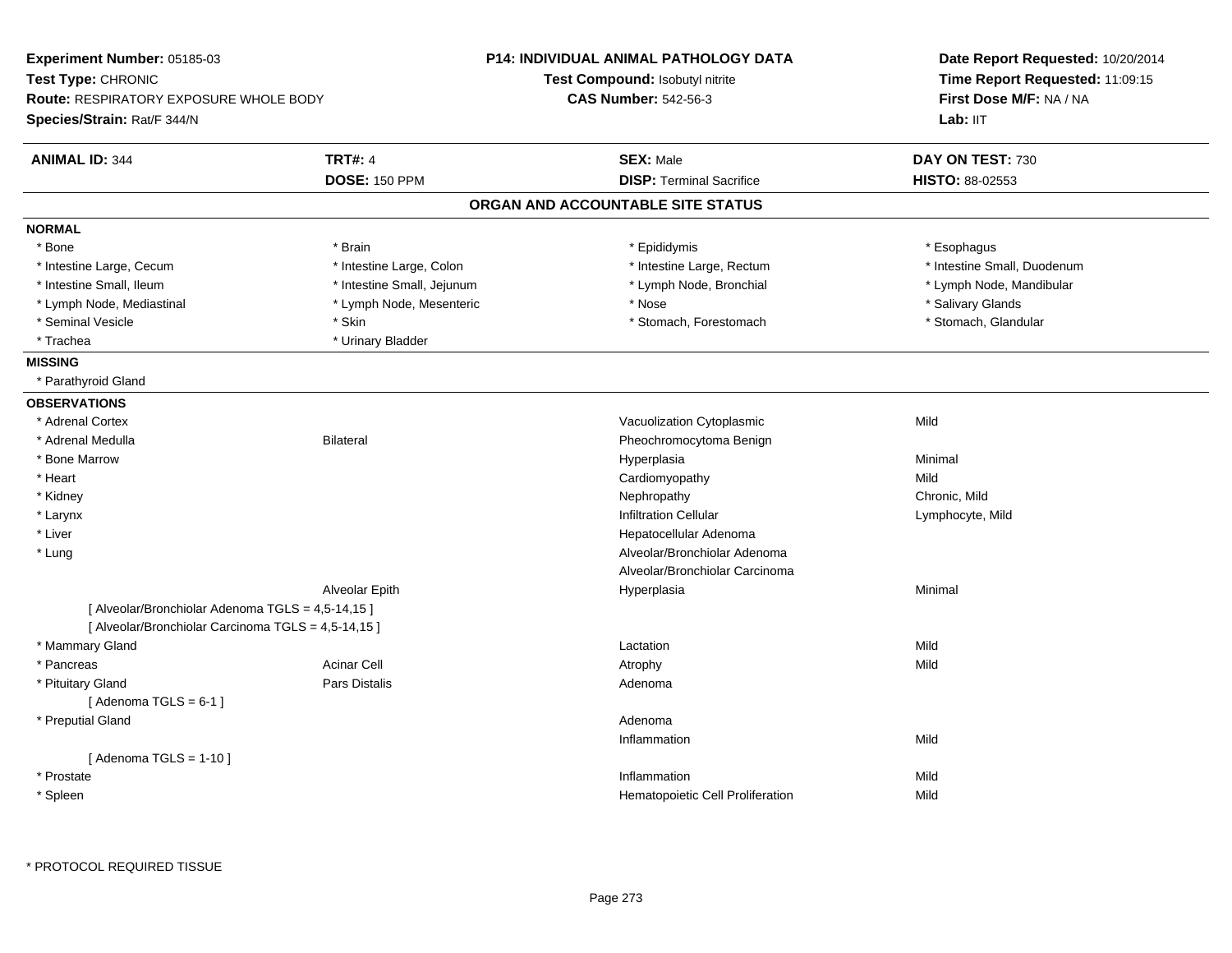**Experiment Number:** 05185-03
**Test Type:** CHRONIC
**Route:** RESPIRATORY EXPOSURE WHOLE BODY
**Species/Strain:** Rat/F 344/N

**P14: INDIVIDUAL ANIMAL PATHOLOGY DATA**
**Test Compound:** Isobutyl nitrite
**CAS Number:** 542-56-3

**Date Report Requested:** 10/20/2014
**Time Report Requested:** 11:09:15
**First Dose M/F:** NA / NA
**Lab:** IIT

| **ANIMAL ID:** 344 | **TRT#:** 4 | **SEX:** Male | **DAY ON TEST:** 730 |
|---|---|---|---|
| | **DOSE:** 150 PPM | **DISP:** Terminal Sacrifice | **HISTO:** 88-02553 |

## ORGAN AND ACCOUNTABLE SITE STATUS

**NORMAL**

| | | | |
|---|---|---|---|
| * Bone | * Brain | * Epididymis | * Esophagus |
| * Intestine Large, Cecum | * Intestine Large, Colon | * Intestine Large, Rectum | * Intestine Small, Duodenum |
| * Intestine Small, Ileum | * Intestine Small, Jejunum | * Lymph Node, Bronchial | * Lymph Node, Mandibular |
| * Lymph Node, Mediastinal | * Lymph Node, Mesenteric | * Nose | * Salivary Glands |
| * Seminal Vesicle | * Skin | * Stomach, Forestomach | * Stomach, Glandular |
| * Trachea | * Urinary Bladder | | |

**MISSING**

* Parathyroid Gland

**OBSERVATIONS**

| | | | |
|---|---|---|---|
| * Adrenal Cortex | | Vacuolization Cytoplasmic | Mild |
| * Adrenal Medulla | Bilateral | Pheochromocytoma Benign | |
| * Bone Marrow | | Hyperplasia | Minimal |
| * Heart | | Cardiomyopathy | Mild |
| * Kidney | | Nephropathy | Chronic, Mild |
| * Larynx | | Infiltration Cellular | Lymphocyte, Mild |
| * Liver | | Hepatocellular Adenoma | |
| * Lung | | Alveolar/Bronchiolar Adenoma | |
| | | Alveolar/Bronchiolar Carcinoma | |
| | Alveolar Epith | Hyperplasia | Minimal |
| [ Alveolar/Bronchiolar Adenoma TGLS = 4,5-14,15 ] | | | |
| [ Alveolar/Bronchiolar Carcinoma TGLS = 4,5-14,15 ] | | | |
| * Mammary Gland | | Lactation | Mild |
| * Pancreas | Acinar Cell | Atrophy | Mild |
| * Pituitary Gland | Pars Distalis | Adenoma | |
| [ Adenoma TGLS = 6-1 ] | | | |
| * Preputial Gland | | Adenoma | |
| | | Inflammation | Mild |
| [ Adenoma TGLS = 1-10 ] | | | |
| * Prostate | | Inflammation | Mild |
| * Spleen | | Hematopoietic Cell Proliferation | Mild |

* PROTOCOL REQUIRED TISSUE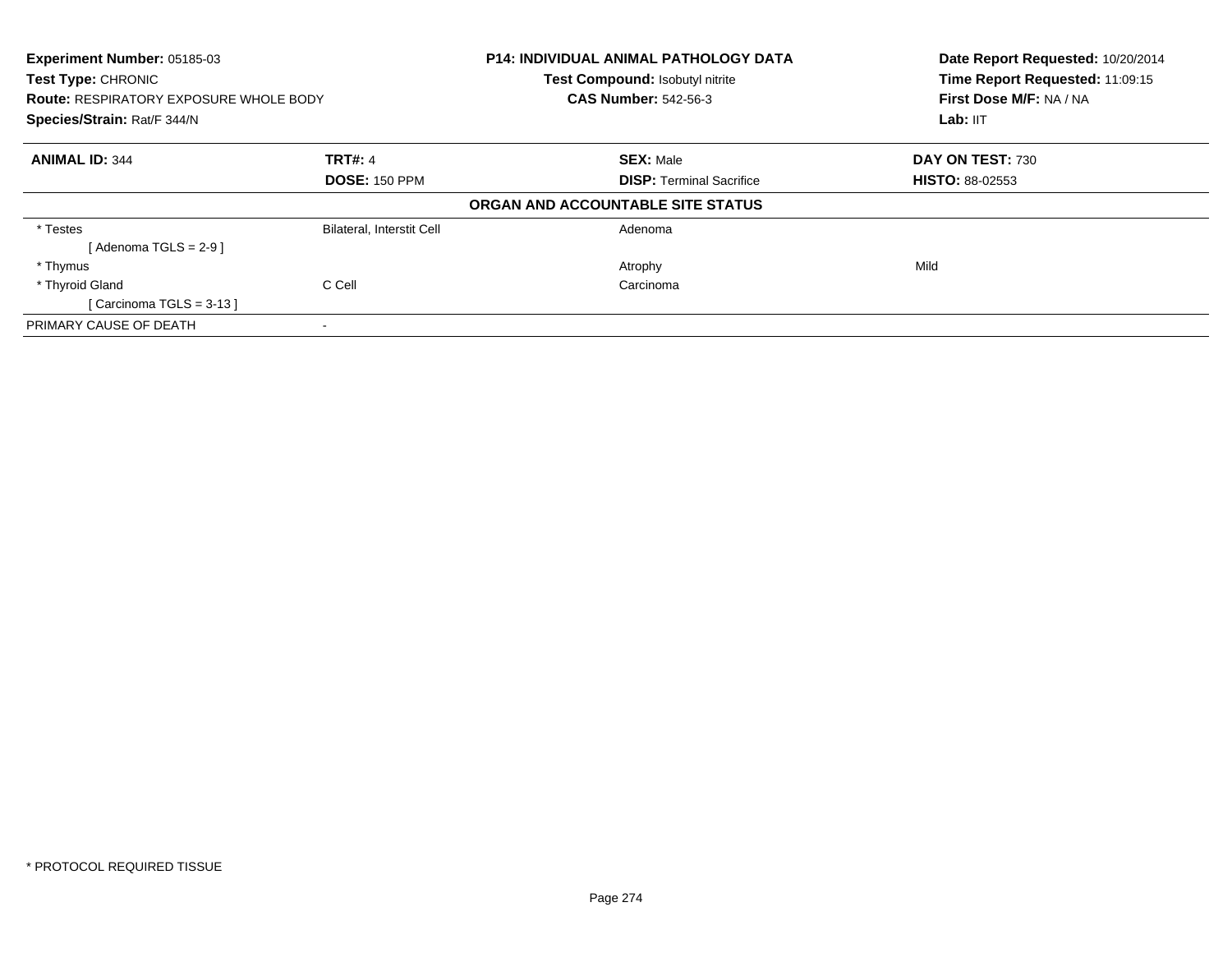**Experiment Number:** 05185-03
**Test Type:** CHRONIC
**Route:** RESPIRATORY EXPOSURE WHOLE BODY
**Species/Strain:** Rat/F 344/N

**P14: INDIVIDUAL ANIMAL PATHOLOGY DATA**
**Test Compound:** Isobutyl nitrite
**CAS Number:** 542-56-3

**Date Report Requested:** 10/20/2014
**Time Report Requested:** 11:09:15
**First Dose M/F:** NA / NA
**Lab:** IIT

| **ANIMAL ID:** 344 | **TRT#:** 4 | **SEX:** Male | **DAY ON TEST:** 730 |
|---|---|---|---|
| | **DOSE:** 150 PPM | **DISP:** Terminal Sacrifice | **HISTO:** 88-02553 |

**ORGAN AND ACCOUNTABLE SITE STATUS**

| | | | |
|---|---|---|---|
| * Testes | Bilateral, Interstit Cell | Adenoma | |
| [ Adenoma TGLS = 2-9 ] | | | |
| * Thymus | | Atrophy | Mild |
| * Thyroid Gland | C Cell | Carcinoma | |
| [ Carcinoma TGLS = 3-13 ] | | | |
| PRIMARY CAUSE OF DEATH | - | | |

* PROTOCOL REQUIRED TISSUE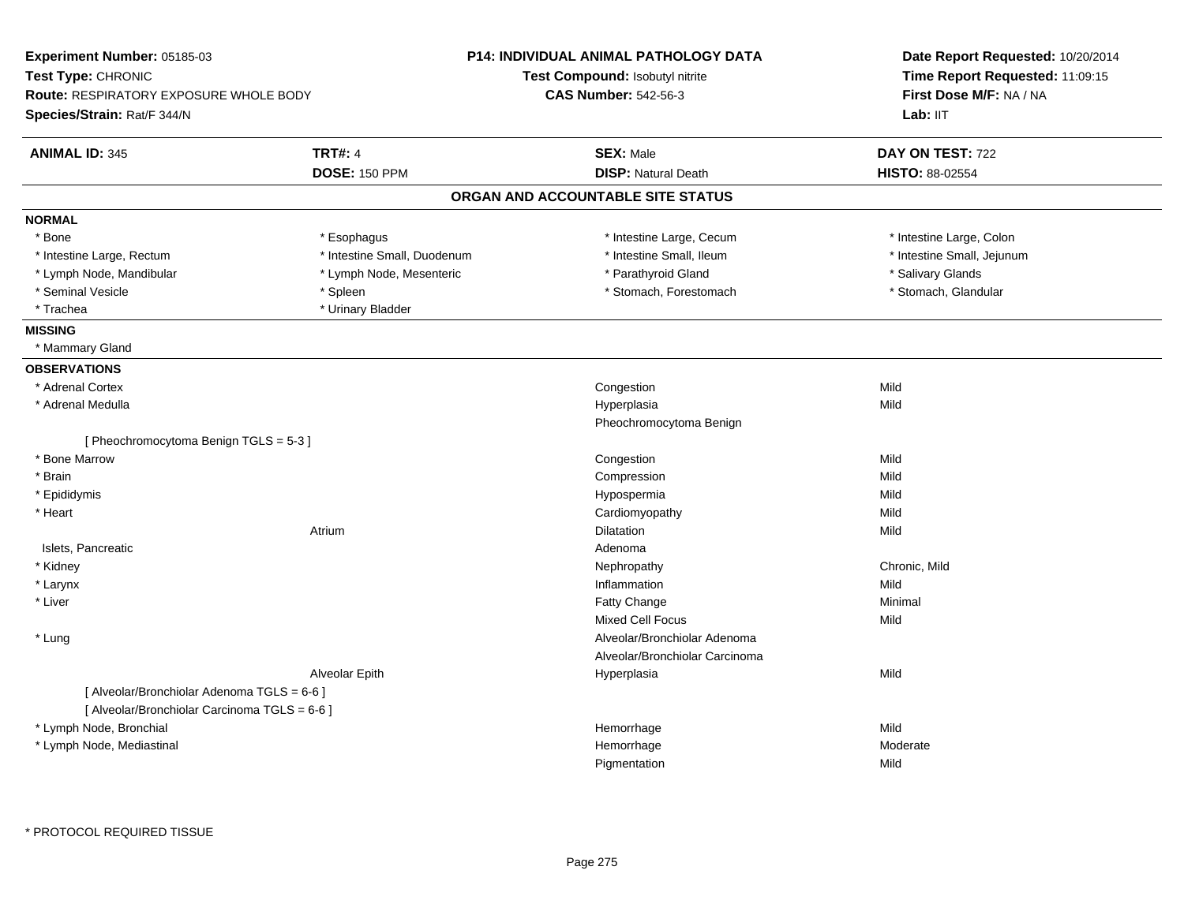**Experiment Number:** 05185-03
**Test Type:** CHRONIC
**Route:** RESPIRATORY EXPOSURE WHOLE BODY
**Species/Strain:** Rat/F 344/N

**P14: INDIVIDUAL ANIMAL PATHOLOGY DATA**
**Test Compound:** Isobutyl nitrite
**CAS Number:** 542-56-3

**Date Report Requested:** 10/20/2014
**Time Report Requested:** 11:09:15
**First Dose M/F:** NA / NA
**Lab:** IIT

| **ANIMAL ID:** 345 | **TRT#:** 4 | **SEX:** Male | **DAY ON TEST:** 722 |
|---|---|---|---|
| | **DOSE:** 150 PPM | **DISP:** Natural Death | **HISTO:** 88-02554 |

## ORGAN AND ACCOUNTABLE SITE STATUS

**NORMAL**

| | | | |
|---|---|---|---|
| * Bone | * Esophagus | * Intestine Large, Cecum | * Intestine Large, Colon |
| * Intestine Large, Rectum | * Intestine Small, Duodenum | * Intestine Small, Ileum | * Intestine Small, Jejunum |
| * Lymph Node, Mandibular | * Lymph Node, Mesenteric | * Parathyroid Gland | * Salivary Glands |
| * Seminal Vesicle | * Spleen | * Stomach, Forestomach | * Stomach, Glandular |
| * Trachea | * Urinary Bladder | | |

**MISSING**

* Mammary Gland

**OBSERVATIONS**

| Organ | Site | Observation | Severity |
|---|---|---|---|
| * Adrenal Cortex | | Congestion | Mild |
| * Adrenal Medulla | | Hyperplasia | Mild |
| | | Pheochromocytoma Benign | |
| [ Pheochromocytoma Benign TGLS = 5-3 ] | | | |
| * Bone Marrow | | Congestion | Mild |
| * Brain | | Compression | Mild |
| * Epididymis | | Hypospermia | Mild |
| * Heart | | Cardiomyopathy | Mild |
| | Atrium | Dilatation | Mild |
| Islets, Pancreatic | | Adenoma | |
| * Kidney | | Nephropathy | Chronic, Mild |
| * Larynx | | Inflammation | Mild |
| * Liver | | Fatty Change | Minimal |
| | | Mixed Cell Focus | Mild |
| * Lung | | Alveolar/Bronchiolar Adenoma | |
| | | Alveolar/Bronchiolar Carcinoma | |
| | Alveolar Epith | Hyperplasia | Mild |
| [ Alveolar/Bronchiolar Adenoma TGLS = 6-6 ] | | | |
| [ Alveolar/Bronchiolar Carcinoma TGLS = 6-6 ] | | | |
| * Lymph Node, Bronchial | | Hemorrhage | Mild |
| * Lymph Node, Mediastinal | | Hemorrhage | Moderate |
| | | Pigmentation | Mild |

\* PROTOCOL REQUIRED TISSUE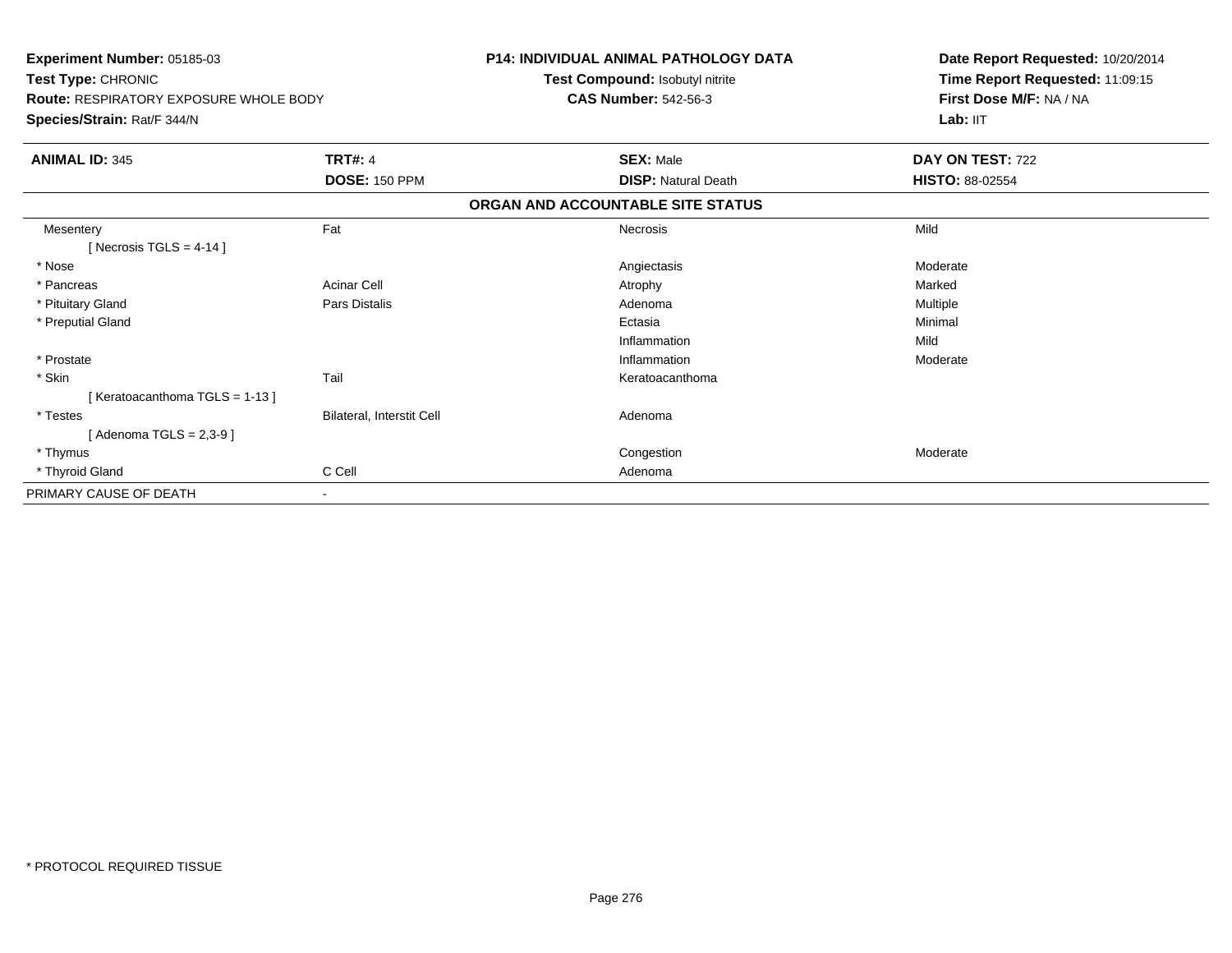**Experiment Number:** 05185-03
**Test Type:** CHRONIC
**Route:** RESPIRATORY EXPOSURE WHOLE BODY
**Species/Strain:** Rat/F 344/N

**P14: INDIVIDUAL ANIMAL PATHOLOGY DATA**
**Test Compound:** Isobutyl nitrite
**CAS Number:** 542-56-3

**Date Report Requested:** 10/20/2014
**Time Report Requested:** 11:09:15
**First Dose M/F:** NA / NA
**Lab:** IIT

| **ANIMAL ID:** 345 | **TRT#:** 4 | **SEX:** Male | **DAY ON TEST:** 722 |
|---|---|---|---|
| | **DOSE:** 150 PPM | **DISP:** Natural Death | **HISTO:** 88-02554 |

**ORGAN AND ACCOUNTABLE SITE STATUS**

| | | | |
|---|---|---|---|
| Mesentery | Fat | Necrosis | Mild |
| [ Necrosis TGLS = 4-14 ] | | | |
| * Nose | | Angiectasis | Moderate |
| * Pancreas | Acinar Cell | Atrophy | Marked |
| * Pituitary Gland | Pars Distalis | Adenoma | Multiple |
| * Preputial Gland | | Ectasia | Minimal |
| | | Inflammation | Mild |
| * Prostate | | Inflammation | Moderate |
| * Skin | Tail | Keratoacanthoma | |
| [ Keratoacanthoma TGLS = 1-13 ] | | | |
| * Testes | Bilateral, Interstit Cell | Adenoma | |
| [ Adenoma TGLS = 2,3-9 ] | | | |
| * Thymus | | Congestion | Moderate |
| * Thyroid Gland | C Cell | Adenoma | |
| PRIMARY CAUSE OF DEATH | - | | |

* PROTOCOL REQUIRED TISSUE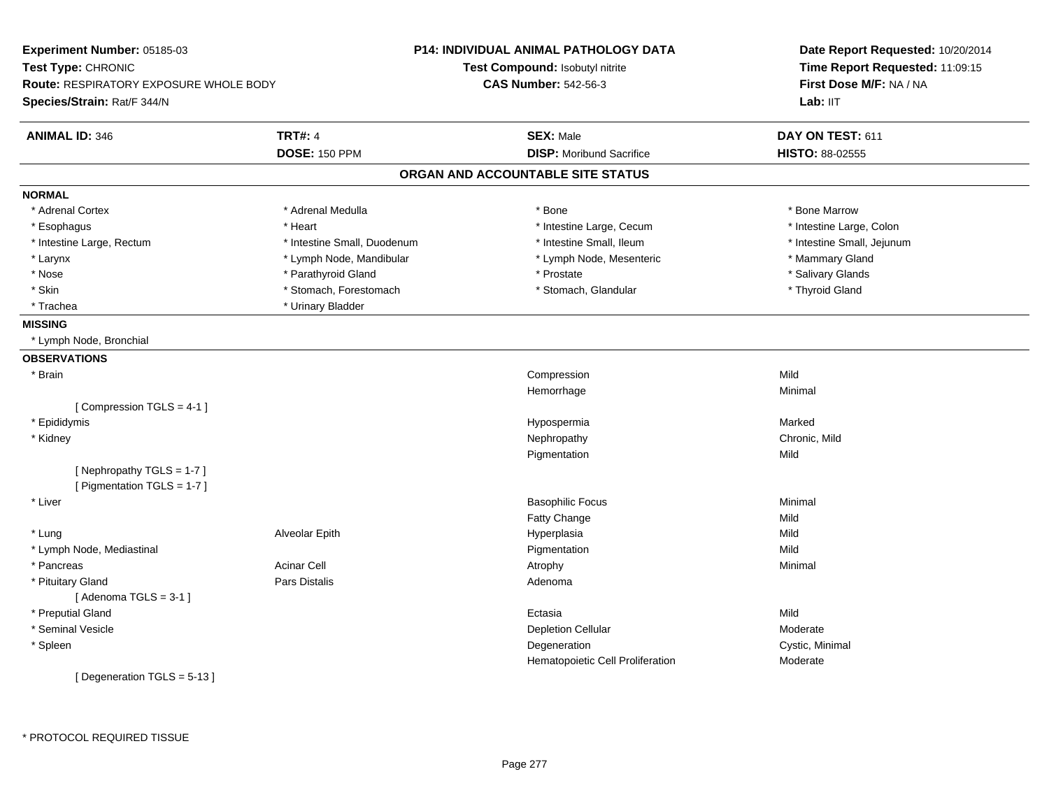**Experiment Number:** 05185-03
**Test Type:** CHRONIC
**Route:** RESPIRATORY EXPOSURE WHOLE BODY
**Species/Strain:** Rat/F 344/N

**P14: INDIVIDUAL ANIMAL PATHOLOGY DATA**
**Test Compound:** Isobutyl nitrite
**CAS Number:** 542-56-3

**Date Report Requested:** 10/20/2014
**Time Report Requested:** 11:09:15
**First Dose M/F:** NA / NA
**Lab:** IIT

| **ANIMAL ID:** 346 | **TRT#:** 4 | **SEX:** Male | **DAY ON TEST:** 611 |
|---|---|---|---|
| | **DOSE:** 150 PPM | **DISP:** Moribund Sacrifice | **HISTO:** 88-02555 |

## ORGAN AND ACCOUNTABLE SITE STATUS

**NORMAL**

| | | | |
|---|---|---|---|
| * Adrenal Cortex | * Adrenal Medulla | * Bone | * Bone Marrow |
| * Esophagus | * Heart | * Intestine Large, Cecum | * Intestine Large, Colon |
| * Intestine Large, Rectum | * Intestine Small, Duodenum | * Intestine Small, Ileum | * Intestine Small, Jejunum |
| * Larynx | * Lymph Node, Mandibular | * Lymph Node, Mesenteric | * Mammary Gland |
| * Nose | * Parathyroid Gland | * Prostate | * Salivary Glands |
| * Skin | * Stomach, Forestomach | * Stomach, Glandular | * Thyroid Gland |
| * Trachea | * Urinary Bladder | | |

**MISSING**

* Lymph Node, Bronchial

**OBSERVATIONS**

| | | | |
|---|---|---|---|
| * Brain | | Compression | Mild |
| | | Hemorrhage | Minimal |
| [ Compression TGLS = 4-1 ] | | | |
| * Epididymis | | Hypospermia | Marked |
| * Kidney | | Nephropathy | Chronic, Mild |
| | | Pigmentation | Mild |
| [ Nephropathy TGLS = 1-7 ] | | | |
| [ Pigmentation TGLS = 1-7 ] | | | |
| * Liver | | Basophilic Focus | Minimal |
| | | Fatty Change | Mild |
| * Lung | Alveolar Epith | Hyperplasia | Mild |
| * Lymph Node, Mediastinal | | Pigmentation | Mild |
| * Pancreas | Acinar Cell | Atrophy | Minimal |
| * Pituitary Gland | Pars Distalis | Adenoma | |
| [ Adenoma TGLS = 3-1 ] | | | |
| * Preputial Gland | | Ectasia | Mild |
| * Seminal Vesicle | | Depletion Cellular | Moderate |
| * Spleen | | Degeneration | Cystic, Minimal |
| | | Hematopoietic Cell Proliferation | Moderate |
| [ Degeneration TGLS = 5-13 ] | | | |

* PROTOCOL REQUIRED TISSUE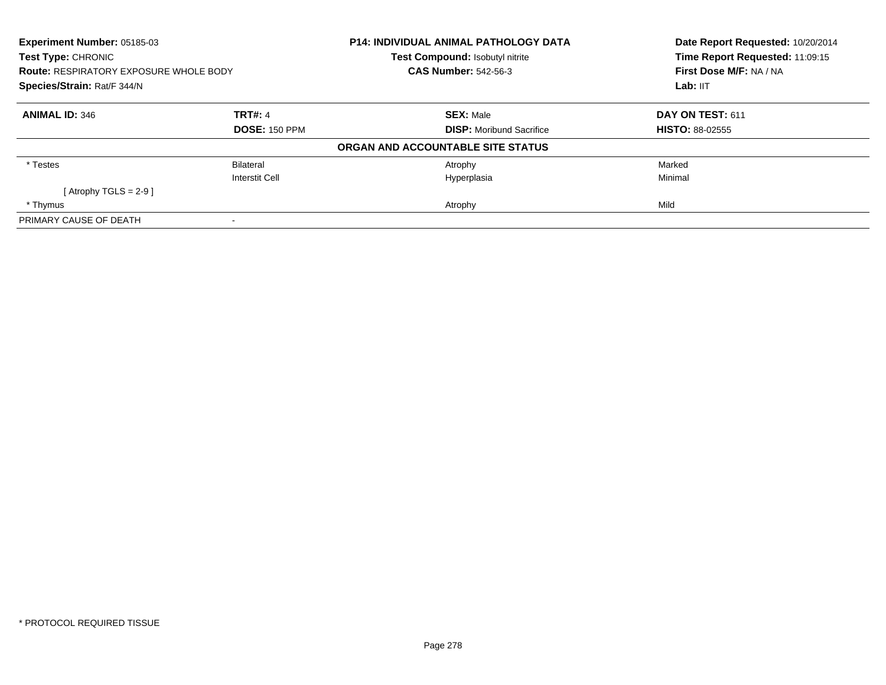**Experiment Number:** 05185-03
**Test Type:** CHRONIC
**Route:** RESPIRATORY EXPOSURE WHOLE BODY
**Species/Strain:** Rat/F 344/N

**P14: INDIVIDUAL ANIMAL PATHOLOGY DATA**
**Test Compound:** Isobutyl nitrite
**CAS Number:** 542-56-3

**Date Report Requested:** 10/20/2014
**Time Report Requested:** 11:09:15
**First Dose M/F:** NA / NA
**Lab:** IIT

| **ANIMAL ID:** 346 | **TRT#:** 4 | **SEX:** Male | **DAY ON TEST:** 611 |
|---|---|---|---|
| | **DOSE:** 150 PPM | **DISP:** Moribund Sacrifice | **HISTO:** 88-02555 |
| | | **ORGAN AND ACCOUNTABLE SITE STATUS** | |
| * Testes | Bilateral | Atrophy | Marked |
| | Interstit Cell | Hyperplasia | Minimal |
| [ Atrophy TGLS = 2-9 ] | | | |
| * Thymus | | Atrophy | Mild |
| PRIMARY CAUSE OF DEATH | - | | |

* PROTOCOL REQUIRED TISSUE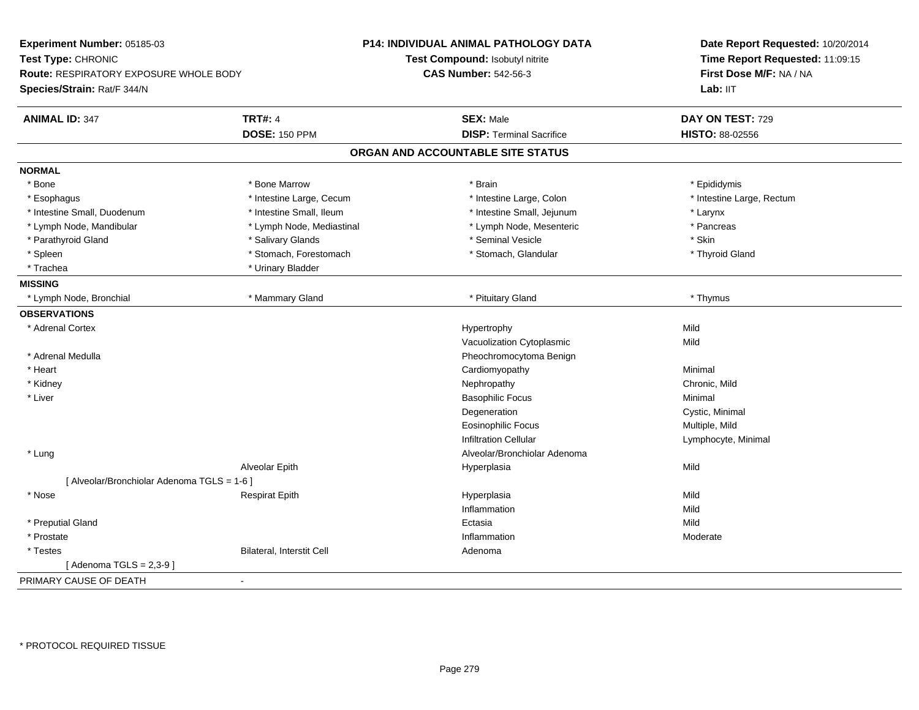**Experiment Number:** 05185-03
**Test Type:** CHRONIC
**Route:** RESPIRATORY EXPOSURE WHOLE BODY
**Species/Strain:** Rat/F 344/N

**P14: INDIVIDUAL ANIMAL PATHOLOGY DATA**
**Test Compound:** Isobutyl nitrite
**CAS Number:** 542-56-3

**Date Report Requested:** 10/20/2014
**Time Report Requested:** 11:09:15
**First Dose M/F:** NA / NA
**Lab:** IIT

| **ANIMAL ID:** 347 | **TRT#:** 4 | **SEX:** Male | **DAY ON TEST:** 729 |
|---|---|---|---|
| | **DOSE:** 150 PPM | **DISP:** Terminal Sacrifice | **HISTO:** 88-02556 |

## ORGAN AND ACCOUNTABLE SITE STATUS

**NORMAL**

| | | | |
|---|---|---|---|
| * Bone | * Bone Marrow | * Brain | * Epididymis |
| * Esophagus | * Intestine Large, Cecum | * Intestine Large, Colon | * Intestine Large, Rectum |
| * Intestine Small, Duodenum | * Intestine Small, Ileum | * Intestine Small, Jejunum | * Larynx |
| * Lymph Node, Mandibular | * Lymph Node, Mediastinal | * Lymph Node, Mesenteric | * Pancreas |
| * Parathyroid Gland | * Salivary Glands | * Seminal Vesicle | * Skin |
| * Spleen | * Stomach, Forestomach | * Stomach, Glandular | * Thyroid Gland |
| * Trachea | * Urinary Bladder | | |

**MISSING**

| | | | |
|---|---|---|---|
| * Lymph Node, Bronchial | * Mammary Gland | * Pituitary Gland | * Thymus |

**OBSERVATIONS**

| | | | |
|---|---|---|---|
| * Adrenal Cortex | | Hypertrophy | Mild |
| | | Vacuolization Cytoplasmic | Mild |
| * Adrenal Medulla | | Pheochromocytoma Benign | |
| * Heart | | Cardiomyopathy | Minimal |
| * Kidney | | Nephropathy | Chronic, Mild |
| * Liver | | Basophilic Focus | Minimal |
| | | Degeneration | Cystic, Minimal |
| | | Eosinophilic Focus | Multiple, Mild |
| | | Infiltration Cellular | Lymphocyte, Minimal |
| * Lung | | Alveolar/Bronchiolar Adenoma | |
| | Alveolar Epith | Hyperplasia | Mild |
| [ Alveolar/Bronchiolar Adenoma TGLS = 1-6 ] | | | |
| * Nose | Respirat Epith | Hyperplasia | Mild |
| | | Inflammation | Mild |
| * Preputial Gland | | Ectasia | Mild |
| * Prostate | | Inflammation | Moderate |
| * Testes | Bilateral, Interstit Cell | Adenoma | |
| [ Adenoma TGLS = 2,3-9 ] | | | |

PRIMARY CAUSE OF DEATH -

\* PROTOCOL REQUIRED TISSUE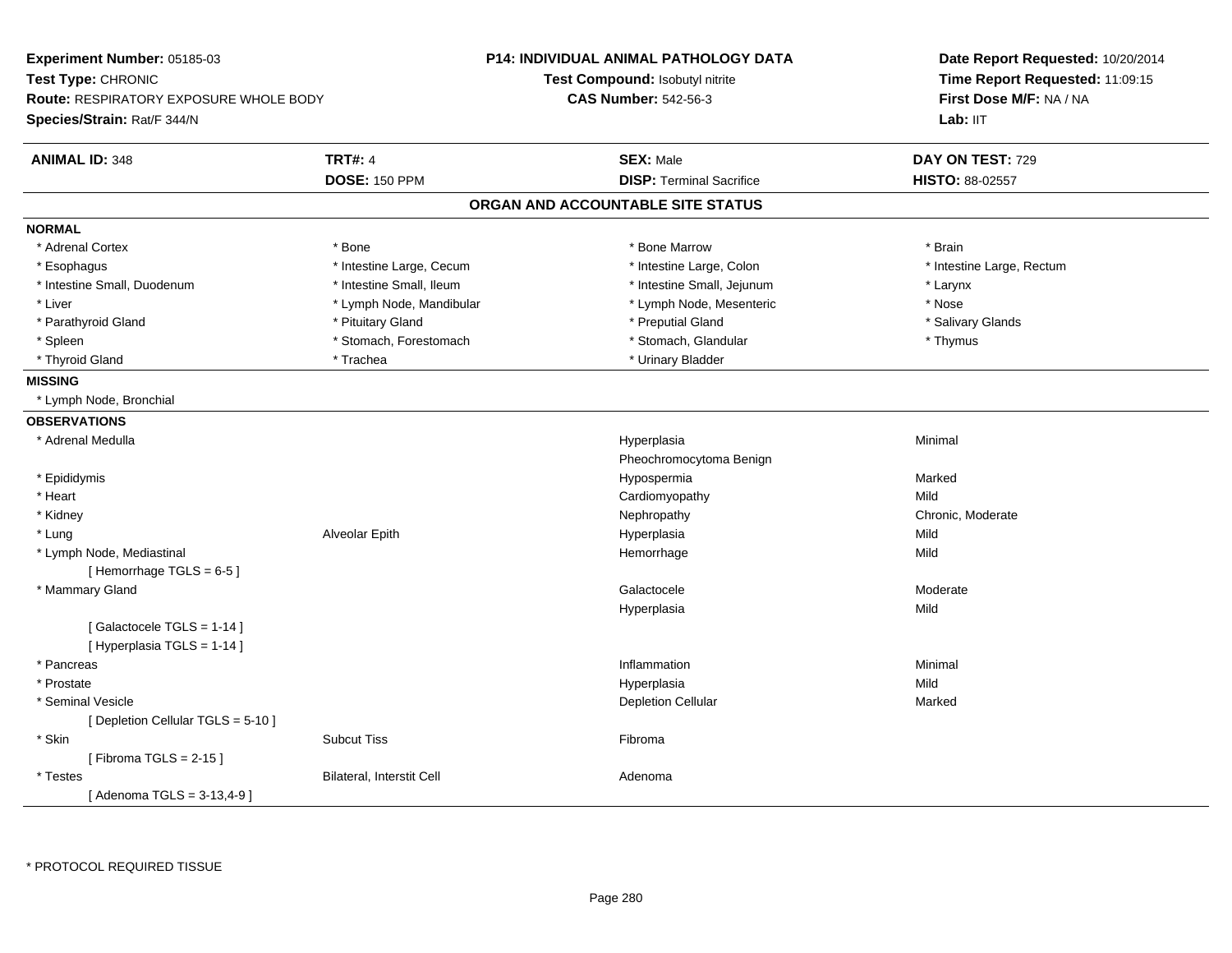**Experiment Number:** 05185-03
**Test Type:** CHRONIC
**Route:** RESPIRATORY EXPOSURE WHOLE BODY
**Species/Strain:** Rat/F 344/N

**P14: INDIVIDUAL ANIMAL PATHOLOGY DATA**
**Test Compound:** Isobutyl nitrite
**CAS Number:** 542-56-3

**Date Report Requested:** 10/20/2014
**Time Report Requested:** 11:09:15
**First Dose M/F:** NA / NA
**Lab:** IIT

| **ANIMAL ID:** 348 | **TRT#:** 4 | **SEX:** Male | **DAY ON TEST:** 729 |
|---|---|---|---|
| | **DOSE:** 150 PPM | **DISP:** Terminal Sacrifice | **HISTO:** 88-02557 |

## ORGAN AND ACCOUNTABLE SITE STATUS

**NORMAL**

| | | | |
|---|---|---|---|
| * Adrenal Cortex | * Bone | * Bone Marrow | * Brain |
| * Esophagus | * Intestine Large, Cecum | * Intestine Large, Colon | * Intestine Large, Rectum |
| * Intestine Small, Duodenum | * Intestine Small, Ileum | * Intestine Small, Jejunum | * Larynx |
| * Liver | * Lymph Node, Mandibular | * Lymph Node, Mesenteric | * Nose |
| * Parathyroid Gland | * Pituitary Gland | * Preputial Gland | * Salivary Glands |
| * Spleen | * Stomach, Forestomach | * Stomach, Glandular | * Thymus |
| * Thyroid Gland | * Trachea | * Urinary Bladder | |

**MISSING**

* Lymph Node, Bronchial

**OBSERVATIONS**

| | | | |
|---|---|---|---|
| * Adrenal Medulla | | Hyperplasia | Minimal |
| | | Pheochromocytoma Benign | |
| * Epididymis | | Hypospermia | Marked |
| * Heart | | Cardiomyopathy | Mild |
| * Kidney | | Nephropathy | Chronic, Moderate |
| * Lung | Alveolar Epith | Hyperplasia | Mild |
| * Lymph Node, Mediastinal | | Hemorrhage | Mild |
| [ Hemorrhage TGLS = 6-5 ] | | | |
| * Mammary Gland | | Galactocele | Moderate |
| | | Hyperplasia | Mild |
| [ Galactocele TGLS = 1-14 ] | | | |
| [ Hyperplasia TGLS = 1-14 ] | | | |
| * Pancreas | | Inflammation | Minimal |
| * Prostate | | Hyperplasia | Mild |
| * Seminal Vesicle | | Depletion Cellular | Marked |
| [ Depletion Cellular TGLS = 5-10 ] | | | |
| * Skin | Subcut Tiss | Fibroma | |
| [ Fibroma TGLS = 2-15 ] | | | |
| * Testes | Bilateral, Interstit Cell | Adenoma | |
| [ Adenoma TGLS = 3-13,4-9 ] | | | |

* PROTOCOL REQUIRED TISSUE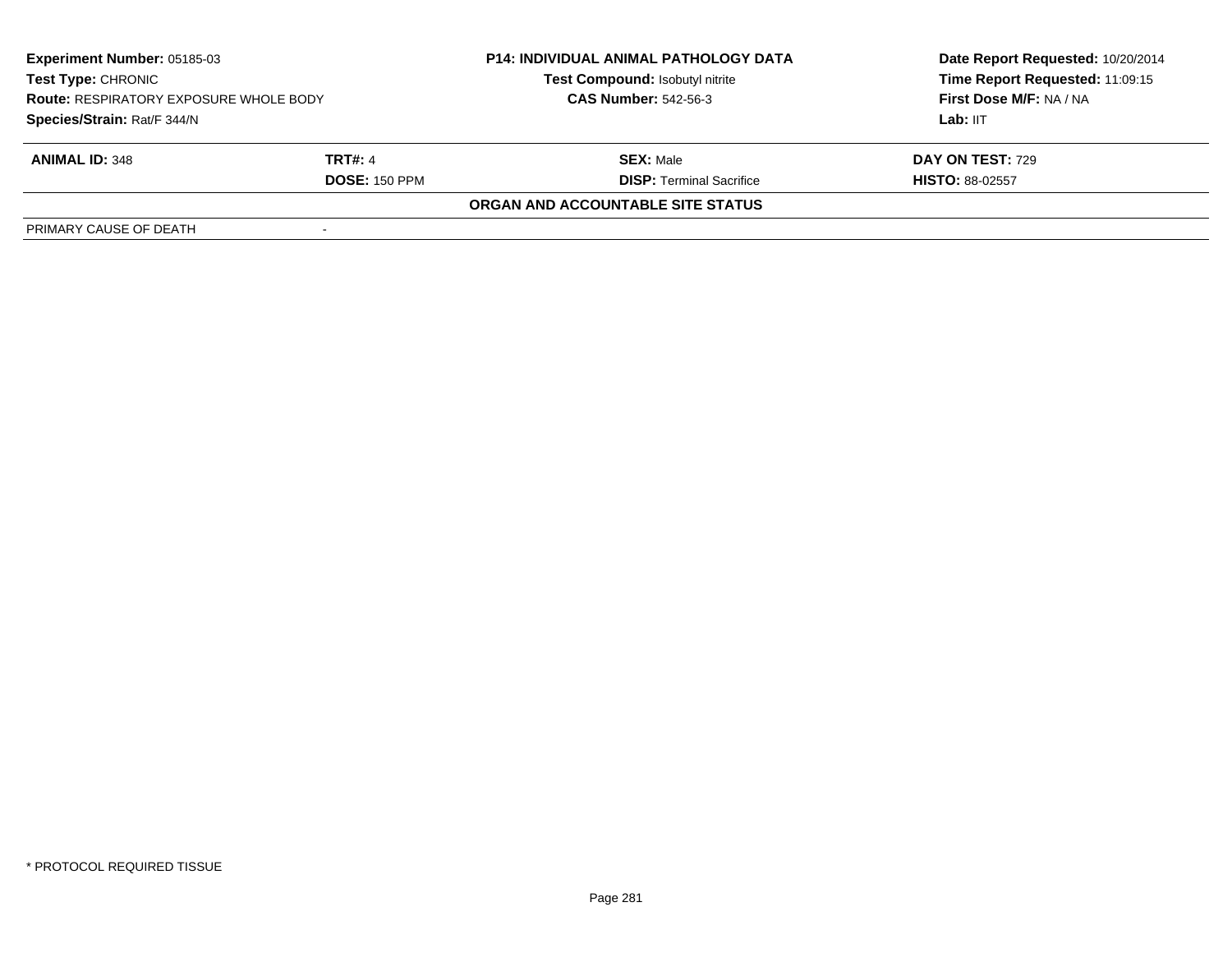| **Experiment Number:** 05185-03 | **P14: INDIVIDUAL ANIMAL PATHOLOGY DATA** | **Date Report Requested:** 10/20/2014 |
|---|---|---|
| **Test Type:** CHRONIC | **Test Compound:** Isobutyl nitrite | **Time Report Requested:** 11:09:15 |
| **Route:** RESPIRATORY EXPOSURE WHOLE BODY | **CAS Number:** 542-56-3 | **First Dose M/F:** NA / NA |
| **Species/Strain:** Rat/F 344/N | | **Lab:** IIT |

| **ANIMAL ID:** 348 | **TRT#:** 4 | **SEX:** Male | **DAY ON TEST:** 729 |
|---|---|---|---|
| | **DOSE:** 150 PPM | **DISP:** Terminal Sacrifice | **HISTO:** 88-02557 |

**ORGAN AND ACCOUNTABLE SITE STATUS**

| PRIMARY CAUSE OF DEATH | - |
|---|---|

* PROTOCOL REQUIRED TISSUE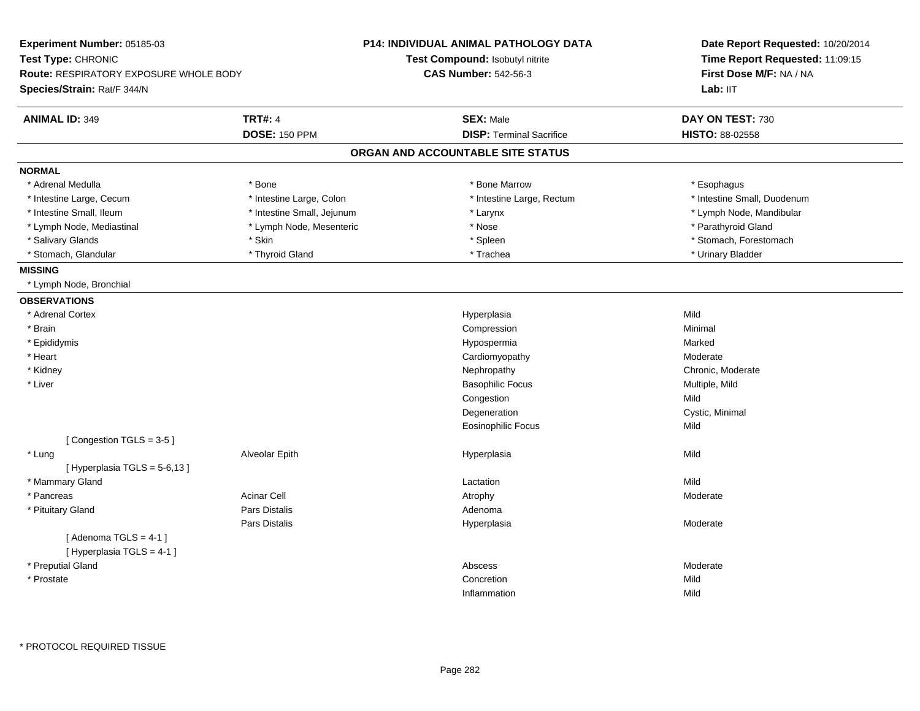**Experiment Number:** 05185-03
**Test Type:** CHRONIC
**Route:** RESPIRATORY EXPOSURE WHOLE BODY
**Species/Strain:** Rat/F 344/N

**P14: INDIVIDUAL ANIMAL PATHOLOGY DATA**
**Test Compound:** Isobutyl nitrite
**CAS Number:** 542-56-3

**Date Report Requested:** 10/20/2014
**Time Report Requested:** 11:09:15
**First Dose M/F:** NA / NA
**Lab:** IIT

| **ANIMAL ID:** 349 | **TRT#:** 4 | **SEX:** Male | **DAY ON TEST:** 730 |
|---|---|---|---|
| | **DOSE:** 150 PPM | **DISP:** Terminal Sacrifice | **HISTO:** 88-02558 |

## ORGAN AND ACCOUNTABLE SITE STATUS

**NORMAL**

| | | | |
|---|---|---|---|
| * Adrenal Medulla | * Bone | * Bone Marrow | * Esophagus |
| * Intestine Large, Cecum | * Intestine Large, Colon | * Intestine Large, Rectum | * Intestine Small, Duodenum |
| * Intestine Small, Ileum | * Intestine Small, Jejunum | * Larynx | * Lymph Node, Mandibular |
| * Lymph Node, Mediastinal | * Lymph Node, Mesenteric | * Nose | * Parathyroid Gland |
| * Salivary Glands | * Skin | * Spleen | * Stomach, Forestomach |
| * Stomach, Glandular | * Thyroid Gland | * Trachea | * Urinary Bladder |

**MISSING**

* Lymph Node, Bronchial

**OBSERVATIONS**

| Organ | Site | Observation | Severity |
|---|---|---|---|
| * Adrenal Cortex | | Hyperplasia | Mild |
| * Brain | | Compression | Minimal |
| * Epididymis | | Hypospermia | Marked |
| * Heart | | Cardiomyopathy | Moderate |
| * Kidney | | Nephropathy | Chronic, Moderate |
| * Liver | | Basophilic Focus | Multiple, Mild |
| | | Congestion | Mild |
| | | Degeneration | Cystic, Minimal |
| | | Eosinophilic Focus | Mild |
| [ Congestion TGLS = 3-5 ] | | | |
| * Lung | Alveolar Epith | Hyperplasia | Mild |
| [ Hyperplasia TGLS = 5-6,13 ] | | | |
| * Mammary Gland | | Lactation | Mild |
| * Pancreas | Acinar Cell | Atrophy | Moderate |
| * Pituitary Gland | Pars Distalis | Adenoma | |
| | Pars Distalis | Hyperplasia | Moderate |
| [ Adenoma TGLS = 4-1 ] | | | |
| [ Hyperplasia TGLS = 4-1 ] | | | |
| * Preputial Gland | | Abscess | Moderate |
| * Prostate | | Concretion | Mild |
| | | Inflammation | Mild |

* PROTOCOL REQUIRED TISSUE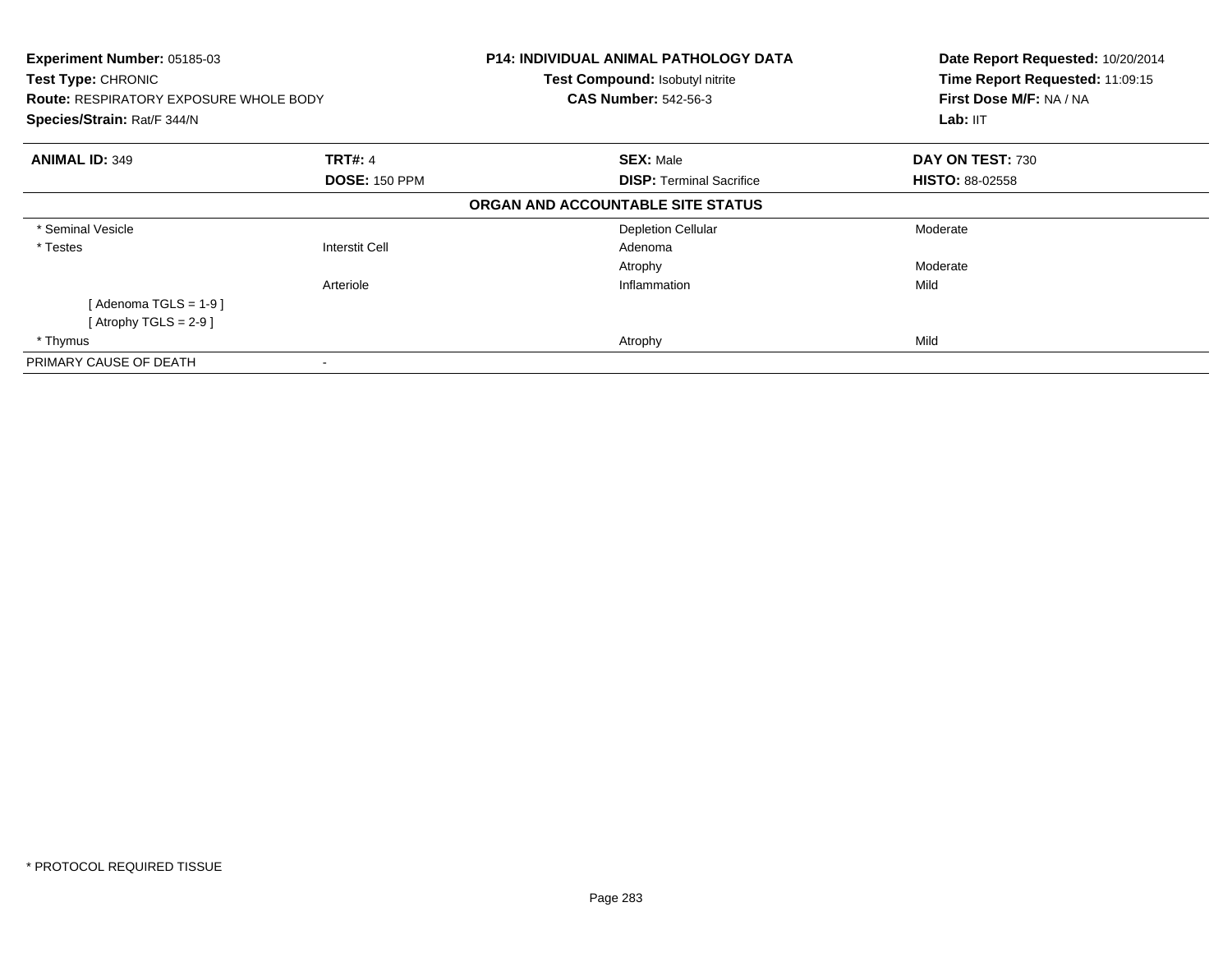**Experiment Number:** 05185-03
**Test Type:** CHRONIC
**Route:** RESPIRATORY EXPOSURE WHOLE BODY
**Species/Strain:** Rat/F 344/N

**P14: INDIVIDUAL ANIMAL PATHOLOGY DATA**
**Test Compound:** Isobutyl nitrite
**CAS Number:** 542-56-3

**Date Report Requested:** 10/20/2014
**Time Report Requested:** 11:09:15
**First Dose M/F:** NA / NA
**Lab:** IIT

| **ANIMAL ID:** 349 | **TRT#:** 4 | **SEX:** Male | **DAY ON TEST:** 730 |
|---|---|---|---|
| | **DOSE:** 150 PPM | **DISP:** Terminal Sacrifice | **HISTO:** 88-02558 |

**ORGAN AND ACCOUNTABLE SITE STATUS**

| | | | |
|---|---|---|---|
| * Seminal Vesicle | | Depletion Cellular | Moderate |
| * Testes | Interstit Cell | Adenoma | |
| | | Atrophy | Moderate |
| | Arteriole | Inflammation | Mild |
| [ Adenoma TGLS = 1-9 ] | | | |
| [ Atrophy TGLS = 2-9 ] | | | |
| * Thymus | | Atrophy | Mild |
| PRIMARY CAUSE OF DEATH | - | | |

* PROTOCOL REQUIRED TISSUE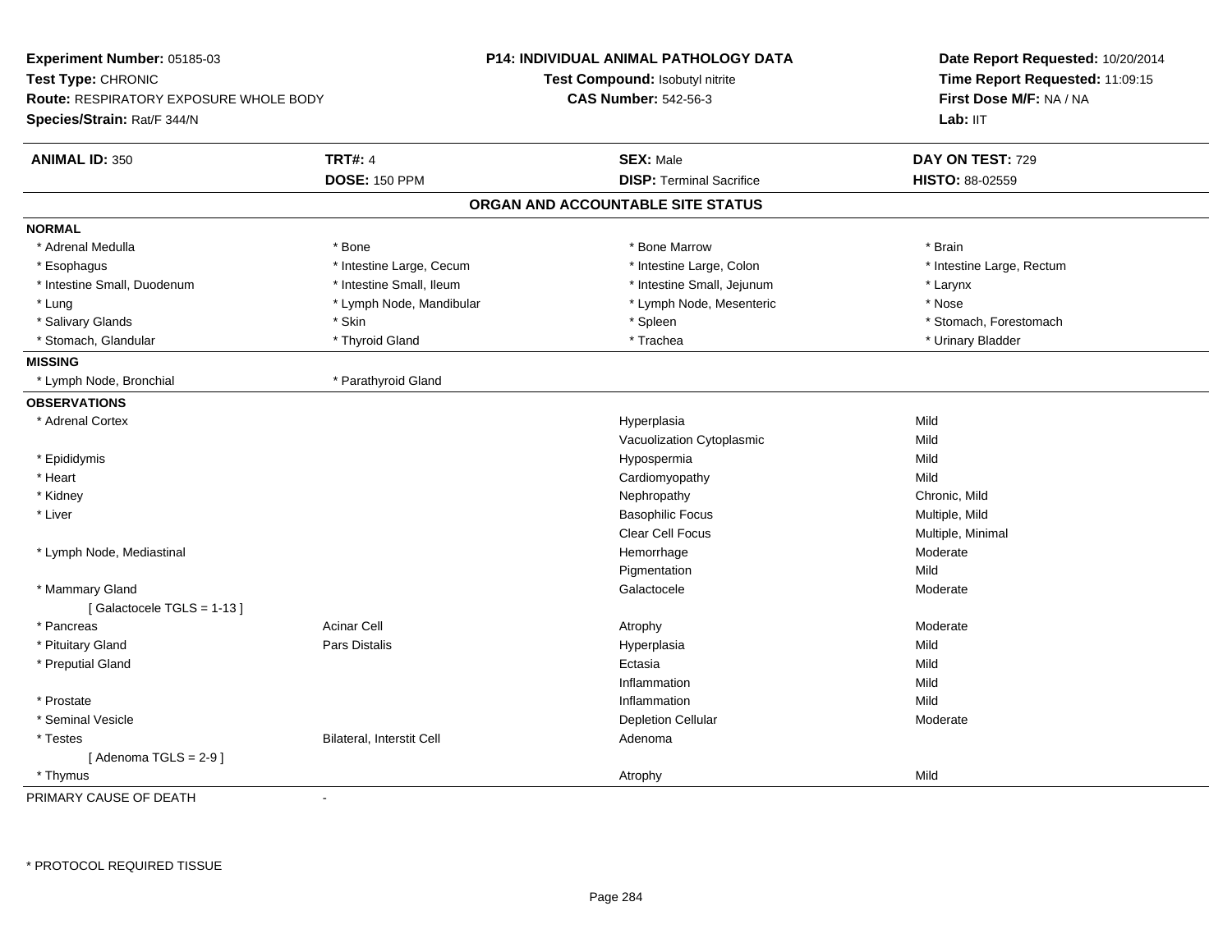**Experiment Number:** 05185-03
**Test Type:** CHRONIC
**Route:** RESPIRATORY EXPOSURE WHOLE BODY
**Species/Strain:** Rat/F 344/N

**P14: INDIVIDUAL ANIMAL PATHOLOGY DATA**
**Test Compound:** Isobutyl nitrite
**CAS Number:** 542-56-3

**Date Report Requested:** 10/20/2014
**Time Report Requested:** 11:09:15
**First Dose M/F:** NA / NA
**Lab:** IIT

| **ANIMAL ID:** 350 | **TRT#:** 4 | **SEX:** Male | **DAY ON TEST:** 729 |
|---|---|---|---|
| | **DOSE:** 150 PPM | **DISP:** Terminal Sacrifice | **HISTO:** 88-02559 |

## ORGAN AND ACCOUNTABLE SITE STATUS

**NORMAL**

| | | | |
|---|---|---|---|
| * Adrenal Medulla | * Bone | * Bone Marrow | * Brain |
| * Esophagus | * Intestine Large, Cecum | * Intestine Large, Colon | * Intestine Large, Rectum |
| * Intestine Small, Duodenum | * Intestine Small, Ileum | * Intestine Small, Jejunum | * Larynx |
| * Lung | * Lymph Node, Mandibular | * Lymph Node, Mesenteric | * Nose |
| * Salivary Glands | * Skin | * Spleen | * Stomach, Forestomach |
| * Stomach, Glandular | * Thyroid Gland | * Trachea | * Urinary Bladder |

**MISSING**

| | |
|---|---|
| * Lymph Node, Bronchial | * Parathyroid Gland |

**OBSERVATIONS**

| Organ | Site | Observation | Severity |
|---|---|---|---|
| * Adrenal Cortex | | Hyperplasia | Mild |
| | | Vacuolization Cytoplasmic | Mild |
| * Epididymis | | Hypospermia | Mild |
| * Heart | | Cardiomyopathy | Mild |
| * Kidney | | Nephropathy | Chronic, Mild |
| * Liver | | Basophilic Focus | Multiple, Mild |
| | | Clear Cell Focus | Multiple, Minimal |
| * Lymph Node, Mediastinal | | Hemorrhage | Moderate |
| | | Pigmentation | Mild |
| * Mammary Gland | | Galactocele | Moderate |
| [ Galactocele TGLS = 1-13 ] | | | |
| * Pancreas | Acinar Cell | Atrophy | Moderate |
| * Pituitary Gland | Pars Distalis | Hyperplasia | Mild |
| * Preputial Gland | | Ectasia | Mild |
| | | Inflammation | Mild |
| * Prostate | | Inflammation | Mild |
| * Seminal Vesicle | | Depletion Cellular | Moderate |
| * Testes | Bilateral, Interstit Cell | Adenoma | |
| [ Adenoma TGLS = 2-9 ] | | | |
| * Thymus | | Atrophy | Mild |

PRIMARY CAUSE OF DEATH -

* PROTOCOL REQUIRED TISSUE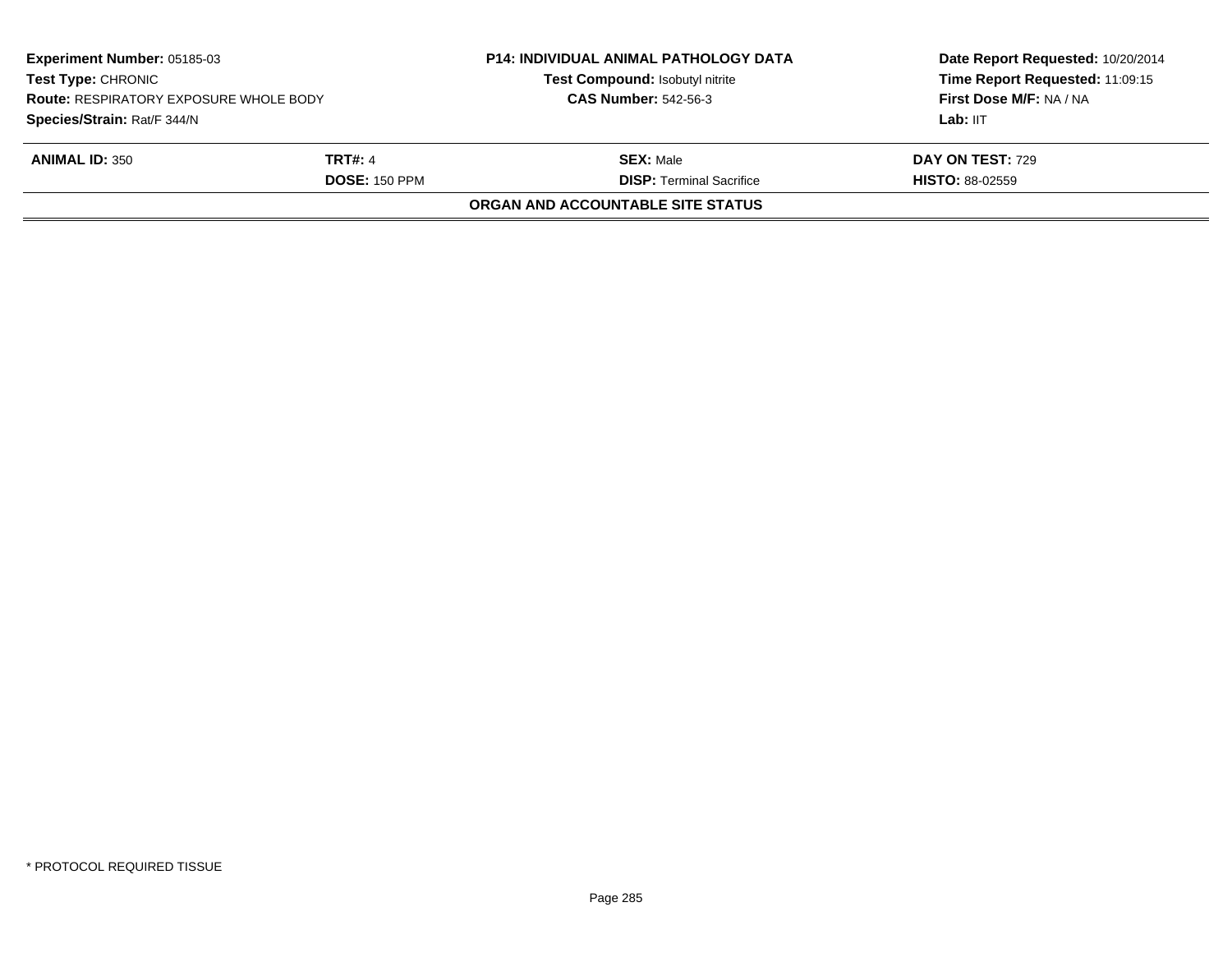**Experiment Number:** 05185-03
**Test Type:** CHRONIC
**Route:** RESPIRATORY EXPOSURE WHOLE BODY
**Species/Strain:** Rat/F 344/N

**P14: INDIVIDUAL ANIMAL PATHOLOGY DATA**
**Test Compound:** Isobutyl nitrite
**CAS Number:** 542-56-3

**Date Report Requested:** 10/20/2014
**Time Report Requested:** 11:09:15
**First Dose M/F:** NA / NA
**Lab:** IIT

| **ANIMAL ID:** 350 | **TRT#:** 4 | **SEX:** Male | **DAY ON TEST:** 729 |
|---|---|---|---|
| | **DOSE:** 150 PPM | **DISP:** Terminal Sacrifice | **HISTO:** 88-02559 |

**ORGAN AND ACCOUNTABLE SITE STATUS**

* PROTOCOL REQUIRED TISSUE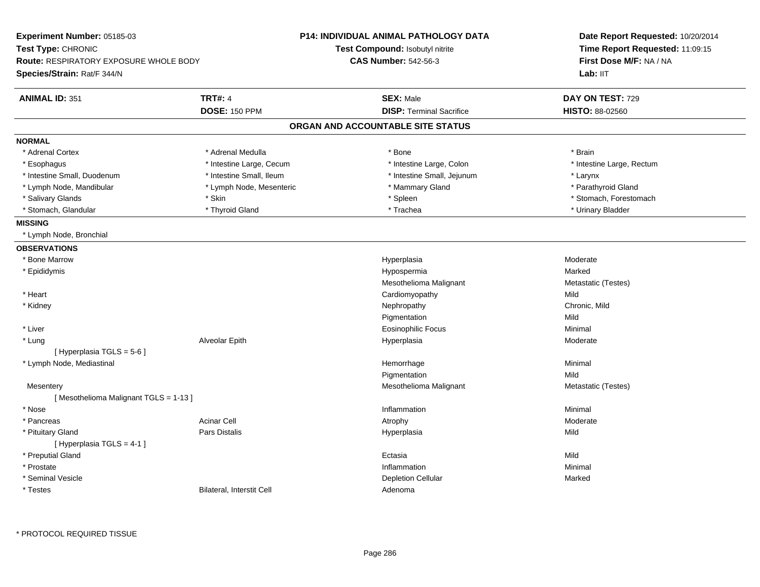**Experiment Number:** 05185-03
**Test Type:** CHRONIC
**Route:** RESPIRATORY EXPOSURE WHOLE BODY
**Species/Strain:** Rat/F 344/N

**P14: INDIVIDUAL ANIMAL PATHOLOGY DATA**
**Test Compound:** Isobutyl nitrite
**CAS Number:** 542-56-3

**Date Report Requested:** 10/20/2014
**Time Report Requested:** 11:09:15
**First Dose M/F:** NA / NA
**Lab:** IIT

| **ANIMAL ID:** 351 | **TRT#:** 4 | **SEX:** Male | **DAY ON TEST:** 729 |
|---|---|---|---|
| | **DOSE:** 150 PPM | **DISP:** Terminal Sacrifice | **HISTO:** 88-02560 |

## ORGAN AND ACCOUNTABLE SITE STATUS

**NORMAL**

| | | | |
|---|---|---|---|
| * Adrenal Cortex | * Adrenal Medulla | * Bone | * Brain |
| * Esophagus | * Intestine Large, Cecum | * Intestine Large, Colon | * Intestine Large, Rectum |
| * Intestine Small, Duodenum | * Intestine Small, Ileum | * Intestine Small, Jejunum | * Larynx |
| * Lymph Node, Mandibular | * Lymph Node, Mesenteric | * Mammary Gland | * Parathyroid Gland |
| * Salivary Glands | * Skin | * Spleen | * Stomach, Forestomach |
| * Stomach, Glandular | * Thyroid Gland | * Trachea | * Urinary Bladder |

**MISSING**

* Lymph Node, Bronchial

**OBSERVATIONS**

| | | | |
|---|---|---|---|
| * Bone Marrow | | Hyperplasia | Moderate |
| * Epididymis | | Hypospermia | Marked |
| | | Mesothelioma Malignant | Metastatic (Testes) |
| * Heart | | Cardiomyopathy | Mild |
| * Kidney | | Nephropathy | Chronic, Mild |
| | | Pigmentation | Mild |
| * Liver | | Eosinophilic Focus | Minimal |
| * Lung | Alveolar Epith | Hyperplasia | Moderate |
| [ Hyperplasia TGLS = 5-6 ] | | | |
| * Lymph Node, Mediastinal | | Hemorrhage | Minimal |
| | | Pigmentation | Mild |
| Mesentery | | Mesothelioma Malignant | Metastatic (Testes) |
| [ Mesothelioma Malignant TGLS = 1-13 ] | | | |
| * Nose | | Inflammation | Minimal |
| * Pancreas | Acinar Cell | Atrophy | Moderate |
| * Pituitary Gland | Pars Distalis | Hyperplasia | Mild |
| [ Hyperplasia TGLS = 4-1 ] | | | |
| * Preputial Gland | | Ectasia | Mild |
| * Prostate | | Inflammation | Minimal |
| * Seminal Vesicle | | Depletion Cellular | Marked |
| * Testes | Bilateral, Interstit Cell | Adenoma | |

* PROTOCOL REQUIRED TISSUE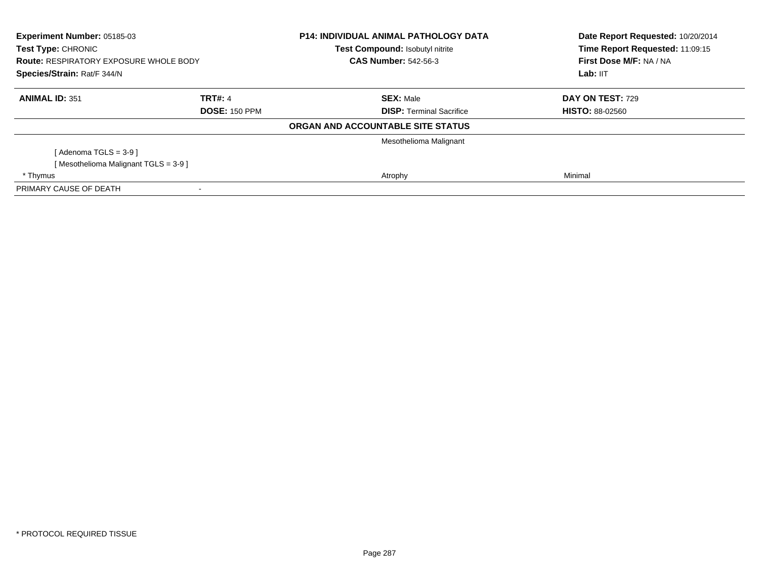**Experiment Number:** 05185-03
**Test Type:** CHRONIC
**Route:** RESPIRATORY EXPOSURE WHOLE BODY
**Species/Strain:** Rat/F 344/N

**P14: INDIVIDUAL ANIMAL PATHOLOGY DATA**
**Test Compound:** Isobutyl nitrite
**CAS Number:** 542-56-3

**Date Report Requested:** 10/20/2014
**Time Report Requested:** 11:09:15
**First Dose M/F:** NA / NA
**Lab:** IIT

| **ANIMAL ID:** 351 | **TRT#:** 4 | **SEX:** Male | **DAY ON TEST:** 729 |
|---|---|---|---|
| | **DOSE:** 150 PPM | **DISP:** Terminal Sacrifice | **HISTO:** 88-02560 |

**ORGAN AND ACCOUNTABLE SITE STATUS**

| | | | |
|---|---|---|---|
| | | Mesothelioma Malignant | |
| [ Adenoma TGLS = 3-9 ] | | | |
| [ Mesothelioma Malignant TGLS = 3-9 ] | | | |
| * Thymus | | Atrophy | Minimal |
| PRIMARY CAUSE OF DEATH | - | | |

* PROTOCOL REQUIRED TISSUE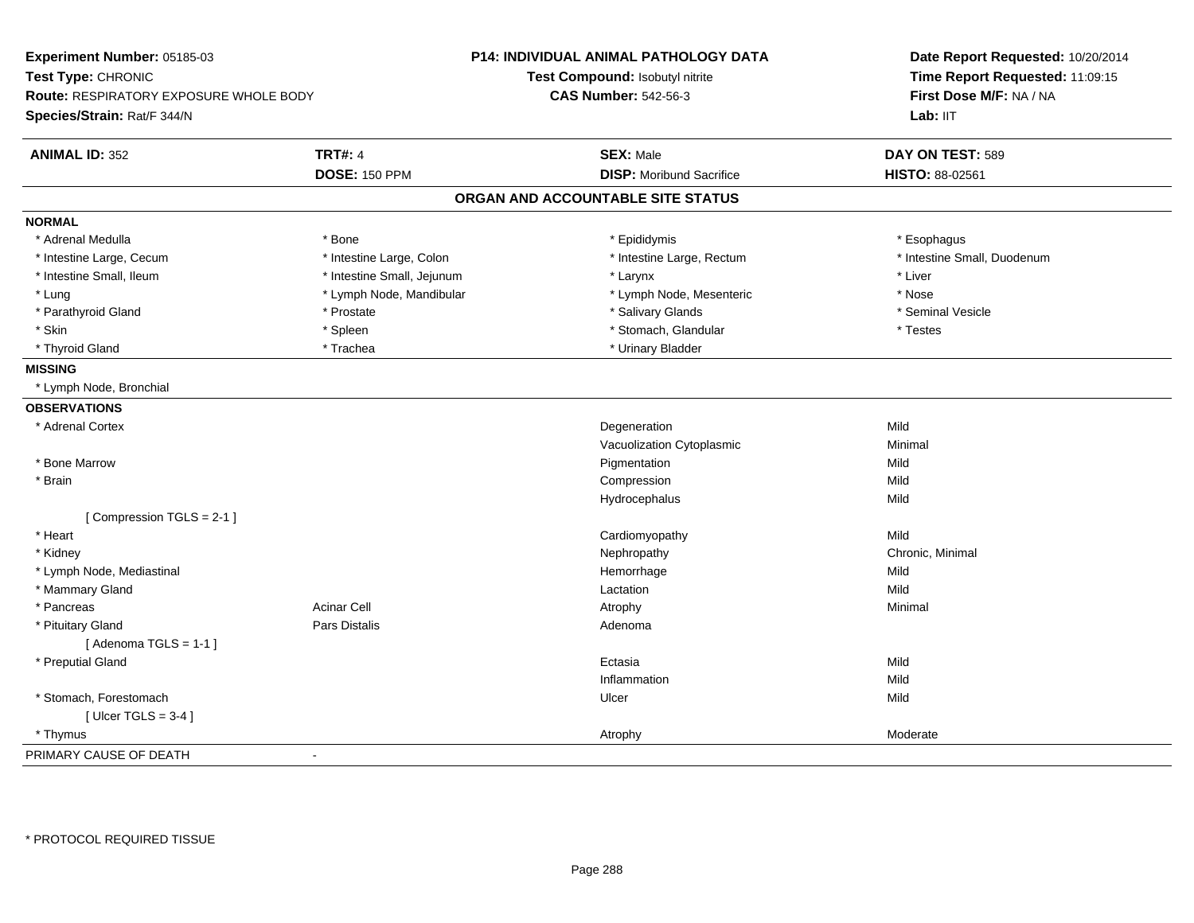**Experiment Number:** 05185-03
**Test Type:** CHRONIC
**Route:** RESPIRATORY EXPOSURE WHOLE BODY
**Species/Strain:** Rat/F 344/N

**P14: INDIVIDUAL ANIMAL PATHOLOGY DATA**
**Test Compound:** Isobutyl nitrite
**CAS Number:** 542-56-3

**Date Report Requested:** 10/20/2014
**Time Report Requested:** 11:09:15
**First Dose M/F:** NA / NA
**Lab:** IIT

| **ANIMAL ID:** 352 | **TRT#:** 4 | **SEX:** Male | **DAY ON TEST:** 589 |
|---|---|---|---|
| | **DOSE:** 150 PPM | **DISP:** Moribund Sacrifice | **HISTO:** 88-02561 |

## ORGAN AND ACCOUNTABLE SITE STATUS

**NORMAL**

| | | | |
|---|---|---|---|
| * Adrenal Medulla | * Bone | * Epididymis | * Esophagus |
| * Intestine Large, Cecum | * Intestine Large, Colon | * Intestine Large, Rectum | * Intestine Small, Duodenum |
| * Intestine Small, Ileum | * Intestine Small, Jejunum | * Larynx | * Liver |
| * Lung | * Lymph Node, Mandibular | * Lymph Node, Mesenteric | * Nose |
| * Parathyroid Gland | * Prostate | * Salivary Glands | * Seminal Vesicle |
| * Skin | * Spleen | * Stomach, Glandular | * Testes |
| * Thyroid Gland | * Trachea | * Urinary Bladder | |

**MISSING**

* Lymph Node, Bronchial

**OBSERVATIONS**

| Organ | Site | Observation | Severity |
|---|---|---|---|
| * Adrenal Cortex | | Degeneration | Mild |
| | | Vacuolization Cytoplasmic | Minimal |
| * Bone Marrow | | Pigmentation | Mild |
| * Brain | | Compression | Mild |
| | | Hydrocephalus | Mild |
| [ Compression TGLS = 2-1 ] | | | |
| * Heart | | Cardiomyopathy | Mild |
| * Kidney | | Nephropathy | Chronic, Minimal |
| * Lymph Node, Mediastinal | | Hemorrhage | Mild |
| * Mammary Gland | | Lactation | Mild |
| * Pancreas | Acinar Cell | Atrophy | Minimal |
| * Pituitary Gland | Pars Distalis | Adenoma | |
| [ Adenoma TGLS = 1-1 ] | | | |
| * Preputial Gland | | Ectasia | Mild |
| | | Inflammation | Mild |
| * Stomach, Forestomach | | Ulcer | Mild |
| [ Ulcer TGLS = 3-4 ] | | | |
| * Thymus | | Atrophy | Moderate |

PRIMARY CAUSE OF DEATH -

* PROTOCOL REQUIRED TISSUE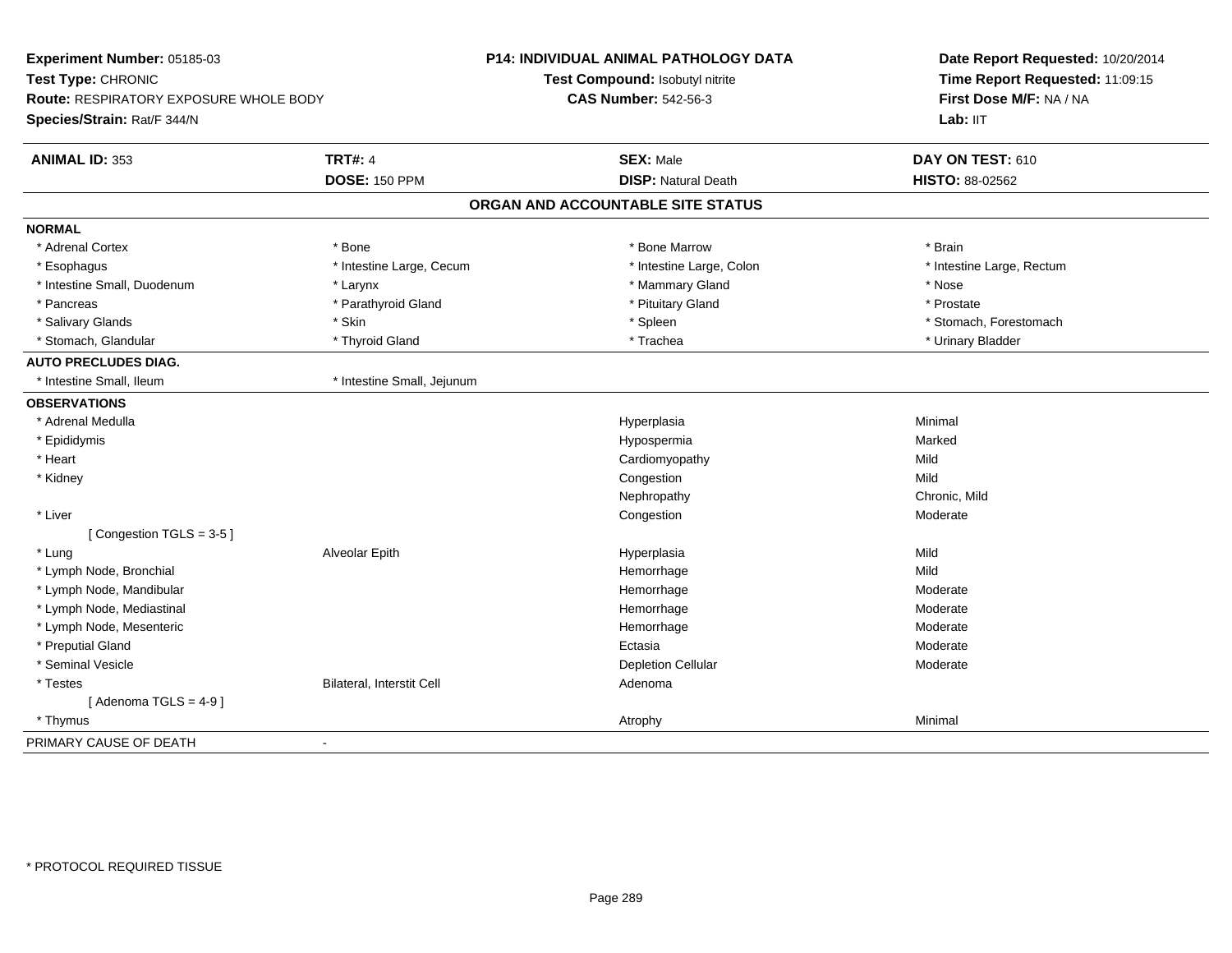**Experiment Number:** 05185-03
**Test Type:** CHRONIC
**Route:** RESPIRATORY EXPOSURE WHOLE BODY
**Species/Strain:** Rat/F 344/N

**P14: INDIVIDUAL ANIMAL PATHOLOGY DATA**
**Test Compound:** Isobutyl nitrite
**CAS Number:** 542-56-3

**Date Report Requested:** 10/20/2014
**Time Report Requested:** 11:09:15
**First Dose M/F:** NA / NA
**Lab:** IIT

| **ANIMAL ID:** 353 | **TRT#:** 4 | **SEX:** Male | **DAY ON TEST:** 610 |
|---|---|---|---|
| | **DOSE:** 150 PPM | **DISP:** Natural Death | **HISTO:** 88-02562 |

## ORGAN AND ACCOUNTABLE SITE STATUS

| | | | |
|---|---|---|---|
| **NORMAL** | | | |
| * Adrenal Cortex | * Bone | * Bone Marrow | * Brain |
| * Esophagus | * Intestine Large, Cecum | * Intestine Large, Colon | * Intestine Large, Rectum |
| * Intestine Small, Duodenum | * Larynx | * Mammary Gland | * Nose |
| * Pancreas | * Parathyroid Gland | * Pituitary Gland | * Prostate |
| * Salivary Glands | * Skin | * Spleen | * Stomach, Forestomach |
| * Stomach, Glandular | * Thyroid Gland | * Trachea | * Urinary Bladder |
| **AUTO PRECLUDES DIAG.** | | | |
| * Intestine Small, Ileum | * Intestine Small, Jejunum | | |
| **OBSERVATIONS** | | | |
| * Adrenal Medulla | | Hyperplasia | Minimal |
| * Epididymis | | Hypospermia | Marked |
| * Heart | | Cardiomyopathy | Mild |
| * Kidney | | Congestion | Mild |
| | | Nephropathy | Chronic, Mild |
| * Liver | | Congestion | Moderate |
| [ Congestion TGLS = 3-5 ] | | | |
| * Lung | Alveolar Epith | Hyperplasia | Mild |
| * Lymph Node, Bronchial | | Hemorrhage | Mild |
| * Lymph Node, Mandibular | | Hemorrhage | Moderate |
| * Lymph Node, Mediastinal | | Hemorrhage | Moderate |
| * Lymph Node, Mesenteric | | Hemorrhage | Moderate |
| * Preputial Gland | | Ectasia | Moderate |
| * Seminal Vesicle | | Depletion Cellular | Moderate |
| * Testes | Bilateral, Interstit Cell | Adenoma | |
| [ Adenoma TGLS = 4-9 ] | | | |
| * Thymus | | Atrophy | Minimal |
| PRIMARY CAUSE OF DEATH | - | | |

* PROTOCOL REQUIRED TISSUE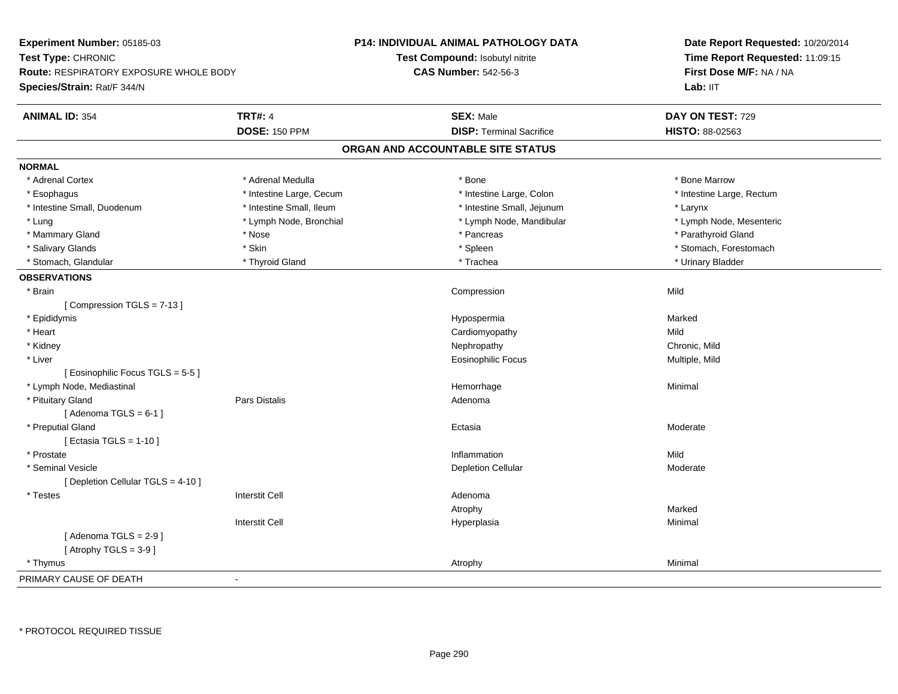**Experiment Number:** 05185-03
**Test Type:** CHRONIC
**Route:** RESPIRATORY EXPOSURE WHOLE BODY
**Species/Strain:** Rat/F 344/N

**P14: INDIVIDUAL ANIMAL PATHOLOGY DATA**
**Test Compound:** Isobutyl nitrite
**CAS Number:** 542-56-3

**Date Report Requested:** 10/20/2014
**Time Report Requested:** 11:09:15
**First Dose M/F:** NA / NA
**Lab:** IIT

| **ANIMAL ID:** 354 | **TRT#:** 4 | **SEX:** Male | **DAY ON TEST:** 729 |
|---|---|---|---|
| | **DOSE:** 150 PPM | **DISP:** Terminal Sacrifice | **HISTO:** 88-02563 |

## ORGAN AND ACCOUNTABLE SITE STATUS

**NORMAL**

| | | | |
|---|---|---|---|
| * Adrenal Cortex | * Adrenal Medulla | * Bone | * Bone Marrow |
| * Esophagus | * Intestine Large, Cecum | * Intestine Large, Colon | * Intestine Large, Rectum |
| * Intestine Small, Duodenum | * Intestine Small, Ileum | * Intestine Small, Jejunum | * Larynx |
| * Lung | * Lymph Node, Bronchial | * Lymph Node, Mandibular | * Lymph Node, Mesenteric |
| * Mammary Gland | * Nose | * Pancreas | * Parathyroid Gland |
| * Salivary Glands | * Skin | * Spleen | * Stomach, Forestomach |
| * Stomach, Glandular | * Thyroid Gland | * Trachea | * Urinary Bladder |

**OBSERVATIONS**

| | | | |
|---|---|---|---|
| * Brain | | Compression | Mild |
| [ Compression TGLS = 7-13 ] | | | |
| * Epididymis | | Hypospermia | Marked |
| * Heart | | Cardiomyopathy | Mild |
| * Kidney | | Nephropathy | Chronic, Mild |
| * Liver | | Eosinophilic Focus | Multiple, Mild |
| [ Eosinophilic Focus TGLS = 5-5 ] | | | |
| * Lymph Node, Mediastinal | | Hemorrhage | Minimal |
| * Pituitary Gland | Pars Distalis | Adenoma | |
| [ Adenoma TGLS = 6-1 ] | | | |
| * Preputial Gland | | Ectasia | Moderate |
| [ Ectasia TGLS = 1-10 ] | | | |
| * Prostate | | Inflammation | Mild |
| * Seminal Vesicle | | Depletion Cellular | Moderate |
| [ Depletion Cellular TGLS = 4-10 ] | | | |
| * Testes | Interstit Cell | Adenoma | |
| | | Atrophy | Marked |
| | Interstit Cell | Hyperplasia | Minimal |
| [ Adenoma TGLS = 2-9 ] | | | |
| [ Atrophy TGLS = 3-9 ] | | | |
| * Thymus | | Atrophy | Minimal |

PRIMARY CAUSE OF DEATH -

* PROTOCOL REQUIRED TISSUE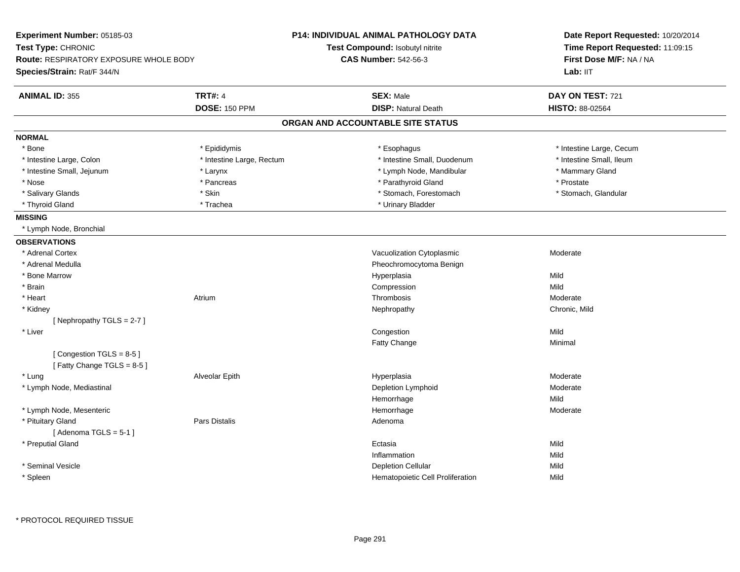**Experiment Number:** 05185-03
**Test Type:** CHRONIC
**Route:** RESPIRATORY EXPOSURE WHOLE BODY
**Species/Strain:** Rat/F 344/N

**P14: INDIVIDUAL ANIMAL PATHOLOGY DATA**
**Test Compound:** Isobutyl nitrite
**CAS Number:** 542-56-3

**Date Report Requested:** 10/20/2014
**Time Report Requested:** 11:09:15
**First Dose M/F:** NA / NA
**Lab:** IIT

| **ANIMAL ID:** 355 | **TRT#:** 4 | **SEX:** Male | **DAY ON TEST:** 721 |
|---|---|---|---|
| | **DOSE:** 150 PPM | **DISP:** Natural Death | **HISTO:** 88-02564 |

## ORGAN AND ACCOUNTABLE SITE STATUS

**NORMAL**

| | | | |
|---|---|---|---|
| * Bone | * Epididymis | * Esophagus | * Intestine Large, Cecum |
| * Intestine Large, Colon | * Intestine Large, Rectum | * Intestine Small, Duodenum | * Intestine Small, Ileum |
| * Intestine Small, Jejunum | * Larynx | * Lymph Node, Mandibular | * Mammary Gland |
| * Nose | * Pancreas | * Parathyroid Gland | * Prostate |
| * Salivary Glands | * Skin | * Stomach, Forestomach | * Stomach, Glandular |
| * Thyroid Gland | * Trachea | * Urinary Bladder | |

**MISSING**

* Lymph Node, Bronchial

**OBSERVATIONS**

| Organ | Site | Observation | Severity |
|---|---|---|---|
| * Adrenal Cortex | | Vacuolization Cytoplasmic | Moderate |
| * Adrenal Medulla | | Pheochromocytoma Benign | |
| * Bone Marrow | | Hyperplasia | Mild |
| * Brain | | Compression | Mild |
| * Heart | Atrium | Thrombosis | Moderate |
| * Kidney | | Nephropathy | Chronic, Mild |
| [ Nephropathy TGLS = 2-7 ] | | | |
| * Liver | | Congestion | Mild |
| | | Fatty Change | Minimal |
| [ Congestion TGLS = 8-5 ] | | | |
| [ Fatty Change TGLS = 8-5 ] | | | |
| * Lung | Alveolar Epith | Hyperplasia | Moderate |
| * Lymph Node, Mediastinal | | Depletion Lymphoid | Moderate |
| | | Hemorrhage | Mild |
| * Lymph Node, Mesenteric | | Hemorrhage | Moderate |
| * Pituitary Gland | Pars Distalis | Adenoma | |
| [ Adenoma TGLS = 5-1 ] | | | |
| * Preputial Gland | | Ectasia | Mild |
| | | Inflammation | Mild |
| * Seminal Vesicle | | Depletion Cellular | Mild |
| * Spleen | | Hematopoietic Cell Proliferation | Mild |

* PROTOCOL REQUIRED TISSUE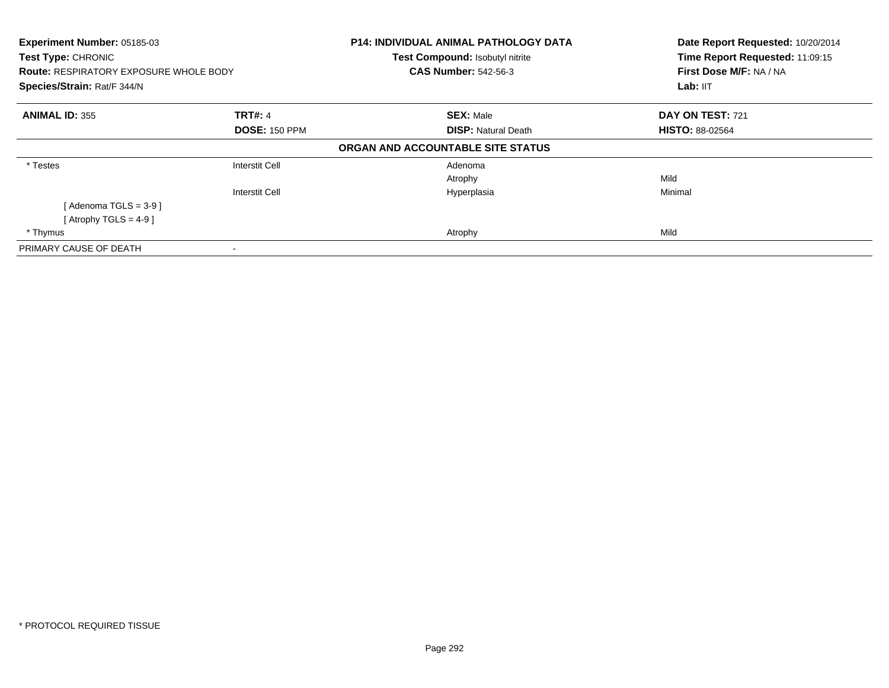**Experiment Number:** 05185-03
**Test Type:** CHRONIC
**Route:** RESPIRATORY EXPOSURE WHOLE BODY
**Species/Strain:** Rat/F 344/N

**P14: INDIVIDUAL ANIMAL PATHOLOGY DATA**
**Test Compound:** Isobutyl nitrite
**CAS Number:** 542-56-3

**Date Report Requested:** 10/20/2014
**Time Report Requested:** 11:09:15
**First Dose M/F:** NA / NA
**Lab:** IIT

| **ANIMAL ID:** 355 | **TRT#:** 4 | **SEX:** Male | **DAY ON TEST:** 721 |
|---|---|---|---|
| | **DOSE:** 150 PPM | **DISP:** Natural Death | **HISTO:** 88-02564 |

**ORGAN AND ACCOUNTABLE SITE STATUS**

| | | | |
|---|---|---|---|
| * Testes | Interstit Cell | Adenoma | |
| | | Atrophy | Mild |
| | Interstit Cell | Hyperplasia | Minimal |
| [ Adenoma TGLS = 3-9 ] | | | |
| [ Atrophy TGLS = 4-9 ] | | | |
| * Thymus | | Atrophy | Mild |
| PRIMARY CAUSE OF DEATH | - | | |

* PROTOCOL REQUIRED TISSUE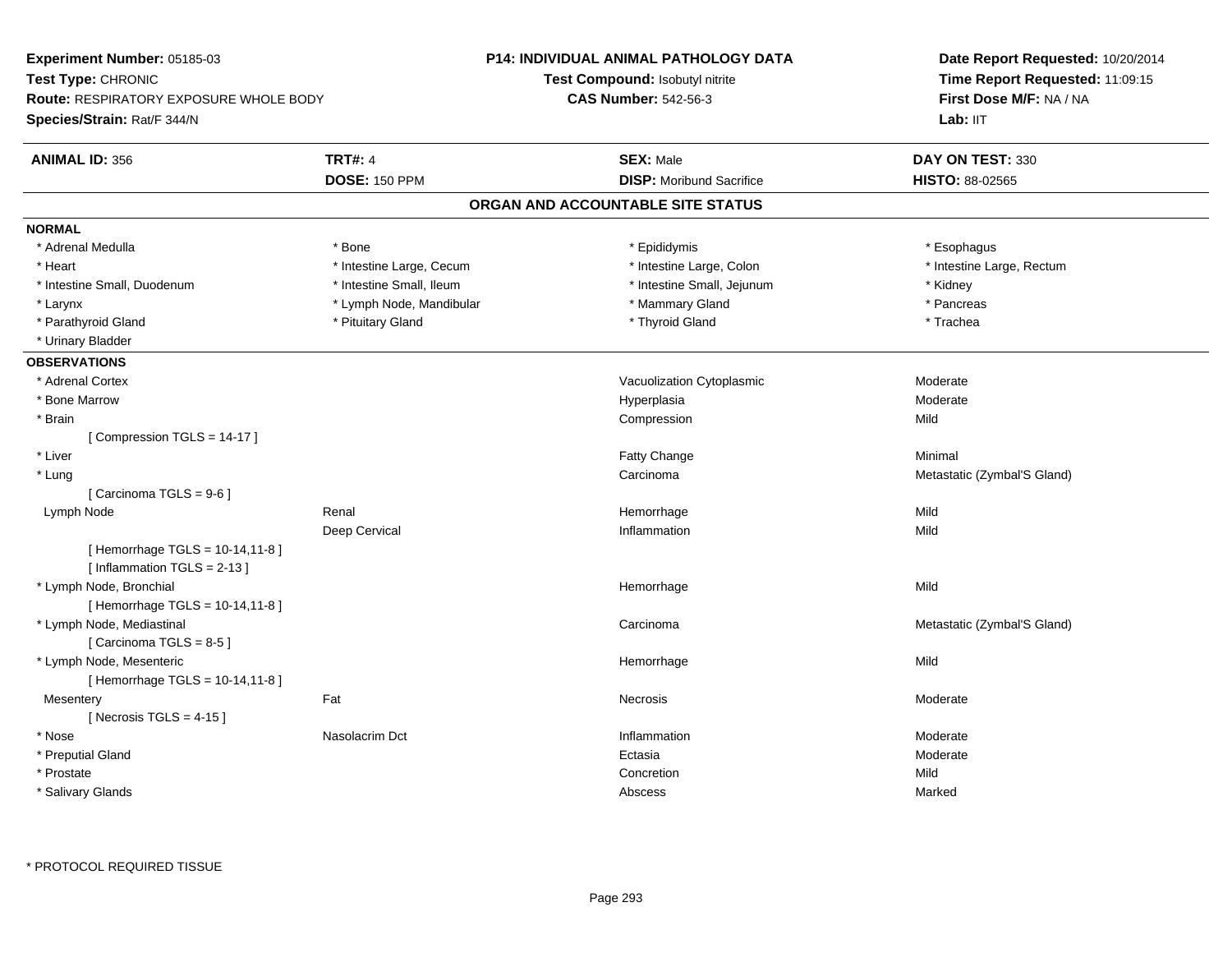**Experiment Number:** 05185-03
**Test Type:** CHRONIC
**Route:** RESPIRATORY EXPOSURE WHOLE BODY
**Species/Strain:** Rat/F 344/N

**P14: INDIVIDUAL ANIMAL PATHOLOGY DATA**
**Test Compound:** Isobutyl nitrite
**CAS Number:** 542-56-3

**Date Report Requested:** 10/20/2014
**Time Report Requested:** 11:09:15
**First Dose M/F:** NA / NA
**Lab:** IIT

| **ANIMAL ID:** 356 | **TRT#:** 4 | **SEX:** Male | **DAY ON TEST:** 330 |
|---|---|---|---|
| | **DOSE:** 150 PPM | **DISP:** Moribund Sacrifice | **HISTO:** 88-02565 |

## ORGAN AND ACCOUNTABLE SITE STATUS

**NORMAL**

| | | | |
|---|---|---|---|
| * Adrenal Medulla | * Bone | * Epididymis | * Esophagus |
| * Heart | * Intestine Large, Cecum | * Intestine Large, Colon | * Intestine Large, Rectum |
| * Intestine Small, Duodenum | * Intestine Small, Ileum | * Intestine Small, Jejunum | * Kidney |
| * Larynx | * Lymph Node, Mandibular | * Mammary Gland | * Pancreas |
| * Parathyroid Gland | * Pituitary Gland | * Thyroid Gland | * Trachea |
| * Urinary Bladder | | | |

**OBSERVATIONS**

| | | | |
|---|---|---|---|
| * Adrenal Cortex | | Vacuolization Cytoplasmic | Moderate |
| * Bone Marrow | | Hyperplasia | Moderate |
| * Brain | | Compression | Mild |
| [ Compression TGLS = 14-17 ] | | | |
| * Liver | | Fatty Change | Minimal |
| * Lung | | Carcinoma | Metastatic (Zymbal'S Gland) |
| [ Carcinoma TGLS = 9-6 ] | | | |
| Lymph Node | Renal | Hemorrhage | Mild |
| | Deep Cervical | Inflammation | Mild |
| [ Hemorrhage TGLS = 10-14,11-8 ] | | | |
| [ Inflammation TGLS = 2-13 ] | | | |
| * Lymph Node, Bronchial | | Hemorrhage | Mild |
| [ Hemorrhage TGLS = 10-14,11-8 ] | | | |
| * Lymph Node, Mediastinal | | Carcinoma | Metastatic (Zymbal'S Gland) |
| [ Carcinoma TGLS = 8-5 ] | | | |
| * Lymph Node, Mesenteric | | Hemorrhage | Mild |
| [ Hemorrhage TGLS = 10-14,11-8 ] | | | |
| Mesentery | Fat | Necrosis | Moderate |
| [ Necrosis TGLS = 4-15 ] | | | |
| * Nose | Nasolacrim Dct | Inflammation | Moderate |
| * Preputial Gland | | Ectasia | Moderate |
| * Prostate | | Concretion | Mild |
| * Salivary Glands | | Abscess | Marked |

\* PROTOCOL REQUIRED TISSUE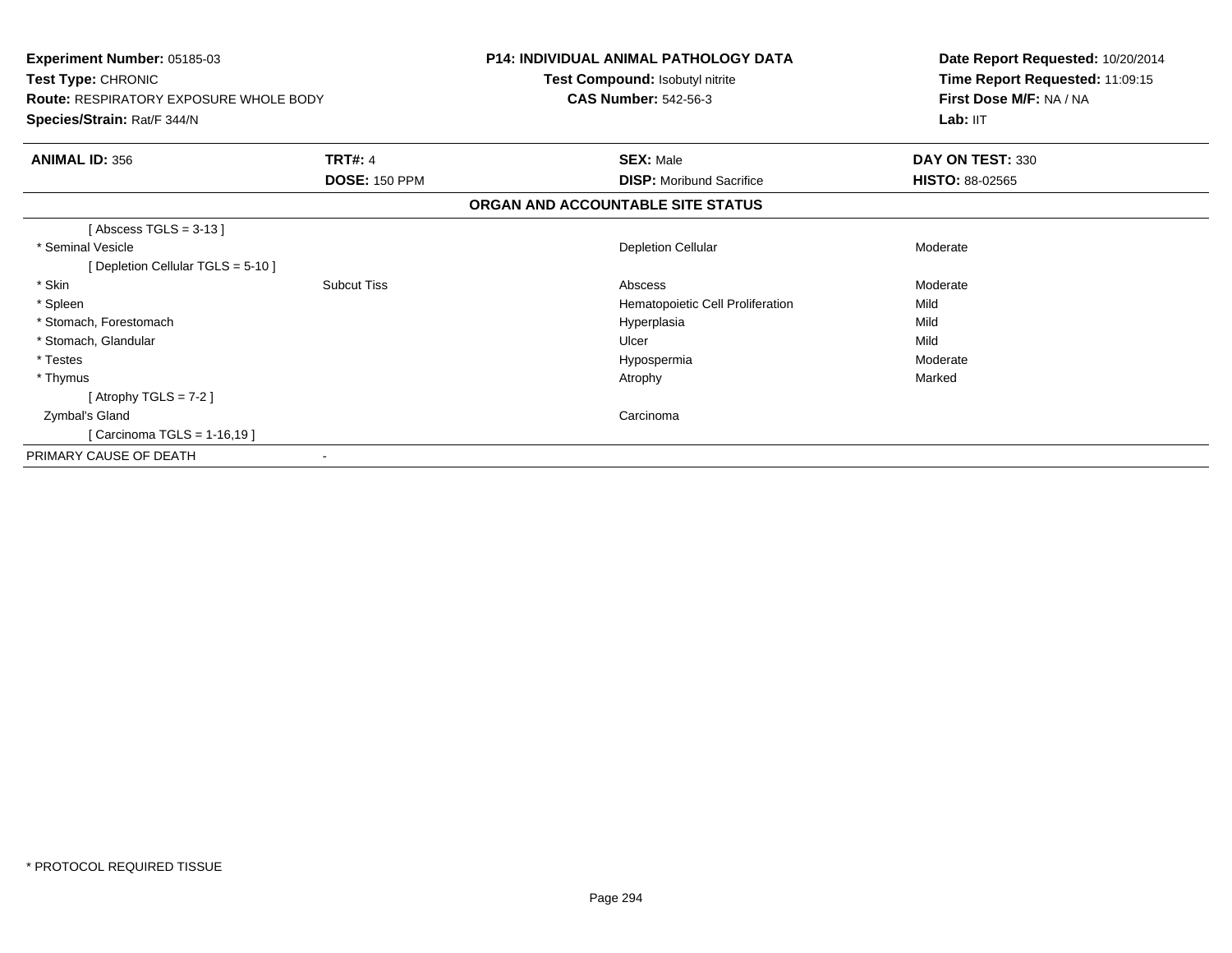**Experiment Number:** 05185-03
**Test Type:** CHRONIC
**Route:** RESPIRATORY EXPOSURE WHOLE BODY
**Species/Strain:** Rat/F 344/N

**P14: INDIVIDUAL ANIMAL PATHOLOGY DATA**
**Test Compound:** Isobutyl nitrite
**CAS Number:** 542-56-3

**Date Report Requested:** 10/20/2014
**Time Report Requested:** 11:09:15
**First Dose M/F:** NA / NA
**Lab:** IIT

| **ANIMAL ID:** 356 | **TRT#:** 4 | **SEX:** Male | **DAY ON TEST:** 330 |
|---|---|---|---|
| | **DOSE:** 150 PPM | **DISP:** Moribund Sacrifice | **HISTO:** 88-02565 |

**ORGAN AND ACCOUNTABLE SITE STATUS**

| | | | |
|---|---|---|---|
| [ Abscess TGLS = 3-13 ] | | | |
| * Seminal Vesicle | | Depletion Cellular | Moderate |
| [ Depletion Cellular TGLS = 5-10 ] | | | |
| * Skin | Subcut Tiss | Abscess | Moderate |
| * Spleen | | Hematopoietic Cell Proliferation | Mild |
| * Stomach, Forestomach | | Hyperplasia | Mild |
| * Stomach, Glandular | | Ulcer | Mild |
| * Testes | | Hypospermia | Moderate |
| * Thymus | | Atrophy | Marked |
| [ Atrophy TGLS = 7-2 ] | | | |
| Zymbal's Gland | | Carcinoma | |
| [ Carcinoma TGLS = 1-16,19 ] | | | |
| PRIMARY CAUSE OF DEATH | - | | |

\* PROTOCOL REQUIRED TISSUE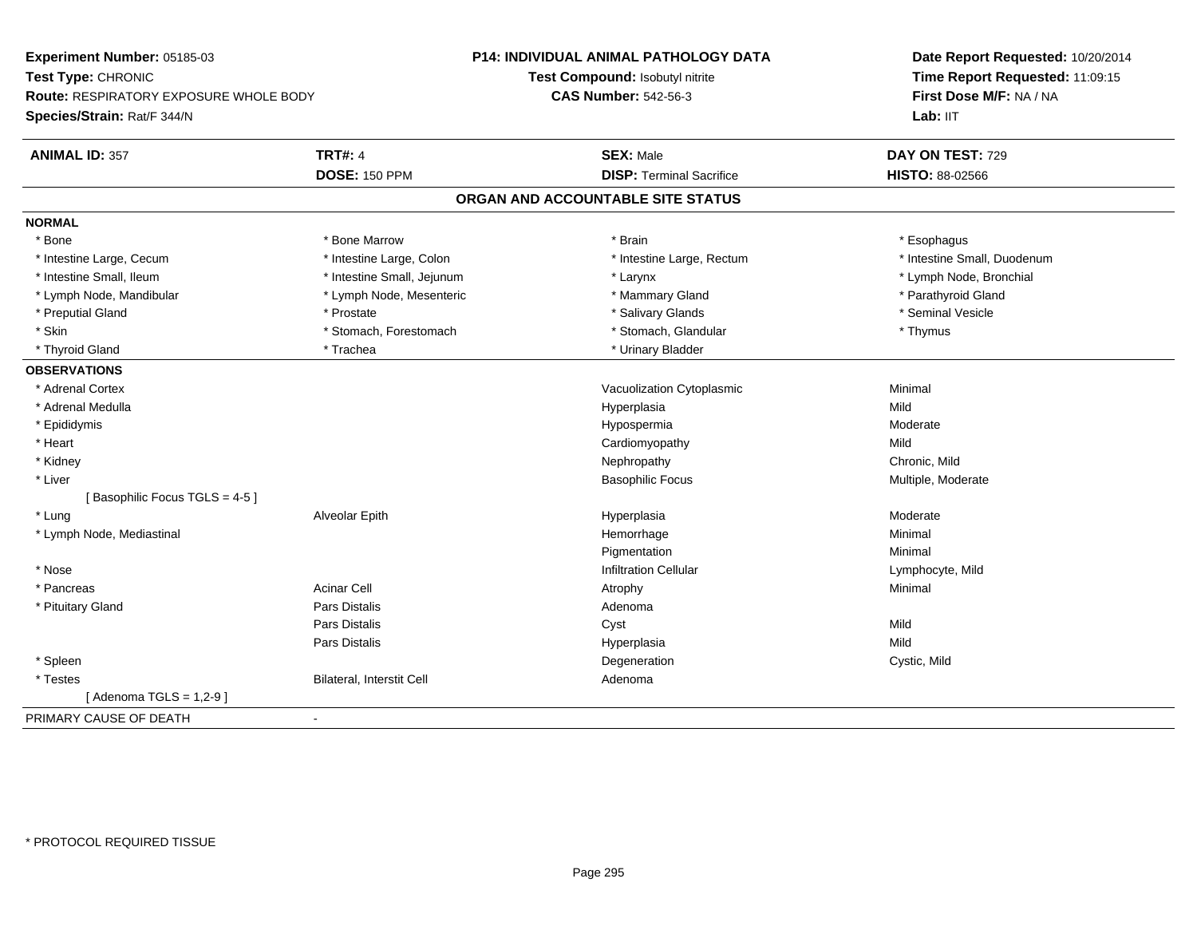**Experiment Number:** 05185-03
**Test Type:** CHRONIC
**Route:** RESPIRATORY EXPOSURE WHOLE BODY
**Species/Strain:** Rat/F 344/N

**P14: INDIVIDUAL ANIMAL PATHOLOGY DATA**
**Test Compound:** Isobutyl nitrite
**CAS Number:** 542-56-3

**Date Report Requested:** 10/20/2014
**Time Report Requested:** 11:09:15
**First Dose M/F:** NA / NA
**Lab:** IIT

| **ANIMAL ID:** 357 | **TRT#:** 4 | **SEX:** Male | **DAY ON TEST:** 729 |
|---|---|---|---|
| | **DOSE:** 150 PPM | **DISP:** Terminal Sacrifice | **HISTO:** 88-02566 |

## ORGAN AND ACCOUNTABLE SITE STATUS

**NORMAL**

| | | | |
|---|---|---|---|
| * Bone | * Bone Marrow | * Brain | * Esophagus |
| * Intestine Large, Cecum | * Intestine Large, Colon | * Intestine Large, Rectum | * Intestine Small, Duodenum |
| * Intestine Small, Ileum | * Intestine Small, Jejunum | * Larynx | * Lymph Node, Bronchial |
| * Lymph Node, Mandibular | * Lymph Node, Mesenteric | * Mammary Gland | * Parathyroid Gland |
| * Preputial Gland | * Prostate | * Salivary Glands | * Seminal Vesicle |
| * Skin | * Stomach, Forestomach | * Stomach, Glandular | * Thymus |
| * Thyroid Gland | * Trachea | * Urinary Bladder | |

**OBSERVATIONS**

| | | | |
|---|---|---|---|
| * Adrenal Cortex | | Vacuolization Cytoplasmic | Minimal |
| * Adrenal Medulla | | Hyperplasia | Mild |
| * Epididymis | | Hypospermia | Moderate |
| * Heart | | Cardiomyopathy | Mild |
| * Kidney | | Nephropathy | Chronic, Mild |
| * Liver | | Basophilic Focus | Multiple, Moderate |
| [ Basophilic Focus TGLS = 4-5 ] | | | |
| * Lung | Alveolar Epith | Hyperplasia | Moderate |
| * Lymph Node, Mediastinal | | Hemorrhage | Minimal |
| | | Pigmentation | Minimal |
| * Nose | | Infiltration Cellular | Lymphocyte, Mild |
| * Pancreas | Acinar Cell | Atrophy | Minimal |
| * Pituitary Gland | Pars Distalis | Adenoma | |
| | Pars Distalis | Cyst | Mild |
| | Pars Distalis | Hyperplasia | Mild |
| * Spleen | | Degeneration | Cystic, Mild |
| * Testes | Bilateral, Interstit Cell | Adenoma | |
| [ Adenoma TGLS = 1,2-9 ] | | | |

PRIMARY CAUSE OF DEATH -

* PROTOCOL REQUIRED TISSUE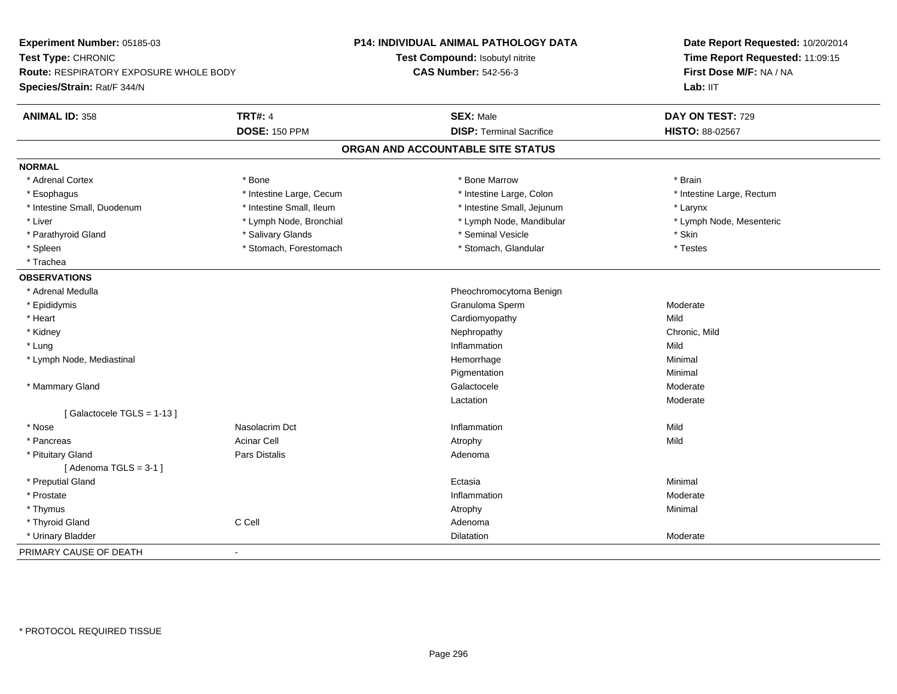**Experiment Number:** 05185-03
**Test Type:** CHRONIC
**Route:** RESPIRATORY EXPOSURE WHOLE BODY
**Species/Strain:** Rat/F 344/N

**P14: INDIVIDUAL ANIMAL PATHOLOGY DATA**
**Test Compound:** Isobutyl nitrite
**CAS Number:** 542-56-3

**Date Report Requested:** 10/20/2014
**Time Report Requested:** 11:09:15
**First Dose M/F:** NA / NA
**Lab:** IIT

| **ANIMAL ID:** 358 | **TRT#:** 4 | **SEX:** Male | **DAY ON TEST:** 729 |
|---|---|---|---|
| | **DOSE:** 150 PPM | **DISP:** Terminal Sacrifice | **HISTO:** 88-02567 |

## ORGAN AND ACCOUNTABLE SITE STATUS

**NORMAL**

| | | | |
|---|---|---|---|
| * Adrenal Cortex | * Bone | * Bone Marrow | * Brain |
| * Esophagus | * Intestine Large, Cecum | * Intestine Large, Colon | * Intestine Large, Rectum |
| * Intestine Small, Duodenum | * Intestine Small, Ileum | * Intestine Small, Jejunum | * Larynx |
| * Liver | * Lymph Node, Bronchial | * Lymph Node, Mandibular | * Lymph Node, Mesenteric |
| * Parathyroid Gland | * Salivary Glands | * Seminal Vesicle | * Skin |
| * Spleen | * Stomach, Forestomach | * Stomach, Glandular | * Testes |
| * Trachea | | | |

**OBSERVATIONS**

| Organ | Site | Observation | Severity |
|---|---|---|---|
| * Adrenal Medulla | | Pheochromocytoma Benign | |
| * Epididymis | | Granuloma Sperm | Moderate |
| * Heart | | Cardiomyopathy | Mild |
| * Kidney | | Nephropathy | Chronic, Mild |
| * Lung | | Inflammation | Mild |
| * Lymph Node, Mediastinal | | Hemorrhage | Minimal |
| | | Pigmentation | Minimal |
| * Mammary Gland | | Galactocele | Moderate |
| | | Lactation | Moderate |
| [ Galactocele TGLS = 1-13 ] | | | |
| * Nose | Nasolacrim Dct | Inflammation | Mild |
| * Pancreas | Acinar Cell | Atrophy | Mild |
| * Pituitary Gland | Pars Distalis | Adenoma | |
| [ Adenoma TGLS = 3-1 ] | | | |
| * Preputial Gland | | Ectasia | Minimal |
| * Prostate | | Inflammation | Moderate |
| * Thymus | | Atrophy | Minimal |
| * Thyroid Gland | C Cell | Adenoma | |
| * Urinary Bladder | | Dilatation | Moderate |

PRIMARY CAUSE OF DEATH -

* PROTOCOL REQUIRED TISSUE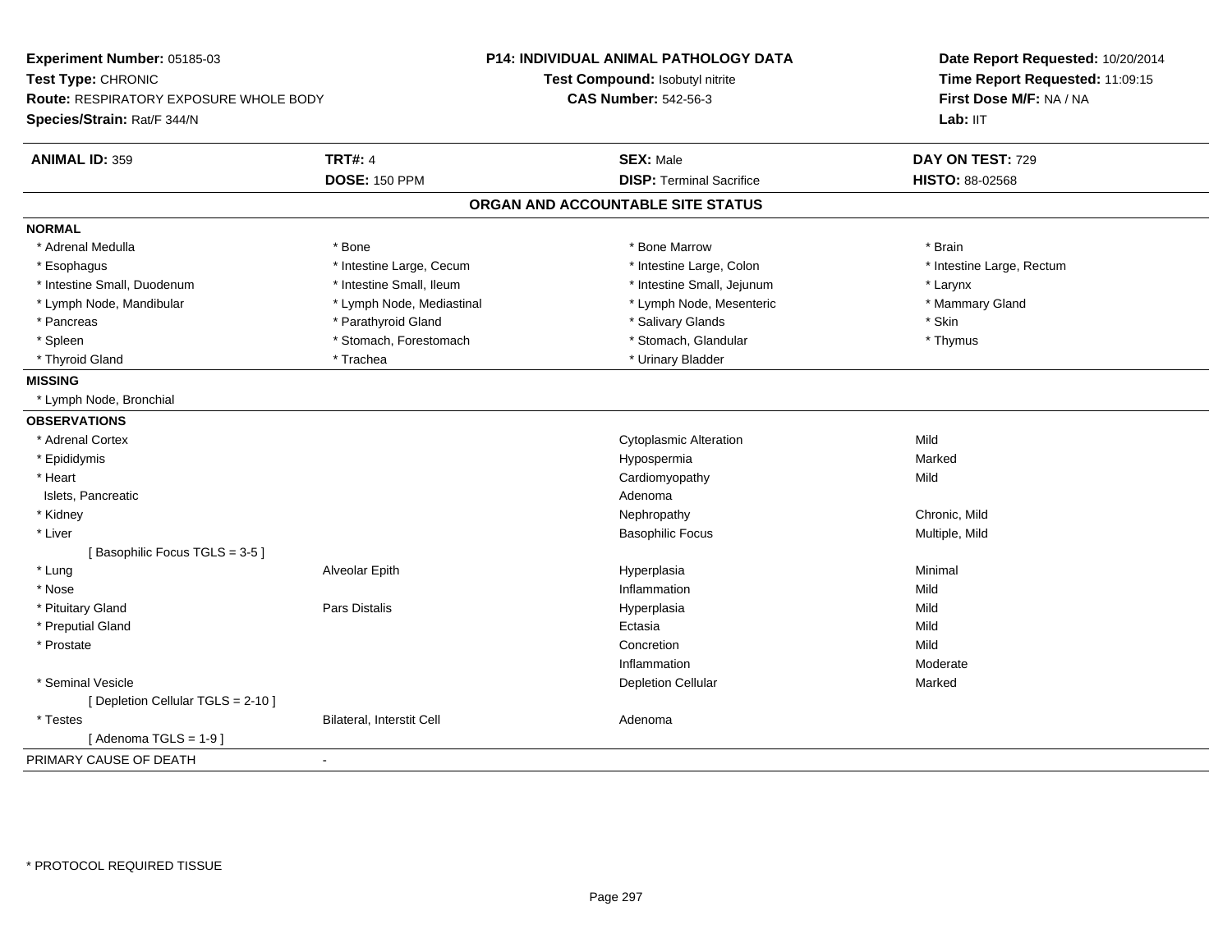**Experiment Number:** 05185-03
**Test Type:** CHRONIC
**Route:** RESPIRATORY EXPOSURE WHOLE BODY
**Species/Strain:** Rat/F 344/N

**P14: INDIVIDUAL ANIMAL PATHOLOGY DATA**
**Test Compound:** Isobutyl nitrite
**CAS Number:** 542-56-3

**Date Report Requested:** 10/20/2014
**Time Report Requested:** 11:09:15
**First Dose M/F:** NA / NA
**Lab:** IIT

| **ANIMAL ID:** 359 | **TRT#:** 4 | **SEX:** Male | **DAY ON TEST:** 729 |
|---|---|---|---|
| | **DOSE:** 150 PPM | **DISP:** Terminal Sacrifice | **HISTO:** 88-02568 |

## ORGAN AND ACCOUNTABLE SITE STATUS

**NORMAL**

| | | | |
|---|---|---|---|
| * Adrenal Medulla | * Bone | * Bone Marrow | * Brain |
| * Esophagus | * Intestine Large, Cecum | * Intestine Large, Colon | * Intestine Large, Rectum |
| * Intestine Small, Duodenum | * Intestine Small, Ileum | * Intestine Small, Jejunum | * Larynx |
| * Lymph Node, Mandibular | * Lymph Node, Mediastinal | * Lymph Node, Mesenteric | * Mammary Gland |
| * Pancreas | * Parathyroid Gland | * Salivary Glands | * Skin |
| * Spleen | * Stomach, Forestomach | * Stomach, Glandular | * Thymus |
| * Thyroid Gland | * Trachea | * Urinary Bladder | |

**MISSING**

* Lymph Node, Bronchial

**OBSERVATIONS**

| | | | |
|---|---|---|---|
| * Adrenal Cortex | | Cytoplasmic Alteration | Mild |
| * Epididymis | | Hypospermia | Marked |
| * Heart | | Cardiomyopathy | Mild |
| Islets, Pancreatic | | Adenoma | |
| * Kidney | | Nephropathy | Chronic, Mild |
| * Liver | | Basophilic Focus | Multiple, Mild |
| [ Basophilic Focus TGLS = 3-5 ] | | | |
| * Lung | Alveolar Epith | Hyperplasia | Minimal |
| * Nose | | Inflammation | Mild |
| * Pituitary Gland | Pars Distalis | Hyperplasia | Mild |
| * Preputial Gland | | Ectasia | Mild |
| * Prostate | | Concretion | Mild |
| | | Inflammation | Moderate |
| * Seminal Vesicle | | Depletion Cellular | Marked |
| [ Depletion Cellular TGLS = 2-10 ] | | | |
| * Testes | Bilateral, Interstit Cell | Adenoma | |
| [ Adenoma TGLS = 1-9 ] | | | |

PRIMARY CAUSE OF DEATH -

* PROTOCOL REQUIRED TISSUE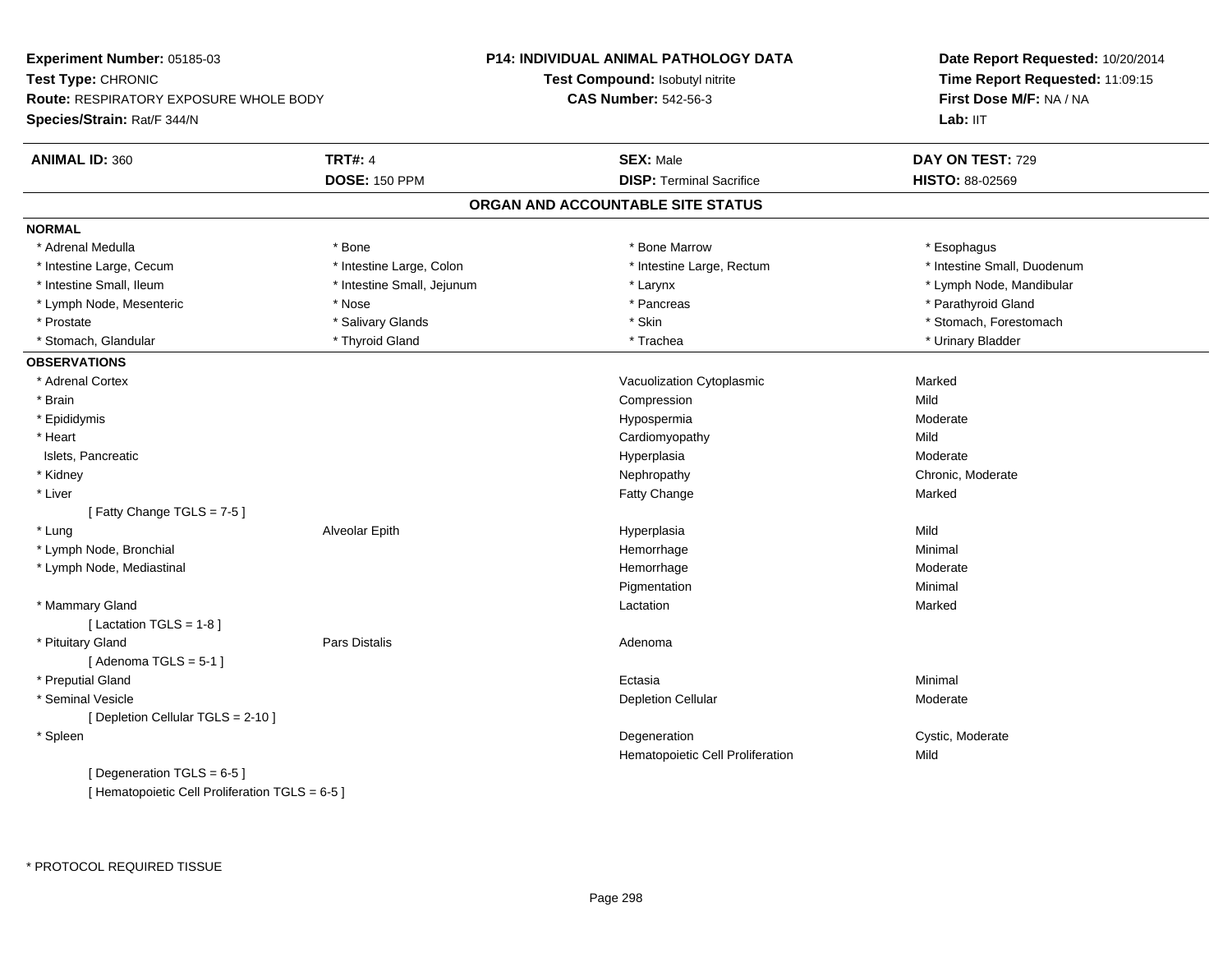**Experiment Number:** 05185-03
**Test Type:** CHRONIC
**Route:** RESPIRATORY EXPOSURE WHOLE BODY
**Species/Strain:** Rat/F 344/N

**P14: INDIVIDUAL ANIMAL PATHOLOGY DATA**
**Test Compound:** Isobutyl nitrite
**CAS Number:** 542-56-3

**Date Report Requested:** 10/20/2014
**Time Report Requested:** 11:09:15
**First Dose M/F:** NA / NA
**Lab:** IIT

| **ANIMAL ID:** 360 | **TRT#:** 4 | **SEX:** Male | **DAY ON TEST:** 729 |
|---|---|---|---|
| | **DOSE:** 150 PPM | **DISP:** Terminal Sacrifice | **HISTO:** 88-02569 |

## ORGAN AND ACCOUNTABLE SITE STATUS

**NORMAL**

| | | | |
|---|---|---|---|
| * Adrenal Medulla | * Bone | * Bone Marrow | * Esophagus |
| * Intestine Large, Cecum | * Intestine Large, Colon | * Intestine Large, Rectum | * Intestine Small, Duodenum |
| * Intestine Small, Ileum | * Intestine Small, Jejunum | * Larynx | * Lymph Node, Mandibular |
| * Lymph Node, Mesenteric | * Nose | * Pancreas | * Parathyroid Gland |
| * Prostate | * Salivary Glands | * Skin | * Stomach, Forestomach |
| * Stomach, Glandular | * Thyroid Gland | * Trachea | * Urinary Bladder |

**OBSERVATIONS**

| Organ | Site | Observation | Severity |
|---|---|---|---|
| * Adrenal Cortex | | Vacuolization Cytoplasmic | Marked |
| * Brain | | Compression | Mild |
| * Epididymis | | Hypospermia | Moderate |
| * Heart | | Cardiomyopathy | Mild |
| Islets, Pancreatic | | Hyperplasia | Moderate |
| * Kidney | | Nephropathy | Chronic, Moderate |
| * Liver | | Fatty Change | Marked |
| [ Fatty Change TGLS = 7-5 ] | | | |
| * Lung | Alveolar Epith | Hyperplasia | Mild |
| * Lymph Node, Bronchial | | Hemorrhage | Minimal |
| * Lymph Node, Mediastinal | | Hemorrhage | Moderate |
| | | Pigmentation | Minimal |
| * Mammary Gland | | Lactation | Marked |
| [ Lactation TGLS = 1-8 ] | | | |
| * Pituitary Gland | Pars Distalis | Adenoma | |
| [ Adenoma TGLS = 5-1 ] | | | |
| * Preputial Gland | | Ectasia | Minimal |
| * Seminal Vesicle | | Depletion Cellular | Moderate |
| [ Depletion Cellular TGLS = 2-10 ] | | | |
| * Spleen | | Degeneration | Cystic, Moderate |
| | | Hematopoietic Cell Proliferation | Mild |
| [ Degeneration TGLS = 6-5 ] | | | |
| [ Hematopoietic Cell Proliferation TGLS = 6-5 ] | | | |

* PROTOCOL REQUIRED TISSUE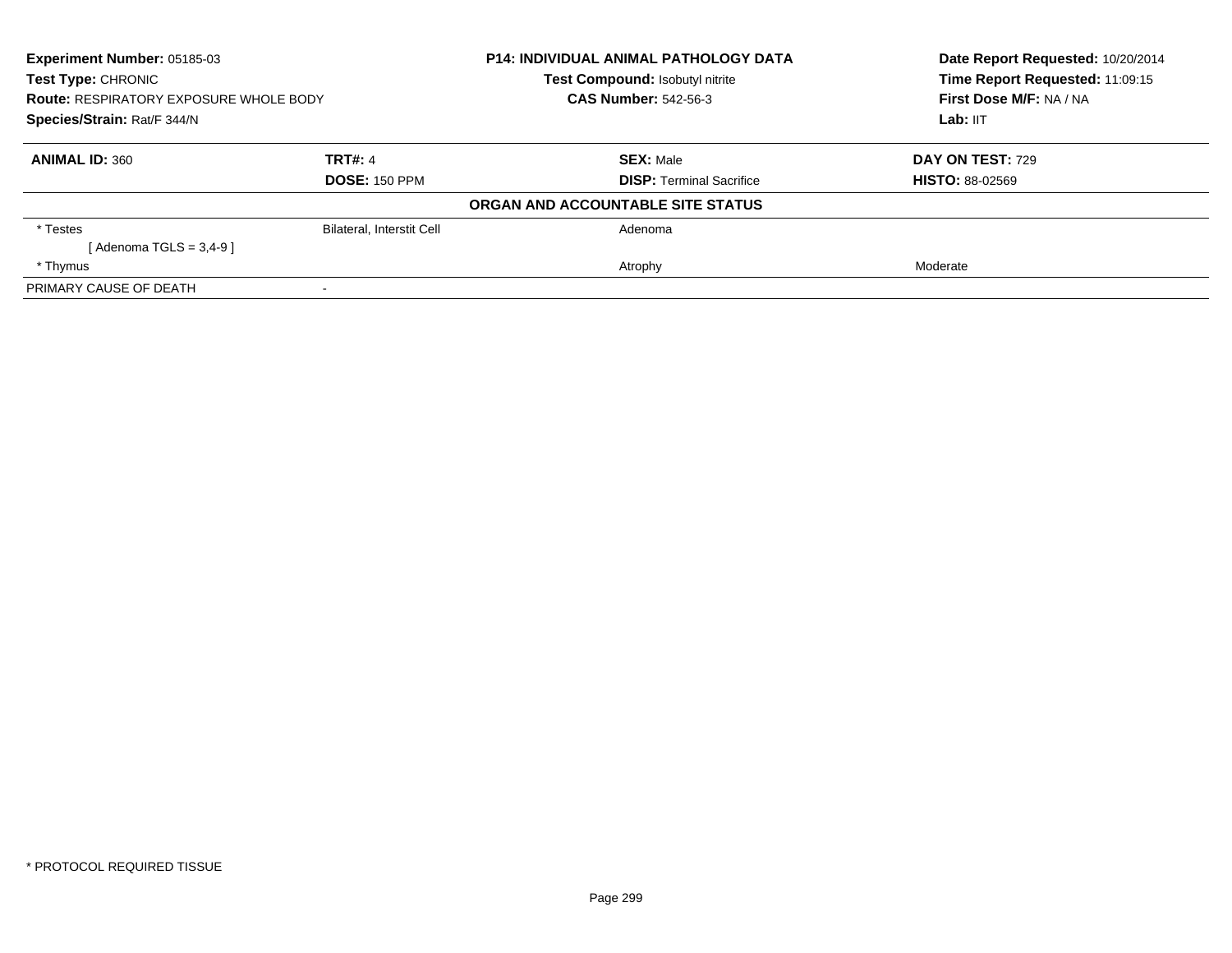**Experiment Number:** 05185-03
**Test Type:** CHRONIC
**Route:** RESPIRATORY EXPOSURE WHOLE BODY
**Species/Strain:** Rat/F 344/N

**P14: INDIVIDUAL ANIMAL PATHOLOGY DATA**
**Test Compound:** Isobutyl nitrite
**CAS Number:** 542-56-3

**Date Report Requested:** 10/20/2014
**Time Report Requested:** 11:09:15
**First Dose M/F:** NA / NA
**Lab:** IIT

| **ANIMAL ID:** 360 | **TRT#:** 4 | **SEX:** Male | **DAY ON TEST:** 729 |
|---|---|---|---|
| | **DOSE:** 150 PPM | **DISP:** Terminal Sacrifice | **HISTO:** 88-02569 |

**ORGAN AND ACCOUNTABLE SITE STATUS**

| | | | |
|---|---|---|---|
| * Testes | Bilateral, Interstit Cell | Adenoma | |
| [ Adenoma TGLS = 3,4-9 ] | | | |
| * Thymus | | Atrophy | Moderate |
| PRIMARY CAUSE OF DEATH | - | | |

* PROTOCOL REQUIRED TISSUE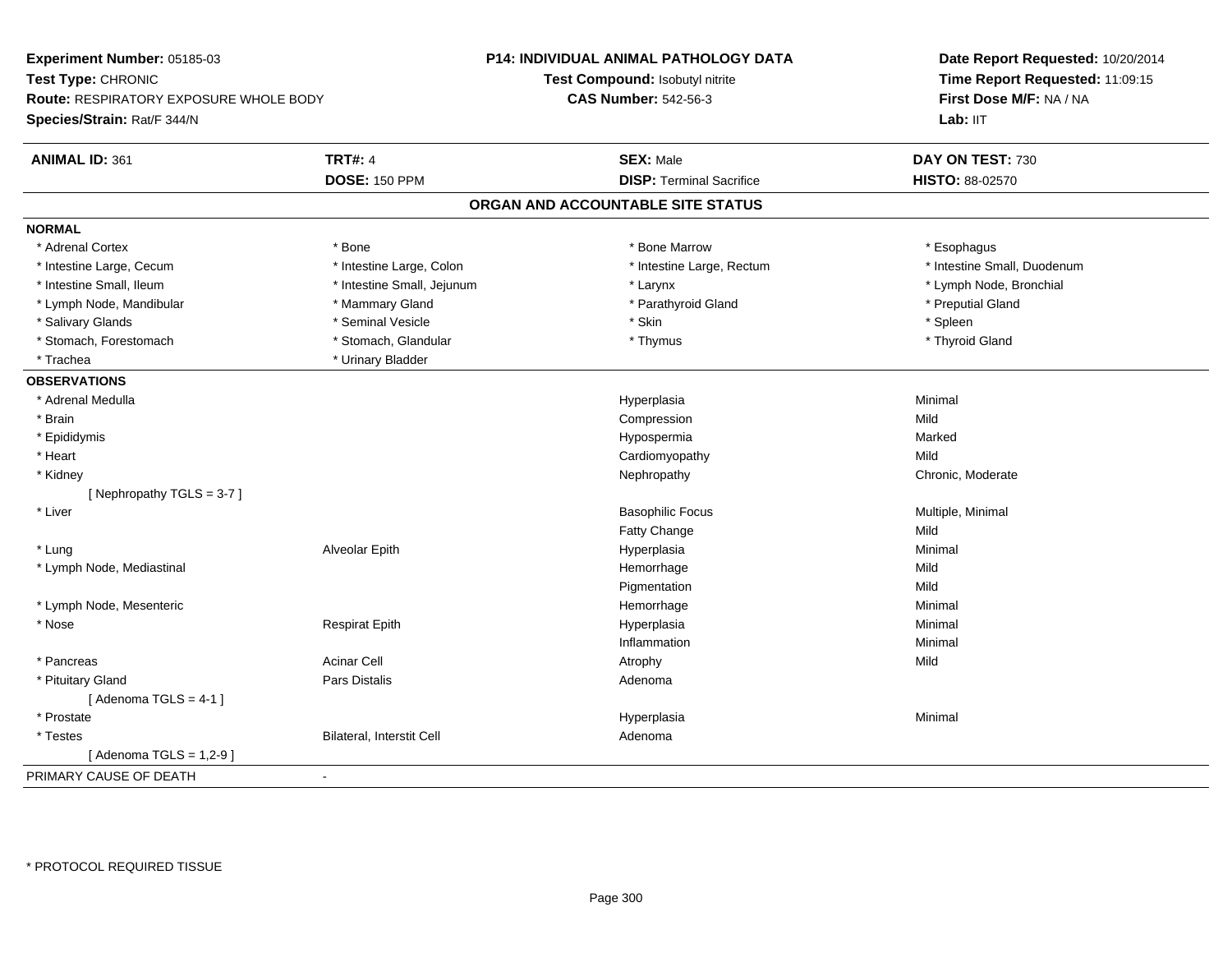**Experiment Number:** 05185-03
**Test Type:** CHRONIC
**Route:** RESPIRATORY EXPOSURE WHOLE BODY
**Species/Strain:** Rat/F 344/N

**P14: INDIVIDUAL ANIMAL PATHOLOGY DATA**
**Test Compound:** Isobutyl nitrite
**CAS Number:** 542-56-3

**Date Report Requested:** 10/20/2014
**Time Report Requested:** 11:09:15
**First Dose M/F:** NA / NA
**Lab:** IIT

| **ANIMAL ID:** 361 | **TRT#:** 4 | **SEX:** Male | **DAY ON TEST:** 730 |
|---|---|---|---|
| | **DOSE:** 150 PPM | **DISP:** Terminal Sacrifice | **HISTO:** 88-02570 |

## ORGAN AND ACCOUNTABLE SITE STATUS

**NORMAL**

| | | | |
|---|---|---|---|
| * Adrenal Cortex | * Bone | * Bone Marrow | * Esophagus |
| * Intestine Large, Cecum | * Intestine Large, Colon | * Intestine Large, Rectum | * Intestine Small, Duodenum |
| * Intestine Small, Ileum | * Intestine Small, Jejunum | * Larynx | * Lymph Node, Bronchial |
| * Lymph Node, Mandibular | * Mammary Gland | * Parathyroid Gland | * Preputial Gland |
| * Salivary Glands | * Seminal Vesicle | * Skin | * Spleen |
| * Stomach, Forestomach | * Stomach, Glandular | * Thymus | * Thyroid Gland |
| * Trachea | * Urinary Bladder | | |

**OBSERVATIONS**

| | | | |
|---|---|---|---|
| * Adrenal Medulla | | Hyperplasia | Minimal |
| * Brain | | Compression | Mild |
| * Epididymis | | Hypospermia | Marked |
| * Heart | | Cardiomyopathy | Mild |
| * Kidney | | Nephropathy | Chronic, Moderate |
| [ Nephropathy TGLS = 3-7 ] | | | |
| * Liver | | Basophilic Focus | Multiple, Minimal |
| | | Fatty Change | Mild |
| * Lung | Alveolar Epith | Hyperplasia | Minimal |
| * Lymph Node, Mediastinal | | Hemorrhage | Mild |
| | | Pigmentation | Mild |
| * Lymph Node, Mesenteric | | Hemorrhage | Minimal |
| * Nose | Respirat Epith | Hyperplasia | Minimal |
| | | Inflammation | Minimal |
| * Pancreas | Acinar Cell | Atrophy | Mild |
| * Pituitary Gland | Pars Distalis | Adenoma | |
| [ Adenoma TGLS = 4-1 ] | | | |
| * Prostate | | Hyperplasia | Minimal |
| * Testes | Bilateral, Interstit Cell | Adenoma | |
| [ Adenoma TGLS = 1,2-9 ] | | | |

PRIMARY CAUSE OF DEATH -

* PROTOCOL REQUIRED TISSUE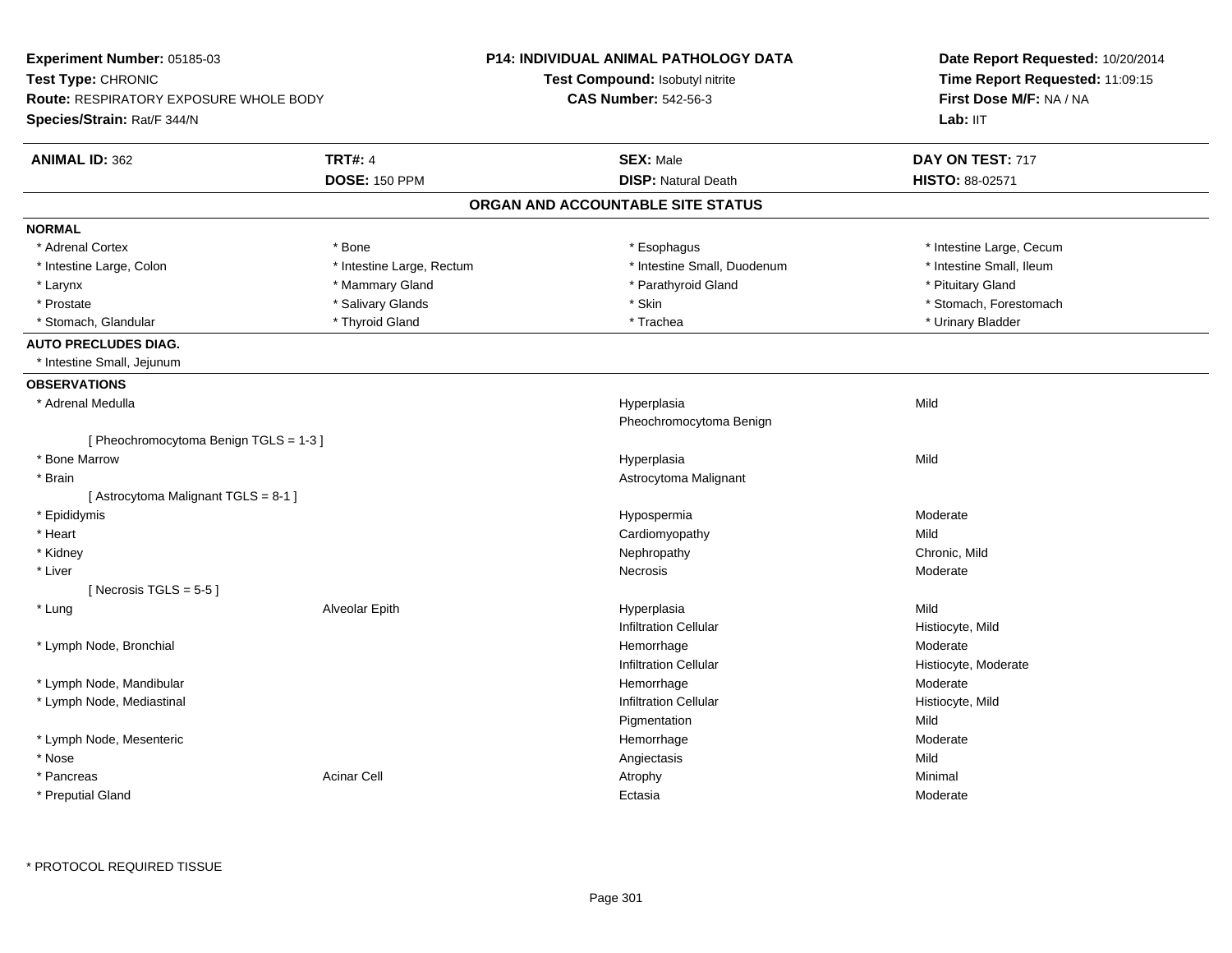**Experiment Number:** 05185-03
**Test Type:** CHRONIC
**Route:** RESPIRATORY EXPOSURE WHOLE BODY
**Species/Strain:** Rat/F 344/N

**P14: INDIVIDUAL ANIMAL PATHOLOGY DATA**
**Test Compound:** Isobutyl nitrite
**CAS Number:** 542-56-3

**Date Report Requested:** 10/20/2014
**Time Report Requested:** 11:09:15
**First Dose M/F:** NA / NA
**Lab:** IIT

| **ANIMAL ID:** 362 | **TRT#:** 4 | **SEX:** Male | **DAY ON TEST:** 717 |
|---|---|---|---|
| | **DOSE:** 150 PPM | **DISP:** Natural Death | **HISTO:** 88-02571 |

## ORGAN AND ACCOUNTABLE SITE STATUS

**NORMAL**

| | | | |
|---|---|---|---|
| * Adrenal Cortex | * Bone | * Esophagus | * Intestine Large, Cecum |
| * Intestine Large, Colon | * Intestine Large, Rectum | * Intestine Small, Duodenum | * Intestine Small, Ileum |
| * Larynx | * Mammary Gland | * Parathyroid Gland | * Pituitary Gland |
| * Prostate | * Salivary Glands | * Skin | * Stomach, Forestomach |
| * Stomach, Glandular | * Thyroid Gland | * Trachea | * Urinary Bladder |

**AUTO PRECLUDES DIAG.**

* Intestine Small, Jejunum

**OBSERVATIONS**

| Organ | Site | Observation | Severity |
|---|---|---|---|
| * Adrenal Medulla | | Hyperplasia | Mild |
| | | Pheochromocytoma Benign | |
| [ Pheochromocytoma Benign TGLS = 1-3 ] | | | |
| * Bone Marrow | | Hyperplasia | Mild |
| * Brain | | Astrocytoma Malignant | |
| [ Astrocytoma Malignant TGLS = 8-1 ] | | | |
| * Epididymis | | Hypospermia | Moderate |
| * Heart | | Cardiomyopathy | Mild |
| * Kidney | | Nephropathy | Chronic, Mild |
| * Liver | | Necrosis | Moderate |
| [ Necrosis TGLS = 5-5 ] | | | |
| * Lung | Alveolar Epith | Hyperplasia | Mild |
| | | Infiltration Cellular | Histiocyte, Mild |
| * Lymph Node, Bronchial | | Hemorrhage | Moderate |
| | | Infiltration Cellular | Histiocyte, Moderate |
| * Lymph Node, Mandibular | | Hemorrhage | Moderate |
| * Lymph Node, Mediastinal | | Infiltration Cellular | Histiocyte, Mild |
| | | Pigmentation | Mild |
| * Lymph Node, Mesenteric | | Hemorrhage | Moderate |
| * Nose | | Angiectasis | Mild |
| * Pancreas | Acinar Cell | Atrophy | Minimal |
| * Preputial Gland | | Ectasia | Moderate |

* PROTOCOL REQUIRED TISSUE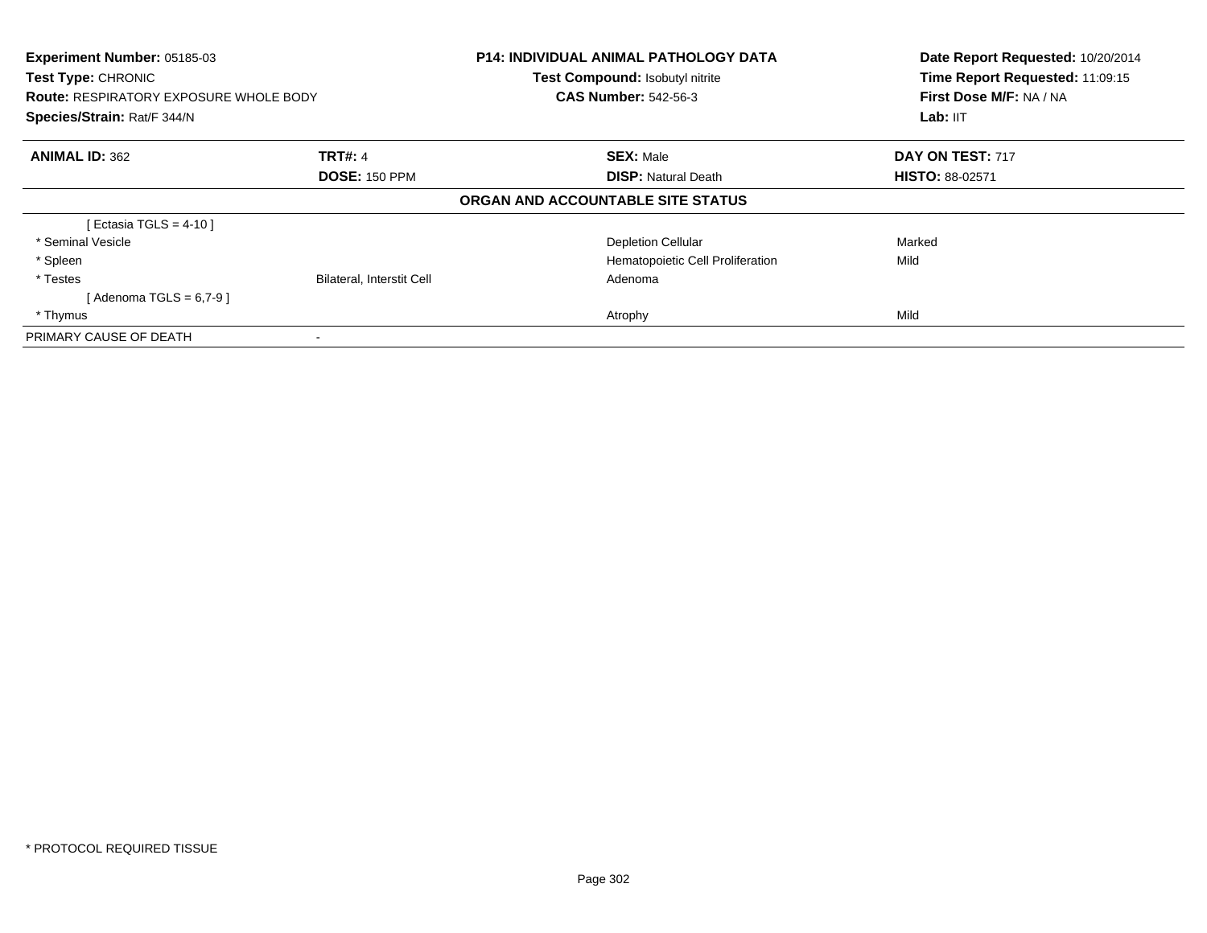**Experiment Number:** 05185-03
**Test Type:** CHRONIC
**Route:** RESPIRATORY EXPOSURE WHOLE BODY
**Species/Strain:** Rat/F 344/N

**P14: INDIVIDUAL ANIMAL PATHOLOGY DATA**
**Test Compound:** Isobutyl nitrite
**CAS Number:** 542-56-3

**Date Report Requested:** 10/20/2014
**Time Report Requested:** 11:09:15
**First Dose M/F:** NA / NA
**Lab:** IIT

| **ANIMAL ID:** 362 | **TRT#:** 4 | **SEX:** Male | **DAY ON TEST:** 717 |
|---|---|---|---|
| | **DOSE:** 150 PPM | **DISP:** Natural Death | **HISTO:** 88-02571 |

**ORGAN AND ACCOUNTABLE SITE STATUS**

| | | | |
|---|---|---|---|
| [ Ectasia TGLS = 4-10 ] | | | |
| * Seminal Vesicle | | Depletion Cellular | Marked |
| * Spleen | | Hematopoietic Cell Proliferation | Mild |
| * Testes | Bilateral, Interstit Cell | Adenoma | |
| [ Adenoma TGLS = 6,7-9 ] | | | |
| * Thymus | | Atrophy | Mild |
| PRIMARY CAUSE OF DEATH | - | | |

* PROTOCOL REQUIRED TISSUE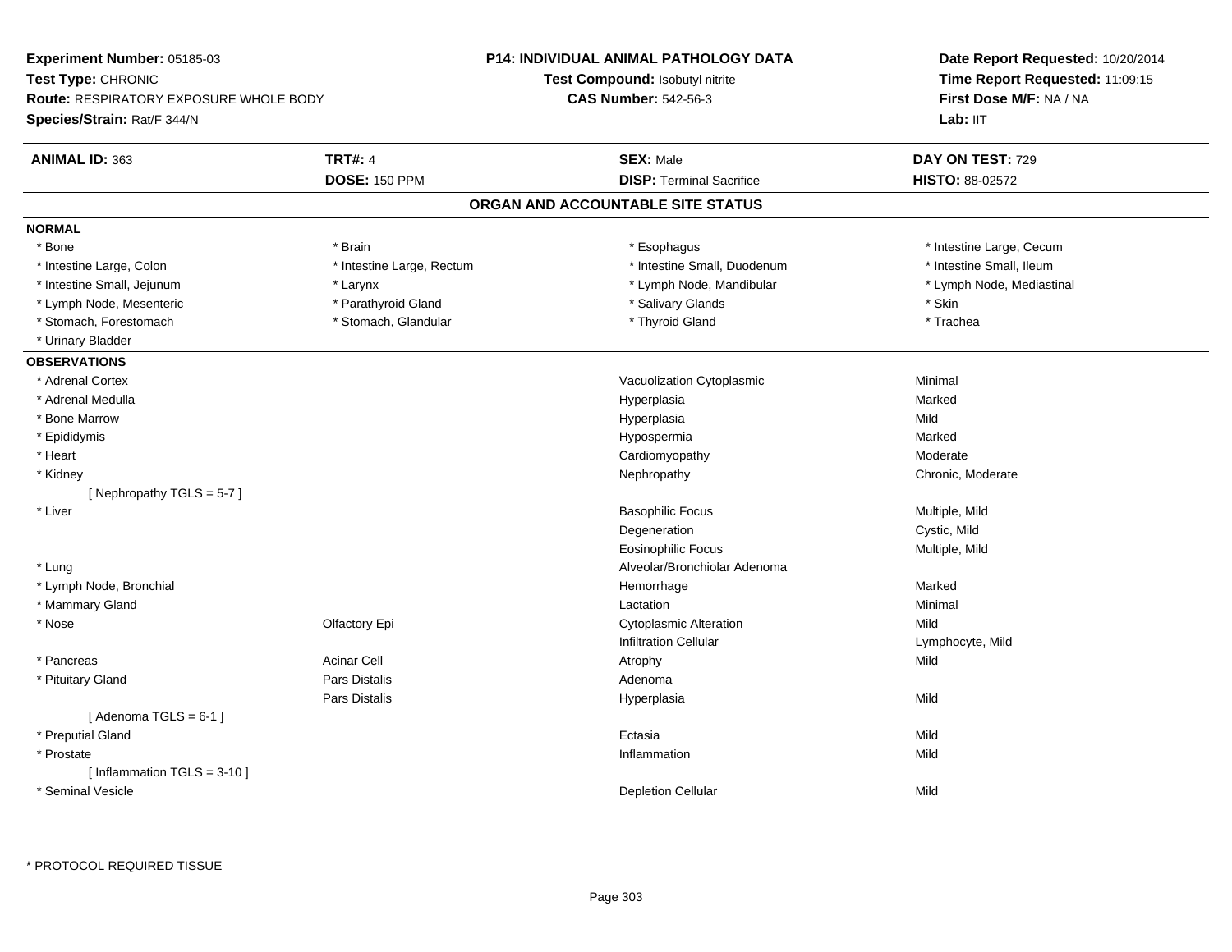**Experiment Number:** 05185-03
**Test Type:** CHRONIC
**Route:** RESPIRATORY EXPOSURE WHOLE BODY
**Species/Strain:** Rat/F 344/N

**P14: INDIVIDUAL ANIMAL PATHOLOGY DATA**
**Test Compound:** Isobutyl nitrite
**CAS Number:** 542-56-3

**Date Report Requested:** 10/20/2014
**Time Report Requested:** 11:09:15
**First Dose M/F:** NA / NA
**Lab:** IIT

| **ANIMAL ID:** 363 | **TRT#:** 4 | **SEX:** Male | **DAY ON TEST:** 729 |
|---|---|---|---|
| | **DOSE:** 150 PPM | **DISP:** Terminal Sacrifice | **HISTO:** 88-02572 |

## ORGAN AND ACCOUNTABLE SITE STATUS

**NORMAL**

| | | | |
|---|---|---|---|
| * Bone | * Brain | * Esophagus | * Intestine Large, Cecum |
| * Intestine Large, Colon | * Intestine Large, Rectum | * Intestine Small, Duodenum | * Intestine Small, Ileum |
| * Intestine Small, Jejunum | * Larynx | * Lymph Node, Mandibular | * Lymph Node, Mediastinal |
| * Lymph Node, Mesenteric | * Parathyroid Gland | * Salivary Glands | * Skin |
| * Stomach, Forestomach | * Stomach, Glandular | * Thyroid Gland | * Trachea |
| * Urinary Bladder | | | |

**OBSERVATIONS**

| Organ | Site | Observation | Severity |
|---|---|---|---|
| * Adrenal Cortex | | Vacuolization Cytoplasmic | Minimal |
| * Adrenal Medulla | | Hyperplasia | Marked |
| * Bone Marrow | | Hyperplasia | Mild |
| * Epididymis | | Hypospermia | Marked |
| * Heart | | Cardiomyopathy | Moderate |
| * Kidney | | Nephropathy | Chronic, Moderate |
| [ Nephropathy TGLS = 5-7 ] | | | |
| * Liver | | Basophilic Focus | Multiple, Mild |
| | | Degeneration | Cystic, Mild |
| | | Eosinophilic Focus | Multiple, Mild |
| * Lung | | Alveolar/Bronchiolar Adenoma | |
| * Lymph Node, Bronchial | | Hemorrhage | Marked |
| * Mammary Gland | | Lactation | Minimal |
| * Nose | Olfactory Epi | Cytoplasmic Alteration | Mild |
| | | Infiltration Cellular | Lymphocyte, Mild |
| * Pancreas | Acinar Cell | Atrophy | Mild |
| * Pituitary Gland | Pars Distalis | Adenoma | |
| | Pars Distalis | Hyperplasia | Mild |
| [ Adenoma TGLS = 6-1 ] | | | |
| * Preputial Gland | | Ectasia | Mild |
| * Prostate | | Inflammation | Mild |
| [ Inflammation TGLS = 3-10 ] | | | |
| * Seminal Vesicle | | Depletion Cellular | Mild |

* PROTOCOL REQUIRED TISSUE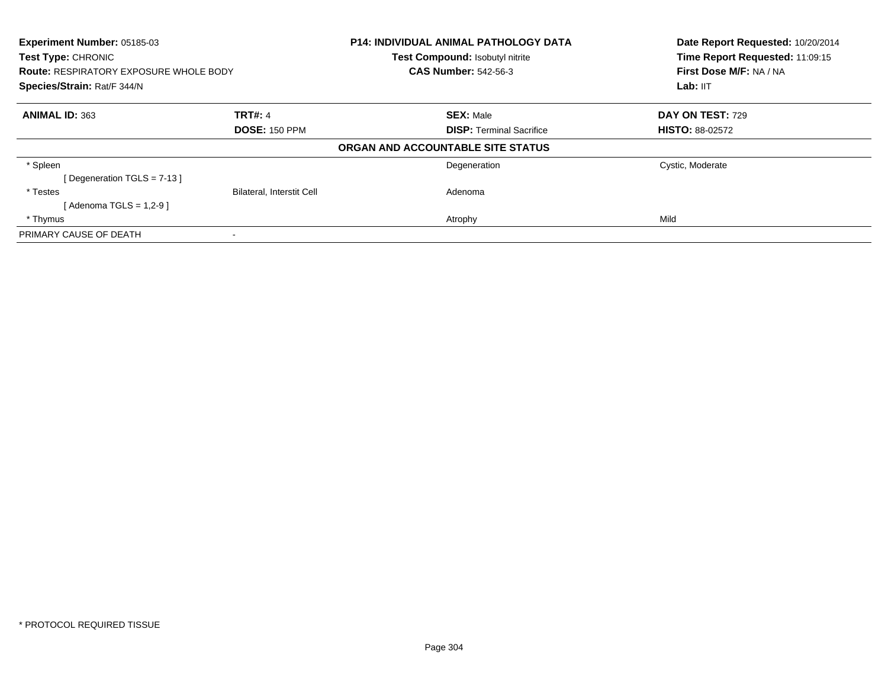**Experiment Number:** 05185-03
**Test Type:** CHRONIC
**Route:** RESPIRATORY EXPOSURE WHOLE BODY
**Species/Strain:** Rat/F 344/N

**P14: INDIVIDUAL ANIMAL PATHOLOGY DATA**
**Test Compound:** Isobutyl nitrite
**CAS Number:** 542-56-3

**Date Report Requested:** 10/20/2014
**Time Report Requested:** 11:09:15
**First Dose M/F:** NA / NA
**Lab:** IIT

| **ANIMAL ID:** 363 | **TRT#:** 4 | **SEX:** Male | **DAY ON TEST:** 729 |
|---|---|---|---|
| | **DOSE:** 150 PPM | **DISP:** Terminal Sacrifice | **HISTO:** 88-02572 |

**ORGAN AND ACCOUNTABLE SITE STATUS**

| | | | |
|---|---|---|---|
| * Spleen | | Degeneration | Cystic, Moderate |
| [ Degeneration TGLS = 7-13 ] | | | |
| * Testes | Bilateral, Interstit Cell | Adenoma | |
| [ Adenoma TGLS = 1,2-9 ] | | | |
| * Thymus | | Atrophy | Mild |
| PRIMARY CAUSE OF DEATH | - | | |

* PROTOCOL REQUIRED TISSUE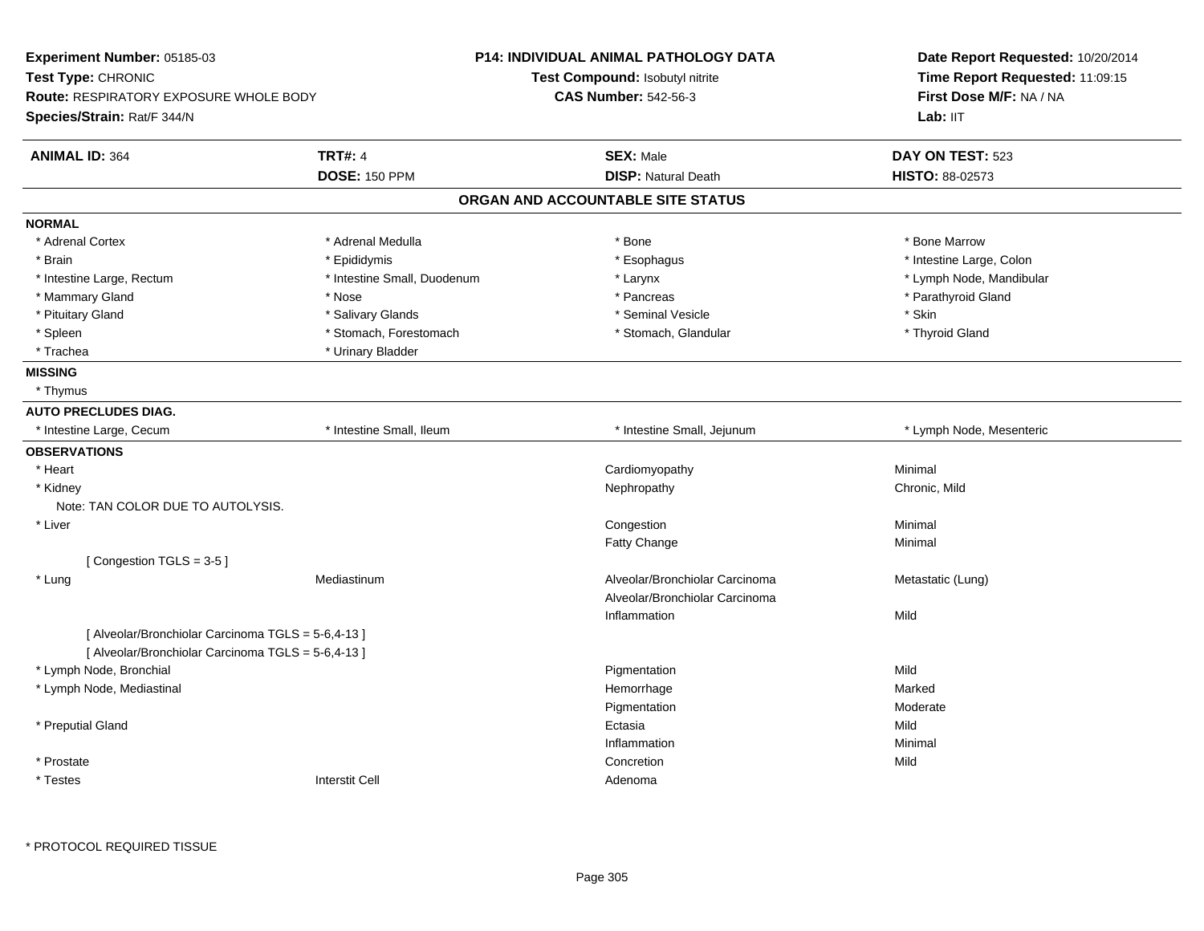**Experiment Number:** 05185-03
**Test Type:** CHRONIC
**Route:** RESPIRATORY EXPOSURE WHOLE BODY
**Species/Strain:** Rat/F 344/N

**P14: INDIVIDUAL ANIMAL PATHOLOGY DATA**
**Test Compound:** Isobutyl nitrite
**CAS Number:** 542-56-3

**Date Report Requested:** 10/20/2014
**Time Report Requested:** 11:09:15
**First Dose M/F:** NA / NA
**Lab:** IIT

| **ANIMAL ID:** 364 | **TRT#:** 4 | **SEX:** Male | **DAY ON TEST:** 523 |
|---|---|---|---|
| | **DOSE:** 150 PPM | **DISP:** Natural Death | **HISTO:** 88-02573 |

## ORGAN AND ACCOUNTABLE SITE STATUS

**NORMAL**

| | | | |
|---|---|---|---|
| * Adrenal Cortex | * Adrenal Medulla | * Bone | * Bone Marrow |
| * Brain | * Epididymis | * Esophagus | * Intestine Large, Colon |
| * Intestine Large, Rectum | * Intestine Small, Duodenum | * Larynx | * Lymph Node, Mandibular |
| * Mammary Gland | * Nose | * Pancreas | * Parathyroid Gland |
| * Pituitary Gland | * Salivary Glands | * Seminal Vesicle | * Skin |
| * Spleen | * Stomach, Forestomach | * Stomach, Glandular | * Thyroid Gland |
| * Trachea | * Urinary Bladder | | |

**MISSING**

* Thymus

**AUTO PRECLUDES DIAG.**

| | | | |
|---|---|---|---|
| * Intestine Large, Cecum | * Intestine Small, Ileum | * Intestine Small, Jejunum | * Lymph Node, Mesenteric |

**OBSERVATIONS**

| Organ | Site | Observation | Severity |
|---|---|---|---|
| * Heart | | Cardiomyopathy | Minimal |
| * Kidney | | Nephropathy | Chronic, Mild |
| Note: TAN COLOR DUE TO AUTOLYSIS. | | | |
| * Liver | | Congestion | Minimal |
| | | Fatty Change | Minimal |
| [ Congestion TGLS = 3-5 ] | | | |
| * Lung | Mediastinum | Alveolar/Bronchiolar Carcinoma | Metastatic (Lung) |
| | | Alveolar/Bronchiolar Carcinoma | |
| | | Inflammation | Mild |
| [ Alveolar/Bronchiolar Carcinoma TGLS = 5-6,4-13 ] | | | |
| [ Alveolar/Bronchiolar Carcinoma TGLS = 5-6,4-13 ] | | | |
| * Lymph Node, Bronchial | | Pigmentation | Mild |
| * Lymph Node, Mediastinal | | Hemorrhage | Marked |
| | | Pigmentation | Moderate |
| * Preputial Gland | | Ectasia | Mild |
| | | Inflammation | Minimal |
| * Prostate | | Concretion | Mild |
| * Testes | Interstit Cell | Adenoma | |

\* PROTOCOL REQUIRED TISSUE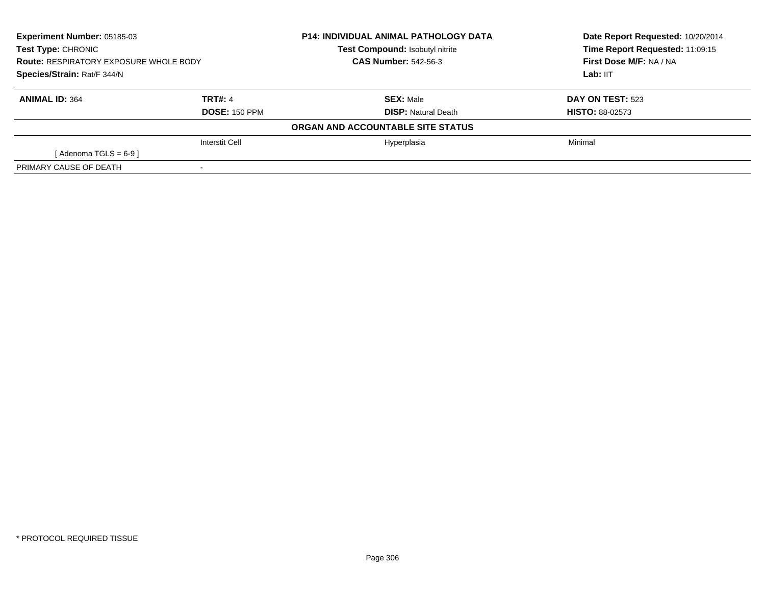| **Experiment Number:** 05185-03 | **P14: INDIVIDUAL ANIMAL PATHOLOGY DATA** | **Date Report Requested:** 10/20/2014 |
|---|---|---|
| **Test Type:** CHRONIC | **Test Compound:** Isobutyl nitrite | **Time Report Requested:** 11:09:15 |
| **Route:** RESPIRATORY EXPOSURE WHOLE BODY | **CAS Number:** 542-56-3 | **First Dose M/F:** NA / NA |
| **Species/Strain:** Rat/F 344/N | | **Lab:** IIT |

| **ANIMAL ID:** 364 | **TRT#:** 4 | **SEX:** Male | **DAY ON TEST:** 523 |
|---|---|---|---|
| | **DOSE:** 150 PPM | **DISP:** Natural Death | **HISTO:** 88-02573 |
| | | **ORGAN AND ACCOUNTABLE SITE STATUS** | |
| | Interstit Cell | Hyperplasia | Minimal |
| [ Adenoma TGLS = 6-9 ] | | | |
| PRIMARY CAUSE OF DEATH | - | | |

* PROTOCOL REQUIRED TISSUE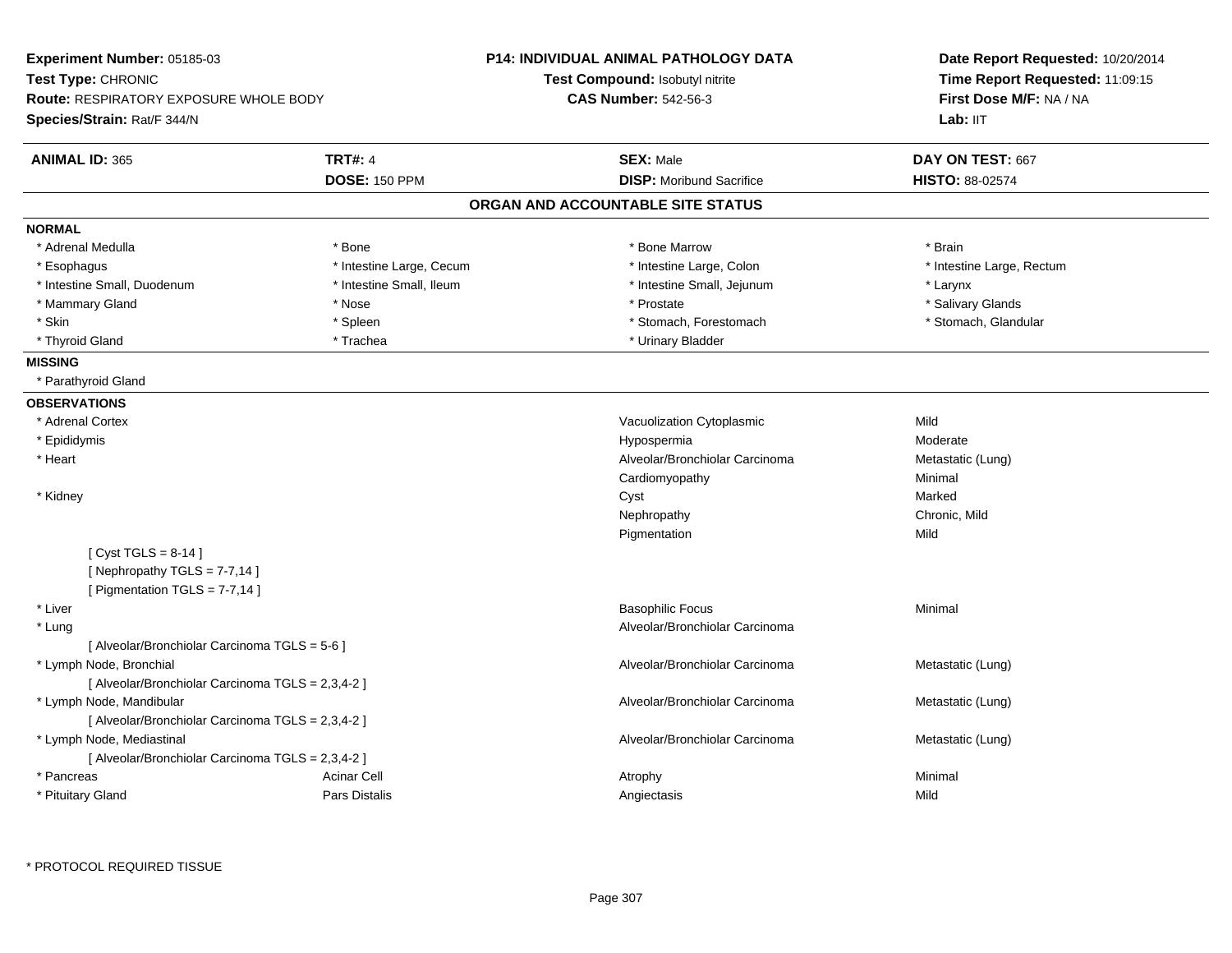**Experiment Number:** 05185-03
**Test Type:** CHRONIC
**Route:** RESPIRATORY EXPOSURE WHOLE BODY
**Species/Strain:** Rat/F 344/N

**P14: INDIVIDUAL ANIMAL PATHOLOGY DATA**
**Test Compound:** Isobutyl nitrite
**CAS Number:** 542-56-3

**Date Report Requested:** 10/20/2014
**Time Report Requested:** 11:09:15
**First Dose M/F:** NA / NA
**Lab:** IIT

| **ANIMAL ID:** 365 | **TRT#:** 4 | **SEX:** Male | **DAY ON TEST:** 667 |
|---|---|---|---|
| | **DOSE:** 150 PPM | **DISP:** Moribund Sacrifice | **HISTO:** 88-02574 |

## ORGAN AND ACCOUNTABLE SITE STATUS

**NORMAL**

| | | | |
|---|---|---|---|
| * Adrenal Medulla | * Bone | * Bone Marrow | * Brain |
| * Esophagus | * Intestine Large, Cecum | * Intestine Large, Colon | * Intestine Large, Rectum |
| * Intestine Small, Duodenum | * Intestine Small, Ileum | * Intestine Small, Jejunum | * Larynx |
| * Mammary Gland | * Nose | * Prostate | * Salivary Glands |
| * Skin | * Spleen | * Stomach, Forestomach | * Stomach, Glandular |
| * Thyroid Gland | * Trachea | * Urinary Bladder | |

**MISSING**

* Parathyroid Gland

**OBSERVATIONS**

| | | | |
|---|---|---|---|
| * Adrenal Cortex | | Vacuolization Cytoplasmic | Mild |
| * Epididymis | | Hypospermia | Moderate |
| * Heart | | Alveolar/Bronchiolar Carcinoma | Metastatic (Lung) |
| | | Cardiomyopathy | Minimal |
| * Kidney | | Cyst | Marked |
| | | Nephropathy | Chronic, Mild |
| | | Pigmentation | Mild |
| [ Cyst TGLS = 8-14 ] | | | |
| [ Nephropathy TGLS = 7-7,14 ] | | | |
| [ Pigmentation TGLS = 7-7,14 ] | | | |
| * Liver | | Basophilic Focus | Minimal |
| * Lung | | Alveolar/Bronchiolar Carcinoma | |
| [ Alveolar/Bronchiolar Carcinoma TGLS = 5-6 ] | | | |
| * Lymph Node, Bronchial | | Alveolar/Bronchiolar Carcinoma | Metastatic (Lung) |
| [ Alveolar/Bronchiolar Carcinoma TGLS = 2,3,4-2 ] | | | |
| * Lymph Node, Mandibular | | Alveolar/Bronchiolar Carcinoma | Metastatic (Lung) |
| [ Alveolar/Bronchiolar Carcinoma TGLS = 2,3,4-2 ] | | | |
| * Lymph Node, Mediastinal | | Alveolar/Bronchiolar Carcinoma | Metastatic (Lung) |
| [ Alveolar/Bronchiolar Carcinoma TGLS = 2,3,4-2 ] | | | |
| * Pancreas | Acinar Cell | Atrophy | Minimal |
| * Pituitary Gland | Pars Distalis | Angiectasis | Mild |

* PROTOCOL REQUIRED TISSUE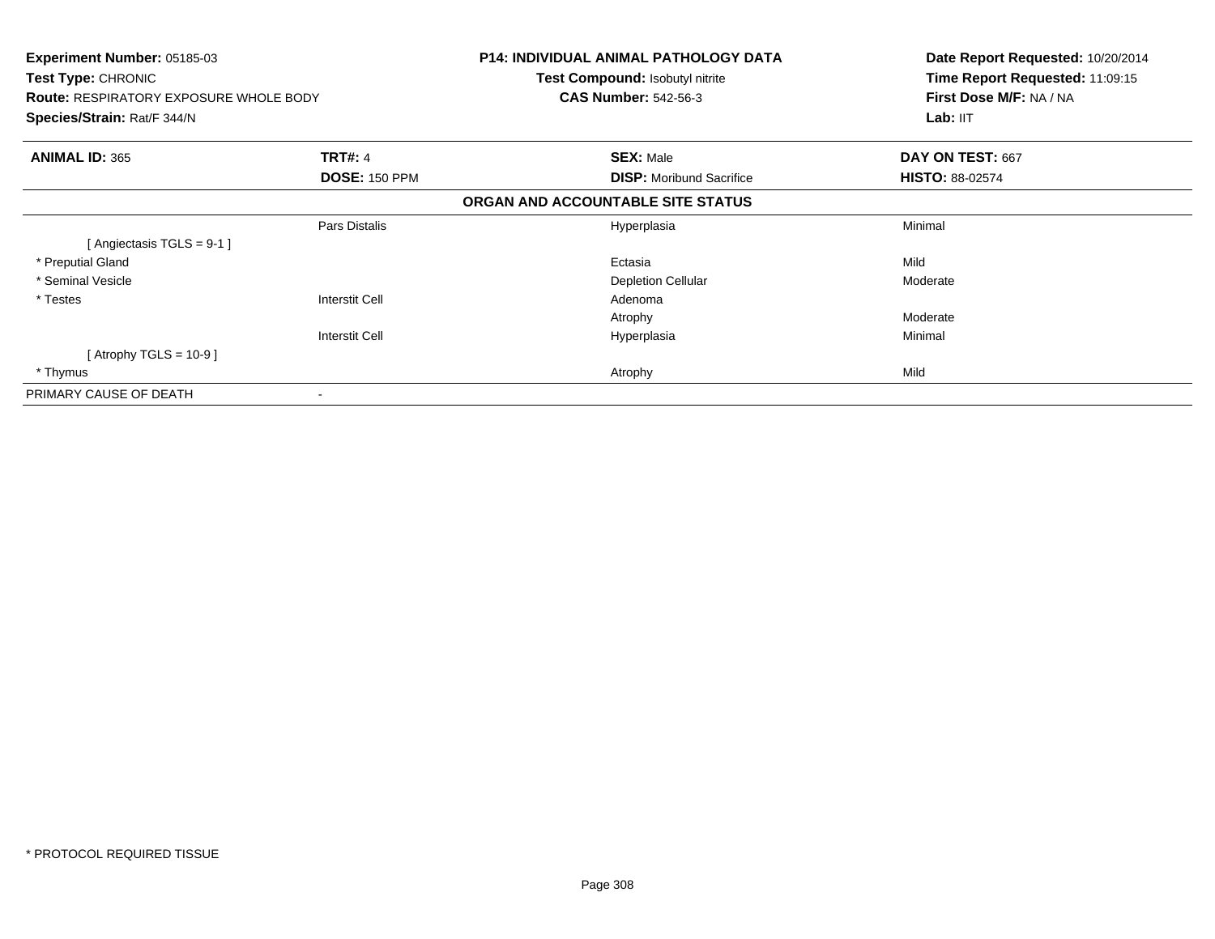**Experiment Number:** 05185-03
**Test Type:** CHRONIC
**Route:** RESPIRATORY EXPOSURE WHOLE BODY
**Species/Strain:** Rat/F 344/N

**P14: INDIVIDUAL ANIMAL PATHOLOGY DATA**
**Test Compound:** Isobutyl nitrite
**CAS Number:** 542-56-3

**Date Report Requested:** 10/20/2014
**Time Report Requested:** 11:09:15
**First Dose M/F:** NA / NA
**Lab:** IIT

| **ANIMAL ID:** 365 | **TRT#:** 4 | **SEX:** Male | **DAY ON TEST:** 667 |
|---|---|---|---|
| | **DOSE:** 150 PPM | **DISP:** Moribund Sacrifice | **HISTO:** 88-02574 |

**ORGAN AND ACCOUNTABLE SITE STATUS**

| | | | |
|---|---|---|---|
| | Pars Distalis | Hyperplasia | Minimal |
| [ Angiectasis TGLS = 9-1 ] | | | |
| * Preputial Gland | | Ectasia | Mild |
| * Seminal Vesicle | | Depletion Cellular | Moderate |
| * Testes | Interstit Cell | Adenoma | |
| | | Atrophy | Moderate |
| | Interstit Cell | Hyperplasia | Minimal |
| [ Atrophy TGLS = 10-9 ] | | | |
| * Thymus | | Atrophy | Mild |
| PRIMARY CAUSE OF DEATH | - | | |

* PROTOCOL REQUIRED TISSUE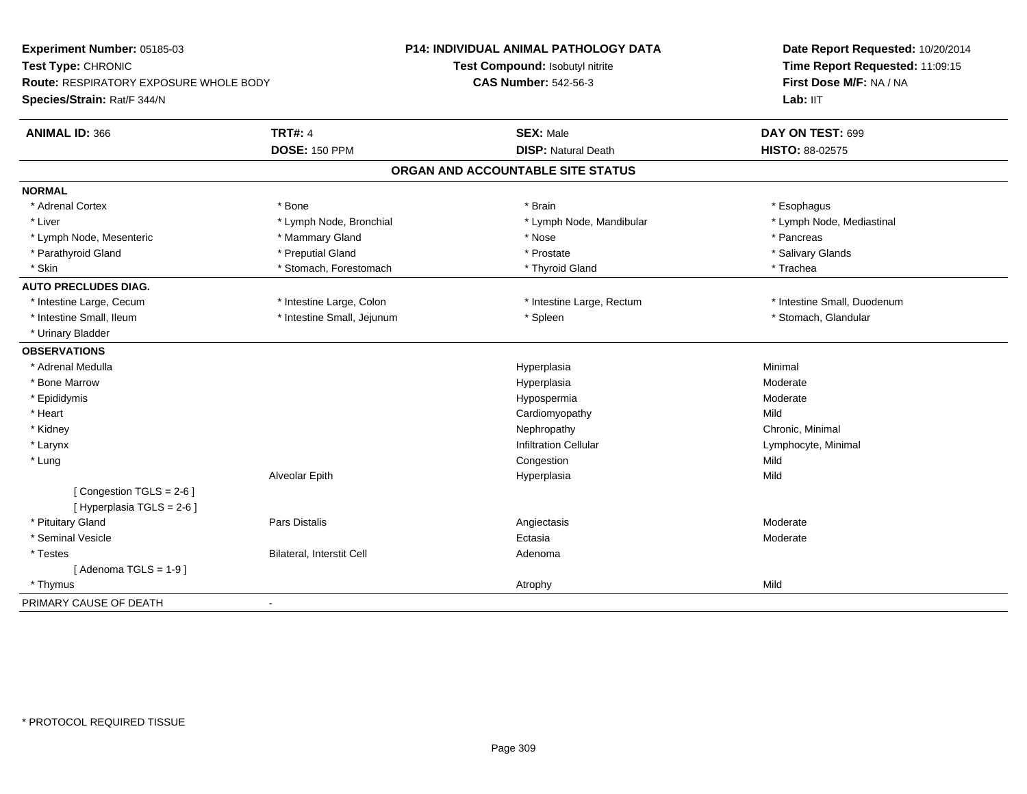**Experiment Number:** 05185-03
**Test Type:** CHRONIC
**Route:** RESPIRATORY EXPOSURE WHOLE BODY
**Species/Strain:** Rat/F 344/N

**P14: INDIVIDUAL ANIMAL PATHOLOGY DATA**
**Test Compound:** Isobutyl nitrite
**CAS Number:** 542-56-3

**Date Report Requested:** 10/20/2014
**Time Report Requested:** 11:09:15
**First Dose M/F:** NA / NA
**Lab:** IIT

| **ANIMAL ID:** 366 | **TRT#:** 4 | **SEX:** Male | **DAY ON TEST:** 699 |
|---|---|---|---|
| | **DOSE:** 150 PPM | **DISP:** Natural Death | **HISTO:** 88-02575 |

## ORGAN AND ACCOUNTABLE SITE STATUS

| | | | |
|---|---|---|---|
| **NORMAL** | | | |
| * Adrenal Cortex | * Bone | * Brain | * Esophagus |
| * Liver | * Lymph Node, Bronchial | * Lymph Node, Mandibular | * Lymph Node, Mediastinal |
| * Lymph Node, Mesenteric | * Mammary Gland | * Nose | * Pancreas |
| * Parathyroid Gland | * Preputial Gland | * Prostate | * Salivary Glands |
| * Skin | * Stomach, Forestomach | * Thyroid Gland | * Trachea |
| **AUTO PRECLUDES DIAG.** | | | |
| * Intestine Large, Cecum | * Intestine Large, Colon | * Intestine Large, Rectum | * Intestine Small, Duodenum |
| * Intestine Small, Ileum | * Intestine Small, Jejunum | * Spleen | * Stomach, Glandular |
| * Urinary Bladder | | | |
| **OBSERVATIONS** | | | |
| * Adrenal Medulla | | Hyperplasia | Minimal |
| * Bone Marrow | | Hyperplasia | Moderate |
| * Epididymis | | Hypospermia | Moderate |
| * Heart | | Cardiomyopathy | Mild |
| * Kidney | | Nephropathy | Chronic, Minimal |
| * Larynx | | Infiltration Cellular | Lymphocyte, Minimal |
| * Lung | | Congestion | Mild |
| | Alveolar Epith | Hyperplasia | Mild |
| [ Congestion TGLS = 2-6 ] | | | |
| [ Hyperplasia TGLS = 2-6 ] | | | |
| * Pituitary Gland | Pars Distalis | Angiectasis | Moderate |
| * Seminal Vesicle | | Ectasia | Moderate |
| * Testes | Bilateral, Interstit Cell | Adenoma | |
| [ Adenoma TGLS = 1-9 ] | | | |
| * Thymus | | Atrophy | Mild |
| PRIMARY CAUSE OF DEATH | - | | |

* PROTOCOL REQUIRED TISSUE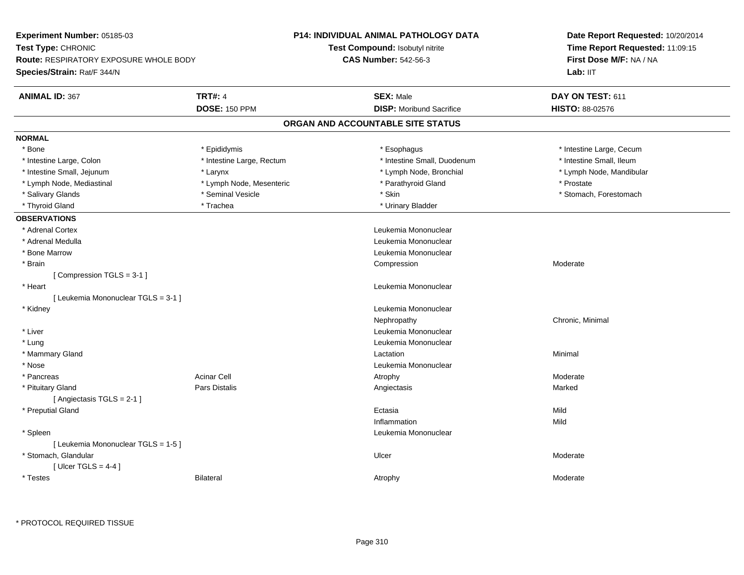**Experiment Number:** 05185-03
**Test Type:** CHRONIC
**Route:** RESPIRATORY EXPOSURE WHOLE BODY
**Species/Strain:** Rat/F 344/N

**P14: INDIVIDUAL ANIMAL PATHOLOGY DATA**
**Test Compound:** Isobutyl nitrite
**CAS Number:** 542-56-3

**Date Report Requested:** 10/20/2014
**Time Report Requested:** 11:09:15
**First Dose M/F:** NA / NA
**Lab:** IIT

| **ANIMAL ID:** 367 | **TRT#:** 4 | **SEX:** Male | **DAY ON TEST:** 611 |
|---|---|---|---|
| | **DOSE:** 150 PPM | **DISP:** Moribund Sacrifice | **HISTO:** 88-02576 |

## ORGAN AND ACCOUNTABLE SITE STATUS

**NORMAL**

| | | | |
|---|---|---|---|
| * Bone | * Epididymis | * Esophagus | * Intestine Large, Cecum |
| * Intestine Large, Colon | * Intestine Large, Rectum | * Intestine Small, Duodenum | * Intestine Small, Ileum |
| * Intestine Small, Jejunum | * Larynx | * Lymph Node, Bronchial | * Lymph Node, Mandibular |
| * Lymph Node, Mediastinal | * Lymph Node, Mesenteric | * Parathyroid Gland | * Prostate |
| * Salivary Glands | * Seminal Vesicle | * Skin | * Stomach, Forestomach |
| * Thyroid Gland | * Trachea | * Urinary Bladder | |

**OBSERVATIONS**

| | | | |
|---|---|---|---|
| * Adrenal Cortex | | Leukemia Mononuclear | |
| * Adrenal Medulla | | Leukemia Mononuclear | |
| * Bone Marrow | | Leukemia Mononuclear | |
| * Brain | | Compression | Moderate |
| [ Compression TGLS = 3-1 ] | | | |
| * Heart | | Leukemia Mononuclear | |
| [ Leukemia Mononuclear TGLS = 3-1 ] | | | |
| * Kidney | | Leukemia Mononuclear | |
| | | Nephropathy | Chronic, Minimal |
| * Liver | | Leukemia Mononuclear | |
| * Lung | | Leukemia Mononuclear | |
| * Mammary Gland | | Lactation | Minimal |
| * Nose | | Leukemia Mononuclear | |
| * Pancreas | Acinar Cell | Atrophy | Moderate |
| * Pituitary Gland | Pars Distalis | Angiectasis | Marked |
| [ Angiectasis TGLS = 2-1 ] | | | |
| * Preputial Gland | | Ectasia | Mild |
| | | Inflammation | Mild |
| * Spleen | | Leukemia Mononuclear | |
| [ Leukemia Mononuclear TGLS = 1-5 ] | | | |
| * Stomach, Glandular | | Ulcer | Moderate |
| [ Ulcer TGLS = 4-4 ] | | | |
| * Testes | Bilateral | Atrophy | Moderate |

* PROTOCOL REQUIRED TISSUE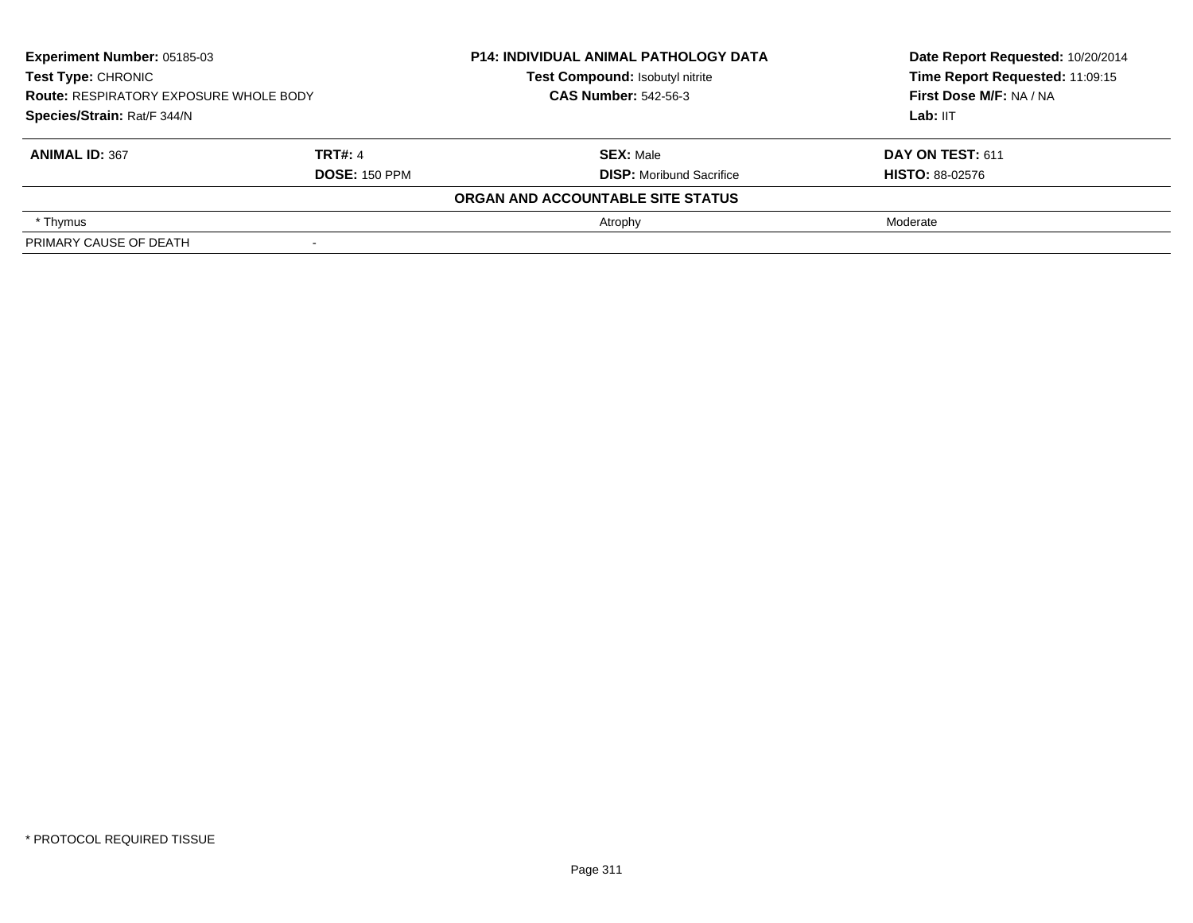| | | | |
|---|---|---|---|
| **Experiment Number:** 05185-03 | | **P14: INDIVIDUAL ANIMAL PATHOLOGY DATA** | **Date Report Requested:** 10/20/2014 |
| **Test Type:** CHRONIC | | **Test Compound:** Isobutyl nitrite | **Time Report Requested:** 11:09:15 |
| **Route:** RESPIRATORY EXPOSURE WHOLE BODY | | **CAS Number:** 542-56-3 | **First Dose M/F:** NA / NA |
| **Species/Strain:** Rat/F 344/N | | | **Lab:** IIT |

| **ANIMAL ID:** 367 | **TRT#:** 4 | **SEX:** Male | **DAY ON TEST:** 611 |
|---|---|---|---|
| | **DOSE:** 150 PPM | **DISP:** Moribund Sacrifice | **HISTO:** 88-02576 |
| | | **ORGAN AND ACCOUNTABLE SITE STATUS** | |
| * Thymus | | Atrophy | Moderate |
| PRIMARY CAUSE OF DEATH | - | | |

* PROTOCOL REQUIRED TISSUE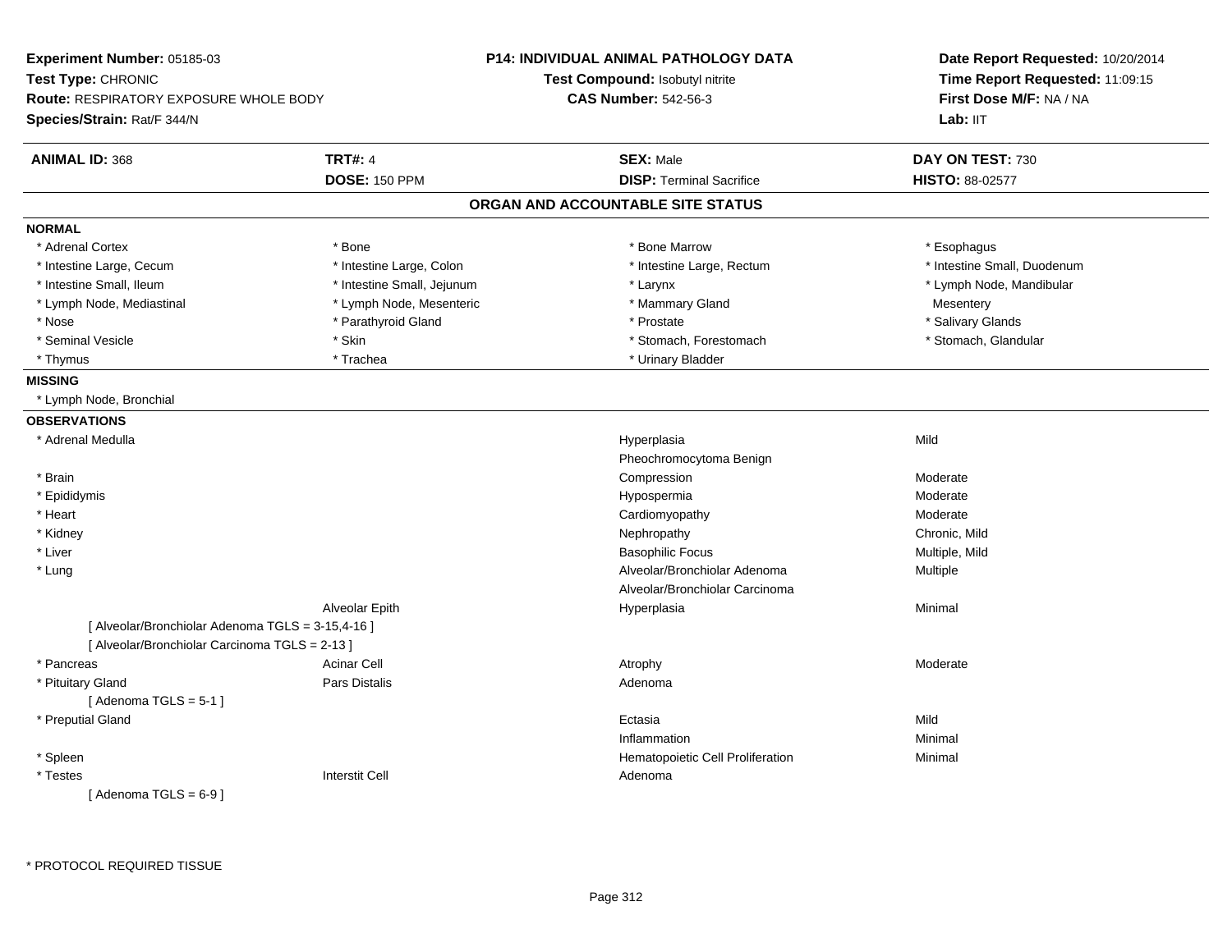**Experiment Number:** 05185-03
**Test Type:** CHRONIC
**Route:** RESPIRATORY EXPOSURE WHOLE BODY
**Species/Strain:** Rat/F 344/N

**P14: INDIVIDUAL ANIMAL PATHOLOGY DATA**
**Test Compound:** Isobutyl nitrite
**CAS Number:** 542-56-3

**Date Report Requested:** 10/20/2014
**Time Report Requested:** 11:09:15
**First Dose M/F:** NA / NA
**Lab:** IIT

| **ANIMAL ID:** 368 | **TRT#:** 4 | **SEX:** Male | **DAY ON TEST:** 730 |
|---|---|---|---|
| | **DOSE:** 150 PPM | **DISP:** Terminal Sacrifice | **HISTO:** 88-02577 |

## ORGAN AND ACCOUNTABLE SITE STATUS

**NORMAL**

| | | | |
|---|---|---|---|
| * Adrenal Cortex | * Bone | * Bone Marrow | * Esophagus |
| * Intestine Large, Cecum | * Intestine Large, Colon | * Intestine Large, Rectum | * Intestine Small, Duodenum |
| * Intestine Small, Ileum | * Intestine Small, Jejunum | * Larynx | * Lymph Node, Mandibular |
| * Lymph Node, Mediastinal | * Lymph Node, Mesenteric | * Mammary Gland | Mesentery |
| * Nose | * Parathyroid Gland | * Prostate | * Salivary Glands |
| * Seminal Vesicle | * Skin | * Stomach, Forestomach | * Stomach, Glandular |
| * Thymus | * Trachea | * Urinary Bladder | |

**MISSING**

* Lymph Node, Bronchial

**OBSERVATIONS**

| | | | |
|---|---|---|---|
| * Adrenal Medulla | | Hyperplasia | Mild |
| | | Pheochromocytoma Benign | |
| * Brain | | Compression | Moderate |
| * Epididymis | | Hypospermia | Moderate |
| * Heart | | Cardiomyopathy | Moderate |
| * Kidney | | Nephropathy | Chronic, Mild |
| * Liver | | Basophilic Focus | Multiple, Mild |
| * Lung | | Alveolar/Bronchiolar Adenoma | Multiple |
| | | Alveolar/Bronchiolar Carcinoma | |
| | Alveolar Epith | Hyperplasia | Minimal |
| [ Alveolar/Bronchiolar Adenoma TGLS = 3-15,4-16 ] | | | |
| [ Alveolar/Bronchiolar Carcinoma TGLS = 2-13 ] | | | |
| * Pancreas | Acinar Cell | Atrophy | Moderate |
| * Pituitary Gland | Pars Distalis | Adenoma | |
| [ Adenoma TGLS = 5-1 ] | | | |
| * Preputial Gland | | Ectasia | Mild |
| | | Inflammation | Minimal |
| * Spleen | | Hematopoietic Cell Proliferation | Minimal |
| * Testes | Interstit Cell | Adenoma | |
| [ Adenoma TGLS = 6-9 ] | | | |

* PROTOCOL REQUIRED TISSUE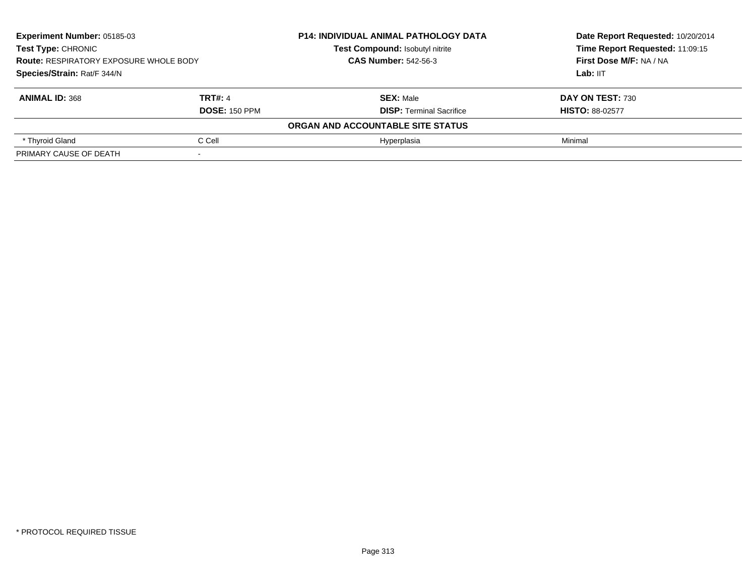| **Experiment Number:** 05185-03 | **P14: INDIVIDUAL ANIMAL PATHOLOGY DATA** | **Date Report Requested:** 10/20/2014 |
|---|---|---|
| **Test Type:** CHRONIC | **Test Compound:** Isobutyl nitrite | **Time Report Requested:** 11:09:15 |
| **Route:** RESPIRATORY EXPOSURE WHOLE BODY | **CAS Number:** 542-56-3 | **First Dose M/F:** NA / NA |
| **Species/Strain:** Rat/F 344/N | | **Lab:** IIT |

| **ANIMAL ID:** 368 | **TRT#:** 4 | **SEX:** Male | **DAY ON TEST:** 730 |
|---|---|---|---|
| | **DOSE:** 150 PPM | **DISP:** Terminal Sacrifice | **HISTO:** 88-02577 |
| | | **ORGAN AND ACCOUNTABLE SITE STATUS** | |
| * Thyroid Gland | C Cell | Hyperplasia | Minimal |
| PRIMARY CAUSE OF DEATH | - | | |

* PROTOCOL REQUIRED TISSUE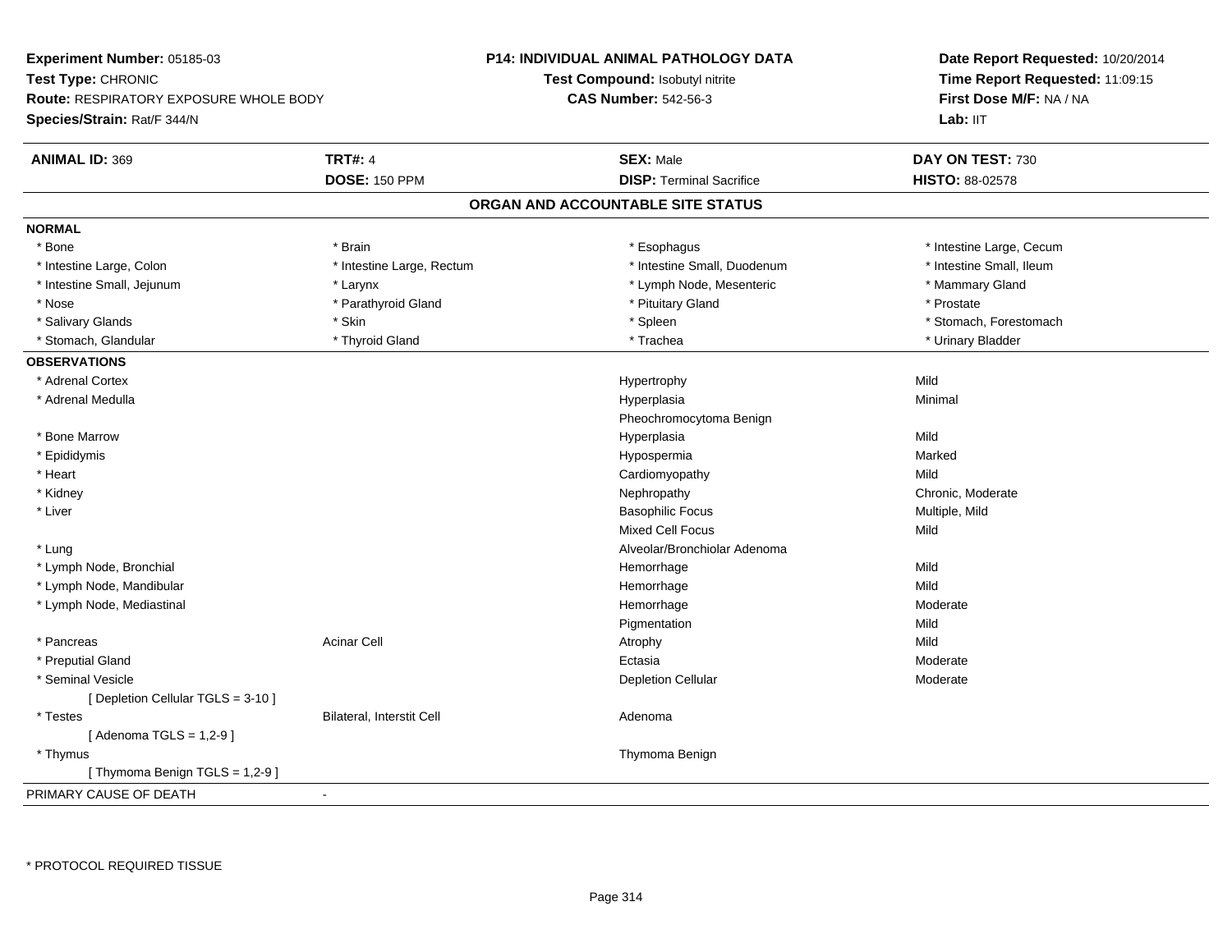**Experiment Number:** 05185-03
**Test Type:** CHRONIC
**Route:** RESPIRATORY EXPOSURE WHOLE BODY
**Species/Strain:** Rat/F 344/N

**P14: INDIVIDUAL ANIMAL PATHOLOGY DATA**
**Test Compound:** Isobutyl nitrite
**CAS Number:** 542-56-3

**Date Report Requested:** 10/20/2014
**Time Report Requested:** 11:09:15
**First Dose M/F:** NA / NA
**Lab:** IIT

| **ANIMAL ID:** 369 | **TRT#:** 4 | **SEX:** Male | **DAY ON TEST:** 730 |
|---|---|---|---|
| | **DOSE:** 150 PPM | **DISP:** Terminal Sacrifice | **HISTO:** 88-02578 |

## ORGAN AND ACCOUNTABLE SITE STATUS

**NORMAL**

| | | | |
|---|---|---|---|
| * Bone | * Brain | * Esophagus | * Intestine Large, Cecum |
| * Intestine Large, Colon | * Intestine Large, Rectum | * Intestine Small, Duodenum | * Intestine Small, Ileum |
| * Intestine Small, Jejunum | * Larynx | * Lymph Node, Mesenteric | * Mammary Gland |
| * Nose | * Parathyroid Gland | * Pituitary Gland | * Prostate |
| * Salivary Glands | * Skin | * Spleen | * Stomach, Forestomach |
| * Stomach, Glandular | * Thyroid Gland | * Trachea | * Urinary Bladder |

**OBSERVATIONS**

| Organ | Site | Observation | Severity |
|---|---|---|---|
| * Adrenal Cortex | | Hypertrophy | Mild |
| * Adrenal Medulla | | Hyperplasia | Minimal |
| | | Pheochromocytoma Benign | |
| * Bone Marrow | | Hyperplasia | Mild |
| * Epididymis | | Hypospermia | Marked |
| * Heart | | Cardiomyopathy | Mild |
| * Kidney | | Nephropathy | Chronic, Moderate |
| * Liver | | Basophilic Focus | Multiple, Mild |
| | | Mixed Cell Focus | Mild |
| * Lung | | Alveolar/Bronchiolar Adenoma | |
| * Lymph Node, Bronchial | | Hemorrhage | Mild |
| * Lymph Node, Mandibular | | Hemorrhage | Mild |
| * Lymph Node, Mediastinal | | Hemorrhage | Moderate |
| | | Pigmentation | Mild |
| * Pancreas | Acinar Cell | Atrophy | Mild |
| * Preputial Gland | | Ectasia | Moderate |
| * Seminal Vesicle | | Depletion Cellular | Moderate |
| [ Depletion Cellular TGLS = 3-10 ] | | | |
| * Testes | Bilateral, Interstit Cell | Adenoma | |
| [ Adenoma TGLS = 1,2-9 ] | | | |
| * Thymus | | Thymoma Benign | |
| [ Thymoma Benign TGLS = 1,2-9 ] | | | |

PRIMARY CAUSE OF DEATH -

\* PROTOCOL REQUIRED TISSUE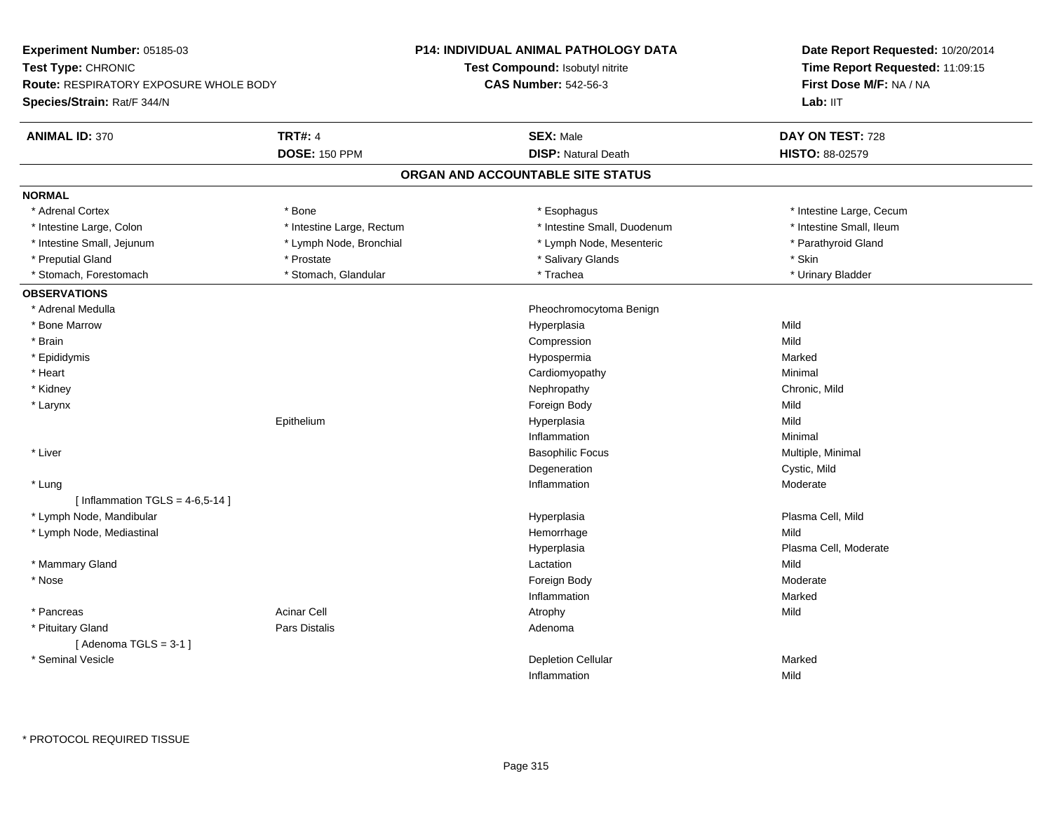**Experiment Number:** 05185-03
**Test Type:** CHRONIC
**Route:** RESPIRATORY EXPOSURE WHOLE BODY
**Species/Strain:** Rat/F 344/N

**P14: INDIVIDUAL ANIMAL PATHOLOGY DATA**
**Test Compound:** Isobutyl nitrite
**CAS Number:** 542-56-3

**Date Report Requested:** 10/20/2014
**Time Report Requested:** 11:09:15
**First Dose M/F:** NA / NA
**Lab:** IIT

| **ANIMAL ID:** 370 | **TRT#:** 4 | **SEX:** Male | **DAY ON TEST:** 728 |
|---|---|---|---|
| | **DOSE:** 150 PPM | **DISP:** Natural Death | **HISTO:** 88-02579 |

## ORGAN AND ACCOUNTABLE SITE STATUS

**NORMAL**

| | | | |
|---|---|---|---|
| * Adrenal Cortex | * Bone | * Esophagus | * Intestine Large, Cecum |
| * Intestine Large, Colon | * Intestine Large, Rectum | * Intestine Small, Duodenum | * Intestine Small, Ileum |
| * Intestine Small, Jejunum | * Lymph Node, Bronchial | * Lymph Node, Mesenteric | * Parathyroid Gland |
| * Preputial Gland | * Prostate | * Salivary Glands | * Skin |
| * Stomach, Forestomach | * Stomach, Glandular | * Trachea | * Urinary Bladder |

**OBSERVATIONS**

| Organ | Site | Observation | Severity |
|---|---|---|---|
| * Adrenal Medulla | | Pheochromocytoma Benign | |
| * Bone Marrow | | Hyperplasia | Mild |
| * Brain | | Compression | Mild |
| * Epididymis | | Hypospermia | Marked |
| * Heart | | Cardiomyopathy | Minimal |
| * Kidney | | Nephropathy | Chronic, Mild |
| * Larynx | | Foreign Body | Mild |
| | Epithelium | Hyperplasia | Mild |
| | | Inflammation | Minimal |
| * Liver | | Basophilic Focus | Multiple, Minimal |
| | | Degeneration | Cystic, Mild |
| * Lung | | Inflammation | Moderate |
| [ Inflammation TGLS = 4-6,5-14 ] | | | |
| * Lymph Node, Mandibular | | Hyperplasia | Plasma Cell, Mild |
| * Lymph Node, Mediastinal | | Hemorrhage | Mild |
| | | Hyperplasia | Plasma Cell, Moderate |
| * Mammary Gland | | Lactation | Mild |
| * Nose | | Foreign Body | Moderate |
| | | Inflammation | Marked |
| * Pancreas | Acinar Cell | Atrophy | Mild |
| * Pituitary Gland | Pars Distalis | Adenoma | |
| [ Adenoma TGLS = 3-1 ] | | | |
| * Seminal Vesicle | | Depletion Cellular | Marked |
| | | Inflammation | Mild |

\* PROTOCOL REQUIRED TISSUE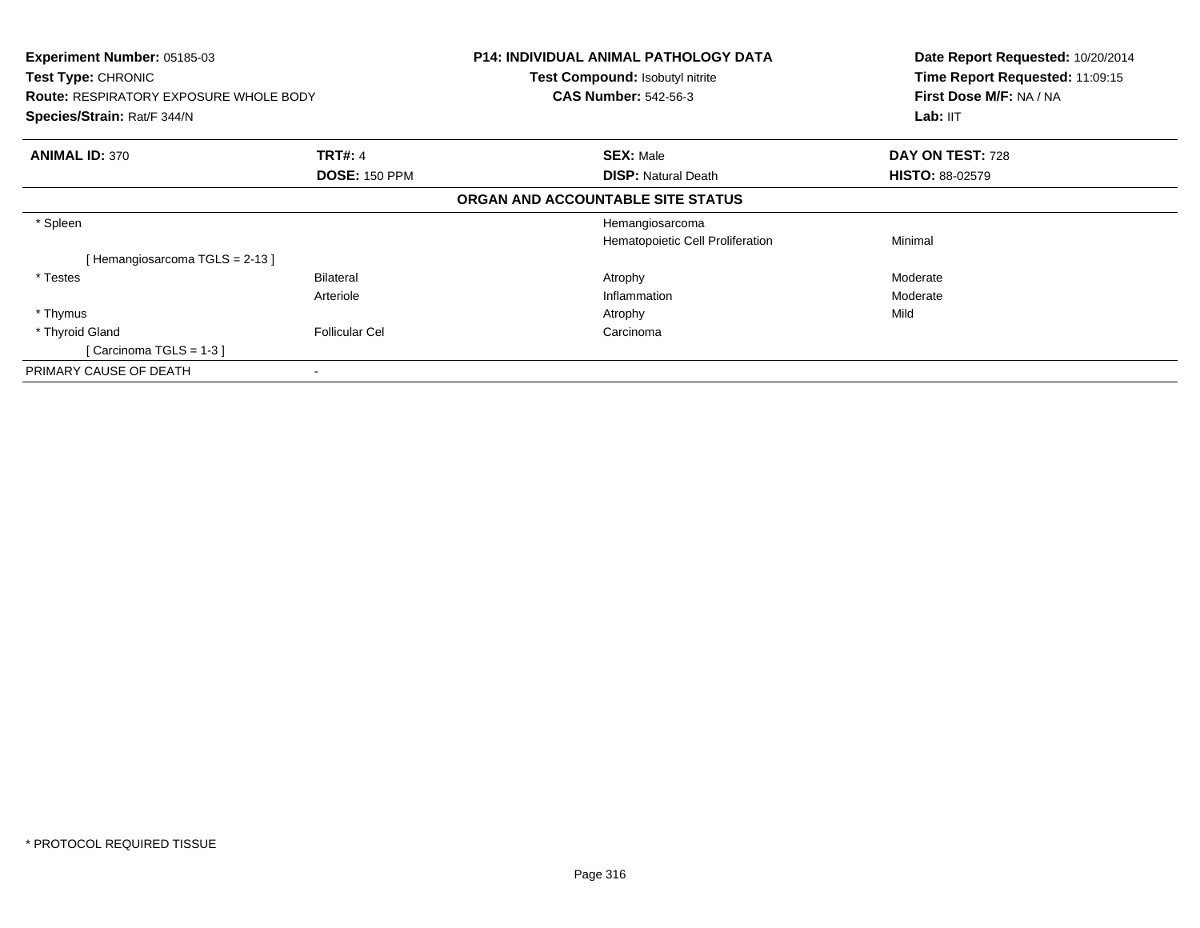**Experiment Number:** 05185-03
**Test Type:** CHRONIC
**Route:** RESPIRATORY EXPOSURE WHOLE BODY
**Species/Strain:** Rat/F 344/N

**P14: INDIVIDUAL ANIMAL PATHOLOGY DATA**
**Test Compound:** Isobutyl nitrite
**CAS Number:** 542-56-3

**Date Report Requested:** 10/20/2014
**Time Report Requested:** 11:09:15
**First Dose M/F:** NA / NA
**Lab:** IIT

| **ANIMAL ID:** 370 | **TRT#:** 4 | **SEX:** Male | **DAY ON TEST:** 728 |
|---|---|---|---|
| | **DOSE:** 150 PPM | **DISP:** Natural Death | **HISTO:** 88-02579 |

**ORGAN AND ACCOUNTABLE SITE STATUS**

| | | | |
|---|---|---|---|
| * Spleen | | Hemangiosarcoma | |
| | | Hematopoietic Cell Proliferation | Minimal |
| [ Hemangiosarcoma TGLS = 2-13 ] | | | |
| * Testes | Bilateral | Atrophy | Moderate |
| | Arteriole | Inflammation | Moderate |
| * Thymus | | Atrophy | Mild |
| * Thyroid Gland | Follicular Cel | Carcinoma | |
| [ Carcinoma TGLS = 1-3 ] | | | |
| PRIMARY CAUSE OF DEATH | - | | |

* PROTOCOL REQUIRED TISSUE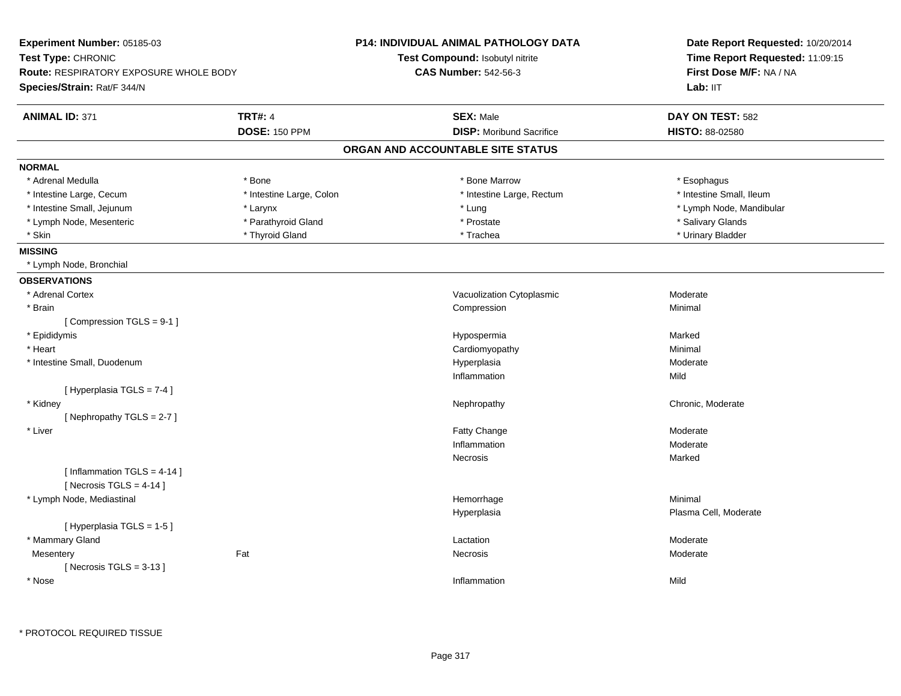**Experiment Number:** 05185-03
**Test Type:** CHRONIC
**Route:** RESPIRATORY EXPOSURE WHOLE BODY
**Species/Strain:** Rat/F 344/N

**P14: INDIVIDUAL ANIMAL PATHOLOGY DATA**
**Test Compound:** Isobutyl nitrite
**CAS Number:** 542-56-3

**Date Report Requested:** 10/20/2014
**Time Report Requested:** 11:09:15
**First Dose M/F:** NA / NA
**Lab:** IIT

| **ANIMAL ID:** 371 | **TRT#:** 4 | **SEX:** Male | **DAY ON TEST:** 582 |
|---|---|---|---|
| | **DOSE:** 150 PPM | **DISP:** Moribund Sacrifice | **HISTO:** 88-02580 |

## ORGAN AND ACCOUNTABLE SITE STATUS

**NORMAL**

| | | | |
|---|---|---|---|
| * Adrenal Medulla | * Bone | * Bone Marrow | * Esophagus |
| * Intestine Large, Cecum | * Intestine Large, Colon | * Intestine Large, Rectum | * Intestine Small, Ileum |
| * Intestine Small, Jejunum | * Larynx | * Lung | * Lymph Node, Mandibular |
| * Lymph Node, Mesenteric | * Parathyroid Gland | * Prostate | * Salivary Glands |
| * Skin | * Thyroid Gland | * Trachea | * Urinary Bladder |

**MISSING**

* Lymph Node, Bronchial

**OBSERVATIONS**

| Organ | Site | Observation | Severity |
|---|---|---|---|
| * Adrenal Cortex | | Vacuolization Cytoplasmic | Moderate |
| * Brain | | Compression | Minimal |
| [ Compression TGLS = 9-1 ] | | | |
| * Epididymis | | Hypospermia | Marked |
| * Heart | | Cardiomyopathy | Minimal |
| * Intestine Small, Duodenum | | Hyperplasia | Moderate |
| | | Inflammation | Mild |
| [ Hyperplasia TGLS = 7-4 ] | | | |
| * Kidney | | Nephropathy | Chronic, Moderate |
| [ Nephropathy TGLS = 2-7 ] | | | |
| * Liver | | Fatty Change | Moderate |
| | | Inflammation | Moderate |
| | | Necrosis | Marked |
| [ Inflammation TGLS = 4-14 ] | | | |
| [ Necrosis TGLS = 4-14 ] | | | |
| * Lymph Node, Mediastinal | | Hemorrhage | Minimal |
| | | Hyperplasia | Plasma Cell, Moderate |
| [ Hyperplasia TGLS = 1-5 ] | | | |
| * Mammary Gland | | Lactation | Moderate |
| Mesentery | Fat | Necrosis | Moderate |
| [ Necrosis TGLS = 3-13 ] | | | |
| * Nose | | Inflammation | Mild |

* PROTOCOL REQUIRED TISSUE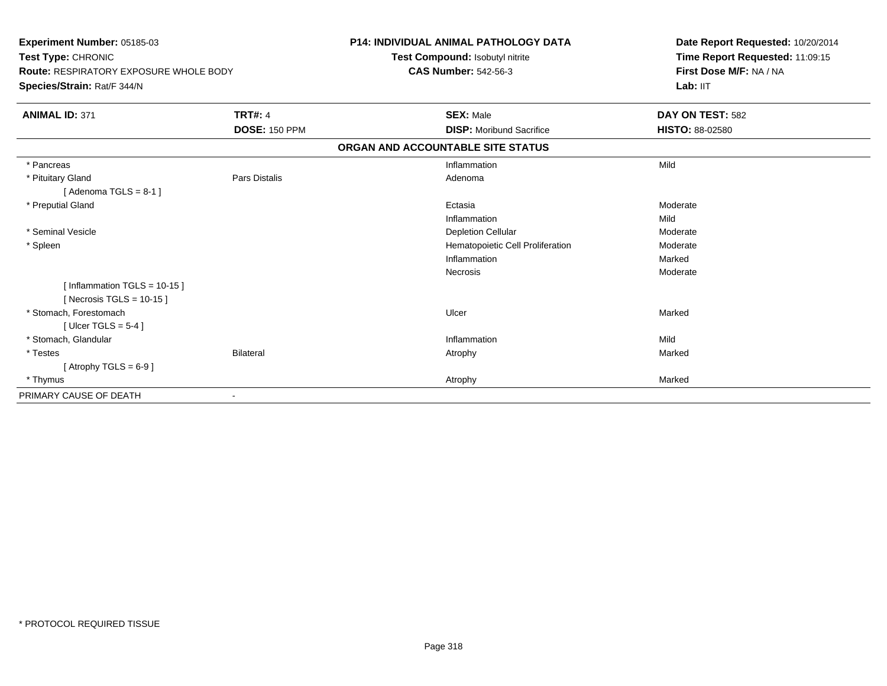**Experiment Number:** 05185-03
**Test Type:** CHRONIC
**Route:** RESPIRATORY EXPOSURE WHOLE BODY
**Species/Strain:** Rat/F 344/N

**P14: INDIVIDUAL ANIMAL PATHOLOGY DATA**
**Test Compound:** Isobutyl nitrite
**CAS Number:** 542-56-3

**Date Report Requested:** 10/20/2014
**Time Report Requested:** 11:09:15
**First Dose M/F:** NA / NA
**Lab:** IIT

| **ANIMAL ID:** 371 | **TRT#:** 4 | **SEX:** Male | **DAY ON TEST:** 582 |
|---|---|---|---|
| | **DOSE:** 150 PPM | **DISP:** Moribund Sacrifice | **HISTO:** 88-02580 |

## ORGAN AND ACCOUNTABLE SITE STATUS

| | | | |
|---|---|---|---|
| * Pancreas | | Inflammation | Mild |
| * Pituitary Gland | Pars Distalis | Adenoma | |
| [ Adenoma TGLS = 8-1 ] | | | |
| * Preputial Gland | | Ectasia | Moderate |
| | | Inflammation | Mild |
| * Seminal Vesicle | | Depletion Cellular | Moderate |
| * Spleen | | Hematopoietic Cell Proliferation | Moderate |
| | | Inflammation | Marked |
| | | Necrosis | Moderate |
| [ Inflammation TGLS = 10-15 ] | | | |
| [ Necrosis TGLS = 10-15 ] | | | |
| * Stomach, Forestomach | | Ulcer | Marked |
| [ Ulcer TGLS = 5-4 ] | | | |
| * Stomach, Glandular | | Inflammation | Mild |
| * Testes | Bilateral | Atrophy | Marked |
| [ Atrophy TGLS = 6-9 ] | | | |
| * Thymus | | Atrophy | Marked |
| PRIMARY CAUSE OF DEATH | - | | |

* PROTOCOL REQUIRED TISSUE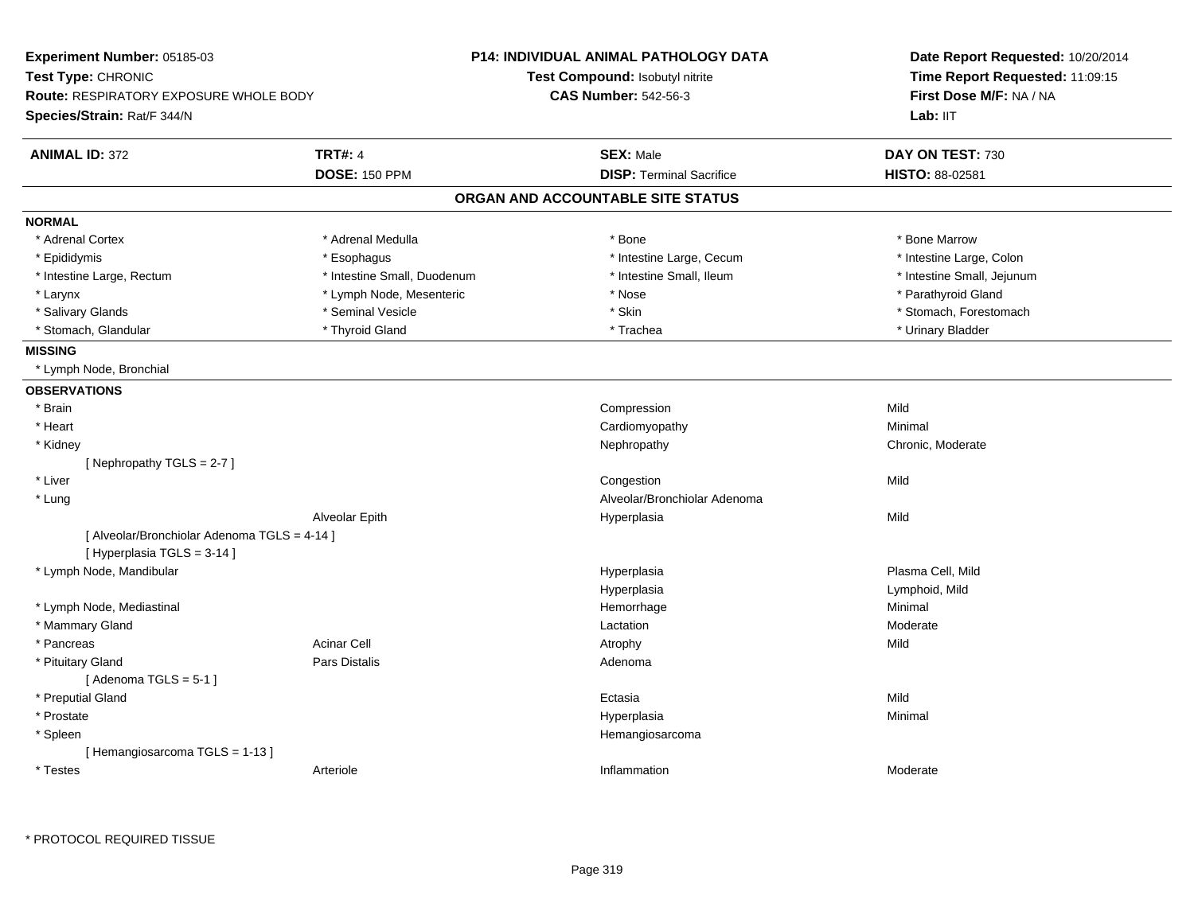**Experiment Number:** 05185-03
**Test Type:** CHRONIC
**Route:** RESPIRATORY EXPOSURE WHOLE BODY
**Species/Strain:** Rat/F 344/N

**P14: INDIVIDUAL ANIMAL PATHOLOGY DATA**
**Test Compound:** Isobutyl nitrite
**CAS Number:** 542-56-3

**Date Report Requested:** 10/20/2014
**Time Report Requested:** 11:09:15
**First Dose M/F:** NA / NA
**Lab:** IIT

| **ANIMAL ID:** 372 | **TRT#:** 4 | **SEX:** Male | **DAY ON TEST:** 730 |
|---|---|---|---|
| | **DOSE:** 150 PPM | **DISP:** Terminal Sacrifice | **HISTO:** 88-02581 |

## ORGAN AND ACCOUNTABLE SITE STATUS

**NORMAL**

| | | | |
|---|---|---|---|
| * Adrenal Cortex | * Adrenal Medulla | * Bone | * Bone Marrow |
| * Epididymis | * Esophagus | * Intestine Large, Cecum | * Intestine Large, Colon |
| * Intestine Large, Rectum | * Intestine Small, Duodenum | * Intestine Small, Ileum | * Intestine Small, Jejunum |
| * Larynx | * Lymph Node, Mesenteric | * Nose | * Parathyroid Gland |
| * Salivary Glands | * Seminal Vesicle | * Skin | * Stomach, Forestomach |
| * Stomach, Glandular | * Thyroid Gland | * Trachea | * Urinary Bladder |

**MISSING**

* Lymph Node, Bronchial

**OBSERVATIONS**

| | | | |
|---|---|---|---|
| * Brain | | Compression | Mild |
| * Heart | | Cardiomyopathy | Minimal |
| * Kidney | | Nephropathy | Chronic, Moderate |
| [ Nephropathy TGLS = 2-7 ] | | | |
| * Liver | | Congestion | Mild |
| * Lung | | Alveolar/Bronchiolar Adenoma | |
| | Alveolar Epith | Hyperplasia | Mild |
| [ Alveolar/Bronchiolar Adenoma TGLS = 4-14 ] | | | |
| [ Hyperplasia TGLS = 3-14 ] | | | |
| * Lymph Node, Mandibular | | Hyperplasia | Plasma Cell, Mild |
| | | Hyperplasia | Lymphoid, Mild |
| * Lymph Node, Mediastinal | | Hemorrhage | Minimal |
| * Mammary Gland | | Lactation | Moderate |
| * Pancreas | Acinar Cell | Atrophy | Mild |
| * Pituitary Gland | Pars Distalis | Adenoma | |
| [ Adenoma TGLS = 5-1 ] | | | |
| * Preputial Gland | | Ectasia | Mild |
| * Prostate | | Hyperplasia | Minimal |
| * Spleen | | Hemangiosarcoma | |
| [ Hemangiosarcoma TGLS = 1-13 ] | | | |
| * Testes | Arteriole | Inflammation | Moderate |

* PROTOCOL REQUIRED TISSUE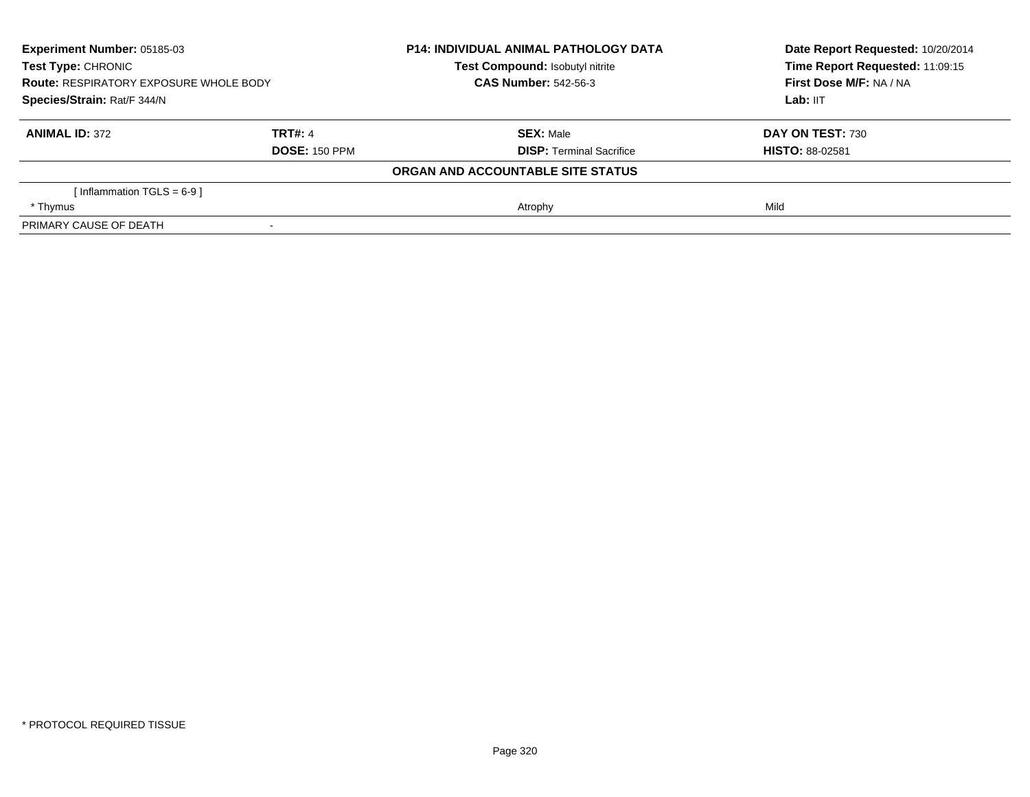| **Experiment Number:** 05185-03 | **P14: INDIVIDUAL ANIMAL PATHOLOGY DATA** | **Date Report Requested:** 10/20/2014 |
|---|---|---|
| **Test Type:** CHRONIC | **Test Compound:** Isobutyl nitrite | **Time Report Requested:** 11:09:15 |
| **Route:** RESPIRATORY EXPOSURE WHOLE BODY | **CAS Number:** 542-56-3 | **First Dose M/F:** NA / NA |
| **Species/Strain:** Rat/F 344/N | | **Lab:** IIT |

| **ANIMAL ID:** 372 | **TRT#:** 4 | **SEX:** Male | **DAY ON TEST:** 730 |
|---|---|---|---|
| | **DOSE:** 150 PPM | **DISP:** Terminal Sacrifice | **HISTO:** 88-02581 |
| | | **ORGAN AND ACCOUNTABLE SITE STATUS** | |
| [ Inflammation TGLS = 6-9 ] | | | |
| * Thymus | | Atrophy | Mild |
| PRIMARY CAUSE OF DEATH | - | | |

* PROTOCOL REQUIRED TISSUE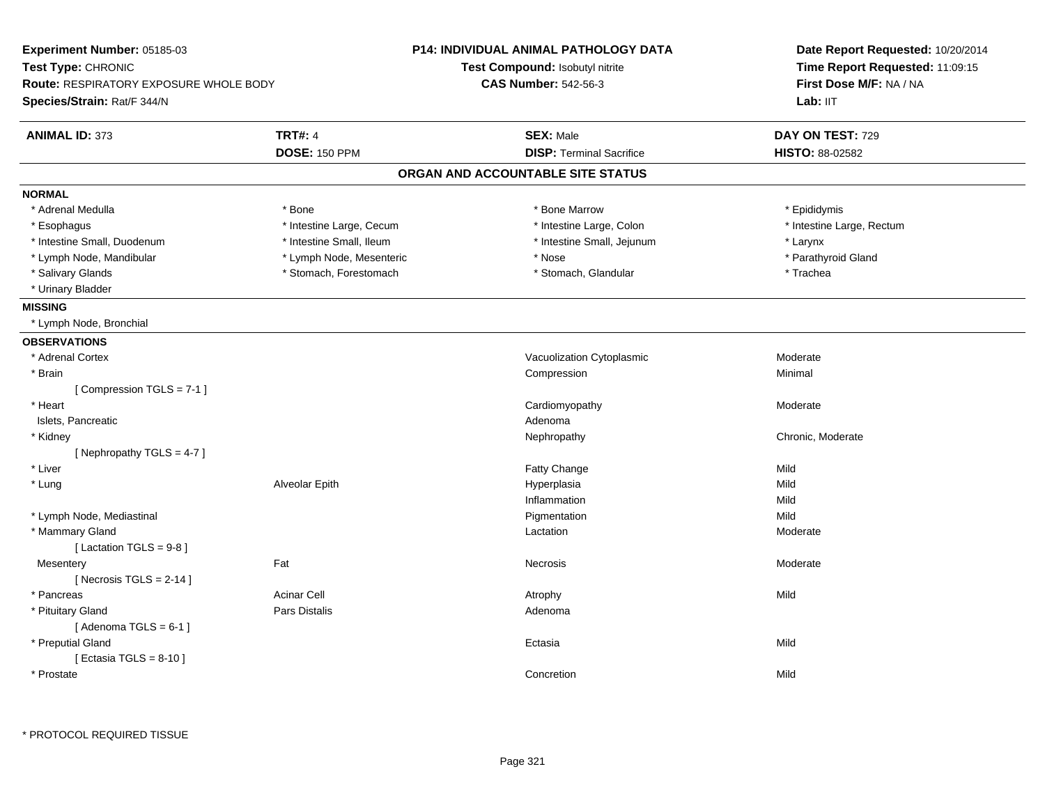**Experiment Number:** 05185-03
**Test Type:** CHRONIC
**Route:** RESPIRATORY EXPOSURE WHOLE BODY
**Species/Strain:** Rat/F 344/N

**P14: INDIVIDUAL ANIMAL PATHOLOGY DATA**
**Test Compound:** Isobutyl nitrite
**CAS Number:** 542-56-3

**Date Report Requested:** 10/20/2014
**Time Report Requested:** 11:09:15
**First Dose M/F:** NA / NA
**Lab:** IIT

| **ANIMAL ID:** 373 | **TRT#:** 4 | **SEX:** Male | **DAY ON TEST:** 729 |
|---|---|---|---|
| | **DOSE:** 150 PPM | **DISP:** Terminal Sacrifice | **HISTO:** 88-02582 |

## ORGAN AND ACCOUNTABLE SITE STATUS

**NORMAL**

| | | | |
|---|---|---|---|
| * Adrenal Medulla | * Bone | * Bone Marrow | * Epididymis |
| * Esophagus | * Intestine Large, Cecum | * Intestine Large, Colon | * Intestine Large, Rectum |
| * Intestine Small, Duodenum | * Intestine Small, Ileum | * Intestine Small, Jejunum | * Larynx |
| * Lymph Node, Mandibular | * Lymph Node, Mesenteric | * Nose | * Parathyroid Gland |
| * Salivary Glands | * Stomach, Forestomach | * Stomach, Glandular | * Trachea |
| * Urinary Bladder | | | |

**MISSING**

* Lymph Node, Bronchial

**OBSERVATIONS**

| Organ | Site | Observation | Severity |
|---|---|---|---|
| * Adrenal Cortex | | Vacuolization Cytoplasmic | Moderate |
| * Brain | | Compression | Minimal |
| [ Compression TGLS = 7-1 ] | | | |
| * Heart | | Cardiomyopathy | Moderate |
| Islets, Pancreatic | | Adenoma | |
| * Kidney | | Nephropathy | Chronic, Moderate |
| [ Nephropathy TGLS = 4-7 ] | | | |
| * Liver | | Fatty Change | Mild |
| * Lung | Alveolar Epith | Hyperplasia | Mild |
| | | Inflammation | Mild |
| * Lymph Node, Mediastinal | | Pigmentation | Mild |
| * Mammary Gland | | Lactation | Moderate |
| [ Lactation TGLS = 9-8 ] | | | |
| Mesentery | Fat | Necrosis | Moderate |
| [ Necrosis TGLS = 2-14 ] | | | |
| * Pancreas | Acinar Cell | Atrophy | Mild |
| * Pituitary Gland | Pars Distalis | Adenoma | |
| [ Adenoma TGLS = 6-1 ] | | | |
| * Preputial Gland | | Ectasia | Mild |
| [ Ectasia TGLS = 8-10 ] | | | |
| * Prostate | | Concretion | Mild |

\* PROTOCOL REQUIRED TISSUE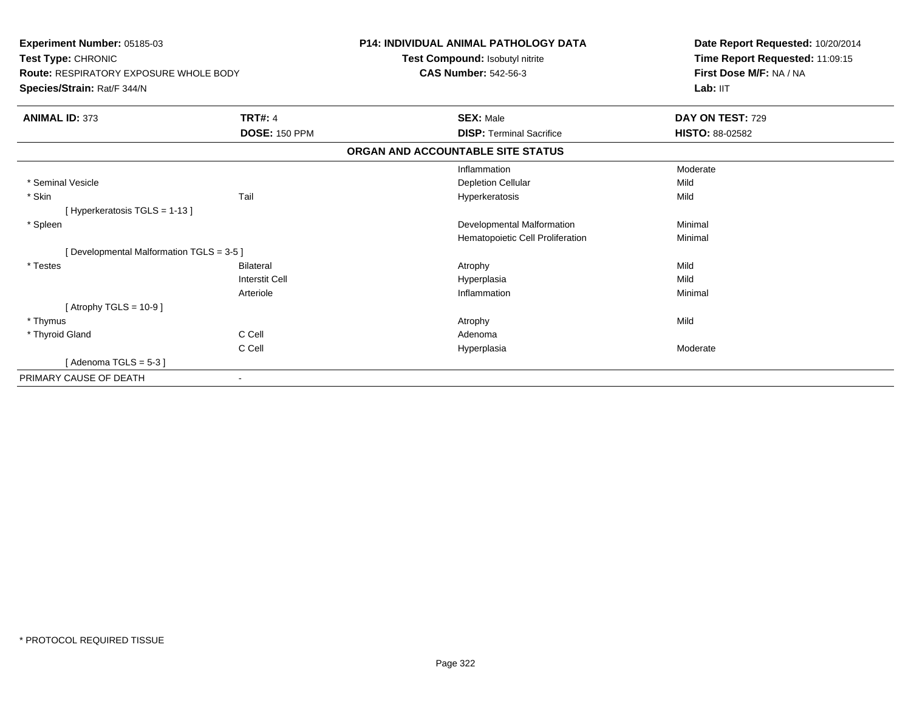**Experiment Number:** 05185-03
**Test Type:** CHRONIC
**Route:** RESPIRATORY EXPOSURE WHOLE BODY
**Species/Strain:** Rat/F 344/N

**P14: INDIVIDUAL ANIMAL PATHOLOGY DATA**
**Test Compound:** Isobutyl nitrite
**CAS Number:** 542-56-3

**Date Report Requested:** 10/20/2014
**Time Report Requested:** 11:09:15
**First Dose M/F:** NA / NA
**Lab:** IIT

| **ANIMAL ID:** 373 | **TRT#:** 4 | **SEX:** Male | **DAY ON TEST:** 729 |
|---|---|---|---|
| | **DOSE:** 150 PPM | **DISP:** Terminal Sacrifice | **HISTO:** 88-02582 |

**ORGAN AND ACCOUNTABLE SITE STATUS**

| | | | |
|---|---|---|---|
| | | Inflammation | Moderate |
| * Seminal Vesicle | | Depletion Cellular | Mild |
| * Skin | Tail | Hyperkeratosis | Mild |
| [ Hyperkeratosis TGLS = 1-13 ] | | | |
| * Spleen | | Developmental Malformation | Minimal |
| | | Hematopoietic Cell Proliferation | Minimal |
| [ Developmental Malformation TGLS = 3-5 ] | | | |
| * Testes | Bilateral | Atrophy | Mild |
| | Interstit Cell | Hyperplasia | Mild |
| | Arteriole | Inflammation | Minimal |
| [ Atrophy TGLS = 10-9 ] | | | |
| * Thymus | | Atrophy | Mild |
| * Thyroid Gland | C Cell | Adenoma | |
| | C Cell | Hyperplasia | Moderate |
| [ Adenoma TGLS = 5-3 ] | | | |
| PRIMARY CAUSE OF DEATH | - | | |

* PROTOCOL REQUIRED TISSUE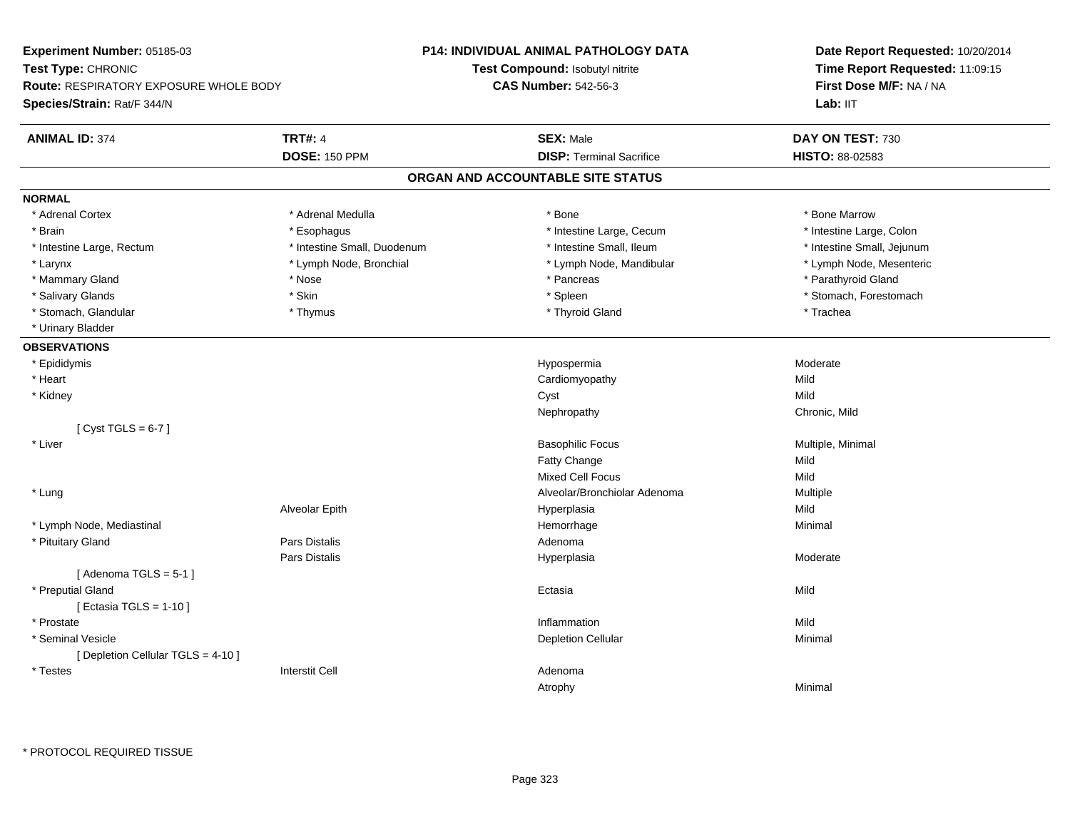**Experiment Number:** 05185-03
**Test Type:** CHRONIC
**Route:** RESPIRATORY EXPOSURE WHOLE BODY
**Species/Strain:** Rat/F 344/N

**P14: INDIVIDUAL ANIMAL PATHOLOGY DATA**
**Test Compound:** Isobutyl nitrite
**CAS Number:** 542-56-3

**Date Report Requested:** 10/20/2014
**Time Report Requested:** 11:09:15
**First Dose M/F:** NA / NA
**Lab:** IIT

| **ANIMAL ID:** 374 | **TRT#:** 4 | **SEX:** Male | **DAY ON TEST:** 730 |
|---|---|---|---|
| | **DOSE:** 150 PPM | **DISP:** Terminal Sacrifice | **HISTO:** 88-02583 |

## ORGAN AND ACCOUNTABLE SITE STATUS

**NORMAL**

| | | | |
|---|---|---|---|
| * Adrenal Cortex | * Adrenal Medulla | * Bone | * Bone Marrow |
| * Brain | * Esophagus | * Intestine Large, Cecum | * Intestine Large, Colon |
| * Intestine Large, Rectum | * Intestine Small, Duodenum | * Intestine Small, Ileum | * Intestine Small, Jejunum |
| * Larynx | * Lymph Node, Bronchial | * Lymph Node, Mandibular | * Lymph Node, Mesenteric |
| * Mammary Gland | * Nose | * Pancreas | * Parathyroid Gland |
| * Salivary Glands | * Skin | * Spleen | * Stomach, Forestomach |
| * Stomach, Glandular | * Thymus | * Thyroid Gland | * Trachea |
| * Urinary Bladder | | | |

**OBSERVATIONS**

| | | | |
|---|---|---|---|
| * Epididymis | | Hypospermia | Moderate |
| * Heart | | Cardiomyopathy | Mild |
| * Kidney | | Cyst | Mild |
| | | Nephropathy | Chronic, Mild |
| [ Cyst TGLS = 6-7 ] | | | |
| * Liver | | Basophilic Focus | Multiple, Minimal |
| | | Fatty Change | Mild |
| | | Mixed Cell Focus | Mild |
| * Lung | | Alveolar/Bronchiolar Adenoma | Multiple |
| | Alveolar Epith | Hyperplasia | Mild |
| * Lymph Node, Mediastinal | | Hemorrhage | Minimal |
| * Pituitary Gland | Pars Distalis | Adenoma | |
| | Pars Distalis | Hyperplasia | Moderate |
| [ Adenoma TGLS = 5-1 ] | | | |
| * Preputial Gland | | Ectasia | Mild |
| [ Ectasia TGLS = 1-10 ] | | | |
| * Prostate | | Inflammation | Mild |
| * Seminal Vesicle | | Depletion Cellular | Minimal |
| [ Depletion Cellular TGLS = 4-10 ] | | | |
| * Testes | Interstit Cell | Adenoma | |
| | | Atrophy | Minimal |

* PROTOCOL REQUIRED TISSUE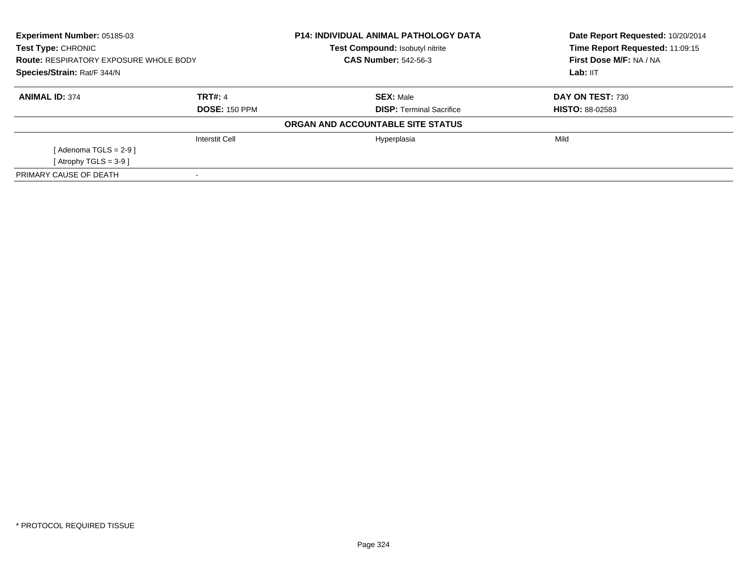**Experiment Number:** 05185-03
**Test Type:** CHRONIC
**Route:** RESPIRATORY EXPOSURE WHOLE BODY
**Species/Strain:** Rat/F 344/N

**P14: INDIVIDUAL ANIMAL PATHOLOGY DATA**
**Test Compound:** Isobutyl nitrite
**CAS Number:** 542-56-3

**Date Report Requested:** 10/20/2014
**Time Report Requested:** 11:09:15
**First Dose M/F:** NA / NA
**Lab:** IIT

| **ANIMAL ID:** 374 | **TRT#:** 4 | **SEX:** Male | **DAY ON TEST:** 730 |
|---|---|---|---|
| | **DOSE:** 150 PPM | **DISP:** Terminal Sacrifice | **HISTO:** 88-02583 |

**ORGAN AND ACCOUNTABLE SITE STATUS**

| | | | |
|---|---|---|---|
| | Interstit Cell | Hyperplasia | Mild |
| [ Adenoma TGLS = 2-9 ] | | | |
| [ Atrophy TGLS = 3-9 ] | | | |
| PRIMARY CAUSE OF DEATH | - | | |

* PROTOCOL REQUIRED TISSUE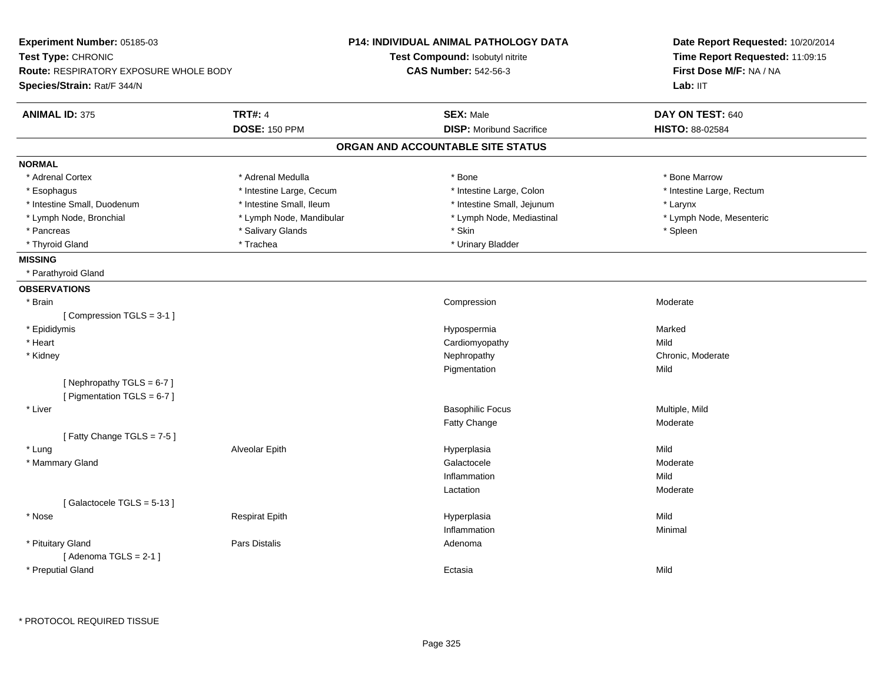**Experiment Number:** 05185-03
**Test Type:** CHRONIC
**Route:** RESPIRATORY EXPOSURE WHOLE BODY
**Species/Strain:** Rat/F 344/N

**P14: INDIVIDUAL ANIMAL PATHOLOGY DATA**
**Test Compound:** Isobutyl nitrite
**CAS Number:** 542-56-3

**Date Report Requested:** 10/20/2014
**Time Report Requested:** 11:09:15
**First Dose M/F:** NA / NA
**Lab:** IIT

| **ANIMAL ID:** 375 | **TRT#:** 4 | **SEX:** Male | **DAY ON TEST:** 640 |
|---|---|---|---|
| | **DOSE:** 150 PPM | **DISP:** Moribund Sacrifice | **HISTO:** 88-02584 |

## ORGAN AND ACCOUNTABLE SITE STATUS

**NORMAL**

| | | | |
|---|---|---|---|
| * Adrenal Cortex | * Adrenal Medulla | * Bone | * Bone Marrow |
| * Esophagus | * Intestine Large, Cecum | * Intestine Large, Colon | * Intestine Large, Rectum |
| * Intestine Small, Duodenum | * Intestine Small, Ileum | * Intestine Small, Jejunum | * Larynx |
| * Lymph Node, Bronchial | * Lymph Node, Mandibular | * Lymph Node, Mediastinal | * Lymph Node, Mesenteric |
| * Pancreas | * Salivary Glands | * Skin | * Spleen |
| * Thyroid Gland | * Trachea | * Urinary Bladder | |

**MISSING**

* Parathyroid Gland

**OBSERVATIONS**

| | | | |
|---|---|---|---|
| * Brain | | Compression | Moderate |
| [ Compression TGLS = 3-1 ] | | | |
| * Epididymis | | Hypospermia | Marked |
| * Heart | | Cardiomyopathy | Mild |
| * Kidney | | Nephropathy | Chronic, Moderate |
| | | Pigmentation | Mild |
| [ Nephropathy TGLS = 6-7 ] | | | |
| [ Pigmentation TGLS = 6-7 ] | | | |
| * Liver | | Basophilic Focus | Multiple, Mild |
| | | Fatty Change | Moderate |
| [ Fatty Change TGLS = 7-5 ] | | | |
| * Lung | Alveolar Epith | Hyperplasia | Mild |
| * Mammary Gland | | Galactocele | Moderate |
| | | Inflammation | Mild |
| | | Lactation | Moderate |
| [ Galactocele TGLS = 5-13 ] | | | |
| * Nose | Respirat Epith | Hyperplasia | Mild |
| | | Inflammation | Minimal |
| * Pituitary Gland | Pars Distalis | Adenoma | |
| [ Adenoma TGLS = 2-1 ] | | | |
| * Preputial Gland | | Ectasia | Mild |

\* PROTOCOL REQUIRED TISSUE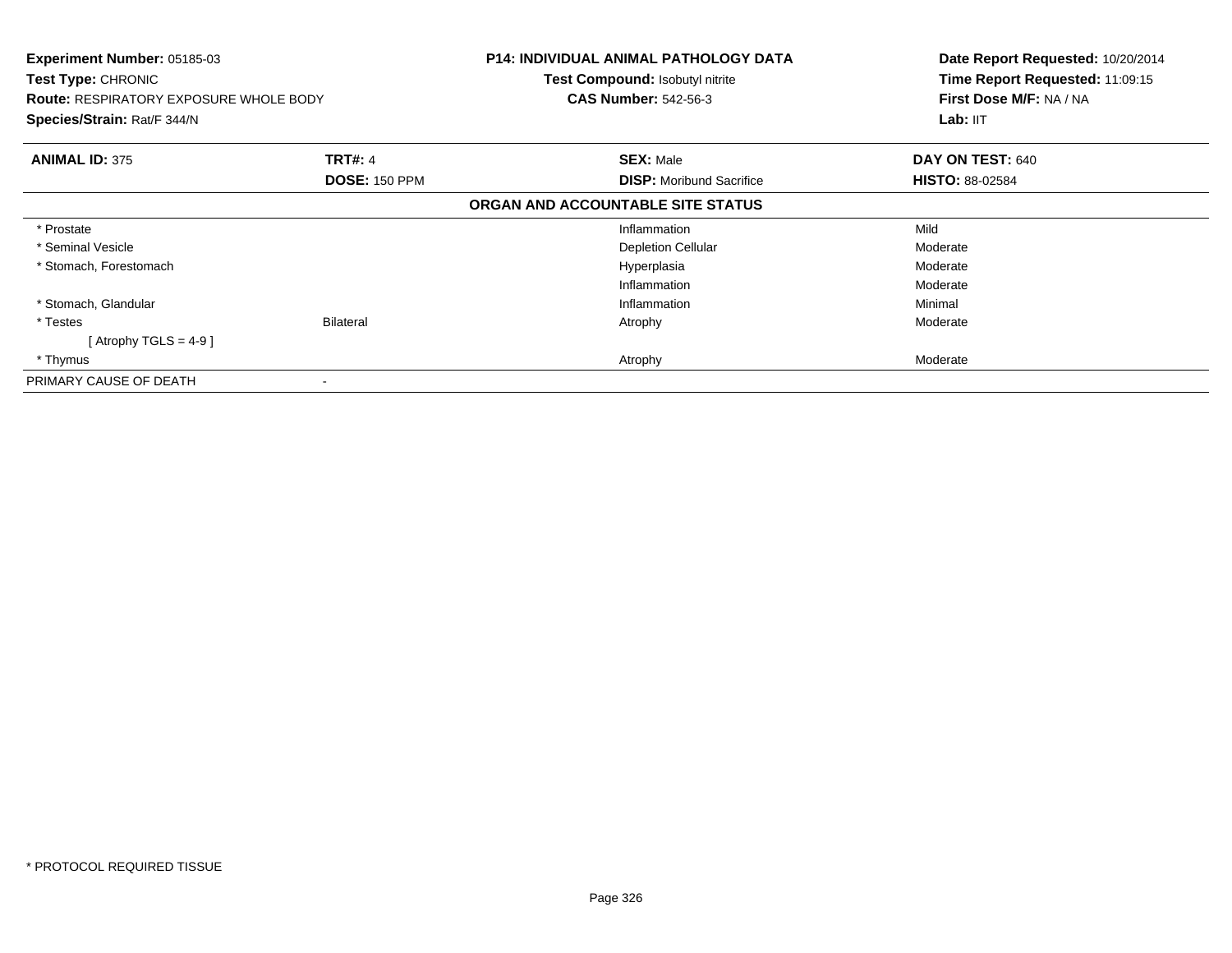**Experiment Number:** 05185-03
**Test Type:** CHRONIC
**Route:** RESPIRATORY EXPOSURE WHOLE BODY
**Species/Strain:** Rat/F 344/N

**P14: INDIVIDUAL ANIMAL PATHOLOGY DATA**
**Test Compound:** Isobutyl nitrite
**CAS Number:** 542-56-3

**Date Report Requested:** 10/20/2014
**Time Report Requested:** 11:09:15
**First Dose M/F:** NA / NA
**Lab:** IIT

| **ANIMAL ID:** 375 | **TRT#:** 4 | **SEX:** Male | **DAY ON TEST:** 640 |
|---|---|---|---|
| | **DOSE:** 150 PPM | **DISP:** Moribund Sacrifice | **HISTO:** 88-02584 |

**ORGAN AND ACCOUNTABLE SITE STATUS**

| | | | |
|---|---|---|---|
| * Prostate | | Inflammation | Mild |
| * Seminal Vesicle | | Depletion Cellular | Moderate |
| * Stomach, Forestomach | | Hyperplasia | Moderate |
| | | Inflammation | Moderate |
| * Stomach, Glandular | | Inflammation | Minimal |
| * Testes | Bilateral | Atrophy | Moderate |
| [ Atrophy TGLS = 4-9 ] | | | |
| * Thymus | | Atrophy | Moderate |
| PRIMARY CAUSE OF DEATH | - | | |

* PROTOCOL REQUIRED TISSUE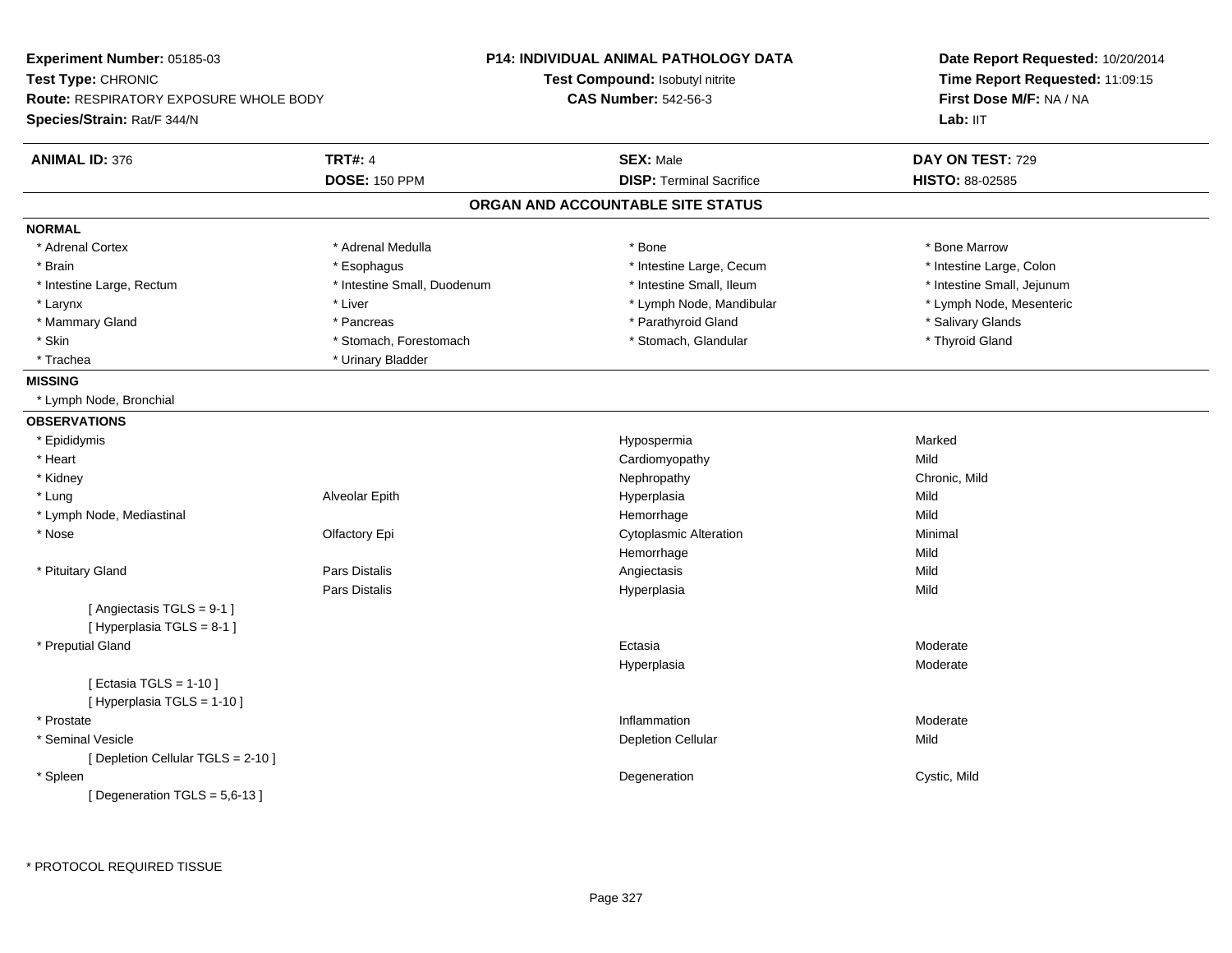**Experiment Number:** 05185-03
**Test Type:** CHRONIC
**Route:** RESPIRATORY EXPOSURE WHOLE BODY
**Species/Strain:** Rat/F 344/N

**P14: INDIVIDUAL ANIMAL PATHOLOGY DATA**
**Test Compound:** Isobutyl nitrite
**CAS Number:** 542-56-3

**Date Report Requested:** 10/20/2014
**Time Report Requested:** 11:09:15
**First Dose M/F:** NA / NA
**Lab:** IIT

| **ANIMAL ID:** 376 | **TRT#:** 4 | **SEX:** Male | **DAY ON TEST:** 729 |
|---|---|---|---|
| | **DOSE:** 150 PPM | **DISP:** Terminal Sacrifice | **HISTO:** 88-02585 |

## ORGAN AND ACCOUNTABLE SITE STATUS

**NORMAL**

| | | | |
|---|---|---|---|
| * Adrenal Cortex | * Adrenal Medulla | * Bone | * Bone Marrow |
| * Brain | * Esophagus | * Intestine Large, Cecum | * Intestine Large, Colon |
| * Intestine Large, Rectum | * Intestine Small, Duodenum | * Intestine Small, Ileum | * Intestine Small, Jejunum |
| * Larynx | * Liver | * Lymph Node, Mandibular | * Lymph Node, Mesenteric |
| * Mammary Gland | * Pancreas | * Parathyroid Gland | * Salivary Glands |
| * Skin | * Stomach, Forestomach | * Stomach, Glandular | * Thyroid Gland |
| * Trachea | * Urinary Bladder | | |

**MISSING**

* Lymph Node, Bronchial

**OBSERVATIONS**

| | | | |
|---|---|---|---|
| * Epididymis | | Hypospermia | Marked |
| * Heart | | Cardiomyopathy | Mild |
| * Kidney | | Nephropathy | Chronic, Mild |
| * Lung | Alveolar Epith | Hyperplasia | Mild |
| * Lymph Node, Mediastinal | | Hemorrhage | Mild |
| * Nose | Olfactory Epi | Cytoplasmic Alteration | Minimal |
| | | Hemorrhage | Mild |
| * Pituitary Gland | Pars Distalis | Angiectasis | Mild |
| | Pars Distalis | Hyperplasia | Mild |
| [ Angiectasis TGLS = 9-1 ] | | | |
| [ Hyperplasia TGLS = 8-1 ] | | | |
| * Preputial Gland | | Ectasia | Moderate |
| | | Hyperplasia | Moderate |
| [ Ectasia TGLS = 1-10 ] | | | |
| [ Hyperplasia TGLS = 1-10 ] | | | |
| * Prostate | | Inflammation | Moderate |
| * Seminal Vesicle | | Depletion Cellular | Mild |
| [ Depletion Cellular TGLS = 2-10 ] | | | |
| * Spleen | | Degeneration | Cystic, Mild |
| [ Degeneration TGLS = 5,6-13 ] | | | |

* PROTOCOL REQUIRED TISSUE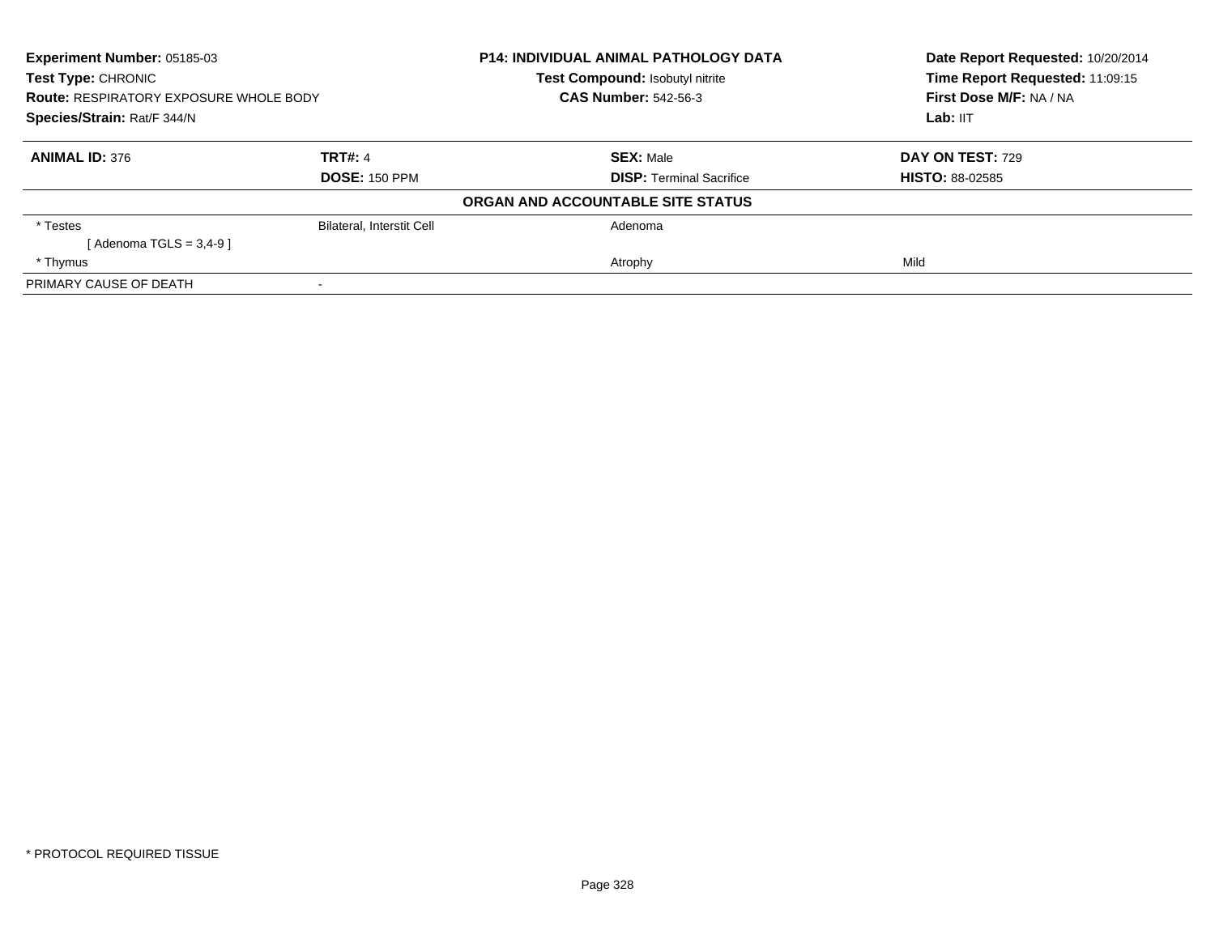**Experiment Number:** 05185-03
**Test Type:** CHRONIC
**Route:** RESPIRATORY EXPOSURE WHOLE BODY
**Species/Strain:** Rat/F 344/N

**P14: INDIVIDUAL ANIMAL PATHOLOGY DATA**
**Test Compound:** Isobutyl nitrite
**CAS Number:** 542-56-3

**Date Report Requested:** 10/20/2014
**Time Report Requested:** 11:09:15
**First Dose M/F:** NA / NA
**Lab:** IIT

| **ANIMAL ID:** 376 | **TRT#:** 4 | **SEX:** Male | **DAY ON TEST:** 729 |
|---|---|---|---|
| | **DOSE:** 150 PPM | **DISP:** Terminal Sacrifice | **HISTO:** 88-02585 |

**ORGAN AND ACCOUNTABLE SITE STATUS**

| | | | |
|---|---|---|---|
| * Testes | Bilateral, Interstit Cell | Adenoma | |
| [ Adenoma TGLS = 3,4-9 ] | | | |
| * Thymus | | Atrophy | Mild |
| PRIMARY CAUSE OF DEATH | - | | |

* PROTOCOL REQUIRED TISSUE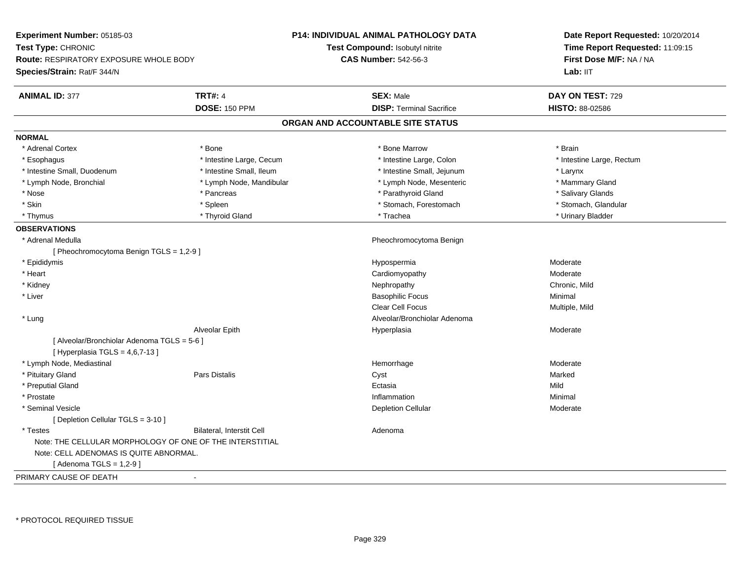**Experiment Number:** 05185-03
**Test Type:** CHRONIC
**Route:** RESPIRATORY EXPOSURE WHOLE BODY
**Species/Strain:** Rat/F 344/N

**P14: INDIVIDUAL ANIMAL PATHOLOGY DATA**
**Test Compound:** Isobutyl nitrite
**CAS Number:** 542-56-3

**Date Report Requested:** 10/20/2014
**Time Report Requested:** 11:09:15
**First Dose M/F:** NA / NA
**Lab:** IIT

| **ANIMAL ID:** 377 | **TRT#:** 4 | **SEX:** Male | **DAY ON TEST:** 729 |
|---|---|---|---|
| | **DOSE:** 150 PPM | **DISP:** Terminal Sacrifice | **HISTO:** 88-02586 |

## ORGAN AND ACCOUNTABLE SITE STATUS

**NORMAL**

| | | | |
|---|---|---|---|
| * Adrenal Cortex | * Bone | * Bone Marrow | * Brain |
| * Esophagus | * Intestine Large, Cecum | * Intestine Large, Colon | * Intestine Large, Rectum |
| * Intestine Small, Duodenum | * Intestine Small, Ileum | * Intestine Small, Jejunum | * Larynx |
| * Lymph Node, Bronchial | * Lymph Node, Mandibular | * Lymph Node, Mesenteric | * Mammary Gland |
| * Nose | * Pancreas | * Parathyroid Gland | * Salivary Glands |
| * Skin | * Spleen | * Stomach, Forestomach | * Stomach, Glandular |
| * Thymus | * Thyroid Gland | * Trachea | * Urinary Bladder |

**OBSERVATIONS**

| Organ | Site | Observation | Severity |
|---|---|---|---|
| * Adrenal Medulla | | Pheochromocytoma Benign | |
| [ Pheochromocytoma Benign TGLS = 1,2-9 ] | | | |
| * Epididymis | | Hypospermia | Moderate |
| * Heart | | Cardiomyopathy | Moderate |
| * Kidney | | Nephropathy | Chronic, Mild |
| * Liver | | Basophilic Focus | Minimal |
| | | Clear Cell Focus | Multiple, Mild |
| * Lung | | Alveolar/Bronchiolar Adenoma | |
| | Alveolar Epith | Hyperplasia | Moderate |
| [ Alveolar/Bronchiolar Adenoma TGLS = 5-6 ] | | | |
| [ Hyperplasia TGLS = 4,6,7-13 ] | | | |
| * Lymph Node, Mediastinal | | Hemorrhage | Moderate |
| * Pituitary Gland | Pars Distalis | Cyst | Marked |
| * Preputial Gland | | Ectasia | Mild |
| * Prostate | | Inflammation | Minimal |
| * Seminal Vesicle | | Depletion Cellular | Moderate |
| [ Depletion Cellular TGLS = 3-10 ] | | | |
| * Testes | Bilateral, Interstit Cell | Adenoma | |

Note: THE CELLULAR MORPHOLOGY OF ONE OF THE INTERSTITIAL
Note: CELL ADENOMAS IS QUITE ABNORMAL.
[ Adenoma TGLS = 1,2-9 ]

PRIMARY CAUSE OF DEATH -

* PROTOCOL REQUIRED TISSUE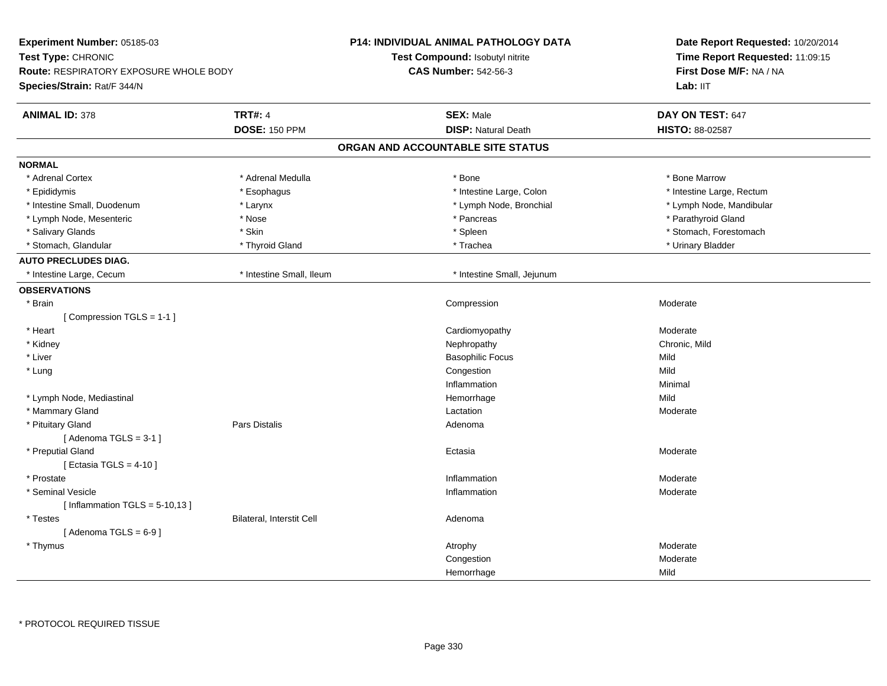**Experiment Number:** 05185-03
**Test Type:** CHRONIC
**Route:** RESPIRATORY EXPOSURE WHOLE BODY
**Species/Strain:** Rat/F 344/N

**P14: INDIVIDUAL ANIMAL PATHOLOGY DATA**
**Test Compound:** Isobutyl nitrite
**CAS Number:** 542-56-3

**Date Report Requested:** 10/20/2014
**Time Report Requested:** 11:09:15
**First Dose M/F:** NA / NA
**Lab:** IIT

| **ANIMAL ID:** 378 | **TRT#:** 4 | **SEX:** Male | **DAY ON TEST:** 647 |
|---|---|---|---|
| | **DOSE:** 150 PPM | **DISP:** Natural Death | **HISTO:** 88-02587 |

## ORGAN AND ACCOUNTABLE SITE STATUS

**NORMAL**

| | | | |
|---|---|---|---|
| * Adrenal Cortex | * Adrenal Medulla | * Bone | * Bone Marrow |
| * Epididymis | * Esophagus | * Intestine Large, Colon | * Intestine Large, Rectum |
| * Intestine Small, Duodenum | * Larynx | * Lymph Node, Bronchial | * Lymph Node, Mandibular |
| * Lymph Node, Mesenteric | * Nose | * Pancreas | * Parathyroid Gland |
| * Salivary Glands | * Skin | * Spleen | * Stomach, Forestomach |
| * Stomach, Glandular | * Thyroid Gland | * Trachea | * Urinary Bladder |

**AUTO PRECLUDES DIAG.**

| | | |
|---|---|---|
| * Intestine Large, Cecum | * Intestine Small, Ileum | * Intestine Small, Jejunum |

**OBSERVATIONS**

| Organ | Site | Observation | Severity |
|---|---|---|---|
| * Brain | | Compression | Moderate |
| [ Compression TGLS = 1-1 ] | | | |
| * Heart | | Cardiomyopathy | Moderate |
| * Kidney | | Nephropathy | Chronic, Mild |
| * Liver | | Basophilic Focus | Mild |
| * Lung | | Congestion | Mild |
| | | Inflammation | Minimal |
| * Lymph Node, Mediastinal | | Hemorrhage | Mild |
| * Mammary Gland | | Lactation | Moderate |
| * Pituitary Gland | Pars Distalis | Adenoma | |
| [ Adenoma TGLS = 3-1 ] | | | |
| * Preputial Gland | | Ectasia | Moderate |
| [ Ectasia TGLS = 4-10 ] | | | |
| * Prostate | | Inflammation | Moderate |
| * Seminal Vesicle | | Inflammation | Moderate |
| [ Inflammation TGLS = 5-10,13 ] | | | |
| * Testes | Bilateral, Interstit Cell | Adenoma | |
| [ Adenoma TGLS = 6-9 ] | | | |
| * Thymus | | Atrophy | Moderate |
| | | Congestion | Moderate |
| | | Hemorrhage | Mild |

* PROTOCOL REQUIRED TISSUE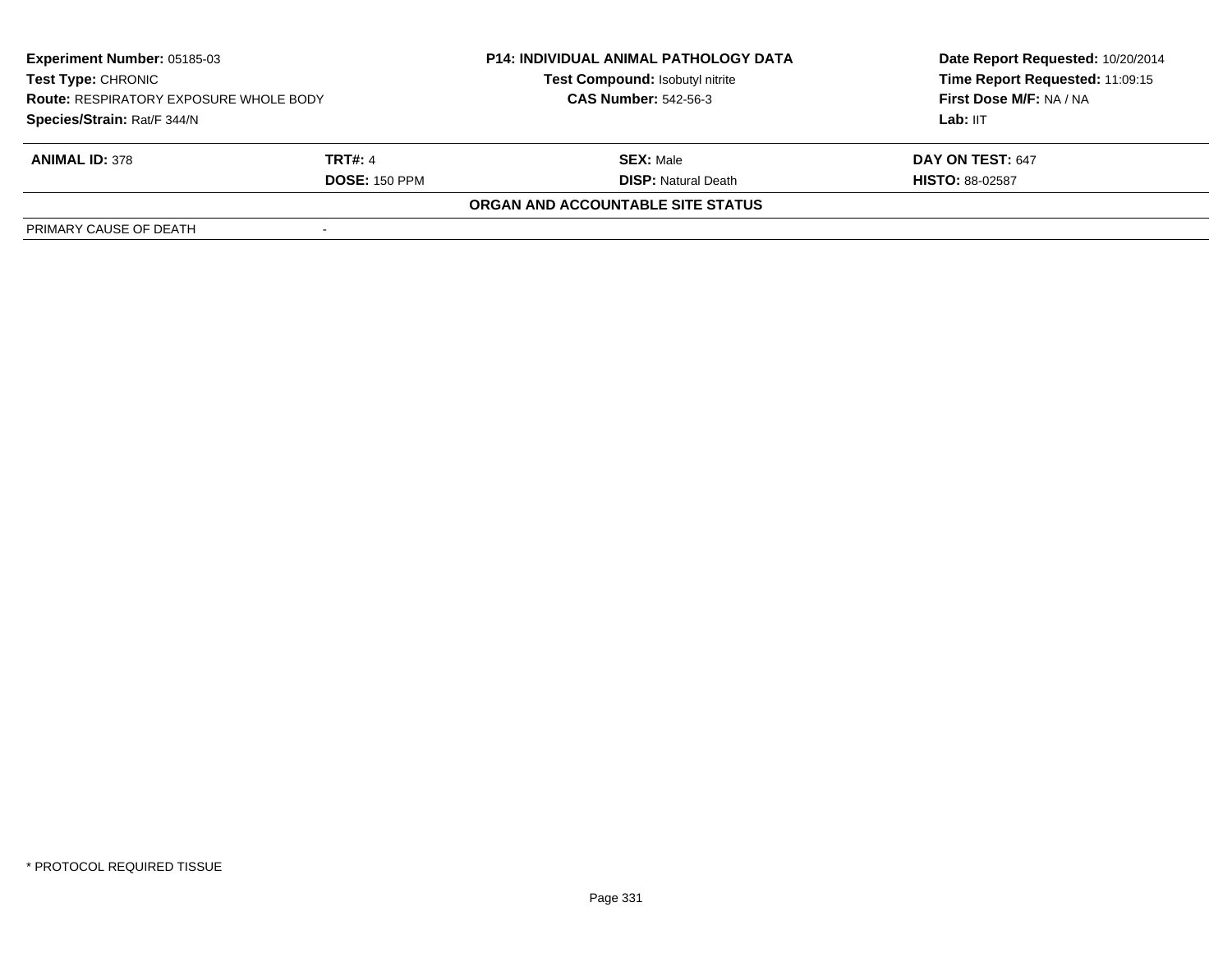| **Experiment Number:** 05185-03 | **P14: INDIVIDUAL ANIMAL PATHOLOGY DATA** | **Date Report Requested:** 10/20/2014 |
|---|---|---|
| **Test Type:** CHRONIC | **Test Compound:** Isobutyl nitrite | **Time Report Requested:** 11:09:15 |
| **Route:** RESPIRATORY EXPOSURE WHOLE BODY | **CAS Number:** 542-56-3 | **First Dose M/F:** NA / NA |
| **Species/Strain:** Rat/F 344/N | | **Lab:** IIT |

| **ANIMAL ID:** 378 | **TRT#:** 4 | **SEX:** Male | **DAY ON TEST:** 647 |
|---|---|---|---|
| | **DOSE:** 150 PPM | **DISP:** Natural Death | **HISTO:** 88-02587 |

**ORGAN AND ACCOUNTABLE SITE STATUS**

| | |
|---|---|
| PRIMARY CAUSE OF DEATH | - |

* PROTOCOL REQUIRED TISSUE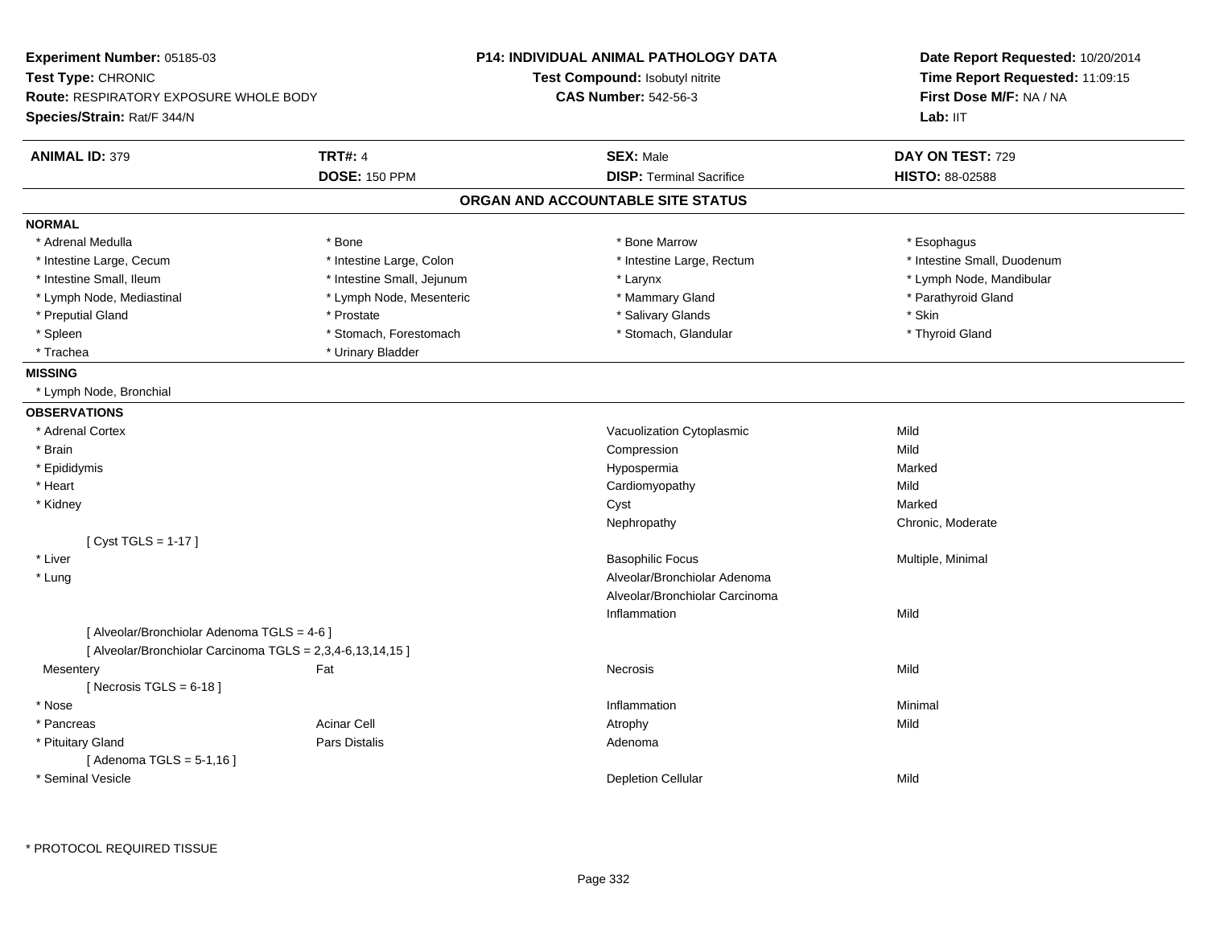**Experiment Number:** 05185-03
**Test Type:** CHRONIC
**Route:** RESPIRATORY EXPOSURE WHOLE BODY
**Species/Strain:** Rat/F 344/N

**P14: INDIVIDUAL ANIMAL PATHOLOGY DATA**
**Test Compound:** Isobutyl nitrite
**CAS Number:** 542-56-3

**Date Report Requested:** 10/20/2014
**Time Report Requested:** 11:09:15
**First Dose M/F:** NA / NA
**Lab:** IIT

| **ANIMAL ID:** 379 | **TRT#:** 4 | **SEX:** Male | **DAY ON TEST:** 729 |
|---|---|---|---|
| | **DOSE:** 150 PPM | **DISP:** Terminal Sacrifice | **HISTO:** 88-02588 |

## ORGAN AND ACCOUNTABLE SITE STATUS

**NORMAL**

| | | | |
|---|---|---|---|
| * Adrenal Medulla | * Bone | * Bone Marrow | * Esophagus |
| * Intestine Large, Cecum | * Intestine Large, Colon | * Intestine Large, Rectum | * Intestine Small, Duodenum |
| * Intestine Small, Ileum | * Intestine Small, Jejunum | * Larynx | * Lymph Node, Mandibular |
| * Lymph Node, Mediastinal | * Lymph Node, Mesenteric | * Mammary Gland | * Parathyroid Gland |
| * Preputial Gland | * Prostate | * Salivary Glands | * Skin |
| * Spleen | * Stomach, Forestomach | * Stomach, Glandular | * Thyroid Gland |
| * Trachea | * Urinary Bladder | | |

**MISSING**

* Lymph Node, Bronchial

**OBSERVATIONS**

| | | | |
|---|---|---|---|
| * Adrenal Cortex | | Vacuolization Cytoplasmic | Mild |
| * Brain | | Compression | Mild |
| * Epididymis | | Hypospermia | Marked |
| * Heart | | Cardiomyopathy | Mild |
| * Kidney | | Cyst | Marked |
| | | Nephropathy | Chronic, Moderate |
| [ Cyst TGLS = 1-17 ] | | | |
| * Liver | | Basophilic Focus | Multiple, Minimal |
| * Lung | | Alveolar/Bronchiolar Adenoma | |
| | | Alveolar/Bronchiolar Carcinoma | |
| | | Inflammation | Mild |
| [ Alveolar/Bronchiolar Adenoma TGLS = 4-6 ] | | | |
| [ Alveolar/Bronchiolar Carcinoma TGLS = 2,3,4-6,13,14,15 ] | | | |
| Mesentery | Fat | Necrosis | Mild |
| [ Necrosis TGLS = 6-18 ] | | | |
| * Nose | | Inflammation | Minimal |
| * Pancreas | Acinar Cell | Atrophy | Mild |
| * Pituitary Gland | Pars Distalis | Adenoma | |
| [ Adenoma TGLS = 5-1,16 ] | | | |
| * Seminal Vesicle | | Depletion Cellular | Mild |

\* PROTOCOL REQUIRED TISSUE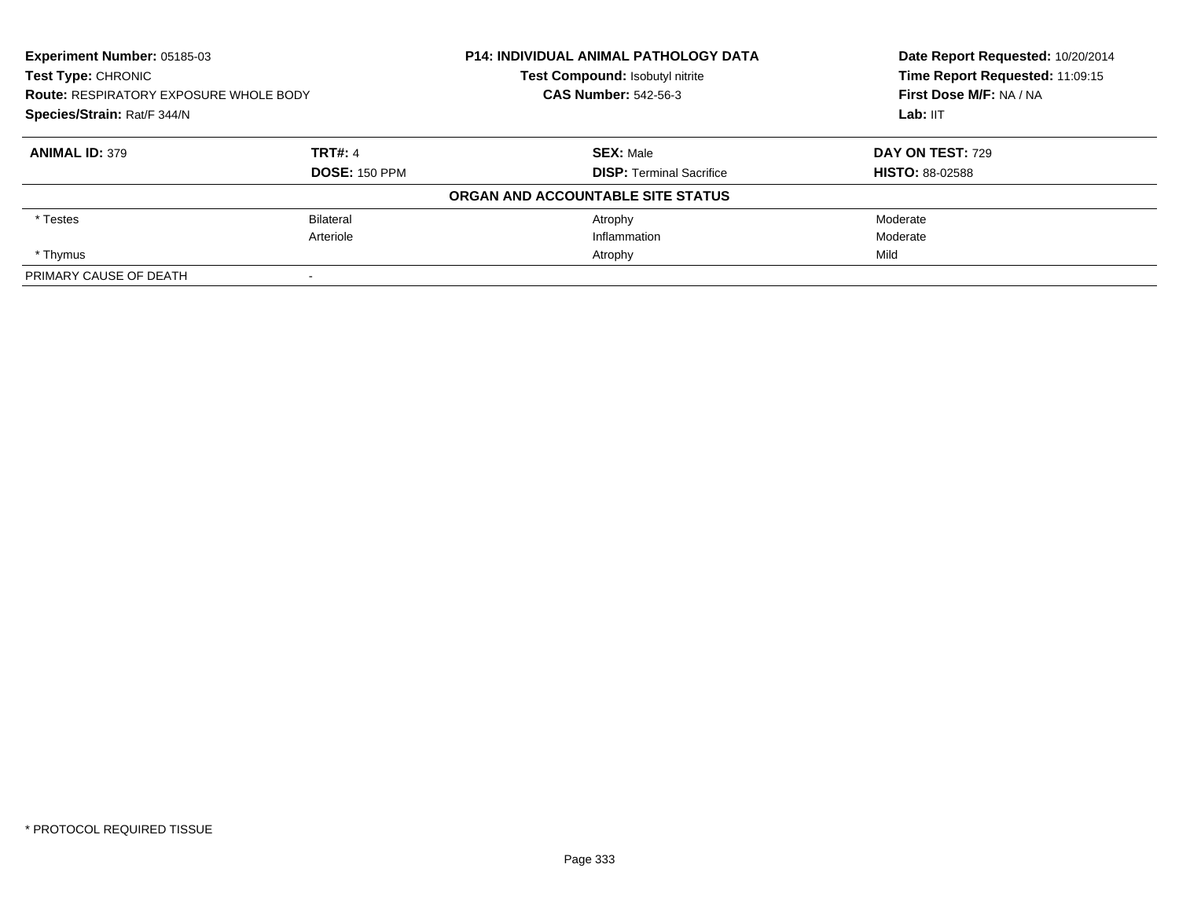**Experiment Number:** 05185-03
**Test Type:** CHRONIC
**Route:** RESPIRATORY EXPOSURE WHOLE BODY
**Species/Strain:** Rat/F 344/N

**P14: INDIVIDUAL ANIMAL PATHOLOGY DATA**
**Test Compound:** Isobutyl nitrite
**CAS Number:** 542-56-3

**Date Report Requested:** 10/20/2014
**Time Report Requested:** 11:09:15
**First Dose M/F:** NA / NA
**Lab:** IIT

| **ANIMAL ID:** 379 | **TRT#:** 4 | **SEX:** Male | **DAY ON TEST:** 729 |
|---|---|---|---|
| | **DOSE:** 150 PPM | **DISP:** Terminal Sacrifice | **HISTO:** 88-02588 |

**ORGAN AND ACCOUNTABLE SITE STATUS**

| | | | |
|---|---|---|---|
| * Testes | Bilateral | Atrophy | Moderate |
| | Arteriole | Inflammation | Moderate |
| * Thymus | | Atrophy | Mild |
| PRIMARY CAUSE OF DEATH | - | | |

* PROTOCOL REQUIRED TISSUE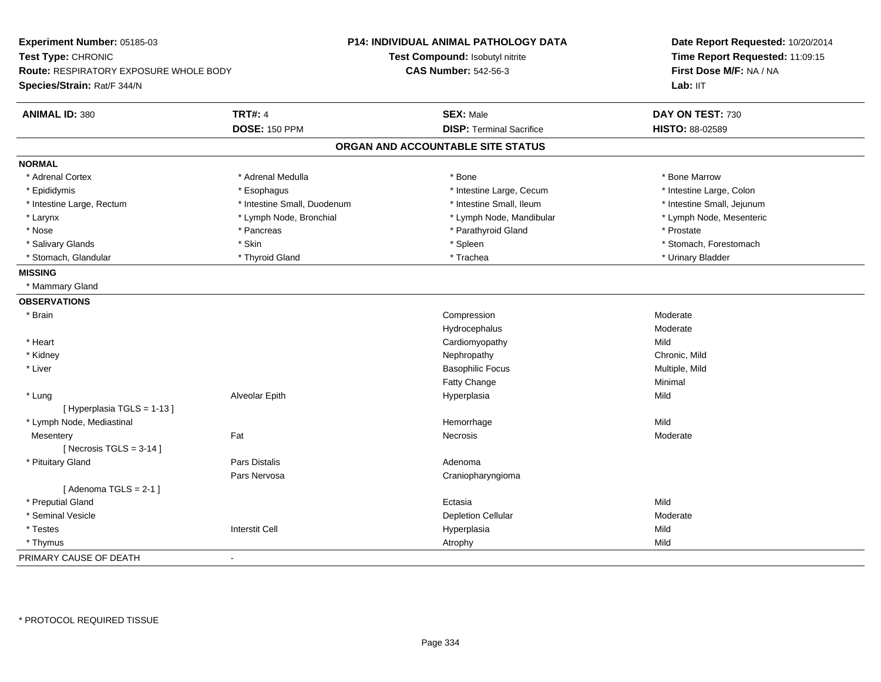**Experiment Number:** 05185-03
**Test Type:** CHRONIC
**Route:** RESPIRATORY EXPOSURE WHOLE BODY
**Species/Strain:** Rat/F 344/N

**P14: INDIVIDUAL ANIMAL PATHOLOGY DATA**
**Test Compound:** Isobutyl nitrite
**CAS Number:** 542-56-3

**Date Report Requested:** 10/20/2014
**Time Report Requested:** 11:09:15
**First Dose M/F:** NA / NA
**Lab:** IIT

| **ANIMAL ID:** 380 | **TRT#:** 4 | **SEX:** Male | **DAY ON TEST:** 730 |
|---|---|---|---|
| | **DOSE:** 150 PPM | **DISP:** Terminal Sacrifice | **HISTO:** 88-02589 |

## ORGAN AND ACCOUNTABLE SITE STATUS

**NORMAL**

| | | | |
|---|---|---|---|
| * Adrenal Cortex | * Adrenal Medulla | * Bone | * Bone Marrow |
| * Epididymis | * Esophagus | * Intestine Large, Cecum | * Intestine Large, Colon |
| * Intestine Large, Rectum | * Intestine Small, Duodenum | * Intestine Small, Ileum | * Intestine Small, Jejunum |
| * Larynx | * Lymph Node, Bronchial | * Lymph Node, Mandibular | * Lymph Node, Mesenteric |
| * Nose | * Pancreas | * Parathyroid Gland | * Prostate |
| * Salivary Glands | * Skin | * Spleen | * Stomach, Forestomach |
| * Stomach, Glandular | * Thyroid Gland | * Trachea | * Urinary Bladder |

**MISSING**

* Mammary Gland

**OBSERVATIONS**

| | | | |
|---|---|---|---|
| * Brain | | Compression | Moderate |
| | | Hydrocephalus | Moderate |
| * Heart | | Cardiomyopathy | Mild |
| * Kidney | | Nephropathy | Chronic, Mild |
| * Liver | | Basophilic Focus | Multiple, Mild |
| | | Fatty Change | Minimal |
| * Lung | Alveolar Epith | Hyperplasia | Mild |
| [ Hyperplasia TGLS = 1-13 ] | | | |
| * Lymph Node, Mediastinal | | Hemorrhage | Mild |
| Mesentery | Fat | Necrosis | Moderate |
| [ Necrosis TGLS = 3-14 ] | | | |
| * Pituitary Gland | Pars Distalis | Adenoma | |
| | Pars Nervosa | Craniopharyngioma | |
| [ Adenoma TGLS = 2-1 ] | | | |
| * Preputial Gland | | Ectasia | Mild |
| * Seminal Vesicle | | Depletion Cellular | Moderate |
| * Testes | Interstit Cell | Hyperplasia | Mild |
| * Thymus | | Atrophy | Mild |

PRIMARY CAUSE OF DEATH -

\* PROTOCOL REQUIRED TISSUE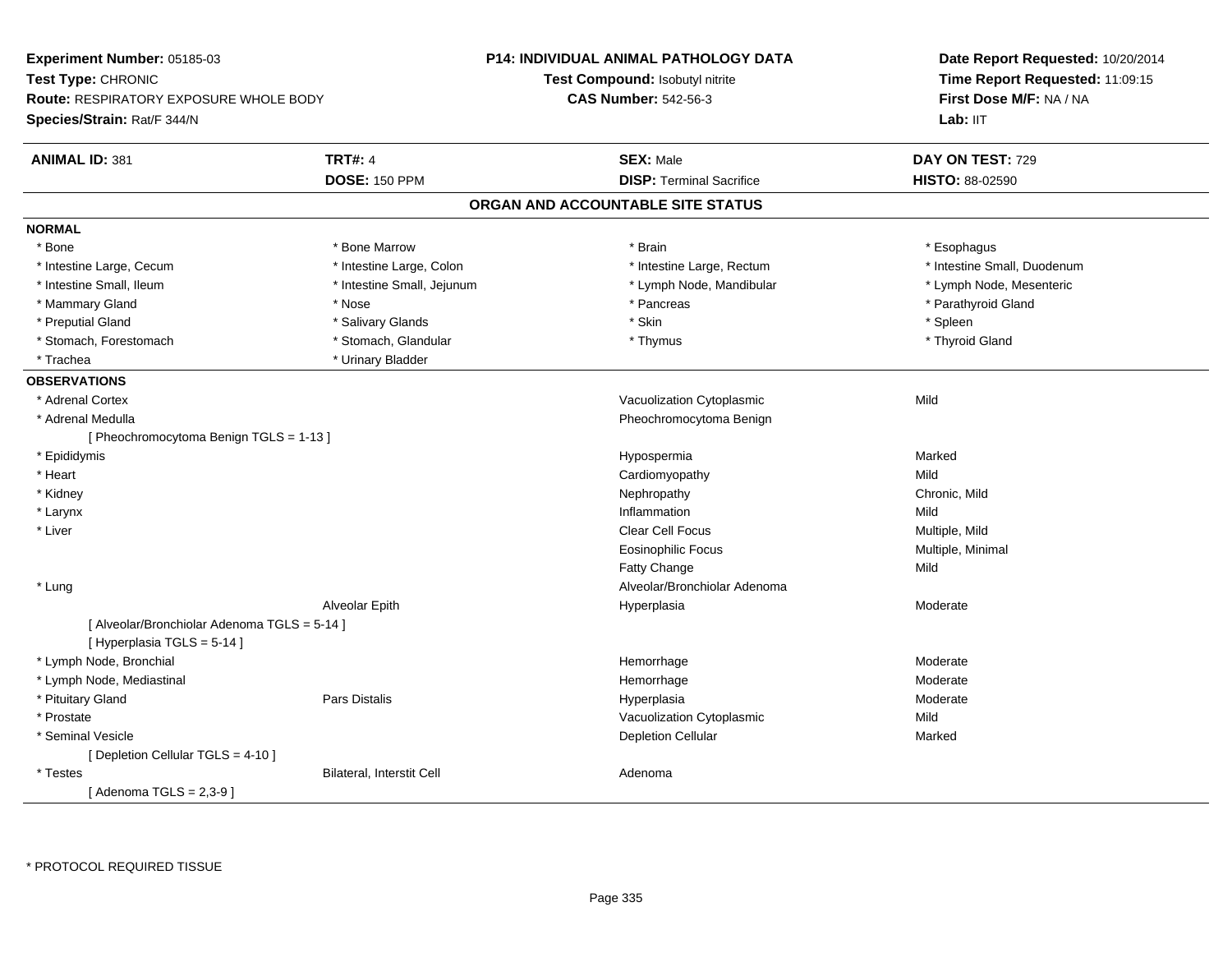**Experiment Number:** 05185-03
**Test Type:** CHRONIC
**Route:** RESPIRATORY EXPOSURE WHOLE BODY
**Species/Strain:** Rat/F 344/N

**P14: INDIVIDUAL ANIMAL PATHOLOGY DATA**
**Test Compound:** Isobutyl nitrite
**CAS Number:** 542-56-3

**Date Report Requested:** 10/20/2014
**Time Report Requested:** 11:09:15
**First Dose M/F:** NA / NA
**Lab:** IIT

| **ANIMAL ID:** 381 | **TRT#:** 4 | **SEX:** Male | **DAY ON TEST:** 729 |
|---|---|---|---|
| | **DOSE:** 150 PPM | **DISP:** Terminal Sacrifice | **HISTO:** 88-02590 |

## ORGAN AND ACCOUNTABLE SITE STATUS

**NORMAL**

| | | | |
|---|---|---|---|
| * Bone | * Bone Marrow | * Brain | * Esophagus |
| * Intestine Large, Cecum | * Intestine Large, Colon | * Intestine Large, Rectum | * Intestine Small, Duodenum |
| * Intestine Small, Ileum | * Intestine Small, Jejunum | * Lymph Node, Mandibular | * Lymph Node, Mesenteric |
| * Mammary Gland | * Nose | * Pancreas | * Parathyroid Gland |
| * Preputial Gland | * Salivary Glands | * Skin | * Spleen |
| * Stomach, Forestomach | * Stomach, Glandular | * Thymus | * Thyroid Gland |
| * Trachea | * Urinary Bladder | | |

**OBSERVATIONS**

| | | | |
|---|---|---|---|
| * Adrenal Cortex | | Vacuolization Cytoplasmic | Mild |
| * Adrenal Medulla | | Pheochromocytoma Benign | |
| [ Pheochromocytoma Benign TGLS = 1-13 ] | | | |
| * Epididymis | | Hypospermia | Marked |
| * Heart | | Cardiomyopathy | Mild |
| * Kidney | | Nephropathy | Chronic, Mild |
| * Larynx | | Inflammation | Mild |
| * Liver | | Clear Cell Focus | Multiple, Mild |
| | | Eosinophilic Focus | Multiple, Minimal |
| | | Fatty Change | Mild |
| * Lung | | Alveolar/Bronchiolar Adenoma | |
| | Alveolar Epith | Hyperplasia | Moderate |
| [ Alveolar/Bronchiolar Adenoma TGLS = 5-14 ] | | | |
| [ Hyperplasia TGLS = 5-14 ] | | | |
| * Lymph Node, Bronchial | | Hemorrhage | Moderate |
| * Lymph Node, Mediastinal | | Hemorrhage | Moderate |
| * Pituitary Gland | Pars Distalis | Hyperplasia | Moderate |
| * Prostate | | Vacuolization Cytoplasmic | Mild |
| * Seminal Vesicle | | Depletion Cellular | Marked |
| [ Depletion Cellular TGLS = 4-10 ] | | | |
| * Testes | Bilateral, Interstit Cell | Adenoma | |
| [ Adenoma TGLS = 2,3-9 ] | | | |

\* PROTOCOL REQUIRED TISSUE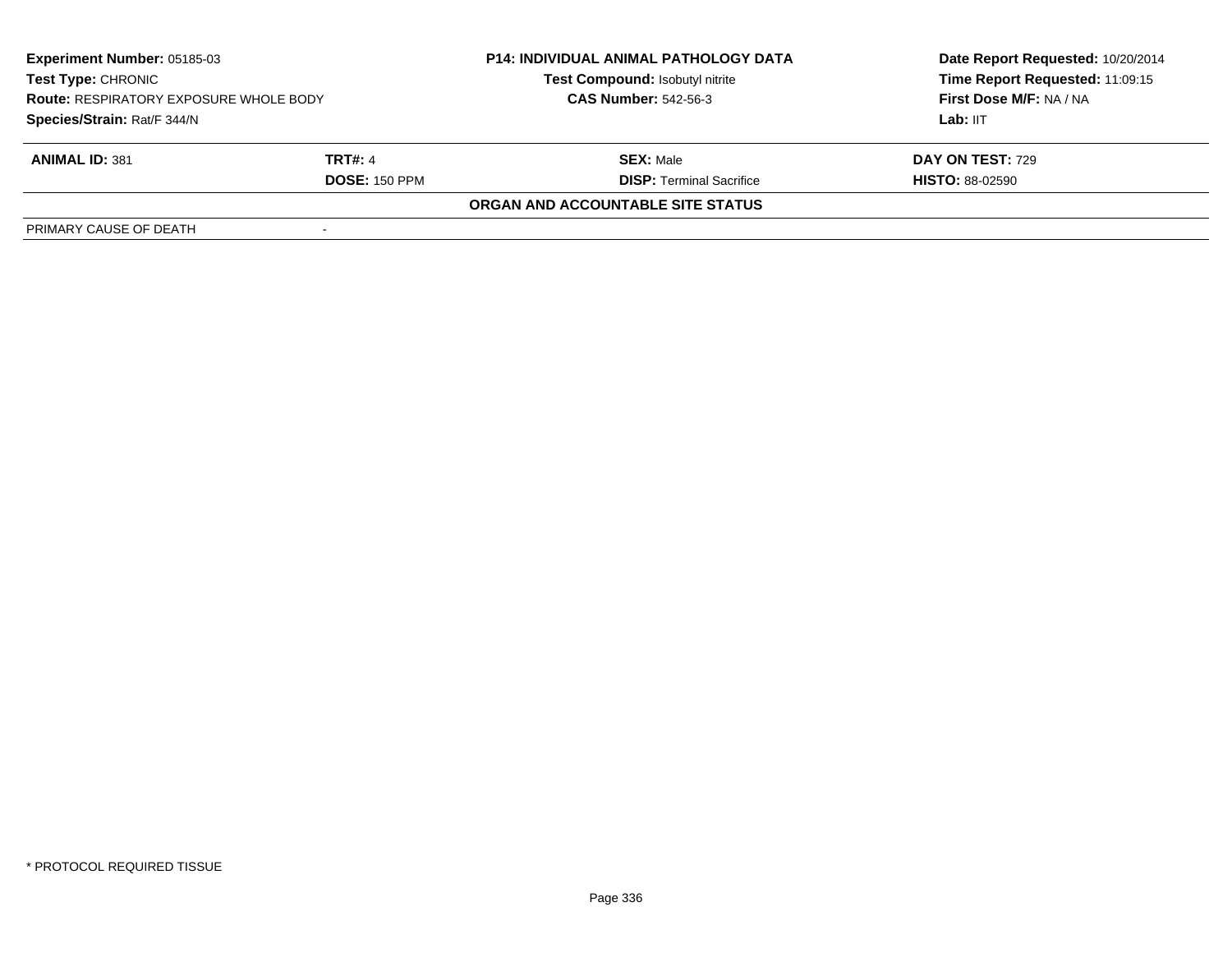| Experiment Number: 05185-03 | P14: INDIVIDUAL ANIMAL PATHOLOGY DATA | Date Report Requested: 10/20/2014 |
|---|---|---|
| Test Type: CHRONIC | Test Compound: Isobutyl nitrite | Time Report Requested: 11:09:15 |
| Route: RESPIRATORY EXPOSURE WHOLE BODY | CAS Number: 542-56-3 | First Dose M/F: NA / NA |
| Species/Strain: Rat/F 344/N | | Lab: IIT |

| ANIMAL ID: 381 | TRT#: 4 | SEX: Male | DAY ON TEST: 729 |
|---|---|---|---|
| | DOSE: 150 PPM | DISP: Terminal Sacrifice | HISTO: 88-02590 |

**ORGAN AND ACCOUNTABLE SITE STATUS**

| PRIMARY CAUSE OF DEATH | - |
|---|---|

* PROTOCOL REQUIRED TISSUE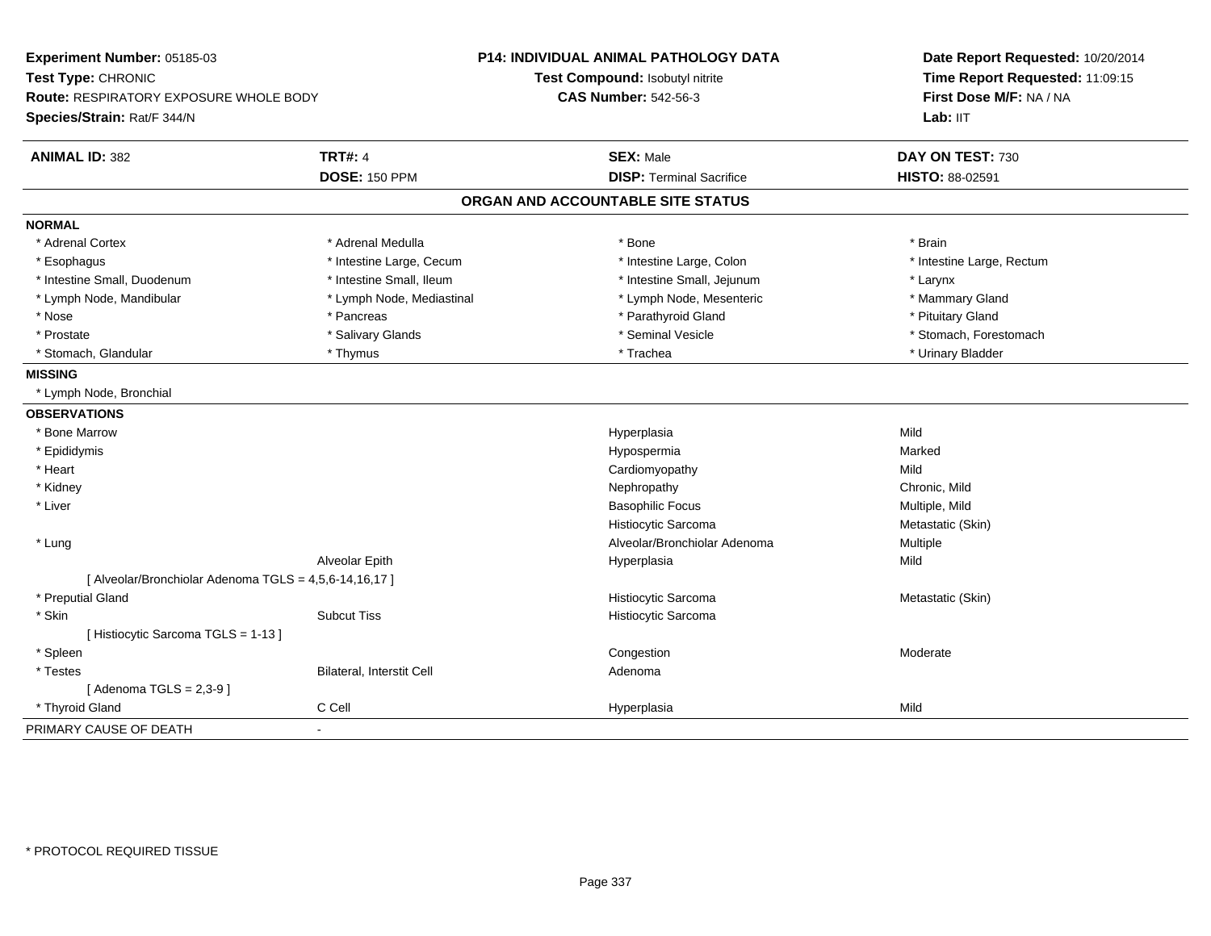**Experiment Number:** 05185-03
**Test Type:** CHRONIC
**Route:** RESPIRATORY EXPOSURE WHOLE BODY
**Species/Strain:** Rat/F 344/N

**P14: INDIVIDUAL ANIMAL PATHOLOGY DATA**
**Test Compound:** Isobutyl nitrite
**CAS Number:** 542-56-3

**Date Report Requested:** 10/20/2014
**Time Report Requested:** 11:09:15
**First Dose M/F:** NA / NA
**Lab:** IIT

| **ANIMAL ID:** 382 | **TRT#:** 4 | **SEX:** Male | **DAY ON TEST:** 730 |
|---|---|---|---|
| | **DOSE:** 150 PPM | **DISP:** Terminal Sacrifice | **HISTO:** 88-02591 |

## ORGAN AND ACCOUNTABLE SITE STATUS

**NORMAL**

| | | | |
|---|---|---|---|
| * Adrenal Cortex | * Adrenal Medulla | * Bone | * Brain |
| * Esophagus | * Intestine Large, Cecum | * Intestine Large, Colon | * Intestine Large, Rectum |
| * Intestine Small, Duodenum | * Intestine Small, Ileum | * Intestine Small, Jejunum | * Larynx |
| * Lymph Node, Mandibular | * Lymph Node, Mediastinal | * Lymph Node, Mesenteric | * Mammary Gland |
| * Nose | * Pancreas | * Parathyroid Gland | * Pituitary Gland |
| * Prostate | * Salivary Glands | * Seminal Vesicle | * Stomach, Forestomach |
| * Stomach, Glandular | * Thymus | * Trachea | * Urinary Bladder |

**MISSING**

* Lymph Node, Bronchial

**OBSERVATIONS**

| Organ | Site | Observation | Qualifier |
|---|---|---|---|
| * Bone Marrow | | Hyperplasia | Mild |
| * Epididymis | | Hypospermia | Marked |
| * Heart | | Cardiomyopathy | Mild |
| * Kidney | | Nephropathy | Chronic, Mild |
| * Liver | | Basophilic Focus | Multiple, Mild |
| | | Histiocytic Sarcoma | Metastatic (Skin) |
| * Lung | | Alveolar/Bronchiolar Adenoma | Multiple |
| | Alveolar Epith | Hyperplasia | Mild |
| [ Alveolar/Bronchiolar Adenoma TGLS = 4,5,6-14,16,17 ] | | | |
| * Preputial Gland | | Histiocytic Sarcoma | Metastatic (Skin) |
| * Skin | Subcut Tiss | Histiocytic Sarcoma | |
| [ Histiocytic Sarcoma TGLS = 1-13 ] | | | |
| * Spleen | | Congestion | Moderate |
| * Testes | Bilateral, Interstit Cell | Adenoma | |
| [ Adenoma TGLS = 2,3-9 ] | | | |
| * Thyroid Gland | C Cell | Hyperplasia | Mild |

PRIMARY CAUSE OF DEATH -

* PROTOCOL REQUIRED TISSUE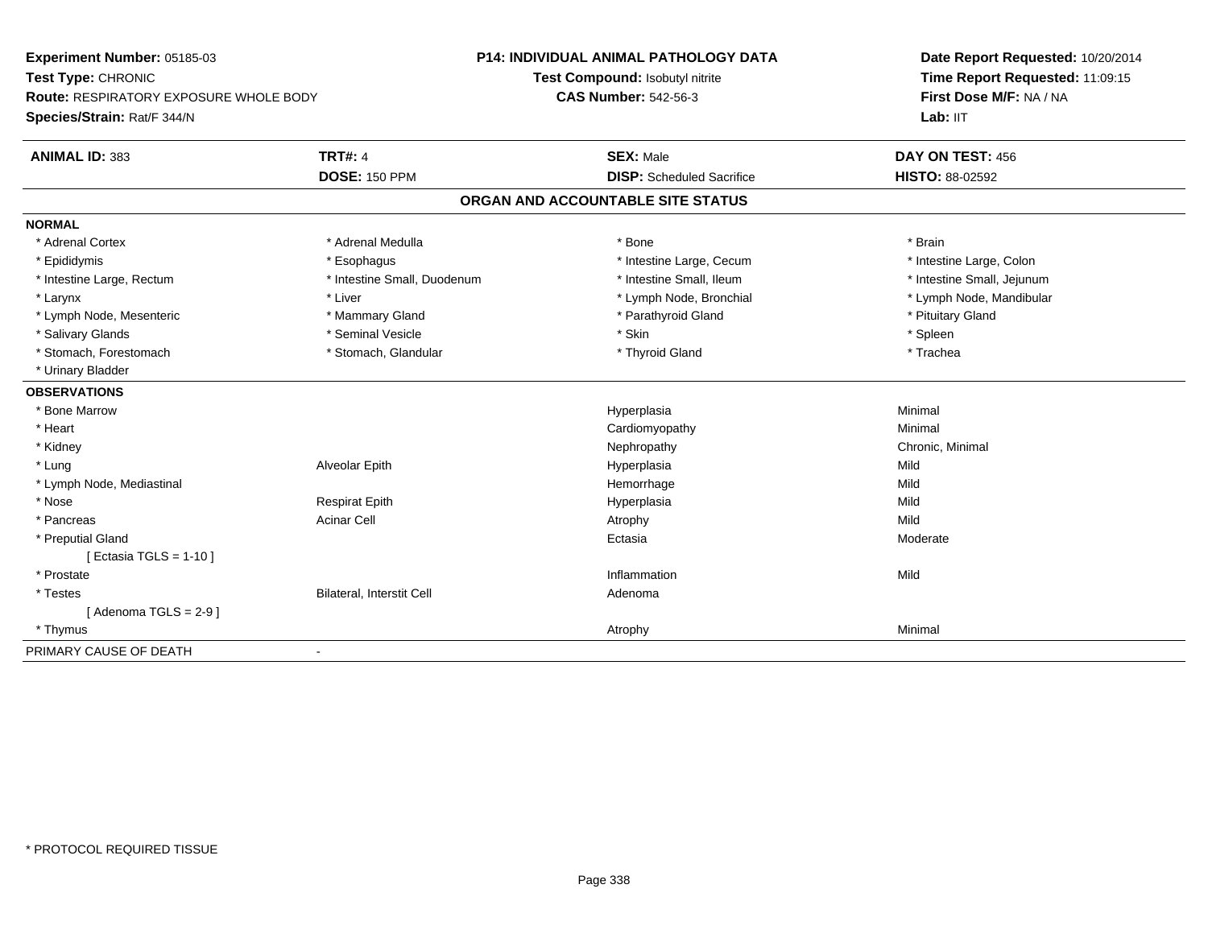**Experiment Number:** 05185-03
**Test Type:** CHRONIC
**Route:** RESPIRATORY EXPOSURE WHOLE BODY
**Species/Strain:** Rat/F 344/N

**P14: INDIVIDUAL ANIMAL PATHOLOGY DATA**
**Test Compound:** Isobutyl nitrite
**CAS Number:** 542-56-3

**Date Report Requested:** 10/20/2014
**Time Report Requested:** 11:09:15
**First Dose M/F:** NA / NA
**Lab:** IIT

| **ANIMAL ID:** 383 | **TRT#:** 4 | **SEX:** Male | **DAY ON TEST:** 456 |
|---|---|---|---|
| | **DOSE:** 150 PPM | **DISP:** Scheduled Sacrifice | **HISTO:** 88-02592 |

## ORGAN AND ACCOUNTABLE SITE STATUS

| | | | |
|---|---|---|---|
| **NORMAL** | | | |
| * Adrenal Cortex | * Adrenal Medulla | * Bone | * Brain |
| * Epididymis | * Esophagus | * Intestine Large, Cecum | * Intestine Large, Colon |
| * Intestine Large, Rectum | * Intestine Small, Duodenum | * Intestine Small, Ileum | * Intestine Small, Jejunum |
| * Larynx | * Liver | * Lymph Node, Bronchial | * Lymph Node, Mandibular |
| * Lymph Node, Mesenteric | * Mammary Gland | * Parathyroid Gland | * Pituitary Gland |
| * Salivary Glands | * Seminal Vesicle | * Skin | * Spleen |
| * Stomach, Forestomach | * Stomach, Glandular | * Thyroid Gland | * Trachea |
| * Urinary Bladder | | | |
| **OBSERVATIONS** | | | |
| * Bone Marrow | | Hyperplasia | Minimal |
| * Heart | | Cardiomyopathy | Minimal |
| * Kidney | | Nephropathy | Chronic, Minimal |
| * Lung | Alveolar Epith | Hyperplasia | Mild |
| * Lymph Node, Mediastinal | | Hemorrhage | Mild |
| * Nose | Respirat Epith | Hyperplasia | Mild |
| * Pancreas | Acinar Cell | Atrophy | Mild |
| * Preputial Gland | | Ectasia | Moderate |
| [ Ectasia TGLS = 1-10 ] | | | |
| * Prostate | | Inflammation | Mild |
| * Testes | Bilateral, Interstit Cell | Adenoma | |
| [ Adenoma TGLS = 2-9 ] | | | |
| * Thymus | | Atrophy | Minimal |
| PRIMARY CAUSE OF DEATH | - | | |

* PROTOCOL REQUIRED TISSUE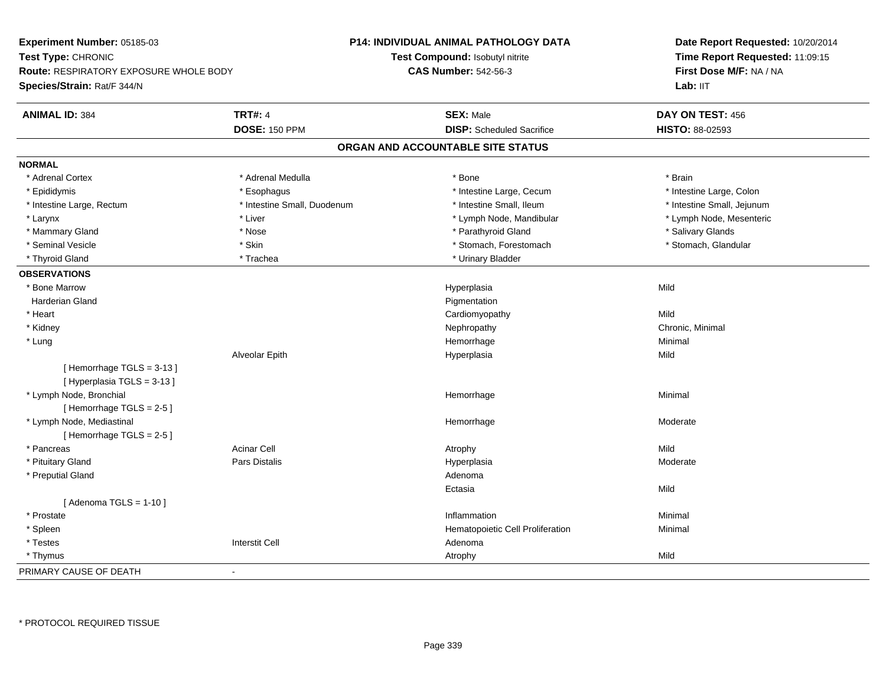**Experiment Number:** 05185-03
**Test Type:** CHRONIC
**Route:** RESPIRATORY EXPOSURE WHOLE BODY
**Species/Strain:** Rat/F 344/N

**P14: INDIVIDUAL ANIMAL PATHOLOGY DATA**
**Test Compound:** Isobutyl nitrite
**CAS Number:** 542-56-3

**Date Report Requested:** 10/20/2014
**Time Report Requested:** 11:09:15
**First Dose M/F:** NA / NA
**Lab:** IIT

| **ANIMAL ID:** 384 | **TRT#:** 4 | **SEX:** Male | **DAY ON TEST:** 456 |
|---|---|---|---|
| | **DOSE:** 150 PPM | **DISP:** Scheduled Sacrifice | **HISTO:** 88-02593 |

## ORGAN AND ACCOUNTABLE SITE STATUS

**NORMAL**

| | | | |
|---|---|---|---|
| * Adrenal Cortex | * Adrenal Medulla | * Bone | * Brain |
| * Epididymis | * Esophagus | * Intestine Large, Cecum | * Intestine Large, Colon |
| * Intestine Large, Rectum | * Intestine Small, Duodenum | * Intestine Small, Ileum | * Intestine Small, Jejunum |
| * Larynx | * Liver | * Lymph Node, Mandibular | * Lymph Node, Mesenteric |
| * Mammary Gland | * Nose | * Parathyroid Gland | * Salivary Glands |
| * Seminal Vesicle | * Skin | * Stomach, Forestomach | * Stomach, Glandular |
| * Thyroid Gland | * Trachea | * Urinary Bladder | |

**OBSERVATIONS**

| Organ | Site | Observation | Severity |
|---|---|---|---|
| * Bone Marrow | | Hyperplasia | Mild |
| Harderian Gland | | Pigmentation | |
| * Heart | | Cardiomyopathy | Mild |
| * Kidney | | Nephropathy | Chronic, Minimal |
| * Lung | | Hemorrhage | Minimal |
| | Alveolar Epith | Hyperplasia | Mild |
| [ Hemorrhage TGLS = 3-13 ] | | | |
| [ Hyperplasia TGLS = 3-13 ] | | | |
| * Lymph Node, Bronchial | | Hemorrhage | Minimal |
| [ Hemorrhage TGLS = 2-5 ] | | | |
| * Lymph Node, Mediastinal | | Hemorrhage | Moderate |
| [ Hemorrhage TGLS = 2-5 ] | | | |
| * Pancreas | Acinar Cell | Atrophy | Mild |
| * Pituitary Gland | Pars Distalis | Hyperplasia | Moderate |
| * Preputial Gland | | Adenoma | |
| | | Ectasia | Mild |
| [ Adenoma TGLS = 1-10 ] | | | |
| * Prostate | | Inflammation | Minimal |
| * Spleen | | Hematopoietic Cell Proliferation | Minimal |
| * Testes | Interstit Cell | Adenoma | |
| * Thymus | | Atrophy | Mild |

PRIMARY CAUSE OF DEATH -

\* PROTOCOL REQUIRED TISSUE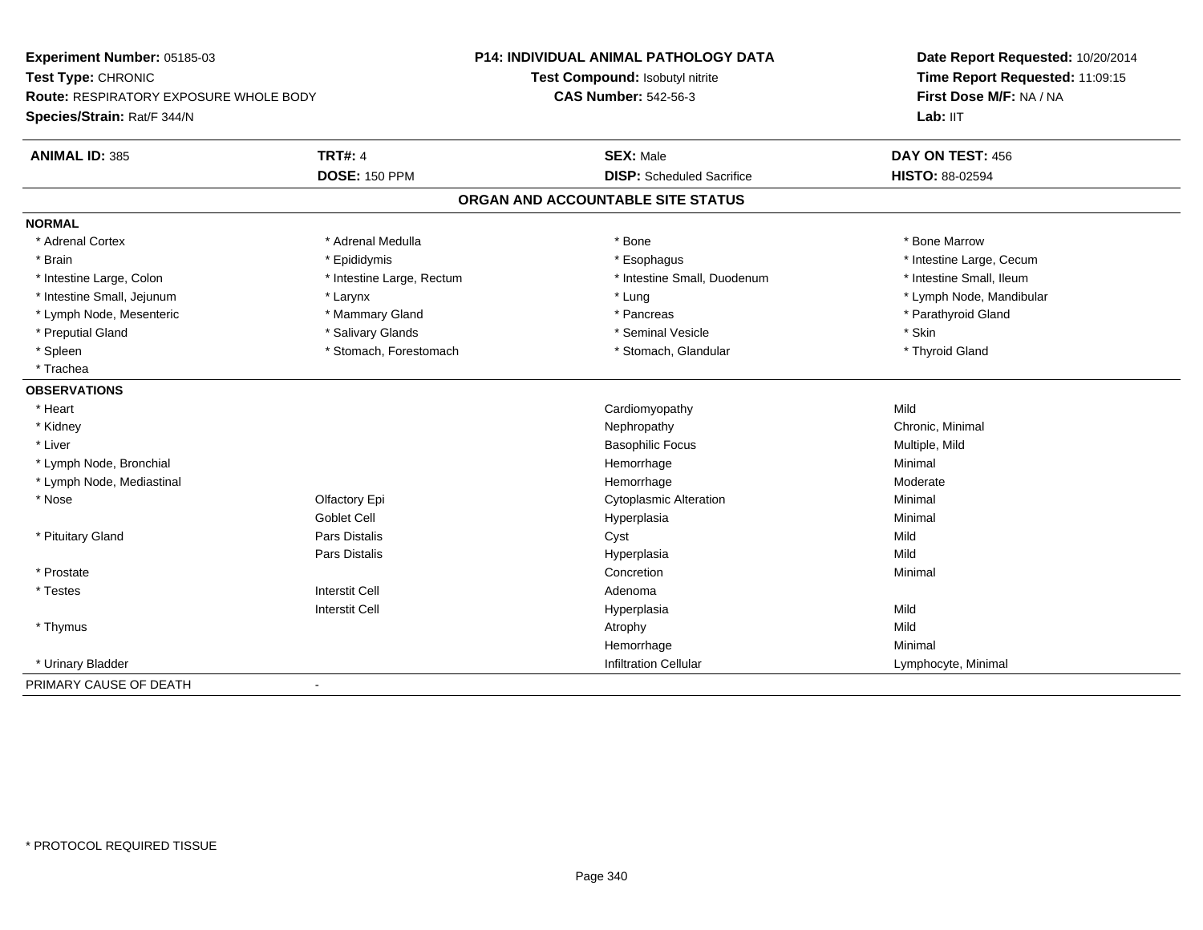**Experiment Number:** 05185-03
**Test Type:** CHRONIC
**Route:** RESPIRATORY EXPOSURE WHOLE BODY
**Species/Strain:** Rat/F 344/N

**P14: INDIVIDUAL ANIMAL PATHOLOGY DATA**
**Test Compound:** Isobutyl nitrite
**CAS Number:** 542-56-3

**Date Report Requested:** 10/20/2014
**Time Report Requested:** 11:09:15
**First Dose M/F:** NA / NA
**Lab:** IIT

| **ANIMAL ID:** 385 | **TRT#:** 4 | **SEX:** Male | **DAY ON TEST:** 456 |
|---|---|---|---|
| | **DOSE:** 150 PPM | **DISP:** Scheduled Sacrifice | **HISTO:** 88-02594 |

## ORGAN AND ACCOUNTABLE SITE STATUS

**NORMAL**

| | | | |
|---|---|---|---|
| * Adrenal Cortex | * Adrenal Medulla | * Bone | * Bone Marrow |
| * Brain | * Epididymis | * Esophagus | * Intestine Large, Cecum |
| * Intestine Large, Colon | * Intestine Large, Rectum | * Intestine Small, Duodenum | * Intestine Small, Ileum |
| * Intestine Small, Jejunum | * Larynx | * Lung | * Lymph Node, Mandibular |
| * Lymph Node, Mesenteric | * Mammary Gland | * Pancreas | * Parathyroid Gland |
| * Preputial Gland | * Salivary Glands | * Seminal Vesicle | * Skin |
| * Spleen | * Stomach, Forestomach | * Stomach, Glandular | * Thyroid Gland |
| * Trachea | | | |

**OBSERVATIONS**

| | | | |
|---|---|---|---|
| * Heart | | Cardiomyopathy | Mild |
| * Kidney | | Nephropathy | Chronic, Minimal |
| * Liver | | Basophilic Focus | Multiple, Mild |
| * Lymph Node, Bronchial | | Hemorrhage | Minimal |
| * Lymph Node, Mediastinal | | Hemorrhage | Moderate |
| * Nose | Olfactory Epi | Cytoplasmic Alteration | Minimal |
| | Goblet Cell | Hyperplasia | Minimal |
| * Pituitary Gland | Pars Distalis | Cyst | Mild |
| | Pars Distalis | Hyperplasia | Mild |
| * Prostate | | Concretion | Minimal |
| * Testes | Interstit Cell | Adenoma | |
| | Interstit Cell | Hyperplasia | Mild |
| * Thymus | | Atrophy | Mild |
| | | Hemorrhage | Minimal |
| * Urinary Bladder | | Infiltration Cellular | Lymphocyte, Minimal |

PRIMARY CAUSE OF DEATH -

* PROTOCOL REQUIRED TISSUE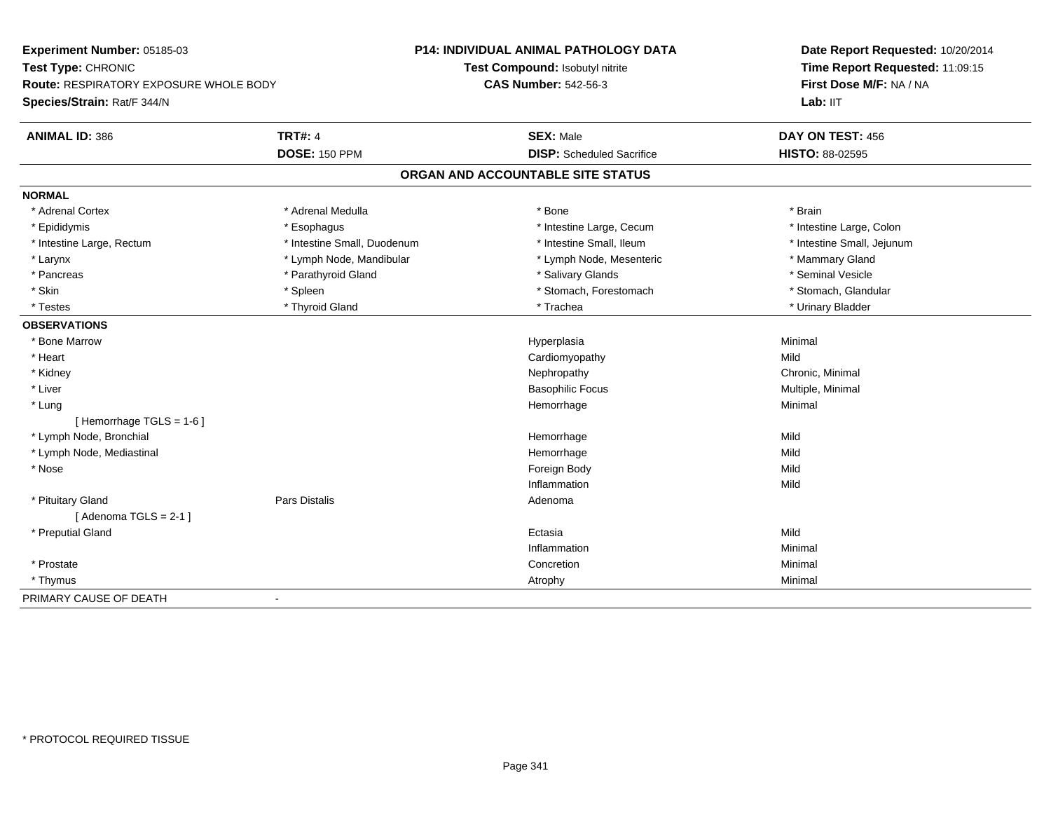**Experiment Number:** 05185-03
**Test Type:** CHRONIC
**Route:** RESPIRATORY EXPOSURE WHOLE BODY
**Species/Strain:** Rat/F 344/N

**P14: INDIVIDUAL ANIMAL PATHOLOGY DATA**
**Test Compound:** Isobutyl nitrite
**CAS Number:** 542-56-3

**Date Report Requested:** 10/20/2014
**Time Report Requested:** 11:09:15
**First Dose M/F:** NA / NA
**Lab:** IIT

| **ANIMAL ID:** 386 | **TRT#:** 4 | **SEX:** Male | **DAY ON TEST:** 456 |
|---|---|---|---|
| | **DOSE:** 150 PPM | **DISP:** Scheduled Sacrifice | **HISTO:** 88-02595 |

## ORGAN AND ACCOUNTABLE SITE STATUS

**NORMAL**

| | | | |
|---|---|---|---|
| * Adrenal Cortex | * Adrenal Medulla | * Bone | * Brain |
| * Epididymis | * Esophagus | * Intestine Large, Cecum | * Intestine Large, Colon |
| * Intestine Large, Rectum | * Intestine Small, Duodenum | * Intestine Small, Ileum | * Intestine Small, Jejunum |
| * Larynx | * Lymph Node, Mandibular | * Lymph Node, Mesenteric | * Mammary Gland |
| * Pancreas | * Parathyroid Gland | * Salivary Glands | * Seminal Vesicle |
| * Skin | * Spleen | * Stomach, Forestomach | * Stomach, Glandular |
| * Testes | * Thyroid Gland | * Trachea | * Urinary Bladder |

**OBSERVATIONS**

| | | | |
|---|---|---|---|
| * Bone Marrow | | Hyperplasia | Minimal |
| * Heart | | Cardiomyopathy | Mild |
| * Kidney | | Nephropathy | Chronic, Minimal |
| * Liver | | Basophilic Focus | Multiple, Minimal |
| * Lung | | Hemorrhage | Minimal |
| [ Hemorrhage TGLS = 1-6 ] | | | |
| * Lymph Node, Bronchial | | Hemorrhage | Mild |
| * Lymph Node, Mediastinal | | Hemorrhage | Mild |
| * Nose | | Foreign Body | Mild |
| | | Inflammation | Mild |
| * Pituitary Gland | Pars Distalis | Adenoma | |
| [ Adenoma TGLS = 2-1 ] | | | |
| * Preputial Gland | | Ectasia | Mild |
| | | Inflammation | Minimal |
| * Prostate | | Concretion | Minimal |
| * Thymus | | Atrophy | Minimal |

PRIMARY CAUSE OF DEATH -

* PROTOCOL REQUIRED TISSUE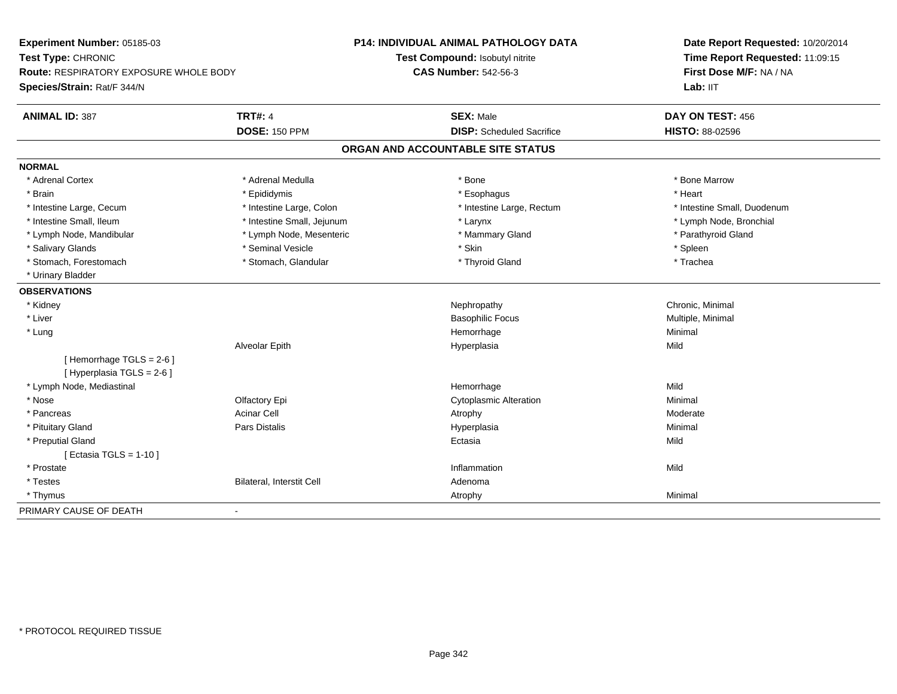**Experiment Number:** 05185-03
**Test Type:** CHRONIC
**Route:** RESPIRATORY EXPOSURE WHOLE BODY
**Species/Strain:** Rat/F 344/N

**P14: INDIVIDUAL ANIMAL PATHOLOGY DATA**
**Test Compound:** Isobutyl nitrite
**CAS Number:** 542-56-3

**Date Report Requested:** 10/20/2014
**Time Report Requested:** 11:09:15
**First Dose M/F:** NA / NA
**Lab:** IIT

| **ANIMAL ID:** 387 | **TRT#:** 4 | **SEX:** Male | **DAY ON TEST:** 456 |
|---|---|---|---|
| | **DOSE:** 150 PPM | **DISP:** Scheduled Sacrifice | **HISTO:** 88-02596 |

## ORGAN AND ACCOUNTABLE SITE STATUS

**NORMAL**

| | | | |
|---|---|---|---|
| * Adrenal Cortex | * Adrenal Medulla | * Bone | * Bone Marrow |
| * Brain | * Epididymis | * Esophagus | * Heart |
| * Intestine Large, Cecum | * Intestine Large, Colon | * Intestine Large, Rectum | * Intestine Small, Duodenum |
| * Intestine Small, Ileum | * Intestine Small, Jejunum | * Larynx | * Lymph Node, Bronchial |
| * Lymph Node, Mandibular | * Lymph Node, Mesenteric | * Mammary Gland | * Parathyroid Gland |
| * Salivary Glands | * Seminal Vesicle | * Skin | * Spleen |
| * Stomach, Forestomach | * Stomach, Glandular | * Thyroid Gland | * Trachea |
| * Urinary Bladder | | | |

**OBSERVATIONS**

| | | | |
|---|---|---|---|
| * Kidney | | Nephropathy | Chronic, Minimal |
| * Liver | | Basophilic Focus | Multiple, Minimal |
| * Lung | | Hemorrhage | Minimal |
| | Alveolar Epith | Hyperplasia | Mild |
| [ Hemorrhage TGLS = 2-6 ] | | | |
| [ Hyperplasia TGLS = 2-6 ] | | | |
| * Lymph Node, Mediastinal | | Hemorrhage | Mild |
| * Nose | Olfactory Epi | Cytoplasmic Alteration | Minimal |
| * Pancreas | Acinar Cell | Atrophy | Moderate |
| * Pituitary Gland | Pars Distalis | Hyperplasia | Minimal |
| * Preputial Gland | | Ectasia | Mild |
| [ Ectasia TGLS = 1-10 ] | | | |
| * Prostate | | Inflammation | Mild |
| * Testes | Bilateral, Interstit Cell | Adenoma | |
| * Thymus | | Atrophy | Minimal |

PRIMARY CAUSE OF DEATH -

* PROTOCOL REQUIRED TISSUE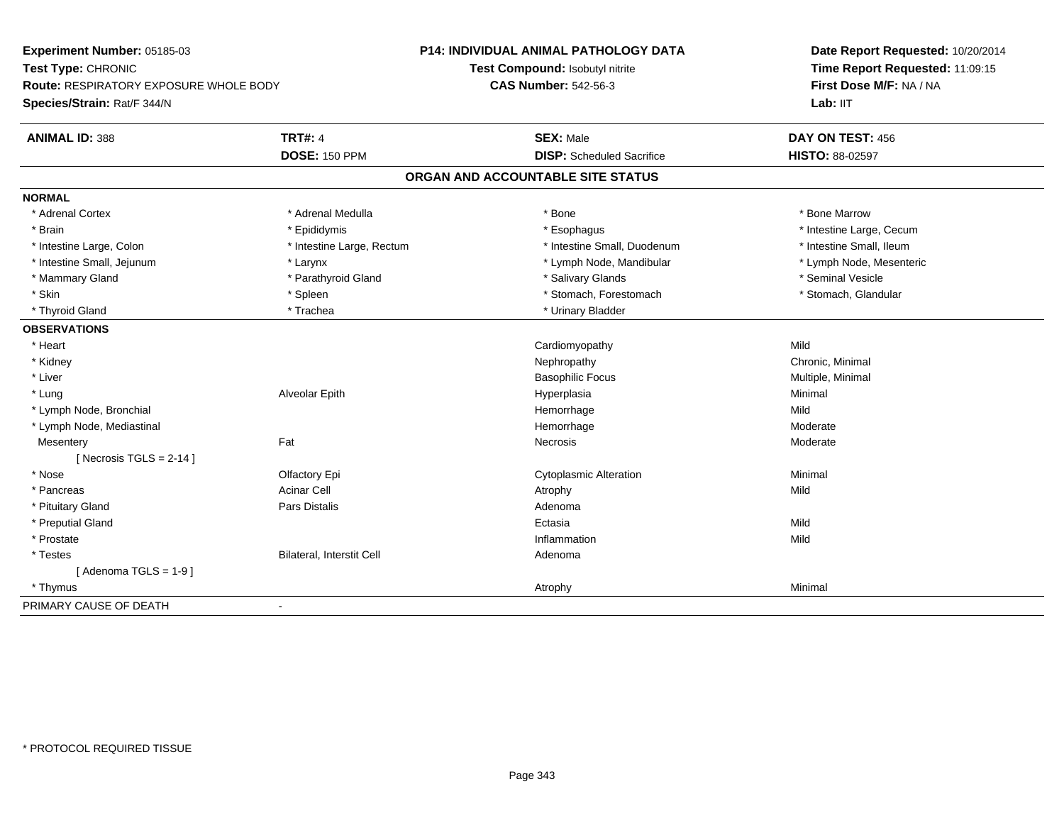**Experiment Number:** 05185-03
**Test Type:** CHRONIC
**Route:** RESPIRATORY EXPOSURE WHOLE BODY
**Species/Strain:** Rat/F 344/N

**P14: INDIVIDUAL ANIMAL PATHOLOGY DATA**
**Test Compound:** Isobutyl nitrite
**CAS Number:** 542-56-3

**Date Report Requested:** 10/20/2014
**Time Report Requested:** 11:09:15
**First Dose M/F:** NA / NA
**Lab:** IIT

| **ANIMAL ID:** 388 | **TRT#:** 4 | **SEX:** Male | **DAY ON TEST:** 456 |
|---|---|---|---|
| | **DOSE:** 150 PPM | **DISP:** Scheduled Sacrifice | **HISTO:** 88-02597 |

## ORGAN AND ACCOUNTABLE SITE STATUS

| | | | |
|---|---|---|---|
| **NORMAL** | | | |
| * Adrenal Cortex | * Adrenal Medulla | * Bone | * Bone Marrow |
| * Brain | * Epididymis | * Esophagus | * Intestine Large, Cecum |
| * Intestine Large, Colon | * Intestine Large, Rectum | * Intestine Small, Duodenum | * Intestine Small, Ileum |
| * Intestine Small, Jejunum | * Larynx | * Lymph Node, Mandibular | * Lymph Node, Mesenteric |
| * Mammary Gland | * Parathyroid Gland | * Salivary Glands | * Seminal Vesicle |
| * Skin | * Spleen | * Stomach, Forestomach | * Stomach, Glandular |
| * Thyroid Gland | * Trachea | * Urinary Bladder | |
| **OBSERVATIONS** | | | |
| * Heart | | Cardiomyopathy | Mild |
| * Kidney | | Nephropathy | Chronic, Minimal |
| * Liver | | Basophilic Focus | Multiple, Minimal |
| * Lung | Alveolar Epith | Hyperplasia | Minimal |
| * Lymph Node, Bronchial | | Hemorrhage | Mild |
| * Lymph Node, Mediastinal | | Hemorrhage | Moderate |
| Mesentery | Fat | Necrosis | Moderate |
| [ Necrosis TGLS = 2-14 ] | | | |
| * Nose | Olfactory Epi | Cytoplasmic Alteration | Minimal |
| * Pancreas | Acinar Cell | Atrophy | Mild |
| * Pituitary Gland | Pars Distalis | Adenoma | |
| * Preputial Gland | | Ectasia | Mild |
| * Prostate | | Inflammation | Mild |
| * Testes | Bilateral, Interstit Cell | Adenoma | |
| [ Adenoma TGLS = 1-9 ] | | | |
| * Thymus | | Atrophy | Minimal |
| PRIMARY CAUSE OF DEATH | - | | |

* PROTOCOL REQUIRED TISSUE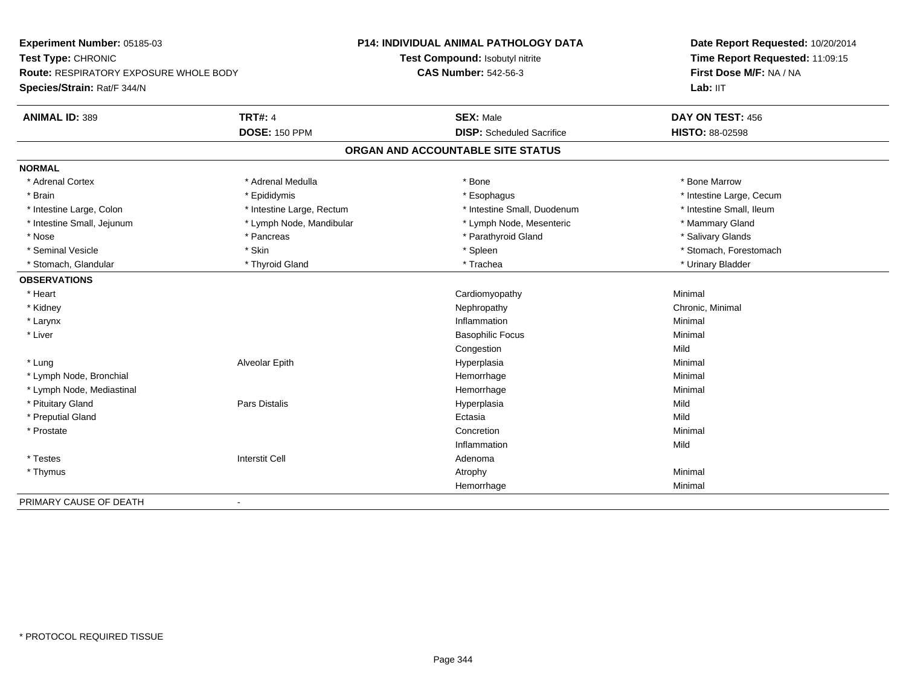**Experiment Number:** 05185-03
**Test Type:** CHRONIC
**Route:** RESPIRATORY EXPOSURE WHOLE BODY
**Species/Strain:** Rat/F 344/N

**P14: INDIVIDUAL ANIMAL PATHOLOGY DATA**
**Test Compound:** Isobutyl nitrite
**CAS Number:** 542-56-3

**Date Report Requested:** 10/20/2014
**Time Report Requested:** 11:09:15
**First Dose M/F:** NA / NA
**Lab:** IIT

| **ANIMAL ID:** 389 | **TRT#:** 4 | **SEX:** Male | **DAY ON TEST:** 456 |
|---|---|---|---|
| | **DOSE:** 150 PPM | **DISP:** Scheduled Sacrifice | **HISTO:** 88-02598 |

## ORGAN AND ACCOUNTABLE SITE STATUS

**NORMAL**

| | | | |
|---|---|---|---|
| * Adrenal Cortex | * Adrenal Medulla | * Bone | * Bone Marrow |
| * Brain | * Epididymis | * Esophagus | * Intestine Large, Cecum |
| * Intestine Large, Colon | * Intestine Large, Rectum | * Intestine Small, Duodenum | * Intestine Small, Ileum |
| * Intestine Small, Jejunum | * Lymph Node, Mandibular | * Lymph Node, Mesenteric | * Mammary Gland |
| * Nose | * Pancreas | * Parathyroid Gland | * Salivary Glands |
| * Seminal Vesicle | * Skin | * Spleen | * Stomach, Forestomach |
| * Stomach, Glandular | * Thyroid Gland | * Trachea | * Urinary Bladder |

**OBSERVATIONS**

| Organ | Site | Observation | Severity |
|---|---|---|---|
| * Heart | | Cardiomyopathy | Minimal |
| * Kidney | | Nephropathy | Chronic, Minimal |
| * Larynx | | Inflammation | Minimal |
| * Liver | | Basophilic Focus | Minimal |
| | | Congestion | Mild |
| * Lung | Alveolar Epith | Hyperplasia | Minimal |
| * Lymph Node, Bronchial | | Hemorrhage | Minimal |
| * Lymph Node, Mediastinal | | Hemorrhage | Minimal |
| * Pituitary Gland | Pars Distalis | Hyperplasia | Mild |
| * Preputial Gland | | Ectasia | Mild |
| * Prostate | | Concretion | Minimal |
| | | Inflammation | Mild |
| * Testes | Interstit Cell | Adenoma | |
| * Thymus | | Atrophy | Minimal |
| | | Hemorrhage | Minimal |

PRIMARY CAUSE OF DEATH -

* PROTOCOL REQUIRED TISSUE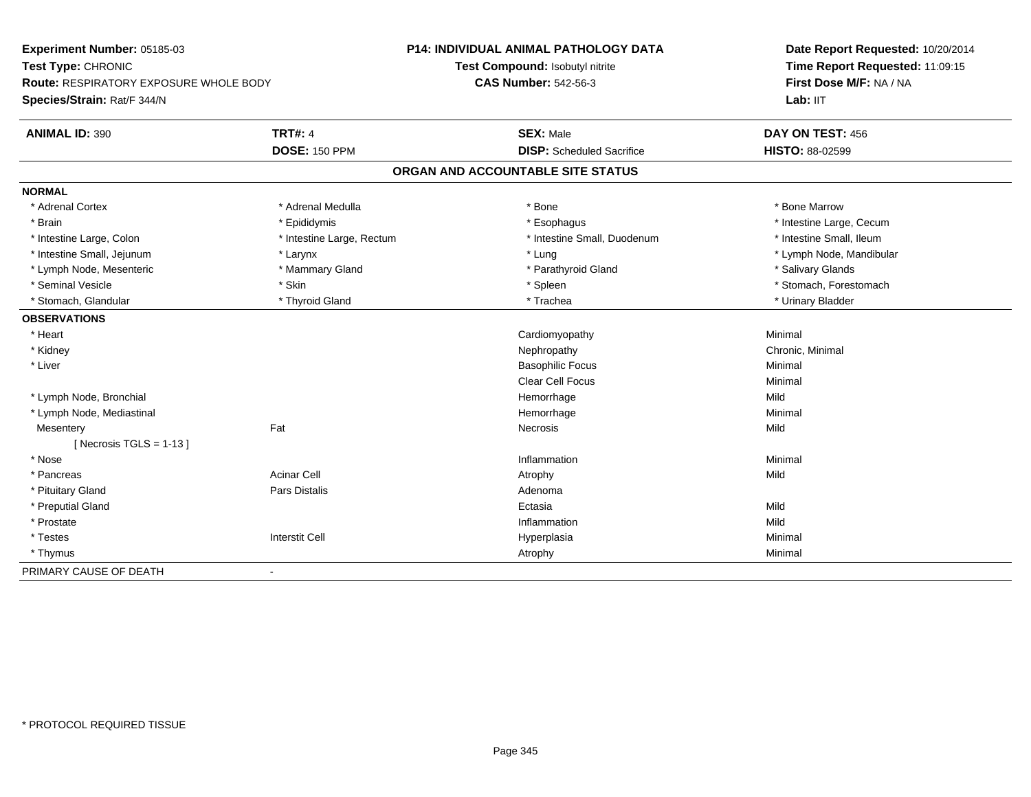**Experiment Number:** 05185-03
**Test Type:** CHRONIC
**Route:** RESPIRATORY EXPOSURE WHOLE BODY
**Species/Strain:** Rat/F 344/N

**P14: INDIVIDUAL ANIMAL PATHOLOGY DATA**
**Test Compound:** Isobutyl nitrite
**CAS Number:** 542-56-3

**Date Report Requested:** 10/20/2014
**Time Report Requested:** 11:09:15
**First Dose M/F:** NA / NA
**Lab:** IIT

| **ANIMAL ID:** 390 | **TRT#:** 4 | **SEX:** Male | **DAY ON TEST:** 456 |
|---|---|---|---|
| | **DOSE:** 150 PPM | **DISP:** Scheduled Sacrifice | **HISTO:** 88-02599 |

## ORGAN AND ACCOUNTABLE SITE STATUS

**NORMAL**

| | | | |
|---|---|---|---|
| * Adrenal Cortex | * Adrenal Medulla | * Bone | * Bone Marrow |
| * Brain | * Epididymis | * Esophagus | * Intestine Large, Cecum |
| * Intestine Large, Colon | * Intestine Large, Rectum | * Intestine Small, Duodenum | * Intestine Small, Ileum |
| * Intestine Small, Jejunum | * Larynx | * Lung | * Lymph Node, Mandibular |
| * Lymph Node, Mesenteric | * Mammary Gland | * Parathyroid Gland | * Salivary Glands |
| * Seminal Vesicle | * Skin | * Spleen | * Stomach, Forestomach |
| * Stomach, Glandular | * Thyroid Gland | * Trachea | * Urinary Bladder |

**OBSERVATIONS**

| | | | |
|---|---|---|---|
| * Heart | | Cardiomyopathy | Minimal |
| * Kidney | | Nephropathy | Chronic, Minimal |
| * Liver | | Basophilic Focus | Minimal |
| | | Clear Cell Focus | Minimal |
| * Lymph Node, Bronchial | | Hemorrhage | Mild |
| * Lymph Node, Mediastinal | | Hemorrhage | Minimal |
| Mesentery | Fat | Necrosis | Mild |
| [ Necrosis TGLS = 1-13 ] | | | |
| * Nose | | Inflammation | Minimal |
| * Pancreas | Acinar Cell | Atrophy | Mild |
| * Pituitary Gland | Pars Distalis | Adenoma | |
| * Preputial Gland | | Ectasia | Mild |
| * Prostate | | Inflammation | Mild |
| * Testes | Interstit Cell | Hyperplasia | Minimal |
| * Thymus | | Atrophy | Minimal |

PRIMARY CAUSE OF DEATH -

* PROTOCOL REQUIRED TISSUE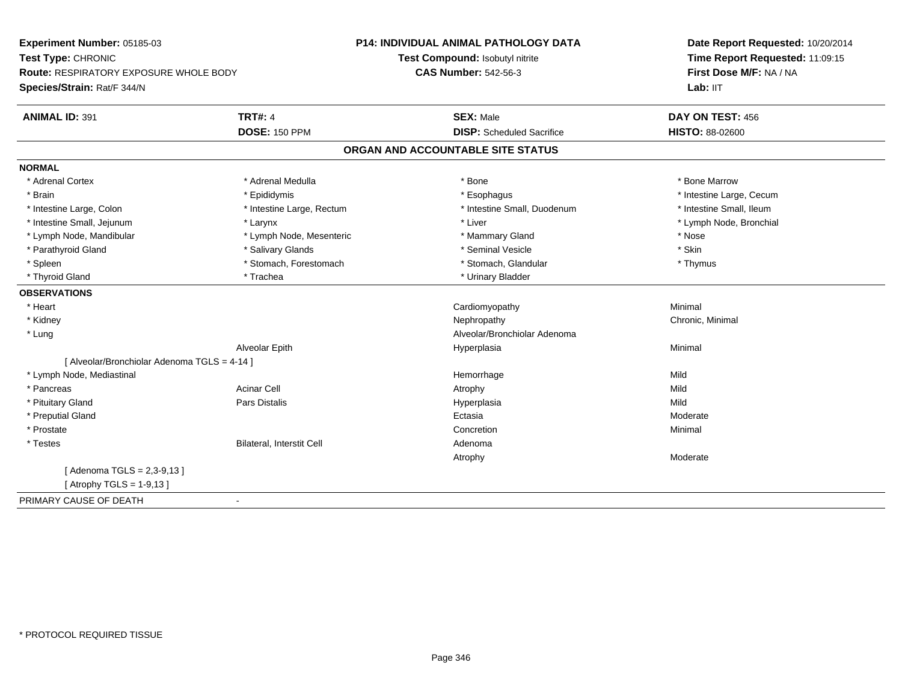**Experiment Number:** 05185-03
**Test Type:** CHRONIC
**Route:** RESPIRATORY EXPOSURE WHOLE BODY
**Species/Strain:** Rat/F 344/N

**P14: INDIVIDUAL ANIMAL PATHOLOGY DATA**
**Test Compound:** Isobutyl nitrite
**CAS Number:** 542-56-3

**Date Report Requested:** 10/20/2014
**Time Report Requested:** 11:09:15
**First Dose M/F:** NA / NA
**Lab:** IIT

| **ANIMAL ID:** 391 | **TRT#:** 4 | **SEX:** Male | **DAY ON TEST:** 456 |
|---|---|---|---|
| | **DOSE:** 150 PPM | **DISP:** Scheduled Sacrifice | **HISTO:** 88-02600 |

## ORGAN AND ACCOUNTABLE SITE STATUS

**NORMAL**

| | | | |
|---|---|---|---|
| * Adrenal Cortex | * Adrenal Medulla | * Bone | * Bone Marrow |
| * Brain | * Epididymis | * Esophagus | * Intestine Large, Cecum |
| * Intestine Large, Colon | * Intestine Large, Rectum | * Intestine Small, Duodenum | * Intestine Small, Ileum |
| * Intestine Small, Jejunum | * Larynx | * Liver | * Lymph Node, Bronchial |
| * Lymph Node, Mandibular | * Lymph Node, Mesenteric | * Mammary Gland | * Nose |
| * Parathyroid Gland | * Salivary Glands | * Seminal Vesicle | * Skin |
| * Spleen | * Stomach, Forestomach | * Stomach, Glandular | * Thymus |
| * Thyroid Gland | * Trachea | * Urinary Bladder | |

**OBSERVATIONS**

| | | | |
|---|---|---|---|
| * Heart | | Cardiomyopathy | Minimal |
| * Kidney | | Nephropathy | Chronic, Minimal |
| * Lung | | Alveolar/Bronchiolar Adenoma | |
| | Alveolar Epith | Hyperplasia | Minimal |
| [ Alveolar/Bronchiolar Adenoma TGLS = 4-14 ] | | | |
| * Lymph Node, Mediastinal | | Hemorrhage | Mild |
| * Pancreas | Acinar Cell | Atrophy | Mild |
| * Pituitary Gland | Pars Distalis | Hyperplasia | Mild |
| * Preputial Gland | | Ectasia | Moderate |
| * Prostate | | Concretion | Minimal |
| * Testes | Bilateral, Interstit Cell | Adenoma | |
| | | Atrophy | Moderate |
| [ Adenoma TGLS = 2,3-9,13 ] | | | |
| [ Atrophy TGLS = 1-9,13 ] | | | |

PRIMARY CAUSE OF DEATH -

\* PROTOCOL REQUIRED TISSUE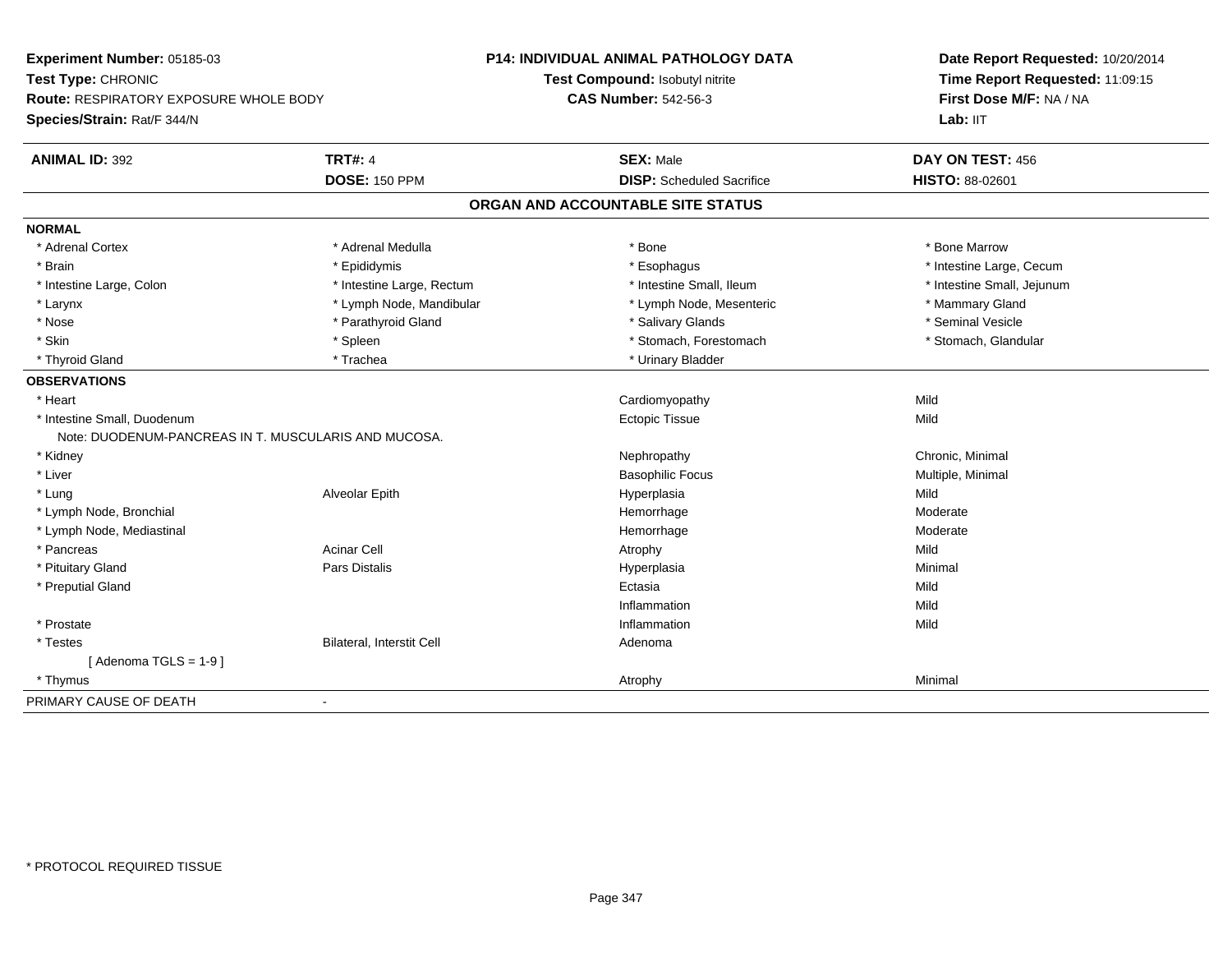**Experiment Number:** 05185-03
**Test Type:** CHRONIC
**Route:** RESPIRATORY EXPOSURE WHOLE BODY
**Species/Strain:** Rat/F 344/N

**P14: INDIVIDUAL ANIMAL PATHOLOGY DATA**
**Test Compound:** Isobutyl nitrite
**CAS Number:** 542-56-3

**Date Report Requested:** 10/20/2014
**Time Report Requested:** 11:09:15
**First Dose M/F:** NA / NA
**Lab:** IIT

| **ANIMAL ID:** 392 | **TRT#:** 4 | **SEX:** Male | **DAY ON TEST:** 456 |
|---|---|---|---|
| | **DOSE:** 150 PPM | **DISP:** Scheduled Sacrifice | **HISTO:** 88-02601 |

## ORGAN AND ACCOUNTABLE SITE STATUS

**NORMAL**

| | | | |
|---|---|---|---|
| * Adrenal Cortex | * Adrenal Medulla | * Bone | * Bone Marrow |
| * Brain | * Epididymis | * Esophagus | * Intestine Large, Cecum |
| * Intestine Large, Colon | * Intestine Large, Rectum | * Intestine Small, Ileum | * Intestine Small, Jejunum |
| * Larynx | * Lymph Node, Mandibular | * Lymph Node, Mesenteric | * Mammary Gland |
| * Nose | * Parathyroid Gland | * Salivary Glands | * Seminal Vesicle |
| * Skin | * Spleen | * Stomach, Forestomach | * Stomach, Glandular |
| * Thyroid Gland | * Trachea | * Urinary Bladder | |

**OBSERVATIONS**

| | | | |
|---|---|---|---|
| * Heart | | Cardiomyopathy | Mild |
| * Intestine Small, Duodenum | | Ectopic Tissue | Mild |
| Note: DUODENUM-PANCREAS IN T. MUSCULARIS AND MUCOSA. | | | |
| * Kidney | | Nephropathy | Chronic, Minimal |
| * Liver | | Basophilic Focus | Multiple, Minimal |
| * Lung | Alveolar Epith | Hyperplasia | Mild |
| * Lymph Node, Bronchial | | Hemorrhage | Moderate |
| * Lymph Node, Mediastinal | | Hemorrhage | Moderate |
| * Pancreas | Acinar Cell | Atrophy | Mild |
| * Pituitary Gland | Pars Distalis | Hyperplasia | Minimal |
| * Preputial Gland | | Ectasia | Mild |
| | | Inflammation | Mild |
| * Prostate | | Inflammation | Mild |
| * Testes | Bilateral, Interstit Cell | Adenoma | |
| [ Adenoma TGLS = 1-9 ] | | | |
| * Thymus | | Atrophy | Minimal |

PRIMARY CAUSE OF DEATH -

* PROTOCOL REQUIRED TISSUE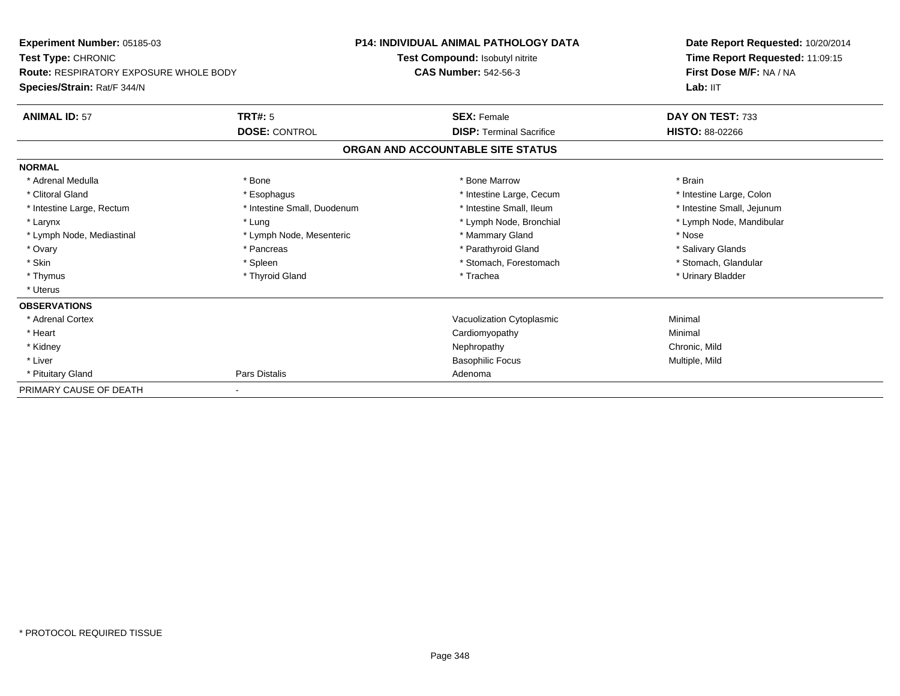**Experiment Number:** 05185-03
**Test Type:** CHRONIC
**Route:** RESPIRATORY EXPOSURE WHOLE BODY
**Species/Strain:** Rat/F 344/N

**P14: INDIVIDUAL ANIMAL PATHOLOGY DATA**
**Test Compound:** Isobutyl nitrite
**CAS Number:** 542-56-3

**Date Report Requested:** 10/20/2014
**Time Report Requested:** 11:09:15
**First Dose M/F:** NA / NA
**Lab:** IIT

| **ANIMAL ID:** 57 | **TRT#:** 5 | **SEX:** Female | **DAY ON TEST:** 733 |
|---|---|---|---|
| | **DOSE:** CONTROL | **DISP:** Terminal Sacrifice | **HISTO:** 88-02266 |

## ORGAN AND ACCOUNTABLE SITE STATUS

| | | | |
|---|---|---|---|
| **NORMAL** | | | |
| * Adrenal Medulla | * Bone | * Bone Marrow | * Brain |
| * Clitoral Gland | * Esophagus | * Intestine Large, Cecum | * Intestine Large, Colon |
| * Intestine Large, Rectum | * Intestine Small, Duodenum | * Intestine Small, Ileum | * Intestine Small, Jejunum |
| * Larynx | * Lung | * Lymph Node, Bronchial | * Lymph Node, Mandibular |
| * Lymph Node, Mediastinal | * Lymph Node, Mesenteric | * Mammary Gland | * Nose |
| * Ovary | * Pancreas | * Parathyroid Gland | * Salivary Glands |
| * Skin | * Spleen | * Stomach, Forestomach | * Stomach, Glandular |
| * Thymus | * Thyroid Gland | * Trachea | * Urinary Bladder |
| * Uterus | | | |
| **OBSERVATIONS** | | | |
| * Adrenal Cortex | | Vacuolization Cytoplasmic | Minimal |
| * Heart | | Cardiomyopathy | Minimal |
| * Kidney | | Nephropathy | Chronic, Mild |
| * Liver | | Basophilic Focus | Multiple, Mild |
| * Pituitary Gland | Pars Distalis | Adenoma | |
| PRIMARY CAUSE OF DEATH | - | | |

* PROTOCOL REQUIRED TISSUE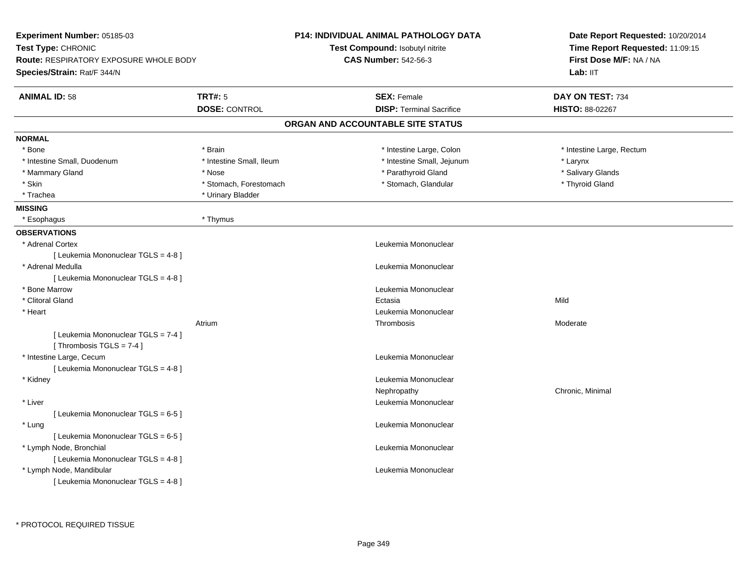**Experiment Number:** 05185-03
**Test Type:** CHRONIC
**Route:** RESPIRATORY EXPOSURE WHOLE BODY
**Species/Strain:** Rat/F 344/N

**P14: INDIVIDUAL ANIMAL PATHOLOGY DATA**
**Test Compound:** Isobutyl nitrite
**CAS Number:** 542-56-3

**Date Report Requested:** 10/20/2014
**Time Report Requested:** 11:09:15
**First Dose M/F:** NA / NA
**Lab:** IIT

| **ANIMAL ID:** 58 | **TRT#:** 5 | **SEX:** Female | **DAY ON TEST:** 734 |
|---|---|---|---|
| | **DOSE:** CONTROL | **DISP:** Terminal Sacrifice | **HISTO:** 88-02267 |

## ORGAN AND ACCOUNTABLE SITE STATUS

**NORMAL**

| | | | |
|---|---|---|---|
| * Bone | * Brain | * Intestine Large, Colon | * Intestine Large, Rectum |
| * Intestine Small, Duodenum | * Intestine Small, Ileum | * Intestine Small, Jejunum | * Larynx |
| * Mammary Gland | * Nose | * Parathyroid Gland | * Salivary Glands |
| * Skin | * Stomach, Forestomach | * Stomach, Glandular | * Thyroid Gland |
| * Trachea | * Urinary Bladder | | |

**MISSING**

| | |
|---|---|
| * Esophagus | * Thymus |

**OBSERVATIONS**

| | | | |
|---|---|---|---|
| * Adrenal Cortex | | Leukemia Mononuclear | |
| [ Leukemia Mononuclear TGLS = 4-8 ] | | | |
| * Adrenal Medulla | | Leukemia Mononuclear | |
| [ Leukemia Mononuclear TGLS = 4-8 ] | | | |
| * Bone Marrow | | Leukemia Mononuclear | |
| * Clitoral Gland | | Ectasia | Mild |
| * Heart | | Leukemia Mononuclear | |
| | Atrium | Thrombosis | Moderate |
| [ Leukemia Mononuclear TGLS = 7-4 ] | | | |
| [ Thrombosis TGLS = 7-4 ] | | | |
| * Intestine Large, Cecum | | Leukemia Mononuclear | |
| [ Leukemia Mononuclear TGLS = 4-8 ] | | | |
| * Kidney | | Leukemia Mononuclear | |
| | | Nephropathy | Chronic, Minimal |
| * Liver | | Leukemia Mononuclear | |
| [ Leukemia Mononuclear TGLS = 6-5 ] | | | |
| * Lung | | Leukemia Mononuclear | |
| [ Leukemia Mononuclear TGLS = 6-5 ] | | | |
| * Lymph Node, Bronchial | | Leukemia Mononuclear | |
| [ Leukemia Mononuclear TGLS = 4-8 ] | | | |
| * Lymph Node, Mandibular | | Leukemia Mononuclear | |
| [ Leukemia Mononuclear TGLS = 4-8 ] | | | |

\* PROTOCOL REQUIRED TISSUE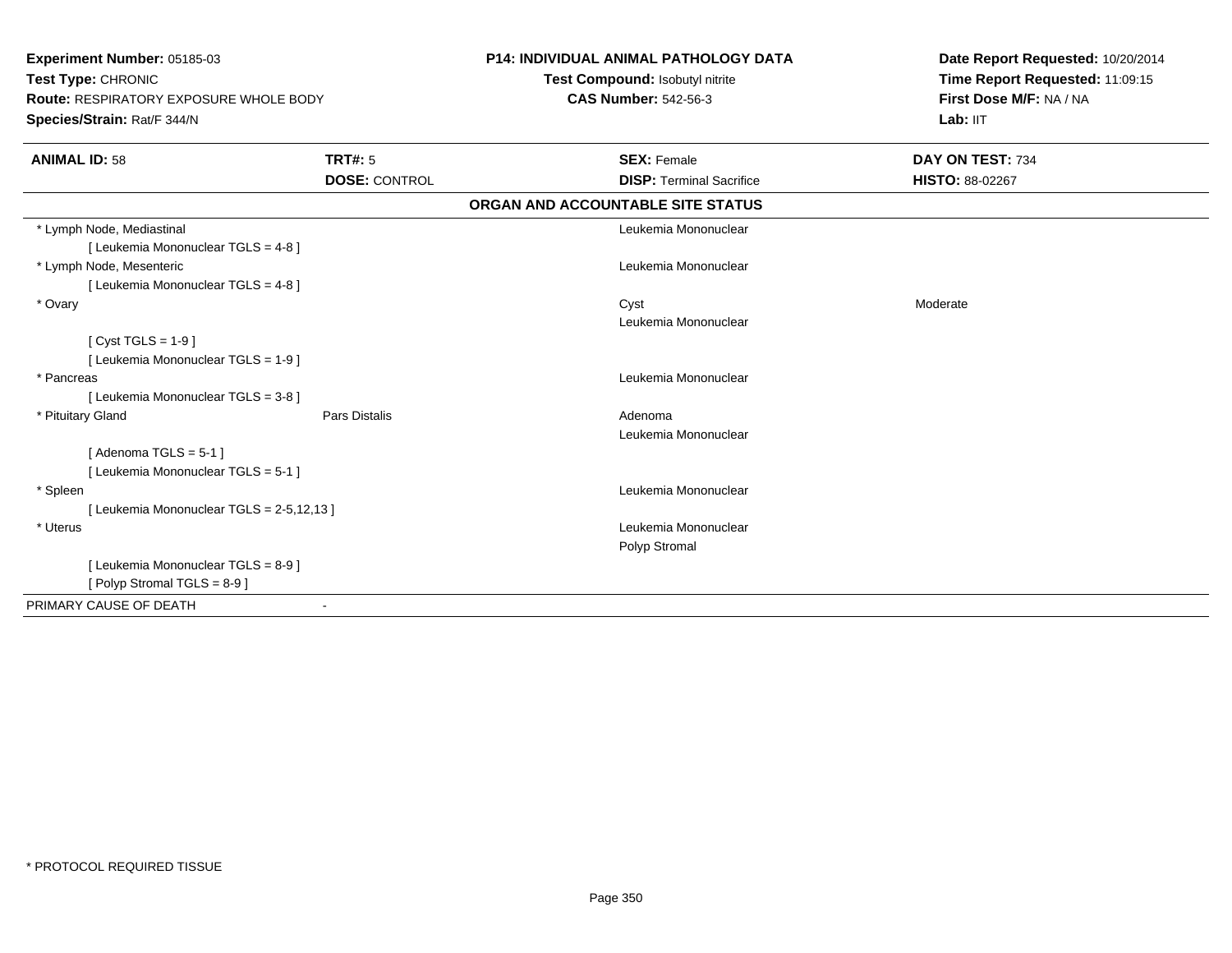**Experiment Number:** 05185-03
**Test Type:** CHRONIC
**Route:** RESPIRATORY EXPOSURE WHOLE BODY
**Species/Strain:** Rat/F 344/N

**P14: INDIVIDUAL ANIMAL PATHOLOGY DATA**
**Test Compound:** Isobutyl nitrite
**CAS Number:** 542-56-3

**Date Report Requested:** 10/20/2014
**Time Report Requested:** 11:09:15
**First Dose M/F:** NA / NA
**Lab:** IIT

| **ANIMAL ID:** 58 | **TRT#:** 5 | **SEX:** Female | **DAY ON TEST:** 734 |
|---|---|---|---|
| | **DOSE:** CONTROL | **DISP:** Terminal Sacrifice | **HISTO:** 88-02267 |

**ORGAN AND ACCOUNTABLE SITE STATUS**

| | | | |
|---|---|---|---|
| * Lymph Node, Mediastinal | | Leukemia Mononuclear | |
| [ Leukemia Mononuclear TGLS = 4-8 ] | | | |
| * Lymph Node, Mesenteric | | Leukemia Mononuclear | |
| [ Leukemia Mononuclear TGLS = 4-8 ] | | | |
| * Ovary | | Cyst | Moderate |
| | | Leukemia Mononuclear | |
| [ Cyst TGLS = 1-9 ] | | | |
| [ Leukemia Mononuclear TGLS = 1-9 ] | | | |
| * Pancreas | | Leukemia Mononuclear | |
| [ Leukemia Mononuclear TGLS = 3-8 ] | | | |
| * Pituitary Gland | Pars Distalis | Adenoma | |
| | | Leukemia Mononuclear | |
| [ Adenoma TGLS = 5-1 ] | | | |
| [ Leukemia Mononuclear TGLS = 5-1 ] | | | |
| * Spleen | | Leukemia Mononuclear | |
| [ Leukemia Mononuclear TGLS = 2-5,12,13 ] | | | |
| * Uterus | | Leukemia Mononuclear | |
| | | Polyp Stromal | |
| [ Leukemia Mononuclear TGLS = 8-9 ] | | | |
| [ Polyp Stromal TGLS = 8-9 ] | | | |
| PRIMARY CAUSE OF DEATH | - | | |

* PROTOCOL REQUIRED TISSUE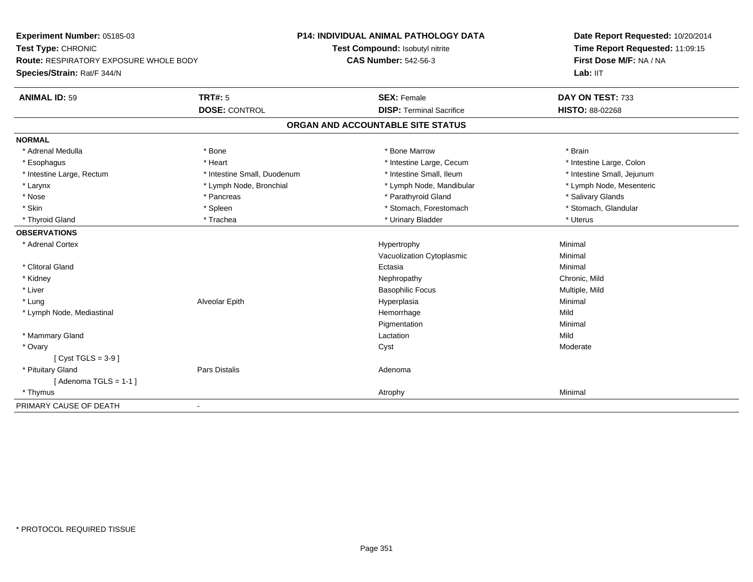**Experiment Number:** 05185-03
**Test Type:** CHRONIC
**Route:** RESPIRATORY EXPOSURE WHOLE BODY
**Species/Strain:** Rat/F 344/N

**P14: INDIVIDUAL ANIMAL PATHOLOGY DATA**
**Test Compound:** Isobutyl nitrite
**CAS Number:** 542-56-3

**Date Report Requested:** 10/20/2014
**Time Report Requested:** 11:09:15
**First Dose M/F:** NA / NA
**Lab:** IIT

| **ANIMAL ID:** 59 | **TRT#:** 5 | **SEX:** Female | **DAY ON TEST:** 733 |
|---|---|---|---|
| | **DOSE:** CONTROL | **DISP:** Terminal Sacrifice | **HISTO:** 88-02268 |

## ORGAN AND ACCOUNTABLE SITE STATUS

**NORMAL**

| | | | |
|---|---|---|---|
| * Adrenal Medulla | * Bone | * Bone Marrow | * Brain |
| * Esophagus | * Heart | * Intestine Large, Cecum | * Intestine Large, Colon |
| * Intestine Large, Rectum | * Intestine Small, Duodenum | * Intestine Small, Ileum | * Intestine Small, Jejunum |
| * Larynx | * Lymph Node, Bronchial | * Lymph Node, Mandibular | * Lymph Node, Mesenteric |
| * Nose | * Pancreas | * Parathyroid Gland | * Salivary Glands |
| * Skin | * Spleen | * Stomach, Forestomach | * Stomach, Glandular |
| * Thyroid Gland | * Trachea | * Urinary Bladder | * Uterus |

**OBSERVATIONS**

| | | | |
|---|---|---|---|
| * Adrenal Cortex | | Hypertrophy | Minimal |
| | | Vacuolization Cytoplasmic | Minimal |
| * Clitoral Gland | | Ectasia | Minimal |
| * Kidney | | Nephropathy | Chronic, Mild |
| * Liver | | Basophilic Focus | Multiple, Mild |
| * Lung | Alveolar Epith | Hyperplasia | Minimal |
| * Lymph Node, Mediastinal | | Hemorrhage | Mild |
| | | Pigmentation | Minimal |
| * Mammary Gland | | Lactation | Mild |
| * Ovary | | Cyst | Moderate |
| [ Cyst TGLS = 3-9 ] | | | |
| * Pituitary Gland | Pars Distalis | Adenoma | |
| [ Adenoma TGLS = 1-1 ] | | | |
| * Thymus | | Atrophy | Minimal |

PRIMARY CAUSE OF DEATH -

* PROTOCOL REQUIRED TISSUE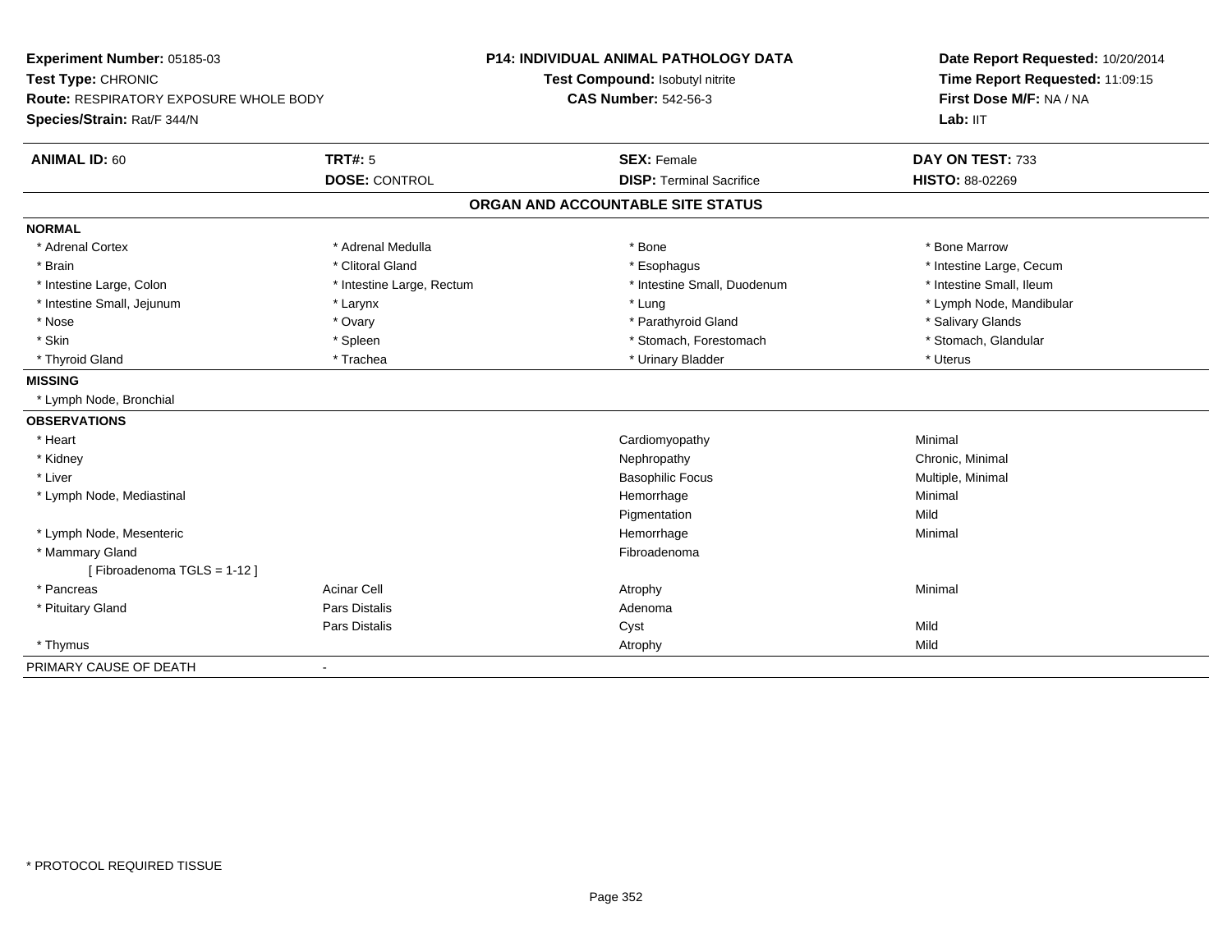**Experiment Number:** 05185-03
**Test Type:** CHRONIC
**Route:** RESPIRATORY EXPOSURE WHOLE BODY
**Species/Strain:** Rat/F 344/N

**P14: INDIVIDUAL ANIMAL PATHOLOGY DATA**
**Test Compound:** Isobutyl nitrite
**CAS Number:** 542-56-3

**Date Report Requested:** 10/20/2014
**Time Report Requested:** 11:09:15
**First Dose M/F:** NA / NA
**Lab:** IIT

| **ANIMAL ID:** 60 | **TRT#:** 5 | **SEX:** Female | **DAY ON TEST:** 733 |
|---|---|---|---|
| | **DOSE:** CONTROL | **DISP:** Terminal Sacrifice | **HISTO:** 88-02269 |

## ORGAN AND ACCOUNTABLE SITE STATUS

**NORMAL**

| | | | |
|---|---|---|---|
| * Adrenal Cortex | * Adrenal Medulla | * Bone | * Bone Marrow |
| * Brain | * Clitoral Gland | * Esophagus | * Intestine Large, Cecum |
| * Intestine Large, Colon | * Intestine Large, Rectum | * Intestine Small, Duodenum | * Intestine Small, Ileum |
| * Intestine Small, Jejunum | * Larynx | * Lung | * Lymph Node, Mandibular |
| * Nose | * Ovary | * Parathyroid Gland | * Salivary Glands |
| * Skin | * Spleen | * Stomach, Forestomach | * Stomach, Glandular |
| * Thyroid Gland | * Trachea | * Urinary Bladder | * Uterus |

**MISSING**

* Lymph Node, Bronchial

**OBSERVATIONS**

| Organ | Site | Observation | Severity |
|---|---|---|---|
| * Heart | | Cardiomyopathy | Minimal |
| * Kidney | | Nephropathy | Chronic, Minimal |
| * Liver | | Basophilic Focus | Multiple, Minimal |
| * Lymph Node, Mediastinal | | Hemorrhage | Minimal |
| | | Pigmentation | Mild |
| * Lymph Node, Mesenteric | | Hemorrhage | Minimal |
| * Mammary Gland | | Fibroadenoma | |
| [ Fibroadenoma TGLS = 1-12 ] | | | |
| * Pancreas | Acinar Cell | Atrophy | Minimal |
| * Pituitary Gland | Pars Distalis | Adenoma | |
| | Pars Distalis | Cyst | Mild |
| * Thymus | | Atrophy | Mild |

PRIMARY CAUSE OF DEATH -

* PROTOCOL REQUIRED TISSUE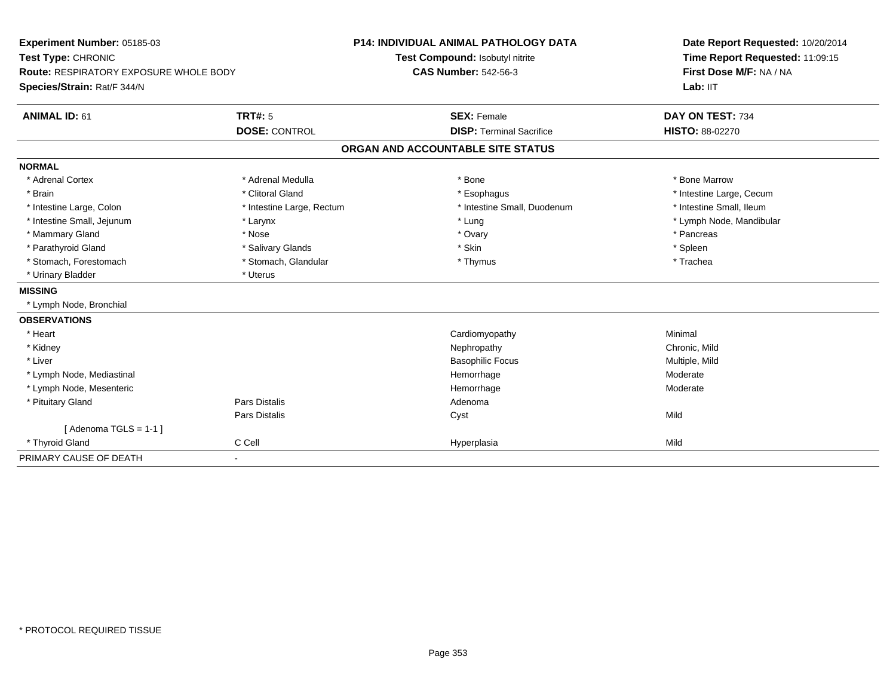**Experiment Number:** 05185-03
**Test Type:** CHRONIC
**Route:** RESPIRATORY EXPOSURE WHOLE BODY
**Species/Strain:** Rat/F 344/N

**P14: INDIVIDUAL ANIMAL PATHOLOGY DATA**
**Test Compound:** Isobutyl nitrite
**CAS Number:** 542-56-3

**Date Report Requested:** 10/20/2014
**Time Report Requested:** 11:09:15
**First Dose M/F:** NA / NA
**Lab:** IIT

| **ANIMAL ID:** 61 | **TRT#:** 5 | **SEX:** Female | **DAY ON TEST:** 734 |
|---|---|---|---|
| | **DOSE:** CONTROL | **DISP:** Terminal Sacrifice | **HISTO:** 88-02270 |

## ORGAN AND ACCOUNTABLE SITE STATUS

**NORMAL**

| | | | |
|---|---|---|---|
| * Adrenal Cortex | * Adrenal Medulla | * Bone | * Bone Marrow |
| * Brain | * Clitoral Gland | * Esophagus | * Intestine Large, Cecum |
| * Intestine Large, Colon | * Intestine Large, Rectum | * Intestine Small, Duodenum | * Intestine Small, Ileum |
| * Intestine Small, Jejunum | * Larynx | * Lung | * Lymph Node, Mandibular |
| * Mammary Gland | * Nose | * Ovary | * Pancreas |
| * Parathyroid Gland | * Salivary Glands | * Skin | * Spleen |
| * Stomach, Forestomach | * Stomach, Glandular | * Thymus | * Trachea |
| * Urinary Bladder | * Uterus | | |

**MISSING**

* Lymph Node, Bronchial

**OBSERVATIONS**

| | | | |
|---|---|---|---|
| * Heart | | Cardiomyopathy | Minimal |
| * Kidney | | Nephropathy | Chronic, Mild |
| * Liver | | Basophilic Focus | Multiple, Mild |
| * Lymph Node, Mediastinal | | Hemorrhage | Moderate |
| * Lymph Node, Mesenteric | | Hemorrhage | Moderate |
| * Pituitary Gland | Pars Distalis | Adenoma | |
| | Pars Distalis | Cyst | Mild |
| [ Adenoma TGLS = 1-1 ] | | | |
| * Thyroid Gland | C Cell | Hyperplasia | Mild |

PRIMARY CAUSE OF DEATH -

* PROTOCOL REQUIRED TISSUE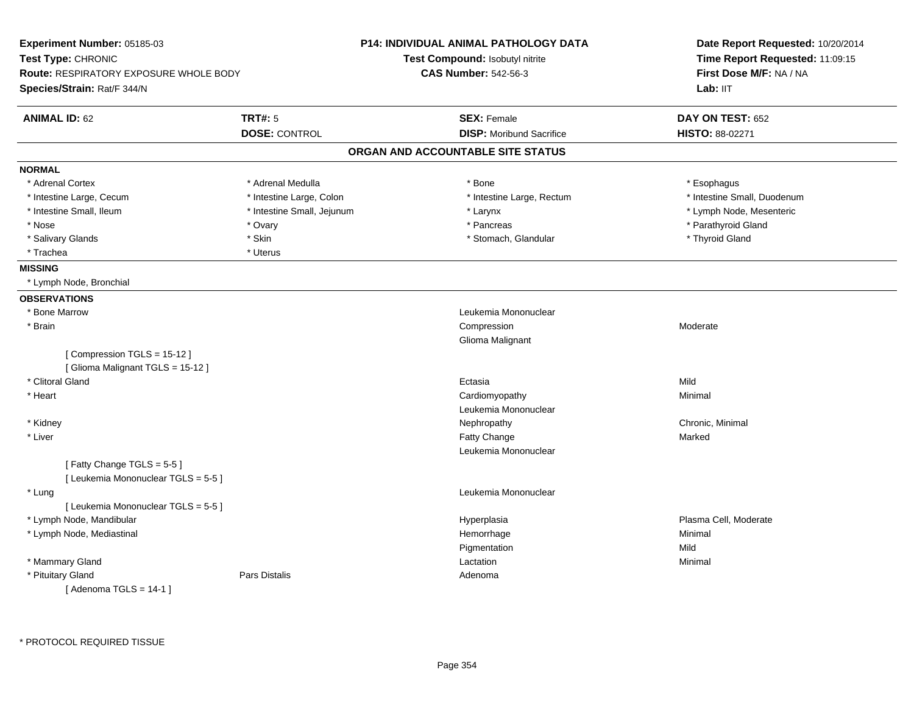**Experiment Number:** 05185-03
**Test Type:** CHRONIC
**Route:** RESPIRATORY EXPOSURE WHOLE BODY
**Species/Strain:** Rat/F 344/N

**P14: INDIVIDUAL ANIMAL PATHOLOGY DATA**
**Test Compound:** Isobutyl nitrite
**CAS Number:** 542-56-3

**Date Report Requested:** 10/20/2014
**Time Report Requested:** 11:09:15
**First Dose M/F:** NA / NA
**Lab:** IIT

| **ANIMAL ID:** 62 | **TRT#:** 5 | **SEX:** Female | **DAY ON TEST:** 652 |
|---|---|---|---|
| | **DOSE:** CONTROL | **DISP:** Moribund Sacrifice | **HISTO:** 88-02271 |

## ORGAN AND ACCOUNTABLE SITE STATUS

**NORMAL**

| | | | |
|---|---|---|---|
| * Adrenal Cortex | * Adrenal Medulla | * Bone | * Esophagus |
| * Intestine Large, Cecum | * Intestine Large, Colon | * Intestine Large, Rectum | * Intestine Small, Duodenum |
| * Intestine Small, Ileum | * Intestine Small, Jejunum | * Larynx | * Lymph Node, Mesenteric |
| * Nose | * Ovary | * Pancreas | * Parathyroid Gland |
| * Salivary Glands | * Skin | * Stomach, Glandular | * Thyroid Gland |
| * Trachea | * Uterus | | |

**MISSING**

* Lymph Node, Bronchial

**OBSERVATIONS**

| | | | |
|---|---|---|---|
| * Bone Marrow | | Leukemia Mononuclear | |
| * Brain | | Compression | Moderate |
| | | Glioma Malignant | |
| [ Compression TGLS = 15-12 ] | | | |
| [ Glioma Malignant TGLS = 15-12 ] | | | |
| * Clitoral Gland | | Ectasia | Mild |
| * Heart | | Cardiomyopathy | Minimal |
| | | Leukemia Mononuclear | |
| * Kidney | | Nephropathy | Chronic, Minimal |
| * Liver | | Fatty Change | Marked |
| | | Leukemia Mononuclear | |
| [ Fatty Change TGLS = 5-5 ] | | | |
| [ Leukemia Mononuclear TGLS = 5-5 ] | | | |
| * Lung | | Leukemia Mononuclear | |
| [ Leukemia Mononuclear TGLS = 5-5 ] | | | |
| * Lymph Node, Mandibular | | Hyperplasia | Plasma Cell, Moderate |
| * Lymph Node, Mediastinal | | Hemorrhage | Minimal |
| | | Pigmentation | Mild |
| * Mammary Gland | | Lactation | Minimal |
| * Pituitary Gland | Pars Distalis | Adenoma | |
| [ Adenoma TGLS = 14-1 ] | | | |

* PROTOCOL REQUIRED TISSUE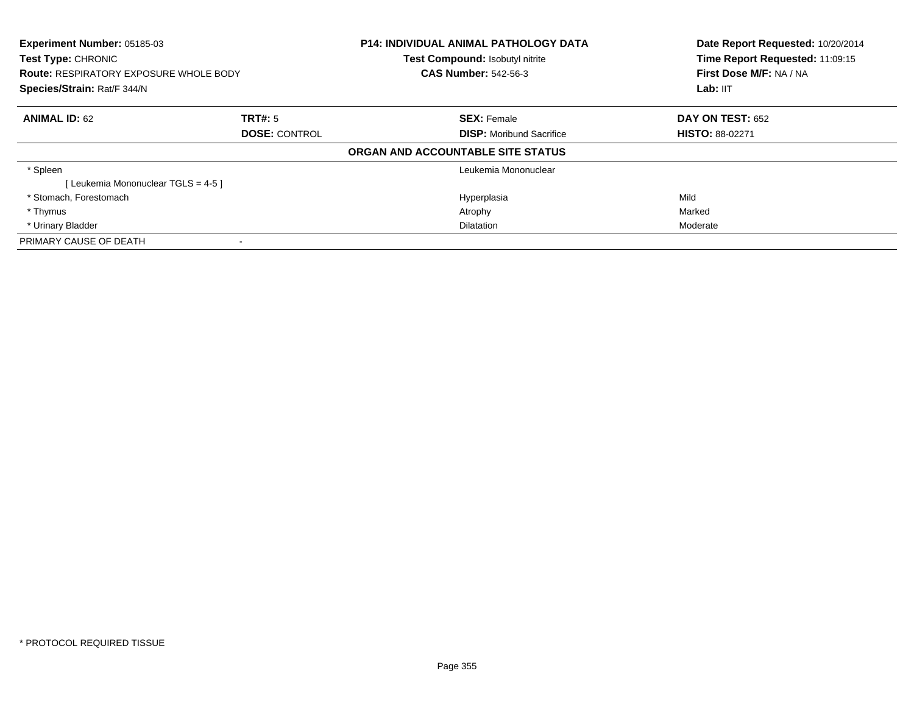**Experiment Number:** 05185-03
**Test Type:** CHRONIC
**Route:** RESPIRATORY EXPOSURE WHOLE BODY
**Species/Strain:** Rat/F 344/N

**P14: INDIVIDUAL ANIMAL PATHOLOGY DATA**
**Test Compound:** Isobutyl nitrite
**CAS Number:** 542-56-3

**Date Report Requested:** 10/20/2014
**Time Report Requested:** 11:09:15
**First Dose M/F:** NA / NA
**Lab:** IIT

| **ANIMAL ID:** 62 | **TRT#:** 5 | **SEX:** Female | **DAY ON TEST:** 652 |
|---|---|---|---|
| | **DOSE:** CONTROL | **DISP:** Moribund Sacrifice | **HISTO:** 88-02271 |

**ORGAN AND ACCOUNTABLE SITE STATUS**

| Organ | | Finding | Severity |
|---|---|---|---|
| * Spleen | | Leukemia Mononuclear | |
| [ Leukemia Mononuclear TGLS = 4-5 ] | | | |
| * Stomach, Forestomach | | Hyperplasia | Mild |
| * Thymus | | Atrophy | Marked |
| * Urinary Bladder | | Dilatation | Moderate |
| PRIMARY CAUSE OF DEATH | - | | |

* PROTOCOL REQUIRED TISSUE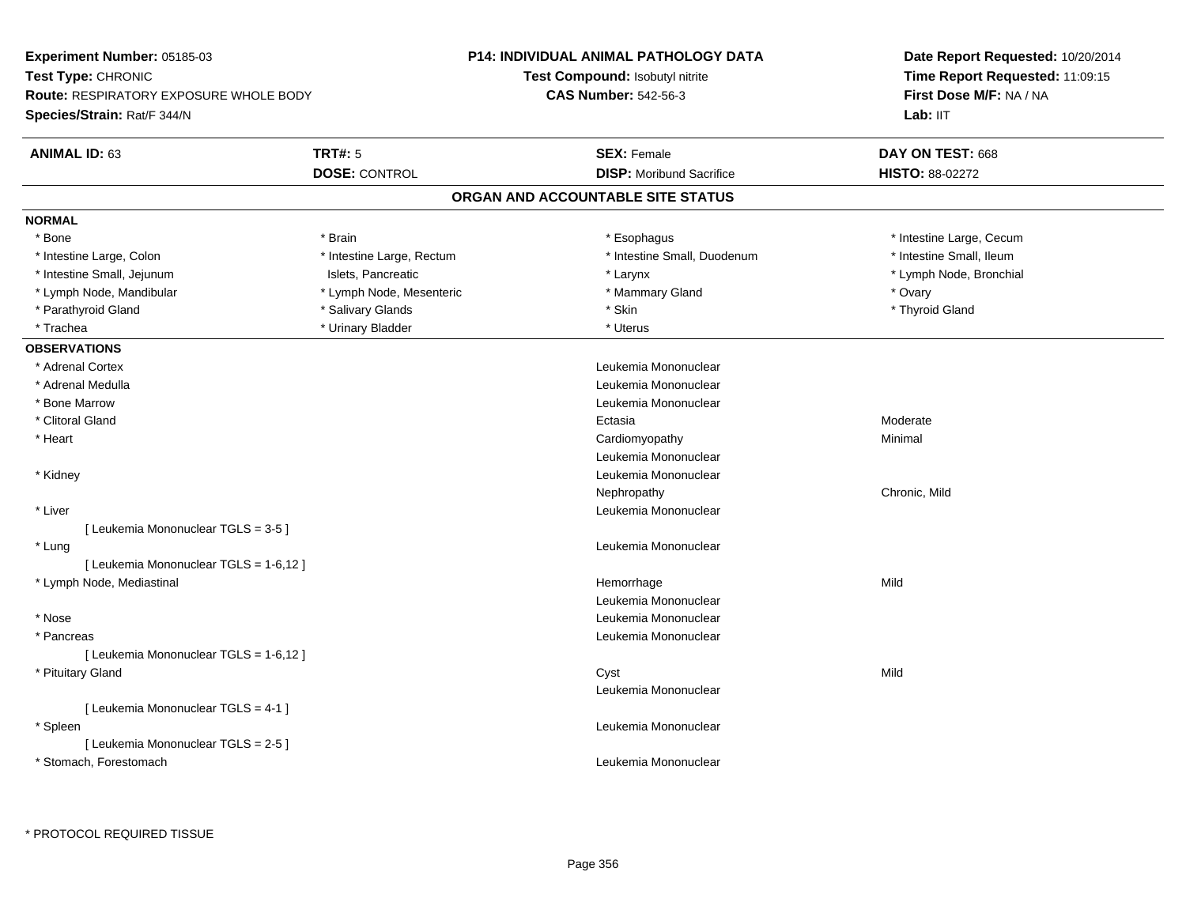**Experiment Number:** 05185-03
**Test Type:** CHRONIC
**Route:** RESPIRATORY EXPOSURE WHOLE BODY
**Species/Strain:** Rat/F 344/N

**P14: INDIVIDUAL ANIMAL PATHOLOGY DATA**
**Test Compound:** Isobutyl nitrite
**CAS Number:** 542-56-3

**Date Report Requested:** 10/20/2014
**Time Report Requested:** 11:09:15
**First Dose M/F:** NA / NA
**Lab:** IIT

| **ANIMAL ID:** 63 | **TRT#:** 5 | **SEX:** Female | **DAY ON TEST:** 668 |
|---|---|---|---|
| | **DOSE:** CONTROL | **DISP:** Moribund Sacrifice | **HISTO:** 88-02272 |

## ORGAN AND ACCOUNTABLE SITE STATUS

**NORMAL**

| | | | |
|---|---|---|---|
| * Bone | * Brain | * Esophagus | * Intestine Large, Cecum |
| * Intestine Large, Colon | * Intestine Large, Rectum | * Intestine Small, Duodenum | * Intestine Small, Ileum |
| * Intestine Small, Jejunum | Islets, Pancreatic | * Larynx | * Lymph Node, Bronchial |
| * Lymph Node, Mandibular | * Lymph Node, Mesenteric | * Mammary Gland | * Ovary |
| * Parathyroid Gland | * Salivary Glands | * Skin | * Thyroid Gland |
| * Trachea | * Urinary Bladder | * Uterus | |

**OBSERVATIONS**

| Organ | Observation | Severity |
|---|---|---|
| * Adrenal Cortex | Leukemia Mononuclear | |
| * Adrenal Medulla | Leukemia Mononuclear | |
| * Bone Marrow | Leukemia Mononuclear | |
| * Clitoral Gland | Ectasia | Moderate |
| * Heart | Cardiomyopathy | Minimal |
| | Leukemia Mononuclear | |
| * Kidney | Leukemia Mononuclear | |
| | Nephropathy | Chronic, Mild |
| * Liver | Leukemia Mononuclear | |
| [ Leukemia Mononuclear TGLS = 3-5 ] | | |
| * Lung | Leukemia Mononuclear | |
| [ Leukemia Mononuclear TGLS = 1-6,12 ] | | |
| * Lymph Node, Mediastinal | Hemorrhage | Mild |
| | Leukemia Mononuclear | |
| * Nose | Leukemia Mononuclear | |
| * Pancreas | Leukemia Mononuclear | |
| [ Leukemia Mononuclear TGLS = 1-6,12 ] | | |
| * Pituitary Gland | Cyst | Mild |
| | Leukemia Mononuclear | |
| [ Leukemia Mononuclear TGLS = 4-1 ] | | |
| * Spleen | Leukemia Mononuclear | |
| [ Leukemia Mononuclear TGLS = 2-5 ] | | |
| * Stomach, Forestomach | Leukemia Mononuclear | |

* PROTOCOL REQUIRED TISSUE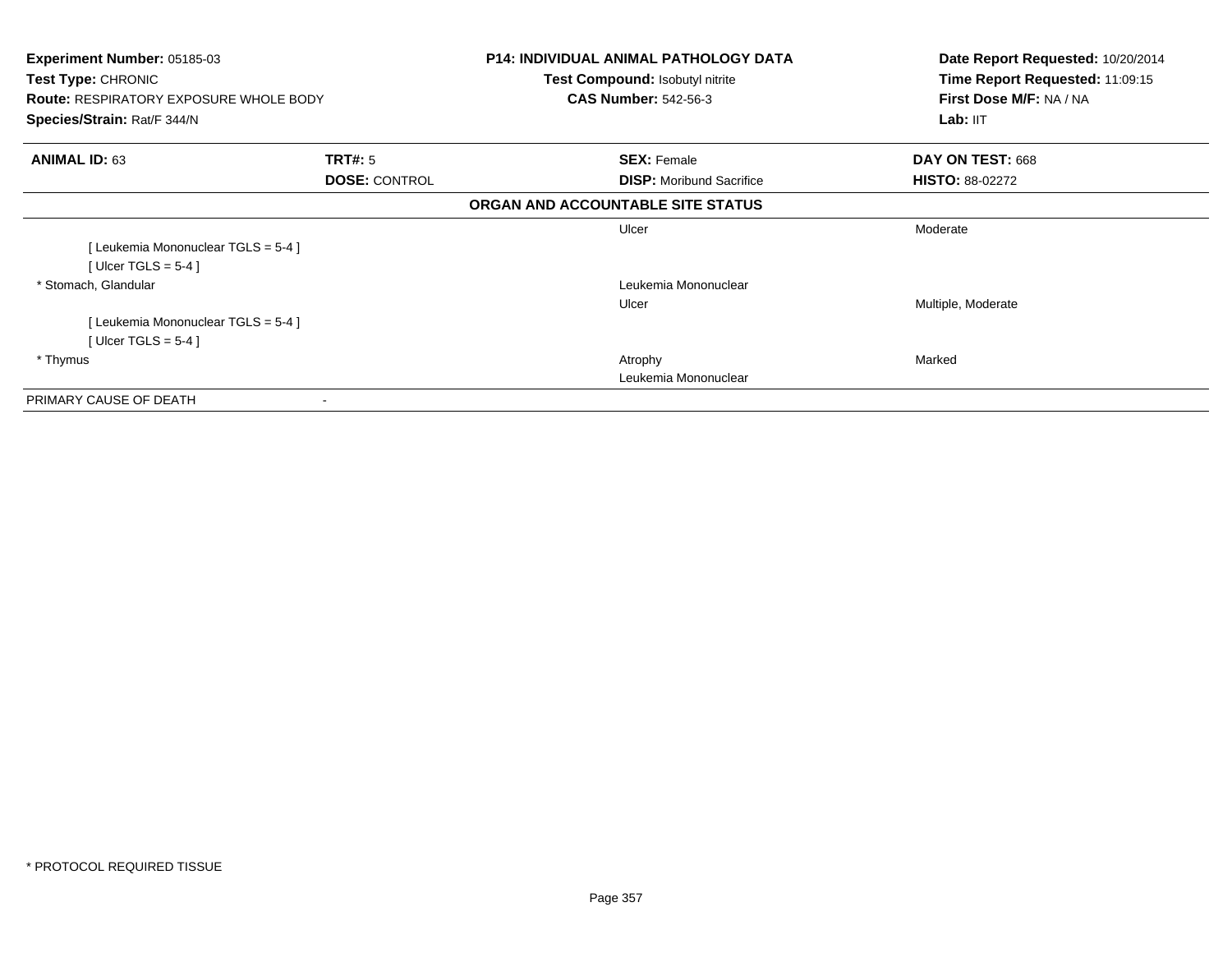**Experiment Number:** 05185-03
**Test Type:** CHRONIC
**Route:** RESPIRATORY EXPOSURE WHOLE BODY
**Species/Strain:** Rat/F 344/N

**P14: INDIVIDUAL ANIMAL PATHOLOGY DATA**
**Test Compound:** Isobutyl nitrite
**CAS Number:** 542-56-3

**Date Report Requested:** 10/20/2014
**Time Report Requested:** 11:09:15
**First Dose M/F:** NA / NA
**Lab:** IIT

| **ANIMAL ID:** 63 | **TRT#:** 5 | **SEX:** Female | **DAY ON TEST:** 668 |
|---|---|---|---|
| | **DOSE:** CONTROL | **DISP:** Moribund Sacrifice | **HISTO:** 88-02272 |

### ORGAN AND ACCOUNTABLE SITE STATUS

| | | | |
|---|---|---|---|
| | | Ulcer | Moderate |
| [ Leukemia Mononuclear TGLS = 5-4 ] | | | |
| [ Ulcer TGLS = 5-4 ] | | | |
| * Stomach, Glandular | | Leukemia Mononuclear | |
| | | Ulcer | Multiple, Moderate |
| [ Leukemia Mononuclear TGLS = 5-4 ] | | | |
| [ Ulcer TGLS = 5-4 ] | | | |
| * Thymus | | Atrophy | Marked |
| | | Leukemia Mononuclear | |
| PRIMARY CAUSE OF DEATH | - | | |

* PROTOCOL REQUIRED TISSUE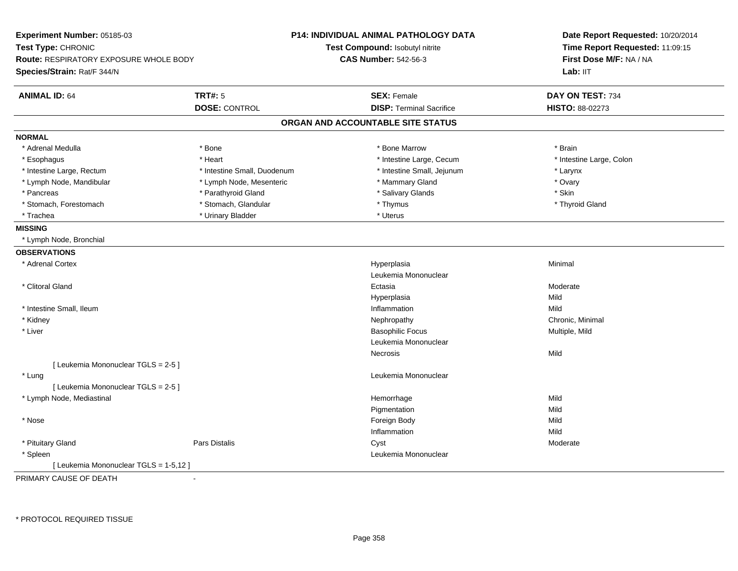**Experiment Number:** 05185-03
**Test Type:** CHRONIC
**Route:** RESPIRATORY EXPOSURE WHOLE BODY
**Species/Strain:** Rat/F 344/N

**P14: INDIVIDUAL ANIMAL PATHOLOGY DATA**
**Test Compound:** Isobutyl nitrite
**CAS Number:** 542-56-3

**Date Report Requested:** 10/20/2014
**Time Report Requested:** 11:09:15
**First Dose M/F:** NA / NA
**Lab:** IIT

| **ANIMAL ID:** 64 | **TRT#:** 5 | **SEX:** Female | **DAY ON TEST:** 734 |
|---|---|---|---|
| | **DOSE:** CONTROL | **DISP:** Terminal Sacrifice | **HISTO:** 88-02273 |

## ORGAN AND ACCOUNTABLE SITE STATUS

**NORMAL**

| | | | |
|---|---|---|---|
| * Adrenal Medulla | * Bone | * Bone Marrow | * Brain |
| * Esophagus | * Heart | * Intestine Large, Cecum | * Intestine Large, Colon |
| * Intestine Large, Rectum | * Intestine Small, Duodenum | * Intestine Small, Jejunum | * Larynx |
| * Lymph Node, Mandibular | * Lymph Node, Mesenteric | * Mammary Gland | * Ovary |
| * Pancreas | * Parathyroid Gland | * Salivary Glands | * Skin |
| * Stomach, Forestomach | * Stomach, Glandular | * Thymus | * Thyroid Gland |
| * Trachea | * Urinary Bladder | * Uterus | |

**MISSING**

* Lymph Node, Bronchial

**OBSERVATIONS**

| Organ | Site | Observation | Severity |
|---|---|---|---|
| * Adrenal Cortex | | Hyperplasia | Minimal |
| | | Leukemia Mononuclear | |
| * Clitoral Gland | | Ectasia | Moderate |
| | | Hyperplasia | Mild |
| * Intestine Small, Ileum | | Inflammation | Mild |
| * Kidney | | Nephropathy | Chronic, Minimal |
| * Liver | | Basophilic Focus | Multiple, Mild |
| | | Leukemia Mononuclear | |
| | | Necrosis | Mild |
| [ Leukemia Mononuclear TGLS = 2-5 ] | | | |
| * Lung | | Leukemia Mononuclear | |
| [ Leukemia Mononuclear TGLS = 2-5 ] | | | |
| * Lymph Node, Mediastinal | | Hemorrhage | Mild |
| | | Pigmentation | Mild |
| * Nose | | Foreign Body | Mild |
| | | Inflammation | Mild |
| * Pituitary Gland | Pars Distalis | Cyst | Moderate |
| * Spleen | | Leukemia Mononuclear | |
| [ Leukemia Mononuclear TGLS = 1-5,12 ] | | | |

PRIMARY CAUSE OF DEATH -

* PROTOCOL REQUIRED TISSUE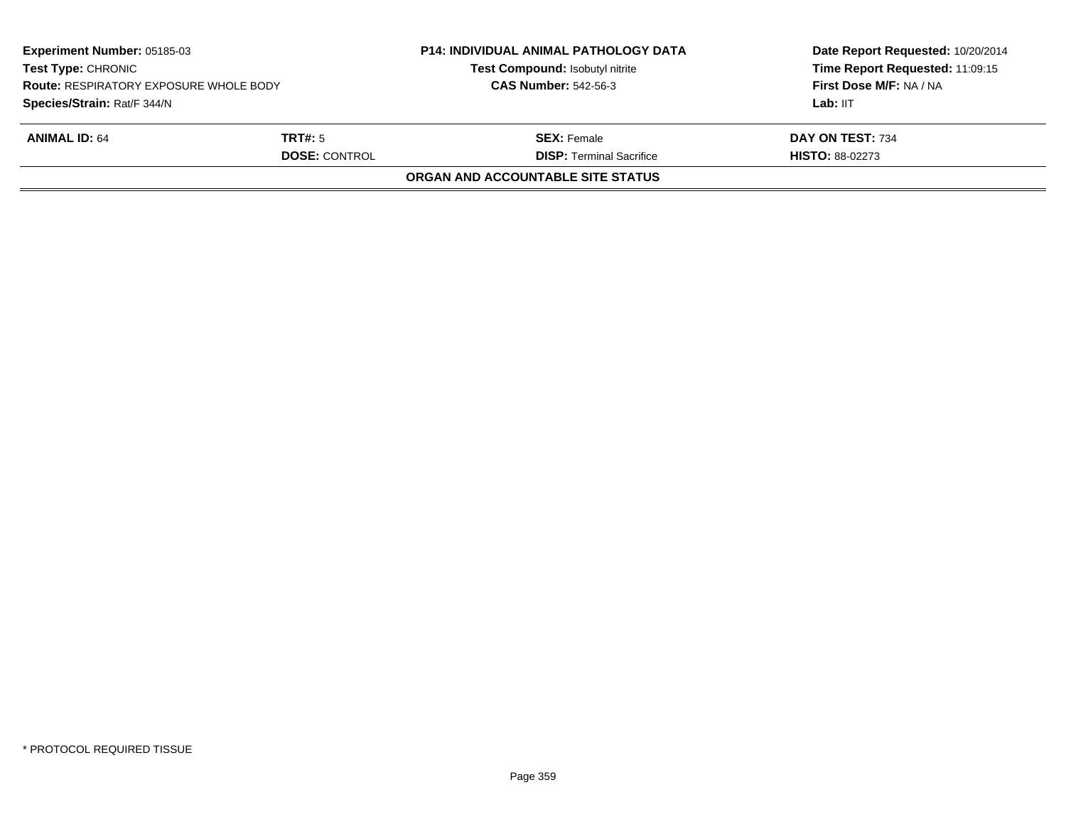| Experiment Number: 05185-03 | P14: INDIVIDUAL ANIMAL PATHOLOGY DATA | Date Report Requested: 10/20/2014 |
|---|---|---|
| Test Type: CHRONIC | Test Compound: Isobutyl nitrite | Time Report Requested: 11:09:15 |
| Route: RESPIRATORY EXPOSURE WHOLE BODY | CAS Number: 542-56-3 | First Dose M/F: NA / NA |
| Species/Strain: Rat/F 344/N | | Lab: IIT |

| ANIMAL ID: 64 | TRT#: 5 | SEX: Female | DAY ON TEST: 734 |
|---|---|---|---|
| | DOSE: CONTROL | DISP: Terminal Sacrifice | HISTO: 88-02273 |

**ORGAN AND ACCOUNTABLE SITE STATUS**

* PROTOCOL REQUIRED TISSUE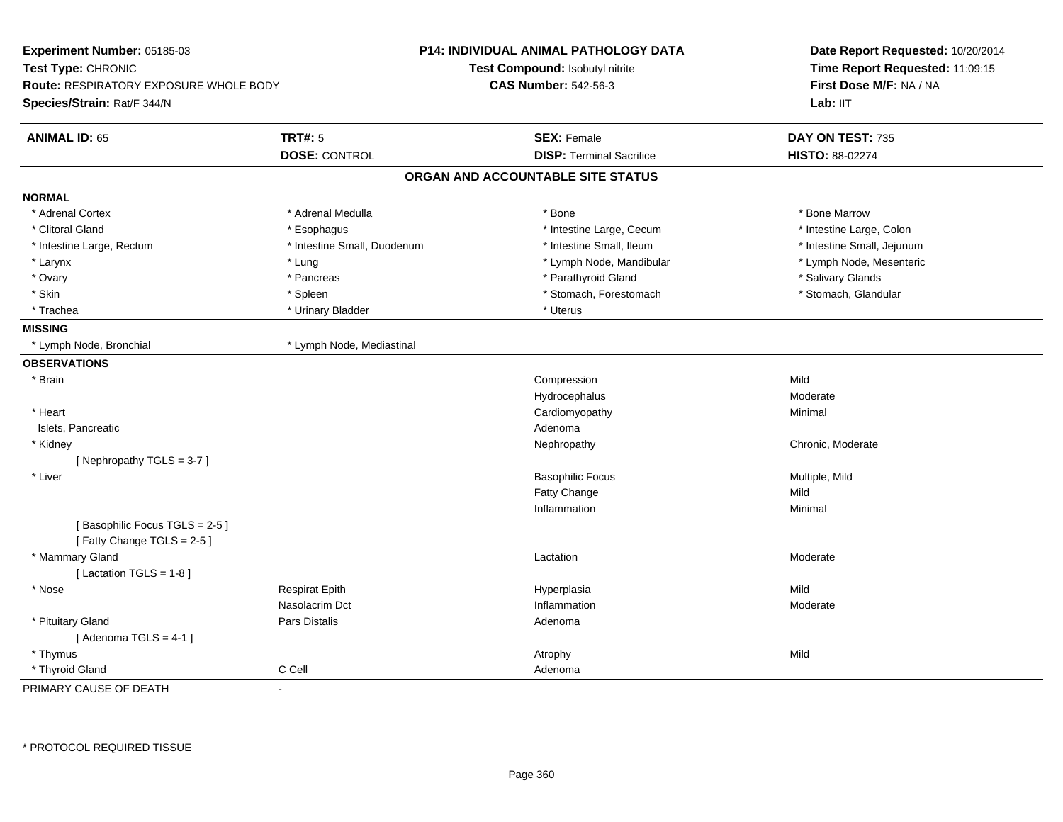**Experiment Number:** 05185-03
**Test Type:** CHRONIC
**Route:** RESPIRATORY EXPOSURE WHOLE BODY
**Species/Strain:** Rat/F 344/N

**P14: INDIVIDUAL ANIMAL PATHOLOGY DATA**
**Test Compound:** Isobutyl nitrite
**CAS Number:** 542-56-3

**Date Report Requested:** 10/20/2014
**Time Report Requested:** 11:09:15
**First Dose M/F:** NA / NA
**Lab:** IIT

| **ANIMAL ID:** 65 | **TRT#:** 5 | **SEX:** Female | **DAY ON TEST:** 735 |
|---|---|---|---|
| | **DOSE:** CONTROL | **DISP:** Terminal Sacrifice | **HISTO:** 88-02274 |

## ORGAN AND ACCOUNTABLE SITE STATUS

**NORMAL**

| | | | |
|---|---|---|---|
| * Adrenal Cortex | * Adrenal Medulla | * Bone | * Bone Marrow |
| * Clitoral Gland | * Esophagus | * Intestine Large, Cecum | * Intestine Large, Colon |
| * Intestine Large, Rectum | * Intestine Small, Duodenum | * Intestine Small, Ileum | * Intestine Small, Jejunum |
| * Larynx | * Lung | * Lymph Node, Mandibular | * Lymph Node, Mesenteric |
| * Ovary | * Pancreas | * Parathyroid Gland | * Salivary Glands |
| * Skin | * Spleen | * Stomach, Forestomach | * Stomach, Glandular |
| * Trachea | * Urinary Bladder | * Uterus | |

**MISSING**

| | |
|---|---|
| * Lymph Node, Bronchial | * Lymph Node, Mediastinal |

**OBSERVATIONS**

| | | | |
|---|---|---|---|
| * Brain | | Compression | Mild |
| | | Hydrocephalus | Moderate |
| * Heart | | Cardiomyopathy | Minimal |
| Islets, Pancreatic | | Adenoma | |
| * Kidney | | Nephropathy | Chronic, Moderate |
| [ Nephropathy TGLS = 3-7 ] | | | |
| * Liver | | Basophilic Focus | Multiple, Mild |
| | | Fatty Change | Mild |
| | | Inflammation | Minimal |
| [ Basophilic Focus TGLS = 2-5 ] | | | |
| [ Fatty Change TGLS = 2-5 ] | | | |
| * Mammary Gland | | Lactation | Moderate |
| [ Lactation TGLS = 1-8 ] | | | |
| * Nose | Respirat Epith | Hyperplasia | Mild |
| | Nasolacrim Dct | Inflammation | Moderate |
| * Pituitary Gland | Pars Distalis | Adenoma | |
| [ Adenoma TGLS = 4-1 ] | | | |
| * Thymus | | Atrophy | Mild |
| * Thyroid Gland | C Cell | Adenoma | |

PRIMARY CAUSE OF DEATH -

* PROTOCOL REQUIRED TISSUE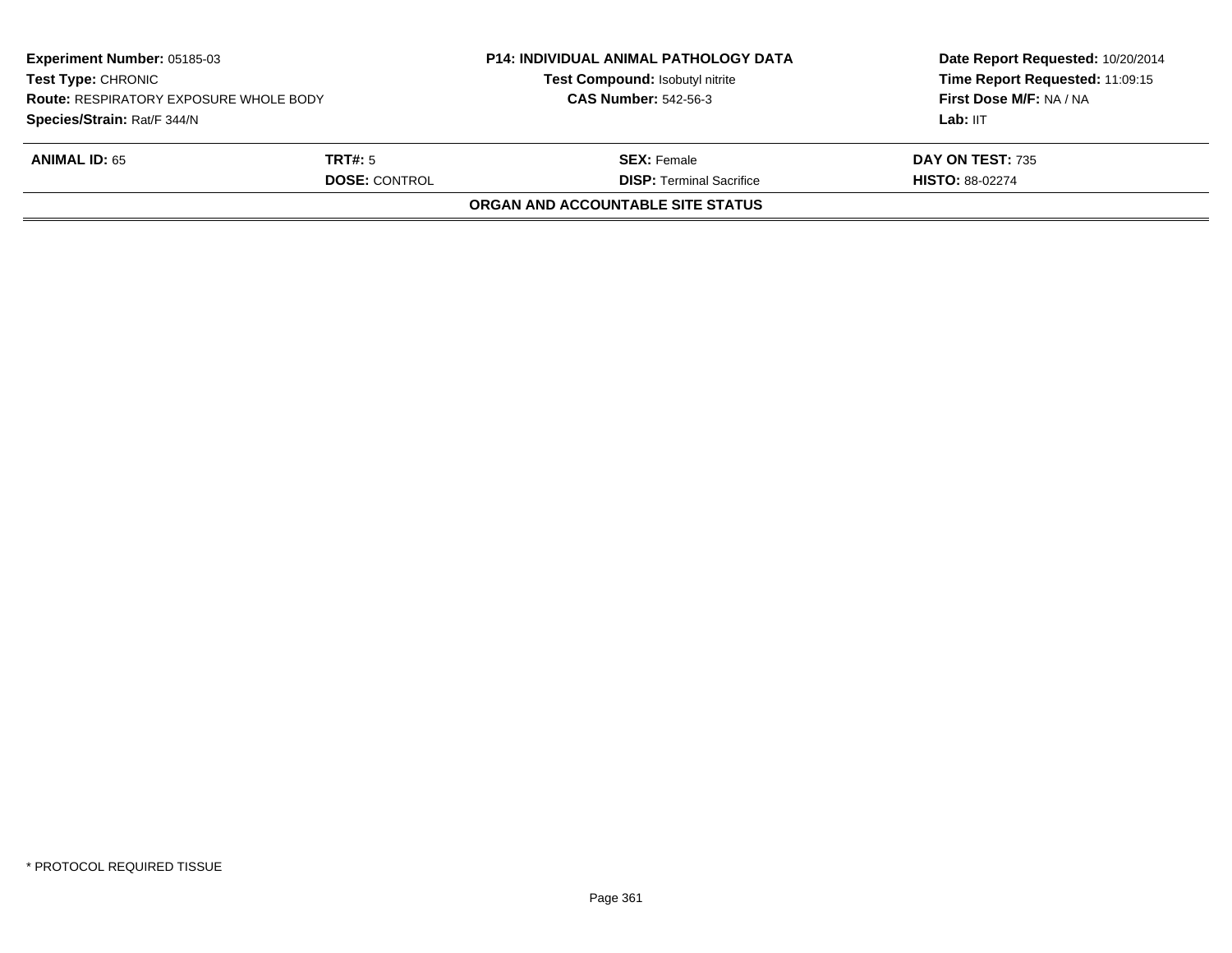**Experiment Number:** 05185-03
**Test Type:** CHRONIC
**Route:** RESPIRATORY EXPOSURE WHOLE BODY
**Species/Strain:** Rat/F 344/N

**P14: INDIVIDUAL ANIMAL PATHOLOGY DATA**
**Test Compound:** Isobutyl nitrite
**CAS Number:** 542-56-3

**Date Report Requested:** 10/20/2014
**Time Report Requested:** 11:09:15
**First Dose M/F:** NA / NA
**Lab:** IIT

| **ANIMAL ID:** 65 | **TRT#:** 5 | **SEX:** Female | **DAY ON TEST:** 735 |
|---|---|---|---|
| | **DOSE:** CONTROL | **DISP:** Terminal Sacrifice | **HISTO:** 88-02274 |

**ORGAN AND ACCOUNTABLE SITE STATUS**

* PROTOCOL REQUIRED TISSUE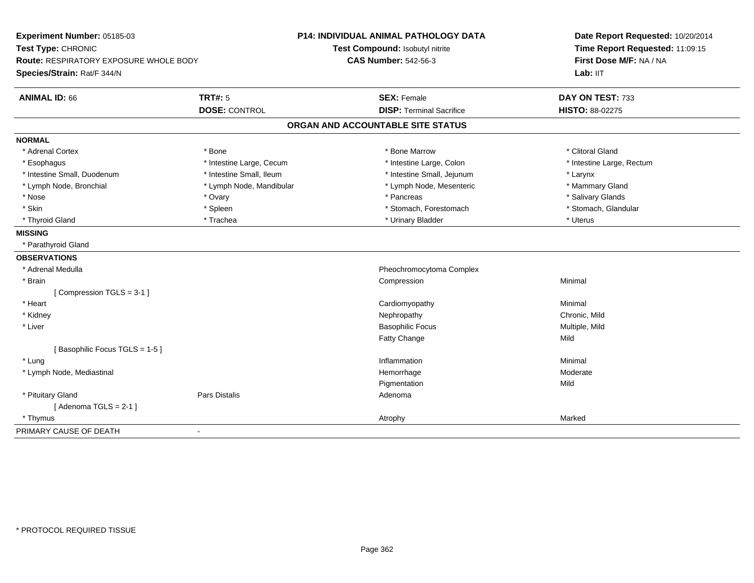**Experiment Number:** 05185-03
**Test Type:** CHRONIC
**Route:** RESPIRATORY EXPOSURE WHOLE BODY
**Species/Strain:** Rat/F 344/N

**P14: INDIVIDUAL ANIMAL PATHOLOGY DATA**
**Test Compound:** Isobutyl nitrite
**CAS Number:** 542-56-3

**Date Report Requested:** 10/20/2014
**Time Report Requested:** 11:09:15
**First Dose M/F:** NA / NA
**Lab:** IIT

| **ANIMAL ID:** 66 | **TRT#:** 5 | **SEX:** Female | **DAY ON TEST:** 733 |
|---|---|---|---|
| | **DOSE:** CONTROL | **DISP:** Terminal Sacrifice | **HISTO:** 88-02275 |

## ORGAN AND ACCOUNTABLE SITE STATUS

**NORMAL**

| | | | |
|---|---|---|---|
| * Adrenal Cortex | * Bone | * Bone Marrow | * Clitoral Gland |
| * Esophagus | * Intestine Large, Cecum | * Intestine Large, Colon | * Intestine Large, Rectum |
| * Intestine Small, Duodenum | * Intestine Small, Ileum | * Intestine Small, Jejunum | * Larynx |
| * Lymph Node, Bronchial | * Lymph Node, Mandibular | * Lymph Node, Mesenteric | * Mammary Gland |
| * Nose | * Ovary | * Pancreas | * Salivary Glands |
| * Skin | * Spleen | * Stomach, Forestomach | * Stomach, Glandular |
| * Thyroid Gland | * Trachea | * Urinary Bladder | * Uterus |

**MISSING**

* Parathyroid Gland

**OBSERVATIONS**

| | | | |
|---|---|---|---|
| * Adrenal Medulla | | Pheochromocytoma Complex | |
| * Brain | | Compression | Minimal |
| [ Compression TGLS = 3-1 ] | | | |
| * Heart | | Cardiomyopathy | Minimal |
| * Kidney | | Nephropathy | Chronic, Mild |
| * Liver | | Basophilic Focus | Multiple, Mild |
| | | Fatty Change | Mild |
| [ Basophilic Focus TGLS = 1-5 ] | | | |
| * Lung | | Inflammation | Minimal |
| * Lymph Node, Mediastinal | | Hemorrhage | Moderate |
| | | Pigmentation | Mild |
| * Pituitary Gland | Pars Distalis | Adenoma | |
| [ Adenoma TGLS = 2-1 ] | | | |
| * Thymus | | Atrophy | Marked |

PRIMARY CAUSE OF DEATH -

* PROTOCOL REQUIRED TISSUE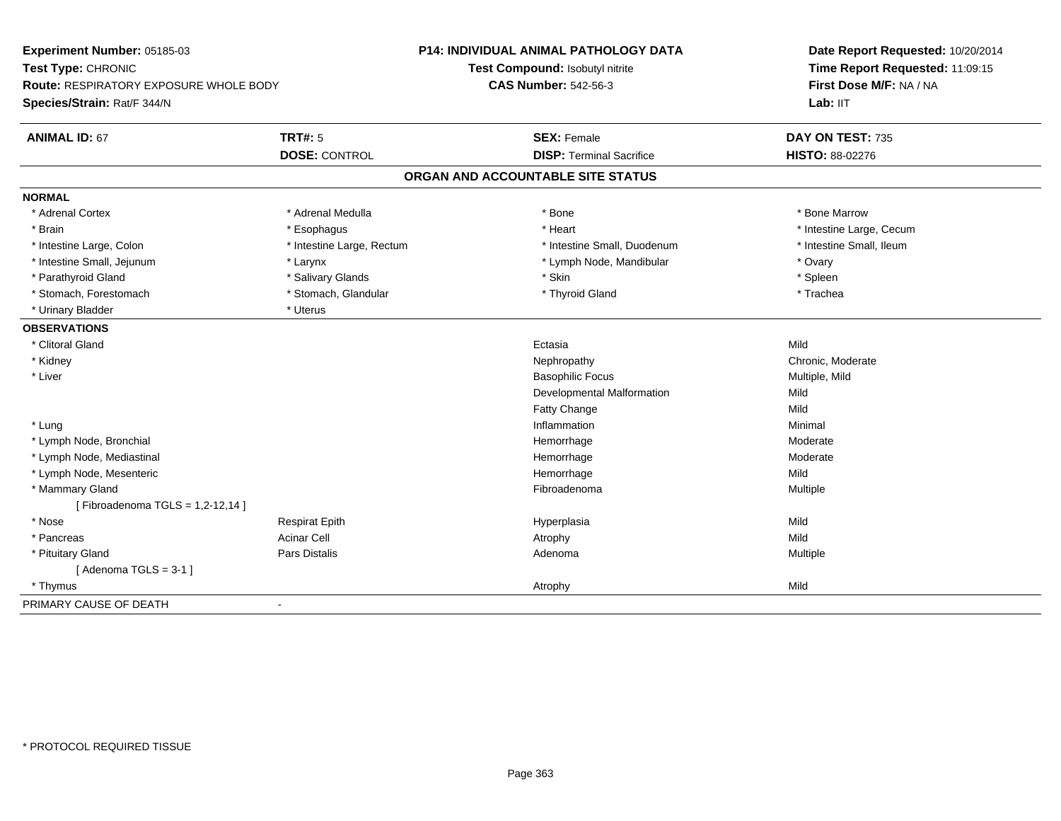**Experiment Number:** 05185-03
**Test Type:** CHRONIC
**Route:** RESPIRATORY EXPOSURE WHOLE BODY
**Species/Strain:** Rat/F 344/N

**P14: INDIVIDUAL ANIMAL PATHOLOGY DATA**
**Test Compound:** Isobutyl nitrite
**CAS Number:** 542-56-3

**Date Report Requested:** 10/20/2014
**Time Report Requested:** 11:09:15
**First Dose M/F:** NA / NA
**Lab:** IIT

| **ANIMAL ID:** 67 | **TRT#:** 5 | **SEX:** Female | **DAY ON TEST:** 735 |
|---|---|---|---|
| | **DOSE:** CONTROL | **DISP:** Terminal Sacrifice | **HISTO:** 88-02276 |

## ORGAN AND ACCOUNTABLE SITE STATUS

**NORMAL**

| | | | |
|---|---|---|---|
| * Adrenal Cortex | * Adrenal Medulla | * Bone | * Bone Marrow |
| * Brain | * Esophagus | * Heart | * Intestine Large, Cecum |
| * Intestine Large, Colon | * Intestine Large, Rectum | * Intestine Small, Duodenum | * Intestine Small, Ileum |
| * Intestine Small, Jejunum | * Larynx | * Lymph Node, Mandibular | * Ovary |
| * Parathyroid Gland | * Salivary Glands | * Skin | * Spleen |
| * Stomach, Forestomach | * Stomach, Glandular | * Thyroid Gland | * Trachea |
| * Urinary Bladder | * Uterus | | |

**OBSERVATIONS**

| | | | |
|---|---|---|---|
| * Clitoral Gland | | Ectasia | Mild |
| * Kidney | | Nephropathy | Chronic, Moderate |
| * Liver | | Basophilic Focus | Multiple, Mild |
| | | Developmental Malformation | Mild |
| | | Fatty Change | Mild |
| * Lung | | Inflammation | Minimal |
| * Lymph Node, Bronchial | | Hemorrhage | Moderate |
| * Lymph Node, Mediastinal | | Hemorrhage | Moderate |
| * Lymph Node, Mesenteric | | Hemorrhage | Mild |
| * Mammary Gland | | Fibroadenoma | Multiple |
| [ Fibroadenoma TGLS = 1,2-12,14 ] | | | |
| * Nose | Respirat Epith | Hyperplasia | Mild |
| * Pancreas | Acinar Cell | Atrophy | Mild |
| * Pituitary Gland | Pars Distalis | Adenoma | Multiple |
| [ Adenoma TGLS = 3-1 ] | | | |
| * Thymus | | Atrophy | Mild |

PRIMARY CAUSE OF DEATH -

* PROTOCOL REQUIRED TISSUE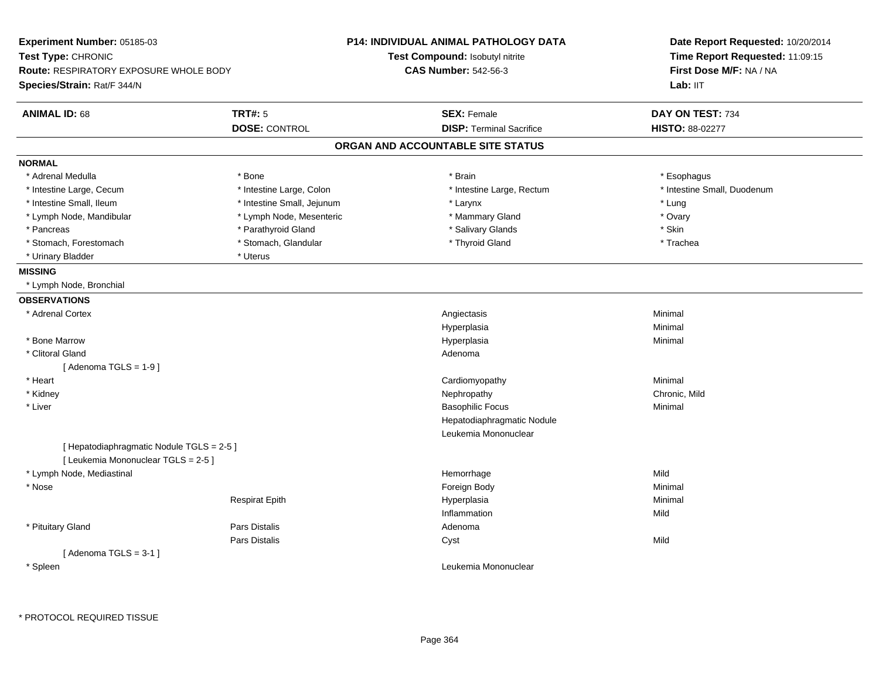**Experiment Number:** 05185-03
**Test Type:** CHRONIC
**Route:** RESPIRATORY EXPOSURE WHOLE BODY
**Species/Strain:** Rat/F 344/N

**P14: INDIVIDUAL ANIMAL PATHOLOGY DATA**
**Test Compound:** Isobutyl nitrite
**CAS Number:** 542-56-3

**Date Report Requested:** 10/20/2014
**Time Report Requested:** 11:09:15
**First Dose M/F:** NA / NA
**Lab:** IIT

| **ANIMAL ID:** 68 | **TRT#:** 5 | **SEX:** Female | **DAY ON TEST:** 734 |
|---|---|---|---|
| | **DOSE:** CONTROL | **DISP:** Terminal Sacrifice | **HISTO:** 88-02277 |

## ORGAN AND ACCOUNTABLE SITE STATUS

**NORMAL**

| | | | |
|---|---|---|---|
| * Adrenal Medulla | * Bone | * Brain | * Esophagus |
| * Intestine Large, Cecum | * Intestine Large, Colon | * Intestine Large, Rectum | * Intestine Small, Duodenum |
| * Intestine Small, Ileum | * Intestine Small, Jejunum | * Larynx | * Lung |
| * Lymph Node, Mandibular | * Lymph Node, Mesenteric | * Mammary Gland | * Ovary |
| * Pancreas | * Parathyroid Gland | * Salivary Glands | * Skin |
| * Stomach, Forestomach | * Stomach, Glandular | * Thyroid Gland | * Trachea |
| * Urinary Bladder | * Uterus | | |

**MISSING**

* Lymph Node, Bronchial

**OBSERVATIONS**

| Organ | Site | Observation | Severity |
|---|---|---|---|
| * Adrenal Cortex | | Angiectasis | Minimal |
| | | Hyperplasia | Minimal |
| * Bone Marrow | | Hyperplasia | Minimal |
| * Clitoral Gland | | Adenoma | |
| [ Adenoma TGLS = 1-9 ] | | | |
| * Heart | | Cardiomyopathy | Minimal |
| * Kidney | | Nephropathy | Chronic, Mild |
| * Liver | | Basophilic Focus | Minimal |
| | | Hepatodiaphragmatic Nodule | |
| | | Leukemia Mononuclear | |
| [ Hepatodiaphragmatic Nodule TGLS = 2-5 ] | | | |
| [ Leukemia Mononuclear TGLS = 2-5 ] | | | |
| * Lymph Node, Mediastinal | | Hemorrhage | Mild |
| * Nose | | Foreign Body | Minimal |
| | Respirat Epith | Hyperplasia | Minimal |
| | | Inflammation | Mild |
| * Pituitary Gland | Pars Distalis | Adenoma | |
| | Pars Distalis | Cyst | Mild |
| [ Adenoma TGLS = 3-1 ] | | | |
| * Spleen | | Leukemia Mononuclear | |

* PROTOCOL REQUIRED TISSUE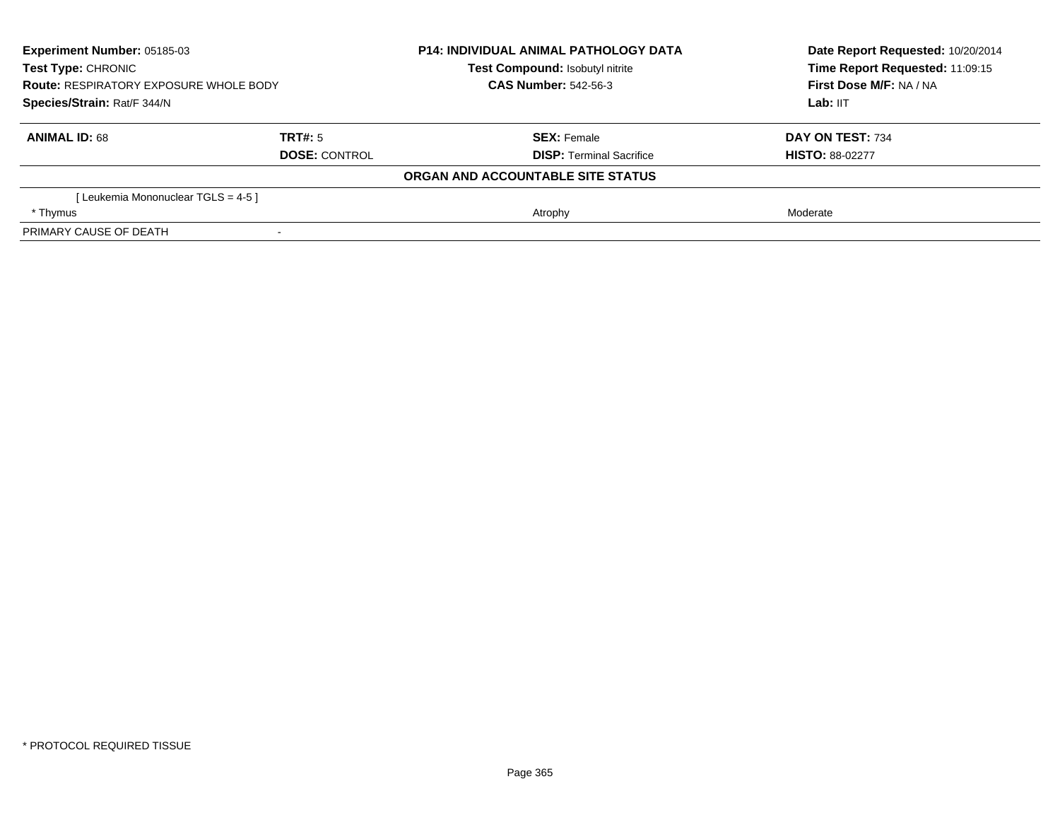**Experiment Number:** 05185-03
**Test Type:** CHRONIC
**Route:** RESPIRATORY EXPOSURE WHOLE BODY
**Species/Strain:** Rat/F 344/N

**P14: INDIVIDUAL ANIMAL PATHOLOGY DATA**
**Test Compound:** Isobutyl nitrite
**CAS Number:** 542-56-3

**Date Report Requested:** 10/20/2014
**Time Report Requested:** 11:09:15
**First Dose M/F:** NA / NA
**Lab:** IIT

| **ANIMAL ID:** 68 | **TRT#:** 5 | **SEX:** Female | **DAY ON TEST:** 734 |
|---|---|---|---|
| | **DOSE:** CONTROL | **DISP:** Terminal Sacrifice | **HISTO:** 88-02277 |

**ORGAN AND ACCOUNTABLE SITE STATUS**

| | | | |
|---|---|---|---|
| [ Leukemia Mononuclear TGLS = 4-5 ] | | | |
| * Thymus | | Atrophy | Moderate |
| PRIMARY CAUSE OF DEATH | - | | |

* PROTOCOL REQUIRED TISSUE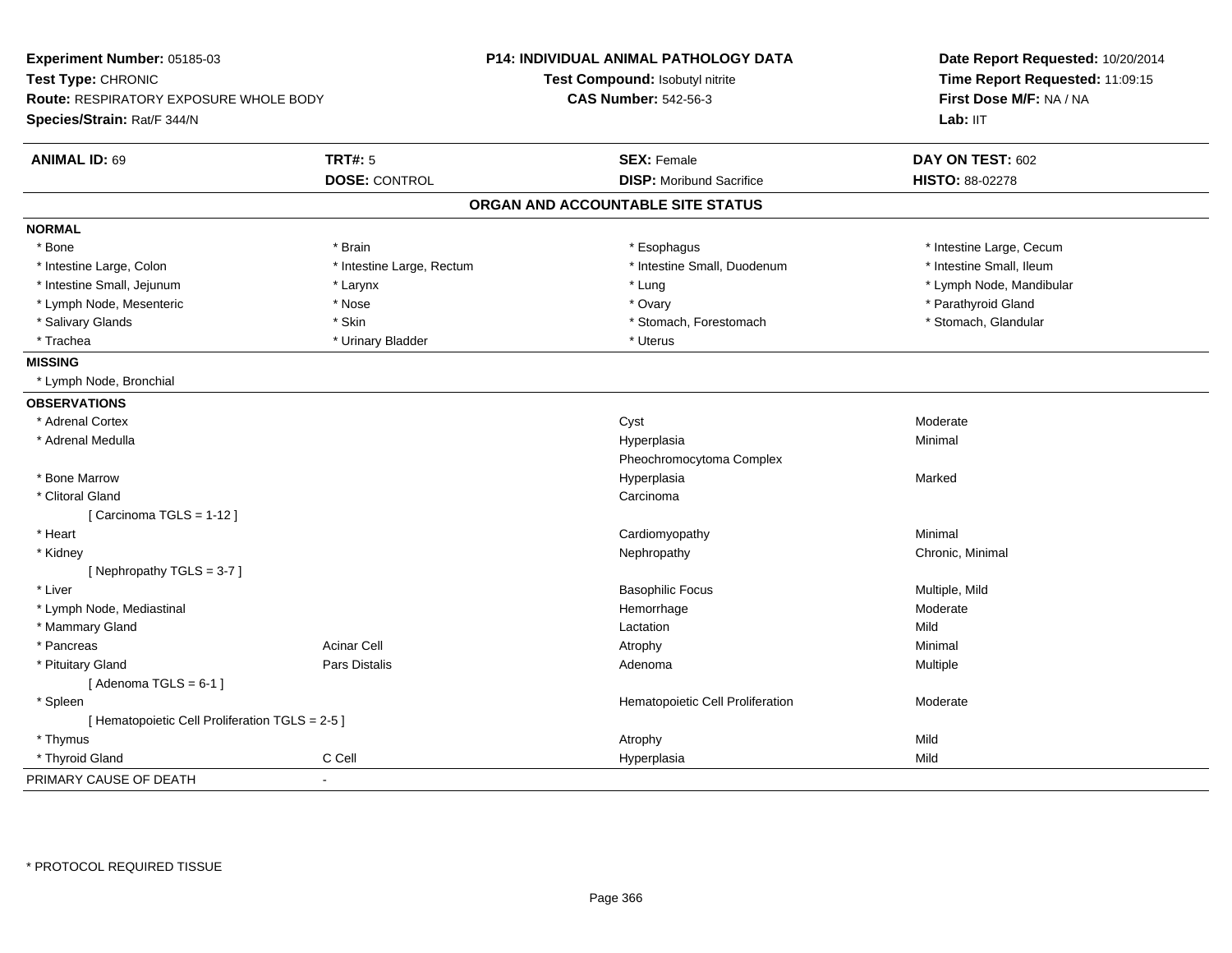**Experiment Number:** 05185-03
**Test Type:** CHRONIC
**Route:** RESPIRATORY EXPOSURE WHOLE BODY
**Species/Strain:** Rat/F 344/N

**P14: INDIVIDUAL ANIMAL PATHOLOGY DATA**
**Test Compound:** Isobutyl nitrite
**CAS Number:** 542-56-3

**Date Report Requested:** 10/20/2014
**Time Report Requested:** 11:09:15
**First Dose M/F:** NA / NA
**Lab:** IIT

| **ANIMAL ID:** 69 | **TRT#:** 5 | **SEX:** Female | **DAY ON TEST:** 602 |
|---|---|---|---|
| | **DOSE:** CONTROL | **DISP:** Moribund Sacrifice | **HISTO:** 88-02278 |

## ORGAN AND ACCOUNTABLE SITE STATUS

**NORMAL**

| | | | |
|---|---|---|---|
| * Bone | * Brain | * Esophagus | * Intestine Large, Cecum |
| * Intestine Large, Colon | * Intestine Large, Rectum | * Intestine Small, Duodenum | * Intestine Small, Ileum |
| * Intestine Small, Jejunum | * Larynx | * Lung | * Lymph Node, Mandibular |
| * Lymph Node, Mesenteric | * Nose | * Ovary | * Parathyroid Gland |
| * Salivary Glands | * Skin | * Stomach, Forestomach | * Stomach, Glandular |
| * Trachea | * Urinary Bladder | * Uterus | |

**MISSING**

* Lymph Node, Bronchial

**OBSERVATIONS**

| | | | |
|---|---|---|---|
| * Adrenal Cortex | | Cyst | Moderate |
| * Adrenal Medulla | | Hyperplasia | Minimal |
| | | Pheochromocytoma Complex | |
| * Bone Marrow | | Hyperplasia | Marked |
| * Clitoral Gland | | Carcinoma | |
| [ Carcinoma TGLS = 1-12 ] | | | |
| * Heart | | Cardiomyopathy | Minimal |
| * Kidney | | Nephropathy | Chronic, Minimal |
| [ Nephropathy TGLS = 3-7 ] | | | |
| * Liver | | Basophilic Focus | Multiple, Mild |
| * Lymph Node, Mediastinal | | Hemorrhage | Moderate |
| * Mammary Gland | | Lactation | Mild |
| * Pancreas | Acinar Cell | Atrophy | Minimal |
| * Pituitary Gland | Pars Distalis | Adenoma | Multiple |
| [ Adenoma TGLS = 6-1 ] | | | |
| * Spleen | | Hematopoietic Cell Proliferation | Moderate |
| [ Hematopoietic Cell Proliferation TGLS = 2-5 ] | | | |
| * Thymus | | Atrophy | Mild |
| * Thyroid Gland | C Cell | Hyperplasia | Mild |

PRIMARY CAUSE OF DEATH -

* PROTOCOL REQUIRED TISSUE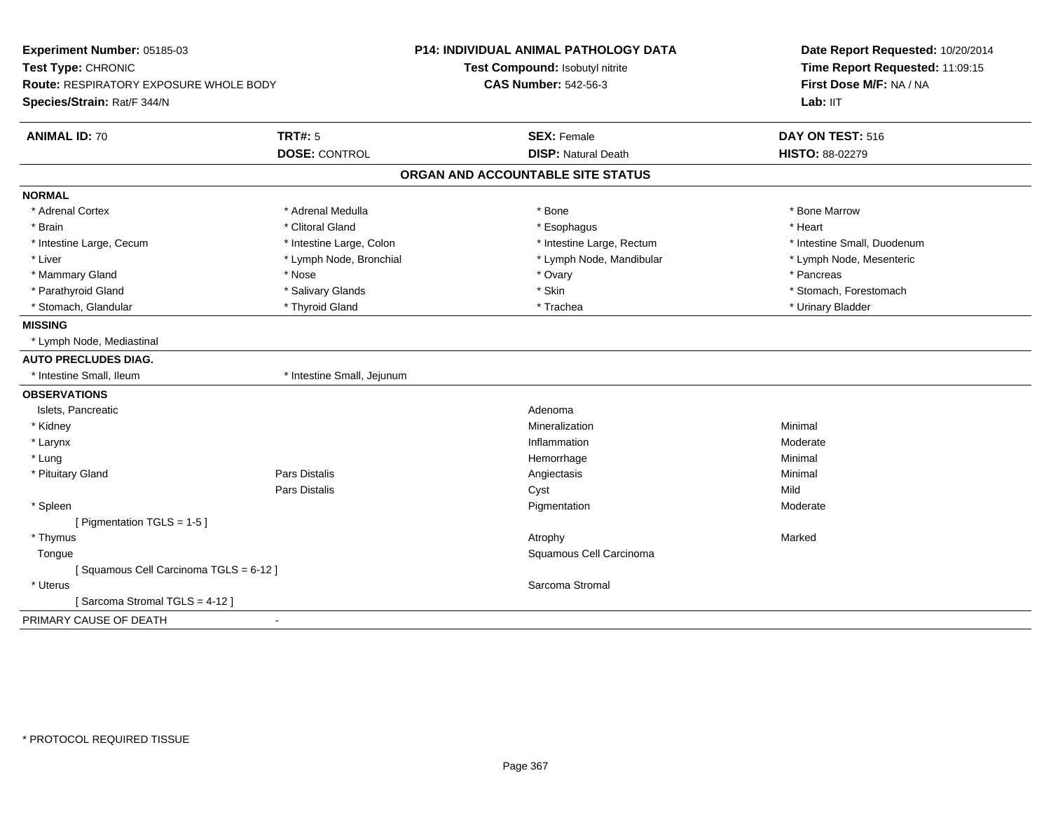**Experiment Number:** 05185-03
**Test Type:** CHRONIC
**Route:** RESPIRATORY EXPOSURE WHOLE BODY
**Species/Strain:** Rat/F 344/N

**P14: INDIVIDUAL ANIMAL PATHOLOGY DATA**
**Test Compound:** Isobutyl nitrite
**CAS Number:** 542-56-3

**Date Report Requested:** 10/20/2014
**Time Report Requested:** 11:09:15
**First Dose M/F:** NA / NA
**Lab:** IIT

| **ANIMAL ID:** 70 | **TRT#:** 5 | **SEX:** Female | **DAY ON TEST:** 516 |
|---|---|---|---|
| | **DOSE:** CONTROL | **DISP:** Natural Death | **HISTO:** 88-02279 |

## ORGAN AND ACCOUNTABLE SITE STATUS

**NORMAL**

| | | | |
|---|---|---|---|
| * Adrenal Cortex | * Adrenal Medulla | * Bone | * Bone Marrow |
| * Brain | * Clitoral Gland | * Esophagus | * Heart |
| * Intestine Large, Cecum | * Intestine Large, Colon | * Intestine Large, Rectum | * Intestine Small, Duodenum |
| * Liver | * Lymph Node, Bronchial | * Lymph Node, Mandibular | * Lymph Node, Mesenteric |
| * Mammary Gland | * Nose | * Ovary | * Pancreas |
| * Parathyroid Gland | * Salivary Glands | * Skin | * Stomach, Forestomach |
| * Stomach, Glandular | * Thyroid Gland | * Trachea | * Urinary Bladder |

**MISSING**

* Lymph Node, Mediastinal

**AUTO PRECLUDES DIAG.**

* Intestine Small, Ileum
* Intestine Small, Jejunum

**OBSERVATIONS**

| | | | |
|---|---|---|---|
| Islets, Pancreatic | | Adenoma | |
| * Kidney | | Mineralization | Minimal |
| * Larynx | | Inflammation | Moderate |
| * Lung | | Hemorrhage | Minimal |
| * Pituitary Gland | Pars Distalis | Angiectasis | Minimal |
| | Pars Distalis | Cyst | Mild |
| * Spleen | | Pigmentation | Moderate |
| [ Pigmentation TGLS = 1-5 ] | | | |
| * Thymus | | Atrophy | Marked |
| Tongue | | Squamous Cell Carcinoma | |
| [ Squamous Cell Carcinoma TGLS = 6-12 ] | | | |
| * Uterus | | Sarcoma Stromal | |
| [ Sarcoma Stromal TGLS = 4-12 ] | | | |

PRIMARY CAUSE OF DEATH -

* PROTOCOL REQUIRED TISSUE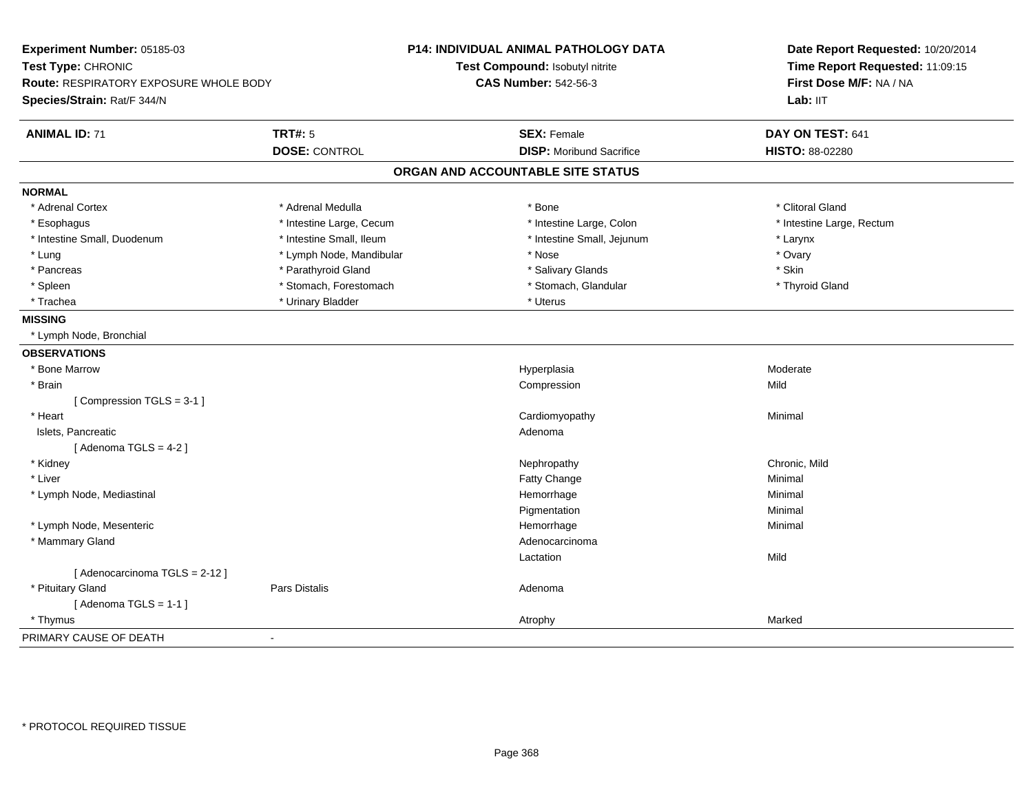**Experiment Number:** 05185-03
**Test Type:** CHRONIC
**Route:** RESPIRATORY EXPOSURE WHOLE BODY
**Species/Strain:** Rat/F 344/N

**P14: INDIVIDUAL ANIMAL PATHOLOGY DATA**
**Test Compound:** Isobutyl nitrite
**CAS Number:** 542-56-3

**Date Report Requested:** 10/20/2014
**Time Report Requested:** 11:09:15
**First Dose M/F:** NA / NA
**Lab:** IIT

| **ANIMAL ID:** 71 | **TRT#:** 5 | **SEX:** Female | **DAY ON TEST:** 641 |
|---|---|---|---|
| | **DOSE:** CONTROL | **DISP:** Moribund Sacrifice | **HISTO:** 88-02280 |

## ORGAN AND ACCOUNTABLE SITE STATUS

**NORMAL**

| | | | |
|---|---|---|---|
| * Adrenal Cortex | * Adrenal Medulla | * Bone | * Clitoral Gland |
| * Esophagus | * Intestine Large, Cecum | * Intestine Large, Colon | * Intestine Large, Rectum |
| * Intestine Small, Duodenum | * Intestine Small, Ileum | * Intestine Small, Jejunum | * Larynx |
| * Lung | * Lymph Node, Mandibular | * Nose | * Ovary |
| * Pancreas | * Parathyroid Gland | * Salivary Glands | * Skin |
| * Spleen | * Stomach, Forestomach | * Stomach, Glandular | * Thyroid Gland |
| * Trachea | * Urinary Bladder | * Uterus | |

**MISSING**

* Lymph Node, Bronchial

**OBSERVATIONS**

| | | | |
|---|---|---|---|
| * Bone Marrow | | Hyperplasia | Moderate |
| * Brain | | Compression | Mild |
| [ Compression TGLS = 3-1 ] | | | |
| * Heart | | Cardiomyopathy | Minimal |
| Islets, Pancreatic | | Adenoma | |
| [ Adenoma TGLS = 4-2 ] | | | |
| * Kidney | | Nephropathy | Chronic, Mild |
| * Liver | | Fatty Change | Minimal |
| * Lymph Node, Mediastinal | | Hemorrhage | Minimal |
| | | Pigmentation | Minimal |
| * Lymph Node, Mesenteric | | Hemorrhage | Minimal |
| * Mammary Gland | | Adenocarcinoma | |
| | | Lactation | Mild |
| [ Adenocarcinoma TGLS = 2-12 ] | | | |
| * Pituitary Gland | Pars Distalis | Adenoma | |
| [ Adenoma TGLS = 1-1 ] | | | |
| * Thymus | | Atrophy | Marked |

PRIMARY CAUSE OF DEATH -

* PROTOCOL REQUIRED TISSUE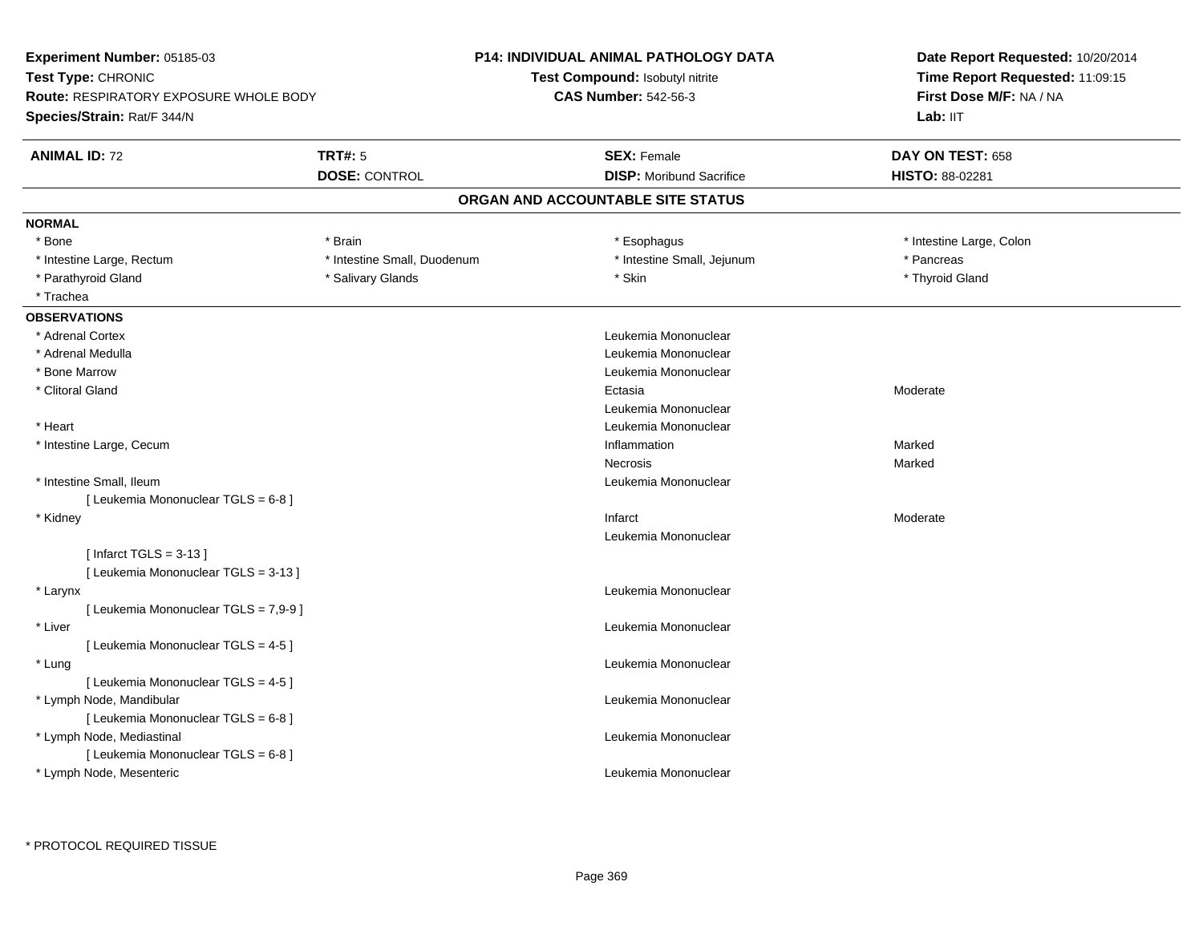**Experiment Number:** 05185-03
**Test Type:** CHRONIC
**Route:** RESPIRATORY EXPOSURE WHOLE BODY
**Species/Strain:** Rat/F 344/N

**P14: INDIVIDUAL ANIMAL PATHOLOGY DATA**
**Test Compound:** Isobutyl nitrite
**CAS Number:** 542-56-3

**Date Report Requested:** 10/20/2014
**Time Report Requested:** 11:09:15
**First Dose M/F:** NA / NA
**Lab:** IIT

| **ANIMAL ID:** 72 | **TRT#:** 5 | **SEX:** Female | **DAY ON TEST:** 658 |
|---|---|---|---|
| | **DOSE:** CONTROL | **DISP:** Moribund Sacrifice | **HISTO:** 88-02281 |

## ORGAN AND ACCOUNTABLE SITE STATUS

**NORMAL**

| | | | |
|---|---|---|---|
| * Bone | * Brain | * Esophagus | * Intestine Large, Colon |
| * Intestine Large, Rectum | * Intestine Small, Duodenum | * Intestine Small, Jejunum | * Pancreas |
| * Parathyroid Gland | * Salivary Glands | * Skin | * Thyroid Gland |
| * Trachea | | | |

**OBSERVATIONS**

| Organ | Observation | Severity |
|---|---|---|
| * Adrenal Cortex | Leukemia Mononuclear | |
| * Adrenal Medulla | Leukemia Mononuclear | |
| * Bone Marrow | Leukemia Mononuclear | |
| * Clitoral Gland | Ectasia | Moderate |
| | Leukemia Mononuclear | |
| * Heart | Leukemia Mononuclear | |
| * Intestine Large, Cecum | Inflammation | Marked |
| | Necrosis | Marked |
| * Intestine Small, Ileum | Leukemia Mononuclear | |
| [ Leukemia Mononuclear TGLS = 6-8 ] | | |
| * Kidney | Infarct | Moderate |
| | Leukemia Mononuclear | |
| [ Infarct TGLS = 3-13 ] | | |
| [ Leukemia Mononuclear TGLS = 3-13 ] | | |
| * Larynx | Leukemia Mononuclear | |
| [ Leukemia Mononuclear TGLS = 7,9-9 ] | | |
| * Liver | Leukemia Mononuclear | |
| [ Leukemia Mononuclear TGLS = 4-5 ] | | |
| * Lung | Leukemia Mononuclear | |
| [ Leukemia Mononuclear TGLS = 4-5 ] | | |
| * Lymph Node, Mandibular | Leukemia Mononuclear | |
| [ Leukemia Mononuclear TGLS = 6-8 ] | | |
| * Lymph Node, Mediastinal | Leukemia Mononuclear | |
| [ Leukemia Mononuclear TGLS = 6-8 ] | | |
| * Lymph Node, Mesenteric | Leukemia Mononuclear | |

\* PROTOCOL REQUIRED TISSUE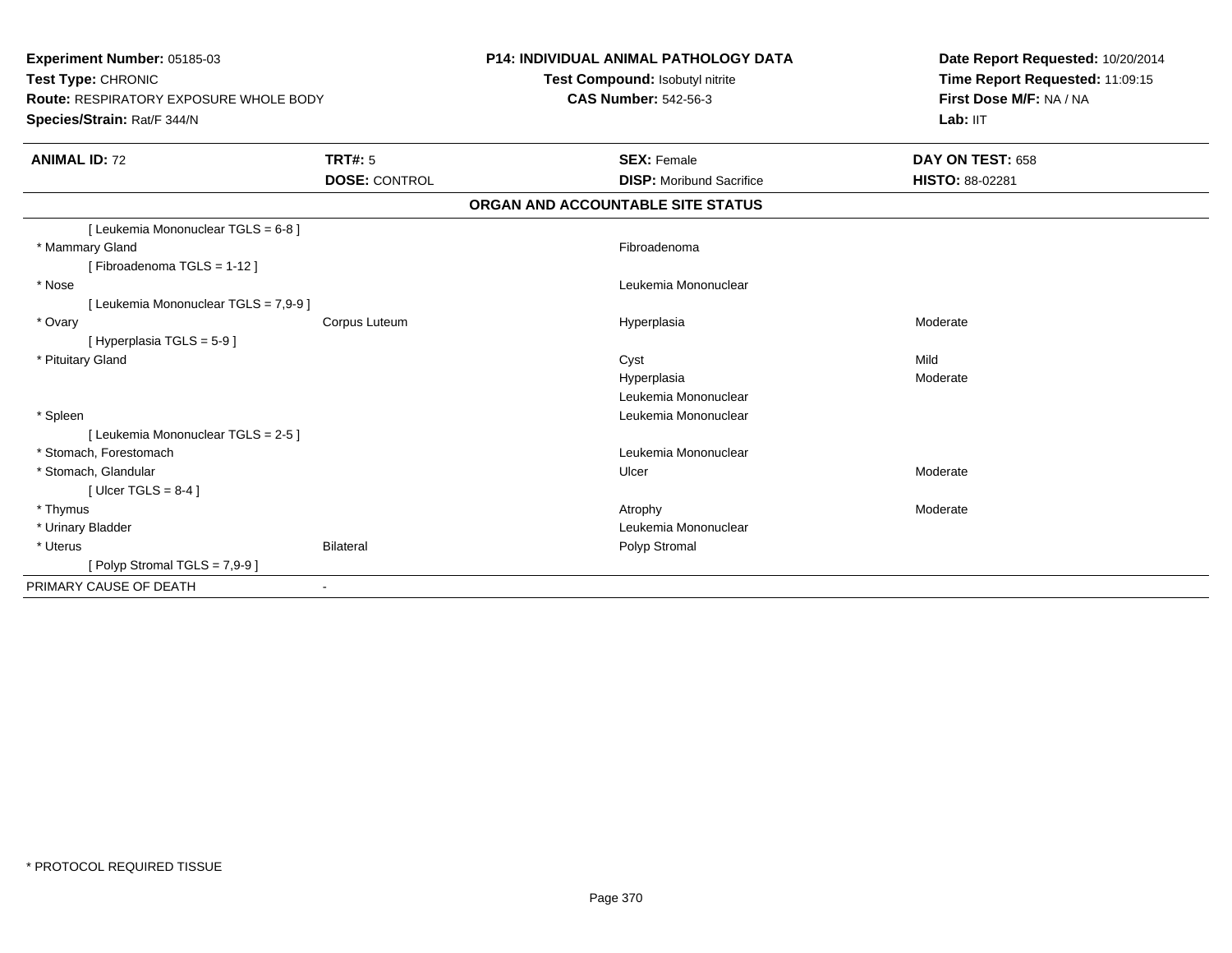**Experiment Number:** 05185-03
**Test Type:** CHRONIC
**Route:** RESPIRATORY EXPOSURE WHOLE BODY
**Species/Strain:** Rat/F 344/N

**P14: INDIVIDUAL ANIMAL PATHOLOGY DATA**
**Test Compound:** Isobutyl nitrite
**CAS Number:** 542-56-3

**Date Report Requested:** 10/20/2014
**Time Report Requested:** 11:09:15
**First Dose M/F:** NA / NA
**Lab:** IIT

| **ANIMAL ID:** 72 | **TRT#:** 5 | **SEX:** Female | **DAY ON TEST:** 658 |
|---|---|---|---|
| | **DOSE:** CONTROL | **DISP:** Moribund Sacrifice | **HISTO:** 88-02281 |

**ORGAN AND ACCOUNTABLE SITE STATUS**

| | | | |
|---|---|---|---|
| [ Leukemia Mononuclear TGLS = 6-8 ] | | | |
| * Mammary Gland | | Fibroadenoma | |
| [ Fibroadenoma TGLS = 1-12 ] | | | |
| * Nose | | Leukemia Mononuclear | |
| [ Leukemia Mononuclear TGLS = 7,9-9 ] | | | |
| * Ovary | Corpus Luteum | Hyperplasia | Moderate |
| [ Hyperplasia TGLS = 5-9 ] | | | |
| * Pituitary Gland | | Cyst | Mild |
| | | Hyperplasia | Moderate |
| | | Leukemia Mononuclear | |
| * Spleen | | Leukemia Mononuclear | |
| [ Leukemia Mononuclear TGLS = 2-5 ] | | | |
| * Stomach, Forestomach | | Leukemia Mononuclear | |
| * Stomach, Glandular | | Ulcer | Moderate |
| [ Ulcer TGLS = 8-4 ] | | | |
| * Thymus | | Atrophy | Moderate |
| * Urinary Bladder | | Leukemia Mononuclear | |
| * Uterus | Bilateral | Polyp Stromal | |
| [ Polyp Stromal TGLS = 7,9-9 ] | | | |
| PRIMARY CAUSE OF DEATH | - | | |

* PROTOCOL REQUIRED TISSUE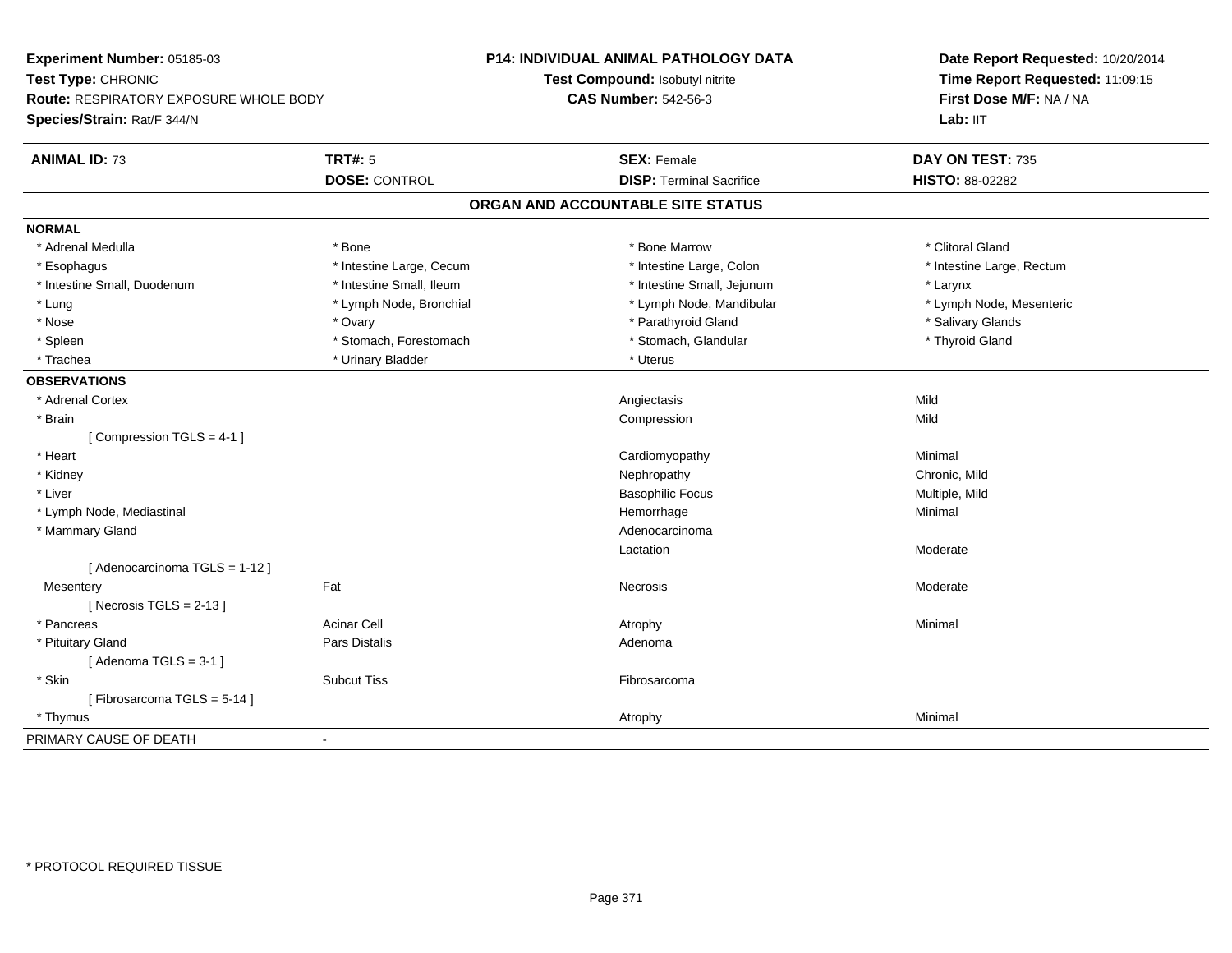**Experiment Number:** 05185-03
**Test Type:** CHRONIC
**Route:** RESPIRATORY EXPOSURE WHOLE BODY
**Species/Strain:** Rat/F 344/N

**P14: INDIVIDUAL ANIMAL PATHOLOGY DATA**
**Test Compound:** Isobutyl nitrite
**CAS Number:** 542-56-3

**Date Report Requested:** 10/20/2014
**Time Report Requested:** 11:09:15
**First Dose M/F:** NA / NA
**Lab:** IIT

| **ANIMAL ID:** 73 | **TRT#:** 5 | **SEX:** Female | **DAY ON TEST:** 735 |
|---|---|---|---|
| | **DOSE:** CONTROL | **DISP:** Terminal Sacrifice | **HISTO:** 88-02282 |

## ORGAN AND ACCOUNTABLE SITE STATUS

**NORMAL**

| | | | |
|---|---|---|---|
| * Adrenal Medulla | * Bone | * Bone Marrow | * Clitoral Gland |
| * Esophagus | * Intestine Large, Cecum | * Intestine Large, Colon | * Intestine Large, Rectum |
| * Intestine Small, Duodenum | * Intestine Small, Ileum | * Intestine Small, Jejunum | * Larynx |
| * Lung | * Lymph Node, Bronchial | * Lymph Node, Mandibular | * Lymph Node, Mesenteric |
| * Nose | * Ovary | * Parathyroid Gland | * Salivary Glands |
| * Spleen | * Stomach, Forestomach | * Stomach, Glandular | * Thyroid Gland |
| * Trachea | * Urinary Bladder | * Uterus | |

**OBSERVATIONS**

| | | | |
|---|---|---|---|
| * Adrenal Cortex | | Angiectasis | Mild |
| * Brain | | Compression | Mild |
| [ Compression TGLS = 4-1 ] | | | |
| * Heart | | Cardiomyopathy | Minimal |
| * Kidney | | Nephropathy | Chronic, Mild |
| * Liver | | Basophilic Focus | Multiple, Mild |
| * Lymph Node, Mediastinal | | Hemorrhage | Minimal |
| * Mammary Gland | | Adenocarcinoma | |
| | | Lactation | Moderate |
| [ Adenocarcinoma TGLS = 1-12 ] | | | |
| Mesentery | Fat | Necrosis | Moderate |
| [ Necrosis TGLS = 2-13 ] | | | |
| * Pancreas | Acinar Cell | Atrophy | Minimal |
| * Pituitary Gland | Pars Distalis | Adenoma | |
| [ Adenoma TGLS = 3-1 ] | | | |
| * Skin | Subcut Tiss | Fibrosarcoma | |
| [ Fibrosarcoma TGLS = 5-14 ] | | | |
| * Thymus | | Atrophy | Minimal |

PRIMARY CAUSE OF DEATH -

\* PROTOCOL REQUIRED TISSUE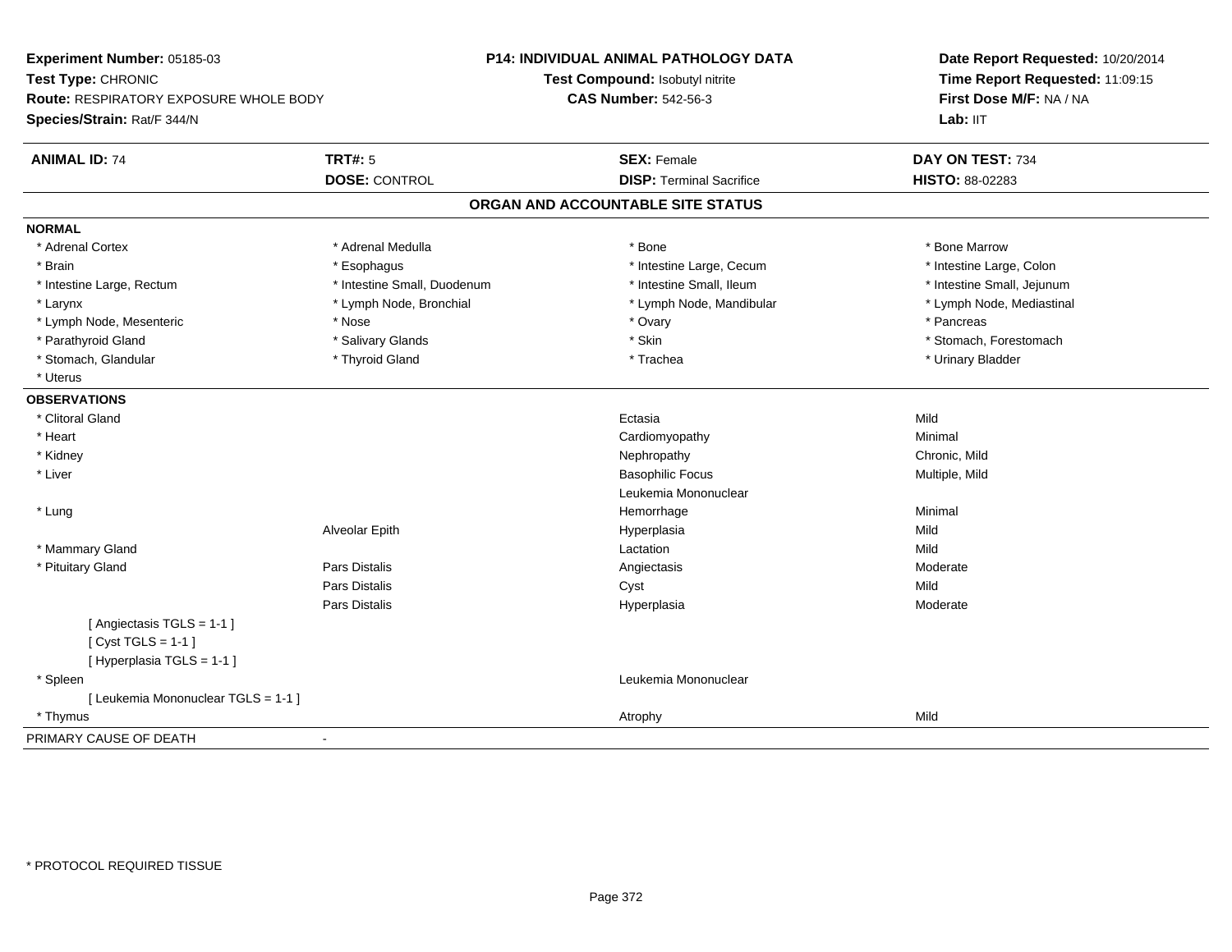**Experiment Number:** 05185-03
**Test Type:** CHRONIC
**Route:** RESPIRATORY EXPOSURE WHOLE BODY
**Species/Strain:** Rat/F 344/N

**P14: INDIVIDUAL ANIMAL PATHOLOGY DATA**
**Test Compound:** Isobutyl nitrite
**CAS Number:** 542-56-3

**Date Report Requested:** 10/20/2014
**Time Report Requested:** 11:09:15
**First Dose M/F:** NA / NA
**Lab:** IIT

| **ANIMAL ID:** 74 | **TRT#:** 5 | **SEX:** Female | **DAY ON TEST:** 734 |
|---|---|---|---|
| | **DOSE:** CONTROL | **DISP:** Terminal Sacrifice | **HISTO:** 88-02283 |

## ORGAN AND ACCOUNTABLE SITE STATUS

**NORMAL**

| | | | |
|---|---|---|---|
| * Adrenal Cortex | * Adrenal Medulla | * Bone | * Bone Marrow |
| * Brain | * Esophagus | * Intestine Large, Cecum | * Intestine Large, Colon |
| * Intestine Large, Rectum | * Intestine Small, Duodenum | * Intestine Small, Ileum | * Intestine Small, Jejunum |
| * Larynx | * Lymph Node, Bronchial | * Lymph Node, Mandibular | * Lymph Node, Mediastinal |
| * Lymph Node, Mesenteric | * Nose | * Ovary | * Pancreas |
| * Parathyroid Gland | * Salivary Glands | * Skin | * Stomach, Forestomach |
| * Stomach, Glandular | * Thyroid Gland | * Trachea | * Urinary Bladder |
| * Uterus | | | |

**OBSERVATIONS**

| | | | |
|---|---|---|---|
| * Clitoral Gland | | Ectasia | Mild |
| * Heart | | Cardiomyopathy | Minimal |
| * Kidney | | Nephropathy | Chronic, Mild |
| * Liver | | Basophilic Focus | Multiple, Mild |
| | | Leukemia Mononuclear | |
| * Lung | | Hemorrhage | Minimal |
| | Alveolar Epith | Hyperplasia | Mild |
| * Mammary Gland | | Lactation | Mild |
| * Pituitary Gland | Pars Distalis | Angiectasis | Moderate |
| | Pars Distalis | Cyst | Mild |
| | Pars Distalis | Hyperplasia | Moderate |
| [ Angiectasis TGLS = 1-1 ] | | | |
| [ Cyst TGLS = 1-1 ] | | | |
| [ Hyperplasia TGLS = 1-1 ] | | | |
| * Spleen | | Leukemia Mononuclear | |
| [ Leukemia Mononuclear TGLS = 1-1 ] | | | |
| * Thymus | | Atrophy | Mild |

PRIMARY CAUSE OF DEATH -

* PROTOCOL REQUIRED TISSUE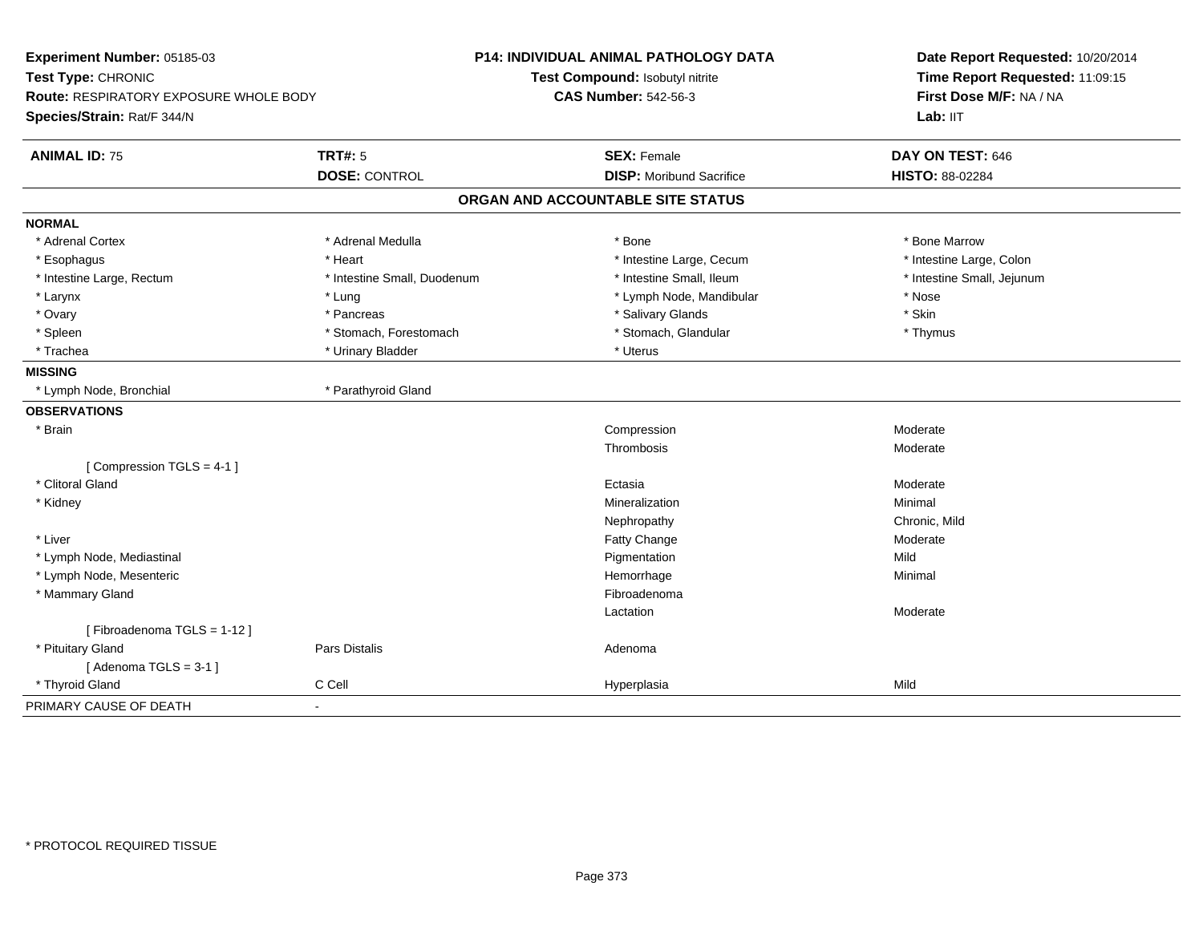**Experiment Number:** 05185-03
**Test Type:** CHRONIC
**Route:** RESPIRATORY EXPOSURE WHOLE BODY
**Species/Strain:** Rat/F 344/N

**P14: INDIVIDUAL ANIMAL PATHOLOGY DATA**
**Test Compound:** Isobutyl nitrite
**CAS Number:** 542-56-3

**Date Report Requested:** 10/20/2014
**Time Report Requested:** 11:09:15
**First Dose M/F:** NA / NA
**Lab:** IIT

| **ANIMAL ID:** 75 | **TRT#:** 5 | **SEX:** Female | **DAY ON TEST:** 646 |
|---|---|---|---|
| | **DOSE:** CONTROL | **DISP:** Moribund Sacrifice | **HISTO:** 88-02284 |

## ORGAN AND ACCOUNTABLE SITE STATUS

| | | | |
|---|---|---|---|
| **NORMAL** | | | |
| * Adrenal Cortex | * Adrenal Medulla | * Bone | * Bone Marrow |
| * Esophagus | * Heart | * Intestine Large, Cecum | * Intestine Large, Colon |
| * Intestine Large, Rectum | * Intestine Small, Duodenum | * Intestine Small, Ileum | * Intestine Small, Jejunum |
| * Larynx | * Lung | * Lymph Node, Mandibular | * Nose |
| * Ovary | * Pancreas | * Salivary Glands | * Skin |
| * Spleen | * Stomach, Forestomach | * Stomach, Glandular | * Thymus |
| * Trachea | * Urinary Bladder | * Uterus | |
| **MISSING** | | | |
| * Lymph Node, Bronchial | * Parathyroid Gland | | |
| **OBSERVATIONS** | | | |
| * Brain | | Compression | Moderate |
| | | Thrombosis | Moderate |
| [ Compression TGLS = 4-1 ] | | | |
| * Clitoral Gland | | Ectasia | Moderate |
| * Kidney | | Mineralization | Minimal |
| | | Nephropathy | Chronic, Mild |
| * Liver | | Fatty Change | Moderate |
| * Lymph Node, Mediastinal | | Pigmentation | Mild |
| * Lymph Node, Mesenteric | | Hemorrhage | Minimal |
| * Mammary Gland | | Fibroadenoma | |
| | | Lactation | Moderate |
| [ Fibroadenoma TGLS = 1-12 ] | | | |
| * Pituitary Gland | Pars Distalis | Adenoma | |
| [ Adenoma TGLS = 3-1 ] | | | |
| * Thyroid Gland | C Cell | Hyperplasia | Mild |
| PRIMARY CAUSE OF DEATH | - | | |

* PROTOCOL REQUIRED TISSUE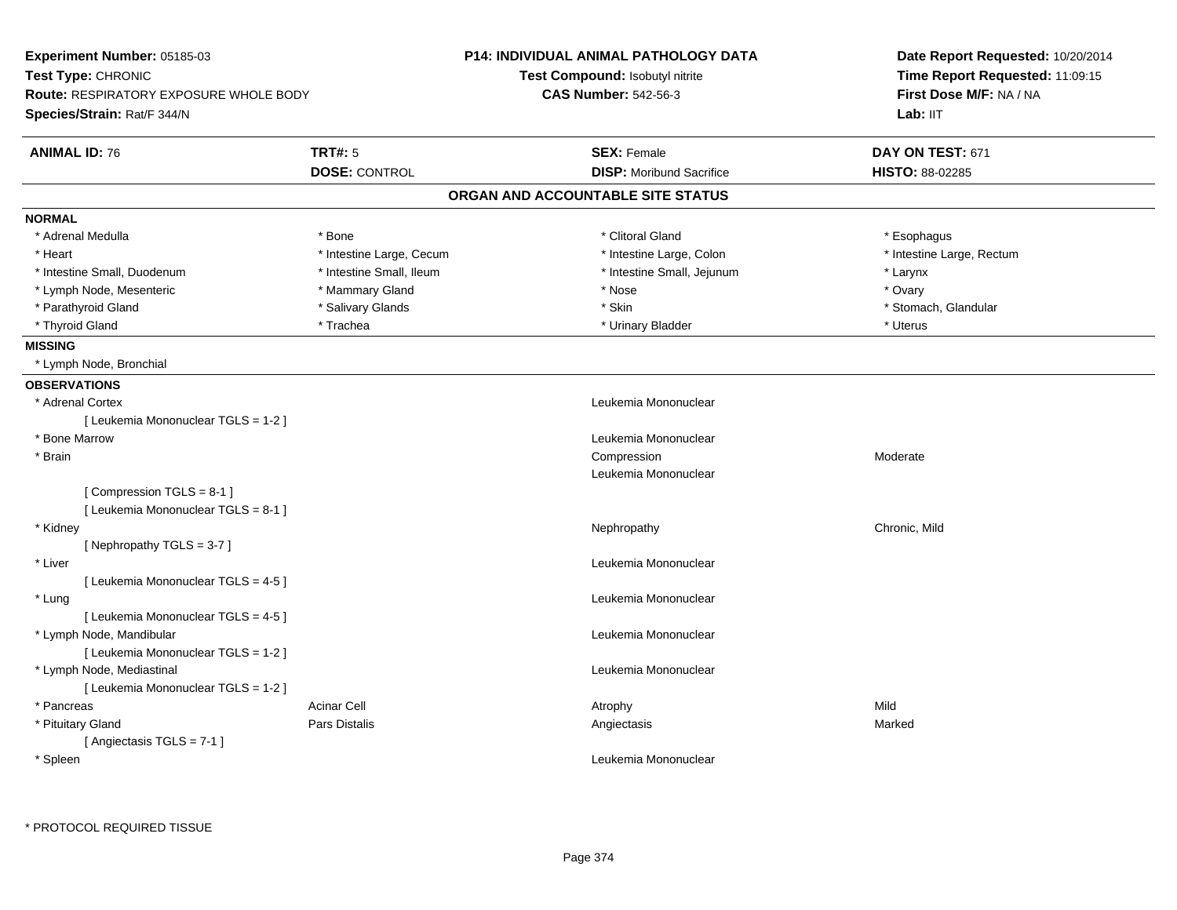**Experiment Number:** 05185-03
**Test Type:** CHRONIC
**Route:** RESPIRATORY EXPOSURE WHOLE BODY
**Species/Strain:** Rat/F 344/N

**P14: INDIVIDUAL ANIMAL PATHOLOGY DATA**
**Test Compound:** Isobutyl nitrite
**CAS Number:** 542-56-3

**Date Report Requested:** 10/20/2014
**Time Report Requested:** 11:09:15
**First Dose M/F:** NA / NA
**Lab:** IIT

| **ANIMAL ID:** 76 | **TRT#:** 5 | **SEX:** Female | **DAY ON TEST:** 671 |
|---|---|---|---|
| | **DOSE:** CONTROL | **DISP:** Moribund Sacrifice | **HISTO:** 88-02285 |

## ORGAN AND ACCOUNTABLE SITE STATUS

**NORMAL**

| | | | |
|---|---|---|---|
| * Adrenal Medulla | * Bone | * Clitoral Gland | * Esophagus |
| * Heart | * Intestine Large, Cecum | * Intestine Large, Colon | * Intestine Large, Rectum |
| * Intestine Small, Duodenum | * Intestine Small, Ileum | * Intestine Small, Jejunum | * Larynx |
| * Lymph Node, Mesenteric | * Mammary Gland | * Nose | * Ovary |
| * Parathyroid Gland | * Salivary Glands | * Skin | * Stomach, Glandular |
| * Thyroid Gland | * Trachea | * Urinary Bladder | * Uterus |

**MISSING**

* Lymph Node, Bronchial

**OBSERVATIONS**

| | | | |
|---|---|---|---|
| * Adrenal Cortex | | Leukemia Mononuclear | |
| [ Leukemia Mononuclear TGLS = 1-2 ] | | | |
| * Bone Marrow | | Leukemia Mononuclear | |
| * Brain | | Compression | Moderate |
| | | Leukemia Mononuclear | |
| [ Compression TGLS = 8-1 ] | | | |
| [ Leukemia Mononuclear TGLS = 8-1 ] | | | |
| * Kidney | | Nephropathy | Chronic, Mild |
| [ Nephropathy TGLS = 3-7 ] | | | |
| * Liver | | Leukemia Mononuclear | |
| [ Leukemia Mononuclear TGLS = 4-5 ] | | | |
| * Lung | | Leukemia Mononuclear | |
| [ Leukemia Mononuclear TGLS = 4-5 ] | | | |
| * Lymph Node, Mandibular | | Leukemia Mononuclear | |
| [ Leukemia Mononuclear TGLS = 1-2 ] | | | |
| * Lymph Node, Mediastinal | | Leukemia Mononuclear | |
| [ Leukemia Mononuclear TGLS = 1-2 ] | | | |
| * Pancreas | Acinar Cell | Atrophy | Mild |
| * Pituitary Gland | Pars Distalis | Angiectasis | Marked |
| [ Angiectasis TGLS = 7-1 ] | | | |
| * Spleen | | Leukemia Mononuclear | |

\* PROTOCOL REQUIRED TISSUE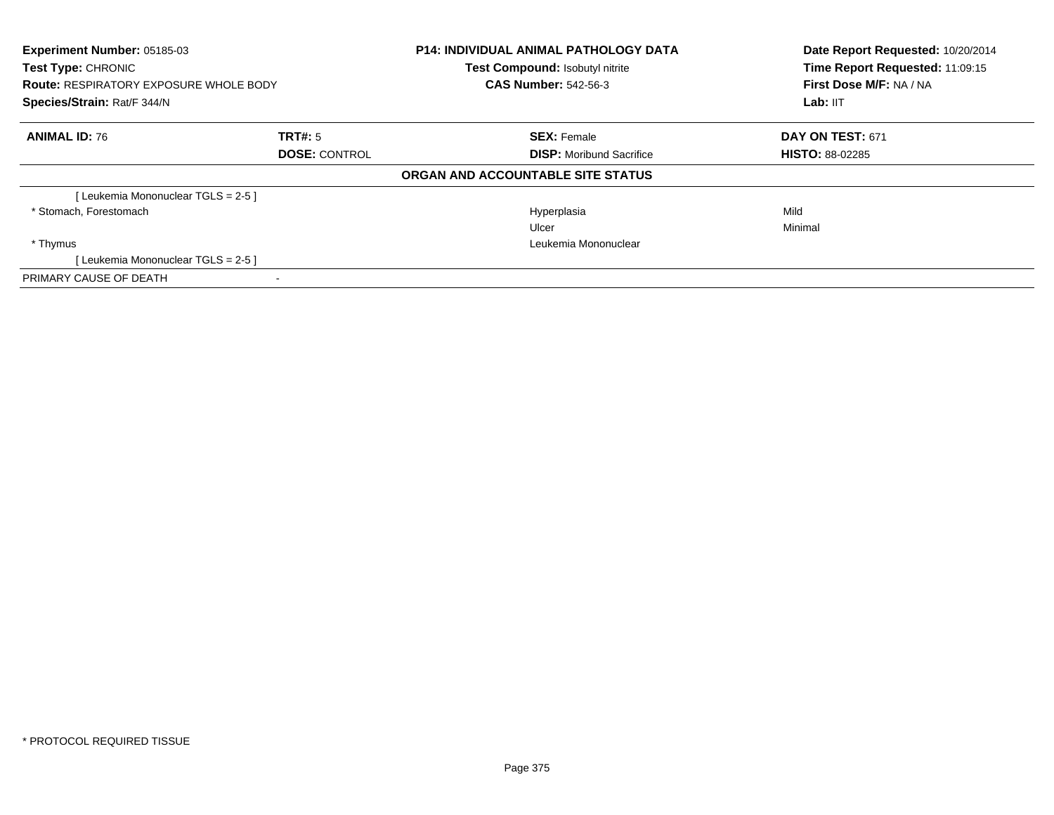**Experiment Number:** 05185-03
**Test Type:** CHRONIC
**Route:** RESPIRATORY EXPOSURE WHOLE BODY
**Species/Strain:** Rat/F 344/N

**P14: INDIVIDUAL ANIMAL PATHOLOGY DATA**
**Test Compound:** Isobutyl nitrite
**CAS Number:** 542-56-3

**Date Report Requested:** 10/20/2014
**Time Report Requested:** 11:09:15
**First Dose M/F:** NA / NA
**Lab:** IIT

| **ANIMAL ID:** 76 | **TRT#:** 5 | **SEX:** Female | **DAY ON TEST:** 671 |
|---|---|---|---|
| | **DOSE:** CONTROL | **DISP:** Moribund Sacrifice | **HISTO:** 88-02285 |

**ORGAN AND ACCOUNTABLE SITE STATUS**

| | | | |
|---|---|---|---|
| [ Leukemia Mononuclear TGLS = 2-5 ] | | | |
| * Stomach, Forestomach | | Hyperplasia | Mild |
| | | Ulcer | Minimal |
| * Thymus | | Leukemia Mononuclear | |
| [ Leukemia Mononuclear TGLS = 2-5 ] | | | |
| PRIMARY CAUSE OF DEATH | - | | |

* PROTOCOL REQUIRED TISSUE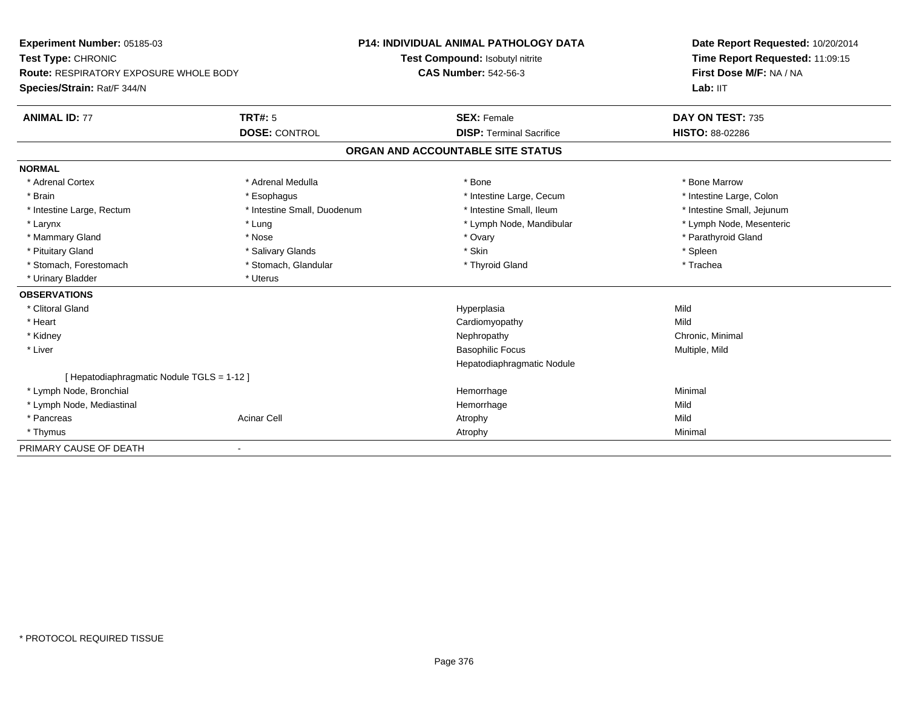**Experiment Number:** 05185-03
**Test Type:** CHRONIC
**Route:** RESPIRATORY EXPOSURE WHOLE BODY
**Species/Strain:** Rat/F 344/N

**P14: INDIVIDUAL ANIMAL PATHOLOGY DATA**
**Test Compound:** Isobutyl nitrite
**CAS Number:** 542-56-3

**Date Report Requested:** 10/20/2014
**Time Report Requested:** 11:09:15
**First Dose M/F:** NA / NA
**Lab:** IIT

| **ANIMAL ID:** 77 | **TRT#:** 5 | **SEX:** Female | **DAY ON TEST:** 735 |
|---|---|---|---|
| | **DOSE:** CONTROL | **DISP:** Terminal Sacrifice | **HISTO:** 88-02286 |

## ORGAN AND ACCOUNTABLE SITE STATUS

**NORMAL**

| | | | |
|---|---|---|---|
| * Adrenal Cortex | * Adrenal Medulla | * Bone | * Bone Marrow |
| * Brain | * Esophagus | * Intestine Large, Cecum | * Intestine Large, Colon |
| * Intestine Large, Rectum | * Intestine Small, Duodenum | * Intestine Small, Ileum | * Intestine Small, Jejunum |
| * Larynx | * Lung | * Lymph Node, Mandibular | * Lymph Node, Mesenteric |
| * Mammary Gland | * Nose | * Ovary | * Parathyroid Gland |
| * Pituitary Gland | * Salivary Glands | * Skin | * Spleen |
| * Stomach, Forestomach | * Stomach, Glandular | * Thyroid Gland | * Trachea |
| * Urinary Bladder | * Uterus | | |

**OBSERVATIONS**

| | | | |
|---|---|---|---|
| * Clitoral Gland | | Hyperplasia | Mild |
| * Heart | | Cardiomyopathy | Mild |
| * Kidney | | Nephropathy | Chronic, Minimal |
| * Liver | | Basophilic Focus | Multiple, Mild |
| | | Hepatodiaphragmatic Nodule | |
| [ Hepatodiaphragmatic Nodule TGLS = 1-12 ] | | | |
| * Lymph Node, Bronchial | | Hemorrhage | Minimal |
| * Lymph Node, Mediastinal | | Hemorrhage | Mild |
| * Pancreas | Acinar Cell | Atrophy | Mild |
| * Thymus | | Atrophy | Minimal |

PRIMARY CAUSE OF DEATH -

* PROTOCOL REQUIRED TISSUE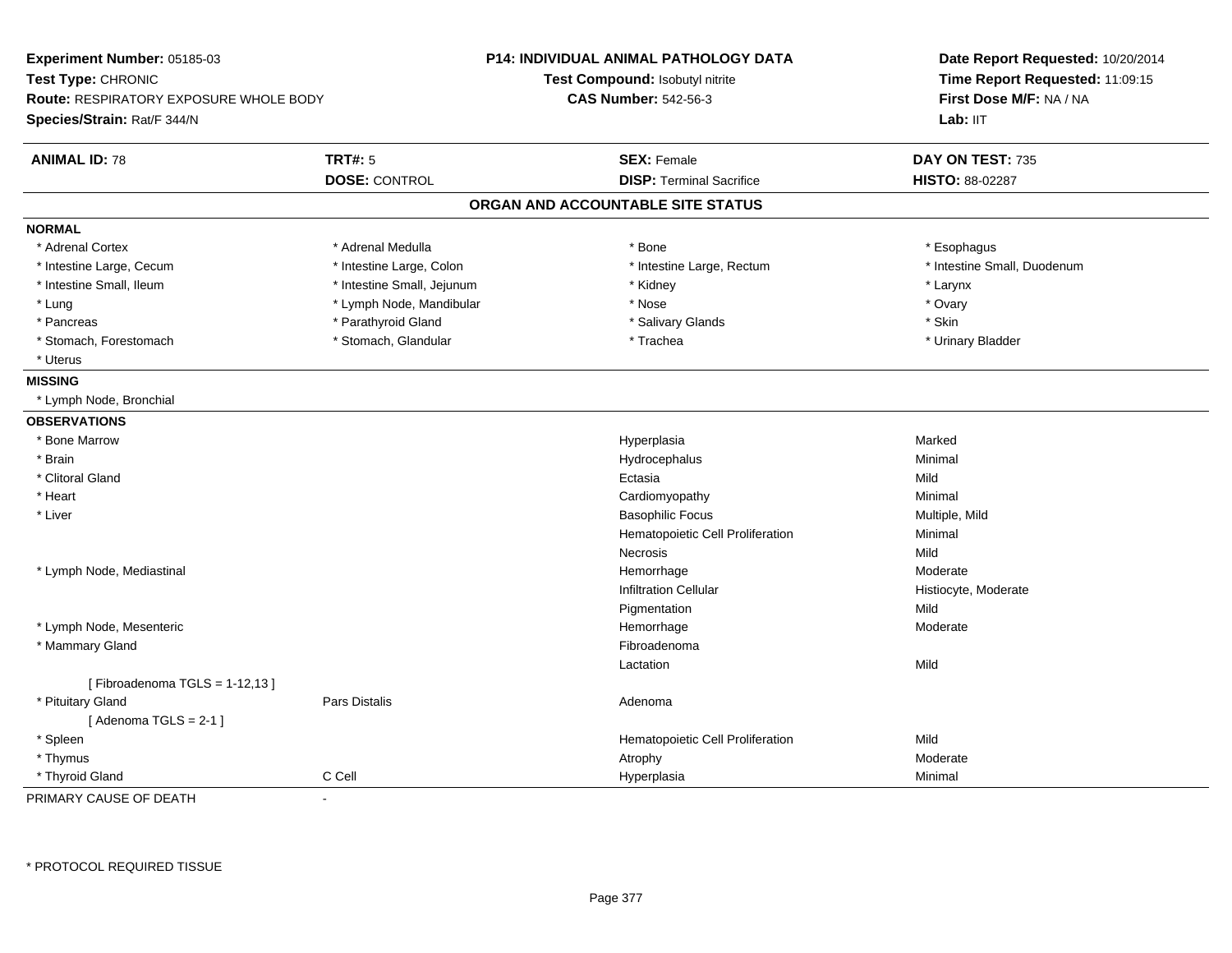**Experiment Number:** 05185-03
**Test Type:** CHRONIC
**Route:** RESPIRATORY EXPOSURE WHOLE BODY
**Species/Strain:** Rat/F 344/N

**P14: INDIVIDUAL ANIMAL PATHOLOGY DATA**
**Test Compound:** Isobutyl nitrite
**CAS Number:** 542-56-3

**Date Report Requested:** 10/20/2014
**Time Report Requested:** 11:09:15
**First Dose M/F:** NA / NA
**Lab:** IIT

| **ANIMAL ID:** 78 | **TRT#:** 5 | **SEX:** Female | **DAY ON TEST:** 735 |
|---|---|---|---|
| | **DOSE:** CONTROL | **DISP:** Terminal Sacrifice | **HISTO:** 88-02287 |

## ORGAN AND ACCOUNTABLE SITE STATUS

**NORMAL**

| | | | |
|---|---|---|---|
| * Adrenal Cortex | * Adrenal Medulla | * Bone | * Esophagus |
| * Intestine Large, Cecum | * Intestine Large, Colon | * Intestine Large, Rectum | * Intestine Small, Duodenum |
| * Intestine Small, Ileum | * Intestine Small, Jejunum | * Kidney | * Larynx |
| * Lung | * Lymph Node, Mandibular | * Nose | * Ovary |
| * Pancreas | * Parathyroid Gland | * Salivary Glands | * Skin |
| * Stomach, Forestomach | * Stomach, Glandular | * Trachea | * Urinary Bladder |
| * Uterus | | | |

**MISSING**

* Lymph Node, Bronchial

**OBSERVATIONS**

| Organ | Site | Observation | Severity |
|---|---|---|---|
| * Bone Marrow | | Hyperplasia | Marked |
| * Brain | | Hydrocephalus | Minimal |
| * Clitoral Gland | | Ectasia | Mild |
| * Heart | | Cardiomyopathy | Minimal |
| * Liver | | Basophilic Focus | Multiple, Mild |
| | | Hematopoietic Cell Proliferation | Minimal |
| | | Necrosis | Mild |
| * Lymph Node, Mediastinal | | Hemorrhage | Moderate |
| | | Infiltration Cellular | Histiocyte, Moderate |
| | | Pigmentation | Mild |
| * Lymph Node, Mesenteric | | Hemorrhage | Moderate |
| * Mammary Gland | | Fibroadenoma | |
| | | Lactation | Mild |
| [ Fibroadenoma TGLS = 1-12,13 ] | | | |
| * Pituitary Gland | Pars Distalis | Adenoma | |
| [ Adenoma TGLS = 2-1 ] | | | |
| * Spleen | | Hematopoietic Cell Proliferation | Mild |
| * Thymus | | Atrophy | Moderate |
| * Thyroid Gland | C Cell | Hyperplasia | Minimal |

PRIMARY CAUSE OF DEATH -

* PROTOCOL REQUIRED TISSUE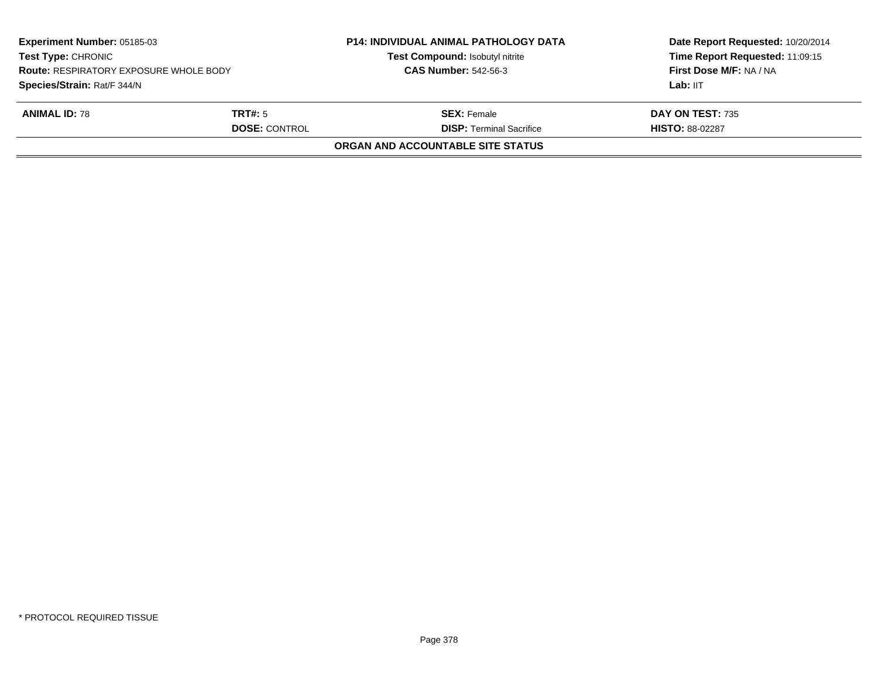**Experiment Number:** 05185-03
**Test Type:** CHRONIC
**Route:** RESPIRATORY EXPOSURE WHOLE BODY
**Species/Strain:** Rat/F 344/N

**P14: INDIVIDUAL ANIMAL PATHOLOGY DATA**
**Test Compound:** Isobutyl nitrite
**CAS Number:** 542-56-3

**Date Report Requested:** 10/20/2014
**Time Report Requested:** 11:09:15
**First Dose M/F:** NA / NA
**Lab:** IIT

| **ANIMAL ID:** 78 | **TRT#:** 5 | **SEX:** Female | **DAY ON TEST:** 735 |
|---|---|---|---|
| | **DOSE:** CONTROL | **DISP:** Terminal Sacrifice | **HISTO:** 88-02287 |

**ORGAN AND ACCOUNTABLE SITE STATUS**

* PROTOCOL REQUIRED TISSUE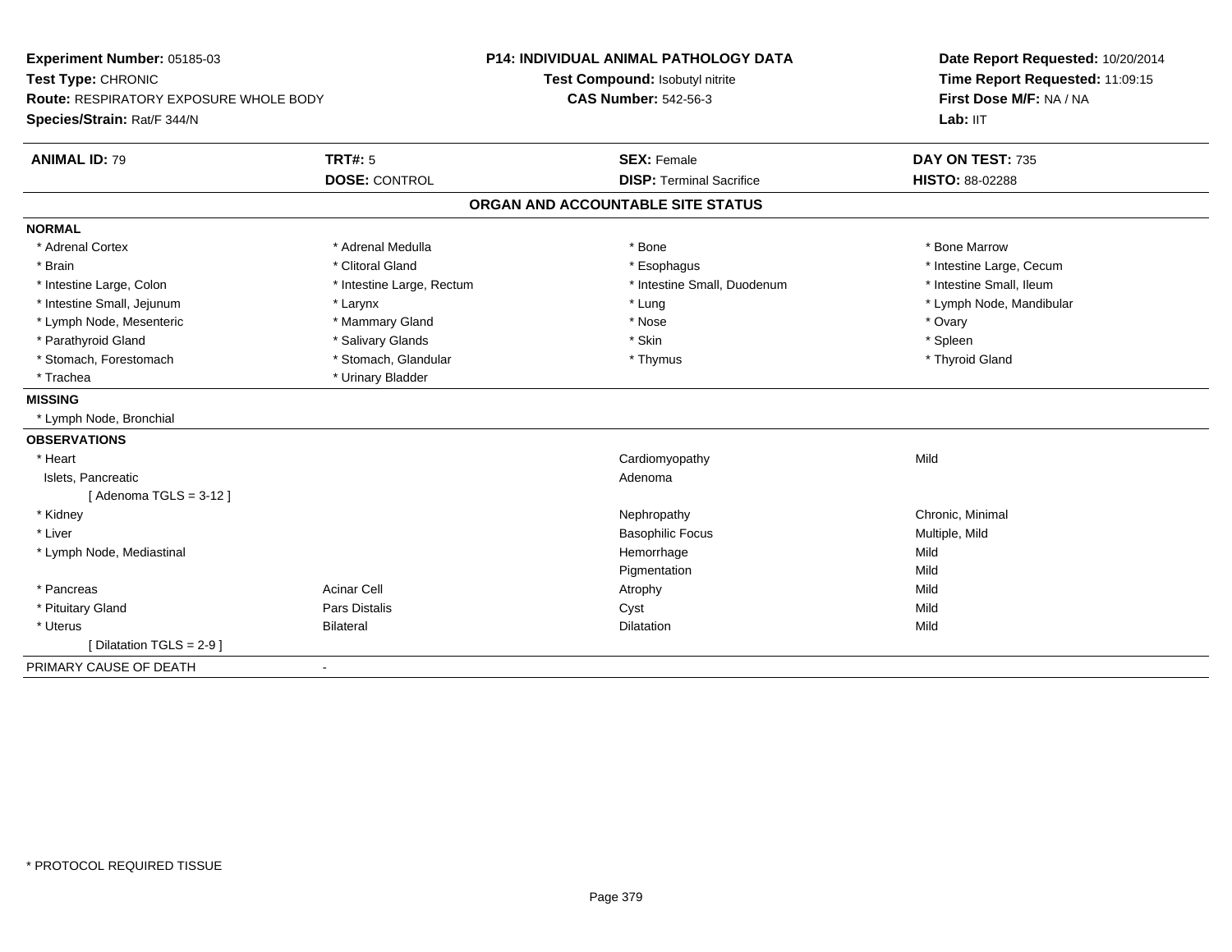**Experiment Number:** 05185-03
**Test Type:** CHRONIC
**Route:** RESPIRATORY EXPOSURE WHOLE BODY
**Species/Strain:** Rat/F 344/N

**P14: INDIVIDUAL ANIMAL PATHOLOGY DATA**
**Test Compound:** Isobutyl nitrite
**CAS Number:** 542-56-3

**Date Report Requested:** 10/20/2014
**Time Report Requested:** 11:09:15
**First Dose M/F:** NA / NA
**Lab:** IIT

| **ANIMAL ID:** 79 | **TRT#:** 5 | **SEX:** Female | **DAY ON TEST:** 735 |
|---|---|---|---|
| | **DOSE:** CONTROL | **DISP:** Terminal Sacrifice | **HISTO:** 88-02288 |

## ORGAN AND ACCOUNTABLE SITE STATUS

**NORMAL**

| | | | |
|---|---|---|---|
| * Adrenal Cortex | * Adrenal Medulla | * Bone | * Bone Marrow |
| * Brain | * Clitoral Gland | * Esophagus | * Intestine Large, Cecum |
| * Intestine Large, Colon | * Intestine Large, Rectum | * Intestine Small, Duodenum | * Intestine Small, Ileum |
| * Intestine Small, Jejunum | * Larynx | * Lung | * Lymph Node, Mandibular |
| * Lymph Node, Mesenteric | * Mammary Gland | * Nose | * Ovary |
| * Parathyroid Gland | * Salivary Glands | * Skin | * Spleen |
| * Stomach, Forestomach | * Stomach, Glandular | * Thymus | * Thyroid Gland |
| * Trachea | * Urinary Bladder | | |

**MISSING**

* Lymph Node, Bronchial

**OBSERVATIONS**

| | | | |
|---|---|---|---|
| * Heart | | Cardiomyopathy | Mild |
| Islets, Pancreatic | | Adenoma | |
| [ Adenoma TGLS = 3-12 ] | | | |
| * Kidney | | Nephropathy | Chronic, Minimal |
| * Liver | | Basophilic Focus | Multiple, Mild |
| * Lymph Node, Mediastinal | | Hemorrhage | Mild |
| | | Pigmentation | Mild |
| * Pancreas | Acinar Cell | Atrophy | Mild |
| * Pituitary Gland | Pars Distalis | Cyst | Mild |
| * Uterus | Bilateral | Dilatation | Mild |
| [ Dilatation TGLS = 2-9 ] | | | |

PRIMARY CAUSE OF DEATH -

* PROTOCOL REQUIRED TISSUE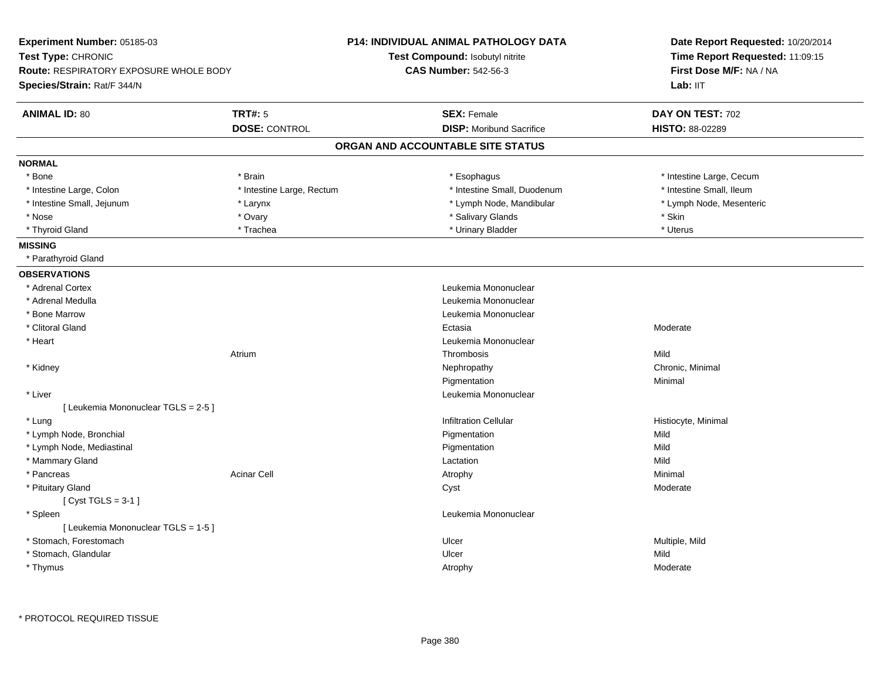**Experiment Number:** 05185-03
**Test Type:** CHRONIC
**Route:** RESPIRATORY EXPOSURE WHOLE BODY
**Species/Strain:** Rat/F 344/N

**P14: INDIVIDUAL ANIMAL PATHOLOGY DATA**
**Test Compound:** Isobutyl nitrite
**CAS Number:** 542-56-3

**Date Report Requested:** 10/20/2014
**Time Report Requested:** 11:09:15
**First Dose M/F:** NA / NA
**Lab:** IIT

| **ANIMAL ID:** 80 | **TRT#:** 5 | **SEX:** Female | **DAY ON TEST:** 702 |
|---|---|---|---|
| | **DOSE:** CONTROL | **DISP:** Moribund Sacrifice | **HISTO:** 88-02289 |

## ORGAN AND ACCOUNTABLE SITE STATUS

**NORMAL**

| | | | |
|---|---|---|---|
| * Bone | * Brain | * Esophagus | * Intestine Large, Cecum |
| * Intestine Large, Colon | * Intestine Large, Rectum | * Intestine Small, Duodenum | * Intestine Small, Ileum |
| * Intestine Small, Jejunum | * Larynx | * Lymph Node, Mandibular | * Lymph Node, Mesenteric |
| * Nose | * Ovary | * Salivary Glands | * Skin |
| * Thyroid Gland | * Trachea | * Urinary Bladder | * Uterus |

**MISSING**

* Parathyroid Gland

**OBSERVATIONS**

| Organ | Site | Observation | Severity |
|---|---|---|---|
| * Adrenal Cortex | | Leukemia Mononuclear | |
| * Adrenal Medulla | | Leukemia Mononuclear | |
| * Bone Marrow | | Leukemia Mononuclear | |
| * Clitoral Gland | | Ectasia | Moderate |
| * Heart | | Leukemia Mononuclear | |
| | Atrium | Thrombosis | Mild |
| * Kidney | | Nephropathy | Chronic, Minimal |
| | | Pigmentation | Minimal |
| * Liver | | Leukemia Mononuclear | |
| [ Leukemia Mononuclear TGLS = 2-5 ] | | | |
| * Lung | | Infiltration Cellular | Histiocyte, Minimal |
| * Lymph Node, Bronchial | | Pigmentation | Mild |
| * Lymph Node, Mediastinal | | Pigmentation | Mild |
| * Mammary Gland | | Lactation | Mild |
| * Pancreas | Acinar Cell | Atrophy | Minimal |
| * Pituitary Gland | | Cyst | Moderate |
| [ Cyst TGLS = 3-1 ] | | | |
| * Spleen | | Leukemia Mononuclear | |
| [ Leukemia Mononuclear TGLS = 1-5 ] | | | |
| * Stomach, Forestomach | | Ulcer | Multiple, Mild |
| * Stomach, Glandular | | Ulcer | Mild |
| * Thymus | | Atrophy | Moderate |

* PROTOCOL REQUIRED TISSUE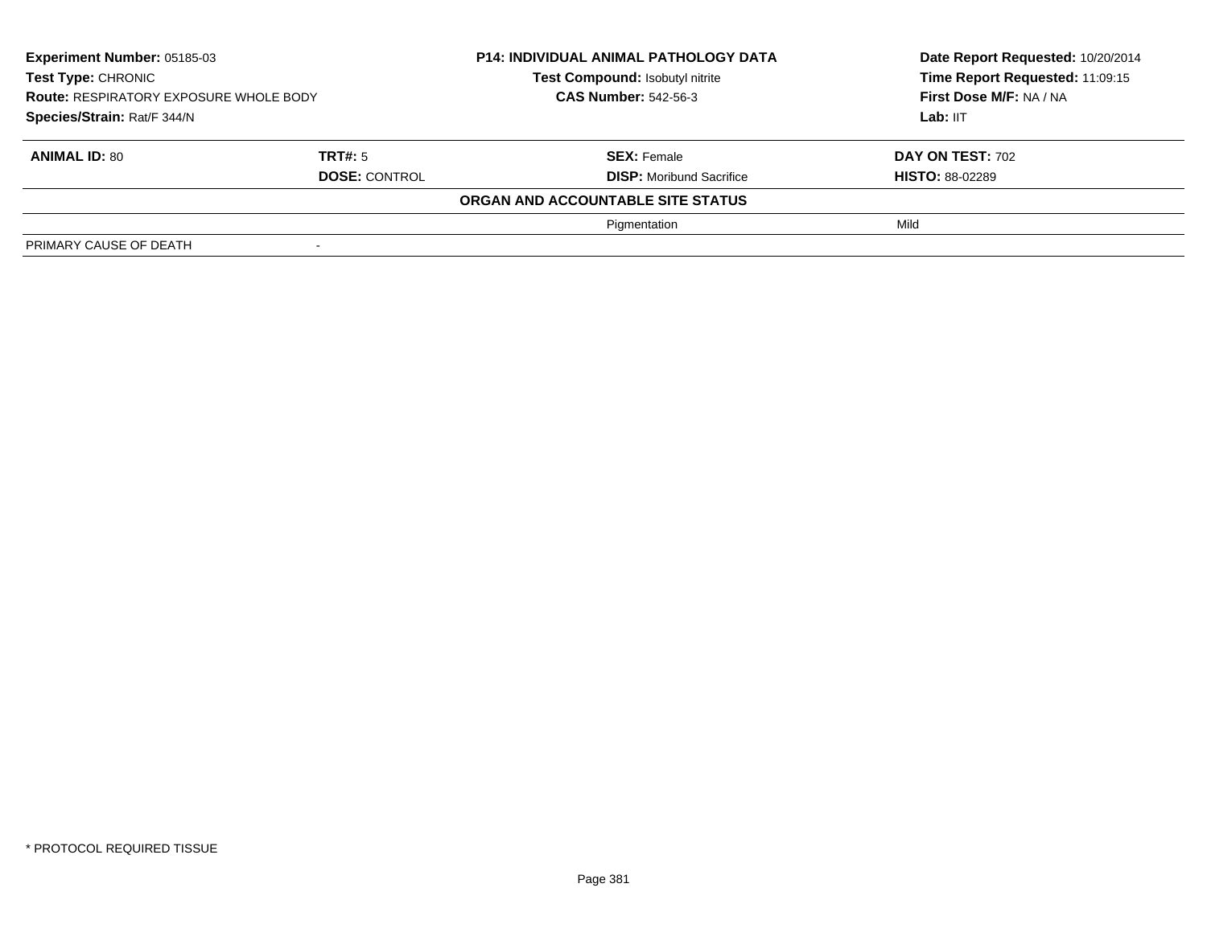**Experiment Number:** 05185-03
**Test Type:** CHRONIC
**Route:** RESPIRATORY EXPOSURE WHOLE BODY
**Species/Strain:** Rat/F 344/N

**P14: INDIVIDUAL ANIMAL PATHOLOGY DATA**
**Test Compound:** Isobutyl nitrite
**CAS Number:** 542-56-3

**Date Report Requested:** 10/20/2014
**Time Report Requested:** 11:09:15
**First Dose M/F:** NA / NA
**Lab:** IIT

| **ANIMAL ID:** 80 | **TRT#:** 5 | **SEX:** Female | **DAY ON TEST:** 702 |
|---|---|---|---|
| | **DOSE:** CONTROL | **DISP:** Moribund Sacrifice | **HISTO:** 88-02289 |
| | | **ORGAN AND ACCOUNTABLE SITE STATUS** | |
| | | Pigmentation | Mild |
| PRIMARY CAUSE OF DEATH | - | | |

\* PROTOCOL REQUIRED TISSUE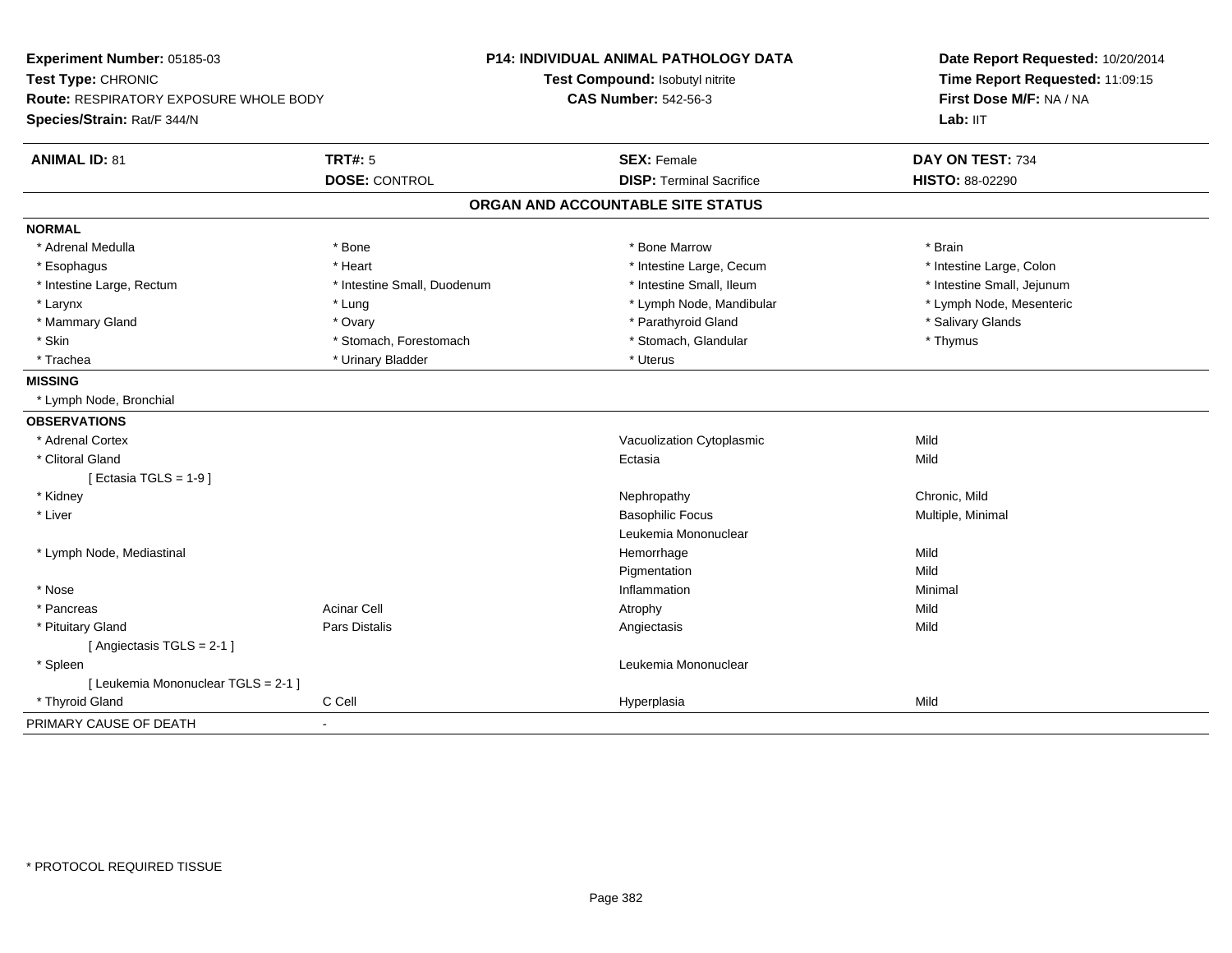**Experiment Number:** 05185-03
**Test Type:** CHRONIC
**Route:** RESPIRATORY EXPOSURE WHOLE BODY
**Species/Strain:** Rat/F 344/N

**P14: INDIVIDUAL ANIMAL PATHOLOGY DATA**
**Test Compound:** Isobutyl nitrite
**CAS Number:** 542-56-3

**Date Report Requested:** 10/20/2014
**Time Report Requested:** 11:09:15
**First Dose M/F:** NA / NA
**Lab:** IIT

| **ANIMAL ID:** 81 | **TRT#:** 5 | **SEX:** Female | **DAY ON TEST:** 734 |
|---|---|---|---|
| | **DOSE:** CONTROL | **DISP:** Terminal Sacrifice | **HISTO:** 88-02290 |

## ORGAN AND ACCOUNTABLE SITE STATUS

**NORMAL**

| | | | |
|---|---|---|---|
| * Adrenal Medulla | * Bone | * Bone Marrow | * Brain |
| * Esophagus | * Heart | * Intestine Large, Cecum | * Intestine Large, Colon |
| * Intestine Large, Rectum | * Intestine Small, Duodenum | * Intestine Small, Ileum | * Intestine Small, Jejunum |
| * Larynx | * Lung | * Lymph Node, Mandibular | * Lymph Node, Mesenteric |
| * Mammary Gland | * Ovary | * Parathyroid Gland | * Salivary Glands |
| * Skin | * Stomach, Forestomach | * Stomach, Glandular | * Thymus |
| * Trachea | * Urinary Bladder | * Uterus | |

**MISSING**

* Lymph Node, Bronchial

**OBSERVATIONS**

| | | | |
|---|---|---|---|
| * Adrenal Cortex | | Vacuolization Cytoplasmic | Mild |
| * Clitoral Gland | | Ectasia | Mild |
| [ Ectasia TGLS = 1-9 ] | | | |
| * Kidney | | Nephropathy | Chronic, Mild |
| * Liver | | Basophilic Focus | Multiple, Minimal |
| | | Leukemia Mononuclear | |
| * Lymph Node, Mediastinal | | Hemorrhage | Mild |
| | | Pigmentation | Mild |
| * Nose | | Inflammation | Minimal |
| * Pancreas | Acinar Cell | Atrophy | Mild |
| * Pituitary Gland | Pars Distalis | Angiectasis | Mild |
| [ Angiectasis TGLS = 2-1 ] | | | |
| * Spleen | | Leukemia Mononuclear | |
| [ Leukemia Mononuclear TGLS = 2-1 ] | | | |
| * Thyroid Gland | C Cell | Hyperplasia | Mild |

PRIMARY CAUSE OF DEATH -

* PROTOCOL REQUIRED TISSUE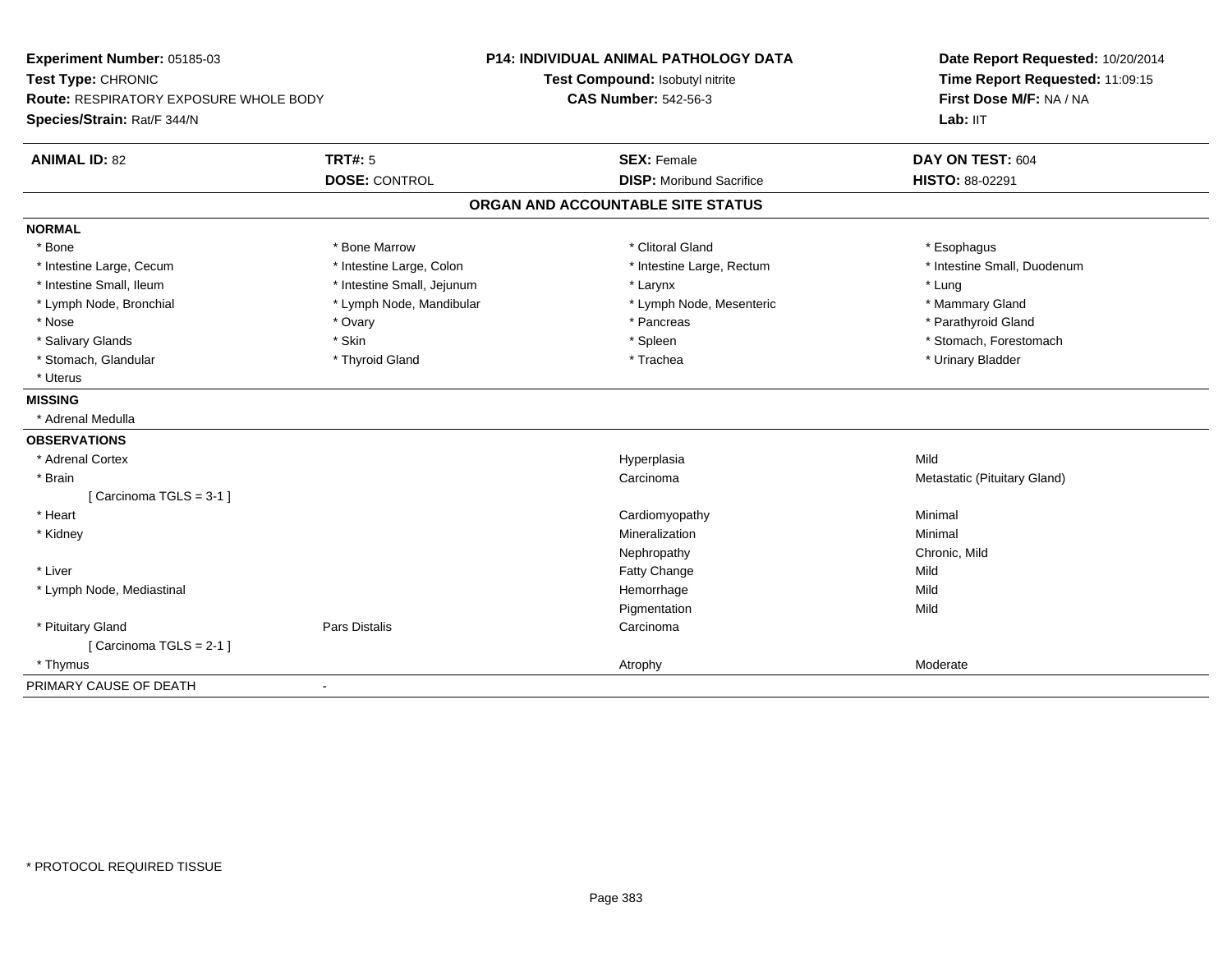**Experiment Number:** 05185-03
**Test Type:** CHRONIC
**Route:** RESPIRATORY EXPOSURE WHOLE BODY
**Species/Strain:** Rat/F 344/N

**P14: INDIVIDUAL ANIMAL PATHOLOGY DATA**
**Test Compound:** Isobutyl nitrite
**CAS Number:** 542-56-3

**Date Report Requested:** 10/20/2014
**Time Report Requested:** 11:09:15
**First Dose M/F:** NA / NA
**Lab:** IIT

| **ANIMAL ID:** 82 | **TRT#:** 5 | **SEX:** Female | **DAY ON TEST:** 604 |
|---|---|---|---|
| | **DOSE:** CONTROL | **DISP:** Moribund Sacrifice | **HISTO:** 88-02291 |

## ORGAN AND ACCOUNTABLE SITE STATUS

**NORMAL**

| | | | |
|---|---|---|---|
| * Bone | * Bone Marrow | * Clitoral Gland | * Esophagus |
| * Intestine Large, Cecum | * Intestine Large, Colon | * Intestine Large, Rectum | * Intestine Small, Duodenum |
| * Intestine Small, Ileum | * Intestine Small, Jejunum | * Larynx | * Lung |
| * Lymph Node, Bronchial | * Lymph Node, Mandibular | * Lymph Node, Mesenteric | * Mammary Gland |
| * Nose | * Ovary | * Pancreas | * Parathyroid Gland |
| * Salivary Glands | * Skin | * Spleen | * Stomach, Forestomach |
| * Stomach, Glandular | * Thyroid Gland | * Trachea | * Urinary Bladder |
| * Uterus | | | |

**MISSING**

* Adrenal Medulla

**OBSERVATIONS**

| | | | |
|---|---|---|---|
| * Adrenal Cortex | | Hyperplasia | Mild |
| * Brain | | Carcinoma | Metastatic (Pituitary Gland) |
| [ Carcinoma TGLS = 3-1 ] | | | |
| * Heart | | Cardiomyopathy | Minimal |
| * Kidney | | Mineralization | Minimal |
| | | Nephropathy | Chronic, Mild |
| * Liver | | Fatty Change | Mild |
| * Lymph Node, Mediastinal | | Hemorrhage | Mild |
| | | Pigmentation | Mild |
| * Pituitary Gland | Pars Distalis | Carcinoma | |
| [ Carcinoma TGLS = 2-1 ] | | | |
| * Thymus | | Atrophy | Moderate |

PRIMARY CAUSE OF DEATH -

* PROTOCOL REQUIRED TISSUE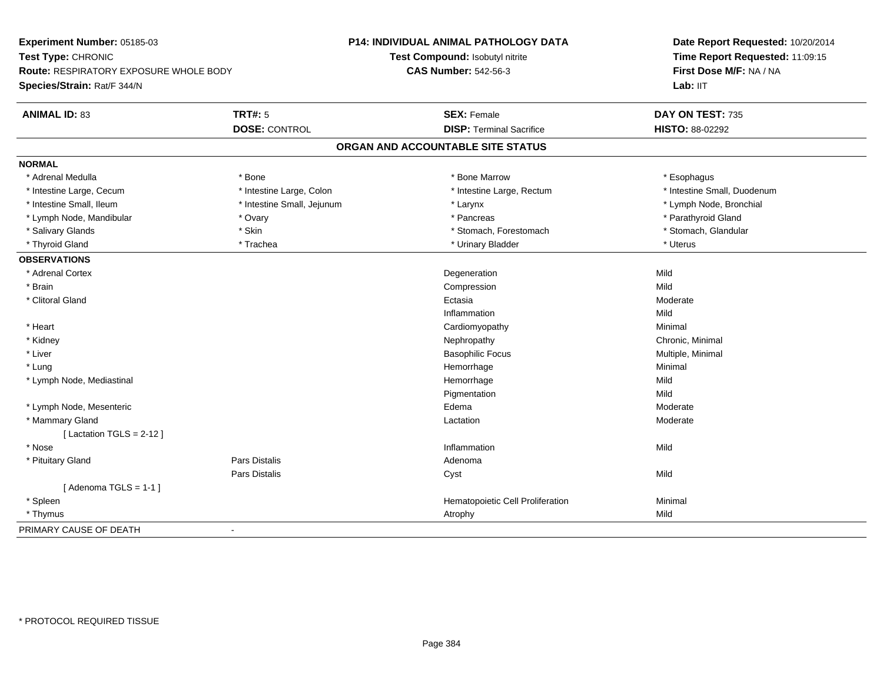**Experiment Number:** 05185-03
**Test Type:** CHRONIC
**Route:** RESPIRATORY EXPOSURE WHOLE BODY
**Species/Strain:** Rat/F 344/N

**P14: INDIVIDUAL ANIMAL PATHOLOGY DATA**
**Test Compound:** Isobutyl nitrite
**CAS Number:** 542-56-3

**Date Report Requested:** 10/20/2014
**Time Report Requested:** 11:09:15
**First Dose M/F:** NA / NA
**Lab:** IIT

| **ANIMAL ID:** 83 | **TRT#:** 5 | **SEX:** Female | **DAY ON TEST:** 735 |
|---|---|---|---|
| | **DOSE:** CONTROL | **DISP:** Terminal Sacrifice | **HISTO:** 88-02292 |

## ORGAN AND ACCOUNTABLE SITE STATUS

**NORMAL**

| | | | |
|---|---|---|---|
| * Adrenal Medulla | * Bone | * Bone Marrow | * Esophagus |
| * Intestine Large, Cecum | * Intestine Large, Colon | * Intestine Large, Rectum | * Intestine Small, Duodenum |
| * Intestine Small, Ileum | * Intestine Small, Jejunum | * Larynx | * Lymph Node, Bronchial |
| * Lymph Node, Mandibular | * Ovary | * Pancreas | * Parathyroid Gland |
| * Salivary Glands | * Skin | * Stomach, Forestomach | * Stomach, Glandular |
| * Thyroid Gland | * Trachea | * Urinary Bladder | * Uterus |

**OBSERVATIONS**

| Organ | Site | Observation | Severity |
|---|---|---|---|
| * Adrenal Cortex | | Degeneration | Mild |
| * Brain | | Compression | Mild |
| * Clitoral Gland | | Ectasia | Moderate |
| | | Inflammation | Mild |
| * Heart | | Cardiomyopathy | Minimal |
| * Kidney | | Nephropathy | Chronic, Minimal |
| * Liver | | Basophilic Focus | Multiple, Minimal |
| * Lung | | Hemorrhage | Minimal |
| * Lymph Node, Mediastinal | | Hemorrhage | Mild |
| | | Pigmentation | Mild |
| * Lymph Node, Mesenteric | | Edema | Moderate |
| * Mammary Gland | | Lactation | Moderate |
| [ Lactation TGLS = 2-12 ] | | | |
| * Nose | | Inflammation | Mild |
| * Pituitary Gland | Pars Distalis | Adenoma | |
| | Pars Distalis | Cyst | Mild |
| [ Adenoma TGLS = 1-1 ] | | | |
| * Spleen | | Hematopoietic Cell Proliferation | Minimal |
| * Thymus | | Atrophy | Mild |

PRIMARY CAUSE OF DEATH -

* PROTOCOL REQUIRED TISSUE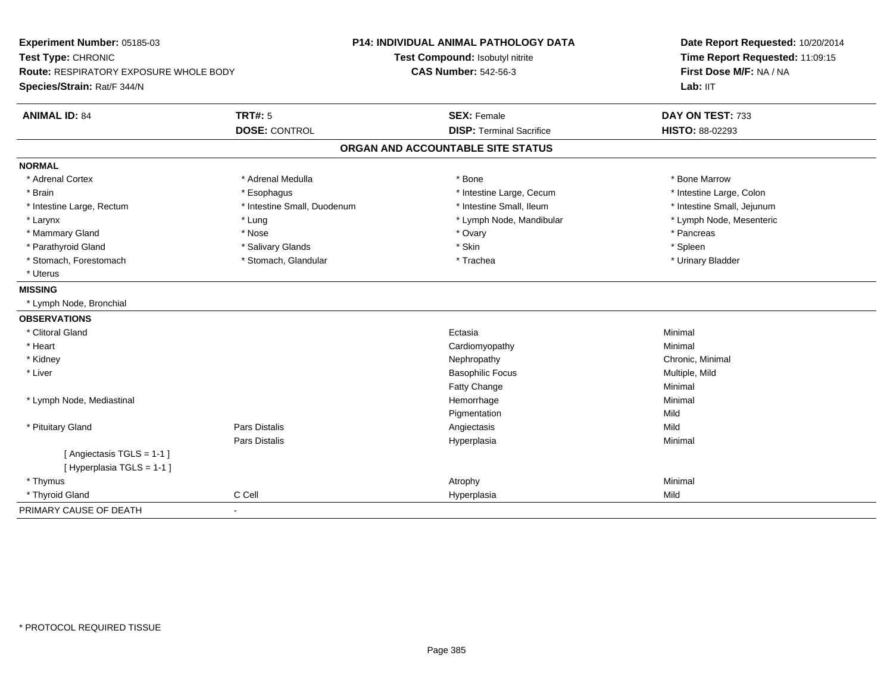**Experiment Number:** 05185-03
**Test Type:** CHRONIC
**Route:** RESPIRATORY EXPOSURE WHOLE BODY
**Species/Strain:** Rat/F 344/N

**P14: INDIVIDUAL ANIMAL PATHOLOGY DATA**
**Test Compound:** Isobutyl nitrite
**CAS Number:** 542-56-3

**Date Report Requested:** 10/20/2014
**Time Report Requested:** 11:09:15
**First Dose M/F:** NA / NA
**Lab:** IIT

| **ANIMAL ID:** 84 | **TRT#:** 5 | **SEX:** Female | **DAY ON TEST:** 733 |
|---|---|---|---|
| | **DOSE:** CONTROL | **DISP:** Terminal Sacrifice | **HISTO:** 88-02293 |

## ORGAN AND ACCOUNTABLE SITE STATUS

**NORMAL**

| | | | |
|---|---|---|---|
| * Adrenal Cortex | * Adrenal Medulla | * Bone | * Bone Marrow |
| * Brain | * Esophagus | * Intestine Large, Cecum | * Intestine Large, Colon |
| * Intestine Large, Rectum | * Intestine Small, Duodenum | * Intestine Small, Ileum | * Intestine Small, Jejunum |
| * Larynx | * Lung | * Lymph Node, Mandibular | * Lymph Node, Mesenteric |
| * Mammary Gland | * Nose | * Ovary | * Pancreas |
| * Parathyroid Gland | * Salivary Glands | * Skin | * Spleen |
| * Stomach, Forestomach | * Stomach, Glandular | * Trachea | * Urinary Bladder |
| * Uterus | | | |

**MISSING**

* Lymph Node, Bronchial

**OBSERVATIONS**

| | | | |
|---|---|---|---|
| * Clitoral Gland | | Ectasia | Minimal |
| * Heart | | Cardiomyopathy | Minimal |
| * Kidney | | Nephropathy | Chronic, Minimal |
| * Liver | | Basophilic Focus | Multiple, Mild |
| | | Fatty Change | Minimal |
| * Lymph Node, Mediastinal | | Hemorrhage | Minimal |
| | | Pigmentation | Mild |
| * Pituitary Gland | Pars Distalis | Angiectasis | Mild |
| | Pars Distalis | Hyperplasia | Minimal |
| [ Angiectasis TGLS = 1-1 ] | | | |
| [ Hyperplasia TGLS = 1-1 ] | | | |
| * Thymus | | Atrophy | Minimal |
| * Thyroid Gland | C Cell | Hyperplasia | Mild |

PRIMARY CAUSE OF DEATH -

* PROTOCOL REQUIRED TISSUE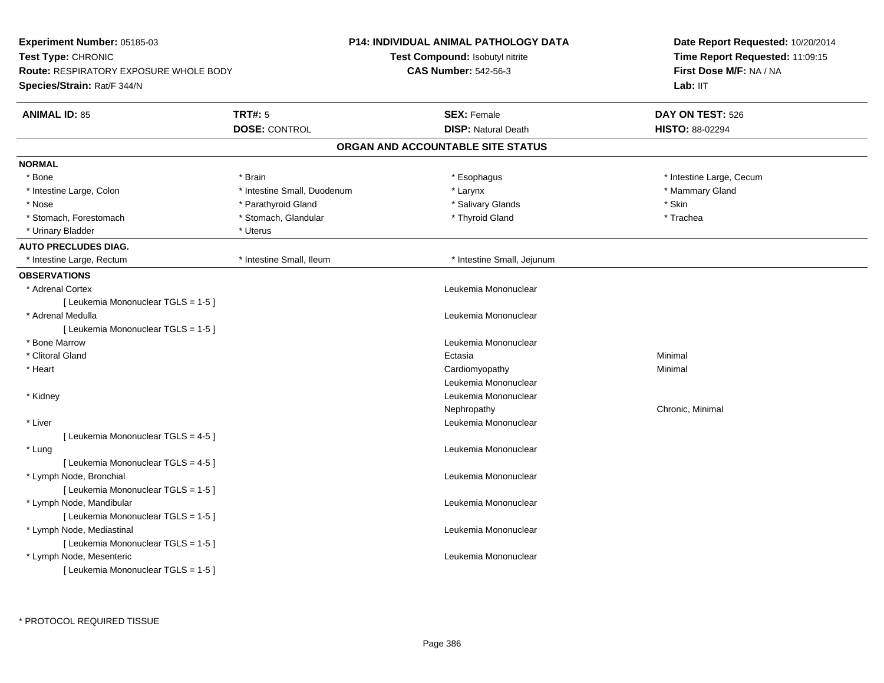**Experiment Number:** 05185-03
**Test Type:** CHRONIC
**Route:** RESPIRATORY EXPOSURE WHOLE BODY
**Species/Strain:** Rat/F 344/N

**P14: INDIVIDUAL ANIMAL PATHOLOGY DATA**
**Test Compound:** Isobutyl nitrite
**CAS Number:** 542-56-3

**Date Report Requested:** 10/20/2014
**Time Report Requested:** 11:09:15
**First Dose M/F:** NA / NA
**Lab:** IIT

| **ANIMAL ID:** 85 | **TRT#:** 5 | **SEX:** Female | **DAY ON TEST:** 526 |
|---|---|---|---|
| | **DOSE:** CONTROL | **DISP:** Natural Death | **HISTO:** 88-02294 |

## ORGAN AND ACCOUNTABLE SITE STATUS

**NORMAL**

| | | | |
|---|---|---|---|
| * Bone | * Brain | * Esophagus | * Intestine Large, Cecum |
| * Intestine Large, Colon | * Intestine Small, Duodenum | * Larynx | * Mammary Gland |
| * Nose | * Parathyroid Gland | * Salivary Glands | * Skin |
| * Stomach, Forestomach | * Stomach, Glandular | * Thyroid Gland | * Trachea |
| * Urinary Bladder | * Uterus | | |

**AUTO PRECLUDES DIAG.**

| | | |
|---|---|---|
| * Intestine Large, Rectum | * Intestine Small, Ileum | * Intestine Small, Jejunum |

**OBSERVATIONS**

| Organ | Observation | Severity |
|---|---|---|
| * Adrenal Cortex | Leukemia Mononuclear | |
| [ Leukemia Mononuclear TGLS = 1-5 ] | | |
| * Adrenal Medulla | Leukemia Mononuclear | |
| [ Leukemia Mononuclear TGLS = 1-5 ] | | |
| * Bone Marrow | Leukemia Mononuclear | |
| * Clitoral Gland | Ectasia | Minimal |
| * Heart | Cardiomyopathy | Minimal |
| | Leukemia Mononuclear | |
| * Kidney | Leukemia Mononuclear | |
| | Nephropathy | Chronic, Minimal |
| * Liver | Leukemia Mononuclear | |
| [ Leukemia Mononuclear TGLS = 4-5 ] | | |
| * Lung | Leukemia Mononuclear | |
| [ Leukemia Mononuclear TGLS = 4-5 ] | | |
| * Lymph Node, Bronchial | Leukemia Mononuclear | |
| [ Leukemia Mononuclear TGLS = 1-5 ] | | |
| * Lymph Node, Mandibular | Leukemia Mononuclear | |
| [ Leukemia Mononuclear TGLS = 1-5 ] | | |
| * Lymph Node, Mediastinal | Leukemia Mononuclear | |
| [ Leukemia Mononuclear TGLS = 1-5 ] | | |
| * Lymph Node, Mesenteric | Leukemia Mononuclear | |
| [ Leukemia Mononuclear TGLS = 1-5 ] | | |

\* PROTOCOL REQUIRED TISSUE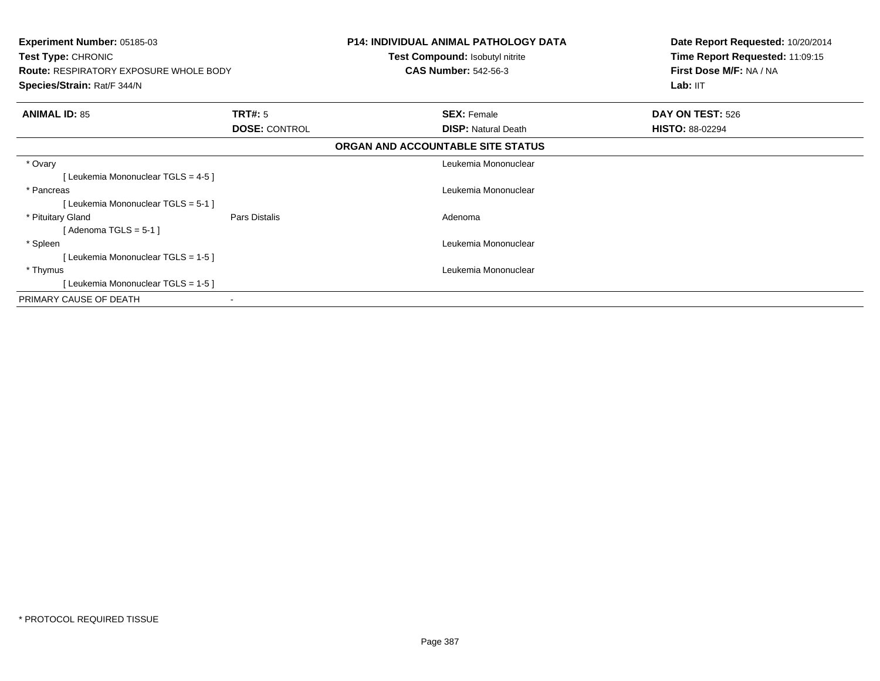**Experiment Number:** 05185-03
**Test Type:** CHRONIC
**Route:** RESPIRATORY EXPOSURE WHOLE BODY
**Species/Strain:** Rat/F 344/N

**P14: INDIVIDUAL ANIMAL PATHOLOGY DATA**
**Test Compound:** Isobutyl nitrite
**CAS Number:** 542-56-3

**Date Report Requested:** 10/20/2014
**Time Report Requested:** 11:09:15
**First Dose M/F:** NA / NA
**Lab:** IIT

| **ANIMAL ID:** 85 | **TRT#:** 5 | **SEX:** Female | **DAY ON TEST:** 526 |
|---|---|---|---|
| | **DOSE:** CONTROL | **DISP:** Natural Death | **HISTO:** 88-02294 |

**ORGAN AND ACCOUNTABLE SITE STATUS**

| | | |
|---|---|---|
| * Ovary | | Leukemia Mononuclear |
| [ Leukemia Mononuclear TGLS = 4-5 ] | | |
| * Pancreas | | Leukemia Mononuclear |
| [ Leukemia Mononuclear TGLS = 5-1 ] | | |
| * Pituitary Gland | Pars Distalis | Adenoma |
| [ Adenoma TGLS = 5-1 ] | | |
| * Spleen | | Leukemia Mononuclear |
| [ Leukemia Mononuclear TGLS = 1-5 ] | | |
| * Thymus | | Leukemia Mononuclear |
| [ Leukemia Mononuclear TGLS = 1-5 ] | | |
| PRIMARY CAUSE OF DEATH | - | |

* PROTOCOL REQUIRED TISSUE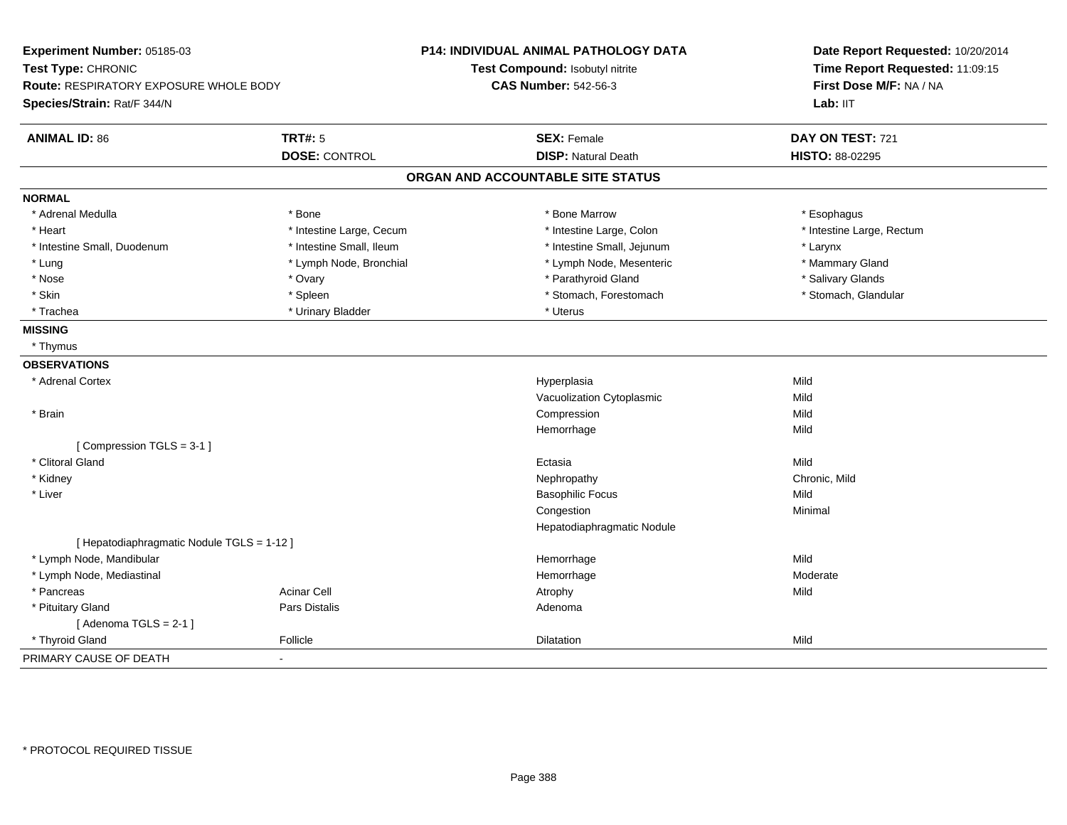**Experiment Number:** 05185-03
**Test Type:** CHRONIC
**Route:** RESPIRATORY EXPOSURE WHOLE BODY
**Species/Strain:** Rat/F 344/N

**P14: INDIVIDUAL ANIMAL PATHOLOGY DATA**
**Test Compound:** Isobutyl nitrite
**CAS Number:** 542-56-3

**Date Report Requested:** 10/20/2014
**Time Report Requested:** 11:09:15
**First Dose M/F:** NA / NA
**Lab:** IIT

| **ANIMAL ID:** 86 | **TRT#:** 5 | **SEX:** Female | **DAY ON TEST:** 721 |
|---|---|---|---|
| | **DOSE:** CONTROL | **DISP:** Natural Death | **HISTO:** 88-02295 |

## ORGAN AND ACCOUNTABLE SITE STATUS

**NORMAL**

| | | | |
|---|---|---|---|
| * Adrenal Medulla | * Bone | * Bone Marrow | * Esophagus |
| * Heart | * Intestine Large, Cecum | * Intestine Large, Colon | * Intestine Large, Rectum |
| * Intestine Small, Duodenum | * Intestine Small, Ileum | * Intestine Small, Jejunum | * Larynx |
| * Lung | * Lymph Node, Bronchial | * Lymph Node, Mesenteric | * Mammary Gland |
| * Nose | * Ovary | * Parathyroid Gland | * Salivary Glands |
| * Skin | * Spleen | * Stomach, Forestomach | * Stomach, Glandular |
| * Trachea | * Urinary Bladder | * Uterus | |

**MISSING**

* Thymus

**OBSERVATIONS**

| | | | |
|---|---|---|---|
| * Adrenal Cortex | | Hyperplasia | Mild |
| | | Vacuolization Cytoplasmic | Mild |
| * Brain | | Compression | Mild |
| | | Hemorrhage | Mild |
| [ Compression TGLS = 3-1 ] | | | |
| * Clitoral Gland | | Ectasia | Mild |
| * Kidney | | Nephropathy | Chronic, Mild |
| * Liver | | Basophilic Focus | Mild |
| | | Congestion | Minimal |
| | | Hepatodiaphragmatic Nodule | |
| [ Hepatodiaphragmatic Nodule TGLS = 1-12 ] | | | |
| * Lymph Node, Mandibular | | Hemorrhage | Mild |
| * Lymph Node, Mediastinal | | Hemorrhage | Moderate |
| * Pancreas | Acinar Cell | Atrophy | Mild |
| * Pituitary Gland | Pars Distalis | Adenoma | |
| [ Adenoma TGLS = 2-1 ] | | | |
| * Thyroid Gland | Follicle | Dilatation | Mild |

PRIMARY CAUSE OF DEATH -

* PROTOCOL REQUIRED TISSUE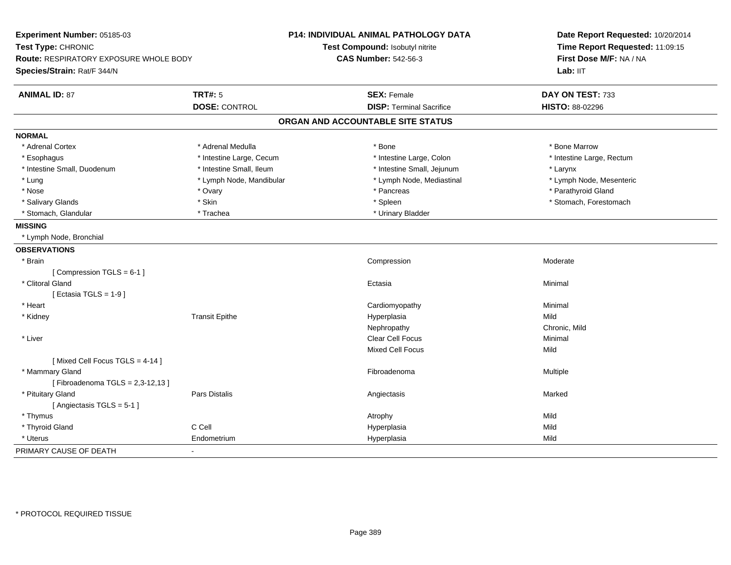**Experiment Number:** 05185-03
**Test Type:** CHRONIC
**Route:** RESPIRATORY EXPOSURE WHOLE BODY
**Species/Strain:** Rat/F 344/N

**P14: INDIVIDUAL ANIMAL PATHOLOGY DATA**
**Test Compound:** Isobutyl nitrite
**CAS Number:** 542-56-3

**Date Report Requested:** 10/20/2014
**Time Report Requested:** 11:09:15
**First Dose M/F:** NA / NA
**Lab:** IIT

| **ANIMAL ID:** 87 | **TRT#:** 5 | **SEX:** Female | **DAY ON TEST:** 733 |
|---|---|---|---|
| | **DOSE:** CONTROL | **DISP:** Terminal Sacrifice | **HISTO:** 88-02296 |

## ORGAN AND ACCOUNTABLE SITE STATUS

**NORMAL**

| | | | |
|---|---|---|---|
| * Adrenal Cortex | * Adrenal Medulla | * Bone | * Bone Marrow |
| * Esophagus | * Intestine Large, Cecum | * Intestine Large, Colon | * Intestine Large, Rectum |
| * Intestine Small, Duodenum | * Intestine Small, Ileum | * Intestine Small, Jejunum | * Larynx |
| * Lung | * Lymph Node, Mandibular | * Lymph Node, Mediastinal | * Lymph Node, Mesenteric |
| * Nose | * Ovary | * Pancreas | * Parathyroid Gland |
| * Salivary Glands | * Skin | * Spleen | * Stomach, Forestomach |
| * Stomach, Glandular | * Trachea | * Urinary Bladder | |

**MISSING**

* Lymph Node, Bronchial

**OBSERVATIONS**

| | | | |
|---|---|---|---|
| * Brain | | Compression | Moderate |
| [ Compression TGLS = 6-1 ] | | | |
| * Clitoral Gland | | Ectasia | Minimal |
| [ Ectasia TGLS = 1-9 ] | | | |
| * Heart | | Cardiomyopathy | Minimal |
| * Kidney | Transit Epithe | Hyperplasia | Mild |
| | | Nephropathy | Chronic, Mild |
| * Liver | | Clear Cell Focus | Minimal |
| | | Mixed Cell Focus | Mild |
| [ Mixed Cell Focus TGLS = 4-14 ] | | | |
| * Mammary Gland | | Fibroadenoma | Multiple |
| [ Fibroadenoma TGLS = 2,3-12,13 ] | | | |
| * Pituitary Gland | Pars Distalis | Angiectasis | Marked |
| [ Angiectasis TGLS = 5-1 ] | | | |
| * Thymus | | Atrophy | Mild |
| * Thyroid Gland | C Cell | Hyperplasia | Mild |
| * Uterus | Endometrium | Hyperplasia | Mild |

PRIMARY CAUSE OF DEATH -

* PROTOCOL REQUIRED TISSUE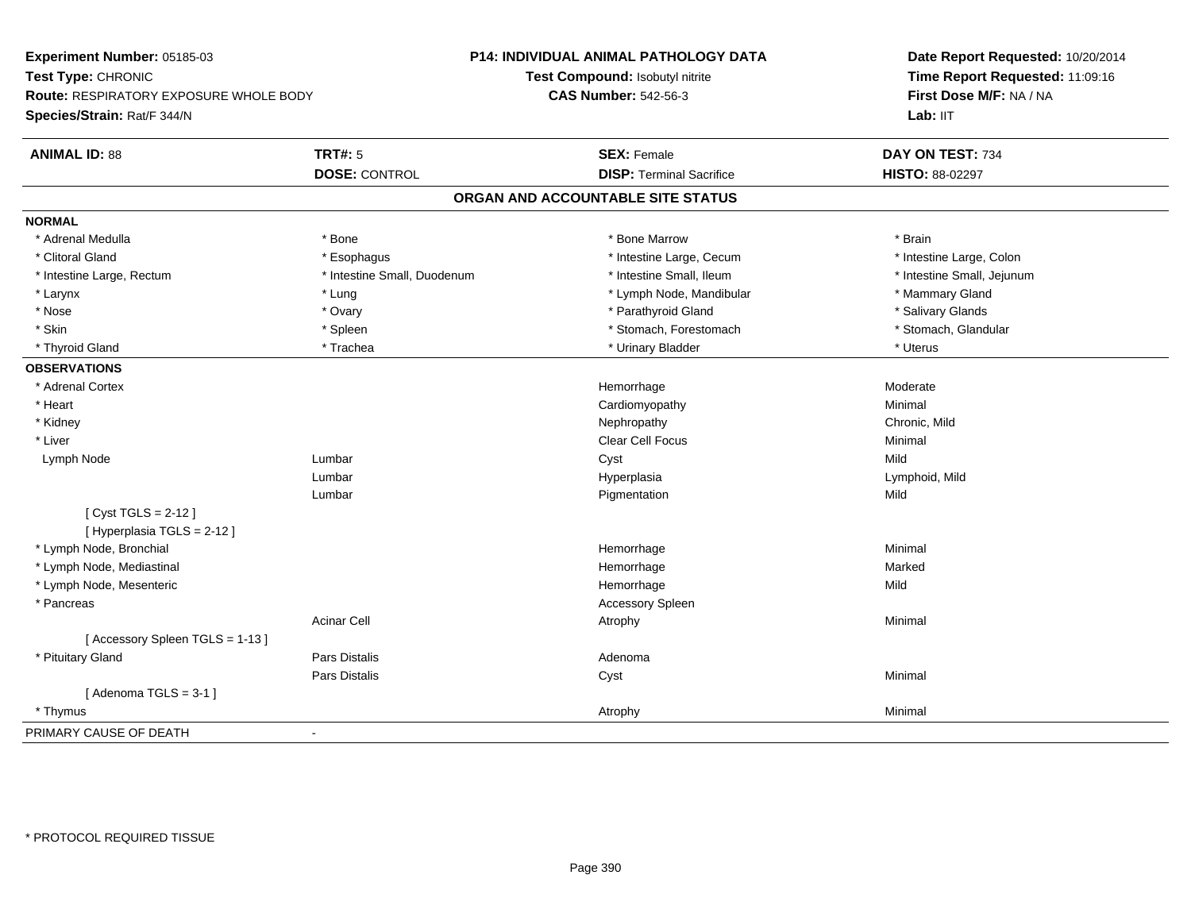**Experiment Number:** 05185-03
**Test Type:** CHRONIC
**Route:** RESPIRATORY EXPOSURE WHOLE BODY
**Species/Strain:** Rat/F 344/N

**P14: INDIVIDUAL ANIMAL PATHOLOGY DATA**
**Test Compound:** Isobutyl nitrite
**CAS Number:** 542-56-3

**Date Report Requested:** 10/20/2014
**Time Report Requested:** 11:09:16
**First Dose M/F:** NA / NA
**Lab:** IIT

| **ANIMAL ID:** 88 | **TRT#:** 5 | **SEX:** Female | **DAY ON TEST:** 734 |
|---|---|---|---|
| | **DOSE:** CONTROL | **DISP:** Terminal Sacrifice | **HISTO:** 88-02297 |

## ORGAN AND ACCOUNTABLE SITE STATUS

**NORMAL**

| | | | |
|---|---|---|---|
| * Adrenal Medulla | * Bone | * Bone Marrow | * Brain |
| * Clitoral Gland | * Esophagus | * Intestine Large, Cecum | * Intestine Large, Colon |
| * Intestine Large, Rectum | * Intestine Small, Duodenum | * Intestine Small, Ileum | * Intestine Small, Jejunum |
| * Larynx | * Lung | * Lymph Node, Mandibular | * Mammary Gland |
| * Nose | * Ovary | * Parathyroid Gland | * Salivary Glands |
| * Skin | * Spleen | * Stomach, Forestomach | * Stomach, Glandular |
| * Thyroid Gland | * Trachea | * Urinary Bladder | * Uterus |

**OBSERVATIONS**

| | | | |
|---|---|---|---|
| * Adrenal Cortex | | Hemorrhage | Moderate |
| * Heart | | Cardiomyopathy | Minimal |
| * Kidney | | Nephropathy | Chronic, Mild |
| * Liver | | Clear Cell Focus | Minimal |
| Lymph Node | Lumbar | Cyst | Mild |
| | Lumbar | Hyperplasia | Lymphoid, Mild |
| | Lumbar | Pigmentation | Mild |
| [ Cyst TGLS = 2-12 ] | | | |
| [ Hyperplasia TGLS = 2-12 ] | | | |
| * Lymph Node, Bronchial | | Hemorrhage | Minimal |
| * Lymph Node, Mediastinal | | Hemorrhage | Marked |
| * Lymph Node, Mesenteric | | Hemorrhage | Mild |
| * Pancreas | | Accessory Spleen | |
| | Acinar Cell | Atrophy | Minimal |
| [ Accessory Spleen TGLS = 1-13 ] | | | |
| * Pituitary Gland | Pars Distalis | Adenoma | |
| | Pars Distalis | Cyst | Minimal |
| [ Adenoma TGLS = 3-1 ] | | | |
| * Thymus | | Atrophy | Minimal |

PRIMARY CAUSE OF DEATH -

* PROTOCOL REQUIRED TISSUE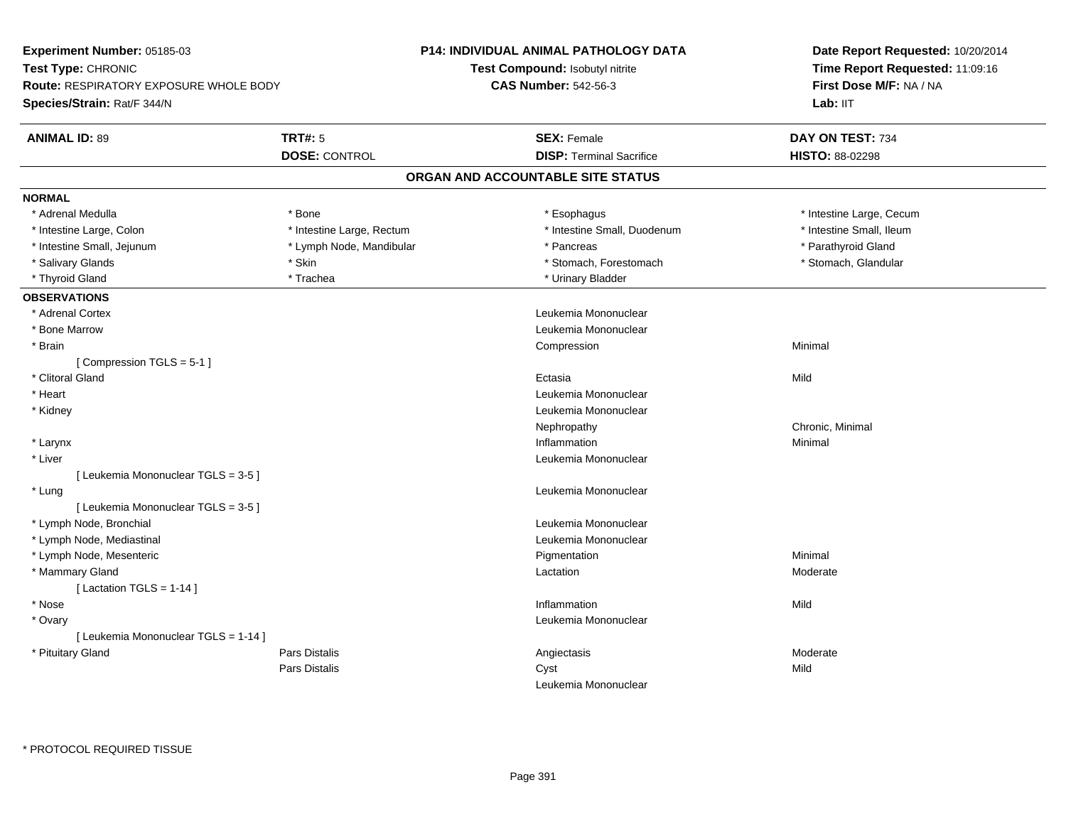**Experiment Number:** 05185-03
**Test Type:** CHRONIC
**Route:** RESPIRATORY EXPOSURE WHOLE BODY
**Species/Strain:** Rat/F 344/N

**P14: INDIVIDUAL ANIMAL PATHOLOGY DATA**
**Test Compound:** Isobutyl nitrite
**CAS Number:** 542-56-3

**Date Report Requested:** 10/20/2014
**Time Report Requested:** 11:09:16
**First Dose M/F:** NA / NA
**Lab:** IIT

| **ANIMAL ID:** 89 | **TRT#:** 5 | **SEX:** Female | **DAY ON TEST:** 734 |
|---|---|---|---|
| | **DOSE:** CONTROL | **DISP:** Terminal Sacrifice | **HISTO:** 88-02298 |

## ORGAN AND ACCOUNTABLE SITE STATUS

**NORMAL**

| | | | |
|---|---|---|---|
| * Adrenal Medulla | * Bone | * Esophagus | * Intestine Large, Cecum |
| * Intestine Large, Colon | * Intestine Large, Rectum | * Intestine Small, Duodenum | * Intestine Small, Ileum |
| * Intestine Small, Jejunum | * Lymph Node, Mandibular | * Pancreas | * Parathyroid Gland |
| * Salivary Glands | * Skin | * Stomach, Forestomach | * Stomach, Glandular |
| * Thyroid Gland | * Trachea | * Urinary Bladder | |

**OBSERVATIONS**

| | | | |
|---|---|---|---|
| * Adrenal Cortex | | Leukemia Mononuclear | |
| * Bone Marrow | | Leukemia Mononuclear | |
| * Brain | | Compression | Minimal |
| [ Compression TGLS = 5-1 ] | | | |
| * Clitoral Gland | | Ectasia | Mild |
| * Heart | | Leukemia Mononuclear | |
| * Kidney | | Leukemia Mononuclear | |
| | | Nephropathy | Chronic, Minimal |
| * Larynx | | Inflammation | Minimal |
| * Liver | | Leukemia Mononuclear | |
| [ Leukemia Mononuclear TGLS = 3-5 ] | | | |
| * Lung | | Leukemia Mononuclear | |
| [ Leukemia Mononuclear TGLS = 3-5 ] | | | |
| * Lymph Node, Bronchial | | Leukemia Mononuclear | |
| * Lymph Node, Mediastinal | | Leukemia Mononuclear | |
| * Lymph Node, Mesenteric | | Pigmentation | Minimal |
| * Mammary Gland | | Lactation | Moderate |
| [ Lactation TGLS = 1-14 ] | | | |
| * Nose | | Inflammation | Mild |
| * Ovary | | Leukemia Mononuclear | |
| [ Leukemia Mononuclear TGLS = 1-14 ] | | | |
| * Pituitary Gland | Pars Distalis | Angiectasis | Moderate |
| | Pars Distalis | Cyst | Mild |
| | | Leukemia Mononuclear | |

\* PROTOCOL REQUIRED TISSUE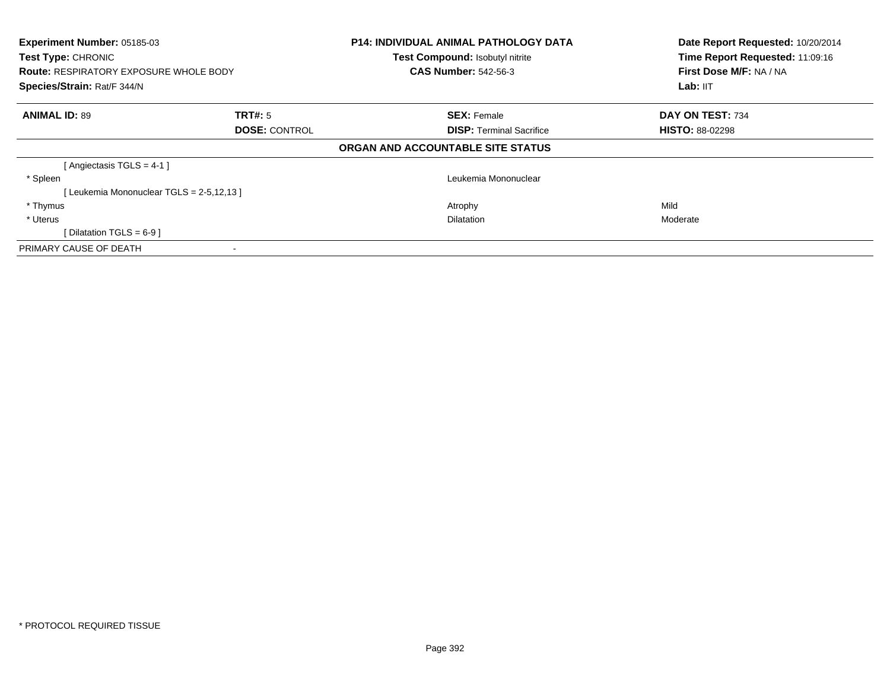**Experiment Number:** 05185-03
**Test Type:** CHRONIC
**Route:** RESPIRATORY EXPOSURE WHOLE BODY
**Species/Strain:** Rat/F 344/N

**P14: INDIVIDUAL ANIMAL PATHOLOGY DATA**
**Test Compound:** Isobutyl nitrite
**CAS Number:** 542-56-3

**Date Report Requested:** 10/20/2014
**Time Report Requested:** 11:09:16
**First Dose M/F:** NA / NA
**Lab:** IIT

| **ANIMAL ID:** 89 | **TRT#:** 5 | **SEX:** Female | **DAY ON TEST:** 734 |
|---|---|---|---|
| | **DOSE:** CONTROL | **DISP:** Terminal Sacrifice | **HISTO:** 88-02298 |

**ORGAN AND ACCOUNTABLE SITE STATUS**

| | | | |
|---|---|---|---|
| [ Angiectasis TGLS = 4-1 ] | | | |
| * Spleen | | Leukemia Mononuclear | |
| [ Leukemia Mononuclear TGLS = 2-5,12,13 ] | | | |
| * Thymus | | Atrophy | Mild |
| * Uterus | | Dilatation | Moderate |
| [ Dilatation TGLS = 6-9 ] | | | |
| PRIMARY CAUSE OF DEATH | - | | |

* PROTOCOL REQUIRED TISSUE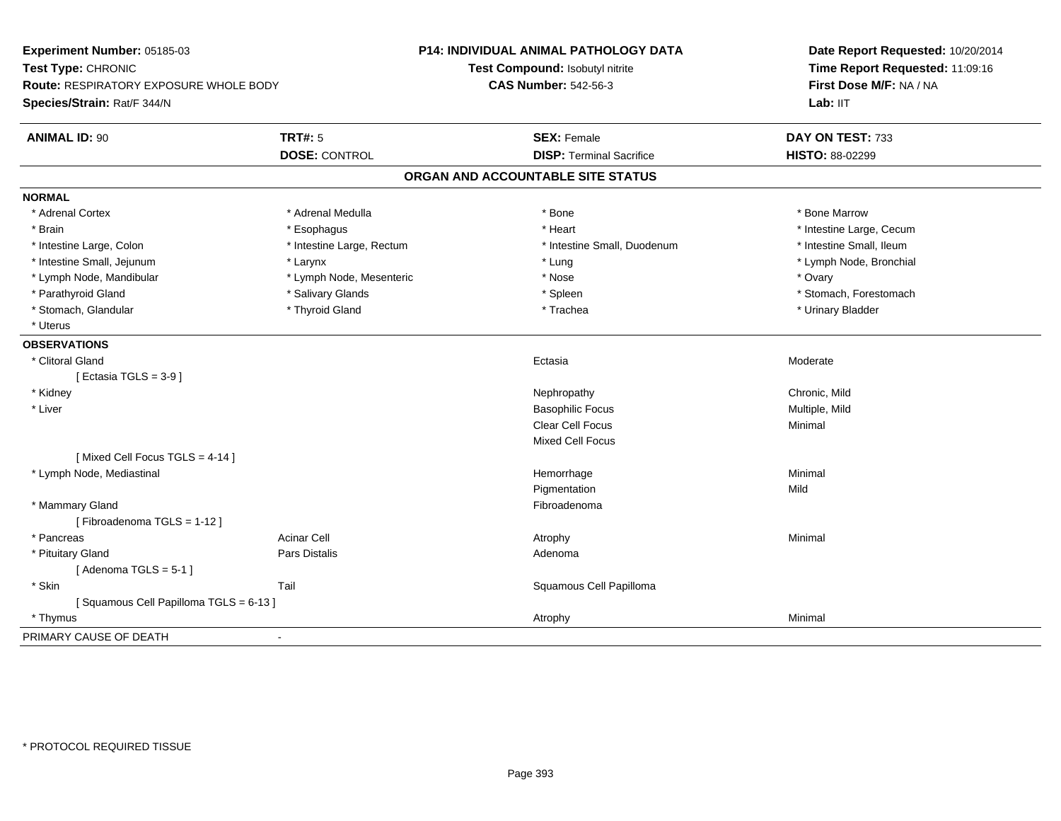**Experiment Number:** 05185-03
**Test Type:** CHRONIC
**Route:** RESPIRATORY EXPOSURE WHOLE BODY
**Species/Strain:** Rat/F 344/N

**P14: INDIVIDUAL ANIMAL PATHOLOGY DATA**
**Test Compound:** Isobutyl nitrite
**CAS Number:** 542-56-3

**Date Report Requested:** 10/20/2014
**Time Report Requested:** 11:09:16
**First Dose M/F:** NA / NA
**Lab:** IIT

| **ANIMAL ID:** 90 | **TRT#:** 5 | **SEX:** Female | **DAY ON TEST:** 733 |
|---|---|---|---|
| | **DOSE:** CONTROL | **DISP:** Terminal Sacrifice | **HISTO:** 88-02299 |

## ORGAN AND ACCOUNTABLE SITE STATUS

**NORMAL**

| | | | |
|---|---|---|---|
| * Adrenal Cortex | * Adrenal Medulla | * Bone | * Bone Marrow |
| * Brain | * Esophagus | * Heart | * Intestine Large, Cecum |
| * Intestine Large, Colon | * Intestine Large, Rectum | * Intestine Small, Duodenum | * Intestine Small, Ileum |
| * Intestine Small, Jejunum | * Larynx | * Lung | * Lymph Node, Bronchial |
| * Lymph Node, Mandibular | * Lymph Node, Mesenteric | * Nose | * Ovary |
| * Parathyroid Gland | * Salivary Glands | * Spleen | * Stomach, Forestomach |
| * Stomach, Glandular | * Thyroid Gland | * Trachea | * Urinary Bladder |
| * Uterus | | | |

**OBSERVATIONS**

| | | | |
|---|---|---|---|
| * Clitoral Gland | | Ectasia | Moderate |
| [ Ectasia TGLS = 3-9 ] | | | |
| * Kidney | | Nephropathy | Chronic, Mild |
| * Liver | | Basophilic Focus | Multiple, Mild |
| | | Clear Cell Focus | Minimal |
| | | Mixed Cell Focus | |
| [ Mixed Cell Focus TGLS = 4-14 ] | | | |
| * Lymph Node, Mediastinal | | Hemorrhage | Minimal |
| | | Pigmentation | Mild |
| * Mammary Gland | | Fibroadenoma | |
| [ Fibroadenoma TGLS = 1-12 ] | | | |
| * Pancreas | Acinar Cell | Atrophy | Minimal |
| * Pituitary Gland | Pars Distalis | Adenoma | |
| [ Adenoma TGLS = 5-1 ] | | | |
| * Skin | Tail | Squamous Cell Papilloma | |
| [ Squamous Cell Papilloma TGLS = 6-13 ] | | | |
| * Thymus | | Atrophy | Minimal |

PRIMARY CAUSE OF DEATH -

* PROTOCOL REQUIRED TISSUE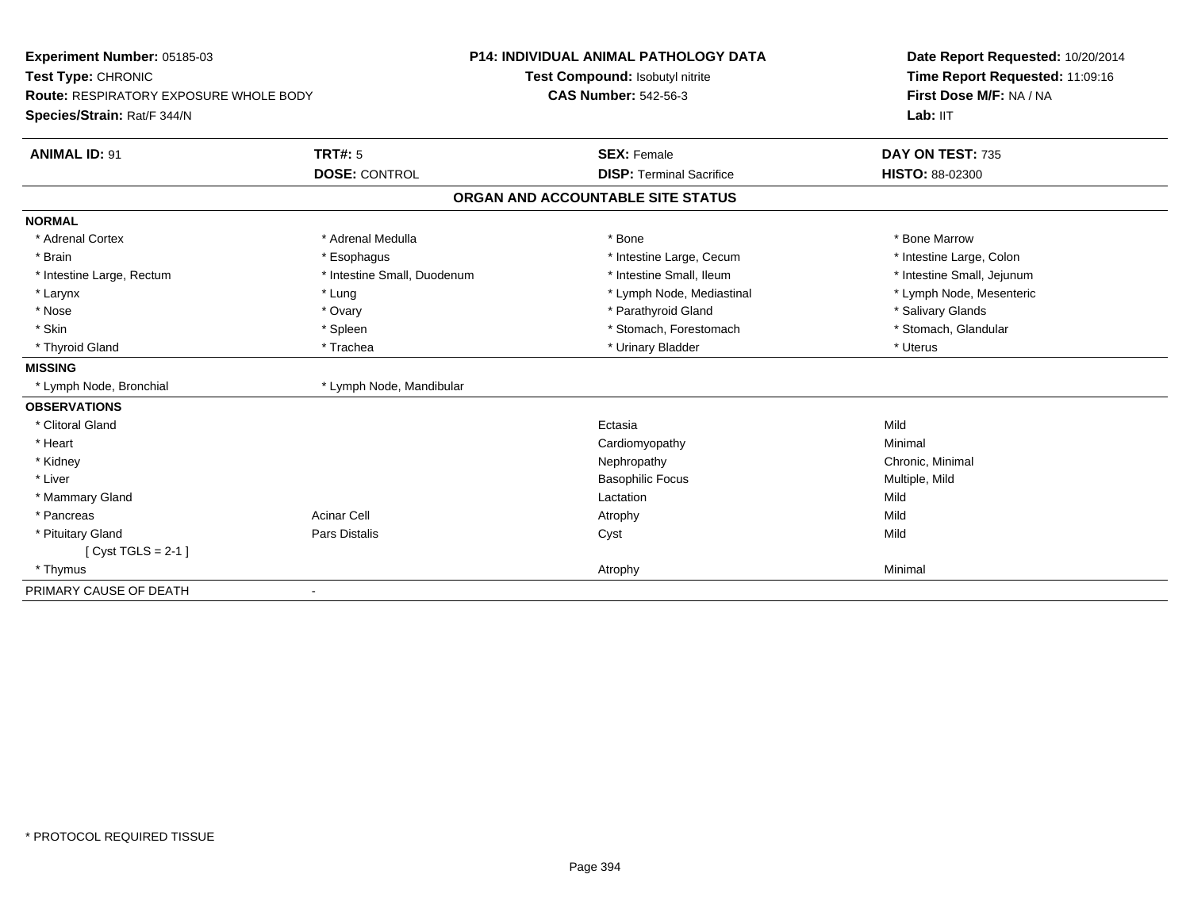**Experiment Number:** 05185-03
**Test Type:** CHRONIC
**Route:** RESPIRATORY EXPOSURE WHOLE BODY
**Species/Strain:** Rat/F 344/N

**P14: INDIVIDUAL ANIMAL PATHOLOGY DATA**
**Test Compound:** Isobutyl nitrite
**CAS Number:** 542-56-3

**Date Report Requested:** 10/20/2014
**Time Report Requested:** 11:09:16
**First Dose M/F:** NA / NA
**Lab:** IIT

| **ANIMAL ID:** 91 | **TRT#:** 5 | **SEX:** Female | **DAY ON TEST:** 735 |
|---|---|---|---|
| | **DOSE:** CONTROL | **DISP:** Terminal Sacrifice | **HISTO:** 88-02300 |

## ORGAN AND ACCOUNTABLE SITE STATUS

**NORMAL**

| | | | |
|---|---|---|---|
| * Adrenal Cortex | * Adrenal Medulla | * Bone | * Bone Marrow |
| * Brain | * Esophagus | * Intestine Large, Cecum | * Intestine Large, Colon |
| * Intestine Large, Rectum | * Intestine Small, Duodenum | * Intestine Small, Ileum | * Intestine Small, Jejunum |
| * Larynx | * Lung | * Lymph Node, Mediastinal | * Lymph Node, Mesenteric |
| * Nose | * Ovary | * Parathyroid Gland | * Salivary Glands |
| * Skin | * Spleen | * Stomach, Forestomach | * Stomach, Glandular |
| * Thyroid Gland | * Trachea | * Urinary Bladder | * Uterus |

**MISSING**

| | |
|---|---|
| * Lymph Node, Bronchial | * Lymph Node, Mandibular |

**OBSERVATIONS**

| | | | |
|---|---|---|---|
| * Clitoral Gland | | Ectasia | Mild |
| * Heart | | Cardiomyopathy | Minimal |
| * Kidney | | Nephropathy | Chronic, Minimal |
| * Liver | | Basophilic Focus | Multiple, Mild |
| * Mammary Gland | | Lactation | Mild |
| * Pancreas | Acinar Cell | Atrophy | Mild |
| * Pituitary Gland | Pars Distalis | Cyst | Mild |
| [ Cyst TGLS = 2-1 ] | | | |
| * Thymus | | Atrophy | Minimal |

PRIMARY CAUSE OF DEATH -

\* PROTOCOL REQUIRED TISSUE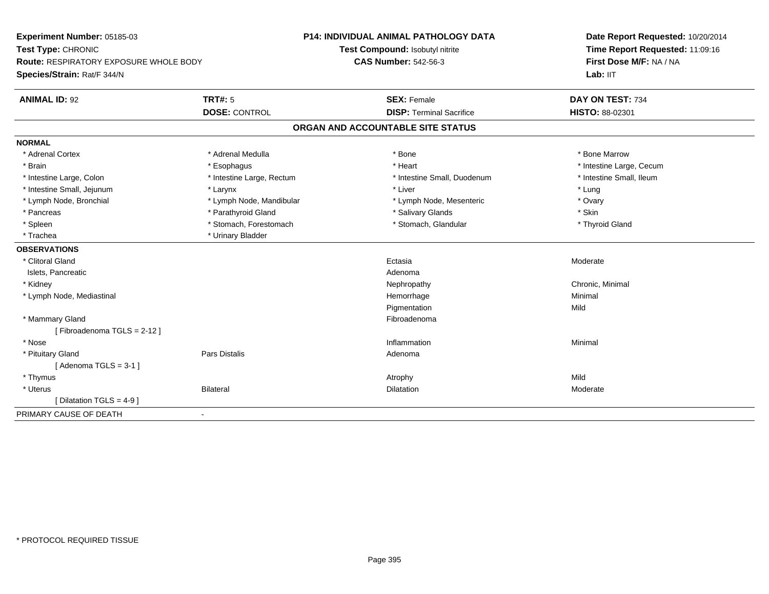**Experiment Number:** 05185-03
**Test Type:** CHRONIC
**Route:** RESPIRATORY EXPOSURE WHOLE BODY
**Species/Strain:** Rat/F 344/N

**P14: INDIVIDUAL ANIMAL PATHOLOGY DATA**
**Test Compound:** Isobutyl nitrite
**CAS Number:** 542-56-3

**Date Report Requested:** 10/20/2014
**Time Report Requested:** 11:09:16
**First Dose M/F:** NA / NA
**Lab:** IIT

| **ANIMAL ID:** 92 | **TRT#:** 5 | **SEX:** Female | **DAY ON TEST:** 734 |
|---|---|---|---|
| | **DOSE:** CONTROL | **DISP:** Terminal Sacrifice | **HISTO:** 88-02301 |

## ORGAN AND ACCOUNTABLE SITE STATUS

**NORMAL**

| | | | |
|---|---|---|---|
| * Adrenal Cortex | * Adrenal Medulla | * Bone | * Bone Marrow |
| * Brain | * Esophagus | * Heart | * Intestine Large, Cecum |
| * Intestine Large, Colon | * Intestine Large, Rectum | * Intestine Small, Duodenum | * Intestine Small, Ileum |
| * Intestine Small, Jejunum | * Larynx | * Liver | * Lung |
| * Lymph Node, Bronchial | * Lymph Node, Mandibular | * Lymph Node, Mesenteric | * Ovary |
| * Pancreas | * Parathyroid Gland | * Salivary Glands | * Skin |
| * Spleen | * Stomach, Forestomach | * Stomach, Glandular | * Thyroid Gland |
| * Trachea | * Urinary Bladder | | |

**OBSERVATIONS**

| | | | |
|---|---|---|---|
| * Clitoral Gland | | Ectasia | Moderate |
| Islets, Pancreatic | | Adenoma | |
| * Kidney | | Nephropathy | Chronic, Minimal |
| * Lymph Node, Mediastinal | | Hemorrhage | Minimal |
| | | Pigmentation | Mild |
| * Mammary Gland | | Fibroadenoma | |
| [ Fibroadenoma TGLS = 2-12 ] | | | |
| * Nose | | Inflammation | Minimal |
| * Pituitary Gland | Pars Distalis | Adenoma | |
| [ Adenoma TGLS = 3-1 ] | | | |
| * Thymus | | Atrophy | Mild |
| * Uterus | Bilateral | Dilatation | Moderate |
| [ Dilatation TGLS = 4-9 ] | | | |

PRIMARY CAUSE OF DEATH -

\* PROTOCOL REQUIRED TISSUE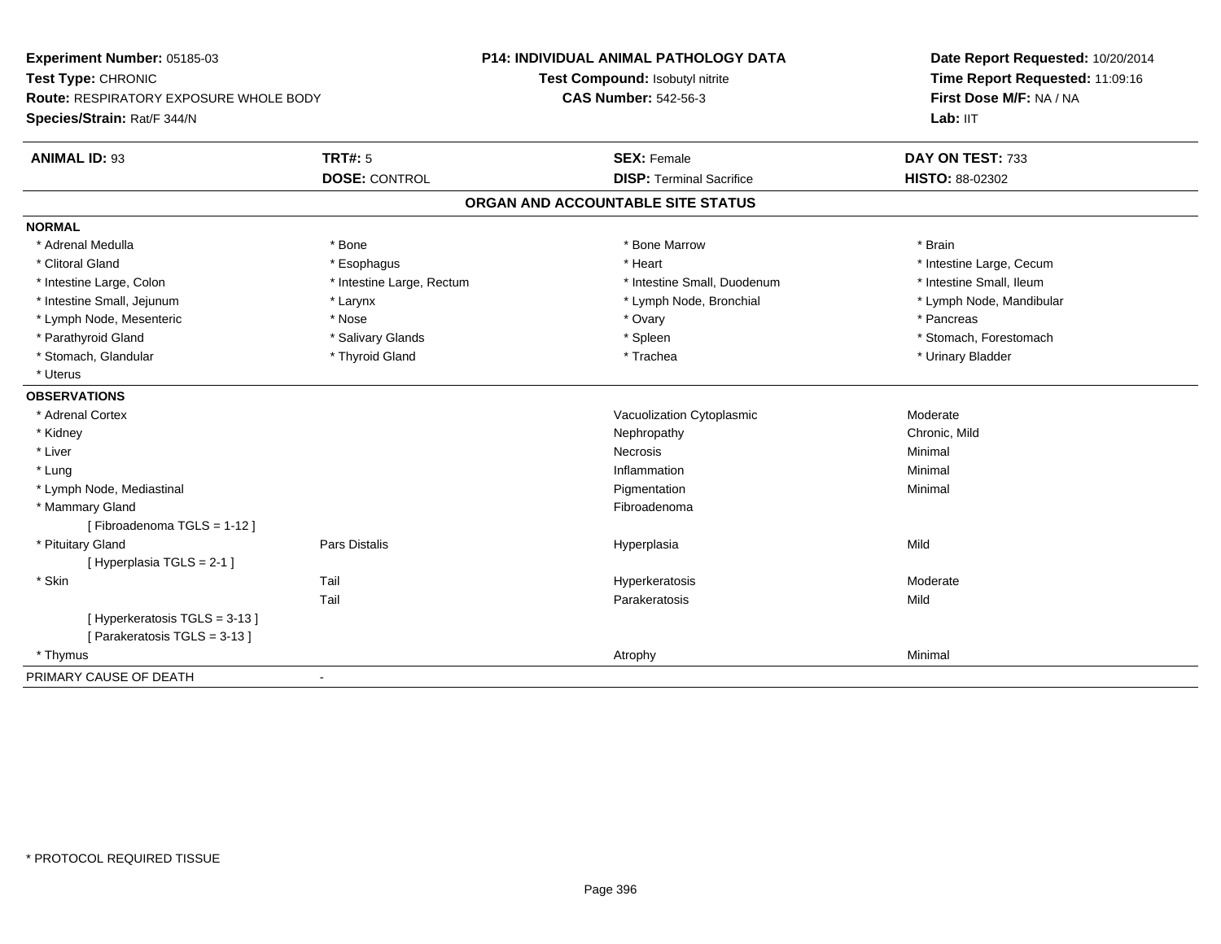**Experiment Number:** 05185-03
**Test Type:** CHRONIC
**Route:** RESPIRATORY EXPOSURE WHOLE BODY
**Species/Strain:** Rat/F 344/N

**P14: INDIVIDUAL ANIMAL PATHOLOGY DATA**
**Test Compound:** Isobutyl nitrite
**CAS Number:** 542-56-3

**Date Report Requested:** 10/20/2014
**Time Report Requested:** 11:09:16
**First Dose M/F:** NA / NA
**Lab:** IIT

| **ANIMAL ID:** 93 | **TRT#:** 5 | **SEX:** Female | **DAY ON TEST:** 733 |
|---|---|---|---|
| | **DOSE:** CONTROL | **DISP:** Terminal Sacrifice | **HISTO:** 88-02302 |

## ORGAN AND ACCOUNTABLE SITE STATUS

**NORMAL**

| | | | |
|---|---|---|---|
| * Adrenal Medulla | * Bone | * Bone Marrow | * Brain |
| * Clitoral Gland | * Esophagus | * Heart | * Intestine Large, Cecum |
| * Intestine Large, Colon | * Intestine Large, Rectum | * Intestine Small, Duodenum | * Intestine Small, Ileum |
| * Intestine Small, Jejunum | * Larynx | * Lymph Node, Bronchial | * Lymph Node, Mandibular |
| * Lymph Node, Mesenteric | * Nose | * Ovary | * Pancreas |
| * Parathyroid Gland | * Salivary Glands | * Spleen | * Stomach, Forestomach |
| * Stomach, Glandular | * Thyroid Gland | * Trachea | * Urinary Bladder |
| * Uterus | | | |

**OBSERVATIONS**

| | | | |
|---|---|---|---|
| * Adrenal Cortex | | Vacuolization Cytoplasmic | Moderate |
| * Kidney | | Nephropathy | Chronic, Mild |
| * Liver | | Necrosis | Minimal |
| * Lung | | Inflammation | Minimal |
| * Lymph Node, Mediastinal | | Pigmentation | Minimal |
| * Mammary Gland | | Fibroadenoma | |
| [ Fibroadenoma TGLS = 1-12 ] | | | |
| * Pituitary Gland | Pars Distalis | Hyperplasia | Mild |
| [ Hyperplasia TGLS = 2-1 ] | | | |
| * Skin | Tail | Hyperkeratosis | Moderate |
| | Tail | Parakeratosis | Mild |
| [ Hyperkeratosis TGLS = 3-13 ] | | | |
| [ Parakeratosis TGLS = 3-13 ] | | | |
| * Thymus | | Atrophy | Minimal |

PRIMARY CAUSE OF DEATH -

* PROTOCOL REQUIRED TISSUE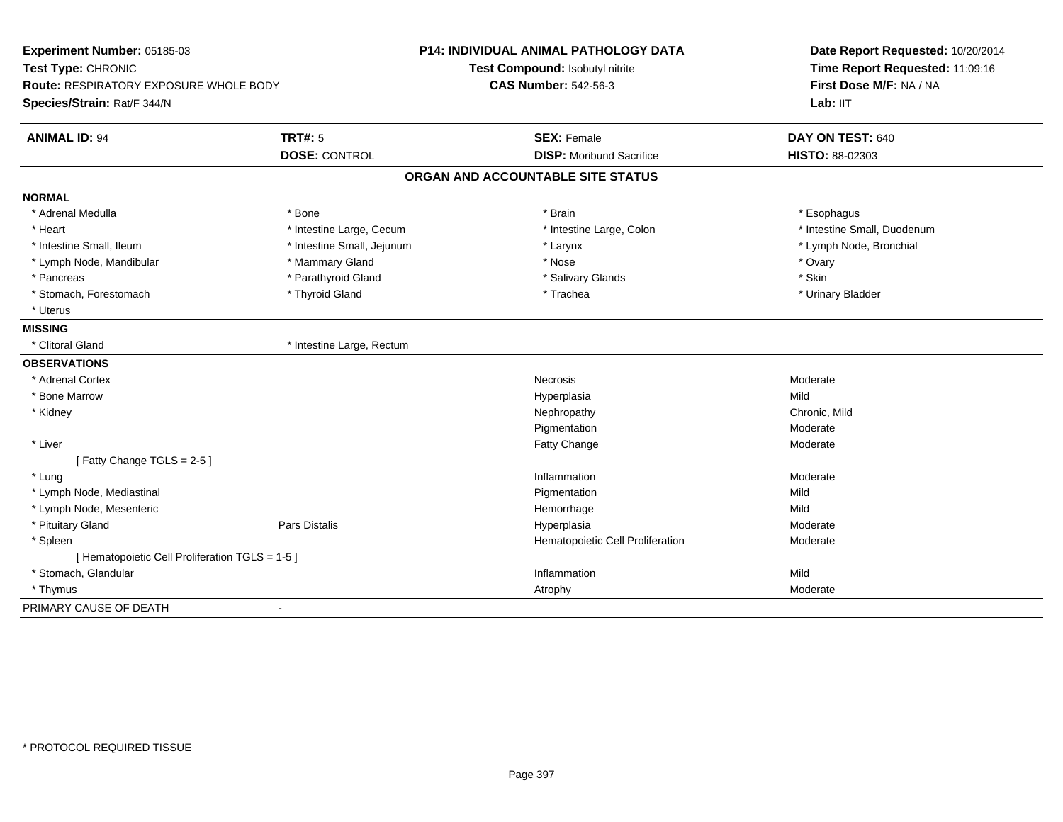**Experiment Number:** 05185-03
**Test Type:** CHRONIC
**Route:** RESPIRATORY EXPOSURE WHOLE BODY
**Species/Strain:** Rat/F 344/N

**P14: INDIVIDUAL ANIMAL PATHOLOGY DATA**
**Test Compound:** Isobutyl nitrite
**CAS Number:** 542-56-3

**Date Report Requested:** 10/20/2014
**Time Report Requested:** 11:09:16
**First Dose M/F:** NA / NA
**Lab:** IIT

| **ANIMAL ID:** 94 | **TRT#:** 5 | **SEX:** Female | **DAY ON TEST:** 640 |
|---|---|---|---|
| | **DOSE:** CONTROL | **DISP:** Moribund Sacrifice | **HISTO:** 88-02303 |

## ORGAN AND ACCOUNTABLE SITE STATUS

**NORMAL**

| | | | |
|---|---|---|---|
| * Adrenal Medulla | * Bone | * Brain | * Esophagus |
| * Heart | * Intestine Large, Cecum | * Intestine Large, Colon | * Intestine Small, Duodenum |
| * Intestine Small, Ileum | * Intestine Small, Jejunum | * Larynx | * Lymph Node, Bronchial |
| * Lymph Node, Mandibular | * Mammary Gland | * Nose | * Ovary |
| * Pancreas | * Parathyroid Gland | * Salivary Glands | * Skin |
| * Stomach, Forestomach | * Thyroid Gland | * Trachea | * Urinary Bladder |
| * Uterus | | | |

**MISSING**

| | |
|---|---|
| * Clitoral Gland | * Intestine Large, Rectum |

**OBSERVATIONS**

| Organ | Site | Observation | Severity |
|---|---|---|---|
| * Adrenal Cortex | | Necrosis | Moderate |
| * Bone Marrow | | Hyperplasia | Mild |
| * Kidney | | Nephropathy | Chronic, Mild |
| | | Pigmentation | Moderate |
| * Liver | | Fatty Change | Moderate |
| [ Fatty Change TGLS = 2-5 ] | | | |
| * Lung | | Inflammation | Moderate |
| * Lymph Node, Mediastinal | | Pigmentation | Mild |
| * Lymph Node, Mesenteric | | Hemorrhage | Mild |
| * Pituitary Gland | Pars Distalis | Hyperplasia | Moderate |
| * Spleen | | Hematopoietic Cell Proliferation | Moderate |
| [ Hematopoietic Cell Proliferation TGLS = 1-5 ] | | | |
| * Stomach, Glandular | | Inflammation | Mild |
| * Thymus | | Atrophy | Moderate |

PRIMARY CAUSE OF DEATH -

* PROTOCOL REQUIRED TISSUE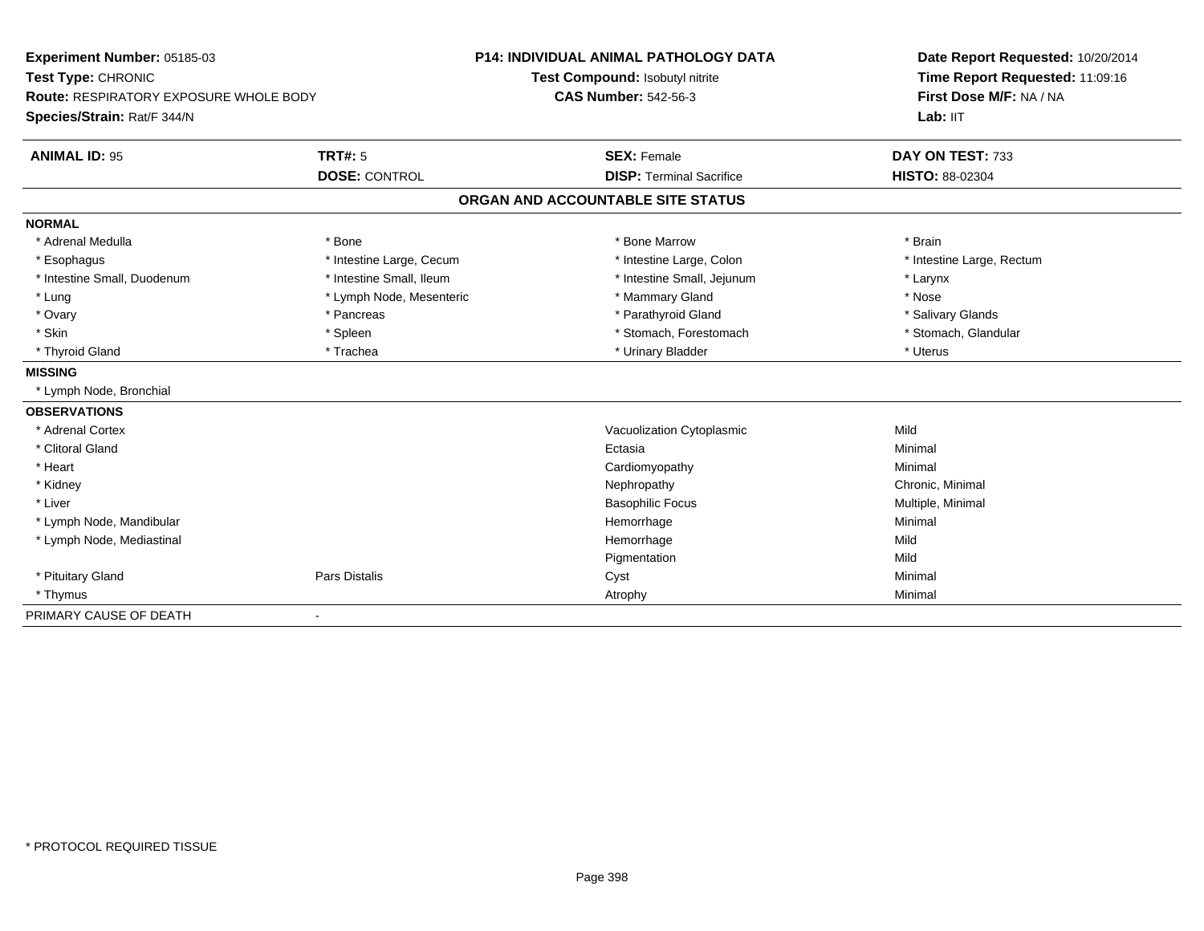**Experiment Number:** 05185-03
**Test Type:** CHRONIC
**Route:** RESPIRATORY EXPOSURE WHOLE BODY
**Species/Strain:** Rat/F 344/N

**P14: INDIVIDUAL ANIMAL PATHOLOGY DATA**
**Test Compound:** Isobutyl nitrite
**CAS Number:** 542-56-3

**Date Report Requested:** 10/20/2014
**Time Report Requested:** 11:09:16
**First Dose M/F:** NA / NA
**Lab:** IIT

| **ANIMAL ID:** 95 | **TRT#:** 5 | **SEX:** Female | **DAY ON TEST:** 733 |
|---|---|---|---|
| | **DOSE:** CONTROL | **DISP:** Terminal Sacrifice | **HISTO:** 88-02304 |

## ORGAN AND ACCOUNTABLE SITE STATUS

| | | | |
|---|---|---|---|
| **NORMAL** | | | |
| * Adrenal Medulla | * Bone | * Bone Marrow | * Brain |
| * Esophagus | * Intestine Large, Cecum | * Intestine Large, Colon | * Intestine Large, Rectum |
| * Intestine Small, Duodenum | * Intestine Small, Ileum | * Intestine Small, Jejunum | * Larynx |
| * Lung | * Lymph Node, Mesenteric | * Mammary Gland | * Nose |
| * Ovary | * Pancreas | * Parathyroid Gland | * Salivary Glands |
| * Skin | * Spleen | * Stomach, Forestomach | * Stomach, Glandular |
| * Thyroid Gland | * Trachea | * Urinary Bladder | * Uterus |
| **MISSING** | | | |
| * Lymph Node, Bronchial | | | |
| **OBSERVATIONS** | | | |
| * Adrenal Cortex | | Vacuolization Cytoplasmic | Mild |
| * Clitoral Gland | | Ectasia | Minimal |
| * Heart | | Cardiomyopathy | Minimal |
| * Kidney | | Nephropathy | Chronic, Minimal |
| * Liver | | Basophilic Focus | Multiple, Minimal |
| * Lymph Node, Mandibular | | Hemorrhage | Minimal |
| * Lymph Node, Mediastinal | | Hemorrhage | Mild |
| | | Pigmentation | Mild |
| * Pituitary Gland | Pars Distalis | Cyst | Minimal |
| * Thymus | | Atrophy | Minimal |
| PRIMARY CAUSE OF DEATH | - | | |

* PROTOCOL REQUIRED TISSUE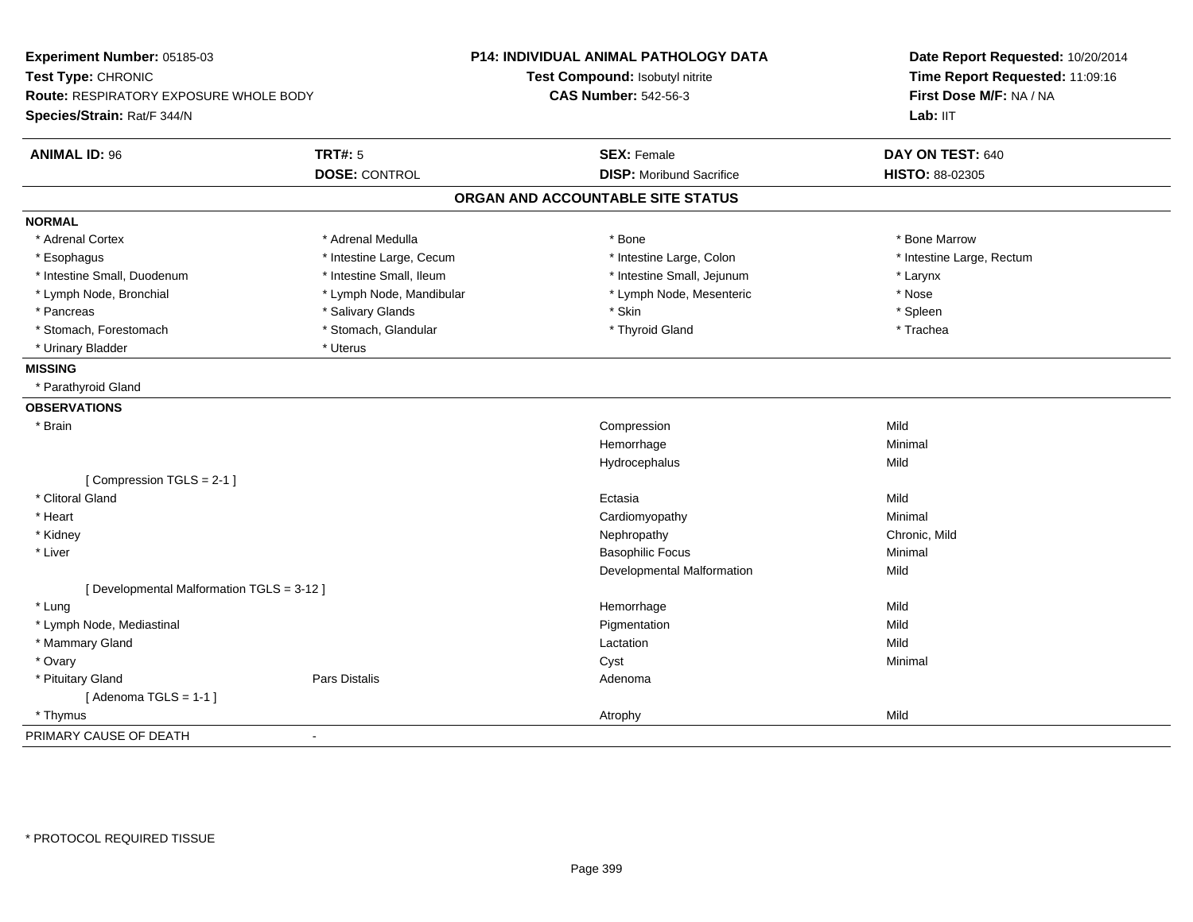**Experiment Number:** 05185-03
**Test Type:** CHRONIC
**Route:** RESPIRATORY EXPOSURE WHOLE BODY
**Species/Strain:** Rat/F 344/N

**P14: INDIVIDUAL ANIMAL PATHOLOGY DATA**
**Test Compound:** Isobutyl nitrite
**CAS Number:** 542-56-3

**Date Report Requested:** 10/20/2014
**Time Report Requested:** 11:09:16
**First Dose M/F:** NA / NA
**Lab:** IIT

| **ANIMAL ID:** 96 | **TRT#:** 5 | **SEX:** Female | **DAY ON TEST:** 640 |
|---|---|---|---|
| | **DOSE:** CONTROL | **DISP:** Moribund Sacrifice | **HISTO:** 88-02305 |

## ORGAN AND ACCOUNTABLE SITE STATUS

**NORMAL**

| | | | |
|---|---|---|---|
| * Adrenal Cortex | * Adrenal Medulla | * Bone | * Bone Marrow |
| * Esophagus | * Intestine Large, Cecum | * Intestine Large, Colon | * Intestine Large, Rectum |
| * Intestine Small, Duodenum | * Intestine Small, Ileum | * Intestine Small, Jejunum | * Larynx |
| * Lymph Node, Bronchial | * Lymph Node, Mandibular | * Lymph Node, Mesenteric | * Nose |
| * Pancreas | * Salivary Glands | * Skin | * Spleen |
| * Stomach, Forestomach | * Stomach, Glandular | * Thyroid Gland | * Trachea |
| * Urinary Bladder | * Uterus | | |

**MISSING**

* Parathyroid Gland

**OBSERVATIONS**

| Organ | Site | Observation | Severity |
|---|---|---|---|
| * Brain | | Compression | Mild |
| | | Hemorrhage | Minimal |
| | | Hydrocephalus | Mild |
| [ Compression TGLS = 2-1 ] | | | |
| * Clitoral Gland | | Ectasia | Mild |
| * Heart | | Cardiomyopathy | Minimal |
| * Kidney | | Nephropathy | Chronic, Mild |
| * Liver | | Basophilic Focus | Minimal |
| | | Developmental Malformation | Mild |
| [ Developmental Malformation TGLS = 3-12 ] | | | |
| * Lung | | Hemorrhage | Mild |
| * Lymph Node, Mediastinal | | Pigmentation | Mild |
| * Mammary Gland | | Lactation | Mild |
| * Ovary | | Cyst | Minimal |
| * Pituitary Gland | Pars Distalis | Adenoma | |
| [ Adenoma TGLS = 1-1 ] | | | |
| * Thymus | | Atrophy | Mild |

PRIMARY CAUSE OF DEATH -

* PROTOCOL REQUIRED TISSUE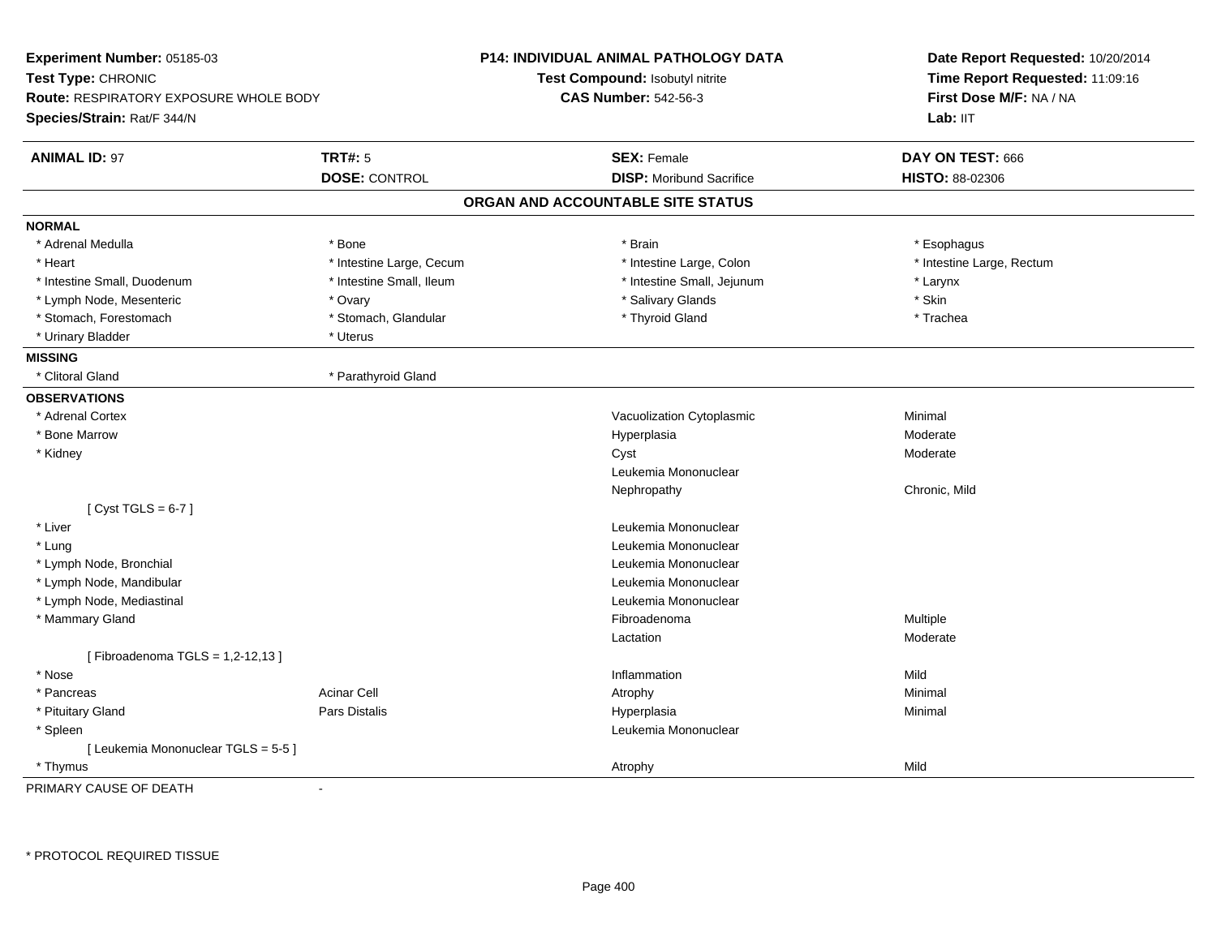**Experiment Number:** 05185-03
**Test Type:** CHRONIC
**Route:** RESPIRATORY EXPOSURE WHOLE BODY
**Species/Strain:** Rat/F 344/N

**P14: INDIVIDUAL ANIMAL PATHOLOGY DATA**
**Test Compound:** Isobutyl nitrite
**CAS Number:** 542-56-3

**Date Report Requested:** 10/20/2014
**Time Report Requested:** 11:09:16
**First Dose M/F:** NA / NA
**Lab:** IIT

| **ANIMAL ID:** 97 | **TRT#:** 5 | **SEX:** Female | **DAY ON TEST:** 666 |
|---|---|---|---|
| | **DOSE:** CONTROL | **DISP:** Moribund Sacrifice | **HISTO:** 88-02306 |

## ORGAN AND ACCOUNTABLE SITE STATUS

**NORMAL**

| | | | |
|---|---|---|---|
| * Adrenal Medulla | * Bone | * Brain | * Esophagus |
| * Heart | * Intestine Large, Cecum | * Intestine Large, Colon | * Intestine Large, Rectum |
| * Intestine Small, Duodenum | * Intestine Small, Ileum | * Intestine Small, Jejunum | * Larynx |
| * Lymph Node, Mesenteric | * Ovary | * Salivary Glands | * Skin |
| * Stomach, Forestomach | * Stomach, Glandular | * Thyroid Gland | * Trachea |
| * Urinary Bladder | * Uterus | | |

**MISSING**

| | |
|---|---|
| * Clitoral Gland | * Parathyroid Gland |

**OBSERVATIONS**

| Organ | Site | Observation | Severity |
|---|---|---|---|
| * Adrenal Cortex | | Vacuolization Cytoplasmic | Minimal |
| * Bone Marrow | | Hyperplasia | Moderate |
| * Kidney | | Cyst | Moderate |
| | | Leukemia Mononuclear | |
| | | Nephropathy | Chronic, Mild |
| [ Cyst TGLS = 6-7 ] | | | |
| * Liver | | Leukemia Mononuclear | |
| * Lung | | Leukemia Mononuclear | |
| * Lymph Node, Bronchial | | Leukemia Mononuclear | |
| * Lymph Node, Mandibular | | Leukemia Mononuclear | |
| * Lymph Node, Mediastinal | | Leukemia Mononuclear | |
| * Mammary Gland | | Fibroadenoma | Multiple |
| | | Lactation | Moderate |
| [ Fibroadenoma TGLS = 1,2-12,13 ] | | | |
| * Nose | | Inflammation | Mild |
| * Pancreas | Acinar Cell | Atrophy | Minimal |
| * Pituitary Gland | Pars Distalis | Hyperplasia | Minimal |
| * Spleen | | Leukemia Mononuclear | |
| [ Leukemia Mononuclear TGLS = 5-5 ] | | | |
| * Thymus | | Atrophy | Mild |

PRIMARY CAUSE OF DEATH -

\* PROTOCOL REQUIRED TISSUE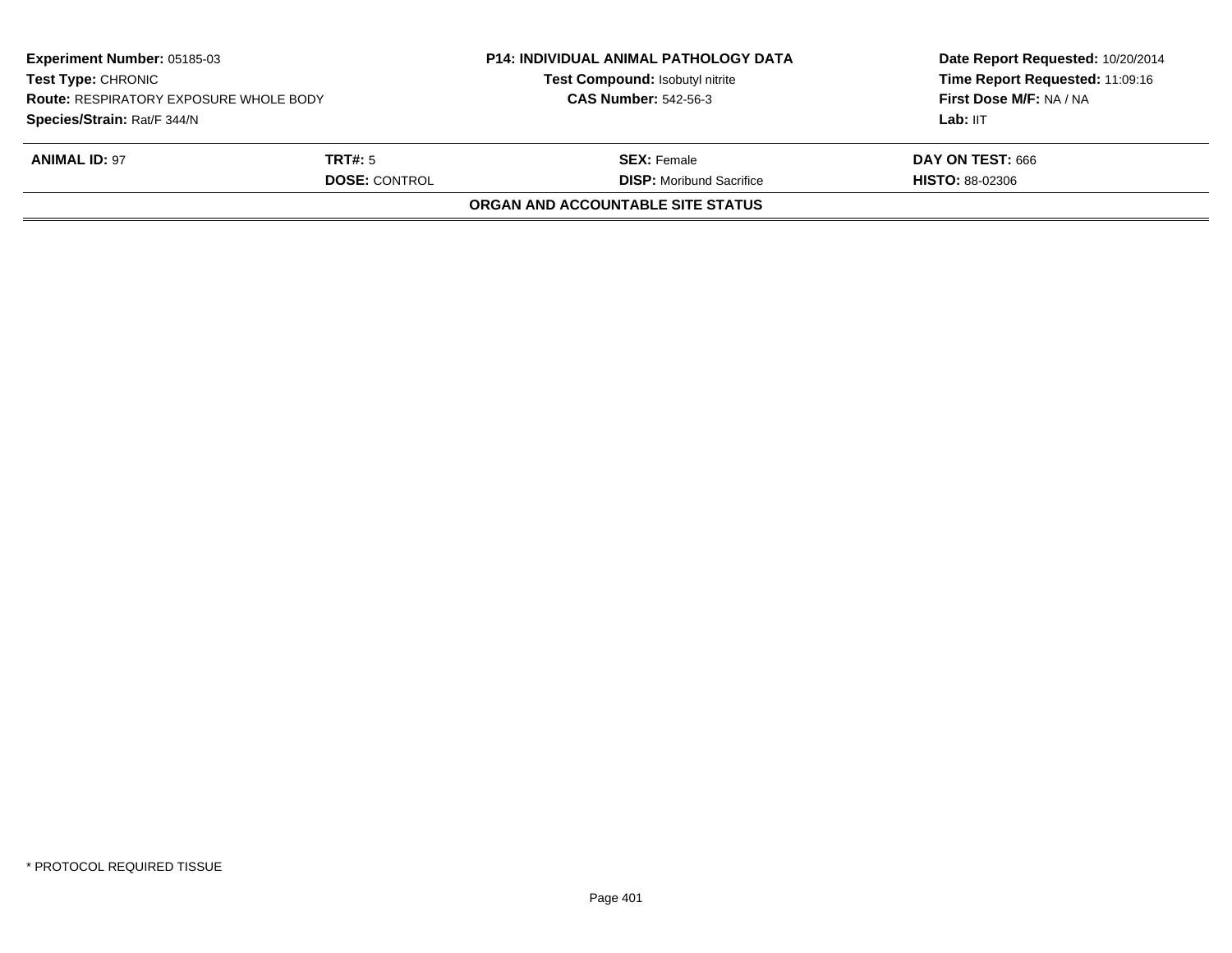| **Experiment Number:** 05185-03 | **P14: INDIVIDUAL ANIMAL PATHOLOGY DATA** | **Date Report Requested:** 10/20/2014 |
|---|---|---|
| **Test Type:** CHRONIC | **Test Compound:** Isobutyl nitrite | **Time Report Requested:** 11:09:16 |
| **Route:** RESPIRATORY EXPOSURE WHOLE BODY | **CAS Number:** 542-56-3 | **First Dose M/F:** NA / NA |
| **Species/Strain:** Rat/F 344/N | | **Lab:** IIT |

| **ANIMAL ID:** 97 | **TRT#:** 5 | **SEX:** Female | **DAY ON TEST:** 666 |
|---|---|---|---|
| | **DOSE:** CONTROL | **DISP:** Moribund Sacrifice | **HISTO:** 88-02306 |

**ORGAN AND ACCOUNTABLE SITE STATUS**

* PROTOCOL REQUIRED TISSUE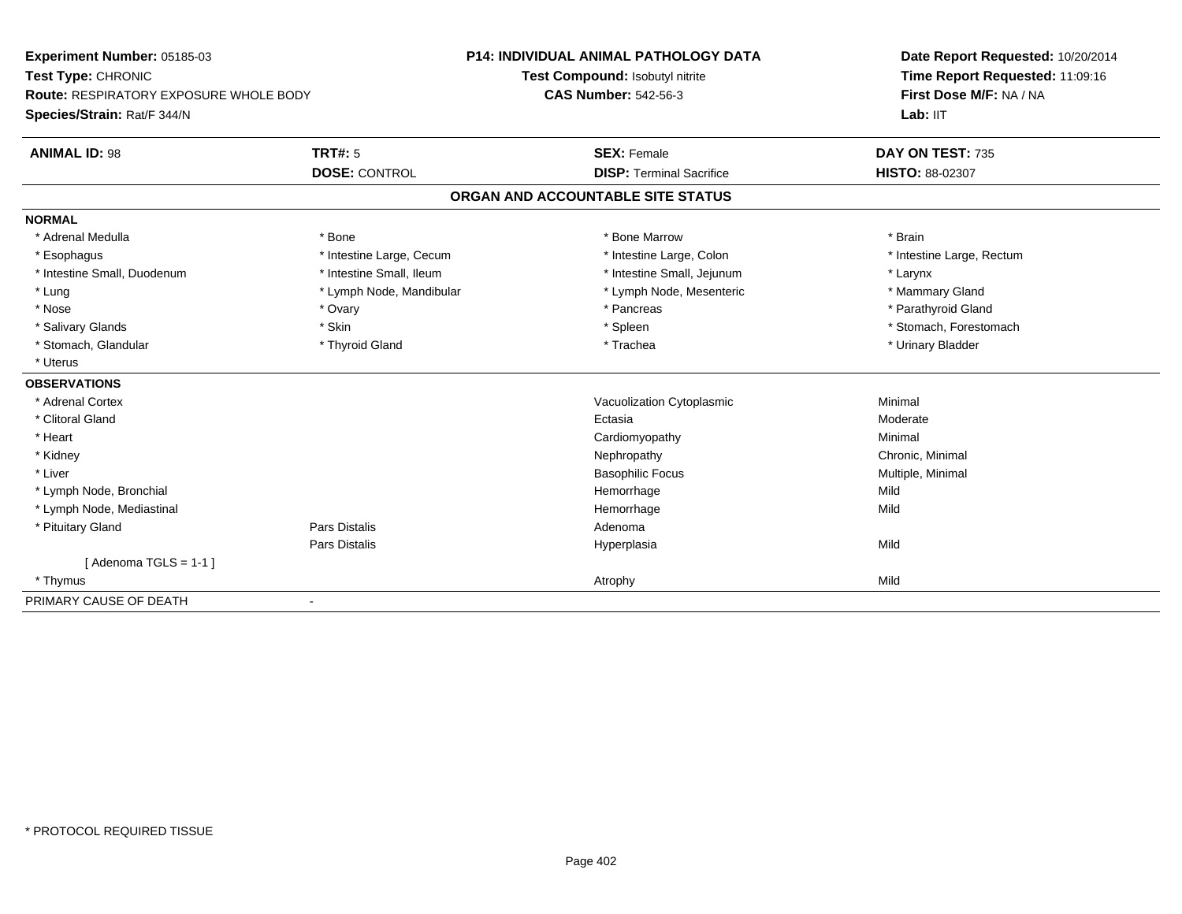**Experiment Number:** 05185-03
**Test Type:** CHRONIC
**Route:** RESPIRATORY EXPOSURE WHOLE BODY
**Species/Strain:** Rat/F 344/N

**P14: INDIVIDUAL ANIMAL PATHOLOGY DATA**
**Test Compound:** Isobutyl nitrite
**CAS Number:** 542-56-3

**Date Report Requested:** 10/20/2014
**Time Report Requested:** 11:09:16
**First Dose M/F:** NA / NA
**Lab:** IIT

| **ANIMAL ID:** 98 | **TRT#:** 5 | **SEX:** Female | **DAY ON TEST:** 735 |
|---|---|---|---|
| | **DOSE:** CONTROL | **DISP:** Terminal Sacrifice | **HISTO:** 88-02307 |

## ORGAN AND ACCOUNTABLE SITE STATUS

**NORMAL**

| | | | |
|---|---|---|---|
| * Adrenal Medulla | * Bone | * Bone Marrow | * Brain |
| * Esophagus | * Intestine Large, Cecum | * Intestine Large, Colon | * Intestine Large, Rectum |
| * Intestine Small, Duodenum | * Intestine Small, Ileum | * Intestine Small, Jejunum | * Larynx |
| * Lung | * Lymph Node, Mandibular | * Lymph Node, Mesenteric | * Mammary Gland |
| * Nose | * Ovary | * Pancreas | * Parathyroid Gland |
| * Salivary Glands | * Skin | * Spleen | * Stomach, Forestomach |
| * Stomach, Glandular | * Thyroid Gland | * Trachea | * Urinary Bladder |
| * Uterus | | | |

**OBSERVATIONS**

| | | | |
|---|---|---|---|
| * Adrenal Cortex | | Vacuolization Cytoplasmic | Minimal |
| * Clitoral Gland | | Ectasia | Moderate |
| * Heart | | Cardiomyopathy | Minimal |
| * Kidney | | Nephropathy | Chronic, Minimal |
| * Liver | | Basophilic Focus | Multiple, Minimal |
| * Lymph Node, Bronchial | | Hemorrhage | Mild |
| * Lymph Node, Mediastinal | | Hemorrhage | Mild |
| * Pituitary Gland | Pars Distalis | Adenoma | |
| | Pars Distalis | Hyperplasia | Mild |
| [ Adenoma TGLS = 1-1 ] | | | |
| * Thymus | | Atrophy | Mild |

PRIMARY CAUSE OF DEATH -

* PROTOCOL REQUIRED TISSUE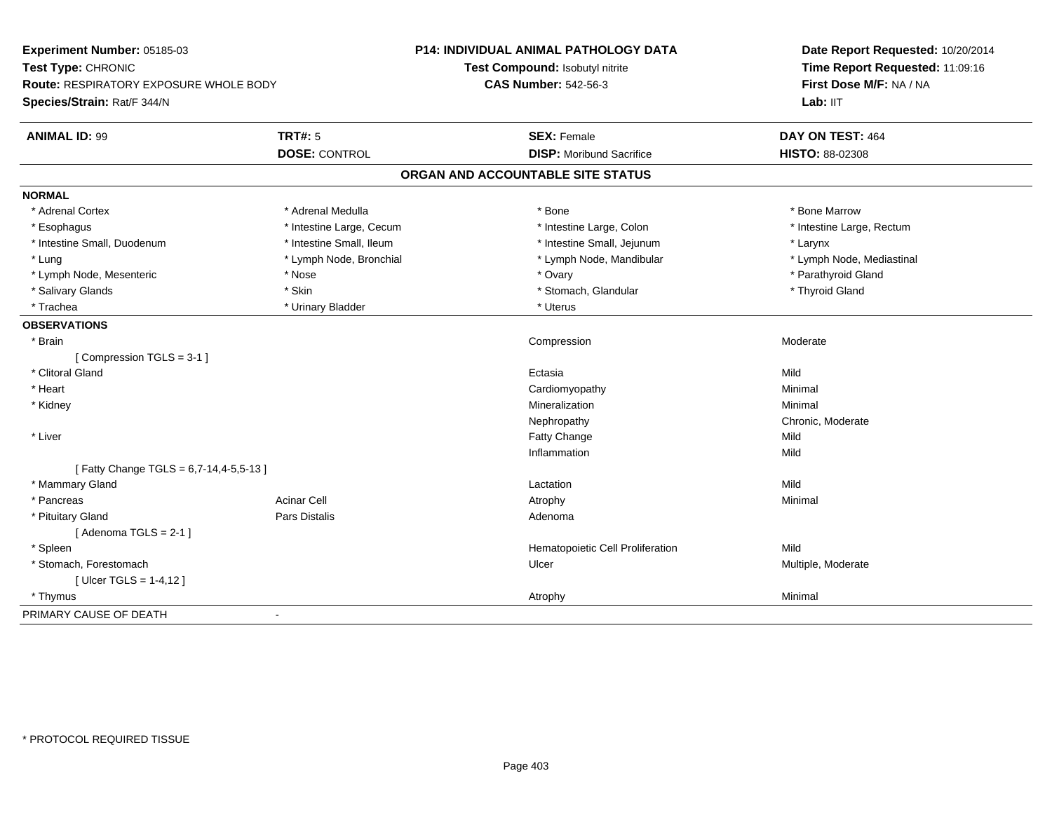**Experiment Number:** 05185-03
**Test Type:** CHRONIC
**Route:** RESPIRATORY EXPOSURE WHOLE BODY
**Species/Strain:** Rat/F 344/N

**P14: INDIVIDUAL ANIMAL PATHOLOGY DATA**
**Test Compound:** Isobutyl nitrite
**CAS Number:** 542-56-3

**Date Report Requested:** 10/20/2014
**Time Report Requested:** 11:09:16
**First Dose M/F:** NA / NA
**Lab:** IIT

| **ANIMAL ID:** 99 | **TRT#:** 5 | **SEX:** Female | **DAY ON TEST:** 464 |
|---|---|---|---|
| | **DOSE:** CONTROL | **DISP:** Moribund Sacrifice | **HISTO:** 88-02308 |

## ORGAN AND ACCOUNTABLE SITE STATUS

**NORMAL**

| | | | |
|---|---|---|---|
| * Adrenal Cortex | * Adrenal Medulla | * Bone | * Bone Marrow |
| * Esophagus | * Intestine Large, Cecum | * Intestine Large, Colon | * Intestine Large, Rectum |
| * Intestine Small, Duodenum | * Intestine Small, Ileum | * Intestine Small, Jejunum | * Larynx |
| * Lung | * Lymph Node, Bronchial | * Lymph Node, Mandibular | * Lymph Node, Mediastinal |
| * Lymph Node, Mesenteric | * Nose | * Ovary | * Parathyroid Gland |
| * Salivary Glands | * Skin | * Stomach, Glandular | * Thyroid Gland |
| * Trachea | * Urinary Bladder | * Uterus | |

**OBSERVATIONS**

| | | | |
|---|---|---|---|
| * Brain | | Compression | Moderate |
| [ Compression TGLS = 3-1 ] | | | |
| * Clitoral Gland | | Ectasia | Mild |
| * Heart | | Cardiomyopathy | Minimal |
| * Kidney | | Mineralization | Minimal |
| | | Nephropathy | Chronic, Moderate |
| * Liver | | Fatty Change | Mild |
| | | Inflammation | Mild |
| [ Fatty Change TGLS = 6,7-14,4-5,5-13 ] | | | |
| * Mammary Gland | | Lactation | Mild |
| * Pancreas | Acinar Cell | Atrophy | Minimal |
| * Pituitary Gland | Pars Distalis | Adenoma | |
| [ Adenoma TGLS = 2-1 ] | | | |
| * Spleen | | Hematopoietic Cell Proliferation | Mild |
| * Stomach, Forestomach | | Ulcer | Multiple, Moderate |
| [ Ulcer TGLS = 1-4,12 ] | | | |
| * Thymus | | Atrophy | Minimal |

PRIMARY CAUSE OF DEATH -

* PROTOCOL REQUIRED TISSUE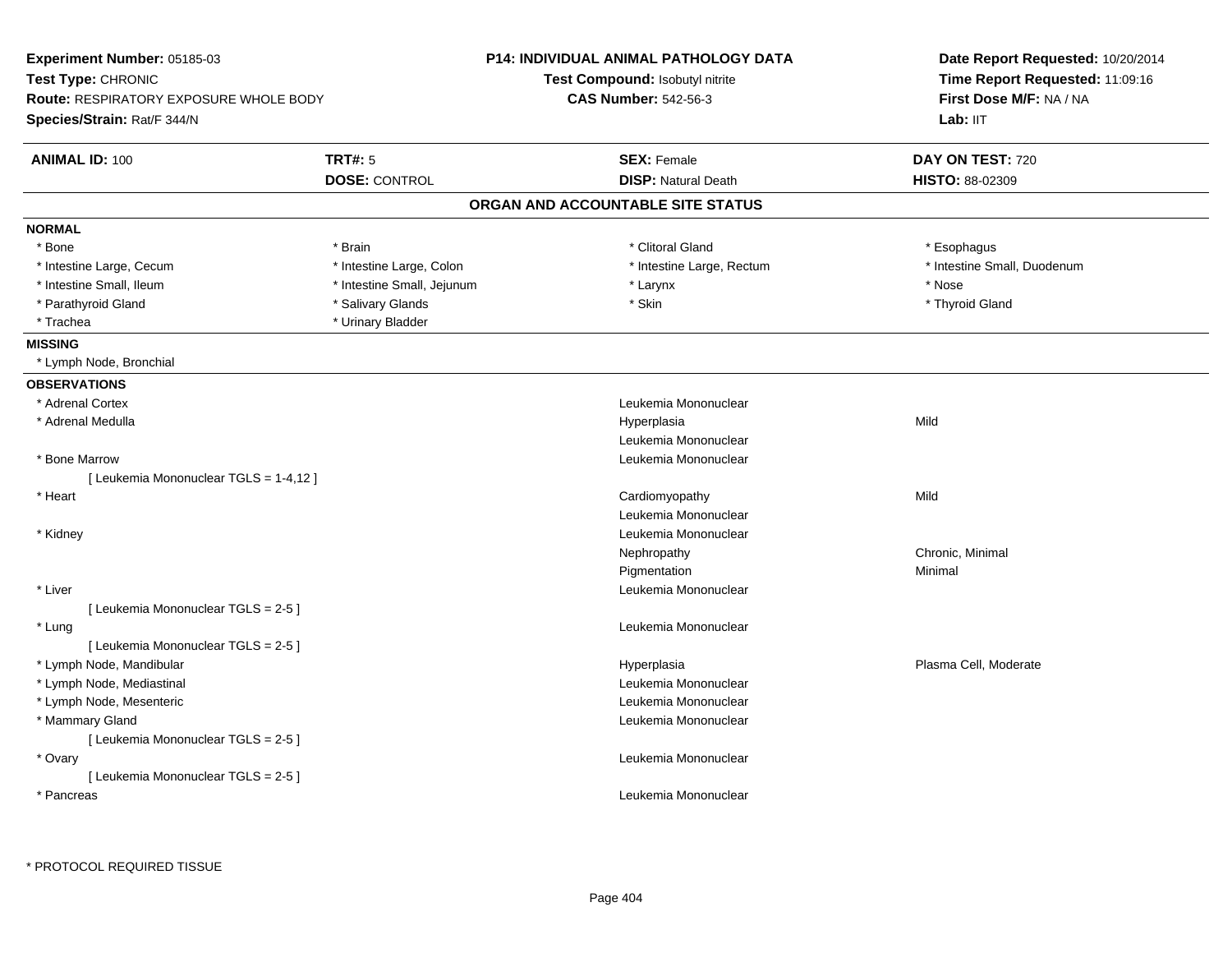**Experiment Number:** 05185-03
**Test Type:** CHRONIC
**Route:** RESPIRATORY EXPOSURE WHOLE BODY
**Species/Strain:** Rat/F 344/N

**P14: INDIVIDUAL ANIMAL PATHOLOGY DATA**
**Test Compound:** Isobutyl nitrite
**CAS Number:** 542-56-3

**Date Report Requested:** 10/20/2014
**Time Report Requested:** 11:09:16
**First Dose M/F:** NA / NA
**Lab:** IIT

| **ANIMAL ID:** 100 | **TRT#:** 5 | **SEX:** Female | **DAY ON TEST:** 720 |
|---|---|---|---|
| | **DOSE:** CONTROL | **DISP:** Natural Death | **HISTO:** 88-02309 |

## ORGAN AND ACCOUNTABLE SITE STATUS

**NORMAL**

| | | | |
|---|---|---|---|
| * Bone | * Brain | * Clitoral Gland | * Esophagus |
| * Intestine Large, Cecum | * Intestine Large, Colon | * Intestine Large, Rectum | * Intestine Small, Duodenum |
| * Intestine Small, Ileum | * Intestine Small, Jejunum | * Larynx | * Nose |
| * Parathyroid Gland | * Salivary Glands | * Skin | * Thyroid Gland |
| * Trachea | * Urinary Bladder | | |

**MISSING**

* Lymph Node, Bronchial

**OBSERVATIONS**

| Site | Observation | Qualifier |
|---|---|---|
| * Adrenal Cortex | Leukemia Mononuclear | |
| * Adrenal Medulla | Hyperplasia | Mild |
| | Leukemia Mononuclear | |
| * Bone Marrow | Leukemia Mononuclear | |
| [ Leukemia Mononuclear TGLS = 1-4,12 ] | | |
| * Heart | Cardiomyopathy | Mild |
| | Leukemia Mononuclear | |
| * Kidney | Leukemia Mononuclear | |
| | Nephropathy | Chronic, Minimal |
| | Pigmentation | Minimal |
| * Liver | Leukemia Mononuclear | |
| [ Leukemia Mononuclear TGLS = 2-5 ] | | |
| * Lung | Leukemia Mononuclear | |
| [ Leukemia Mononuclear TGLS = 2-5 ] | | |
| * Lymph Node, Mandibular | Hyperplasia | Plasma Cell, Moderate |
| * Lymph Node, Mediastinal | Leukemia Mononuclear | |
| * Lymph Node, Mesenteric | Leukemia Mononuclear | |
| * Mammary Gland | Leukemia Mononuclear | |
| [ Leukemia Mononuclear TGLS = 2-5 ] | | |
| * Ovary | Leukemia Mononuclear | |
| [ Leukemia Mononuclear TGLS = 2-5 ] | | |
| * Pancreas | Leukemia Mononuclear | |

* PROTOCOL REQUIRED TISSUE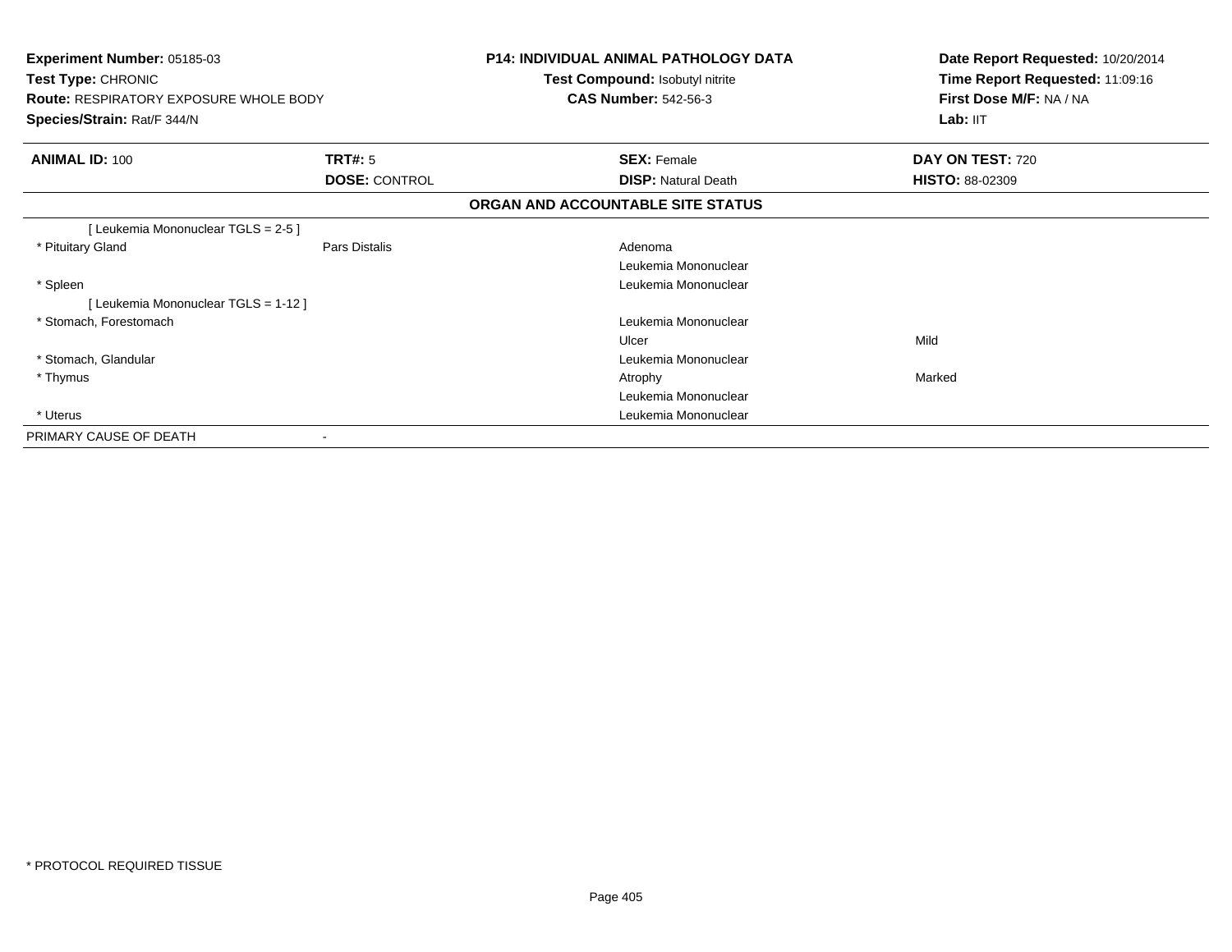**Experiment Number:** 05185-03
**Test Type:** CHRONIC
**Route:** RESPIRATORY EXPOSURE WHOLE BODY
**Species/Strain:** Rat/F 344/N

**P14: INDIVIDUAL ANIMAL PATHOLOGY DATA**
**Test Compound:** Isobutyl nitrite
**CAS Number:** 542-56-3

**Date Report Requested:** 10/20/2014
**Time Report Requested:** 11:09:16
**First Dose M/F:** NA / NA
**Lab:** IIT

| **ANIMAL ID:** 100 | **TRT#:** 5 | **SEX:** Female | **DAY ON TEST:** 720 |
|---|---|---|---|
| | **DOSE:** CONTROL | **DISP:** Natural Death | **HISTO:** 88-02309 |

**ORGAN AND ACCOUNTABLE SITE STATUS**

| | | | |
|---|---|---|---|
| [ Leukemia Mononuclear TGLS = 2-5 ] | | | |
| * Pituitary Gland | Pars Distalis | Adenoma | |
| | | Leukemia Mononuclear | |
| * Spleen | | Leukemia Mononuclear | |
| [ Leukemia Mononuclear TGLS = 1-12 ] | | | |
| * Stomach, Forestomach | | Leukemia Mononuclear | |
| | | Ulcer | Mild |
| * Stomach, Glandular | | Leukemia Mononuclear | |
| * Thymus | | Atrophy | Marked |
| | | Leukemia Mononuclear | |
| * Uterus | | Leukemia Mononuclear | |
| PRIMARY CAUSE OF DEATH | - | | |

* PROTOCOL REQUIRED TISSUE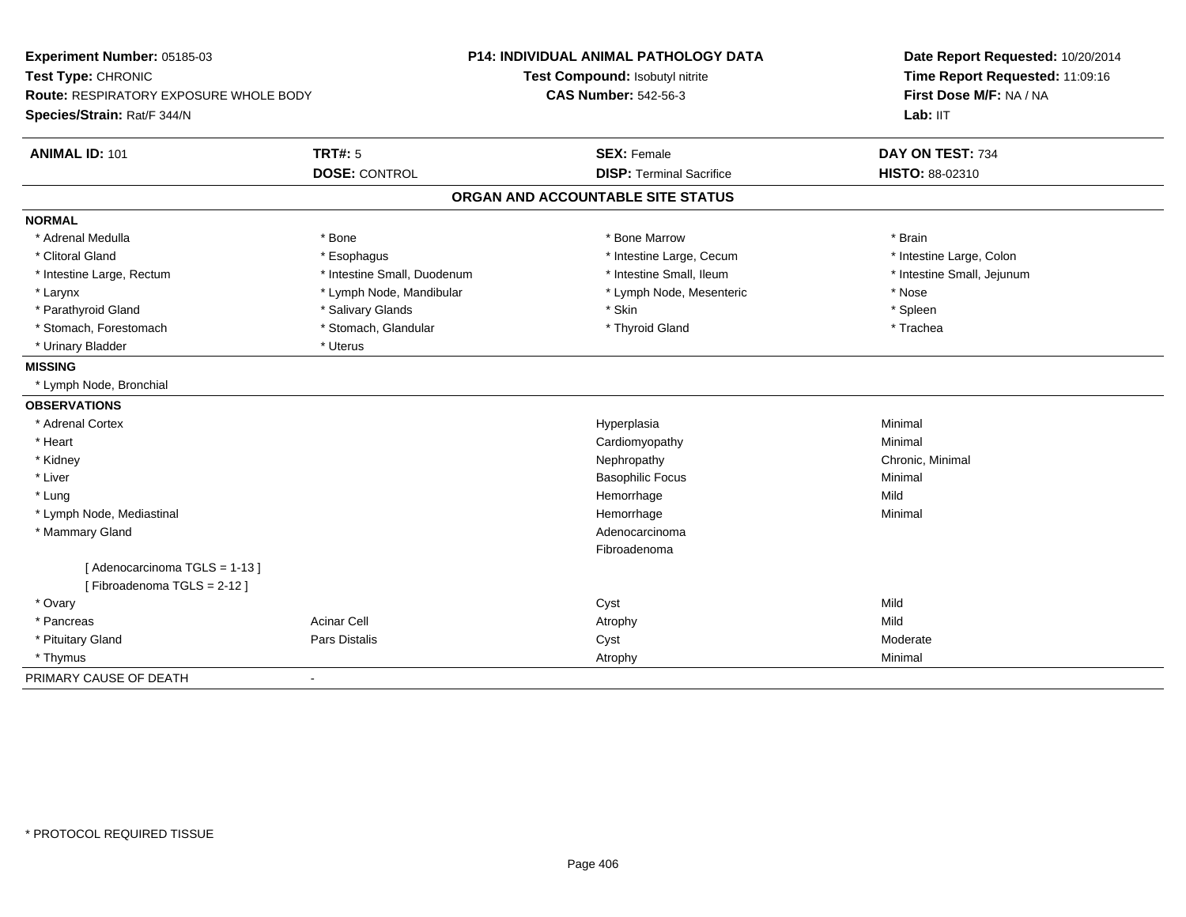**Experiment Number:** 05185-03
**Test Type:** CHRONIC
**Route:** RESPIRATORY EXPOSURE WHOLE BODY
**Species/Strain:** Rat/F 344/N

**P14: INDIVIDUAL ANIMAL PATHOLOGY DATA**
**Test Compound:** Isobutyl nitrite
**CAS Number:** 542-56-3

**Date Report Requested:** 10/20/2014
**Time Report Requested:** 11:09:16
**First Dose M/F:** NA / NA
**Lab:** IIT

| **ANIMAL ID:** 101 | **TRT#:** 5 | **SEX:** Female | **DAY ON TEST:** 734 |
|---|---|---|---|
| | **DOSE:** CONTROL | **DISP:** Terminal Sacrifice | **HISTO:** 88-02310 |

## ORGAN AND ACCOUNTABLE SITE STATUS

**NORMAL**

| | | | |
|---|---|---|---|
| * Adrenal Medulla | * Bone | * Bone Marrow | * Brain |
| * Clitoral Gland | * Esophagus | * Intestine Large, Cecum | * Intestine Large, Colon |
| * Intestine Large, Rectum | * Intestine Small, Duodenum | * Intestine Small, Ileum | * Intestine Small, Jejunum |
| * Larynx | * Lymph Node, Mandibular | * Lymph Node, Mesenteric | * Nose |
| * Parathyroid Gland | * Salivary Glands | * Skin | * Spleen |
| * Stomach, Forestomach | * Stomach, Glandular | * Thyroid Gland | * Trachea |
| * Urinary Bladder | * Uterus | | |

**MISSING**

* Lymph Node, Bronchial

**OBSERVATIONS**

| | | | |
|---|---|---|---|
| * Adrenal Cortex | | Hyperplasia | Minimal |
| * Heart | | Cardiomyopathy | Minimal |
| * Kidney | | Nephropathy | Chronic, Minimal |
| * Liver | | Basophilic Focus | Minimal |
| * Lung | | Hemorrhage | Mild |
| * Lymph Node, Mediastinal | | Hemorrhage | Minimal |
| * Mammary Gland | | Adenocarcinoma | |
| | | Fibroadenoma | |
| [ Adenocarcinoma TGLS = 1-13 ] | | | |
| [ Fibroadenoma TGLS = 2-12 ] | | | |
| * Ovary | | Cyst | Mild |
| * Pancreas | Acinar Cell | Atrophy | Mild |
| * Pituitary Gland | Pars Distalis | Cyst | Moderate |
| * Thymus | | Atrophy | Minimal |

PRIMARY CAUSE OF DEATH -

\* PROTOCOL REQUIRED TISSUE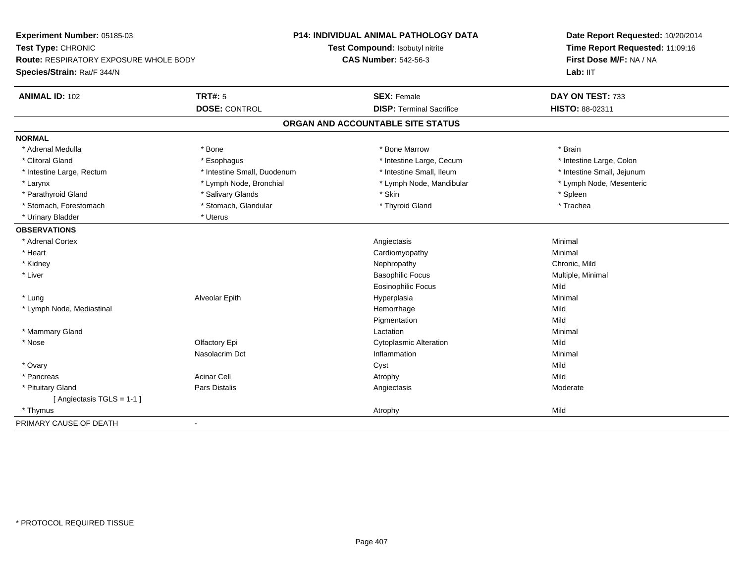**Experiment Number:** 05185-03
**Test Type:** CHRONIC
**Route:** RESPIRATORY EXPOSURE WHOLE BODY
**Species/Strain:** Rat/F 344/N

**P14: INDIVIDUAL ANIMAL PATHOLOGY DATA**
**Test Compound:** Isobutyl nitrite
**CAS Number:** 542-56-3

**Date Report Requested:** 10/20/2014
**Time Report Requested:** 11:09:16
**First Dose M/F:** NA / NA
**Lab:** IIT

| **ANIMAL ID:** 102 | **TRT#:** 5 | **SEX:** Female | **DAY ON TEST:** 733 |
|---|---|---|---|
| | **DOSE:** CONTROL | **DISP:** Terminal Sacrifice | **HISTO:** 88-02311 |

## ORGAN AND ACCOUNTABLE SITE STATUS

**NORMAL**

| | | | |
|---|---|---|---|
| * Adrenal Medulla | * Bone | * Bone Marrow | * Brain |
| * Clitoral Gland | * Esophagus | * Intestine Large, Cecum | * Intestine Large, Colon |
| * Intestine Large, Rectum | * Intestine Small, Duodenum | * Intestine Small, Ileum | * Intestine Small, Jejunum |
| * Larynx | * Lymph Node, Bronchial | * Lymph Node, Mandibular | * Lymph Node, Mesenteric |
| * Parathyroid Gland | * Salivary Glands | * Skin | * Spleen |
| * Stomach, Forestomach | * Stomach, Glandular | * Thyroid Gland | * Trachea |
| * Urinary Bladder | * Uterus | | |

**OBSERVATIONS**

| | | | |
|---|---|---|---|
| * Adrenal Cortex | | Angiectasis | Minimal |
| * Heart | | Cardiomyopathy | Minimal |
| * Kidney | | Nephropathy | Chronic, Mild |
| * Liver | | Basophilic Focus | Multiple, Minimal |
| | | Eosinophilic Focus | Mild |
| * Lung | Alveolar Epith | Hyperplasia | Minimal |
| * Lymph Node, Mediastinal | | Hemorrhage | Mild |
| | | Pigmentation | Mild |
| * Mammary Gland | | Lactation | Minimal |
| * Nose | Olfactory Epi | Cytoplasmic Alteration | Mild |
| | Nasolacrim Dct | Inflammation | Minimal |
| * Ovary | | Cyst | Mild |
| * Pancreas | Acinar Cell | Atrophy | Mild |
| * Pituitary Gland | Pars Distalis | Angiectasis | Moderate |
| [ Angiectasis TGLS = 1-1 ] | | | |
| * Thymus | | Atrophy | Mild |

PRIMARY CAUSE OF DEATH -

* PROTOCOL REQUIRED TISSUE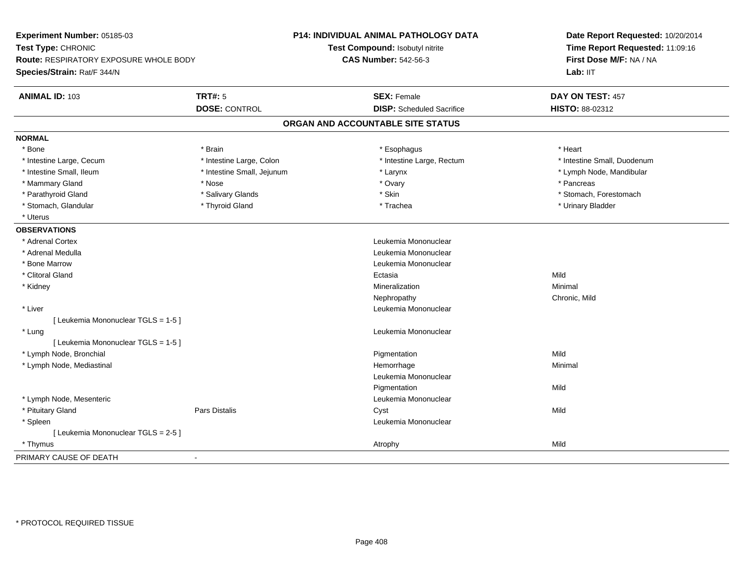**Experiment Number:** 05185-03
**Test Type:** CHRONIC
**Route:** RESPIRATORY EXPOSURE WHOLE BODY
**Species/Strain:** Rat/F 344/N

**P14: INDIVIDUAL ANIMAL PATHOLOGY DATA**
**Test Compound:** Isobutyl nitrite
**CAS Number:** 542-56-3

**Date Report Requested:** 10/20/2014
**Time Report Requested:** 11:09:16
**First Dose M/F:** NA / NA
**Lab:** IIT

| **ANIMAL ID:** 103 | **TRT#:** 5 | **SEX:** Female | **DAY ON TEST:** 457 |
|---|---|---|---|
| | **DOSE:** CONTROL | **DISP:** Scheduled Sacrifice | **HISTO:** 88-02312 |

## ORGAN AND ACCOUNTABLE SITE STATUS

**NORMAL**

| | | | |
|---|---|---|---|
| * Bone | * Brain | * Esophagus | * Heart |
| * Intestine Large, Cecum | * Intestine Large, Colon | * Intestine Large, Rectum | * Intestine Small, Duodenum |
| * Intestine Small, Ileum | * Intestine Small, Jejunum | * Larynx | * Lymph Node, Mandibular |
| * Mammary Gland | * Nose | * Ovary | * Pancreas |
| * Parathyroid Gland | * Salivary Glands | * Skin | * Stomach, Forestomach |
| * Stomach, Glandular | * Thyroid Gland | * Trachea | * Urinary Bladder |
| * Uterus | | | |

**OBSERVATIONS**

| | | | |
|---|---|---|---|
| * Adrenal Cortex | | Leukemia Mononuclear | |
| * Adrenal Medulla | | Leukemia Mononuclear | |
| * Bone Marrow | | Leukemia Mononuclear | |
| * Clitoral Gland | | Ectasia | Mild |
| * Kidney | | Mineralization | Minimal |
| | | Nephropathy | Chronic, Mild |
| * Liver | | Leukemia Mononuclear | |
| [ Leukemia Mononuclear TGLS = 1-5 ] | | | |
| * Lung | | Leukemia Mononuclear | |
| [ Leukemia Mononuclear TGLS = 1-5 ] | | | |
| * Lymph Node, Bronchial | | Pigmentation | Mild |
| * Lymph Node, Mediastinal | | Hemorrhage | Minimal |
| | | Leukemia Mononuclear | |
| | | Pigmentation | Mild |
| * Lymph Node, Mesenteric | | Leukemia Mononuclear | |
| * Pituitary Gland | Pars Distalis | Cyst | Mild |
| * Spleen | | Leukemia Mononuclear | |
| [ Leukemia Mononuclear TGLS = 2-5 ] | | | |
| * Thymus | | Atrophy | Mild |

PRIMARY CAUSE OF DEATH -

* PROTOCOL REQUIRED TISSUE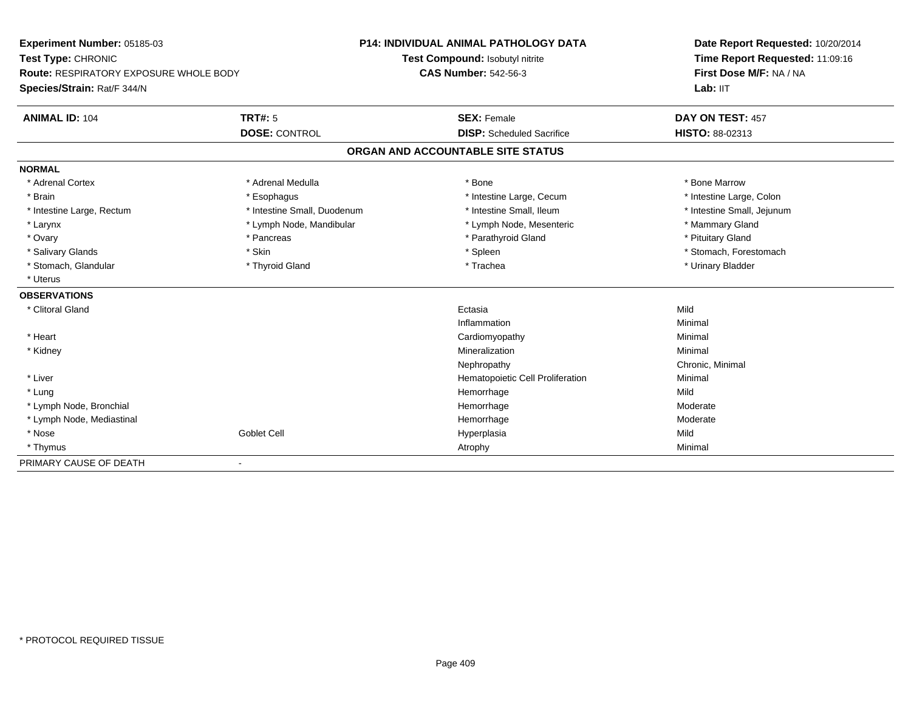**Experiment Number:** 05185-03
**Test Type:** CHRONIC
**Route:** RESPIRATORY EXPOSURE WHOLE BODY
**Species/Strain:** Rat/F 344/N

**P14: INDIVIDUAL ANIMAL PATHOLOGY DATA**
**Test Compound:** Isobutyl nitrite
**CAS Number:** 542-56-3

**Date Report Requested:** 10/20/2014
**Time Report Requested:** 11:09:16
**First Dose M/F:** NA / NA
**Lab:** IIT

| **ANIMAL ID:** 104 | **TRT#:** 5 | **SEX:** Female | **DAY ON TEST:** 457 |
|---|---|---|---|
| | **DOSE:** CONTROL | **DISP:** Scheduled Sacrifice | **HISTO:** 88-02313 |

## ORGAN AND ACCOUNTABLE SITE STATUS

**NORMAL**

| | | | |
|---|---|---|---|
| * Adrenal Cortex | * Adrenal Medulla | * Bone | * Bone Marrow |
| * Brain | * Esophagus | * Intestine Large, Cecum | * Intestine Large, Colon |
| * Intestine Large, Rectum | * Intestine Small, Duodenum | * Intestine Small, Ileum | * Intestine Small, Jejunum |
| * Larynx | * Lymph Node, Mandibular | * Lymph Node, Mesenteric | * Mammary Gland |
| * Ovary | * Pancreas | * Parathyroid Gland | * Pituitary Gland |
| * Salivary Glands | * Skin | * Spleen | * Stomach, Forestomach |
| * Stomach, Glandular | * Thyroid Gland | * Trachea | * Urinary Bladder |
| * Uterus | | | |

**OBSERVATIONS**

| | | | |
|---|---|---|---|
| * Clitoral Gland | | Ectasia | Mild |
| | | Inflammation | Minimal |
| * Heart | | Cardiomyopathy | Minimal |
| * Kidney | | Mineralization | Minimal |
| | | Nephropathy | Chronic, Minimal |
| * Liver | | Hematopoietic Cell Proliferation | Minimal |
| * Lung | | Hemorrhage | Mild |
| * Lymph Node, Bronchial | | Hemorrhage | Moderate |
| * Lymph Node, Mediastinal | | Hemorrhage | Moderate |
| * Nose | Goblet Cell | Hyperplasia | Mild |
| * Thymus | | Atrophy | Minimal |

PRIMARY CAUSE OF DEATH -

* PROTOCOL REQUIRED TISSUE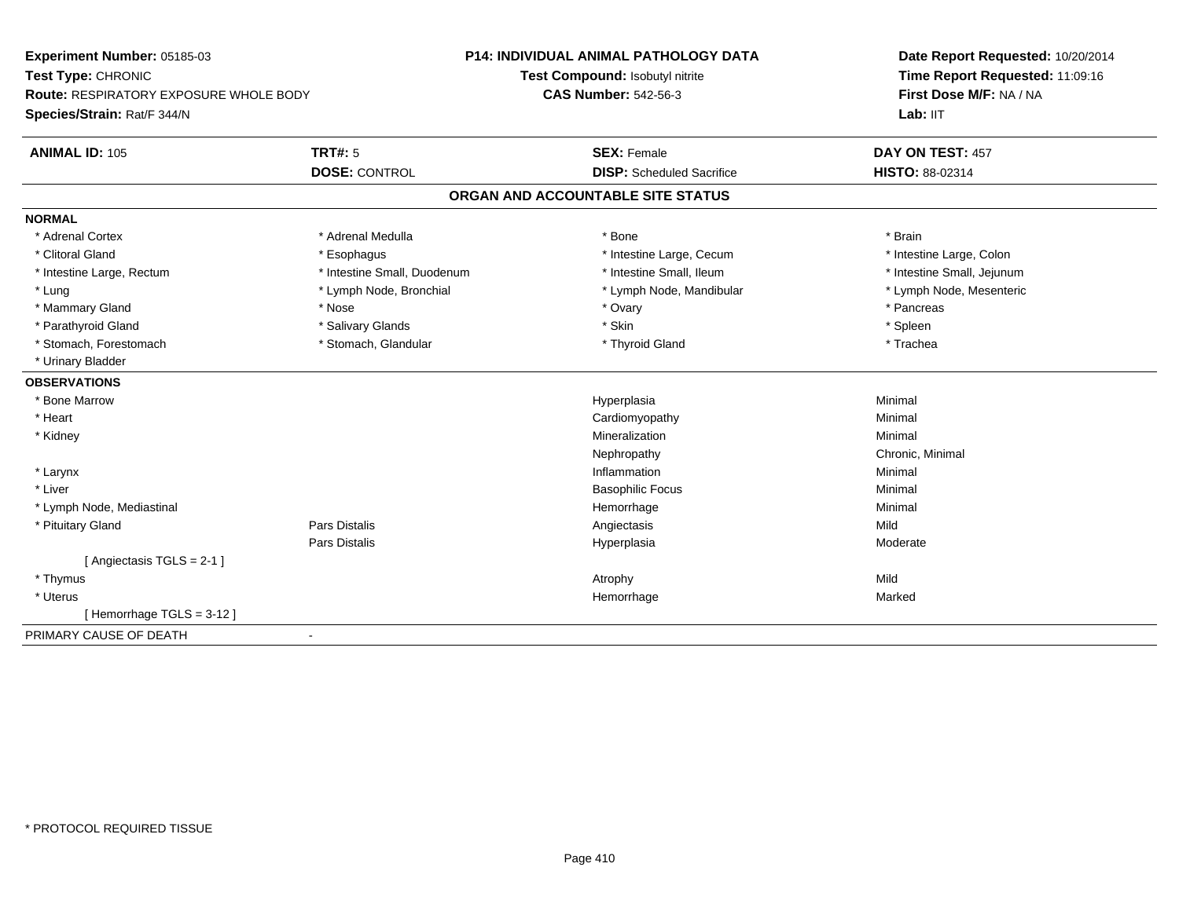**Experiment Number:** 05185-03
**Test Type:** CHRONIC
**Route:** RESPIRATORY EXPOSURE WHOLE BODY
**Species/Strain:** Rat/F 344/N

**P14: INDIVIDUAL ANIMAL PATHOLOGY DATA**
**Test Compound:** Isobutyl nitrite
**CAS Number:** 542-56-3

**Date Report Requested:** 10/20/2014
**Time Report Requested:** 11:09:16
**First Dose M/F:** NA / NA
**Lab:** IIT

| **ANIMAL ID:** 105 | **TRT#:** 5 | **SEX:** Female | **DAY ON TEST:** 457 |
|---|---|---|---|
| | **DOSE:** CONTROL | **DISP:** Scheduled Sacrifice | **HISTO:** 88-02314 |

## ORGAN AND ACCOUNTABLE SITE STATUS

**NORMAL**

| | | | |
|---|---|---|---|
| * Adrenal Cortex | * Adrenal Medulla | * Bone | * Brain |
| * Clitoral Gland | * Esophagus | * Intestine Large, Cecum | * Intestine Large, Colon |
| * Intestine Large, Rectum | * Intestine Small, Duodenum | * Intestine Small, Ileum | * Intestine Small, Jejunum |
| * Lung | * Lymph Node, Bronchial | * Lymph Node, Mandibular | * Lymph Node, Mesenteric |
| * Mammary Gland | * Nose | * Ovary | * Pancreas |
| * Parathyroid Gland | * Salivary Glands | * Skin | * Spleen |
| * Stomach, Forestomach | * Stomach, Glandular | * Thyroid Gland | * Trachea |
| * Urinary Bladder | | | |

**OBSERVATIONS**

| | | | |
|---|---|---|---|
| * Bone Marrow | | Hyperplasia | Minimal |
| * Heart | | Cardiomyopathy | Minimal |
| * Kidney | | Mineralization | Minimal |
| | | Nephropathy | Chronic, Minimal |
| * Larynx | | Inflammation | Minimal |
| * Liver | | Basophilic Focus | Minimal |
| * Lymph Node, Mediastinal | | Hemorrhage | Minimal |
| * Pituitary Gland | Pars Distalis | Angiectasis | Mild |
| | Pars Distalis | Hyperplasia | Moderate |
| [ Angiectasis TGLS = 2-1 ] | | | |
| * Thymus | | Atrophy | Mild |
| * Uterus | | Hemorrhage | Marked |
| [ Hemorrhage TGLS = 3-12 ] | | | |

PRIMARY CAUSE OF DEATH -

* PROTOCOL REQUIRED TISSUE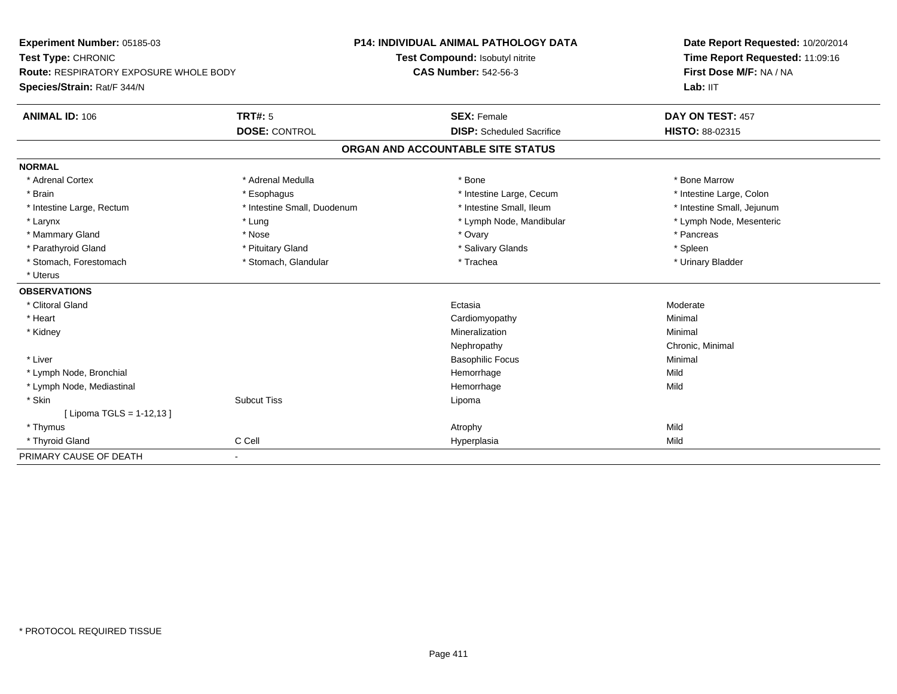**Experiment Number:** 05185-03
**Test Type:** CHRONIC
**Route:** RESPIRATORY EXPOSURE WHOLE BODY
**Species/Strain:** Rat/F 344/N

**P14: INDIVIDUAL ANIMAL PATHOLOGY DATA**
**Test Compound:** Isobutyl nitrite
**CAS Number:** 542-56-3

**Date Report Requested:** 10/20/2014
**Time Report Requested:** 11:09:16
**First Dose M/F:** NA / NA
**Lab:** IIT

| **ANIMAL ID:** 106 | **TRT#:** 5 | **SEX:** Female | **DAY ON TEST:** 457 |
|---|---|---|---|
| | **DOSE:** CONTROL | **DISP:** Scheduled Sacrifice | **HISTO:** 88-02315 |

## ORGAN AND ACCOUNTABLE SITE STATUS

**NORMAL**

| | | | |
|---|---|---|---|
| * Adrenal Cortex | * Adrenal Medulla | * Bone | * Bone Marrow |
| * Brain | * Esophagus | * Intestine Large, Cecum | * Intestine Large, Colon |
| * Intestine Large, Rectum | * Intestine Small, Duodenum | * Intestine Small, Ileum | * Intestine Small, Jejunum |
| * Larynx | * Lung | * Lymph Node, Mandibular | * Lymph Node, Mesenteric |
| * Mammary Gland | * Nose | * Ovary | * Pancreas |
| * Parathyroid Gland | * Pituitary Gland | * Salivary Glands | * Spleen |
| * Stomach, Forestomach | * Stomach, Glandular | * Trachea | * Urinary Bladder |
| * Uterus | | | |

**OBSERVATIONS**

| | | | |
|---|---|---|---|
| * Clitoral Gland | | Ectasia | Moderate |
| * Heart | | Cardiomyopathy | Minimal |
| * Kidney | | Mineralization | Minimal |
| | | Nephropathy | Chronic, Minimal |
| * Liver | | Basophilic Focus | Minimal |
| * Lymph Node, Bronchial | | Hemorrhage | Mild |
| * Lymph Node, Mediastinal | | Hemorrhage | Mild |
| * Skin | Subcut Tiss | Lipoma | |
| [ Lipoma TGLS = 1-12,13 ] | | | |
| * Thymus | | Atrophy | Mild |
| * Thyroid Gland | C Cell | Hyperplasia | Mild |

PRIMARY CAUSE OF DEATH -

* PROTOCOL REQUIRED TISSUE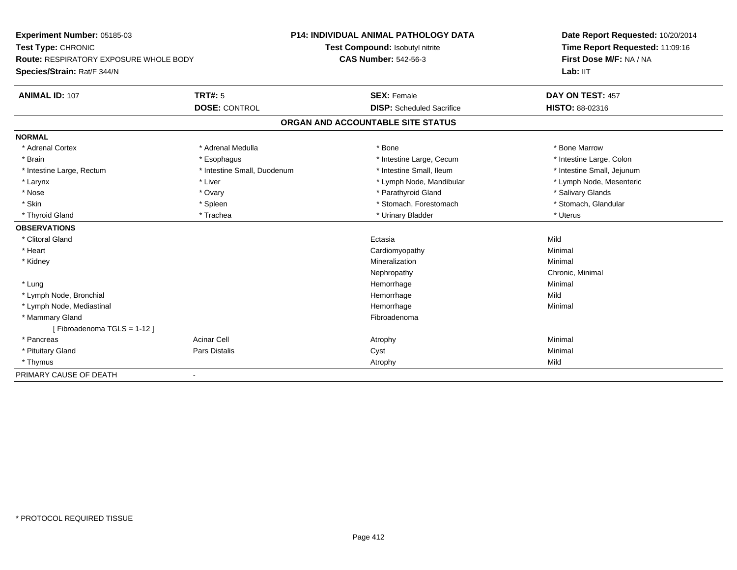**Experiment Number:** 05185-03
**Test Type:** CHRONIC
**Route:** RESPIRATORY EXPOSURE WHOLE BODY
**Species/Strain:** Rat/F 344/N

**P14: INDIVIDUAL ANIMAL PATHOLOGY DATA**
**Test Compound:** Isobutyl nitrite
**CAS Number:** 542-56-3

**Date Report Requested:** 10/20/2014
**Time Report Requested:** 11:09:16
**First Dose M/F:** NA / NA
**Lab:** IIT

| **ANIMAL ID:** 107 | **TRT#:** 5 | **SEX:** Female | **DAY ON TEST:** 457 |
|---|---|---|---|
| | **DOSE:** CONTROL | **DISP:** Scheduled Sacrifice | **HISTO:** 88-02316 |

## ORGAN AND ACCOUNTABLE SITE STATUS

**NORMAL**

| | | | |
|---|---|---|---|
| * Adrenal Cortex | * Adrenal Medulla | * Bone | * Bone Marrow |
| * Brain | * Esophagus | * Intestine Large, Cecum | * Intestine Large, Colon |
| * Intestine Large, Rectum | * Intestine Small, Duodenum | * Intestine Small, Ileum | * Intestine Small, Jejunum |
| * Larynx | * Liver | * Lymph Node, Mandibular | * Lymph Node, Mesenteric |
| * Nose | * Ovary | * Parathyroid Gland | * Salivary Glands |
| * Skin | * Spleen | * Stomach, Forestomach | * Stomach, Glandular |
| * Thyroid Gland | * Trachea | * Urinary Bladder | * Uterus |

**OBSERVATIONS**

| | | | |
|---|---|---|---|
| * Clitoral Gland | | Ectasia | Mild |
| * Heart | | Cardiomyopathy | Minimal |
| * Kidney | | Mineralization | Minimal |
| | | Nephropathy | Chronic, Minimal |
| * Lung | | Hemorrhage | Minimal |
| * Lymph Node, Bronchial | | Hemorrhage | Mild |
| * Lymph Node, Mediastinal | | Hemorrhage | Minimal |
| * Mammary Gland | | Fibroadenoma | |
| [ Fibroadenoma TGLS = 1-12 ] | | | |
| * Pancreas | Acinar Cell | Atrophy | Minimal |
| * Pituitary Gland | Pars Distalis | Cyst | Minimal |
| * Thymus | | Atrophy | Mild |

PRIMARY CAUSE OF DEATH -

* PROTOCOL REQUIRED TISSUE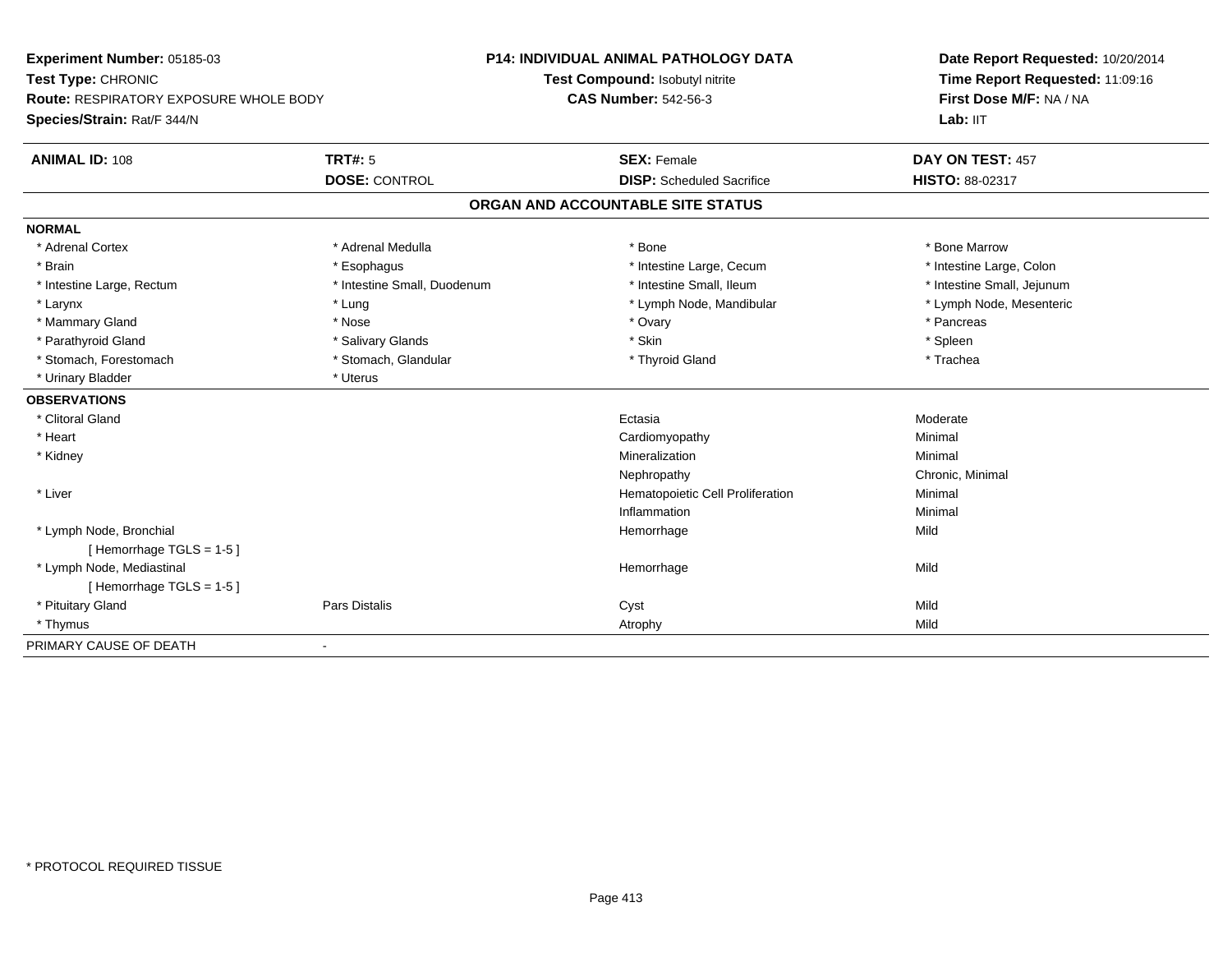| Experiment Number: 05185-03 | P14: INDIVIDUAL ANIMAL PATHOLOGY DATA | Date Report Requested: 10/20/2014 |
|---|---|---|
| Test Type: CHRONIC | Test Compound: Isobutyl nitrite | Time Report Requested: 11:09:16 |
| Route: RESPIRATORY EXPOSURE WHOLE BODY | CAS Number: 542-56-3 | First Dose M/F: NA / NA |
| Species/Strain: Rat/F 344/N | | Lab: IIT |

| ANIMAL ID: 108 | TRT#: 5 | SEX: Female | DAY ON TEST: 457 |
|---|---|---|---|
| | DOSE: CONTROL | DISP: Scheduled Sacrifice | HISTO: 88-02317 |

## ORGAN AND ACCOUNTABLE SITE STATUS

**NORMAL**

| | | | |
|---|---|---|---|
| * Adrenal Cortex | * Adrenal Medulla | * Bone | * Bone Marrow |
| * Brain | * Esophagus | * Intestine Large, Cecum | * Intestine Large, Colon |
| * Intestine Large, Rectum | * Intestine Small, Duodenum | * Intestine Small, Ileum | * Intestine Small, Jejunum |
| * Larynx | * Lung | * Lymph Node, Mandibular | * Lymph Node, Mesenteric |
| * Mammary Gland | * Nose | * Ovary | * Pancreas |
| * Parathyroid Gland | * Salivary Glands | * Skin | * Spleen |
| * Stomach, Forestomach | * Stomach, Glandular | * Thyroid Gland | * Trachea |
| * Urinary Bladder | * Uterus | | |

**OBSERVATIONS**

| | | | |
|---|---|---|---|
| * Clitoral Gland | | Ectasia | Moderate |
| * Heart | | Cardiomyopathy | Minimal |
| * Kidney | | Mineralization | Minimal |
| | | Nephropathy | Chronic, Minimal |
| * Liver | | Hematopoietic Cell Proliferation | Minimal |
| | | Inflammation | Minimal |
| * Lymph Node, Bronchial | | Hemorrhage | Mild |
| [ Hemorrhage TGLS = 1-5 ] | | | |
| * Lymph Node, Mediastinal | | Hemorrhage | Mild |
| [ Hemorrhage TGLS = 1-5 ] | | | |
| * Pituitary Gland | Pars Distalis | Cyst | Mild |
| * Thymus | | Atrophy | Mild |

PRIMARY CAUSE OF DEATH -

* PROTOCOL REQUIRED TISSUE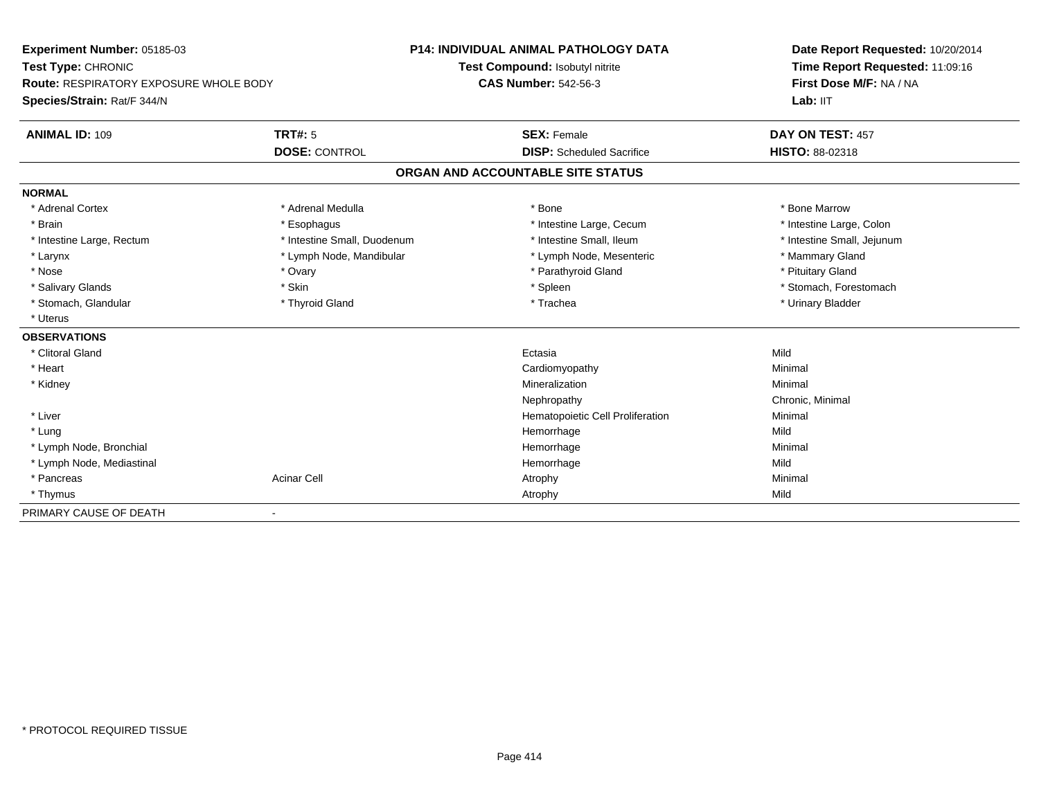**Experiment Number:** 05185-03
**Test Type:** CHRONIC
**Route:** RESPIRATORY EXPOSURE WHOLE BODY
**Species/Strain:** Rat/F 344/N

**P14: INDIVIDUAL ANIMAL PATHOLOGY DATA**
**Test Compound:** Isobutyl nitrite
**CAS Number:** 542-56-3

**Date Report Requested:** 10/20/2014
**Time Report Requested:** 11:09:16
**First Dose M/F:** NA / NA
**Lab:** IIT

| **ANIMAL ID:** 109 | **TRT#:** 5 | **SEX:** Female | **DAY ON TEST:** 457 |
|---|---|---|---|
| | **DOSE:** CONTROL | **DISP:** Scheduled Sacrifice | **HISTO:** 88-02318 |

## ORGAN AND ACCOUNTABLE SITE STATUS

**NORMAL**

| | | | |
|---|---|---|---|
| * Adrenal Cortex | * Adrenal Medulla | * Bone | * Bone Marrow |
| * Brain | * Esophagus | * Intestine Large, Cecum | * Intestine Large, Colon |
| * Intestine Large, Rectum | * Intestine Small, Duodenum | * Intestine Small, Ileum | * Intestine Small, Jejunum |
| * Larynx | * Lymph Node, Mandibular | * Lymph Node, Mesenteric | * Mammary Gland |
| * Nose | * Ovary | * Parathyroid Gland | * Pituitary Gland |
| * Salivary Glands | * Skin | * Spleen | * Stomach, Forestomach |
| * Stomach, Glandular | * Thyroid Gland | * Trachea | * Urinary Bladder |
| * Uterus | | | |

**OBSERVATIONS**

| | | | |
|---|---|---|---|
| * Clitoral Gland | | Ectasia | Mild |
| * Heart | | Cardiomyopathy | Minimal |
| * Kidney | | Mineralization | Minimal |
| | | Nephropathy | Chronic, Minimal |
| * Liver | | Hematopoietic Cell Proliferation | Minimal |
| * Lung | | Hemorrhage | Mild |
| * Lymph Node, Bronchial | | Hemorrhage | Minimal |
| * Lymph Node, Mediastinal | | Hemorrhage | Mild |
| * Pancreas | Acinar Cell | Atrophy | Minimal |
| * Thymus | | Atrophy | Mild |

PRIMARY CAUSE OF DEATH -

\* PROTOCOL REQUIRED TISSUE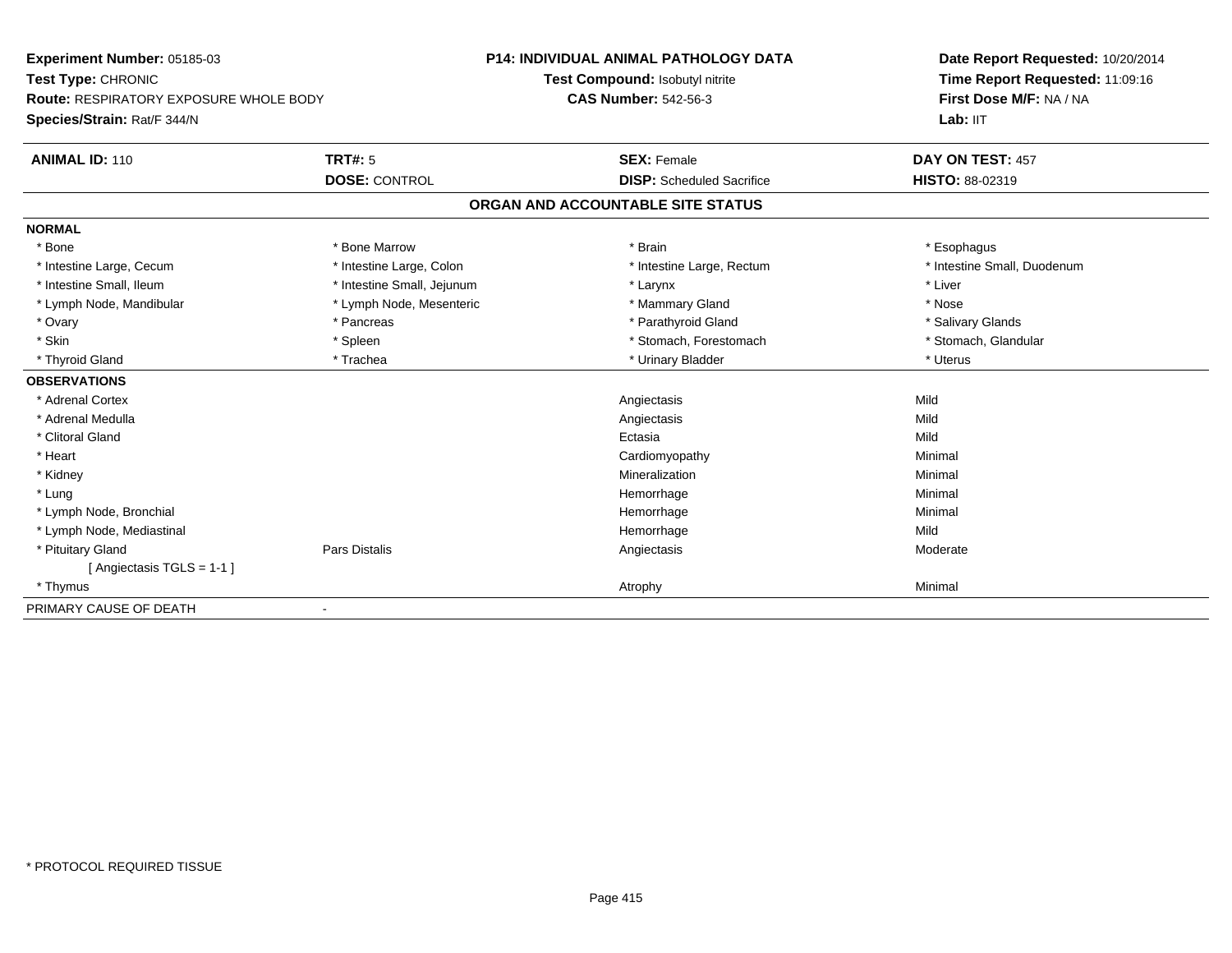**Experiment Number:** 05185-03
**Test Type:** CHRONIC
**Route:** RESPIRATORY EXPOSURE WHOLE BODY
**Species/Strain:** Rat/F 344/N

**P14: INDIVIDUAL ANIMAL PATHOLOGY DATA**
**Test Compound:** Isobutyl nitrite
**CAS Number:** 542-56-3

**Date Report Requested:** 10/20/2014
**Time Report Requested:** 11:09:16
**First Dose M/F:** NA / NA
**Lab:** IIT

| **ANIMAL ID:** 110 | **TRT#:** 5 | **SEX:** Female | **DAY ON TEST:** 457 |
|---|---|---|---|
| | **DOSE:** CONTROL | **DISP:** Scheduled Sacrifice | **HISTO:** 88-02319 |

## ORGAN AND ACCOUNTABLE SITE STATUS

**NORMAL**

| | | | |
|---|---|---|---|
| * Bone | * Bone Marrow | * Brain | * Esophagus |
| * Intestine Large, Cecum | * Intestine Large, Colon | * Intestine Large, Rectum | * Intestine Small, Duodenum |
| * Intestine Small, Ileum | * Intestine Small, Jejunum | * Larynx | * Liver |
| * Lymph Node, Mandibular | * Lymph Node, Mesenteric | * Mammary Gland | * Nose |
| * Ovary | * Pancreas | * Parathyroid Gland | * Salivary Glands |
| * Skin | * Spleen | * Stomach, Forestomach | * Stomach, Glandular |
| * Thyroid Gland | * Trachea | * Urinary Bladder | * Uterus |

**OBSERVATIONS**

| | | | |
|---|---|---|---|
| * Adrenal Cortex | | Angiectasis | Mild |
| * Adrenal Medulla | | Angiectasis | Mild |
| * Clitoral Gland | | Ectasia | Mild |
| * Heart | | Cardiomyopathy | Minimal |
| * Kidney | | Mineralization | Minimal |
| * Lung | | Hemorrhage | Minimal |
| * Lymph Node, Bronchial | | Hemorrhage | Minimal |
| * Lymph Node, Mediastinal | | Hemorrhage | Mild |
| * Pituitary Gland | Pars Distalis | Angiectasis | Moderate |
| [ Angiectasis TGLS = 1-1 ] | | | |
| * Thymus | | Atrophy | Minimal |

PRIMARY CAUSE OF DEATH -

\* PROTOCOL REQUIRED TISSUE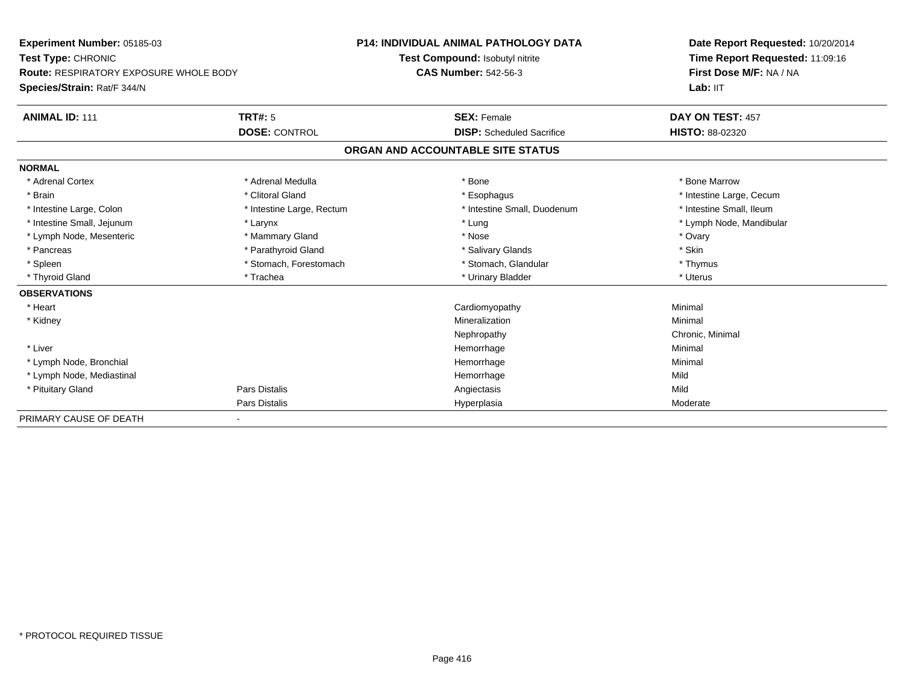**Experiment Number:** 05185-03
**Test Type:** CHRONIC
**Route:** RESPIRATORY EXPOSURE WHOLE BODY
**Species/Strain:** Rat/F 344/N

**P14: INDIVIDUAL ANIMAL PATHOLOGY DATA**
**Test Compound:** Isobutyl nitrite
**CAS Number:** 542-56-3

**Date Report Requested:** 10/20/2014
**Time Report Requested:** 11:09:16
**First Dose M/F:** NA / NA
**Lab:** IIT

| **ANIMAL ID:** 111 | **TRT#:** 5 | **SEX:** Female | **DAY ON TEST:** 457 |
|---|---|---|---|
| | **DOSE:** CONTROL | **DISP:** Scheduled Sacrifice | **HISTO:** 88-02320 |

## ORGAN AND ACCOUNTABLE SITE STATUS

**NORMAL**

| | | | |
|---|---|---|---|
| * Adrenal Cortex | * Adrenal Medulla | * Bone | * Bone Marrow |
| * Brain | * Clitoral Gland | * Esophagus | * Intestine Large, Cecum |
| * Intestine Large, Colon | * Intestine Large, Rectum | * Intestine Small, Duodenum | * Intestine Small, Ileum |
| * Intestine Small, Jejunum | * Larynx | * Lung | * Lymph Node, Mandibular |
| * Lymph Node, Mesenteric | * Mammary Gland | * Nose | * Ovary |
| * Pancreas | * Parathyroid Gland | * Salivary Glands | * Skin |
| * Spleen | * Stomach, Forestomach | * Stomach, Glandular | * Thymus |
| * Thyroid Gland | * Trachea | * Urinary Bladder | * Uterus |

**OBSERVATIONS**

| | | | |
|---|---|---|---|
| * Heart | | Cardiomyopathy | Minimal |
| * Kidney | | Mineralization | Minimal |
| | | Nephropathy | Chronic, Minimal |
| * Liver | | Hemorrhage | Minimal |
| * Lymph Node, Bronchial | | Hemorrhage | Minimal |
| * Lymph Node, Mediastinal | | Hemorrhage | Mild |
| * Pituitary Gland | Pars Distalis | Angiectasis | Mild |
| | Pars Distalis | Hyperplasia | Moderate |

PRIMARY CAUSE OF DEATH -

\* PROTOCOL REQUIRED TISSUE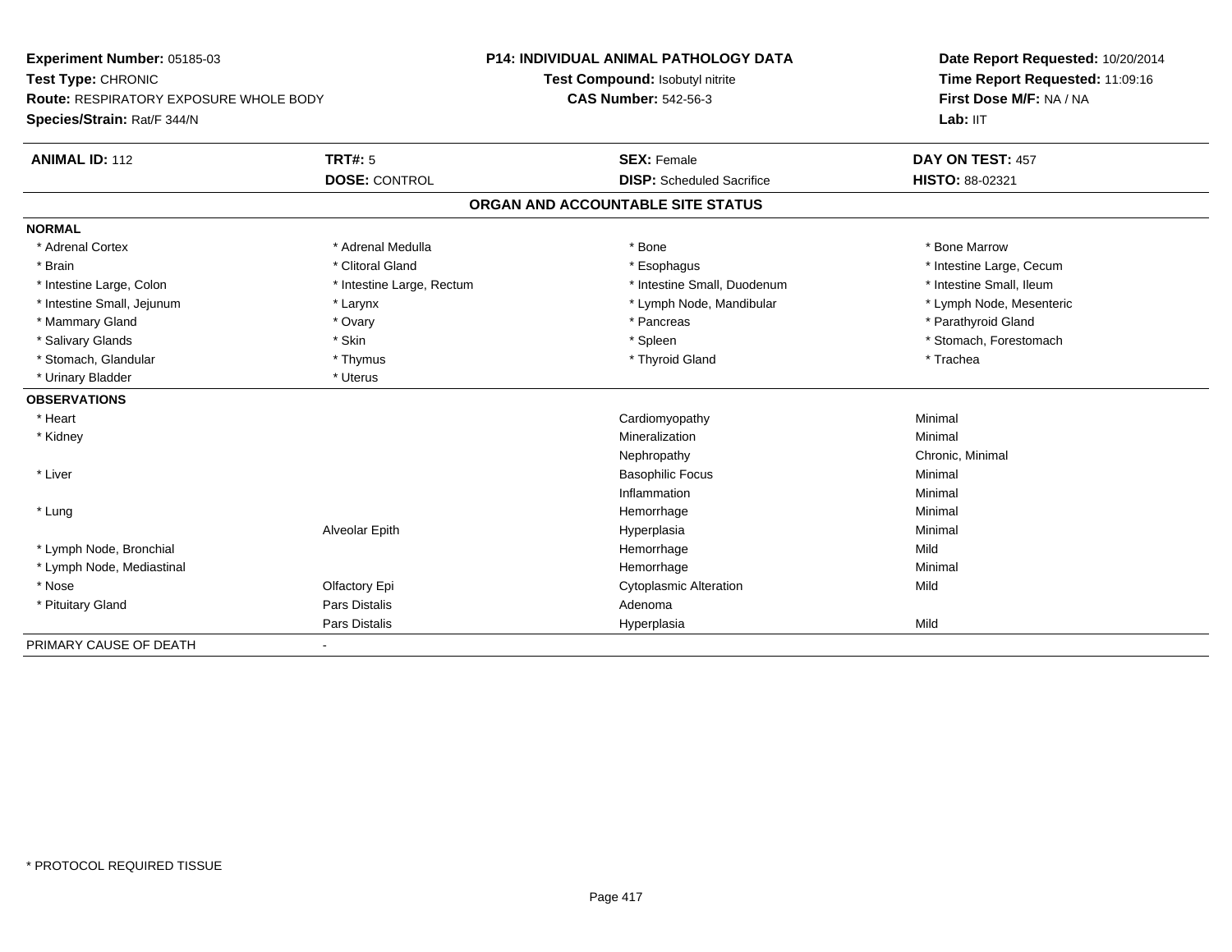**Experiment Number:** 05185-03
**Test Type:** CHRONIC
**Route:** RESPIRATORY EXPOSURE WHOLE BODY
**Species/Strain:** Rat/F 344/N

**P14: INDIVIDUAL ANIMAL PATHOLOGY DATA**
**Test Compound:** Isobutyl nitrite
**CAS Number:** 542-56-3

**Date Report Requested:** 10/20/2014
**Time Report Requested:** 11:09:16
**First Dose M/F:** NA / NA
**Lab:** IIT

| **ANIMAL ID:** 112 | **TRT#:** 5 | **SEX:** Female | **DAY ON TEST:** 457 |
|---|---|---|---|
| | **DOSE:** CONTROL | **DISP:** Scheduled Sacrifice | **HISTO:** 88-02321 |

## ORGAN AND ACCOUNTABLE SITE STATUS

**NORMAL**

| | | | |
|---|---|---|---|
| * Adrenal Cortex | * Adrenal Medulla | * Bone | * Bone Marrow |
| * Brain | * Clitoral Gland | * Esophagus | * Intestine Large, Cecum |
| * Intestine Large, Colon | * Intestine Large, Rectum | * Intestine Small, Duodenum | * Intestine Small, Ileum |
| * Intestine Small, Jejunum | * Larynx | * Lymph Node, Mandibular | * Lymph Node, Mesenteric |
| * Mammary Gland | * Ovary | * Pancreas | * Parathyroid Gland |
| * Salivary Glands | * Skin | * Spleen | * Stomach, Forestomach |
| * Stomach, Glandular | * Thymus | * Thyroid Gland | * Trachea |
| * Urinary Bladder | * Uterus | | |

**OBSERVATIONS**

| | | | |
|---|---|---|---|
| * Heart | | Cardiomyopathy | Minimal |
| * Kidney | | Mineralization | Minimal |
| | | Nephropathy | Chronic, Minimal |
| * Liver | | Basophilic Focus | Minimal |
| | | Inflammation | Minimal |
| * Lung | | Hemorrhage | Minimal |
| | Alveolar Epith | Hyperplasia | Minimal |
| * Lymph Node, Bronchial | | Hemorrhage | Mild |
| * Lymph Node, Mediastinal | | Hemorrhage | Minimal |
| * Nose | Olfactory Epi | Cytoplasmic Alteration | Mild |
| * Pituitary Gland | Pars Distalis | Adenoma | |
| | Pars Distalis | Hyperplasia | Mild |

PRIMARY CAUSE OF DEATH -

* PROTOCOL REQUIRED TISSUE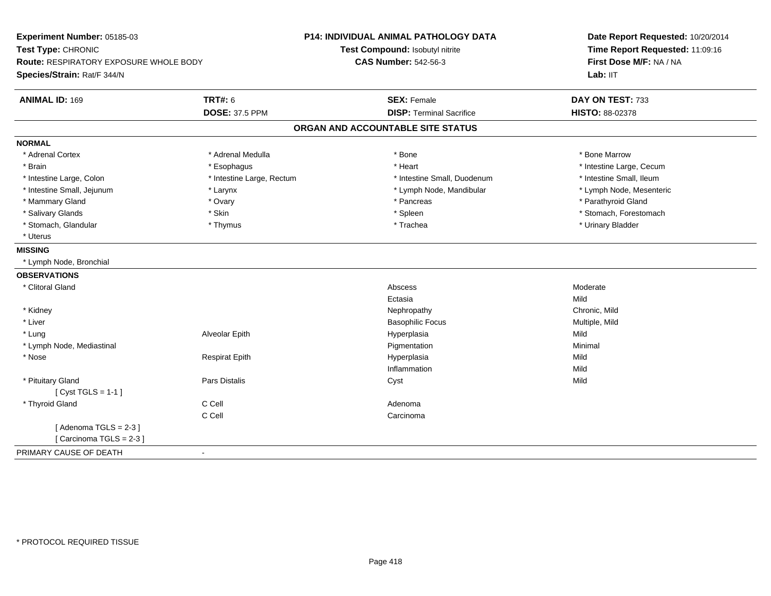**Experiment Number:** 05185-03
**Test Type:** CHRONIC
**Route:** RESPIRATORY EXPOSURE WHOLE BODY
**Species/Strain:** Rat/F 344/N

**P14: INDIVIDUAL ANIMAL PATHOLOGY DATA**
**Test Compound:** Isobutyl nitrite
**CAS Number:** 542-56-3

**Date Report Requested:** 10/20/2014
**Time Report Requested:** 11:09:16
**First Dose M/F:** NA / NA
**Lab:** IIT

| **ANIMAL ID:** 169 | **TRT#:** 6 | **SEX:** Female | **DAY ON TEST:** 733 |
|---|---|---|---|
| | **DOSE:** 37.5 PPM | **DISP:** Terminal Sacrifice | **HISTO:** 88-02378 |

## ORGAN AND ACCOUNTABLE SITE STATUS

**NORMAL**

| | | | |
|---|---|---|---|
| * Adrenal Cortex | * Adrenal Medulla | * Bone | * Bone Marrow |
| * Brain | * Esophagus | * Heart | * Intestine Large, Cecum |
| * Intestine Large, Colon | * Intestine Large, Rectum | * Intestine Small, Duodenum | * Intestine Small, Ileum |
| * Intestine Small, Jejunum | * Larynx | * Lymph Node, Mandibular | * Lymph Node, Mesenteric |
| * Mammary Gland | * Ovary | * Pancreas | * Parathyroid Gland |
| * Salivary Glands | * Skin | * Spleen | * Stomach, Forestomach |
| * Stomach, Glandular | * Thymus | * Trachea | * Urinary Bladder |
| * Uterus | | | |

**MISSING**

* Lymph Node, Bronchial

**OBSERVATIONS**

| | | | |
|---|---|---|---|
| * Clitoral Gland | | Abscess | Moderate |
| | | Ectasia | Mild |
| * Kidney | | Nephropathy | Chronic, Mild |
| * Liver | | Basophilic Focus | Multiple, Mild |
| * Lung | Alveolar Epith | Hyperplasia | Mild |
| * Lymph Node, Mediastinal | | Pigmentation | Minimal |
| * Nose | Respirat Epith | Hyperplasia | Mild |
| | | Inflammation | Mild |
| * Pituitary Gland | Pars Distalis | Cyst | Mild |
| [ Cyst TGLS = 1-1 ] | | | |
| * Thyroid Gland | C Cell | Adenoma | |
| | C Cell | Carcinoma | |
| [ Adenoma TGLS = 2-3 ] | | | |
| [ Carcinoma TGLS = 2-3 ] | | | |

PRIMARY CAUSE OF DEATH -

* PROTOCOL REQUIRED TISSUE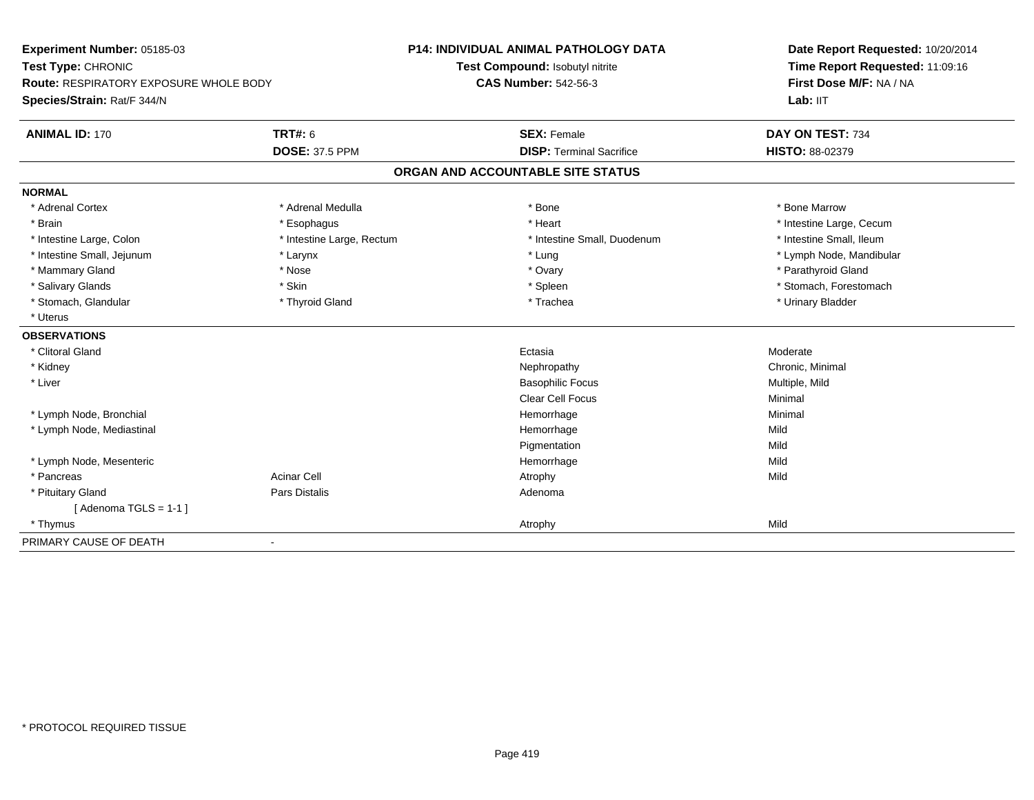**Experiment Number:** 05185-03
**Test Type:** CHRONIC
**Route:** RESPIRATORY EXPOSURE WHOLE BODY
**Species/Strain:** Rat/F 344/N

**P14: INDIVIDUAL ANIMAL PATHOLOGY DATA**
**Test Compound:** Isobutyl nitrite
**CAS Number:** 542-56-3

**Date Report Requested:** 10/20/2014
**Time Report Requested:** 11:09:16
**First Dose M/F:** NA / NA
**Lab:** IIT

| **ANIMAL ID:** 170 | **TRT#:** 6 | **SEX:** Female | **DAY ON TEST:** 734 |
|---|---|---|---|
| | **DOSE:** 37.5 PPM | **DISP:** Terminal Sacrifice | **HISTO:** 88-02379 |

## ORGAN AND ACCOUNTABLE SITE STATUS

**NORMAL**

| | | | |
|---|---|---|---|
| * Adrenal Cortex | * Adrenal Medulla | * Bone | * Bone Marrow |
| * Brain | * Esophagus | * Heart | * Intestine Large, Cecum |
| * Intestine Large, Colon | * Intestine Large, Rectum | * Intestine Small, Duodenum | * Intestine Small, Ileum |
| * Intestine Small, Jejunum | * Larynx | * Lung | * Lymph Node, Mandibular |
| * Mammary Gland | * Nose | * Ovary | * Parathyroid Gland |
| * Salivary Glands | * Skin | * Spleen | * Stomach, Forestomach |
| * Stomach, Glandular | * Thyroid Gland | * Trachea | * Urinary Bladder |
| * Uterus | | | |

**OBSERVATIONS**

| | | | |
|---|---|---|---|
| * Clitoral Gland | | Ectasia | Moderate |
| * Kidney | | Nephropathy | Chronic, Minimal |
| * Liver | | Basophilic Focus | Multiple, Mild |
| | | Clear Cell Focus | Minimal |
| * Lymph Node, Bronchial | | Hemorrhage | Minimal |
| * Lymph Node, Mediastinal | | Hemorrhage | Mild |
| | | Pigmentation | Mild |
| * Lymph Node, Mesenteric | | Hemorrhage | Mild |
| * Pancreas | Acinar Cell | Atrophy | Mild |
| * Pituitary Gland | Pars Distalis | Adenoma | |
| [ Adenoma TGLS = 1-1 ] | | | |
| * Thymus | | Atrophy | Mild |

PRIMARY CAUSE OF DEATH -

* PROTOCOL REQUIRED TISSUE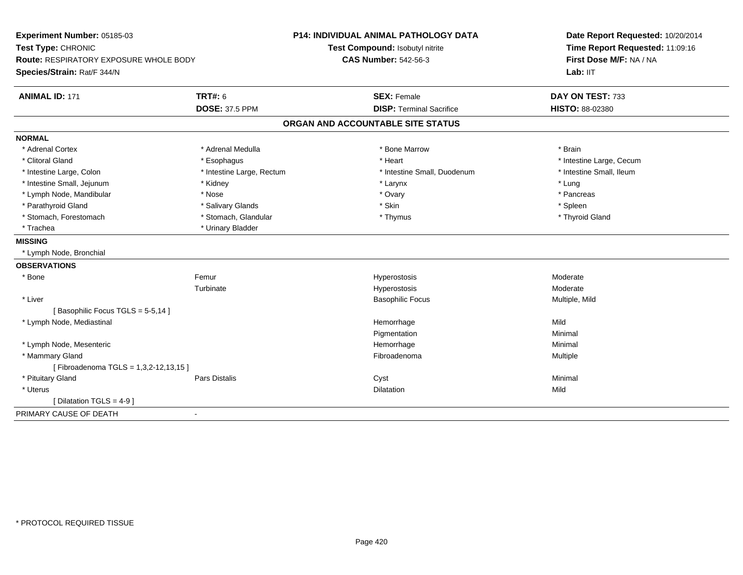**Experiment Number:** 05185-03
**Test Type:** CHRONIC
**Route:** RESPIRATORY EXPOSURE WHOLE BODY
**Species/Strain:** Rat/F 344/N

**P14: INDIVIDUAL ANIMAL PATHOLOGY DATA**
**Test Compound:** Isobutyl nitrite
**CAS Number:** 542-56-3

**Date Report Requested:** 10/20/2014
**Time Report Requested:** 11:09:16
**First Dose M/F:** NA / NA
**Lab:** IIT

| **ANIMAL ID:** 171 | **TRT#:** 6 | **SEX:** Female | **DAY ON TEST:** 733 |
|---|---|---|---|
| | **DOSE:** 37.5 PPM | **DISP:** Terminal Sacrifice | **HISTO:** 88-02380 |

## ORGAN AND ACCOUNTABLE SITE STATUS

**NORMAL**

| | | | |
|---|---|---|---|
| * Adrenal Cortex | * Adrenal Medulla | * Bone Marrow | * Brain |
| * Clitoral Gland | * Esophagus | * Heart | * Intestine Large, Cecum |
| * Intestine Large, Colon | * Intestine Large, Rectum | * Intestine Small, Duodenum | * Intestine Small, Ileum |
| * Intestine Small, Jejunum | * Kidney | * Larynx | * Lung |
| * Lymph Node, Mandibular | * Nose | * Ovary | * Pancreas |
| * Parathyroid Gland | * Salivary Glands | * Skin | * Spleen |
| * Stomach, Forestomach | * Stomach, Glandular | * Thymus | * Thyroid Gland |
| * Trachea | * Urinary Bladder | | |

**MISSING**

* Lymph Node, Bronchial

**OBSERVATIONS**

| | | | |
|---|---|---|---|
| * Bone | Femur | Hyperostosis | Moderate |
| | Turbinate | Hyperostosis | Moderate |
| * Liver | | Basophilic Focus | Multiple, Mild |
| [ Basophilic Focus TGLS = 5-5,14 ] | | | |
| * Lymph Node, Mediastinal | | Hemorrhage | Mild |
| | | Pigmentation | Minimal |
| * Lymph Node, Mesenteric | | Hemorrhage | Minimal |
| * Mammary Gland | | Fibroadenoma | Multiple |
| [ Fibroadenoma TGLS = 1,3,2-12,13,15 ] | | | |
| * Pituitary Gland | Pars Distalis | Cyst | Minimal |
| * Uterus | | Dilatation | Mild |
| [ Dilatation TGLS = 4-9 ] | | | |

PRIMARY CAUSE OF DEATH -

* PROTOCOL REQUIRED TISSUE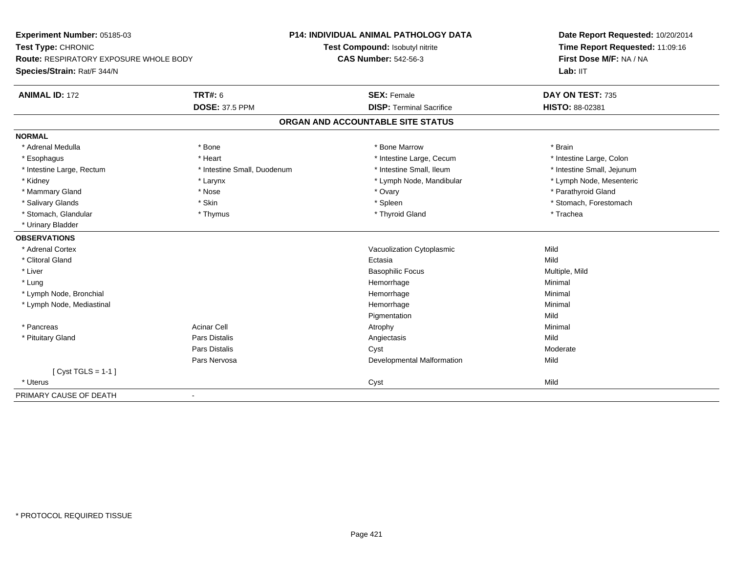**Experiment Number:** 05185-03
**Test Type:** CHRONIC
**Route:** RESPIRATORY EXPOSURE WHOLE BODY
**Species/Strain:** Rat/F 344/N

**P14: INDIVIDUAL ANIMAL PATHOLOGY DATA**
**Test Compound:** Isobutyl nitrite
**CAS Number:** 542-56-3

**Date Report Requested:** 10/20/2014
**Time Report Requested:** 11:09:16
**First Dose M/F:** NA / NA
**Lab:** IIT

| **ANIMAL ID:** 172 | **TRT#:** 6 | **SEX:** Female | **DAY ON TEST:** 735 |
|---|---|---|---|
| | **DOSE:** 37.5 PPM | **DISP:** Terminal Sacrifice | **HISTO:** 88-02381 |

## ORGAN AND ACCOUNTABLE SITE STATUS

**NORMAL**

| | | | |
|---|---|---|---|
| * Adrenal Medulla | * Bone | * Bone Marrow | * Brain |
| * Esophagus | * Heart | * Intestine Large, Cecum | * Intestine Large, Colon |
| * Intestine Large, Rectum | * Intestine Small, Duodenum | * Intestine Small, Ileum | * Intestine Small, Jejunum |
| * Kidney | * Larynx | * Lymph Node, Mandibular | * Lymph Node, Mesenteric |
| * Mammary Gland | * Nose | * Ovary | * Parathyroid Gland |
| * Salivary Glands | * Skin | * Spleen | * Stomach, Forestomach |
| * Stomach, Glandular | * Thymus | * Thyroid Gland | * Trachea |
| * Urinary Bladder | | | |

**OBSERVATIONS**

| | | | |
|---|---|---|---|
| * Adrenal Cortex | | Vacuolization Cytoplasmic | Mild |
| * Clitoral Gland | | Ectasia | Mild |
| * Liver | | Basophilic Focus | Multiple, Mild |
| * Lung | | Hemorrhage | Minimal |
| * Lymph Node, Bronchial | | Hemorrhage | Minimal |
| * Lymph Node, Mediastinal | | Hemorrhage | Minimal |
| | | Pigmentation | Mild |
| * Pancreas | Acinar Cell | Atrophy | Minimal |
| * Pituitary Gland | Pars Distalis | Angiectasis | Mild |
| | Pars Distalis | Cyst | Moderate |
| | Pars Nervosa | Developmental Malformation | Mild |
| [ Cyst TGLS = 1-1 ] | | | |
| * Uterus | | Cyst | Mild |

PRIMARY CAUSE OF DEATH -

\* PROTOCOL REQUIRED TISSUE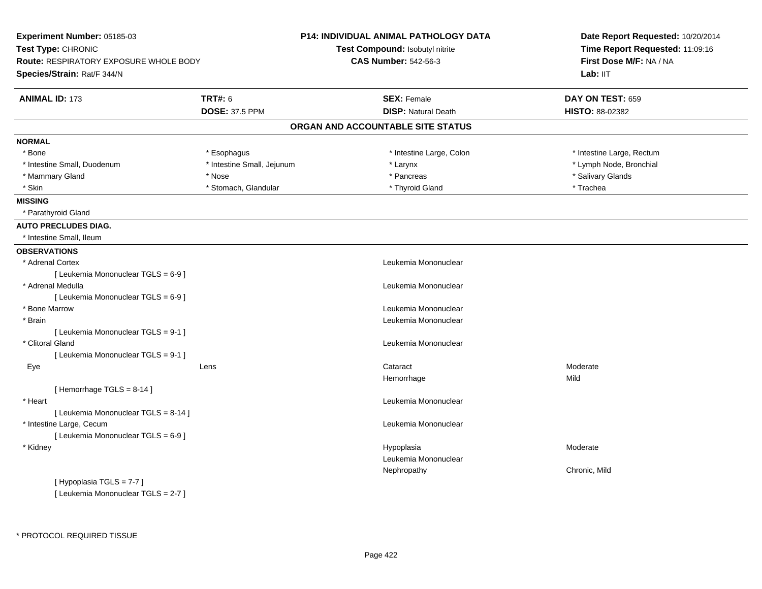**Experiment Number:** 05185-03
**Test Type:** CHRONIC
**Route:** RESPIRATORY EXPOSURE WHOLE BODY
**Species/Strain:** Rat/F 344/N

**P14: INDIVIDUAL ANIMAL PATHOLOGY DATA**
**Test Compound:** Isobutyl nitrite
**CAS Number:** 542-56-3

**Date Report Requested:** 10/20/2014
**Time Report Requested:** 11:09:16
**First Dose M/F:** NA / NA
**Lab:** IIT

| **ANIMAL ID:** 173 | **TRT#:** 6 | **SEX:** Female | **DAY ON TEST:** 659 |
|---|---|---|---|
| | **DOSE:** 37.5 PPM | **DISP:** Natural Death | **HISTO:** 88-02382 |

## ORGAN AND ACCOUNTABLE SITE STATUS

**NORMAL**

| | | | |
|---|---|---|---|
| * Bone | * Esophagus | * Intestine Large, Colon | * Intestine Large, Rectum |
| * Intestine Small, Duodenum | * Intestine Small, Jejunum | * Larynx | * Lymph Node, Bronchial |
| * Mammary Gland | * Nose | * Pancreas | * Salivary Glands |
| * Skin | * Stomach, Glandular | * Thyroid Gland | * Trachea |

**MISSING**

* Parathyroid Gland

**AUTO PRECLUDES DIAG.**

* Intestine Small, Ileum

**OBSERVATIONS**

| | | | |
|---|---|---|---|
| * Adrenal Cortex | | Leukemia Mononuclear | |
| [ Leukemia Mononuclear TGLS = 6-9 ] | | | |
| * Adrenal Medulla | | Leukemia Mononuclear | |
| [ Leukemia Mononuclear TGLS = 6-9 ] | | | |
| * Bone Marrow | | Leukemia Mononuclear | |
| * Brain | | Leukemia Mononuclear | |
| [ Leukemia Mononuclear TGLS = 9-1 ] | | | |
| * Clitoral Gland | | Leukemia Mononuclear | |
| [ Leukemia Mononuclear TGLS = 9-1 ] | | | |
| Eye | Lens | Cataract | Moderate |
| | | Hemorrhage | Mild |
| [ Hemorrhage TGLS = 8-14 ] | | | |
| * Heart | | Leukemia Mononuclear | |
| [ Leukemia Mononuclear TGLS = 8-14 ] | | | |
| * Intestine Large, Cecum | | Leukemia Mononuclear | |
| [ Leukemia Mononuclear TGLS = 6-9 ] | | | |
| * Kidney | | Hypoplasia | Moderate |
| | | Leukemia Mononuclear | |
| | | Nephropathy | Chronic, Mild |
| [ Hypoplasia TGLS = 7-7 ] | | | |
| [ Leukemia Mononuclear TGLS = 2-7 ] | | | |

* PROTOCOL REQUIRED TISSUE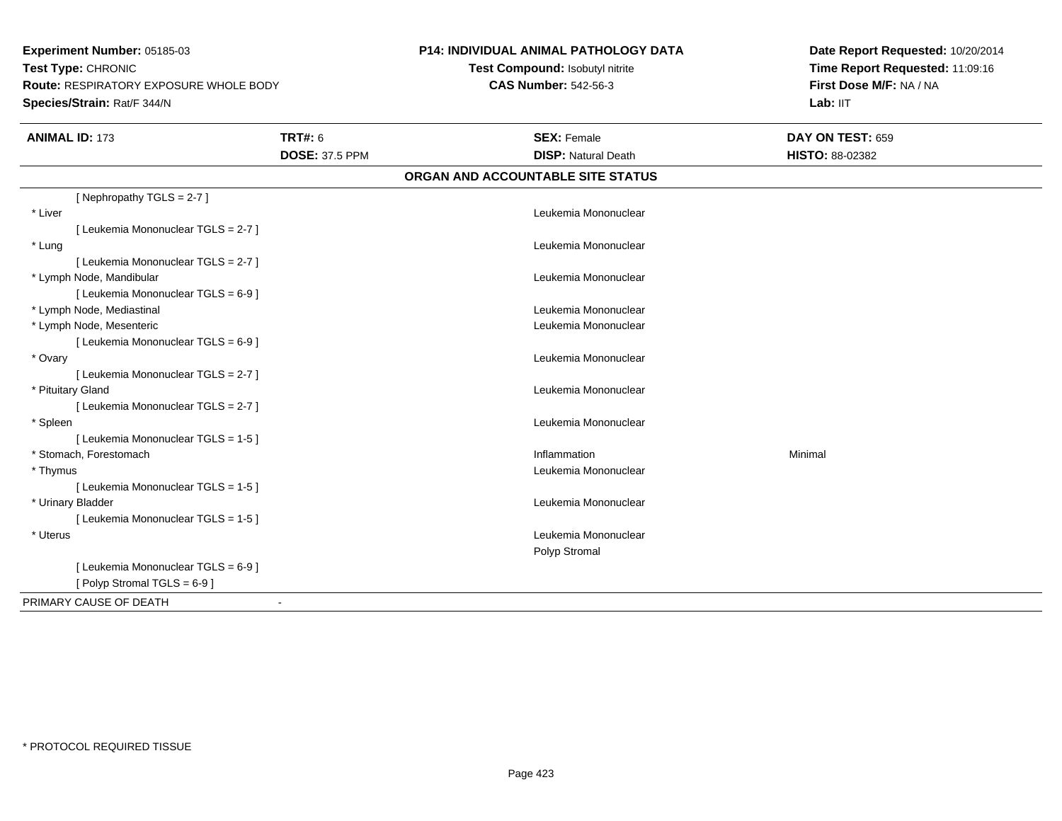**Experiment Number:** 05185-03
**Test Type:** CHRONIC
**Route:** RESPIRATORY EXPOSURE WHOLE BODY
**Species/Strain:** Rat/F 344/N

**P14: INDIVIDUAL ANIMAL PATHOLOGY DATA**
**Test Compound:** Isobutyl nitrite
**CAS Number:** 542-56-3

**Date Report Requested:** 10/20/2014
**Time Report Requested:** 11:09:16
**First Dose M/F:** NA / NA
**Lab:** IIT

| **ANIMAL ID:** 173 | **TRT#:** 6 | **SEX:** Female | **DAY ON TEST:** 659 |
|---|---|---|---|
| | **DOSE:** 37.5 PPM | **DISP:** Natural Death | **HISTO:** 88-02382 |

**ORGAN AND ACCOUNTABLE SITE STATUS**

| | | |
|---|---|---|
| [ Nephropathy TGLS = 2-7 ] | | |
| * Liver | Leukemia Mononuclear | |
| [ Leukemia Mononuclear TGLS = 2-7 ] | | |
| * Lung | Leukemia Mononuclear | |
| [ Leukemia Mononuclear TGLS = 2-7 ] | | |
| * Lymph Node, Mandibular | Leukemia Mononuclear | |
| [ Leukemia Mononuclear TGLS = 6-9 ] | | |
| * Lymph Node, Mediastinal | Leukemia Mononuclear | |
| * Lymph Node, Mesenteric | Leukemia Mononuclear | |
| [ Leukemia Mononuclear TGLS = 6-9 ] | | |
| * Ovary | Leukemia Mononuclear | |
| [ Leukemia Mononuclear TGLS = 2-7 ] | | |
| * Pituitary Gland | Leukemia Mononuclear | |
| [ Leukemia Mononuclear TGLS = 2-7 ] | | |
| * Spleen | Leukemia Mononuclear | |
| [ Leukemia Mononuclear TGLS = 1-5 ] | | |
| * Stomach, Forestomach | Inflammation | Minimal |
| * Thymus | Leukemia Mononuclear | |
| [ Leukemia Mononuclear TGLS = 1-5 ] | | |
| * Urinary Bladder | Leukemia Mononuclear | |
| [ Leukemia Mononuclear TGLS = 1-5 ] | | |
| * Uterus | Leukemia Mononuclear | |
| | Polyp Stromal | |
| [ Leukemia Mononuclear TGLS = 6-9 ] | | |
| [ Polyp Stromal TGLS = 6-9 ] | | |

PRIMARY CAUSE OF DEATH -

* PROTOCOL REQUIRED TISSUE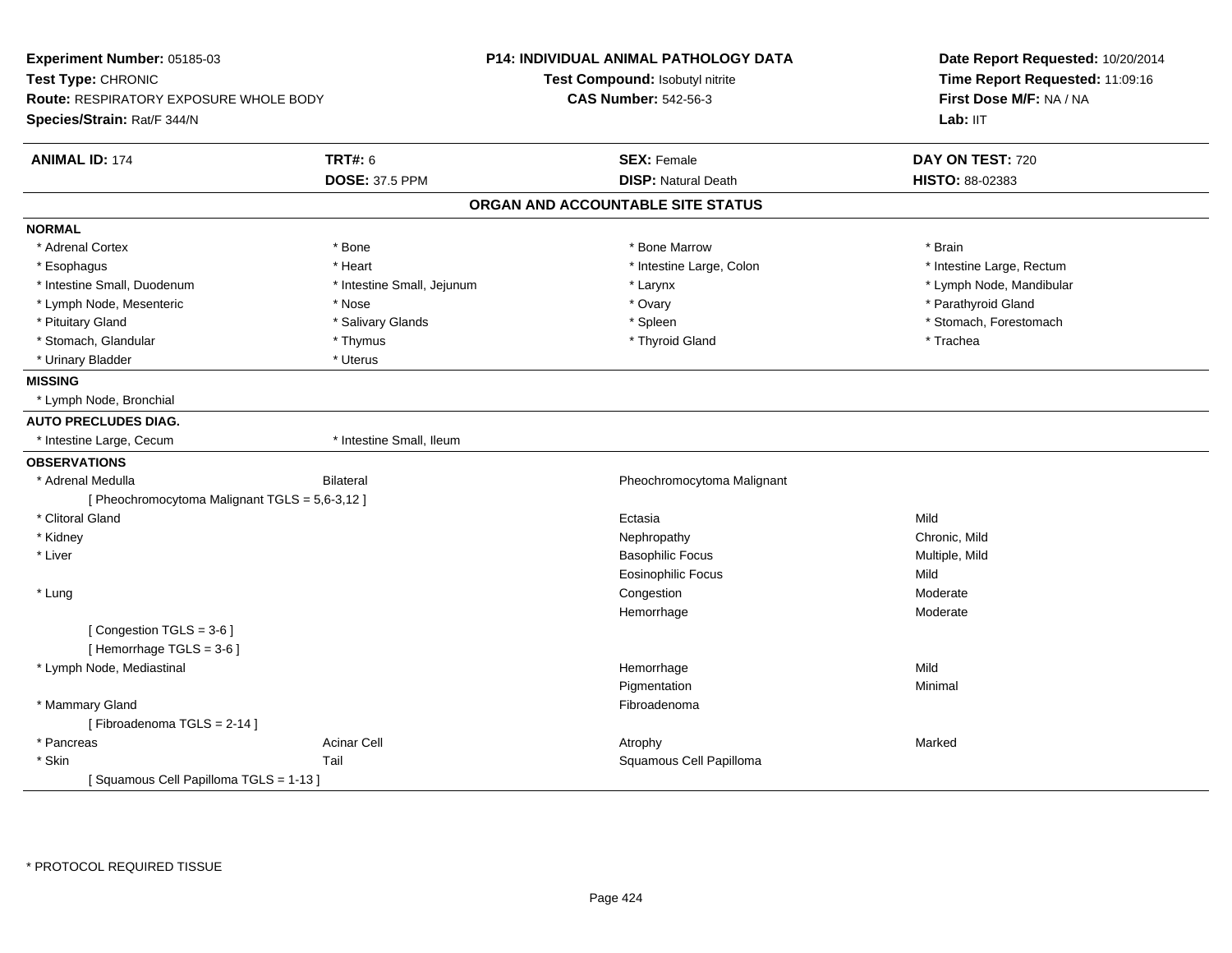**Experiment Number:** 05185-03
**Test Type:** CHRONIC
**Route:** RESPIRATORY EXPOSURE WHOLE BODY
**Species/Strain:** Rat/F 344/N

**P14: INDIVIDUAL ANIMAL PATHOLOGY DATA**
**Test Compound:** Isobutyl nitrite
**CAS Number:** 542-56-3

**Date Report Requested:** 10/20/2014
**Time Report Requested:** 11:09:16
**First Dose M/F:** NA / NA
**Lab:** IIT

| **ANIMAL ID:** 174 | **TRT#:** 6 | **SEX:** Female | **DAY ON TEST:** 720 |
|---|---|---|---|
| | **DOSE:** 37.5 PPM | **DISP:** Natural Death | **HISTO:** 88-02383 |

## ORGAN AND ACCOUNTABLE SITE STATUS

**NORMAL**

| | | | |
|---|---|---|---|
| * Adrenal Cortex | * Bone | * Bone Marrow | * Brain |
| * Esophagus | * Heart | * Intestine Large, Colon | * Intestine Large, Rectum |
| * Intestine Small, Duodenum | * Intestine Small, Jejunum | * Larynx | * Lymph Node, Mandibular |
| * Lymph Node, Mesenteric | * Nose | * Ovary | * Parathyroid Gland |
| * Pituitary Gland | * Salivary Glands | * Spleen | * Stomach, Forestomach |
| * Stomach, Glandular | * Thymus | * Thyroid Gland | * Trachea |
| * Urinary Bladder | * Uterus | | |

**MISSING**

* Lymph Node, Bronchial

**AUTO PRECLUDES DIAG.**

| | |
|---|---|
| * Intestine Large, Cecum | * Intestine Small, Ileum |

**OBSERVATIONS**

| | | | |
|---|---|---|---|
| * Adrenal Medulla | Bilateral | Pheochromocytoma Malignant | |
| [ Pheochromocytoma Malignant TGLS = 5,6-3,12 ] | | | |
| * Clitoral Gland | | Ectasia | Mild |
| * Kidney | | Nephropathy | Chronic, Mild |
| * Liver | | Basophilic Focus | Multiple, Mild |
| | | Eosinophilic Focus | Mild |
| * Lung | | Congestion | Moderate |
| | | Hemorrhage | Moderate |
| [ Congestion TGLS = 3-6 ] | | | |
| [ Hemorrhage TGLS = 3-6 ] | | | |
| * Lymph Node, Mediastinal | | Hemorrhage | Mild |
| | | Pigmentation | Minimal |
| * Mammary Gland | | Fibroadenoma | |
| [ Fibroadenoma TGLS = 2-14 ] | | | |
| * Pancreas | Acinar Cell | Atrophy | Marked |
| * Skin | Tail | Squamous Cell Papilloma | |
| [ Squamous Cell Papilloma TGLS = 1-13 ] | | | |

* PROTOCOL REQUIRED TISSUE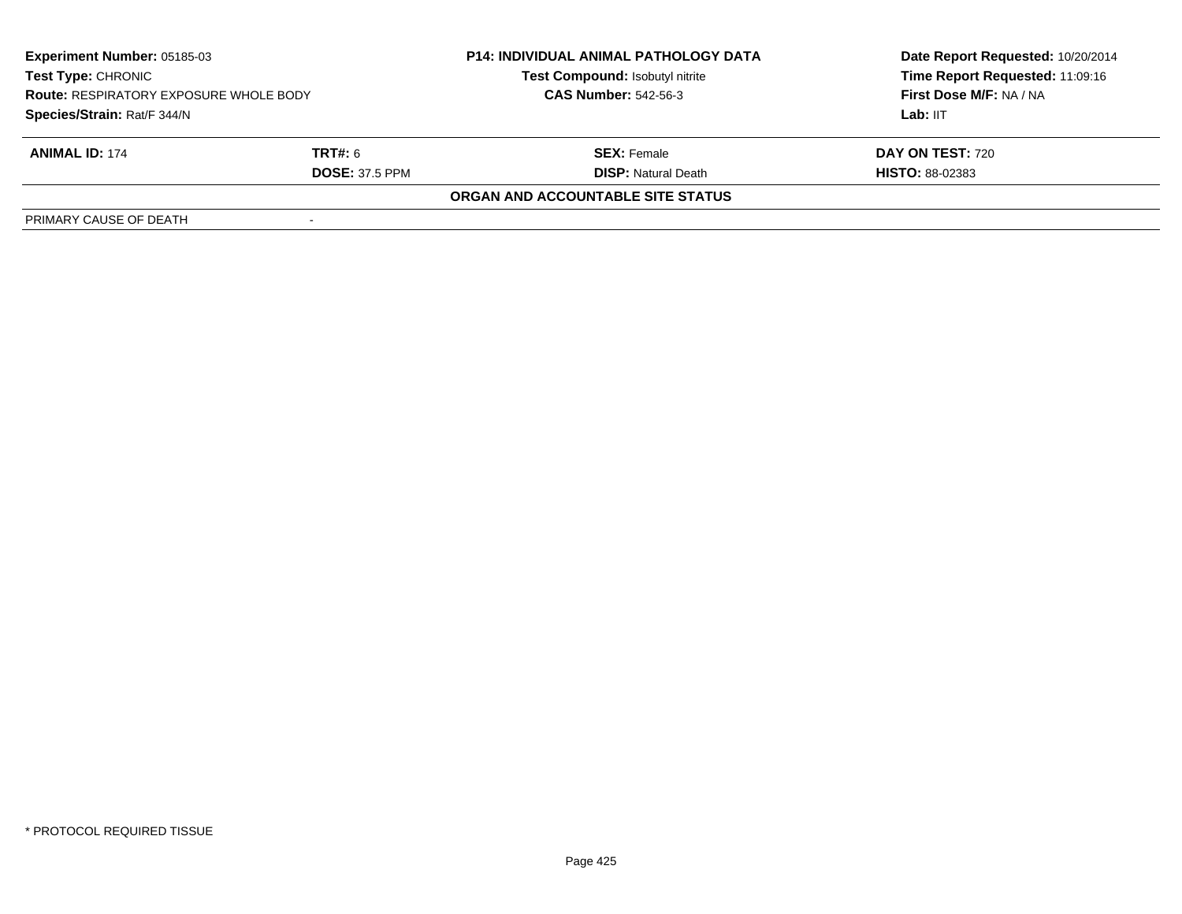| **Experiment Number:** 05185-03 | | **P14: INDIVIDUAL ANIMAL PATHOLOGY DATA** | **Date Report Requested:** 10/20/2014 |
|---|---|---|---|
| **Test Type:** CHRONIC | | **Test Compound:** Isobutyl nitrite | **Time Report Requested:** 11:09:16 |
| **Route:** RESPIRATORY EXPOSURE WHOLE BODY | | **CAS Number:** 542-56-3 | **First Dose M/F:** NA / NA |
| **Species/Strain:** Rat/F 344/N | | | **Lab:** IIT |

| **ANIMAL ID:** 174 | **TRT#:** 6 | **SEX:** Female | **DAY ON TEST:** 720 |
|---|---|---|---|
| | **DOSE:** 37.5 PPM | **DISP:** Natural Death | **HISTO:** 88-02383 |

**ORGAN AND ACCOUNTABLE SITE STATUS**

| PRIMARY CAUSE OF DEATH | - |
|---|---|

* PROTOCOL REQUIRED TISSUE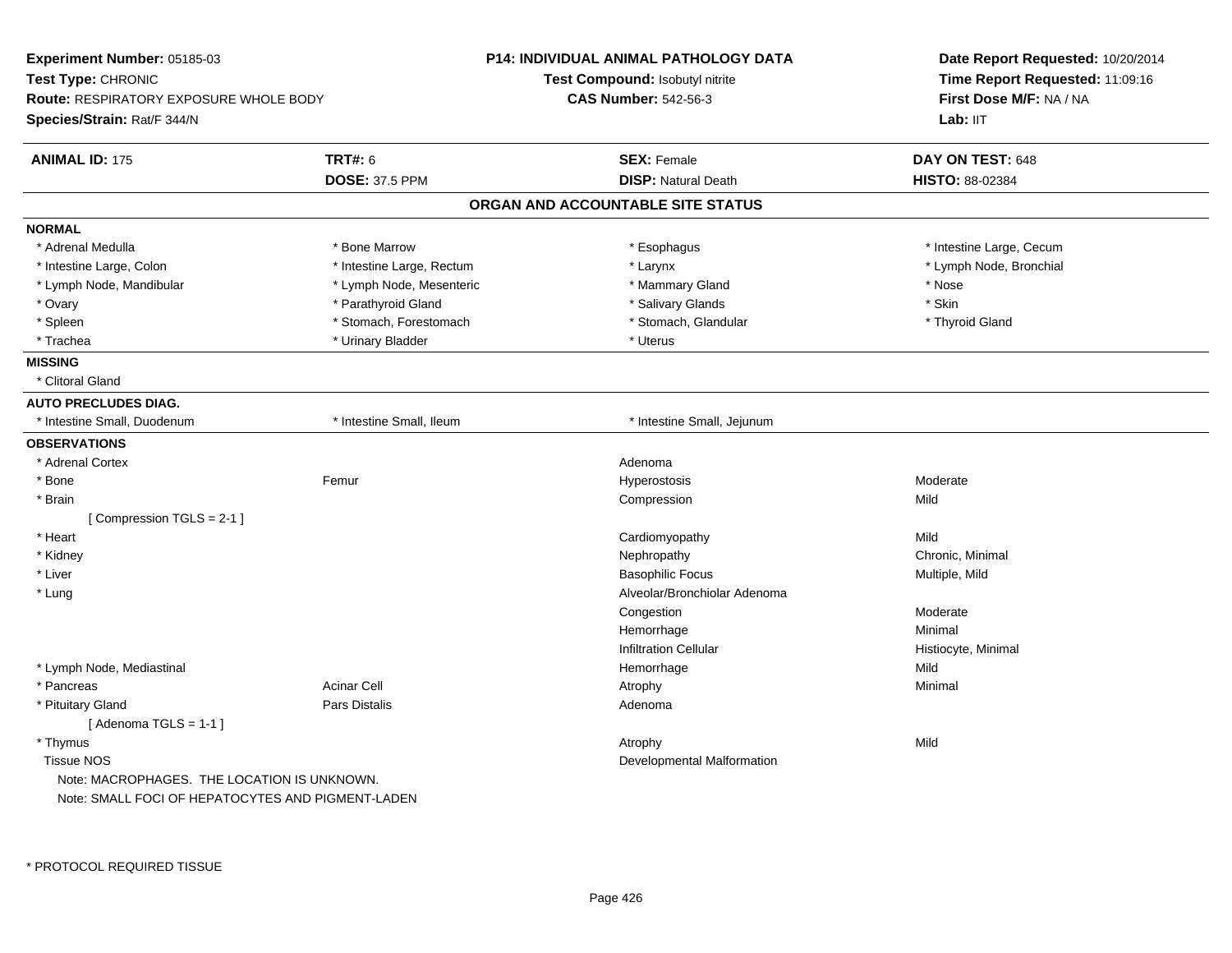**Experiment Number:** 05185-03
**Test Type:** CHRONIC
**Route:** RESPIRATORY EXPOSURE WHOLE BODY
**Species/Strain:** Rat/F 344/N

**P14: INDIVIDUAL ANIMAL PATHOLOGY DATA**
**Test Compound:** Isobutyl nitrite
**CAS Number:** 542-56-3

**Date Report Requested:** 10/20/2014
**Time Report Requested:** 11:09:16
**First Dose M/F:** NA / NA
**Lab:** IIT

| **ANIMAL ID:** 175 | **TRT#:** 6 | **SEX:** Female | **DAY ON TEST:** 648 |
|---|---|---|---|
| | **DOSE:** 37.5 PPM | **DISP:** Natural Death | **HISTO:** 88-02384 |

## ORGAN AND ACCOUNTABLE SITE STATUS

**NORMAL**

| | | | |
|---|---|---|---|
| * Adrenal Medulla | * Bone Marrow | * Esophagus | * Intestine Large, Cecum |
| * Intestine Large, Colon | * Intestine Large, Rectum | * Larynx | * Lymph Node, Bronchial |
| * Lymph Node, Mandibular | * Lymph Node, Mesenteric | * Mammary Gland | * Nose |
| * Ovary | * Parathyroid Gland | * Salivary Glands | * Skin |
| * Spleen | * Stomach, Forestomach | * Stomach, Glandular | * Thyroid Gland |
| * Trachea | * Urinary Bladder | * Uterus | |

**MISSING**

* Clitoral Gland

**AUTO PRECLUDES DIAG.**

| | | |
|---|---|---|
| * Intestine Small, Duodenum | * Intestine Small, Ileum | * Intestine Small, Jejunum |

**OBSERVATIONS**

| | | | |
|---|---|---|---|
| * Adrenal Cortex | | Adenoma | |
| * Bone | Femur | Hyperostosis | Moderate |
| * Brain | | Compression | Mild |
| [ Compression TGLS = 2-1 ] | | | |
| * Heart | | Cardiomyopathy | Mild |
| * Kidney | | Nephropathy | Chronic, Minimal |
| * Liver | | Basophilic Focus | Multiple, Mild |
| * Lung | | Alveolar/Bronchiolar Adenoma | |
| | | Congestion | Moderate |
| | | Hemorrhage | Minimal |
| | | Infiltration Cellular | Histiocyte, Minimal |
| * Lymph Node, Mediastinal | | Hemorrhage | Mild |
| * Pancreas | Acinar Cell | Atrophy | Minimal |
| * Pituitary Gland | Pars Distalis | Adenoma | |
| [ Adenoma TGLS = 1-1 ] | | | |
| * Thymus | | Atrophy | Mild |
| Tissue NOS | | Developmental Malformation | |

Note: MACROPHAGES. THE LOCATION IS UNKNOWN.
Note: SMALL FOCI OF HEPATOCYTES AND PIGMENT-LADEN

* PROTOCOL REQUIRED TISSUE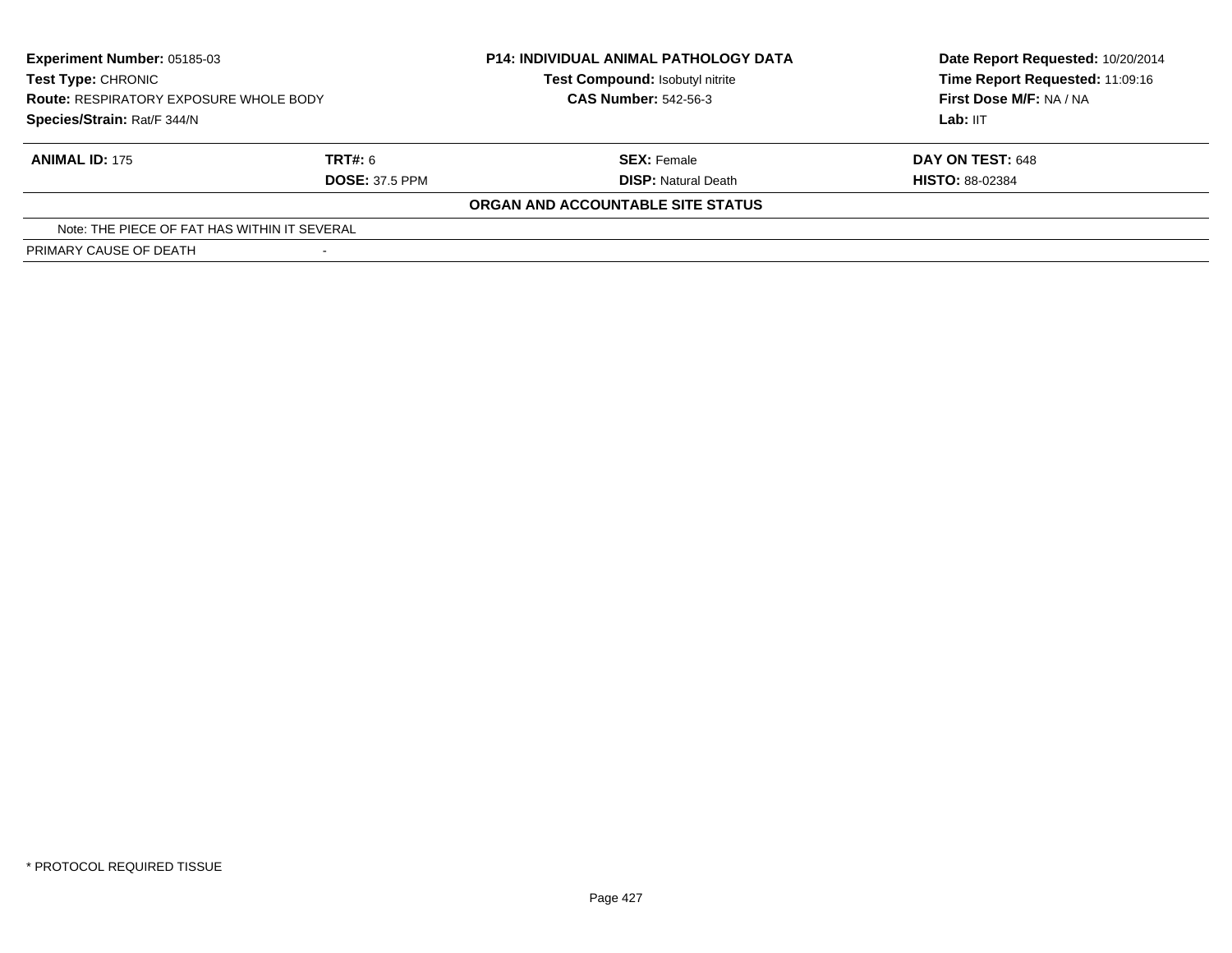**Experiment Number:** 05185-03
**Test Type:** CHRONIC
**Route:** RESPIRATORY EXPOSURE WHOLE BODY
**Species/Strain:** Rat/F 344/N

**P14: INDIVIDUAL ANIMAL PATHOLOGY DATA**
**Test Compound:** Isobutyl nitrite
**CAS Number:** 542-56-3

**Date Report Requested:** 10/20/2014
**Time Report Requested:** 11:09:16
**First Dose M/F:** NA / NA
**Lab:** IIT

| **ANIMAL ID:** 175 | **TRT#:** 6 | **SEX:** Female | **DAY ON TEST:** 648 |
|---|---|---|---|
| | **DOSE:** 37.5 PPM | **DISP:** Natural Death | **HISTO:** 88-02384 |

**ORGAN AND ACCOUNTABLE SITE STATUS**

| | |
|---|---|
| Note: THE PIECE OF FAT HAS WITHIN IT SEVERAL | |
| PRIMARY CAUSE OF DEATH | - |

* PROTOCOL REQUIRED TISSUE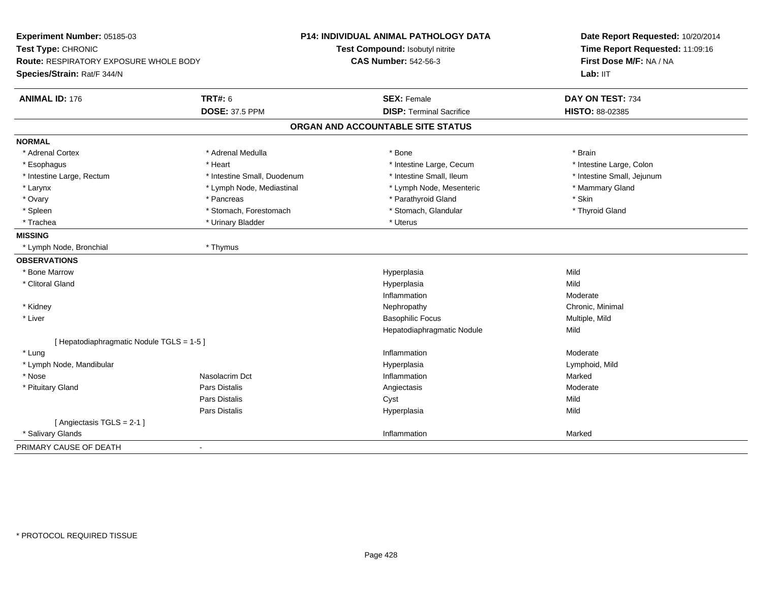**Experiment Number:** 05185-03
**Test Type:** CHRONIC
**Route:** RESPIRATORY EXPOSURE WHOLE BODY
**Species/Strain:** Rat/F 344/N

**P14: INDIVIDUAL ANIMAL PATHOLOGY DATA**
**Test Compound:** Isobutyl nitrite
**CAS Number:** 542-56-3

**Date Report Requested:** 10/20/2014
**Time Report Requested:** 11:09:16
**First Dose M/F:** NA / NA
**Lab:** IIT

| **ANIMAL ID:** 176 | **TRT#:** 6 | **SEX:** Female | **DAY ON TEST:** 734 |
|---|---|---|---|
| | **DOSE:** 37.5 PPM | **DISP:** Terminal Sacrifice | **HISTO:** 88-02385 |

## ORGAN AND ACCOUNTABLE SITE STATUS

**NORMAL**

| | | | |
|---|---|---|---|
| * Adrenal Cortex | * Adrenal Medulla | * Bone | * Brain |
| * Esophagus | * Heart | * Intestine Large, Cecum | * Intestine Large, Colon |
| * Intestine Large, Rectum | * Intestine Small, Duodenum | * Intestine Small, Ileum | * Intestine Small, Jejunum |
| * Larynx | * Lymph Node, Mediastinal | * Lymph Node, Mesenteric | * Mammary Gland |
| * Ovary | * Pancreas | * Parathyroid Gland | * Skin |
| * Spleen | * Stomach, Forestomach | * Stomach, Glandular | * Thyroid Gland |
| * Trachea | * Urinary Bladder | * Uterus | |

**MISSING**

| | |
|---|---|
| * Lymph Node, Bronchial | * Thymus |

**OBSERVATIONS**

| | | | |
|---|---|---|---|
| * Bone Marrow | | Hyperplasia | Mild |
| * Clitoral Gland | | Hyperplasia | Mild |
| | | Inflammation | Moderate |
| * Kidney | | Nephropathy | Chronic, Minimal |
| * Liver | | Basophilic Focus | Multiple, Mild |
| | | Hepatodiaphragmatic Nodule | Mild |
| [ Hepatodiaphragmatic Nodule TGLS = 1-5 ] | | | |
| * Lung | | Inflammation | Moderate |
| * Lymph Node, Mandibular | | Hyperplasia | Lymphoid, Mild |
| * Nose | Nasolacrim Dct | Inflammation | Marked |
| * Pituitary Gland | Pars Distalis | Angiectasis | Moderate |
| | Pars Distalis | Cyst | Mild |
| | Pars Distalis | Hyperplasia | Mild |
| [ Angiectasis TGLS = 2-1 ] | | | |
| * Salivary Glands | | Inflammation | Marked |

PRIMARY CAUSE OF DEATH -

* PROTOCOL REQUIRED TISSUE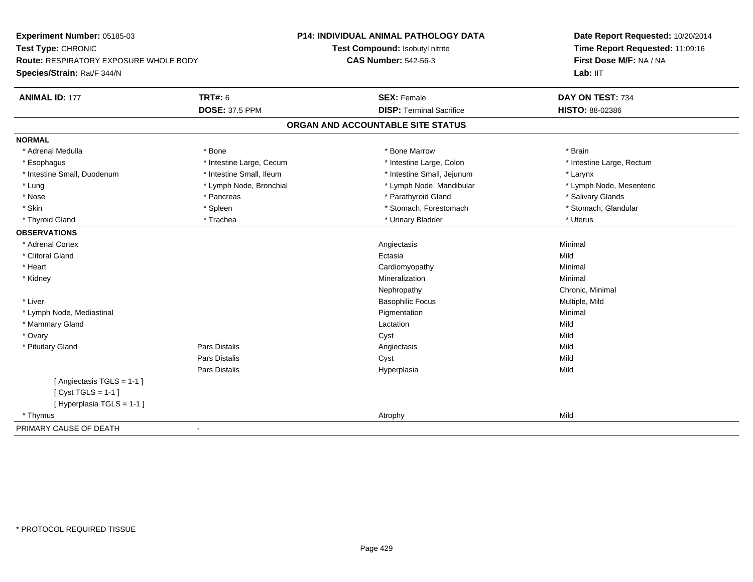**Experiment Number:** 05185-03
**Test Type:** CHRONIC
**Route:** RESPIRATORY EXPOSURE WHOLE BODY
**Species/Strain:** Rat/F 344/N

**P14: INDIVIDUAL ANIMAL PATHOLOGY DATA**
**Test Compound:** Isobutyl nitrite
**CAS Number:** 542-56-3

**Date Report Requested:** 10/20/2014
**Time Report Requested:** 11:09:16
**First Dose M/F:** NA / NA
**Lab:** IIT

| **ANIMAL ID:** 177 | **TRT#:** 6 | **SEX:** Female | **DAY ON TEST:** 734 |
|---|---|---|---|
| | **DOSE:** 37.5 PPM | **DISP:** Terminal Sacrifice | **HISTO:** 88-02386 |

## ORGAN AND ACCOUNTABLE SITE STATUS

**NORMAL**

| | | | |
|---|---|---|---|
| * Adrenal Medulla | * Bone | * Bone Marrow | * Brain |
| * Esophagus | * Intestine Large, Cecum | * Intestine Large, Colon | * Intestine Large, Rectum |
| * Intestine Small, Duodenum | * Intestine Small, Ileum | * Intestine Small, Jejunum | * Larynx |
| * Lung | * Lymph Node, Bronchial | * Lymph Node, Mandibular | * Lymph Node, Mesenteric |
| * Nose | * Pancreas | * Parathyroid Gland | * Salivary Glands |
| * Skin | * Spleen | * Stomach, Forestomach | * Stomach, Glandular |
| * Thyroid Gland | * Trachea | * Urinary Bladder | * Uterus |

**OBSERVATIONS**

| | | | |
|---|---|---|---|
| * Adrenal Cortex | | Angiectasis | Minimal |
| * Clitoral Gland | | Ectasia | Mild |
| * Heart | | Cardiomyopathy | Minimal |
| * Kidney | | Mineralization | Minimal |
| | | Nephropathy | Chronic, Minimal |
| * Liver | | Basophilic Focus | Multiple, Mild |
| * Lymph Node, Mediastinal | | Pigmentation | Minimal |
| * Mammary Gland | | Lactation | Mild |
| * Ovary | | Cyst | Mild |
| * Pituitary Gland | Pars Distalis | Angiectasis | Mild |
| | Pars Distalis | Cyst | Mild |
| | Pars Distalis | Hyperplasia | Mild |
| [ Angiectasis TGLS = 1-1 ] | | | |
| [ Cyst TGLS = 1-1 ] | | | |
| [ Hyperplasia TGLS = 1-1 ] | | | |
| * Thymus | | Atrophy | Mild |

PRIMARY CAUSE OF DEATH -

\* PROTOCOL REQUIRED TISSUE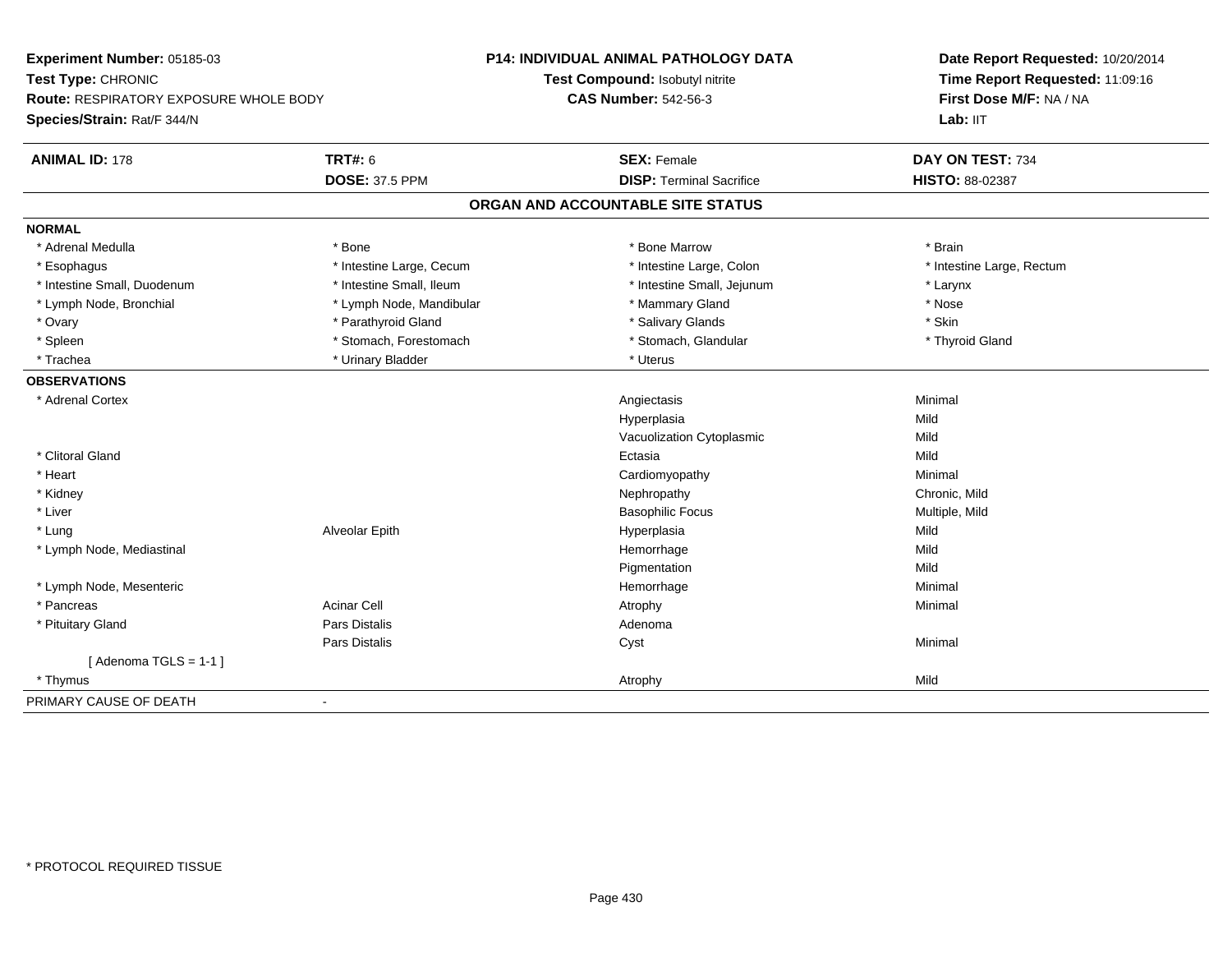**Experiment Number:** 05185-03
**Test Type:** CHRONIC
**Route:** RESPIRATORY EXPOSURE WHOLE BODY
**Species/Strain:** Rat/F 344/N

**P14: INDIVIDUAL ANIMAL PATHOLOGY DATA**
**Test Compound:** Isobutyl nitrite
**CAS Number:** 542-56-3

**Date Report Requested:** 10/20/2014
**Time Report Requested:** 11:09:16
**First Dose M/F:** NA / NA
**Lab:** IIT

| **ANIMAL ID:** 178 | **TRT#:** 6 | **SEX:** Female | **DAY ON TEST:** 734 |
|---|---|---|---|
| | **DOSE:** 37.5 PPM | **DISP:** Terminal Sacrifice | **HISTO:** 88-02387 |

## ORGAN AND ACCOUNTABLE SITE STATUS

**NORMAL**

| | | | |
|---|---|---|---|
| * Adrenal Medulla | * Bone | * Bone Marrow | * Brain |
| * Esophagus | * Intestine Large, Cecum | * Intestine Large, Colon | * Intestine Large, Rectum |
| * Intestine Small, Duodenum | * Intestine Small, Ileum | * Intestine Small, Jejunum | * Larynx |
| * Lymph Node, Bronchial | * Lymph Node, Mandibular | * Mammary Gland | * Nose |
| * Ovary | * Parathyroid Gland | * Salivary Glands | * Skin |
| * Spleen | * Stomach, Forestomach | * Stomach, Glandular | * Thyroid Gland |
| * Trachea | * Urinary Bladder | * Uterus | |

**OBSERVATIONS**

| | | | |
|---|---|---|---|
| * Adrenal Cortex | | Angiectasis | Minimal |
| | | Hyperplasia | Mild |
| | | Vacuolization Cytoplasmic | Mild |
| * Clitoral Gland | | Ectasia | Mild |
| * Heart | | Cardiomyopathy | Minimal |
| * Kidney | | Nephropathy | Chronic, Mild |
| * Liver | | Basophilic Focus | Multiple, Mild |
| * Lung | Alveolar Epith | Hyperplasia | Mild |
| * Lymph Node, Mediastinal | | Hemorrhage | Mild |
| | | Pigmentation | Mild |
| * Lymph Node, Mesenteric | | Hemorrhage | Minimal |
| * Pancreas | Acinar Cell | Atrophy | Minimal |
| * Pituitary Gland | Pars Distalis | Adenoma | |
| | Pars Distalis | Cyst | Minimal |
| [ Adenoma TGLS = 1-1 ] | | | |
| * Thymus | | Atrophy | Mild |

PRIMARY CAUSE OF DEATH -

* PROTOCOL REQUIRED TISSUE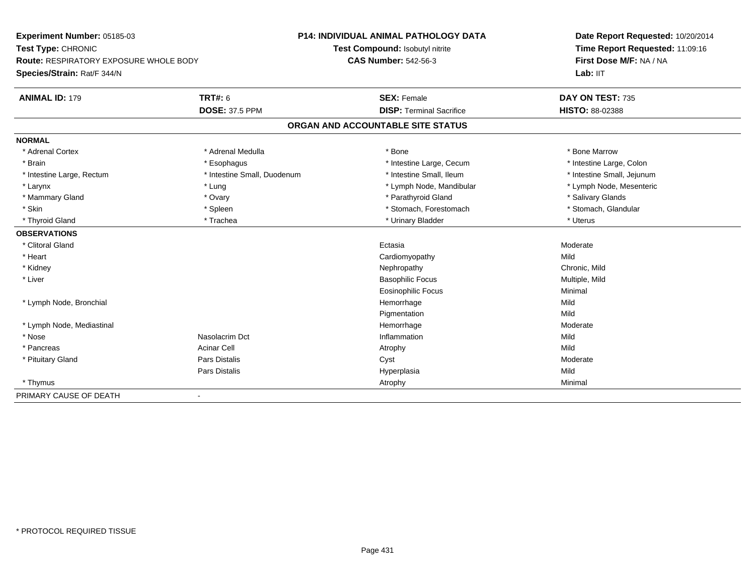**Experiment Number:** 05185-03
**Test Type:** CHRONIC
**Route:** RESPIRATORY EXPOSURE WHOLE BODY
**Species/Strain:** Rat/F 344/N

**P14: INDIVIDUAL ANIMAL PATHOLOGY DATA**
**Test Compound:** Isobutyl nitrite
**CAS Number:** 542-56-3

**Date Report Requested:** 10/20/2014
**Time Report Requested:** 11:09:16
**First Dose M/F:** NA / NA
**Lab:** IIT

| **ANIMAL ID:** 179 | **TRT#:** 6 | **SEX:** Female | **DAY ON TEST:** 735 |
|---|---|---|---|
| | **DOSE:** 37.5 PPM | **DISP:** Terminal Sacrifice | **HISTO:** 88-02388 |

## ORGAN AND ACCOUNTABLE SITE STATUS

| | | | |
|---|---|---|---|
| **NORMAL** | | | |
| * Adrenal Cortex | * Adrenal Medulla | * Bone | * Bone Marrow |
| * Brain | * Esophagus | * Intestine Large, Cecum | * Intestine Large, Colon |
| * Intestine Large, Rectum | * Intestine Small, Duodenum | * Intestine Small, Ileum | * Intestine Small, Jejunum |
| * Larynx | * Lung | * Lymph Node, Mandibular | * Lymph Node, Mesenteric |
| * Mammary Gland | * Ovary | * Parathyroid Gland | * Salivary Glands |
| * Skin | * Spleen | * Stomach, Forestomach | * Stomach, Glandular |
| * Thyroid Gland | * Trachea | * Urinary Bladder | * Uterus |
| **OBSERVATIONS** | | | |
| * Clitoral Gland | | Ectasia | Moderate |
| * Heart | | Cardiomyopathy | Mild |
| * Kidney | | Nephropathy | Chronic, Mild |
| * Liver | | Basophilic Focus | Multiple, Mild |
| | | Eosinophilic Focus | Minimal |
| * Lymph Node, Bronchial | | Hemorrhage | Mild |
| | | Pigmentation | Mild |
| * Lymph Node, Mediastinal | | Hemorrhage | Moderate |
| * Nose | Nasolacrim Dct | Inflammation | Mild |
| * Pancreas | Acinar Cell | Atrophy | Mild |
| * Pituitary Gland | Pars Distalis | Cyst | Moderate |
| | Pars Distalis | Hyperplasia | Mild |
| * Thymus | | Atrophy | Minimal |
| PRIMARY CAUSE OF DEATH | - | | |

* PROTOCOL REQUIRED TISSUE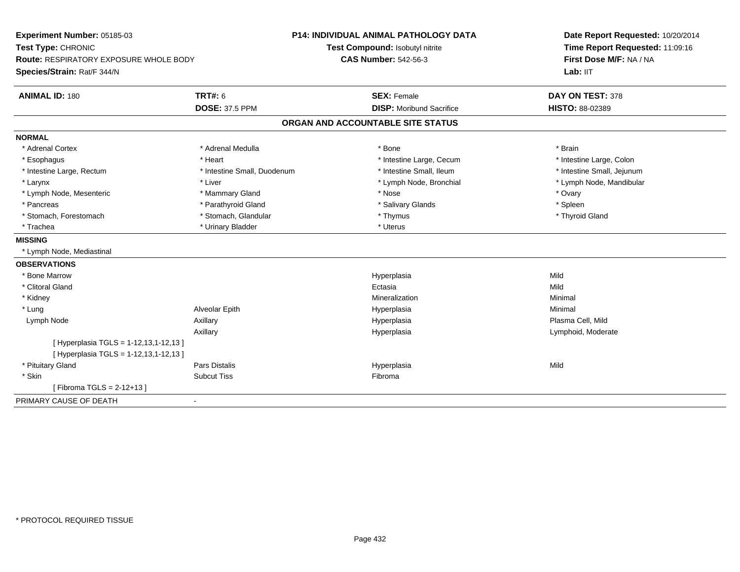**Experiment Number:** 05185-03
**Test Type:** CHRONIC
**Route:** RESPIRATORY EXPOSURE WHOLE BODY
**Species/Strain:** Rat/F 344/N

**P14: INDIVIDUAL ANIMAL PATHOLOGY DATA**
**Test Compound:** Isobutyl nitrite
**CAS Number:** 542-56-3

**Date Report Requested:** 10/20/2014
**Time Report Requested:** 11:09:16
**First Dose M/F:** NA / NA
**Lab:** IIT

| **ANIMAL ID:** 180 | **TRT#:** 6 | **SEX:** Female | **DAY ON TEST:** 378 |
|---|---|---|---|
| | **DOSE:** 37.5 PPM | **DISP:** Moribund Sacrifice | **HISTO:** 88-02389 |

## ORGAN AND ACCOUNTABLE SITE STATUS

**NORMAL**

| | | | |
|---|---|---|---|
| * Adrenal Cortex | * Adrenal Medulla | * Bone | * Brain |
| * Esophagus | * Heart | * Intestine Large, Cecum | * Intestine Large, Colon |
| * Intestine Large, Rectum | * Intestine Small, Duodenum | * Intestine Small, Ileum | * Intestine Small, Jejunum |
| * Larynx | * Liver | * Lymph Node, Bronchial | * Lymph Node, Mandibular |
| * Lymph Node, Mesenteric | * Mammary Gland | * Nose | * Ovary |
| * Pancreas | * Parathyroid Gland | * Salivary Glands | * Spleen |
| * Stomach, Forestomach | * Stomach, Glandular | * Thymus | * Thyroid Gland |
| * Trachea | * Urinary Bladder | * Uterus | |

**MISSING**

* Lymph Node, Mediastinal

**OBSERVATIONS**

| | | | |
|---|---|---|---|
| * Bone Marrow | | Hyperplasia | Mild |
| * Clitoral Gland | | Ectasia | Mild |
| * Kidney | | Mineralization | Minimal |
| * Lung | Alveolar Epith | Hyperplasia | Minimal |
| Lymph Node | Axillary | Hyperplasia | Plasma Cell, Mild |
| | Axillary | Hyperplasia | Lymphoid, Moderate |
| [ Hyperplasia TGLS = 1-12,13,1-12,13 ] | | | |
| [ Hyperplasia TGLS = 1-12,13,1-12,13 ] | | | |
| * Pituitary Gland | Pars Distalis | Hyperplasia | Mild |
| * Skin | Subcut Tiss | Fibroma | |
| [ Fibroma TGLS = 2-12+13 ] | | | |

PRIMARY CAUSE OF DEATH -

* PROTOCOL REQUIRED TISSUE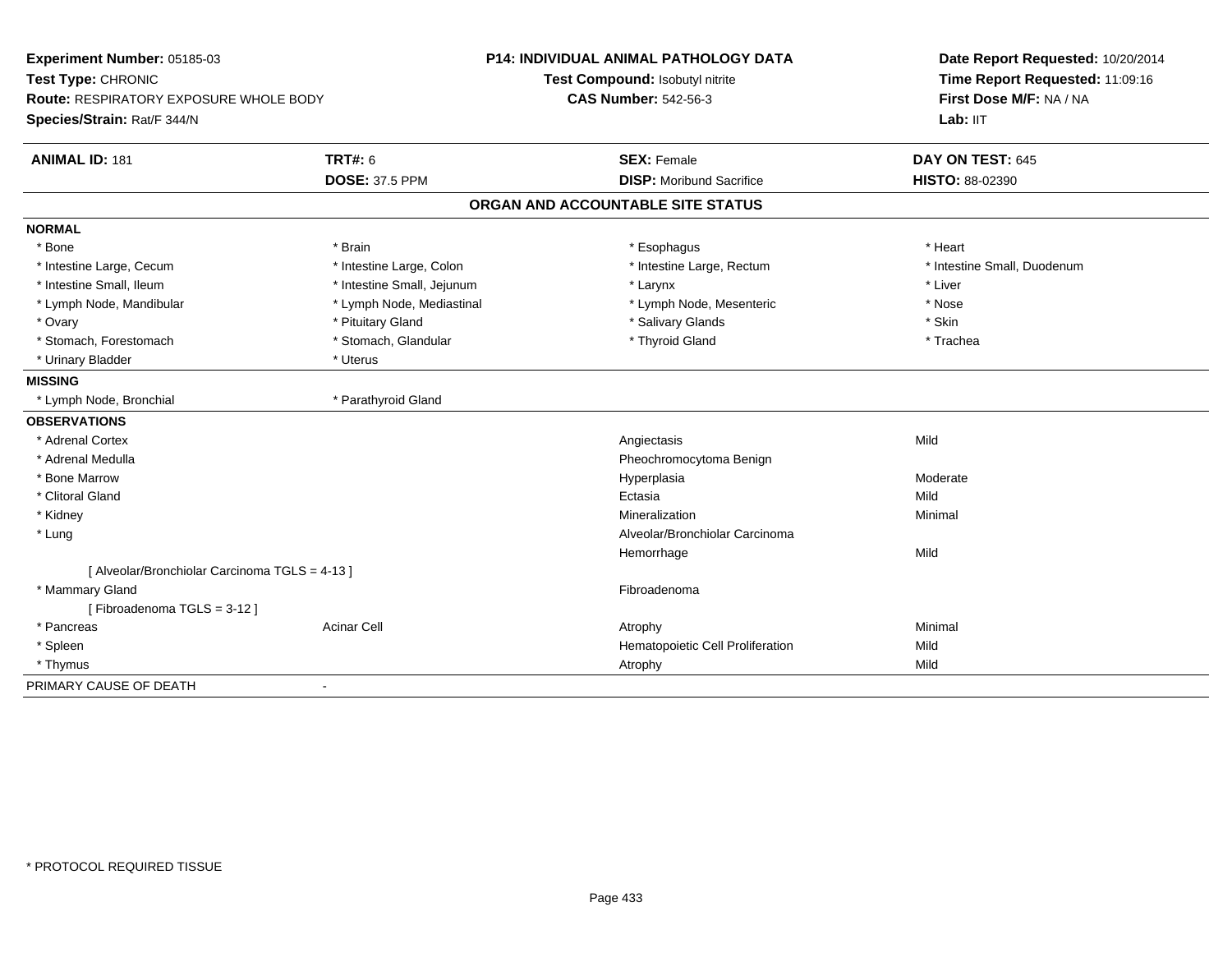**Experiment Number:** 05185-03
**Test Type:** CHRONIC
**Route:** RESPIRATORY EXPOSURE WHOLE BODY
**Species/Strain:** Rat/F 344/N

**P14: INDIVIDUAL ANIMAL PATHOLOGY DATA**
**Test Compound:** Isobutyl nitrite
**CAS Number:** 542-56-3

**Date Report Requested:** 10/20/2014
**Time Report Requested:** 11:09:16
**First Dose M/F:** NA / NA
**Lab:** IIT

| **ANIMAL ID:** 181 | **TRT#:** 6 | **SEX:** Female | **DAY ON TEST:** 645 |
|---|---|---|---|
| | **DOSE:** 37.5 PPM | **DISP:** Moribund Sacrifice | **HISTO:** 88-02390 |

## ORGAN AND ACCOUNTABLE SITE STATUS

**NORMAL**

| | | | |
|---|---|---|---|
| * Bone | * Brain | * Esophagus | * Heart |
| * Intestine Large, Cecum | * Intestine Large, Colon | * Intestine Large, Rectum | * Intestine Small, Duodenum |
| * Intestine Small, Ileum | * Intestine Small, Jejunum | * Larynx | * Liver |
| * Lymph Node, Mandibular | * Lymph Node, Mediastinal | * Lymph Node, Mesenteric | * Nose |
| * Ovary | * Pituitary Gland | * Salivary Glands | * Skin |
| * Stomach, Forestomach | * Stomach, Glandular | * Thyroid Gland | * Trachea |
| * Urinary Bladder | * Uterus | | |

**MISSING**

| | |
|---|---|
| * Lymph Node, Bronchial | * Parathyroid Gland |

**OBSERVATIONS**

| | | | |
|---|---|---|---|
| * Adrenal Cortex | | Angiectasis | Mild |
| * Adrenal Medulla | | Pheochromocytoma Benign | |
| * Bone Marrow | | Hyperplasia | Moderate |
| * Clitoral Gland | | Ectasia | Mild |
| * Kidney | | Mineralization | Minimal |
| * Lung | | Alveolar/Bronchiolar Carcinoma | |
| | | Hemorrhage | Mild |
| [ Alveolar/Bronchiolar Carcinoma TGLS = 4-13 ] | | | |
| * Mammary Gland | | Fibroadenoma | |
| [ Fibroadenoma TGLS = 3-12 ] | | | |
| * Pancreas | Acinar Cell | Atrophy | Minimal |
| * Spleen | | Hematopoietic Cell Proliferation | Mild |
| * Thymus | | Atrophy | Mild |

PRIMARY CAUSE OF DEATH -

* PROTOCOL REQUIRED TISSUE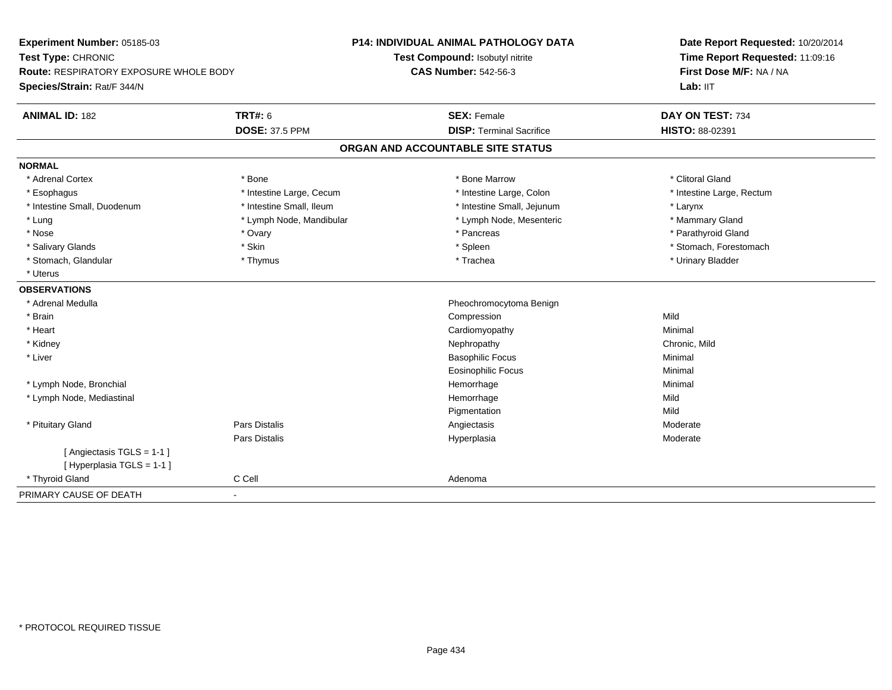**Experiment Number:** 05185-03
**Test Type:** CHRONIC
**Route:** RESPIRATORY EXPOSURE WHOLE BODY
**Species/Strain:** Rat/F 344/N

**P14: INDIVIDUAL ANIMAL PATHOLOGY DATA**
**Test Compound:** Isobutyl nitrite
**CAS Number:** 542-56-3

**Date Report Requested:** 10/20/2014
**Time Report Requested:** 11:09:16
**First Dose M/F:** NA / NA
**Lab:** IIT

| **ANIMAL ID:** 182 | **TRT#:** 6 | **SEX:** Female | **DAY ON TEST:** 734 |
|---|---|---|---|
| | **DOSE:** 37.5 PPM | **DISP:** Terminal Sacrifice | **HISTO:** 88-02391 |

## ORGAN AND ACCOUNTABLE SITE STATUS

**NORMAL**

| | | | |
|---|---|---|---|
| * Adrenal Cortex | * Bone | * Bone Marrow | * Clitoral Gland |
| * Esophagus | * Intestine Large, Cecum | * Intestine Large, Colon | * Intestine Large, Rectum |
| * Intestine Small, Duodenum | * Intestine Small, Ileum | * Intestine Small, Jejunum | * Larynx |
| * Lung | * Lymph Node, Mandibular | * Lymph Node, Mesenteric | * Mammary Gland |
| * Nose | * Ovary | * Pancreas | * Parathyroid Gland |
| * Salivary Glands | * Skin | * Spleen | * Stomach, Forestomach |
| * Stomach, Glandular | * Thymus | * Trachea | * Urinary Bladder |
| * Uterus | | | |

**OBSERVATIONS**

| | | | |
|---|---|---|---|
| * Adrenal Medulla | | Pheochromocytoma Benign | |
| * Brain | | Compression | Mild |
| * Heart | | Cardiomyopathy | Minimal |
| * Kidney | | Nephropathy | Chronic, Mild |
| * Liver | | Basophilic Focus | Minimal |
| | | Eosinophilic Focus | Minimal |
| * Lymph Node, Bronchial | | Hemorrhage | Minimal |
| * Lymph Node, Mediastinal | | Hemorrhage | Mild |
| | | Pigmentation | Mild |
| * Pituitary Gland | Pars Distalis | Angiectasis | Moderate |
| | Pars Distalis | Hyperplasia | Moderate |
| [ Angiectasis TGLS = 1-1 ] | | | |
| [ Hyperplasia TGLS = 1-1 ] | | | |
| * Thyroid Gland | C Cell | Adenoma | |

PRIMARY CAUSE OF DEATH -

* PROTOCOL REQUIRED TISSUE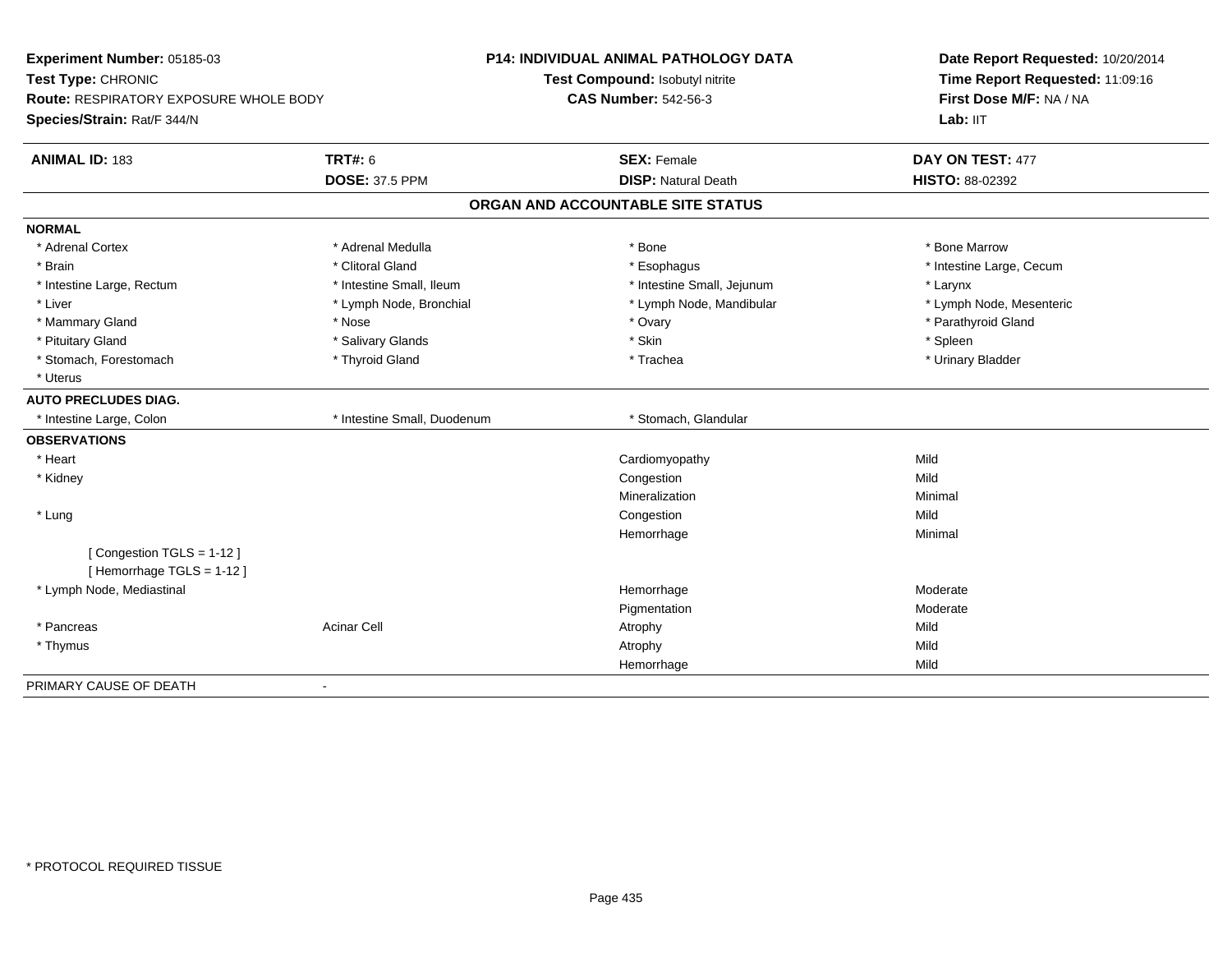**Experiment Number:** 05185-03
**Test Type:** CHRONIC
**Route:** RESPIRATORY EXPOSURE WHOLE BODY
**Species/Strain:** Rat/F 344/N

**P14: INDIVIDUAL ANIMAL PATHOLOGY DATA**
**Test Compound:** Isobutyl nitrite
**CAS Number:** 542-56-3

**Date Report Requested:** 10/20/2014
**Time Report Requested:** 11:09:16
**First Dose M/F:** NA / NA
**Lab:** IIT

| **ANIMAL ID:** 183 | **TRT#:** 6 | **SEX:** Female | **DAY ON TEST:** 477 |
|---|---|---|---|
| | **DOSE:** 37.5 PPM | **DISP:** Natural Death | **HISTO:** 88-02392 |

## ORGAN AND ACCOUNTABLE SITE STATUS

| | | | |
|---|---|---|---|
| **NORMAL** | | | |
| * Adrenal Cortex | * Adrenal Medulla | * Bone | * Bone Marrow |
| * Brain | * Clitoral Gland | * Esophagus | * Intestine Large, Cecum |
| * Intestine Large, Rectum | * Intestine Small, Ileum | * Intestine Small, Jejunum | * Larynx |
| * Liver | * Lymph Node, Bronchial | * Lymph Node, Mandibular | * Lymph Node, Mesenteric |
| * Mammary Gland | * Nose | * Ovary | * Parathyroid Gland |
| * Pituitary Gland | * Salivary Glands | * Skin | * Spleen |
| * Stomach, Forestomach | * Thyroid Gland | * Trachea | * Urinary Bladder |
| * Uterus | | | |
| **AUTO PRECLUDES DIAG.** | | | |
| * Intestine Large, Colon | * Intestine Small, Duodenum | * Stomach, Glandular | |
| **OBSERVATIONS** | | | |
| * Heart | | Cardiomyopathy | Mild |
| * Kidney | | Congestion | Mild |
| | | Mineralization | Minimal |
| * Lung | | Congestion | Mild |
| | | Hemorrhage | Minimal |
| [ Congestion TGLS = 1-12 ] | | | |
| [ Hemorrhage TGLS = 1-12 ] | | | |
| * Lymph Node, Mediastinal | | Hemorrhage | Moderate |
| | | Pigmentation | Moderate |
| * Pancreas | Acinar Cell | Atrophy | Mild |
| * Thymus | | Atrophy | Mild |
| | | Hemorrhage | Mild |
| PRIMARY CAUSE OF DEATH | - | | |

* PROTOCOL REQUIRED TISSUE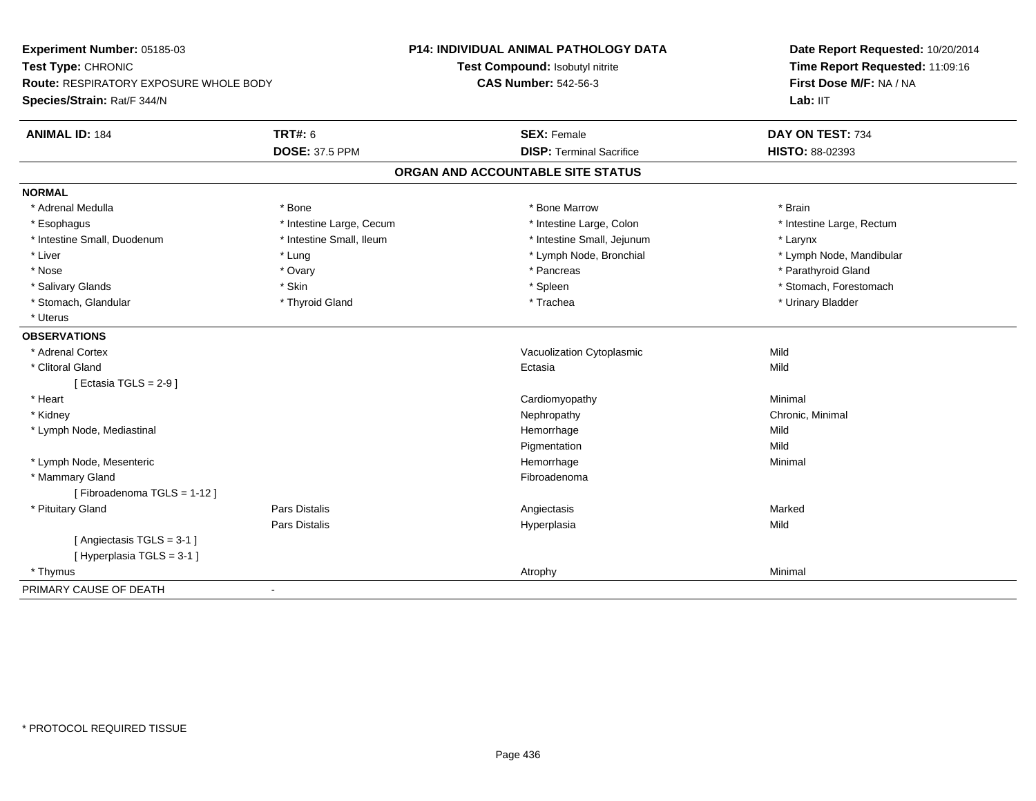**Experiment Number:** 05185-03
**Test Type:** CHRONIC
**Route:** RESPIRATORY EXPOSURE WHOLE BODY
**Species/Strain:** Rat/F 344/N

**P14: INDIVIDUAL ANIMAL PATHOLOGY DATA**
**Test Compound:** Isobutyl nitrite
**CAS Number:** 542-56-3

**Date Report Requested:** 10/20/2014
**Time Report Requested:** 11:09:16
**First Dose M/F:** NA / NA
**Lab:** IIT

| **ANIMAL ID:** 184 | **TRT#:** 6 | **SEX:** Female | **DAY ON TEST:** 734 |
|---|---|---|---|
| | **DOSE:** 37.5 PPM | **DISP:** Terminal Sacrifice | **HISTO:** 88-02393 |

## ORGAN AND ACCOUNTABLE SITE STATUS

**NORMAL**

| | | | |
|---|---|---|---|
| * Adrenal Medulla | * Bone | * Bone Marrow | * Brain |
| * Esophagus | * Intestine Large, Cecum | * Intestine Large, Colon | * Intestine Large, Rectum |
| * Intestine Small, Duodenum | * Intestine Small, Ileum | * Intestine Small, Jejunum | * Larynx |
| * Liver | * Lung | * Lymph Node, Bronchial | * Lymph Node, Mandibular |
| * Nose | * Ovary | * Pancreas | * Parathyroid Gland |
| * Salivary Glands | * Skin | * Spleen | * Stomach, Forestomach |
| * Stomach, Glandular | * Thyroid Gland | * Trachea | * Urinary Bladder |
| * Uterus | | | |

**OBSERVATIONS**

| | | | |
|---|---|---|---|
| * Adrenal Cortex | | Vacuolization Cytoplasmic | Mild |
| * Clitoral Gland | | Ectasia | Mild |
| [ Ectasia TGLS = 2-9 ] | | | |
| * Heart | | Cardiomyopathy | Minimal |
| * Kidney | | Nephropathy | Chronic, Minimal |
| * Lymph Node, Mediastinal | | Hemorrhage | Mild |
| | | Pigmentation | Mild |
| * Lymph Node, Mesenteric | | Hemorrhage | Minimal |
| * Mammary Gland | | Fibroadenoma | |
| [ Fibroadenoma TGLS = 1-12 ] | | | |
| * Pituitary Gland | Pars Distalis | Angiectasis | Marked |
| | Pars Distalis | Hyperplasia | Mild |
| [ Angiectasis TGLS = 3-1 ] | | | |
| [ Hyperplasia TGLS = 3-1 ] | | | |
| * Thymus | | Atrophy | Minimal |

PRIMARY CAUSE OF DEATH -

* PROTOCOL REQUIRED TISSUE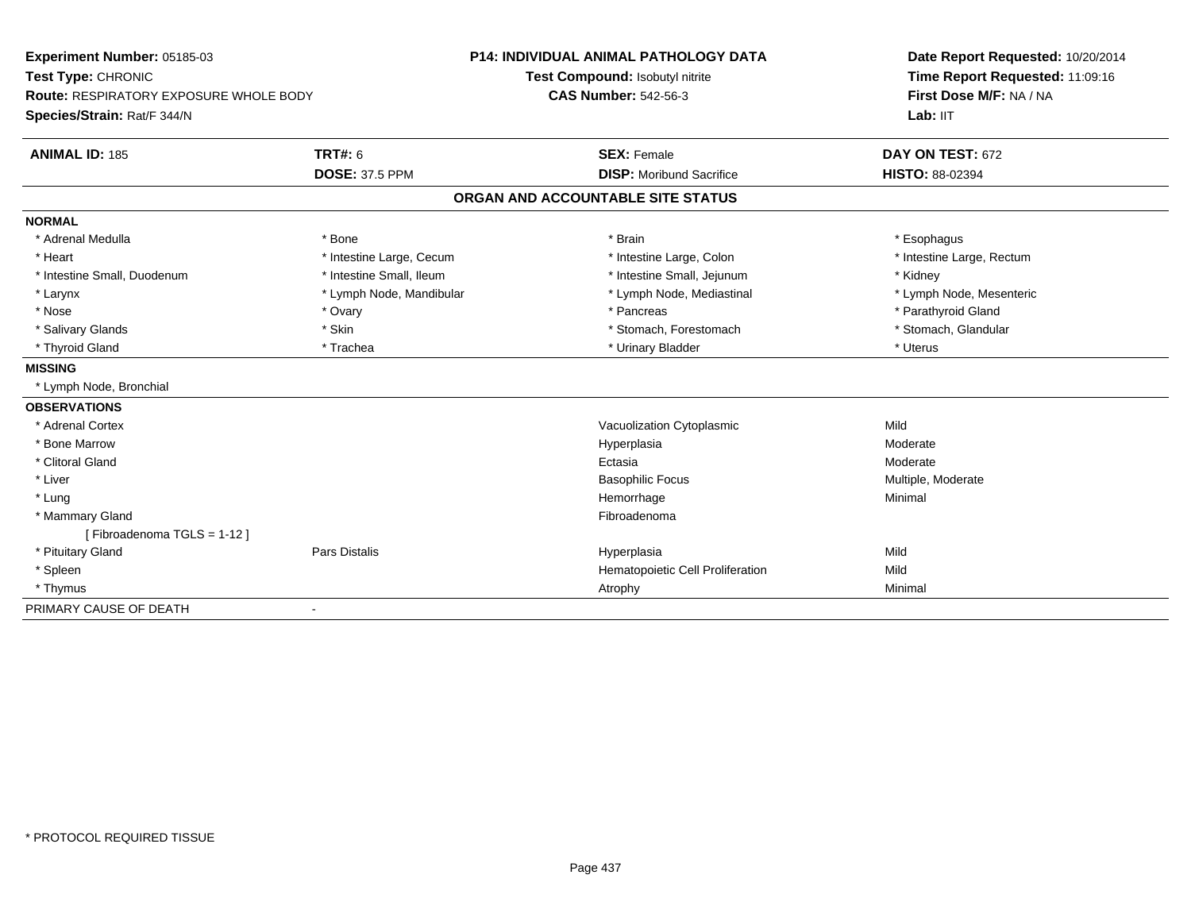**Experiment Number:** 05185-03
**Test Type:** CHRONIC
**Route:** RESPIRATORY EXPOSURE WHOLE BODY
**Species/Strain:** Rat/F 344/N

**P14: INDIVIDUAL ANIMAL PATHOLOGY DATA**
**Test Compound:** Isobutyl nitrite
**CAS Number:** 542-56-3

**Date Report Requested:** 10/20/2014
**Time Report Requested:** 11:09:16
**First Dose M/F:** NA / NA
**Lab:** IIT

| **ANIMAL ID:** 185 | **TRT#:** 6 | **SEX:** Female | **DAY ON TEST:** 672 |
|---|---|---|---|
| | **DOSE:** 37.5 PPM | **DISP:** Moribund Sacrifice | **HISTO:** 88-02394 |

## ORGAN AND ACCOUNTABLE SITE STATUS

**NORMAL**

| | | | |
|---|---|---|---|
| * Adrenal Medulla | * Bone | * Brain | * Esophagus |
| * Heart | * Intestine Large, Cecum | * Intestine Large, Colon | * Intestine Large, Rectum |
| * Intestine Small, Duodenum | * Intestine Small, Ileum | * Intestine Small, Jejunum | * Kidney |
| * Larynx | * Lymph Node, Mandibular | * Lymph Node, Mediastinal | * Lymph Node, Mesenteric |
| * Nose | * Ovary | * Pancreas | * Parathyroid Gland |
| * Salivary Glands | * Skin | * Stomach, Forestomach | * Stomach, Glandular |
| * Thyroid Gland | * Trachea | * Urinary Bladder | * Uterus |

**MISSING**

* Lymph Node, Bronchial

**OBSERVATIONS**

| | | | |
|---|---|---|---|
| * Adrenal Cortex | | Vacuolization Cytoplasmic | Mild |
| * Bone Marrow | | Hyperplasia | Moderate |
| * Clitoral Gland | | Ectasia | Moderate |
| * Liver | | Basophilic Focus | Multiple, Moderate |
| * Lung | | Hemorrhage | Minimal |
| * Mammary Gland | | Fibroadenoma | |
| [ Fibroadenoma TGLS = 1-12 ] | | | |
| * Pituitary Gland | Pars Distalis | Hyperplasia | Mild |
| * Spleen | | Hematopoietic Cell Proliferation | Mild |
| * Thymus | | Atrophy | Minimal |

PRIMARY CAUSE OF DEATH -

* PROTOCOL REQUIRED TISSUE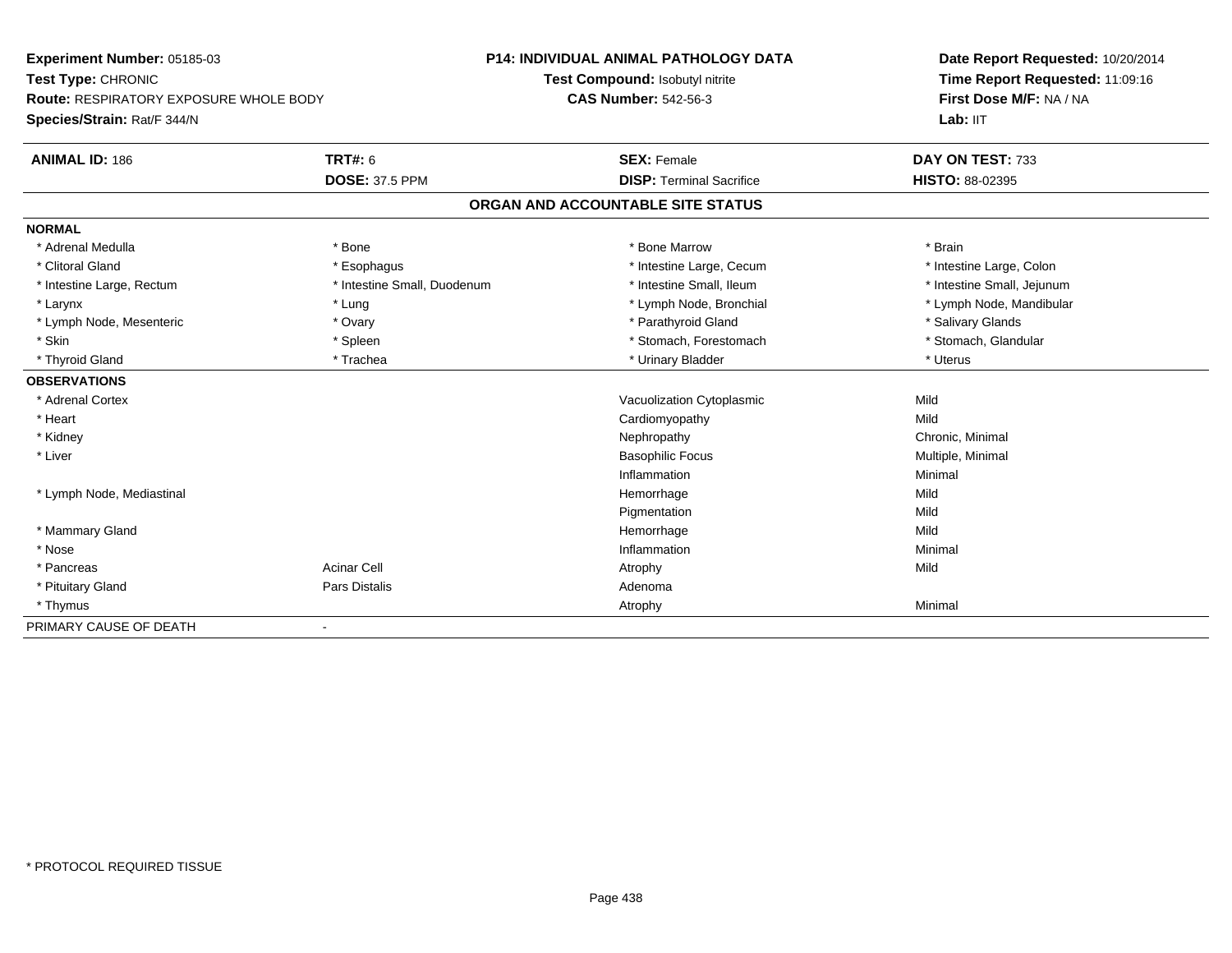**Experiment Number:** 05185-03
**Test Type:** CHRONIC
**Route:** RESPIRATORY EXPOSURE WHOLE BODY
**Species/Strain:** Rat/F 344/N

**P14: INDIVIDUAL ANIMAL PATHOLOGY DATA**
**Test Compound:** Isobutyl nitrite
**CAS Number:** 542-56-3

**Date Report Requested:** 10/20/2014
**Time Report Requested:** 11:09:16
**First Dose M/F:** NA / NA
**Lab:** IIT

| **ANIMAL ID:** 186 | **TRT#:** 6 | **SEX:** Female | **DAY ON TEST:** 733 |
|---|---|---|---|
| | **DOSE:** 37.5 PPM | **DISP:** Terminal Sacrifice | **HISTO:** 88-02395 |

## ORGAN AND ACCOUNTABLE SITE STATUS

**NORMAL**

| | | | |
|---|---|---|---|
| * Adrenal Medulla | * Bone | * Bone Marrow | * Brain |
| * Clitoral Gland | * Esophagus | * Intestine Large, Cecum | * Intestine Large, Colon |
| * Intestine Large, Rectum | * Intestine Small, Duodenum | * Intestine Small, Ileum | * Intestine Small, Jejunum |
| * Larynx | * Lung | * Lymph Node, Bronchial | * Lymph Node, Mandibular |
| * Lymph Node, Mesenteric | * Ovary | * Parathyroid Gland | * Salivary Glands |
| * Skin | * Spleen | * Stomach, Forestomach | * Stomach, Glandular |
| * Thyroid Gland | * Trachea | * Urinary Bladder | * Uterus |

**OBSERVATIONS**

| | | | |
|---|---|---|---|
| * Adrenal Cortex | | Vacuolization Cytoplasmic | Mild |
| * Heart | | Cardiomyopathy | Mild |
| * Kidney | | Nephropathy | Chronic, Minimal |
| * Liver | | Basophilic Focus | Multiple, Minimal |
| | | Inflammation | Minimal |
| * Lymph Node, Mediastinal | | Hemorrhage | Mild |
| | | Pigmentation | Mild |
| * Mammary Gland | | Hemorrhage | Mild |
| * Nose | | Inflammation | Minimal |
| * Pancreas | Acinar Cell | Atrophy | Mild |
| * Pituitary Gland | Pars Distalis | Adenoma | |
| * Thymus | | Atrophy | Minimal |

PRIMARY CAUSE OF DEATH -

* PROTOCOL REQUIRED TISSUE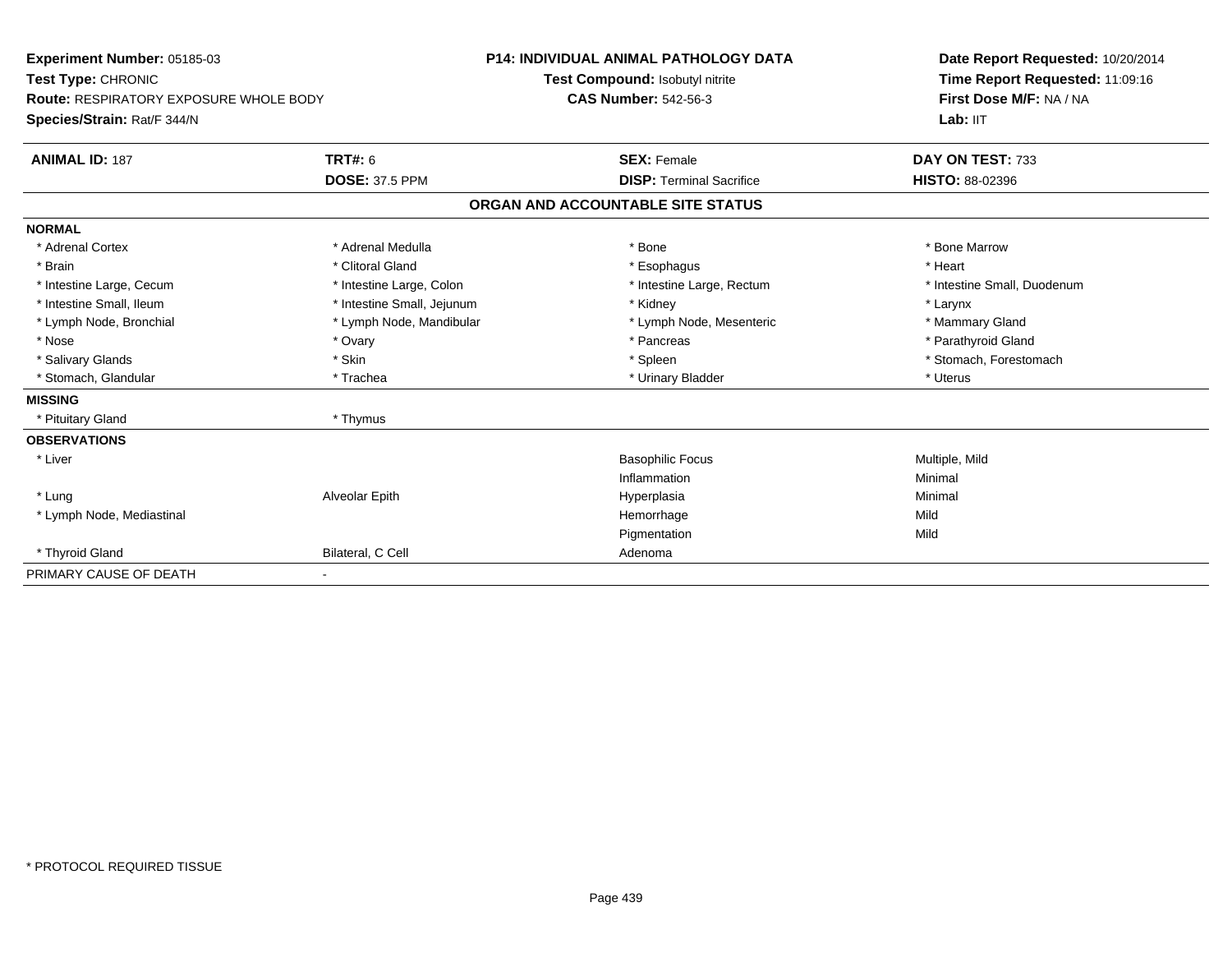**Experiment Number:** 05185-03
**Test Type:** CHRONIC
**Route:** RESPIRATORY EXPOSURE WHOLE BODY
**Species/Strain:** Rat/F 344/N

**P14: INDIVIDUAL ANIMAL PATHOLOGY DATA**
**Test Compound:** Isobutyl nitrite
**CAS Number:** 542-56-3

**Date Report Requested:** 10/20/2014
**Time Report Requested:** 11:09:16
**First Dose M/F:** NA / NA
**Lab:** IIT

| **ANIMAL ID:** 187 | **TRT#:** 6 | **SEX:** Female | **DAY ON TEST:** 733 |
|---|---|---|---|
| | **DOSE:** 37.5 PPM | **DISP:** Terminal Sacrifice | **HISTO:** 88-02396 |

## ORGAN AND ACCOUNTABLE SITE STATUS

| | | | |
|---|---|---|---|
| **NORMAL** | | | |
| * Adrenal Cortex | * Adrenal Medulla | * Bone | * Bone Marrow |
| * Brain | * Clitoral Gland | * Esophagus | * Heart |
| * Intestine Large, Cecum | * Intestine Large, Colon | * Intestine Large, Rectum | * Intestine Small, Duodenum |
| * Intestine Small, Ileum | * Intestine Small, Jejunum | * Kidney | * Larynx |
| * Lymph Node, Bronchial | * Lymph Node, Mandibular | * Lymph Node, Mesenteric | * Mammary Gland |
| * Nose | * Ovary | * Pancreas | * Parathyroid Gland |
| * Salivary Glands | * Skin | * Spleen | * Stomach, Forestomach |
| * Stomach, Glandular | * Trachea | * Urinary Bladder | * Uterus |
| **MISSING** | | | |
| * Pituitary Gland | * Thymus | | |
| **OBSERVATIONS** | | | |
| * Liver | | Basophilic Focus | Multiple, Mild |
| | | Inflammation | Minimal |
| * Lung | Alveolar Epith | Hyperplasia | Minimal |
| * Lymph Node, Mediastinal | | Hemorrhage | Mild |
| | | Pigmentation | Mild |
| * Thyroid Gland | Bilateral, C Cell | Adenoma | |
| PRIMARY CAUSE OF DEATH | - | | |

* PROTOCOL REQUIRED TISSUE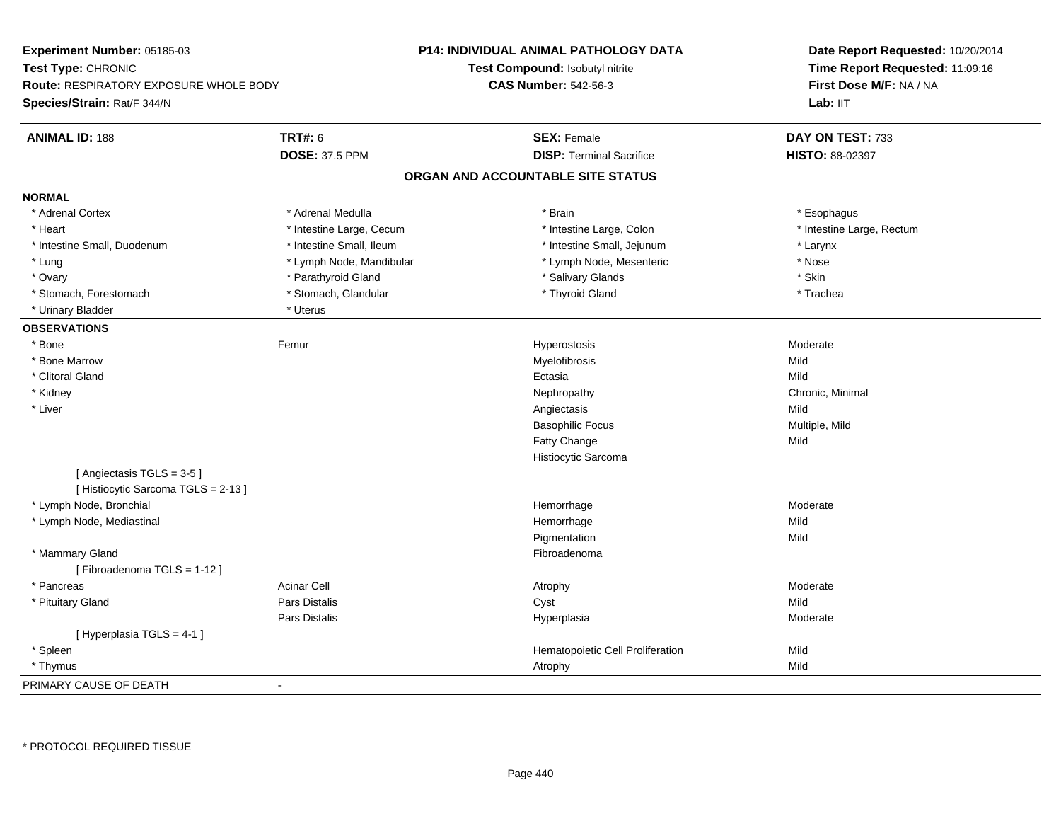**Experiment Number:** 05185-03
**Test Type:** CHRONIC
**Route:** RESPIRATORY EXPOSURE WHOLE BODY
**Species/Strain:** Rat/F 344/N

**P14: INDIVIDUAL ANIMAL PATHOLOGY DATA**
**Test Compound:** Isobutyl nitrite
**CAS Number:** 542-56-3

**Date Report Requested:** 10/20/2014
**Time Report Requested:** 11:09:16
**First Dose M/F:** NA / NA
**Lab:** IIT

| **ANIMAL ID:** 188 | **TRT#:** 6 | **SEX:** Female | **DAY ON TEST:** 733 |
|---|---|---|---|
| | **DOSE:** 37.5 PPM | **DISP:** Terminal Sacrifice | **HISTO:** 88-02397 |

## ORGAN AND ACCOUNTABLE SITE STATUS

**NORMAL**

| | | | |
|---|---|---|---|
| * Adrenal Cortex | * Adrenal Medulla | * Brain | * Esophagus |
| * Heart | * Intestine Large, Cecum | * Intestine Large, Colon | * Intestine Large, Rectum |
| * Intestine Small, Duodenum | * Intestine Small, Ileum | * Intestine Small, Jejunum | * Larynx |
| * Lung | * Lymph Node, Mandibular | * Lymph Node, Mesenteric | * Nose |
| * Ovary | * Parathyroid Gland | * Salivary Glands | * Skin |
| * Stomach, Forestomach | * Stomach, Glandular | * Thyroid Gland | * Trachea |
| * Urinary Bladder | * Uterus | | |

**OBSERVATIONS**

| | | | |
|---|---|---|---|
| * Bone | Femur | Hyperostosis | Moderate |
| * Bone Marrow | | Myelofibrosis | Mild |
| * Clitoral Gland | | Ectasia | Mild |
| * Kidney | | Nephropathy | Chronic, Minimal |
| * Liver | | Angiectasis | Mild |
| | | Basophilic Focus | Multiple, Mild |
| | | Fatty Change | Mild |
| | | Histiocytic Sarcoma | |
| [ Angiectasis TGLS = 3-5 ] | | | |
| [ Histiocytic Sarcoma TGLS = 2-13 ] | | | |
| * Lymph Node, Bronchial | | Hemorrhage | Moderate |
| * Lymph Node, Mediastinal | | Hemorrhage | Mild |
| | | Pigmentation | Mild |
| * Mammary Gland | | Fibroadenoma | |
| [ Fibroadenoma TGLS = 1-12 ] | | | |
| * Pancreas | Acinar Cell | Atrophy | Moderate |
| * Pituitary Gland | Pars Distalis | Cyst | Mild |
| | Pars Distalis | Hyperplasia | Moderate |
| [ Hyperplasia TGLS = 4-1 ] | | | |
| * Spleen | | Hematopoietic Cell Proliferation | Mild |
| * Thymus | | Atrophy | Mild |

PRIMARY CAUSE OF DEATH -

* PROTOCOL REQUIRED TISSUE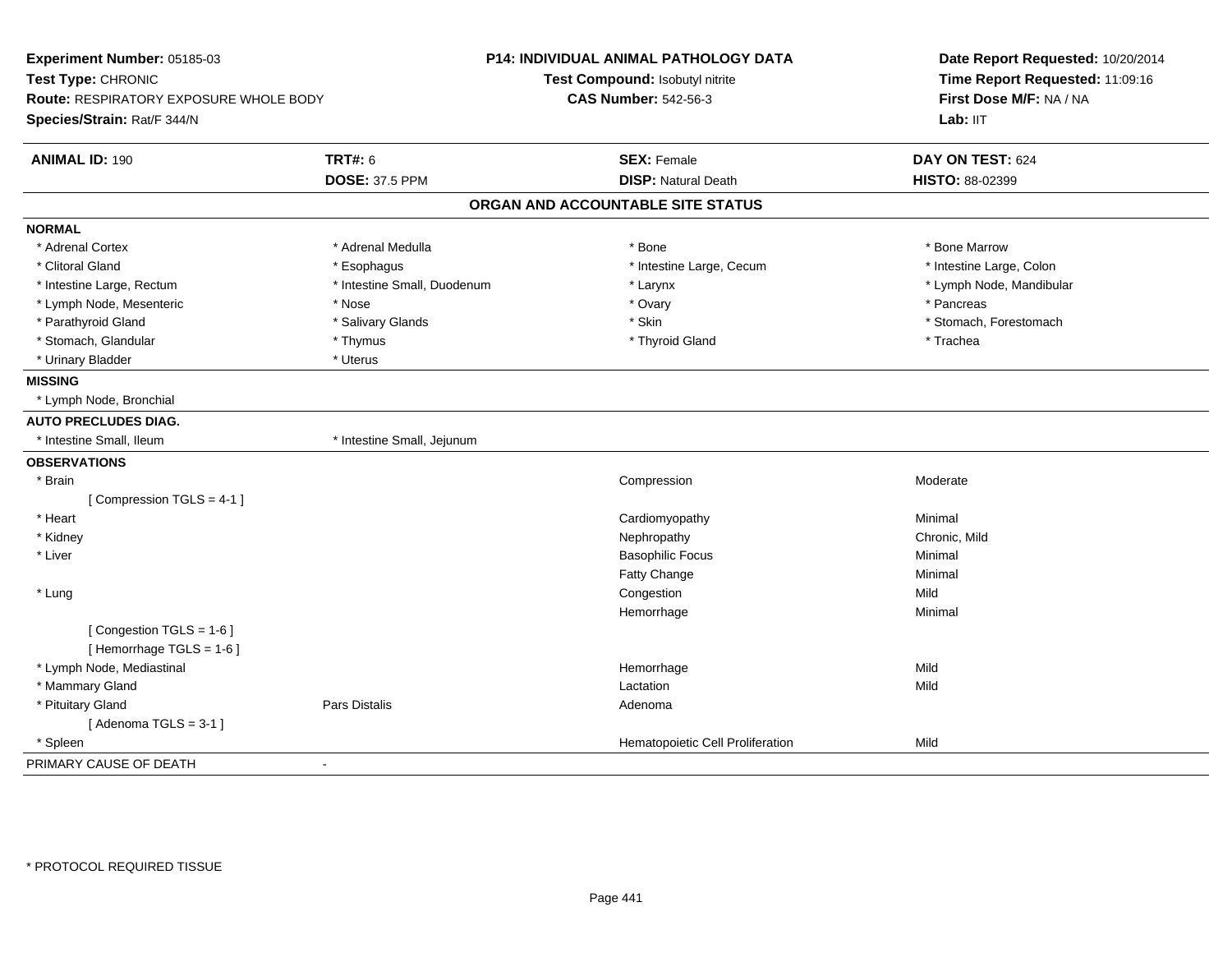**Experiment Number:** 05185-03
**Test Type:** CHRONIC
**Route:** RESPIRATORY EXPOSURE WHOLE BODY
**Species/Strain:** Rat/F 344/N

**P14: INDIVIDUAL ANIMAL PATHOLOGY DATA**
**Test Compound:** Isobutyl nitrite
**CAS Number:** 542-56-3

**Date Report Requested:** 10/20/2014
**Time Report Requested:** 11:09:16
**First Dose M/F:** NA / NA
**Lab:** IIT

| **ANIMAL ID:** 190 | **TRT#:** 6 | **SEX:** Female | **DAY ON TEST:** 624 |
|---|---|---|---|
| | **DOSE:** 37.5 PPM | **DISP:** Natural Death | **HISTO:** 88-02399 |

## ORGAN AND ACCOUNTABLE SITE STATUS

**NORMAL**

| | | | |
|---|---|---|---|
| * Adrenal Cortex | * Adrenal Medulla | * Bone | * Bone Marrow |
| * Clitoral Gland | * Esophagus | * Intestine Large, Cecum | * Intestine Large, Colon |
| * Intestine Large, Rectum | * Intestine Small, Duodenum | * Larynx | * Lymph Node, Mandibular |
| * Lymph Node, Mesenteric | * Nose | * Ovary | * Pancreas |
| * Parathyroid Gland | * Salivary Glands | * Skin | * Stomach, Forestomach |
| * Stomach, Glandular | * Thymus | * Thyroid Gland | * Trachea |
| * Urinary Bladder | * Uterus | | |

**MISSING**

* Lymph Node, Bronchial

**AUTO PRECLUDES DIAG.**

| | |
|---|---|
| * Intestine Small, Ileum | * Intestine Small, Jejunum |

**OBSERVATIONS**

| | | | |
|---|---|---|---|
| * Brain | | Compression | Moderate |
| [ Compression TGLS = 4-1 ] | | | |
| * Heart | | Cardiomyopathy | Minimal |
| * Kidney | | Nephropathy | Chronic, Mild |
| * Liver | | Basophilic Focus | Minimal |
| | | Fatty Change | Minimal |
| * Lung | | Congestion | Mild |
| | | Hemorrhage | Minimal |
| [ Congestion TGLS = 1-6 ] | | | |
| [ Hemorrhage TGLS = 1-6 ] | | | |
| * Lymph Node, Mediastinal | | Hemorrhage | Mild |
| * Mammary Gland | | Lactation | Mild |
| * Pituitary Gland | Pars Distalis | Adenoma | |
| [ Adenoma TGLS = 3-1 ] | | | |
| * Spleen | | Hematopoietic Cell Proliferation | Mild |

PRIMARY CAUSE OF DEATH -

* PROTOCOL REQUIRED TISSUE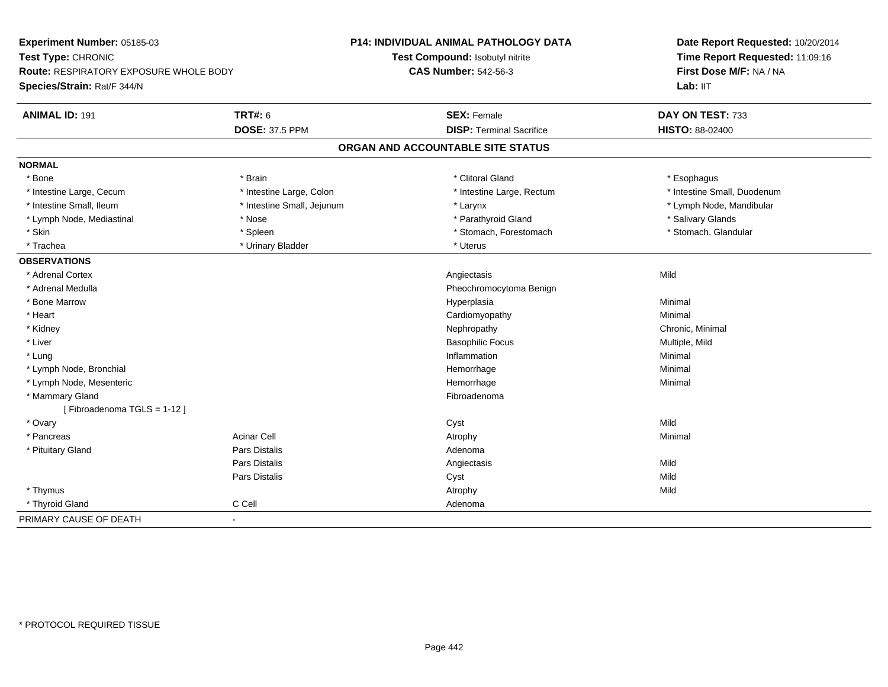**Experiment Number:** 05185-03
**Test Type:** CHRONIC
**Route:** RESPIRATORY EXPOSURE WHOLE BODY
**Species/Strain:** Rat/F 344/N

**P14: INDIVIDUAL ANIMAL PATHOLOGY DATA**
**Test Compound:** Isobutyl nitrite
**CAS Number:** 542-56-3

**Date Report Requested:** 10/20/2014
**Time Report Requested:** 11:09:16
**First Dose M/F:** NA / NA
**Lab:** IIT

| **ANIMAL ID:** 191 | **TRT#:** 6 | **SEX:** Female | **DAY ON TEST:** 733 |
|---|---|---|---|
| | **DOSE:** 37.5 PPM | **DISP:** Terminal Sacrifice | **HISTO:** 88-02400 |

## ORGAN AND ACCOUNTABLE SITE STATUS

**NORMAL**

| | | | |
|---|---|---|---|
| * Bone | * Brain | * Clitoral Gland | * Esophagus |
| * Intestine Large, Cecum | * Intestine Large, Colon | * Intestine Large, Rectum | * Intestine Small, Duodenum |
| * Intestine Small, Ileum | * Intestine Small, Jejunum | * Larynx | * Lymph Node, Mandibular |
| * Lymph Node, Mediastinal | * Nose | * Parathyroid Gland | * Salivary Glands |
| * Skin | * Spleen | * Stomach, Forestomach | * Stomach, Glandular |
| * Trachea | * Urinary Bladder | * Uterus | |

**OBSERVATIONS**

| | | | |
|---|---|---|---|
| * Adrenal Cortex | | Angiectasis | Mild |
| * Adrenal Medulla | | Pheochromocytoma Benign | |
| * Bone Marrow | | Hyperplasia | Minimal |
| * Heart | | Cardiomyopathy | Minimal |
| * Kidney | | Nephropathy | Chronic, Minimal |
| * Liver | | Basophilic Focus | Multiple, Mild |
| * Lung | | Inflammation | Minimal |
| * Lymph Node, Bronchial | | Hemorrhage | Minimal |
| * Lymph Node, Mesenteric | | Hemorrhage | Minimal |
| * Mammary Gland | | Fibroadenoma | |
| [ Fibroadenoma TGLS = 1-12 ] | | | |
| * Ovary | | Cyst | Mild |
| * Pancreas | Acinar Cell | Atrophy | Minimal |
| * Pituitary Gland | Pars Distalis | Adenoma | |
| | Pars Distalis | Angiectasis | Mild |
| | Pars Distalis | Cyst | Mild |
| * Thymus | | Atrophy | Mild |
| * Thyroid Gland | C Cell | Adenoma | |

PRIMARY CAUSE OF DEATH -

* PROTOCOL REQUIRED TISSUE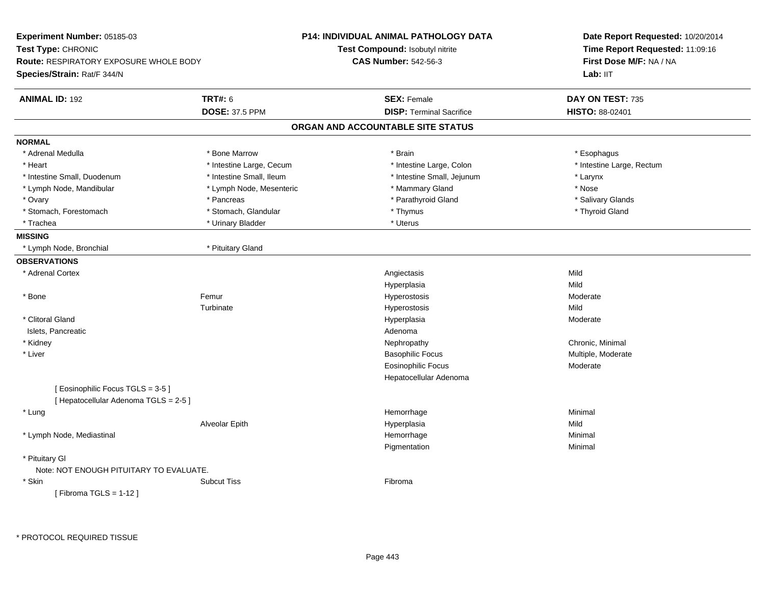**Experiment Number:** 05185-03
**Test Type:** CHRONIC
**Route:** RESPIRATORY EXPOSURE WHOLE BODY
**Species/Strain:** Rat/F 344/N

**P14: INDIVIDUAL ANIMAL PATHOLOGY DATA**
**Test Compound:** Isobutyl nitrite
**CAS Number:** 542-56-3

**Date Report Requested:** 10/20/2014
**Time Report Requested:** 11:09:16
**First Dose M/F:** NA / NA
**Lab:** IIT

| **ANIMAL ID:** 192 | **TRT#:** 6 | **SEX:** Female | **DAY ON TEST:** 735 |
|---|---|---|---|
| | **DOSE:** 37.5 PPM | **DISP:** Terminal Sacrifice | **HISTO:** 88-02401 |

## ORGAN AND ACCOUNTABLE SITE STATUS

**NORMAL**

| | | | |
|---|---|---|---|
| * Adrenal Medulla | * Bone Marrow | * Brain | * Esophagus |
| * Heart | * Intestine Large, Cecum | * Intestine Large, Colon | * Intestine Large, Rectum |
| * Intestine Small, Duodenum | * Intestine Small, Ileum | * Intestine Small, Jejunum | * Larynx |
| * Lymph Node, Mandibular | * Lymph Node, Mesenteric | * Mammary Gland | * Nose |
| * Ovary | * Pancreas | * Parathyroid Gland | * Salivary Glands |
| * Stomach, Forestomach | * Stomach, Glandular | * Thymus | * Thyroid Gland |
| * Trachea | * Urinary Bladder | * Uterus | |

**MISSING**

| | |
|---|---|
| * Lymph Node, Bronchial | * Pituitary Gland |

**OBSERVATIONS**

| | | | |
|---|---|---|---|
| * Adrenal Cortex | | Angiectasis | Mild |
| | | Hyperplasia | Mild |
| * Bone | Femur | Hyperostosis | Moderate |
| | Turbinate | Hyperostosis | Mild |
| * Clitoral Gland | | Hyperplasia | Moderate |
| Islets, Pancreatic | | Adenoma | |
| * Kidney | | Nephropathy | Chronic, Minimal |
| * Liver | | Basophilic Focus | Multiple, Moderate |
| | | Eosinophilic Focus | Moderate |
| | | Hepatocellular Adenoma | |
| [ Eosinophilic Focus TGLS = 3-5 ] | | | |
| [ Hepatocellular Adenoma TGLS = 2-5 ] | | | |
| * Lung | | Hemorrhage | Minimal |
| | Alveolar Epith | Hyperplasia | Mild |
| * Lymph Node, Mediastinal | | Hemorrhage | Minimal |
| | | Pigmentation | Minimal |
| * Pituitary Gl | | | |
| Note: NOT ENOUGH PITUITARY TO EVALUATE. | | | |
| * Skin | Subcut Tiss | Fibroma | |
| [ Fibroma TGLS = 1-12 ] | | | |

* PROTOCOL REQUIRED TISSUE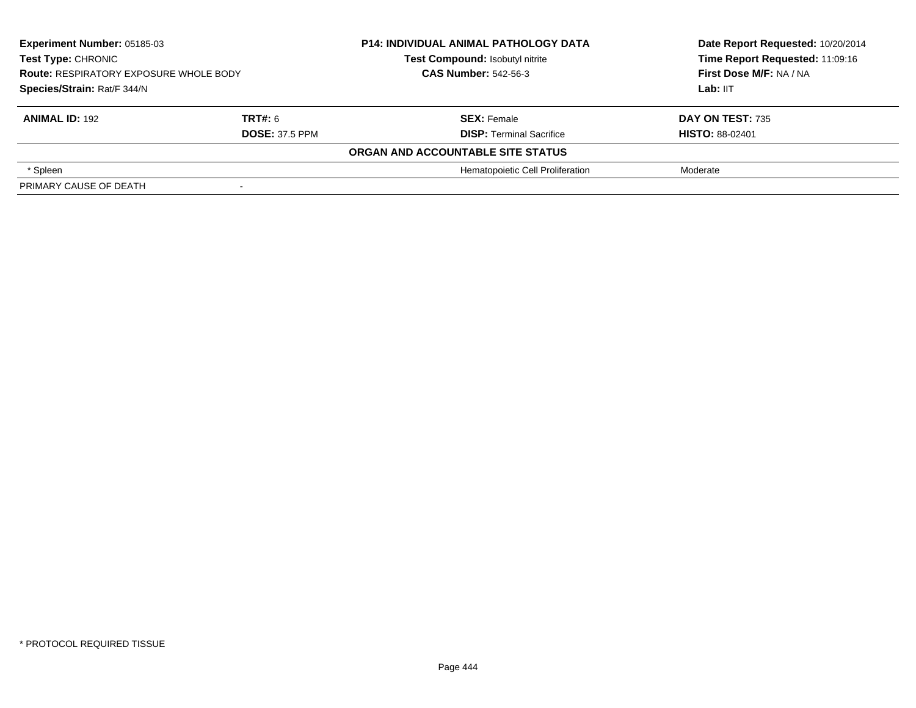**Experiment Number:** 05185-03
**Test Type:** CHRONIC
**Route:** RESPIRATORY EXPOSURE WHOLE BODY
**Species/Strain:** Rat/F 344/N

**P14: INDIVIDUAL ANIMAL PATHOLOGY DATA**
**Test Compound:** Isobutyl nitrite
**CAS Number:** 542-56-3

**Date Report Requested:** 10/20/2014
**Time Report Requested:** 11:09:16
**First Dose M/F:** NA / NA
**Lab:** IIT

| **ANIMAL ID:** 192 | **TRT#:** 6 | **SEX:** Female | **DAY ON TEST:** 735 |
|---|---|---|---|
| | **DOSE:** 37.5 PPM | **DISP:** Terminal Sacrifice | **HISTO:** 88-02401 |
| | | **ORGAN AND ACCOUNTABLE SITE STATUS** | |
| * Spleen | | Hematopoietic Cell Proliferation | Moderate |
| PRIMARY CAUSE OF DEATH | - | | |

* PROTOCOL REQUIRED TISSUE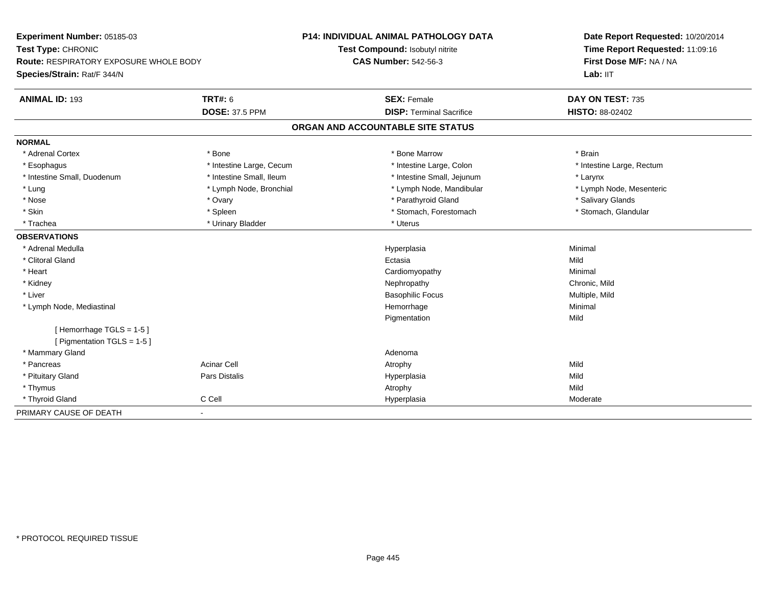**Experiment Number:** 05185-03
**Test Type:** CHRONIC
**Route:** RESPIRATORY EXPOSURE WHOLE BODY
**Species/Strain:** Rat/F 344/N

**P14: INDIVIDUAL ANIMAL PATHOLOGY DATA**
**Test Compound:** Isobutyl nitrite
**CAS Number:** 542-56-3

**Date Report Requested:** 10/20/2014
**Time Report Requested:** 11:09:16
**First Dose M/F:** NA / NA
**Lab:** IIT

| **ANIMAL ID:** 193 | **TRT#:** 6 | **SEX:** Female | **DAY ON TEST:** 735 |
|---|---|---|---|
| | **DOSE:** 37.5 PPM | **DISP:** Terminal Sacrifice | **HISTO:** 88-02402 |

## ORGAN AND ACCOUNTABLE SITE STATUS

**NORMAL**

| | | | |
|---|---|---|---|
| * Adrenal Cortex | * Bone | * Bone Marrow | * Brain |
| * Esophagus | * Intestine Large, Cecum | * Intestine Large, Colon | * Intestine Large, Rectum |
| * Intestine Small, Duodenum | * Intestine Small, Ileum | * Intestine Small, Jejunum | * Larynx |
| * Lung | * Lymph Node, Bronchial | * Lymph Node, Mandibular | * Lymph Node, Mesenteric |
| * Nose | * Ovary | * Parathyroid Gland | * Salivary Glands |
| * Skin | * Spleen | * Stomach, Forestomach | * Stomach, Glandular |
| * Trachea | * Urinary Bladder | * Uterus | |

**OBSERVATIONS**

| | | | |
|---|---|---|---|
| * Adrenal Medulla | | Hyperplasia | Minimal |
| * Clitoral Gland | | Ectasia | Mild |
| * Heart | | Cardiomyopathy | Minimal |
| * Kidney | | Nephropathy | Chronic, Mild |
| * Liver | | Basophilic Focus | Multiple, Mild |
| * Lymph Node, Mediastinal | | Hemorrhage | Minimal |
| | | Pigmentation | Mild |
| [ Hemorrhage TGLS = 1-5 ] | | | |
| [ Pigmentation TGLS = 1-5 ] | | | |
| * Mammary Gland | | Adenoma | |
| * Pancreas | Acinar Cell | Atrophy | Mild |
| * Pituitary Gland | Pars Distalis | Hyperplasia | Mild |
| * Thymus | | Atrophy | Mild |
| * Thyroid Gland | C Cell | Hyperplasia | Moderate |

PRIMARY CAUSE OF DEATH -

* PROTOCOL REQUIRED TISSUE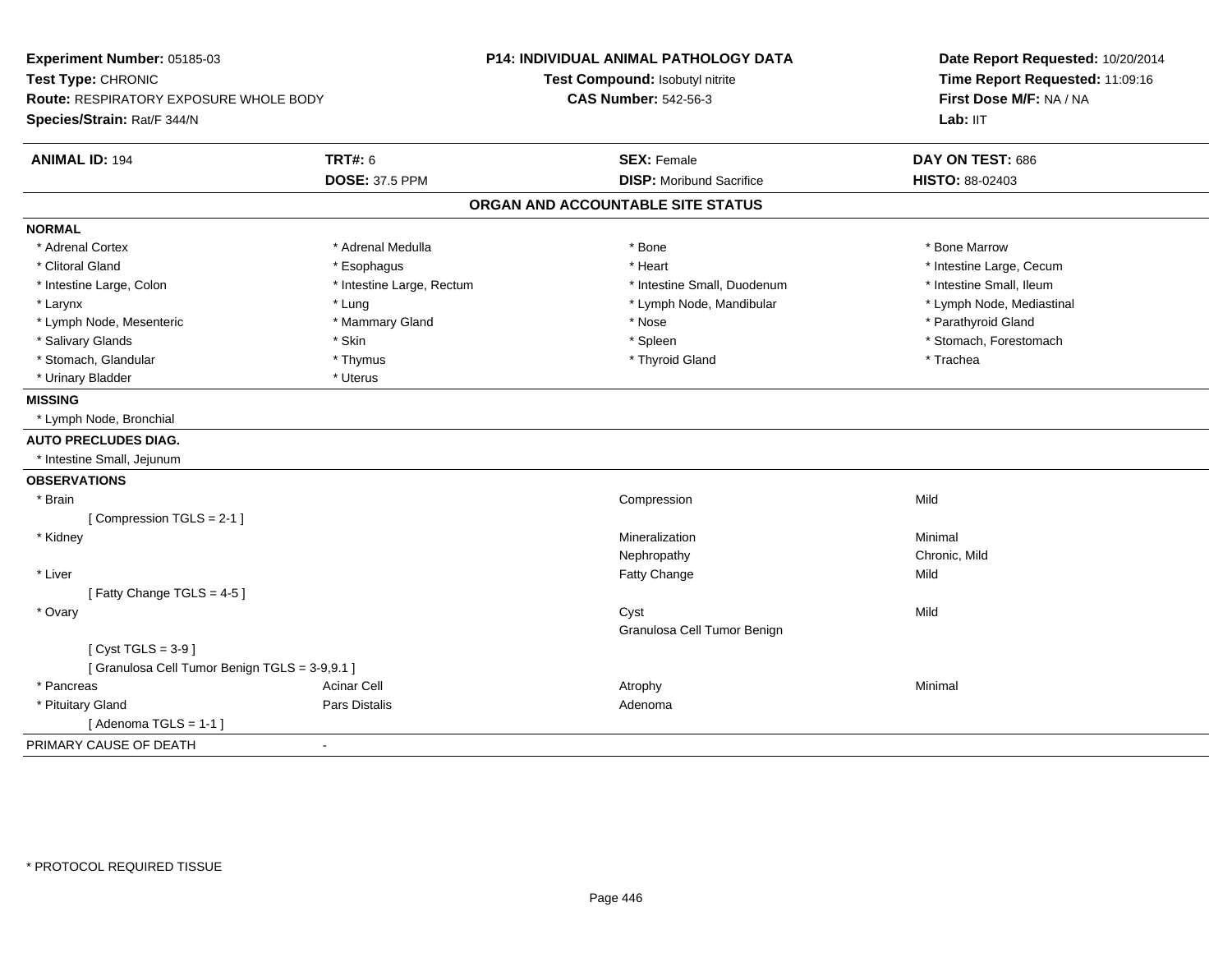**Experiment Number:** 05185-03
**Test Type:** CHRONIC
**Route:** RESPIRATORY EXPOSURE WHOLE BODY
**Species/Strain:** Rat/F 344/N

**P14: INDIVIDUAL ANIMAL PATHOLOGY DATA**
**Test Compound:** Isobutyl nitrite
**CAS Number:** 542-56-3

**Date Report Requested:** 10/20/2014
**Time Report Requested:** 11:09:16
**First Dose M/F:** NA / NA
**Lab:** IIT

| **ANIMAL ID:** 194 | **TRT#:** 6 | **SEX:** Female | **DAY ON TEST:** 686 |
|---|---|---|---|
| | **DOSE:** 37.5 PPM | **DISP:** Moribund Sacrifice | **HISTO:** 88-02403 |

## ORGAN AND ACCOUNTABLE SITE STATUS

**NORMAL**

| | | | |
|---|---|---|---|
| * Adrenal Cortex | * Adrenal Medulla | * Bone | * Bone Marrow |
| * Clitoral Gland | * Esophagus | * Heart | * Intestine Large, Cecum |
| * Intestine Large, Colon | * Intestine Large, Rectum | * Intestine Small, Duodenum | * Intestine Small, Ileum |
| * Larynx | * Lung | * Lymph Node, Mandibular | * Lymph Node, Mediastinal |
| * Lymph Node, Mesenteric | * Mammary Gland | * Nose | * Parathyroid Gland |
| * Salivary Glands | * Skin | * Spleen | * Stomach, Forestomach |
| * Stomach, Glandular | * Thymus | * Thyroid Gland | * Trachea |
| * Urinary Bladder | * Uterus | | |

**MISSING**

* Lymph Node, Bronchial

**AUTO PRECLUDES DIAG.**

* Intestine Small, Jejunum

**OBSERVATIONS**

| | | | |
|---|---|---|---|
| * Brain | | Compression | Mild |
| [ Compression TGLS = 2-1 ] | | | |
| * Kidney | | Mineralization | Minimal |
| | | Nephropathy | Chronic, Mild |
| * Liver | | Fatty Change | Mild |
| [ Fatty Change TGLS = 4-5 ] | | | |
| * Ovary | | Cyst | Mild |
| | | Granulosa Cell Tumor Benign | |
| [ Cyst TGLS = 3-9 ] | | | |
| [ Granulosa Cell Tumor Benign TGLS = 3-9,9.1 ] | | | |
| * Pancreas | Acinar Cell | Atrophy | Minimal |
| * Pituitary Gland | Pars Distalis | Adenoma | |
| [ Adenoma TGLS = 1-1 ] | | | |

PRIMARY CAUSE OF DEATH -

* PROTOCOL REQUIRED TISSUE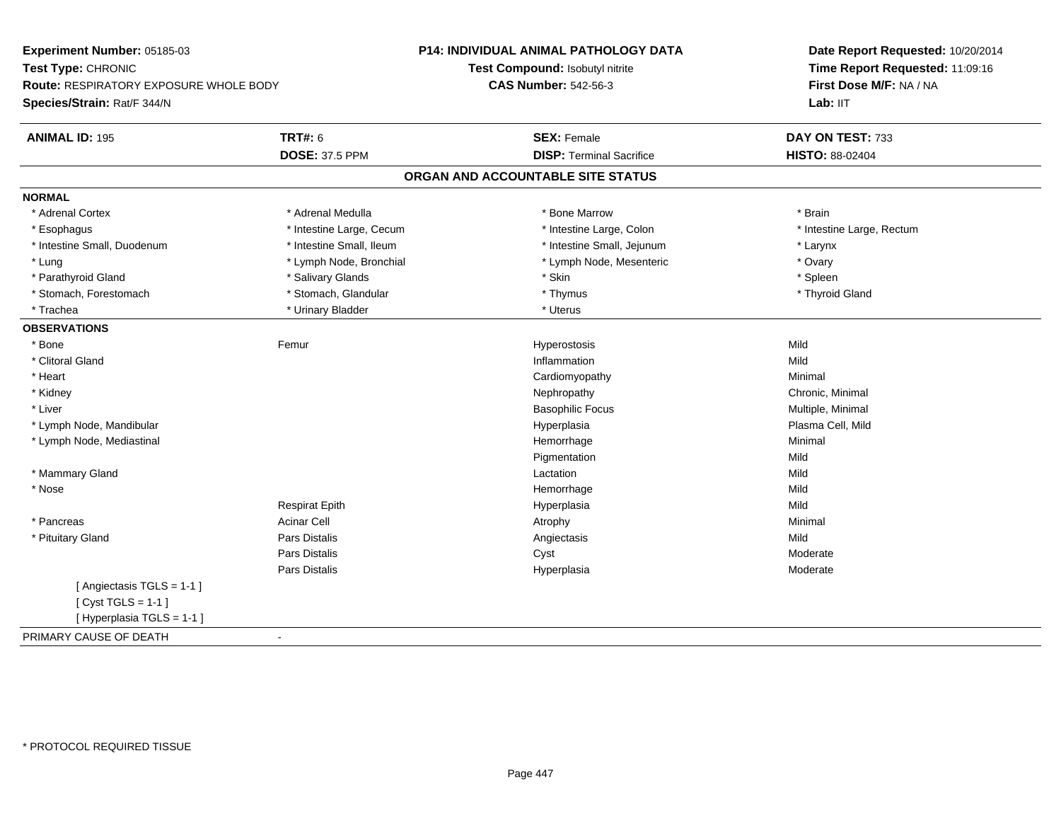**Experiment Number:** 05185-03
**Test Type:** CHRONIC
**Route:** RESPIRATORY EXPOSURE WHOLE BODY
**Species/Strain:** Rat/F 344/N

**P14: INDIVIDUAL ANIMAL PATHOLOGY DATA**
**Test Compound:** Isobutyl nitrite
**CAS Number:** 542-56-3

**Date Report Requested:** 10/20/2014
**Time Report Requested:** 11:09:16
**First Dose M/F:** NA / NA
**Lab:** IIT

| **ANIMAL ID:** 195 | **TRT#:** 6 | **SEX:** Female | **DAY ON TEST:** 733 |
|---|---|---|---|
| | **DOSE:** 37.5 PPM | **DISP:** Terminal Sacrifice | **HISTO:** 88-02404 |

## ORGAN AND ACCOUNTABLE SITE STATUS

**NORMAL**

| | | | |
|---|---|---|---|
| * Adrenal Cortex | * Adrenal Medulla | * Bone Marrow | * Brain |
| * Esophagus | * Intestine Large, Cecum | * Intestine Large, Colon | * Intestine Large, Rectum |
| * Intestine Small, Duodenum | * Intestine Small, Ileum | * Intestine Small, Jejunum | * Larynx |
| * Lung | * Lymph Node, Bronchial | * Lymph Node, Mesenteric | * Ovary |
| * Parathyroid Gland | * Salivary Glands | * Skin | * Spleen |
| * Stomach, Forestomach | * Stomach, Glandular | * Thymus | * Thyroid Gland |
| * Trachea | * Urinary Bladder | * Uterus | |

**OBSERVATIONS**

| | | | |
|---|---|---|---|
| * Bone | Femur | Hyperostosis | Mild |
| * Clitoral Gland | | Inflammation | Mild |
| * Heart | | Cardiomyopathy | Minimal |
| * Kidney | | Nephropathy | Chronic, Minimal |
| * Liver | | Basophilic Focus | Multiple, Minimal |
| * Lymph Node, Mandibular | | Hyperplasia | Plasma Cell, Mild |
| * Lymph Node, Mediastinal | | Hemorrhage | Minimal |
| | | Pigmentation | Mild |
| * Mammary Gland | | Lactation | Mild |
| * Nose | | Hemorrhage | Mild |
| | Respirat Epith | Hyperplasia | Mild |
| * Pancreas | Acinar Cell | Atrophy | Minimal |
| * Pituitary Gland | Pars Distalis | Angiectasis | Mild |
| | Pars Distalis | Cyst | Moderate |
| | Pars Distalis | Hyperplasia | Moderate |

[ Angiectasis TGLS = 1-1 ]
[ Cyst TGLS = 1-1 ]
[ Hyperplasia TGLS = 1-1 ]

PRIMARY CAUSE OF DEATH -

* PROTOCOL REQUIRED TISSUE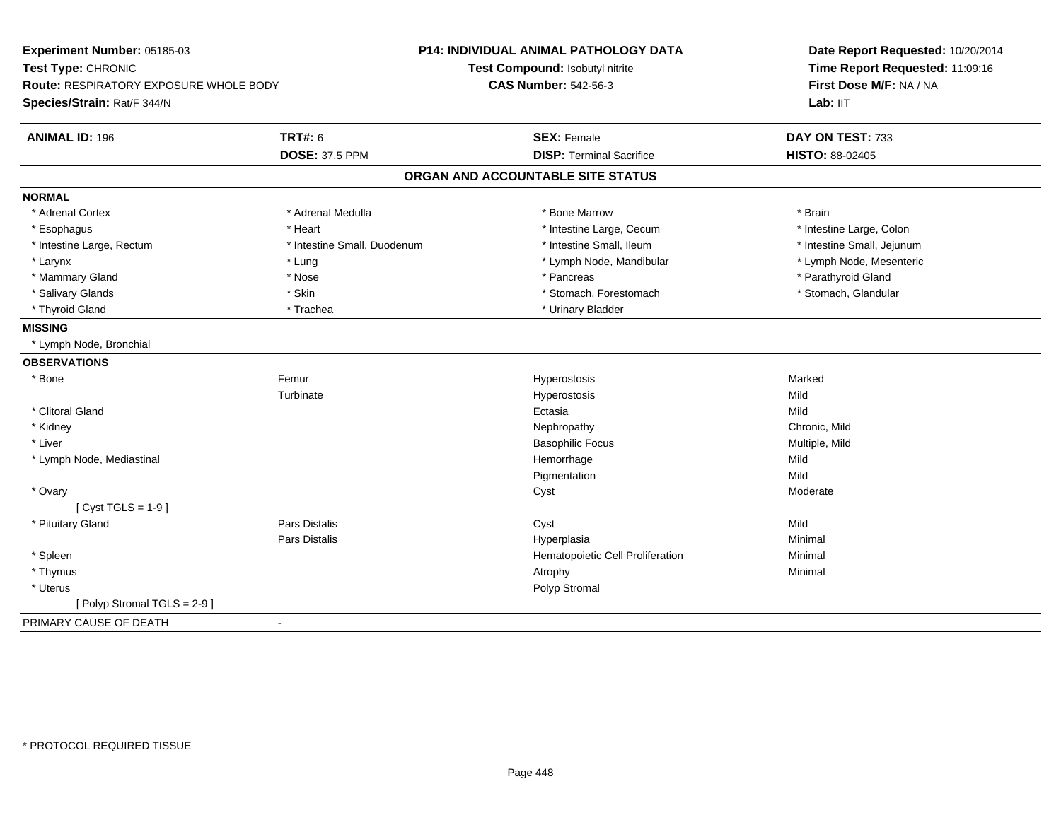**Experiment Number:** 05185-03
**Test Type:** CHRONIC
**Route:** RESPIRATORY EXPOSURE WHOLE BODY
**Species/Strain:** Rat/F 344/N

**P14: INDIVIDUAL ANIMAL PATHOLOGY DATA**
**Test Compound:** Isobutyl nitrite
**CAS Number:** 542-56-3

**Date Report Requested:** 10/20/2014
**Time Report Requested:** 11:09:16
**First Dose M/F:** NA / NA
**Lab:** IIT

| **ANIMAL ID:** 196 | **TRT#:** 6 | **SEX:** Female | **DAY ON TEST:** 733 |
|---|---|---|---|
| | **DOSE:** 37.5 PPM | **DISP:** Terminal Sacrifice | **HISTO:** 88-02405 |

## ORGAN AND ACCOUNTABLE SITE STATUS

**NORMAL**

| | | | |
|---|---|---|---|
| * Adrenal Cortex | * Adrenal Medulla | * Bone Marrow | * Brain |
| * Esophagus | * Heart | * Intestine Large, Cecum | * Intestine Large, Colon |
| * Intestine Large, Rectum | * Intestine Small, Duodenum | * Intestine Small, Ileum | * Intestine Small, Jejunum |
| * Larynx | * Lung | * Lymph Node, Mandibular | * Lymph Node, Mesenteric |
| * Mammary Gland | * Nose | * Pancreas | * Parathyroid Gland |
| * Salivary Glands | * Skin | * Stomach, Forestomach | * Stomach, Glandular |
| * Thyroid Gland | * Trachea | * Urinary Bladder | |

**MISSING**

* Lymph Node, Bronchial

**OBSERVATIONS**

| | | | |
|---|---|---|---|
| * Bone | Femur | Hyperostosis | Marked |
| | Turbinate | Hyperostosis | Mild |
| * Clitoral Gland | | Ectasia | Mild |
| * Kidney | | Nephropathy | Chronic, Mild |
| * Liver | | Basophilic Focus | Multiple, Mild |
| * Lymph Node, Mediastinal | | Hemorrhage | Mild |
| | | Pigmentation | Mild |
| * Ovary | | Cyst | Moderate |
| [ Cyst TGLS = 1-9 ] | | | |
| * Pituitary Gland | Pars Distalis | Cyst | Mild |
| | Pars Distalis | Hyperplasia | Minimal |
| * Spleen | | Hematopoietic Cell Proliferation | Minimal |
| * Thymus | | Atrophy | Minimal |
| * Uterus | | Polyp Stromal | |
| [ Polyp Stromal TGLS = 2-9 ] | | | |

PRIMARY CAUSE OF DEATH -

* PROTOCOL REQUIRED TISSUE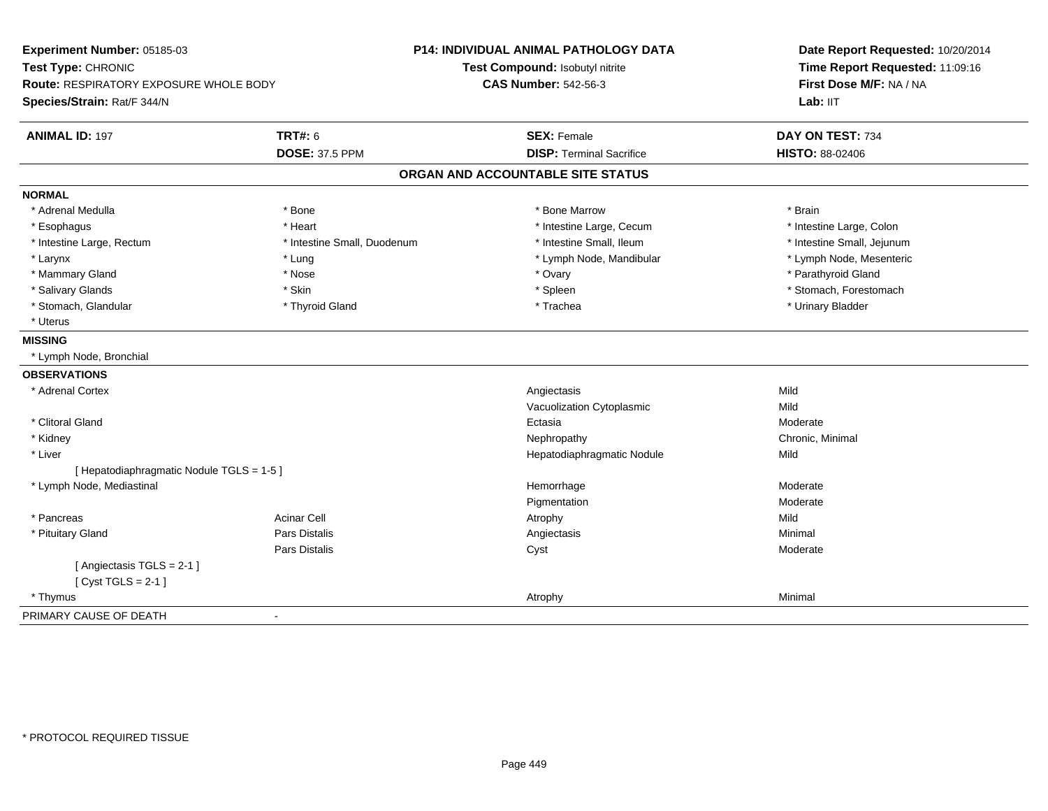**Experiment Number:** 05185-03
**Test Type:** CHRONIC
**Route:** RESPIRATORY EXPOSURE WHOLE BODY
**Species/Strain:** Rat/F 344/N

**P14: INDIVIDUAL ANIMAL PATHOLOGY DATA**
**Test Compound:** Isobutyl nitrite
**CAS Number:** 542-56-3

**Date Report Requested:** 10/20/2014
**Time Report Requested:** 11:09:16
**First Dose M/F:** NA / NA
**Lab:** IIT

| **ANIMAL ID:** 197 | **TRT#:** 6 | **SEX:** Female | **DAY ON TEST:** 734 |
|---|---|---|---|
| | **DOSE:** 37.5 PPM | **DISP:** Terminal Sacrifice | **HISTO:** 88-02406 |

## ORGAN AND ACCOUNTABLE SITE STATUS

**NORMAL**

| | | | |
|---|---|---|---|
| * Adrenal Medulla | * Bone | * Bone Marrow | * Brain |
| * Esophagus | * Heart | * Intestine Large, Cecum | * Intestine Large, Colon |
| * Intestine Large, Rectum | * Intestine Small, Duodenum | * Intestine Small, Ileum | * Intestine Small, Jejunum |
| * Larynx | * Lung | * Lymph Node, Mandibular | * Lymph Node, Mesenteric |
| * Mammary Gland | * Nose | * Ovary | * Parathyroid Gland |
| * Salivary Glands | * Skin | * Spleen | * Stomach, Forestomach |
| * Stomach, Glandular | * Thyroid Gland | * Trachea | * Urinary Bladder |
| * Uterus | | | |

**MISSING**

* Lymph Node, Bronchial

**OBSERVATIONS**

| | | | |
|---|---|---|---|
| * Adrenal Cortex | | Angiectasis | Mild |
| | | Vacuolization Cytoplasmic | Mild |
| * Clitoral Gland | | Ectasia | Moderate |
| * Kidney | | Nephropathy | Chronic, Minimal |
| * Liver | | Hepatodiaphragmatic Nodule | Mild |
| [ Hepatodiaphragmatic Nodule TGLS = 1-5 ] | | | |
| * Lymph Node, Mediastinal | | Hemorrhage | Moderate |
| | | Pigmentation | Moderate |
| * Pancreas | Acinar Cell | Atrophy | Mild |
| * Pituitary Gland | Pars Distalis | Angiectasis | Minimal |
| | Pars Distalis | Cyst | Moderate |
| [ Angiectasis TGLS = 2-1 ] | | | |
| [ Cyst TGLS = 2-1 ] | | | |
| * Thymus | | Atrophy | Minimal |

PRIMARY CAUSE OF DEATH -

* PROTOCOL REQUIRED TISSUE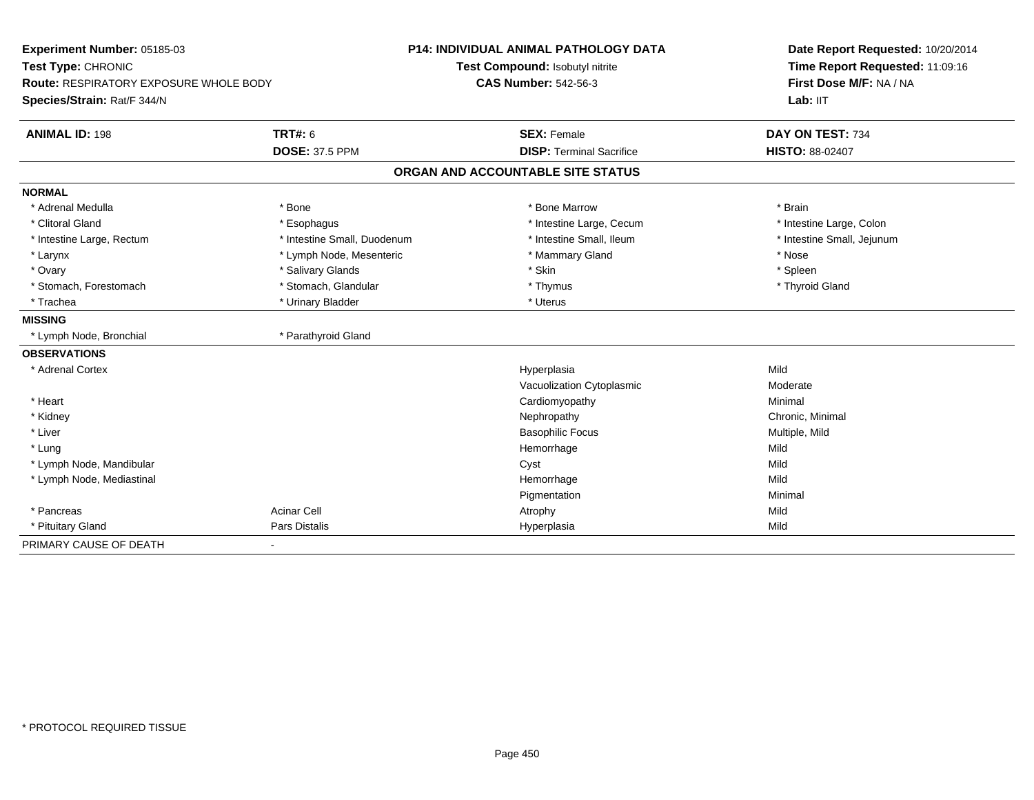**Experiment Number:** 05185-03
**Test Type:** CHRONIC
**Route:** RESPIRATORY EXPOSURE WHOLE BODY
**Species/Strain:** Rat/F 344/N

**P14: INDIVIDUAL ANIMAL PATHOLOGY DATA**
**Test Compound:** Isobutyl nitrite
**CAS Number:** 542-56-3

**Date Report Requested:** 10/20/2014
**Time Report Requested:** 11:09:16
**First Dose M/F:** NA / NA
**Lab:** IIT

| **ANIMAL ID:** 198 | **TRT#:** 6 | **SEX:** Female | **DAY ON TEST:** 734 |
|---|---|---|---|
| | **DOSE:** 37.5 PPM | **DISP:** Terminal Sacrifice | **HISTO:** 88-02407 |

## ORGAN AND ACCOUNTABLE SITE STATUS

| | | | |
|---|---|---|---|
| **NORMAL** | | | |
| * Adrenal Medulla | * Bone | * Bone Marrow | * Brain |
| * Clitoral Gland | * Esophagus | * Intestine Large, Cecum | * Intestine Large, Colon |
| * Intestine Large, Rectum | * Intestine Small, Duodenum | * Intestine Small, Ileum | * Intestine Small, Jejunum |
| * Larynx | * Lymph Node, Mesenteric | * Mammary Gland | * Nose |
| * Ovary | * Salivary Glands | * Skin | * Spleen |
| * Stomach, Forestomach | * Stomach, Glandular | * Thymus | * Thyroid Gland |
| * Trachea | * Urinary Bladder | * Uterus | |
| **MISSING** | | | |
| * Lymph Node, Bronchial | * Parathyroid Gland | | |
| **OBSERVATIONS** | | | |
| * Adrenal Cortex | | Hyperplasia | Mild |
| | | Vacuolization Cytoplasmic | Moderate |
| * Heart | | Cardiomyopathy | Minimal |
| * Kidney | | Nephropathy | Chronic, Minimal |
| * Liver | | Basophilic Focus | Multiple, Mild |
| * Lung | | Hemorrhage | Mild |
| * Lymph Node, Mandibular | | Cyst | Mild |
| * Lymph Node, Mediastinal | | Hemorrhage | Mild |
| | | Pigmentation | Minimal |
| * Pancreas | Acinar Cell | Atrophy | Mild |
| * Pituitary Gland | Pars Distalis | Hyperplasia | Mild |
| PRIMARY CAUSE OF DEATH | - | | |

* PROTOCOL REQUIRED TISSUE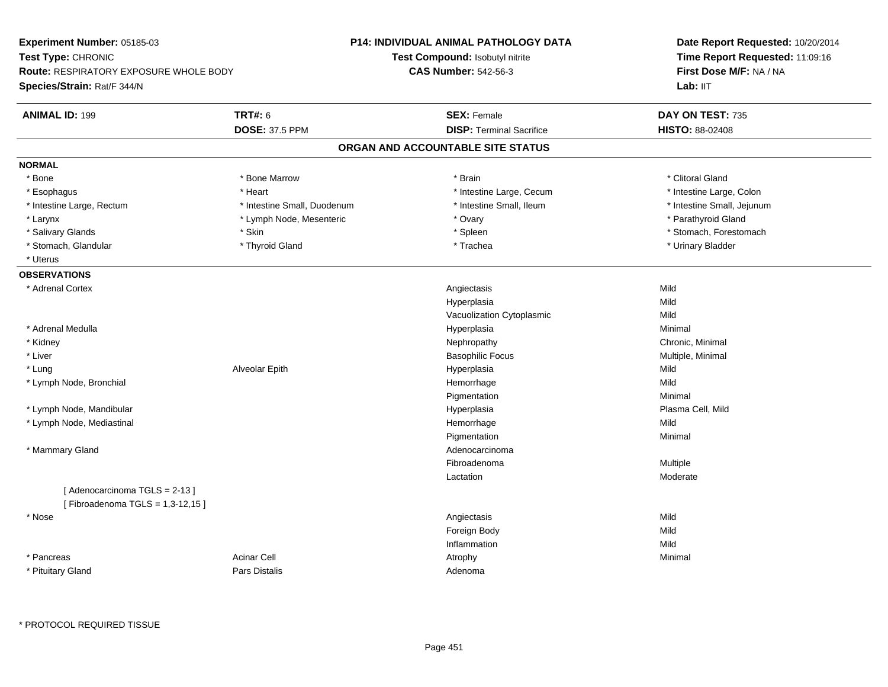**Experiment Number:** 05185-03
**Test Type:** CHRONIC
**Route:** RESPIRATORY EXPOSURE WHOLE BODY
**Species/Strain:** Rat/F 344/N

**P14: INDIVIDUAL ANIMAL PATHOLOGY DATA**
**Test Compound:** Isobutyl nitrite
**CAS Number:** 542-56-3

**Date Report Requested:** 10/20/2014
**Time Report Requested:** 11:09:16
**First Dose M/F:** NA / NA
**Lab:** IIT

| **ANIMAL ID:** 199 | **TRT#:** 6 | **SEX:** Female | **DAY ON TEST:** 735 |
|---|---|---|---|
| | **DOSE:** 37.5 PPM | **DISP:** Terminal Sacrifice | **HISTO:** 88-02408 |

## ORGAN AND ACCOUNTABLE SITE STATUS

**NORMAL**

| | | | |
|---|---|---|---|
| * Bone | * Bone Marrow | * Brain | * Clitoral Gland |
| * Esophagus | * Heart | * Intestine Large, Cecum | * Intestine Large, Colon |
| * Intestine Large, Rectum | * Intestine Small, Duodenum | * Intestine Small, Ileum | * Intestine Small, Jejunum |
| * Larynx | * Lymph Node, Mesenteric | * Ovary | * Parathyroid Gland |
| * Salivary Glands | * Skin | * Spleen | * Stomach, Forestomach |
| * Stomach, Glandular | * Thyroid Gland | * Trachea | * Urinary Bladder |
| * Uterus | | | |

**OBSERVATIONS**

| | | | |
|---|---|---|---|
| * Adrenal Cortex | | Angiectasis | Mild |
| | | Hyperplasia | Mild |
| | | Vacuolization Cytoplasmic | Mild |
| * Adrenal Medulla | | Hyperplasia | Minimal |
| * Kidney | | Nephropathy | Chronic, Minimal |
| * Liver | | Basophilic Focus | Multiple, Minimal |
| * Lung | Alveolar Epith | Hyperplasia | Mild |
| * Lymph Node, Bronchial | | Hemorrhage | Mild |
| | | Pigmentation | Minimal |
| * Lymph Node, Mandibular | | Hyperplasia | Plasma Cell, Mild |
| * Lymph Node, Mediastinal | | Hemorrhage | Mild |
| | | Pigmentation | Minimal |
| * Mammary Gland | | Adenocarcinoma | |
| | | Fibroadenoma | Multiple |
| | | Lactation | Moderate |
| [ Adenocarcinoma TGLS = 2-13 ] | | | |
| [ Fibroadenoma TGLS = 1,3-12,15 ] | | | |
| * Nose | | Angiectasis | Mild |
| | | Foreign Body | Mild |
| | | Inflammation | Mild |
| * Pancreas | Acinar Cell | Atrophy | Minimal |
| * Pituitary Gland | Pars Distalis | Adenoma | |

* PROTOCOL REQUIRED TISSUE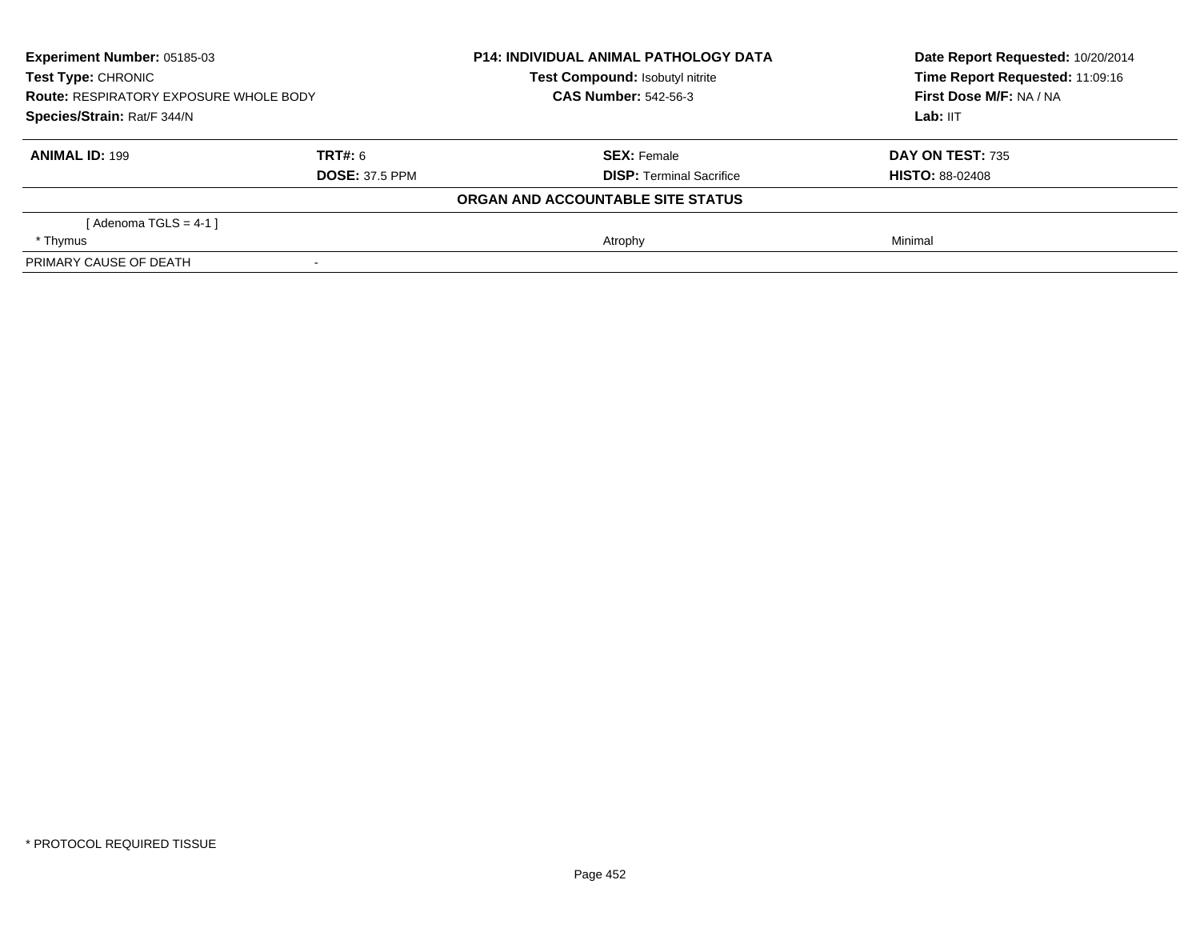| | | | |
|---|---|---|---|
| **Experiment Number:** 05185-03 | | **P14: INDIVIDUAL ANIMAL PATHOLOGY DATA** | **Date Report Requested:** 10/20/2014 |
| **Test Type:** CHRONIC | | **Test Compound:** Isobutyl nitrite | **Time Report Requested:** 11:09:16 |
| **Route:** RESPIRATORY EXPOSURE WHOLE BODY | | **CAS Number:** 542-56-3 | **First Dose M/F:** NA / NA |
| **Species/Strain:** Rat/F 344/N | | | **Lab:** IIT |

| | | | |
|---|---|---|---|
| **ANIMAL ID:** 199 | **TRT#:** 6 | **SEX:** Female | **DAY ON TEST:** 735 |
| | **DOSE:** 37.5 PPM | **DISP:** Terminal Sacrifice | **HISTO:** 88-02408 |

**ORGAN AND ACCOUNTABLE SITE STATUS**

| | | | |
|---|---|---|---|
| [ Adenoma TGLS = 4-1 ] | | | |
| * Thymus | | Atrophy | Minimal |
| PRIMARY CAUSE OF DEATH | - | | |

* PROTOCOL REQUIRED TISSUE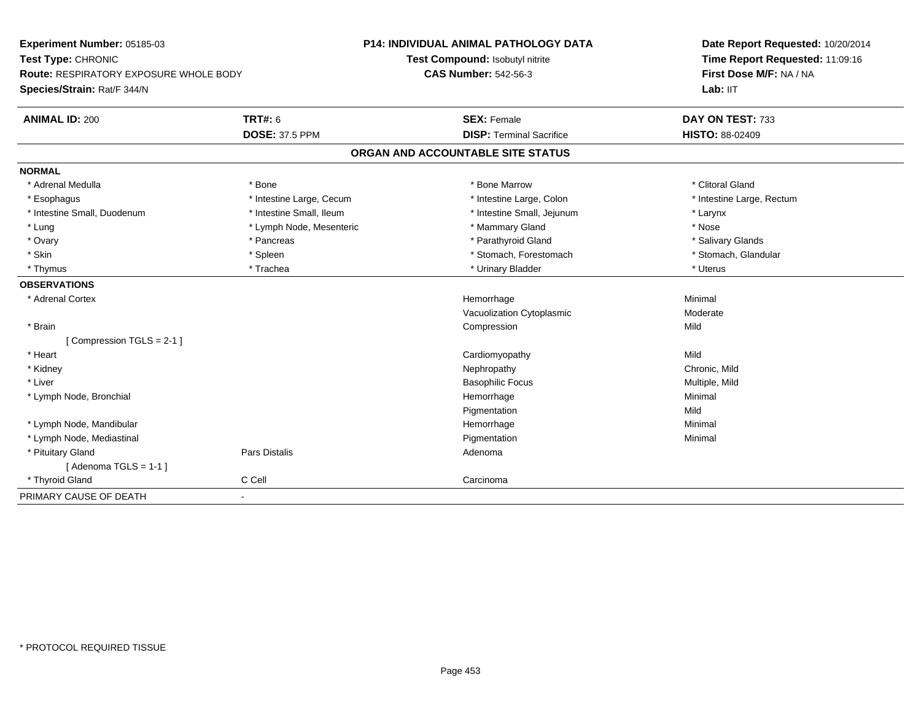**Experiment Number:** 05185-03
**Test Type:** CHRONIC
**Route:** RESPIRATORY EXPOSURE WHOLE BODY
**Species/Strain:** Rat/F 344/N

**P14: INDIVIDUAL ANIMAL PATHOLOGY DATA**
**Test Compound:** Isobutyl nitrite
**CAS Number:** 542-56-3

**Date Report Requested:** 10/20/2014
**Time Report Requested:** 11:09:16
**First Dose M/F:** NA / NA
**Lab:** IIT

| **ANIMAL ID:** 200 | **TRT#:** 6 | **SEX:** Female | **DAY ON TEST:** 733 |
|---|---|---|---|
| | **DOSE:** 37.5 PPM | **DISP:** Terminal Sacrifice | **HISTO:** 88-02409 |

## ORGAN AND ACCOUNTABLE SITE STATUS

**NORMAL**

| | | | |
|---|---|---|---|
| * Adrenal Medulla | * Bone | * Bone Marrow | * Clitoral Gland |
| * Esophagus | * Intestine Large, Cecum | * Intestine Large, Colon | * Intestine Large, Rectum |
| * Intestine Small, Duodenum | * Intestine Small, Ileum | * Intestine Small, Jejunum | * Larynx |
| * Lung | * Lymph Node, Mesenteric | * Mammary Gland | * Nose |
| * Ovary | * Pancreas | * Parathyroid Gland | * Salivary Glands |
| * Skin | * Spleen | * Stomach, Forestomach | * Stomach, Glandular |
| * Thymus | * Trachea | * Urinary Bladder | * Uterus |

**OBSERVATIONS**

| | | | |
|---|---|---|---|
| * Adrenal Cortex | | Hemorrhage | Minimal |
| | | Vacuolization Cytoplasmic | Moderate |
| * Brain | | Compression | Mild |
| [ Compression TGLS = 2-1 ] | | | |
| * Heart | | Cardiomyopathy | Mild |
| * Kidney | | Nephropathy | Chronic, Mild |
| * Liver | | Basophilic Focus | Multiple, Mild |
| * Lymph Node, Bronchial | | Hemorrhage | Minimal |
| | | Pigmentation | Mild |
| * Lymph Node, Mandibular | | Hemorrhage | Minimal |
| * Lymph Node, Mediastinal | | Pigmentation | Minimal |
| * Pituitary Gland | Pars Distalis | Adenoma | |
| [ Adenoma TGLS = 1-1 ] | | | |
| * Thyroid Gland | C Cell | Carcinoma | |

PRIMARY CAUSE OF DEATH -

* PROTOCOL REQUIRED TISSUE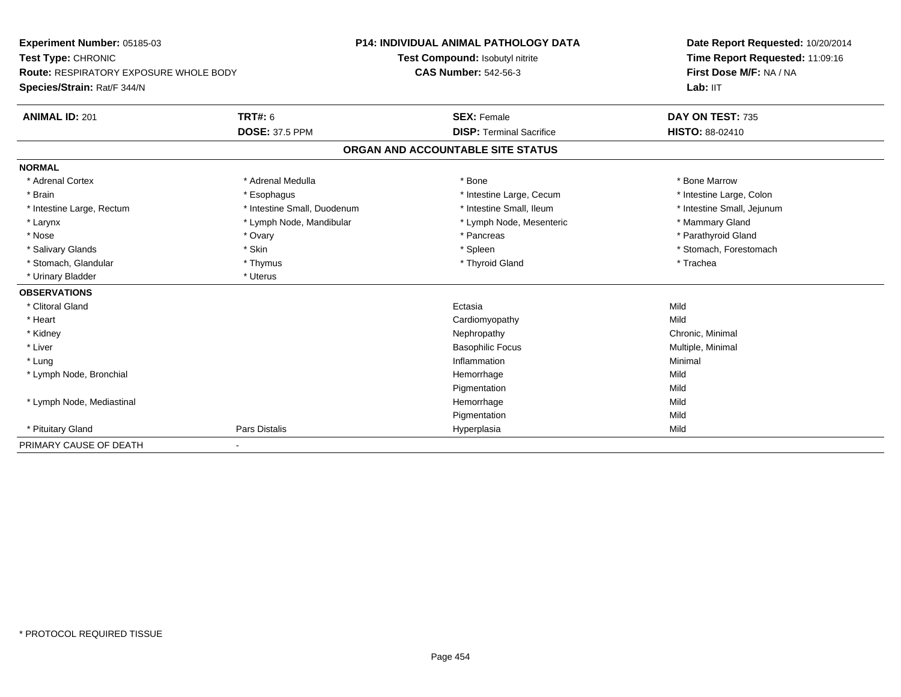**Experiment Number:** 05185-03
**Test Type:** CHRONIC
**Route:** RESPIRATORY EXPOSURE WHOLE BODY
**Species/Strain:** Rat/F 344/N

**P14: INDIVIDUAL ANIMAL PATHOLOGY DATA**
**Test Compound:** Isobutyl nitrite
**CAS Number:** 542-56-3

**Date Report Requested:** 10/20/2014
**Time Report Requested:** 11:09:16
**First Dose M/F:** NA / NA
**Lab:** IIT

| **ANIMAL ID:** 201 | **TRT#:** 6 | **SEX:** Female | **DAY ON TEST:** 735 |
|---|---|---|---|
| | **DOSE:** 37.5 PPM | **DISP:** Terminal Sacrifice | **HISTO:** 88-02410 |

## ORGAN AND ACCOUNTABLE SITE STATUS

**NORMAL**

| | | | |
|---|---|---|---|
| * Adrenal Cortex | * Adrenal Medulla | * Bone | * Bone Marrow |
| * Brain | * Esophagus | * Intestine Large, Cecum | * Intestine Large, Colon |
| * Intestine Large, Rectum | * Intestine Small, Duodenum | * Intestine Small, Ileum | * Intestine Small, Jejunum |
| * Larynx | * Lymph Node, Mandibular | * Lymph Node, Mesenteric | * Mammary Gland |
| * Nose | * Ovary | * Pancreas | * Parathyroid Gland |
| * Salivary Glands | * Skin | * Spleen | * Stomach, Forestomach |
| * Stomach, Glandular | * Thymus | * Thyroid Gland | * Trachea |
| * Urinary Bladder | * Uterus | | |

**OBSERVATIONS**

| | | | |
|---|---|---|---|
| * Clitoral Gland | | Ectasia | Mild |
| * Heart | | Cardiomyopathy | Mild |
| * Kidney | | Nephropathy | Chronic, Minimal |
| * Liver | | Basophilic Focus | Multiple, Minimal |
| * Lung | | Inflammation | Minimal |
| * Lymph Node, Bronchial | | Hemorrhage | Mild |
| | | Pigmentation | Mild |
| * Lymph Node, Mediastinal | | Hemorrhage | Mild |
| | | Pigmentation | Mild |
| * Pituitary Gland | Pars Distalis | Hyperplasia | Mild |

PRIMARY CAUSE OF DEATH -

* PROTOCOL REQUIRED TISSUE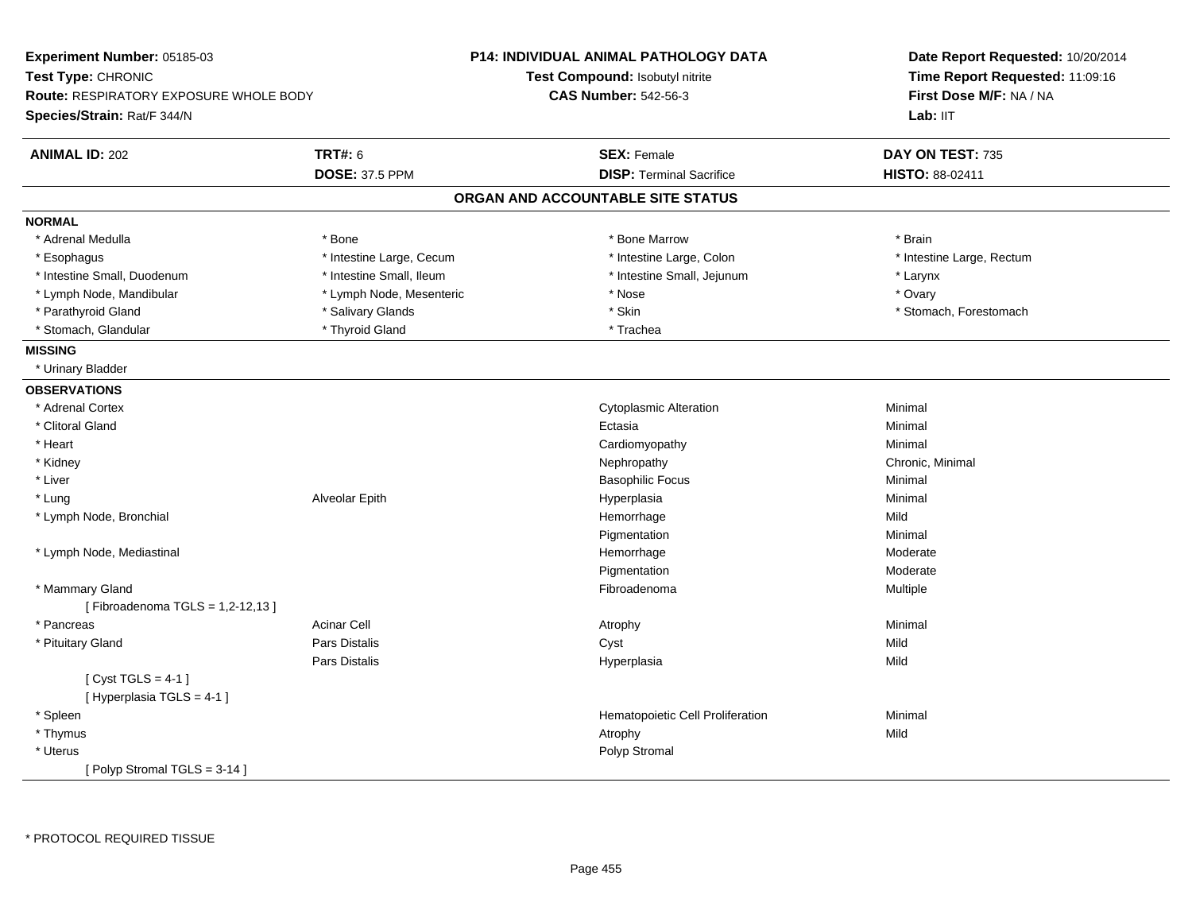**Experiment Number:** 05185-03
**Test Type:** CHRONIC
**Route:** RESPIRATORY EXPOSURE WHOLE BODY
**Species/Strain:** Rat/F 344/N

**P14: INDIVIDUAL ANIMAL PATHOLOGY DATA**
**Test Compound:** Isobutyl nitrite
**CAS Number:** 542-56-3

**Date Report Requested:** 10/20/2014
**Time Report Requested:** 11:09:16
**First Dose M/F:** NA / NA
**Lab:** IIT

| **ANIMAL ID:** 202 | **TRT#:** 6 | **SEX:** Female | **DAY ON TEST:** 735 |
|---|---|---|---|
| | **DOSE:** 37.5 PPM | **DISP:** Terminal Sacrifice | **HISTO:** 88-02411 |

## ORGAN AND ACCOUNTABLE SITE STATUS

**NORMAL**

| | | | |
|---|---|---|---|
| * Adrenal Medulla | * Bone | * Bone Marrow | * Brain |
| * Esophagus | * Intestine Large, Cecum | * Intestine Large, Colon | * Intestine Large, Rectum |
| * Intestine Small, Duodenum | * Intestine Small, Ileum | * Intestine Small, Jejunum | * Larynx |
| * Lymph Node, Mandibular | * Lymph Node, Mesenteric | * Nose | * Ovary |
| * Parathyroid Gland | * Salivary Glands | * Skin | * Stomach, Forestomach |
| * Stomach, Glandular | * Thyroid Gland | * Trachea | |

**MISSING**

* Urinary Bladder

**OBSERVATIONS**

| Organ | Site | Observation | Severity |
|---|---|---|---|
| * Adrenal Cortex | | Cytoplasmic Alteration | Minimal |
| * Clitoral Gland | | Ectasia | Minimal |
| * Heart | | Cardiomyopathy | Minimal |
| * Kidney | | Nephropathy | Chronic, Minimal |
| * Liver | | Basophilic Focus | Minimal |
| * Lung | Alveolar Epith | Hyperplasia | Minimal |
| * Lymph Node, Bronchial | | Hemorrhage | Mild |
| | | Pigmentation | Minimal |
| * Lymph Node, Mediastinal | | Hemorrhage | Moderate |
| | | Pigmentation | Moderate |
| * Mammary Gland | | Fibroadenoma | Multiple |
| [ Fibroadenoma TGLS = 1,2-12,13 ] | | | |
| * Pancreas | Acinar Cell | Atrophy | Minimal |
| * Pituitary Gland | Pars Distalis | Cyst | Mild |
| | Pars Distalis | Hyperplasia | Mild |
| [ Cyst TGLS = 4-1 ] | | | |
| [ Hyperplasia TGLS = 4-1 ] | | | |
| * Spleen | | Hematopoietic Cell Proliferation | Minimal |
| * Thymus | | Atrophy | Mild |
| * Uterus | | Polyp Stromal | |
| [ Polyp Stromal TGLS = 3-14 ] | | | |

* PROTOCOL REQUIRED TISSUE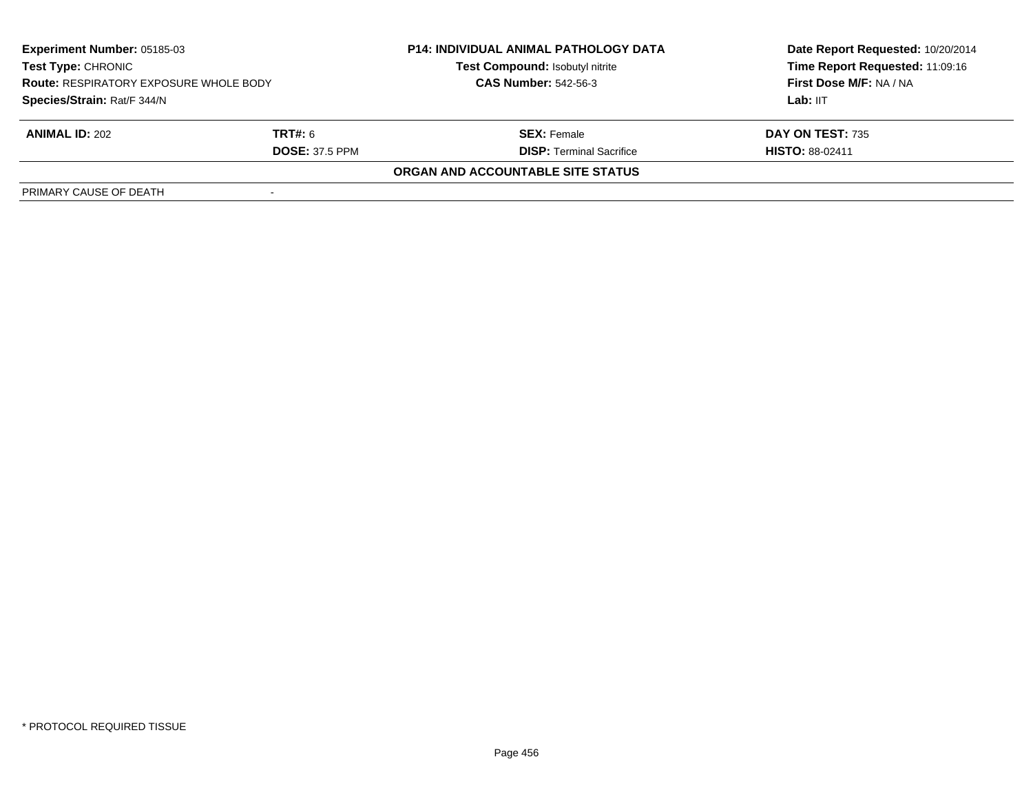**Experiment Number:** 05185-03
**Test Type:** CHRONIC
**Route:** RESPIRATORY EXPOSURE WHOLE BODY
**Species/Strain:** Rat/F 344/N

**P14: INDIVIDUAL ANIMAL PATHOLOGY DATA**
**Test Compound:** Isobutyl nitrite
**CAS Number:** 542-56-3

**Date Report Requested:** 10/20/2014
**Time Report Requested:** 11:09:16
**First Dose M/F:** NA / NA
**Lab:** IIT

| **ANIMAL ID:** 202 | **TRT#:** 6 | **SEX:** Female | **DAY ON TEST:** 735 |
|---|---|---|---|
| | **DOSE:** 37.5 PPM | **DISP:** Terminal Sacrifice | **HISTO:** 88-02411 |

**ORGAN AND ACCOUNTABLE SITE STATUS**

| PRIMARY CAUSE OF DEATH | - |
|---|---|

* PROTOCOL REQUIRED TISSUE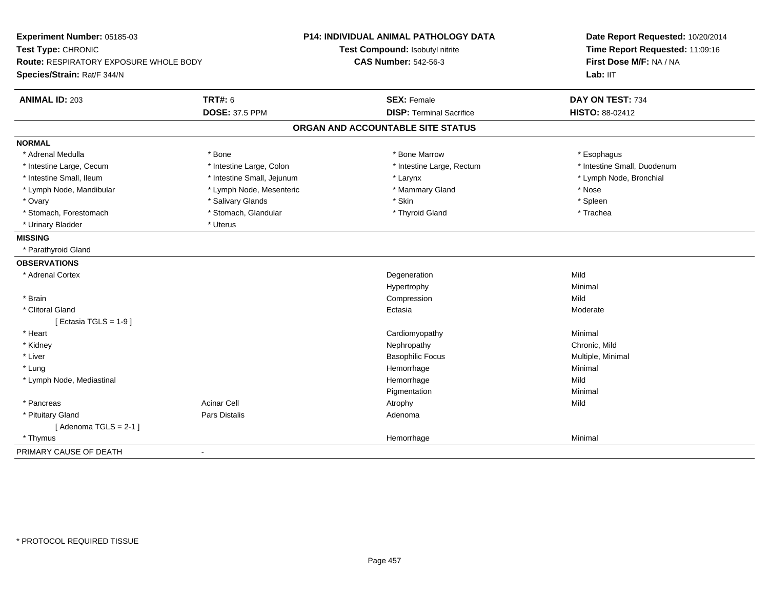**Experiment Number:** 05185-03
**Test Type:** CHRONIC
**Route:** RESPIRATORY EXPOSURE WHOLE BODY
**Species/Strain:** Rat/F 344/N

**P14: INDIVIDUAL ANIMAL PATHOLOGY DATA**
**Test Compound:** Isobutyl nitrite
**CAS Number:** 542-56-3

**Date Report Requested:** 10/20/2014
**Time Report Requested:** 11:09:16
**First Dose M/F:** NA / NA
**Lab:** IIT

| **ANIMAL ID:** 203 | **TRT#:** 6 | **SEX:** Female | **DAY ON TEST:** 734 |
|---|---|---|---|
| | **DOSE:** 37.5 PPM | **DISP:** Terminal Sacrifice | **HISTO:** 88-02412 |

## ORGAN AND ACCOUNTABLE SITE STATUS

**NORMAL**

| | | | |
|---|---|---|---|
| * Adrenal Medulla | * Bone | * Bone Marrow | * Esophagus |
| * Intestine Large, Cecum | * Intestine Large, Colon | * Intestine Large, Rectum | * Intestine Small, Duodenum |
| * Intestine Small, Ileum | * Intestine Small, Jejunum | * Larynx | * Lymph Node, Bronchial |
| * Lymph Node, Mandibular | * Lymph Node, Mesenteric | * Mammary Gland | * Nose |
| * Ovary | * Salivary Glands | * Skin | * Spleen |
| * Stomach, Forestomach | * Stomach, Glandular | * Thyroid Gland | * Trachea |
| * Urinary Bladder | * Uterus | | |

**MISSING**

* Parathyroid Gland

**OBSERVATIONS**

| Organ | Site | Observation | Severity |
|---|---|---|---|
| * Adrenal Cortex | | Degeneration | Mild |
| | | Hypertrophy | Minimal |
| * Brain | | Compression | Mild |
| * Clitoral Gland | | Ectasia | Moderate |
| [ Ectasia TGLS = 1-9 ] | | | |
| * Heart | | Cardiomyopathy | Minimal |
| * Kidney | | Nephropathy | Chronic, Mild |
| * Liver | | Basophilic Focus | Multiple, Minimal |
| * Lung | | Hemorrhage | Minimal |
| * Lymph Node, Mediastinal | | Hemorrhage | Mild |
| | | Pigmentation | Minimal |
| * Pancreas | Acinar Cell | Atrophy | Mild |
| * Pituitary Gland | Pars Distalis | Adenoma | |
| [ Adenoma TGLS = 2-1 ] | | | |
| * Thymus | | Hemorrhage | Minimal |

PRIMARY CAUSE OF DEATH -

* PROTOCOL REQUIRED TISSUE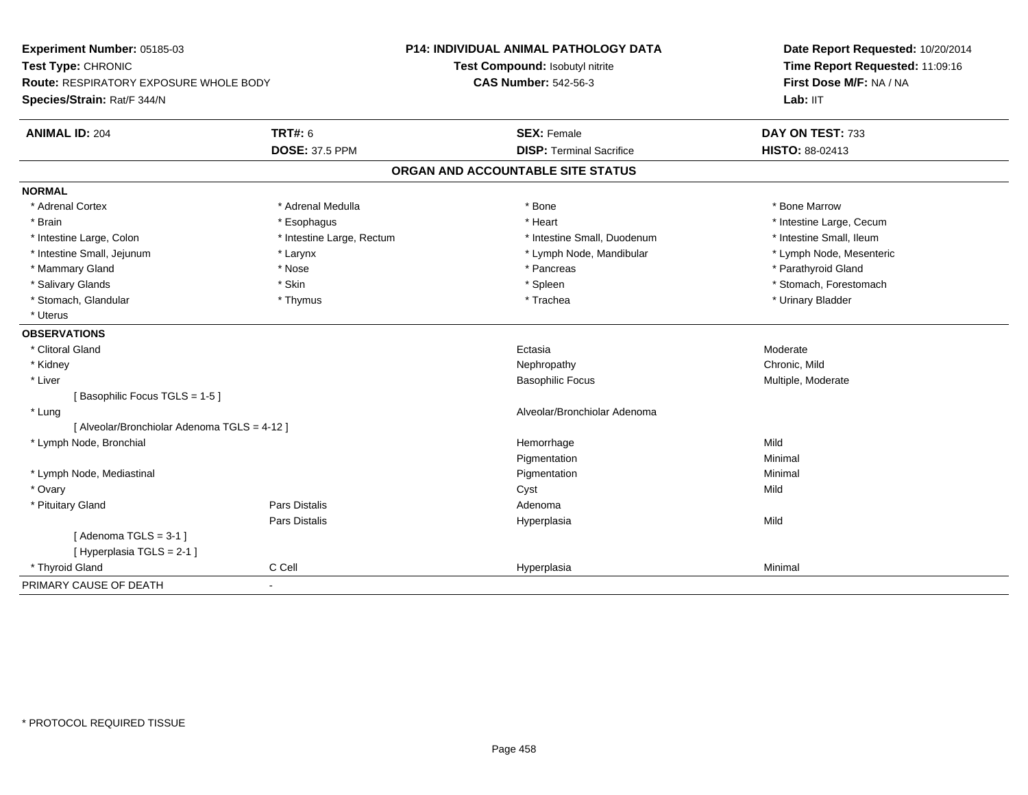**Experiment Number:** 05185-03
**Test Type:** CHRONIC
**Route:** RESPIRATORY EXPOSURE WHOLE BODY
**Species/Strain:** Rat/F 344/N

**P14: INDIVIDUAL ANIMAL PATHOLOGY DATA**
**Test Compound:** Isobutyl nitrite
**CAS Number:** 542-56-3

**Date Report Requested:** 10/20/2014
**Time Report Requested:** 11:09:16
**First Dose M/F:** NA / NA
**Lab:** IIT

| **ANIMAL ID:** 204 | **TRT#:** 6 | **SEX:** Female | **DAY ON TEST:** 733 |
|---|---|---|---|
| | **DOSE:** 37.5 PPM | **DISP:** Terminal Sacrifice | **HISTO:** 88-02413 |

## ORGAN AND ACCOUNTABLE SITE STATUS

**NORMAL**

| | | | |
|---|---|---|---|
| * Adrenal Cortex | * Adrenal Medulla | * Bone | * Bone Marrow |
| * Brain | * Esophagus | * Heart | * Intestine Large, Cecum |
| * Intestine Large, Colon | * Intestine Large, Rectum | * Intestine Small, Duodenum | * Intestine Small, Ileum |
| * Intestine Small, Jejunum | * Larynx | * Lymph Node, Mandibular | * Lymph Node, Mesenteric |
| * Mammary Gland | * Nose | * Pancreas | * Parathyroid Gland |
| * Salivary Glands | * Skin | * Spleen | * Stomach, Forestomach |
| * Stomach, Glandular | * Thymus | * Trachea | * Urinary Bladder |
| * Uterus | | | |

**OBSERVATIONS**

| | | | |
|---|---|---|---|
| * Clitoral Gland | | Ectasia | Moderate |
| * Kidney | | Nephropathy | Chronic, Mild |
| * Liver | | Basophilic Focus | Multiple, Moderate |
| [ Basophilic Focus TGLS = 1-5 ] | | | |
| * Lung | | Alveolar/Bronchiolar Adenoma | |
| [ Alveolar/Bronchiolar Adenoma TGLS = 4-12 ] | | | |
| * Lymph Node, Bronchial | | Hemorrhage | Mild |
| | | Pigmentation | Minimal |
| * Lymph Node, Mediastinal | | Pigmentation | Minimal |
| * Ovary | | Cyst | Mild |
| * Pituitary Gland | Pars Distalis | Adenoma | |
| | Pars Distalis | Hyperplasia | Mild |
| [ Adenoma TGLS = 3-1 ] | | | |
| [ Hyperplasia TGLS = 2-1 ] | | | |
| * Thyroid Gland | C Cell | Hyperplasia | Minimal |

PRIMARY CAUSE OF DEATH -

* PROTOCOL REQUIRED TISSUE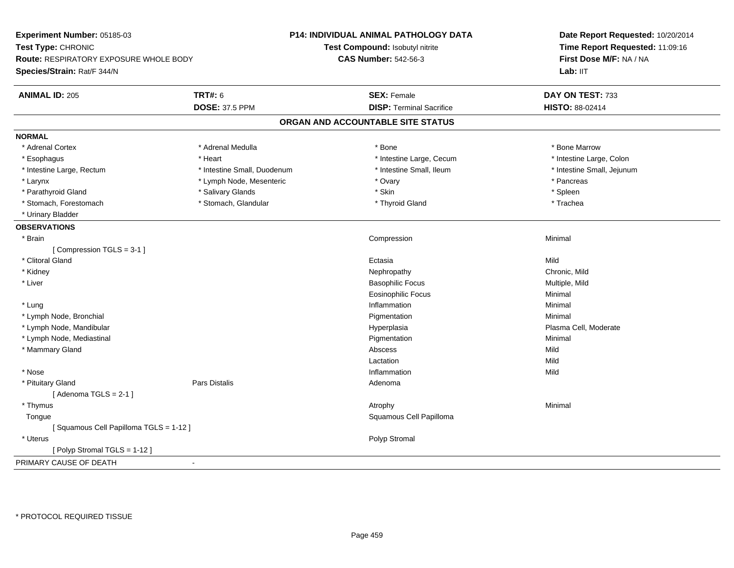**Experiment Number:** 05185-03
**Test Type:** CHRONIC
**Route:** RESPIRATORY EXPOSURE WHOLE BODY
**Species/Strain:** Rat/F 344/N

**P14: INDIVIDUAL ANIMAL PATHOLOGY DATA**
**Test Compound:** Isobutyl nitrite
**CAS Number:** 542-56-3

**Date Report Requested:** 10/20/2014
**Time Report Requested:** 11:09:16
**First Dose M/F:** NA / NA
**Lab:** IIT

| **ANIMAL ID:** 205 | **TRT#:** 6 | **SEX:** Female | **DAY ON TEST:** 733 |
|---|---|---|---|
| | **DOSE:** 37.5 PPM | **DISP:** Terminal Sacrifice | **HISTO:** 88-02414 |

## ORGAN AND ACCOUNTABLE SITE STATUS

**NORMAL**

| | | | |
|---|---|---|---|
| * Adrenal Cortex | * Adrenal Medulla | * Bone | * Bone Marrow |
| * Esophagus | * Heart | * Intestine Large, Cecum | * Intestine Large, Colon |
| * Intestine Large, Rectum | * Intestine Small, Duodenum | * Intestine Small, Ileum | * Intestine Small, Jejunum |
| * Larynx | * Lymph Node, Mesenteric | * Ovary | * Pancreas |
| * Parathyroid Gland | * Salivary Glands | * Skin | * Spleen |
| * Stomach, Forestomach | * Stomach, Glandular | * Thyroid Gland | * Trachea |
| * Urinary Bladder | | | |

**OBSERVATIONS**

| | | | |
|---|---|---|---|
| * Brain | | Compression | Minimal |
| [ Compression TGLS = 3-1 ] | | | |
| * Clitoral Gland | | Ectasia | Mild |
| * Kidney | | Nephropathy | Chronic, Mild |
| * Liver | | Basophilic Focus | Multiple, Mild |
| | | Eosinophilic Focus | Minimal |
| * Lung | | Inflammation | Minimal |
| * Lymph Node, Bronchial | | Pigmentation | Minimal |
| * Lymph Node, Mandibular | | Hyperplasia | Plasma Cell, Moderate |
| * Lymph Node, Mediastinal | | Pigmentation | Minimal |
| * Mammary Gland | | Abscess | Mild |
| | | Lactation | Mild |
| * Nose | | Inflammation | Mild |
| * Pituitary Gland | Pars Distalis | Adenoma | |
| [ Adenoma TGLS = 2-1 ] | | | |
| * Thymus | | Atrophy | Minimal |
| Tongue | | Squamous Cell Papilloma | |
| [ Squamous Cell Papilloma TGLS = 1-12 ] | | | |
| * Uterus | | Polyp Stromal | |
| [ Polyp Stromal TGLS = 1-12 ] | | | |

PRIMARY CAUSE OF DEATH -

\* PROTOCOL REQUIRED TISSUE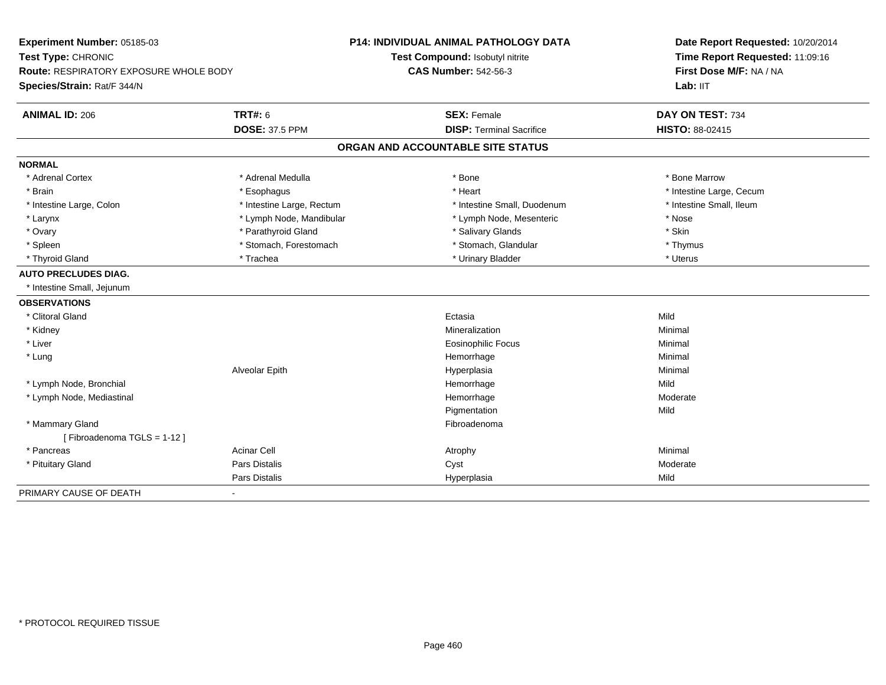**Experiment Number:** 05185-03
**Test Type:** CHRONIC
**Route:** RESPIRATORY EXPOSURE WHOLE BODY
**Species/Strain:** Rat/F 344/N

**P14: INDIVIDUAL ANIMAL PATHOLOGY DATA**
**Test Compound:** Isobutyl nitrite
**CAS Number:** 542-56-3

**Date Report Requested:** 10/20/2014
**Time Report Requested:** 11:09:16
**First Dose M/F:** NA / NA
**Lab:** IIT

| **ANIMAL ID:** 206 | **TRT#:** 6 | **SEX:** Female | **DAY ON TEST:** 734 |
|---|---|---|---|
| | **DOSE:** 37.5 PPM | **DISP:** Terminal Sacrifice | **HISTO:** 88-02415 |

## ORGAN AND ACCOUNTABLE SITE STATUS

| | | | |
|---|---|---|---|
| **NORMAL** | | | |
| * Adrenal Cortex | * Adrenal Medulla | * Bone | * Bone Marrow |
| * Brain | * Esophagus | * Heart | * Intestine Large, Cecum |
| * Intestine Large, Colon | * Intestine Large, Rectum | * Intestine Small, Duodenum | * Intestine Small, Ileum |
| * Larynx | * Lymph Node, Mandibular | * Lymph Node, Mesenteric | * Nose |
| * Ovary | * Parathyroid Gland | * Salivary Glands | * Skin |
| * Spleen | * Stomach, Forestomach | * Stomach, Glandular | * Thymus |
| * Thyroid Gland | * Trachea | * Urinary Bladder | * Uterus |
| **AUTO PRECLUDES DIAG.** | | | |
| * Intestine Small, Jejunum | | | |
| **OBSERVATIONS** | | | |
| * Clitoral Gland | | Ectasia | Mild |
| * Kidney | | Mineralization | Minimal |
| * Liver | | Eosinophilic Focus | Minimal |
| * Lung | | Hemorrhage | Minimal |
| | Alveolar Epith | Hyperplasia | Minimal |
| * Lymph Node, Bronchial | | Hemorrhage | Mild |
| * Lymph Node, Mediastinal | | Hemorrhage | Moderate |
| | | Pigmentation | Mild |
| * Mammary Gland | | Fibroadenoma | |
| [ Fibroadenoma TGLS = 1-12 ] | | | |
| * Pancreas | Acinar Cell | Atrophy | Minimal |
| * Pituitary Gland | Pars Distalis | Cyst | Moderate |
| | Pars Distalis | Hyperplasia | Mild |
| PRIMARY CAUSE OF DEATH | - | | |

* PROTOCOL REQUIRED TISSUE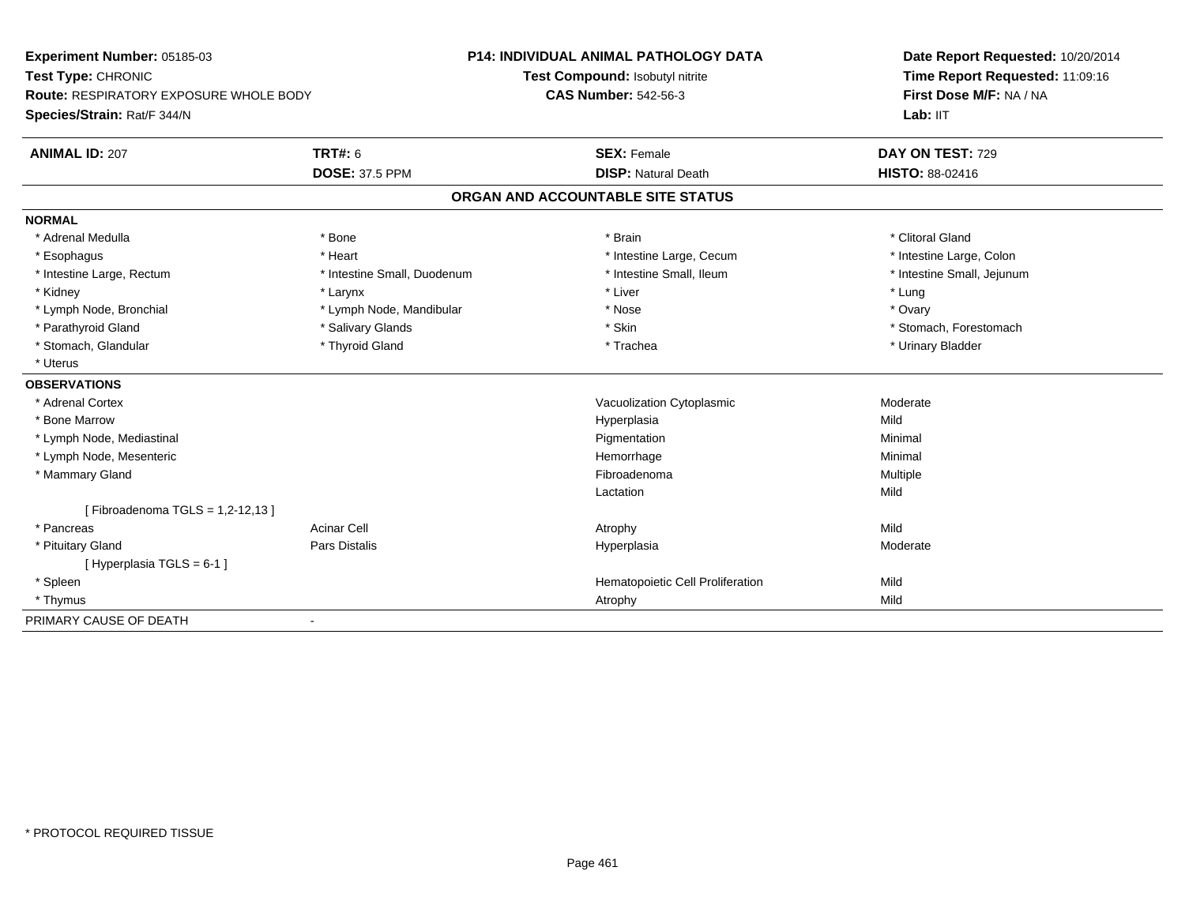**Experiment Number:** 05185-03
**Test Type:** CHRONIC
**Route:** RESPIRATORY EXPOSURE WHOLE BODY
**Species/Strain:** Rat/F 344/N

**P14: INDIVIDUAL ANIMAL PATHOLOGY DATA**
**Test Compound:** Isobutyl nitrite
**CAS Number:** 542-56-3

**Date Report Requested:** 10/20/2014
**Time Report Requested:** 11:09:16
**First Dose M/F:** NA / NA
**Lab:** IIT

| **ANIMAL ID:** 207 | **TRT#:** 6 | **SEX:** Female | **DAY ON TEST:** 729 |
|---|---|---|---|
| | **DOSE:** 37.5 PPM | **DISP:** Natural Death | **HISTO:** 88-02416 |

## ORGAN AND ACCOUNTABLE SITE STATUS

**NORMAL**

| | | | |
|---|---|---|---|
| * Adrenal Medulla | * Bone | * Brain | * Clitoral Gland |
| * Esophagus | * Heart | * Intestine Large, Cecum | * Intestine Large, Colon |
| * Intestine Large, Rectum | * Intestine Small, Duodenum | * Intestine Small, Ileum | * Intestine Small, Jejunum |
| * Kidney | * Larynx | * Liver | * Lung |
| * Lymph Node, Bronchial | * Lymph Node, Mandibular | * Nose | * Ovary |
| * Parathyroid Gland | * Salivary Glands | * Skin | * Stomach, Forestomach |
| * Stomach, Glandular | * Thyroid Gland | * Trachea | * Urinary Bladder |
| * Uterus | | | |

**OBSERVATIONS**

| | | | |
|---|---|---|---|
| * Adrenal Cortex | | Vacuolization Cytoplasmic | Moderate |
| * Bone Marrow | | Hyperplasia | Mild |
| * Lymph Node, Mediastinal | | Pigmentation | Minimal |
| * Lymph Node, Mesenteric | | Hemorrhage | Minimal |
| * Mammary Gland | | Fibroadenoma | Multiple |
| | | Lactation | Mild |
| [ Fibroadenoma TGLS = 1,2-12,13 ] | | | |
| * Pancreas | Acinar Cell | Atrophy | Mild |
| * Pituitary Gland | Pars Distalis | Hyperplasia | Moderate |
| [ Hyperplasia TGLS = 6-1 ] | | | |
| * Spleen | | Hematopoietic Cell Proliferation | Mild |
| * Thymus | | Atrophy | Mild |

PRIMARY CAUSE OF DEATH -

* PROTOCOL REQUIRED TISSUE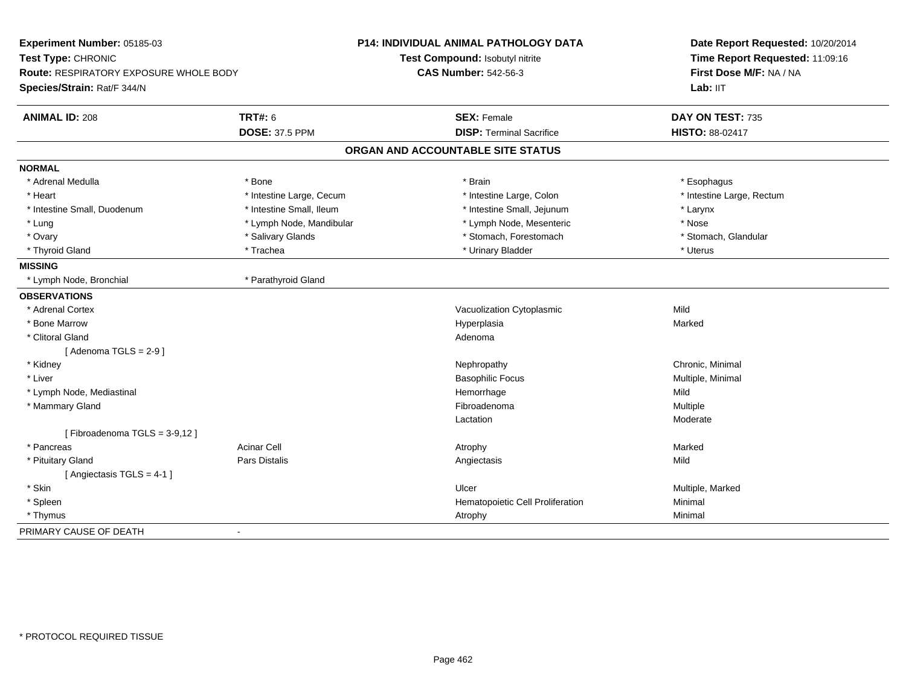**Experiment Number:** 05185-03
**Test Type:** CHRONIC
**Route:** RESPIRATORY EXPOSURE WHOLE BODY
**Species/Strain:** Rat/F 344/N

**P14: INDIVIDUAL ANIMAL PATHOLOGY DATA**
**Test Compound:** Isobutyl nitrite
**CAS Number:** 542-56-3

**Date Report Requested:** 10/20/2014
**Time Report Requested:** 11:09:16
**First Dose M/F:** NA / NA
**Lab:** IIT

| **ANIMAL ID:** 208 | **TRT#:** 6 | **SEX:** Female | **DAY ON TEST:** 735 |
|---|---|---|---|
| | **DOSE:** 37.5 PPM | **DISP:** Terminal Sacrifice | **HISTO:** 88-02417 |

## ORGAN AND ACCOUNTABLE SITE STATUS

**NORMAL**

| | | | |
|---|---|---|---|
| * Adrenal Medulla | * Bone | * Brain | * Esophagus |
| * Heart | * Intestine Large, Cecum | * Intestine Large, Colon | * Intestine Large, Rectum |
| * Intestine Small, Duodenum | * Intestine Small, Ileum | * Intestine Small, Jejunum | * Larynx |
| * Lung | * Lymph Node, Mandibular | * Lymph Node, Mesenteric | * Nose |
| * Ovary | * Salivary Glands | * Stomach, Forestomach | * Stomach, Glandular |
| * Thyroid Gland | * Trachea | * Urinary Bladder | * Uterus |

**MISSING**

| | |
|---|---|
| * Lymph Node, Bronchial | * Parathyroid Gland |

**OBSERVATIONS**

| | | | |
|---|---|---|---|
| * Adrenal Cortex | | Vacuolization Cytoplasmic | Mild |
| * Bone Marrow | | Hyperplasia | Marked |
| * Clitoral Gland | | Adenoma | |
| [ Adenoma TGLS = 2-9 ] | | | |
| * Kidney | | Nephropathy | Chronic, Minimal |
| * Liver | | Basophilic Focus | Multiple, Minimal |
| * Lymph Node, Mediastinal | | Hemorrhage | Mild |
| * Mammary Gland | | Fibroadenoma | Multiple |
| | | Lactation | Moderate |
| [ Fibroadenoma TGLS = 3-9,12 ] | | | |
| * Pancreas | Acinar Cell | Atrophy | Marked |
| * Pituitary Gland | Pars Distalis | Angiectasis | Mild |
| [ Angiectasis TGLS = 4-1 ] | | | |
| * Skin | | Ulcer | Multiple, Marked |
| * Spleen | | Hematopoietic Cell Proliferation | Minimal |
| * Thymus | | Atrophy | Minimal |

PRIMARY CAUSE OF DEATH -

\* PROTOCOL REQUIRED TISSUE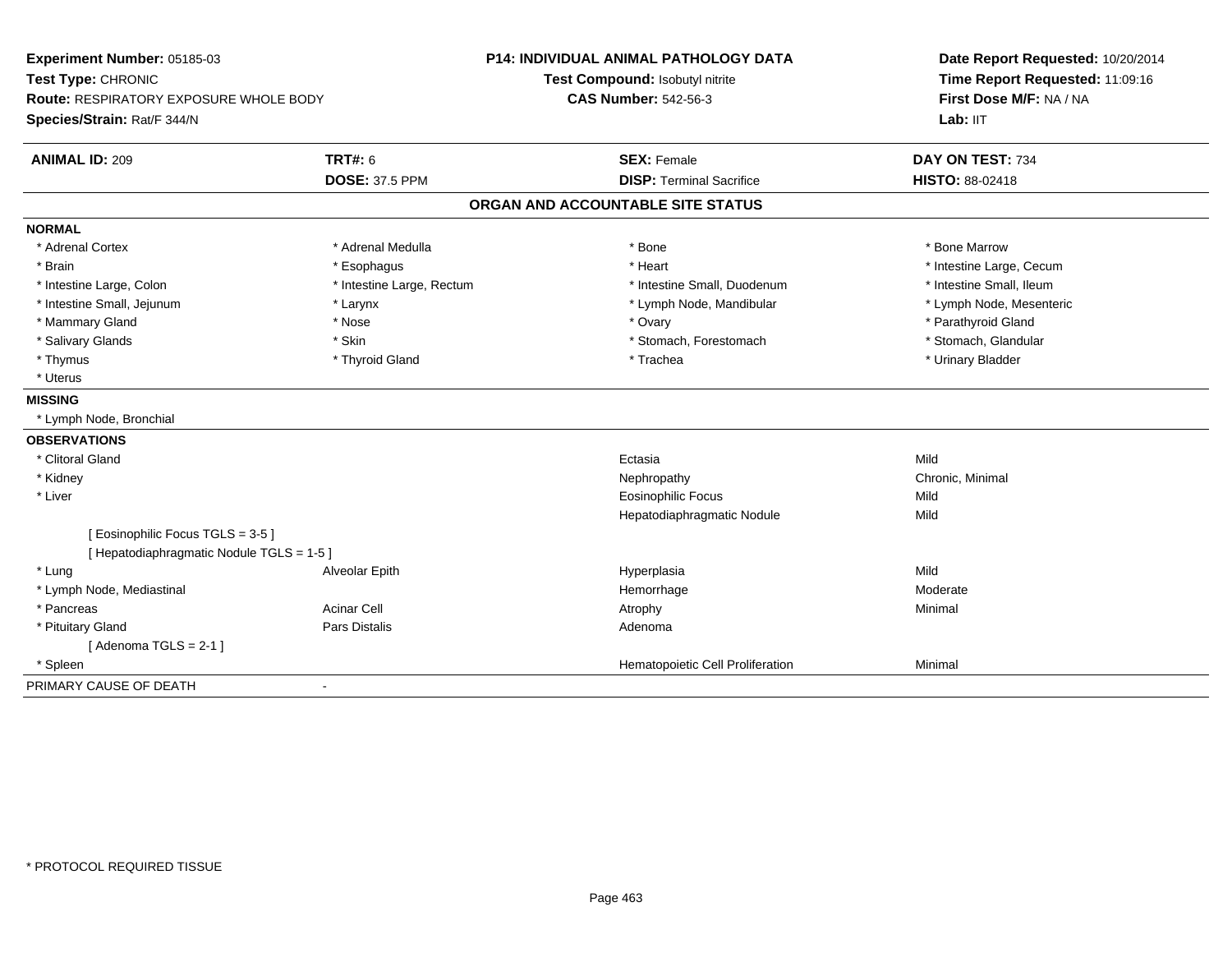**Experiment Number:** 05185-03
**Test Type:** CHRONIC
**Route:** RESPIRATORY EXPOSURE WHOLE BODY
**Species/Strain:** Rat/F 344/N

**P14: INDIVIDUAL ANIMAL PATHOLOGY DATA**
**Test Compound:** Isobutyl nitrite
**CAS Number:** 542-56-3

**Date Report Requested:** 10/20/2014
**Time Report Requested:** 11:09:16
**First Dose M/F:** NA / NA
**Lab:** IIT

| **ANIMAL ID:** 209 | **TRT#:** 6 | **SEX:** Female | **DAY ON TEST:** 734 |
|---|---|---|---|
| | **DOSE:** 37.5 PPM | **DISP:** Terminal Sacrifice | **HISTO:** 88-02418 |

## ORGAN AND ACCOUNTABLE SITE STATUS

**NORMAL**

| | | | |
|---|---|---|---|
| * Adrenal Cortex | * Adrenal Medulla | * Bone | * Bone Marrow |
| * Brain | * Esophagus | * Heart | * Intestine Large, Cecum |
| * Intestine Large, Colon | * Intestine Large, Rectum | * Intestine Small, Duodenum | * Intestine Small, Ileum |
| * Intestine Small, Jejunum | * Larynx | * Lymph Node, Mandibular | * Lymph Node, Mesenteric |
| * Mammary Gland | * Nose | * Ovary | * Parathyroid Gland |
| * Salivary Glands | * Skin | * Stomach, Forestomach | * Stomach, Glandular |
| * Thymus | * Thyroid Gland | * Trachea | * Urinary Bladder |
| * Uterus | | | |

**MISSING**

* Lymph Node, Bronchial

**OBSERVATIONS**

| | | | |
|---|---|---|---|
| * Clitoral Gland | | Ectasia | Mild |
| * Kidney | | Nephropathy | Chronic, Minimal |
| * Liver | | Eosinophilic Focus | Mild |
| | | Hepatodiaphragmatic Nodule | Mild |
| [ Eosinophilic Focus TGLS = 3-5 ] | | | |
| [ Hepatodiaphragmatic Nodule TGLS = 1-5 ] | | | |
| * Lung | Alveolar Epith | Hyperplasia | Mild |
| * Lymph Node, Mediastinal | | Hemorrhage | Moderate |
| * Pancreas | Acinar Cell | Atrophy | Minimal |
| * Pituitary Gland | Pars Distalis | Adenoma | |
| [ Adenoma TGLS = 2-1 ] | | | |
| * Spleen | | Hematopoietic Cell Proliferation | Minimal |

PRIMARY CAUSE OF DEATH -

* PROTOCOL REQUIRED TISSUE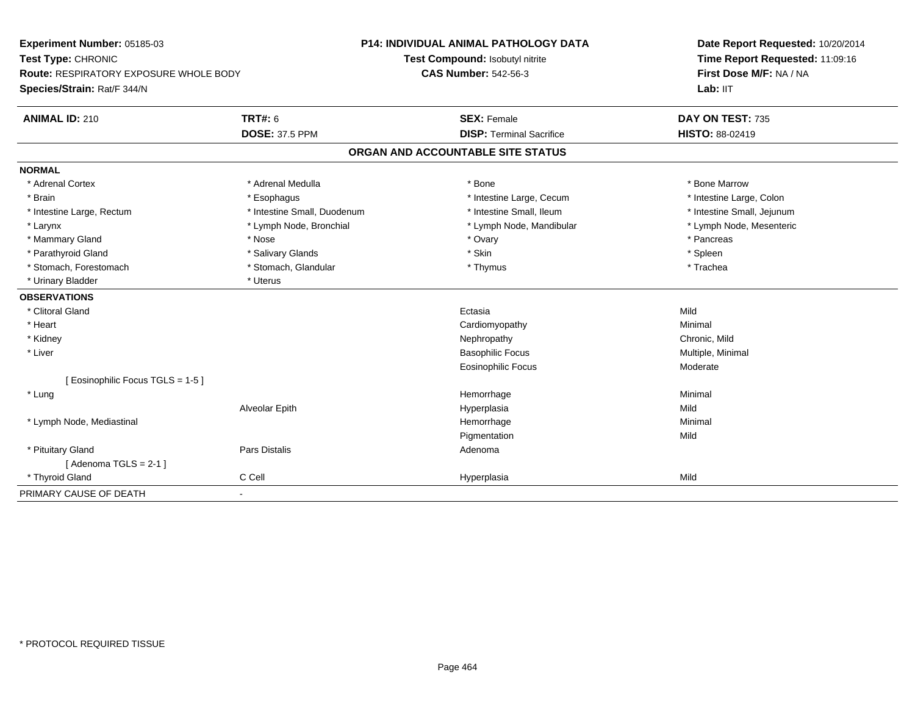**Experiment Number:** 05185-03
**Test Type:** CHRONIC
**Route:** RESPIRATORY EXPOSURE WHOLE BODY
**Species/Strain:** Rat/F 344/N

**P14: INDIVIDUAL ANIMAL PATHOLOGY DATA**
**Test Compound:** Isobutyl nitrite
**CAS Number:** 542-56-3

**Date Report Requested:** 10/20/2014
**Time Report Requested:** 11:09:16
**First Dose M/F:** NA / NA
**Lab:** IIT

| **ANIMAL ID:** 210 | **TRT#:** 6 | **SEX:** Female | **DAY ON TEST:** 735 |
|---|---|---|---|
| | **DOSE:** 37.5 PPM | **DISP:** Terminal Sacrifice | **HISTO:** 88-02419 |

## ORGAN AND ACCOUNTABLE SITE STATUS

**NORMAL**

| | | | |
|---|---|---|---|
| * Adrenal Cortex | * Adrenal Medulla | * Bone | * Bone Marrow |
| * Brain | * Esophagus | * Intestine Large, Cecum | * Intestine Large, Colon |
| * Intestine Large, Rectum | * Intestine Small, Duodenum | * Intestine Small, Ileum | * Intestine Small, Jejunum |
| * Larynx | * Lymph Node, Bronchial | * Lymph Node, Mandibular | * Lymph Node, Mesenteric |
| * Mammary Gland | * Nose | * Ovary | * Pancreas |
| * Parathyroid Gland | * Salivary Glands | * Skin | * Spleen |
| * Stomach, Forestomach | * Stomach, Glandular | * Thymus | * Trachea |
| * Urinary Bladder | * Uterus | | |

**OBSERVATIONS**

| | | | |
|---|---|---|---|
| * Clitoral Gland | | Ectasia | Mild |
| * Heart | | Cardiomyopathy | Minimal |
| * Kidney | | Nephropathy | Chronic, Mild |
| * Liver | | Basophilic Focus | Multiple, Minimal |
| | | Eosinophilic Focus | Moderate |
| [ Eosinophilic Focus TGLS = 1-5 ] | | | |
| * Lung | | Hemorrhage | Minimal |
| | Alveolar Epith | Hyperplasia | Mild |
| * Lymph Node, Mediastinal | | Hemorrhage | Minimal |
| | | Pigmentation | Mild |
| * Pituitary Gland | Pars Distalis | Adenoma | |
| [ Adenoma TGLS = 2-1 ] | | | |
| * Thyroid Gland | C Cell | Hyperplasia | Mild |

PRIMARY CAUSE OF DEATH -

* PROTOCOL REQUIRED TISSUE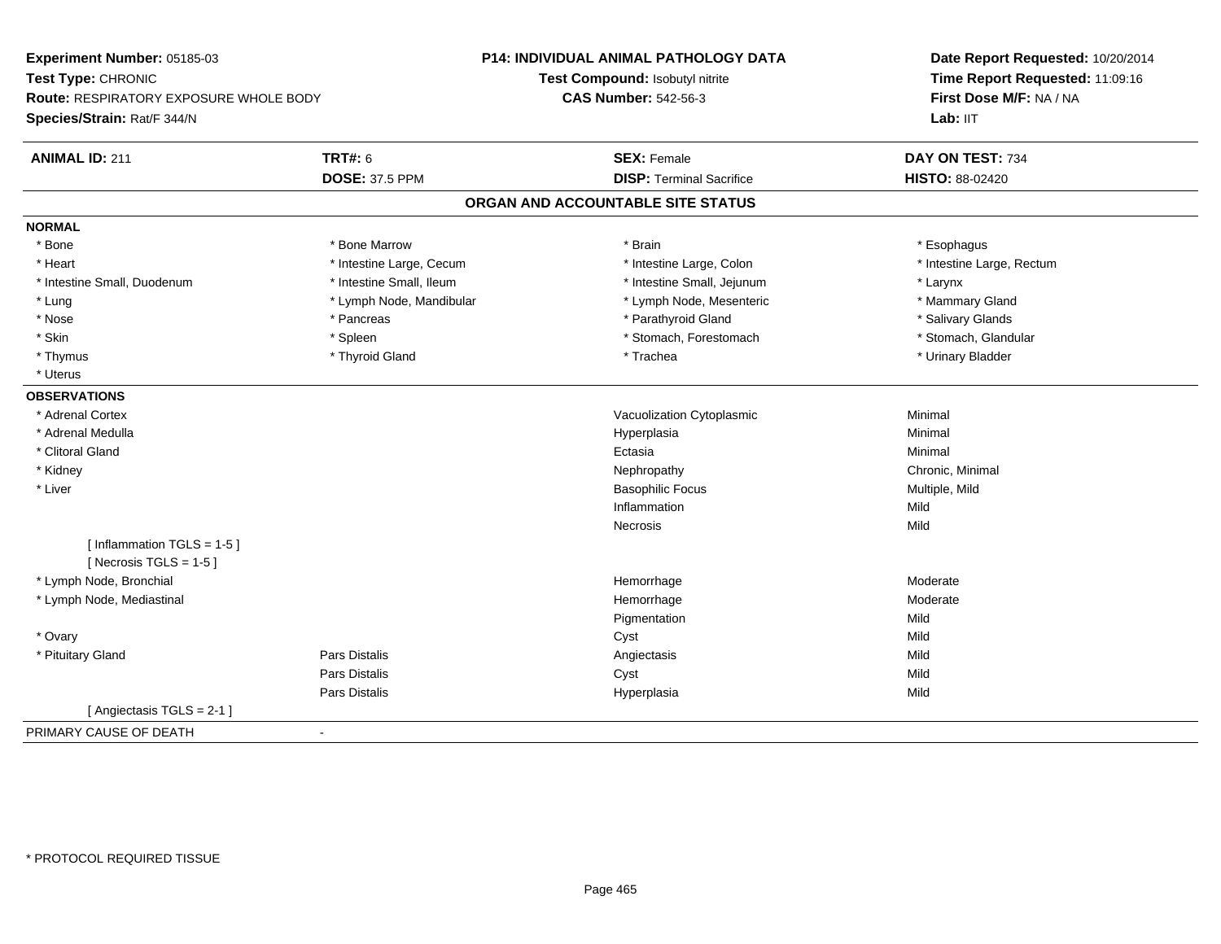**Experiment Number:** 05185-03
**Test Type:** CHRONIC
**Route:** RESPIRATORY EXPOSURE WHOLE BODY
**Species/Strain:** Rat/F 344/N

**P14: INDIVIDUAL ANIMAL PATHOLOGY DATA**
**Test Compound:** Isobutyl nitrite
**CAS Number:** 542-56-3

**Date Report Requested:** 10/20/2014
**Time Report Requested:** 11:09:16
**First Dose M/F:** NA / NA
**Lab:** IIT

| **ANIMAL ID:** 211 | **TRT#:** 6 | **SEX:** Female | **DAY ON TEST:** 734 |
|---|---|---|---|
| | **DOSE:** 37.5 PPM | **DISP:** Terminal Sacrifice | **HISTO:** 88-02420 |

## ORGAN AND ACCOUNTABLE SITE STATUS

**NORMAL**

| | | | |
|---|---|---|---|
| * Bone | * Bone Marrow | * Brain | * Esophagus |
| * Heart | * Intestine Large, Cecum | * Intestine Large, Colon | * Intestine Large, Rectum |
| * Intestine Small, Duodenum | * Intestine Small, Ileum | * Intestine Small, Jejunum | * Larynx |
| * Lung | * Lymph Node, Mandibular | * Lymph Node, Mesenteric | * Mammary Gland |
| * Nose | * Pancreas | * Parathyroid Gland | * Salivary Glands |
| * Skin | * Spleen | * Stomach, Forestomach | * Stomach, Glandular |
| * Thymus | * Thyroid Gland | * Trachea | * Urinary Bladder |
| * Uterus | | | |

**OBSERVATIONS**

| | | | |
|---|---|---|---|
| * Adrenal Cortex | | Vacuolization Cytoplasmic | Minimal |
| * Adrenal Medulla | | Hyperplasia | Minimal |
| * Clitoral Gland | | Ectasia | Minimal |
| * Kidney | | Nephropathy | Chronic, Minimal |
| * Liver | | Basophilic Focus | Multiple, Mild |
| | | Inflammation | Mild |
| | | Necrosis | Mild |
| [ Inflammation TGLS = 1-5 ] | | | |
| [ Necrosis TGLS = 1-5 ] | | | |
| * Lymph Node, Bronchial | | Hemorrhage | Moderate |
| * Lymph Node, Mediastinal | | Hemorrhage | Moderate |
| | | Pigmentation | Mild |
| * Ovary | | Cyst | Mild |
| * Pituitary Gland | Pars Distalis | Angiectasis | Mild |
| | Pars Distalis | Cyst | Mild |
| | Pars Distalis | Hyperplasia | Mild |
| [ Angiectasis TGLS = 2-1 ] | | | |

PRIMARY CAUSE OF DEATH -

* PROTOCOL REQUIRED TISSUE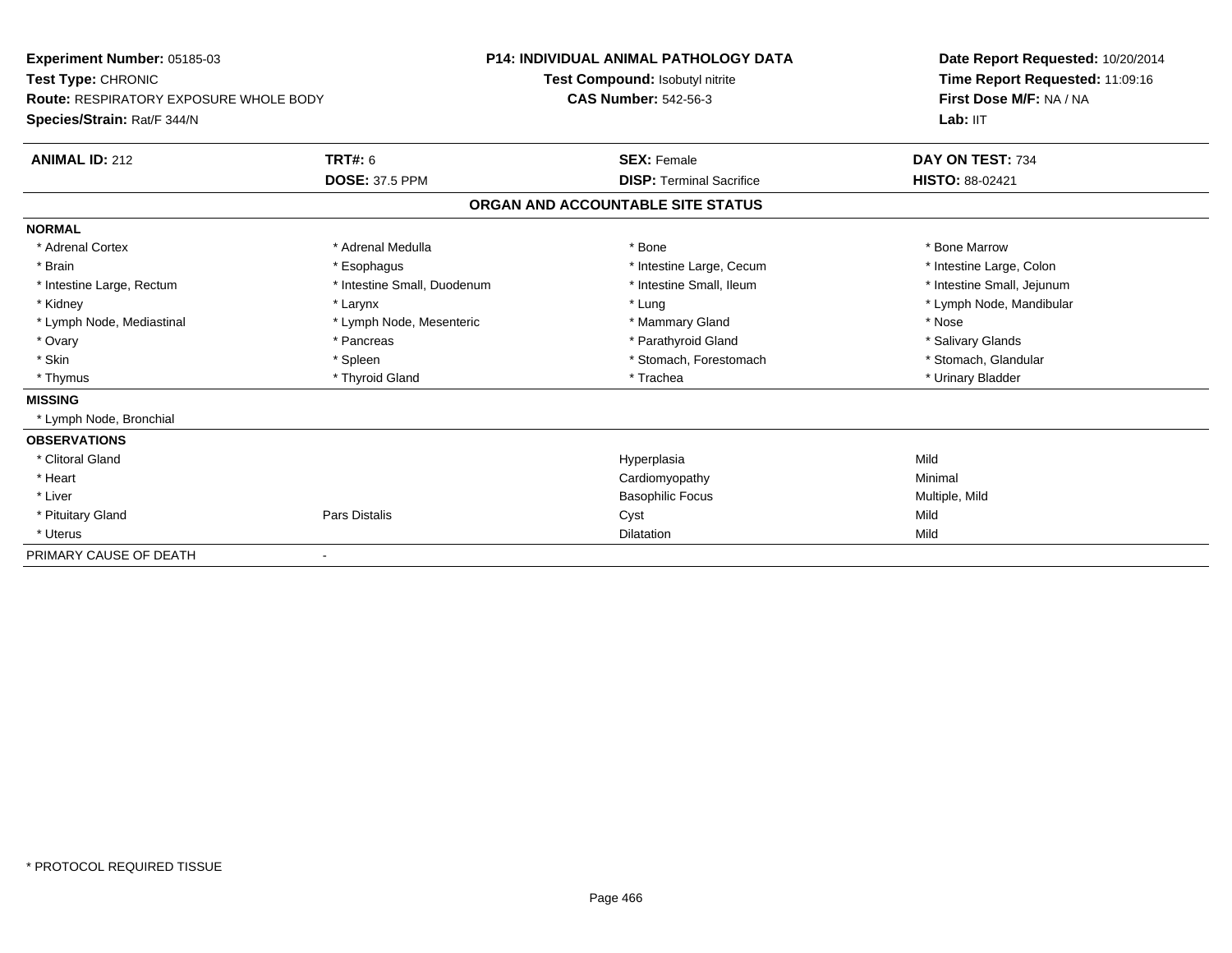**Experiment Number:** 05185-03
**Test Type:** CHRONIC
**Route:** RESPIRATORY EXPOSURE WHOLE BODY
**Species/Strain:** Rat/F 344/N

**P14: INDIVIDUAL ANIMAL PATHOLOGY DATA**
**Test Compound:** Isobutyl nitrite
**CAS Number:** 542-56-3

**Date Report Requested:** 10/20/2014
**Time Report Requested:** 11:09:16
**First Dose M/F:** NA / NA
**Lab:** IIT

| **ANIMAL ID:** 212 | **TRT#:** 6 | **SEX:** Female | **DAY ON TEST:** 734 |
|---|---|---|---|
| | **DOSE:** 37.5 PPM | **DISP:** Terminal Sacrifice | **HISTO:** 88-02421 |

## ORGAN AND ACCOUNTABLE SITE STATUS

| | | | |
|---|---|---|---|
| **NORMAL** | | | |
| * Adrenal Cortex | * Adrenal Medulla | * Bone | * Bone Marrow |
| * Brain | * Esophagus | * Intestine Large, Cecum | * Intestine Large, Colon |
| * Intestine Large, Rectum | * Intestine Small, Duodenum | * Intestine Small, Ileum | * Intestine Small, Jejunum |
| * Kidney | * Larynx | * Lung | * Lymph Node, Mandibular |
| * Lymph Node, Mediastinal | * Lymph Node, Mesenteric | * Mammary Gland | * Nose |
| * Ovary | * Pancreas | * Parathyroid Gland | * Salivary Glands |
| * Skin | * Spleen | * Stomach, Forestomach | * Stomach, Glandular |
| * Thymus | * Thyroid Gland | * Trachea | * Urinary Bladder |
| **MISSING** | | | |
| * Lymph Node, Bronchial | | | |
| **OBSERVATIONS** | | | |
| * Clitoral Gland | | Hyperplasia | Mild |
| * Heart | | Cardiomyopathy | Minimal |
| * Liver | | Basophilic Focus | Multiple, Mild |
| * Pituitary Gland | Pars Distalis | Cyst | Mild |
| * Uterus | | Dilatation | Mild |
| PRIMARY CAUSE OF DEATH | - | | |

\* PROTOCOL REQUIRED TISSUE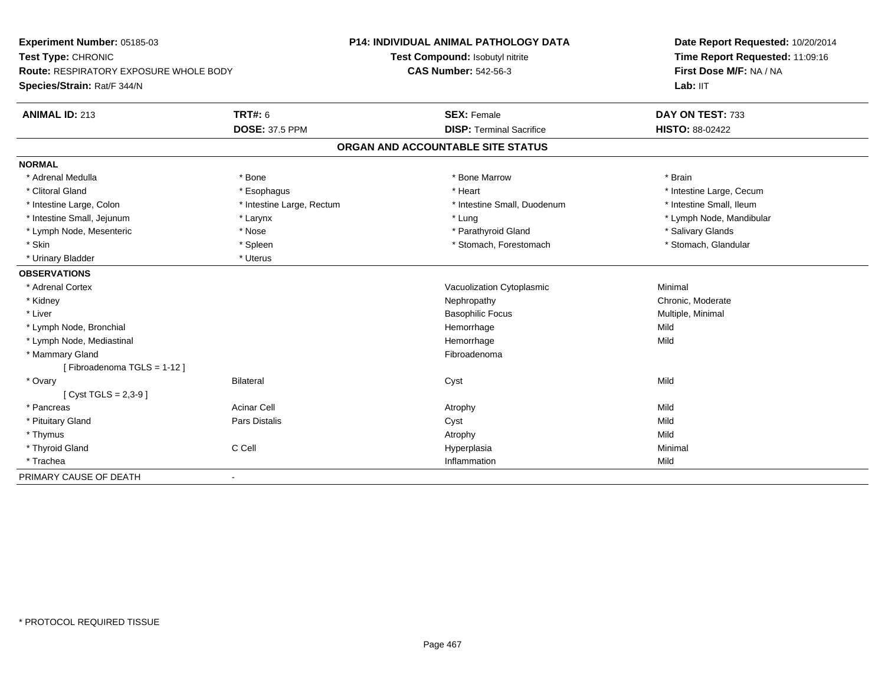**Experiment Number:** 05185-03
**Test Type:** CHRONIC
**Route:** RESPIRATORY EXPOSURE WHOLE BODY
**Species/Strain:** Rat/F 344/N

**P14: INDIVIDUAL ANIMAL PATHOLOGY DATA**
**Test Compound:** Isobutyl nitrite
**CAS Number:** 542-56-3

**Date Report Requested:** 10/20/2014
**Time Report Requested:** 11:09:16
**First Dose M/F:** NA / NA
**Lab:** IIT

| **ANIMAL ID:** 213 | **TRT#:** 6 | **SEX:** Female | **DAY ON TEST:** 733 |
|---|---|---|---|
| | **DOSE:** 37.5 PPM | **DISP:** Terminal Sacrifice | **HISTO:** 88-02422 |

## ORGAN AND ACCOUNTABLE SITE STATUS

| | | | |
|---|---|---|---|
| **NORMAL** | | | |
| * Adrenal Medulla | * Bone | * Bone Marrow | * Brain |
| * Clitoral Gland | * Esophagus | * Heart | * Intestine Large, Cecum |
| * Intestine Large, Colon | * Intestine Large, Rectum | * Intestine Small, Duodenum | * Intestine Small, Ileum |
| * Intestine Small, Jejunum | * Larynx | * Lung | * Lymph Node, Mandibular |
| * Lymph Node, Mesenteric | * Nose | * Parathyroid Gland | * Salivary Glands |
| * Skin | * Spleen | * Stomach, Forestomach | * Stomach, Glandular |
| * Urinary Bladder | * Uterus | | |
| **OBSERVATIONS** | | | |
| * Adrenal Cortex | | Vacuolization Cytoplasmic | Minimal |
| * Kidney | | Nephropathy | Chronic, Moderate |
| * Liver | | Basophilic Focus | Multiple, Minimal |
| * Lymph Node, Bronchial | | Hemorrhage | Mild |
| * Lymph Node, Mediastinal | | Hemorrhage | Mild |
| * Mammary Gland | | Fibroadenoma | |
| [ Fibroadenoma TGLS = 1-12 ] | | | |
| * Ovary | Bilateral | Cyst | Mild |
| [ Cyst TGLS = 2,3-9 ] | | | |
| * Pancreas | Acinar Cell | Atrophy | Mild |
| * Pituitary Gland | Pars Distalis | Cyst | Mild |
| * Thymus | | Atrophy | Mild |
| * Thyroid Gland | C Cell | Hyperplasia | Minimal |
| * Trachea | | Inflammation | Mild |
| PRIMARY CAUSE OF DEATH | - | | |

\* PROTOCOL REQUIRED TISSUE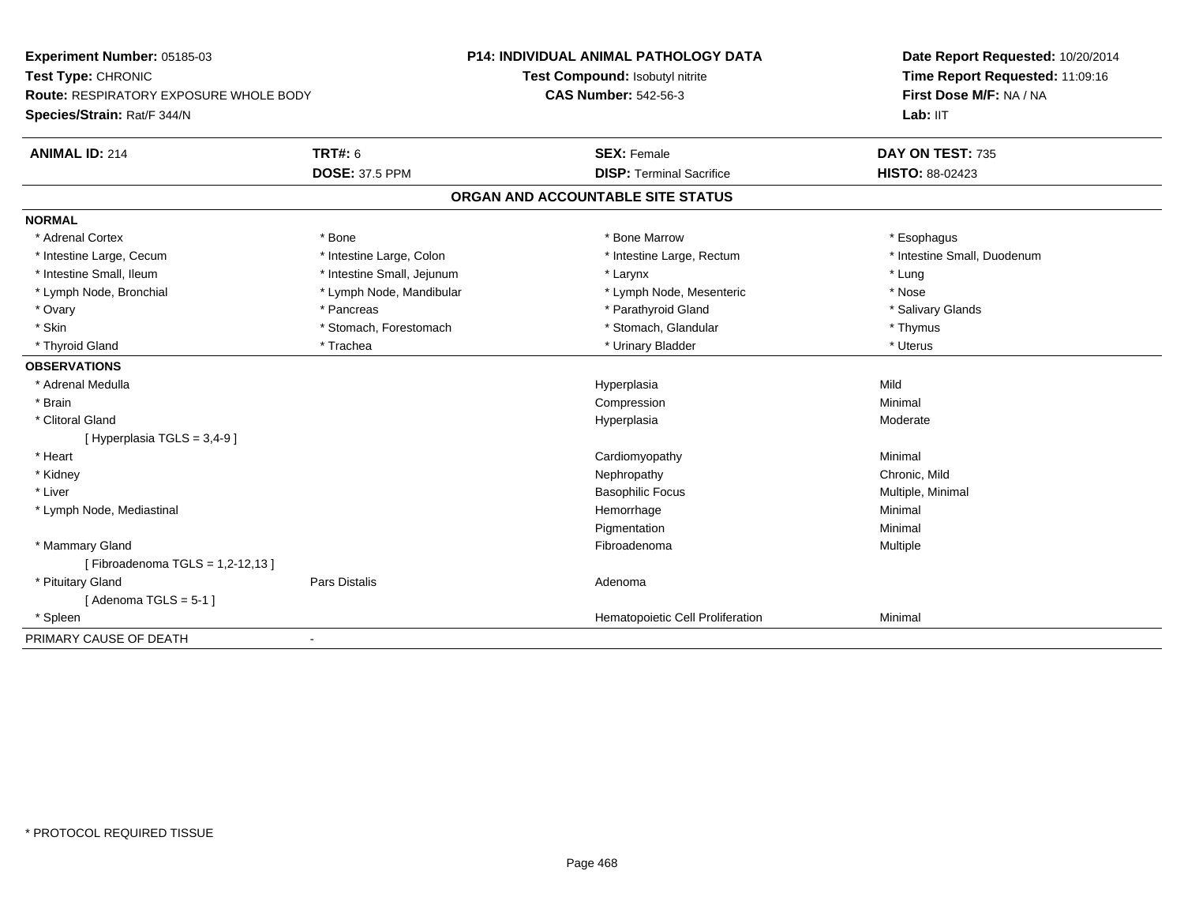**Experiment Number:** 05185-03
**Test Type:** CHRONIC
**Route:** RESPIRATORY EXPOSURE WHOLE BODY
**Species/Strain:** Rat/F 344/N

**P14: INDIVIDUAL ANIMAL PATHOLOGY DATA**
**Test Compound:** Isobutyl nitrite
**CAS Number:** 542-56-3

**Date Report Requested:** 10/20/2014
**Time Report Requested:** 11:09:16
**First Dose M/F:** NA / NA
**Lab:** IIT

| **ANIMAL ID:** 214 | **TRT#:** 6 | **SEX:** Female | **DAY ON TEST:** 735 |
|---|---|---|---|
| | **DOSE:** 37.5 PPM | **DISP:** Terminal Sacrifice | **HISTO:** 88-02423 |

## ORGAN AND ACCOUNTABLE SITE STATUS

**NORMAL**

| | | | |
|---|---|---|---|
| * Adrenal Cortex | * Bone | * Bone Marrow | * Esophagus |
| * Intestine Large, Cecum | * Intestine Large, Colon | * Intestine Large, Rectum | * Intestine Small, Duodenum |
| * Intestine Small, Ileum | * Intestine Small, Jejunum | * Larynx | * Lung |
| * Lymph Node, Bronchial | * Lymph Node, Mandibular | * Lymph Node, Mesenteric | * Nose |
| * Ovary | * Pancreas | * Parathyroid Gland | * Salivary Glands |
| * Skin | * Stomach, Forestomach | * Stomach, Glandular | * Thymus |
| * Thyroid Gland | * Trachea | * Urinary Bladder | * Uterus |

**OBSERVATIONS**

| | | | |
|---|---|---|---|
| * Adrenal Medulla | | Hyperplasia | Mild |
| * Brain | | Compression | Minimal |
| * Clitoral Gland | | Hyperplasia | Moderate |
| [ Hyperplasia TGLS = 3,4-9 ] | | | |
| * Heart | | Cardiomyopathy | Minimal |
| * Kidney | | Nephropathy | Chronic, Mild |
| * Liver | | Basophilic Focus | Multiple, Minimal |
| * Lymph Node, Mediastinal | | Hemorrhage | Minimal |
| | | Pigmentation | Minimal |
| * Mammary Gland | | Fibroadenoma | Multiple |
| [ Fibroadenoma TGLS = 1,2-12,13 ] | | | |
| * Pituitary Gland | Pars Distalis | Adenoma | |
| [ Adenoma TGLS = 5-1 ] | | | |
| * Spleen | | Hematopoietic Cell Proliferation | Minimal |

PRIMARY CAUSE OF DEATH -

\* PROTOCOL REQUIRED TISSUE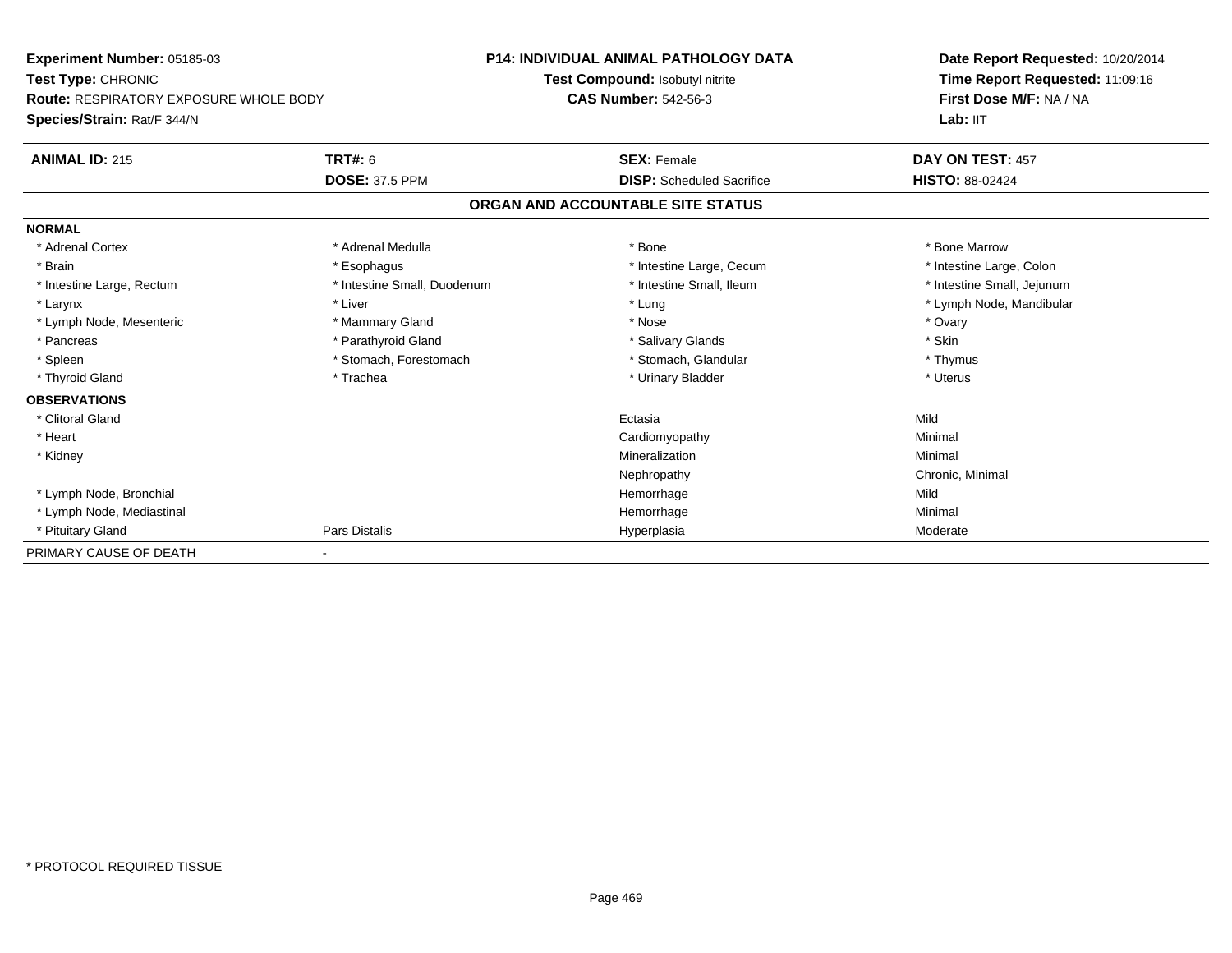**Experiment Number:** 05185-03
**Test Type:** CHRONIC
**Route:** RESPIRATORY EXPOSURE WHOLE BODY
**Species/Strain:** Rat/F 344/N

**P14: INDIVIDUAL ANIMAL PATHOLOGY DATA**
**Test Compound:** Isobutyl nitrite
**CAS Number:** 542-56-3

**Date Report Requested:** 10/20/2014
**Time Report Requested:** 11:09:16
**First Dose M/F:** NA / NA
**Lab:** IIT

| **ANIMAL ID:** 215 | **TRT#:** 6 | **SEX:** Female | **DAY ON TEST:** 457 |
|---|---|---|---|
| | **DOSE:** 37.5 PPM | **DISP:** Scheduled Sacrifice | **HISTO:** 88-02424 |

## ORGAN AND ACCOUNTABLE SITE STATUS

| | | | |
|---|---|---|---|
| **NORMAL** | | | |
| * Adrenal Cortex | * Adrenal Medulla | * Bone | * Bone Marrow |
| * Brain | * Esophagus | * Intestine Large, Cecum | * Intestine Large, Colon |
| * Intestine Large, Rectum | * Intestine Small, Duodenum | * Intestine Small, Ileum | * Intestine Small, Jejunum |
| * Larynx | * Liver | * Lung | * Lymph Node, Mandibular |
| * Lymph Node, Mesenteric | * Mammary Gland | * Nose | * Ovary |
| * Pancreas | * Parathyroid Gland | * Salivary Glands | * Skin |
| * Spleen | * Stomach, Forestomach | * Stomach, Glandular | * Thymus |
| * Thyroid Gland | * Trachea | * Urinary Bladder | * Uterus |
| **OBSERVATIONS** | | | |
| * Clitoral Gland | | Ectasia | Mild |
| * Heart | | Cardiomyopathy | Minimal |
| * Kidney | | Mineralization | Minimal |
| | | Nephropathy | Chronic, Minimal |
| * Lymph Node, Bronchial | | Hemorrhage | Mild |
| * Lymph Node, Mediastinal | | Hemorrhage | Minimal |
| * Pituitary Gland | Pars Distalis | Hyperplasia | Moderate |
| PRIMARY CAUSE OF DEATH | - | | |

* PROTOCOL REQUIRED TISSUE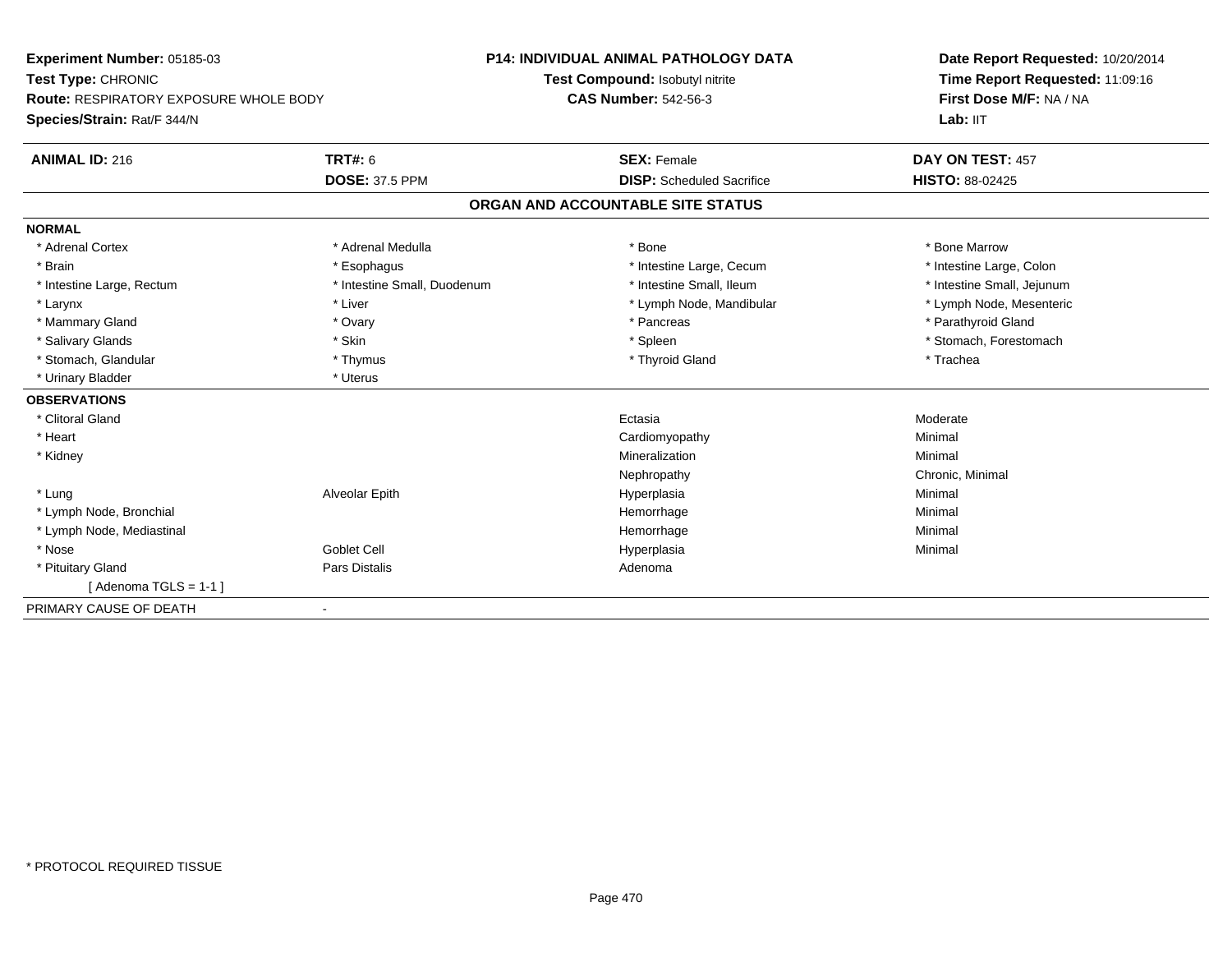**Experiment Number:** 05185-03
**Test Type:** CHRONIC
**Route:** RESPIRATORY EXPOSURE WHOLE BODY
**Species/Strain:** Rat/F 344/N

**P14: INDIVIDUAL ANIMAL PATHOLOGY DATA**
**Test Compound:** Isobutyl nitrite
**CAS Number:** 542-56-3

**Date Report Requested:** 10/20/2014
**Time Report Requested:** 11:09:16
**First Dose M/F:** NA / NA
**Lab:** IIT

| **ANIMAL ID:** 216 | **TRT#:** 6 | **SEX:** Female | **DAY ON TEST:** 457 |
|---|---|---|---|
| | **DOSE:** 37.5 PPM | **DISP:** Scheduled Sacrifice | **HISTO:** 88-02425 |

## ORGAN AND ACCOUNTABLE SITE STATUS

**NORMAL**

| | | | |
|---|---|---|---|
| * Adrenal Cortex | * Adrenal Medulla | * Bone | * Bone Marrow |
| * Brain | * Esophagus | * Intestine Large, Cecum | * Intestine Large, Colon |
| * Intestine Large, Rectum | * Intestine Small, Duodenum | * Intestine Small, Ileum | * Intestine Small, Jejunum |
| * Larynx | * Liver | * Lymph Node, Mandibular | * Lymph Node, Mesenteric |
| * Mammary Gland | * Ovary | * Pancreas | * Parathyroid Gland |
| * Salivary Glands | * Skin | * Spleen | * Stomach, Forestomach |
| * Stomach, Glandular | * Thymus | * Thyroid Gland | * Trachea |
| * Urinary Bladder | * Uterus | | |

**OBSERVATIONS**

| | | | |
|---|---|---|---|
| * Clitoral Gland | | Ectasia | Moderate |
| * Heart | | Cardiomyopathy | Minimal |
| * Kidney | | Mineralization | Minimal |
| | | Nephropathy | Chronic, Minimal |
| * Lung | Alveolar Epith | Hyperplasia | Minimal |
| * Lymph Node, Bronchial | | Hemorrhage | Minimal |
| * Lymph Node, Mediastinal | | Hemorrhage | Minimal |
| * Nose | Goblet Cell | Hyperplasia | Minimal |
| * Pituitary Gland | Pars Distalis | Adenoma | |
| [ Adenoma TGLS = 1-1 ] | | | |

PRIMARY CAUSE OF DEATH -

* PROTOCOL REQUIRED TISSUE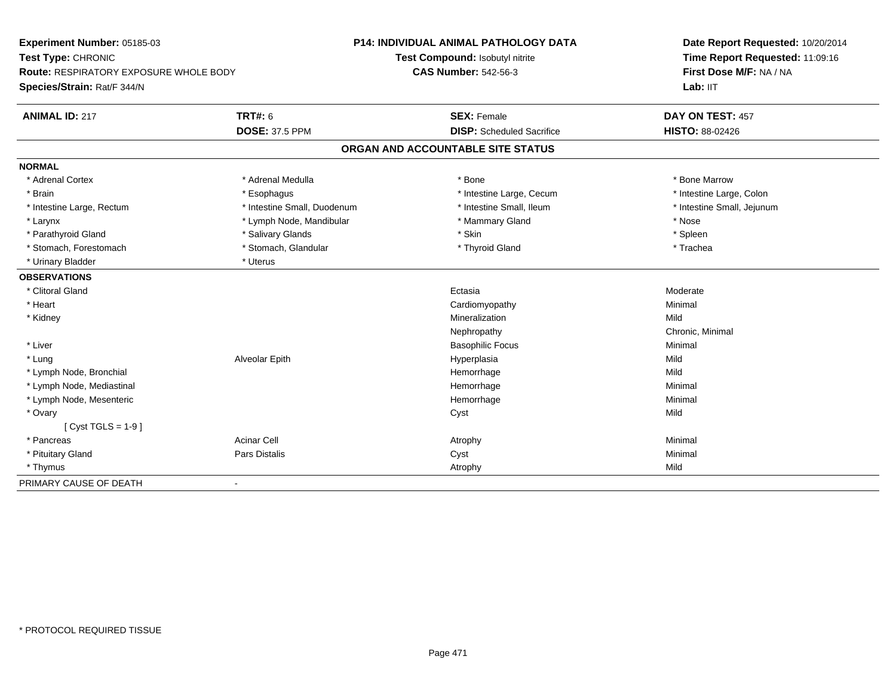**Experiment Number:** 05185-03
**Test Type:** CHRONIC
**Route:** RESPIRATORY EXPOSURE WHOLE BODY
**Species/Strain:** Rat/F 344/N

**P14: INDIVIDUAL ANIMAL PATHOLOGY DATA**
**Test Compound:** Isobutyl nitrite
**CAS Number:** 542-56-3

**Date Report Requested:** 10/20/2014
**Time Report Requested:** 11:09:16
**First Dose M/F:** NA / NA
**Lab:** IIT

| **ANIMAL ID:** 217 | **TRT#:** 6 | **SEX:** Female | **DAY ON TEST:** 457 |
|---|---|---|---|
| | **DOSE:** 37.5 PPM | **DISP:** Scheduled Sacrifice | **HISTO:** 88-02426 |

## ORGAN AND ACCOUNTABLE SITE STATUS

| | | | |
|---|---|---|---|
| **NORMAL** | | | |
| * Adrenal Cortex | * Adrenal Medulla | * Bone | * Bone Marrow |
| * Brain | * Esophagus | * Intestine Large, Cecum | * Intestine Large, Colon |
| * Intestine Large, Rectum | * Intestine Small, Duodenum | * Intestine Small, Ileum | * Intestine Small, Jejunum |
| * Larynx | * Lymph Node, Mandibular | * Mammary Gland | * Nose |
| * Parathyroid Gland | * Salivary Glands | * Skin | * Spleen |
| * Stomach, Forestomach | * Stomach, Glandular | * Thyroid Gland | * Trachea |
| * Urinary Bladder | * Uterus | | |
| **OBSERVATIONS** | | | |
| * Clitoral Gland | | Ectasia | Moderate |
| * Heart | | Cardiomyopathy | Minimal |
| * Kidney | | Mineralization | Mild |
| | | Nephropathy | Chronic, Minimal |
| * Liver | | Basophilic Focus | Minimal |
| * Lung | Alveolar Epith | Hyperplasia | Mild |
| * Lymph Node, Bronchial | | Hemorrhage | Mild |
| * Lymph Node, Mediastinal | | Hemorrhage | Minimal |
| * Lymph Node, Mesenteric | | Hemorrhage | Minimal |
| * Ovary | | Cyst | Mild |
| [ Cyst TGLS = 1-9 ] | | | |
| * Pancreas | Acinar Cell | Atrophy | Minimal |
| * Pituitary Gland | Pars Distalis | Cyst | Minimal |
| * Thymus | | Atrophy | Mild |
| PRIMARY CAUSE OF DEATH | - | | |

* PROTOCOL REQUIRED TISSUE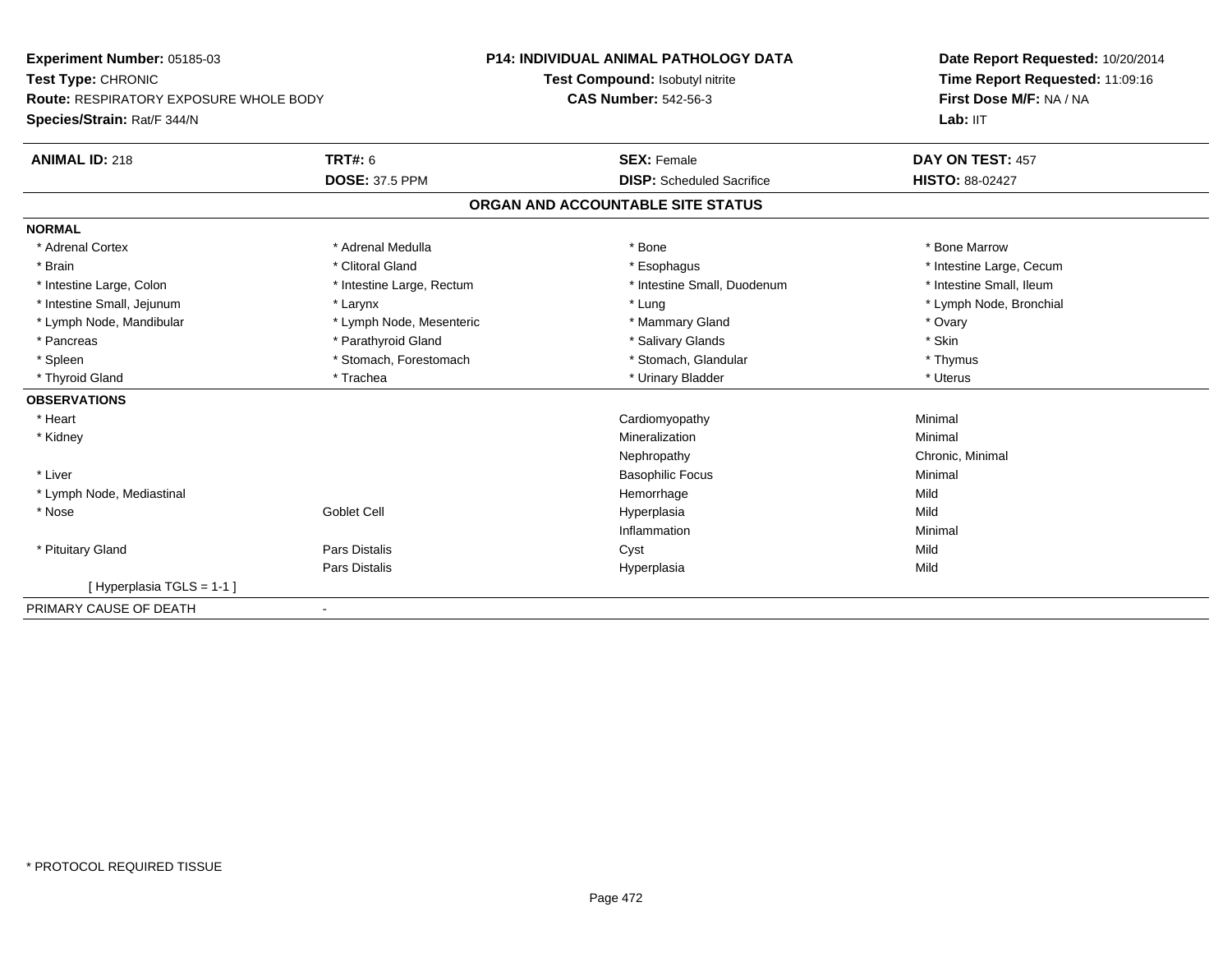**Experiment Number:** 05185-03
**Test Type:** CHRONIC
**Route:** RESPIRATORY EXPOSURE WHOLE BODY
**Species/Strain:** Rat/F 344/N

**P14: INDIVIDUAL ANIMAL PATHOLOGY DATA**
**Test Compound:** Isobutyl nitrite
**CAS Number:** 542-56-3

**Date Report Requested:** 10/20/2014
**Time Report Requested:** 11:09:16
**First Dose M/F:** NA / NA
**Lab:** IIT

| **ANIMAL ID:** 218 | **TRT#:** 6 | **SEX:** Female | **DAY ON TEST:** 457 |
|---|---|---|---|
| | **DOSE:** 37.5 PPM | **DISP:** Scheduled Sacrifice | **HISTO:** 88-02427 |

## ORGAN AND ACCOUNTABLE SITE STATUS

**NORMAL**

| | | | |
|---|---|---|---|
| * Adrenal Cortex | * Adrenal Medulla | * Bone | * Bone Marrow |
| * Brain | * Clitoral Gland | * Esophagus | * Intestine Large, Cecum |
| * Intestine Large, Colon | * Intestine Large, Rectum | * Intestine Small, Duodenum | * Intestine Small, Ileum |
| * Intestine Small, Jejunum | * Larynx | * Lung | * Lymph Node, Bronchial |
| * Lymph Node, Mandibular | * Lymph Node, Mesenteric | * Mammary Gland | * Ovary |
| * Pancreas | * Parathyroid Gland | * Salivary Glands | * Skin |
| * Spleen | * Stomach, Forestomach | * Stomach, Glandular | * Thymus |
| * Thyroid Gland | * Trachea | * Urinary Bladder | * Uterus |

**OBSERVATIONS**

| | | | |
|---|---|---|---|
| * Heart | | Cardiomyopathy | Minimal |
| * Kidney | | Mineralization | Minimal |
| | | Nephropathy | Chronic, Minimal |
| * Liver | | Basophilic Focus | Minimal |
| * Lymph Node, Mediastinal | | Hemorrhage | Mild |
| * Nose | Goblet Cell | Hyperplasia | Mild |
| | | Inflammation | Minimal |
| * Pituitary Gland | Pars Distalis | Cyst | Mild |
| | Pars Distalis | Hyperplasia | Mild |
| [ Hyperplasia TGLS = 1-1 ] | | | |

PRIMARY CAUSE OF DEATH -

* PROTOCOL REQUIRED TISSUE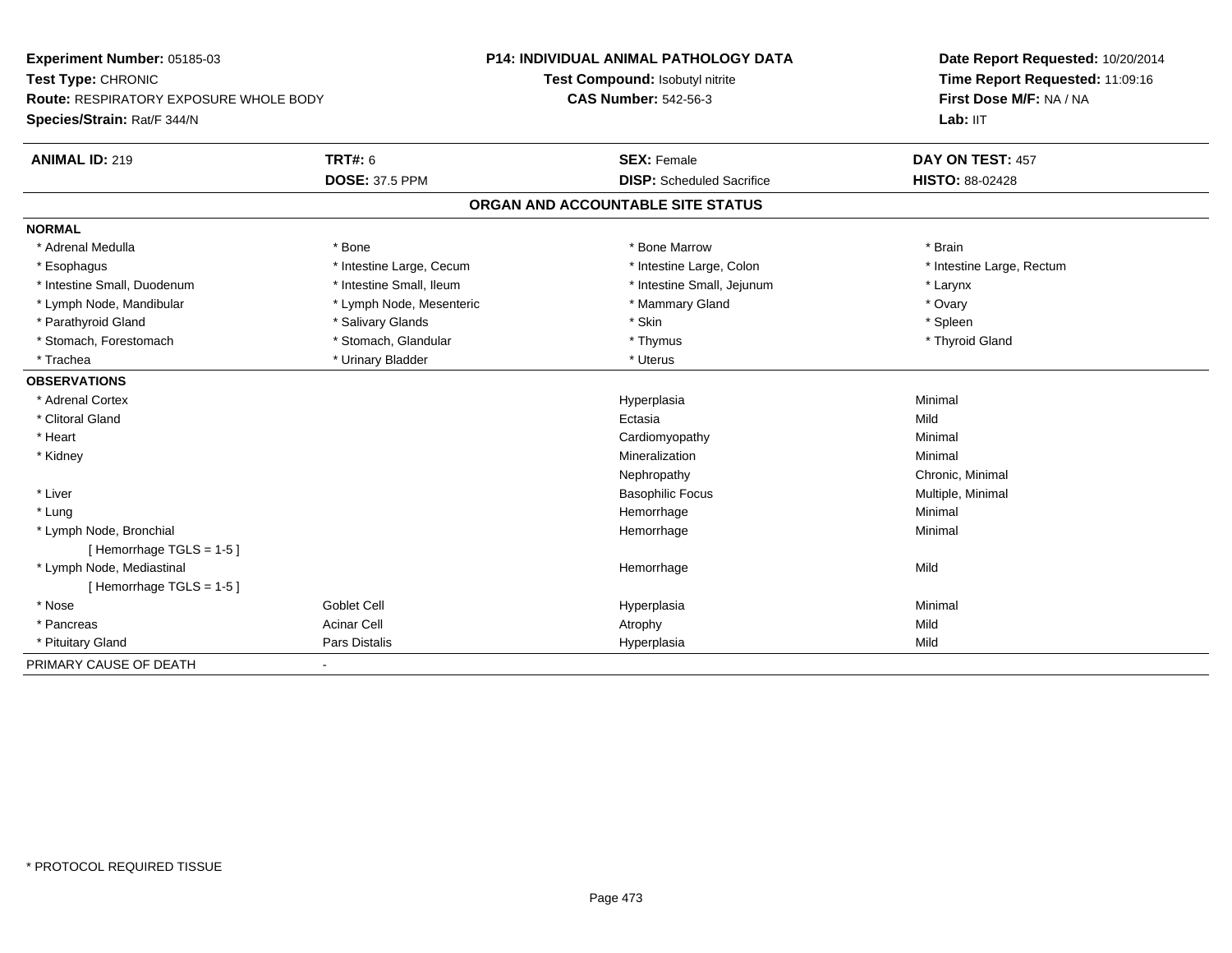**Experiment Number:** 05185-03
**Test Type:** CHRONIC
**Route:** RESPIRATORY EXPOSURE WHOLE BODY
**Species/Strain:** Rat/F 344/N

**P14: INDIVIDUAL ANIMAL PATHOLOGY DATA**
**Test Compound:** Isobutyl nitrite
**CAS Number:** 542-56-3

**Date Report Requested:** 10/20/2014
**Time Report Requested:** 11:09:16
**First Dose M/F:** NA / NA
**Lab:** IIT

| **ANIMAL ID:** 219 | **TRT#:** 6 | **SEX:** Female | **DAY ON TEST:** 457 |
|---|---|---|---|
| | **DOSE:** 37.5 PPM | **DISP:** Scheduled Sacrifice | **HISTO:** 88-02428 |

## ORGAN AND ACCOUNTABLE SITE STATUS

| | | | |
|---|---|---|---|
| **NORMAL** | | | |
| * Adrenal Medulla | * Bone | * Bone Marrow | * Brain |
| * Esophagus | * Intestine Large, Cecum | * Intestine Large, Colon | * Intestine Large, Rectum |
| * Intestine Small, Duodenum | * Intestine Small, Ileum | * Intestine Small, Jejunum | * Larynx |
| * Lymph Node, Mandibular | * Lymph Node, Mesenteric | * Mammary Gland | * Ovary |
| * Parathyroid Gland | * Salivary Glands | * Skin | * Spleen |
| * Stomach, Forestomach | * Stomach, Glandular | * Thymus | * Thyroid Gland |
| * Trachea | * Urinary Bladder | * Uterus | |
| **OBSERVATIONS** | | | |
| * Adrenal Cortex | | Hyperplasia | Minimal |
| * Clitoral Gland | | Ectasia | Mild |
| * Heart | | Cardiomyopathy | Minimal |
| * Kidney | | Mineralization | Minimal |
| | | Nephropathy | Chronic, Minimal |
| * Liver | | Basophilic Focus | Multiple, Minimal |
| * Lung | | Hemorrhage | Minimal |
| * Lymph Node, Bronchial | | Hemorrhage | Minimal |
| [ Hemorrhage TGLS = 1-5 ] | | | |
| * Lymph Node, Mediastinal | | Hemorrhage | Mild |
| [ Hemorrhage TGLS = 1-5 ] | | | |
| * Nose | Goblet Cell | Hyperplasia | Minimal |
| * Pancreas | Acinar Cell | Atrophy | Mild |
| * Pituitary Gland | Pars Distalis | Hyperplasia | Mild |
| PRIMARY CAUSE OF DEATH | - | | |

* PROTOCOL REQUIRED TISSUE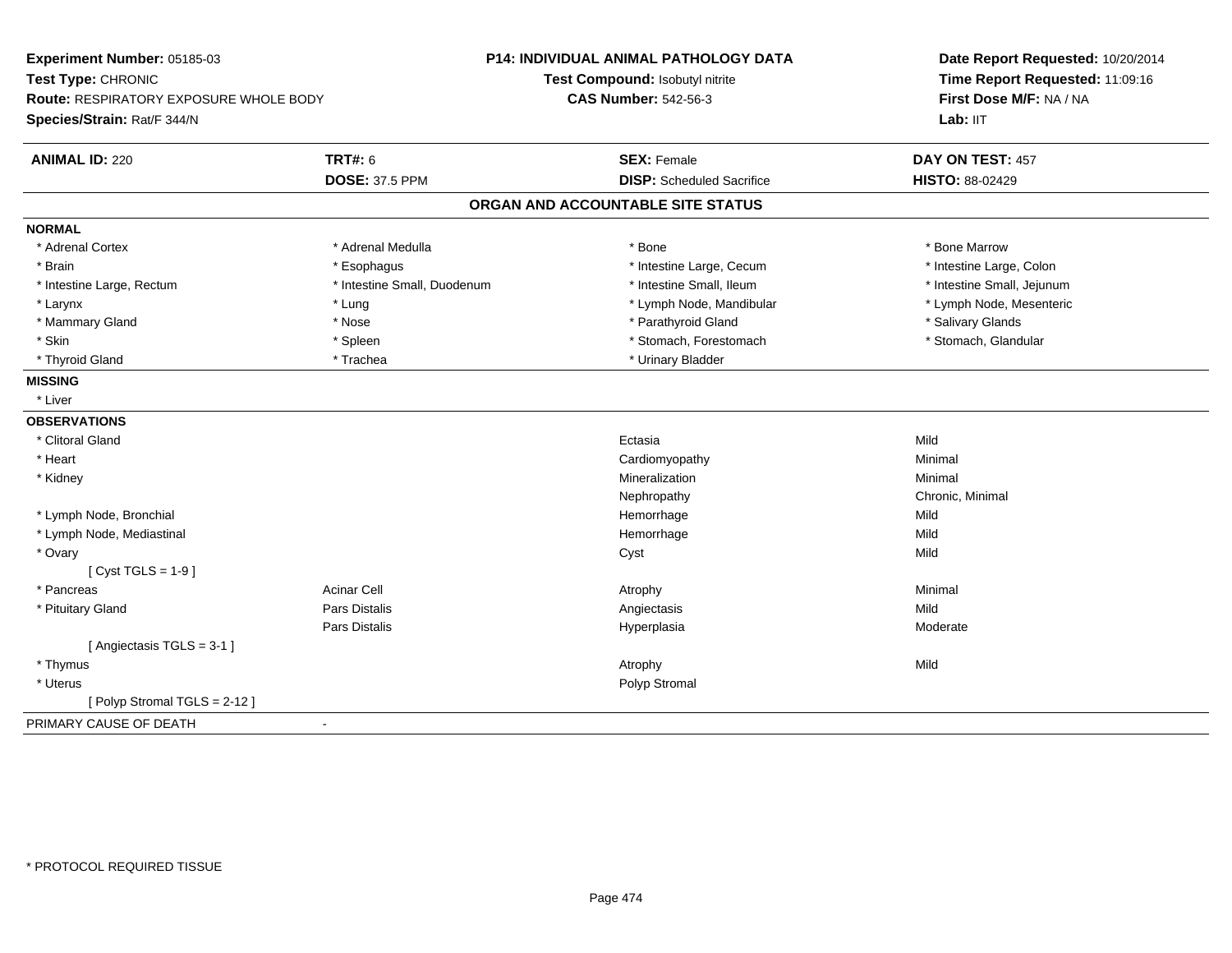**Experiment Number:** 05185-03
**Test Type:** CHRONIC
**Route:** RESPIRATORY EXPOSURE WHOLE BODY
**Species/Strain:** Rat/F 344/N

**P14: INDIVIDUAL ANIMAL PATHOLOGY DATA**
**Test Compound:** Isobutyl nitrite
**CAS Number:** 542-56-3

**Date Report Requested:** 10/20/2014
**Time Report Requested:** 11:09:16
**First Dose M/F:** NA / NA
**Lab:** IIT

| **ANIMAL ID:** 220 | **TRT#:** 6 | **SEX:** Female | **DAY ON TEST:** 457 |
|---|---|---|---|
| | **DOSE:** 37.5 PPM | **DISP:** Scheduled Sacrifice | **HISTO:** 88-02429 |

## ORGAN AND ACCOUNTABLE SITE STATUS

**NORMAL**

| | | | |
|---|---|---|---|
| * Adrenal Cortex | * Adrenal Medulla | * Bone | * Bone Marrow |
| * Brain | * Esophagus | * Intestine Large, Cecum | * Intestine Large, Colon |
| * Intestine Large, Rectum | * Intestine Small, Duodenum | * Intestine Small, Ileum | * Intestine Small, Jejunum |
| * Larynx | * Lung | * Lymph Node, Mandibular | * Lymph Node, Mesenteric |
| * Mammary Gland | * Nose | * Parathyroid Gland | * Salivary Glands |
| * Skin | * Spleen | * Stomach, Forestomach | * Stomach, Glandular |
| * Thyroid Gland | * Trachea | * Urinary Bladder | |

**MISSING**

* Liver

**OBSERVATIONS**

| | | | |
|---|---|---|---|
| * Clitoral Gland | | Ectasia | Mild |
| * Heart | | Cardiomyopathy | Minimal |
| * Kidney | | Mineralization | Minimal |
| | | Nephropathy | Chronic, Minimal |
| * Lymph Node, Bronchial | | Hemorrhage | Mild |
| * Lymph Node, Mediastinal | | Hemorrhage | Mild |
| * Ovary | | Cyst | Mild |
| [ Cyst TGLS = 1-9 ] | | | |
| * Pancreas | Acinar Cell | Atrophy | Minimal |
| * Pituitary Gland | Pars Distalis | Angiectasis | Mild |
| | Pars Distalis | Hyperplasia | Moderate |
| [ Angiectasis TGLS = 3-1 ] | | | |
| * Thymus | | Atrophy | Mild |
| * Uterus | | Polyp Stromal | |
| [ Polyp Stromal TGLS = 2-12 ] | | | |

PRIMARY CAUSE OF DEATH -

* PROTOCOL REQUIRED TISSUE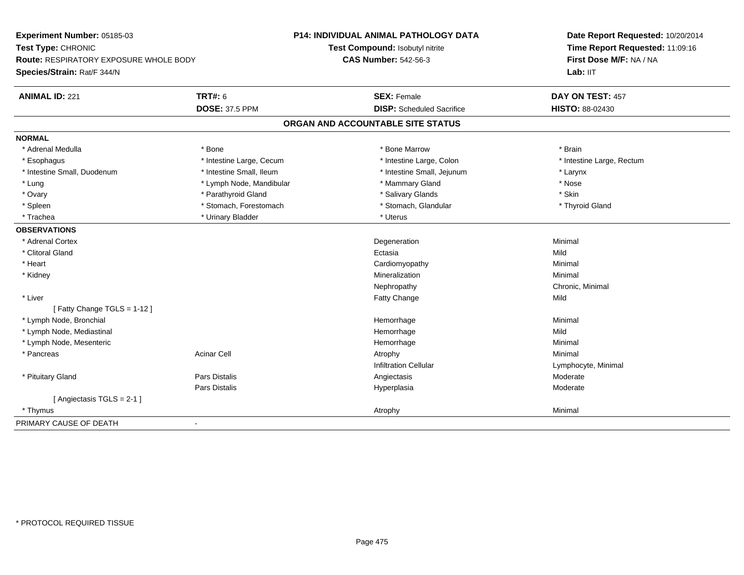**Experiment Number:** 05185-03
**Test Type:** CHRONIC
**Route:** RESPIRATORY EXPOSURE WHOLE BODY
**Species/Strain:** Rat/F 344/N

**P14: INDIVIDUAL ANIMAL PATHOLOGY DATA**
**Test Compound:** Isobutyl nitrite
**CAS Number:** 542-56-3

**Date Report Requested:** 10/20/2014
**Time Report Requested:** 11:09:16
**First Dose M/F:** NA / NA
**Lab:** IIT

| **ANIMAL ID:** 221 | **TRT#:** 6 | **SEX:** Female | **DAY ON TEST:** 457 |
|---|---|---|---|
| | **DOSE:** 37.5 PPM | **DISP:** Scheduled Sacrifice | **HISTO:** 88-02430 |

## ORGAN AND ACCOUNTABLE SITE STATUS

**NORMAL**

| | | | |
|---|---|---|---|
| * Adrenal Medulla | * Bone | * Bone Marrow | * Brain |
| * Esophagus | * Intestine Large, Cecum | * Intestine Large, Colon | * Intestine Large, Rectum |
| * Intestine Small, Duodenum | * Intestine Small, Ileum | * Intestine Small, Jejunum | * Larynx |
| * Lung | * Lymph Node, Mandibular | * Mammary Gland | * Nose |
| * Ovary | * Parathyroid Gland | * Salivary Glands | * Skin |
| * Spleen | * Stomach, Forestomach | * Stomach, Glandular | * Thyroid Gland |
| * Trachea | * Urinary Bladder | * Uterus | |

**OBSERVATIONS**

| | | | |
|---|---|---|---|
| * Adrenal Cortex | | Degeneration | Minimal |
| * Clitoral Gland | | Ectasia | Mild |
| * Heart | | Cardiomyopathy | Minimal |
| * Kidney | | Mineralization | Minimal |
| | | Nephropathy | Chronic, Minimal |
| * Liver | | Fatty Change | Mild |
| [ Fatty Change TGLS = 1-12 ] | | | |
| * Lymph Node, Bronchial | | Hemorrhage | Minimal |
| * Lymph Node, Mediastinal | | Hemorrhage | Mild |
| * Lymph Node, Mesenteric | | Hemorrhage | Minimal |
| * Pancreas | Acinar Cell | Atrophy | Minimal |
| | | Infiltration Cellular | Lymphocyte, Minimal |
| * Pituitary Gland | Pars Distalis | Angiectasis | Moderate |
| | Pars Distalis | Hyperplasia | Moderate |
| [ Angiectasis TGLS = 2-1 ] | | | |
| * Thymus | | Atrophy | Minimal |

PRIMARY CAUSE OF DEATH -

\* PROTOCOL REQUIRED TISSUE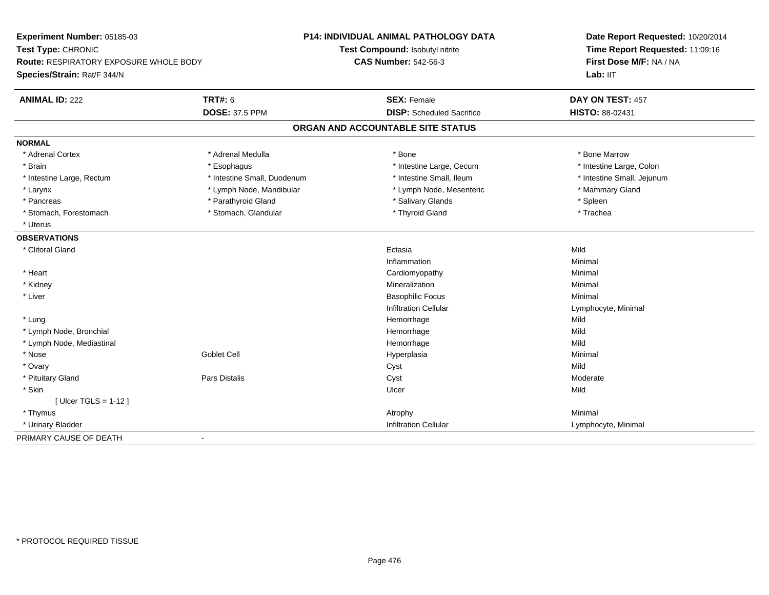**Experiment Number:** 05185-03
**Test Type:** CHRONIC
**Route:** RESPIRATORY EXPOSURE WHOLE BODY
**Species/Strain:** Rat/F 344/N

**P14: INDIVIDUAL ANIMAL PATHOLOGY DATA**
**Test Compound:** Isobutyl nitrite
**CAS Number:** 542-56-3

**Date Report Requested:** 10/20/2014
**Time Report Requested:** 11:09:16
**First Dose M/F:** NA / NA
**Lab:** IIT

| **ANIMAL ID:** 222 | **TRT#:** 6 | **SEX:** Female | **DAY ON TEST:** 457 |
|---|---|---|---|
| | **DOSE:** 37.5 PPM | **DISP:** Scheduled Sacrifice | **HISTO:** 88-02431 |

## ORGAN AND ACCOUNTABLE SITE STATUS

**NORMAL**

| | | | |
|---|---|---|---|
| * Adrenal Cortex | * Adrenal Medulla | * Bone | * Bone Marrow |
| * Brain | * Esophagus | * Intestine Large, Cecum | * Intestine Large, Colon |
| * Intestine Large, Rectum | * Intestine Small, Duodenum | * Intestine Small, Ileum | * Intestine Small, Jejunum |
| * Larynx | * Lymph Node, Mandibular | * Lymph Node, Mesenteric | * Mammary Gland |
| * Pancreas | * Parathyroid Gland | * Salivary Glands | * Spleen |
| * Stomach, Forestomach | * Stomach, Glandular | * Thyroid Gland | * Trachea |
| * Uterus | | | |

**OBSERVATIONS**

| | | | |
|---|---|---|---|
| * Clitoral Gland | | Ectasia | Mild |
| | | Inflammation | Minimal |
| * Heart | | Cardiomyopathy | Minimal |
| * Kidney | | Mineralization | Minimal |
| * Liver | | Basophilic Focus | Minimal |
| | | Infiltration Cellular | Lymphocyte, Minimal |
| * Lung | | Hemorrhage | Mild |
| * Lymph Node, Bronchial | | Hemorrhage | Mild |
| * Lymph Node, Mediastinal | | Hemorrhage | Mild |
| * Nose | Goblet Cell | Hyperplasia | Minimal |
| * Ovary | | Cyst | Mild |
| * Pituitary Gland | Pars Distalis | Cyst | Moderate |
| * Skin | | Ulcer | Mild |
| [ Ulcer TGLS = 1-12 ] | | | |
| * Thymus | | Atrophy | Minimal |
| * Urinary Bladder | | Infiltration Cellular | Lymphocyte, Minimal |

PRIMARY CAUSE OF DEATH -

* PROTOCOL REQUIRED TISSUE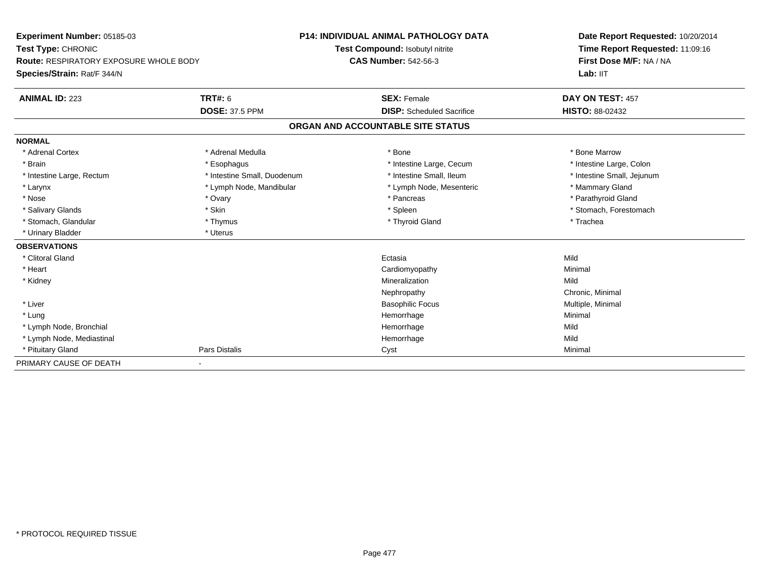**Experiment Number:** 05185-03
**Test Type:** CHRONIC
**Route:** RESPIRATORY EXPOSURE WHOLE BODY
**Species/Strain:** Rat/F 344/N

**P14: INDIVIDUAL ANIMAL PATHOLOGY DATA**
**Test Compound:** Isobutyl nitrite
**CAS Number:** 542-56-3

**Date Report Requested:** 10/20/2014
**Time Report Requested:** 11:09:16
**First Dose M/F:** NA / NA
**Lab:** IIT

| **ANIMAL ID:** 223 | **TRT#:** 6 | **SEX:** Female | **DAY ON TEST:** 457 |
|---|---|---|---|
| | **DOSE:** 37.5 PPM | **DISP:** Scheduled Sacrifice | **HISTO:** 88-02432 |

## ORGAN AND ACCOUNTABLE SITE STATUS

**NORMAL**

| | | | |
|---|---|---|---|
| * Adrenal Cortex | * Adrenal Medulla | * Bone | * Bone Marrow |
| * Brain | * Esophagus | * Intestine Large, Cecum | * Intestine Large, Colon |
| * Intestine Large, Rectum | * Intestine Small, Duodenum | * Intestine Small, Ileum | * Intestine Small, Jejunum |
| * Larynx | * Lymph Node, Mandibular | * Lymph Node, Mesenteric | * Mammary Gland |
| * Nose | * Ovary | * Pancreas | * Parathyroid Gland |
| * Salivary Glands | * Skin | * Spleen | * Stomach, Forestomach |
| * Stomach, Glandular | * Thymus | * Thyroid Gland | * Trachea |
| * Urinary Bladder | * Uterus | | |

**OBSERVATIONS**

| | | | |
|---|---|---|---|
| * Clitoral Gland | | Ectasia | Mild |
| * Heart | | Cardiomyopathy | Minimal |
| * Kidney | | Mineralization | Mild |
| | | Nephropathy | Chronic, Minimal |
| * Liver | | Basophilic Focus | Multiple, Minimal |
| * Lung | | Hemorrhage | Minimal |
| * Lymph Node, Bronchial | | Hemorrhage | Mild |
| * Lymph Node, Mediastinal | | Hemorrhage | Mild |
| * Pituitary Gland | Pars Distalis | Cyst | Minimal |

PRIMARY CAUSE OF DEATH -

* PROTOCOL REQUIRED TISSUE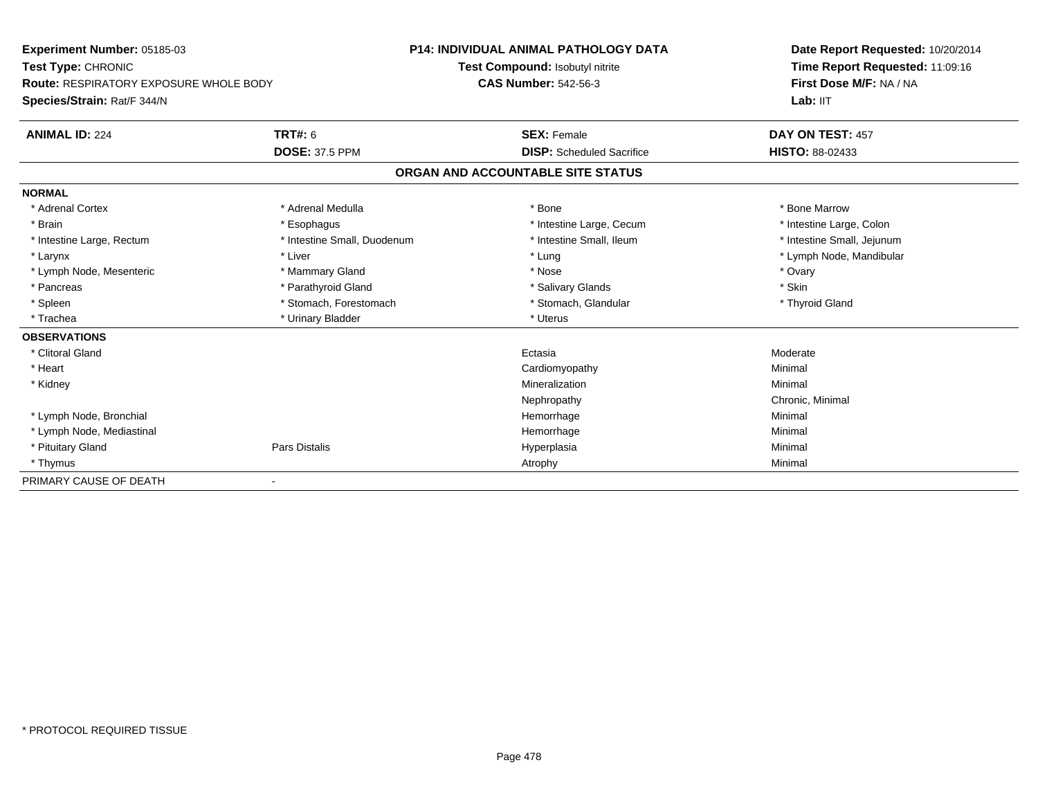**Experiment Number:** 05185-03
**Test Type:** CHRONIC
**Route:** RESPIRATORY EXPOSURE WHOLE BODY
**Species/Strain:** Rat/F 344/N

**P14: INDIVIDUAL ANIMAL PATHOLOGY DATA**
**Test Compound:** Isobutyl nitrite
**CAS Number:** 542-56-3

**Date Report Requested:** 10/20/2014
**Time Report Requested:** 11:09:16
**First Dose M/F:** NA / NA
**Lab:** IIT

| **ANIMAL ID:** 224 | **TRT#:** 6 | **SEX:** Female | **DAY ON TEST:** 457 |
|---|---|---|---|
| | **DOSE:** 37.5 PPM | **DISP:** Scheduled Sacrifice | **HISTO:** 88-02433 |

## ORGAN AND ACCOUNTABLE SITE STATUS

| | | | |
|---|---|---|---|
| **NORMAL** | | | |
| * Adrenal Cortex | * Adrenal Medulla | * Bone | * Bone Marrow |
| * Brain | * Esophagus | * Intestine Large, Cecum | * Intestine Large, Colon |
| * Intestine Large, Rectum | * Intestine Small, Duodenum | * Intestine Small, Ileum | * Intestine Small, Jejunum |
| * Larynx | * Liver | * Lung | * Lymph Node, Mandibular |
| * Lymph Node, Mesenteric | * Mammary Gland | * Nose | * Ovary |
| * Pancreas | * Parathyroid Gland | * Salivary Glands | * Skin |
| * Spleen | * Stomach, Forestomach | * Stomach, Glandular | * Thyroid Gland |
| * Trachea | * Urinary Bladder | * Uterus | |
| **OBSERVATIONS** | | | |
| * Clitoral Gland | | Ectasia | Moderate |
| * Heart | | Cardiomyopathy | Minimal |
| * Kidney | | Mineralization | Minimal |
| | | Nephropathy | Chronic, Minimal |
| * Lymph Node, Bronchial | | Hemorrhage | Minimal |
| * Lymph Node, Mediastinal | | Hemorrhage | Minimal |
| * Pituitary Gland | Pars Distalis | Hyperplasia | Minimal |
| * Thymus | | Atrophy | Minimal |
| PRIMARY CAUSE OF DEATH | - | | |

\* PROTOCOL REQUIRED TISSUE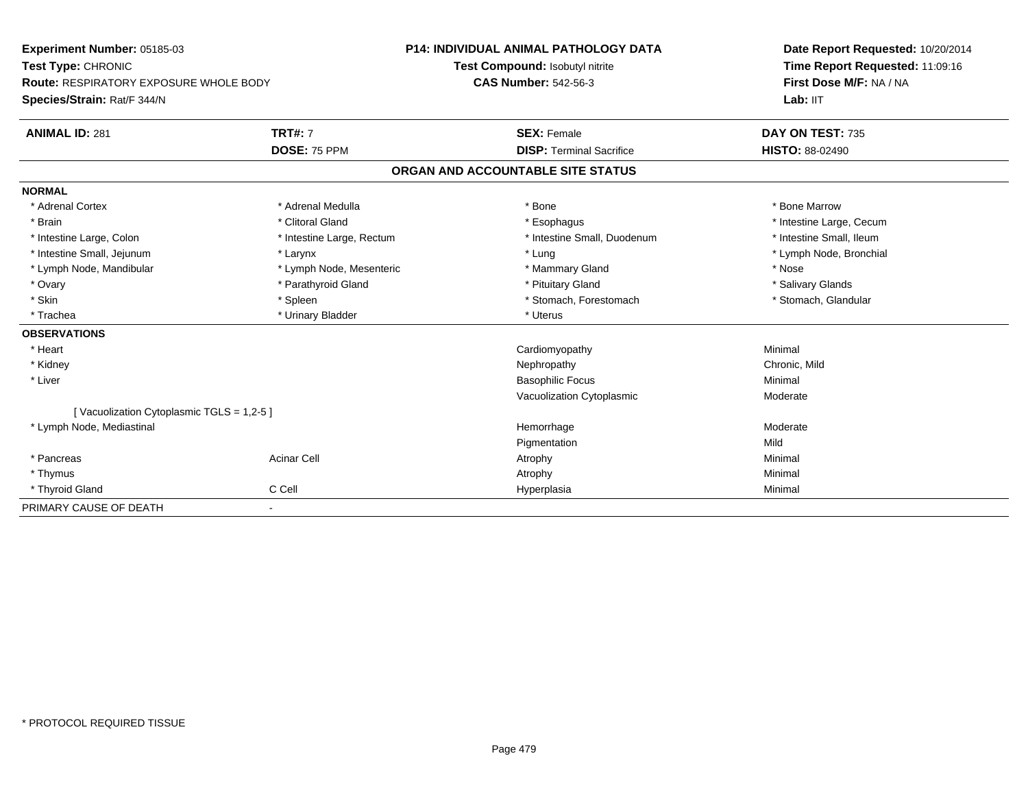**Experiment Number:** 05185-03
**Test Type:** CHRONIC
**Route:** RESPIRATORY EXPOSURE WHOLE BODY
**Species/Strain:** Rat/F 344/N

**P14: INDIVIDUAL ANIMAL PATHOLOGY DATA**
**Test Compound:** Isobutyl nitrite
**CAS Number:** 542-56-3

**Date Report Requested:** 10/20/2014
**Time Report Requested:** 11:09:16
**First Dose M/F:** NA / NA
**Lab:** IIT

| **ANIMAL ID:** 281 | **TRT#:** 7 | **SEX:** Female | **DAY ON TEST:** 735 |
|---|---|---|---|
| | **DOSE:** 75 PPM | **DISP:** Terminal Sacrifice | **HISTO:** 88-02490 |

## ORGAN AND ACCOUNTABLE SITE STATUS

**NORMAL**

| | | | |
|---|---|---|---|
| * Adrenal Cortex | * Adrenal Medulla | * Bone | * Bone Marrow |
| * Brain | * Clitoral Gland | * Esophagus | * Intestine Large, Cecum |
| * Intestine Large, Colon | * Intestine Large, Rectum | * Intestine Small, Duodenum | * Intestine Small, Ileum |
| * Intestine Small, Jejunum | * Larynx | * Lung | * Lymph Node, Bronchial |
| * Lymph Node, Mandibular | * Lymph Node, Mesenteric | * Mammary Gland | * Nose |
| * Ovary | * Parathyroid Gland | * Pituitary Gland | * Salivary Glands |
| * Skin | * Spleen | * Stomach, Forestomach | * Stomach, Glandular |
| * Trachea | * Urinary Bladder | * Uterus | |

**OBSERVATIONS**

| | | | |
|---|---|---|---|
| * Heart | | Cardiomyopathy | Minimal |
| * Kidney | | Nephropathy | Chronic, Mild |
| * Liver | | Basophilic Focus | Minimal |
| | | Vacuolization Cytoplasmic | Moderate |
| [ Vacuolization Cytoplasmic TGLS = 1,2-5 ] | | | |
| * Lymph Node, Mediastinal | | Hemorrhage | Moderate |
| | | Pigmentation | Mild |
| * Pancreas | Acinar Cell | Atrophy | Minimal |
| * Thymus | | Atrophy | Minimal |
| * Thyroid Gland | C Cell | Hyperplasia | Minimal |

PRIMARY CAUSE OF DEATH -

* PROTOCOL REQUIRED TISSUE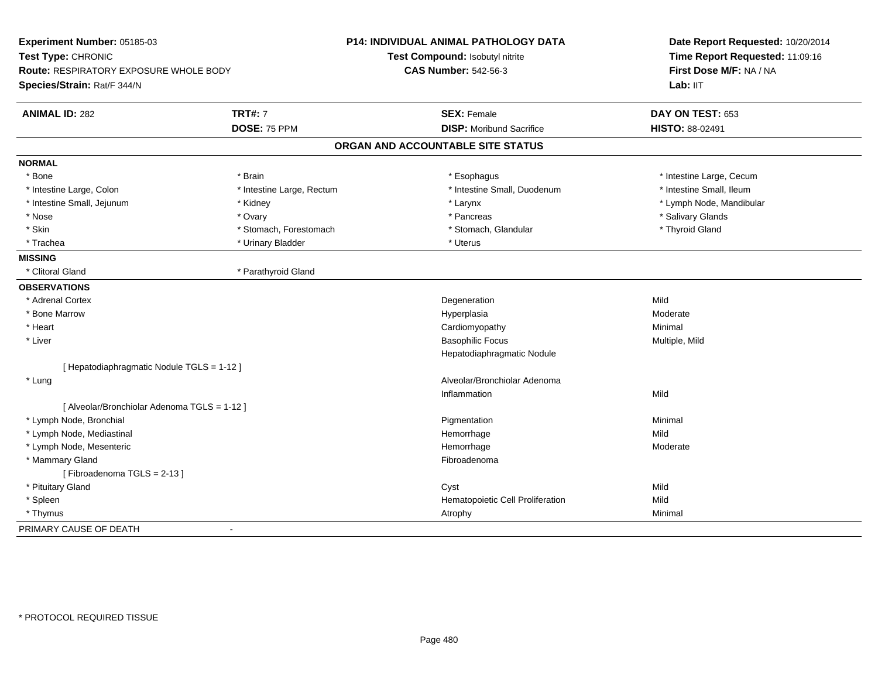**Experiment Number:** 05185-03
**Test Type:** CHRONIC
**Route:** RESPIRATORY EXPOSURE WHOLE BODY
**Species/Strain:** Rat/F 344/N

**P14: INDIVIDUAL ANIMAL PATHOLOGY DATA**
**Test Compound:** Isobutyl nitrite
**CAS Number:** 542-56-3

**Date Report Requested:** 10/20/2014
**Time Report Requested:** 11:09:16
**First Dose M/F:** NA / NA
**Lab:** IIT

| **ANIMAL ID:** 282 | **TRT#:** 7 | **SEX:** Female | **DAY ON TEST:** 653 |
|---|---|---|---|
| | **DOSE:** 75 PPM | **DISP:** Moribund Sacrifice | **HISTO:** 88-02491 |

## ORGAN AND ACCOUNTABLE SITE STATUS

**NORMAL**

| | | | |
|---|---|---|---|
| * Bone | * Brain | * Esophagus | * Intestine Large, Cecum |
| * Intestine Large, Colon | * Intestine Large, Rectum | * Intestine Small, Duodenum | * Intestine Small, Ileum |
| * Intestine Small, Jejunum | * Kidney | * Larynx | * Lymph Node, Mandibular |
| * Nose | * Ovary | * Pancreas | * Salivary Glands |
| * Skin | * Stomach, Forestomach | * Stomach, Glandular | * Thyroid Gland |
| * Trachea | * Urinary Bladder | * Uterus | |

**MISSING**

| | |
|---|---|
| * Clitoral Gland | * Parathyroid Gland |

**OBSERVATIONS**

| Organ | Observation | Severity |
|---|---|---|
| * Adrenal Cortex | Degeneration | Mild |
| * Bone Marrow | Hyperplasia | Moderate |
| * Heart | Cardiomyopathy | Minimal |
| * Liver | Basophilic Focus | Multiple, Mild |
| | Hepatodiaphragmatic Nodule | |
| [ Hepatodiaphragmatic Nodule TGLS = 1-12 ] | | |
| * Lung | Alveolar/Bronchiolar Adenoma | |
| | Inflammation | Mild |
| [ Alveolar/Bronchiolar Adenoma TGLS = 1-12 ] | | |
| * Lymph Node, Bronchial | Pigmentation | Minimal |
| * Lymph Node, Mediastinal | Hemorrhage | Mild |
| * Lymph Node, Mesenteric | Hemorrhage | Moderate |
| * Mammary Gland | Fibroadenoma | |
| [ Fibroadenoma TGLS = 2-13 ] | | |
| * Pituitary Gland | Cyst | Mild |
| * Spleen | Hematopoietic Cell Proliferation | Mild |
| * Thymus | Atrophy | Minimal |

PRIMARY CAUSE OF DEATH -

* PROTOCOL REQUIRED TISSUE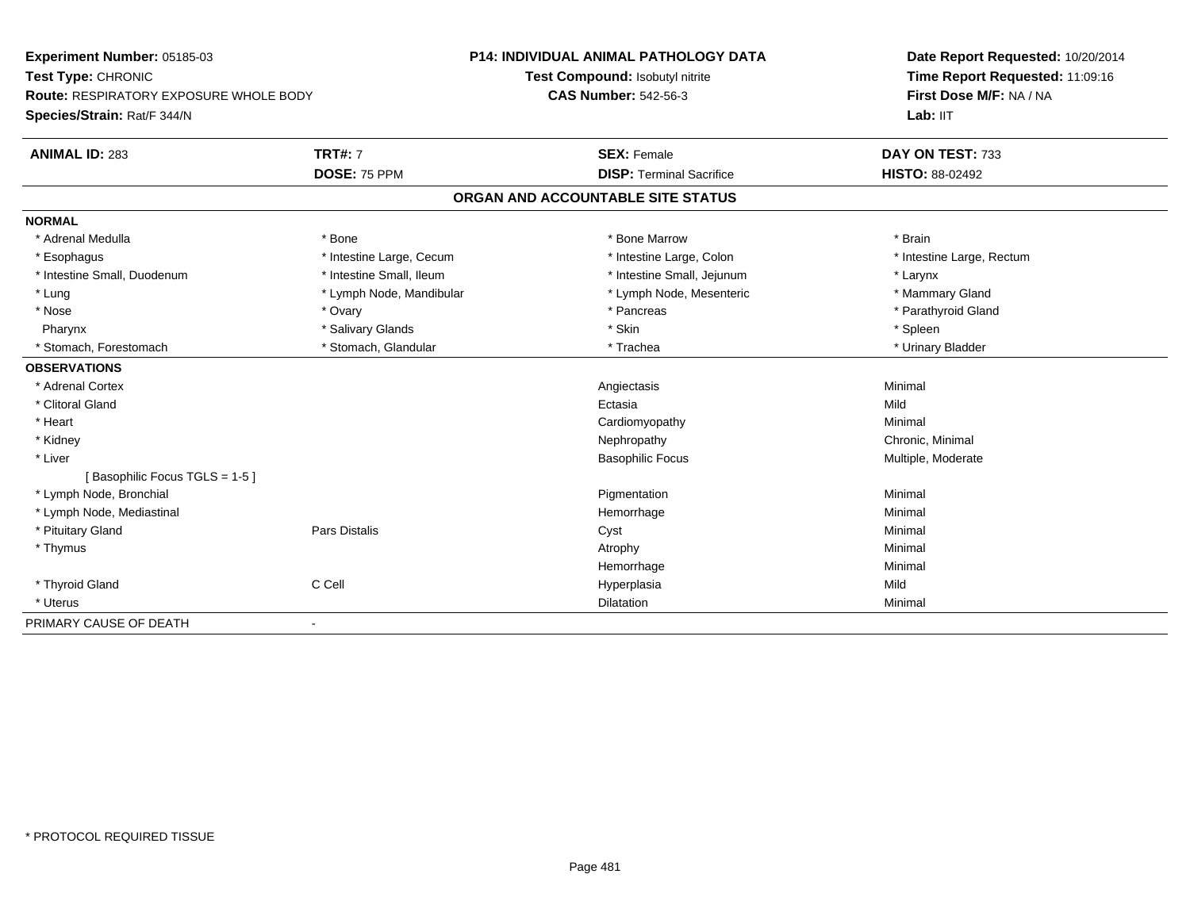**Experiment Number:** 05185-03
**Test Type:** CHRONIC
**Route:** RESPIRATORY EXPOSURE WHOLE BODY
**Species/Strain:** Rat/F 344/N

**P14: INDIVIDUAL ANIMAL PATHOLOGY DATA**
**Test Compound:** Isobutyl nitrite
**CAS Number:** 542-56-3

**Date Report Requested:** 10/20/2014
**Time Report Requested:** 11:09:16
**First Dose M/F:** NA / NA
**Lab:** IIT

| **ANIMAL ID:** 283 | **TRT#:** 7 | **SEX:** Female | **DAY ON TEST:** 733 |
|---|---|---|---|
| | **DOSE:** 75 PPM | **DISP:** Terminal Sacrifice | **HISTO:** 88-02492 |

## ORGAN AND ACCOUNTABLE SITE STATUS

**NORMAL**

| | | | |
|---|---|---|---|
| * Adrenal Medulla | * Bone | * Bone Marrow | * Brain |
| * Esophagus | * Intestine Large, Cecum | * Intestine Large, Colon | * Intestine Large, Rectum |
| * Intestine Small, Duodenum | * Intestine Small, Ileum | * Intestine Small, Jejunum | * Larynx |
| * Lung | * Lymph Node, Mandibular | * Lymph Node, Mesenteric | * Mammary Gland |
| * Nose | * Ovary | * Pancreas | * Parathyroid Gland |
| Pharynx | * Salivary Glands | * Skin | * Spleen |
| * Stomach, Forestomach | * Stomach, Glandular | * Trachea | * Urinary Bladder |

**OBSERVATIONS**

| | | | |
|---|---|---|---|
| * Adrenal Cortex | | Angiectasis | Minimal |
| * Clitoral Gland | | Ectasia | Mild |
| * Heart | | Cardiomyopathy | Minimal |
| * Kidney | | Nephropathy | Chronic, Minimal |
| * Liver | | Basophilic Focus | Multiple, Moderate |
| [ Basophilic Focus TGLS = 1-5 ] | | | |
| * Lymph Node, Bronchial | | Pigmentation | Minimal |
| * Lymph Node, Mediastinal | | Hemorrhage | Minimal |
| * Pituitary Gland | Pars Distalis | Cyst | Minimal |
| * Thymus | | Atrophy | Minimal |
| | | Hemorrhage | Minimal |
| * Thyroid Gland | C Cell | Hyperplasia | Mild |
| * Uterus | | Dilatation | Minimal |

PRIMARY CAUSE OF DEATH -

\* PROTOCOL REQUIRED TISSUE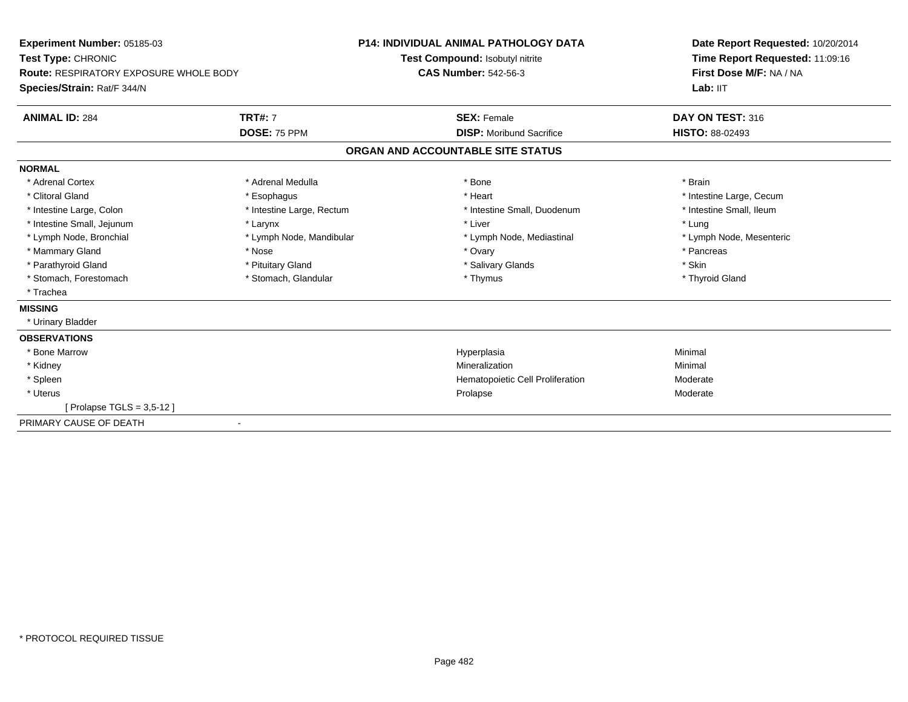**Experiment Number:** 05185-03
**Test Type:** CHRONIC
**Route:** RESPIRATORY EXPOSURE WHOLE BODY
**Species/Strain:** Rat/F 344/N

**P14: INDIVIDUAL ANIMAL PATHOLOGY DATA**
**Test Compound:** Isobutyl nitrite
**CAS Number:** 542-56-3

**Date Report Requested:** 10/20/2014
**Time Report Requested:** 11:09:16
**First Dose M/F:** NA / NA
**Lab:** IIT

| **ANIMAL ID:** 284 | **TRT#:** 7 | **SEX:** Female | **DAY ON TEST:** 316 |
|---|---|---|---|
| | **DOSE:** 75 PPM | **DISP:** Moribund Sacrifice | **HISTO:** 88-02493 |

## ORGAN AND ACCOUNTABLE SITE STATUS

**NORMAL**

| | | | |
|---|---|---|---|
| * Adrenal Cortex | * Adrenal Medulla | * Bone | * Brain |
| * Clitoral Gland | * Esophagus | * Heart | * Intestine Large, Cecum |
| * Intestine Large, Colon | * Intestine Large, Rectum | * Intestine Small, Duodenum | * Intestine Small, Ileum |
| * Intestine Small, Jejunum | * Larynx | * Liver | * Lung |
| * Lymph Node, Bronchial | * Lymph Node, Mandibular | * Lymph Node, Mediastinal | * Lymph Node, Mesenteric |
| * Mammary Gland | * Nose | * Ovary | * Pancreas |
| * Parathyroid Gland | * Pituitary Gland | * Salivary Glands | * Skin |
| * Stomach, Forestomach | * Stomach, Glandular | * Thymus | * Thyroid Gland |
| * Trachea | | | |

**MISSING**

* Urinary Bladder

**OBSERVATIONS**

| | | |
|---|---|---|
| * Bone Marrow | Hyperplasia | Minimal |
| * Kidney | Mineralization | Minimal |
| * Spleen | Hematopoietic Cell Proliferation | Moderate |
| * Uterus | Prolapse | Moderate |
| [ Prolapse TGLS = 3,5-12 ] | | |

PRIMARY CAUSE OF DEATH -

* PROTOCOL REQUIRED TISSUE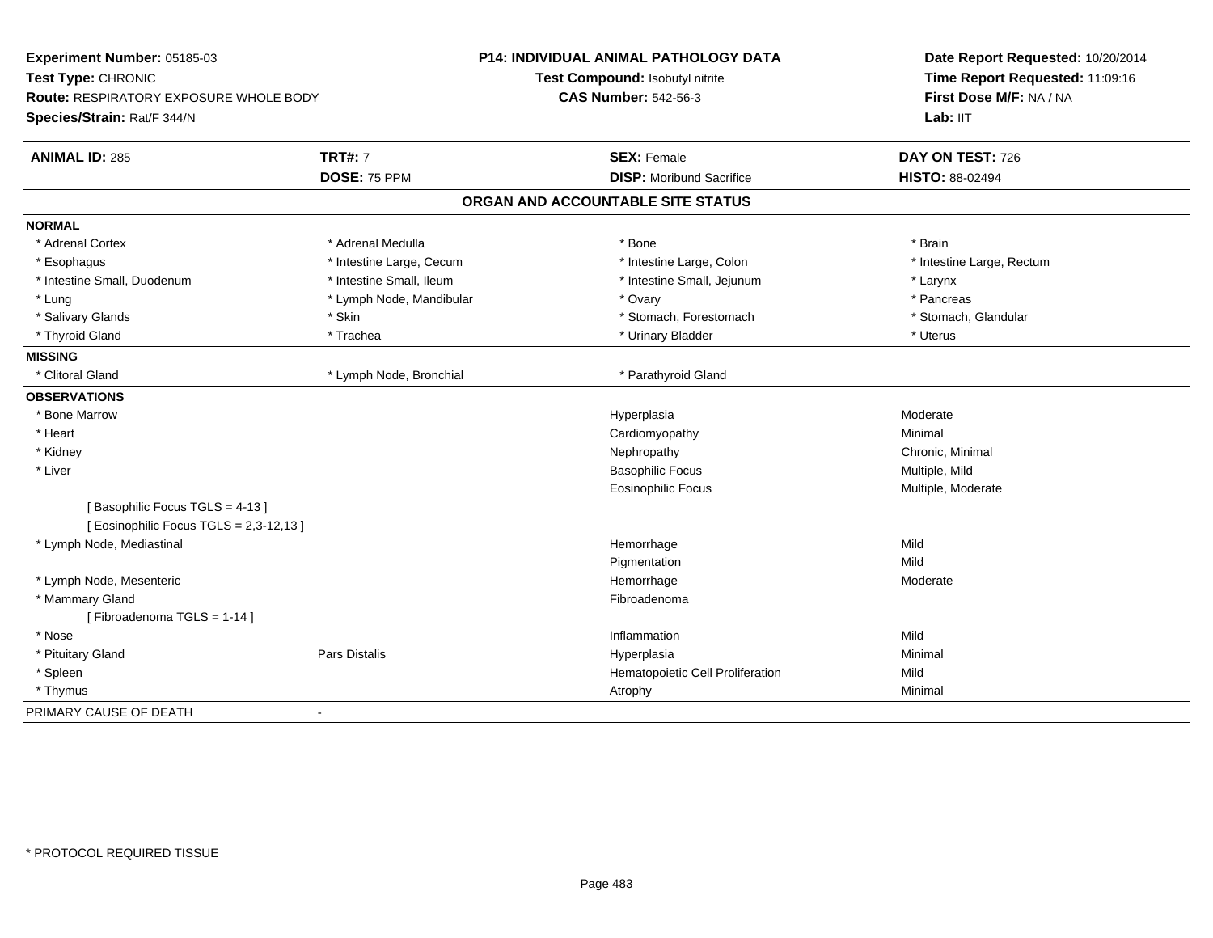**Experiment Number:** 05185-03
**Test Type:** CHRONIC
**Route:** RESPIRATORY EXPOSURE WHOLE BODY
**Species/Strain:** Rat/F 344/N

**P14: INDIVIDUAL ANIMAL PATHOLOGY DATA**
**Test Compound:** Isobutyl nitrite
**CAS Number:** 542-56-3

**Date Report Requested:** 10/20/2014
**Time Report Requested:** 11:09:16
**First Dose M/F:** NA / NA
**Lab:** IIT

| **ANIMAL ID:** 285 | **TRT#:** 7 | **SEX:** Female | **DAY ON TEST:** 726 |
|---|---|---|---|
| | **DOSE:** 75 PPM | **DISP:** Moribund Sacrifice | **HISTO:** 88-02494 |

## ORGAN AND ACCOUNTABLE SITE STATUS

**NORMAL**

| | | | |
|---|---|---|---|
| * Adrenal Cortex | * Adrenal Medulla | * Bone | * Brain |
| * Esophagus | * Intestine Large, Cecum | * Intestine Large, Colon | * Intestine Large, Rectum |
| * Intestine Small, Duodenum | * Intestine Small, Ileum | * Intestine Small, Jejunum | * Larynx |
| * Lung | * Lymph Node, Mandibular | * Ovary | * Pancreas |
| * Salivary Glands | * Skin | * Stomach, Forestomach | * Stomach, Glandular |
| * Thyroid Gland | * Trachea | * Urinary Bladder | * Uterus |

**MISSING**

| | | |
|---|---|---|
| * Clitoral Gland | * Lymph Node, Bronchial | * Parathyroid Gland |

**OBSERVATIONS**

| | | | |
|---|---|---|---|
| * Bone Marrow | | Hyperplasia | Moderate |
| * Heart | | Cardiomyopathy | Minimal |
| * Kidney | | Nephropathy | Chronic, Minimal |
| * Liver | | Basophilic Focus | Multiple, Mild |
| | | Eosinophilic Focus | Multiple, Moderate |
| [ Basophilic Focus TGLS = 4-13 ] | | | |
| [ Eosinophilic Focus TGLS = 2,3-12,13 ] | | | |
| * Lymph Node, Mediastinal | | Hemorrhage | Mild |
| | | Pigmentation | Mild |
| * Lymph Node, Mesenteric | | Hemorrhage | Moderate |
| * Mammary Gland | | Fibroadenoma | |
| [ Fibroadenoma TGLS = 1-14 ] | | | |
| * Nose | | Inflammation | Mild |
| * Pituitary Gland | Pars Distalis | Hyperplasia | Minimal |
| * Spleen | | Hematopoietic Cell Proliferation | Mild |
| * Thymus | | Atrophy | Minimal |

PRIMARY CAUSE OF DEATH -

* PROTOCOL REQUIRED TISSUE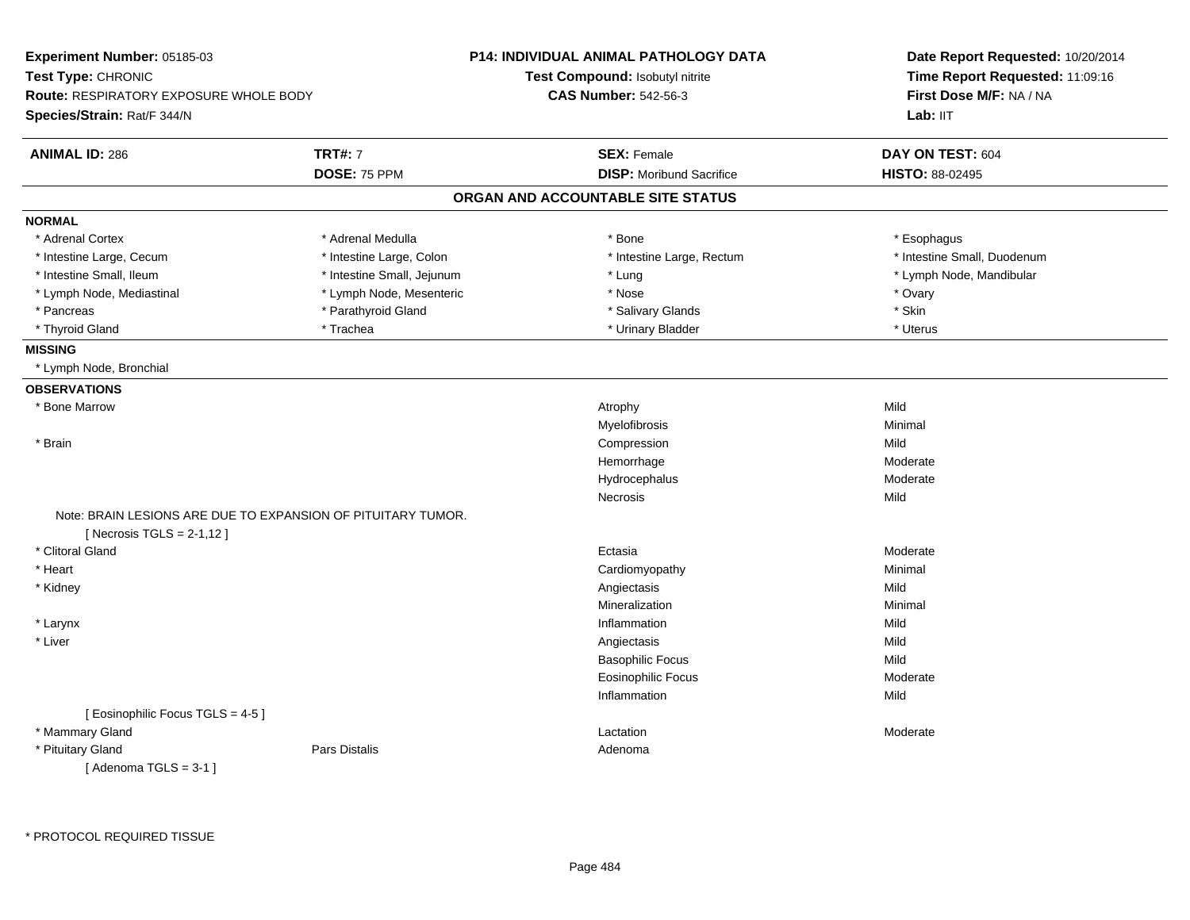**Experiment Number:** 05185-03
**Test Type:** CHRONIC
**Route:** RESPIRATORY EXPOSURE WHOLE BODY
**Species/Strain:** Rat/F 344/N

**P14: INDIVIDUAL ANIMAL PATHOLOGY DATA**
**Test Compound:** Isobutyl nitrite
**CAS Number:** 542-56-3

**Date Report Requested:** 10/20/2014
**Time Report Requested:** 11:09:16
**First Dose M/F:** NA / NA
**Lab:** IIT

| **ANIMAL ID:** 286 | **TRT#:** 7 | **SEX:** Female | **DAY ON TEST:** 604 |
|---|---|---|---|
| | **DOSE:** 75 PPM | **DISP:** Moribund Sacrifice | **HISTO:** 88-02495 |

## ORGAN AND ACCOUNTABLE SITE STATUS

**NORMAL**

| | | | |
|---|---|---|---|
| * Adrenal Cortex | * Adrenal Medulla | * Bone | * Esophagus |
| * Intestine Large, Cecum | * Intestine Large, Colon | * Intestine Large, Rectum | * Intestine Small, Duodenum |
| * Intestine Small, Ileum | * Intestine Small, Jejunum | * Lung | * Lymph Node, Mandibular |
| * Lymph Node, Mediastinal | * Lymph Node, Mesenteric | * Nose | * Ovary |
| * Pancreas | * Parathyroid Gland | * Salivary Glands | * Skin |
| * Thyroid Gland | * Trachea | * Urinary Bladder | * Uterus |

**MISSING**

* Lymph Node, Bronchial

**OBSERVATIONS**

| Organ | Site | Observation | Severity |
|---|---|---|---|
| * Bone Marrow | | Atrophy | Mild |
| | | Myelofibrosis | Minimal |
| * Brain | | Compression | Mild |
| | | Hemorrhage | Moderate |
| | | Hydrocephalus | Moderate |
| | | Necrosis | Mild |
| Note: BRAIN LESIONS ARE DUE TO EXPANSION OF PITUITARY TUMOR. | | | |
| [ Necrosis TGLS = 2-1,12 ] | | | |
| * Clitoral Gland | | Ectasia | Moderate |
| * Heart | | Cardiomyopathy | Minimal |
| * Kidney | | Angiectasis | Mild |
| | | Mineralization | Minimal |
| * Larynx | | Inflammation | Mild |
| * Liver | | Angiectasis | Mild |
| | | Basophilic Focus | Mild |
| | | Eosinophilic Focus | Moderate |
| | | Inflammation | Mild |
| [ Eosinophilic Focus TGLS = 4-5 ] | | | |
| * Mammary Gland | | Lactation | Moderate |
| * Pituitary Gland | Pars Distalis | Adenoma | |
| [ Adenoma TGLS = 3-1 ] | | | |

\* PROTOCOL REQUIRED TISSUE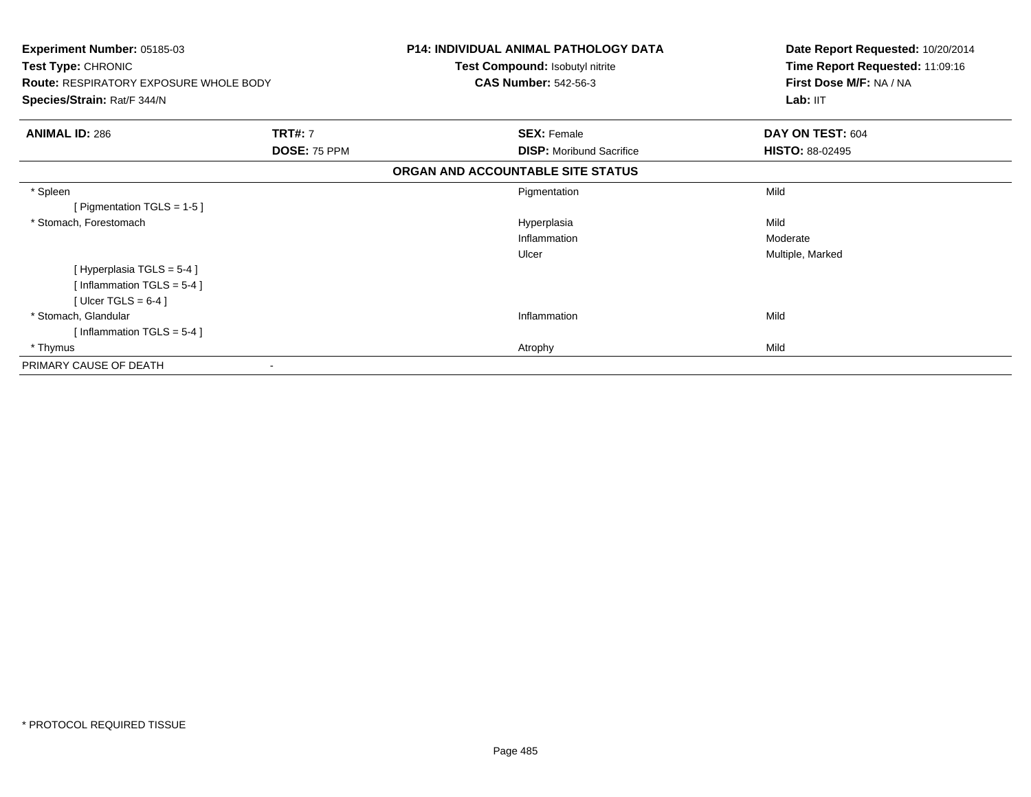**Experiment Number:** 05185-03
**Test Type:** CHRONIC
**Route:** RESPIRATORY EXPOSURE WHOLE BODY
**Species/Strain:** Rat/F 344/N

**P14: INDIVIDUAL ANIMAL PATHOLOGY DATA**
**Test Compound:** Isobutyl nitrite
**CAS Number:** 542-56-3

**Date Report Requested:** 10/20/2014
**Time Report Requested:** 11:09:16
**First Dose M/F:** NA / NA
**Lab:** IIT

| **ANIMAL ID:** 286 | **TRT#:** 7 | **SEX:** Female | **DAY ON TEST:** 604 |
|---|---|---|---|
| | **DOSE:** 75 PPM | **DISP:** Moribund Sacrifice | **HISTO:** 88-02495 |

**ORGAN AND ACCOUNTABLE SITE STATUS**

| Organ | | Finding | Severity |
|---|---|---|---|
| * Spleen | | Pigmentation | Mild |
| [ Pigmentation TGLS = 1-5 ] | | | |
| * Stomach, Forestomach | | Hyperplasia | Mild |
| | | Inflammation | Moderate |
| | | Ulcer | Multiple, Marked |
| [ Hyperplasia TGLS = 5-4 ] | | | |
| [ Inflammation TGLS = 5-4 ] | | | |
| [ Ulcer TGLS = 6-4 ] | | | |
| * Stomach, Glandular | | Inflammation | Mild |
| [ Inflammation TGLS = 5-4 ] | | | |
| * Thymus | | Atrophy | Mild |
| PRIMARY CAUSE OF DEATH | - | | |

* PROTOCOL REQUIRED TISSUE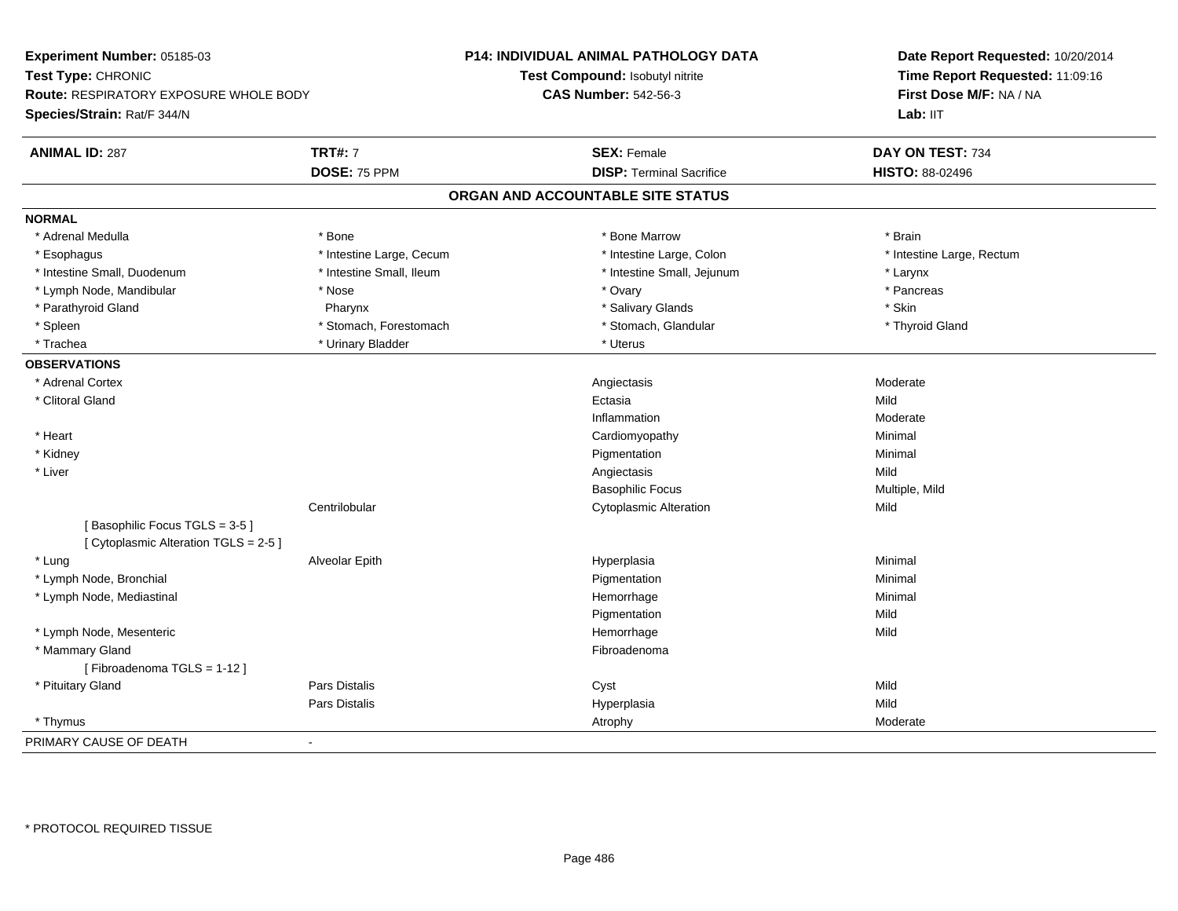**Experiment Number:** 05185-03
**Test Type:** CHRONIC
**Route:** RESPIRATORY EXPOSURE WHOLE BODY
**Species/Strain:** Rat/F 344/N

**P14: INDIVIDUAL ANIMAL PATHOLOGY DATA**
**Test Compound:** Isobutyl nitrite
**CAS Number:** 542-56-3

**Date Report Requested:** 10/20/2014
**Time Report Requested:** 11:09:16
**First Dose M/F:** NA / NA
**Lab:** IIT

| **ANIMAL ID:** 287 | **TRT#:** 7 | **SEX:** Female | **DAY ON TEST:** 734 |
|---|---|---|---|
| | **DOSE:** 75 PPM | **DISP:** Terminal Sacrifice | **HISTO:** 88-02496 |

## ORGAN AND ACCOUNTABLE SITE STATUS

**NORMAL**

| | | | |
|---|---|---|---|
| * Adrenal Medulla | * Bone | * Bone Marrow | * Brain |
| * Esophagus | * Intestine Large, Cecum | * Intestine Large, Colon | * Intestine Large, Rectum |
| * Intestine Small, Duodenum | * Intestine Small, Ileum | * Intestine Small, Jejunum | * Larynx |
| * Lymph Node, Mandibular | * Nose | * Ovary | * Pancreas |
| * Parathyroid Gland | Pharynx | * Salivary Glands | * Skin |
| * Spleen | * Stomach, Forestomach | * Stomach, Glandular | * Thyroid Gland |
| * Trachea | * Urinary Bladder | * Uterus | |

**OBSERVATIONS**

| | | | |
|---|---|---|---|
| * Adrenal Cortex | | Angiectasis | Moderate |
| * Clitoral Gland | | Ectasia | Mild |
| | | Inflammation | Moderate |
| * Heart | | Cardiomyopathy | Minimal |
| * Kidney | | Pigmentation | Minimal |
| * Liver | | Angiectasis | Mild |
| | | Basophilic Focus | Multiple, Mild |
| | Centrilobular | Cytoplasmic Alteration | Mild |
| [ Basophilic Focus TGLS = 3-5 ] | | | |
| [ Cytoplasmic Alteration TGLS = 2-5 ] | | | |
| * Lung | Alveolar Epith | Hyperplasia | Minimal |
| * Lymph Node, Bronchial | | Pigmentation | Minimal |
| * Lymph Node, Mediastinal | | Hemorrhage | Minimal |
| | | Pigmentation | Mild |
| * Lymph Node, Mesenteric | | Hemorrhage | Mild |
| * Mammary Gland | | Fibroadenoma | |
| [ Fibroadenoma TGLS = 1-12 ] | | | |
| * Pituitary Gland | Pars Distalis | Cyst | Mild |
| | Pars Distalis | Hyperplasia | Mild |
| * Thymus | | Atrophy | Moderate |

PRIMARY CAUSE OF DEATH -

\* PROTOCOL REQUIRED TISSUE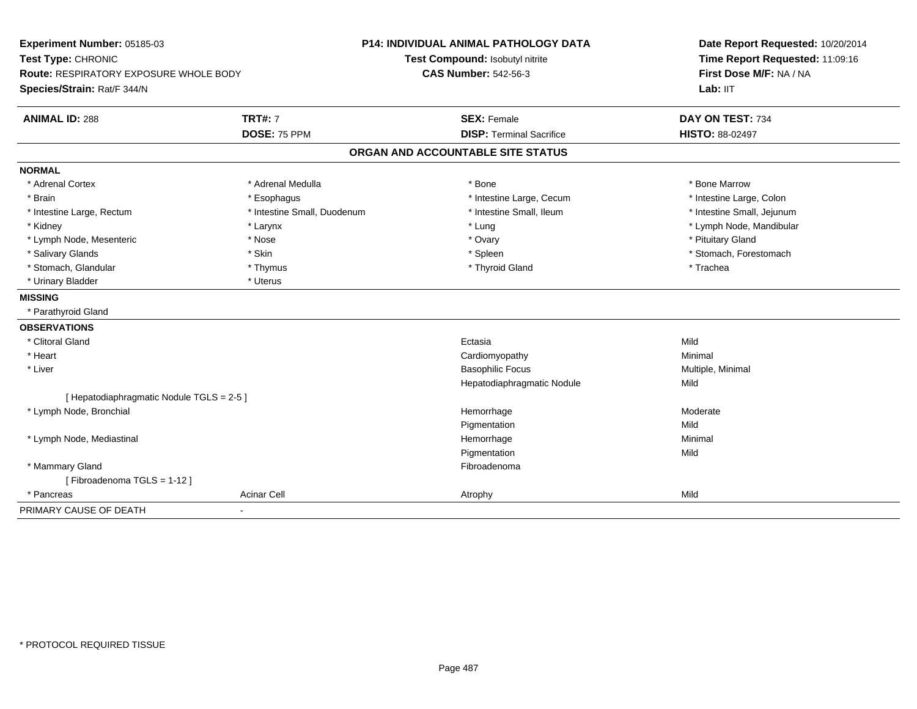**Experiment Number:** 05185-03
**Test Type:** CHRONIC
**Route:** RESPIRATORY EXPOSURE WHOLE BODY
**Species/Strain:** Rat/F 344/N

**P14: INDIVIDUAL ANIMAL PATHOLOGY DATA**
**Test Compound:** Isobutyl nitrite
**CAS Number:** 542-56-3

**Date Report Requested:** 10/20/2014
**Time Report Requested:** 11:09:16
**First Dose M/F:** NA / NA
**Lab:** IIT

| **ANIMAL ID:** 288 | **TRT#:** 7 | **SEX:** Female | **DAY ON TEST:** 734 |
|---|---|---|---|
| | **DOSE:** 75 PPM | **DISP:** Terminal Sacrifice | **HISTO:** 88-02497 |

## ORGAN AND ACCOUNTABLE SITE STATUS

**NORMAL**

| | | | |
|---|---|---|---|
| * Adrenal Cortex | * Adrenal Medulla | * Bone | * Bone Marrow |
| * Brain | * Esophagus | * Intestine Large, Cecum | * Intestine Large, Colon |
| * Intestine Large, Rectum | * Intestine Small, Duodenum | * Intestine Small, Ileum | * Intestine Small, Jejunum |
| * Kidney | * Larynx | * Lung | * Lymph Node, Mandibular |
| * Lymph Node, Mesenteric | * Nose | * Ovary | * Pituitary Gland |
| * Salivary Glands | * Skin | * Spleen | * Stomach, Forestomach |
| * Stomach, Glandular | * Thymus | * Thyroid Gland | * Trachea |
| * Urinary Bladder | * Uterus | | |

**MISSING**

* Parathyroid Gland

**OBSERVATIONS**

| | | | |
|---|---|---|---|
| * Clitoral Gland | | Ectasia | Mild |
| * Heart | | Cardiomyopathy | Minimal |
| * Liver | | Basophilic Focus | Multiple, Minimal |
| | | Hepatodiaphragmatic Nodule | Mild |
| [ Hepatodiaphragmatic Nodule TGLS = 2-5 ] | | | |
| * Lymph Node, Bronchial | | Hemorrhage | Moderate |
| | | Pigmentation | Mild |
| * Lymph Node, Mediastinal | | Hemorrhage | Minimal |
| | | Pigmentation | Mild |
| * Mammary Gland | | Fibroadenoma | |
| [ Fibroadenoma TGLS = 1-12 ] | | | |
| * Pancreas | Acinar Cell | Atrophy | Mild |

PRIMARY CAUSE OF DEATH -

* PROTOCOL REQUIRED TISSUE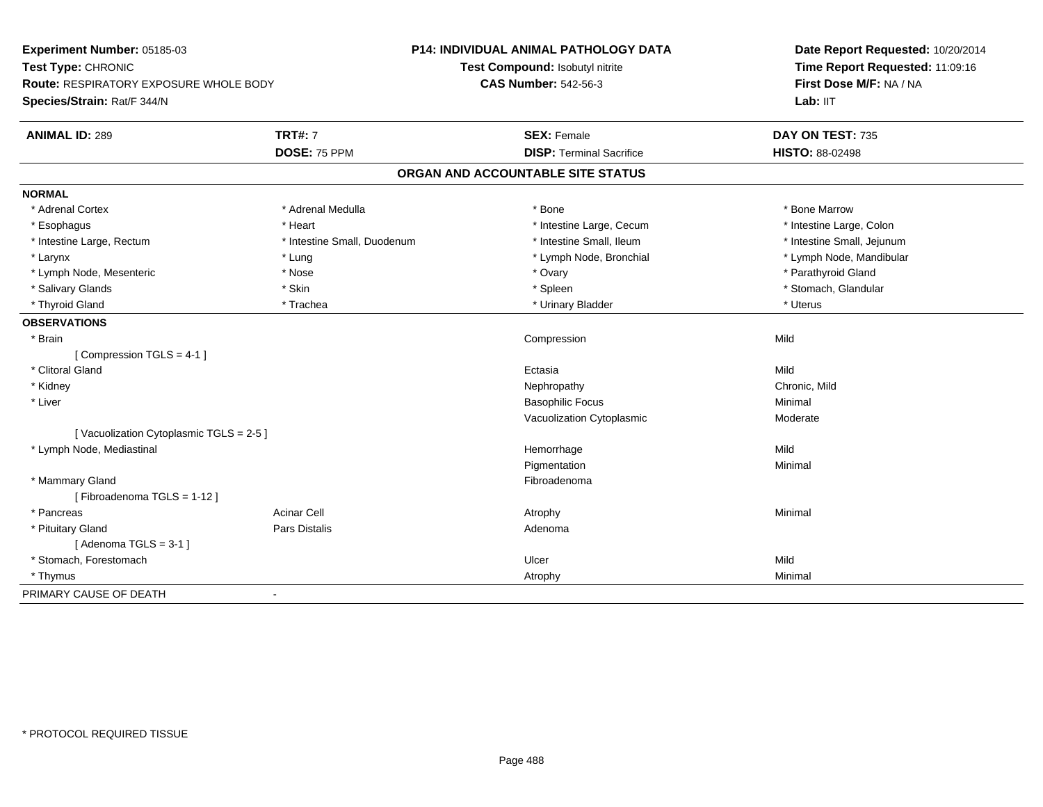**Experiment Number:** 05185-03
**Test Type:** CHRONIC
**Route:** RESPIRATORY EXPOSURE WHOLE BODY
**Species/Strain:** Rat/F 344/N

**P14: INDIVIDUAL ANIMAL PATHOLOGY DATA**
**Test Compound:** Isobutyl nitrite
**CAS Number:** 542-56-3

**Date Report Requested:** 10/20/2014
**Time Report Requested:** 11:09:16
**First Dose M/F:** NA / NA
**Lab:** IIT

| **ANIMAL ID:** 289 | **TRT#:** 7 | **SEX:** Female | **DAY ON TEST:** 735 |
|---|---|---|---|
| | **DOSE:** 75 PPM | **DISP:** Terminal Sacrifice | **HISTO:** 88-02498 |

## ORGAN AND ACCOUNTABLE SITE STATUS

**NORMAL**

| | | | |
|---|---|---|---|
| * Adrenal Cortex | * Adrenal Medulla | * Bone | * Bone Marrow |
| * Esophagus | * Heart | * Intestine Large, Cecum | * Intestine Large, Colon |
| * Intestine Large, Rectum | * Intestine Small, Duodenum | * Intestine Small, Ileum | * Intestine Small, Jejunum |
| * Larynx | * Lung | * Lymph Node, Bronchial | * Lymph Node, Mandibular |
| * Lymph Node, Mesenteric | * Nose | * Ovary | * Parathyroid Gland |
| * Salivary Glands | * Skin | * Spleen | * Stomach, Glandular |
| * Thyroid Gland | * Trachea | * Urinary Bladder | * Uterus |

**OBSERVATIONS**

| | | | |
|---|---|---|---|
| * Brain | | Compression | Mild |
| [ Compression TGLS = 4-1 ] | | | |
| * Clitoral Gland | | Ectasia | Mild |
| * Kidney | | Nephropathy | Chronic, Mild |
| * Liver | | Basophilic Focus | Minimal |
| | | Vacuolization Cytoplasmic | Moderate |
| [ Vacuolization Cytoplasmic TGLS = 2-5 ] | | | |
| * Lymph Node, Mediastinal | | Hemorrhage | Mild |
| | | Pigmentation | Minimal |
| * Mammary Gland | | Fibroadenoma | |
| [ Fibroadenoma TGLS = 1-12 ] | | | |
| * Pancreas | Acinar Cell | Atrophy | Minimal |
| * Pituitary Gland | Pars Distalis | Adenoma | |
| [ Adenoma TGLS = 3-1 ] | | | |
| * Stomach, Forestomach | | Ulcer | Mild |
| * Thymus | | Atrophy | Minimal |

PRIMARY CAUSE OF DEATH -

* PROTOCOL REQUIRED TISSUE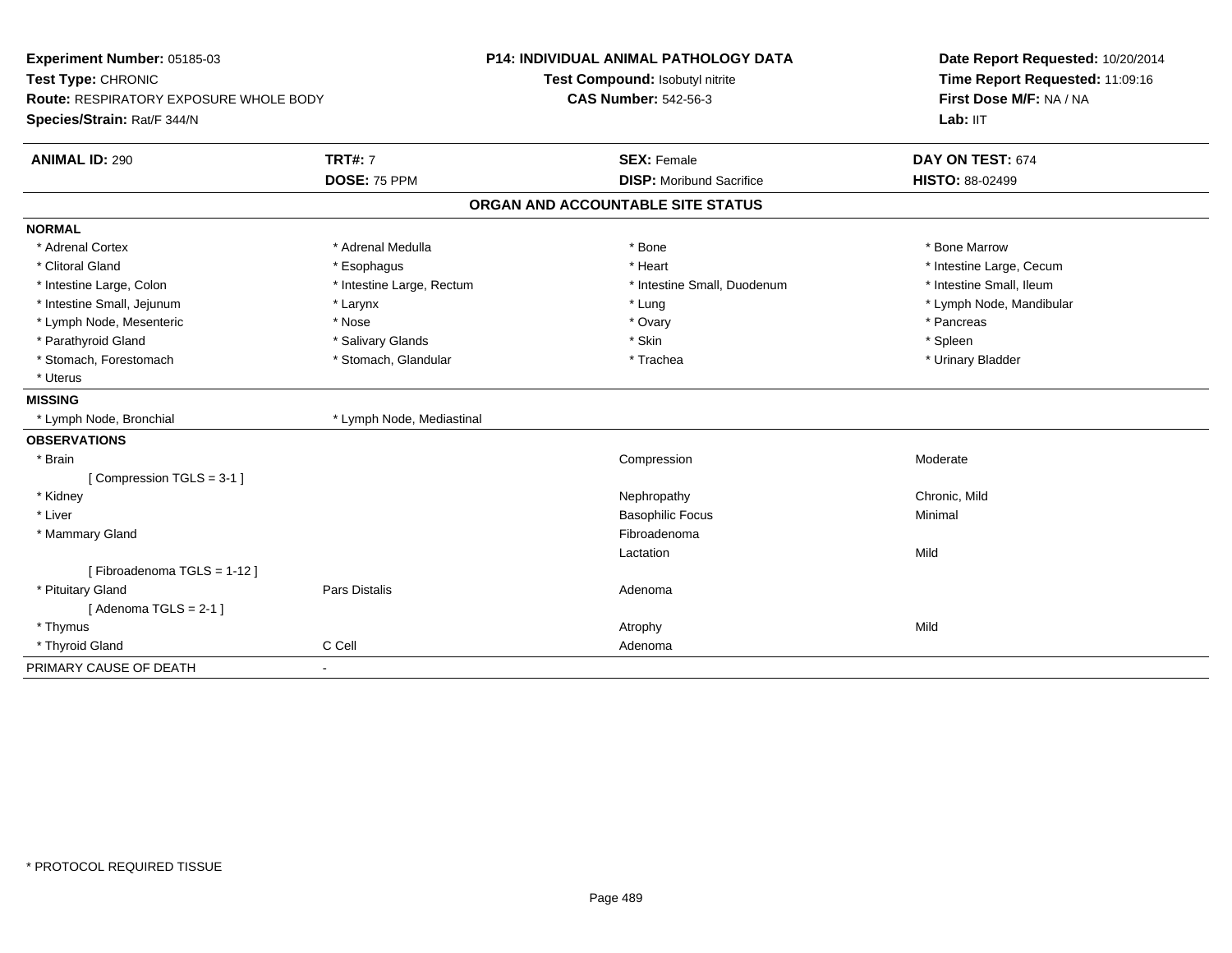**Experiment Number:** 05185-03
**Test Type:** CHRONIC
**Route:** RESPIRATORY EXPOSURE WHOLE BODY
**Species/Strain:** Rat/F 344/N

**P14: INDIVIDUAL ANIMAL PATHOLOGY DATA**
**Test Compound:** Isobutyl nitrite
**CAS Number:** 542-56-3

**Date Report Requested:** 10/20/2014
**Time Report Requested:** 11:09:16
**First Dose M/F:** NA / NA
**Lab:** IIT

| **ANIMAL ID:** 290 | **TRT#:** 7 | **SEX:** Female | **DAY ON TEST:** 674 |
|---|---|---|---|
| | **DOSE:** 75 PPM | **DISP:** Moribund Sacrifice | **HISTO:** 88-02499 |

## ORGAN AND ACCOUNTABLE SITE STATUS

| | | | |
|---|---|---|---|
| **NORMAL** | | | |
| * Adrenal Cortex | * Adrenal Medulla | * Bone | * Bone Marrow |
| * Clitoral Gland | * Esophagus | * Heart | * Intestine Large, Cecum |
| * Intestine Large, Colon | * Intestine Large, Rectum | * Intestine Small, Duodenum | * Intestine Small, Ileum |
| * Intestine Small, Jejunum | * Larynx | * Lung | * Lymph Node, Mandibular |
| * Lymph Node, Mesenteric | * Nose | * Ovary | * Pancreas |
| * Parathyroid Gland | * Salivary Glands | * Skin | * Spleen |
| * Stomach, Forestomach | * Stomach, Glandular | * Trachea | * Urinary Bladder |
| * Uterus | | | |
| **MISSING** | | | |
| * Lymph Node, Bronchial | * Lymph Node, Mediastinal | | |
| **OBSERVATIONS** | | | |
| * Brain | | Compression | Moderate |
| [ Compression TGLS = 3-1 ] | | | |
| * Kidney | | Nephropathy | Chronic, Mild |
| * Liver | | Basophilic Focus | Minimal |
| * Mammary Gland | | Fibroadenoma | |
| | | Lactation | Mild |
| [ Fibroadenoma TGLS = 1-12 ] | | | |
| * Pituitary Gland | Pars Distalis | Adenoma | |
| [ Adenoma TGLS = 2-1 ] | | | |
| * Thymus | | Atrophy | Mild |
| * Thyroid Gland | C Cell | Adenoma | |
| PRIMARY CAUSE OF DEATH | - | | |

\* PROTOCOL REQUIRED TISSUE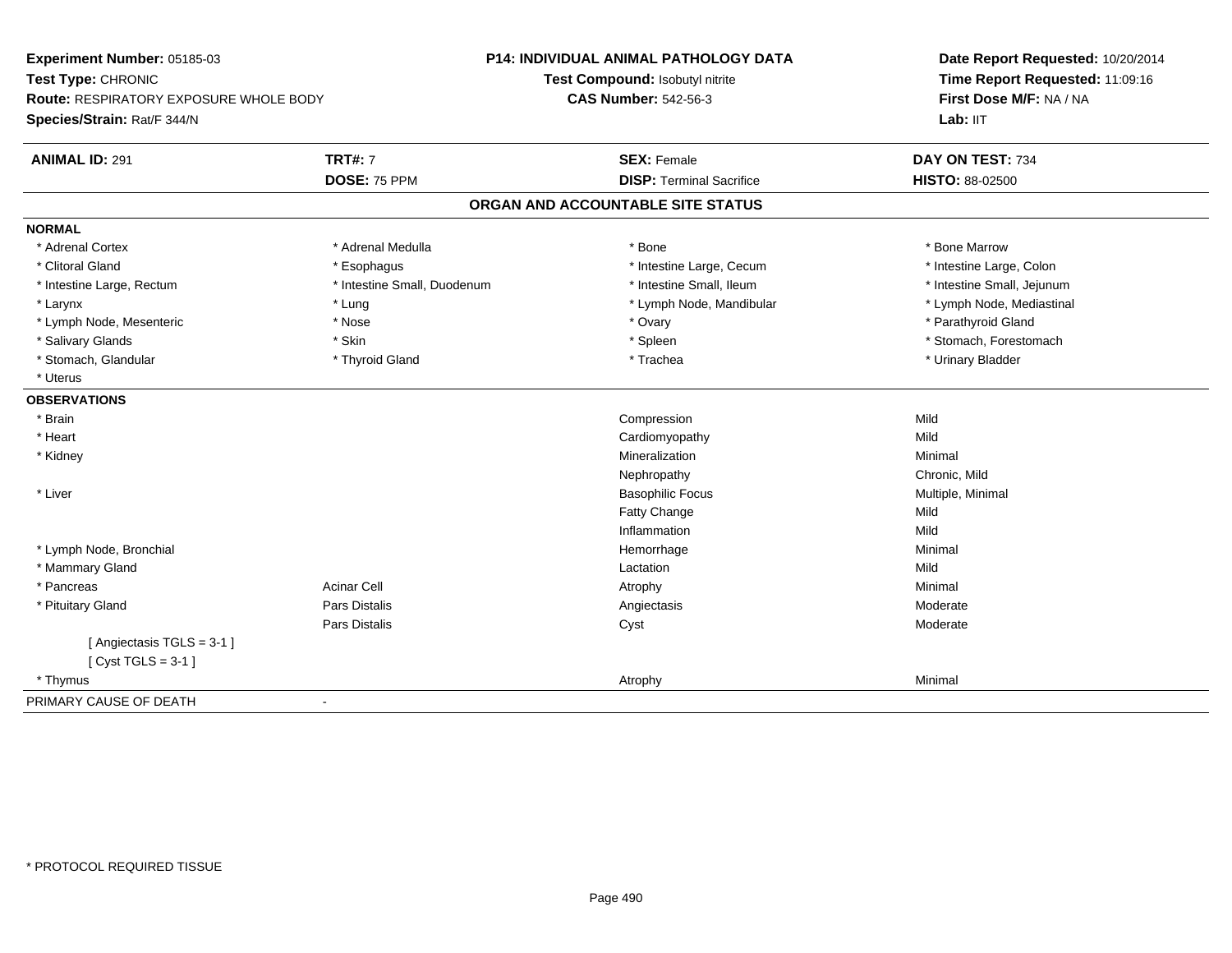**Experiment Number:** 05185-03
**Test Type:** CHRONIC
**Route:** RESPIRATORY EXPOSURE WHOLE BODY
**Species/Strain:** Rat/F 344/N

**P14: INDIVIDUAL ANIMAL PATHOLOGY DATA**
**Test Compound:** Isobutyl nitrite
**CAS Number:** 542-56-3

**Date Report Requested:** 10/20/2014
**Time Report Requested:** 11:09:16
**First Dose M/F:** NA / NA
**Lab:** IIT

| **ANIMAL ID:** 291 | **TRT#:** 7 | **SEX:** Female | **DAY ON TEST:** 734 |
|---|---|---|---|
| | **DOSE:** 75 PPM | **DISP:** Terminal Sacrifice | **HISTO:** 88-02500 |

## ORGAN AND ACCOUNTABLE SITE STATUS

**NORMAL**

| | | | |
|---|---|---|---|
| * Adrenal Cortex | * Adrenal Medulla | * Bone | * Bone Marrow |
| * Clitoral Gland | * Esophagus | * Intestine Large, Cecum | * Intestine Large, Colon |
| * Intestine Large, Rectum | * Intestine Small, Duodenum | * Intestine Small, Ileum | * Intestine Small, Jejunum |
| * Larynx | * Lung | * Lymph Node, Mandibular | * Lymph Node, Mediastinal |
| * Lymph Node, Mesenteric | * Nose | * Ovary | * Parathyroid Gland |
| * Salivary Glands | * Skin | * Spleen | * Stomach, Forestomach |
| * Stomach, Glandular | * Thyroid Gland | * Trachea | * Urinary Bladder |
| * Uterus | | | |

**OBSERVATIONS**

| | | | |
|---|---|---|---|
| * Brain | | Compression | Mild |
| * Heart | | Cardiomyopathy | Mild |
| * Kidney | | Mineralization | Minimal |
| | | Nephropathy | Chronic, Mild |
| * Liver | | Basophilic Focus | Multiple, Minimal |
| | | Fatty Change | Mild |
| | | Inflammation | Mild |
| * Lymph Node, Bronchial | | Hemorrhage | Minimal |
| * Mammary Gland | | Lactation | Mild |
| * Pancreas | Acinar Cell | Atrophy | Minimal |
| * Pituitary Gland | Pars Distalis | Angiectasis | Moderate |
| | Pars Distalis | Cyst | Moderate |
| [ Angiectasis TGLS = 3-1 ] | | | |
| [ Cyst TGLS = 3-1 ] | | | |
| * Thymus | | Atrophy | Minimal |

PRIMARY CAUSE OF DEATH -

* PROTOCOL REQUIRED TISSUE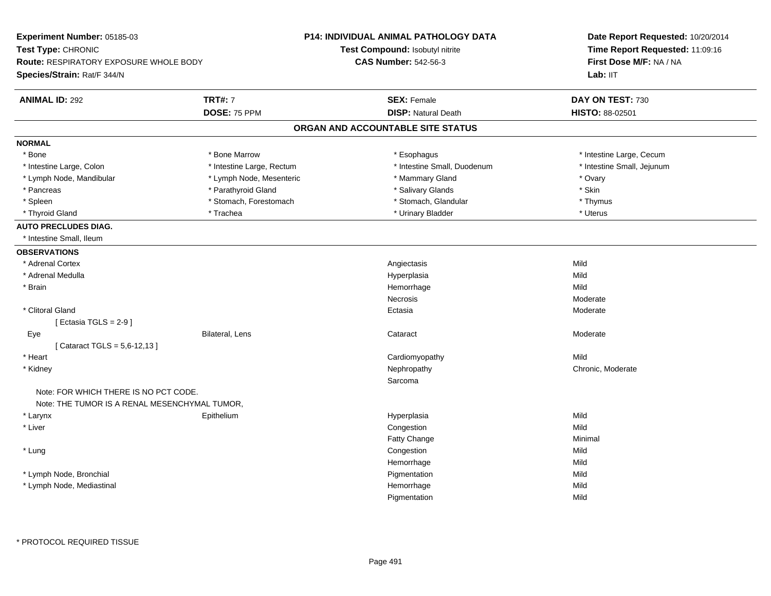**Experiment Number:** 05185-03
**Test Type:** CHRONIC
**Route:** RESPIRATORY EXPOSURE WHOLE BODY
**Species/Strain:** Rat/F 344/N

**P14: INDIVIDUAL ANIMAL PATHOLOGY DATA**
**Test Compound:** Isobutyl nitrite
**CAS Number:** 542-56-3

**Date Report Requested:** 10/20/2014
**Time Report Requested:** 11:09:16
**First Dose M/F:** NA / NA
**Lab:** IIT

| **ANIMAL ID:** 292 | **TRT#:** 7 | **SEX:** Female | **DAY ON TEST:** 730 |
|---|---|---|---|
| | **DOSE:** 75 PPM | **DISP:** Natural Death | **HISTO:** 88-02501 |

## ORGAN AND ACCOUNTABLE SITE STATUS

**NORMAL**

| | | | |
|---|---|---|---|
| * Bone | * Bone Marrow | * Esophagus | * Intestine Large, Cecum |
| * Intestine Large, Colon | * Intestine Large, Rectum | * Intestine Small, Duodenum | * Intestine Small, Jejunum |
| * Lymph Node, Mandibular | * Lymph Node, Mesenteric | * Mammary Gland | * Ovary |
| * Pancreas | * Parathyroid Gland | * Salivary Glands | * Skin |
| * Spleen | * Stomach, Forestomach | * Stomach, Glandular | * Thymus |
| * Thyroid Gland | * Trachea | * Urinary Bladder | * Uterus |

**AUTO PRECLUDES DIAG.**

* Intestine Small, Ileum

**OBSERVATIONS**

| | | | |
|---|---|---|---|
| * Adrenal Cortex | | Angiectasis | Mild |
| * Adrenal Medulla | | Hyperplasia | Mild |
| * Brain | | Hemorrhage | Mild |
| | | Necrosis | Moderate |
| * Clitoral Gland | | Ectasia | Moderate |
| [ Ectasia TGLS = 2-9 ] | | | |
| Eye | Bilateral, Lens | Cataract | Moderate |
| [ Cataract TGLS = 5,6-12,13 ] | | | |
| * Heart | | Cardiomyopathy | Mild |
| * Kidney | | Nephropathy | Chronic, Moderate |
| | | Sarcoma | |
| Note: FOR WHICH THERE IS NO PCT CODE. | | | |
| Note: THE TUMOR IS A RENAL MESENCHYMAL TUMOR, | | | |
| * Larynx | Epithelium | Hyperplasia | Mild |
| * Liver | | Congestion | Mild |
| | | Fatty Change | Minimal |
| * Lung | | Congestion | Mild |
| | | Hemorrhage | Mild |
| * Lymph Node, Bronchial | | Pigmentation | Mild |
| * Lymph Node, Mediastinal | | Hemorrhage | Mild |
| | | Pigmentation | Mild |

* PROTOCOL REQUIRED TISSUE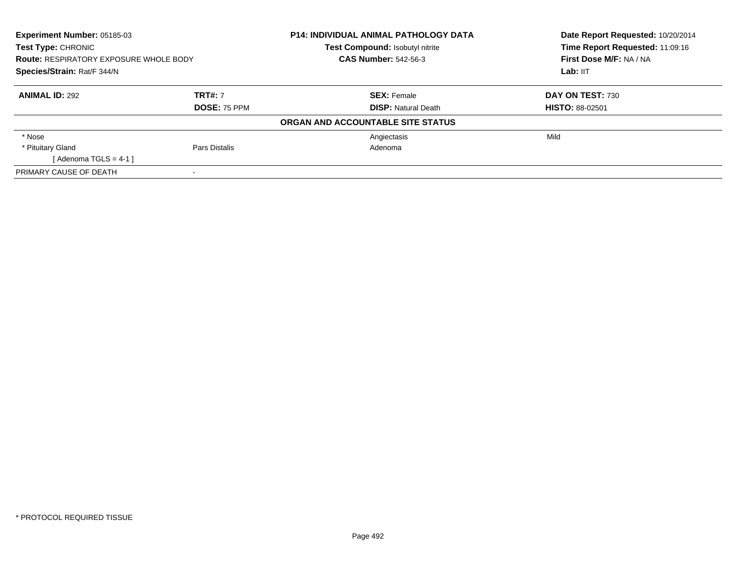| **Experiment Number:** 05185-03 | **P14: INDIVIDUAL ANIMAL PATHOLOGY DATA** | **Date Report Requested:** 10/20/2014 |
|---|---|---|
| **Test Type:** CHRONIC | **Test Compound:** Isobutyl nitrite | **Time Report Requested:** 11:09:16 |
| **Route:** RESPIRATORY EXPOSURE WHOLE BODY | **CAS Number:** 542-56-3 | **First Dose M/F:** NA / NA |
| **Species/Strain:** Rat/F 344/N | | **Lab:** IIT |

| **ANIMAL ID:** 292 | **TRT#:** 7 | **SEX:** Female | **DAY ON TEST:** 730 |
|---|---|---|---|
| | **DOSE:** 75 PPM | **DISP:** Natural Death | **HISTO:** 88-02501 |

**ORGAN AND ACCOUNTABLE SITE STATUS**

| | | | |
|---|---|---|---|
| * Nose | | Angiectasis | Mild |
| * Pituitary Gland | Pars Distalis | Adenoma | |
| [ Adenoma TGLS = 4-1 ] | | | |
| PRIMARY CAUSE OF DEATH | - | | |

* PROTOCOL REQUIRED TISSUE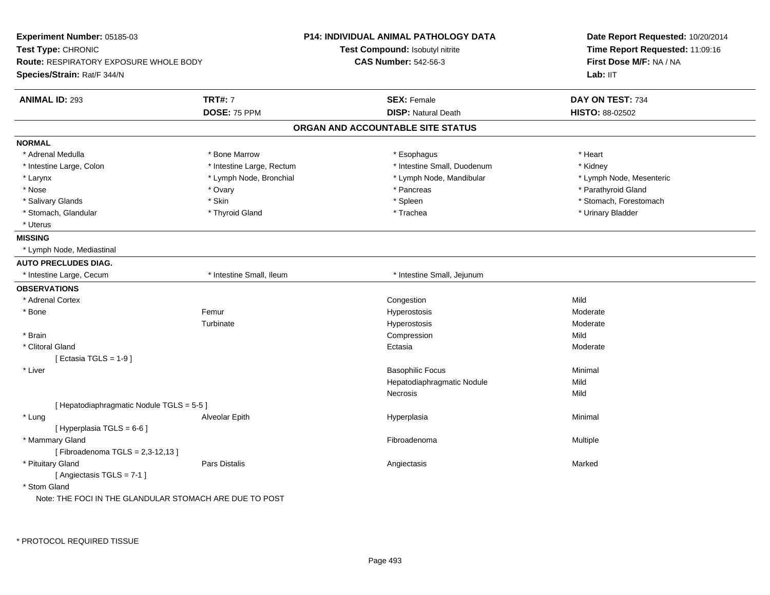**Experiment Number:** 05185-03
**Test Type:** CHRONIC
**Route:** RESPIRATORY EXPOSURE WHOLE BODY
**Species/Strain:** Rat/F 344/N

**P14: INDIVIDUAL ANIMAL PATHOLOGY DATA**
**Test Compound:** Isobutyl nitrite
**CAS Number:** 542-56-3

**Date Report Requested:** 10/20/2014
**Time Report Requested:** 11:09:16
**First Dose M/F:** NA / NA
**Lab:** IIT

| **ANIMAL ID:** 293 | **TRT#:** 7 | **SEX:** Female | **DAY ON TEST:** 734 |
|---|---|---|---|
| | **DOSE:** 75 PPM | **DISP:** Natural Death | **HISTO:** 88-02502 |

## ORGAN AND ACCOUNTABLE SITE STATUS

**NORMAL**

| | | | |
|---|---|---|---|
| * Adrenal Medulla | * Bone Marrow | * Esophagus | * Heart |
| * Intestine Large, Colon | * Intestine Large, Rectum | * Intestine Small, Duodenum | * Kidney |
| * Larynx | * Lymph Node, Bronchial | * Lymph Node, Mandibular | * Lymph Node, Mesenteric |
| * Nose | * Ovary | * Pancreas | * Parathyroid Gland |
| * Salivary Glands | * Skin | * Spleen | * Stomach, Forestomach |
| * Stomach, Glandular | * Thyroid Gland | * Trachea | * Urinary Bladder |
| * Uterus | | | |

**MISSING**

* Lymph Node, Mediastinal

**AUTO PRECLUDES DIAG.**

| | | |
|---|---|---|
| * Intestine Large, Cecum | * Intestine Small, Ileum | * Intestine Small, Jejunum |

**OBSERVATIONS**

| | | | |
|---|---|---|---|
| * Adrenal Cortex | | Congestion | Mild |
| * Bone | Femur | Hyperostosis | Moderate |
| | Turbinate | Hyperostosis | Moderate |
| * Brain | | Compression | Mild |
| * Clitoral Gland | | Ectasia | Moderate |
| [ Ectasia TGLS = 1-9 ] | | | |
| * Liver | | Basophilic Focus | Minimal |
| | | Hepatodiaphragmatic Nodule | Mild |
| | | Necrosis | Mild |
| [ Hepatodiaphragmatic Nodule TGLS = 5-5 ] | | | |
| * Lung | Alveolar Epith | Hyperplasia | Minimal |
| [ Hyperplasia TGLS = 6-6 ] | | | |
| * Mammary Gland | | Fibroadenoma | Multiple |
| [ Fibroadenoma TGLS = 2,3-12,13 ] | | | |
| * Pituitary Gland | Pars Distalis | Angiectasis | Marked |
| [ Angiectasis TGLS = 7-1 ] | | | |
| * Stom Gland | | | |

Note: THE FOCI IN THE GLANDULAR STOMACH ARE DUE TO POST

* PROTOCOL REQUIRED TISSUE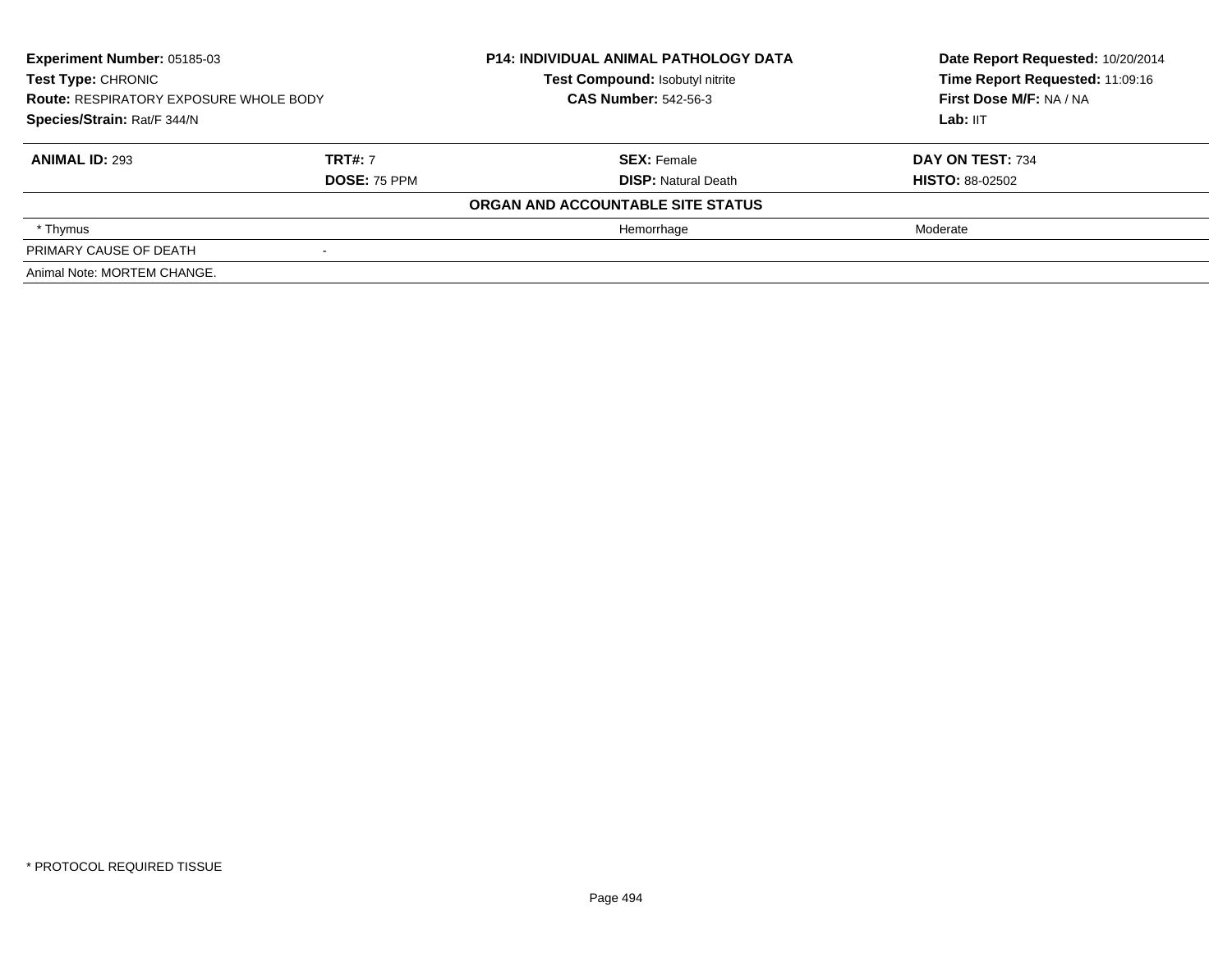| **Experiment Number:** 05185-03 | **P14: INDIVIDUAL ANIMAL PATHOLOGY DATA** | **Date Report Requested:** 10/20/2014 |
|---|---|---|
| **Test Type:** CHRONIC | **Test Compound:** Isobutyl nitrite | **Time Report Requested:** 11:09:16 |
| **Route:** RESPIRATORY EXPOSURE WHOLE BODY | **CAS Number:** 542-56-3 | **First Dose M/F:** NA / NA |
| **Species/Strain:** Rat/F 344/N | | **Lab:** IIT |

| **ANIMAL ID:** 293 | **TRT#:** 7 | **SEX:** Female | **DAY ON TEST:** 734 |
|---|---|---|---|
| | **DOSE:** 75 PPM | **DISP:** Natural Death | **HISTO:** 88-02502 |
| | | **ORGAN AND ACCOUNTABLE SITE STATUS** | |
| * Thymus | | Hemorrhage | Moderate |
| PRIMARY CAUSE OF DEATH | - | | |
| Animal Note: MORTEM CHANGE. | | | |

* PROTOCOL REQUIRED TISSUE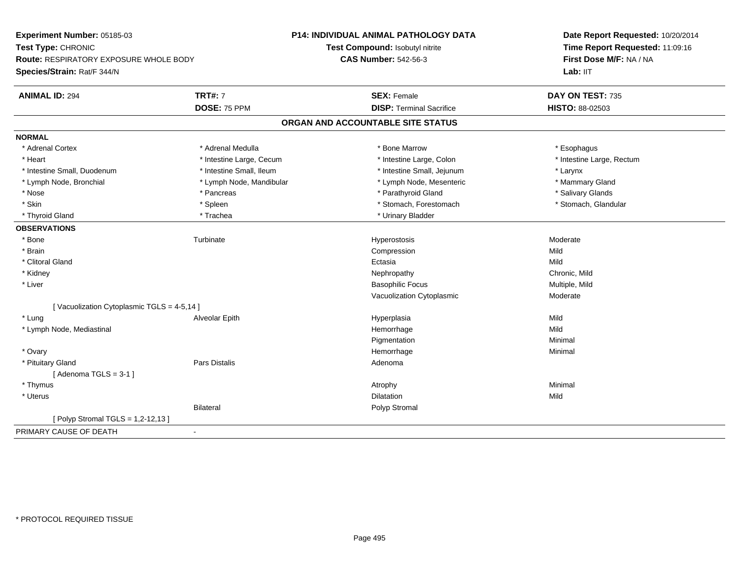**Experiment Number:** 05185-03
**Test Type:** CHRONIC
**Route:** RESPIRATORY EXPOSURE WHOLE BODY
**Species/Strain:** Rat/F 344/N

**P14: INDIVIDUAL ANIMAL PATHOLOGY DATA**
**Test Compound:** Isobutyl nitrite
**CAS Number:** 542-56-3

**Date Report Requested:** 10/20/2014
**Time Report Requested:** 11:09:16
**First Dose M/F:** NA / NA
**Lab:** IIT

| **ANIMAL ID:** 294 | **TRT#:** 7 | **SEX:** Female | **DAY ON TEST:** 735 |
|---|---|---|---|
| | **DOSE:** 75 PPM | **DISP:** Terminal Sacrifice | **HISTO:** 88-02503 |

## ORGAN AND ACCOUNTABLE SITE STATUS

| | | | |
|---|---|---|---|
| **NORMAL** | | | |
| * Adrenal Cortex | * Adrenal Medulla | * Bone Marrow | * Esophagus |
| * Heart | * Intestine Large, Cecum | * Intestine Large, Colon | * Intestine Large, Rectum |
| * Intestine Small, Duodenum | * Intestine Small, Ileum | * Intestine Small, Jejunum | * Larynx |
| * Lymph Node, Bronchial | * Lymph Node, Mandibular | * Lymph Node, Mesenteric | * Mammary Gland |
| * Nose | * Pancreas | * Parathyroid Gland | * Salivary Glands |
| * Skin | * Spleen | * Stomach, Forestomach | * Stomach, Glandular |
| * Thyroid Gland | * Trachea | * Urinary Bladder | |
| **OBSERVATIONS** | | | |
| * Bone | Turbinate | Hyperostosis | Moderate |
| * Brain | | Compression | Mild |
| * Clitoral Gland | | Ectasia | Mild |
| * Kidney | | Nephropathy | Chronic, Mild |
| * Liver | | Basophilic Focus | Multiple, Mild |
| | | Vacuolization Cytoplasmic | Moderate |
| [ Vacuolization Cytoplasmic TGLS = 4-5,14 ] | | | |
| * Lung | Alveolar Epith | Hyperplasia | Mild |
| * Lymph Node, Mediastinal | | Hemorrhage | Mild |
| | | Pigmentation | Minimal |
| * Ovary | | Hemorrhage | Minimal |
| * Pituitary Gland | Pars Distalis | Adenoma | |
| [ Adenoma TGLS = 3-1 ] | | | |
| * Thymus | | Atrophy | Minimal |
| * Uterus | | Dilatation | Mild |
| | Bilateral | Polyp Stromal | |
| [ Polyp Stromal TGLS = 1,2-12,13 ] | | | |
| PRIMARY CAUSE OF DEATH | - | | |

* PROTOCOL REQUIRED TISSUE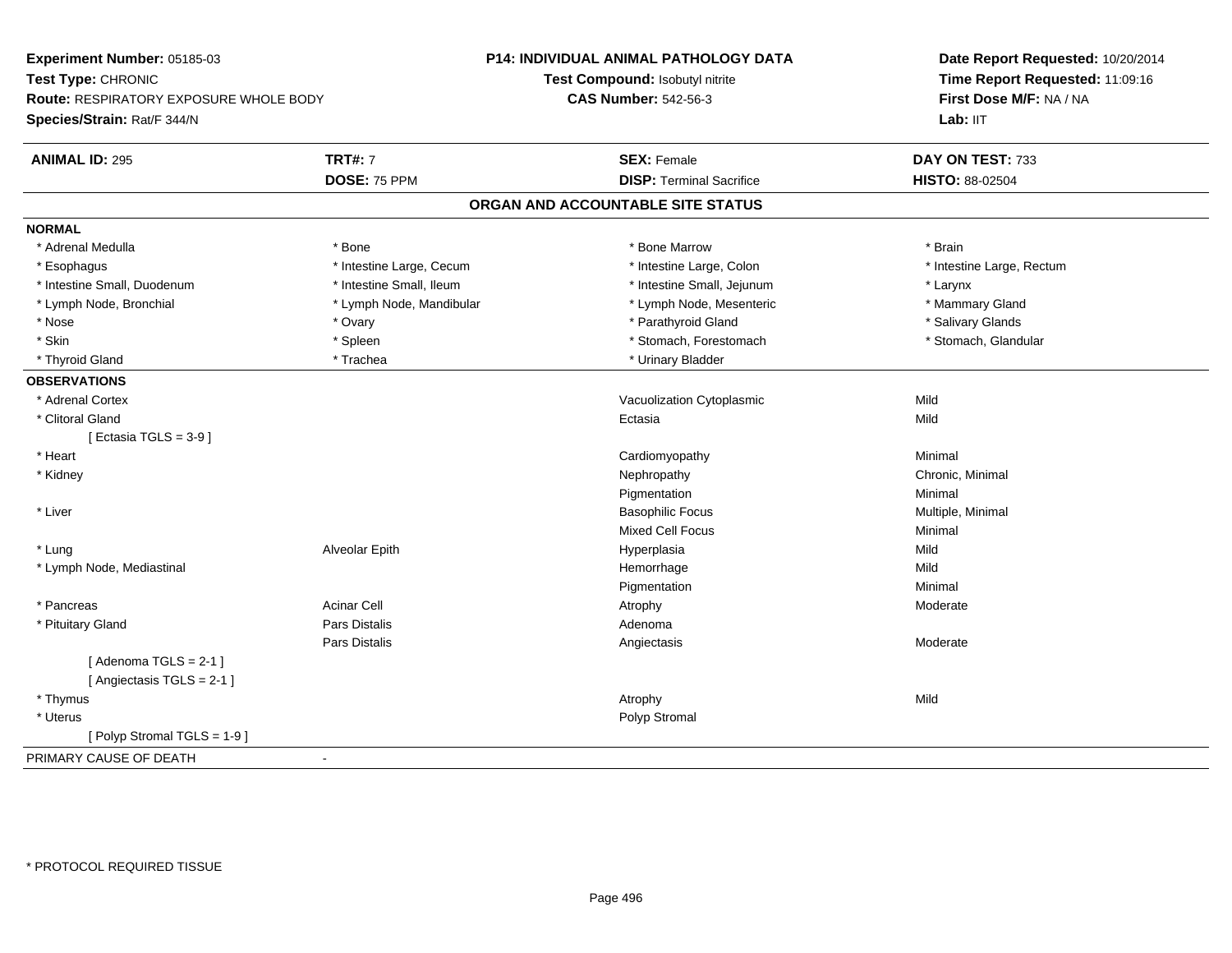**Experiment Number:** 05185-03
**Test Type:** CHRONIC
**Route:** RESPIRATORY EXPOSURE WHOLE BODY
**Species/Strain:** Rat/F 344/N

**P14: INDIVIDUAL ANIMAL PATHOLOGY DATA**
**Test Compound:** Isobutyl nitrite
**CAS Number:** 542-56-3

**Date Report Requested:** 10/20/2014
**Time Report Requested:** 11:09:16
**First Dose M/F:** NA / NA
**Lab:** IIT

| **ANIMAL ID:** 295 | **TRT#:** 7 | **SEX:** Female | **DAY ON TEST:** 733 |
|---|---|---|---|
| | **DOSE:** 75 PPM | **DISP:** Terminal Sacrifice | **HISTO:** 88-02504 |

## ORGAN AND ACCOUNTABLE SITE STATUS

**NORMAL**

| | | | |
|---|---|---|---|
| * Adrenal Medulla | * Bone | * Bone Marrow | * Brain |
| * Esophagus | * Intestine Large, Cecum | * Intestine Large, Colon | * Intestine Large, Rectum |
| * Intestine Small, Duodenum | * Intestine Small, Ileum | * Intestine Small, Jejunum | * Larynx |
| * Lymph Node, Bronchial | * Lymph Node, Mandibular | * Lymph Node, Mesenteric | * Mammary Gland |
| * Nose | * Ovary | * Parathyroid Gland | * Salivary Glands |
| * Skin | * Spleen | * Stomach, Forestomach | * Stomach, Glandular |
| * Thyroid Gland | * Trachea | * Urinary Bladder | |

**OBSERVATIONS**

| | | | |
|---|---|---|---|
| * Adrenal Cortex | | Vacuolization Cytoplasmic | Mild |
| * Clitoral Gland | | Ectasia | Mild |
| [ Ectasia TGLS = 3-9 ] | | | |
| * Heart | | Cardiomyopathy | Minimal |
| * Kidney | | Nephropathy | Chronic, Minimal |
| | | Pigmentation | Minimal |
| * Liver | | Basophilic Focus | Multiple, Minimal |
| | | Mixed Cell Focus | Minimal |
| * Lung | Alveolar Epith | Hyperplasia | Mild |
| * Lymph Node, Mediastinal | | Hemorrhage | Mild |
| | | Pigmentation | Minimal |
| * Pancreas | Acinar Cell | Atrophy | Moderate |
| * Pituitary Gland | Pars Distalis | Adenoma | |
| | Pars Distalis | Angiectasis | Moderate |
| [ Adenoma TGLS = 2-1 ] | | | |
| [ Angiectasis TGLS = 2-1 ] | | | |
| * Thymus | | Atrophy | Mild |
| * Uterus | | Polyp Stromal | |
| [ Polyp Stromal TGLS = 1-9 ] | | | |

PRIMARY CAUSE OF DEATH -

* PROTOCOL REQUIRED TISSUE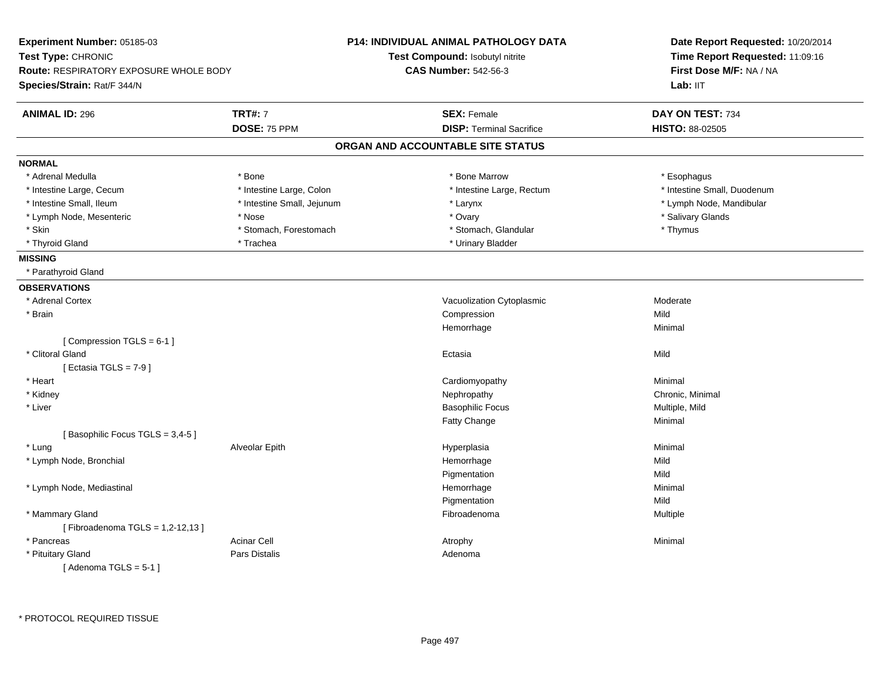**Experiment Number:** 05185-03
**Test Type:** CHRONIC
**Route:** RESPIRATORY EXPOSURE WHOLE BODY
**Species/Strain:** Rat/F 344/N

**P14: INDIVIDUAL ANIMAL PATHOLOGY DATA**
**Test Compound:** Isobutyl nitrite
**CAS Number:** 542-56-3

**Date Report Requested:** 10/20/2014
**Time Report Requested:** 11:09:16
**First Dose M/F:** NA / NA
**Lab:** IIT

| **ANIMAL ID:** 296 | **TRT#:** 7 | **SEX:** Female | **DAY ON TEST:** 734 |
|---|---|---|---|
| | **DOSE:** 75 PPM | **DISP:** Terminal Sacrifice | **HISTO:** 88-02505 |

## ORGAN AND ACCOUNTABLE SITE STATUS

**NORMAL**

| | | | |
|---|---|---|---|
| * Adrenal Medulla | * Bone | * Bone Marrow | * Esophagus |
| * Intestine Large, Cecum | * Intestine Large, Colon | * Intestine Large, Rectum | * Intestine Small, Duodenum |
| * Intestine Small, Ileum | * Intestine Small, Jejunum | * Larynx | * Lymph Node, Mandibular |
| * Lymph Node, Mesenteric | * Nose | * Ovary | * Salivary Glands |
| * Skin | * Stomach, Forestomach | * Stomach, Glandular | * Thymus |
| * Thyroid Gland | * Trachea | * Urinary Bladder | |

**MISSING**

* Parathyroid Gland

**OBSERVATIONS**

| Organ | Site | Observation | Severity |
|---|---|---|---|
| * Adrenal Cortex | | Vacuolization Cytoplasmic | Moderate |
| * Brain | | Compression | Mild |
| | | Hemorrhage | Minimal |
| [ Compression TGLS = 6-1 ] | | | |
| * Clitoral Gland | | Ectasia | Mild |
| [ Ectasia TGLS = 7-9 ] | | | |
| * Heart | | Cardiomyopathy | Minimal |
| * Kidney | | Nephropathy | Chronic, Minimal |
| * Liver | | Basophilic Focus | Multiple, Mild |
| | | Fatty Change | Minimal |
| [ Basophilic Focus TGLS = 3,4-5 ] | | | |
| * Lung | Alveolar Epith | Hyperplasia | Minimal |
| * Lymph Node, Bronchial | | Hemorrhage | Mild |
| | | Pigmentation | Mild |
| * Lymph Node, Mediastinal | | Hemorrhage | Minimal |
| | | Pigmentation | Mild |
| * Mammary Gland | | Fibroadenoma | Multiple |
| [ Fibroadenoma TGLS = 1,2-12,13 ] | | | |
| * Pancreas | Acinar Cell | Atrophy | Minimal |
| * Pituitary Gland | Pars Distalis | Adenoma | |
| [ Adenoma TGLS = 5-1 ] | | | |

* PROTOCOL REQUIRED TISSUE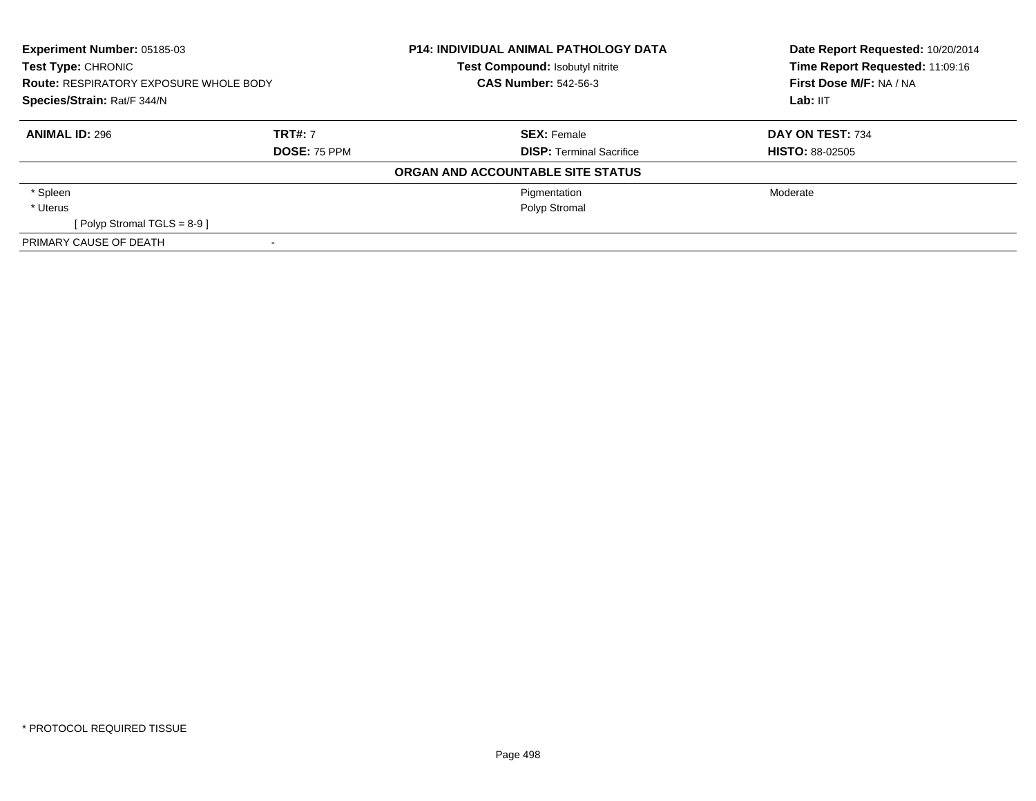**Experiment Number:** 05185-03
**Test Type:** CHRONIC
**Route:** RESPIRATORY EXPOSURE WHOLE BODY
**Species/Strain:** Rat/F 344/N

**P14: INDIVIDUAL ANIMAL PATHOLOGY DATA**
**Test Compound:** Isobutyl nitrite
**CAS Number:** 542-56-3

**Date Report Requested:** 10/20/2014
**Time Report Requested:** 11:09:16
**First Dose M/F:** NA / NA
**Lab:** IIT

| **ANIMAL ID:** 296 | **TRT#:** 7 | **SEX:** Female | **DAY ON TEST:** 734 |
|---|---|---|---|
| | **DOSE:** 75 PPM | **DISP:** Terminal Sacrifice | **HISTO:** 88-02505 |

**ORGAN AND ACCOUNTABLE SITE STATUS**

| | | | |
|---|---|---|---|
| * Spleen | | Pigmentation | Moderate |
| * Uterus | | Polyp Stromal | |
| [ Polyp Stromal TGLS = 8-9 ] | | | |
| PRIMARY CAUSE OF DEATH | - | | |

* PROTOCOL REQUIRED TISSUE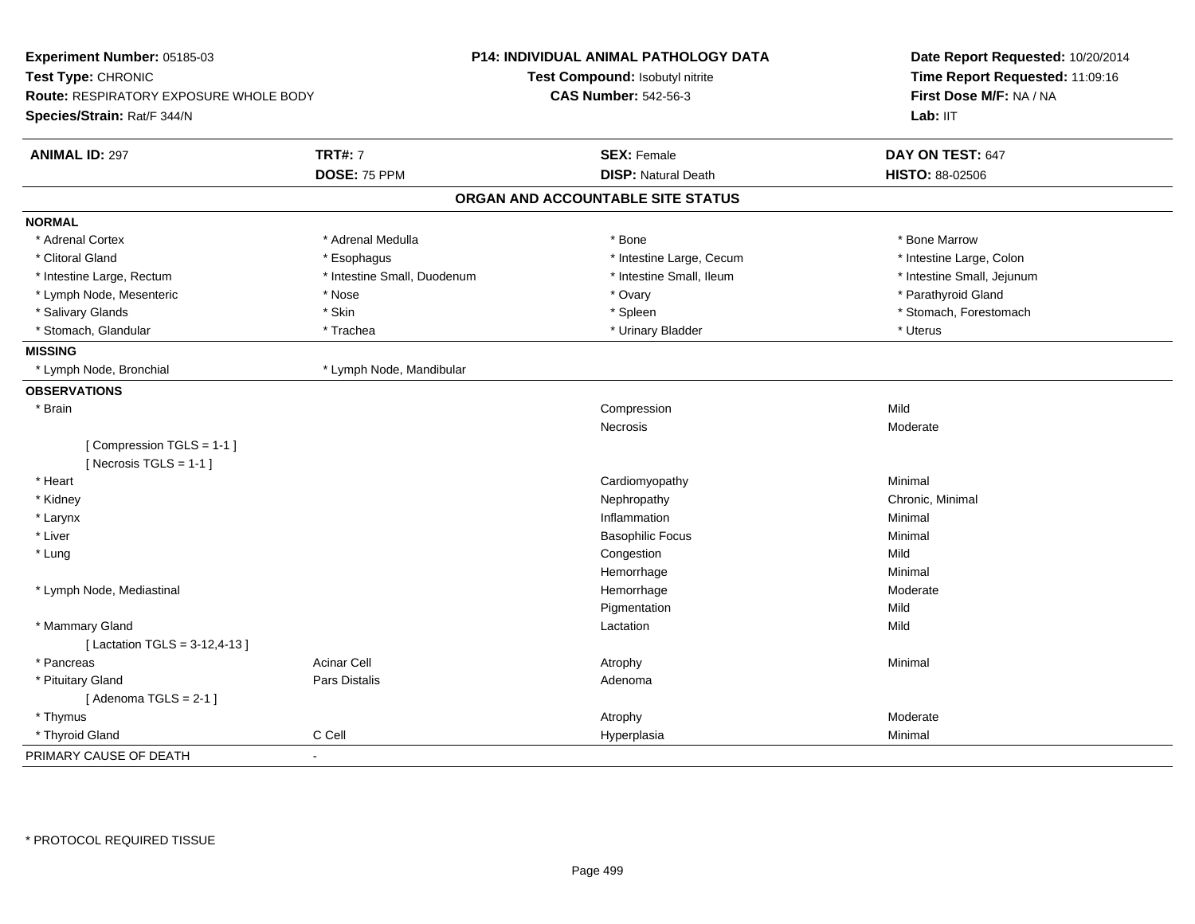**Experiment Number:** 05185-03
**Test Type:** CHRONIC
**Route:** RESPIRATORY EXPOSURE WHOLE BODY
**Species/Strain:** Rat/F 344/N

**P14: INDIVIDUAL ANIMAL PATHOLOGY DATA**
**Test Compound:** Isobutyl nitrite
**CAS Number:** 542-56-3

**Date Report Requested:** 10/20/2014
**Time Report Requested:** 11:09:16
**First Dose M/F:** NA / NA
**Lab:** IIT

| **ANIMAL ID:** 297 | **TRT#:** 7 | **SEX:** Female | **DAY ON TEST:** 647 |
|---|---|---|---|
| | **DOSE:** 75 PPM | **DISP:** Natural Death | **HISTO:** 88-02506 |

## ORGAN AND ACCOUNTABLE SITE STATUS

**NORMAL**

| | | | |
|---|---|---|---|
| * Adrenal Cortex | * Adrenal Medulla | * Bone | * Bone Marrow |
| * Clitoral Gland | * Esophagus | * Intestine Large, Cecum | * Intestine Large, Colon |
| * Intestine Large, Rectum | * Intestine Small, Duodenum | * Intestine Small, Ileum | * Intestine Small, Jejunum |
| * Lymph Node, Mesenteric | * Nose | * Ovary | * Parathyroid Gland |
| * Salivary Glands | * Skin | * Spleen | * Stomach, Forestomach |
| * Stomach, Glandular | * Trachea | * Urinary Bladder | * Uterus |

**MISSING**

| | |
|---|---|
| * Lymph Node, Bronchial | * Lymph Node, Mandibular |

**OBSERVATIONS**

| Organ | Site | Observation | Severity |
|---|---|---|---|
| * Brain | | Compression | Mild |
| | | Necrosis | Moderate |
| [ Compression TGLS = 1-1 ] | | | |
| [ Necrosis TGLS = 1-1 ] | | | |
| * Heart | | Cardiomyopathy | Minimal |
| * Kidney | | Nephropathy | Chronic, Minimal |
| * Larynx | | Inflammation | Minimal |
| * Liver | | Basophilic Focus | Minimal |
| * Lung | | Congestion | Mild |
| | | Hemorrhage | Minimal |
| * Lymph Node, Mediastinal | | Hemorrhage | Moderate |
| | | Pigmentation | Mild |
| * Mammary Gland | | Lactation | Mild |
| [ Lactation TGLS = 3-12,4-13 ] | | | |
| * Pancreas | Acinar Cell | Atrophy | Minimal |
| * Pituitary Gland | Pars Distalis | Adenoma | |
| [ Adenoma TGLS = 2-1 ] | | | |
| * Thymus | | Atrophy | Moderate |
| * Thyroid Gland | C Cell | Hyperplasia | Minimal |

PRIMARY CAUSE OF DEATH -

* PROTOCOL REQUIRED TISSUE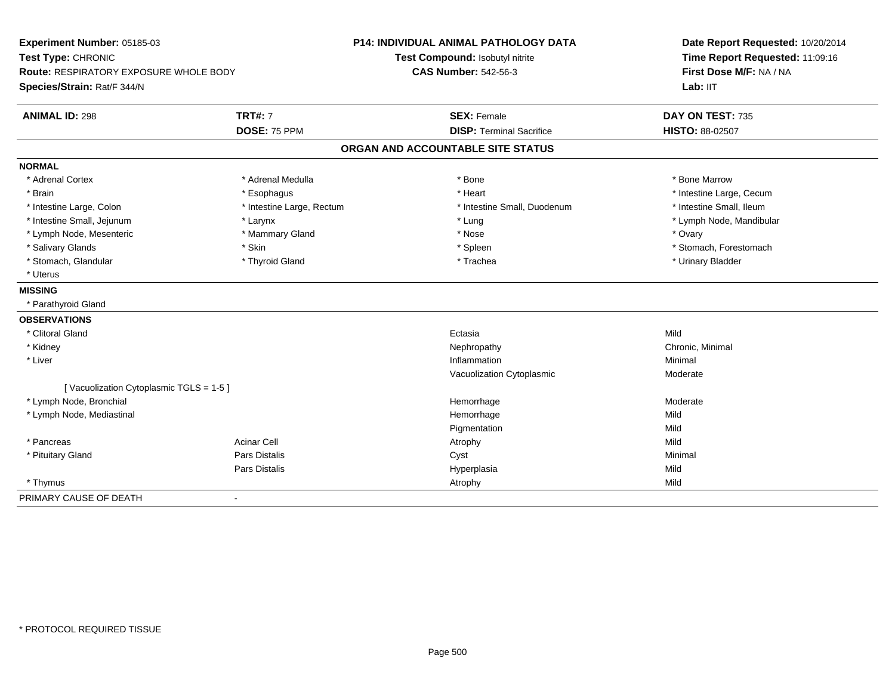**Experiment Number:** 05185-03
**Test Type:** CHRONIC
**Route:** RESPIRATORY EXPOSURE WHOLE BODY
**Species/Strain:** Rat/F 344/N

**P14: INDIVIDUAL ANIMAL PATHOLOGY DATA**
**Test Compound:** Isobutyl nitrite
**CAS Number:** 542-56-3

**Date Report Requested:** 10/20/2014
**Time Report Requested:** 11:09:16
**First Dose M/F:** NA / NA
**Lab:** IIT

| **ANIMAL ID:** 298 | **TRT#:** 7 | **SEX:** Female | **DAY ON TEST:** 735 |
|---|---|---|---|
| | **DOSE:** 75 PPM | **DISP:** Terminal Sacrifice | **HISTO:** 88-02507 |

## ORGAN AND ACCOUNTABLE SITE STATUS

**NORMAL**

| | | | |
|---|---|---|---|
| * Adrenal Cortex | * Adrenal Medulla | * Bone | * Bone Marrow |
| * Brain | * Esophagus | * Heart | * Intestine Large, Cecum |
| * Intestine Large, Colon | * Intestine Large, Rectum | * Intestine Small, Duodenum | * Intestine Small, Ileum |
| * Intestine Small, Jejunum | * Larynx | * Lung | * Lymph Node, Mandibular |
| * Lymph Node, Mesenteric | * Mammary Gland | * Nose | * Ovary |
| * Salivary Glands | * Skin | * Spleen | * Stomach, Forestomach |
| * Stomach, Glandular | * Thyroid Gland | * Trachea | * Urinary Bladder |
| * Uterus | | | |

**MISSING**

* Parathyroid Gland

**OBSERVATIONS**

| | | | |
|---|---|---|---|
| * Clitoral Gland | | Ectasia | Mild |
| * Kidney | | Nephropathy | Chronic, Minimal |
| * Liver | | Inflammation | Minimal |
| | | Vacuolization Cytoplasmic | Moderate |
| [ Vacuolization Cytoplasmic TGLS = 1-5 ] | | | |
| * Lymph Node, Bronchial | | Hemorrhage | Moderate |
| * Lymph Node, Mediastinal | | Hemorrhage | Mild |
| | | Pigmentation | Mild |
| * Pancreas | Acinar Cell | Atrophy | Mild |
| * Pituitary Gland | Pars Distalis | Cyst | Minimal |
| | Pars Distalis | Hyperplasia | Mild |
| * Thymus | | Atrophy | Mild |

PRIMARY CAUSE OF DEATH -

\* PROTOCOL REQUIRED TISSUE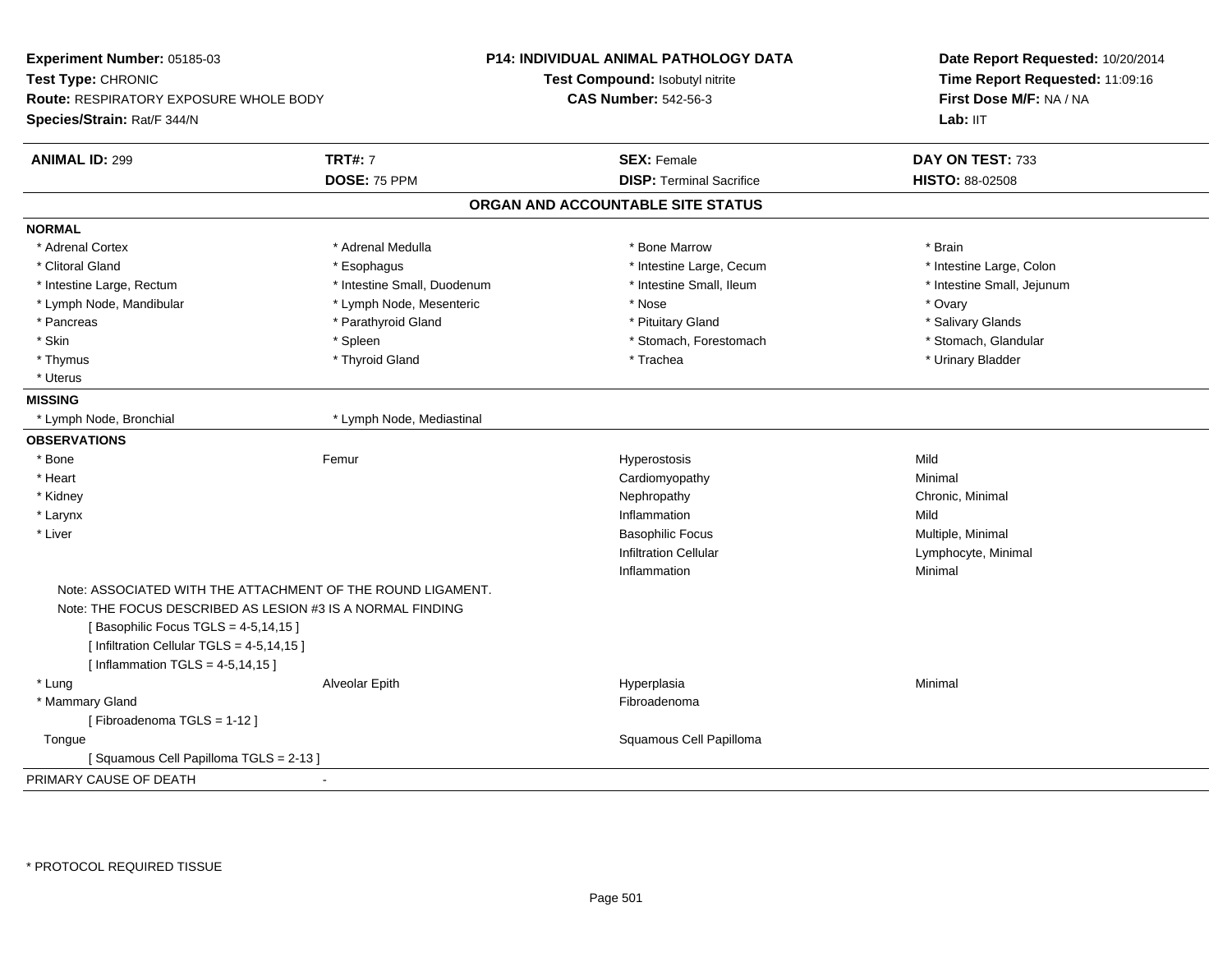**Experiment Number:** 05185-03
**Test Type:** CHRONIC
**Route:** RESPIRATORY EXPOSURE WHOLE BODY
**Species/Strain:** Rat/F 344/N

**P14: INDIVIDUAL ANIMAL PATHOLOGY DATA**
**Test Compound:** Isobutyl nitrite
**CAS Number:** 542-56-3

**Date Report Requested:** 10/20/2014
**Time Report Requested:** 11:09:16
**First Dose M/F:** NA / NA
**Lab:** IIT

| **ANIMAL ID:** 299 | **TRT#:** 7 | **SEX:** Female | **DAY ON TEST:** 733 |
|---|---|---|---|
| | **DOSE:** 75 PPM | **DISP:** Terminal Sacrifice | **HISTO:** 88-02508 |

## ORGAN AND ACCOUNTABLE SITE STATUS

**NORMAL**

| | | | |
|---|---|---|---|
| * Adrenal Cortex | * Adrenal Medulla | * Bone Marrow | * Brain |
| * Clitoral Gland | * Esophagus | * Intestine Large, Cecum | * Intestine Large, Colon |
| * Intestine Large, Rectum | * Intestine Small, Duodenum | * Intestine Small, Ileum | * Intestine Small, Jejunum |
| * Lymph Node, Mandibular | * Lymph Node, Mesenteric | * Nose | * Ovary |
| * Pancreas | * Parathyroid Gland | * Pituitary Gland | * Salivary Glands |
| * Skin | * Spleen | * Stomach, Forestomach | * Stomach, Glandular |
| * Thymus | * Thyroid Gland | * Trachea | * Urinary Bladder |
| * Uterus | | | |

**MISSING**

| | |
|---|---|
| * Lymph Node, Bronchial | * Lymph Node, Mediastinal |

**OBSERVATIONS**

| | | | |
|---|---|---|---|
| * Bone | Femur | Hyperostosis | Mild |
| * Heart | | Cardiomyopathy | Minimal |
| * Kidney | | Nephropathy | Chronic, Minimal |
| * Larynx | | Inflammation | Mild |
| * Liver | | Basophilic Focus | Multiple, Minimal |
| | | Infiltration Cellular | Lymphocyte, Minimal |
| | | Inflammation | Minimal |

Note: ASSOCIATED WITH THE ATTACHMENT OF THE ROUND LIGAMENT.
Note: THE FOCUS DESCRIBED AS LESION #3 IS A NORMAL FINDING
[ Basophilic Focus TGLS = 4-5,14,15 ]
[ Infiltration Cellular TGLS = 4-5,14,15 ]
[ Inflammation TGLS = 4-5,14,15 ]

| | | | |
|---|---|---|---|
| * Lung | Alveolar Epith | Hyperplasia | Minimal |
| * Mammary Gland | | Fibroadenoma | |

[ Fibroadenoma TGLS = 1-12 ]

| | | | |
|---|---|---|---|
| Tongue | | Squamous Cell Papilloma | |

[ Squamous Cell Papilloma TGLS = 2-13 ]

PRIMARY CAUSE OF DEATH -

* PROTOCOL REQUIRED TISSUE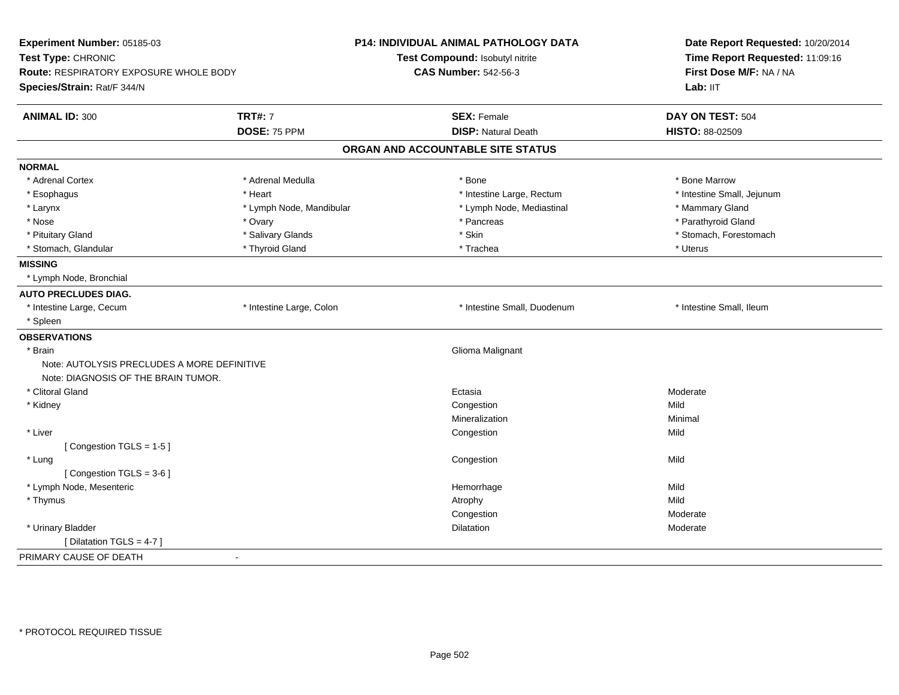**Experiment Number:** 05185-03
**Test Type:** CHRONIC
**Route:** RESPIRATORY EXPOSURE WHOLE BODY
**Species/Strain:** Rat/F 344/N

**P14: INDIVIDUAL ANIMAL PATHOLOGY DATA**
**Test Compound:** Isobutyl nitrite
**CAS Number:** 542-56-3

**Date Report Requested:** 10/20/2014
**Time Report Requested:** 11:09:16
**First Dose M/F:** NA / NA
**Lab:** IIT

| **ANIMAL ID:** 300 | **TRT#:** 7 | **SEX:** Female | **DAY ON TEST:** 504 |
|---|---|---|---|
| | **DOSE:** 75 PPM | **DISP:** Natural Death | **HISTO:** 88-02509 |

## ORGAN AND ACCOUNTABLE SITE STATUS

**NORMAL**

| | | | |
|---|---|---|---|
| * Adrenal Cortex | * Adrenal Medulla | * Bone | * Bone Marrow |
| * Esophagus | * Heart | * Intestine Large, Rectum | * Intestine Small, Jejunum |
| * Larynx | * Lymph Node, Mandibular | * Lymph Node, Mediastinal | * Mammary Gland |
| * Nose | * Ovary | * Pancreas | * Parathyroid Gland |
| * Pituitary Gland | * Salivary Glands | * Skin | * Stomach, Forestomach |
| * Stomach, Glandular | * Thyroid Gland | * Trachea | * Uterus |

**MISSING**

* Lymph Node, Bronchial

**AUTO PRECLUDES DIAG.**

| | | | |
|---|---|---|---|
| * Intestine Large, Cecum | * Intestine Large, Colon | * Intestine Small, Duodenum | * Intestine Small, Ileum |
| * Spleen | | | |

**OBSERVATIONS**

| Organ | Observation | Severity |
|---|---|---|
| * Brain | Glioma Malignant | |
| Note: AUTOLYSIS PRECLUDES A MORE DEFINITIVE | | |
| Note: DIAGNOSIS OF THE BRAIN TUMOR. | | |
| * Clitoral Gland | Ectasia | Moderate |
| * Kidney | Congestion | Mild |
| | Mineralization | Minimal |
| * Liver | Congestion | Mild |
| [ Congestion TGLS = 1-5 ] | | |
| * Lung | Congestion | Mild |
| [ Congestion TGLS = 3-6 ] | | |
| * Lymph Node, Mesenteric | Hemorrhage | Mild |
| * Thymus | Atrophy | Mild |
| | Congestion | Moderate |
| * Urinary Bladder | Dilatation | Moderate |
| [ Dilatation TGLS = 4-7 ] | | |

PRIMARY CAUSE OF DEATH -

\* PROTOCOL REQUIRED TISSUE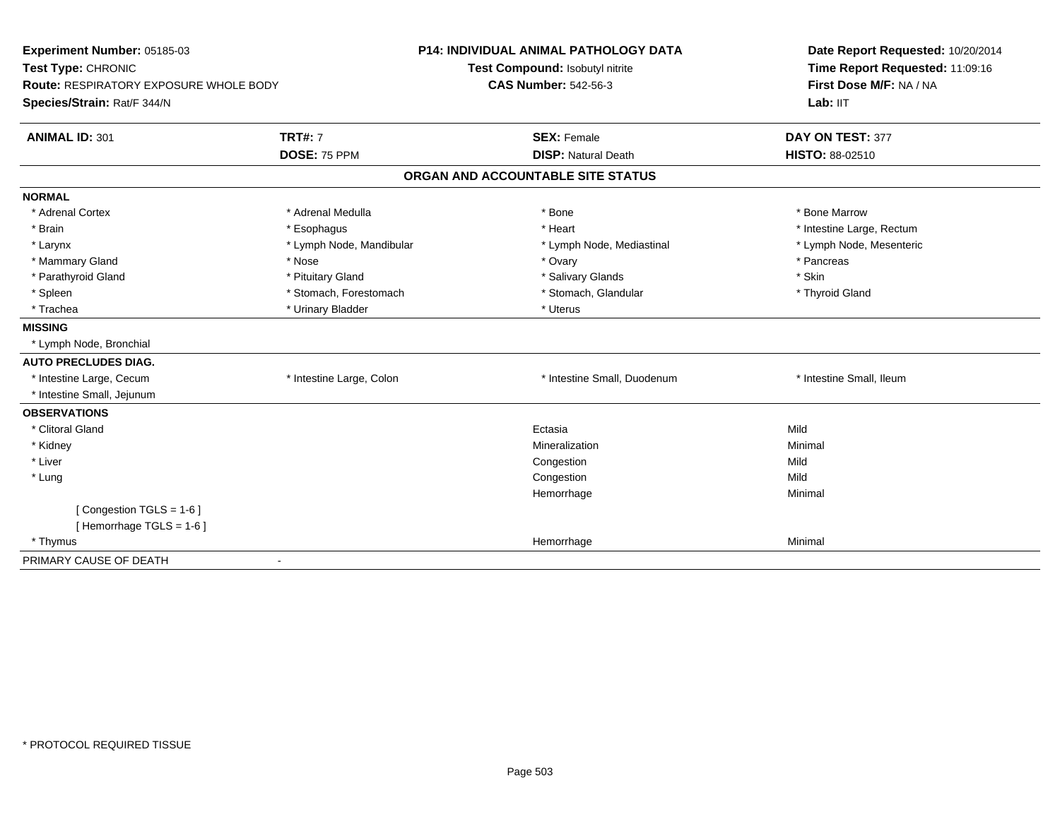**Experiment Number:** 05185-03
**Test Type:** CHRONIC
**Route:** RESPIRATORY EXPOSURE WHOLE BODY
**Species/Strain:** Rat/F 344/N

**P14: INDIVIDUAL ANIMAL PATHOLOGY DATA**
**Test Compound:** Isobutyl nitrite
**CAS Number:** 542-56-3

**Date Report Requested:** 10/20/2014
**Time Report Requested:** 11:09:16
**First Dose M/F:** NA / NA
**Lab:** IIT

| **ANIMAL ID:** 301 | **TRT#:** 7 | **SEX:** Female | **DAY ON TEST:** 377 |
|---|---|---|---|
| | **DOSE:** 75 PPM | **DISP:** Natural Death | **HISTO:** 88-02510 |

## ORGAN AND ACCOUNTABLE SITE STATUS

| | | | |
|---|---|---|---|
| **NORMAL** | | | |
| * Adrenal Cortex | * Adrenal Medulla | * Bone | * Bone Marrow |
| * Brain | * Esophagus | * Heart | * Intestine Large, Rectum |
| * Larynx | * Lymph Node, Mandibular | * Lymph Node, Mediastinal | * Lymph Node, Mesenteric |
| * Mammary Gland | * Nose | * Ovary | * Pancreas |
| * Parathyroid Gland | * Pituitary Gland | * Salivary Glands | * Skin |
| * Spleen | * Stomach, Forestomach | * Stomach, Glandular | * Thyroid Gland |
| * Trachea | * Urinary Bladder | * Uterus | |
| **MISSING** | | | |
| * Lymph Node, Bronchial | | | |
| **AUTO PRECLUDES DIAG.** | | | |
| * Intestine Large, Cecum | * Intestine Large, Colon | * Intestine Small, Duodenum | * Intestine Small, Ileum |
| * Intestine Small, Jejunum | | | |
| **OBSERVATIONS** | | | |
| * Clitoral Gland | | Ectasia | Mild |
| * Kidney | | Mineralization | Minimal |
| * Liver | | Congestion | Mild |
| * Lung | | Congestion | Mild |
| | | Hemorrhage | Minimal |
| [ Congestion TGLS = 1-6 ] | | | |
| [ Hemorrhage TGLS = 1-6 ] | | | |
| * Thymus | | Hemorrhage | Minimal |
| PRIMARY CAUSE OF DEATH | - | | |

* PROTOCOL REQUIRED TISSUE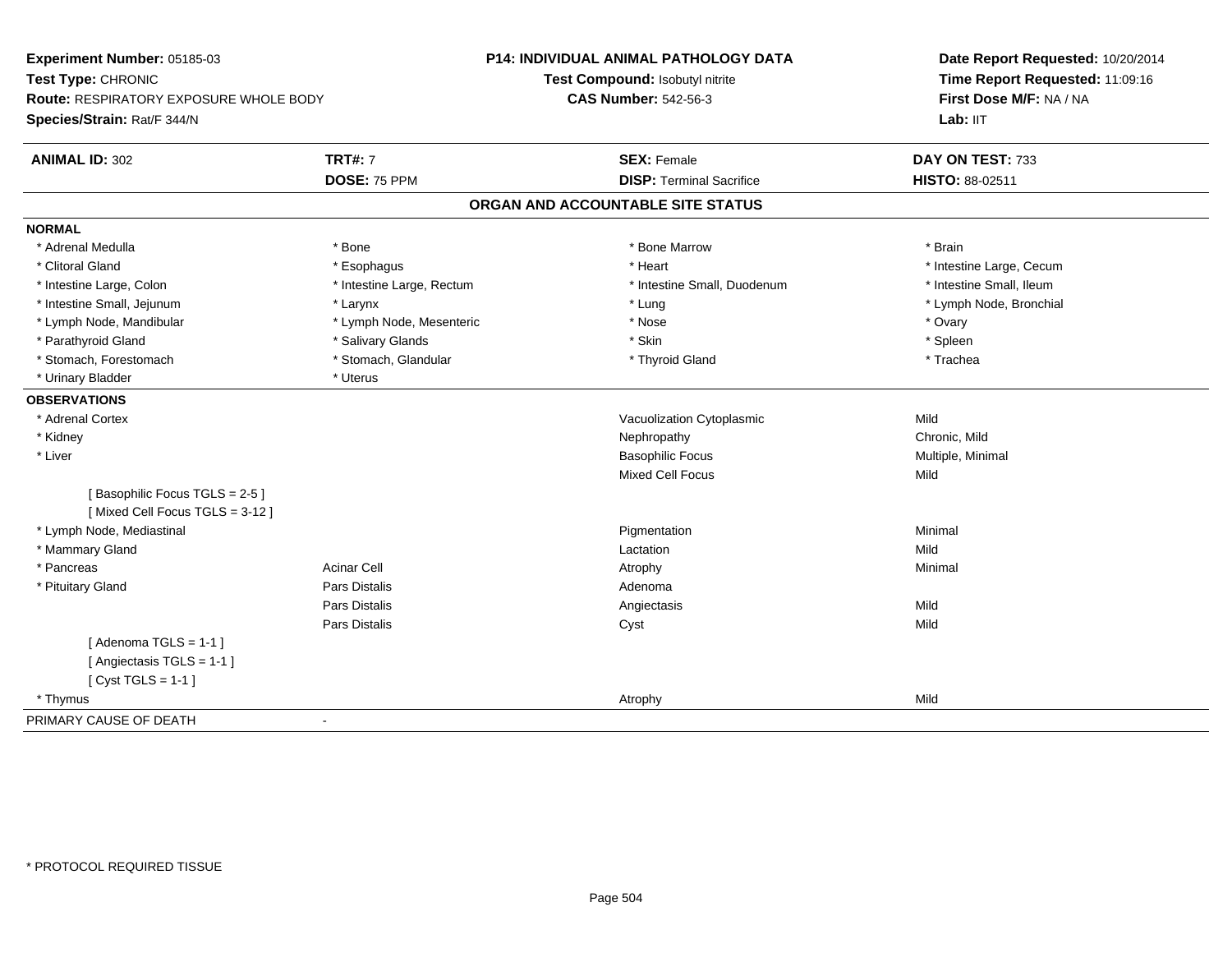**Experiment Number:** 05185-03
**Test Type:** CHRONIC
**Route:** RESPIRATORY EXPOSURE WHOLE BODY
**Species/Strain:** Rat/F 344/N

**P14: INDIVIDUAL ANIMAL PATHOLOGY DATA**
**Test Compound:** Isobutyl nitrite
**CAS Number:** 542-56-3

**Date Report Requested:** 10/20/2014
**Time Report Requested:** 11:09:16
**First Dose M/F:** NA / NA
**Lab:** IIT

| **ANIMAL ID:** 302 | **TRT#:** 7 | **SEX:** Female | **DAY ON TEST:** 733 |
|---|---|---|---|
| | **DOSE:** 75 PPM | **DISP:** Terminal Sacrifice | **HISTO:** 88-02511 |

## ORGAN AND ACCOUNTABLE SITE STATUS

**NORMAL**

| | | | |
|---|---|---|---|
| * Adrenal Medulla | * Bone | * Bone Marrow | * Brain |
| * Clitoral Gland | * Esophagus | * Heart | * Intestine Large, Cecum |
| * Intestine Large, Colon | * Intestine Large, Rectum | * Intestine Small, Duodenum | * Intestine Small, Ileum |
| * Intestine Small, Jejunum | * Larynx | * Lung | * Lymph Node, Bronchial |
| * Lymph Node, Mandibular | * Lymph Node, Mesenteric | * Nose | * Ovary |
| * Parathyroid Gland | * Salivary Glands | * Skin | * Spleen |
| * Stomach, Forestomach | * Stomach, Glandular | * Thyroid Gland | * Trachea |
| * Urinary Bladder | * Uterus | | |

**OBSERVATIONS**

| | | | |
|---|---|---|---|
| * Adrenal Cortex | | Vacuolization Cytoplasmic | Mild |
| * Kidney | | Nephropathy | Chronic, Mild |
| * Liver | | Basophilic Focus | Multiple, Minimal |
| | | Mixed Cell Focus | Mild |
| [ Basophilic Focus TGLS = 2-5 ] | | | |
| [ Mixed Cell Focus TGLS = 3-12 ] | | | |
| * Lymph Node, Mediastinal | | Pigmentation | Minimal |
| * Mammary Gland | | Lactation | Mild |
| * Pancreas | Acinar Cell | Atrophy | Minimal |
| * Pituitary Gland | Pars Distalis | Adenoma | |
| | Pars Distalis | Angiectasis | Mild |
| | Pars Distalis | Cyst | Mild |
| [ Adenoma TGLS = 1-1 ] | | | |
| [ Angiectasis TGLS = 1-1 ] | | | |
| [ Cyst TGLS = 1-1 ] | | | |
| * Thymus | | Atrophy | Mild |

PRIMARY CAUSE OF DEATH -

\* PROTOCOL REQUIRED TISSUE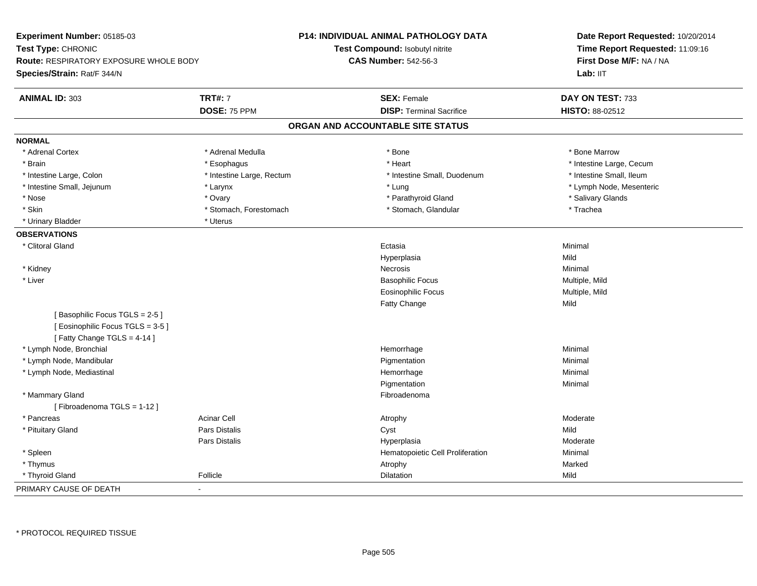**Experiment Number:** 05185-03
**Test Type:** CHRONIC
**Route:** RESPIRATORY EXPOSURE WHOLE BODY
**Species/Strain:** Rat/F 344/N

**P14: INDIVIDUAL ANIMAL PATHOLOGY DATA**
**Test Compound:** Isobutyl nitrite
**CAS Number:** 542-56-3

**Date Report Requested:** 10/20/2014
**Time Report Requested:** 11:09:16
**First Dose M/F:** NA / NA
**Lab:** IIT

| **ANIMAL ID:** 303 | **TRT#:** 7 | **SEX:** Female | **DAY ON TEST:** 733 |
|---|---|---|---|
| | **DOSE:** 75 PPM | **DISP:** Terminal Sacrifice | **HISTO:** 88-02512 |

## ORGAN AND ACCOUNTABLE SITE STATUS

**NORMAL**

| | | | |
|---|---|---|---|
| * Adrenal Cortex | * Adrenal Medulla | * Bone | * Bone Marrow |
| * Brain | * Esophagus | * Heart | * Intestine Large, Cecum |
| * Intestine Large, Colon | * Intestine Large, Rectum | * Intestine Small, Duodenum | * Intestine Small, Ileum |
| * Intestine Small, Jejunum | * Larynx | * Lung | * Lymph Node, Mesenteric |
| * Nose | * Ovary | * Parathyroid Gland | * Salivary Glands |
| * Skin | * Stomach, Forestomach | * Stomach, Glandular | * Trachea |
| * Urinary Bladder | * Uterus | | |

**OBSERVATIONS**

| | | | |
|---|---|---|---|
| * Clitoral Gland | | Ectasia | Minimal |
| | | Hyperplasia | Mild |
| * Kidney | | Necrosis | Minimal |
| * Liver | | Basophilic Focus | Multiple, Mild |
| | | Eosinophilic Focus | Multiple, Mild |
| | | Fatty Change | Mild |
| [ Basophilic Focus TGLS = 2-5 ] | | | |
| [ Eosinophilic Focus TGLS = 3-5 ] | | | |
| [ Fatty Change TGLS = 4-14 ] | | | |
| * Lymph Node, Bronchial | | Hemorrhage | Minimal |
| * Lymph Node, Mandibular | | Pigmentation | Minimal |
| * Lymph Node, Mediastinal | | Hemorrhage | Minimal |
| | | Pigmentation | Minimal |
| * Mammary Gland | | Fibroadenoma | |
| [ Fibroadenoma TGLS = 1-12 ] | | | |
| * Pancreas | Acinar Cell | Atrophy | Moderate |
| * Pituitary Gland | Pars Distalis | Cyst | Mild |
| | Pars Distalis | Hyperplasia | Moderate |
| * Spleen | | Hematopoietic Cell Proliferation | Minimal |
| * Thymus | | Atrophy | Marked |
| * Thyroid Gland | Follicle | Dilatation | Mild |

PRIMARY CAUSE OF DEATH -

* PROTOCOL REQUIRED TISSUE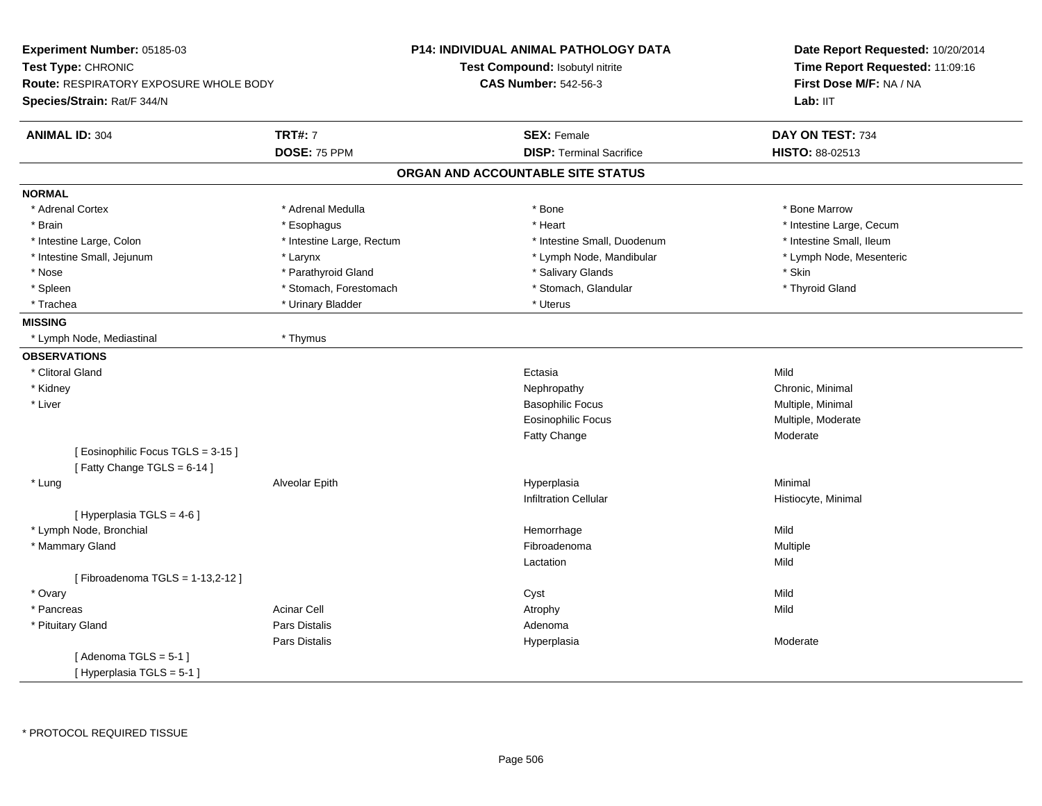**Experiment Number:** 05185-03
**Test Type:** CHRONIC
**Route:** RESPIRATORY EXPOSURE WHOLE BODY
**Species/Strain:** Rat/F 344/N

**P14: INDIVIDUAL ANIMAL PATHOLOGY DATA**
**Test Compound:** Isobutyl nitrite
**CAS Number:** 542-56-3

**Date Report Requested:** 10/20/2014
**Time Report Requested:** 11:09:16
**First Dose M/F:** NA / NA
**Lab:** IIT

| **ANIMAL ID:** 304 | **TRT#:** 7 | **SEX:** Female | **DAY ON TEST:** 734 |
|---|---|---|---|
| | **DOSE:** 75 PPM | **DISP:** Terminal Sacrifice | **HISTO:** 88-02513 |

## ORGAN AND ACCOUNTABLE SITE STATUS

**NORMAL**

| | | | |
|---|---|---|---|
| * Adrenal Cortex | * Adrenal Medulla | * Bone | * Bone Marrow |
| * Brain | * Esophagus | * Heart | * Intestine Large, Cecum |
| * Intestine Large, Colon | * Intestine Large, Rectum | * Intestine Small, Duodenum | * Intestine Small, Ileum |
| * Intestine Small, Jejunum | * Larynx | * Lymph Node, Mandibular | * Lymph Node, Mesenteric |
| * Nose | * Parathyroid Gland | * Salivary Glands | * Skin |
| * Spleen | * Stomach, Forestomach | * Stomach, Glandular | * Thyroid Gland |
| * Trachea | * Urinary Bladder | * Uterus | |

**MISSING**

| | |
|---|---|
| * Lymph Node, Mediastinal | * Thymus |

**OBSERVATIONS**

| Organ | Site | Observation | Severity |
|---|---|---|---|
| * Clitoral Gland | | Ectasia | Mild |
| * Kidney | | Nephropathy | Chronic, Minimal |
| * Liver | | Basophilic Focus | Multiple, Minimal |
| | | Eosinophilic Focus | Multiple, Moderate |
| | | Fatty Change | Moderate |
| [ Eosinophilic Focus TGLS = 3-15 ] | | | |
| [ Fatty Change TGLS = 6-14 ] | | | |
| * Lung | Alveolar Epith | Hyperplasia | Minimal |
| | | Infiltration Cellular | Histiocyte, Minimal |
| [ Hyperplasia TGLS = 4-6 ] | | | |
| * Lymph Node, Bronchial | | Hemorrhage | Mild |
| * Mammary Gland | | Fibroadenoma | Multiple |
| | | Lactation | Mild |
| [ Fibroadenoma TGLS = 1-13,2-12 ] | | | |
| * Ovary | | Cyst | Mild |
| * Pancreas | Acinar Cell | Atrophy | Mild |
| * Pituitary Gland | Pars Distalis | Adenoma | |
| | Pars Distalis | Hyperplasia | Moderate |
| [ Adenoma TGLS = 5-1 ] | | | |
| [ Hyperplasia TGLS = 5-1 ] | | | |

* PROTOCOL REQUIRED TISSUE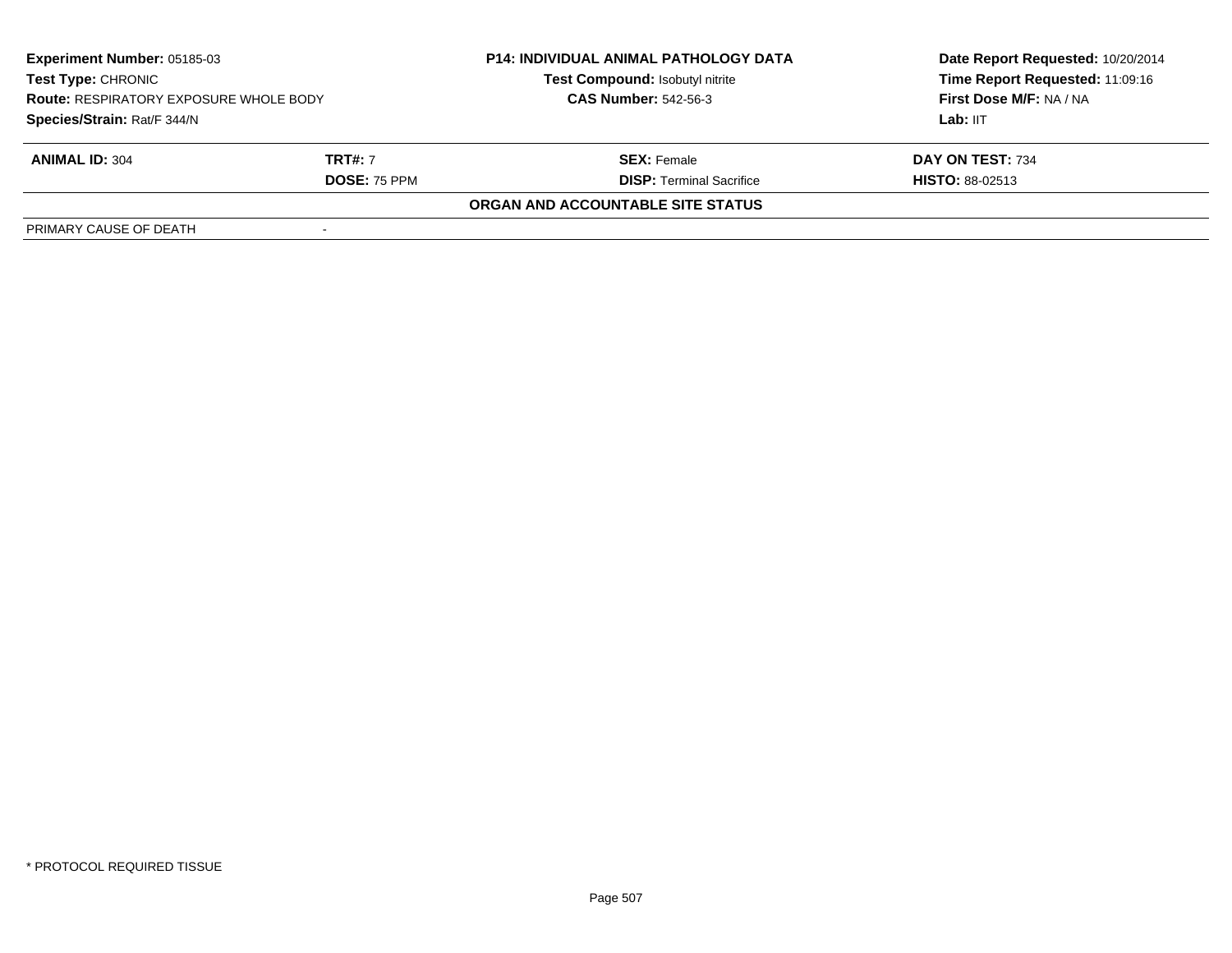**Experiment Number:** 05185-03
**Test Type:** CHRONIC
**Route:** RESPIRATORY EXPOSURE WHOLE BODY
**Species/Strain:** Rat/F 344/N

**P14: INDIVIDUAL ANIMAL PATHOLOGY DATA**
**Test Compound:** Isobutyl nitrite
**CAS Number:** 542-56-3

**Date Report Requested:** 10/20/2014
**Time Report Requested:** 11:09:16
**First Dose M/F:** NA / NA
**Lab:** IIT

| **ANIMAL ID:** 304 | **TRT#:** 7 | **SEX:** Female | **DAY ON TEST:** 734 |
|---|---|---|---|
| | **DOSE:** 75 PPM | **DISP:** Terminal Sacrifice | **HISTO:** 88-02513 |

**ORGAN AND ACCOUNTABLE SITE STATUS**

| | |
|---|---|
| PRIMARY CAUSE OF DEATH | - |

\* PROTOCOL REQUIRED TISSUE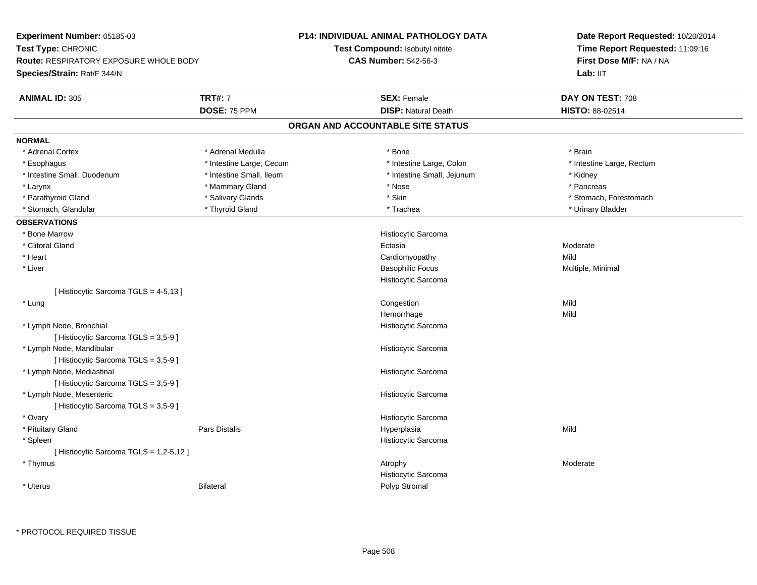**Experiment Number:** 05185-03
**Test Type:** CHRONIC
**Route:** RESPIRATORY EXPOSURE WHOLE BODY
**Species/Strain:** Rat/F 344/N

**P14: INDIVIDUAL ANIMAL PATHOLOGY DATA**
**Test Compound:** Isobutyl nitrite
**CAS Number:** 542-56-3

**Date Report Requested:** 10/20/2014
**Time Report Requested:** 11:09:16
**First Dose M/F:** NA / NA
**Lab:** IIT

| **ANIMAL ID:** 305 | **TRT#:** 7 | **SEX:** Female | **DAY ON TEST:** 708 |
|---|---|---|---|
| | **DOSE:** 75 PPM | **DISP:** Natural Death | **HISTO:** 88-02514 |

## ORGAN AND ACCOUNTABLE SITE STATUS

**NORMAL**

| | | | |
|---|---|---|---|
| * Adrenal Cortex | * Adrenal Medulla | * Bone | * Brain |
| * Esophagus | * Intestine Large, Cecum | * Intestine Large, Colon | * Intestine Large, Rectum |
| * Intestine Small, Duodenum | * Intestine Small, Ileum | * Intestine Small, Jejunum | * Kidney |
| * Larynx | * Mammary Gland | * Nose | * Pancreas |
| * Parathyroid Gland | * Salivary Glands | * Skin | * Stomach, Forestomach |
| * Stomach, Glandular | * Thyroid Gland | * Trachea | * Urinary Bladder |

**OBSERVATIONS**

| | | | |
|---|---|---|---|
| * Bone Marrow | | Histiocytic Sarcoma | |
| * Clitoral Gland | | Ectasia | Moderate |
| * Heart | | Cardiomyopathy | Mild |
| * Liver | | Basophilic Focus | Multiple, Minimal |
| | | Histiocytic Sarcoma | |
| [ Histiocytic Sarcoma TGLS = 4-5,13 ] | | | |
| * Lung | | Congestion | Mild |
| | | Hemorrhage | Mild |
| * Lymph Node, Bronchial | | Histiocytic Sarcoma | |
| [ Histiocytic Sarcoma TGLS = 3,5-9 ] | | | |
| * Lymph Node, Mandibular | | Histiocytic Sarcoma | |
| [ Histiocytic Sarcoma TGLS = 3,5-9 ] | | | |
| * Lymph Node, Mediastinal | | Histiocytic Sarcoma | |
| [ Histiocytic Sarcoma TGLS = 3,5-9 ] | | | |
| * Lymph Node, Mesenteric | | Histiocytic Sarcoma | |
| [ Histiocytic Sarcoma TGLS = 3,5-9 ] | | | |
| * Ovary | | Histiocytic Sarcoma | |
| * Pituitary Gland | Pars Distalis | Hyperplasia | Mild |
| * Spleen | | Histiocytic Sarcoma | |
| [ Histiocytic Sarcoma TGLS = 1,2-5,12 ] | | | |
| * Thymus | | Atrophy | Moderate |
| | | Histiocytic Sarcoma | |
| * Uterus | Bilateral | Polyp Stromal | |

* PROTOCOL REQUIRED TISSUE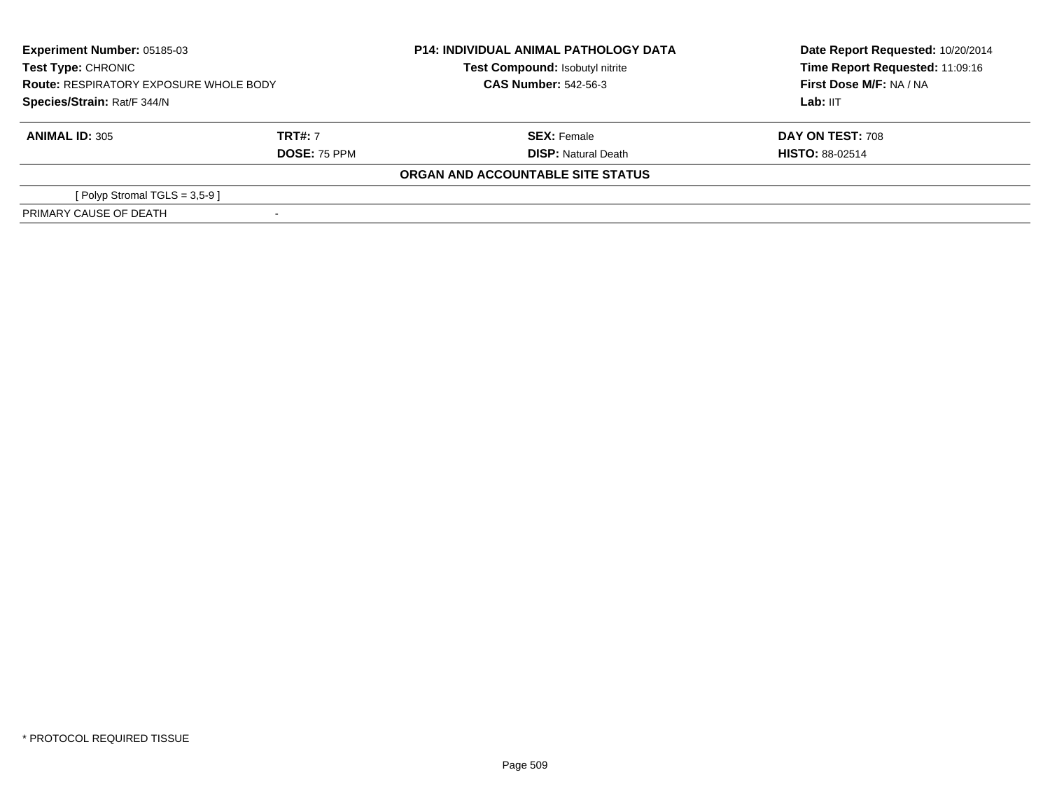**Experiment Number:** 05185-03
**Test Type:** CHRONIC
**Route:** RESPIRATORY EXPOSURE WHOLE BODY
**Species/Strain:** Rat/F 344/N

**P14: INDIVIDUAL ANIMAL PATHOLOGY DATA**
**Test Compound:** Isobutyl nitrite
**CAS Number:** 542-56-3

**Date Report Requested:** 10/20/2014
**Time Report Requested:** 11:09:16
**First Dose M/F:** NA / NA
**Lab:** IIT

| **ANIMAL ID:** 305 | **TRT#:** 7 | **SEX:** Female | **DAY ON TEST:** 708 |
|---|---|---|---|
| | **DOSE:** 75 PPM | **DISP:** Natural Death | **HISTO:** 88-02514 |

**ORGAN AND ACCOUNTABLE SITE STATUS**

| | |
|---|---|
| [ Polyp Stromal TGLS = 3,5-9 ] | |
| PRIMARY CAUSE OF DEATH | - |

* PROTOCOL REQUIRED TISSUE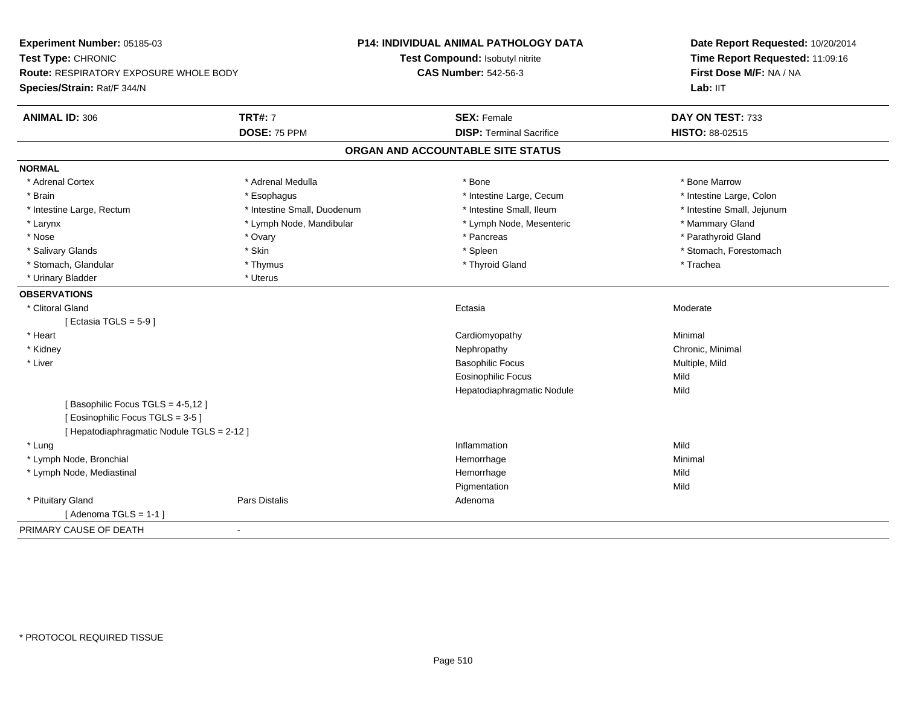**Experiment Number:** 05185-03
**Test Type:** CHRONIC
**Route:** RESPIRATORY EXPOSURE WHOLE BODY
**Species/Strain:** Rat/F 344/N

**P14: INDIVIDUAL ANIMAL PATHOLOGY DATA**
**Test Compound:** Isobutyl nitrite
**CAS Number:** 542-56-3

**Date Report Requested:** 10/20/2014
**Time Report Requested:** 11:09:16
**First Dose M/F:** NA / NA
**Lab:** IIT

| **ANIMAL ID:** 306 | **TRT#:** 7 | **SEX:** Female | **DAY ON TEST:** 733 |
|---|---|---|---|
| | **DOSE:** 75 PPM | **DISP:** Terminal Sacrifice | **HISTO:** 88-02515 |

## ORGAN AND ACCOUNTABLE SITE STATUS

**NORMAL**

| | | | |
|---|---|---|---|
| * Adrenal Cortex | * Adrenal Medulla | * Bone | * Bone Marrow |
| * Brain | * Esophagus | * Intestine Large, Cecum | * Intestine Large, Colon |
| * Intestine Large, Rectum | * Intestine Small, Duodenum | * Intestine Small, Ileum | * Intestine Small, Jejunum |
| * Larynx | * Lymph Node, Mandibular | * Lymph Node, Mesenteric | * Mammary Gland |
| * Nose | * Ovary | * Pancreas | * Parathyroid Gland |
| * Salivary Glands | * Skin | * Spleen | * Stomach, Forestomach |
| * Stomach, Glandular | * Thymus | * Thyroid Gland | * Trachea |
| * Urinary Bladder | * Uterus | | |

**OBSERVATIONS**

| | | | |
|---|---|---|---|
| * Clitoral Gland | | Ectasia | Moderate |
| [ Ectasia TGLS = 5-9 ] | | | |
| * Heart | | Cardiomyopathy | Minimal |
| * Kidney | | Nephropathy | Chronic, Minimal |
| * Liver | | Basophilic Focus | Multiple, Mild |
| | | Eosinophilic Focus | Mild |
| | | Hepatodiaphragmatic Nodule | Mild |
| [ Basophilic Focus TGLS = 4-5,12 ] | | | |
| [ Eosinophilic Focus TGLS = 3-5 ] | | | |
| [ Hepatodiaphragmatic Nodule TGLS = 2-12 ] | | | |
| * Lung | | Inflammation | Mild |
| * Lymph Node, Bronchial | | Hemorrhage | Minimal |
| * Lymph Node, Mediastinal | | Hemorrhage | Mild |
| | | Pigmentation | Mild |
| * Pituitary Gland | Pars Distalis | Adenoma | |
| [ Adenoma TGLS = 1-1 ] | | | |

PRIMARY CAUSE OF DEATH -

* PROTOCOL REQUIRED TISSUE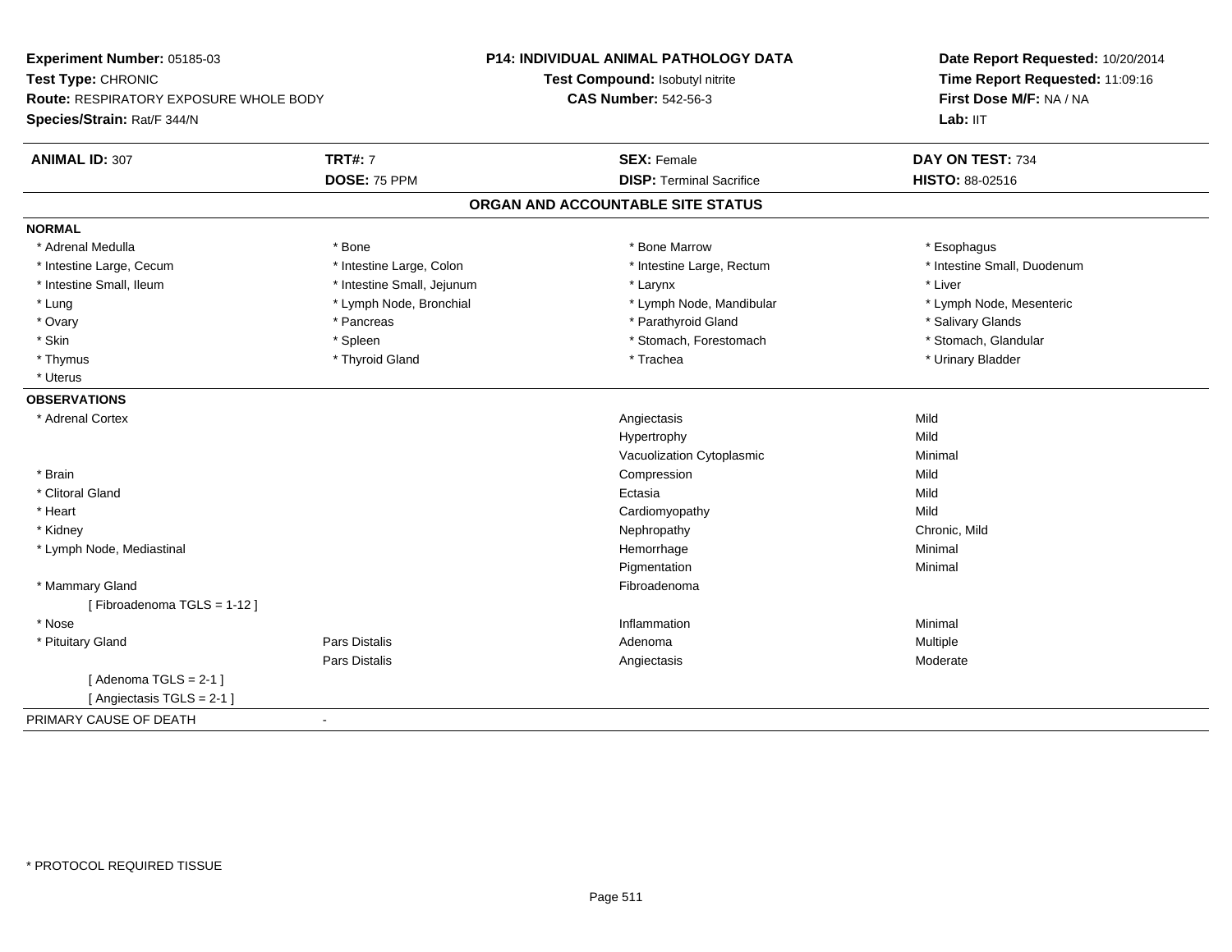**Experiment Number:** 05185-03
**Test Type:** CHRONIC
**Route:** RESPIRATORY EXPOSURE WHOLE BODY
**Species/Strain:** Rat/F 344/N

**P14: INDIVIDUAL ANIMAL PATHOLOGY DATA**
**Test Compound:** Isobutyl nitrite
**CAS Number:** 542-56-3

**Date Report Requested:** 10/20/2014
**Time Report Requested:** 11:09:16
**First Dose M/F:** NA / NA
**Lab:** IIT

| **ANIMAL ID:** 307 | **TRT#:** 7 | **SEX:** Female | **DAY ON TEST:** 734 |
|---|---|---|---|
| | **DOSE:** 75 PPM | **DISP:** Terminal Sacrifice | **HISTO:** 88-02516 |

## ORGAN AND ACCOUNTABLE SITE STATUS

**NORMAL**

| | | | |
|---|---|---|---|
| * Adrenal Medulla | * Bone | * Bone Marrow | * Esophagus |
| * Intestine Large, Cecum | * Intestine Large, Colon | * Intestine Large, Rectum | * Intestine Small, Duodenum |
| * Intestine Small, Ileum | * Intestine Small, Jejunum | * Larynx | * Liver |
| * Lung | * Lymph Node, Bronchial | * Lymph Node, Mandibular | * Lymph Node, Mesenteric |
| * Ovary | * Pancreas | * Parathyroid Gland | * Salivary Glands |
| * Skin | * Spleen | * Stomach, Forestomach | * Stomach, Glandular |
| * Thymus | * Thyroid Gland | * Trachea | * Urinary Bladder |
| * Uterus | | | |

**OBSERVATIONS**

| | | | |
|---|---|---|---|
| * Adrenal Cortex | | Angiectasis | Mild |
| | | Hypertrophy | Mild |
| | | Vacuolization Cytoplasmic | Minimal |
| * Brain | | Compression | Mild |
| * Clitoral Gland | | Ectasia | Mild |
| * Heart | | Cardiomyopathy | Mild |
| * Kidney | | Nephropathy | Chronic, Mild |
| * Lymph Node, Mediastinal | | Hemorrhage | Minimal |
| | | Pigmentation | Minimal |
| * Mammary Gland | | Fibroadenoma | |
| [ Fibroadenoma TGLS = 1-12 ] | | | |
| * Nose | | Inflammation | Minimal |
| * Pituitary Gland | Pars Distalis | Adenoma | Multiple |
| | Pars Distalis | Angiectasis | Moderate |
| [ Adenoma TGLS = 2-1 ] | | | |
| [ Angiectasis TGLS = 2-1 ] | | | |

PRIMARY CAUSE OF DEATH -

\* PROTOCOL REQUIRED TISSUE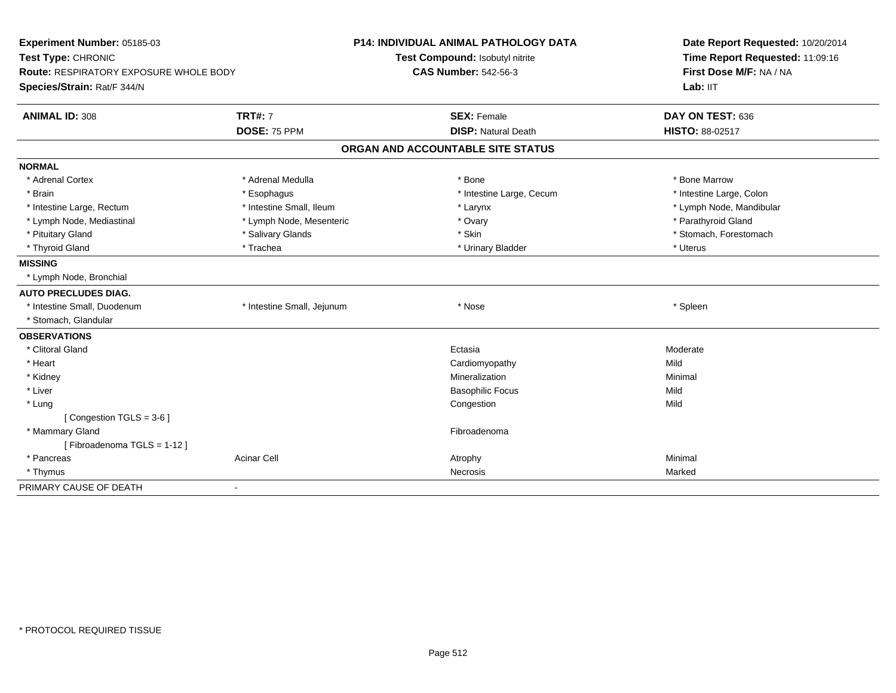**Experiment Number:** 05185-03
**Test Type:** CHRONIC
**Route:** RESPIRATORY EXPOSURE WHOLE BODY
**Species/Strain:** Rat/F 344/N

**P14: INDIVIDUAL ANIMAL PATHOLOGY DATA**
**Test Compound:** Isobutyl nitrite
**CAS Number:** 542-56-3

**Date Report Requested:** 10/20/2014
**Time Report Requested:** 11:09:16
**First Dose M/F:** NA / NA
**Lab:** IIT

| **ANIMAL ID:** 308 | **TRT#:** 7 | **SEX:** Female | **DAY ON TEST:** 636 |
|---|---|---|---|
| | **DOSE:** 75 PPM | **DISP:** Natural Death | **HISTO:** 88-02517 |

## ORGAN AND ACCOUNTABLE SITE STATUS

| | | | |
|---|---|---|---|
| **NORMAL** | | | |
| * Adrenal Cortex | * Adrenal Medulla | * Bone | * Bone Marrow |
| * Brain | * Esophagus | * Intestine Large, Cecum | * Intestine Large, Colon |
| * Intestine Large, Rectum | * Intestine Small, Ileum | * Larynx | * Lymph Node, Mandibular |
| * Lymph Node, Mediastinal | * Lymph Node, Mesenteric | * Ovary | * Parathyroid Gland |
| * Pituitary Gland | * Salivary Glands | * Skin | * Stomach, Forestomach |
| * Thyroid Gland | * Trachea | * Urinary Bladder | * Uterus |
| **MISSING** | | | |
| * Lymph Node, Bronchial | | | |
| **AUTO PRECLUDES DIAG.** | | | |
| * Intestine Small, Duodenum | * Intestine Small, Jejunum | * Nose | * Spleen |
| * Stomach, Glandular | | | |
| **OBSERVATIONS** | | | |
| * Clitoral Gland | | Ectasia | Moderate |
| * Heart | | Cardiomyopathy | Mild |
| * Kidney | | Mineralization | Minimal |
| * Liver | | Basophilic Focus | Mild |
| * Lung | | Congestion | Mild |
| [ Congestion TGLS = 3-6 ] | | | |
| * Mammary Gland | | Fibroadenoma | |
| [ Fibroadenoma TGLS = 1-12 ] | | | |
| * Pancreas | Acinar Cell | Atrophy | Minimal |
| * Thymus | | Necrosis | Marked |
| PRIMARY CAUSE OF DEATH | - | | |

* PROTOCOL REQUIRED TISSUE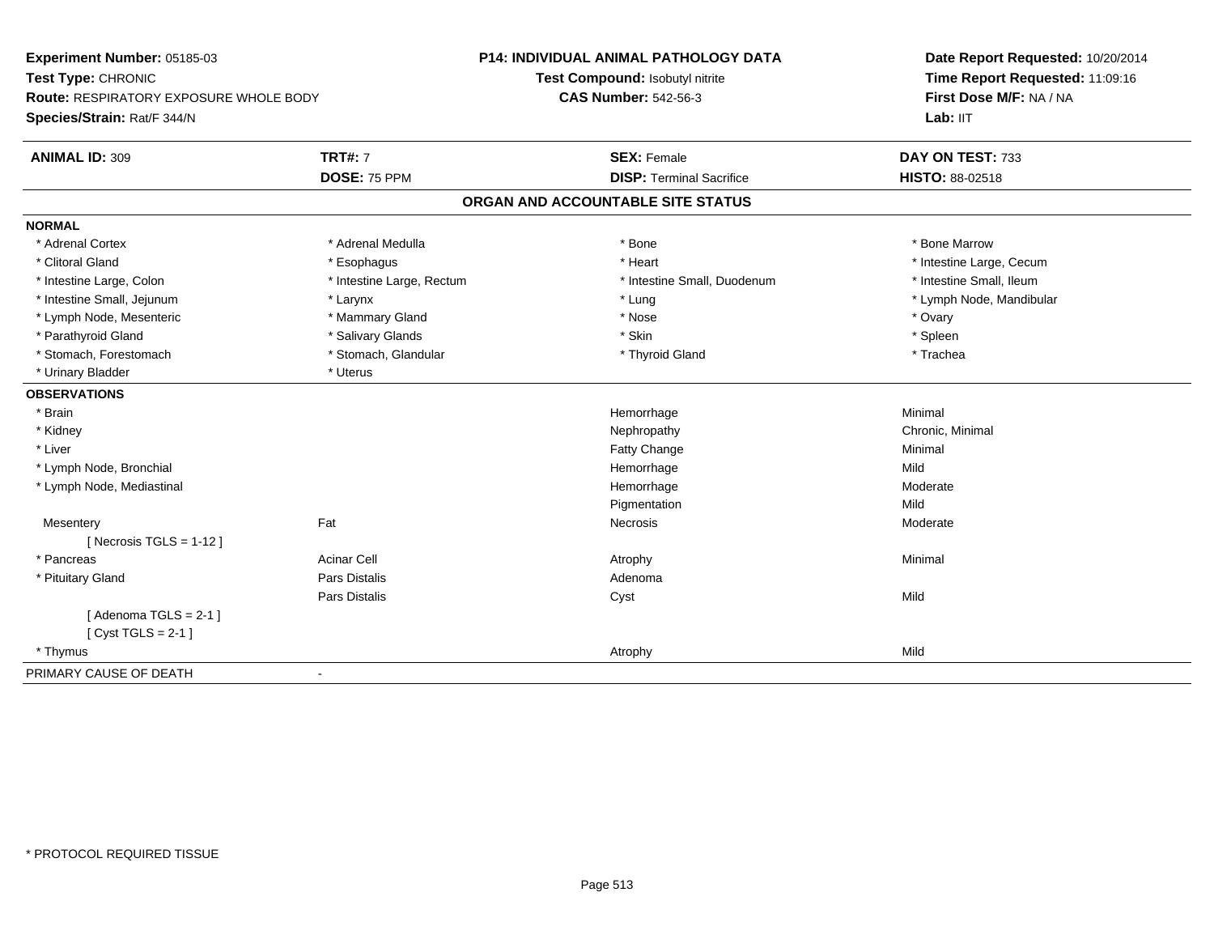**Experiment Number:** 05185-03
**Test Type:** CHRONIC
**Route:** RESPIRATORY EXPOSURE WHOLE BODY
**Species/Strain:** Rat/F 344/N

**P14: INDIVIDUAL ANIMAL PATHOLOGY DATA**
**Test Compound:** Isobutyl nitrite
**CAS Number:** 542-56-3

**Date Report Requested:** 10/20/2014
**Time Report Requested:** 11:09:16
**First Dose M/F:** NA / NA
**Lab:** IIT

| **ANIMAL ID:** 309 | **TRT#:** 7 | **SEX:** Female | **DAY ON TEST:** 733 |
|---|---|---|---|
| | **DOSE:** 75 PPM | **DISP:** Terminal Sacrifice | **HISTO:** 88-02518 |

## ORGAN AND ACCOUNTABLE SITE STATUS

**NORMAL**

| | | | |
|---|---|---|---|
| * Adrenal Cortex | * Adrenal Medulla | * Bone | * Bone Marrow |
| * Clitoral Gland | * Esophagus | * Heart | * Intestine Large, Cecum |
| * Intestine Large, Colon | * Intestine Large, Rectum | * Intestine Small, Duodenum | * Intestine Small, Ileum |
| * Intestine Small, Jejunum | * Larynx | * Lung | * Lymph Node, Mandibular |
| * Lymph Node, Mesenteric | * Mammary Gland | * Nose | * Ovary |
| * Parathyroid Gland | * Salivary Glands | * Skin | * Spleen |
| * Stomach, Forestomach | * Stomach, Glandular | * Thyroid Gland | * Trachea |
| * Urinary Bladder | * Uterus | | |

**OBSERVATIONS**

| | | | |
|---|---|---|---|
| * Brain | | Hemorrhage | Minimal |
| * Kidney | | Nephropathy | Chronic, Minimal |
| * Liver | | Fatty Change | Minimal |
| * Lymph Node, Bronchial | | Hemorrhage | Mild |
| * Lymph Node, Mediastinal | | Hemorrhage | Moderate |
| | | Pigmentation | Mild |
| Mesentery | Fat | Necrosis | Moderate |
| [ Necrosis TGLS = 1-12 ] | | | |
| * Pancreas | Acinar Cell | Atrophy | Minimal |
| * Pituitary Gland | Pars Distalis | Adenoma | |
| | Pars Distalis | Cyst | Mild |
| [ Adenoma TGLS = 2-1 ] | | | |
| [ Cyst TGLS = 2-1 ] | | | |
| * Thymus | | Atrophy | Mild |

PRIMARY CAUSE OF DEATH -

\* PROTOCOL REQUIRED TISSUE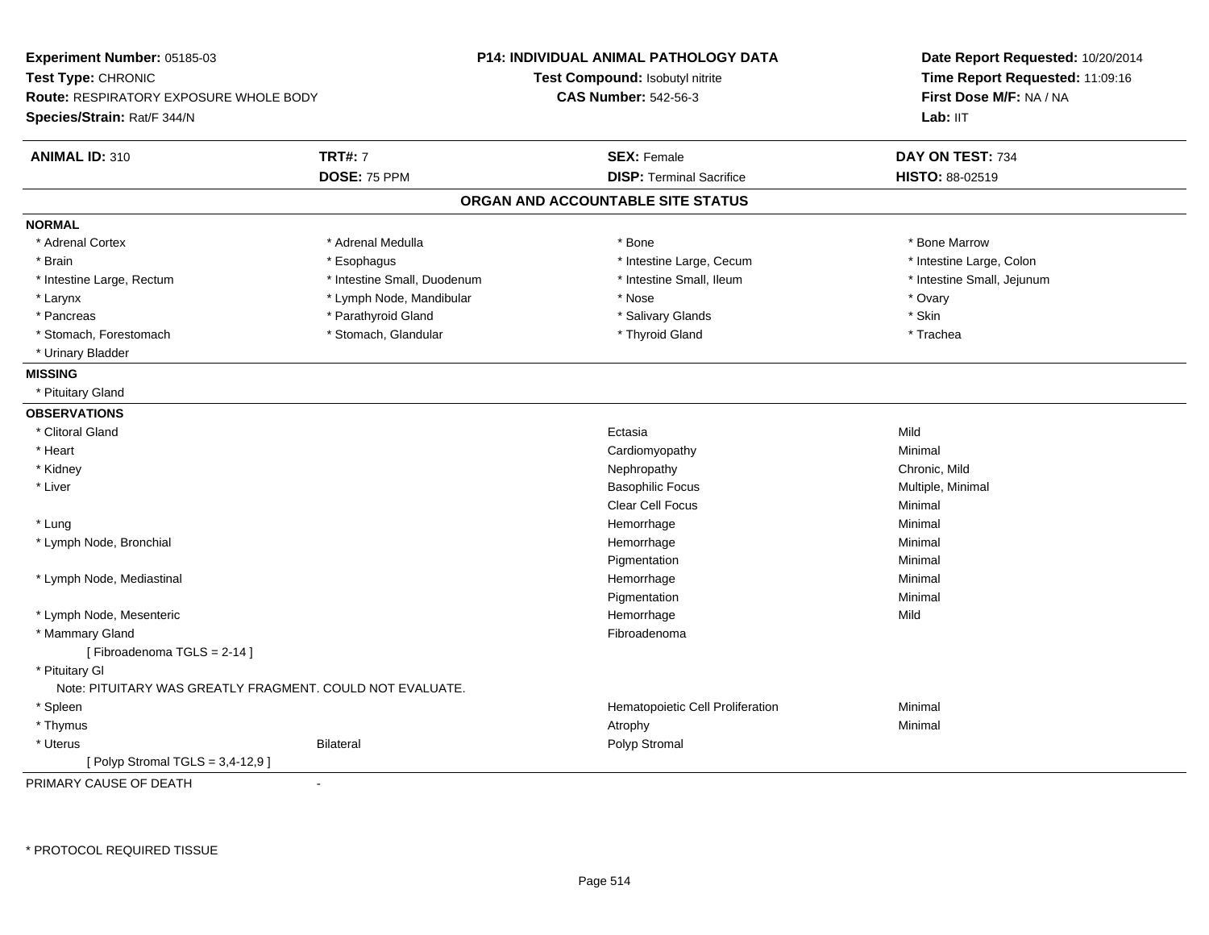**Experiment Number:** 05185-03
**Test Type:** CHRONIC
**Route:** RESPIRATORY EXPOSURE WHOLE BODY
**Species/Strain:** Rat/F 344/N

**P14: INDIVIDUAL ANIMAL PATHOLOGY DATA**
**Test Compound:** Isobutyl nitrite
**CAS Number:** 542-56-3

**Date Report Requested:** 10/20/2014
**Time Report Requested:** 11:09:16
**First Dose M/F:** NA / NA
**Lab:** IIT

| **ANIMAL ID:** 310 | **TRT#:** 7 | **SEX:** Female | **DAY ON TEST:** 734 |
|---|---|---|---|
| | **DOSE:** 75 PPM | **DISP:** Terminal Sacrifice | **HISTO:** 88-02519 |

## ORGAN AND ACCOUNTABLE SITE STATUS

**NORMAL**

| | | | |
|---|---|---|---|
| * Adrenal Cortex | * Adrenal Medulla | * Bone | * Bone Marrow |
| * Brain | * Esophagus | * Intestine Large, Cecum | * Intestine Large, Colon |
| * Intestine Large, Rectum | * Intestine Small, Duodenum | * Intestine Small, Ileum | * Intestine Small, Jejunum |
| * Larynx | * Lymph Node, Mandibular | * Nose | * Ovary |
| * Pancreas | * Parathyroid Gland | * Salivary Glands | * Skin |
| * Stomach, Forestomach | * Stomach, Glandular | * Thyroid Gland | * Trachea |
| * Urinary Bladder | | | |

**MISSING**

* Pituitary Gland

**OBSERVATIONS**

| Organ | | Observation | Severity |
|---|---|---|---|
| * Clitoral Gland | | Ectasia | Mild |
| * Heart | | Cardiomyopathy | Minimal |
| * Kidney | | Nephropathy | Chronic, Mild |
| * Liver | | Basophilic Focus | Multiple, Minimal |
| | | Clear Cell Focus | Minimal |
| * Lung | | Hemorrhage | Minimal |
| * Lymph Node, Bronchial | | Hemorrhage | Minimal |
| | | Pigmentation | Minimal |
| * Lymph Node, Mediastinal | | Hemorrhage | Minimal |
| | | Pigmentation | Minimal |
| * Lymph Node, Mesenteric | | Hemorrhage | Mild |
| * Mammary Gland | | Fibroadenoma | |
| [ Fibroadenoma TGLS = 2-14 ] | | | |
| * Pituitary Gl | | | |
| Note: PITUITARY WAS GREATLY FRAGMENT. COULD NOT EVALUATE. | | | |
| * Spleen | | Hematopoietic Cell Proliferation | Minimal |
| * Thymus | | Atrophy | Minimal |
| * Uterus | Bilateral | Polyp Stromal | |
| [ Polyp Stromal TGLS = 3,4-12,9 ] | | | |

PRIMARY CAUSE OF DEATH -

\* PROTOCOL REQUIRED TISSUE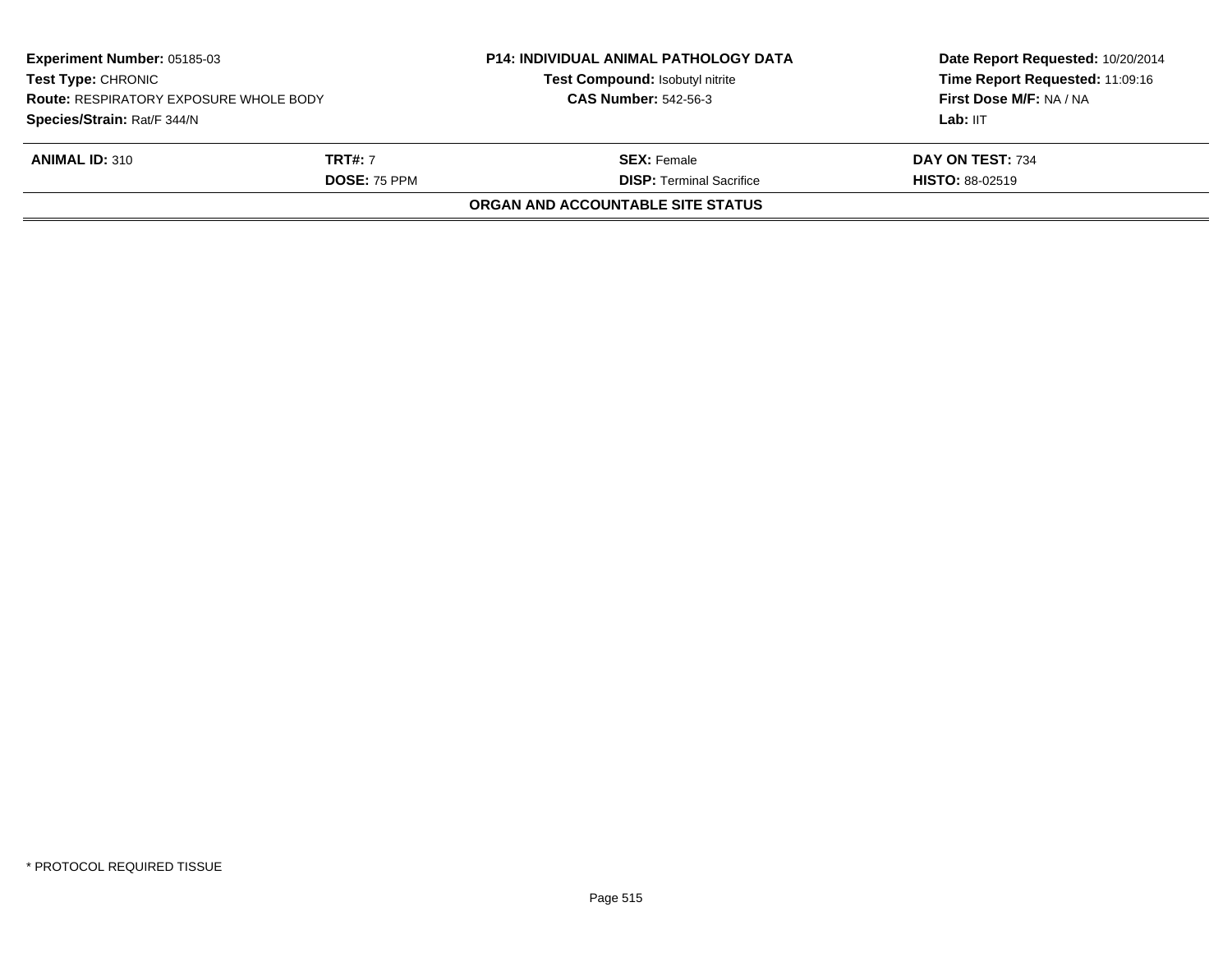| Experiment Number: 05185-03 | P14: INDIVIDUAL ANIMAL PATHOLOGY DATA | Date Report Requested: 10/20/2014 |
|---|---|---|
| Test Type: CHRONIC | Test Compound: Isobutyl nitrite | Time Report Requested: 11:09:16 |
| Route: RESPIRATORY EXPOSURE WHOLE BODY | CAS Number: 542-56-3 | First Dose M/F: NA / NA |
| Species/Strain: Rat/F 344/N | | Lab: IIT |

| ANIMAL ID: 310 | TRT#: 7 | SEX: Female | DAY ON TEST: 734 |
|---|---|---|---|
| | DOSE: 75 PPM | DISP: Terminal Sacrifice | HISTO: 88-02519 |

**ORGAN AND ACCOUNTABLE SITE STATUS**

* PROTOCOL REQUIRED TISSUE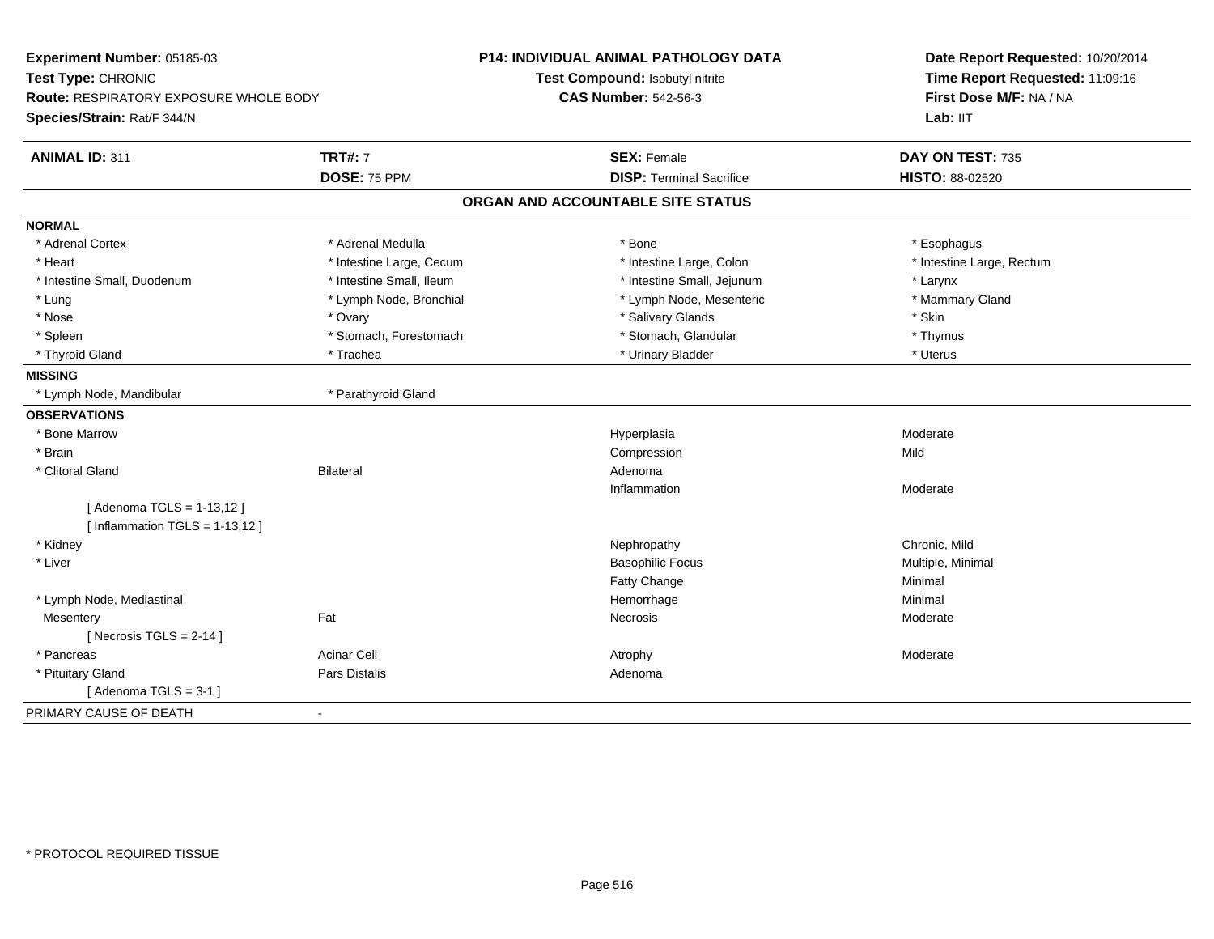**Experiment Number:** 05185-03
**Test Type:** CHRONIC
**Route:** RESPIRATORY EXPOSURE WHOLE BODY
**Species/Strain:** Rat/F 344/N

**P14: INDIVIDUAL ANIMAL PATHOLOGY DATA**
**Test Compound:** Isobutyl nitrite
**CAS Number:** 542-56-3

**Date Report Requested:** 10/20/2014
**Time Report Requested:** 11:09:16
**First Dose M/F:** NA / NA
**Lab:** IIT

| **ANIMAL ID:** 311 | **TRT#:** 7 | **SEX:** Female | **DAY ON TEST:** 735 |
|---|---|---|---|
| | **DOSE:** 75 PPM | **DISP:** Terminal Sacrifice | **HISTO:** 88-02520 |

## ORGAN AND ACCOUNTABLE SITE STATUS

**NORMAL**

| | | | |
|---|---|---|---|
| * Adrenal Cortex | * Adrenal Medulla | * Bone | * Esophagus |
| * Heart | * Intestine Large, Cecum | * Intestine Large, Colon | * Intestine Large, Rectum |
| * Intestine Small, Duodenum | * Intestine Small, Ileum | * Intestine Small, Jejunum | * Larynx |
| * Lung | * Lymph Node, Bronchial | * Lymph Node, Mesenteric | * Mammary Gland |
| * Nose | * Ovary | * Salivary Glands | * Skin |
| * Spleen | * Stomach, Forestomach | * Stomach, Glandular | * Thymus |
| * Thyroid Gland | * Trachea | * Urinary Bladder | * Uterus |

**MISSING**

| | |
|---|---|
| * Lymph Node, Mandibular | * Parathyroid Gland |

**OBSERVATIONS**

| | | | |
|---|---|---|---|
| * Bone Marrow | | Hyperplasia | Moderate |
| * Brain | | Compression | Mild |
| * Clitoral Gland | Bilateral | Adenoma | |
| | | Inflammation | Moderate |
| [ Adenoma TGLS = 1-13,12 ] | | | |
| [ Inflammation TGLS = 1-13,12 ] | | | |
| * Kidney | | Nephropathy | Chronic, Mild |
| * Liver | | Basophilic Focus | Multiple, Minimal |
| | | Fatty Change | Minimal |
| * Lymph Node, Mediastinal | | Hemorrhage | Minimal |
| Mesentery | Fat | Necrosis | Moderate |
| [ Necrosis TGLS = 2-14 ] | | | |
| * Pancreas | Acinar Cell | Atrophy | Moderate |
| * Pituitary Gland | Pars Distalis | Adenoma | |
| [ Adenoma TGLS = 3-1 ] | | | |

PRIMARY CAUSE OF DEATH -

\* PROTOCOL REQUIRED TISSUE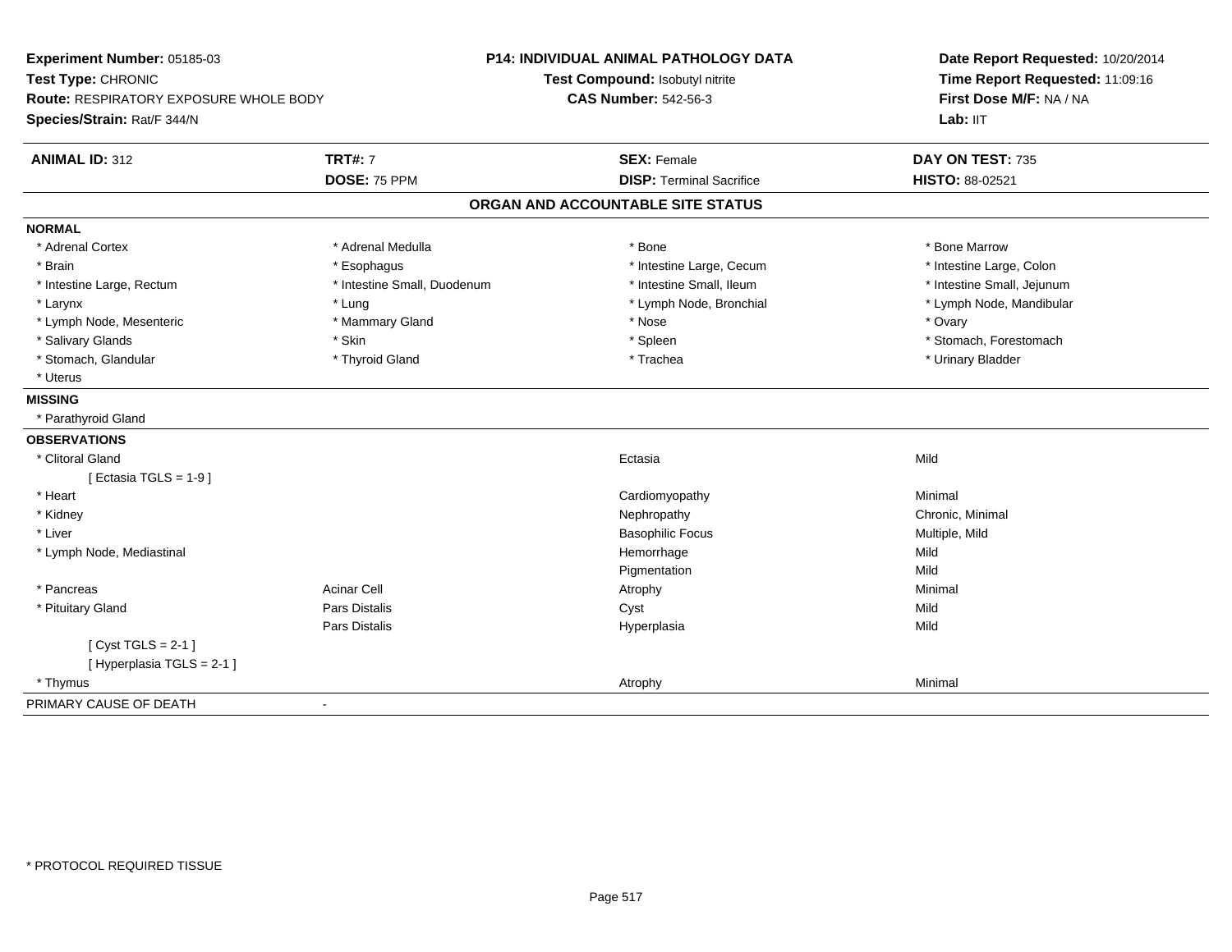**Experiment Number:** 05185-03
**Test Type:** CHRONIC
**Route:** RESPIRATORY EXPOSURE WHOLE BODY
**Species/Strain:** Rat/F 344/N

**P14: INDIVIDUAL ANIMAL PATHOLOGY DATA**
**Test Compound:** Isobutyl nitrite
**CAS Number:** 542-56-3

**Date Report Requested:** 10/20/2014
**Time Report Requested:** 11:09:16
**First Dose M/F:** NA / NA
**Lab:** IIT

| **ANIMAL ID:** 312 | **TRT#:** 7 | **SEX:** Female | **DAY ON TEST:** 735 |
|---|---|---|---|
| | **DOSE:** 75 PPM | **DISP:** Terminal Sacrifice | **HISTO:** 88-02521 |

## ORGAN AND ACCOUNTABLE SITE STATUS

**NORMAL**

| | | | |
|---|---|---|---|
| * Adrenal Cortex | * Adrenal Medulla | * Bone | * Bone Marrow |
| * Brain | * Esophagus | * Intestine Large, Cecum | * Intestine Large, Colon |
| * Intestine Large, Rectum | * Intestine Small, Duodenum | * Intestine Small, Ileum | * Intestine Small, Jejunum |
| * Larynx | * Lung | * Lymph Node, Bronchial | * Lymph Node, Mandibular |
| * Lymph Node, Mesenteric | * Mammary Gland | * Nose | * Ovary |
| * Salivary Glands | * Skin | * Spleen | * Stomach, Forestomach |
| * Stomach, Glandular | * Thyroid Gland | * Trachea | * Urinary Bladder |
| * Uterus | | | |

**MISSING**

* Parathyroid Gland

**OBSERVATIONS**

| | | | |
|---|---|---|---|
| * Clitoral Gland | | Ectasia | Mild |
| [ Ectasia TGLS = 1-9 ] | | | |
| * Heart | | Cardiomyopathy | Minimal |
| * Kidney | | Nephropathy | Chronic, Minimal |
| * Liver | | Basophilic Focus | Multiple, Mild |
| * Lymph Node, Mediastinal | | Hemorrhage | Mild |
| | | Pigmentation | Mild |
| * Pancreas | Acinar Cell | Atrophy | Minimal |
| * Pituitary Gland | Pars Distalis | Cyst | Mild |
| | Pars Distalis | Hyperplasia | Mild |
| [ Cyst TGLS = 2-1 ] | | | |
| [ Hyperplasia TGLS = 2-1 ] | | | |
| * Thymus | | Atrophy | Minimal |

PRIMARY CAUSE OF DEATH -

* PROTOCOL REQUIRED TISSUE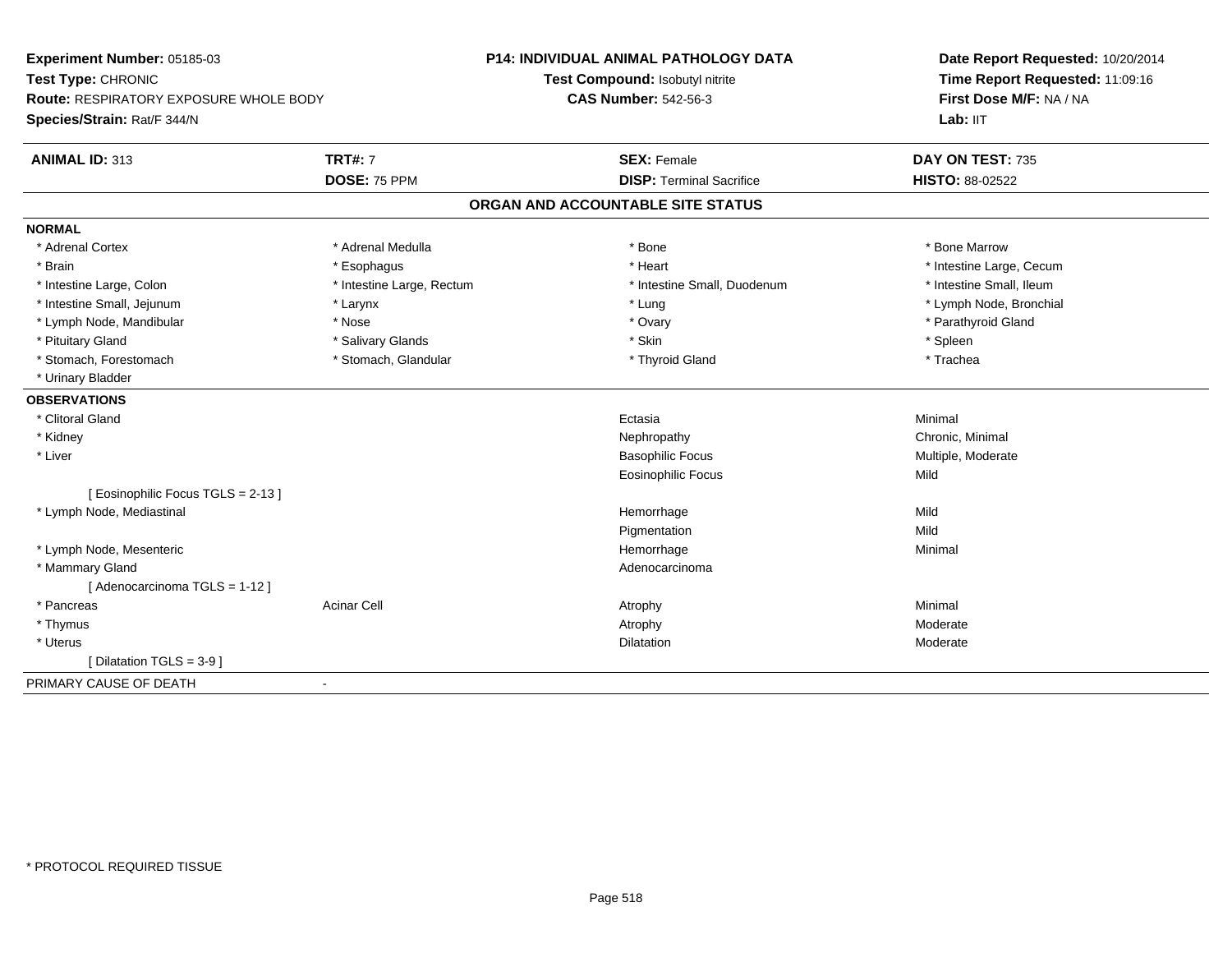**Experiment Number:** 05185-03
**Test Type:** CHRONIC
**Route:** RESPIRATORY EXPOSURE WHOLE BODY
**Species/Strain:** Rat/F 344/N

**P14: INDIVIDUAL ANIMAL PATHOLOGY DATA**
**Test Compound:** Isobutyl nitrite
**CAS Number:** 542-56-3

**Date Report Requested:** 10/20/2014
**Time Report Requested:** 11:09:16
**First Dose M/F:** NA / NA
**Lab:** IIT

| **ANIMAL ID:** 313 | **TRT#:** 7 | **SEX:** Female | **DAY ON TEST:** 735 |
|---|---|---|---|
| | **DOSE:** 75 PPM | **DISP:** Terminal Sacrifice | **HISTO:** 88-02522 |

## ORGAN AND ACCOUNTABLE SITE STATUS

**NORMAL**

| | | | |
|---|---|---|---|
| * Adrenal Cortex | * Adrenal Medulla | * Bone | * Bone Marrow |
| * Brain | * Esophagus | * Heart | * Intestine Large, Cecum |
| * Intestine Large, Colon | * Intestine Large, Rectum | * Intestine Small, Duodenum | * Intestine Small, Ileum |
| * Intestine Small, Jejunum | * Larynx | * Lung | * Lymph Node, Bronchial |
| * Lymph Node, Mandibular | * Nose | * Ovary | * Parathyroid Gland |
| * Pituitary Gland | * Salivary Glands | * Skin | * Spleen |
| * Stomach, Forestomach | * Stomach, Glandular | * Thyroid Gland | * Trachea |
| * Urinary Bladder | | | |

**OBSERVATIONS**

| | | | |
|---|---|---|---|
| * Clitoral Gland | | Ectasia | Minimal |
| * Kidney | | Nephropathy | Chronic, Minimal |
| * Liver | | Basophilic Focus | Multiple, Moderate |
| | | Eosinophilic Focus | Mild |
| [ Eosinophilic Focus TGLS = 2-13 ] | | | |
| * Lymph Node, Mediastinal | | Hemorrhage | Mild |
| | | Pigmentation | Mild |
| * Lymph Node, Mesenteric | | Hemorrhage | Minimal |
| * Mammary Gland | | Adenocarcinoma | |
| [ Adenocarcinoma TGLS = 1-12 ] | | | |
| * Pancreas | Acinar Cell | Atrophy | Minimal |
| * Thymus | | Atrophy | Moderate |
| * Uterus | | Dilatation | Moderate |
| [ Dilatation TGLS = 3-9 ] | | | |

PRIMARY CAUSE OF DEATH -

* PROTOCOL REQUIRED TISSUE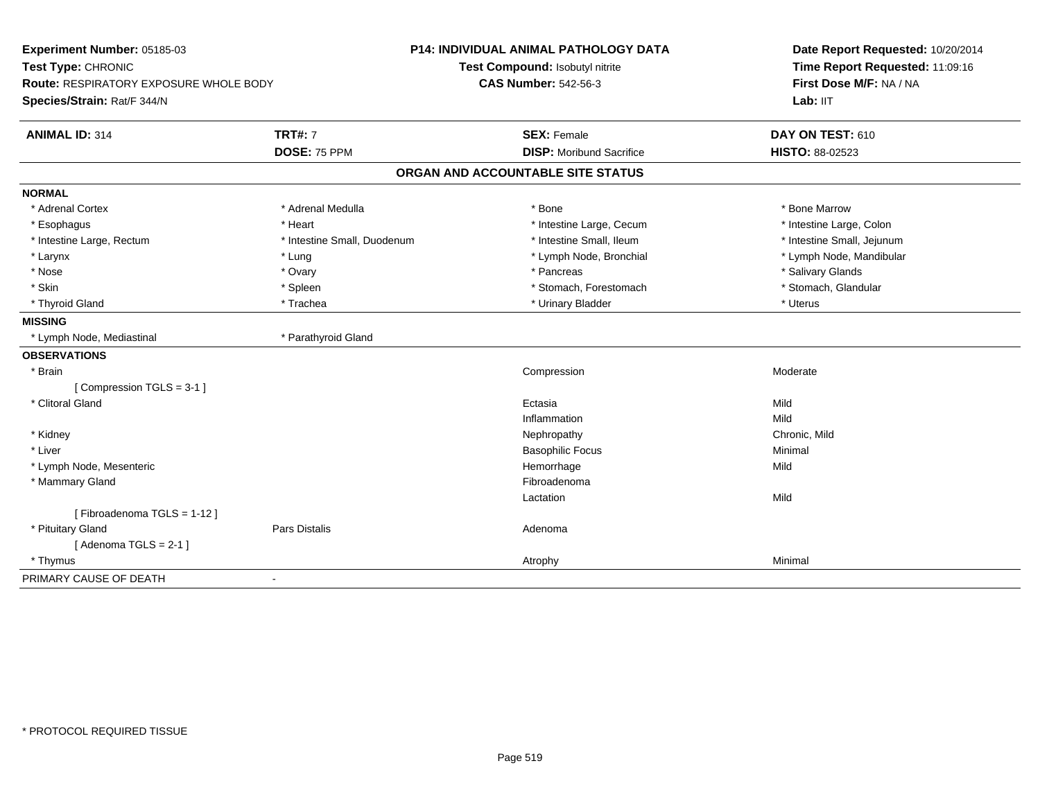**Experiment Number:** 05185-03
**Test Type:** CHRONIC
**Route:** RESPIRATORY EXPOSURE WHOLE BODY
**Species/Strain:** Rat/F 344/N

**P14: INDIVIDUAL ANIMAL PATHOLOGY DATA**
**Test Compound:** Isobutyl nitrite
**CAS Number:** 542-56-3

**Date Report Requested:** 10/20/2014
**Time Report Requested:** 11:09:16
**First Dose M/F:** NA / NA
**Lab:** IIT

| **ANIMAL ID:** 314 | **TRT#:** 7 | **SEX:** Female | **DAY ON TEST:** 610 |
|---|---|---|---|
| | **DOSE:** 75 PPM | **DISP:** Moribund Sacrifice | **HISTO:** 88-02523 |

## ORGAN AND ACCOUNTABLE SITE STATUS

**NORMAL**

| | | | |
|---|---|---|---|
| * Adrenal Cortex | * Adrenal Medulla | * Bone | * Bone Marrow |
| * Esophagus | * Heart | * Intestine Large, Cecum | * Intestine Large, Colon |
| * Intestine Large, Rectum | * Intestine Small, Duodenum | * Intestine Small, Ileum | * Intestine Small, Jejunum |
| * Larynx | * Lung | * Lymph Node, Bronchial | * Lymph Node, Mandibular |
| * Nose | * Ovary | * Pancreas | * Salivary Glands |
| * Skin | * Spleen | * Stomach, Forestomach | * Stomach, Glandular |
| * Thyroid Gland | * Trachea | * Urinary Bladder | * Uterus |

**MISSING**

| | |
|---|---|
| * Lymph Node, Mediastinal | * Parathyroid Gland |

**OBSERVATIONS**

| | | | |
|---|---|---|---|
| * Brain | | Compression | Moderate |
| [ Compression TGLS = 3-1 ] | | | |
| * Clitoral Gland | | Ectasia | Mild |
| | | Inflammation | Mild |
| * Kidney | | Nephropathy | Chronic, Mild |
| * Liver | | Basophilic Focus | Minimal |
| * Lymph Node, Mesenteric | | Hemorrhage | Mild |
| * Mammary Gland | | Fibroadenoma | |
| | | Lactation | Mild |
| [ Fibroadenoma TGLS = 1-12 ] | | | |
| * Pituitary Gland | Pars Distalis | Adenoma | |
| [ Adenoma TGLS = 2-1 ] | | | |
| * Thymus | | Atrophy | Minimal |

PRIMARY CAUSE OF DEATH -

* PROTOCOL REQUIRED TISSUE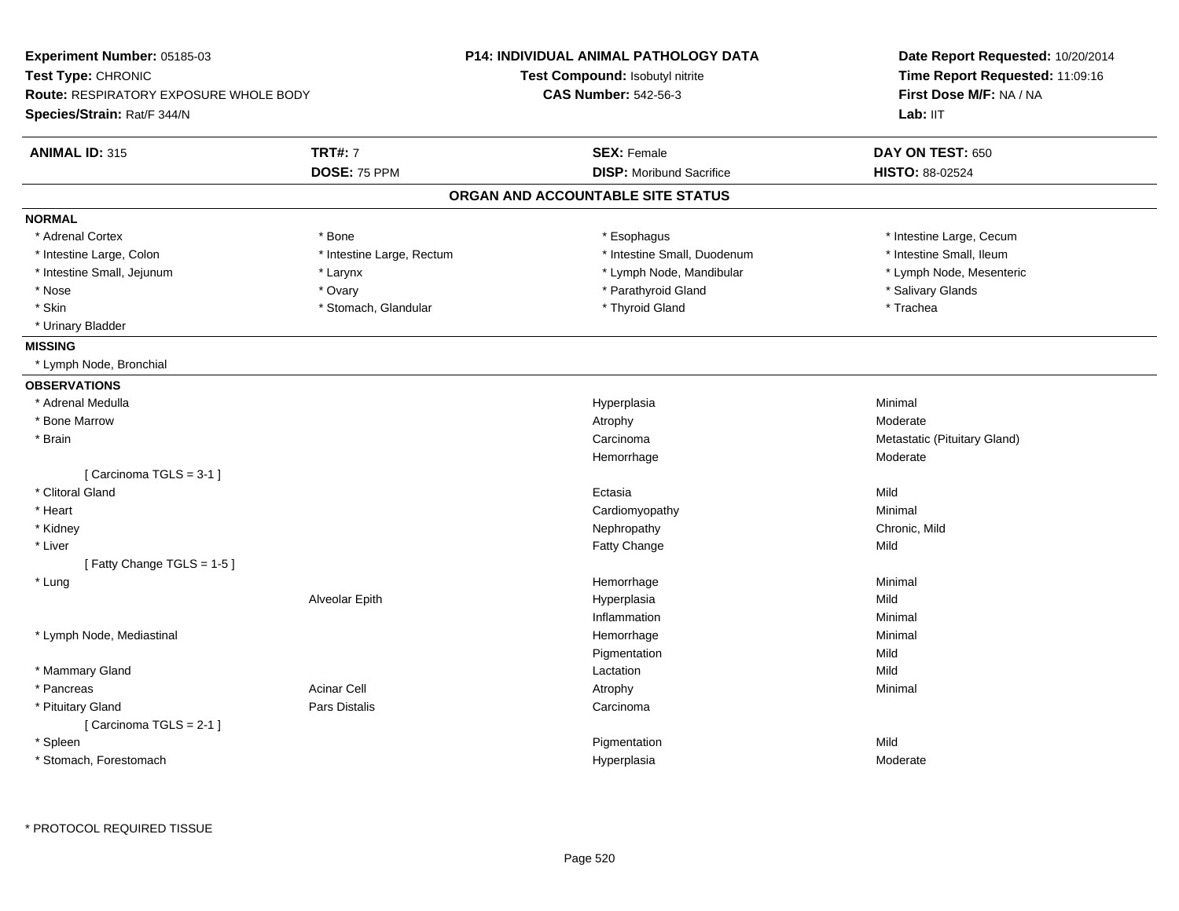**Experiment Number:** 05185-03
**Test Type:** CHRONIC
**Route:** RESPIRATORY EXPOSURE WHOLE BODY
**Species/Strain:** Rat/F 344/N

**P14: INDIVIDUAL ANIMAL PATHOLOGY DATA**
**Test Compound:** Isobutyl nitrite
**CAS Number:** 542-56-3

**Date Report Requested:** 10/20/2014
**Time Report Requested:** 11:09:16
**First Dose M/F:** NA / NA
**Lab:** IIT

| **ANIMAL ID:** 315 | **TRT#:** 7 | **SEX:** Female | **DAY ON TEST:** 650 |
|---|---|---|---|
| | **DOSE:** 75 PPM | **DISP:** Moribund Sacrifice | **HISTO:** 88-02524 |

## ORGAN AND ACCOUNTABLE SITE STATUS

**NORMAL**

| | | | |
|---|---|---|---|
| * Adrenal Cortex | * Bone | * Esophagus | * Intestine Large, Cecum |
| * Intestine Large, Colon | * Intestine Large, Rectum | * Intestine Small, Duodenum | * Intestine Small, Ileum |
| * Intestine Small, Jejunum | * Larynx | * Lymph Node, Mandibular | * Lymph Node, Mesenteric |
| * Nose | * Ovary | * Parathyroid Gland | * Salivary Glands |
| * Skin | * Stomach, Glandular | * Thyroid Gland | * Trachea |
| * Urinary Bladder | | | |

**MISSING**

* Lymph Node, Bronchial

**OBSERVATIONS**

| | | | |
|---|---|---|---|
| * Adrenal Medulla | | Hyperplasia | Minimal |
| * Bone Marrow | | Atrophy | Moderate |
| * Brain | | Carcinoma | Metastatic (Pituitary Gland) |
| | | Hemorrhage | Moderate |
| [ Carcinoma TGLS = 3-1 ] | | | |
| * Clitoral Gland | | Ectasia | Mild |
| * Heart | | Cardiomyopathy | Minimal |
| * Kidney | | Nephropathy | Chronic, Mild |
| * Liver | | Fatty Change | Mild |
| [ Fatty Change TGLS = 1-5 ] | | | |
| * Lung | | Hemorrhage | Minimal |
| | Alveolar Epith | Hyperplasia | Mild |
| | | Inflammation | Minimal |
| * Lymph Node, Mediastinal | | Hemorrhage | Minimal |
| | | Pigmentation | Mild |
| * Mammary Gland | | Lactation | Mild |
| * Pancreas | Acinar Cell | Atrophy | Minimal |
| * Pituitary Gland | Pars Distalis | Carcinoma | |
| [ Carcinoma TGLS = 2-1 ] | | | |
| * Spleen | | Pigmentation | Mild |
| * Stomach, Forestomach | | Hyperplasia | Moderate |

* PROTOCOL REQUIRED TISSUE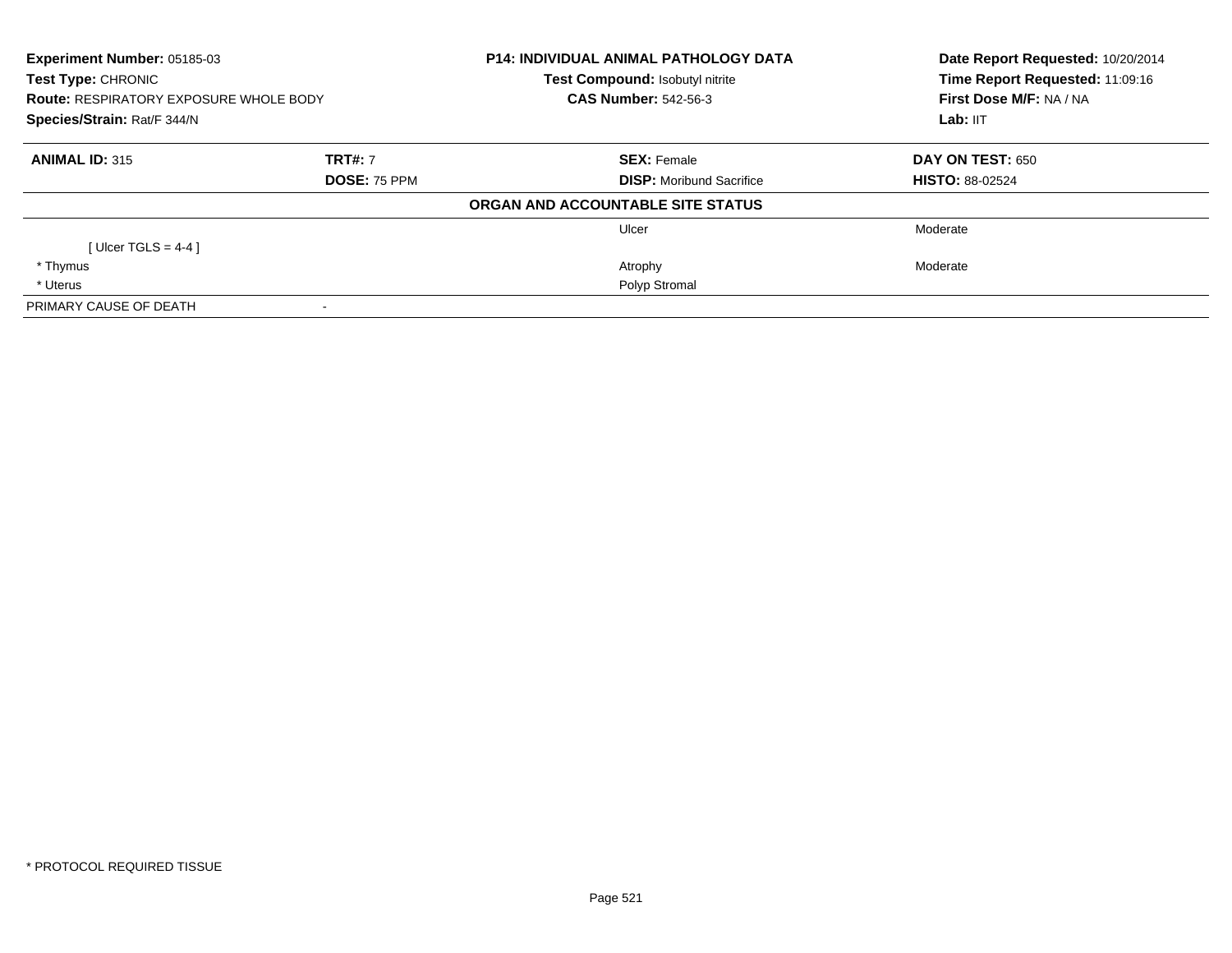| **Experiment Number:** 05185-03 | **P14: INDIVIDUAL ANIMAL PATHOLOGY DATA** | **Date Report Requested:** 10/20/2014 |
|---|---|---|
| **Test Type:** CHRONIC | **Test Compound:** Isobutyl nitrite | **Time Report Requested:** 11:09:16 |
| **Route:** RESPIRATORY EXPOSURE WHOLE BODY | **CAS Number:** 542-56-3 | **First Dose M/F:** NA / NA |
| **Species/Strain:** Rat/F 344/N | | **Lab:** IIT |

| **ANIMAL ID:** 315 | **TRT#:** 7 | **SEX:** Female | **DAY ON TEST:** 650 |
|---|---|---|---|
| | **DOSE:** 75 PPM | **DISP:** Moribund Sacrifice | **HISTO:** 88-02524 |

**ORGAN AND ACCOUNTABLE SITE STATUS**

| | | | |
|---|---|---|---|
| | | Ulcer | Moderate |
| [ Ulcer TGLS = 4-4 ] | | | |
| * Thymus | | Atrophy | Moderate |
| * Uterus | | Polyp Stromal | |
| PRIMARY CAUSE OF DEATH | - | | |

* PROTOCOL REQUIRED TISSUE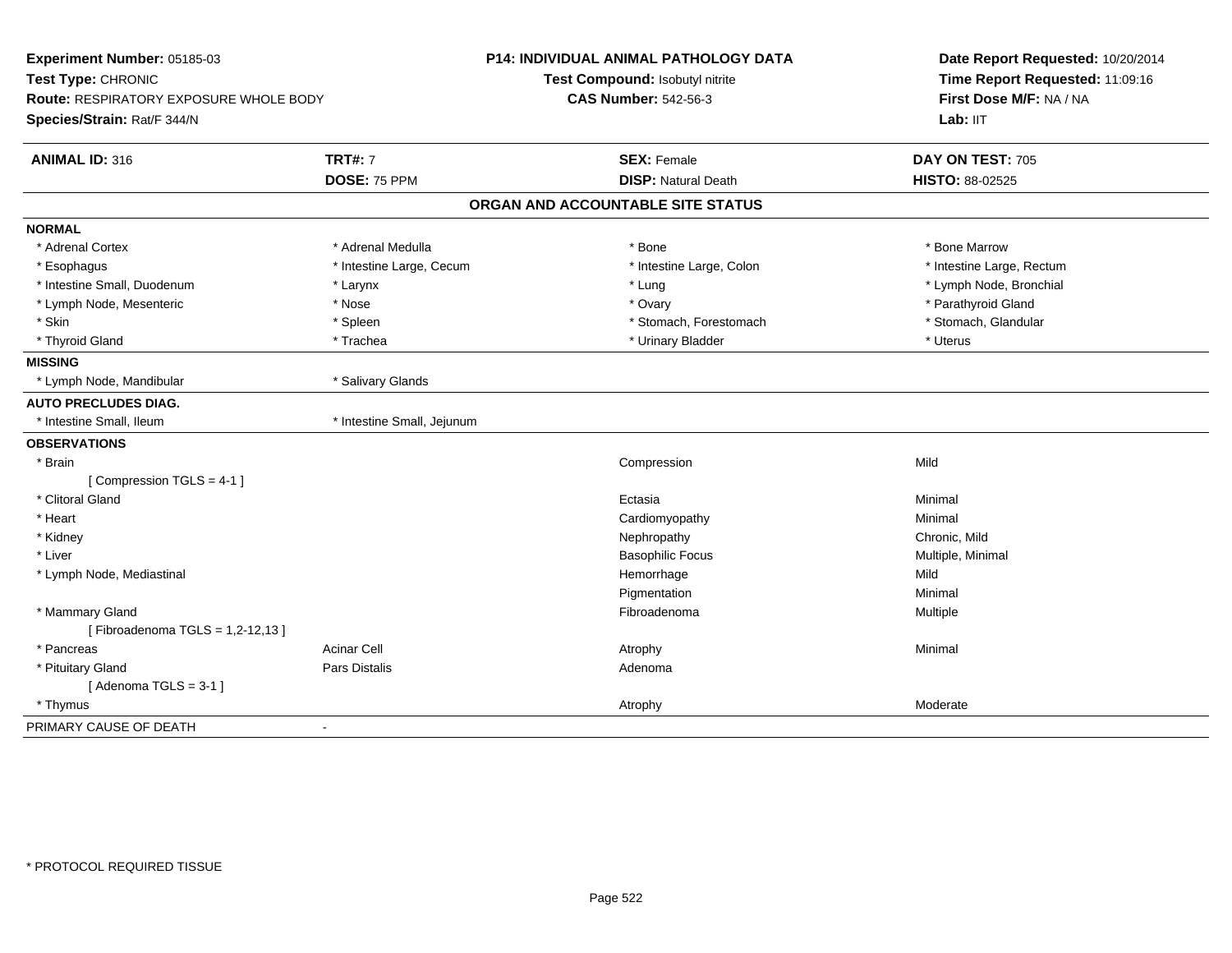**Experiment Number:** 05185-03
**Test Type:** CHRONIC
**Route:** RESPIRATORY EXPOSURE WHOLE BODY
**Species/Strain:** Rat/F 344/N

**P14: INDIVIDUAL ANIMAL PATHOLOGY DATA**
**Test Compound:** Isobutyl nitrite
**CAS Number:** 542-56-3

**Date Report Requested:** 10/20/2014
**Time Report Requested:** 11:09:16
**First Dose M/F:** NA / NA
**Lab:** IIT

| **ANIMAL ID:** 316 | **TRT#:** 7 | **SEX:** Female | **DAY ON TEST:** 705 |
|---|---|---|---|
| | **DOSE:** 75 PPM | **DISP:** Natural Death | **HISTO:** 88-02525 |

## ORGAN AND ACCOUNTABLE SITE STATUS

| | | | |
|---|---|---|---|
| **NORMAL** | | | |
| * Adrenal Cortex | * Adrenal Medulla | * Bone | * Bone Marrow |
| * Esophagus | * Intestine Large, Cecum | * Intestine Large, Colon | * Intestine Large, Rectum |
| * Intestine Small, Duodenum | * Larynx | * Lung | * Lymph Node, Bronchial |
| * Lymph Node, Mesenteric | * Nose | * Ovary | * Parathyroid Gland |
| * Skin | * Spleen | * Stomach, Forestomach | * Stomach, Glandular |
| * Thyroid Gland | * Trachea | * Urinary Bladder | * Uterus |
| **MISSING** | | | |
| * Lymph Node, Mandibular | * Salivary Glands | | |
| **AUTO PRECLUDES DIAG.** | | | |
| * Intestine Small, Ileum | * Intestine Small, Jejunum | | |
| **OBSERVATIONS** | | | |
| * Brain | | Compression | Mild |
| [ Compression TGLS = 4-1 ] | | | |
| * Clitoral Gland | | Ectasia | Minimal |
| * Heart | | Cardiomyopathy | Minimal |
| * Kidney | | Nephropathy | Chronic, Mild |
| * Liver | | Basophilic Focus | Multiple, Minimal |
| * Lymph Node, Mediastinal | | Hemorrhage | Mild |
| | | Pigmentation | Minimal |
| * Mammary Gland | | Fibroadenoma | Multiple |
| [ Fibroadenoma TGLS = 1,2-12,13 ] | | | |
| * Pancreas | Acinar Cell | Atrophy | Minimal |
| * Pituitary Gland | Pars Distalis | Adenoma | |
| [ Adenoma TGLS = 3-1 ] | | | |
| * Thymus | | Atrophy | Moderate |
| PRIMARY CAUSE OF DEATH | - | | |

* PROTOCOL REQUIRED TISSUE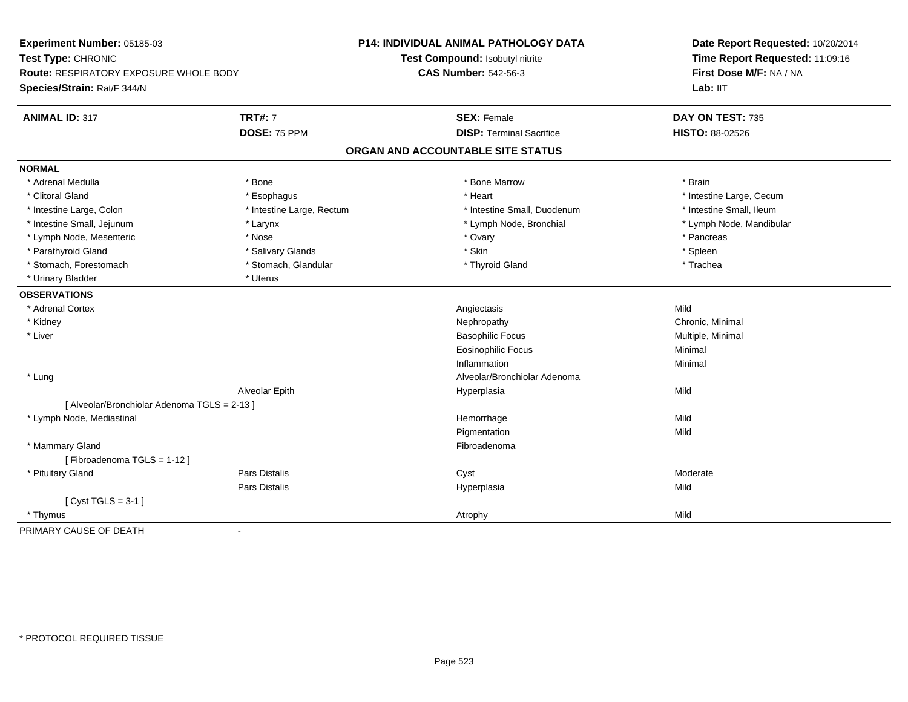**Experiment Number:** 05185-03
**Test Type:** CHRONIC
**Route:** RESPIRATORY EXPOSURE WHOLE BODY
**Species/Strain:** Rat/F 344/N

**P14: INDIVIDUAL ANIMAL PATHOLOGY DATA**
**Test Compound:** Isobutyl nitrite
**CAS Number:** 542-56-3

**Date Report Requested:** 10/20/2014
**Time Report Requested:** 11:09:16
**First Dose M/F:** NA / NA
**Lab:** IIT

| **ANIMAL ID:** 317 | **TRT#:** 7 | **SEX:** Female | **DAY ON TEST:** 735 |
|---|---|---|---|
| | **DOSE:** 75 PPM | **DISP:** Terminal Sacrifice | **HISTO:** 88-02526 |

## ORGAN AND ACCOUNTABLE SITE STATUS

**NORMAL**

| | | | |
|---|---|---|---|
| * Adrenal Medulla | * Bone | * Bone Marrow | * Brain |
| * Clitoral Gland | * Esophagus | * Heart | * Intestine Large, Cecum |
| * Intestine Large, Colon | * Intestine Large, Rectum | * Intestine Small, Duodenum | * Intestine Small, Ileum |
| * Intestine Small, Jejunum | * Larynx | * Lymph Node, Bronchial | * Lymph Node, Mandibular |
| * Lymph Node, Mesenteric | * Nose | * Ovary | * Pancreas |
| * Parathyroid Gland | * Salivary Glands | * Skin | * Spleen |
| * Stomach, Forestomach | * Stomach, Glandular | * Thyroid Gland | * Trachea |
| * Urinary Bladder | * Uterus | | |

**OBSERVATIONS**

| | | | |
|---|---|---|---|
| * Adrenal Cortex | | Angiectasis | Mild |
| * Kidney | | Nephropathy | Chronic, Minimal |
| * Liver | | Basophilic Focus | Multiple, Minimal |
| | | Eosinophilic Focus | Minimal |
| | | Inflammation | Minimal |
| * Lung | | Alveolar/Bronchiolar Adenoma | |
| | Alveolar Epith | Hyperplasia | Mild |
| [ Alveolar/Bronchiolar Adenoma TGLS = 2-13 ] | | | |
| * Lymph Node, Mediastinal | | Hemorrhage | Mild |
| | | Pigmentation | Mild |
| * Mammary Gland | | Fibroadenoma | |
| [ Fibroadenoma TGLS = 1-12 ] | | | |
| * Pituitary Gland | Pars Distalis | Cyst | Moderate |
| | Pars Distalis | Hyperplasia | Mild |
| [ Cyst TGLS = 3-1 ] | | | |
| * Thymus | | Atrophy | Mild |

PRIMARY CAUSE OF DEATH -

* PROTOCOL REQUIRED TISSUE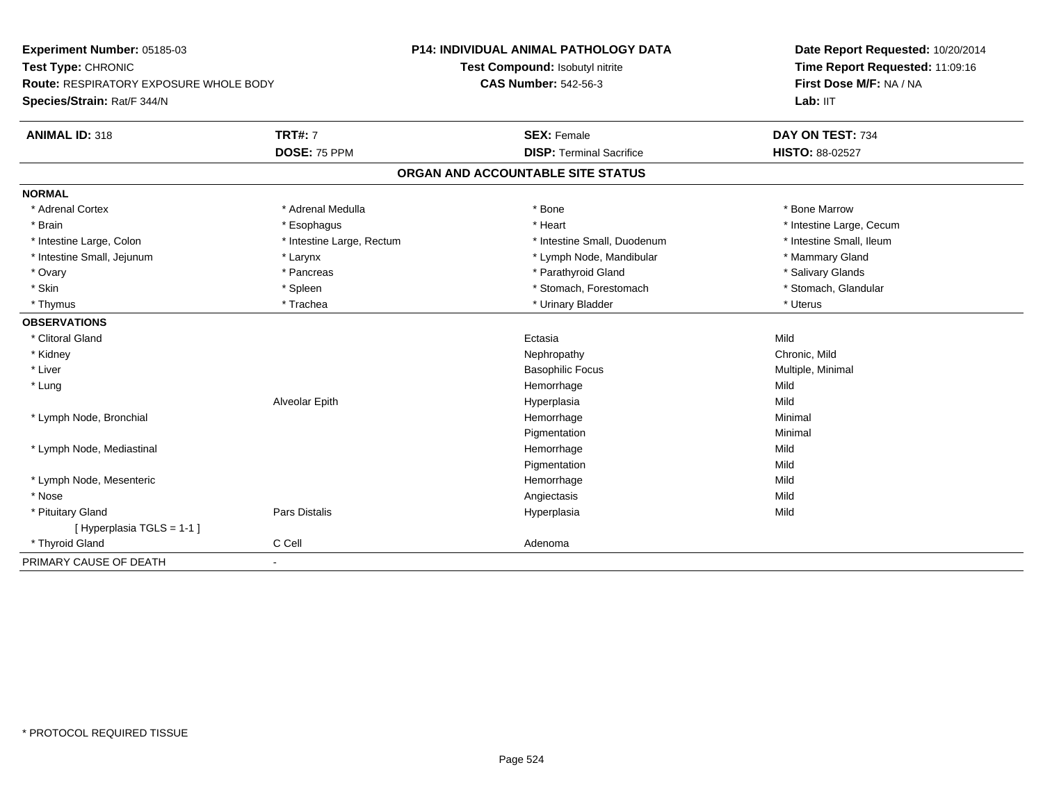**Experiment Number:** 05185-03
**Test Type:** CHRONIC
**Route:** RESPIRATORY EXPOSURE WHOLE BODY
**Species/Strain:** Rat/F 344/N

**P14: INDIVIDUAL ANIMAL PATHOLOGY DATA**
**Test Compound:** Isobutyl nitrite
**CAS Number:** 542-56-3

**Date Report Requested:** 10/20/2014
**Time Report Requested:** 11:09:16
**First Dose M/F:** NA / NA
**Lab:** IIT

| **ANIMAL ID:** 318 | **TRT#:** 7 | **SEX:** Female | **DAY ON TEST:** 734 |
|---|---|---|---|
| | **DOSE:** 75 PPM | **DISP:** Terminal Sacrifice | **HISTO:** 88-02527 |

## ORGAN AND ACCOUNTABLE SITE STATUS

| | | | |
|---|---|---|---|
| **NORMAL** | | | |
| * Adrenal Cortex | * Adrenal Medulla | * Bone | * Bone Marrow |
| * Brain | * Esophagus | * Heart | * Intestine Large, Cecum |
| * Intestine Large, Colon | * Intestine Large, Rectum | * Intestine Small, Duodenum | * Intestine Small, Ileum |
| * Intestine Small, Jejunum | * Larynx | * Lymph Node, Mandibular | * Mammary Gland |
| * Ovary | * Pancreas | * Parathyroid Gland | * Salivary Glands |
| * Skin | * Spleen | * Stomach, Forestomach | * Stomach, Glandular |
| * Thymus | * Trachea | * Urinary Bladder | * Uterus |
| **OBSERVATIONS** | | | |
| * Clitoral Gland | | Ectasia | Mild |
| * Kidney | | Nephropathy | Chronic, Mild |
| * Liver | | Basophilic Focus | Multiple, Minimal |
| * Lung | | Hemorrhage | Mild |
| | Alveolar Epith | Hyperplasia | Mild |
| * Lymph Node, Bronchial | | Hemorrhage | Minimal |
| | | Pigmentation | Minimal |
| * Lymph Node, Mediastinal | | Hemorrhage | Mild |
| | | Pigmentation | Mild |
| * Lymph Node, Mesenteric | | Hemorrhage | Mild |
| * Nose | | Angiectasis | Mild |
| * Pituitary Gland | Pars Distalis | Hyperplasia | Mild |
| [ Hyperplasia TGLS = 1-1 ] | | | |
| * Thyroid Gland | C Cell | Adenoma | |
| PRIMARY CAUSE OF DEATH | - | | |

* PROTOCOL REQUIRED TISSUE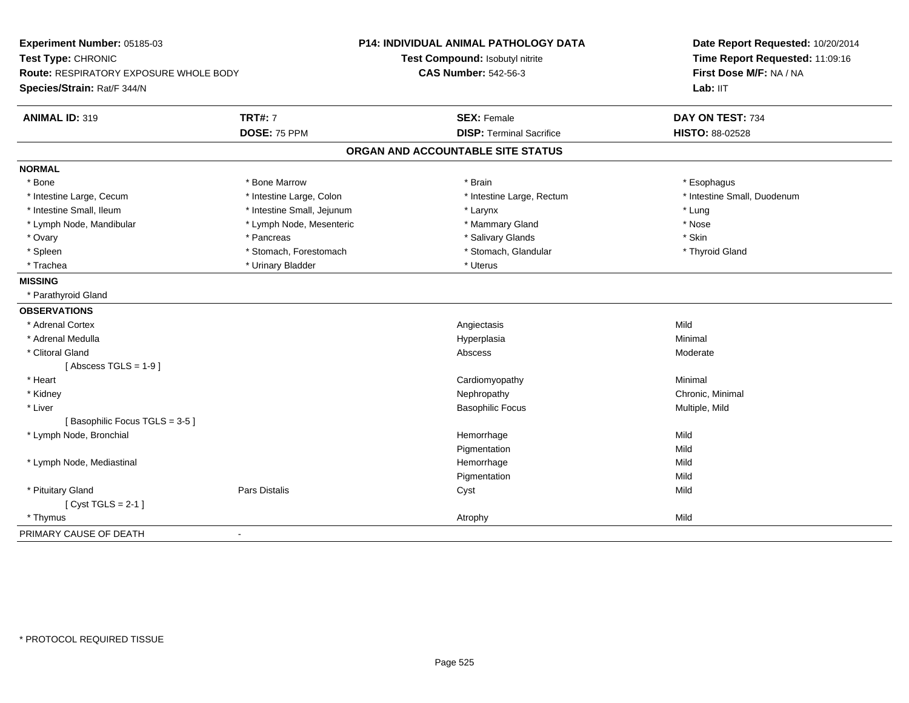**Experiment Number:** 05185-03
**Test Type:** CHRONIC
**Route:** RESPIRATORY EXPOSURE WHOLE BODY
**Species/Strain:** Rat/F 344/N

**P14: INDIVIDUAL ANIMAL PATHOLOGY DATA**
**Test Compound:** Isobutyl nitrite
**CAS Number:** 542-56-3

**Date Report Requested:** 10/20/2014
**Time Report Requested:** 11:09:16
**First Dose M/F:** NA / NA
**Lab:** IIT

| **ANIMAL ID:** 319 | **TRT#:** 7 | **SEX:** Female | **DAY ON TEST:** 734 |
|---|---|---|---|
| | **DOSE:** 75 PPM | **DISP:** Terminal Sacrifice | **HISTO:** 88-02528 |

## ORGAN AND ACCOUNTABLE SITE STATUS

**NORMAL**

| | | | |
|---|---|---|---|
| * Bone | * Bone Marrow | * Brain | * Esophagus |
| * Intestine Large, Cecum | * Intestine Large, Colon | * Intestine Large, Rectum | * Intestine Small, Duodenum |
| * Intestine Small, Ileum | * Intestine Small, Jejunum | * Larynx | * Lung |
| * Lymph Node, Mandibular | * Lymph Node, Mesenteric | * Mammary Gland | * Nose |
| * Ovary | * Pancreas | * Salivary Glands | * Skin |
| * Spleen | * Stomach, Forestomach | * Stomach, Glandular | * Thyroid Gland |
| * Trachea | * Urinary Bladder | * Uterus | |

**MISSING**

* Parathyroid Gland

**OBSERVATIONS**

| | | | |
|---|---|---|---|
| * Adrenal Cortex | | Angiectasis | Mild |
| * Adrenal Medulla | | Hyperplasia | Minimal |
| * Clitoral Gland | | Abscess | Moderate |
| [ Abscess TGLS = 1-9 ] | | | |
| * Heart | | Cardiomyopathy | Minimal |
| * Kidney | | Nephropathy | Chronic, Minimal |
| * Liver | | Basophilic Focus | Multiple, Mild |
| [ Basophilic Focus TGLS = 3-5 ] | | | |
| * Lymph Node, Bronchial | | Hemorrhage | Mild |
| | | Pigmentation | Mild |
| * Lymph Node, Mediastinal | | Hemorrhage | Mild |
| | | Pigmentation | Mild |
| * Pituitary Gland | Pars Distalis | Cyst | Mild |
| [ Cyst TGLS = 2-1 ] | | | |
| * Thymus | | Atrophy | Mild |

PRIMARY CAUSE OF DEATH -

* PROTOCOL REQUIRED TISSUE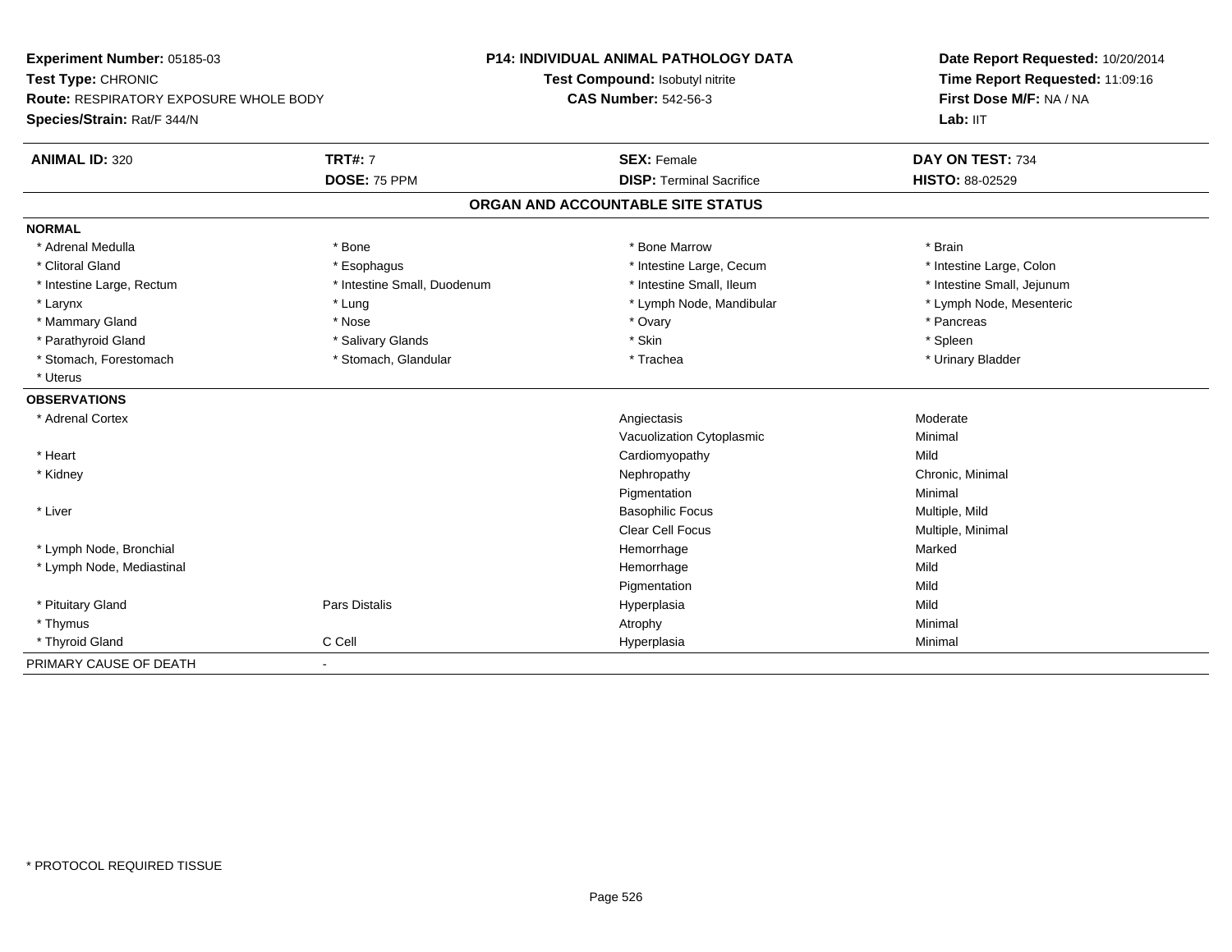**Experiment Number:** 05185-03
**Test Type:** CHRONIC
**Route:** RESPIRATORY EXPOSURE WHOLE BODY
**Species/Strain:** Rat/F 344/N

**P14: INDIVIDUAL ANIMAL PATHOLOGY DATA**
**Test Compound:** Isobutyl nitrite
**CAS Number:** 542-56-3

**Date Report Requested:** 10/20/2014
**Time Report Requested:** 11:09:16
**First Dose M/F:** NA / NA
**Lab:** IIT

| **ANIMAL ID:** 320 | **TRT#:** 7 | **SEX:** Female | **DAY ON TEST:** 734 |
|---|---|---|---|
| | **DOSE:** 75 PPM | **DISP:** Terminal Sacrifice | **HISTO:** 88-02529 |

## ORGAN AND ACCOUNTABLE SITE STATUS

**NORMAL**

| | | | |
|---|---|---|---|
| * Adrenal Medulla | * Bone | * Bone Marrow | * Brain |
| * Clitoral Gland | * Esophagus | * Intestine Large, Cecum | * Intestine Large, Colon |
| * Intestine Large, Rectum | * Intestine Small, Duodenum | * Intestine Small, Ileum | * Intestine Small, Jejunum |
| * Larynx | * Lung | * Lymph Node, Mandibular | * Lymph Node, Mesenteric |
| * Mammary Gland | * Nose | * Ovary | * Pancreas |
| * Parathyroid Gland | * Salivary Glands | * Skin | * Spleen |
| * Stomach, Forestomach | * Stomach, Glandular | * Trachea | * Urinary Bladder |
| * Uterus | | | |

**OBSERVATIONS**

| | | | |
|---|---|---|---|
| * Adrenal Cortex | | Angiectasis | Moderate |
| | | Vacuolization Cytoplasmic | Minimal |
| * Heart | | Cardiomyopathy | Mild |
| * Kidney | | Nephropathy | Chronic, Minimal |
| | | Pigmentation | Minimal |
| * Liver | | Basophilic Focus | Multiple, Mild |
| | | Clear Cell Focus | Multiple, Minimal |
| * Lymph Node, Bronchial | | Hemorrhage | Marked |
| * Lymph Node, Mediastinal | | Hemorrhage | Mild |
| | | Pigmentation | Mild |
| * Pituitary Gland | Pars Distalis | Hyperplasia | Mild |
| * Thymus | | Atrophy | Minimal |
| * Thyroid Gland | C Cell | Hyperplasia | Minimal |

PRIMARY CAUSE OF DEATH -

* PROTOCOL REQUIRED TISSUE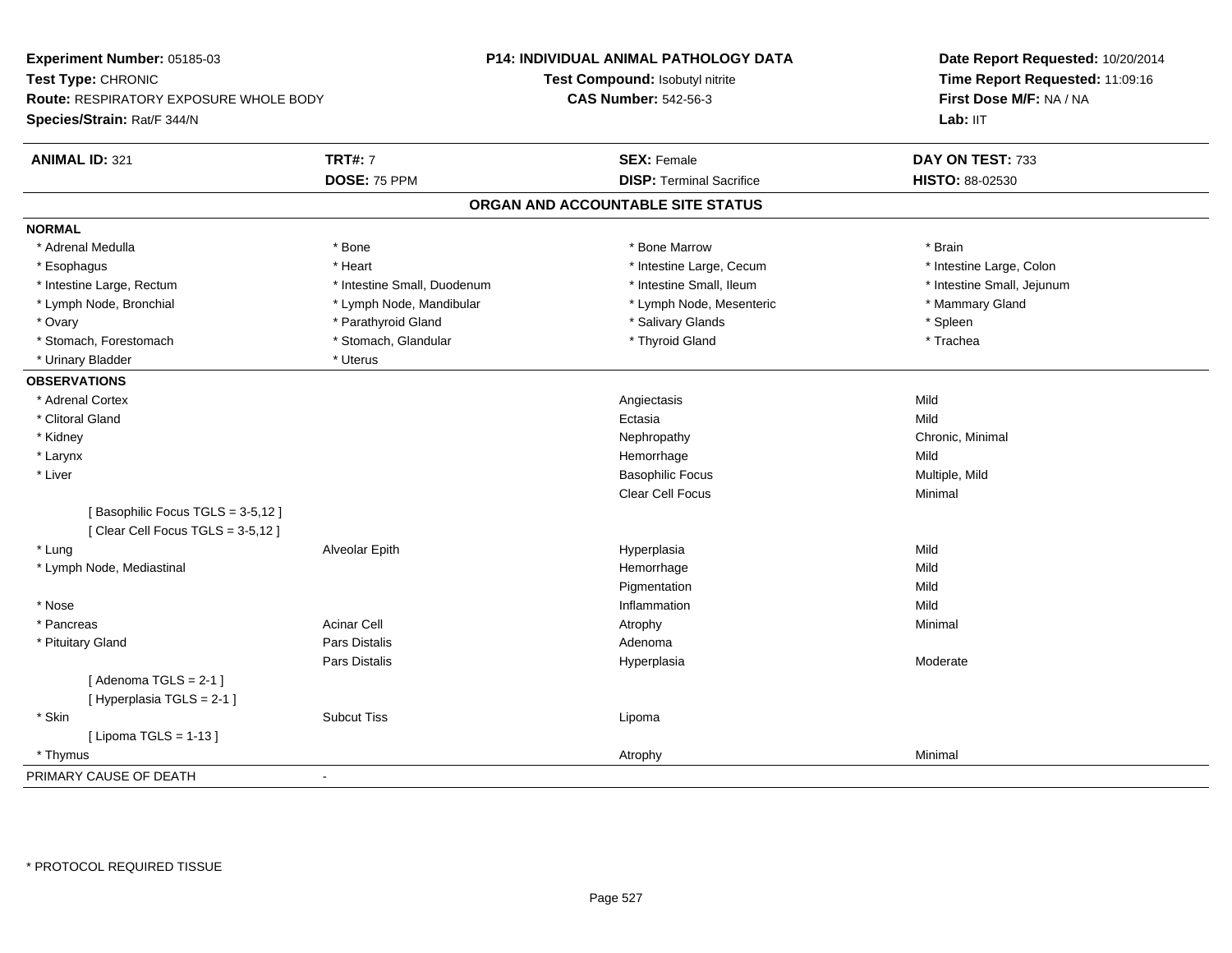**Experiment Number:** 05185-03
**Test Type:** CHRONIC
**Route:** RESPIRATORY EXPOSURE WHOLE BODY
**Species/Strain:** Rat/F 344/N

**P14: INDIVIDUAL ANIMAL PATHOLOGY DATA**
**Test Compound:** Isobutyl nitrite
**CAS Number:** 542-56-3

**Date Report Requested:** 10/20/2014
**Time Report Requested:** 11:09:16
**First Dose M/F:** NA / NA
**Lab:** IIT

| **ANIMAL ID:** 321 | **TRT#:** 7 | **SEX:** Female | **DAY ON TEST:** 733 |
|---|---|---|---|
| | **DOSE:** 75 PPM | **DISP:** Terminal Sacrifice | **HISTO:** 88-02530 |

## ORGAN AND ACCOUNTABLE SITE STATUS

**NORMAL**

| | | | |
|---|---|---|---|
| * Adrenal Medulla | * Bone | * Bone Marrow | * Brain |
| * Esophagus | * Heart | * Intestine Large, Cecum | * Intestine Large, Colon |
| * Intestine Large, Rectum | * Intestine Small, Duodenum | * Intestine Small, Ileum | * Intestine Small, Jejunum |
| * Lymph Node, Bronchial | * Lymph Node, Mandibular | * Lymph Node, Mesenteric | * Mammary Gland |
| * Ovary | * Parathyroid Gland | * Salivary Glands | * Spleen |
| * Stomach, Forestomach | * Stomach, Glandular | * Thyroid Gland | * Trachea |
| * Urinary Bladder | * Uterus | | |

**OBSERVATIONS**

| | | | |
|---|---|---|---|
| * Adrenal Cortex | | Angiectasis | Mild |
| * Clitoral Gland | | Ectasia | Mild |
| * Kidney | | Nephropathy | Chronic, Minimal |
| * Larynx | | Hemorrhage | Mild |
| * Liver | | Basophilic Focus | Multiple, Mild |
| | | Clear Cell Focus | Minimal |
| [ Basophilic Focus TGLS = 3-5,12 ] | | | |
| [ Clear Cell Focus TGLS = 3-5,12 ] | | | |
| * Lung | Alveolar Epith | Hyperplasia | Mild |
| * Lymph Node, Mediastinal | | Hemorrhage | Mild |
| | | Pigmentation | Mild |
| * Nose | | Inflammation | Mild |
| * Pancreas | Acinar Cell | Atrophy | Minimal |
| * Pituitary Gland | Pars Distalis | Adenoma | |
| | Pars Distalis | Hyperplasia | Moderate |
| [ Adenoma TGLS = 2-1 ] | | | |
| [ Hyperplasia TGLS = 2-1 ] | | | |
| * Skin | Subcut Tiss | Lipoma | |
| [ Lipoma TGLS = 1-13 ] | | | |
| * Thymus | | Atrophy | Minimal |

PRIMARY CAUSE OF DEATH -

* PROTOCOL REQUIRED TISSUE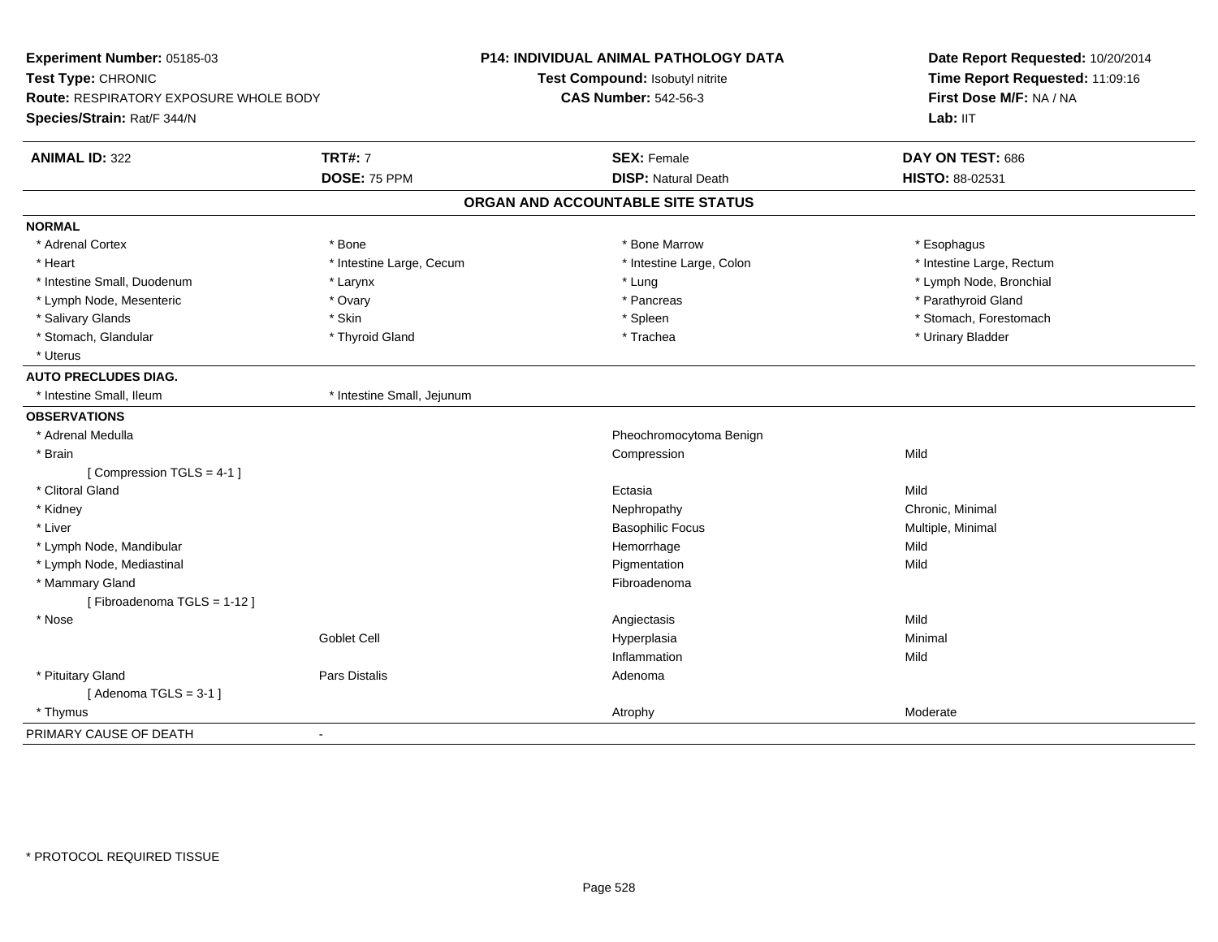**Experiment Number:** 05185-03
**Test Type:** CHRONIC
**Route:** RESPIRATORY EXPOSURE WHOLE BODY
**Species/Strain:** Rat/F 344/N

**P14: INDIVIDUAL ANIMAL PATHOLOGY DATA**
**Test Compound:** Isobutyl nitrite
**CAS Number:** 542-56-3

**Date Report Requested:** 10/20/2014
**Time Report Requested:** 11:09:16
**First Dose M/F:** NA / NA
**Lab:** IIT

| **ANIMAL ID:** 322 | **TRT#:** 7 | **SEX:** Female | **DAY ON TEST:** 686 |
|---|---|---|---|
| | **DOSE:** 75 PPM | **DISP:** Natural Death | **HISTO:** 88-02531 |

## ORGAN AND ACCOUNTABLE SITE STATUS

**NORMAL**

| | | | |
|---|---|---|---|
| * Adrenal Cortex | * Bone | * Bone Marrow | * Esophagus |
| * Heart | * Intestine Large, Cecum | * Intestine Large, Colon | * Intestine Large, Rectum |
| * Intestine Small, Duodenum | * Larynx | * Lung | * Lymph Node, Bronchial |
| * Lymph Node, Mesenteric | * Ovary | * Pancreas | * Parathyroid Gland |
| * Salivary Glands | * Skin | * Spleen | * Stomach, Forestomach |
| * Stomach, Glandular | * Thyroid Gland | * Trachea | * Urinary Bladder |
| * Uterus | | | |

**AUTO PRECLUDES DIAG.**

| | |
|---|---|
| * Intestine Small, Ileum | * Intestine Small, Jejunum |

**OBSERVATIONS**

| | | | |
|---|---|---|---|
| * Adrenal Medulla | | Pheochromocytoma Benign | |
| * Brain | | Compression | Mild |
| [ Compression TGLS = 4-1 ] | | | |
| * Clitoral Gland | | Ectasia | Mild |
| * Kidney | | Nephropathy | Chronic, Minimal |
| * Liver | | Basophilic Focus | Multiple, Minimal |
| * Lymph Node, Mandibular | | Hemorrhage | Mild |
| * Lymph Node, Mediastinal | | Pigmentation | Mild |
| * Mammary Gland | | Fibroadenoma | |
| [ Fibroadenoma TGLS = 1-12 ] | | | |
| * Nose | | Angiectasis | Mild |
| | Goblet Cell | Hyperplasia | Minimal |
| | | Inflammation | Mild |
| * Pituitary Gland | Pars Distalis | Adenoma | |
| [ Adenoma TGLS = 3-1 ] | | | |
| * Thymus | | Atrophy | Moderate |

PRIMARY CAUSE OF DEATH -

* PROTOCOL REQUIRED TISSUE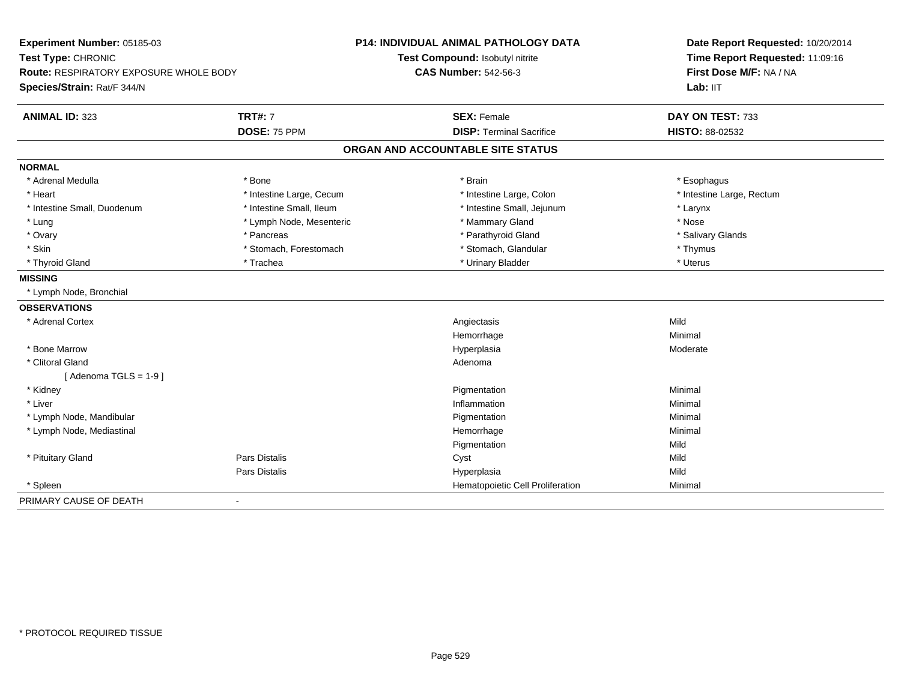**Experiment Number:** 05185-03
**Test Type:** CHRONIC
**Route:** RESPIRATORY EXPOSURE WHOLE BODY
**Species/Strain:** Rat/F 344/N

**P14: INDIVIDUAL ANIMAL PATHOLOGY DATA**
**Test Compound:** Isobutyl nitrite
**CAS Number:** 542-56-3

**Date Report Requested:** 10/20/2014
**Time Report Requested:** 11:09:16
**First Dose M/F:** NA / NA
**Lab:** IIT

| **ANIMAL ID:** 323 | **TRT#:** 7 | **SEX:** Female | **DAY ON TEST:** 733 |
|---|---|---|---|
| | **DOSE:** 75 PPM | **DISP:** Terminal Sacrifice | **HISTO:** 88-02532 |

## ORGAN AND ACCOUNTABLE SITE STATUS

**NORMAL**

| | | | |
|---|---|---|---|
| * Adrenal Medulla | * Bone | * Brain | * Esophagus |
| * Heart | * Intestine Large, Cecum | * Intestine Large, Colon | * Intestine Large, Rectum |
| * Intestine Small, Duodenum | * Intestine Small, Ileum | * Intestine Small, Jejunum | * Larynx |
| * Lung | * Lymph Node, Mesenteric | * Mammary Gland | * Nose |
| * Ovary | * Pancreas | * Parathyroid Gland | * Salivary Glands |
| * Skin | * Stomach, Forestomach | * Stomach, Glandular | * Thymus |
| * Thyroid Gland | * Trachea | * Urinary Bladder | * Uterus |

**MISSING**

* Lymph Node, Bronchial

**OBSERVATIONS**

| | | | |
|---|---|---|---|
| * Adrenal Cortex | | Angiectasis | Mild |
| | | Hemorrhage | Minimal |
| * Bone Marrow | | Hyperplasia | Moderate |
| * Clitoral Gland | | Adenoma | |
| [ Adenoma TGLS = 1-9 ] | | | |
| * Kidney | | Pigmentation | Minimal |
| * Liver | | Inflammation | Minimal |
| * Lymph Node, Mandibular | | Pigmentation | Minimal |
| * Lymph Node, Mediastinal | | Hemorrhage | Minimal |
| | | Pigmentation | Mild |
| * Pituitary Gland | Pars Distalis | Cyst | Mild |
| | Pars Distalis | Hyperplasia | Mild |
| * Spleen | | Hematopoietic Cell Proliferation | Minimal |

PRIMARY CAUSE OF DEATH -

* PROTOCOL REQUIRED TISSUE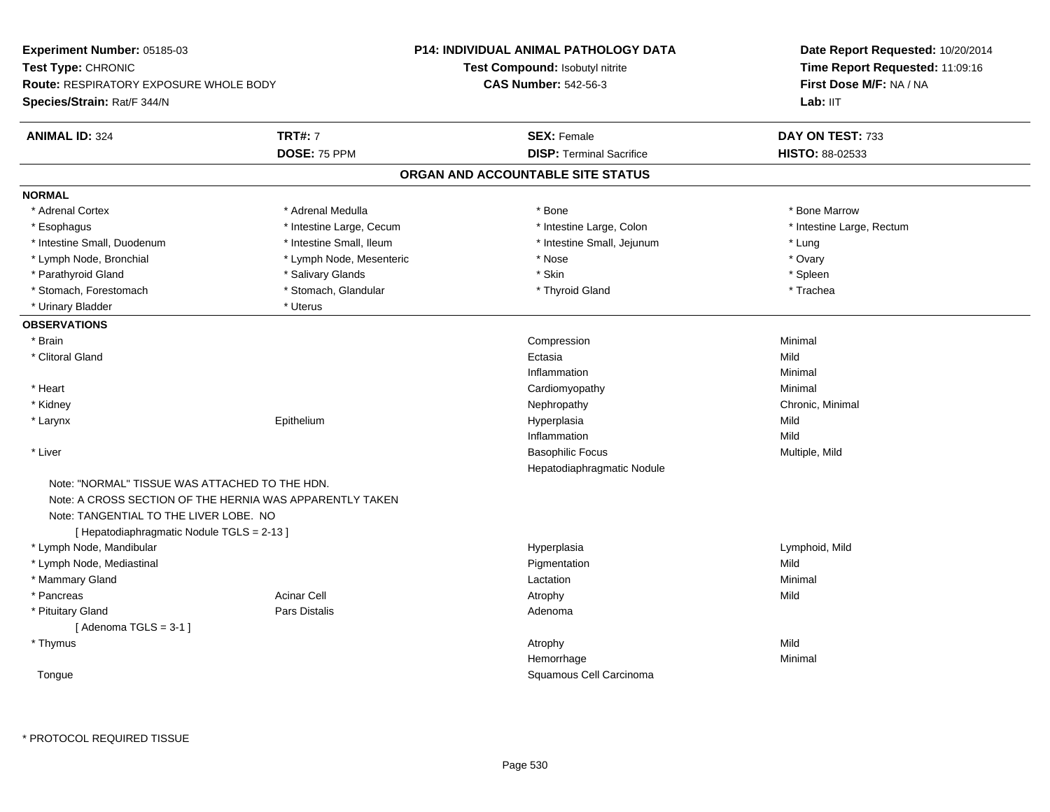**Experiment Number:** 05185-03
**Test Type:** CHRONIC
**Route:** RESPIRATORY EXPOSURE WHOLE BODY
**Species/Strain:** Rat/F 344/N

**P14: INDIVIDUAL ANIMAL PATHOLOGY DATA**
**Test Compound:** Isobutyl nitrite
**CAS Number:** 542-56-3

**Date Report Requested:** 10/20/2014
**Time Report Requested:** 11:09:16
**First Dose M/F:** NA / NA
**Lab:** IIT

| **ANIMAL ID:** 324 | **TRT#:** 7 | **SEX:** Female | **DAY ON TEST:** 733 |
|---|---|---|---|
| | **DOSE:** 75 PPM | **DISP:** Terminal Sacrifice | **HISTO:** 88-02533 |

## ORGAN AND ACCOUNTABLE SITE STATUS

### NORMAL

| | | | |
|---|---|---|---|
| * Adrenal Cortex | * Adrenal Medulla | * Bone | * Bone Marrow |
| * Esophagus | * Intestine Large, Cecum | * Intestine Large, Colon | * Intestine Large, Rectum |
| * Intestine Small, Duodenum | * Intestine Small, Ileum | * Intestine Small, Jejunum | * Lung |
| * Lymph Node, Bronchial | * Lymph Node, Mesenteric | * Nose | * Ovary |
| * Parathyroid Gland | * Salivary Glands | * Skin | * Spleen |
| * Stomach, Forestomach | * Stomach, Glandular | * Thyroid Gland | * Trachea |
| * Urinary Bladder | * Uterus | | |

### OBSERVATIONS

| | | | |
|---|---|---|---|
| * Brain | | Compression | Minimal |
| * Clitoral Gland | | Ectasia | Mild |
| | | Inflammation | Minimal |
| * Heart | | Cardiomyopathy | Minimal |
| * Kidney | | Nephropathy | Chronic, Minimal |
| * Larynx | Epithelium | Hyperplasia | Mild |
| | | Inflammation | Mild |
| * Liver | | Basophilic Focus | Multiple, Mild |
| | | Hepatodiaphragmatic Nodule | |

Note: "NORMAL" TISSUE WAS ATTACHED TO THE HDN.
Note: A CROSS SECTION OF THE HERNIA WAS APPARENTLY TAKEN
Note: TANGENTIAL TO THE LIVER LOBE. NO
[ Hepatodiaphragmatic Nodule TGLS = 2-13 ]

| | | | |
|---|---|---|---|
| * Lymph Node, Mandibular | | Hyperplasia | Lymphoid, Mild |
| * Lymph Node, Mediastinal | | Pigmentation | Mild |
| * Mammary Gland | | Lactation | Minimal |
| * Pancreas | Acinar Cell | Atrophy | Mild |
| * Pituitary Gland | Pars Distalis | Adenoma | |

[ Adenoma TGLS = 3-1 ]

| | | | |
|---|---|---|---|
| * Thymus | | Atrophy | Mild |
| | | Hemorrhage | Minimal |
| Tongue | | Squamous Cell Carcinoma | |

\* PROTOCOL REQUIRED TISSUE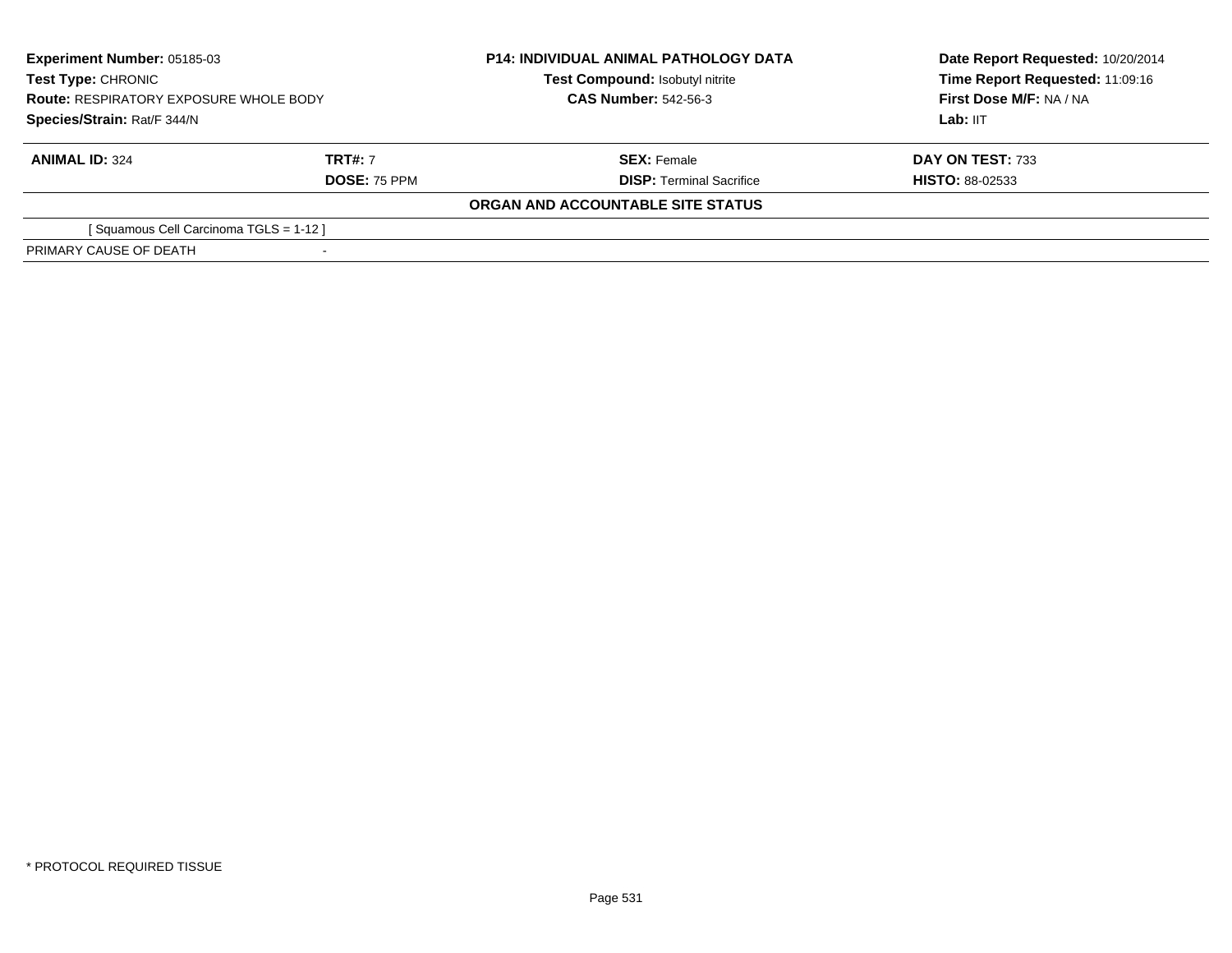**Experiment Number:** 05185-03
**Test Type:** CHRONIC
**Route:** RESPIRATORY EXPOSURE WHOLE BODY
**Species/Strain:** Rat/F 344/N

**P14: INDIVIDUAL ANIMAL PATHOLOGY DATA**
**Test Compound:** Isobutyl nitrite
**CAS Number:** 542-56-3

**Date Report Requested:** 10/20/2014
**Time Report Requested:** 11:09:16
**First Dose M/F:** NA / NA
**Lab:** IIT

| **ANIMAL ID:** 324 | **TRT#:** 7 | **SEX:** Female | **DAY ON TEST:** 733 |
|---|---|---|---|
| | **DOSE:** 75 PPM | **DISP:** Terminal Sacrifice | **HISTO:** 88-02533 |

**ORGAN AND ACCOUNTABLE SITE STATUS**

| | |
|---|---|
| [ Squamous Cell Carcinoma TGLS = 1-12 ] | |
| PRIMARY CAUSE OF DEATH | - |

* PROTOCOL REQUIRED TISSUE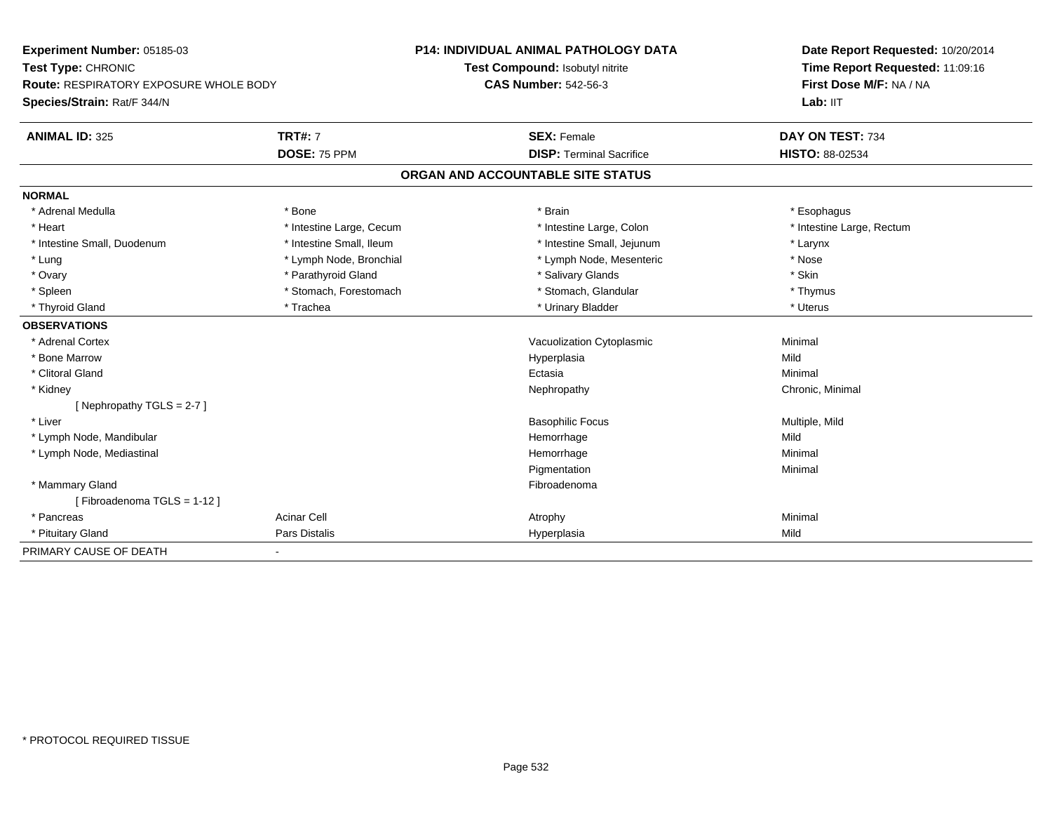**Experiment Number:** 05185-03
**Test Type:** CHRONIC
**Route:** RESPIRATORY EXPOSURE WHOLE BODY
**Species/Strain:** Rat/F 344/N

**P14: INDIVIDUAL ANIMAL PATHOLOGY DATA**
**Test Compound:** Isobutyl nitrite
**CAS Number:** 542-56-3

**Date Report Requested:** 10/20/2014
**Time Report Requested:** 11:09:16
**First Dose M/F:** NA / NA
**Lab:** IIT

| **ANIMAL ID:** 325 | **TRT#:** 7 | **SEX:** Female | **DAY ON TEST:** 734 |
|---|---|---|---|
| | **DOSE:** 75 PPM | **DISP:** Terminal Sacrifice | **HISTO:** 88-02534 |

## ORGAN AND ACCOUNTABLE SITE STATUS

**NORMAL**

| | | | |
|---|---|---|---|
| * Adrenal Medulla | * Bone | * Brain | * Esophagus |
| * Heart | * Intestine Large, Cecum | * Intestine Large, Colon | * Intestine Large, Rectum |
| * Intestine Small, Duodenum | * Intestine Small, Ileum | * Intestine Small, Jejunum | * Larynx |
| * Lung | * Lymph Node, Bronchial | * Lymph Node, Mesenteric | * Nose |
| * Ovary | * Parathyroid Gland | * Salivary Glands | * Skin |
| * Spleen | * Stomach, Forestomach | * Stomach, Glandular | * Thymus |
| * Thyroid Gland | * Trachea | * Urinary Bladder | * Uterus |

**OBSERVATIONS**

| | | | |
|---|---|---|---|
| * Adrenal Cortex | | Vacuolization Cytoplasmic | Minimal |
| * Bone Marrow | | Hyperplasia | Mild |
| * Clitoral Gland | | Ectasia | Minimal |
| * Kidney | | Nephropathy | Chronic, Minimal |
| [ Nephropathy TGLS = 2-7 ] | | | |
| * Liver | | Basophilic Focus | Multiple, Mild |
| * Lymph Node, Mandibular | | Hemorrhage | Mild |
| * Lymph Node, Mediastinal | | Hemorrhage | Minimal |
| | | Pigmentation | Minimal |
| * Mammary Gland | | Fibroadenoma | |
| [ Fibroadenoma TGLS = 1-12 ] | | | |
| * Pancreas | Acinar Cell | Atrophy | Minimal |
| * Pituitary Gland | Pars Distalis | Hyperplasia | Mild |

PRIMARY CAUSE OF DEATH -

* PROTOCOL REQUIRED TISSUE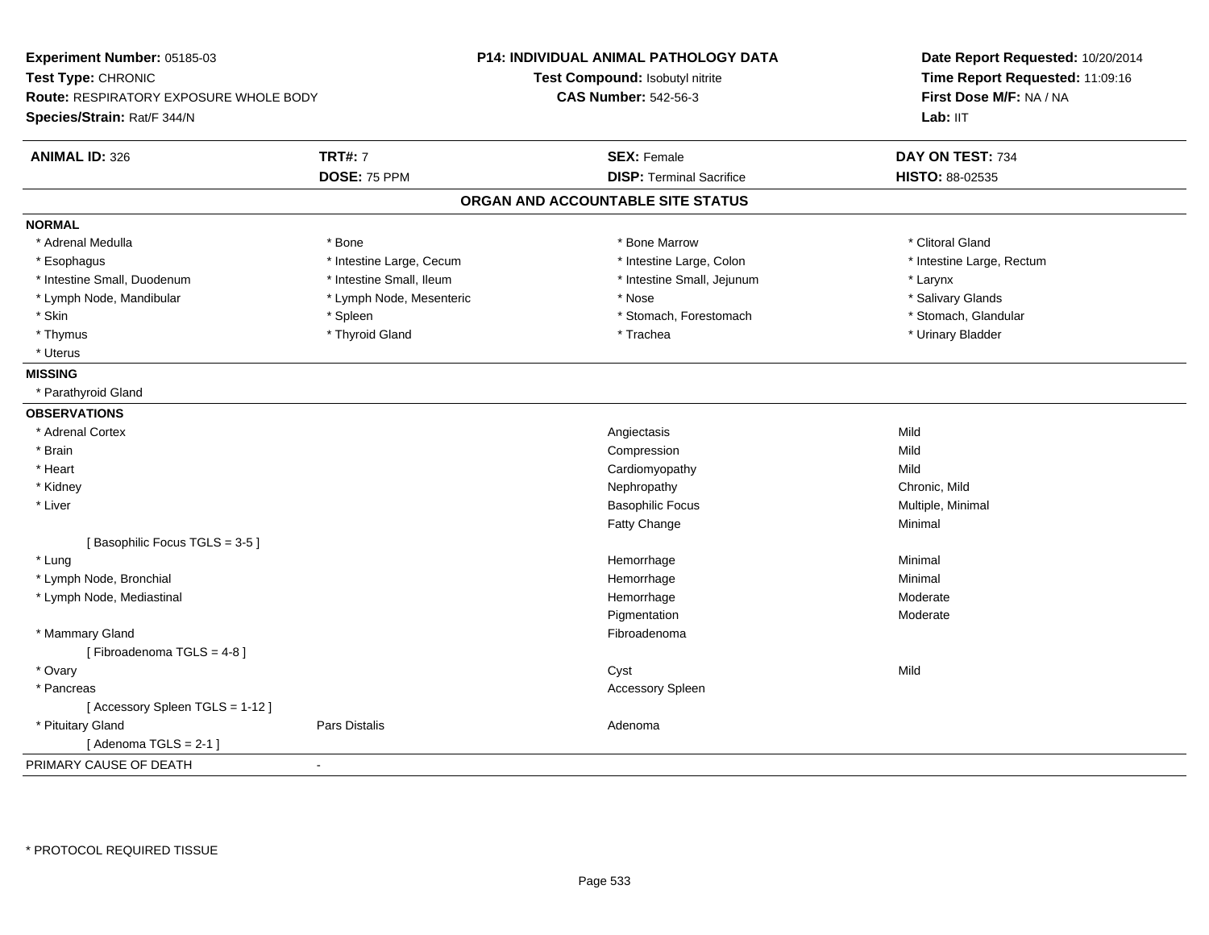**Experiment Number:** 05185-03
**Test Type:** CHRONIC
**Route:** RESPIRATORY EXPOSURE WHOLE BODY
**Species/Strain:** Rat/F 344/N

**P14: INDIVIDUAL ANIMAL PATHOLOGY DATA**
**Test Compound:** Isobutyl nitrite
**CAS Number:** 542-56-3

**Date Report Requested:** 10/20/2014
**Time Report Requested:** 11:09:16
**First Dose M/F:** NA / NA
**Lab:** IIT

| **ANIMAL ID:** 326 | **TRT#:** 7 | **SEX:** Female | **DAY ON TEST:** 734 |
|---|---|---|---|
| | **DOSE:** 75 PPM | **DISP:** Terminal Sacrifice | **HISTO:** 88-02535 |

## ORGAN AND ACCOUNTABLE SITE STATUS

**NORMAL**

| | | | |
|---|---|---|---|
| * Adrenal Medulla | * Bone | * Bone Marrow | * Clitoral Gland |
| * Esophagus | * Intestine Large, Cecum | * Intestine Large, Colon | * Intestine Large, Rectum |
| * Intestine Small, Duodenum | * Intestine Small, Ileum | * Intestine Small, Jejunum | * Larynx |
| * Lymph Node, Mandibular | * Lymph Node, Mesenteric | * Nose | * Salivary Glands |
| * Skin | * Spleen | * Stomach, Forestomach | * Stomach, Glandular |
| * Thymus | * Thyroid Gland | * Trachea | * Urinary Bladder |
| * Uterus | | | |

**MISSING**

* Parathyroid Gland

**OBSERVATIONS**

| | | | |
|---|---|---|---|
| * Adrenal Cortex | | Angiectasis | Mild |
| * Brain | | Compression | Mild |
| * Heart | | Cardiomyopathy | Mild |
| * Kidney | | Nephropathy | Chronic, Mild |
| * Liver | | Basophilic Focus | Multiple, Minimal |
| | | Fatty Change | Minimal |
| [ Basophilic Focus TGLS = 3-5 ] | | | |
| * Lung | | Hemorrhage | Minimal |
| * Lymph Node, Bronchial | | Hemorrhage | Minimal |
| * Lymph Node, Mediastinal | | Hemorrhage | Moderate |
| | | Pigmentation | Moderate |
| * Mammary Gland | | Fibroadenoma | |
| [ Fibroadenoma TGLS = 4-8 ] | | | |
| * Ovary | | Cyst | Mild |
| * Pancreas | | Accessory Spleen | |
| [ Accessory Spleen TGLS = 1-12 ] | | | |
| * Pituitary Gland | Pars Distalis | Adenoma | |
| [ Adenoma TGLS = 2-1 ] | | | |

PRIMARY CAUSE OF DEATH -

\* PROTOCOL REQUIRED TISSUE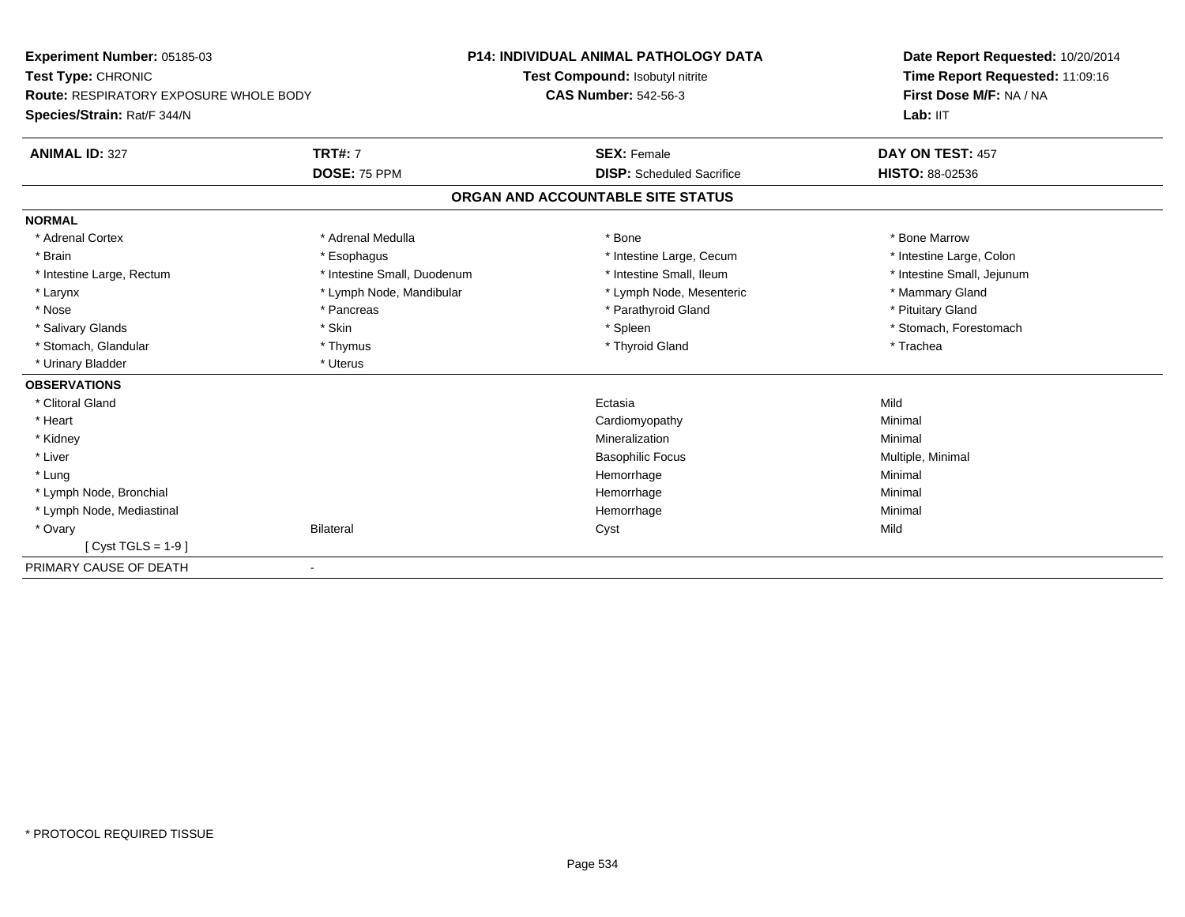**Experiment Number:** 05185-03
**Test Type:** CHRONIC
**Route:** RESPIRATORY EXPOSURE WHOLE BODY
**Species/Strain:** Rat/F 344/N

**P14: INDIVIDUAL ANIMAL PATHOLOGY DATA**
**Test Compound:** Isobutyl nitrite
**CAS Number:** 542-56-3

**Date Report Requested:** 10/20/2014
**Time Report Requested:** 11:09:16
**First Dose M/F:** NA / NA
**Lab:** IIT

| **ANIMAL ID:** 327 | **TRT#:** 7 | **SEX:** Female | **DAY ON TEST:** 457 |
|---|---|---|---|
| | **DOSE:** 75 PPM | **DISP:** Scheduled Sacrifice | **HISTO:** 88-02536 |

## ORGAN AND ACCOUNTABLE SITE STATUS

**NORMAL**

| | | | |
|---|---|---|---|
| * Adrenal Cortex | * Adrenal Medulla | * Bone | * Bone Marrow |
| * Brain | * Esophagus | * Intestine Large, Cecum | * Intestine Large, Colon |
| * Intestine Large, Rectum | * Intestine Small, Duodenum | * Intestine Small, Ileum | * Intestine Small, Jejunum |
| * Larynx | * Lymph Node, Mandibular | * Lymph Node, Mesenteric | * Mammary Gland |
| * Nose | * Pancreas | * Parathyroid Gland | * Pituitary Gland |
| * Salivary Glands | * Skin | * Spleen | * Stomach, Forestomach |
| * Stomach, Glandular | * Thymus | * Thyroid Gland | * Trachea |
| * Urinary Bladder | * Uterus | | |

**OBSERVATIONS**

| | | | |
|---|---|---|---|
| * Clitoral Gland | | Ectasia | Mild |
| * Heart | | Cardiomyopathy | Minimal |
| * Kidney | | Mineralization | Minimal |
| * Liver | | Basophilic Focus | Multiple, Minimal |
| * Lung | | Hemorrhage | Minimal |
| * Lymph Node, Bronchial | | Hemorrhage | Minimal |
| * Lymph Node, Mediastinal | | Hemorrhage | Minimal |
| * Ovary | Bilateral | Cyst | Mild |
| [ Cyst TGLS = 1-9 ] | | | |

PRIMARY CAUSE OF DEATH -

* PROTOCOL REQUIRED TISSUE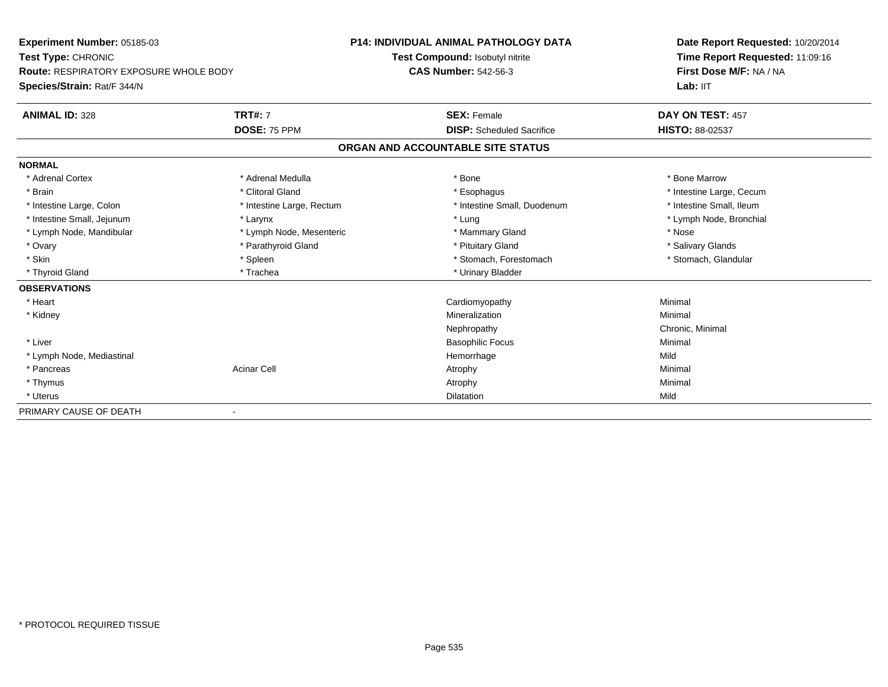**Experiment Number:** 05185-03
**Test Type:** CHRONIC
**Route:** RESPIRATORY EXPOSURE WHOLE BODY
**Species/Strain:** Rat/F 344/N

**P14: INDIVIDUAL ANIMAL PATHOLOGY DATA**
**Test Compound:** Isobutyl nitrite
**CAS Number:** 542-56-3

**Date Report Requested:** 10/20/2014
**Time Report Requested:** 11:09:16
**First Dose M/F:** NA / NA
**Lab:** IIT

| **ANIMAL ID:** 328 | **TRT#:** 7 | **SEX:** Female | **DAY ON TEST:** 457 |
|---|---|---|---|
| | **DOSE:** 75 PPM | **DISP:** Scheduled Sacrifice | **HISTO:** 88-02537 |

## ORGAN AND ACCOUNTABLE SITE STATUS

**NORMAL**

| | | | |
|---|---|---|---|
| * Adrenal Cortex | * Adrenal Medulla | * Bone | * Bone Marrow |
| * Brain | * Clitoral Gland | * Esophagus | * Intestine Large, Cecum |
| * Intestine Large, Colon | * Intestine Large, Rectum | * Intestine Small, Duodenum | * Intestine Small, Ileum |
| * Intestine Small, Jejunum | * Larynx | * Lung | * Lymph Node, Bronchial |
| * Lymph Node, Mandibular | * Lymph Node, Mesenteric | * Mammary Gland | * Nose |
| * Ovary | * Parathyroid Gland | * Pituitary Gland | * Salivary Glands |
| * Skin | * Spleen | * Stomach, Forestomach | * Stomach, Glandular |
| * Thyroid Gland | * Trachea | * Urinary Bladder | |

**OBSERVATIONS**

| | | | |
|---|---|---|---|
| * Heart | | Cardiomyopathy | Minimal |
| * Kidney | | Mineralization | Minimal |
| | | Nephropathy | Chronic, Minimal |
| * Liver | | Basophilic Focus | Minimal |
| * Lymph Node, Mediastinal | | Hemorrhage | Mild |
| * Pancreas | Acinar Cell | Atrophy | Minimal |
| * Thymus | | Atrophy | Minimal |
| * Uterus | | Dilatation | Mild |

PRIMARY CAUSE OF DEATH -

* PROTOCOL REQUIRED TISSUE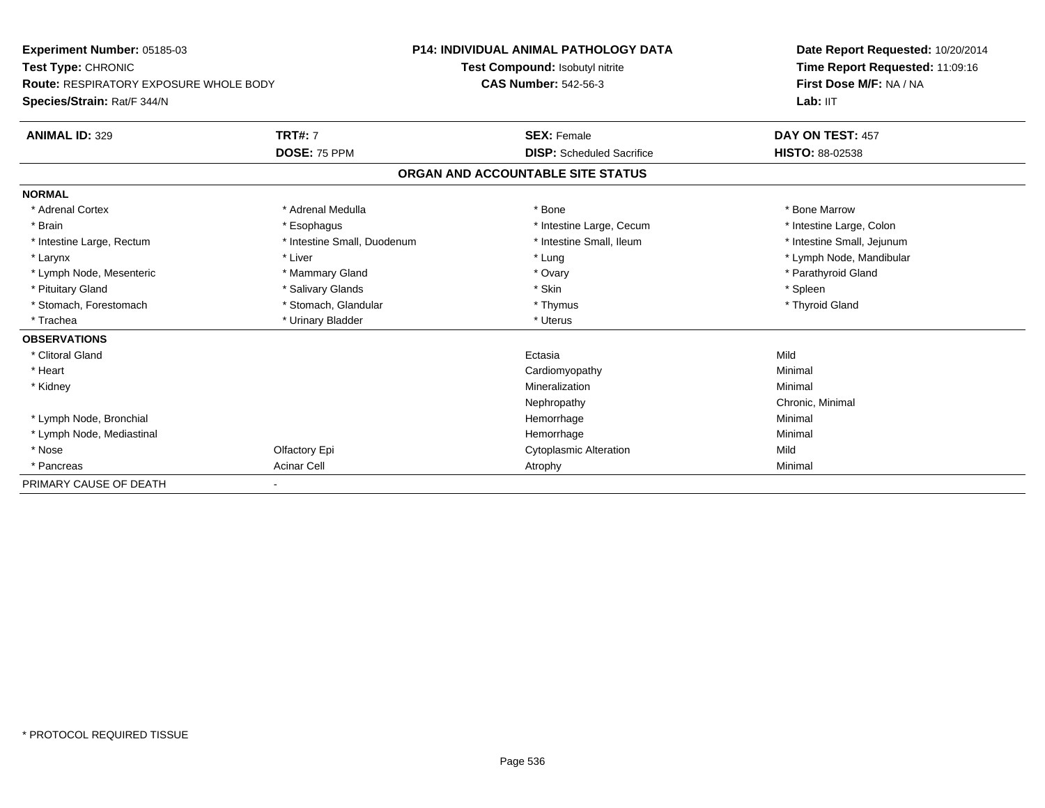**Experiment Number:** 05185-03
**Test Type:** CHRONIC
**Route:** RESPIRATORY EXPOSURE WHOLE BODY
**Species/Strain:** Rat/F 344/N

**P14: INDIVIDUAL ANIMAL PATHOLOGY DATA**
**Test Compound:** Isobutyl nitrite
**CAS Number:** 542-56-3

**Date Report Requested:** 10/20/2014
**Time Report Requested:** 11:09:16
**First Dose M/F:** NA / NA
**Lab:** IIT

| **ANIMAL ID:** 329 | **TRT#:** 7 | **SEX:** Female | **DAY ON TEST:** 457 |
|---|---|---|---|
| | **DOSE:** 75 PPM | **DISP:** Scheduled Sacrifice | **HISTO:** 88-02538 |

## ORGAN AND ACCOUNTABLE SITE STATUS

| | | | |
|---|---|---|---|
| **NORMAL** | | | |
| * Adrenal Cortex | * Adrenal Medulla | * Bone | * Bone Marrow |
| * Brain | * Esophagus | * Intestine Large, Cecum | * Intestine Large, Colon |
| * Intestine Large, Rectum | * Intestine Small, Duodenum | * Intestine Small, Ileum | * Intestine Small, Jejunum |
| * Larynx | * Liver | * Lung | * Lymph Node, Mandibular |
| * Lymph Node, Mesenteric | * Mammary Gland | * Ovary | * Parathyroid Gland |
| * Pituitary Gland | * Salivary Glands | * Skin | * Spleen |
| * Stomach, Forestomach | * Stomach, Glandular | * Thymus | * Thyroid Gland |
| * Trachea | * Urinary Bladder | * Uterus | |
| **OBSERVATIONS** | | | |
| * Clitoral Gland | | Ectasia | Mild |
| * Heart | | Cardiomyopathy | Minimal |
| * Kidney | | Mineralization | Minimal |
| | | Nephropathy | Chronic, Minimal |
| * Lymph Node, Bronchial | | Hemorrhage | Minimal |
| * Lymph Node, Mediastinal | | Hemorrhage | Minimal |
| * Nose | Olfactory Epi | Cytoplasmic Alteration | Mild |
| * Pancreas | Acinar Cell | Atrophy | Minimal |
| PRIMARY CAUSE OF DEATH | - | | |

* PROTOCOL REQUIRED TISSUE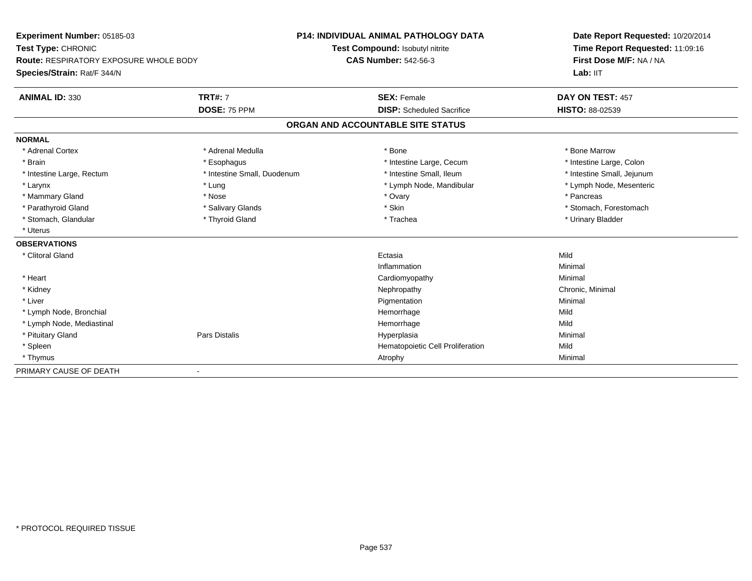**Experiment Number:** 05185-03
**Test Type:** CHRONIC
**Route:** RESPIRATORY EXPOSURE WHOLE BODY
**Species/Strain:** Rat/F 344/N

**P14: INDIVIDUAL ANIMAL PATHOLOGY DATA**
**Test Compound:** Isobutyl nitrite
**CAS Number:** 542-56-3

**Date Report Requested:** 10/20/2014
**Time Report Requested:** 11:09:16
**First Dose M/F:** NA / NA
**Lab:** IIT

| **ANIMAL ID:** 330 | **TRT#:** 7 | **SEX:** Female | **DAY ON TEST:** 457 |
|---|---|---|---|
| | **DOSE:** 75 PPM | **DISP:** Scheduled Sacrifice | **HISTO:** 88-02539 |

## ORGAN AND ACCOUNTABLE SITE STATUS

**NORMAL**

| | | | |
|---|---|---|---|
| * Adrenal Cortex | * Adrenal Medulla | * Bone | * Bone Marrow |
| * Brain | * Esophagus | * Intestine Large, Cecum | * Intestine Large, Colon |
| * Intestine Large, Rectum | * Intestine Small, Duodenum | * Intestine Small, Ileum | * Intestine Small, Jejunum |
| * Larynx | * Lung | * Lymph Node, Mandibular | * Lymph Node, Mesenteric |
| * Mammary Gland | * Nose | * Ovary | * Pancreas |
| * Parathyroid Gland | * Salivary Glands | * Skin | * Stomach, Forestomach |
| * Stomach, Glandular | * Thyroid Gland | * Trachea | * Urinary Bladder |
| * Uterus | | | |

**OBSERVATIONS**

| | | | |
|---|---|---|---|
| * Clitoral Gland | | Ectasia | Mild |
| | | Inflammation | Minimal |
| * Heart | | Cardiomyopathy | Minimal |
| * Kidney | | Nephropathy | Chronic, Minimal |
| * Liver | | Pigmentation | Minimal |
| * Lymph Node, Bronchial | | Hemorrhage | Mild |
| * Lymph Node, Mediastinal | | Hemorrhage | Mild |
| * Pituitary Gland | Pars Distalis | Hyperplasia | Minimal |
| * Spleen | | Hematopoietic Cell Proliferation | Mild |
| * Thymus | | Atrophy | Minimal |

PRIMARY CAUSE OF DEATH -

* PROTOCOL REQUIRED TISSUE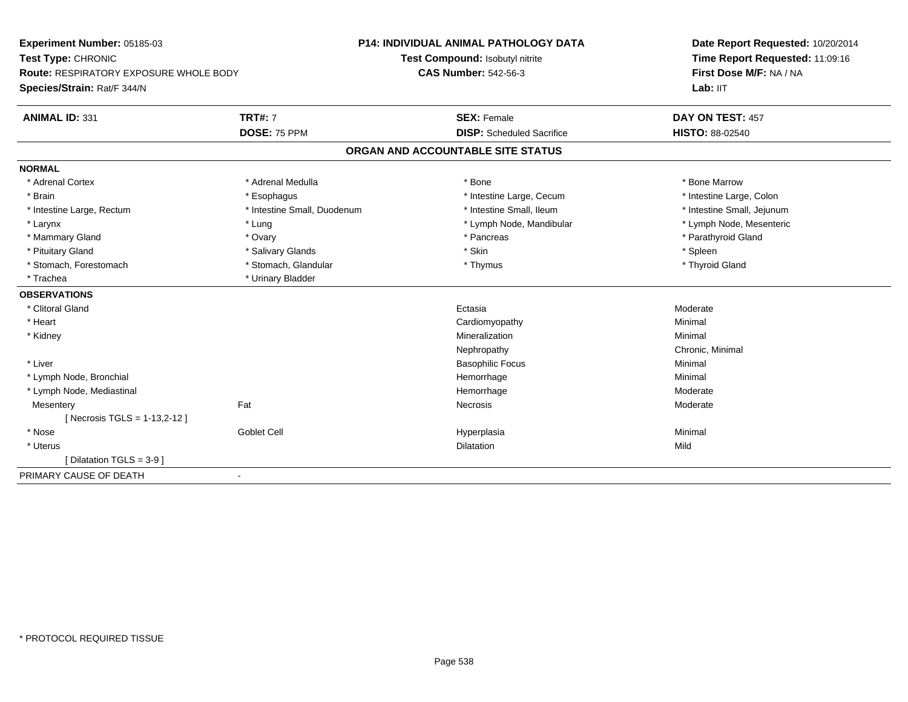**Experiment Number:** 05185-03
**Test Type:** CHRONIC
**Route:** RESPIRATORY EXPOSURE WHOLE BODY
**Species/Strain:** Rat/F 344/N

**P14: INDIVIDUAL ANIMAL PATHOLOGY DATA**
**Test Compound:** Isobutyl nitrite
**CAS Number:** 542-56-3

**Date Report Requested:** 10/20/2014
**Time Report Requested:** 11:09:16
**First Dose M/F:** NA / NA
**Lab:** IIT

| **ANIMAL ID:** 331 | **TRT#:** 7 | **SEX:** Female | **DAY ON TEST:** 457 |
|---|---|---|---|
| | **DOSE:** 75 PPM | **DISP:** Scheduled Sacrifice | **HISTO:** 88-02540 |

## ORGAN AND ACCOUNTABLE SITE STATUS

| | | | |
|---|---|---|---|
| **NORMAL** | | | |
| * Adrenal Cortex | * Adrenal Medulla | * Bone | * Bone Marrow |
| * Brain | * Esophagus | * Intestine Large, Cecum | * Intestine Large, Colon |
| * Intestine Large, Rectum | * Intestine Small, Duodenum | * Intestine Small, Ileum | * Intestine Small, Jejunum |
| * Larynx | * Lung | * Lymph Node, Mandibular | * Lymph Node, Mesenteric |
| * Mammary Gland | * Ovary | * Pancreas | * Parathyroid Gland |
| * Pituitary Gland | * Salivary Glands | * Skin | * Spleen |
| * Stomach, Forestomach | * Stomach, Glandular | * Thymus | * Thyroid Gland |
| * Trachea | * Urinary Bladder | | |
| **OBSERVATIONS** | | | |
| * Clitoral Gland | | Ectasia | Moderate |
| * Heart | | Cardiomyopathy | Minimal |
| * Kidney | | Mineralization | Minimal |
| | | Nephropathy | Chronic, Minimal |
| * Liver | | Basophilic Focus | Minimal |
| * Lymph Node, Bronchial | | Hemorrhage | Minimal |
| * Lymph Node, Mediastinal | | Hemorrhage | Moderate |
| Mesentery | Fat | Necrosis | Moderate |
| [ Necrosis TGLS = 1-13,2-12 ] | | | |
| * Nose | Goblet Cell | Hyperplasia | Minimal |
| * Uterus | | Dilatation | Mild |
| [ Dilatation TGLS = 3-9 ] | | | |
| PRIMARY CAUSE OF DEATH | - | | |

* PROTOCOL REQUIRED TISSUE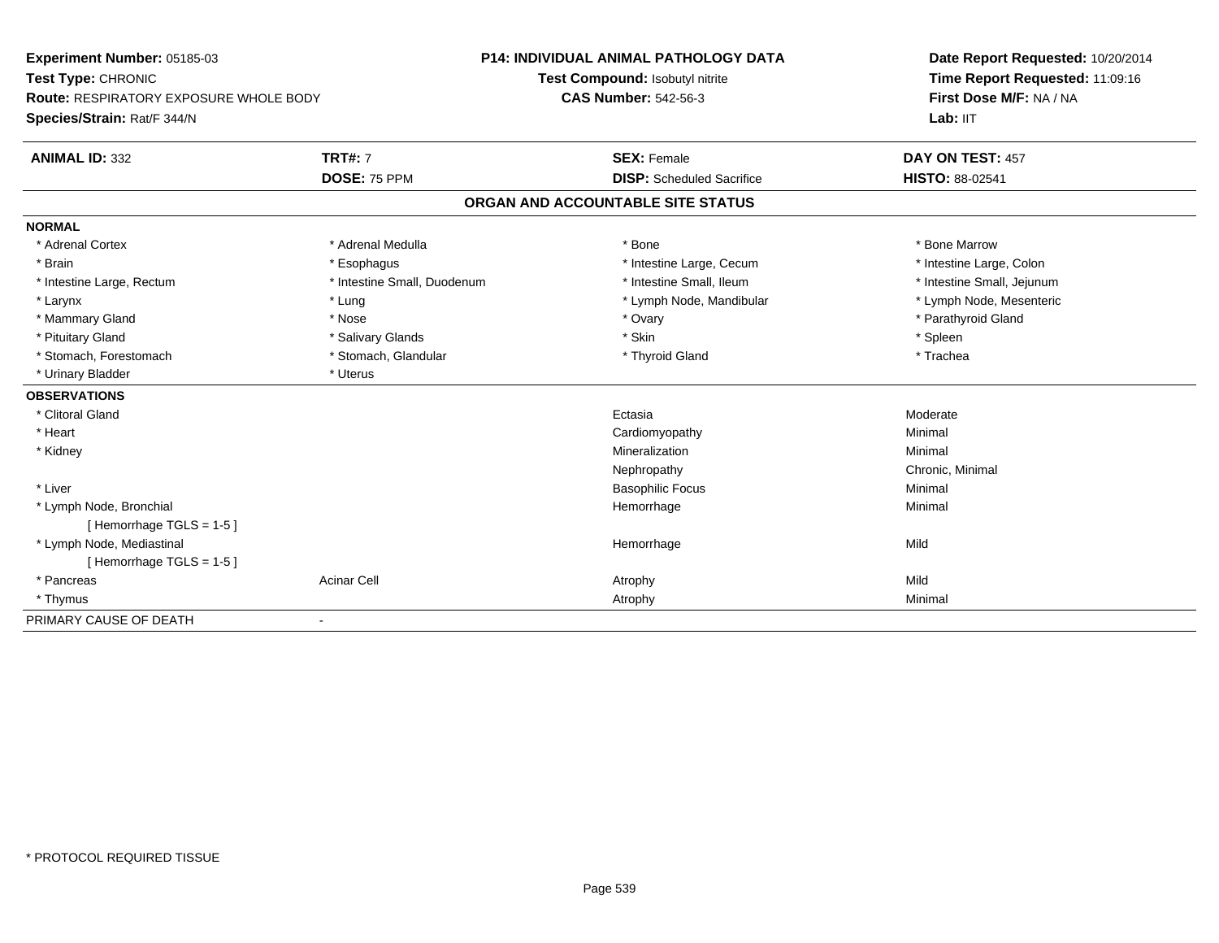**Experiment Number:** 05185-03
**Test Type:** CHRONIC
**Route:** RESPIRATORY EXPOSURE WHOLE BODY
**Species/Strain:** Rat/F 344/N

**P14: INDIVIDUAL ANIMAL PATHOLOGY DATA**
**Test Compound:** Isobutyl nitrite
**CAS Number:** 542-56-3

**Date Report Requested:** 10/20/2014
**Time Report Requested:** 11:09:16
**First Dose M/F:** NA / NA
**Lab:** IIT

| **ANIMAL ID:** 332 | **TRT#:** 7 | **SEX:** Female | **DAY ON TEST:** 457 |
|---|---|---|---|
| | **DOSE:** 75 PPM | **DISP:** Scheduled Sacrifice | **HISTO:** 88-02541 |

## ORGAN AND ACCOUNTABLE SITE STATUS

**NORMAL**

| | | | |
|---|---|---|---|
| * Adrenal Cortex | * Adrenal Medulla | * Bone | * Bone Marrow |
| * Brain | * Esophagus | * Intestine Large, Cecum | * Intestine Large, Colon |
| * Intestine Large, Rectum | * Intestine Small, Duodenum | * Intestine Small, Ileum | * Intestine Small, Jejunum |
| * Larynx | * Lung | * Lymph Node, Mandibular | * Lymph Node, Mesenteric |
| * Mammary Gland | * Nose | * Ovary | * Parathyroid Gland |
| * Pituitary Gland | * Salivary Glands | * Skin | * Spleen |
| * Stomach, Forestomach | * Stomach, Glandular | * Thyroid Gland | * Trachea |
| * Urinary Bladder | * Uterus | | |

**OBSERVATIONS**

| | | | |
|---|---|---|---|
| * Clitoral Gland | | Ectasia | Moderate |
| * Heart | | Cardiomyopathy | Minimal |
| * Kidney | | Mineralization | Minimal |
| | | Nephropathy | Chronic, Minimal |
| * Liver | | Basophilic Focus | Minimal |
| * Lymph Node, Bronchial | | Hemorrhage | Minimal |
| [ Hemorrhage TGLS = 1-5 ] | | | |
| * Lymph Node, Mediastinal | | Hemorrhage | Mild |
| [ Hemorrhage TGLS = 1-5 ] | | | |
| * Pancreas | Acinar Cell | Atrophy | Mild |
| * Thymus | | Atrophy | Minimal |

PRIMARY CAUSE OF DEATH -

* PROTOCOL REQUIRED TISSUE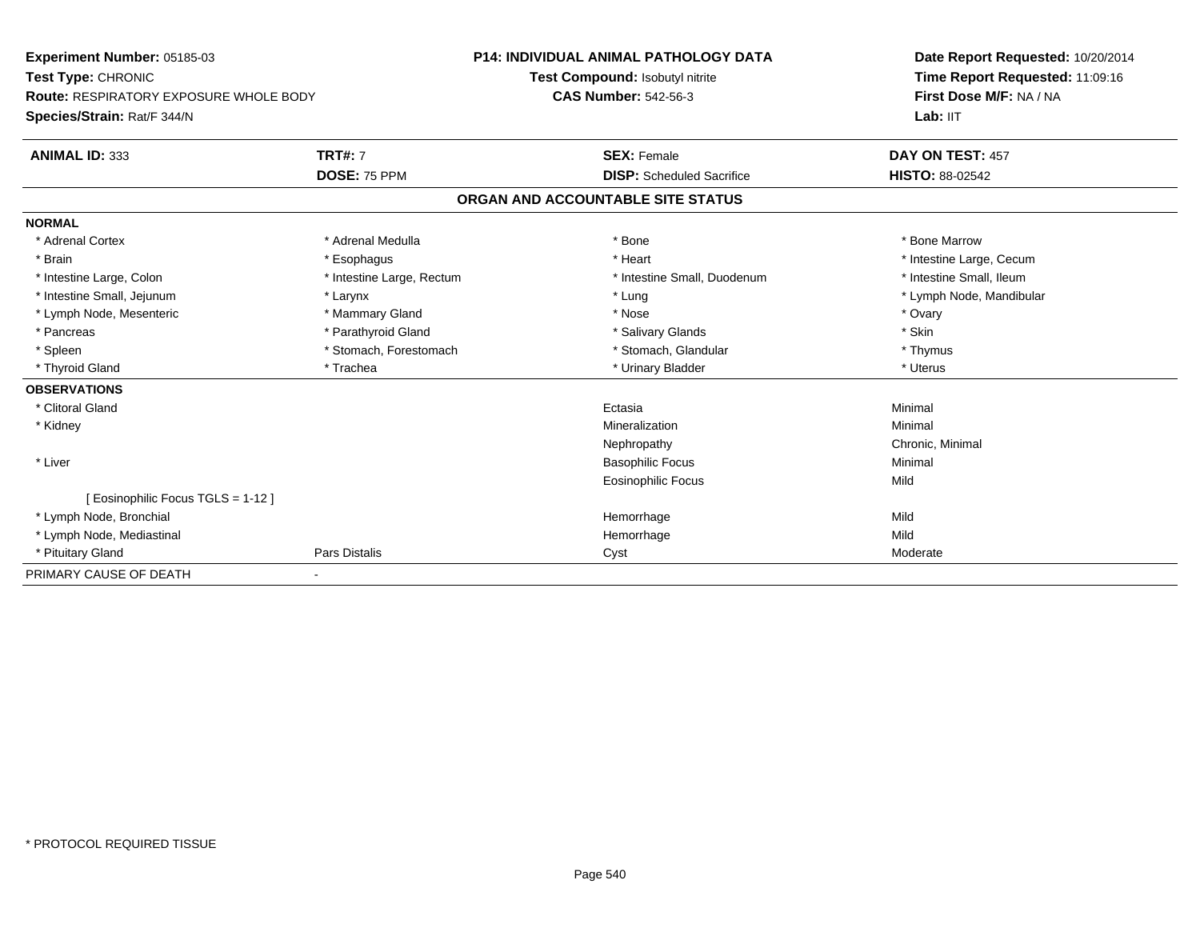**Experiment Number:** 05185-03
**Test Type:** CHRONIC
**Route:** RESPIRATORY EXPOSURE WHOLE BODY
**Species/Strain:** Rat/F 344/N

**P14: INDIVIDUAL ANIMAL PATHOLOGY DATA**
**Test Compound:** Isobutyl nitrite
**CAS Number:** 542-56-3

**Date Report Requested:** 10/20/2014
**Time Report Requested:** 11:09:16
**First Dose M/F:** NA / NA
**Lab:** IIT

| **ANIMAL ID:** 333 | **TRT#:** 7 | **SEX:** Female | **DAY ON TEST:** 457 |
|---|---|---|---|
| | **DOSE:** 75 PPM | **DISP:** Scheduled Sacrifice | **HISTO:** 88-02542 |

## ORGAN AND ACCOUNTABLE SITE STATUS

**NORMAL**

| | | | |
|---|---|---|---|
| * Adrenal Cortex | * Adrenal Medulla | * Bone | * Bone Marrow |
| * Brain | * Esophagus | * Heart | * Intestine Large, Cecum |
| * Intestine Large, Colon | * Intestine Large, Rectum | * Intestine Small, Duodenum | * Intestine Small, Ileum |
| * Intestine Small, Jejunum | * Larynx | * Lung | * Lymph Node, Mandibular |
| * Lymph Node, Mesenteric | * Mammary Gland | * Nose | * Ovary |
| * Pancreas | * Parathyroid Gland | * Salivary Glands | * Skin |
| * Spleen | * Stomach, Forestomach | * Stomach, Glandular | * Thymus |
| * Thyroid Gland | * Trachea | * Urinary Bladder | * Uterus |

**OBSERVATIONS**

| | | | |
|---|---|---|---|
| * Clitoral Gland | | Ectasia | Minimal |
| * Kidney | | Mineralization | Minimal |
| | | Nephropathy | Chronic, Minimal |
| * Liver | | Basophilic Focus | Minimal |
| | | Eosinophilic Focus | Mild |
| [ Eosinophilic Focus TGLS = 1-12 ] | | | |
| * Lymph Node, Bronchial | | Hemorrhage | Mild |
| * Lymph Node, Mediastinal | | Hemorrhage | Mild |
| * Pituitary Gland | Pars Distalis | Cyst | Moderate |

PRIMARY CAUSE OF DEATH -

* PROTOCOL REQUIRED TISSUE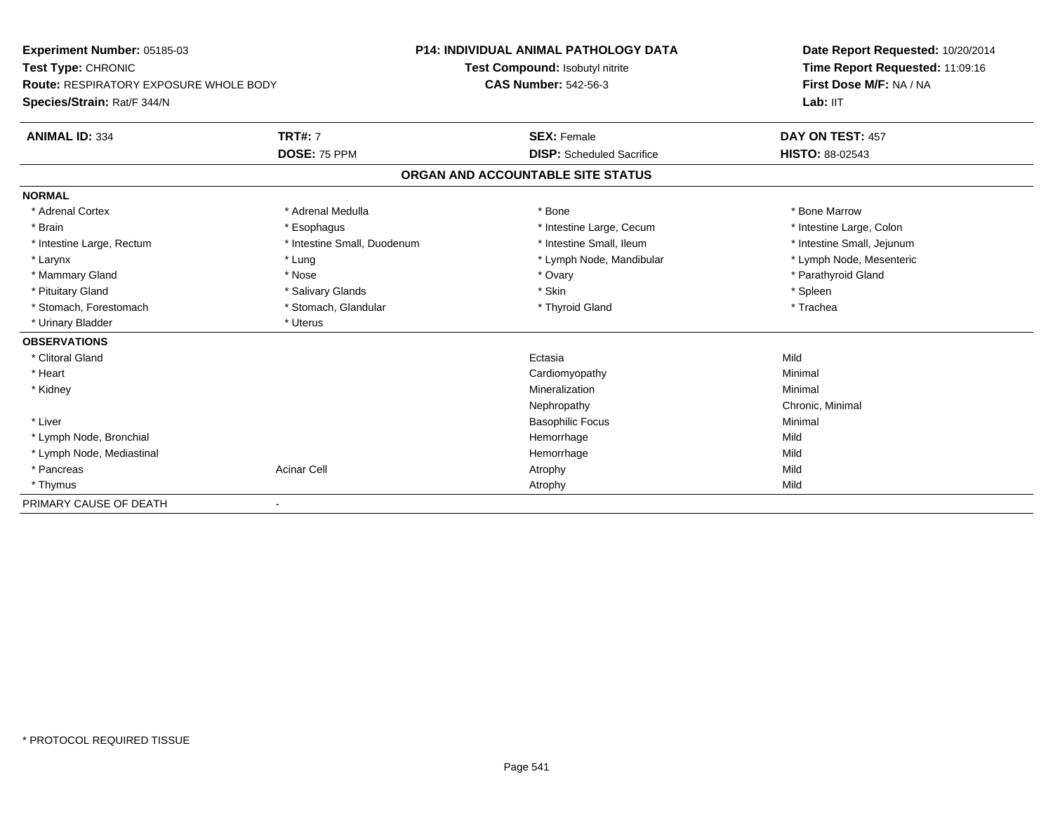**Experiment Number:** 05185-03
**Test Type:** CHRONIC
**Route:** RESPIRATORY EXPOSURE WHOLE BODY
**Species/Strain:** Rat/F 344/N

**P14: INDIVIDUAL ANIMAL PATHOLOGY DATA**
**Test Compound:** Isobutyl nitrite
**CAS Number:** 542-56-3

**Date Report Requested:** 10/20/2014
**Time Report Requested:** 11:09:16
**First Dose M/F:** NA / NA
**Lab:** IIT

| **ANIMAL ID:** 334 | **TRT#:** 7 | **SEX:** Female | **DAY ON TEST:** 457 |
|---|---|---|---|
| | **DOSE:** 75 PPM | **DISP:** Scheduled Sacrifice | **HISTO:** 88-02543 |

## ORGAN AND ACCOUNTABLE SITE STATUS

**NORMAL**

| | | | |
|---|---|---|---|
| * Adrenal Cortex | * Adrenal Medulla | * Bone | * Bone Marrow |
| * Brain | * Esophagus | * Intestine Large, Cecum | * Intestine Large, Colon |
| * Intestine Large, Rectum | * Intestine Small, Duodenum | * Intestine Small, Ileum | * Intestine Small, Jejunum |
| * Larynx | * Lung | * Lymph Node, Mandibular | * Lymph Node, Mesenteric |
| * Mammary Gland | * Nose | * Ovary | * Parathyroid Gland |
| * Pituitary Gland | * Salivary Glands | * Skin | * Spleen |
| * Stomach, Forestomach | * Stomach, Glandular | * Thyroid Gland | * Trachea |
| * Urinary Bladder | * Uterus | | |

**OBSERVATIONS**

| | | | |
|---|---|---|---|
| * Clitoral Gland | | Ectasia | Mild |
| * Heart | | Cardiomyopathy | Minimal |
| * Kidney | | Mineralization | Minimal |
| | | Nephropathy | Chronic, Minimal |
| * Liver | | Basophilic Focus | Minimal |
| * Lymph Node, Bronchial | | Hemorrhage | Mild |
| * Lymph Node, Mediastinal | | Hemorrhage | Mild |
| * Pancreas | Acinar Cell | Atrophy | Mild |
| * Thymus | | Atrophy | Mild |

PRIMARY CAUSE OF DEATH -

\* PROTOCOL REQUIRED TISSUE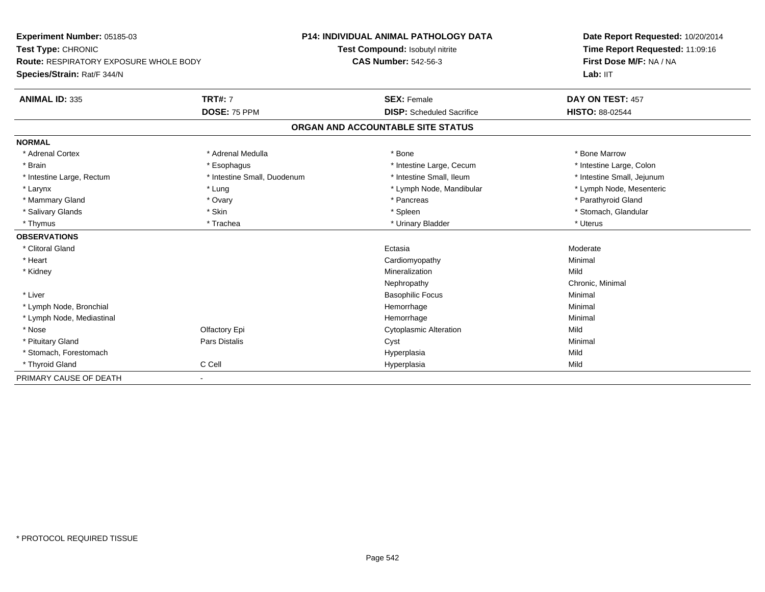**Experiment Number:** 05185-03
**Test Type:** CHRONIC
**Route:** RESPIRATORY EXPOSURE WHOLE BODY
**Species/Strain:** Rat/F 344/N

**P14: INDIVIDUAL ANIMAL PATHOLOGY DATA**
**Test Compound:** Isobutyl nitrite
**CAS Number:** 542-56-3

**Date Report Requested:** 10/20/2014
**Time Report Requested:** 11:09:16
**First Dose M/F:** NA / NA
**Lab:** IIT

| **ANIMAL ID:** 335 | **TRT#:** 7 | **SEX:** Female | **DAY ON TEST:** 457 |
|---|---|---|---|
| | **DOSE:** 75 PPM | **DISP:** Scheduled Sacrifice | **HISTO:** 88-02544 |

## ORGAN AND ACCOUNTABLE SITE STATUS

| | | | |
|---|---|---|---|
| **NORMAL** | | | |
| * Adrenal Cortex | * Adrenal Medulla | * Bone | * Bone Marrow |
| * Brain | * Esophagus | * Intestine Large, Cecum | * Intestine Large, Colon |
| * Intestine Large, Rectum | * Intestine Small, Duodenum | * Intestine Small, Ileum | * Intestine Small, Jejunum |
| * Larynx | * Lung | * Lymph Node, Mandibular | * Lymph Node, Mesenteric |
| * Mammary Gland | * Ovary | * Pancreas | * Parathyroid Gland |
| * Salivary Glands | * Skin | * Spleen | * Stomach, Glandular |
| * Thymus | * Trachea | * Urinary Bladder | * Uterus |
| **OBSERVATIONS** | | | |
| * Clitoral Gland | | Ectasia | Moderate |
| * Heart | | Cardiomyopathy | Minimal |
| * Kidney | | Mineralization | Mild |
| | | Nephropathy | Chronic, Minimal |
| * Liver | | Basophilic Focus | Minimal |
| * Lymph Node, Bronchial | | Hemorrhage | Minimal |
| * Lymph Node, Mediastinal | | Hemorrhage | Minimal |
| * Nose | Olfactory Epi | Cytoplasmic Alteration | Mild |
| * Pituitary Gland | Pars Distalis | Cyst | Minimal |
| * Stomach, Forestomach | | Hyperplasia | Mild |
| * Thyroid Gland | C Cell | Hyperplasia | Mild |
| PRIMARY CAUSE OF DEATH | - | | |

* PROTOCOL REQUIRED TISSUE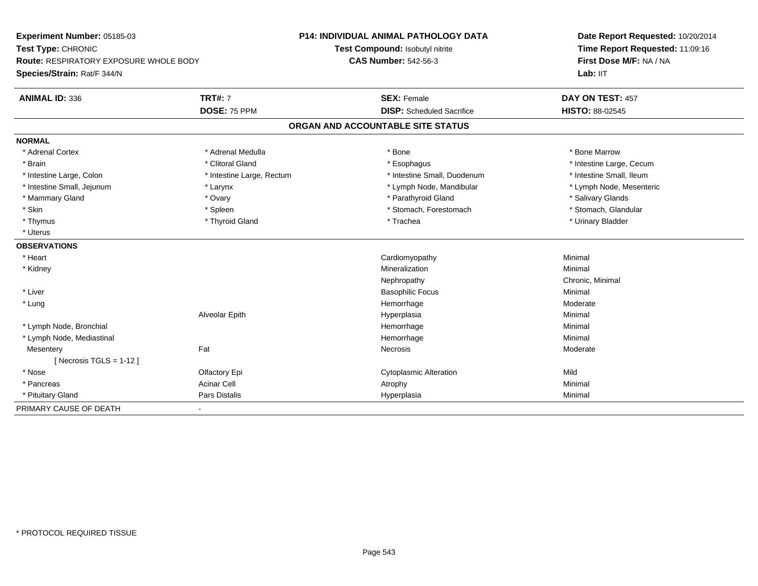**Experiment Number:** 05185-03
**Test Type:** CHRONIC
**Route:** RESPIRATORY EXPOSURE WHOLE BODY
**Species/Strain:** Rat/F 344/N

**P14: INDIVIDUAL ANIMAL PATHOLOGY DATA**
**Test Compound:** Isobutyl nitrite
**CAS Number:** 542-56-3

**Date Report Requested:** 10/20/2014
**Time Report Requested:** 11:09:16
**First Dose M/F:** NA / NA
**Lab:** IIT

| **ANIMAL ID:** 336 | **TRT#:** 7 | **SEX:** Female | **DAY ON TEST:** 457 |
|---|---|---|---|
| | **DOSE:** 75 PPM | **DISP:** Scheduled Sacrifice | **HISTO:** 88-02545 |

## ORGAN AND ACCOUNTABLE SITE STATUS

**NORMAL**

| | | | |
|---|---|---|---|
| * Adrenal Cortex | * Adrenal Medulla | * Bone | * Bone Marrow |
| * Brain | * Clitoral Gland | * Esophagus | * Intestine Large, Cecum |
| * Intestine Large, Colon | * Intestine Large, Rectum | * Intestine Small, Duodenum | * Intestine Small, Ileum |
| * Intestine Small, Jejunum | * Larynx | * Lymph Node, Mandibular | * Lymph Node, Mesenteric |
| * Mammary Gland | * Ovary | * Parathyroid Gland | * Salivary Glands |
| * Skin | * Spleen | * Stomach, Forestomach | * Stomach, Glandular |
| * Thymus | * Thyroid Gland | * Trachea | * Urinary Bladder |
| * Uterus | | | |

**OBSERVATIONS**

| | | | |
|---|---|---|---|
| * Heart | | Cardiomyopathy | Minimal |
| * Kidney | | Mineralization | Minimal |
| | | Nephropathy | Chronic, Minimal |
| * Liver | | Basophilic Focus | Minimal |
| * Lung | | Hemorrhage | Moderate |
| | Alveolar Epith | Hyperplasia | Minimal |
| * Lymph Node, Bronchial | | Hemorrhage | Minimal |
| * Lymph Node, Mediastinal | | Hemorrhage | Minimal |
| Mesentery | Fat | Necrosis | Moderate |
| [ Necrosis TGLS = 1-12 ] | | | |
| * Nose | Olfactory Epi | Cytoplasmic Alteration | Mild |
| * Pancreas | Acinar Cell | Atrophy | Minimal |
| * Pituitary Gland | Pars Distalis | Hyperplasia | Minimal |

PRIMARY CAUSE OF DEATH -

* PROTOCOL REQUIRED TISSUE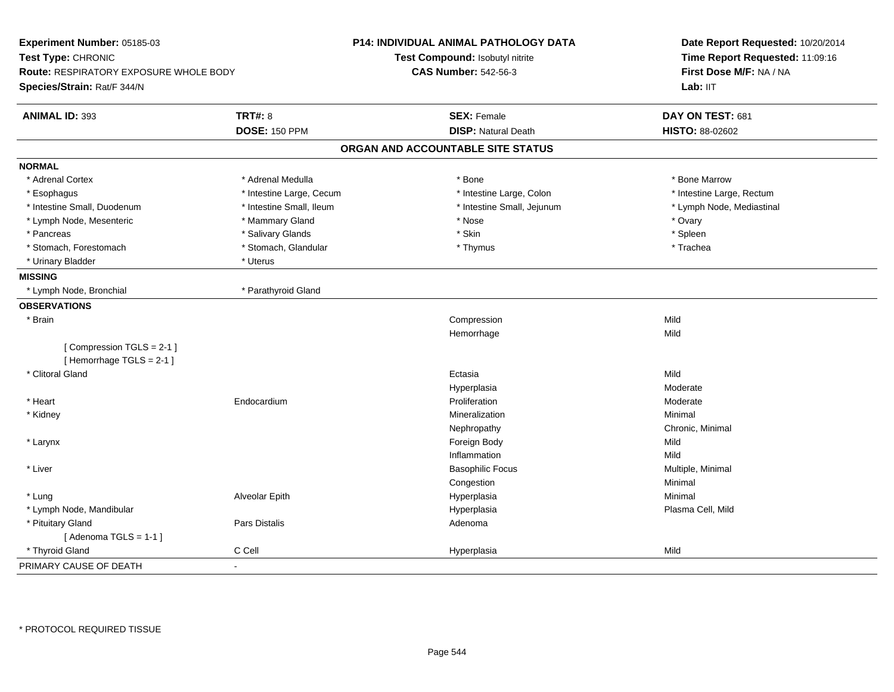**Experiment Number:** 05185-03
**Test Type:** CHRONIC
**Route:** RESPIRATORY EXPOSURE WHOLE BODY
**Species/Strain:** Rat/F 344/N

**P14: INDIVIDUAL ANIMAL PATHOLOGY DATA**
**Test Compound:** Isobutyl nitrite
**CAS Number:** 542-56-3

**Date Report Requested:** 10/20/2014
**Time Report Requested:** 11:09:16
**First Dose M/F:** NA / NA
**Lab:** IIT

| **ANIMAL ID:** 393 | **TRT#:** 8 | **SEX:** Female | **DAY ON TEST:** 681 |
|---|---|---|---|
| | **DOSE:** 150 PPM | **DISP:** Natural Death | **HISTO:** 88-02602 |

## ORGAN AND ACCOUNTABLE SITE STATUS

**NORMAL**

| | | | |
|---|---|---|---|
| * Adrenal Cortex | * Adrenal Medulla | * Bone | * Bone Marrow |
| * Esophagus | * Intestine Large, Cecum | * Intestine Large, Colon | * Intestine Large, Rectum |
| * Intestine Small, Duodenum | * Intestine Small, Ileum | * Intestine Small, Jejunum | * Lymph Node, Mediastinal |
| * Lymph Node, Mesenteric | * Mammary Gland | * Nose | * Ovary |
| * Pancreas | * Salivary Glands | * Skin | * Spleen |
| * Stomach, Forestomach | * Stomach, Glandular | * Thymus | * Trachea |
| * Urinary Bladder | * Uterus | | |

**MISSING**

| | |
|---|---|
| * Lymph Node, Bronchial | * Parathyroid Gland |

**OBSERVATIONS**

| Organ | Site | Observation | Severity |
|---|---|---|---|
| * Brain | | Compression | Mild |
| | | Hemorrhage | Mild |
| [ Compression TGLS = 2-1 ] | | | |
| [ Hemorrhage TGLS = 2-1 ] | | | |
| * Clitoral Gland | | Ectasia | Mild |
| | | Hyperplasia | Moderate |
| * Heart | Endocardium | Proliferation | Moderate |
| * Kidney | | Mineralization | Minimal |
| | | Nephropathy | Chronic, Minimal |
| * Larynx | | Foreign Body | Mild |
| | | Inflammation | Mild |
| * Liver | | Basophilic Focus | Multiple, Minimal |
| | | Congestion | Minimal |
| * Lung | Alveolar Epith | Hyperplasia | Minimal |
| * Lymph Node, Mandibular | | Hyperplasia | Plasma Cell, Mild |
| * Pituitary Gland | Pars Distalis | Adenoma | |
| [ Adenoma TGLS = 1-1 ] | | | |
| * Thyroid Gland | C Cell | Hyperplasia | Mild |

PRIMARY CAUSE OF DEATH -

* PROTOCOL REQUIRED TISSUE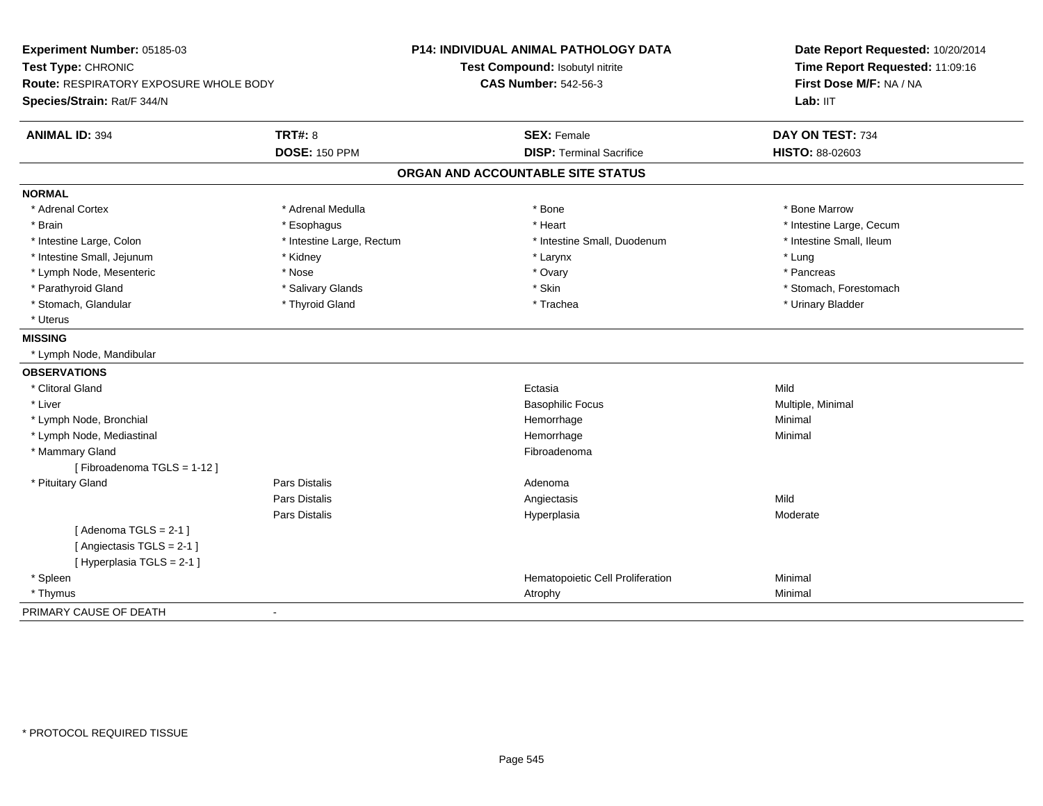**Experiment Number:** 05185-03
**Test Type:** CHRONIC
**Route:** RESPIRATORY EXPOSURE WHOLE BODY
**Species/Strain:** Rat/F 344/N

**P14: INDIVIDUAL ANIMAL PATHOLOGY DATA**
**Test Compound:** Isobutyl nitrite
**CAS Number:** 542-56-3

**Date Report Requested:** 10/20/2014
**Time Report Requested:** 11:09:16
**First Dose M/F:** NA / NA
**Lab:** IIT

| **ANIMAL ID:** 394 | **TRT#:** 8 | **SEX:** Female | **DAY ON TEST:** 734 |
|---|---|---|---|
| | **DOSE:** 150 PPM | **DISP:** Terminal Sacrifice | **HISTO:** 88-02603 |

## ORGAN AND ACCOUNTABLE SITE STATUS

**NORMAL**

| | | | |
|---|---|---|---|
| * Adrenal Cortex | * Adrenal Medulla | * Bone | * Bone Marrow |
| * Brain | * Esophagus | * Heart | * Intestine Large, Cecum |
| * Intestine Large, Colon | * Intestine Large, Rectum | * Intestine Small, Duodenum | * Intestine Small, Ileum |
| * Intestine Small, Jejunum | * Kidney | * Larynx | * Lung |
| * Lymph Node, Mesenteric | * Nose | * Ovary | * Pancreas |
| * Parathyroid Gland | * Salivary Glands | * Skin | * Stomach, Forestomach |
| * Stomach, Glandular | * Thyroid Gland | * Trachea | * Urinary Bladder |
| * Uterus | | | |

**MISSING**

* Lymph Node, Mandibular

**OBSERVATIONS**

| | | | |
|---|---|---|---|
| * Clitoral Gland | | Ectasia | Mild |
| * Liver | | Basophilic Focus | Multiple, Minimal |
| * Lymph Node, Bronchial | | Hemorrhage | Minimal |
| * Lymph Node, Mediastinal | | Hemorrhage | Minimal |
| * Mammary Gland | | Fibroadenoma | |
| [ Fibroadenoma TGLS = 1-12 ] | | | |
| * Pituitary Gland | Pars Distalis | Adenoma | |
| | Pars Distalis | Angiectasis | Mild |
| | Pars Distalis | Hyperplasia | Moderate |
| [ Adenoma TGLS = 2-1 ] | | | |
| [ Angiectasis TGLS = 2-1 ] | | | |
| [ Hyperplasia TGLS = 2-1 ] | | | |
| * Spleen | | Hematopoietic Cell Proliferation | Minimal |
| * Thymus | | Atrophy | Minimal |

PRIMARY CAUSE OF DEATH -

\* PROTOCOL REQUIRED TISSUE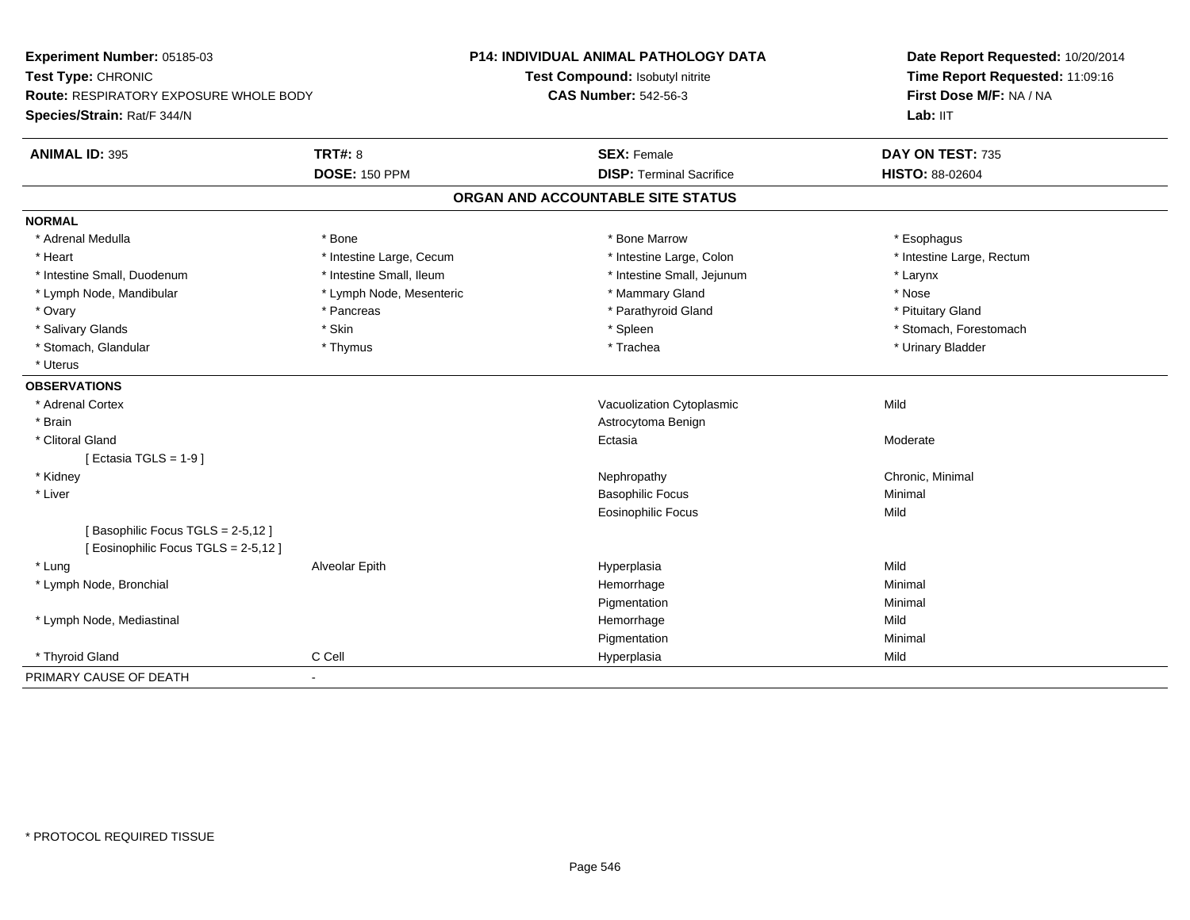**Experiment Number:** 05185-03
**Test Type:** CHRONIC
**Route:** RESPIRATORY EXPOSURE WHOLE BODY
**Species/Strain:** Rat/F 344/N

**P14: INDIVIDUAL ANIMAL PATHOLOGY DATA**
**Test Compound:** Isobutyl nitrite
**CAS Number:** 542-56-3

**Date Report Requested:** 10/20/2014
**Time Report Requested:** 11:09:16
**First Dose M/F:** NA / NA
**Lab:** IIT

| **ANIMAL ID:** 395 | **TRT#:** 8 | **SEX:** Female | **DAY ON TEST:** 735 |
|---|---|---|---|
| | **DOSE:** 150 PPM | **DISP:** Terminal Sacrifice | **HISTO:** 88-02604 |

## ORGAN AND ACCOUNTABLE SITE STATUS

**NORMAL**

| | | | |
|---|---|---|---|
| * Adrenal Medulla | * Bone | * Bone Marrow | * Esophagus |
| * Heart | * Intestine Large, Cecum | * Intestine Large, Colon | * Intestine Large, Rectum |
| * Intestine Small, Duodenum | * Intestine Small, Ileum | * Intestine Small, Jejunum | * Larynx |
| * Lymph Node, Mandibular | * Lymph Node, Mesenteric | * Mammary Gland | * Nose |
| * Ovary | * Pancreas | * Parathyroid Gland | * Pituitary Gland |
| * Salivary Glands | * Skin | * Spleen | * Stomach, Forestomach |
| * Stomach, Glandular | * Thymus | * Trachea | * Urinary Bladder |
| * Uterus | | | |

**OBSERVATIONS**

| | | | |
|---|---|---|---|
| * Adrenal Cortex | | Vacuolization Cytoplasmic | Mild |
| * Brain | | Astrocytoma Benign | |
| * Clitoral Gland | | Ectasia | Moderate |
| [ Ectasia TGLS = 1-9 ] | | | |
| * Kidney | | Nephropathy | Chronic, Minimal |
| * Liver | | Basophilic Focus | Minimal |
| | | Eosinophilic Focus | Mild |
| [ Basophilic Focus TGLS = 2-5,12 ] | | | |
| [ Eosinophilic Focus TGLS = 2-5,12 ] | | | |
| * Lung | Alveolar Epith | Hyperplasia | Mild |
| * Lymph Node, Bronchial | | Hemorrhage | Minimal |
| | | Pigmentation | Minimal |
| * Lymph Node, Mediastinal | | Hemorrhage | Mild |
| | | Pigmentation | Minimal |
| * Thyroid Gland | C Cell | Hyperplasia | Mild |

PRIMARY CAUSE OF DEATH -

* PROTOCOL REQUIRED TISSUE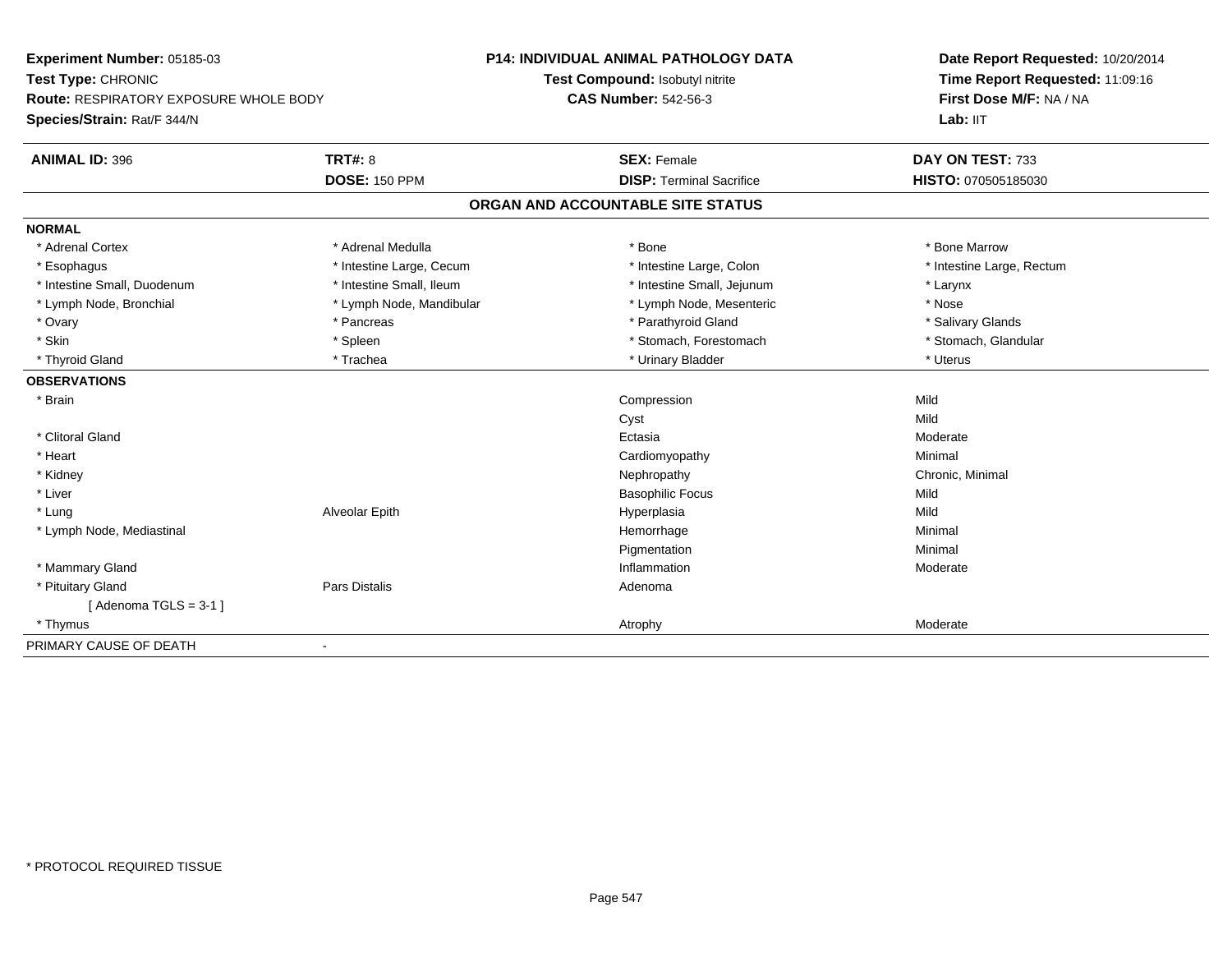**Experiment Number:** 05185-03
**Test Type:** CHRONIC
**Route:** RESPIRATORY EXPOSURE WHOLE BODY
**Species/Strain:** Rat/F 344/N

**P14: INDIVIDUAL ANIMAL PATHOLOGY DATA**
**Test Compound:** Isobutyl nitrite
**CAS Number:** 542-56-3

**Date Report Requested:** 10/20/2014
**Time Report Requested:** 11:09:16
**First Dose M/F:** NA / NA
**Lab:** IIT

| **ANIMAL ID:** 396 | **TRT#:** 8 | **SEX:** Female | **DAY ON TEST:** 733 |
|---|---|---|---|
| | **DOSE:** 150 PPM | **DISP:** Terminal Sacrifice | **HISTO:** 070505185030 |

## ORGAN AND ACCOUNTABLE SITE STATUS

| | | | |
|---|---|---|---|
| **NORMAL** | | | |
| * Adrenal Cortex | * Adrenal Medulla | * Bone | * Bone Marrow |
| * Esophagus | * Intestine Large, Cecum | * Intestine Large, Colon | * Intestine Large, Rectum |
| * Intestine Small, Duodenum | * Intestine Small, Ileum | * Intestine Small, Jejunum | * Larynx |
| * Lymph Node, Bronchial | * Lymph Node, Mandibular | * Lymph Node, Mesenteric | * Nose |
| * Ovary | * Pancreas | * Parathyroid Gland | * Salivary Glands |
| * Skin | * Spleen | * Stomach, Forestomach | * Stomach, Glandular |
| * Thyroid Gland | * Trachea | * Urinary Bladder | * Uterus |
| **OBSERVATIONS** | | | |
| * Brain | | Compression | Mild |
| | | Cyst | Mild |
| * Clitoral Gland | | Ectasia | Moderate |
| * Heart | | Cardiomyopathy | Minimal |
| * Kidney | | Nephropathy | Chronic, Minimal |
| * Liver | | Basophilic Focus | Mild |
| * Lung | Alveolar Epith | Hyperplasia | Mild |
| * Lymph Node, Mediastinal | | Hemorrhage | Minimal |
| | | Pigmentation | Minimal |
| * Mammary Gland | | Inflammation | Moderate |
| * Pituitary Gland | Pars Distalis | Adenoma | |
| [ Adenoma TGLS = 3-1 ] | | | |
| * Thymus | | Atrophy | Moderate |
| PRIMARY CAUSE OF DEATH | - | | |

* PROTOCOL REQUIRED TISSUE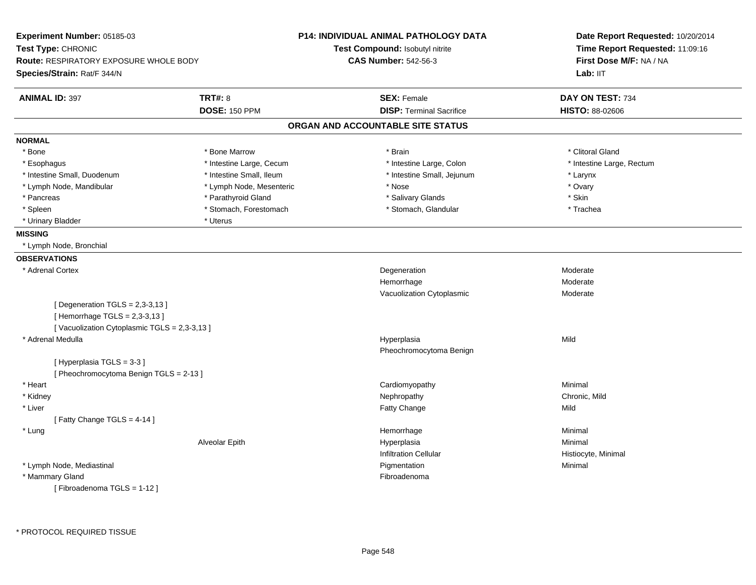**Experiment Number:** 05185-03
**Test Type:** CHRONIC
**Route:** RESPIRATORY EXPOSURE WHOLE BODY
**Species/Strain:** Rat/F 344/N

**P14: INDIVIDUAL ANIMAL PATHOLOGY DATA**
**Test Compound:** Isobutyl nitrite
**CAS Number:** 542-56-3

**Date Report Requested:** 10/20/2014
**Time Report Requested:** 11:09:16
**First Dose M/F:** NA / NA
**Lab:** IIT

| **ANIMAL ID:** 397 | **TRT#:** 8 | **SEX:** Female | **DAY ON TEST:** 734 |
|---|---|---|---|
| | **DOSE:** 150 PPM | **DISP:** Terminal Sacrifice | **HISTO:** 88-02606 |

## ORGAN AND ACCOUNTABLE SITE STATUS

**NORMAL**

| | | | |
|---|---|---|---|
| * Bone | * Bone Marrow | * Brain | * Clitoral Gland |
| * Esophagus | * Intestine Large, Cecum | * Intestine Large, Colon | * Intestine Large, Rectum |
| * Intestine Small, Duodenum | * Intestine Small, Ileum | * Intestine Small, Jejunum | * Larynx |
| * Lymph Node, Mandibular | * Lymph Node, Mesenteric | * Nose | * Ovary |
| * Pancreas | * Parathyroid Gland | * Salivary Glands | * Skin |
| * Spleen | * Stomach, Forestomach | * Stomach, Glandular | * Trachea |
| * Urinary Bladder | * Uterus | | |

**MISSING**

* Lymph Node, Bronchial

**OBSERVATIONS**

| | | | |
|---|---|---|---|
| * Adrenal Cortex | | Degeneration | Moderate |
| | | Hemorrhage | Moderate |
| | | Vacuolization Cytoplasmic | Moderate |
| [ Degeneration TGLS = 2,3-3,13 ] | | | |
| [ Hemorrhage TGLS = 2,3-3,13 ] | | | |
| [ Vacuolization Cytoplasmic TGLS = 2,3-3,13 ] | | | |
| * Adrenal Medulla | | Hyperplasia | Mild |
| | | Pheochromocytoma Benign | |
| [ Hyperplasia TGLS = 3-3 ] | | | |
| [ Pheochromocytoma Benign TGLS = 2-13 ] | | | |
| * Heart | | Cardiomyopathy | Minimal |
| * Kidney | | Nephropathy | Chronic, Mild |
| * Liver | | Fatty Change | Mild |
| [ Fatty Change TGLS = 4-14 ] | | | |
| * Lung | | Hemorrhage | Minimal |
| | Alveolar Epith | Hyperplasia | Minimal |
| | | Infiltration Cellular | Histiocyte, Minimal |
| * Lymph Node, Mediastinal | | Pigmentation | Minimal |
| * Mammary Gland | | Fibroadenoma | |
| [ Fibroadenoma TGLS = 1-12 ] | | | |

* PROTOCOL REQUIRED TISSUE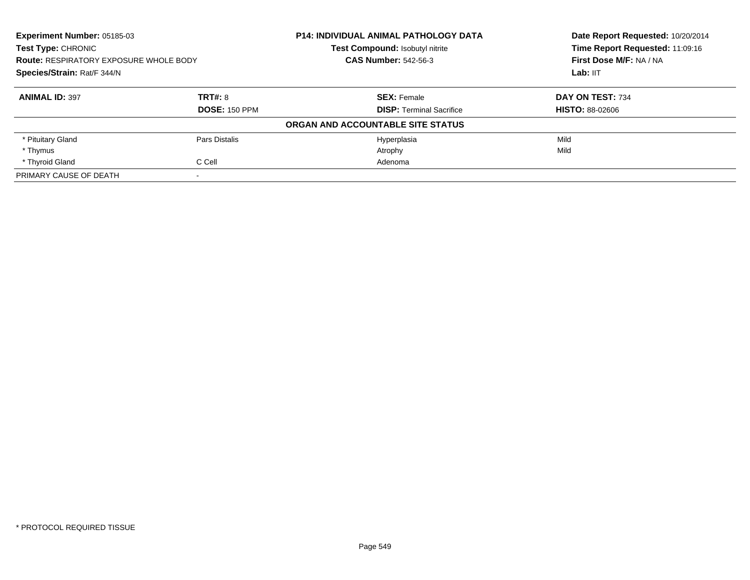**Experiment Number:** 05185-03
**Test Type:** CHRONIC
**Route:** RESPIRATORY EXPOSURE WHOLE BODY
**Species/Strain:** Rat/F 344/N

**P14: INDIVIDUAL ANIMAL PATHOLOGY DATA**
**Test Compound:** Isobutyl nitrite
**CAS Number:** 542-56-3

**Date Report Requested:** 10/20/2014
**Time Report Requested:** 11:09:16
**First Dose M/F:** NA / NA
**Lab:** IIT

| **ANIMAL ID:** 397 | **TRT#:** 8 | **SEX:** Female | **DAY ON TEST:** 734 |
|---|---|---|---|
| | **DOSE:** 150 PPM | **DISP:** Terminal Sacrifice | **HISTO:** 88-02606 |

**ORGAN AND ACCOUNTABLE SITE STATUS**

| | | | |
|---|---|---|---|
| * Pituitary Gland | Pars Distalis | Hyperplasia | Mild |
| * Thymus | | Atrophy | Mild |
| * Thyroid Gland | C Cell | Adenoma | |
| PRIMARY CAUSE OF DEATH | - | | |

\* PROTOCOL REQUIRED TISSUE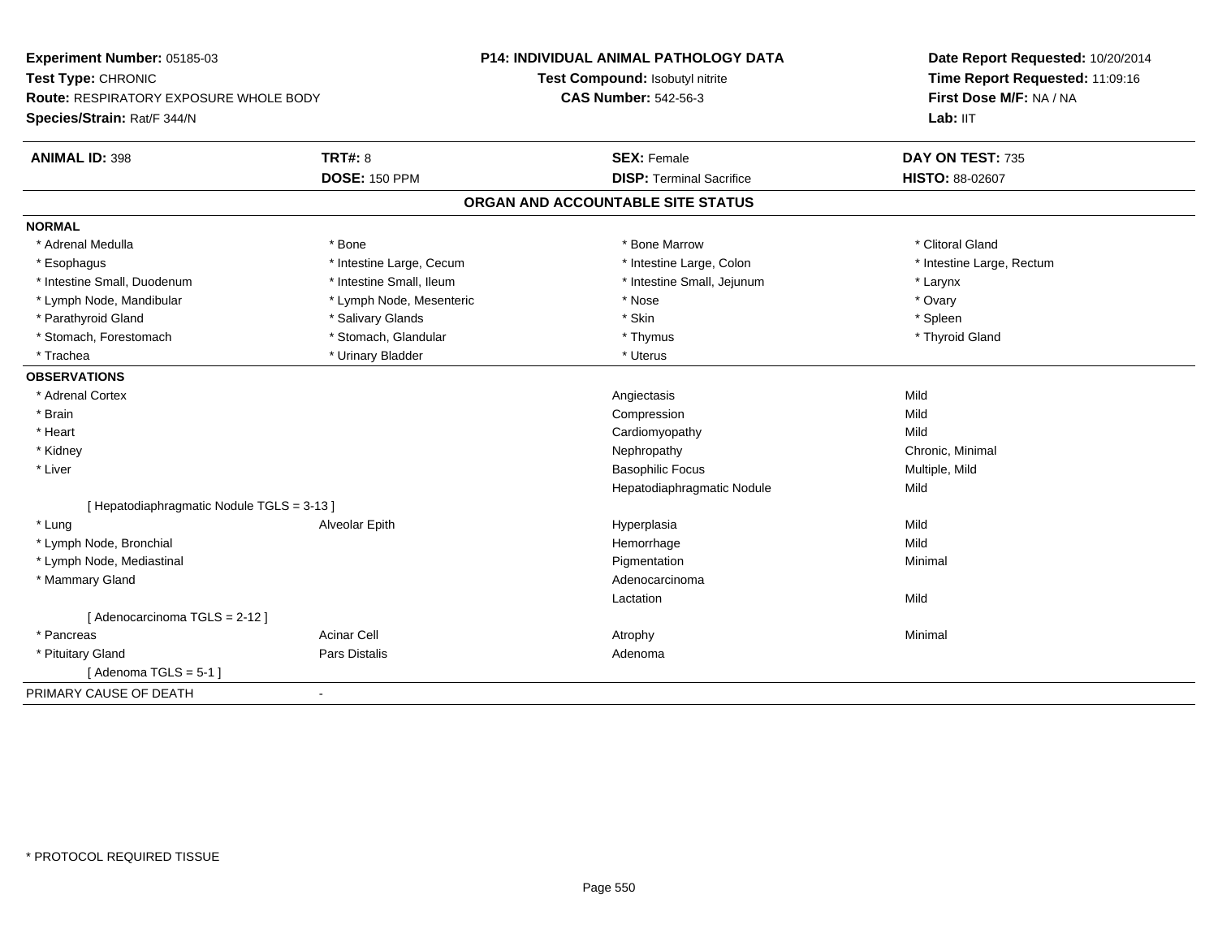**Experiment Number:** 05185-03
**Test Type:** CHRONIC
**Route:** RESPIRATORY EXPOSURE WHOLE BODY
**Species/Strain:** Rat/F 344/N

**P14: INDIVIDUAL ANIMAL PATHOLOGY DATA**
**Test Compound:** Isobutyl nitrite
**CAS Number:** 542-56-3

**Date Report Requested:** 10/20/2014
**Time Report Requested:** 11:09:16
**First Dose M/F:** NA / NA
**Lab:** IIT

| **ANIMAL ID:** 398 | **TRT#:** 8 | **SEX:** Female | **DAY ON TEST:** 735 |
|---|---|---|---|
| | **DOSE:** 150 PPM | **DISP:** Terminal Sacrifice | **HISTO:** 88-02607 |

## ORGAN AND ACCOUNTABLE SITE STATUS

**NORMAL**

| | | | |
|---|---|---|---|
| * Adrenal Medulla | * Bone | * Bone Marrow | * Clitoral Gland |
| * Esophagus | * Intestine Large, Cecum | * Intestine Large, Colon | * Intestine Large, Rectum |
| * Intestine Small, Duodenum | * Intestine Small, Ileum | * Intestine Small, Jejunum | * Larynx |
| * Lymph Node, Mandibular | * Lymph Node, Mesenteric | * Nose | * Ovary |
| * Parathyroid Gland | * Salivary Glands | * Skin | * Spleen |
| * Stomach, Forestomach | * Stomach, Glandular | * Thymus | * Thyroid Gland |
| * Trachea | * Urinary Bladder | * Uterus | |

**OBSERVATIONS**

| | | | |
|---|---|---|---|
| * Adrenal Cortex | | Angiectasis | Mild |
| * Brain | | Compression | Mild |
| * Heart | | Cardiomyopathy | Mild |
| * Kidney | | Nephropathy | Chronic, Minimal |
| * Liver | | Basophilic Focus | Multiple, Mild |
| | | Hepatodiaphragmatic Nodule | Mild |
| [ Hepatodiaphragmatic Nodule TGLS = 3-13 ] | | | |
| * Lung | Alveolar Epith | Hyperplasia | Mild |
| * Lymph Node, Bronchial | | Hemorrhage | Mild |
| * Lymph Node, Mediastinal | | Pigmentation | Minimal |
| * Mammary Gland | | Adenocarcinoma | |
| | | Lactation | Mild |
| [ Adenocarcinoma TGLS = 2-12 ] | | | |
| * Pancreas | Acinar Cell | Atrophy | Minimal |
| * Pituitary Gland | Pars Distalis | Adenoma | |
| [ Adenoma TGLS = 5-1 ] | | | |

PRIMARY CAUSE OF DEATH -

\* PROTOCOL REQUIRED TISSUE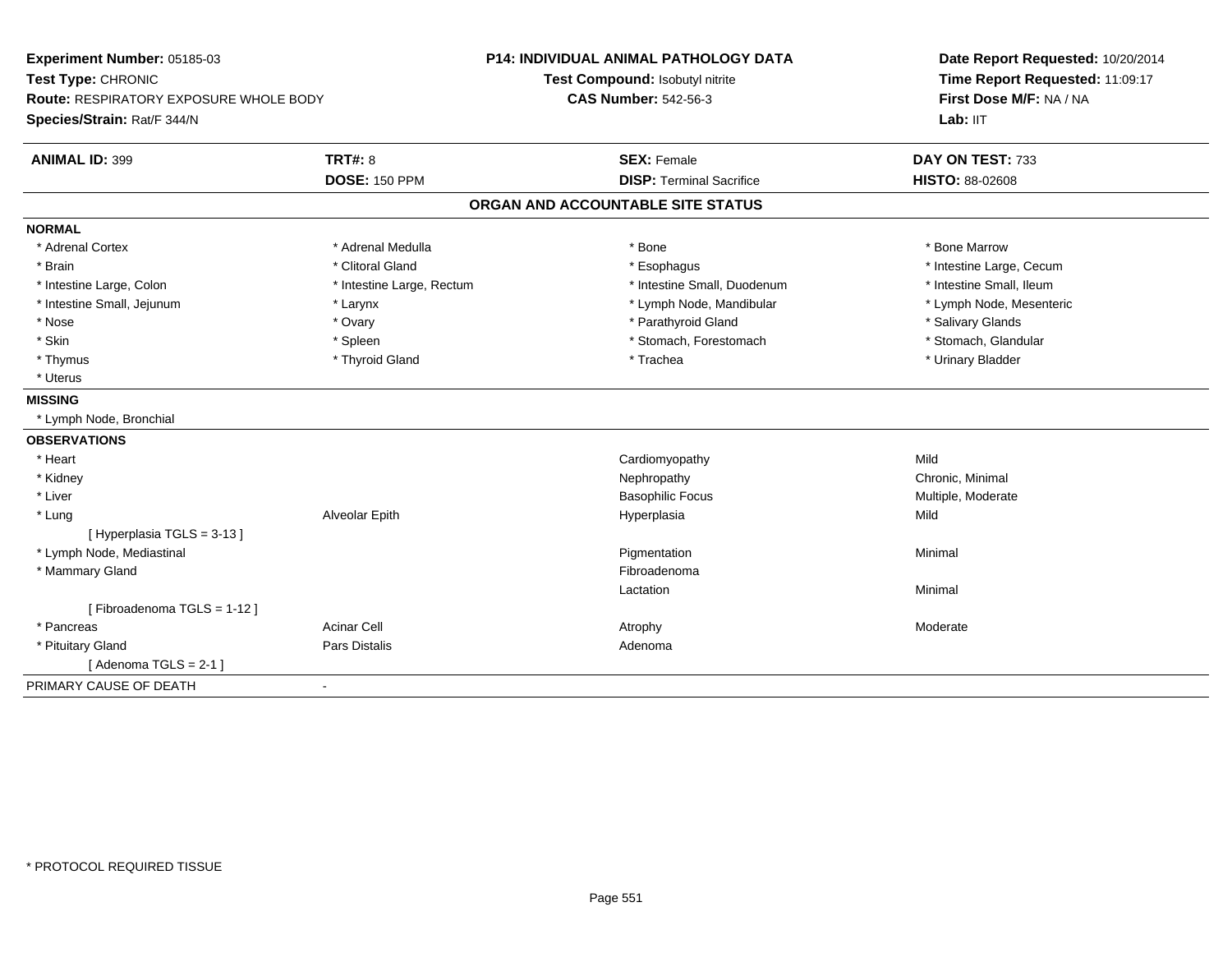**Experiment Number:** 05185-03
**Test Type:** CHRONIC
**Route:** RESPIRATORY EXPOSURE WHOLE BODY
**Species/Strain:** Rat/F 344/N

**P14: INDIVIDUAL ANIMAL PATHOLOGY DATA**
**Test Compound:** Isobutyl nitrite
**CAS Number:** 542-56-3

**Date Report Requested:** 10/20/2014
**Time Report Requested:** 11:09:17
**First Dose M/F:** NA / NA
**Lab:** IIT

| **ANIMAL ID:** 399 | **TRT#:** 8 | **SEX:** Female | **DAY ON TEST:** 733 |
|---|---|---|---|
| | **DOSE:** 150 PPM | **DISP:** Terminal Sacrifice | **HISTO:** 88-02608 |

## ORGAN AND ACCOUNTABLE SITE STATUS

**NORMAL**

| | | | |
|---|---|---|---|
| * Adrenal Cortex | * Adrenal Medulla | * Bone | * Bone Marrow |
| * Brain | * Clitoral Gland | * Esophagus | * Intestine Large, Cecum |
| * Intestine Large, Colon | * Intestine Large, Rectum | * Intestine Small, Duodenum | * Intestine Small, Ileum |
| * Intestine Small, Jejunum | * Larynx | * Lymph Node, Mandibular | * Lymph Node, Mesenteric |
| * Nose | * Ovary | * Parathyroid Gland | * Salivary Glands |
| * Skin | * Spleen | * Stomach, Forestomach | * Stomach, Glandular |
| * Thymus | * Thyroid Gland | * Trachea | * Urinary Bladder |
| * Uterus | | | |

**MISSING**

* Lymph Node, Bronchial

**OBSERVATIONS**

| | | | |
|---|---|---|---|
| * Heart | | Cardiomyopathy | Mild |
| * Kidney | | Nephropathy | Chronic, Minimal |
| * Liver | | Basophilic Focus | Multiple, Moderate |
| * Lung | Alveolar Epith | Hyperplasia | Mild |
| [ Hyperplasia TGLS = 3-13 ] | | | |
| * Lymph Node, Mediastinal | | Pigmentation | Minimal |
| * Mammary Gland | | Fibroadenoma | |
| | | Lactation | Minimal |
| [ Fibroadenoma TGLS = 1-12 ] | | | |
| * Pancreas | Acinar Cell | Atrophy | Moderate |
| * Pituitary Gland | Pars Distalis | Adenoma | |
| [ Adenoma TGLS = 2-1 ] | | | |

PRIMARY CAUSE OF DEATH -

* PROTOCOL REQUIRED TISSUE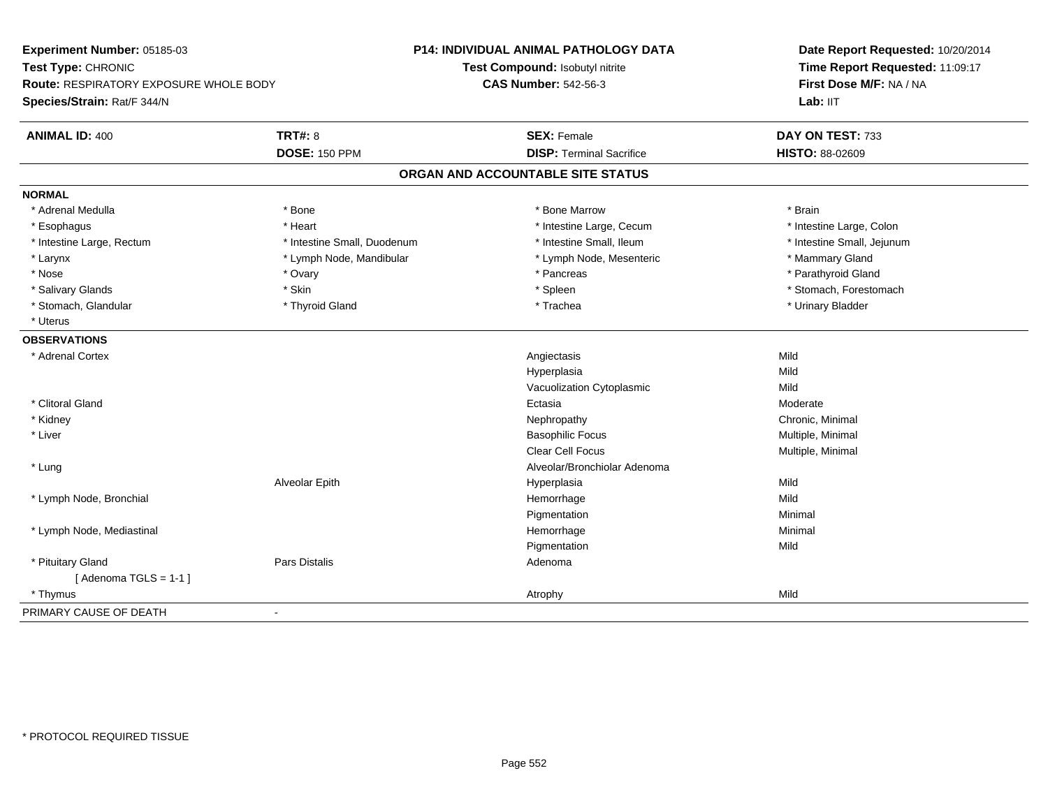**Experiment Number:** 05185-03
**Test Type:** CHRONIC
**Route:** RESPIRATORY EXPOSURE WHOLE BODY
**Species/Strain:** Rat/F 344/N

**P14: INDIVIDUAL ANIMAL PATHOLOGY DATA**
**Test Compound:** Isobutyl nitrite
**CAS Number:** 542-56-3

**Date Report Requested:** 10/20/2014
**Time Report Requested:** 11:09:17
**First Dose M/F:** NA / NA
**Lab:** IIT

| **ANIMAL ID:** 400 | **TRT#:** 8 | **SEX:** Female | **DAY ON TEST:** 733 |
|---|---|---|---|
| | **DOSE:** 150 PPM | **DISP:** Terminal Sacrifice | **HISTO:** 88-02609 |

## ORGAN AND ACCOUNTABLE SITE STATUS

**NORMAL**

| | | | |
|---|---|---|---|
| * Adrenal Medulla | * Bone | * Bone Marrow | * Brain |
| * Esophagus | * Heart | * Intestine Large, Cecum | * Intestine Large, Colon |
| * Intestine Large, Rectum | * Intestine Small, Duodenum | * Intestine Small, Ileum | * Intestine Small, Jejunum |
| * Larynx | * Lymph Node, Mandibular | * Lymph Node, Mesenteric | * Mammary Gland |
| * Nose | * Ovary | * Pancreas | * Parathyroid Gland |
| * Salivary Glands | * Skin | * Spleen | * Stomach, Forestomach |
| * Stomach, Glandular | * Thyroid Gland | * Trachea | * Urinary Bladder |
| * Uterus | | | |

**OBSERVATIONS**

| | | | |
|---|---|---|---|
| * Adrenal Cortex | | Angiectasis | Mild |
| | | Hyperplasia | Mild |
| | | Vacuolization Cytoplasmic | Mild |
| * Clitoral Gland | | Ectasia | Moderate |
| * Kidney | | Nephropathy | Chronic, Minimal |
| * Liver | | Basophilic Focus | Multiple, Minimal |
| | | Clear Cell Focus | Multiple, Minimal |
| * Lung | | Alveolar/Bronchiolar Adenoma | |
| | Alveolar Epith | Hyperplasia | Mild |
| * Lymph Node, Bronchial | | Hemorrhage | Mild |
| | | Pigmentation | Minimal |
| * Lymph Node, Mediastinal | | Hemorrhage | Minimal |
| | | Pigmentation | Mild |
| * Pituitary Gland | Pars Distalis | Adenoma | |
| [ Adenoma TGLS = 1-1 ] | | | |
| * Thymus | | Atrophy | Mild |

PRIMARY CAUSE OF DEATH -

\* PROTOCOL REQUIRED TISSUE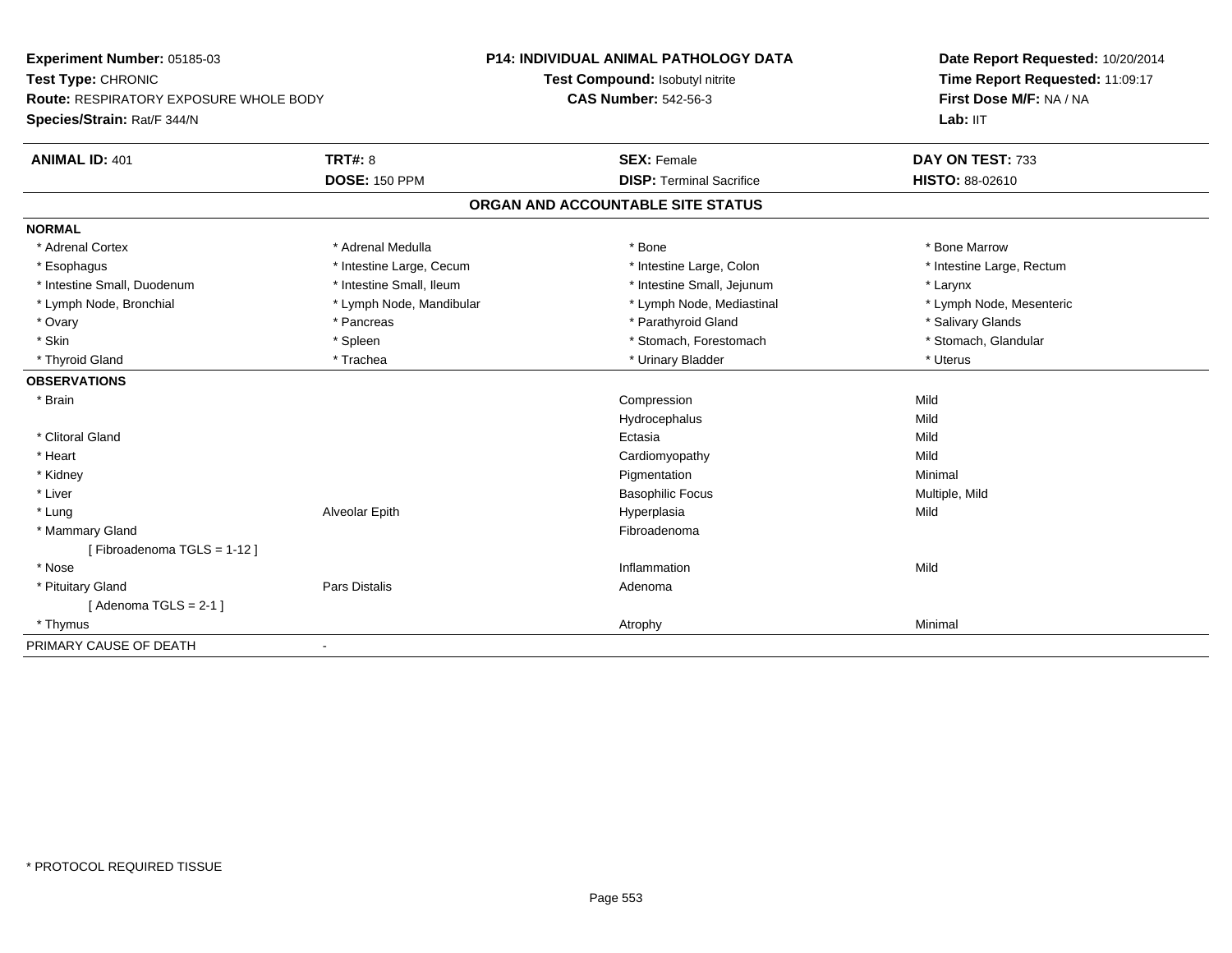**Experiment Number:** 05185-03
**Test Type:** CHRONIC
**Route:** RESPIRATORY EXPOSURE WHOLE BODY
**Species/Strain:** Rat/F 344/N

**P14: INDIVIDUAL ANIMAL PATHOLOGY DATA**
**Test Compound:** Isobutyl nitrite
**CAS Number:** 542-56-3

**Date Report Requested:** 10/20/2014
**Time Report Requested:** 11:09:17
**First Dose M/F:** NA / NA
**Lab:** IIT

| **ANIMAL ID:** 401 | **TRT#:** 8 | **SEX:** Female | **DAY ON TEST:** 733 |
|---|---|---|---|
| | **DOSE:** 150 PPM | **DISP:** Terminal Sacrifice | **HISTO:** 88-02610 |

## ORGAN AND ACCOUNTABLE SITE STATUS

**NORMAL**

| | | | |
|---|---|---|---|
| * Adrenal Cortex | * Adrenal Medulla | * Bone | * Bone Marrow |
| * Esophagus | * Intestine Large, Cecum | * Intestine Large, Colon | * Intestine Large, Rectum |
| * Intestine Small, Duodenum | * Intestine Small, Ileum | * Intestine Small, Jejunum | * Larynx |
| * Lymph Node, Bronchial | * Lymph Node, Mandibular | * Lymph Node, Mediastinal | * Lymph Node, Mesenteric |
| * Ovary | * Pancreas | * Parathyroid Gland | * Salivary Glands |
| * Skin | * Spleen | * Stomach, Forestomach | * Stomach, Glandular |
| * Thyroid Gland | * Trachea | * Urinary Bladder | * Uterus |

**OBSERVATIONS**

| | | | |
|---|---|---|---|
| * Brain | | Compression | Mild |
| | | Hydrocephalus | Mild |
| * Clitoral Gland | | Ectasia | Mild |
| * Heart | | Cardiomyopathy | Mild |
| * Kidney | | Pigmentation | Minimal |
| * Liver | | Basophilic Focus | Multiple, Mild |
| * Lung | Alveolar Epith | Hyperplasia | Mild |
| * Mammary Gland | | Fibroadenoma | |
| [ Fibroadenoma TGLS = 1-12 ] | | | |
| * Nose | | Inflammation | Mild |
| * Pituitary Gland | Pars Distalis | Adenoma | |
| [ Adenoma TGLS = 2-1 ] | | | |
| * Thymus | | Atrophy | Minimal |

PRIMARY CAUSE OF DEATH -

* PROTOCOL REQUIRED TISSUE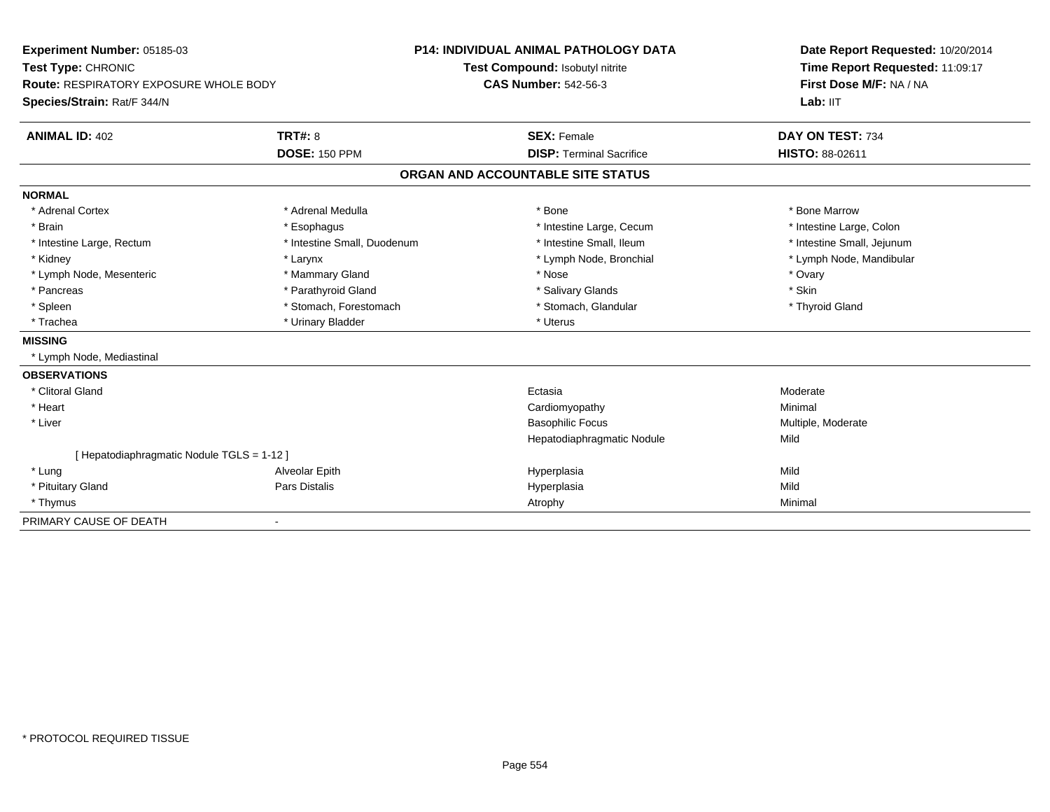**Experiment Number:** 05185-03
**Test Type:** CHRONIC
**Route:** RESPIRATORY EXPOSURE WHOLE BODY
**Species/Strain:** Rat/F 344/N

**P14: INDIVIDUAL ANIMAL PATHOLOGY DATA**
**Test Compound:** Isobutyl nitrite
**CAS Number:** 542-56-3

**Date Report Requested:** 10/20/2014
**Time Report Requested:** 11:09:17
**First Dose M/F:** NA / NA
**Lab:** IIT

| **ANIMAL ID:** 402 | **TRT#:** 8 | **SEX:** Female | **DAY ON TEST:** 734 |
|---|---|---|---|
| | **DOSE:** 150 PPM | **DISP:** Terminal Sacrifice | **HISTO:** 88-02611 |

## ORGAN AND ACCOUNTABLE SITE STATUS

**NORMAL**

| | | | |
|---|---|---|---|
| * Adrenal Cortex | * Adrenal Medulla | * Bone | * Bone Marrow |
| * Brain | * Esophagus | * Intestine Large, Cecum | * Intestine Large, Colon |
| * Intestine Large, Rectum | * Intestine Small, Duodenum | * Intestine Small, Ileum | * Intestine Small, Jejunum |
| * Kidney | * Larynx | * Lymph Node, Bronchial | * Lymph Node, Mandibular |
| * Lymph Node, Mesenteric | * Mammary Gland | * Nose | * Ovary |
| * Pancreas | * Parathyroid Gland | * Salivary Glands | * Skin |
| * Spleen | * Stomach, Forestomach | * Stomach, Glandular | * Thyroid Gland |
| * Trachea | * Urinary Bladder | * Uterus | |

**MISSING**

* Lymph Node, Mediastinal

**OBSERVATIONS**

| | | | |
|---|---|---|---|
| * Clitoral Gland | | Ectasia | Moderate |
| * Heart | | Cardiomyopathy | Minimal |
| * Liver | | Basophilic Focus | Multiple, Moderate |
| | | Hepatodiaphragmatic Nodule | Mild |
| [ Hepatodiaphragmatic Nodule TGLS = 1-12 ] | | | |
| * Lung | Alveolar Epith | Hyperplasia | Mild |
| * Pituitary Gland | Pars Distalis | Hyperplasia | Mild |
| * Thymus | | Atrophy | Minimal |

PRIMARY CAUSE OF DEATH -

* PROTOCOL REQUIRED TISSUE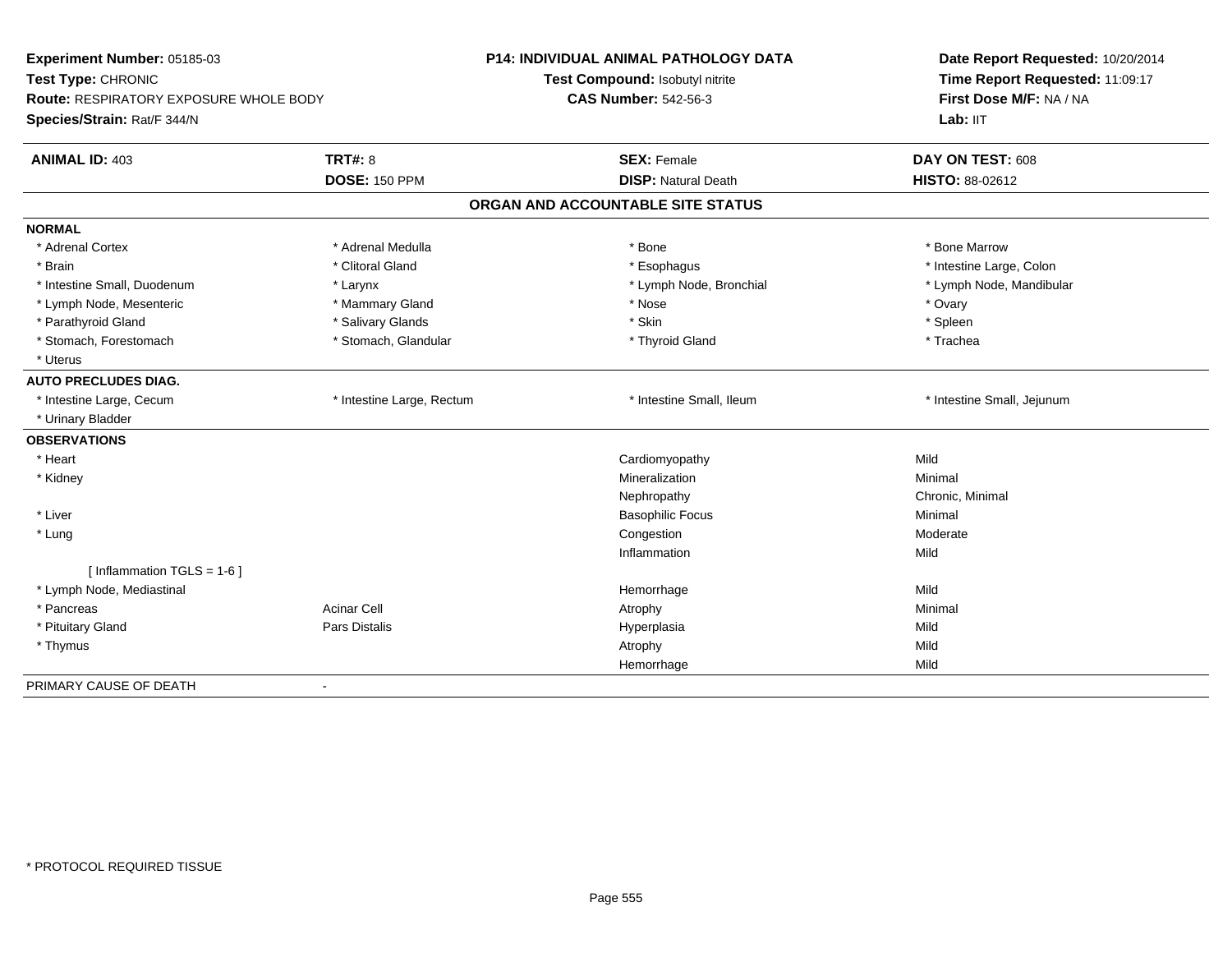**Experiment Number:** 05185-03
**Test Type:** CHRONIC
**Route:** RESPIRATORY EXPOSURE WHOLE BODY
**Species/Strain:** Rat/F 344/N

**P14: INDIVIDUAL ANIMAL PATHOLOGY DATA**
**Test Compound:** Isobutyl nitrite
**CAS Number:** 542-56-3

**Date Report Requested:** 10/20/2014
**Time Report Requested:** 11:09:17
**First Dose M/F:** NA / NA
**Lab:** IIT

| **ANIMAL ID:** 403 | **TRT#:** 8 | **SEX:** Female | **DAY ON TEST:** 608 |
|---|---|---|---|
| | **DOSE:** 150 PPM | **DISP:** Natural Death | **HISTO:** 88-02612 |

## ORGAN AND ACCOUNTABLE SITE STATUS

**NORMAL**

| | | | |
|---|---|---|---|
| * Adrenal Cortex | * Adrenal Medulla | * Bone | * Bone Marrow |
| * Brain | * Clitoral Gland | * Esophagus | * Intestine Large, Colon |
| * Intestine Small, Duodenum | * Larynx | * Lymph Node, Bronchial | * Lymph Node, Mandibular |
| * Lymph Node, Mesenteric | * Mammary Gland | * Nose | * Ovary |
| * Parathyroid Gland | * Salivary Glands | * Skin | * Spleen |
| * Stomach, Forestomach | * Stomach, Glandular | * Thyroid Gland | * Trachea |
| * Uterus | | | |

**AUTO PRECLUDES DIAG.**

| | | | |
|---|---|---|---|
| * Intestine Large, Cecum | * Intestine Large, Rectum | * Intestine Small, Ileum | * Intestine Small, Jejunum |
| * Urinary Bladder | | | |

**OBSERVATIONS**

| | | | |
|---|---|---|---|
| * Heart | | Cardiomyopathy | Mild |
| * Kidney | | Mineralization | Minimal |
| | | Nephropathy | Chronic, Minimal |
| * Liver | | Basophilic Focus | Minimal |
| * Lung | | Congestion | Moderate |
| | | Inflammation | Mild |
| [ Inflammation TGLS = 1-6 ] | | | |
| * Lymph Node, Mediastinal | | Hemorrhage | Mild |
| * Pancreas | Acinar Cell | Atrophy | Minimal |
| * Pituitary Gland | Pars Distalis | Hyperplasia | Mild |
| * Thymus | | Atrophy | Mild |
| | | Hemorrhage | Mild |

PRIMARY CAUSE OF DEATH -

* PROTOCOL REQUIRED TISSUE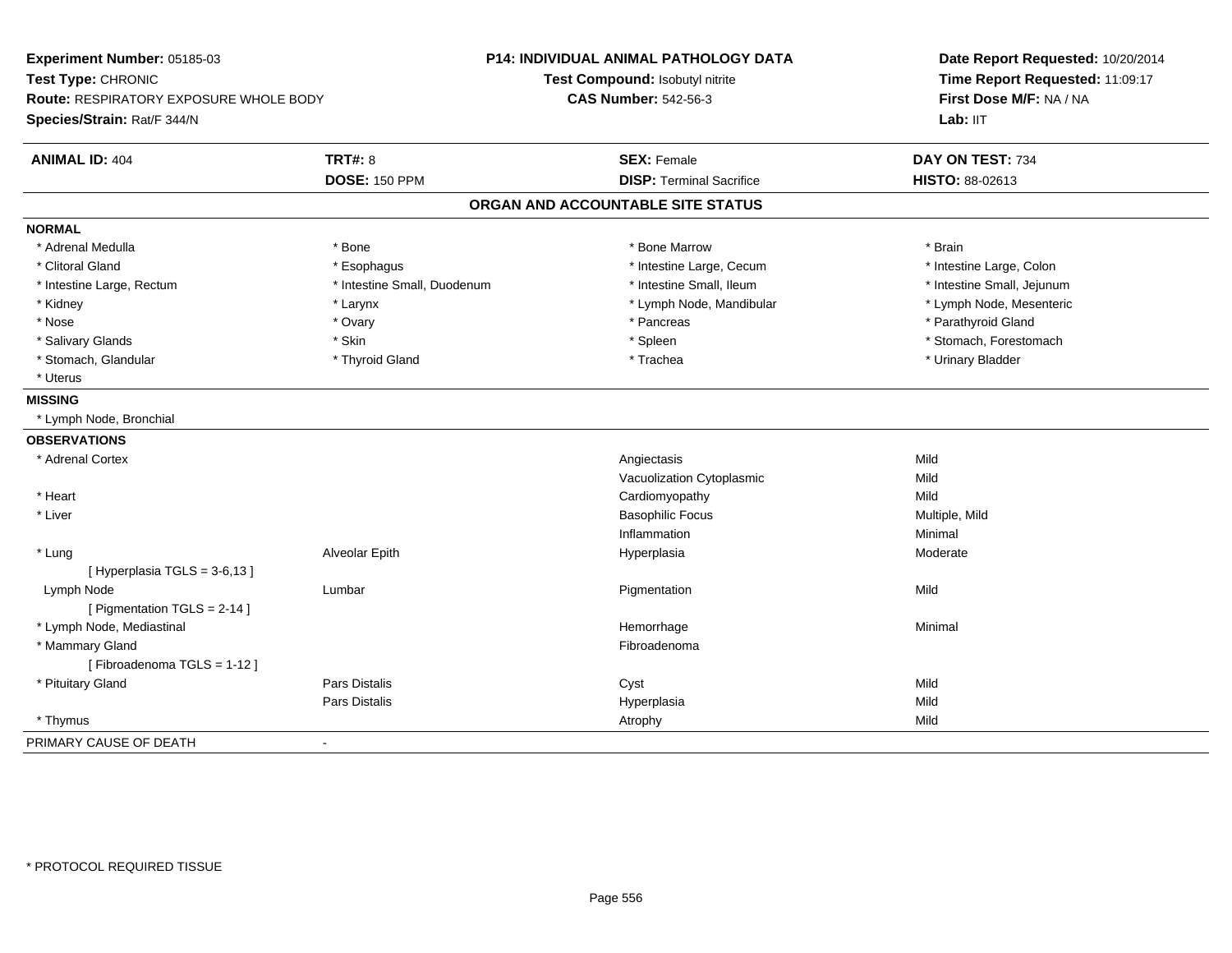**Experiment Number:** 05185-03
**Test Type:** CHRONIC
**Route:** RESPIRATORY EXPOSURE WHOLE BODY
**Species/Strain:** Rat/F 344/N

**P14: INDIVIDUAL ANIMAL PATHOLOGY DATA**
**Test Compound:** Isobutyl nitrite
**CAS Number:** 542-56-3

**Date Report Requested:** 10/20/2014
**Time Report Requested:** 11:09:17
**First Dose M/F:** NA / NA
**Lab:** IIT

| **ANIMAL ID:** 404 | **TRT#:** 8 | **SEX:** Female | **DAY ON TEST:** 734 |
|---|---|---|---|
| | **DOSE:** 150 PPM | **DISP:** Terminal Sacrifice | **HISTO:** 88-02613 |

## ORGAN AND ACCOUNTABLE SITE STATUS

**NORMAL**

| | | | |
|---|---|---|---|
| * Adrenal Medulla | * Bone | * Bone Marrow | * Brain |
| * Clitoral Gland | * Esophagus | * Intestine Large, Cecum | * Intestine Large, Colon |
| * Intestine Large, Rectum | * Intestine Small, Duodenum | * Intestine Small, Ileum | * Intestine Small, Jejunum |
| * Kidney | * Larynx | * Lymph Node, Mandibular | * Lymph Node, Mesenteric |
| * Nose | * Ovary | * Pancreas | * Parathyroid Gland |
| * Salivary Glands | * Skin | * Spleen | * Stomach, Forestomach |
| * Stomach, Glandular | * Thyroid Gland | * Trachea | * Urinary Bladder |
| * Uterus | | | |

**MISSING**

* Lymph Node, Bronchial

**OBSERVATIONS**

| | | | |
|---|---|---|---|
| * Adrenal Cortex | | Angiectasis | Mild |
| | | Vacuolization Cytoplasmic | Mild |
| * Heart | | Cardiomyopathy | Mild |
| * Liver | | Basophilic Focus | Multiple, Mild |
| | | Inflammation | Minimal |
| * Lung | Alveolar Epith | Hyperplasia | Moderate |
| [ Hyperplasia TGLS = 3-6,13 ] | | | |
| Lymph Node | Lumbar | Pigmentation | Mild |
| [ Pigmentation TGLS = 2-14 ] | | | |
| * Lymph Node, Mediastinal | | Hemorrhage | Minimal |
| * Mammary Gland | | Fibroadenoma | |
| [ Fibroadenoma TGLS = 1-12 ] | | | |
| * Pituitary Gland | Pars Distalis | Cyst | Mild |
| | Pars Distalis | Hyperplasia | Mild |
| * Thymus | | Atrophy | Mild |

PRIMARY CAUSE OF DEATH -

\* PROTOCOL REQUIRED TISSUE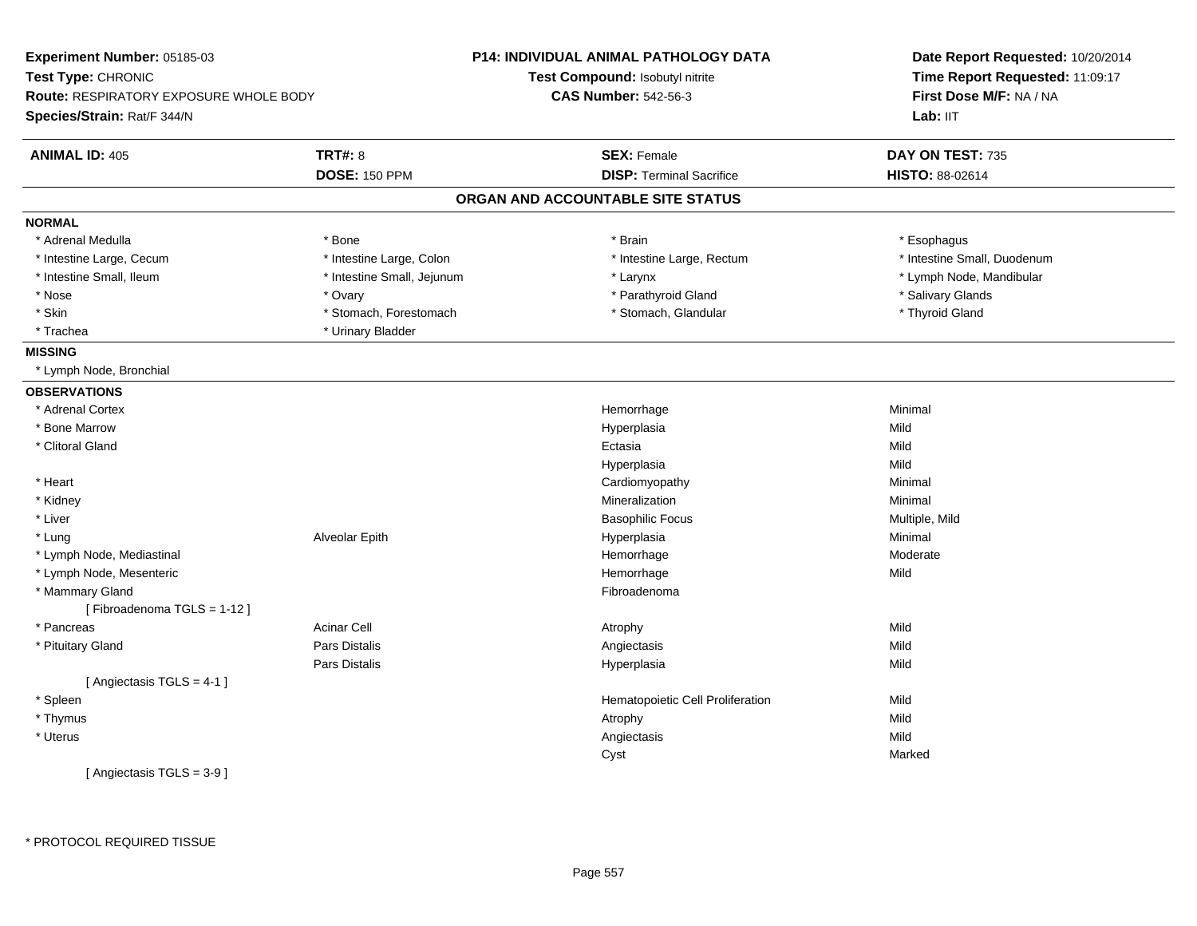**Experiment Number:** 05185-03
**Test Type:** CHRONIC
**Route:** RESPIRATORY EXPOSURE WHOLE BODY
**Species/Strain:** Rat/F 344/N

**P14: INDIVIDUAL ANIMAL PATHOLOGY DATA**
**Test Compound:** Isobutyl nitrite
**CAS Number:** 542-56-3

**Date Report Requested:** 10/20/2014
**Time Report Requested:** 11:09:17
**First Dose M/F:** NA / NA
**Lab:** IIT

| **ANIMAL ID:** 405 | **TRT#:** 8 | **SEX:** Female | **DAY ON TEST:** 735 |
|---|---|---|---|
| | **DOSE:** 150 PPM | **DISP:** Terminal Sacrifice | **HISTO:** 88-02614 |

## ORGAN AND ACCOUNTABLE SITE STATUS

**NORMAL**

| | | | |
|---|---|---|---|
| * Adrenal Medulla | * Bone | * Brain | * Esophagus |
| * Intestine Large, Cecum | * Intestine Large, Colon | * Intestine Large, Rectum | * Intestine Small, Duodenum |
| * Intestine Small, Ileum | * Intestine Small, Jejunum | * Larynx | * Lymph Node, Mandibular |
| * Nose | * Ovary | * Parathyroid Gland | * Salivary Glands |
| * Skin | * Stomach, Forestomach | * Stomach, Glandular | * Thyroid Gland |
| * Trachea | * Urinary Bladder | | |

**MISSING**

* Lymph Node, Bronchial

**OBSERVATIONS**

| Organ | Site | Observation | Severity |
|---|---|---|---|
| * Adrenal Cortex | | Hemorrhage | Minimal |
| * Bone Marrow | | Hyperplasia | Mild |
| * Clitoral Gland | | Ectasia | Mild |
| | | Hyperplasia | Mild |
| * Heart | | Cardiomyopathy | Minimal |
| * Kidney | | Mineralization | Minimal |
| * Liver | | Basophilic Focus | Multiple, Mild |
| * Lung | Alveolar Epith | Hyperplasia | Minimal |
| * Lymph Node, Mediastinal | | Hemorrhage | Moderate |
| * Lymph Node, Mesenteric | | Hemorrhage | Mild |
| * Mammary Gland | | Fibroadenoma | |
| [ Fibroadenoma TGLS = 1-12 ] | | | |
| * Pancreas | Acinar Cell | Atrophy | Mild |
| * Pituitary Gland | Pars Distalis | Angiectasis | Mild |
| | Pars Distalis | Hyperplasia | Mild |
| [ Angiectasis TGLS = 4-1 ] | | | |
| * Spleen | | Hematopoietic Cell Proliferation | Mild |
| * Thymus | | Atrophy | Mild |
| * Uterus | | Angiectasis | Mild |
| | | Cyst | Marked |
| [ Angiectasis TGLS = 3-9 ] | | | |

* PROTOCOL REQUIRED TISSUE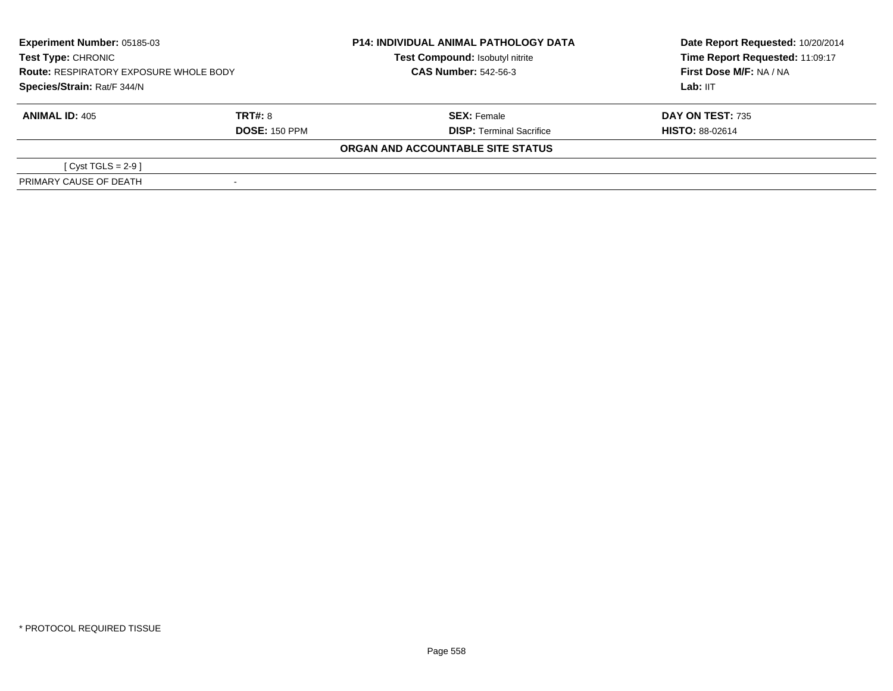| **Experiment Number:** 05185-03 | **P14: INDIVIDUAL ANIMAL PATHOLOGY DATA** | **Date Report Requested:** 10/20/2014 |
|---|---|---|
| **Test Type:** CHRONIC | **Test Compound:** Isobutyl nitrite | **Time Report Requested:** 11:09:17 |
| **Route:** RESPIRATORY EXPOSURE WHOLE BODY | **CAS Number:** 542-56-3 | **First Dose M/F:** NA / NA |
| **Species/Strain:** Rat/F 344/N | | **Lab:** IIT |

| **ANIMAL ID:** 405 | **TRT#:** 8 | **SEX:** Female | **DAY ON TEST:** 735 |
|---|---|---|---|
| | **DOSE:** 150 PPM | **DISP:** Terminal Sacrifice | **HISTO:** 88-02614 |

**ORGAN AND ACCOUNTABLE SITE STATUS**

| | |
|---|---|
| [ Cyst TGLS = 2-9 ] | |
| PRIMARY CAUSE OF DEATH | - |

* PROTOCOL REQUIRED TISSUE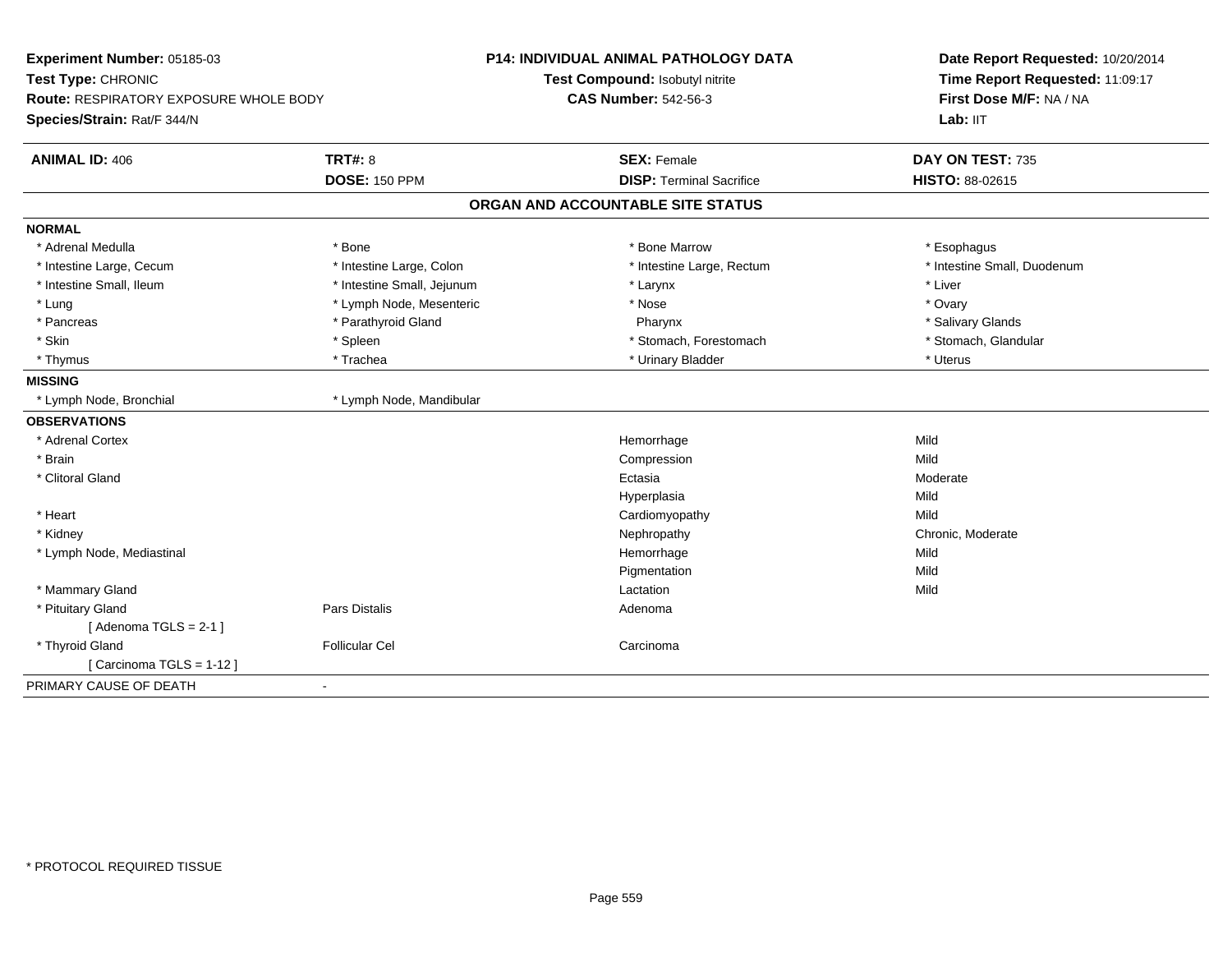**Experiment Number:** 05185-03
**Test Type:** CHRONIC
**Route:** RESPIRATORY EXPOSURE WHOLE BODY
**Species/Strain:** Rat/F 344/N

**P14: INDIVIDUAL ANIMAL PATHOLOGY DATA**
**Test Compound:** Isobutyl nitrite
**CAS Number:** 542-56-3

**Date Report Requested:** 10/20/2014
**Time Report Requested:** 11:09:17
**First Dose M/F:** NA / NA
**Lab:** IIT

| **ANIMAL ID:** 406 | **TRT#:** 8 | **SEX:** Female | **DAY ON TEST:** 735 |
|---|---|---|---|
| | **DOSE:** 150 PPM | **DISP:** Terminal Sacrifice | **HISTO:** 88-02615 |

## ORGAN AND ACCOUNTABLE SITE STATUS

**NORMAL**

| | | | |
|---|---|---|---|
| * Adrenal Medulla | * Bone | * Bone Marrow | * Esophagus |
| * Intestine Large, Cecum | * Intestine Large, Colon | * Intestine Large, Rectum | * Intestine Small, Duodenum |
| * Intestine Small, Ileum | * Intestine Small, Jejunum | * Larynx | * Liver |
| * Lung | * Lymph Node, Mesenteric | * Nose | * Ovary |
| * Pancreas | * Parathyroid Gland | Pharynx | * Salivary Glands |
| * Skin | * Spleen | * Stomach, Forestomach | * Stomach, Glandular |
| * Thymus | * Trachea | * Urinary Bladder | * Uterus |

**MISSING**

| | |
|---|---|
| * Lymph Node, Bronchial | * Lymph Node, Mandibular |

**OBSERVATIONS**

| | | | |
|---|---|---|---|
| * Adrenal Cortex | | Hemorrhage | Mild |
| * Brain | | Compression | Mild |
| * Clitoral Gland | | Ectasia | Moderate |
| | | Hyperplasia | Mild |
| * Heart | | Cardiomyopathy | Mild |
| * Kidney | | Nephropathy | Chronic, Moderate |
| * Lymph Node, Mediastinal | | Hemorrhage | Mild |
| | | Pigmentation | Mild |
| * Mammary Gland | | Lactation | Mild |
| * Pituitary Gland | Pars Distalis | Adenoma | |
| [ Adenoma TGLS = 2-1 ] | | | |
| * Thyroid Gland | Follicular Cel | Carcinoma | |
| [ Carcinoma TGLS = 1-12 ] | | | |

PRIMARY CAUSE OF DEATH -

* PROTOCOL REQUIRED TISSUE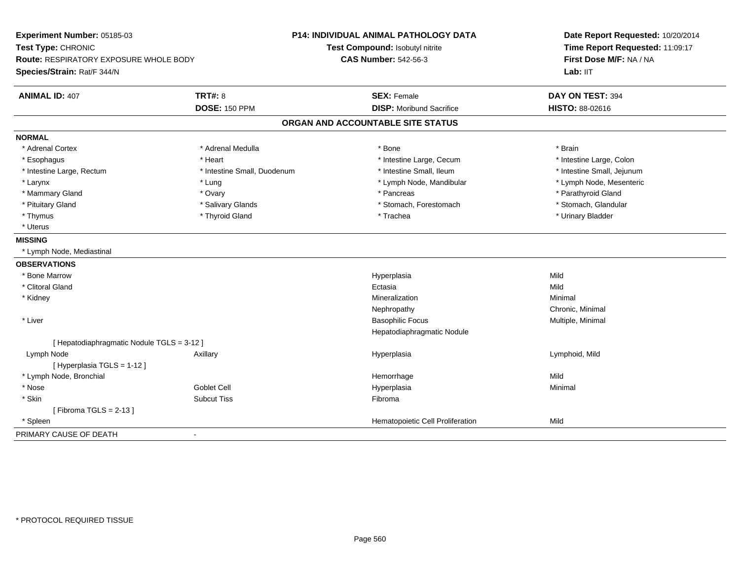**Experiment Number:** 05185-03
**Test Type:** CHRONIC
**Route:** RESPIRATORY EXPOSURE WHOLE BODY
**Species/Strain:** Rat/F 344/N

**P14: INDIVIDUAL ANIMAL PATHOLOGY DATA**
**Test Compound:** Isobutyl nitrite
**CAS Number:** 542-56-3

**Date Report Requested:** 10/20/2014
**Time Report Requested:** 11:09:17
**First Dose M/F:** NA / NA
**Lab:** IIT

| **ANIMAL ID:** 407 | **TRT#:** 8 | **SEX:** Female | **DAY ON TEST:** 394 |
|---|---|---|---|
| | **DOSE:** 150 PPM | **DISP:** Moribund Sacrifice | **HISTO:** 88-02616 |

## ORGAN AND ACCOUNTABLE SITE STATUS

**NORMAL**

| | | | |
|---|---|---|---|
| * Adrenal Cortex | * Adrenal Medulla | * Bone | * Brain |
| * Esophagus | * Heart | * Intestine Large, Cecum | * Intestine Large, Colon |
| * Intestine Large, Rectum | * Intestine Small, Duodenum | * Intestine Small, Ileum | * Intestine Small, Jejunum |
| * Larynx | * Lung | * Lymph Node, Mandibular | * Lymph Node, Mesenteric |
| * Mammary Gland | * Ovary | * Pancreas | * Parathyroid Gland |
| * Pituitary Gland | * Salivary Glands | * Stomach, Forestomach | * Stomach, Glandular |
| * Thymus | * Thyroid Gland | * Trachea | * Urinary Bladder |
| * Uterus | | | |

**MISSING**

* Lymph Node, Mediastinal

**OBSERVATIONS**

| | | | |
|---|---|---|---|
| * Bone Marrow | | Hyperplasia | Mild |
| * Clitoral Gland | | Ectasia | Mild |
| * Kidney | | Mineralization | Minimal |
| | | Nephropathy | Chronic, Minimal |
| * Liver | | Basophilic Focus | Multiple, Minimal |
| | | Hepatodiaphragmatic Nodule | |
| [ Hepatodiaphragmatic Nodule TGLS = 3-12 ] | | | |
| Lymph Node | Axillary | Hyperplasia | Lymphoid, Mild |
| [ Hyperplasia TGLS = 1-12 ] | | | |
| * Lymph Node, Bronchial | | Hemorrhage | Mild |
| * Nose | Goblet Cell | Hyperplasia | Minimal |
| * Skin | Subcut Tiss | Fibroma | |
| [ Fibroma TGLS = 2-13 ] | | | |
| * Spleen | | Hematopoietic Cell Proliferation | Mild |

PRIMARY CAUSE OF DEATH -

* PROTOCOL REQUIRED TISSUE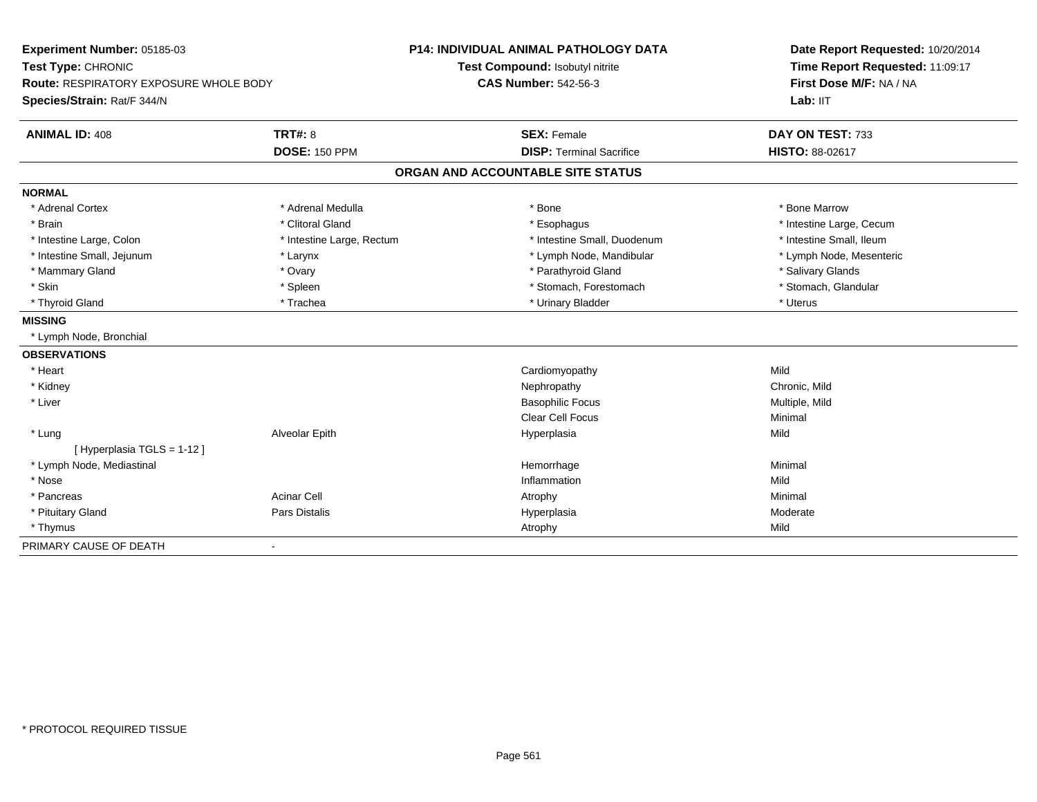**Experiment Number:** 05185-03
**Test Type:** CHRONIC
**Route:** RESPIRATORY EXPOSURE WHOLE BODY
**Species/Strain:** Rat/F 344/N

**P14: INDIVIDUAL ANIMAL PATHOLOGY DATA**
**Test Compound:** Isobutyl nitrite
**CAS Number:** 542-56-3

**Date Report Requested:** 10/20/2014
**Time Report Requested:** 11:09:17
**First Dose M/F:** NA / NA
**Lab:** IIT

| **ANIMAL ID:** 408 | **TRT#:** 8 | **SEX:** Female | **DAY ON TEST:** 733 |
|---|---|---|---|
| | **DOSE:** 150 PPM | **DISP:** Terminal Sacrifice | **HISTO:** 88-02617 |

## ORGAN AND ACCOUNTABLE SITE STATUS

| | | | |
|---|---|---|---|
| **NORMAL** | | | |
| * Adrenal Cortex | * Adrenal Medulla | * Bone | * Bone Marrow |
| * Brain | * Clitoral Gland | * Esophagus | * Intestine Large, Cecum |
| * Intestine Large, Colon | * Intestine Large, Rectum | * Intestine Small, Duodenum | * Intestine Small, Ileum |
| * Intestine Small, Jejunum | * Larynx | * Lymph Node, Mandibular | * Lymph Node, Mesenteric |
| * Mammary Gland | * Ovary | * Parathyroid Gland | * Salivary Glands |
| * Skin | * Spleen | * Stomach, Forestomach | * Stomach, Glandular |
| * Thyroid Gland | * Trachea | * Urinary Bladder | * Uterus |
| **MISSING** | | | |
| * Lymph Node, Bronchial | | | |
| **OBSERVATIONS** | | | |
| * Heart | | Cardiomyopathy | Mild |
| * Kidney | | Nephropathy | Chronic, Mild |
| * Liver | | Basophilic Focus | Multiple, Mild |
| | | Clear Cell Focus | Minimal |
| * Lung | Alveolar Epith | Hyperplasia | Mild |
| [ Hyperplasia TGLS = 1-12 ] | | | |
| * Lymph Node, Mediastinal | | Hemorrhage | Minimal |
| * Nose | | Inflammation | Mild |
| * Pancreas | Acinar Cell | Atrophy | Minimal |
| * Pituitary Gland | Pars Distalis | Hyperplasia | Moderate |
| * Thymus | | Atrophy | Mild |
| PRIMARY CAUSE OF DEATH | - | | |

* PROTOCOL REQUIRED TISSUE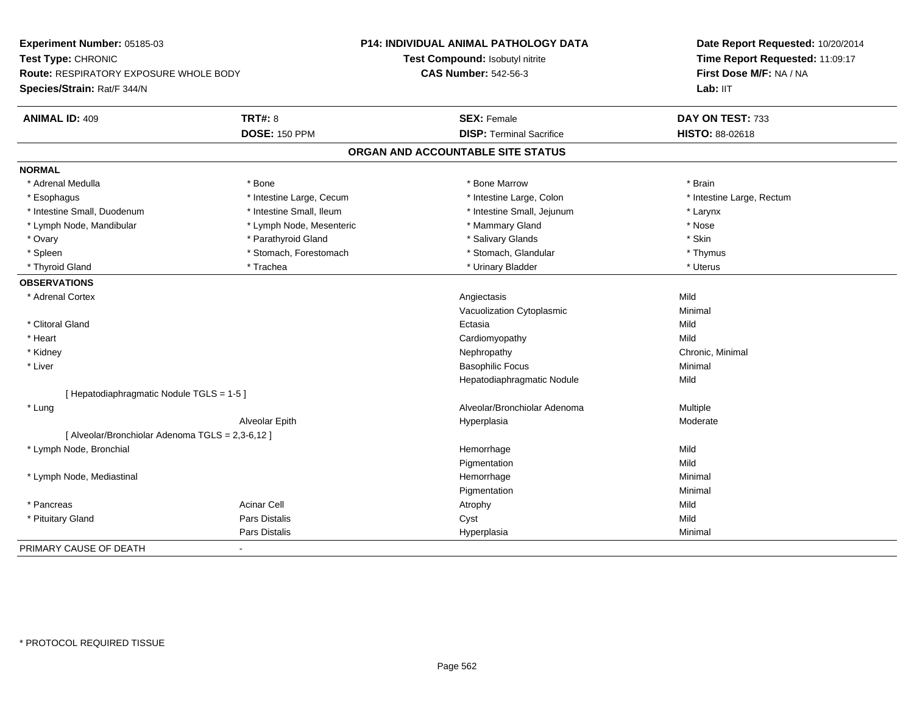**Experiment Number:** 05185-03
**Test Type:** CHRONIC
**Route:** RESPIRATORY EXPOSURE WHOLE BODY
**Species/Strain:** Rat/F 344/N

**P14: INDIVIDUAL ANIMAL PATHOLOGY DATA**
**Test Compound:** Isobutyl nitrite
**CAS Number:** 542-56-3

**Date Report Requested:** 10/20/2014
**Time Report Requested:** 11:09:17
**First Dose M/F:** NA / NA
**Lab:** IIT

| **ANIMAL ID:** 409 | **TRT#:** 8 | **SEX:** Female | **DAY ON TEST:** 733 |
|---|---|---|---|
| | **DOSE:** 150 PPM | **DISP:** Terminal Sacrifice | **HISTO:** 88-02618 |

## ORGAN AND ACCOUNTABLE SITE STATUS

**NORMAL**

| | | | |
|---|---|---|---|
| * Adrenal Medulla | * Bone | * Bone Marrow | * Brain |
| * Esophagus | * Intestine Large, Cecum | * Intestine Large, Colon | * Intestine Large, Rectum |
| * Intestine Small, Duodenum | * Intestine Small, Ileum | * Intestine Small, Jejunum | * Larynx |
| * Lymph Node, Mandibular | * Lymph Node, Mesenteric | * Mammary Gland | * Nose |
| * Ovary | * Parathyroid Gland | * Salivary Glands | * Skin |
| * Spleen | * Stomach, Forestomach | * Stomach, Glandular | * Thymus |
| * Thyroid Gland | * Trachea | * Urinary Bladder | * Uterus |

**OBSERVATIONS**

| | | | |
|---|---|---|---|
| * Adrenal Cortex | | Angiectasis | Mild |
| | | Vacuolization Cytoplasmic | Minimal |
| * Clitoral Gland | | Ectasia | Mild |
| * Heart | | Cardiomyopathy | Mild |
| * Kidney | | Nephropathy | Chronic, Minimal |
| * Liver | | Basophilic Focus | Minimal |
| | | Hepatodiaphragmatic Nodule | Mild |
| [ Hepatodiaphragmatic Nodule TGLS = 1-5 ] | | | |
| * Lung | | Alveolar/Bronchiolar Adenoma | Multiple |
| | Alveolar Epith | Hyperplasia | Moderate |
| [ Alveolar/Bronchiolar Adenoma TGLS = 2,3-6,12 ] | | | |
| * Lymph Node, Bronchial | | Hemorrhage | Mild |
| | | Pigmentation | Mild |
| * Lymph Node, Mediastinal | | Hemorrhage | Minimal |
| | | Pigmentation | Minimal |
| * Pancreas | Acinar Cell | Atrophy | Mild |
| * Pituitary Gland | Pars Distalis | Cyst | Mild |
| | Pars Distalis | Hyperplasia | Minimal |

PRIMARY CAUSE OF DEATH -

* PROTOCOL REQUIRED TISSUE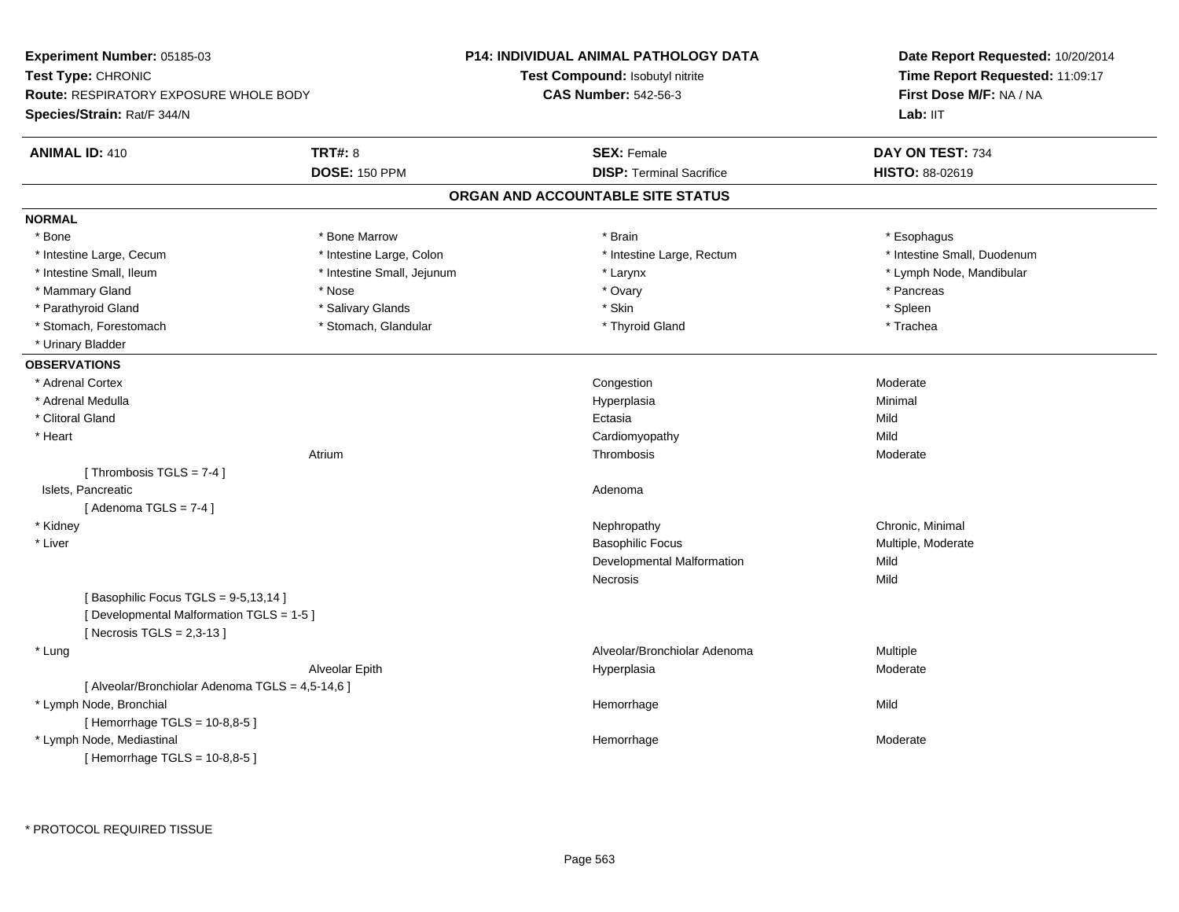**Experiment Number:** 05185-03
**Test Type:** CHRONIC
**Route:** RESPIRATORY EXPOSURE WHOLE BODY
**Species/Strain:** Rat/F 344/N

**P14: INDIVIDUAL ANIMAL PATHOLOGY DATA**
**Test Compound:** Isobutyl nitrite
**CAS Number:** 542-56-3

**Date Report Requested:** 10/20/2014
**Time Report Requested:** 11:09:17
**First Dose M/F:** NA / NA
**Lab:** IIT

| **ANIMAL ID:** 410 | **TRT#:** 8 | **SEX:** Female | **DAY ON TEST:** 734 |
|---|---|---|---|
| | **DOSE:** 150 PPM | **DISP:** Terminal Sacrifice | **HISTO:** 88-02619 |

## ORGAN AND ACCOUNTABLE SITE STATUS

**NORMAL**

| | | | |
|---|---|---|---|
| * Bone | * Bone Marrow | * Brain | * Esophagus |
| * Intestine Large, Cecum | * Intestine Large, Colon | * Intestine Large, Rectum | * Intestine Small, Duodenum |
| * Intestine Small, Ileum | * Intestine Small, Jejunum | * Larynx | * Lymph Node, Mandibular |
| * Mammary Gland | * Nose | * Ovary | * Pancreas |
| * Parathyroid Gland | * Salivary Glands | * Skin | * Spleen |
| * Stomach, Forestomach | * Stomach, Glandular | * Thyroid Gland | * Trachea |
| * Urinary Bladder | | | |

**OBSERVATIONS**

| | | | |
|---|---|---|---|
| * Adrenal Cortex | | Congestion | Moderate |
| * Adrenal Medulla | | Hyperplasia | Minimal |
| * Clitoral Gland | | Ectasia | Mild |
| * Heart | | Cardiomyopathy | Mild |
| | Atrium | Thrombosis | Moderate |
| [ Thrombosis TGLS = 7-4 ] | | | |
| Islets, Pancreatic | | Adenoma | |
| [ Adenoma TGLS = 7-4 ] | | | |
| * Kidney | | Nephropathy | Chronic, Minimal |
| * Liver | | Basophilic Focus | Multiple, Moderate |
| | | Developmental Malformation | Mild |
| | | Necrosis | Mild |
| [ Basophilic Focus TGLS = 9-5,13,14 ] | | | |
| [ Developmental Malformation TGLS = 1-5 ] | | | |
| [ Necrosis TGLS = 2,3-13 ] | | | |
| * Lung | | Alveolar/Bronchiolar Adenoma | Multiple |
| | Alveolar Epith | Hyperplasia | Moderate |
| [ Alveolar/Bronchiolar Adenoma TGLS = 4,5-14,6 ] | | | |
| * Lymph Node, Bronchial | | Hemorrhage | Mild |
| [ Hemorrhage TGLS = 10-8,8-5 ] | | | |
| * Lymph Node, Mediastinal | | Hemorrhage | Moderate |
| [ Hemorrhage TGLS = 10-8,8-5 ] | | | |

* PROTOCOL REQUIRED TISSUE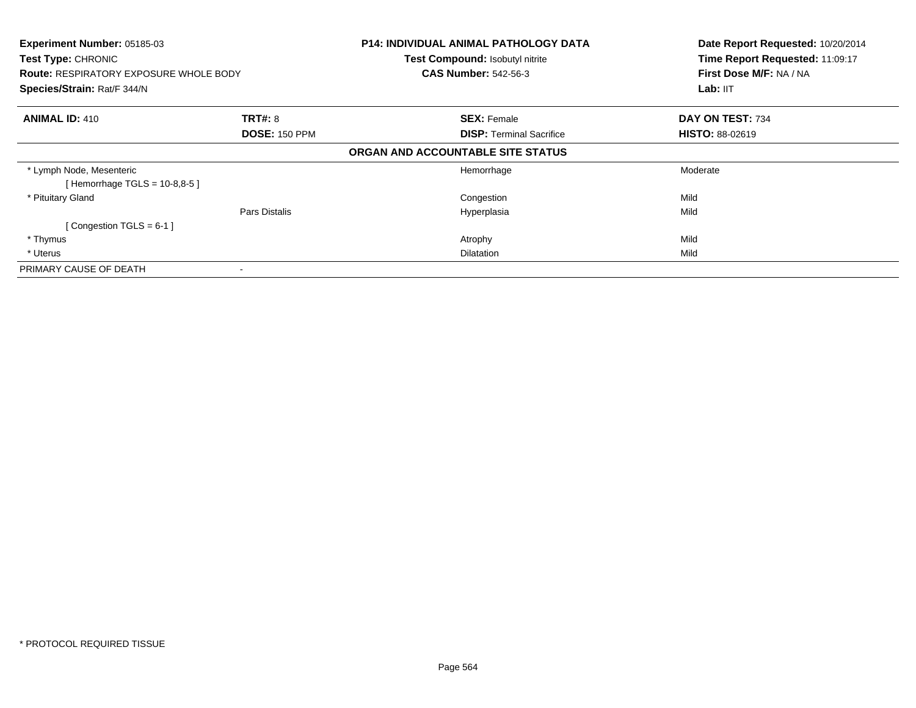**Experiment Number:** 05185-03
**Test Type:** CHRONIC
**Route:** RESPIRATORY EXPOSURE WHOLE BODY
**Species/Strain:** Rat/F 344/N

**P14: INDIVIDUAL ANIMAL PATHOLOGY DATA**
**Test Compound:** Isobutyl nitrite
**CAS Number:** 542-56-3

**Date Report Requested:** 10/20/2014
**Time Report Requested:** 11:09:17
**First Dose M/F:** NA / NA
**Lab:** IIT

| **ANIMAL ID:** 410 | **TRT#:** 8 | **SEX:** Female | **DAY ON TEST:** 734 |
|---|---|---|---|
| | **DOSE:** 150 PPM | **DISP:** Terminal Sacrifice | **HISTO:** 88-02619 |

**ORGAN AND ACCOUNTABLE SITE STATUS**

| | | | |
|---|---|---|---|
| * Lymph Node, Mesenteric | | Hemorrhage | Moderate |
| [ Hemorrhage TGLS = 10-8,8-5 ] | | | |
| * Pituitary Gland | | Congestion | Mild |
| | Pars Distalis | Hyperplasia | Mild |
| [ Congestion TGLS = 6-1 ] | | | |
| * Thymus | | Atrophy | Mild |
| * Uterus | | Dilatation | Mild |
| PRIMARY CAUSE OF DEATH | - | | |

\* PROTOCOL REQUIRED TISSUE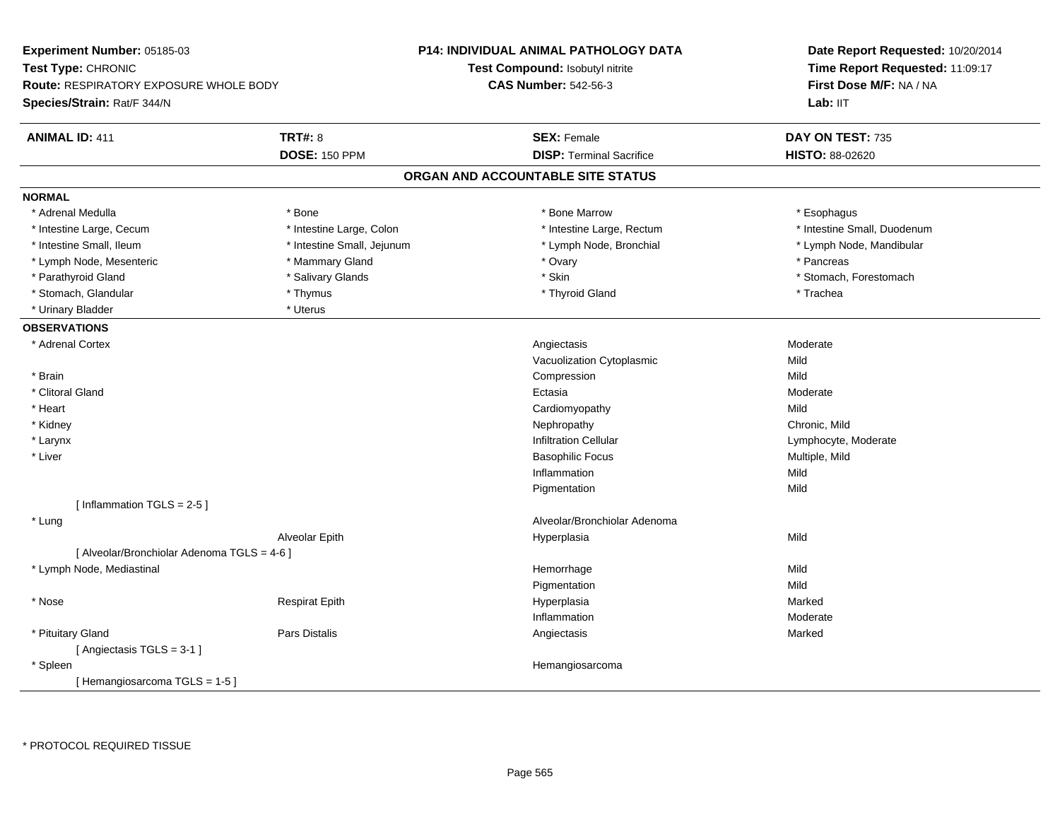**Experiment Number:** 05185-03
**Test Type:** CHRONIC
**Route:** RESPIRATORY EXPOSURE WHOLE BODY
**Species/Strain:** Rat/F 344/N

**P14: INDIVIDUAL ANIMAL PATHOLOGY DATA**
**Test Compound:** Isobutyl nitrite
**CAS Number:** 542-56-3

**Date Report Requested:** 10/20/2014
**Time Report Requested:** 11:09:17
**First Dose M/F:** NA / NA
**Lab:** IIT

| **ANIMAL ID:** 411 | **TRT#:** 8 | **SEX:** Female | **DAY ON TEST:** 735 |
|---|---|---|---|
| | **DOSE:** 150 PPM | **DISP:** Terminal Sacrifice | **HISTO:** 88-02620 |

## ORGAN AND ACCOUNTABLE SITE STATUS

**NORMAL**

| | | | |
|---|---|---|---|
| * Adrenal Medulla | * Bone | * Bone Marrow | * Esophagus |
| * Intestine Large, Cecum | * Intestine Large, Colon | * Intestine Large, Rectum | * Intestine Small, Duodenum |
| * Intestine Small, Ileum | * Intestine Small, Jejunum | * Lymph Node, Bronchial | * Lymph Node, Mandibular |
| * Lymph Node, Mesenteric | * Mammary Gland | * Ovary | * Pancreas |
| * Parathyroid Gland | * Salivary Glands | * Skin | * Stomach, Forestomach |
| * Stomach, Glandular | * Thymus | * Thyroid Gland | * Trachea |
| * Urinary Bladder | * Uterus | | |

**OBSERVATIONS**

| Organ | Site | Observation | Severity |
|---|---|---|---|
| * Adrenal Cortex | | Angiectasis | Moderate |
| | | Vacuolization Cytoplasmic | Mild |
| * Brain | | Compression | Mild |
| * Clitoral Gland | | Ectasia | Moderate |
| * Heart | | Cardiomyopathy | Mild |
| * Kidney | | Nephropathy | Chronic, Mild |
| * Larynx | | Infiltration Cellular | Lymphocyte, Moderate |
| * Liver | | Basophilic Focus | Multiple, Mild |
| | | Inflammation | Mild |
| | | Pigmentation | Mild |
| [ Inflammation TGLS = 2-5 ] | | | |
| * Lung | | Alveolar/Bronchiolar Adenoma | |
| | Alveolar Epith | Hyperplasia | Mild |
| [ Alveolar/Bronchiolar Adenoma TGLS = 4-6 ] | | | |
| * Lymph Node, Mediastinal | | Hemorrhage | Mild |
| | | Pigmentation | Mild |
| * Nose | Respirat Epith | Hyperplasia | Marked |
| | | Inflammation | Moderate |
| * Pituitary Gland | Pars Distalis | Angiectasis | Marked |
| [ Angiectasis TGLS = 3-1 ] | | | |
| * Spleen | | Hemangiosarcoma | |
| [ Hemangiosarcoma TGLS = 1-5 ] | | | |

* PROTOCOL REQUIRED TISSUE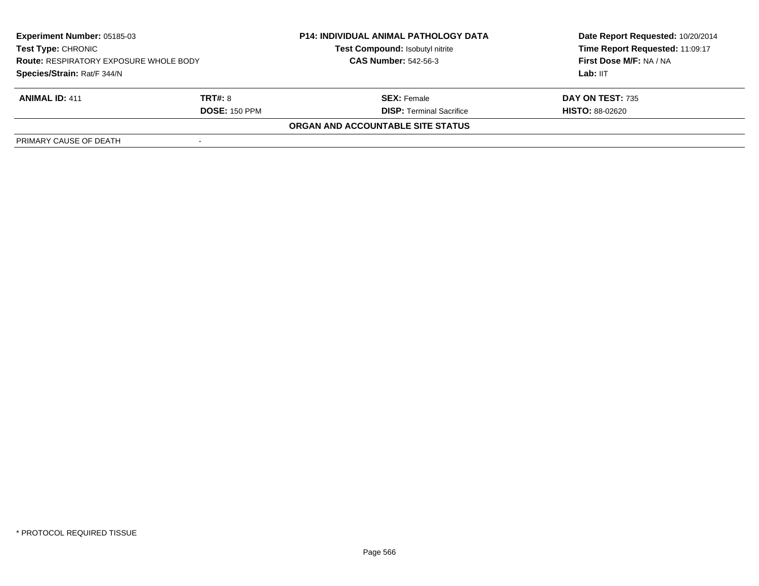| Experiment Number: 05185-03 | P14: INDIVIDUAL ANIMAL PATHOLOGY DATA | Date Report Requested: 10/20/2014 |
|---|---|---|
| Test Type: CHRONIC | Test Compound: Isobutyl nitrite | Time Report Requested: 11:09:17 |
| Route: RESPIRATORY EXPOSURE WHOLE BODY | CAS Number: 542-56-3 | First Dose M/F: NA / NA |
| Species/Strain: Rat/F 344/N | | Lab: IIT |

| ANIMAL ID: 411 | TRT#: 8 | SEX: Female | DAY ON TEST: 735 |
|---|---|---|---|
| | DOSE: 150 PPM | DISP: Terminal Sacrifice | HISTO: 88-02620 |

**ORGAN AND ACCOUNTABLE SITE STATUS**

| PRIMARY CAUSE OF DEATH | - |
|---|---|

\* PROTOCOL REQUIRED TISSUE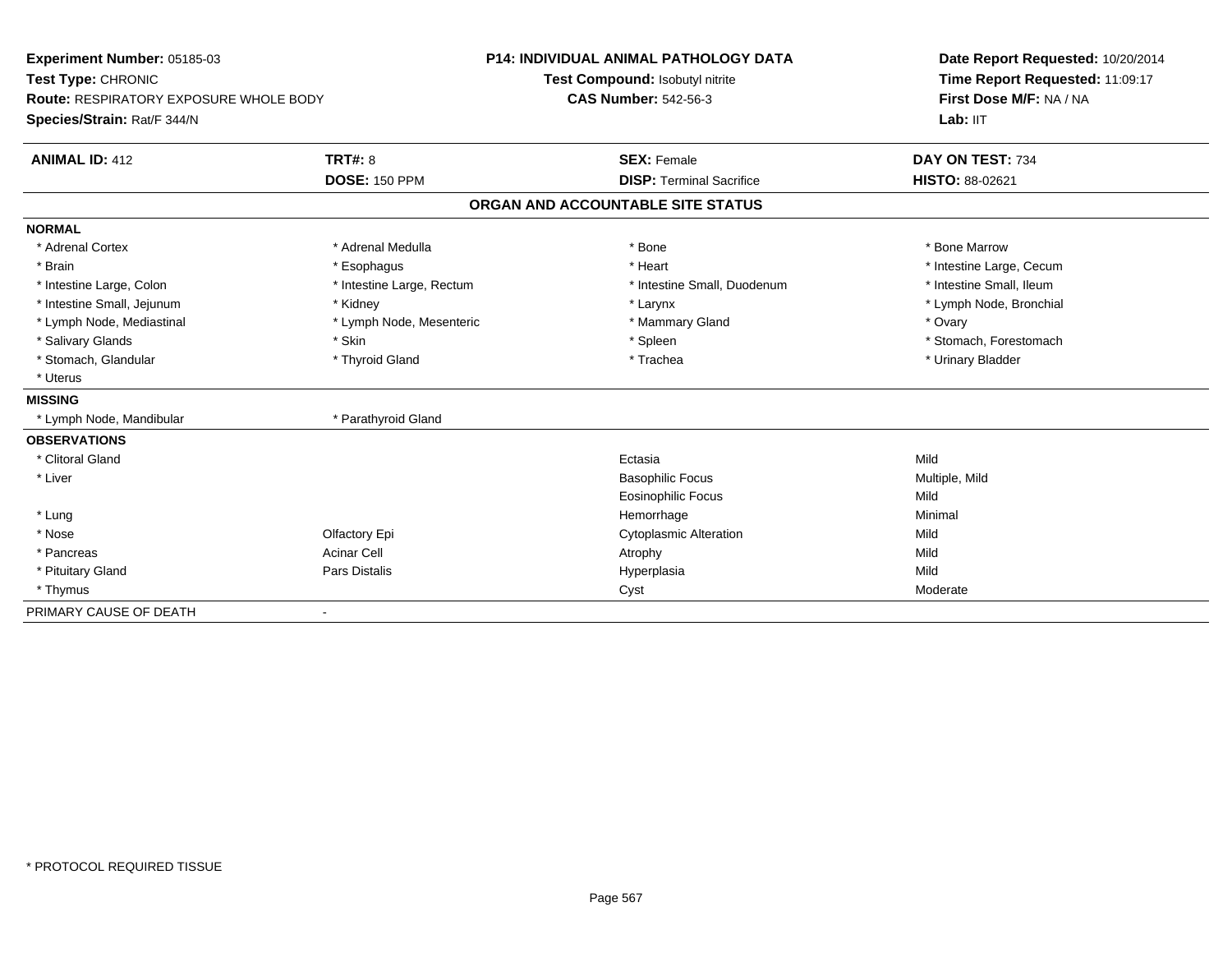**Experiment Number:** 05185-03
**Test Type:** CHRONIC
**Route:** RESPIRATORY EXPOSURE WHOLE BODY
**Species/Strain:** Rat/F 344/N

**P14: INDIVIDUAL ANIMAL PATHOLOGY DATA**
**Test Compound:** Isobutyl nitrite
**CAS Number:** 542-56-3

**Date Report Requested:** 10/20/2014
**Time Report Requested:** 11:09:17
**First Dose M/F:** NA / NA
**Lab:** IIT

| **ANIMAL ID:** 412 | **TRT#:** 8 | **SEX:** Female | **DAY ON TEST:** 734 |
|---|---|---|---|
| | **DOSE:** 150 PPM | **DISP:** Terminal Sacrifice | **HISTO:** 88-02621 |

## ORGAN AND ACCOUNTABLE SITE STATUS

| | | | |
|---|---|---|---|
| **NORMAL** | | | |
| * Adrenal Cortex | * Adrenal Medulla | * Bone | * Bone Marrow |
| * Brain | * Esophagus | * Heart | * Intestine Large, Cecum |
| * Intestine Large, Colon | * Intestine Large, Rectum | * Intestine Small, Duodenum | * Intestine Small, Ileum |
| * Intestine Small, Jejunum | * Kidney | * Larynx | * Lymph Node, Bronchial |
| * Lymph Node, Mediastinal | * Lymph Node, Mesenteric | * Mammary Gland | * Ovary |
| * Salivary Glands | * Skin | * Spleen | * Stomach, Forestomach |
| * Stomach, Glandular | * Thyroid Gland | * Trachea | * Urinary Bladder |
| * Uterus | | | |
| **MISSING** | | | |
| * Lymph Node, Mandibular | * Parathyroid Gland | | |
| **OBSERVATIONS** | | | |
| * Clitoral Gland | | Ectasia | Mild |
| * Liver | | Basophilic Focus | Multiple, Mild |
| | | Eosinophilic Focus | Mild |
| * Lung | | Hemorrhage | Minimal |
| * Nose | Olfactory Epi | Cytoplasmic Alteration | Mild |
| * Pancreas | Acinar Cell | Atrophy | Mild |
| * Pituitary Gland | Pars Distalis | Hyperplasia | Mild |
| * Thymus | | Cyst | Moderate |
| PRIMARY CAUSE OF DEATH | - | | |

* PROTOCOL REQUIRED TISSUE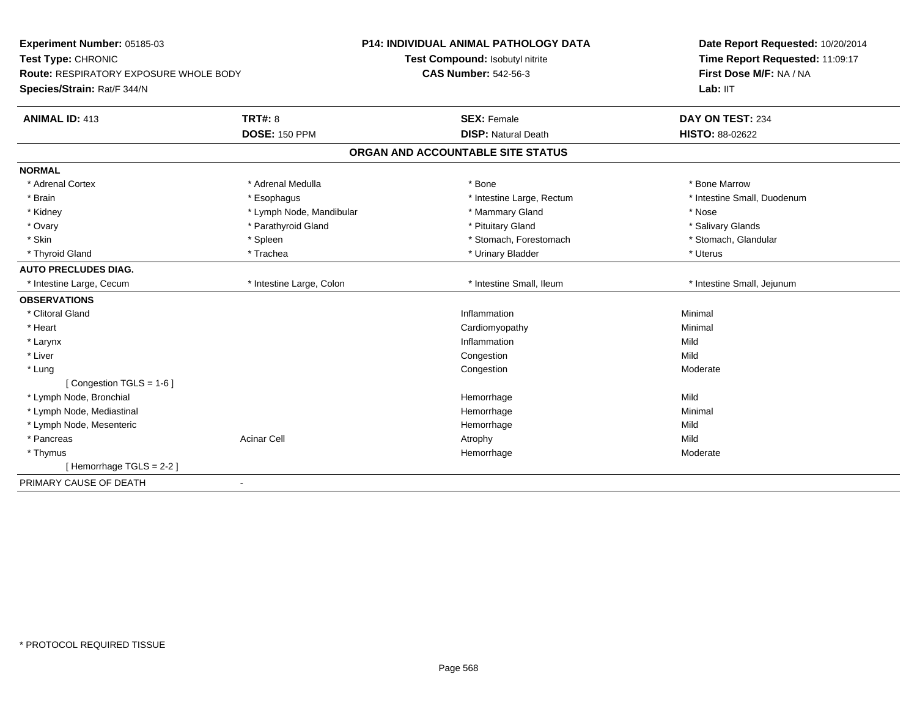**Experiment Number:** 05185-03
**Test Type:** CHRONIC
**Route:** RESPIRATORY EXPOSURE WHOLE BODY
**Species/Strain:** Rat/F 344/N

**P14: INDIVIDUAL ANIMAL PATHOLOGY DATA**
**Test Compound:** Isobutyl nitrite
**CAS Number:** 542-56-3

**Date Report Requested:** 10/20/2014
**Time Report Requested:** 11:09:17
**First Dose M/F:** NA / NA
**Lab:** IIT

| **ANIMAL ID:** 413 | **TRT#:** 8 | **SEX:** Female | **DAY ON TEST:** 234 |
|---|---|---|---|
| | **DOSE:** 150 PPM | **DISP:** Natural Death | **HISTO:** 88-02622 |

## ORGAN AND ACCOUNTABLE SITE STATUS

| | | | |
|---|---|---|---|
| **NORMAL** | | | |
| * Adrenal Cortex | * Adrenal Medulla | * Bone | * Bone Marrow |
| * Brain | * Esophagus | * Intestine Large, Rectum | * Intestine Small, Duodenum |
| * Kidney | * Lymph Node, Mandibular | * Mammary Gland | * Nose |
| * Ovary | * Parathyroid Gland | * Pituitary Gland | * Salivary Glands |
| * Skin | * Spleen | * Stomach, Forestomach | * Stomach, Glandular |
| * Thyroid Gland | * Trachea | * Urinary Bladder | * Uterus |
| **AUTO PRECLUDES DIAG.** | | | |
| * Intestine Large, Cecum | * Intestine Large, Colon | * Intestine Small, Ileum | * Intestine Small, Jejunum |
| **OBSERVATIONS** | | | |
| * Clitoral Gland | | Inflammation | Minimal |
| * Heart | | Cardiomyopathy | Minimal |
| * Larynx | | Inflammation | Mild |
| * Liver | | Congestion | Mild |
| * Lung | | Congestion | Moderate |
| [ Congestion TGLS = 1-6 ] | | | |
| * Lymph Node, Bronchial | | Hemorrhage | Mild |
| * Lymph Node, Mediastinal | | Hemorrhage | Minimal |
| * Lymph Node, Mesenteric | | Hemorrhage | Mild |
| * Pancreas | Acinar Cell | Atrophy | Mild |
| * Thymus | | Hemorrhage | Moderate |
| [ Hemorrhage TGLS = 2-2 ] | | | |
| PRIMARY CAUSE OF DEATH | - | | |

* PROTOCOL REQUIRED TISSUE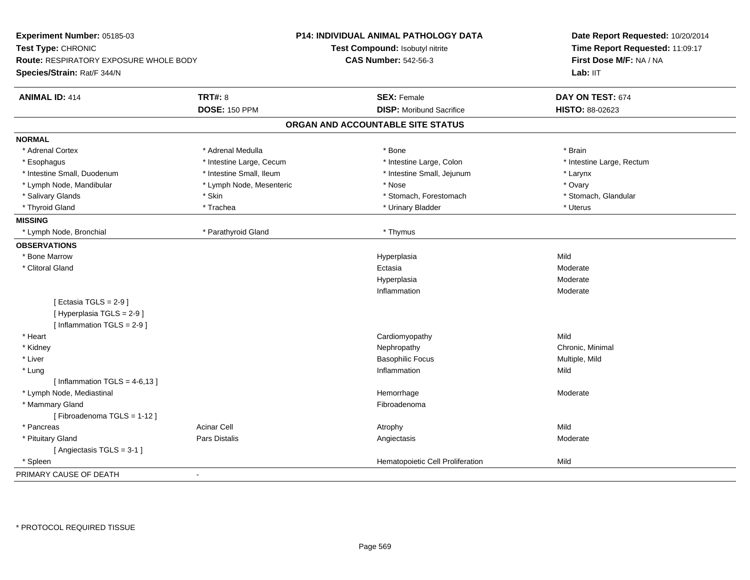**Experiment Number:** 05185-03
**Test Type:** CHRONIC
**Route:** RESPIRATORY EXPOSURE WHOLE BODY
**Species/Strain:** Rat/F 344/N

**P14: INDIVIDUAL ANIMAL PATHOLOGY DATA**
**Test Compound:** Isobutyl nitrite
**CAS Number:** 542-56-3

**Date Report Requested:** 10/20/2014
**Time Report Requested:** 11:09:17
**First Dose M/F:** NA / NA
**Lab:** IIT

| **ANIMAL ID:** 414 | **TRT#:** 8 | **SEX:** Female | **DAY ON TEST:** 674 |
|---|---|---|---|
| | **DOSE:** 150 PPM | **DISP:** Moribund Sacrifice | **HISTO:** 88-02623 |

## ORGAN AND ACCOUNTABLE SITE STATUS

| | | | |
|---|---|---|---|
| **NORMAL** | | | |
| * Adrenal Cortex | * Adrenal Medulla | * Bone | * Brain |
| * Esophagus | * Intestine Large, Cecum | * Intestine Large, Colon | * Intestine Large, Rectum |
| * Intestine Small, Duodenum | * Intestine Small, Ileum | * Intestine Small, Jejunum | * Larynx |
| * Lymph Node, Mandibular | * Lymph Node, Mesenteric | * Nose | * Ovary |
| * Salivary Glands | * Skin | * Stomach, Forestomach | * Stomach, Glandular |
| * Thyroid Gland | * Trachea | * Urinary Bladder | * Uterus |
| **MISSING** | | | |
| * Lymph Node, Bronchial | * Parathyroid Gland | * Thymus | |
| **OBSERVATIONS** | | | |
| * Bone Marrow | | Hyperplasia | Mild |
| * Clitoral Gland | | Ectasia | Moderate |
| | | Hyperplasia | Moderate |
| | | Inflammation | Moderate |
| [ Ectasia TGLS = 2-9 ] | | | |
| [ Hyperplasia TGLS = 2-9 ] | | | |
| [ Inflammation TGLS = 2-9 ] | | | |
| * Heart | | Cardiomyopathy | Mild |
| * Kidney | | Nephropathy | Chronic, Minimal |
| * Liver | | Basophilic Focus | Multiple, Mild |
| * Lung | | Inflammation | Mild |
| [ Inflammation TGLS = 4-6,13 ] | | | |
| * Lymph Node, Mediastinal | | Hemorrhage | Moderate |
| * Mammary Gland | | Fibroadenoma | |
| [ Fibroadenoma TGLS = 1-12 ] | | | |
| * Pancreas | Acinar Cell | Atrophy | Mild |
| * Pituitary Gland | Pars Distalis | Angiectasis | Moderate |
| [ Angiectasis TGLS = 3-1 ] | | | |
| * Spleen | | Hematopoietic Cell Proliferation | Mild |
| PRIMARY CAUSE OF DEATH | - | | |

\* PROTOCOL REQUIRED TISSUE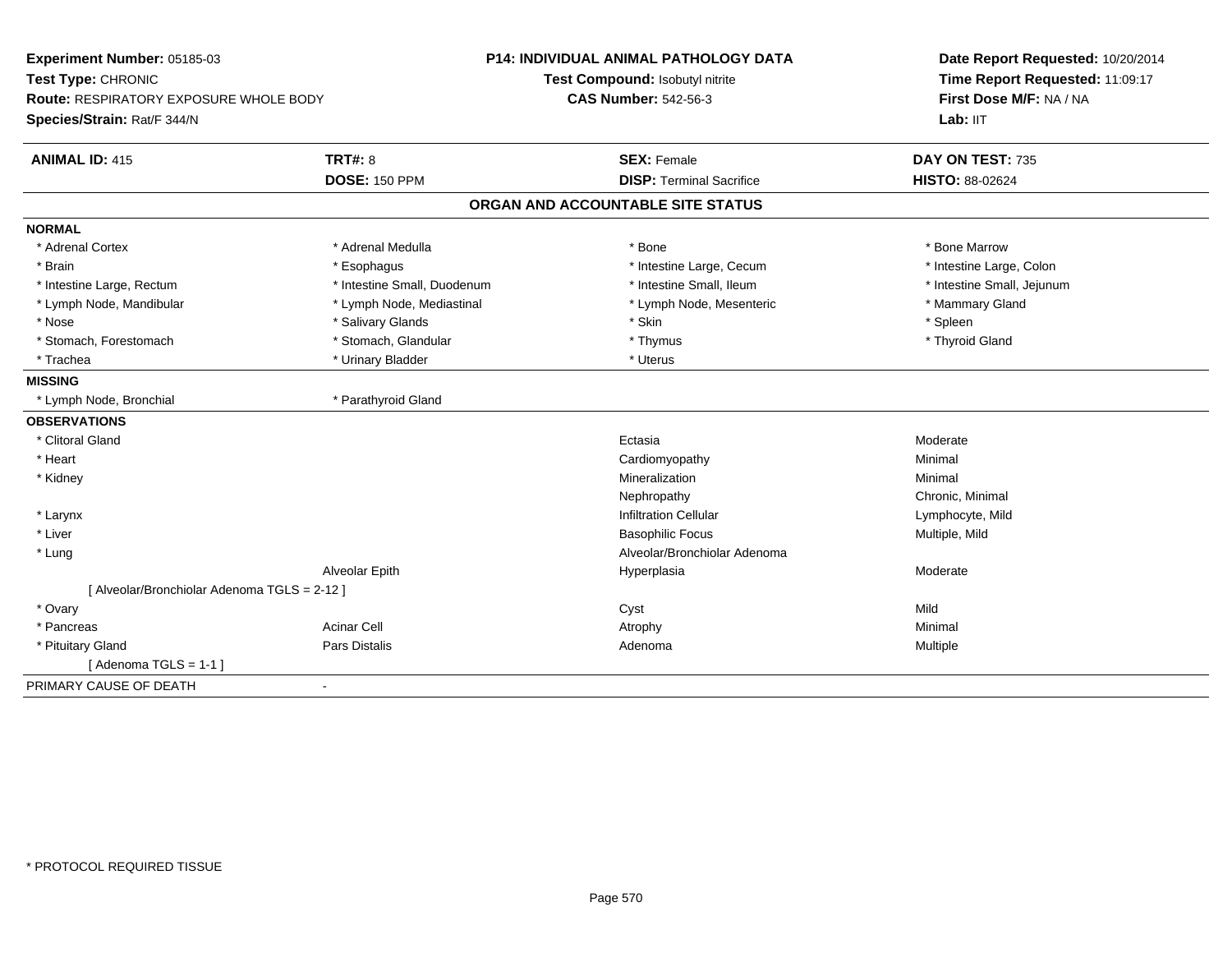**Experiment Number:** 05185-03
**Test Type:** CHRONIC
**Route:** RESPIRATORY EXPOSURE WHOLE BODY
**Species/Strain:** Rat/F 344/N

**P14: INDIVIDUAL ANIMAL PATHOLOGY DATA**
**Test Compound:** Isobutyl nitrite
**CAS Number:** 542-56-3

**Date Report Requested:** 10/20/2014
**Time Report Requested:** 11:09:17
**First Dose M/F:** NA / NA
**Lab:** IIT

| **ANIMAL ID:** 415 | **TRT#:** 8 | **SEX:** Female | **DAY ON TEST:** 735 |
|---|---|---|---|
| | **DOSE:** 150 PPM | **DISP:** Terminal Sacrifice | **HISTO:** 88-02624 |

## ORGAN AND ACCOUNTABLE SITE STATUS

| | | | |
|---|---|---|---|
| **NORMAL** | | | |
| * Adrenal Cortex | * Adrenal Medulla | * Bone | * Bone Marrow |
| * Brain | * Esophagus | * Intestine Large, Cecum | * Intestine Large, Colon |
| * Intestine Large, Rectum | * Intestine Small, Duodenum | * Intestine Small, Ileum | * Intestine Small, Jejunum |
| * Lymph Node, Mandibular | * Lymph Node, Mediastinal | * Lymph Node, Mesenteric | * Mammary Gland |
| * Nose | * Salivary Glands | * Skin | * Spleen |
| * Stomach, Forestomach | * Stomach, Glandular | * Thymus | * Thyroid Gland |
| * Trachea | * Urinary Bladder | * Uterus | |
| **MISSING** | | | |
| * Lymph Node, Bronchial | * Parathyroid Gland | | |
| **OBSERVATIONS** | | | |
| * Clitoral Gland | | Ectasia | Moderate |
| * Heart | | Cardiomyopathy | Minimal |
| * Kidney | | Mineralization | Minimal |
| | | Nephropathy | Chronic, Minimal |
| * Larynx | | Infiltration Cellular | Lymphocyte, Mild |
| * Liver | | Basophilic Focus | Multiple, Mild |
| * Lung | | Alveolar/Bronchiolar Adenoma | |
| | Alveolar Epith | Hyperplasia | Moderate |
| [ Alveolar/Bronchiolar Adenoma TGLS = 2-12 ] | | | |
| * Ovary | | Cyst | Mild |
| * Pancreas | Acinar Cell | Atrophy | Minimal |
| * Pituitary Gland | Pars Distalis | Adenoma | Multiple |
| [ Adenoma TGLS = 1-1 ] | | | |
| PRIMARY CAUSE OF DEATH | - | | |

* PROTOCOL REQUIRED TISSUE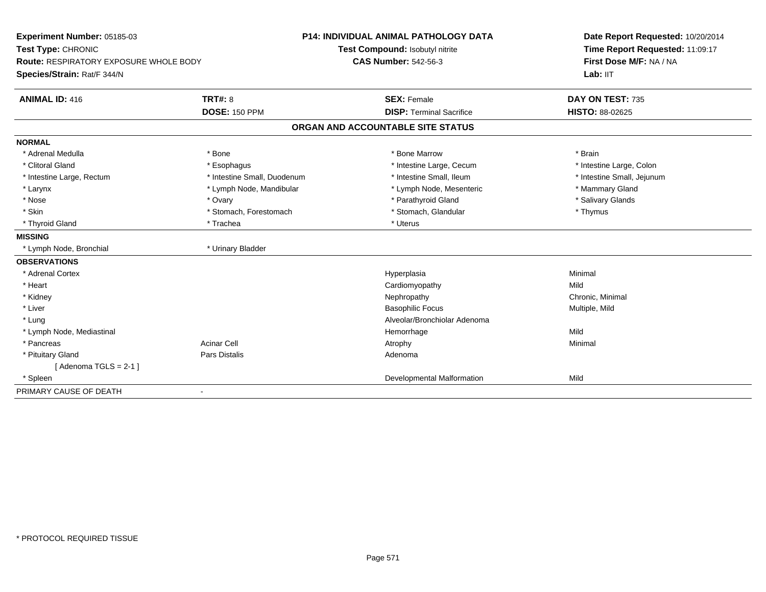**Experiment Number:** 05185-03
**Test Type:** CHRONIC
**Route:** RESPIRATORY EXPOSURE WHOLE BODY
**Species/Strain:** Rat/F 344/N

**P14: INDIVIDUAL ANIMAL PATHOLOGY DATA**
**Test Compound:** Isobutyl nitrite
**CAS Number:** 542-56-3

**Date Report Requested:** 10/20/2014
**Time Report Requested:** 11:09:17
**First Dose M/F:** NA / NA
**Lab:** IIT

| **ANIMAL ID:** 416 | **TRT#:** 8 | **SEX:** Female | **DAY ON TEST:** 735 |
|---|---|---|---|
| | **DOSE:** 150 PPM | **DISP:** Terminal Sacrifice | **HISTO:** 88-02625 |

## ORGAN AND ACCOUNTABLE SITE STATUS

**NORMAL**

| | | | |
|---|---|---|---|
| * Adrenal Medulla | * Bone | * Bone Marrow | * Brain |
| * Clitoral Gland | * Esophagus | * Intestine Large, Cecum | * Intestine Large, Colon |
| * Intestine Large, Rectum | * Intestine Small, Duodenum | * Intestine Small, Ileum | * Intestine Small, Jejunum |
| * Larynx | * Lymph Node, Mandibular | * Lymph Node, Mesenteric | * Mammary Gland |
| * Nose | * Ovary | * Parathyroid Gland | * Salivary Glands |
| * Skin | * Stomach, Forestomach | * Stomach, Glandular | * Thymus |
| * Thyroid Gland | * Trachea | * Uterus | |

**MISSING**

| | |
|---|---|
| * Lymph Node, Bronchial | * Urinary Bladder |

**OBSERVATIONS**

| | | | |
|---|---|---|---|
| * Adrenal Cortex | | Hyperplasia | Minimal |
| * Heart | | Cardiomyopathy | Mild |
| * Kidney | | Nephropathy | Chronic, Minimal |
| * Liver | | Basophilic Focus | Multiple, Mild |
| * Lung | | Alveolar/Bronchiolar Adenoma | |
| * Lymph Node, Mediastinal | | Hemorrhage | Mild |
| * Pancreas | Acinar Cell | Atrophy | Minimal |
| * Pituitary Gland | Pars Distalis | Adenoma | |
| [ Adenoma TGLS = 2-1 ] | | | |
| * Spleen | | Developmental Malformation | Mild |

PRIMARY CAUSE OF DEATH -

* PROTOCOL REQUIRED TISSUE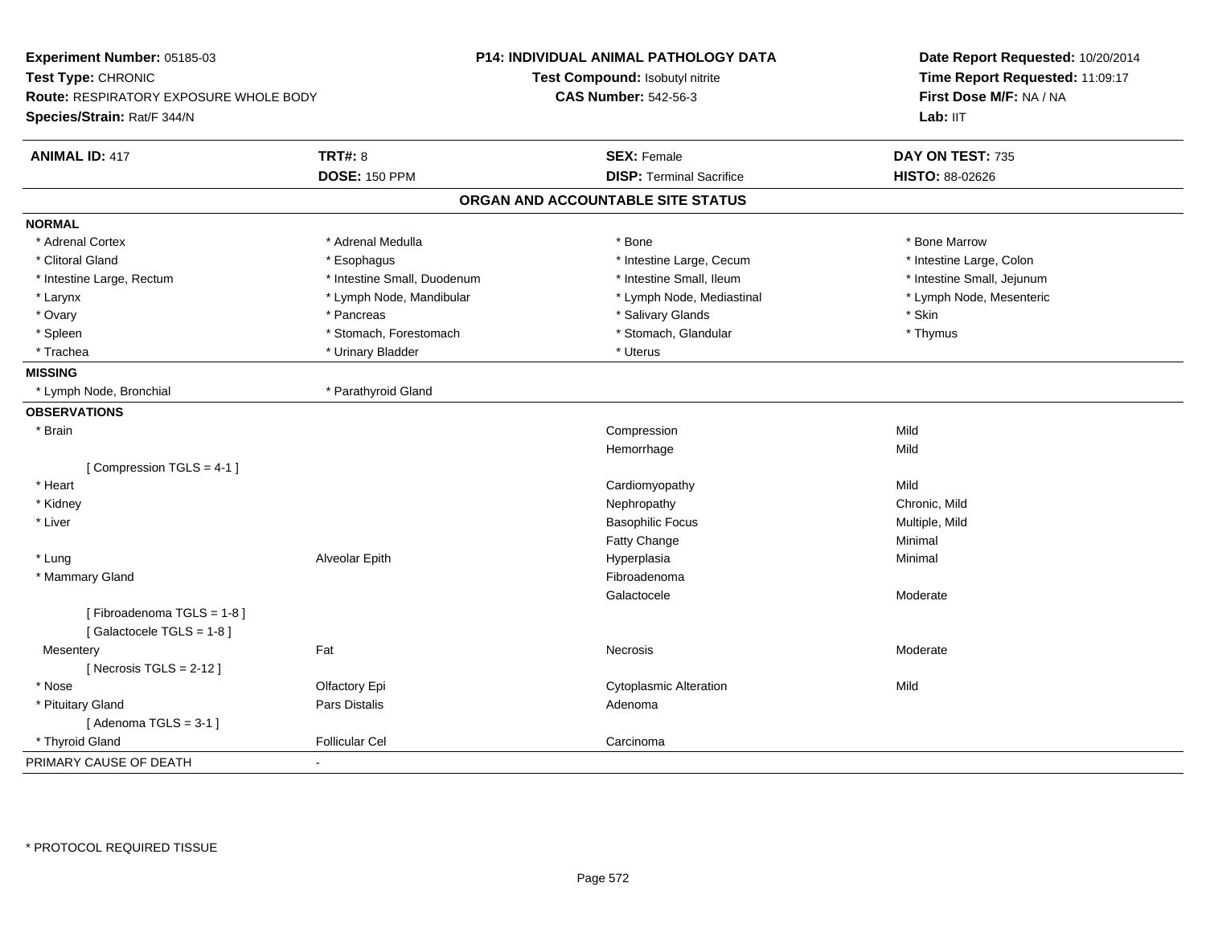**Experiment Number:** 05185-03
**Test Type:** CHRONIC
**Route:** RESPIRATORY EXPOSURE WHOLE BODY
**Species/Strain:** Rat/F 344/N

**P14: INDIVIDUAL ANIMAL PATHOLOGY DATA**
**Test Compound:** Isobutyl nitrite
**CAS Number:** 542-56-3

**Date Report Requested:** 10/20/2014
**Time Report Requested:** 11:09:17
**First Dose M/F:** NA / NA
**Lab:** IIT

| **ANIMAL ID:** 417 | **TRT#:** 8 | **SEX:** Female | **DAY ON TEST:** 735 |
|---|---|---|---|
| | **DOSE:** 150 PPM | **DISP:** Terminal Sacrifice | **HISTO:** 88-02626 |

## ORGAN AND ACCOUNTABLE SITE STATUS

**NORMAL**

| | | | |
|---|---|---|---|
| * Adrenal Cortex | * Adrenal Medulla | * Bone | * Bone Marrow |
| * Clitoral Gland | * Esophagus | * Intestine Large, Cecum | * Intestine Large, Colon |
| * Intestine Large, Rectum | * Intestine Small, Duodenum | * Intestine Small, Ileum | * Intestine Small, Jejunum |
| * Larynx | * Lymph Node, Mandibular | * Lymph Node, Mediastinal | * Lymph Node, Mesenteric |
| * Ovary | * Pancreas | * Salivary Glands | * Skin |
| * Spleen | * Stomach, Forestomach | * Stomach, Glandular | * Thymus |
| * Trachea | * Urinary Bladder | * Uterus | |

**MISSING**

| | |
|---|---|
| * Lymph Node, Bronchial | * Parathyroid Gland |

**OBSERVATIONS**

| | | | |
|---|---|---|---|
| * Brain | | Compression | Mild |
| | | Hemorrhage | Mild |
| [ Compression TGLS = 4-1 ] | | | |
| * Heart | | Cardiomyopathy | Mild |
| * Kidney | | Nephropathy | Chronic, Mild |
| * Liver | | Basophilic Focus | Multiple, Mild |
| | | Fatty Change | Minimal |
| * Lung | Alveolar Epith | Hyperplasia | Minimal |
| * Mammary Gland | | Fibroadenoma | |
| | | Galactocele | Moderate |
| [ Fibroadenoma TGLS = 1-8 ] | | | |
| [ Galactocele TGLS = 1-8 ] | | | |
| Mesentery | Fat | Necrosis | Moderate |
| [ Necrosis TGLS = 2-12 ] | | | |
| * Nose | Olfactory Epi | Cytoplasmic Alteration | Mild |
| * Pituitary Gland | Pars Distalis | Adenoma | |
| [ Adenoma TGLS = 3-1 ] | | | |
| * Thyroid Gland | Follicular Cel | Carcinoma | |

PRIMARY CAUSE OF DEATH -

\* PROTOCOL REQUIRED TISSUE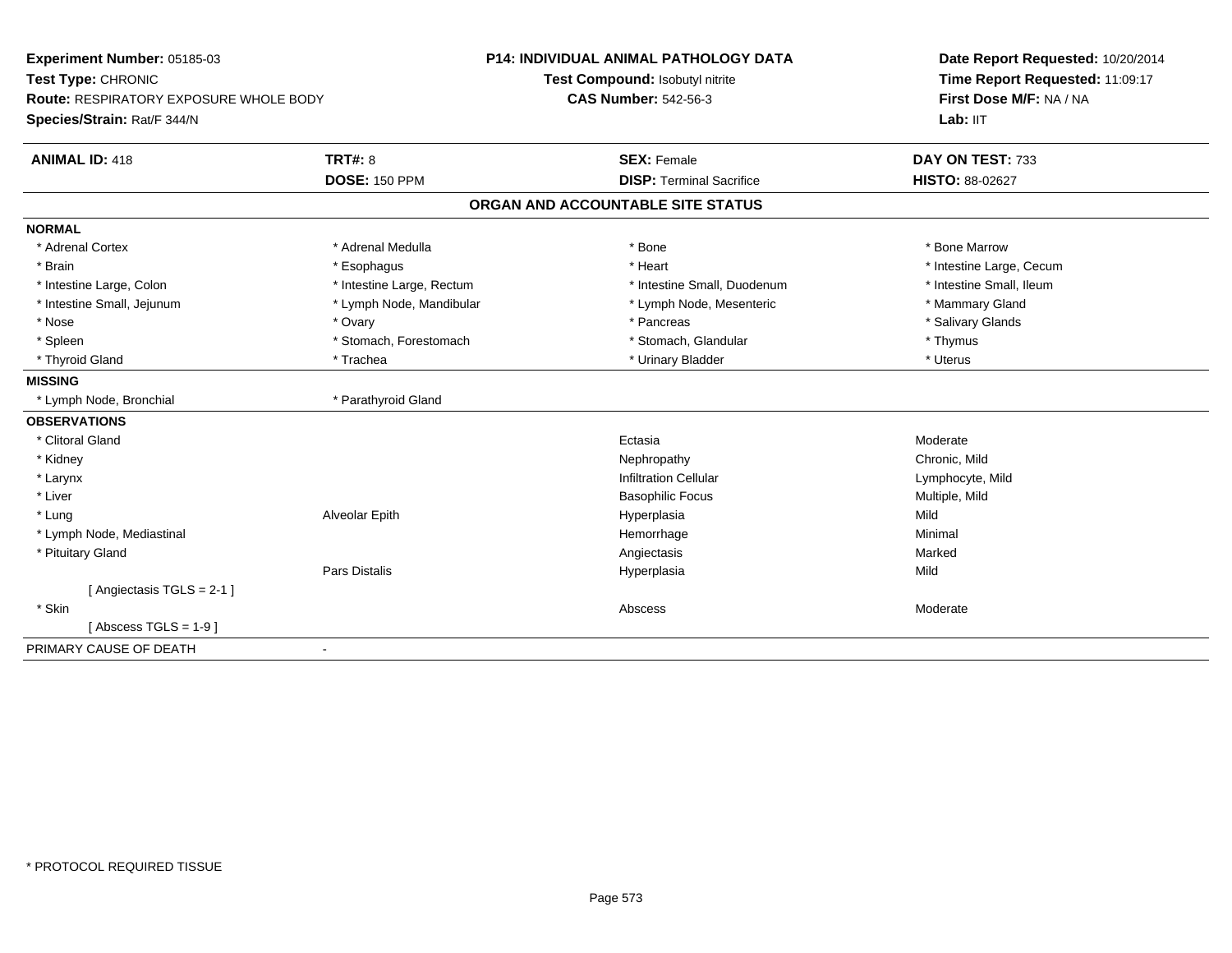**Experiment Number:** 05185-03
**Test Type:** CHRONIC
**Route:** RESPIRATORY EXPOSURE WHOLE BODY
**Species/Strain:** Rat/F 344/N

**P14: INDIVIDUAL ANIMAL PATHOLOGY DATA**
**Test Compound:** Isobutyl nitrite
**CAS Number:** 542-56-3

**Date Report Requested:** 10/20/2014
**Time Report Requested:** 11:09:17
**First Dose M/F:** NA / NA
**Lab:** IIT

| **ANIMAL ID:** 418 | **TRT#:** 8 | **SEX:** Female | **DAY ON TEST:** 733 |
|---|---|---|---|
| | **DOSE:** 150 PPM | **DISP:** Terminal Sacrifice | **HISTO:** 88-02627 |

## ORGAN AND ACCOUNTABLE SITE STATUS

| | | | |
|---|---|---|---|
| **NORMAL** | | | |
| * Adrenal Cortex | * Adrenal Medulla | * Bone | * Bone Marrow |
| * Brain | * Esophagus | * Heart | * Intestine Large, Cecum |
| * Intestine Large, Colon | * Intestine Large, Rectum | * Intestine Small, Duodenum | * Intestine Small, Ileum |
| * Intestine Small, Jejunum | * Lymph Node, Mandibular | * Lymph Node, Mesenteric | * Mammary Gland |
| * Nose | * Ovary | * Pancreas | * Salivary Glands |
| * Spleen | * Stomach, Forestomach | * Stomach, Glandular | * Thymus |
| * Thyroid Gland | * Trachea | * Urinary Bladder | * Uterus |
| **MISSING** | | | |
| * Lymph Node, Bronchial | * Parathyroid Gland | | |
| **OBSERVATIONS** | | | |
| * Clitoral Gland | | Ectasia | Moderate |
| * Kidney | | Nephropathy | Chronic, Mild |
| * Larynx | | Infiltration Cellular | Lymphocyte, Mild |
| * Liver | | Basophilic Focus | Multiple, Mild |
| * Lung | Alveolar Epith | Hyperplasia | Mild |
| * Lymph Node, Mediastinal | | Hemorrhage | Minimal |
| * Pituitary Gland | | Angiectasis | Marked |
| | Pars Distalis | Hyperplasia | Mild |
| [ Angiectasis TGLS = 2-1 ] | | | |
| * Skin | | Abscess | Moderate |
| [ Abscess TGLS = 1-9 ] | | | |
| PRIMARY CAUSE OF DEATH | - | | |

* PROTOCOL REQUIRED TISSUE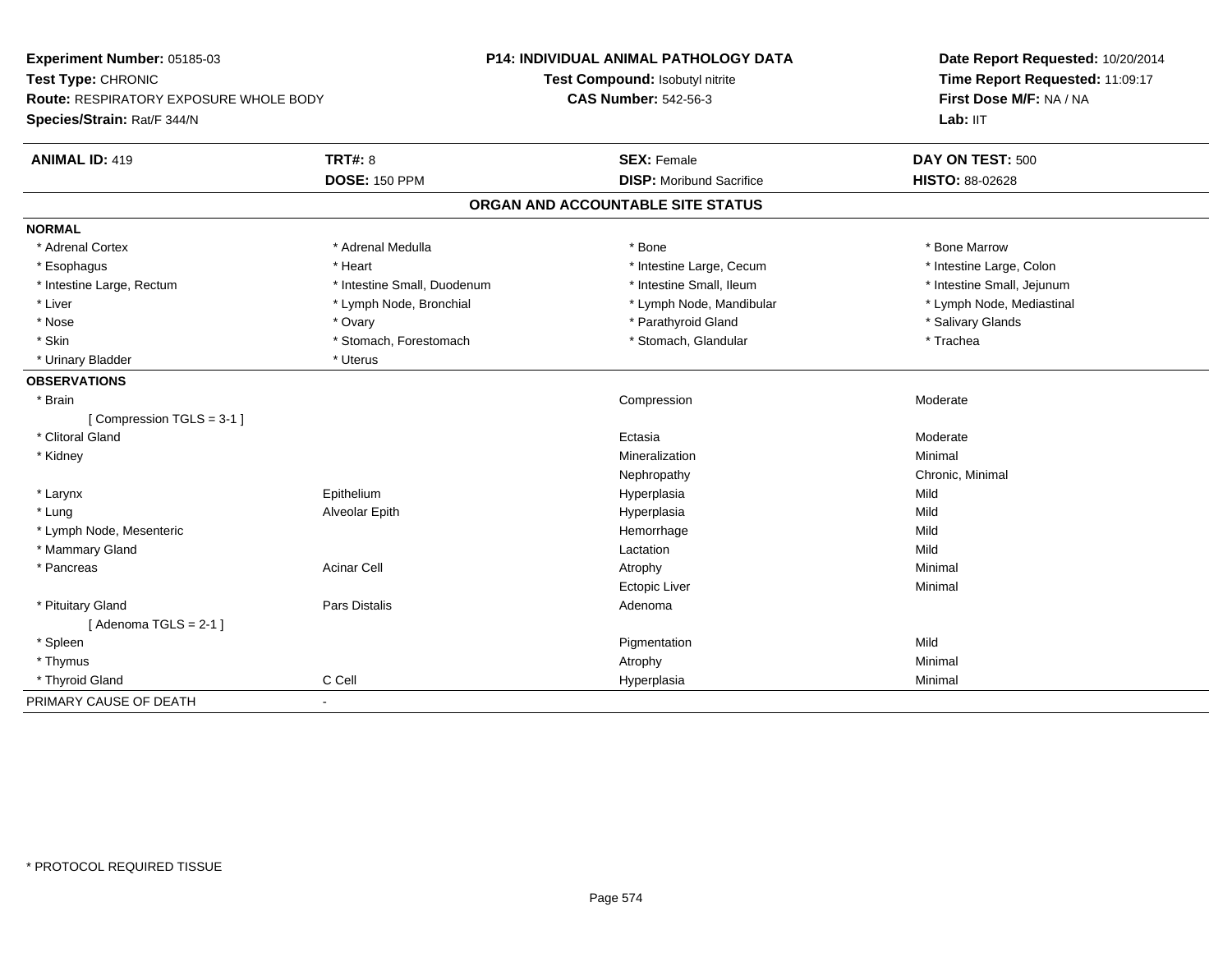**Experiment Number:** 05185-03
**Test Type:** CHRONIC
**Route:** RESPIRATORY EXPOSURE WHOLE BODY
**Species/Strain:** Rat/F 344/N

**P14: INDIVIDUAL ANIMAL PATHOLOGY DATA**
**Test Compound:** Isobutyl nitrite
**CAS Number:** 542-56-3

**Date Report Requested:** 10/20/2014
**Time Report Requested:** 11:09:17
**First Dose M/F:** NA / NA
**Lab:** IIT

| **ANIMAL ID:** 419 | **TRT#:** 8 | **SEX:** Female | **DAY ON TEST:** 500 |
|---|---|---|---|
| | **DOSE:** 150 PPM | **DISP:** Moribund Sacrifice | **HISTO:** 88-02628 |

## ORGAN AND ACCOUNTABLE SITE STATUS

**NORMAL**

| | | | |
|---|---|---|---|
| * Adrenal Cortex | * Adrenal Medulla | * Bone | * Bone Marrow |
| * Esophagus | * Heart | * Intestine Large, Cecum | * Intestine Large, Colon |
| * Intestine Large, Rectum | * Intestine Small, Duodenum | * Intestine Small, Ileum | * Intestine Small, Jejunum |
| * Liver | * Lymph Node, Bronchial | * Lymph Node, Mandibular | * Lymph Node, Mediastinal |
| * Nose | * Ovary | * Parathyroid Gland | * Salivary Glands |
| * Skin | * Stomach, Forestomach | * Stomach, Glandular | * Trachea |
| * Urinary Bladder | * Uterus | | |

**OBSERVATIONS**

| | | | |
|---|---|---|---|
| * Brain | | Compression | Moderate |
| [ Compression TGLS = 3-1 ] | | | |
| * Clitoral Gland | | Ectasia | Moderate |
| * Kidney | | Mineralization | Minimal |
| | | Nephropathy | Chronic, Minimal |
| * Larynx | Epithelium | Hyperplasia | Mild |
| * Lung | Alveolar Epith | Hyperplasia | Mild |
| * Lymph Node, Mesenteric | | Hemorrhage | Mild |
| * Mammary Gland | | Lactation | Mild |
| * Pancreas | Acinar Cell | Atrophy | Minimal |
| | | Ectopic Liver | Minimal |
| * Pituitary Gland | Pars Distalis | Adenoma | |
| [ Adenoma TGLS = 2-1 ] | | | |
| * Spleen | | Pigmentation | Mild |
| * Thymus | | Atrophy | Minimal |
| * Thyroid Gland | C Cell | Hyperplasia | Minimal |

PRIMARY CAUSE OF DEATH -

* PROTOCOL REQUIRED TISSUE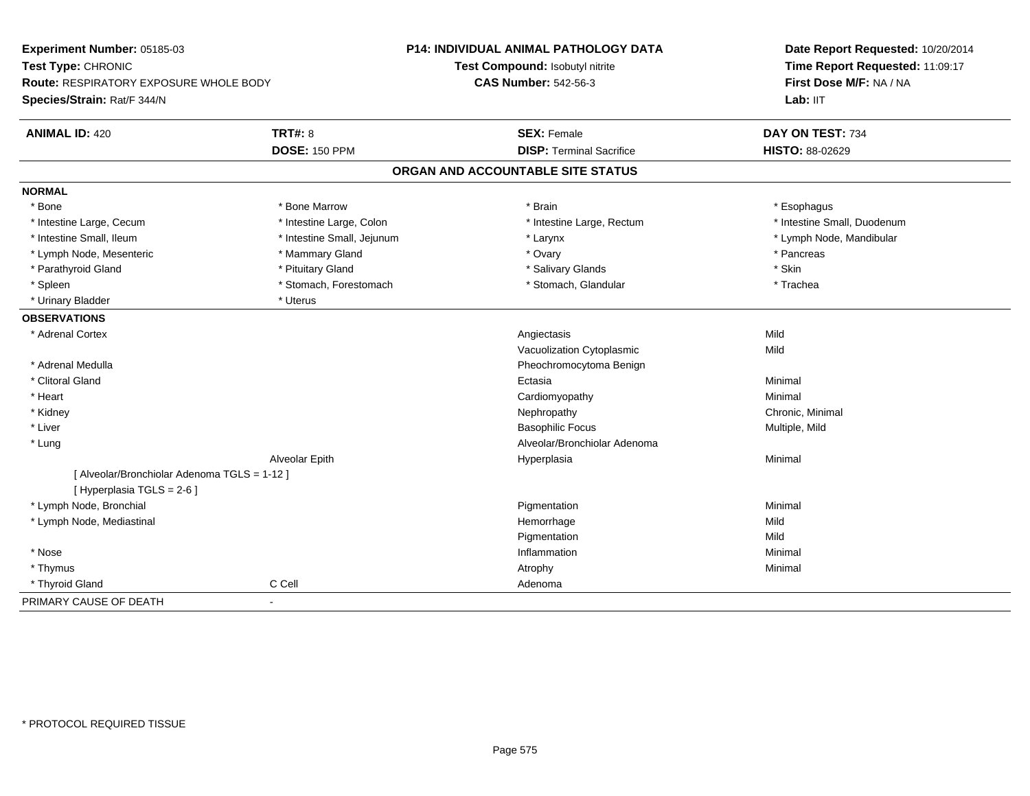**Experiment Number:** 05185-03
**Test Type:** CHRONIC
**Route:** RESPIRATORY EXPOSURE WHOLE BODY
**Species/Strain:** Rat/F 344/N

**P14: INDIVIDUAL ANIMAL PATHOLOGY DATA**
**Test Compound:** Isobutyl nitrite
**CAS Number:** 542-56-3

**Date Report Requested:** 10/20/2014
**Time Report Requested:** 11:09:17
**First Dose M/F:** NA / NA
**Lab:** IIT

| **ANIMAL ID:** 420 | **TRT#:** 8 | **SEX:** Female | **DAY ON TEST:** 734 |
|---|---|---|---|
| | **DOSE:** 150 PPM | **DISP:** Terminal Sacrifice | **HISTO:** 88-02629 |

## ORGAN AND ACCOUNTABLE SITE STATUS

**NORMAL**

| | | | |
|---|---|---|---|
| * Bone | * Bone Marrow | * Brain | * Esophagus |
| * Intestine Large, Cecum | * Intestine Large, Colon | * Intestine Large, Rectum | * Intestine Small, Duodenum |
| * Intestine Small, Ileum | * Intestine Small, Jejunum | * Larynx | * Lymph Node, Mandibular |
| * Lymph Node, Mesenteric | * Mammary Gland | * Ovary | * Pancreas |
| * Parathyroid Gland | * Pituitary Gland | * Salivary Glands | * Skin |
| * Spleen | * Stomach, Forestomach | * Stomach, Glandular | * Trachea |
| * Urinary Bladder | * Uterus | | |

**OBSERVATIONS**

| | | | |
|---|---|---|---|
| * Adrenal Cortex | | Angiectasis | Mild |
| | | Vacuolization Cytoplasmic | Mild |
| * Adrenal Medulla | | Pheochromocytoma Benign | |
| * Clitoral Gland | | Ectasia | Minimal |
| * Heart | | Cardiomyopathy | Minimal |
| * Kidney | | Nephropathy | Chronic, Minimal |
| * Liver | | Basophilic Focus | Multiple, Mild |
| * Lung | | Alveolar/Bronchiolar Adenoma | |
| | Alveolar Epith | Hyperplasia | Minimal |
| [ Alveolar/Bronchiolar Adenoma TGLS = 1-12 ] | | | |
| [ Hyperplasia TGLS = 2-6 ] | | | |
| * Lymph Node, Bronchial | | Pigmentation | Minimal |
| * Lymph Node, Mediastinal | | Hemorrhage | Mild |
| | | Pigmentation | Mild |
| * Nose | | Inflammation | Minimal |
| * Thymus | | Atrophy | Minimal |
| * Thyroid Gland | C Cell | Adenoma | |

PRIMARY CAUSE OF DEATH -

* PROTOCOL REQUIRED TISSUE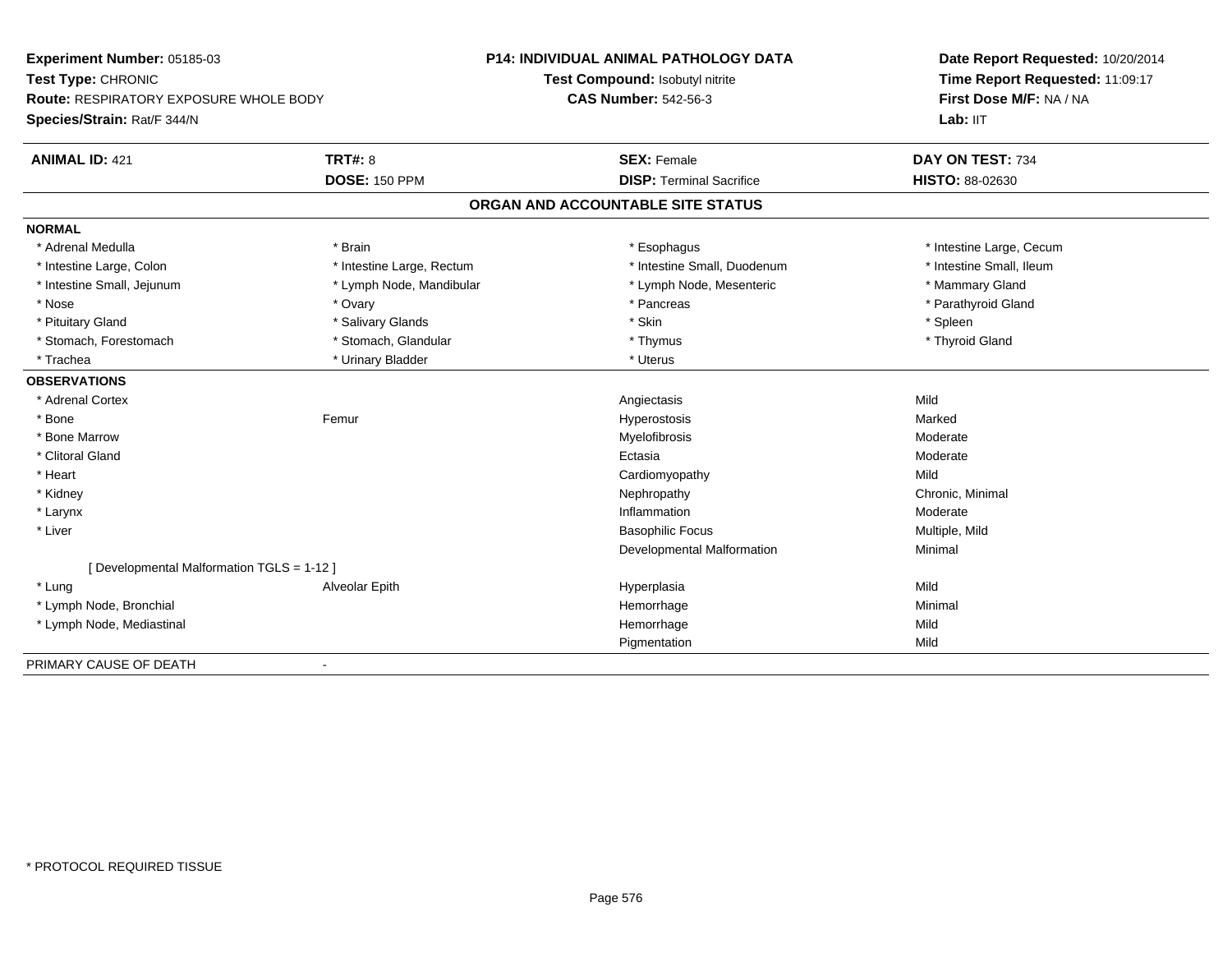**Experiment Number:** 05185-03
**Test Type:** CHRONIC
**Route:** RESPIRATORY EXPOSURE WHOLE BODY
**Species/Strain:** Rat/F 344/N

**P14: INDIVIDUAL ANIMAL PATHOLOGY DATA**
**Test Compound:** Isobutyl nitrite
**CAS Number:** 542-56-3

**Date Report Requested:** 10/20/2014
**Time Report Requested:** 11:09:17
**First Dose M/F:** NA / NA
**Lab:** IIT

| **ANIMAL ID:** 421 | **TRT#:** 8 | **SEX:** Female | **DAY ON TEST:** 734 |
|---|---|---|---|
| | **DOSE:** 150 PPM | **DISP:** Terminal Sacrifice | **HISTO:** 88-02630 |

## ORGAN AND ACCOUNTABLE SITE STATUS

**NORMAL**

| | | | |
|---|---|---|---|
| * Adrenal Medulla | * Brain | * Esophagus | * Intestine Large, Cecum |
| * Intestine Large, Colon | * Intestine Large, Rectum | * Intestine Small, Duodenum | * Intestine Small, Ileum |
| * Intestine Small, Jejunum | * Lymph Node, Mandibular | * Lymph Node, Mesenteric | * Mammary Gland |
| * Nose | * Ovary | * Pancreas | * Parathyroid Gland |
| * Pituitary Gland | * Salivary Glands | * Skin | * Spleen |
| * Stomach, Forestomach | * Stomach, Glandular | * Thymus | * Thyroid Gland |
| * Trachea | * Urinary Bladder | * Uterus | |

**OBSERVATIONS**

| | | | |
|---|---|---|---|
| * Adrenal Cortex | | Angiectasis | Mild |
| * Bone | Femur | Hyperostosis | Marked |
| * Bone Marrow | | Myelofibrosis | Moderate |
| * Clitoral Gland | | Ectasia | Moderate |
| * Heart | | Cardiomyopathy | Mild |
| * Kidney | | Nephropathy | Chronic, Minimal |
| * Larynx | | Inflammation | Moderate |
| * Liver | | Basophilic Focus | Multiple, Mild |
| | | Developmental Malformation | Minimal |
| [ Developmental Malformation TGLS = 1-12 ] | | | |
| * Lung | Alveolar Epith | Hyperplasia | Mild |
| * Lymph Node, Bronchial | | Hemorrhage | Minimal |
| * Lymph Node, Mediastinal | | Hemorrhage | Mild |
| | | Pigmentation | Mild |

PRIMARY CAUSE OF DEATH -

* PROTOCOL REQUIRED TISSUE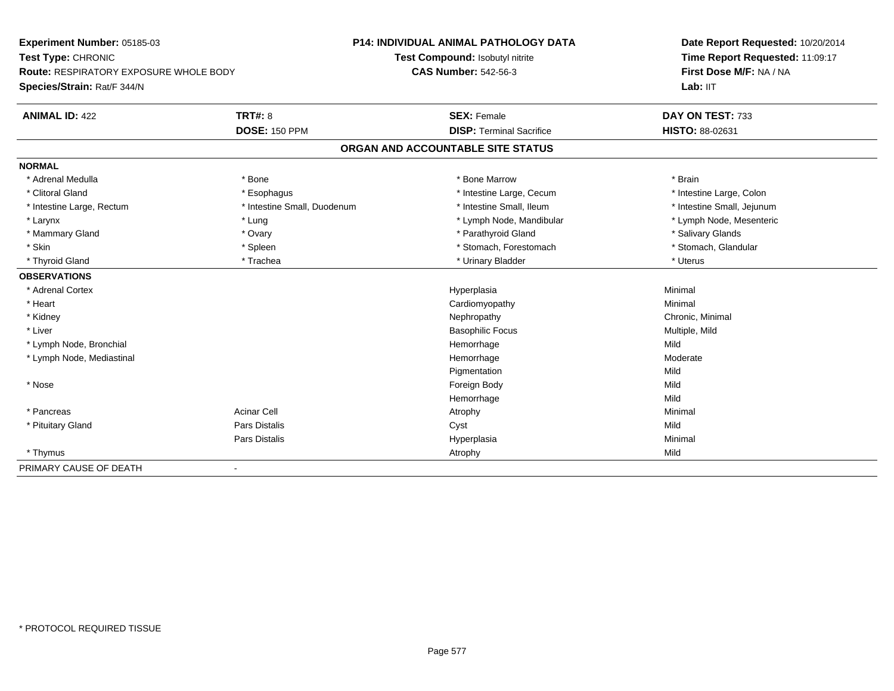**Experiment Number:** 05185-03
**Test Type:** CHRONIC
**Route:** RESPIRATORY EXPOSURE WHOLE BODY
**Species/Strain:** Rat/F 344/N

**P14: INDIVIDUAL ANIMAL PATHOLOGY DATA**
**Test Compound:** Isobutyl nitrite
**CAS Number:** 542-56-3

**Date Report Requested:** 10/20/2014
**Time Report Requested:** 11:09:17
**First Dose M/F:** NA / NA
**Lab:** IIT

| **ANIMAL ID:** 422 | **TRT#:** 8 | **SEX:** Female | **DAY ON TEST:** 733 |
|---|---|---|---|
| | **DOSE:** 150 PPM | **DISP:** Terminal Sacrifice | **HISTO:** 88-02631 |

## ORGAN AND ACCOUNTABLE SITE STATUS

| | | | |
|---|---|---|---|
| **NORMAL** | | | |
| * Adrenal Medulla | * Bone | * Bone Marrow | * Brain |
| * Clitoral Gland | * Esophagus | * Intestine Large, Cecum | * Intestine Large, Colon |
| * Intestine Large, Rectum | * Intestine Small, Duodenum | * Intestine Small, Ileum | * Intestine Small, Jejunum |
| * Larynx | * Lung | * Lymph Node, Mandibular | * Lymph Node, Mesenteric |
| * Mammary Gland | * Ovary | * Parathyroid Gland | * Salivary Glands |
| * Skin | * Spleen | * Stomach, Forestomach | * Stomach, Glandular |
| * Thyroid Gland | * Trachea | * Urinary Bladder | * Uterus |
| **OBSERVATIONS** | | | |
| * Adrenal Cortex | | Hyperplasia | Minimal |
| * Heart | | Cardiomyopathy | Minimal |
| * Kidney | | Nephropathy | Chronic, Minimal |
| * Liver | | Basophilic Focus | Multiple, Mild |
| * Lymph Node, Bronchial | | Hemorrhage | Mild |
| * Lymph Node, Mediastinal | | Hemorrhage | Moderate |
| | | Pigmentation | Mild |
| * Nose | | Foreign Body | Mild |
| | | Hemorrhage | Mild |
| * Pancreas | Acinar Cell | Atrophy | Minimal |
| * Pituitary Gland | Pars Distalis | Cyst | Mild |
| | Pars Distalis | Hyperplasia | Minimal |
| * Thymus | | Atrophy | Mild |
| PRIMARY CAUSE OF DEATH | - | | |

\* PROTOCOL REQUIRED TISSUE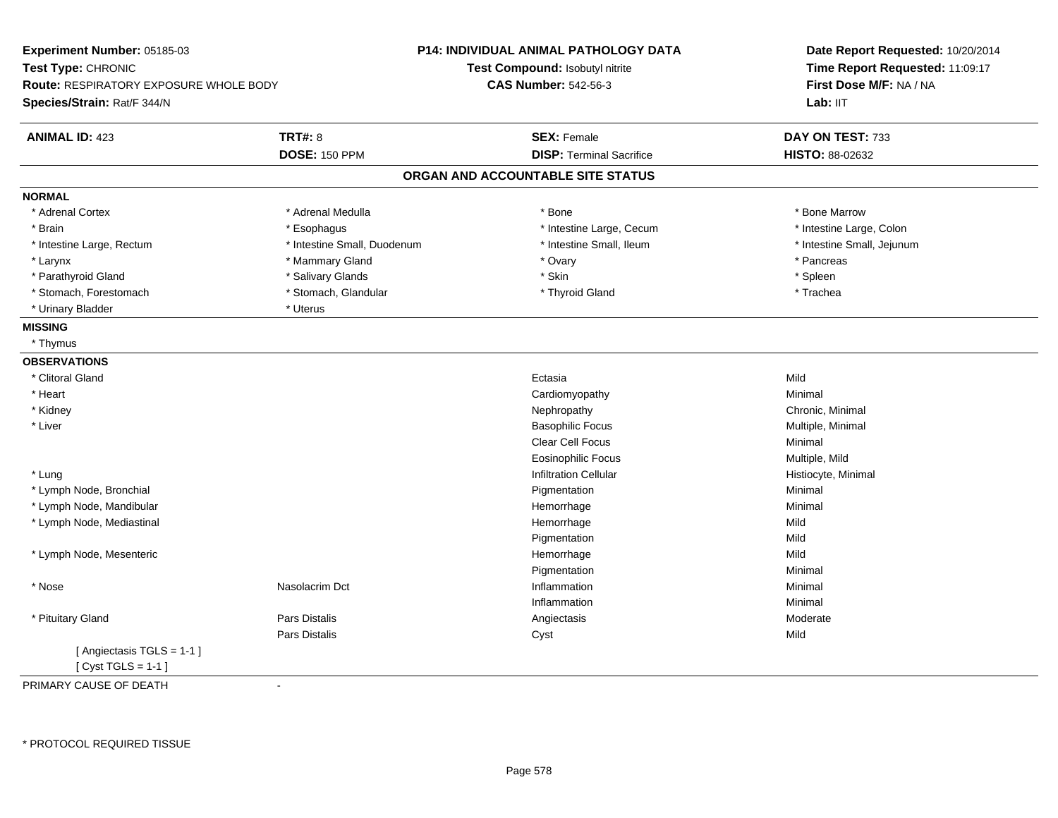**Experiment Number:** 05185-03
**Test Type:** CHRONIC
**Route:** RESPIRATORY EXPOSURE WHOLE BODY
**Species/Strain:** Rat/F 344/N

**P14: INDIVIDUAL ANIMAL PATHOLOGY DATA**
**Test Compound:** Isobutyl nitrite
**CAS Number:** 542-56-3

**Date Report Requested:** 10/20/2014
**Time Report Requested:** 11:09:17
**First Dose M/F:** NA / NA
**Lab:** IIT

| **ANIMAL ID:** 423 | **TRT#:** 8 | **SEX:** Female | **DAY ON TEST:** 733 |
|---|---|---|---|
| | **DOSE:** 150 PPM | **DISP:** Terminal Sacrifice | **HISTO:** 88-02632 |

## ORGAN AND ACCOUNTABLE SITE STATUS

**NORMAL**

| | | | |
|---|---|---|---|
| * Adrenal Cortex | * Adrenal Medulla | * Bone | * Bone Marrow |
| * Brain | * Esophagus | * Intestine Large, Cecum | * Intestine Large, Colon |
| * Intestine Large, Rectum | * Intestine Small, Duodenum | * Intestine Small, Ileum | * Intestine Small, Jejunum |
| * Larynx | * Mammary Gland | * Ovary | * Pancreas |
| * Parathyroid Gland | * Salivary Glands | * Skin | * Spleen |
| * Stomach, Forestomach | * Stomach, Glandular | * Thyroid Gland | * Trachea |
| * Urinary Bladder | * Uterus | | |

**MISSING**

* Thymus

**OBSERVATIONS**

| Organ | Site | Observation | Severity |
|---|---|---|---|
| * Clitoral Gland | | Ectasia | Mild |
| * Heart | | Cardiomyopathy | Minimal |
| * Kidney | | Nephropathy | Chronic, Minimal |
| * Liver | | Basophilic Focus | Multiple, Minimal |
| | | Clear Cell Focus | Minimal |
| | | Eosinophilic Focus | Multiple, Mild |
| * Lung | | Infiltration Cellular | Histiocyte, Minimal |
| * Lymph Node, Bronchial | | Pigmentation | Minimal |
| * Lymph Node, Mandibular | | Hemorrhage | Minimal |
| * Lymph Node, Mediastinal | | Hemorrhage | Mild |
| | | Pigmentation | Mild |
| * Lymph Node, Mesenteric | | Hemorrhage | Mild |
| | | Pigmentation | Minimal |
| * Nose | Nasolacrim Dct | Inflammation | Minimal |
| | | Inflammation | Minimal |
| * Pituitary Gland | Pars Distalis | Angiectasis | Moderate |
| | Pars Distalis | Cyst | Mild |

[ Angiectasis TGLS = 1-1 ]
[ Cyst TGLS = 1-1 ]

PRIMARY CAUSE OF DEATH -

* PROTOCOL REQUIRED TISSUE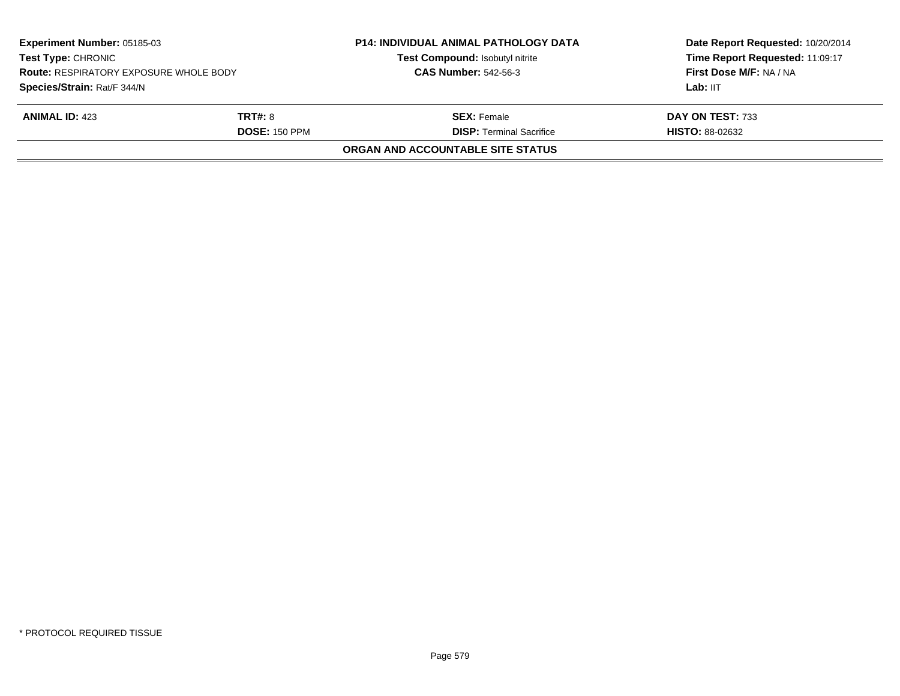| **Experiment Number:** 05185-03 | **P14: INDIVIDUAL ANIMAL PATHOLOGY DATA** | **Date Report Requested:** 10/20/2014 |
|---|---|---|
| **Test Type:** CHRONIC | **Test Compound:** Isobutyl nitrite | **Time Report Requested:** 11:09:17 |
| **Route:** RESPIRATORY EXPOSURE WHOLE BODY | **CAS Number:** 542-56-3 | **First Dose M/F:** NA / NA |
| **Species/Strain:** Rat/F 344/N | | **Lab:** IIT |

| **ANIMAL ID:** 423 | **TRT#:** 8 | **SEX:** Female | **DAY ON TEST:** 733 |
|---|---|---|---|
| | **DOSE:** 150 PPM | **DISP:** Terminal Sacrifice | **HISTO:** 88-02632 |

**ORGAN AND ACCOUNTABLE SITE STATUS**

* PROTOCOL REQUIRED TISSUE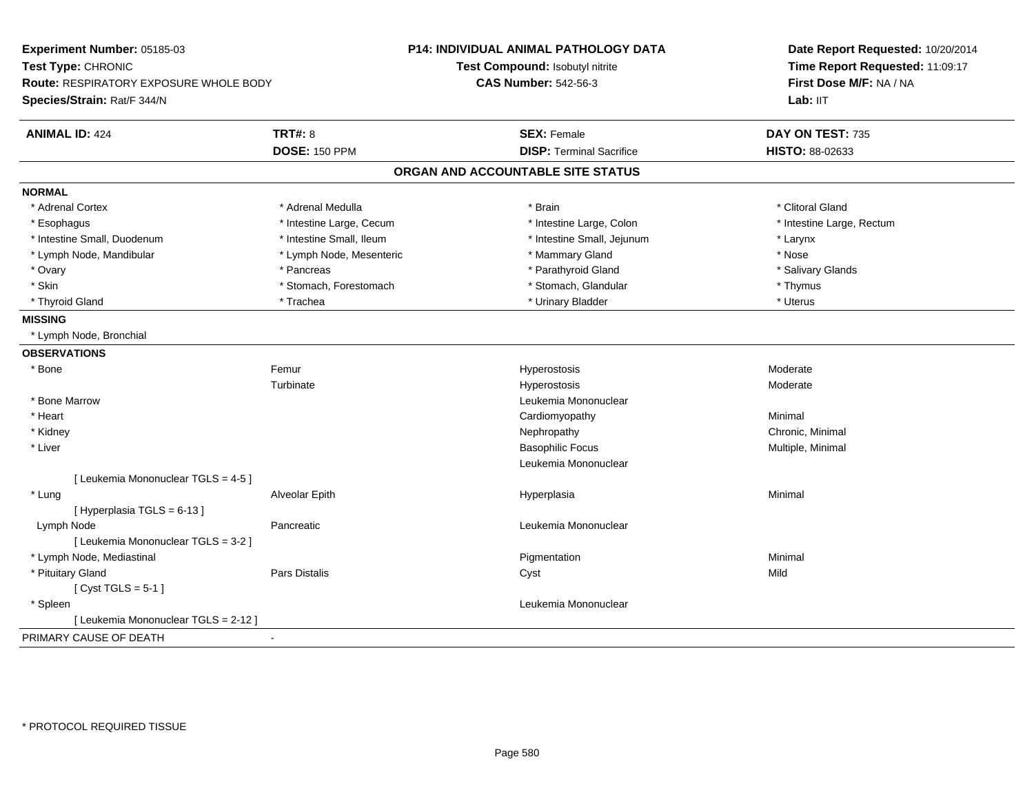**Experiment Number:** 05185-03
**Test Type:** CHRONIC
**Route:** RESPIRATORY EXPOSURE WHOLE BODY
**Species/Strain:** Rat/F 344/N

**P14: INDIVIDUAL ANIMAL PATHOLOGY DATA**
**Test Compound:** Isobutyl nitrite
**CAS Number:** 542-56-3

**Date Report Requested:** 10/20/2014
**Time Report Requested:** 11:09:17
**First Dose M/F:** NA / NA
**Lab:** IIT

| **ANIMAL ID:** 424 | **TRT#:** 8 | **SEX:** Female | **DAY ON TEST:** 735 |
|---|---|---|---|
| | **DOSE:** 150 PPM | **DISP:** Terminal Sacrifice | **HISTO:** 88-02633 |

## ORGAN AND ACCOUNTABLE SITE STATUS

**NORMAL**

| | | | |
|---|---|---|---|
| * Adrenal Cortex | * Adrenal Medulla | * Brain | * Clitoral Gland |
| * Esophagus | * Intestine Large, Cecum | * Intestine Large, Colon | * Intestine Large, Rectum |
| * Intestine Small, Duodenum | * Intestine Small, Ileum | * Intestine Small, Jejunum | * Larynx |
| * Lymph Node, Mandibular | * Lymph Node, Mesenteric | * Mammary Gland | * Nose |
| * Ovary | * Pancreas | * Parathyroid Gland | * Salivary Glands |
| * Skin | * Stomach, Forestomach | * Stomach, Glandular | * Thymus |
| * Thyroid Gland | * Trachea | * Urinary Bladder | * Uterus |

**MISSING**

* Lymph Node, Bronchial

**OBSERVATIONS**

| | | | |
|---|---|---|---|
| * Bone | Femur | Hyperostosis | Moderate |
| | Turbinate | Hyperostosis | Moderate |
| * Bone Marrow | | Leukemia Mononuclear | |
| * Heart | | Cardiomyopathy | Minimal |
| * Kidney | | Nephropathy | Chronic, Minimal |
| * Liver | | Basophilic Focus | Multiple, Minimal |
| | | Leukemia Mononuclear | |
| [ Leukemia Mononuclear TGLS = 4-5 ] | | | |
| * Lung | Alveolar Epith | Hyperplasia | Minimal |
| [ Hyperplasia TGLS = 6-13 ] | | | |
| Lymph Node | Pancreatic | Leukemia Mononuclear | |
| [ Leukemia Mononuclear TGLS = 3-2 ] | | | |
| * Lymph Node, Mediastinal | | Pigmentation | Minimal |
| * Pituitary Gland | Pars Distalis | Cyst | Mild |
| [ Cyst TGLS = 5-1 ] | | | |
| * Spleen | | Leukemia Mononuclear | |
| [ Leukemia Mononuclear TGLS = 2-12 ] | | | |

PRIMARY CAUSE OF DEATH -

* PROTOCOL REQUIRED TISSUE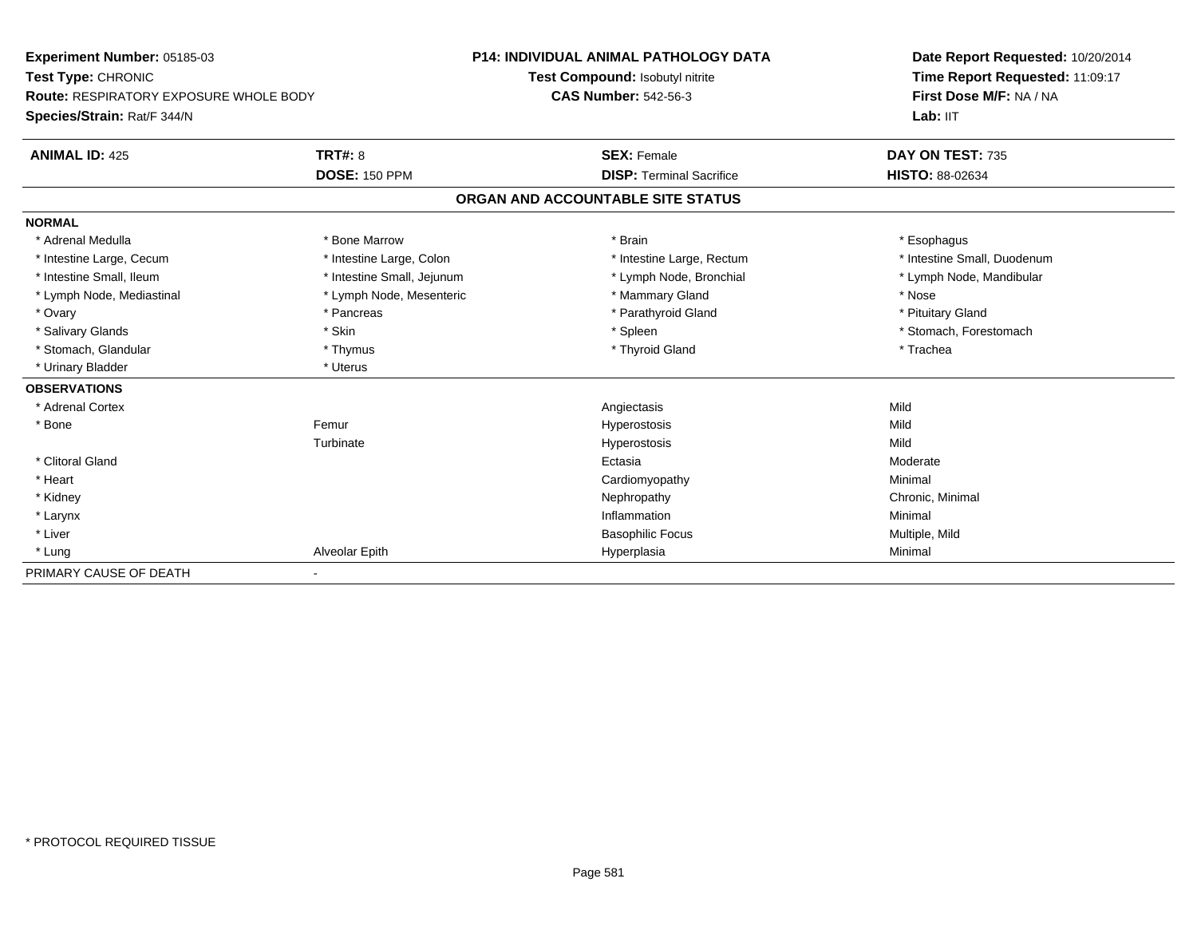**Experiment Number:** 05185-03
**Test Type:** CHRONIC
**Route:** RESPIRATORY EXPOSURE WHOLE BODY
**Species/Strain:** Rat/F 344/N

**P14: INDIVIDUAL ANIMAL PATHOLOGY DATA**
**Test Compound:** Isobutyl nitrite
**CAS Number:** 542-56-3

**Date Report Requested:** 10/20/2014
**Time Report Requested:** 11:09:17
**First Dose M/F:** NA / NA
**Lab:** IIT

| **ANIMAL ID:** 425 | **TRT#:** 8 | **SEX:** Female | **DAY ON TEST:** 735 |
|---|---|---|---|
| | **DOSE:** 150 PPM | **DISP:** Terminal Sacrifice | **HISTO:** 88-02634 |

## ORGAN AND ACCOUNTABLE SITE STATUS

**NORMAL**

| | | | |
|---|---|---|---|
| * Adrenal Medulla | * Bone Marrow | * Brain | * Esophagus |
| * Intestine Large, Cecum | * Intestine Large, Colon | * Intestine Large, Rectum | * Intestine Small, Duodenum |
| * Intestine Small, Ileum | * Intestine Small, Jejunum | * Lymph Node, Bronchial | * Lymph Node, Mandibular |
| * Lymph Node, Mediastinal | * Lymph Node, Mesenteric | * Mammary Gland | * Nose |
| * Ovary | * Pancreas | * Parathyroid Gland | * Pituitary Gland |
| * Salivary Glands | * Skin | * Spleen | * Stomach, Forestomach |
| * Stomach, Glandular | * Thymus | * Thyroid Gland | * Trachea |
| * Urinary Bladder | * Uterus | | |

**OBSERVATIONS**

| | | | |
|---|---|---|---|
| * Adrenal Cortex | | Angiectasis | Mild |
| * Bone | Femur | Hyperostosis | Mild |
| | Turbinate | Hyperostosis | Mild |
| * Clitoral Gland | | Ectasia | Moderate |
| * Heart | | Cardiomyopathy | Minimal |
| * Kidney | | Nephropathy | Chronic, Minimal |
| * Larynx | | Inflammation | Minimal |
| * Liver | | Basophilic Focus | Multiple, Mild |
| * Lung | Alveolar Epith | Hyperplasia | Minimal |

PRIMARY CAUSE OF DEATH -

* PROTOCOL REQUIRED TISSUE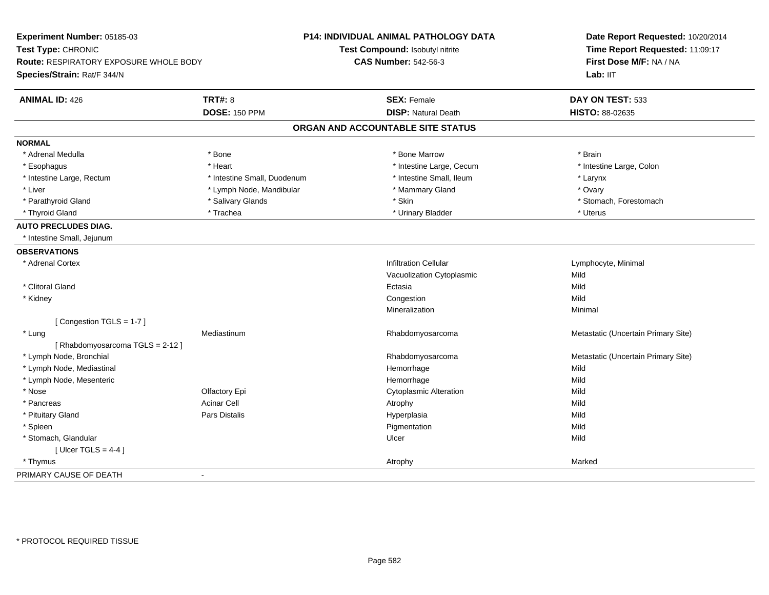**Experiment Number:** 05185-03
**Test Type:** CHRONIC
**Route:** RESPIRATORY EXPOSURE WHOLE BODY
**Species/Strain:** Rat/F 344/N

**P14: INDIVIDUAL ANIMAL PATHOLOGY DATA**
**Test Compound:** Isobutyl nitrite
**CAS Number:** 542-56-3

**Date Report Requested:** 10/20/2014
**Time Report Requested:** 11:09:17
**First Dose M/F:** NA / NA
**Lab:** IIT

| **ANIMAL ID:** 426 | **TRT#:** 8 | **SEX:** Female | **DAY ON TEST:** 533 |
|---|---|---|---|
| | **DOSE:** 150 PPM | **DISP:** Natural Death | **HISTO:** 88-02635 |

## ORGAN AND ACCOUNTABLE SITE STATUS

**NORMAL**

| | | | |
|---|---|---|---|
| * Adrenal Medulla | * Bone | * Bone Marrow | * Brain |
| * Esophagus | * Heart | * Intestine Large, Cecum | * Intestine Large, Colon |
| * Intestine Large, Rectum | * Intestine Small, Duodenum | * Intestine Small, Ileum | * Larynx |
| * Liver | * Lymph Node, Mandibular | * Mammary Gland | * Ovary |
| * Parathyroid Gland | * Salivary Glands | * Skin | * Stomach, Forestomach |
| * Thyroid Gland | * Trachea | * Urinary Bladder | * Uterus |

**AUTO PRECLUDES DIAG.**

* Intestine Small, Jejunum

**OBSERVATIONS**

| | | | |
|---|---|---|---|
| * Adrenal Cortex | | Infiltration Cellular | Lymphocyte, Minimal |
| | | Vacuolization Cytoplasmic | Mild |
| * Clitoral Gland | | Ectasia | Mild |
| * Kidney | | Congestion | Mild |
| | | Mineralization | Minimal |
| [ Congestion TGLS = 1-7 ] | | | |
| * Lung | Mediastinum | Rhabdomyosarcoma | Metastatic (Uncertain Primary Site) |
| [ Rhabdomyosarcoma TGLS = 2-12 ] | | | |
| * Lymph Node, Bronchial | | Rhabdomyosarcoma | Metastatic (Uncertain Primary Site) |
| * Lymph Node, Mediastinal | | Hemorrhage | Mild |
| * Lymph Node, Mesenteric | | Hemorrhage | Mild |
| * Nose | Olfactory Epi | Cytoplasmic Alteration | Mild |
| * Pancreas | Acinar Cell | Atrophy | Mild |
| * Pituitary Gland | Pars Distalis | Hyperplasia | Mild |
| * Spleen | | Pigmentation | Mild |
| * Stomach, Glandular | | Ulcer | Mild |
| [ Ulcer TGLS = 4-4 ] | | | |
| * Thymus | | Atrophy | Marked |

PRIMARY CAUSE OF DEATH -

\* PROTOCOL REQUIRED TISSUE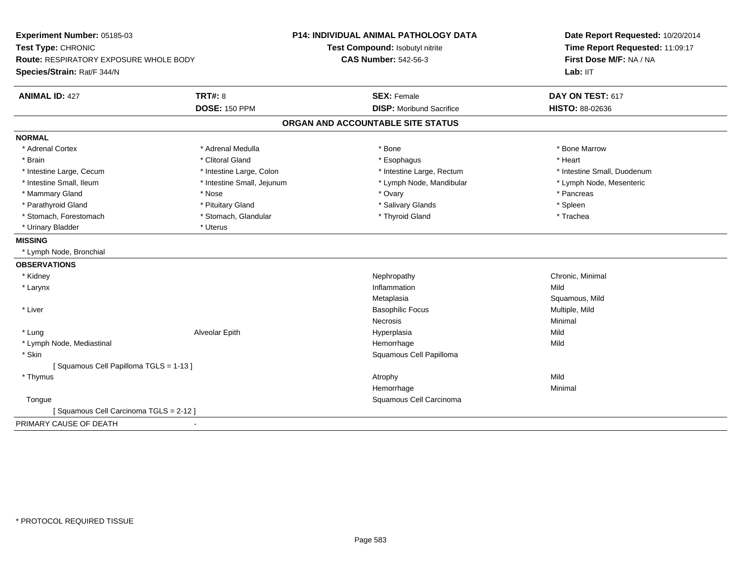**Experiment Number:** 05185-03
**Test Type:** CHRONIC
**Route:** RESPIRATORY EXPOSURE WHOLE BODY
**Species/Strain:** Rat/F 344/N

**P14: INDIVIDUAL ANIMAL PATHOLOGY DATA**
**Test Compound:** Isobutyl nitrite
**CAS Number:** 542-56-3

**Date Report Requested:** 10/20/2014
**Time Report Requested:** 11:09:17
**First Dose M/F:** NA / NA
**Lab:** IIT

| **ANIMAL ID:** 427 | **TRT#:** 8 | **SEX:** Female | **DAY ON TEST:** 617 |
|---|---|---|---|
| | **DOSE:** 150 PPM | **DISP:** Moribund Sacrifice | **HISTO:** 88-02636 |

## ORGAN AND ACCOUNTABLE SITE STATUS

**NORMAL**

| | | | |
|---|---|---|---|
| * Adrenal Cortex | * Adrenal Medulla | * Bone | * Bone Marrow |
| * Brain | * Clitoral Gland | * Esophagus | * Heart |
| * Intestine Large, Cecum | * Intestine Large, Colon | * Intestine Large, Rectum | * Intestine Small, Duodenum |
| * Intestine Small, Ileum | * Intestine Small, Jejunum | * Lymph Node, Mandibular | * Lymph Node, Mesenteric |
| * Mammary Gland | * Nose | * Ovary | * Pancreas |
| * Parathyroid Gland | * Pituitary Gland | * Salivary Glands | * Spleen |
| * Stomach, Forestomach | * Stomach, Glandular | * Thyroid Gland | * Trachea |
| * Urinary Bladder | * Uterus | | |

**MISSING**

* Lymph Node, Bronchial

**OBSERVATIONS**

| | | | |
|---|---|---|---|
| * Kidney | | Nephropathy | Chronic, Minimal |
| * Larynx | | Inflammation | Mild |
| | | Metaplasia | Squamous, Mild |
| * Liver | | Basophilic Focus | Multiple, Mild |
| | | Necrosis | Minimal |
| * Lung | Alveolar Epith | Hyperplasia | Mild |
| * Lymph Node, Mediastinal | | Hemorrhage | Mild |
| * Skin | | Squamous Cell Papilloma | |
| [ Squamous Cell Papilloma TGLS = 1-13 ] | | | |
| * Thymus | | Atrophy | Mild |
| | | Hemorrhage | Minimal |
| Tongue | | Squamous Cell Carcinoma | |
| [ Squamous Cell Carcinoma TGLS = 2-12 ] | | | |

PRIMARY CAUSE OF DEATH -

\* PROTOCOL REQUIRED TISSUE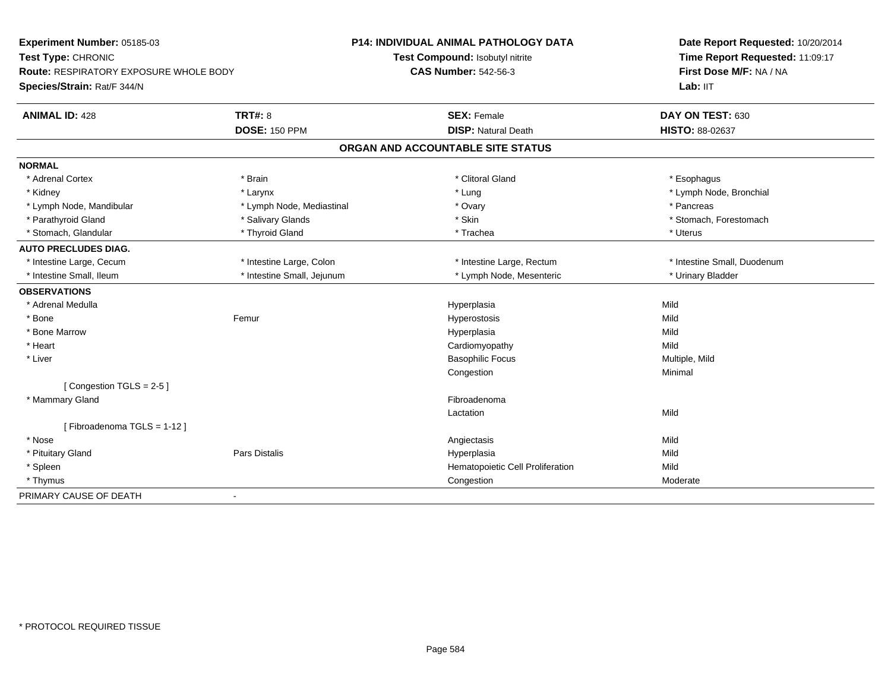**Experiment Number:** 05185-03
**Test Type:** CHRONIC
**Route:** RESPIRATORY EXPOSURE WHOLE BODY
**Species/Strain:** Rat/F 344/N

**P14: INDIVIDUAL ANIMAL PATHOLOGY DATA**
**Test Compound:** Isobutyl nitrite
**CAS Number:** 542-56-3

**Date Report Requested:** 10/20/2014
**Time Report Requested:** 11:09:17
**First Dose M/F:** NA / NA
**Lab:** IIT

| **ANIMAL ID:** 428 | **TRT#:** 8 | **SEX:** Female | **DAY ON TEST:** 630 |
|---|---|---|---|
| | **DOSE:** 150 PPM | **DISP:** Natural Death | **HISTO:** 88-02637 |

## ORGAN AND ACCOUNTABLE SITE STATUS

| | | | |
|---|---|---|---|
| **NORMAL** | | | |
| * Adrenal Cortex | * Brain | * Clitoral Gland | * Esophagus |
| * Kidney | * Larynx | * Lung | * Lymph Node, Bronchial |
| * Lymph Node, Mandibular | * Lymph Node, Mediastinal | * Ovary | * Pancreas |
| * Parathyroid Gland | * Salivary Glands | * Skin | * Stomach, Forestomach |
| * Stomach, Glandular | * Thyroid Gland | * Trachea | * Uterus |
| **AUTO PRECLUDES DIAG.** | | | |
| * Intestine Large, Cecum | * Intestine Large, Colon | * Intestine Large, Rectum | * Intestine Small, Duodenum |
| * Intestine Small, Ileum | * Intestine Small, Jejunum | * Lymph Node, Mesenteric | * Urinary Bladder |
| **OBSERVATIONS** | | | |
| * Adrenal Medulla | | Hyperplasia | Mild |
| * Bone | Femur | Hyperostosis | Mild |
| * Bone Marrow | | Hyperplasia | Mild |
| * Heart | | Cardiomyopathy | Mild |
| * Liver | | Basophilic Focus | Multiple, Mild |
| | | Congestion | Minimal |
| [ Congestion TGLS = 2-5 ] | | | |
| * Mammary Gland | | Fibroadenoma | |
| | | Lactation | Mild |
| [ Fibroadenoma TGLS = 1-12 ] | | | |
| * Nose | | Angiectasis | Mild |
| * Pituitary Gland | Pars Distalis | Hyperplasia | Mild |
| * Spleen | | Hematopoietic Cell Proliferation | Mild |
| * Thymus | | Congestion | Moderate |
| PRIMARY CAUSE OF DEATH | - | | |

* PROTOCOL REQUIRED TISSUE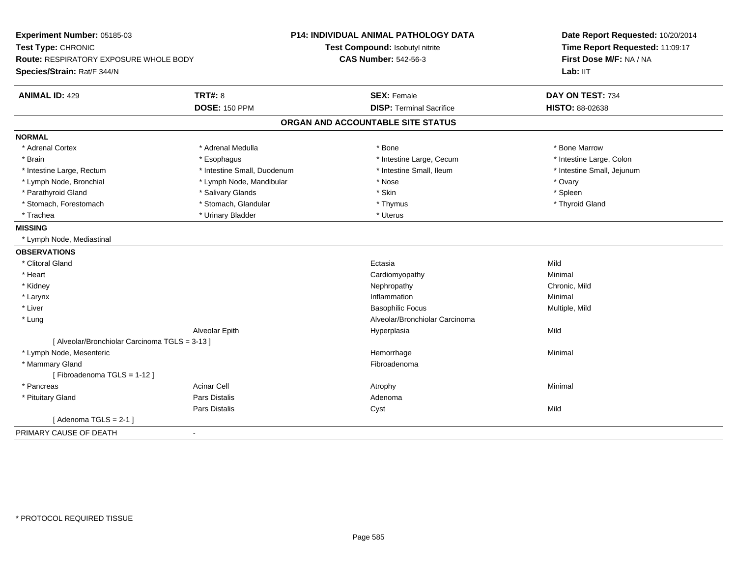**Experiment Number:** 05185-03
**Test Type:** CHRONIC
**Route:** RESPIRATORY EXPOSURE WHOLE BODY
**Species/Strain:** Rat/F 344/N

**P14: INDIVIDUAL ANIMAL PATHOLOGY DATA**
**Test Compound:** Isobutyl nitrite
**CAS Number:** 542-56-3

**Date Report Requested:** 10/20/2014
**Time Report Requested:** 11:09:17
**First Dose M/F:** NA / NA
**Lab:** IIT

| **ANIMAL ID:** 429 | **TRT#:** 8 | **SEX:** Female | **DAY ON TEST:** 734 |
|---|---|---|---|
| | **DOSE:** 150 PPM | **DISP:** Terminal Sacrifice | **HISTO:** 88-02638 |

## ORGAN AND ACCOUNTABLE SITE STATUS

**NORMAL**

| | | | |
|---|---|---|---|
| * Adrenal Cortex | * Adrenal Medulla | * Bone | * Bone Marrow |
| * Brain | * Esophagus | * Intestine Large, Cecum | * Intestine Large, Colon |
| * Intestine Large, Rectum | * Intestine Small, Duodenum | * Intestine Small, Ileum | * Intestine Small, Jejunum |
| * Lymph Node, Bronchial | * Lymph Node, Mandibular | * Nose | * Ovary |
| * Parathyroid Gland | * Salivary Glands | * Skin | * Spleen |
| * Stomach, Forestomach | * Stomach, Glandular | * Thymus | * Thyroid Gland |
| * Trachea | * Urinary Bladder | * Uterus | |

**MISSING**

* Lymph Node, Mediastinal

**OBSERVATIONS**

| | | | |
|---|---|---|---|
| * Clitoral Gland | | Ectasia | Mild |
| * Heart | | Cardiomyopathy | Minimal |
| * Kidney | | Nephropathy | Chronic, Mild |
| * Larynx | | Inflammation | Minimal |
| * Liver | | Basophilic Focus | Multiple, Mild |
| * Lung | | Alveolar/Bronchiolar Carcinoma | |
| | Alveolar Epith | Hyperplasia | Mild |
| [ Alveolar/Bronchiolar Carcinoma TGLS = 3-13 ] | | | |
| * Lymph Node, Mesenteric | | Hemorrhage | Minimal |
| * Mammary Gland | | Fibroadenoma | |
| [ Fibroadenoma TGLS = 1-12 ] | | | |
| * Pancreas | Acinar Cell | Atrophy | Minimal |
| * Pituitary Gland | Pars Distalis | Adenoma | |
| | Pars Distalis | Cyst | Mild |
| [ Adenoma TGLS = 2-1 ] | | | |

PRIMARY CAUSE OF DEATH -

\* PROTOCOL REQUIRED TISSUE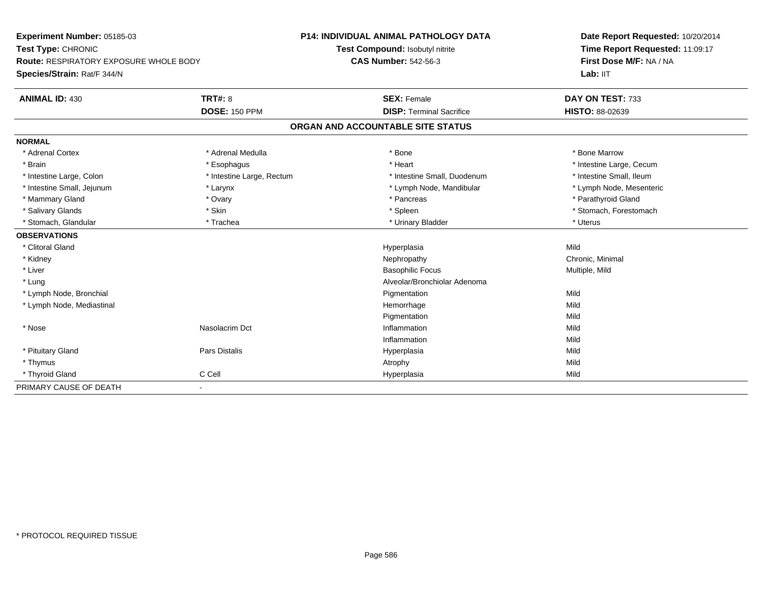**Experiment Number:** 05185-03
**Test Type:** CHRONIC
**Route:** RESPIRATORY EXPOSURE WHOLE BODY
**Species/Strain:** Rat/F 344/N

**P14: INDIVIDUAL ANIMAL PATHOLOGY DATA**
**Test Compound:** Isobutyl nitrite
**CAS Number:** 542-56-3

**Date Report Requested:** 10/20/2014
**Time Report Requested:** 11:09:17
**First Dose M/F:** NA / NA
**Lab:** IIT

| **ANIMAL ID:** 430 | **TRT#:** 8 | **SEX:** Female | **DAY ON TEST:** 733 |
|---|---|---|---|
| | **DOSE:** 150 PPM | **DISP:** Terminal Sacrifice | **HISTO:** 88-02639 |

## ORGAN AND ACCOUNTABLE SITE STATUS

| | | | |
|---|---|---|---|
| **NORMAL** | | | |
| * Adrenal Cortex | * Adrenal Medulla | * Bone | * Bone Marrow |
| * Brain | * Esophagus | * Heart | * Intestine Large, Cecum |
| * Intestine Large, Colon | * Intestine Large, Rectum | * Intestine Small, Duodenum | * Intestine Small, Ileum |
| * Intestine Small, Jejunum | * Larynx | * Lymph Node, Mandibular | * Lymph Node, Mesenteric |
| * Mammary Gland | * Ovary | * Pancreas | * Parathyroid Gland |
| * Salivary Glands | * Skin | * Spleen | * Stomach, Forestomach |
| * Stomach, Glandular | * Trachea | * Urinary Bladder | * Uterus |
| **OBSERVATIONS** | | | |
| * Clitoral Gland | | Hyperplasia | Mild |
| * Kidney | | Nephropathy | Chronic, Minimal |
| * Liver | | Basophilic Focus | Multiple, Mild |
| * Lung | | Alveolar/Bronchiolar Adenoma | |
| * Lymph Node, Bronchial | | Pigmentation | Mild |
| * Lymph Node, Mediastinal | | Hemorrhage | Mild |
| | | Pigmentation | Mild |
| * Nose | Nasolacrim Dct | Inflammation | Mild |
| | | Inflammation | Mild |
| * Pituitary Gland | Pars Distalis | Hyperplasia | Mild |
| * Thymus | | Atrophy | Mild |
| * Thyroid Gland | C Cell | Hyperplasia | Mild |
| PRIMARY CAUSE OF DEATH | - | | |

* PROTOCOL REQUIRED TISSUE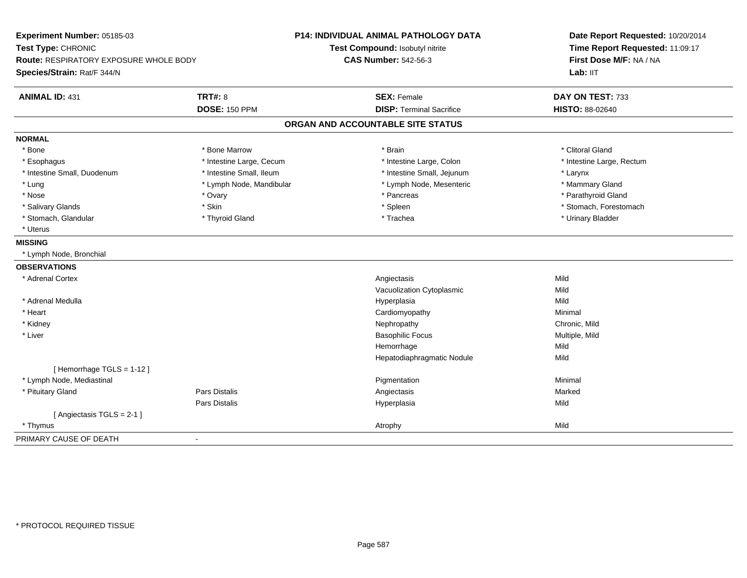**Experiment Number:** 05185-03
**Test Type:** CHRONIC
**Route:** RESPIRATORY EXPOSURE WHOLE BODY
**Species/Strain:** Rat/F 344/N

**P14: INDIVIDUAL ANIMAL PATHOLOGY DATA**
**Test Compound:** Isobutyl nitrite
**CAS Number:** 542-56-3

**Date Report Requested:** 10/20/2014
**Time Report Requested:** 11:09:17
**First Dose M/F:** NA / NA
**Lab:** IIT

| **ANIMAL ID:** 431 | **TRT#:** 8 | **SEX:** Female | **DAY ON TEST:** 733 |
|---|---|---|---|
| | **DOSE:** 150 PPM | **DISP:** Terminal Sacrifice | **HISTO:** 88-02640 |

## ORGAN AND ACCOUNTABLE SITE STATUS

**NORMAL**

| | | | |
|---|---|---|---|
| * Bone | * Bone Marrow | * Brain | * Clitoral Gland |
| * Esophagus | * Intestine Large, Cecum | * Intestine Large, Colon | * Intestine Large, Rectum |
| * Intestine Small, Duodenum | * Intestine Small, Ileum | * Intestine Small, Jejunum | * Larynx |
| * Lung | * Lymph Node, Mandibular | * Lymph Node, Mesenteric | * Mammary Gland |
| * Nose | * Ovary | * Pancreas | * Parathyroid Gland |
| * Salivary Glands | * Skin | * Spleen | * Stomach, Forestomach |
| * Stomach, Glandular | * Thyroid Gland | * Trachea | * Urinary Bladder |
| * Uterus | | | |

**MISSING**

* Lymph Node, Bronchial

**OBSERVATIONS**

| | | | |
|---|---|---|---|
| * Adrenal Cortex | | Angiectasis | Mild |
| | | Vacuolization Cytoplasmic | Mild |
| * Adrenal Medulla | | Hyperplasia | Mild |
| * Heart | | Cardiomyopathy | Minimal |
| * Kidney | | Nephropathy | Chronic, Mild |
| * Liver | | Basophilic Focus | Multiple, Mild |
| | | Hemorrhage | Mild |
| | | Hepatodiaphragmatic Nodule | Mild |
| [ Hemorrhage TGLS = 1-12 ] | | | |
| * Lymph Node, Mediastinal | | Pigmentation | Minimal |
| * Pituitary Gland | Pars Distalis | Angiectasis | Marked |
| | Pars Distalis | Hyperplasia | Mild |
| [ Angiectasis TGLS = 2-1 ] | | | |
| * Thymus | | Atrophy | Mild |

PRIMARY CAUSE OF DEATH -

* PROTOCOL REQUIRED TISSUE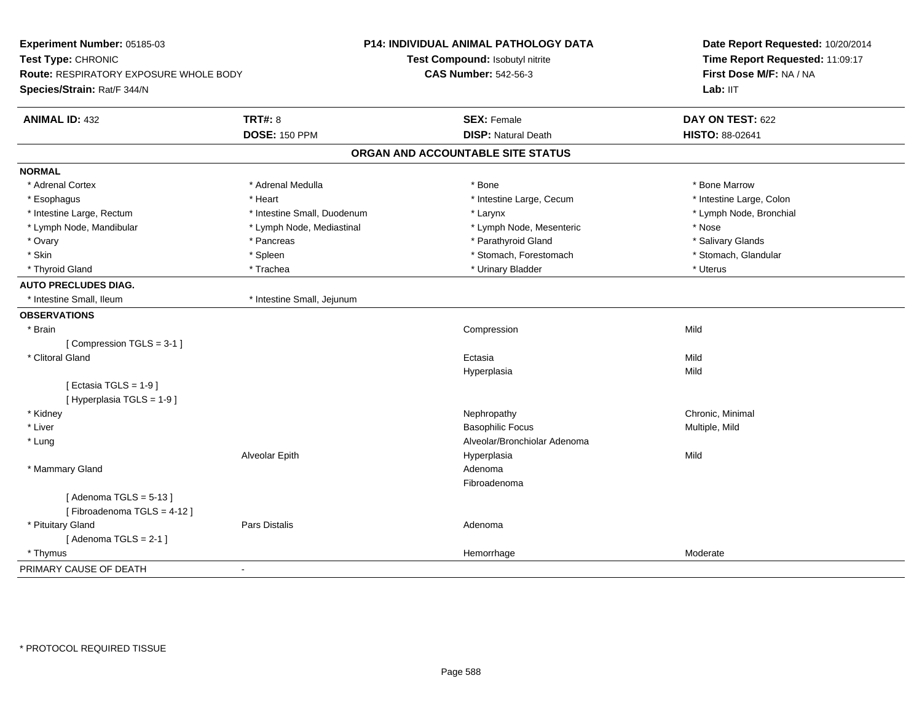**Experiment Number:** 05185-03
**Test Type:** CHRONIC
**Route:** RESPIRATORY EXPOSURE WHOLE BODY
**Species/Strain:** Rat/F 344/N

**P14: INDIVIDUAL ANIMAL PATHOLOGY DATA**
**Test Compound:** Isobutyl nitrite
**CAS Number:** 542-56-3

**Date Report Requested:** 10/20/2014
**Time Report Requested:** 11:09:17
**First Dose M/F:** NA / NA
**Lab:** IIT

| **ANIMAL ID:** 432 | **TRT#:** 8 | **SEX:** Female | **DAY ON TEST:** 622 |
|---|---|---|---|
| | **DOSE:** 150 PPM | **DISP:** Natural Death | **HISTO:** 88-02641 |

## ORGAN AND ACCOUNTABLE SITE STATUS

**NORMAL**

| | | | |
|---|---|---|---|
| * Adrenal Cortex | * Adrenal Medulla | * Bone | * Bone Marrow |
| * Esophagus | * Heart | * Intestine Large, Cecum | * Intestine Large, Colon |
| * Intestine Large, Rectum | * Intestine Small, Duodenum | * Larynx | * Lymph Node, Bronchial |
| * Lymph Node, Mandibular | * Lymph Node, Mediastinal | * Lymph Node, Mesenteric | * Nose |
| * Ovary | * Pancreas | * Parathyroid Gland | * Salivary Glands |
| * Skin | * Spleen | * Stomach, Forestomach | * Stomach, Glandular |
| * Thyroid Gland | * Trachea | * Urinary Bladder | * Uterus |

**AUTO PRECLUDES DIAG.**

| | |
|---|---|
| * Intestine Small, Ileum | * Intestine Small, Jejunum |

**OBSERVATIONS**

| | | | |
|---|---|---|---|
| * Brain | | Compression | Mild |
| [ Compression TGLS = 3-1 ] | | | |
| * Clitoral Gland | | Ectasia | Mild |
| | | Hyperplasia | Mild |
| [ Ectasia TGLS = 1-9 ] | | | |
| [ Hyperplasia TGLS = 1-9 ] | | | |
| * Kidney | | Nephropathy | Chronic, Minimal |
| * Liver | | Basophilic Focus | Multiple, Mild |
| * Lung | | Alveolar/Bronchiolar Adenoma | |
| | Alveolar Epith | Hyperplasia | Mild |
| * Mammary Gland | | Adenoma | |
| | | Fibroadenoma | |
| [ Adenoma TGLS = 5-13 ] | | | |
| [ Fibroadenoma TGLS = 4-12 ] | | | |
| * Pituitary Gland | Pars Distalis | Adenoma | |
| [ Adenoma TGLS = 2-1 ] | | | |
| * Thymus | | Hemorrhage | Moderate |

PRIMARY CAUSE OF DEATH -

* PROTOCOL REQUIRED TISSUE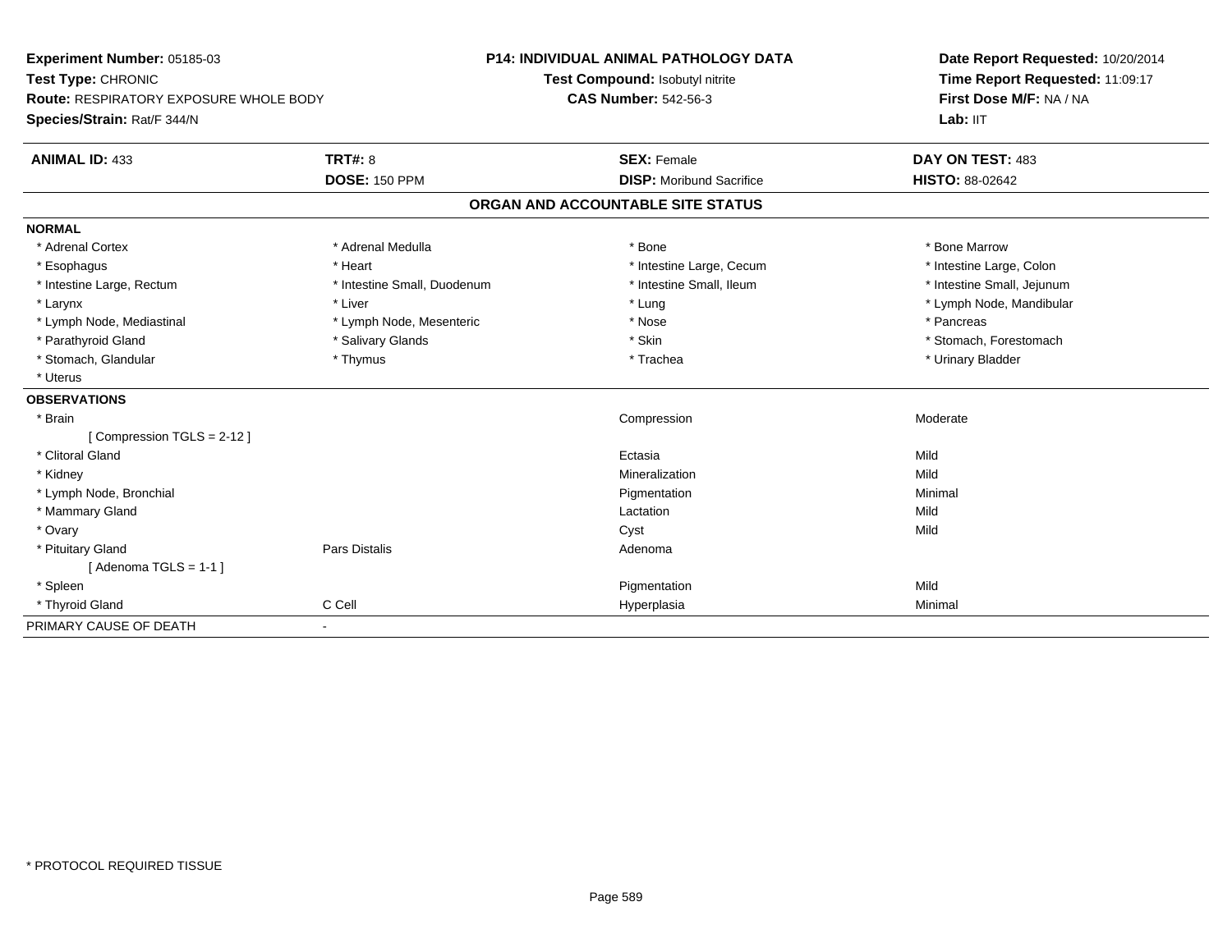**Experiment Number:** 05185-03
**Test Type:** CHRONIC
**Route:** RESPIRATORY EXPOSURE WHOLE BODY
**Species/Strain:** Rat/F 344/N

**P14: INDIVIDUAL ANIMAL PATHOLOGY DATA**
**Test Compound:** Isobutyl nitrite
**CAS Number:** 542-56-3

**Date Report Requested:** 10/20/2014
**Time Report Requested:** 11:09:17
**First Dose M/F:** NA / NA
**Lab:** IIT

| **ANIMAL ID:** 433 | **TRT#:** 8 | **SEX:** Female | **DAY ON TEST:** 483 |
|---|---|---|---|
| | **DOSE:** 150 PPM | **DISP:** Moribund Sacrifice | **HISTO:** 88-02642 |

## ORGAN AND ACCOUNTABLE SITE STATUS

**NORMAL**

| | | | |
|---|---|---|---|
| * Adrenal Cortex | * Adrenal Medulla | * Bone | * Bone Marrow |
| * Esophagus | * Heart | * Intestine Large, Cecum | * Intestine Large, Colon |
| * Intestine Large, Rectum | * Intestine Small, Duodenum | * Intestine Small, Ileum | * Intestine Small, Jejunum |
| * Larynx | * Liver | * Lung | * Lymph Node, Mandibular |
| * Lymph Node, Mediastinal | * Lymph Node, Mesenteric | * Nose | * Pancreas |
| * Parathyroid Gland | * Salivary Glands | * Skin | * Stomach, Forestomach |
| * Stomach, Glandular | * Thymus | * Trachea | * Urinary Bladder |
| * Uterus | | | |

**OBSERVATIONS**

| | | | |
|---|---|---|---|
| * Brain | | Compression | Moderate |
| [ Compression TGLS = 2-12 ] | | | |
| * Clitoral Gland | | Ectasia | Mild |
| * Kidney | | Mineralization | Mild |
| * Lymph Node, Bronchial | | Pigmentation | Minimal |
| * Mammary Gland | | Lactation | Mild |
| * Ovary | | Cyst | Mild |
| * Pituitary Gland | Pars Distalis | Adenoma | |
| [ Adenoma TGLS = 1-1 ] | | | |
| * Spleen | | Pigmentation | Mild |
| * Thyroid Gland | C Cell | Hyperplasia | Minimal |

PRIMARY CAUSE OF DEATH -

* PROTOCOL REQUIRED TISSUE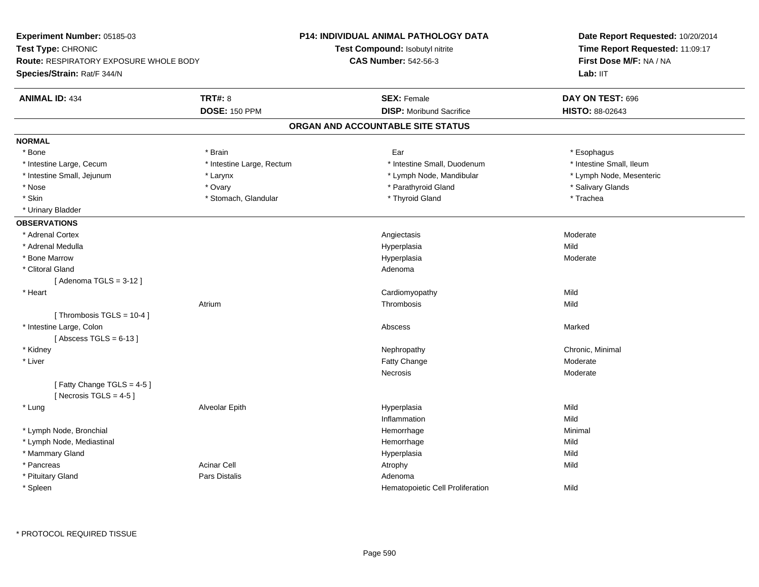**Experiment Number:** 05185-03
**Test Type:** CHRONIC
**Route:** RESPIRATORY EXPOSURE WHOLE BODY
**Species/Strain:** Rat/F 344/N

**P14: INDIVIDUAL ANIMAL PATHOLOGY DATA**
**Test Compound:** Isobutyl nitrite
**CAS Number:** 542-56-3

**Date Report Requested:** 10/20/2014
**Time Report Requested:** 11:09:17
**First Dose M/F:** NA / NA
**Lab:** IIT

| **ANIMAL ID:** 434 | **TRT#:** 8 | **SEX:** Female | **DAY ON TEST:** 696 |
|---|---|---|---|
| | **DOSE:** 150 PPM | **DISP:** Moribund Sacrifice | **HISTO:** 88-02643 |

## ORGAN AND ACCOUNTABLE SITE STATUS

**NORMAL**

| | | | |
|---|---|---|---|
| * Bone | * Brain | Ear | * Esophagus |
| * Intestine Large, Cecum | * Intestine Large, Rectum | * Intestine Small, Duodenum | * Intestine Small, Ileum |
| * Intestine Small, Jejunum | * Larynx | * Lymph Node, Mandibular | * Lymph Node, Mesenteric |
| * Nose | * Ovary | * Parathyroid Gland | * Salivary Glands |
| * Skin | * Stomach, Glandular | * Thyroid Gland | * Trachea |
| * Urinary Bladder | | | |

**OBSERVATIONS**

| Organ | Site | Observation | Severity |
|---|---|---|---|
| * Adrenal Cortex | | Angiectasis | Moderate |
| * Adrenal Medulla | | Hyperplasia | Mild |
| * Bone Marrow | | Hyperplasia | Moderate |
| * Clitoral Gland | | Adenoma | |
| [ Adenoma TGLS = 3-12 ] | | | |
| * Heart | | Cardiomyopathy | Mild |
| | Atrium | Thrombosis | Mild |
| [ Thrombosis TGLS = 10-4 ] | | | |
| * Intestine Large, Colon | | Abscess | Marked |
| [ Abscess TGLS = 6-13 ] | | | |
| * Kidney | | Nephropathy | Chronic, Minimal |
| * Liver | | Fatty Change | Moderate |
| | | Necrosis | Moderate |
| [ Fatty Change TGLS = 4-5 ] | | | |
| [ Necrosis TGLS = 4-5 ] | | | |
| * Lung | Alveolar Epith | Hyperplasia | Mild |
| | | Inflammation | Mild |
| * Lymph Node, Bronchial | | Hemorrhage | Minimal |
| * Lymph Node, Mediastinal | | Hemorrhage | Mild |
| * Mammary Gland | | Hyperplasia | Mild |
| * Pancreas | Acinar Cell | Atrophy | Mild |
| * Pituitary Gland | Pars Distalis | Adenoma | |
| * Spleen | | Hematopoietic Cell Proliferation | Mild |

* PROTOCOL REQUIRED TISSUE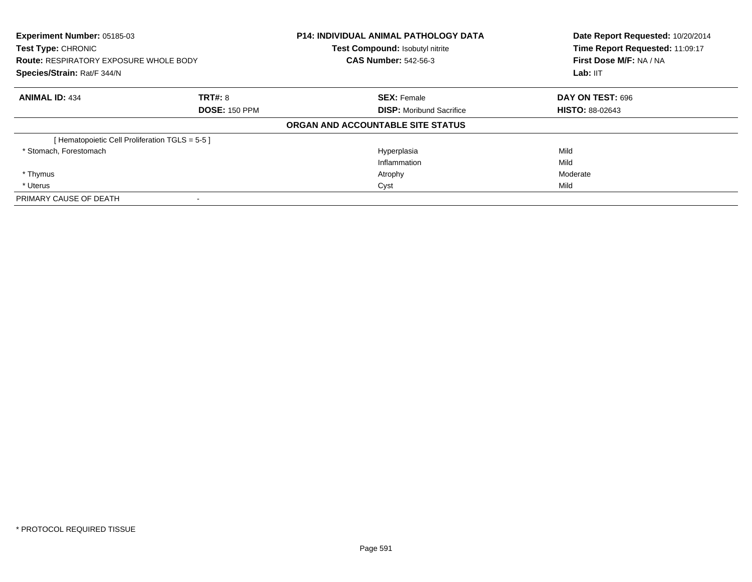**Experiment Number:** 05185-03
**Test Type:** CHRONIC
**Route:** RESPIRATORY EXPOSURE WHOLE BODY
**Species/Strain:** Rat/F 344/N

**P14: INDIVIDUAL ANIMAL PATHOLOGY DATA**
**Test Compound:** Isobutyl nitrite
**CAS Number:** 542-56-3

**Date Report Requested:** 10/20/2014
**Time Report Requested:** 11:09:17
**First Dose M/F:** NA / NA
**Lab:** IIT

| **ANIMAL ID:** 434 | **TRT#:** 8 | **SEX:** Female | **DAY ON TEST:** 696 |
|---|---|---|---|
| | **DOSE:** 150 PPM | **DISP:** Moribund Sacrifice | **HISTO:** 88-02643 |

**ORGAN AND ACCOUNTABLE SITE STATUS**

| | | | |
|---|---|---|---|
| [ Hematopoietic Cell Proliferation TGLS = 5-5 ] | | | |
| * Stomach, Forestomach | | Hyperplasia | Mild |
| | | Inflammation | Mild |
| * Thymus | | Atrophy | Moderate |
| * Uterus | | Cyst | Mild |
| PRIMARY CAUSE OF DEATH | - | | |

* PROTOCOL REQUIRED TISSUE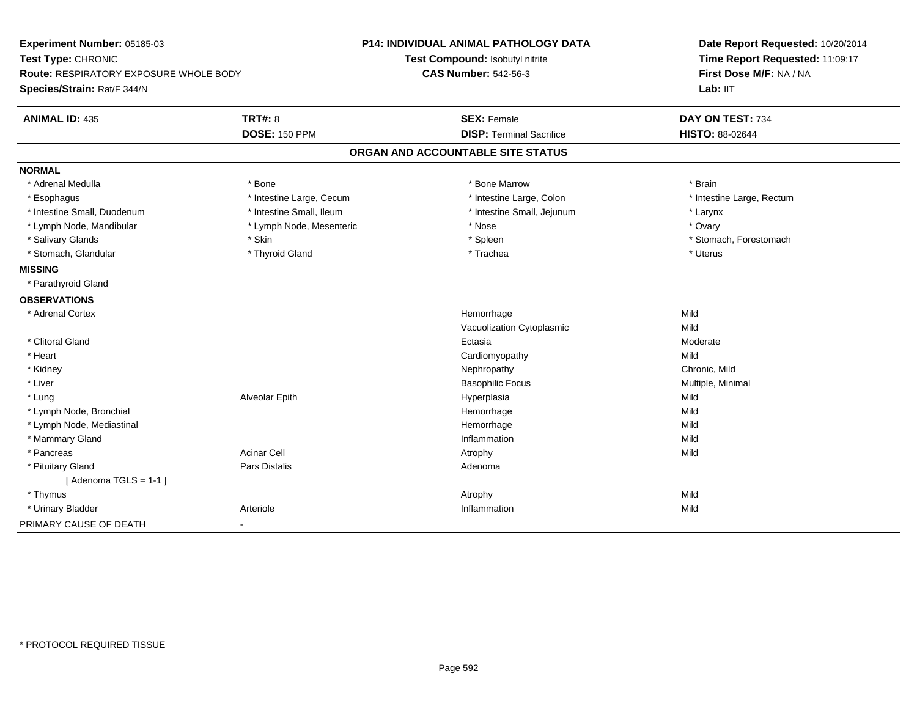**Experiment Number:** 05185-03
**Test Type:** CHRONIC
**Route:** RESPIRATORY EXPOSURE WHOLE BODY
**Species/Strain:** Rat/F 344/N

**P14: INDIVIDUAL ANIMAL PATHOLOGY DATA**
**Test Compound:** Isobutyl nitrite
**CAS Number:** 542-56-3

**Date Report Requested:** 10/20/2014
**Time Report Requested:** 11:09:17
**First Dose M/F:** NA / NA
**Lab:** IIT

| **ANIMAL ID:** 435 | **TRT#:** 8 | **SEX:** Female | **DAY ON TEST:** 734 |
|---|---|---|---|
| | **DOSE:** 150 PPM | **DISP:** Terminal Sacrifice | **HISTO:** 88-02644 |

## ORGAN AND ACCOUNTABLE SITE STATUS

**NORMAL**

| | | | |
|---|---|---|---|
| * Adrenal Medulla | * Bone | * Bone Marrow | * Brain |
| * Esophagus | * Intestine Large, Cecum | * Intestine Large, Colon | * Intestine Large, Rectum |
| * Intestine Small, Duodenum | * Intestine Small, Ileum | * Intestine Small, Jejunum | * Larynx |
| * Lymph Node, Mandibular | * Lymph Node, Mesenteric | * Nose | * Ovary |
| * Salivary Glands | * Skin | * Spleen | * Stomach, Forestomach |
| * Stomach, Glandular | * Thyroid Gland | * Trachea | * Uterus |

**MISSING**

* Parathyroid Gland

**OBSERVATIONS**

| Organ | Site | Observation | Severity |
|---|---|---|---|
| * Adrenal Cortex | | Hemorrhage | Mild |
| | | Vacuolization Cytoplasmic | Mild |
| * Clitoral Gland | | Ectasia | Moderate |
| * Heart | | Cardiomyopathy | Mild |
| * Kidney | | Nephropathy | Chronic, Mild |
| * Liver | | Basophilic Focus | Multiple, Minimal |
| * Lung | Alveolar Epith | Hyperplasia | Mild |
| * Lymph Node, Bronchial | | Hemorrhage | Mild |
| * Lymph Node, Mediastinal | | Hemorrhage | Mild |
| * Mammary Gland | | Inflammation | Mild |
| * Pancreas | Acinar Cell | Atrophy | Mild |
| * Pituitary Gland | Pars Distalis | Adenoma | |
| [ Adenoma TGLS = 1-1 ] | | | |
| * Thymus | | Atrophy | Mild |
| * Urinary Bladder | Arteriole | Inflammation | Mild |

PRIMARY CAUSE OF DEATH -

* PROTOCOL REQUIRED TISSUE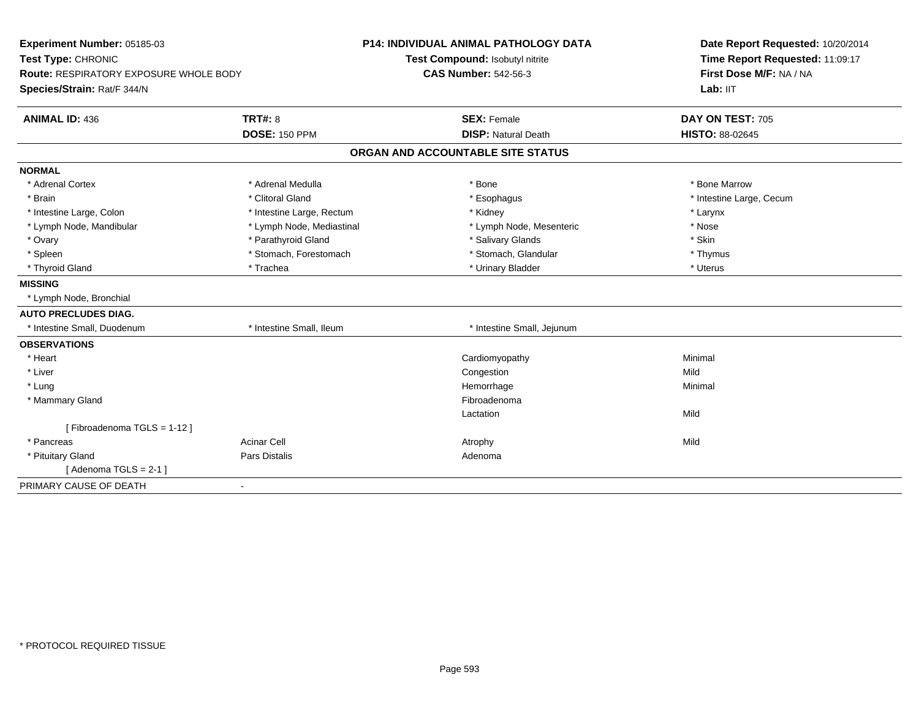**Experiment Number:** 05185-03
**Test Type:** CHRONIC
**Route:** RESPIRATORY EXPOSURE WHOLE BODY
**Species/Strain:** Rat/F 344/N

**P14: INDIVIDUAL ANIMAL PATHOLOGY DATA**
**Test Compound:** Isobutyl nitrite
**CAS Number:** 542-56-3

**Date Report Requested:** 10/20/2014
**Time Report Requested:** 11:09:17
**First Dose M/F:** NA / NA
**Lab:** IIT

| **ANIMAL ID:** 436 | **TRT#:** 8 | **SEX:** Female | **DAY ON TEST:** 705 |
|---|---|---|---|
| | **DOSE:** 150 PPM | **DISP:** Natural Death | **HISTO:** 88-02645 |

## ORGAN AND ACCOUNTABLE SITE STATUS

| | | | |
|---|---|---|---|
| **NORMAL** | | | |
| * Adrenal Cortex | * Adrenal Medulla | * Bone | * Bone Marrow |
| * Brain | * Clitoral Gland | * Esophagus | * Intestine Large, Cecum |
| * Intestine Large, Colon | * Intestine Large, Rectum | * Kidney | * Larynx |
| * Lymph Node, Mandibular | * Lymph Node, Mediastinal | * Lymph Node, Mesenteric | * Nose |
| * Ovary | * Parathyroid Gland | * Salivary Glands | * Skin |
| * Spleen | * Stomach, Forestomach | * Stomach, Glandular | * Thymus |
| * Thyroid Gland | * Trachea | * Urinary Bladder | * Uterus |
| **MISSING** | | | |
| * Lymph Node, Bronchial | | | |
| **AUTO PRECLUDES DIAG.** | | | |
| * Intestine Small, Duodenum | * Intestine Small, Ileum | * Intestine Small, Jejunum | |
| **OBSERVATIONS** | | | |
| * Heart | | Cardiomyopathy | Minimal |
| * Liver | | Congestion | Mild |
| * Lung | | Hemorrhage | Minimal |
| * Mammary Gland | | Fibroadenoma | |
| | | Lactation | Mild |
| [ Fibroadenoma TGLS = 1-12 ] | | | |
| * Pancreas | Acinar Cell | Atrophy | Mild |
| * Pituitary Gland | Pars Distalis | Adenoma | |
| [ Adenoma TGLS = 2-1 ] | | | |
| PRIMARY CAUSE OF DEATH | - | | |

\* PROTOCOL REQUIRED TISSUE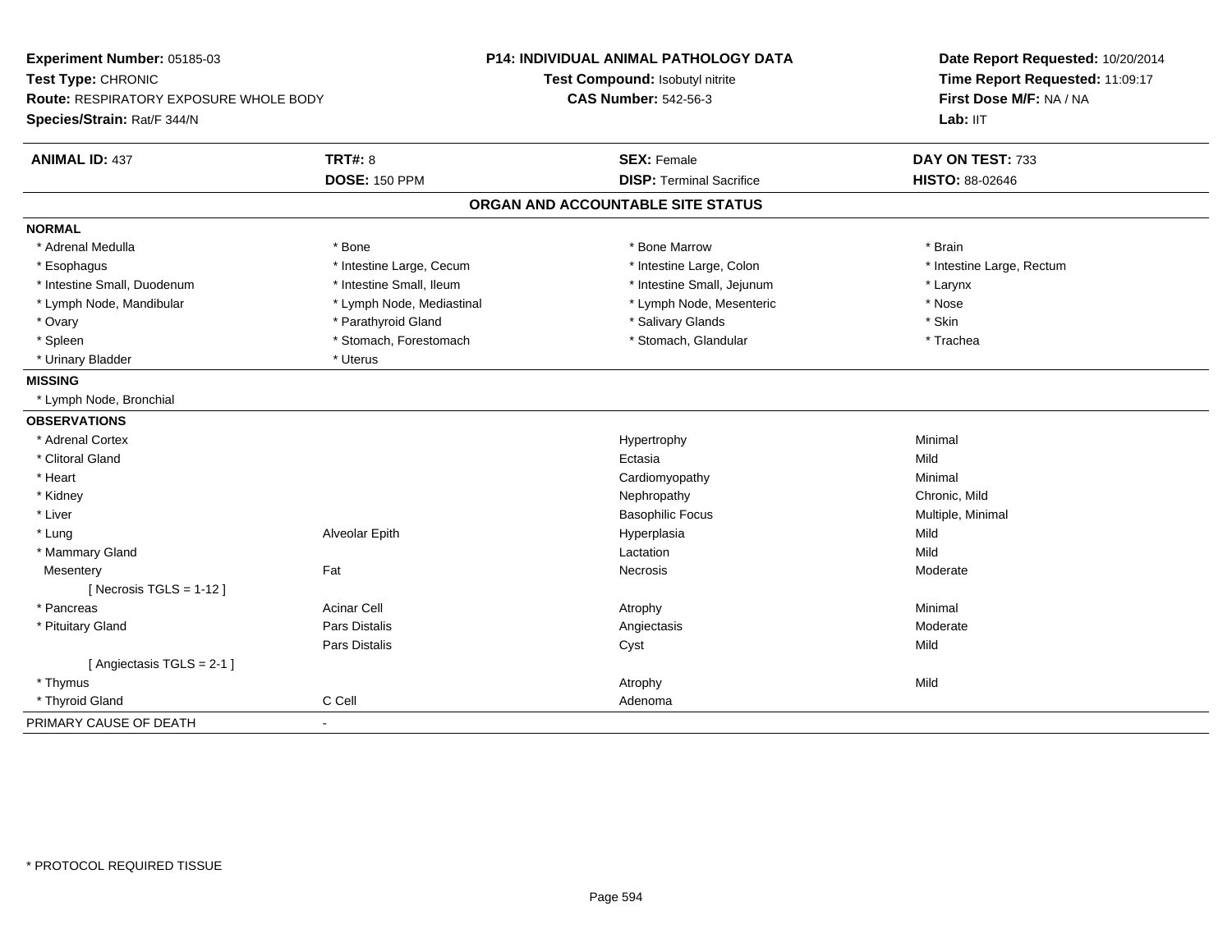**Experiment Number:** 05185-03
**Test Type:** CHRONIC
**Route:** RESPIRATORY EXPOSURE WHOLE BODY
**Species/Strain:** Rat/F 344/N

**P14: INDIVIDUAL ANIMAL PATHOLOGY DATA**
**Test Compound:** Isobutyl nitrite
**CAS Number:** 542-56-3

**Date Report Requested:** 10/20/2014
**Time Report Requested:** 11:09:17
**First Dose M/F:** NA / NA
**Lab:** IIT

| **ANIMAL ID:** 437 | **TRT#:** 8 | **SEX:** Female | **DAY ON TEST:** 733 |
|---|---|---|---|
| | **DOSE:** 150 PPM | **DISP:** Terminal Sacrifice | **HISTO:** 88-02646 |

## ORGAN AND ACCOUNTABLE SITE STATUS

**NORMAL**

| | | | |
|---|---|---|---|
| * Adrenal Medulla | * Bone | * Bone Marrow | * Brain |
| * Esophagus | * Intestine Large, Cecum | * Intestine Large, Colon | * Intestine Large, Rectum |
| * Intestine Small, Duodenum | * Intestine Small, Ileum | * Intestine Small, Jejunum | * Larynx |
| * Lymph Node, Mandibular | * Lymph Node, Mediastinal | * Lymph Node, Mesenteric | * Nose |
| * Ovary | * Parathyroid Gland | * Salivary Glands | * Skin |
| * Spleen | * Stomach, Forestomach | * Stomach, Glandular | * Trachea |
| * Urinary Bladder | * Uterus | | |

**MISSING**

* Lymph Node, Bronchial

**OBSERVATIONS**

| | | | |
|---|---|---|---|
| * Adrenal Cortex | | Hypertrophy | Minimal |
| * Clitoral Gland | | Ectasia | Mild |
| * Heart | | Cardiomyopathy | Minimal |
| * Kidney | | Nephropathy | Chronic, Mild |
| * Liver | | Basophilic Focus | Multiple, Minimal |
| * Lung | Alveolar Epith | Hyperplasia | Mild |
| * Mammary Gland | | Lactation | Mild |
| Mesentery | Fat | Necrosis | Moderate |
| [ Necrosis TGLS = 1-12 ] | | | |
| * Pancreas | Acinar Cell | Atrophy | Minimal |
| * Pituitary Gland | Pars Distalis | Angiectasis | Moderate |
| | Pars Distalis | Cyst | Mild |
| [ Angiectasis TGLS = 2-1 ] | | | |
| * Thymus | | Atrophy | Mild |
| * Thyroid Gland | C Cell | Adenoma | |

PRIMARY CAUSE OF DEATH -

* PROTOCOL REQUIRED TISSUE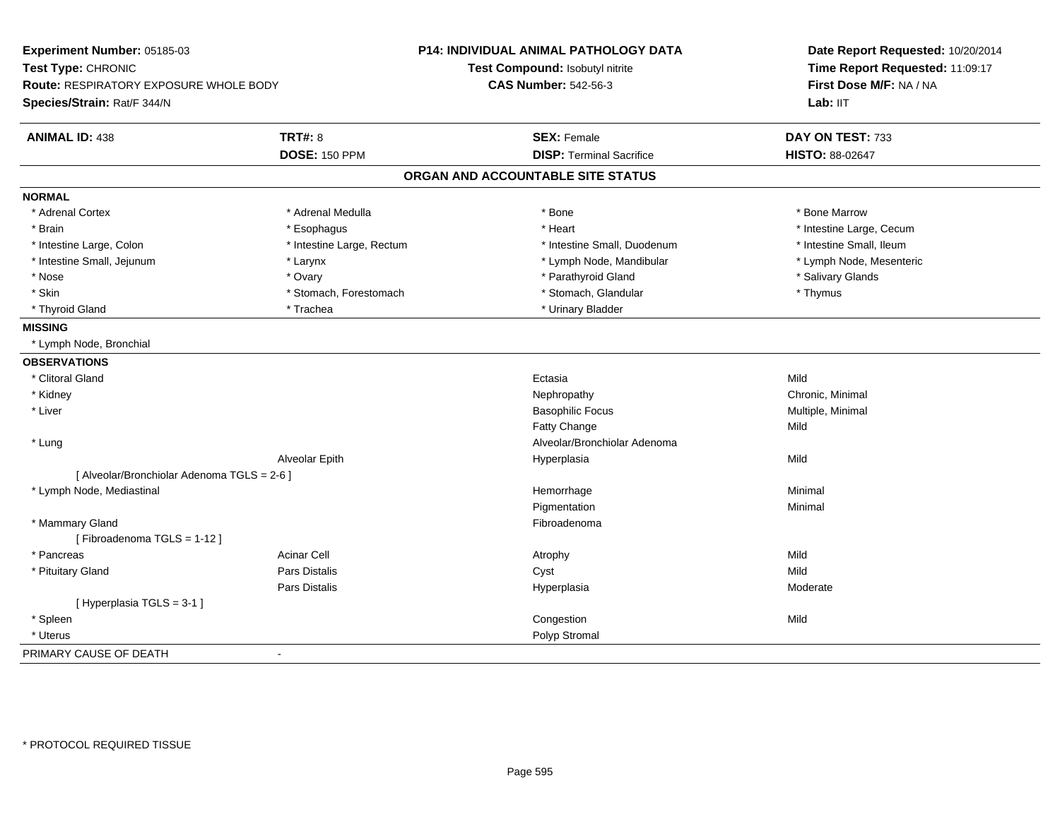**Experiment Number:** 05185-03
**Test Type:** CHRONIC
**Route:** RESPIRATORY EXPOSURE WHOLE BODY
**Species/Strain:** Rat/F 344/N

**P14: INDIVIDUAL ANIMAL PATHOLOGY DATA**
**Test Compound:** Isobutyl nitrite
**CAS Number:** 542-56-3

**Date Report Requested:** 10/20/2014
**Time Report Requested:** 11:09:17
**First Dose M/F:** NA / NA
**Lab:** IIT

| **ANIMAL ID:** 438 | **TRT#:** 8 | **SEX:** Female | **DAY ON TEST:** 733 |
|---|---|---|---|
| | **DOSE:** 150 PPM | **DISP:** Terminal Sacrifice | **HISTO:** 88-02647 |

## ORGAN AND ACCOUNTABLE SITE STATUS

**NORMAL**

| | | | |
|---|---|---|---|
| * Adrenal Cortex | * Adrenal Medulla | * Bone | * Bone Marrow |
| * Brain | * Esophagus | * Heart | * Intestine Large, Cecum |
| * Intestine Large, Colon | * Intestine Large, Rectum | * Intestine Small, Duodenum | * Intestine Small, Ileum |
| * Intestine Small, Jejunum | * Larynx | * Lymph Node, Mandibular | * Lymph Node, Mesenteric |
| * Nose | * Ovary | * Parathyroid Gland | * Salivary Glands |
| * Skin | * Stomach, Forestomach | * Stomach, Glandular | * Thymus |
| * Thyroid Gland | * Trachea | * Urinary Bladder | |

**MISSING**

* Lymph Node, Bronchial

**OBSERVATIONS**

| | | | |
|---|---|---|---|
| * Clitoral Gland | | Ectasia | Mild |
| * Kidney | | Nephropathy | Chronic, Minimal |
| * Liver | | Basophilic Focus | Multiple, Minimal |
| | | Fatty Change | Mild |
| * Lung | | Alveolar/Bronchiolar Adenoma | |
| | Alveolar Epith | Hyperplasia | Mild |
| [ Alveolar/Bronchiolar Adenoma TGLS = 2-6 ] | | | |
| * Lymph Node, Mediastinal | | Hemorrhage | Minimal |
| | | Pigmentation | Minimal |
| * Mammary Gland | | Fibroadenoma | |
| [ Fibroadenoma TGLS = 1-12 ] | | | |
| * Pancreas | Acinar Cell | Atrophy | Mild |
| * Pituitary Gland | Pars Distalis | Cyst | Mild |
| | Pars Distalis | Hyperplasia | Moderate |
| [ Hyperplasia TGLS = 3-1 ] | | | |
| * Spleen | | Congestion | Mild |
| * Uterus | | Polyp Stromal | |

PRIMARY CAUSE OF DEATH -

* PROTOCOL REQUIRED TISSUE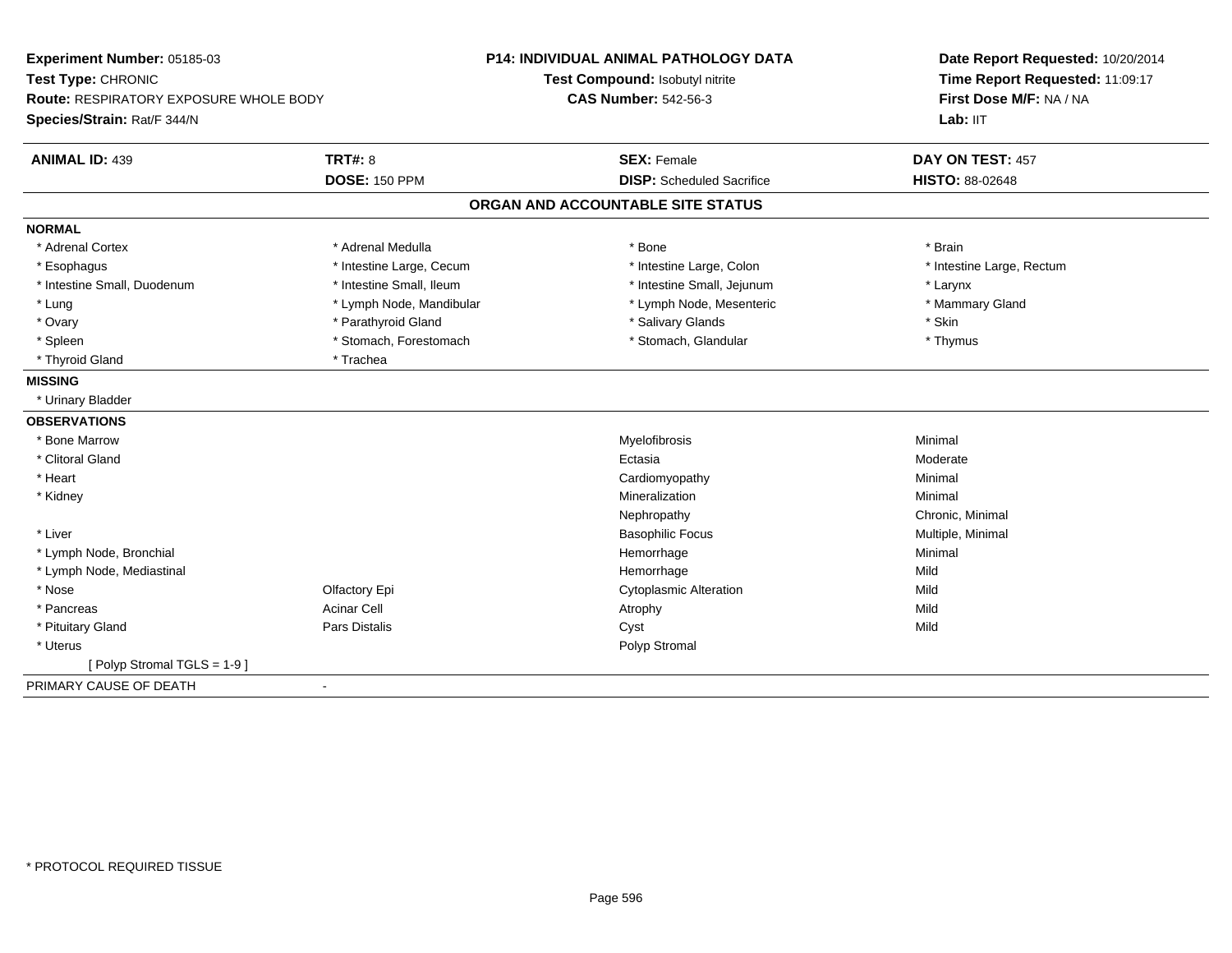**Experiment Number:** 05185-03
**Test Type:** CHRONIC
**Route:** RESPIRATORY EXPOSURE WHOLE BODY
**Species/Strain:** Rat/F 344/N

**P14: INDIVIDUAL ANIMAL PATHOLOGY DATA**
**Test Compound:** Isobutyl nitrite
**CAS Number:** 542-56-3

**Date Report Requested:** 10/20/2014
**Time Report Requested:** 11:09:17
**First Dose M/F:** NA / NA
**Lab:** IIT

| **ANIMAL ID:** 439 | **TRT#:** 8 | **SEX:** Female | **DAY ON TEST:** 457 |
|---|---|---|---|
| | **DOSE:** 150 PPM | **DISP:** Scheduled Sacrifice | **HISTO:** 88-02648 |

## ORGAN AND ACCOUNTABLE SITE STATUS

**NORMAL**

| | | | |
|---|---|---|---|
| * Adrenal Cortex | * Adrenal Medulla | * Bone | * Brain |
| * Esophagus | * Intestine Large, Cecum | * Intestine Large, Colon | * Intestine Large, Rectum |
| * Intestine Small, Duodenum | * Intestine Small, Ileum | * Intestine Small, Jejunum | * Larynx |
| * Lung | * Lymph Node, Mandibular | * Lymph Node, Mesenteric | * Mammary Gland |
| * Ovary | * Parathyroid Gland | * Salivary Glands | * Skin |
| * Spleen | * Stomach, Forestomach | * Stomach, Glandular | * Thymus |
| * Thyroid Gland | * Trachea | | |

**MISSING**

* Urinary Bladder

**OBSERVATIONS**

| | | | |
|---|---|---|---|
| * Bone Marrow | | Myelofibrosis | Minimal |
| * Clitoral Gland | | Ectasia | Moderate |
| * Heart | | Cardiomyopathy | Minimal |
| * Kidney | | Mineralization | Minimal |
| | | Nephropathy | Chronic, Minimal |
| * Liver | | Basophilic Focus | Multiple, Minimal |
| * Lymph Node, Bronchial | | Hemorrhage | Minimal |
| * Lymph Node, Mediastinal | | Hemorrhage | Mild |
| * Nose | Olfactory Epi | Cytoplasmic Alteration | Mild |
| * Pancreas | Acinar Cell | Atrophy | Mild |
| * Pituitary Gland | Pars Distalis | Cyst | Mild |
| * Uterus | | Polyp Stromal | |
| [ Polyp Stromal TGLS = 1-9 ] | | | |

PRIMARY CAUSE OF DEATH -

* PROTOCOL REQUIRED TISSUE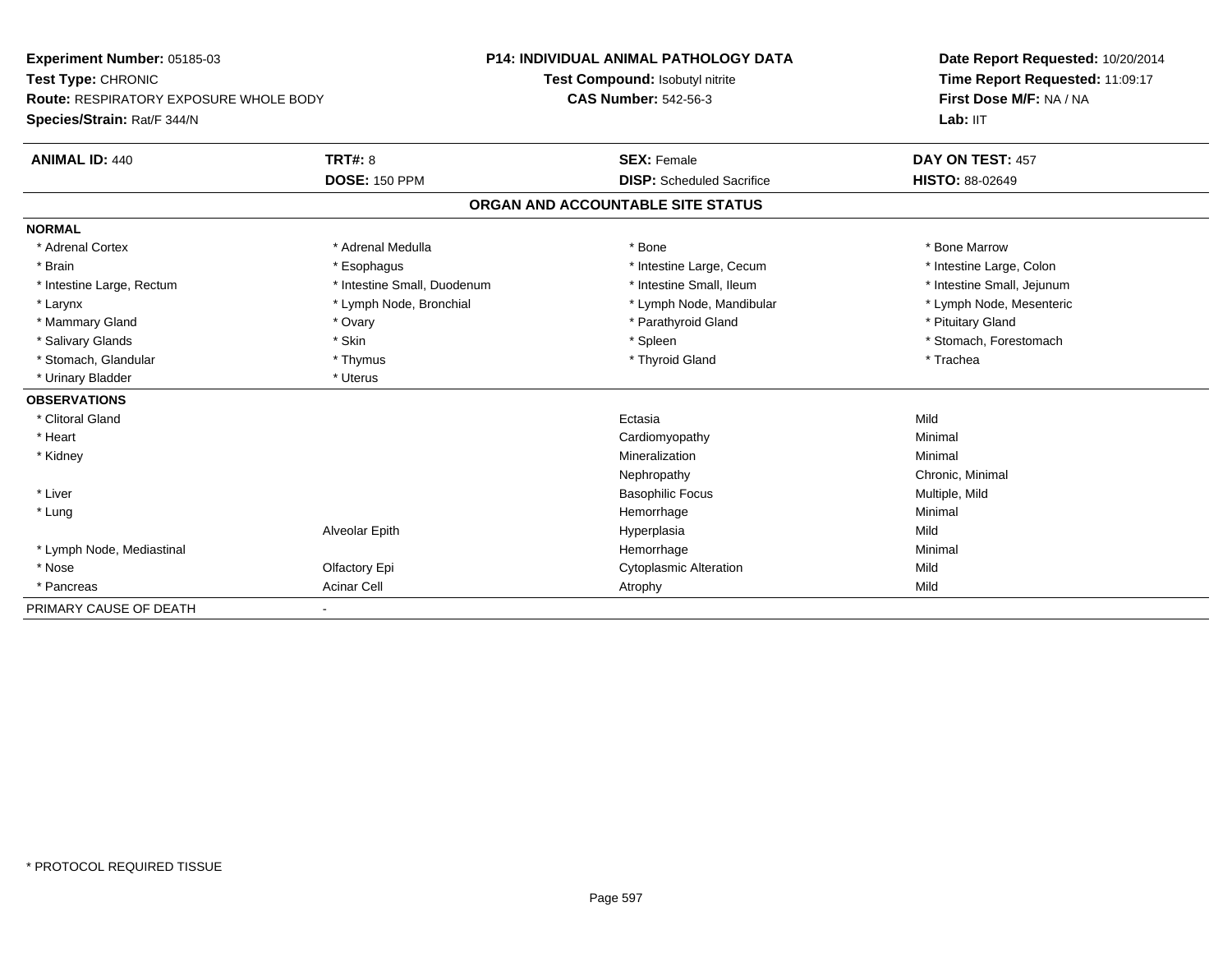**Experiment Number:** 05185-03
**Test Type:** CHRONIC
**Route:** RESPIRATORY EXPOSURE WHOLE BODY
**Species/Strain:** Rat/F 344/N

**P14: INDIVIDUAL ANIMAL PATHOLOGY DATA**
**Test Compound:** Isobutyl nitrite
**CAS Number:** 542-56-3

**Date Report Requested:** 10/20/2014
**Time Report Requested:** 11:09:17
**First Dose M/F:** NA / NA
**Lab:** IIT

| **ANIMAL ID:** 440 | **TRT#:** 8 | **SEX:** Female | **DAY ON TEST:** 457 |
|---|---|---|---|
| | **DOSE:** 150 PPM | **DISP:** Scheduled Sacrifice | **HISTO:** 88-02649 |

## ORGAN AND ACCOUNTABLE SITE STATUS

**NORMAL**

| | | | |
|---|---|---|---|
| * Adrenal Cortex | * Adrenal Medulla | * Bone | * Bone Marrow |
| * Brain | * Esophagus | * Intestine Large, Cecum | * Intestine Large, Colon |
| * Intestine Large, Rectum | * Intestine Small, Duodenum | * Intestine Small, Ileum | * Intestine Small, Jejunum |
| * Larynx | * Lymph Node, Bronchial | * Lymph Node, Mandibular | * Lymph Node, Mesenteric |
| * Mammary Gland | * Ovary | * Parathyroid Gland | * Pituitary Gland |
| * Salivary Glands | * Skin | * Spleen | * Stomach, Forestomach |
| * Stomach, Glandular | * Thymus | * Thyroid Gland | * Trachea |
| * Urinary Bladder | * Uterus | | |

**OBSERVATIONS**

| | | | |
|---|---|---|---|
| * Clitoral Gland | | Ectasia | Mild |
| * Heart | | Cardiomyopathy | Minimal |
| * Kidney | | Mineralization | Minimal |
| | | Nephropathy | Chronic, Minimal |
| * Liver | | Basophilic Focus | Multiple, Mild |
| * Lung | | Hemorrhage | Minimal |
| | Alveolar Epith | Hyperplasia | Mild |
| * Lymph Node, Mediastinal | | Hemorrhage | Minimal |
| * Nose | Olfactory Epi | Cytoplasmic Alteration | Mild |
| * Pancreas | Acinar Cell | Atrophy | Mild |

PRIMARY CAUSE OF DEATH -

\* PROTOCOL REQUIRED TISSUE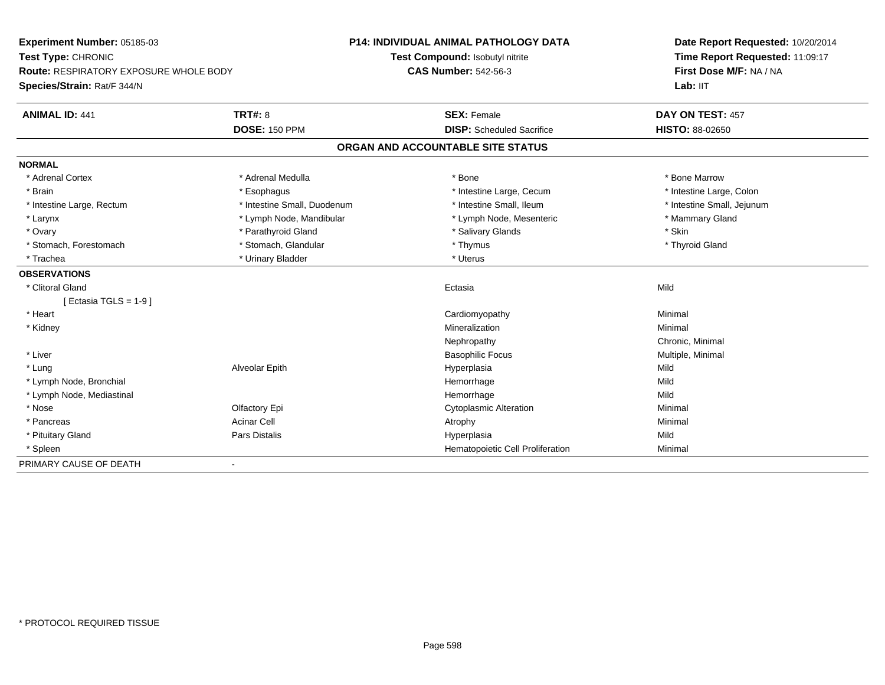**Experiment Number:** 05185-03
**Test Type:** CHRONIC
**Route:** RESPIRATORY EXPOSURE WHOLE BODY
**Species/Strain:** Rat/F 344/N

**P14: INDIVIDUAL ANIMAL PATHOLOGY DATA**
**Test Compound:** Isobutyl nitrite
**CAS Number:** 542-56-3

**Date Report Requested:** 10/20/2014
**Time Report Requested:** 11:09:17
**First Dose M/F:** NA / NA
**Lab:** IIT

| **ANIMAL ID:** 441 | **TRT#:** 8 | **SEX:** Female | **DAY ON TEST:** 457 |
|---|---|---|---|
| | **DOSE:** 150 PPM | **DISP:** Scheduled Sacrifice | **HISTO:** 88-02650 |

## ORGAN AND ACCOUNTABLE SITE STATUS

**NORMAL**

| | | | |
|---|---|---|---|
| * Adrenal Cortex | * Adrenal Medulla | * Bone | * Bone Marrow |
| * Brain | * Esophagus | * Intestine Large, Cecum | * Intestine Large, Colon |
| * Intestine Large, Rectum | * Intestine Small, Duodenum | * Intestine Small, Ileum | * Intestine Small, Jejunum |
| * Larynx | * Lymph Node, Mandibular | * Lymph Node, Mesenteric | * Mammary Gland |
| * Ovary | * Parathyroid Gland | * Salivary Glands | * Skin |
| * Stomach, Forestomach | * Stomach, Glandular | * Thymus | * Thyroid Gland |
| * Trachea | * Urinary Bladder | * Uterus | |

**OBSERVATIONS**

| | | | |
|---|---|---|---|
| * Clitoral Gland | | Ectasia | Mild |
| [ Ectasia TGLS = 1-9 ] | | | |
| * Heart | | Cardiomyopathy | Minimal |
| * Kidney | | Mineralization | Minimal |
| | | Nephropathy | Chronic, Minimal |
| * Liver | | Basophilic Focus | Multiple, Minimal |
| * Lung | Alveolar Epith | Hyperplasia | Mild |
| * Lymph Node, Bronchial | | Hemorrhage | Mild |
| * Lymph Node, Mediastinal | | Hemorrhage | Mild |
| * Nose | Olfactory Epi | Cytoplasmic Alteration | Minimal |
| * Pancreas | Acinar Cell | Atrophy | Minimal |
| * Pituitary Gland | Pars Distalis | Hyperplasia | Mild |
| * Spleen | | Hematopoietic Cell Proliferation | Minimal |

PRIMARY CAUSE OF DEATH -

* PROTOCOL REQUIRED TISSUE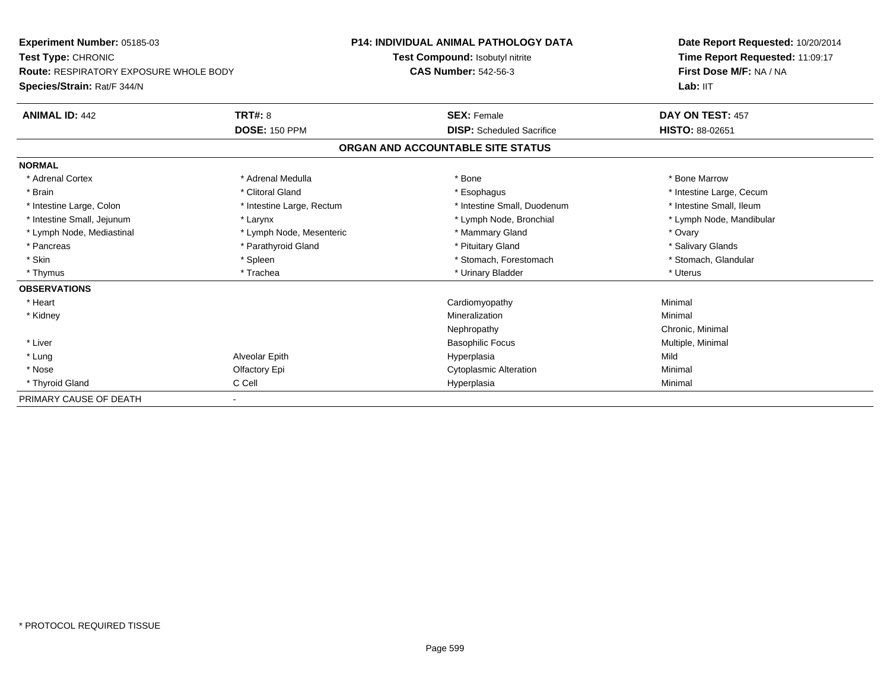**Experiment Number:** 05185-03
**Test Type:** CHRONIC
**Route:** RESPIRATORY EXPOSURE WHOLE BODY
**Species/Strain:** Rat/F 344/N

**P14: INDIVIDUAL ANIMAL PATHOLOGY DATA**
**Test Compound:** Isobutyl nitrite
**CAS Number:** 542-56-3

**Date Report Requested:** 10/20/2014
**Time Report Requested:** 11:09:17
**First Dose M/F:** NA / NA
**Lab:** IIT

| **ANIMAL ID:** 442 | **TRT#:** 8 | **SEX:** Female | **DAY ON TEST:** 457 |
|---|---|---|---|
| | **DOSE:** 150 PPM | **DISP:** Scheduled Sacrifice | **HISTO:** 88-02651 |

**ORGAN AND ACCOUNTABLE SITE STATUS**

| | | | |
|---|---|---|---|
| **NORMAL** | | | |
| * Adrenal Cortex | * Adrenal Medulla | * Bone | * Bone Marrow |
| * Brain | * Clitoral Gland | * Esophagus | * Intestine Large, Cecum |
| * Intestine Large, Colon | * Intestine Large, Rectum | * Intestine Small, Duodenum | * Intestine Small, Ileum |
| * Intestine Small, Jejunum | * Larynx | * Lymph Node, Bronchial | * Lymph Node, Mandibular |
| * Lymph Node, Mediastinal | * Lymph Node, Mesenteric | * Mammary Gland | * Ovary |
| * Pancreas | * Parathyroid Gland | * Pituitary Gland | * Salivary Glands |
| * Skin | * Spleen | * Stomach, Forestomach | * Stomach, Glandular |
| * Thymus | * Trachea | * Urinary Bladder | * Uterus |
| **OBSERVATIONS** | | | |
| * Heart | | Cardiomyopathy | Minimal |
| * Kidney | | Mineralization | Minimal |
| | | Nephropathy | Chronic, Minimal |
| * Liver | | Basophilic Focus | Multiple, Minimal |
| * Lung | Alveolar Epith | Hyperplasia | Mild |
| * Nose | Olfactory Epi | Cytoplasmic Alteration | Minimal |
| * Thyroid Gland | C Cell | Hyperplasia | Minimal |
| PRIMARY CAUSE OF DEATH | - | | |

* PROTOCOL REQUIRED TISSUE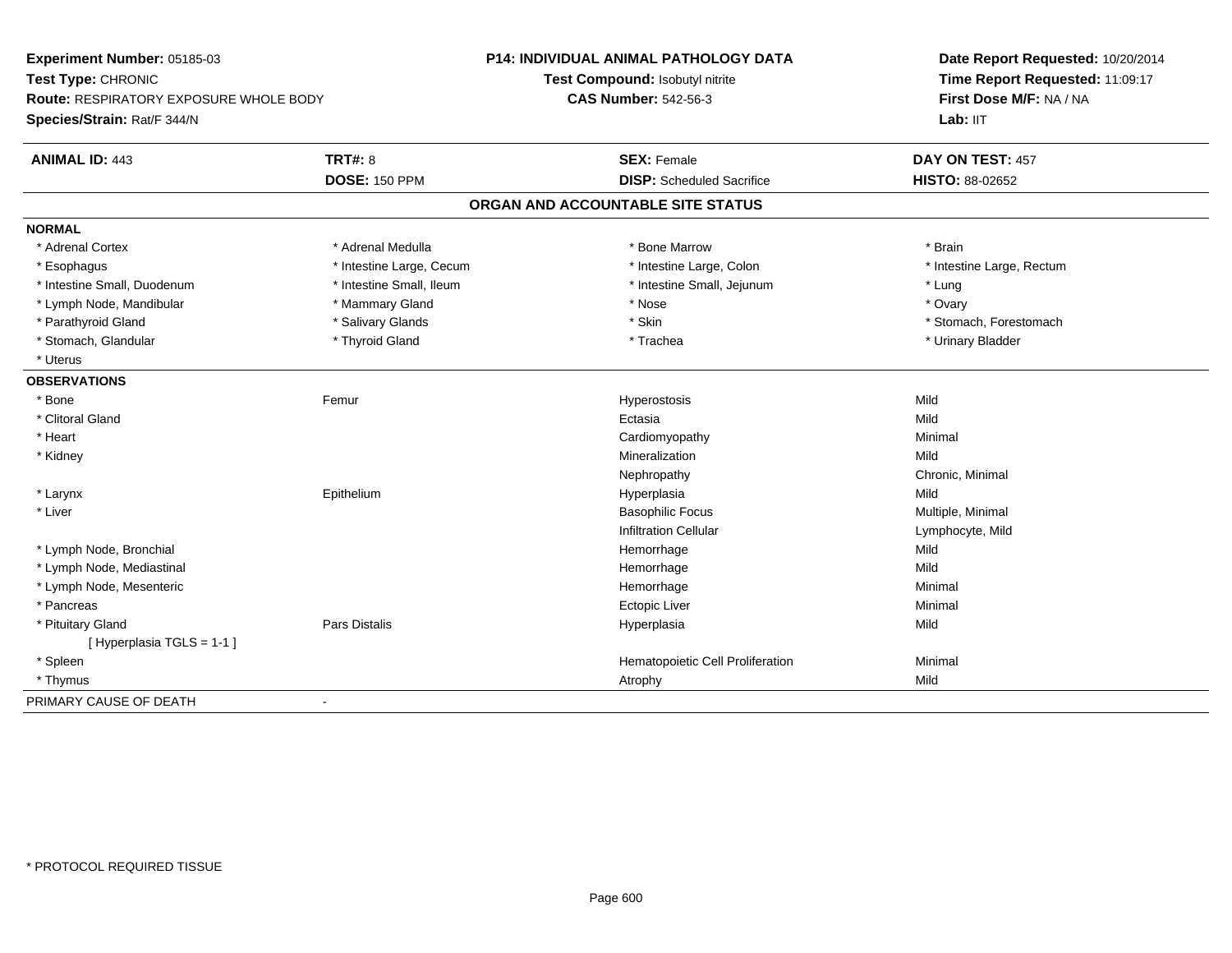**Experiment Number:** 05185-03
**Test Type:** CHRONIC
**Route:** RESPIRATORY EXPOSURE WHOLE BODY
**Species/Strain:** Rat/F 344/N

**P14: INDIVIDUAL ANIMAL PATHOLOGY DATA**
**Test Compound:** Isobutyl nitrite
**CAS Number:** 542-56-3

**Date Report Requested:** 10/20/2014
**Time Report Requested:** 11:09:17
**First Dose M/F:** NA / NA
**Lab:** IIT

| **ANIMAL ID:** 443 | **TRT#:** 8 | **SEX:** Female | **DAY ON TEST:** 457 |
|---|---|---|---|
| | **DOSE:** 150 PPM | **DISP:** Scheduled Sacrifice | **HISTO:** 88-02652 |

## ORGAN AND ACCOUNTABLE SITE STATUS

**NORMAL**

| | | | |
|---|---|---|---|
| * Adrenal Cortex | * Adrenal Medulla | * Bone Marrow | * Brain |
| * Esophagus | * Intestine Large, Cecum | * Intestine Large, Colon | * Intestine Large, Rectum |
| * Intestine Small, Duodenum | * Intestine Small, Ileum | * Intestine Small, Jejunum | * Lung |
| * Lymph Node, Mandibular | * Mammary Gland | * Nose | * Ovary |
| * Parathyroid Gland | * Salivary Glands | * Skin | * Stomach, Forestomach |
| * Stomach, Glandular | * Thyroid Gland | * Trachea | * Urinary Bladder |
| * Uterus | | | |

**OBSERVATIONS**

| | | | |
|---|---|---|---|
| * Bone | Femur | Hyperostosis | Mild |
| * Clitoral Gland | | Ectasia | Mild |
| * Heart | | Cardiomyopathy | Minimal |
| * Kidney | | Mineralization | Mild |
| | | Nephropathy | Chronic, Minimal |
| * Larynx | Epithelium | Hyperplasia | Mild |
| * Liver | | Basophilic Focus | Multiple, Minimal |
| | | Infiltration Cellular | Lymphocyte, Mild |
| * Lymph Node, Bronchial | | Hemorrhage | Mild |
| * Lymph Node, Mediastinal | | Hemorrhage | Mild |
| * Lymph Node, Mesenteric | | Hemorrhage | Minimal |
| * Pancreas | | Ectopic Liver | Minimal |
| * Pituitary Gland | Pars Distalis | Hyperplasia | Mild |
| [ Hyperplasia TGLS = 1-1 ] | | | |
| * Spleen | | Hematopoietic Cell Proliferation | Minimal |
| * Thymus | | Atrophy | Mild |

PRIMARY CAUSE OF DEATH -

\* PROTOCOL REQUIRED TISSUE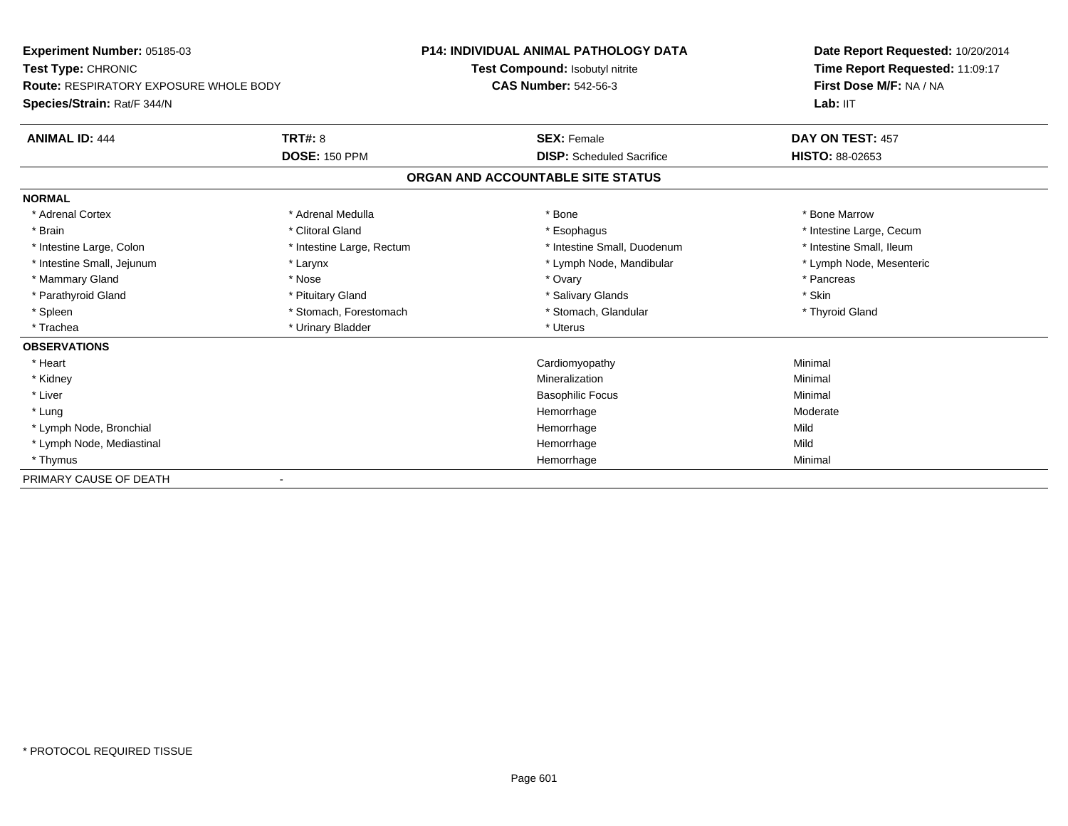**Experiment Number:** 05185-03
**Test Type:** CHRONIC
**Route:** RESPIRATORY EXPOSURE WHOLE BODY
**Species/Strain:** Rat/F 344/N

**P14: INDIVIDUAL ANIMAL PATHOLOGY DATA**
**Test Compound:** Isobutyl nitrite
**CAS Number:** 542-56-3

**Date Report Requested:** 10/20/2014
**Time Report Requested:** 11:09:17
**First Dose M/F:** NA / NA
**Lab:** IIT

| **ANIMAL ID:** 444 | **TRT#:** 8 | **SEX:** Female | **DAY ON TEST:** 457 |
|---|---|---|---|
| | **DOSE:** 150 PPM | **DISP:** Scheduled Sacrifice | **HISTO:** 88-02653 |

## ORGAN AND ACCOUNTABLE SITE STATUS

**NORMAL**

| | | | |
|---|---|---|---|
| * Adrenal Cortex | * Adrenal Medulla | * Bone | * Bone Marrow |
| * Brain | * Clitoral Gland | * Esophagus | * Intestine Large, Cecum |
| * Intestine Large, Colon | * Intestine Large, Rectum | * Intestine Small, Duodenum | * Intestine Small, Ileum |
| * Intestine Small, Jejunum | * Larynx | * Lymph Node, Mandibular | * Lymph Node, Mesenteric |
| * Mammary Gland | * Nose | * Ovary | * Pancreas |
| * Parathyroid Gland | * Pituitary Gland | * Salivary Glands | * Skin |
| * Spleen | * Stomach, Forestomach | * Stomach, Glandular | * Thyroid Gland |
| * Trachea | * Urinary Bladder | * Uterus | |

**OBSERVATIONS**

| | | |
|---|---|---|
| * Heart | Cardiomyopathy | Minimal |
| * Kidney | Mineralization | Minimal |
| * Liver | Basophilic Focus | Minimal |
| * Lung | Hemorrhage | Moderate |
| * Lymph Node, Bronchial | Hemorrhage | Mild |
| * Lymph Node, Mediastinal | Hemorrhage | Mild |
| * Thymus | Hemorrhage | Minimal |

PRIMARY CAUSE OF DEATH -

* PROTOCOL REQUIRED TISSUE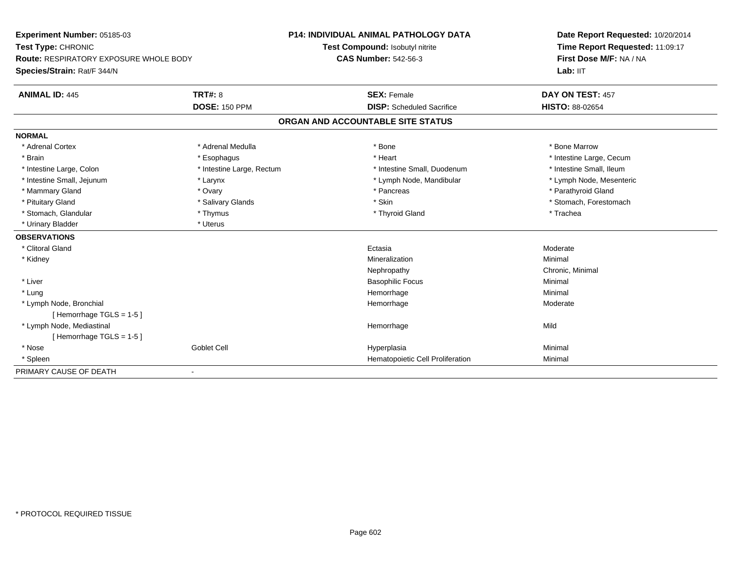**Experiment Number:** 05185-03
**Test Type:** CHRONIC
**Route:** RESPIRATORY EXPOSURE WHOLE BODY
**Species/Strain:** Rat/F 344/N

**P14: INDIVIDUAL ANIMAL PATHOLOGY DATA**
**Test Compound:** Isobutyl nitrite
**CAS Number:** 542-56-3

**Date Report Requested:** 10/20/2014
**Time Report Requested:** 11:09:17
**First Dose M/F:** NA / NA
**Lab:** IIT

| **ANIMAL ID:** 445 | **TRT#:** 8 | **SEX:** Female | **DAY ON TEST:** 457 |
|---|---|---|---|
| | **DOSE:** 150 PPM | **DISP:** Scheduled Sacrifice | **HISTO:** 88-02654 |

## ORGAN AND ACCOUNTABLE SITE STATUS

**NORMAL**

| | | | |
|---|---|---|---|
| * Adrenal Cortex | * Adrenal Medulla | * Bone | * Bone Marrow |
| * Brain | * Esophagus | * Heart | * Intestine Large, Cecum |
| * Intestine Large, Colon | * Intestine Large, Rectum | * Intestine Small, Duodenum | * Intestine Small, Ileum |
| * Intestine Small, Jejunum | * Larynx | * Lymph Node, Mandibular | * Lymph Node, Mesenteric |
| * Mammary Gland | * Ovary | * Pancreas | * Parathyroid Gland |
| * Pituitary Gland | * Salivary Glands | * Skin | * Stomach, Forestomach |
| * Stomach, Glandular | * Thymus | * Thyroid Gland | * Trachea |
| * Urinary Bladder | * Uterus | | |

**OBSERVATIONS**

| | | | |
|---|---|---|---|
| * Clitoral Gland | | Ectasia | Moderate |
| * Kidney | | Mineralization | Minimal |
| | | Nephropathy | Chronic, Minimal |
| * Liver | | Basophilic Focus | Minimal |
| * Lung | | Hemorrhage | Minimal |
| * Lymph Node, Bronchial | | Hemorrhage | Moderate |
| [ Hemorrhage TGLS = 1-5 ] | | | |
| * Lymph Node, Mediastinal | | Hemorrhage | Mild |
| [ Hemorrhage TGLS = 1-5 ] | | | |
| * Nose | Goblet Cell | Hyperplasia | Minimal |
| * Spleen | | Hematopoietic Cell Proliferation | Minimal |

PRIMARY CAUSE OF DEATH -

* PROTOCOL REQUIRED TISSUE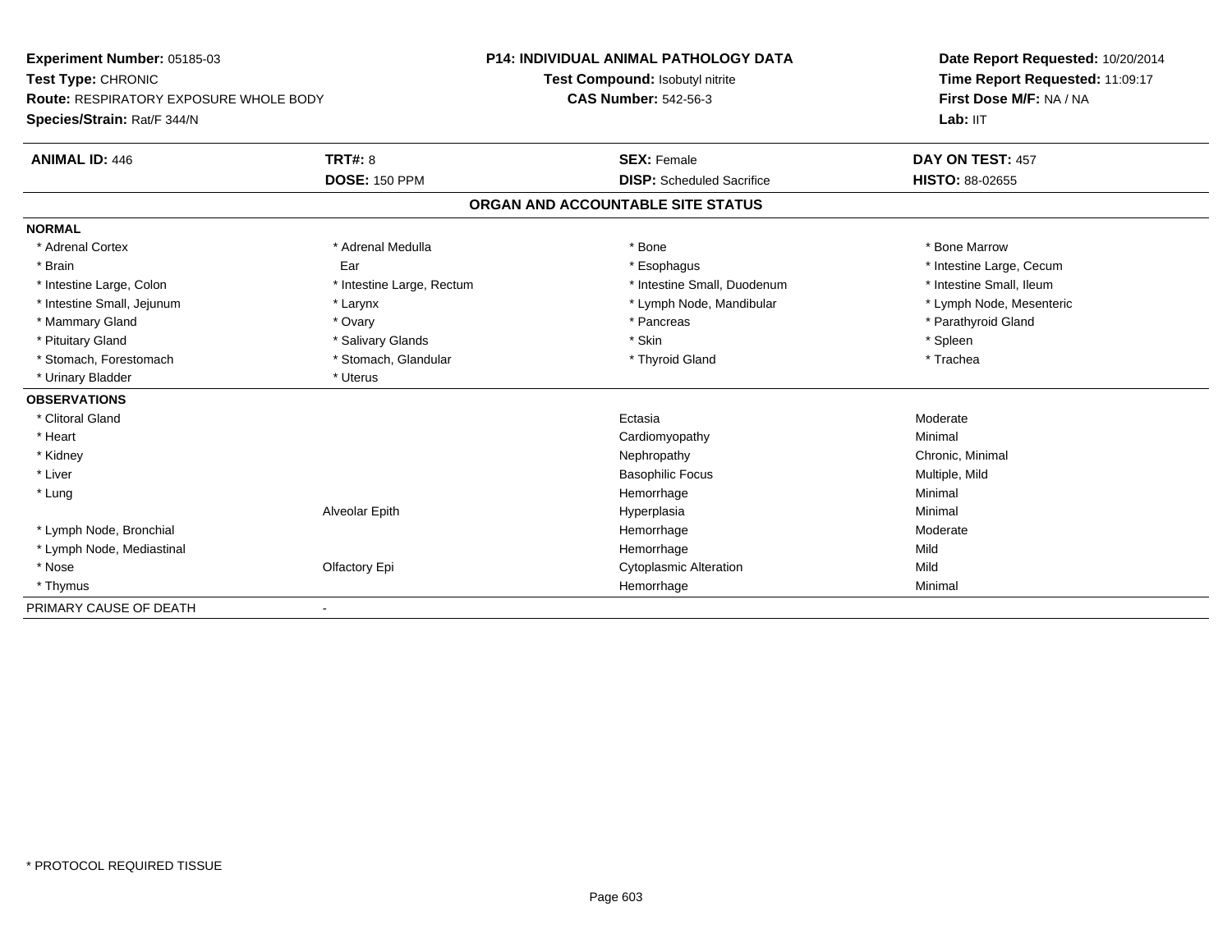**Experiment Number:** 05185-03
**Test Type:** CHRONIC
**Route:** RESPIRATORY EXPOSURE WHOLE BODY
**Species/Strain:** Rat/F 344/N

**P14: INDIVIDUAL ANIMAL PATHOLOGY DATA**
**Test Compound:** Isobutyl nitrite
**CAS Number:** 542-56-3

**Date Report Requested:** 10/20/2014
**Time Report Requested:** 11:09:17
**First Dose M/F:** NA / NA
**Lab:** IIT

| **ANIMAL ID:** 446 | **TRT#:** 8 | **SEX:** Female | **DAY ON TEST:** 457 |
|---|---|---|---|
| | **DOSE:** 150 PPM | **DISP:** Scheduled Sacrifice | **HISTO:** 88-02655 |

## ORGAN AND ACCOUNTABLE SITE STATUS

| | | | |
|---|---|---|---|
| **NORMAL** | | | |
| * Adrenal Cortex | * Adrenal Medulla | * Bone | * Bone Marrow |
| * Brain | Ear | * Esophagus | * Intestine Large, Cecum |
| * Intestine Large, Colon | * Intestine Large, Rectum | * Intestine Small, Duodenum | * Intestine Small, Ileum |
| * Intestine Small, Jejunum | * Larynx | * Lymph Node, Mandibular | * Lymph Node, Mesenteric |
| * Mammary Gland | * Ovary | * Pancreas | * Parathyroid Gland |
| * Pituitary Gland | * Salivary Glands | * Skin | * Spleen |
| * Stomach, Forestomach | * Stomach, Glandular | * Thyroid Gland | * Trachea |
| * Urinary Bladder | * Uterus | | |
| **OBSERVATIONS** | | | |
| * Clitoral Gland | | Ectasia | Moderate |
| * Heart | | Cardiomyopathy | Minimal |
| * Kidney | | Nephropathy | Chronic, Minimal |
| * Liver | | Basophilic Focus | Multiple, Mild |
| * Lung | | Hemorrhage | Minimal |
| | Alveolar Epith | Hyperplasia | Minimal |
| * Lymph Node, Bronchial | | Hemorrhage | Moderate |
| * Lymph Node, Mediastinal | | Hemorrhage | Mild |
| * Nose | Olfactory Epi | Cytoplasmic Alteration | Mild |
| * Thymus | | Hemorrhage | Minimal |
| PRIMARY CAUSE OF DEATH | - | | |

\* PROTOCOL REQUIRED TISSUE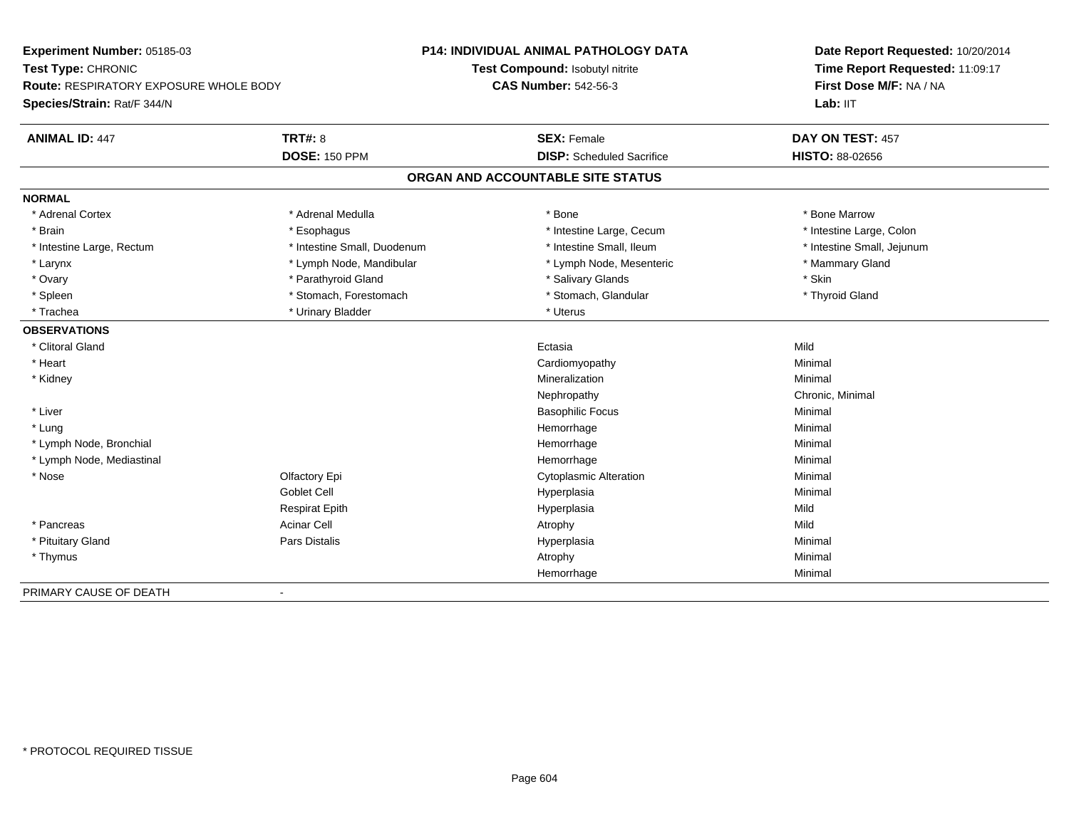**Experiment Number:** 05185-03
**Test Type:** CHRONIC
**Route:** RESPIRATORY EXPOSURE WHOLE BODY
**Species/Strain:** Rat/F 344/N

**P14: INDIVIDUAL ANIMAL PATHOLOGY DATA**
**Test Compound:** Isobutyl nitrite
**CAS Number:** 542-56-3

**Date Report Requested:** 10/20/2014
**Time Report Requested:** 11:09:17
**First Dose M/F:** NA / NA
**Lab:** IIT

| **ANIMAL ID:** 447 | **TRT#:** 8 | **SEX:** Female | **DAY ON TEST:** 457 |
|---|---|---|---|
| | **DOSE:** 150 PPM | **DISP:** Scheduled Sacrifice | **HISTO:** 88-02656 |

## ORGAN AND ACCOUNTABLE SITE STATUS

**NORMAL**

| | | | |
|---|---|---|---|
| * Adrenal Cortex | * Adrenal Medulla | * Bone | * Bone Marrow |
| * Brain | * Esophagus | * Intestine Large, Cecum | * Intestine Large, Colon |
| * Intestine Large, Rectum | * Intestine Small, Duodenum | * Intestine Small, Ileum | * Intestine Small, Jejunum |
| * Larynx | * Lymph Node, Mandibular | * Lymph Node, Mesenteric | * Mammary Gland |
| * Ovary | * Parathyroid Gland | * Salivary Glands | * Skin |
| * Spleen | * Stomach, Forestomach | * Stomach, Glandular | * Thyroid Gland |
| * Trachea | * Urinary Bladder | * Uterus | |

**OBSERVATIONS**

| | | | |
|---|---|---|---|
| * Clitoral Gland | | Ectasia | Mild |
| * Heart | | Cardiomyopathy | Minimal |
| * Kidney | | Mineralization | Minimal |
| | | Nephropathy | Chronic, Minimal |
| * Liver | | Basophilic Focus | Minimal |
| * Lung | | Hemorrhage | Minimal |
| * Lymph Node, Bronchial | | Hemorrhage | Minimal |
| * Lymph Node, Mediastinal | | Hemorrhage | Minimal |
| * Nose | Olfactory Epi | Cytoplasmic Alteration | Minimal |
| | Goblet Cell | Hyperplasia | Minimal |
| | Respirat Epith | Hyperplasia | Mild |
| * Pancreas | Acinar Cell | Atrophy | Mild |
| * Pituitary Gland | Pars Distalis | Hyperplasia | Minimal |
| * Thymus | | Atrophy | Minimal |
| | | Hemorrhage | Minimal |

PRIMARY CAUSE OF DEATH -

\* PROTOCOL REQUIRED TISSUE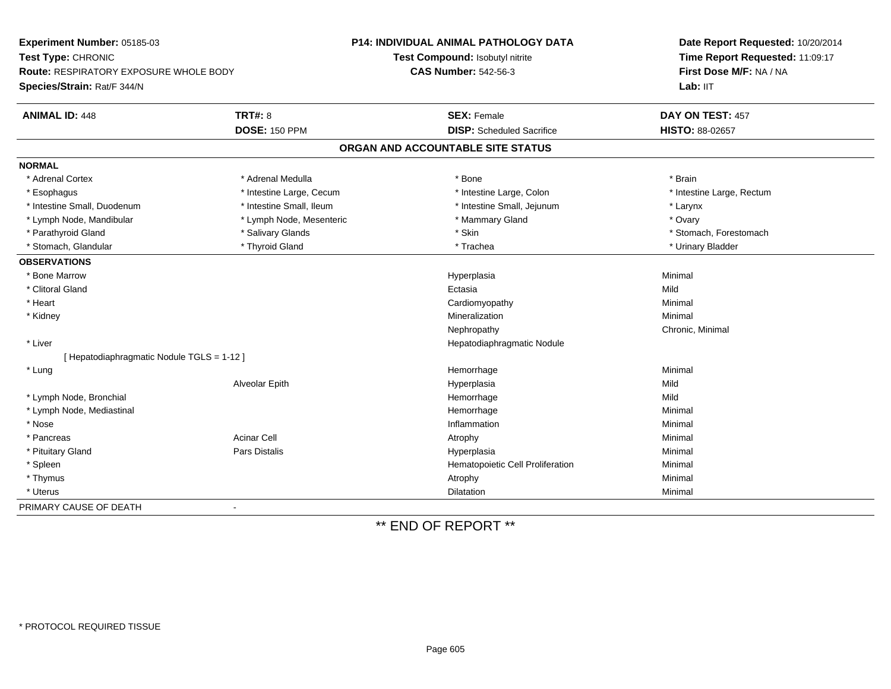**Experiment Number:** 05185-03
**Test Type:** CHRONIC
**Route:** RESPIRATORY EXPOSURE WHOLE BODY
**Species/Strain:** Rat/F 344/N

**P14: INDIVIDUAL ANIMAL PATHOLOGY DATA**
**Test Compound:** Isobutyl nitrite
**CAS Number:** 542-56-3

**Date Report Requested:** 10/20/2014
**Time Report Requested:** 11:09:17
**First Dose M/F:** NA / NA
**Lab:** IIT

| | | | |
|---|---|---|---|
| **ANIMAL ID:** 448 | **TRT#:** 8 | **SEX:** Female | **DAY ON TEST:** 457 |
| | **DOSE:** 150 PPM | **DISP:** Scheduled Sacrifice | **HISTO:** 88-02657 |

## ORGAN AND ACCOUNTABLE SITE STATUS

**NORMAL**

| | | | |
|---|---|---|---|
| * Adrenal Cortex | * Adrenal Medulla | * Bone | * Brain |
| * Esophagus | * Intestine Large, Cecum | * Intestine Large, Colon | * Intestine Large, Rectum |
| * Intestine Small, Duodenum | * Intestine Small, Ileum | * Intestine Small, Jejunum | * Larynx |
| * Lymph Node, Mandibular | * Lymph Node, Mesenteric | * Mammary Gland | * Ovary |
| * Parathyroid Gland | * Salivary Glands | * Skin | * Stomach, Forestomach |
| * Stomach, Glandular | * Thyroid Gland | * Trachea | * Urinary Bladder |

**OBSERVATIONS**

| | | | |
|---|---|---|---|
| * Bone Marrow | | Hyperplasia | Minimal |
| * Clitoral Gland | | Ectasia | Mild |
| * Heart | | Cardiomyopathy | Minimal |
| * Kidney | | Mineralization | Minimal |
| | | Nephropathy | Chronic, Minimal |
| * Liver | | Hepatodiaphragmatic Nodule | |
| [ Hepatodiaphragmatic Nodule TGLS = 1-12 ] | | | |
| * Lung | | Hemorrhage | Minimal |
| | Alveolar Epith | Hyperplasia | Mild |
| * Lymph Node, Bronchial | | Hemorrhage | Mild |
| * Lymph Node, Mediastinal | | Hemorrhage | Minimal |
| * Nose | | Inflammation | Minimal |
| * Pancreas | Acinar Cell | Atrophy | Minimal |
| * Pituitary Gland | Pars Distalis | Hyperplasia | Minimal |
| * Spleen | | Hematopoietic Cell Proliferation | Minimal |
| * Thymus | | Atrophy | Minimal |
| * Uterus | | Dilatation | Minimal |

PRIMARY CAUSE OF DEATH -

** END OF REPORT **

* PROTOCOL REQUIRED TISSUE